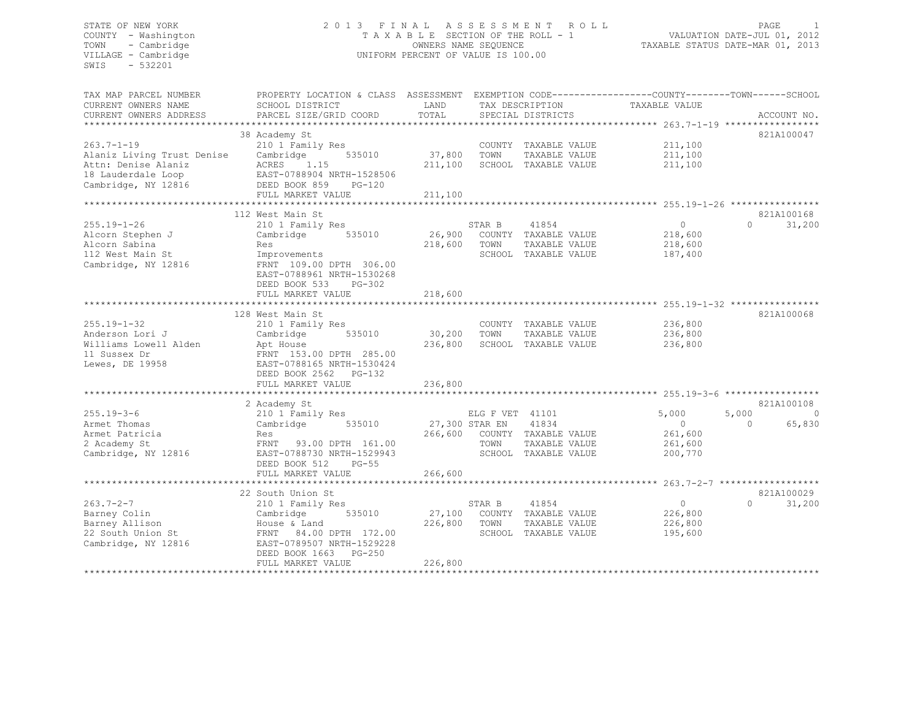STATE OF NEW YORK
COUNTY - Washington
TOWN - Cambridge
VILLAGE - Cambridge
SWIS - 532201

2 0 1 3 F I N A L A S S E S S M E N T R O L L
T A X A B L E SECTION OF THE ROLL - 1
OWNERS NAME SEQUENCE
UNIFORM PERCENT OF VALUE IS 100.00

VALUATION DATE-JUL 01, 2012
TAXABLE STATUS DATE-MAR 01, 2013

| TAX MAP PARCEL NUMBER / CURRENT OWNERS NAME / CURRENT OWNERS ADDRESS | PROPERTY LOCATION & CLASS / SCHOOL DISTRICT / PARCEL SIZE/GRID COORD | ASSESSMENT LAND / TOTAL | EXEMPTION CODE / TAX DESCRIPTION / SPECIAL DISTRICTS | COUNTY TAXABLE VALUE | TOWN | SCHOOL | ACCOUNT NO. |
|---|---|---|---|---|---|---|---|
| 263.7-1-19 | 38 Academy St | | | | | | 821A100047 |
| | 210 1 Family Res | | COUNTY TAXABLE VALUE | 211,100 | | | |
| Alaniz Living Trust Denise | Cambridge 535010 | 37,800 | TOWN TAXABLE VALUE | 211,100 | | | |
| Attn: Denise Alaniz | ACRES 1.15 | 211,100 | SCHOOL TAXABLE VALUE | 211,100 | | | |
| 18 Lauderdale Loop | EAST-0788904 NRTH-1528506 | | | | | | |
| Cambridge, NY 12816 | DEED BOOK 859 PG-120 | | | | | | |
| | FULL MARKET VALUE | 211,100 | | | | | |
| 255.19-1-26 | 112 West Main St | | | | | | 821A100168 |
| | 210 1 Family Res | | STAR B 41854 | 0 | 0 | 31,200 | |
| Alcorn Stephen J | Cambridge 535010 | 26,900 | COUNTY TAXABLE VALUE | 218,600 | | | |
| Alcorn Sabina | Res | 218,600 | TOWN TAXABLE VALUE | 218,600 | | | |
| 112 West Main St | Improvements | | SCHOOL TAXABLE VALUE | 187,400 | | | |
| Cambridge, NY 12816 | FRNT 109.00 DPTH 306.00 | | | | | | |
| | EAST-0788961 NRTH-1530268 | | | | | | |
| | DEED BOOK 533 PG-302 | | | | | | |
| | FULL MARKET VALUE | 218,600 | | | | | |
| 255.19-1-32 | 128 West Main St | | | | | | 821A100068 |
| | 210 1 Family Res | | COUNTY TAXABLE VALUE | 236,800 | | | |
| Anderson Lori J | Cambridge 535010 | 30,200 | TOWN TAXABLE VALUE | 236,800 | | | |
| Williams Lowell Alden | Apt House | 236,800 | SCHOOL TAXABLE VALUE | 236,800 | | | |
| 11 Sussex Dr | FRNT 153.00 DPTH 285.00 | | | | | | |
| Lewes, DE 19958 | EAST-0788165 NRTH-1530424 | | | | | | |
| | DEED BOOK 2562 PG-132 | | | | | | |
| | FULL MARKET VALUE | 236,800 | | | | | |
| 255.19-3-6 | 2 Academy St | | | | | | 821A100108 |
| | 210 1 Family Res | | ELG F VET 41101 | 5,000 | 5,000 | 0 | |
| Armet Thomas | Cambridge 535010 | 27,300 | STAR EN 41834 | 0 | 0 | 65,830 | |
| Armet Patricia | Res | 266,600 | COUNTY TAXABLE VALUE | 261,600 | | | |
| 2 Academy St | FRNT 93.00 DPTH 161.00 | | TOWN TAXABLE VALUE | 261,600 | | | |
| Cambridge, NY 12816 | EAST-0788730 NRTH-1529943 | | SCHOOL TAXABLE VALUE | 200,770 | | | |
| | DEED BOOK 512 PG-55 | | | | | | |
| | FULL MARKET VALUE | 266,600 | | | | | |
| 263.7-2-7 | 22 South Union St | | | | | | 821A100029 |
| | 210 1 Family Res | | STAR B 41854 | 0 | 0 | 31,200 | |
| Barney Colin | Cambridge 535010 | 27,100 | COUNTY TAXABLE VALUE | 226,800 | | | |
| Barney Allison | House & Land | 226,800 | TOWN TAXABLE VALUE | 226,800 | | | |
| 22 South Union St | FRNT 84.00 DPTH 172.00 | | SCHOOL TAXABLE VALUE | 195,600 | | | |
| Cambridge, NY 12816 | EAST-0789507 NRTH-1529228 | | | | | | |
| | DEED BOOK 1663 PG-250 | | | | | | |
| | FULL MARKET VALUE | 226,800 | | | | | |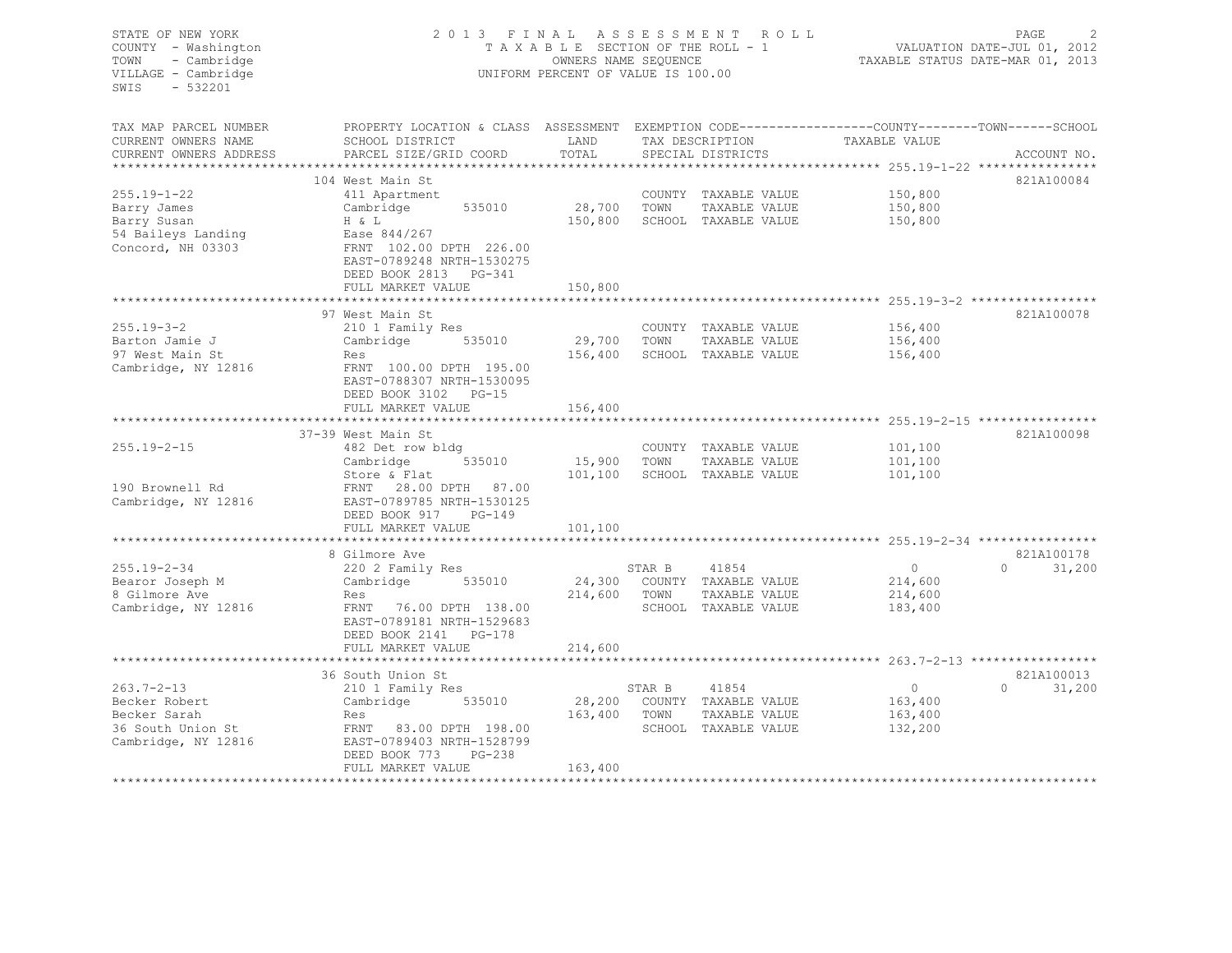STATE OF NEW YORK
COUNTY - Washington
TOWN - Cambridge
VILLAGE - Cambridge
SWIS - 532201

2013 FINAL ASSESSMENT ROLL
TAXABLE SECTION OF THE ROLL - 1
OWNERS NAME SEQUENCE
UNIFORM PERCENT OF VALUE IS 100.00

VALUATION DATE-JUL 01, 2012
TAXABLE STATUS DATE-MAR 01, 2013

| TAX MAP PARCEL NUMBER / CURRENT OWNERS NAME / CURRENT OWNERS ADDRESS | PROPERTY LOCATION & CLASS / SCHOOL DISTRICT / PARCEL SIZE/GRID COORD | ASSESSMENT LAND / TOTAL | EXEMPTION CODE / TAX DESCRIPTION / SPECIAL DISTRICTS | COUNTY / TOWN / SCHOOL TAXABLE VALUE | ACCOUNT NO. |
|---|---|---|---|---|---|
| **255.19-1-22** | 104 West Main St | | | | 821A100084 |
| Barry James | 411 Apartment | | COUNTY TAXABLE VALUE | 150,800 | |
| Barry Susan | Cambridge 535010 | 28,700 | TOWN TAXABLE VALUE | 150,800 | |
| 54 Baileys Landing | H & L | 150,800 | SCHOOL TAXABLE VALUE | 150,800 | |
| Concord, NH 03303 | Ease 844/267 | | | | |
| | FRNT 102.00 DPTH 226.00 | | | | |
| | EAST-0789248 NRTH-1530275 | | | | |
| | DEED BOOK 2813 PG-341 | | | | |
| | FULL MARKET VALUE | 150,800 | | | |
| **255.19-3-2** | 97 West Main St | | | | 821A100078 |
| Barton Jamie J | 210 1 Family Res | | COUNTY TAXABLE VALUE | 156,400 | |
| 97 West Main St | Cambridge 535010 | 29,700 | TOWN TAXABLE VALUE | 156,400 | |
| Cambridge, NY 12816 | Res | 156,400 | SCHOOL TAXABLE VALUE | 156,400 | |
| | FRNT 100.00 DPTH 195.00 | | | | |
| | EAST-0788307 NRTH-1530095 | | | | |
| | DEED BOOK 3102 PG-15 | | | | |
| | FULL MARKET VALUE | 156,400 | | | |
| **255.19-2-15** | 37-39 West Main St | | | | 821A100098 |
| | 482 Det row bldg | | COUNTY TAXABLE VALUE | 101,100 | |
| | Cambridge 535010 | 15,900 | TOWN TAXABLE VALUE | 101,100 | |
| | Store & Flat | 101,100 | SCHOOL TAXABLE VALUE | 101,100 | |
| 190 Brownell Rd | FRNT 28.00 DPTH 87.00 | | | | |
| Cambridge, NY 12816 | EAST-0789785 NRTH-1530125 | | | | |
| | DEED BOOK 917 PG-149 | | | | |
| | FULL MARKET VALUE | 101,100 | | | |
| **255.19-2-34** | 8 Gilmore Ave | | | | 821A100178 |
| Bearor Joseph M | 220 2 Family Res | | STAR B 41854 | 0 / 0 / 31,200 | |
| 8 Gilmore Ave | Cambridge 535010 | 24,300 | COUNTY TAXABLE VALUE | 214,600 | |
| Cambridge, NY 12816 | Res | 214,600 | TOWN TAXABLE VALUE | 214,600 | |
| | FRNT 76.00 DPTH 138.00 | | SCHOOL TAXABLE VALUE | 183,400 | |
| | EAST-0789181 NRTH-1529683 | | | | |
| | DEED BOOK 2141 PG-178 | | | | |
| | FULL MARKET VALUE | 214,600 | | | |
| **263.7-2-13** | 36 South Union St | | | | 821A100013 |
| Becker Robert | 210 1 Family Res | | STAR B 41854 | 0 / 0 / 31,200 | |
| Becker Sarah | Cambridge 535010 | 28,200 | COUNTY TAXABLE VALUE | 163,400 | |
| 36 South Union St | Res | 163,400 | TOWN TAXABLE VALUE | 163,400 | |
| Cambridge, NY 12816 | FRNT 83.00 DPTH 198.00 | | SCHOOL TAXABLE VALUE | 132,200 | |
| | EAST-0789403 NRTH-1528799 | | | | |
| | DEED BOOK 773 PG-238 | | | | |
| | FULL MARKET VALUE | 163,400 | | | |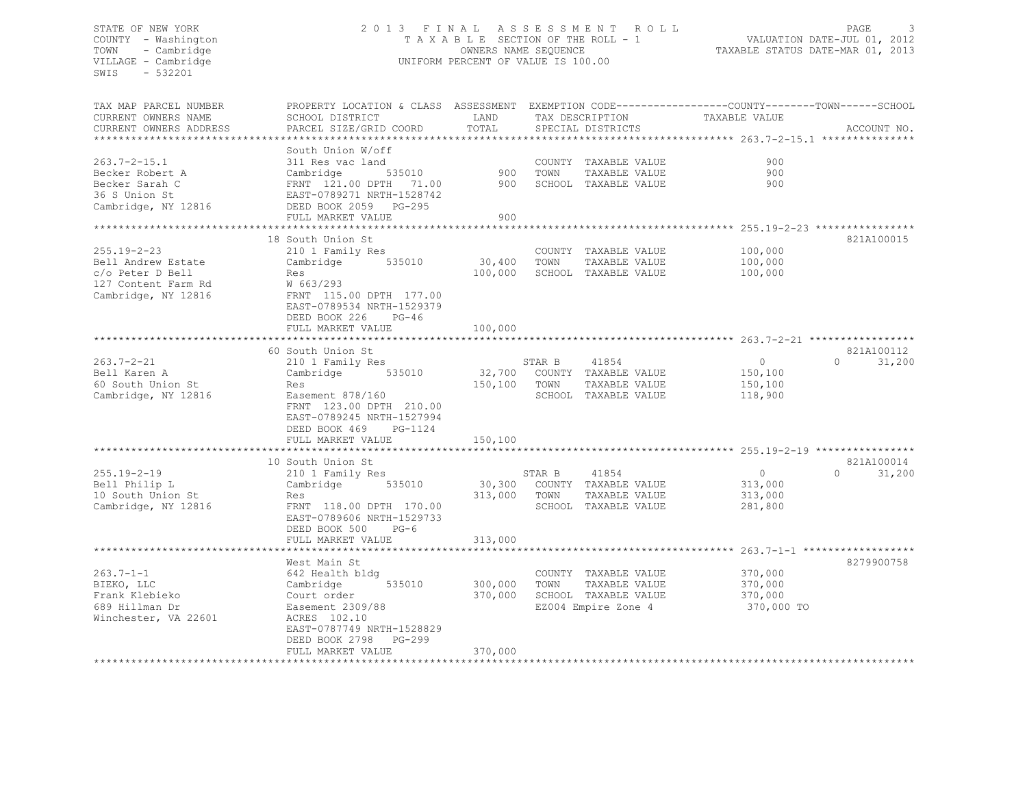STATE OF NEW YORK
COUNTY - Washington
TOWN - Cambridge
VILLAGE - Cambridge
SWIS - 532201

2 0 1 3 F I N A L A S S E S S M E N T R O L L
T A X A B L E SECTION OF THE ROLL - 1
OWNERS NAME SEQUENCE
UNIFORM PERCENT OF VALUE IS 100.00

VALUATION DATE-JUL 01, 2012
TAXABLE STATUS DATE-MAR 01, 2013

| TAX MAP PARCEL NUMBER / CURRENT OWNERS NAME / CURRENT OWNERS ADDRESS | PROPERTY LOCATION & CLASS / SCHOOL DISTRICT / PARCEL SIZE/GRID COORD | ASSESSMENT LAND / TOTAL | EXEMPTION CODE / TAX DESCRIPTION / SPECIAL DISTRICTS | COUNTY TAXABLE VALUE | TOWN | SCHOOL | ACCOUNT NO. |
|---|---|---|---|---|---|---|---|
| 263.7-2-15.1 | South Union W/off | | | | | | |
| | 311 Res vac land | | COUNTY TAXABLE VALUE | 900 | | | |
| Becker Robert A | Cambridge 535010 | 900 | TOWN TAXABLE VALUE | 900 | | | |
| Becker Sarah C | FRNT 121.00 DPTH 71.00 | 900 | SCHOOL TAXABLE VALUE | 900 | | | |
| 36 S Union St | EAST-0789271 NRTH-1528742 | | | | | | |
| Cambridge, NY 12816 | DEED BOOK 2059 PG-295 | | | | | | |
| | FULL MARKET VALUE | 900 | | | | | |
| 255.19-2-23 | 18 South Union St | | | | | | 821A100015 |
| | 210 1 Family Res | | COUNTY TAXABLE VALUE | 100,000 | | | |
| Bell Andrew Estate | Cambridge 535010 | 30,400 | TOWN TAXABLE VALUE | 100,000 | | | |
| c/o Peter D Bell | Res | 100,000 | SCHOOL TAXABLE VALUE | 100,000 | | | |
| 127 Content Farm Rd | W 663/293 | | | | | | |
| Cambridge, NY 12816 | FRNT 115.00 DPTH 177.00 | | | | | | |
| | EAST-0789534 NRTH-1529379 | | | | | | |
| | DEED BOOK 226 PG-46 | | | | | | |
| | FULL MARKET VALUE | 100,000 | | | | | |
| 263.7-2-21 | 60 South Union St | | | | | | 821A100112 |
| | 210 1 Family Res | | STAR B 41854 | 0 | | 0 | 31,200 |
| Bell Karen A | Cambridge 535010 | 32,700 | COUNTY TAXABLE VALUE | 150,100 | | | |
| 60 South Union St | Res | 150,100 | TOWN TAXABLE VALUE | 150,100 | | | |
| Cambridge, NY 12816 | Easement 878/160 | | SCHOOL TAXABLE VALUE | 118,900 | | | |
| | FRNT 123.00 DPTH 210.00 | | | | | | |
| | EAST-0789245 NRTH-1527994 | | | | | | |
| | DEED BOOK 469 PG-1124 | | | | | | |
| | FULL MARKET VALUE | 150,100 | | | | | |
| 255.19-2-19 | 10 South Union St | | | | | | 821A100014 |
| | 210 1 Family Res | | STAR B 41854 | 0 | | 0 | 31,200 |
| Bell Philip L | Cambridge 535010 | 30,300 | COUNTY TAXABLE VALUE | 313,000 | | | |
| 10 South Union St | Res | 313,000 | TOWN TAXABLE VALUE | 313,000 | | | |
| Cambridge, NY 12816 | FRNT 118.00 DPTH 170.00 | | SCHOOL TAXABLE VALUE | 281,800 | | | |
| | EAST-0789606 NRTH-1529733 | | | | | | |
| | DEED BOOK 500 PG-6 | | | | | | |
| | FULL MARKET VALUE | 313,000 | | | | | |
| 263.7-1-1 | West Main St | | | | | | 8279900758 |
| | 642 Health bldg | | COUNTY TAXABLE VALUE | 370,000 | | | |
| BIEKO, LLC | Cambridge 535010 | 300,000 | TOWN TAXABLE VALUE | 370,000 | | | |
| Frank Klebieko | Court order | 370,000 | SCHOOL TAXABLE VALUE | 370,000 | | | |
| 689 Hillman Dr | Easement 2309/88 | | EZ004 Empire Zone 4 | 370,000 TO | | | |
| Winchester, VA 22601 | ACRES 102.10 | | | | | | |
| | EAST-0787749 NRTH-1528829 | | | | | | |
| | DEED BOOK 2798 PG-299 | | | | | | |
| | FULL MARKET VALUE | 370,000 | | | | | |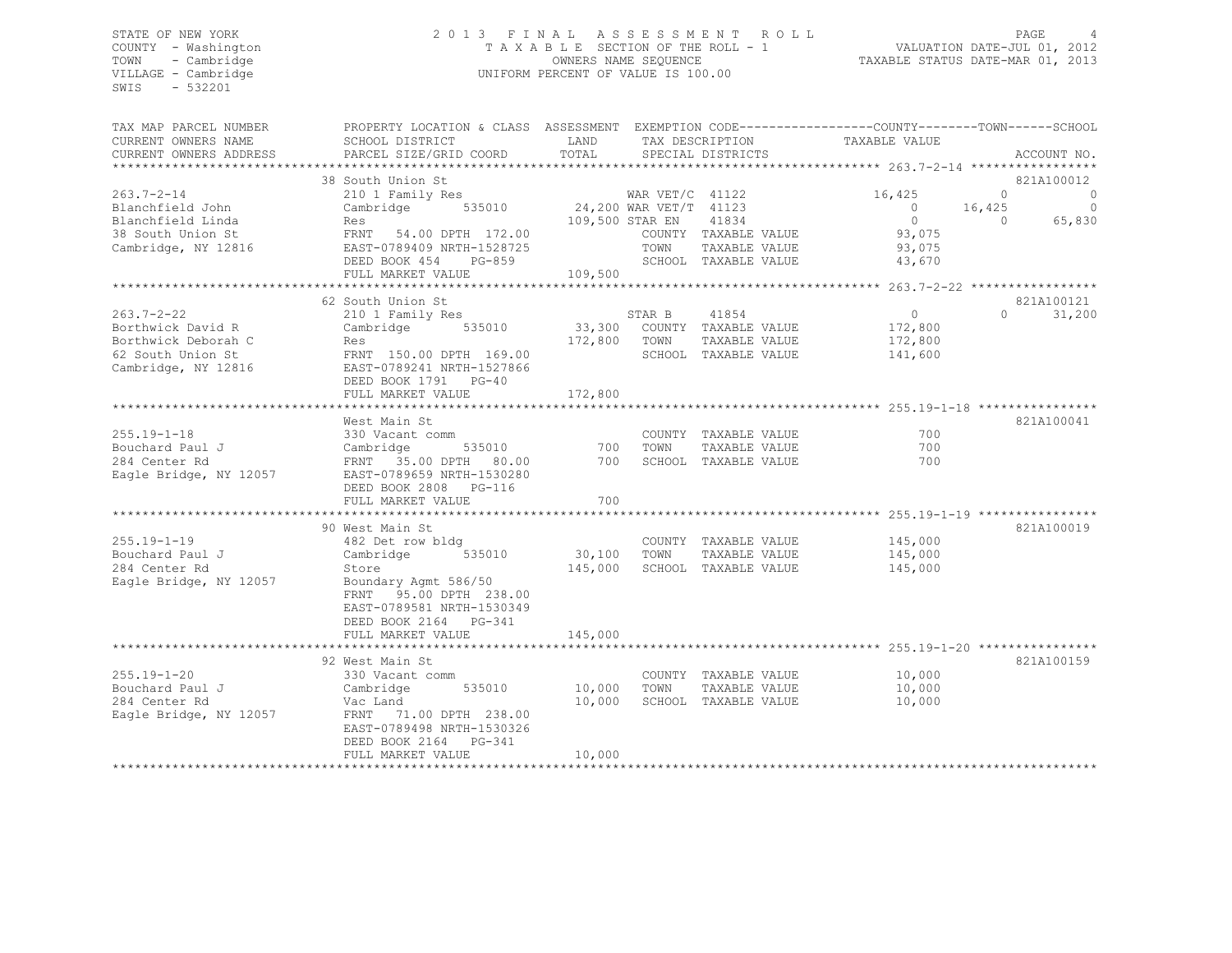STATE OF NEW YORK
COUNTY - Washington
TOWN - Cambridge
VILLAGE - Cambridge
SWIS - 532201

2013 FINAL ASSESSMENT ROLL
TAXABLE SECTION OF THE ROLL - 1
OWNERS NAME SEQUENCE
UNIFORM PERCENT OF VALUE IS 100.00

VALUATION DATE-JUL 01, 2012
TAXABLE STATUS DATE-MAR 01, 2013

| TAX MAP PARCEL NUMBER / CURRENT OWNERS NAME / CURRENT OWNERS ADDRESS | PROPERTY LOCATION & CLASS / SCHOOL DISTRICT / PARCEL SIZE/GRID COORD | ASSESSMENT LAND / TOTAL | EXEMPTION CODE / TAX DESCRIPTION / SPECIAL DISTRICTS | COUNTY TAXABLE VALUE | TOWN | SCHOOL | ACCOUNT NO. |
|---|---|---|---|---|---|---|---|
| **263.7-2-14** | 38 South Union St | | | | | | 821A100012 |
| 263.7-2-14 | 210 1 Family Res | | WAR VET/C 41122 | 16,425 | 0 | 0 | |
| Blanchfield John | Cambridge 535010 | 24,200 | WAR VET/T 41123 | 0 | 16,425 | 0 | |
| Blanchfield Linda | Res | 109,500 | STAR EN 41834 | 0 | 0 | 65,830 | |
| 38 South Union St | FRNT 54.00 DPTH 172.00 | | COUNTY TAXABLE VALUE | 93,075 | | | |
| Cambridge, NY 12816 | EAST-0789409 NRTH-1528725 | | TOWN TAXABLE VALUE | 93,075 | | | |
| | DEED BOOK 454 PG-859 | | SCHOOL TAXABLE VALUE | 43,670 | | | |
| | FULL MARKET VALUE | 109,500 | | | | | |
| **263.7-2-22** | 62 South Union St | | | | | | 821A100121 |
| 263.7-2-22 | 210 1 Family Res | | STAR B 41854 | 0 | 0 | 31,200 | |
| Borthwick David R | Cambridge 535010 | 33,300 | COUNTY TAXABLE VALUE | 172,800 | | | |
| Borthwick Deborah C | Res | 172,800 | TOWN TAXABLE VALUE | 172,800 | | | |
| 62 South Union St | FRNT 150.00 DPTH 169.00 | | SCHOOL TAXABLE VALUE | 141,600 | | | |
| Cambridge, NY 12816 | EAST-0789241 NRTH-1527866 | | | | | | |
| | DEED BOOK 1791 PG-40 | | | | | | |
| | FULL MARKET VALUE | 172,800 | | | | | |
| **255.19-1-18** | West Main St | | | | | | 821A100041 |
| 255.19-1-18 | 330 Vacant comm | | COUNTY TAXABLE VALUE | 700 | | | |
| Bouchard Paul J | Cambridge 535010 | 700 | TOWN TAXABLE VALUE | 700 | | | |
| 284 Center Rd | FRNT 35.00 DPTH 80.00 | 700 | SCHOOL TAXABLE VALUE | 700 | | | |
| Eagle Bridge, NY 12057 | EAST-0789659 NRTH-1530280 | | | | | | |
| | DEED BOOK 2808 PG-116 | | | | | | |
| | FULL MARKET VALUE | 700 | | | | | |
| **255.19-1-19** | 90 West Main St | | | | | | 821A100019 |
| 255.19-1-19 | 482 Det row bldg | | COUNTY TAXABLE VALUE | 145,000 | | | |
| Bouchard Paul J | Cambridge 535010 | 30,100 | TOWN TAXABLE VALUE | 145,000 | | | |
| 284 Center Rd | Store | 145,000 | SCHOOL TAXABLE VALUE | 145,000 | | | |
| Eagle Bridge, NY 12057 | Boundary Agmt 586/50 | | | | | | |
| | FRNT 95.00 DPTH 238.00 | | | | | | |
| | EAST-0789581 NRTH-1530349 | | | | | | |
| | DEED BOOK 2164 PG-341 | | | | | | |
| | FULL MARKET VALUE | 145,000 | | | | | |
| **255.19-1-20** | 92 West Main St | | | | | | 821A100159 |
| 255.19-1-20 | 330 Vacant comm | | COUNTY TAXABLE VALUE | 10,000 | | | |
| Bouchard Paul J | Cambridge 535010 | 10,000 | TOWN TAXABLE VALUE | 10,000 | | | |
| 284 Center Rd | Vac Land | 10,000 | SCHOOL TAXABLE VALUE | 10,000 | | | |
| Eagle Bridge, NY 12057 | FRNT 71.00 DPTH 238.00 | | | | | | |
| | EAST-0789498 NRTH-1530326 | | | | | | |
| | DEED BOOK 2164 PG-341 | | | | | | |
| | FULL MARKET VALUE | 10,000 | | | | | |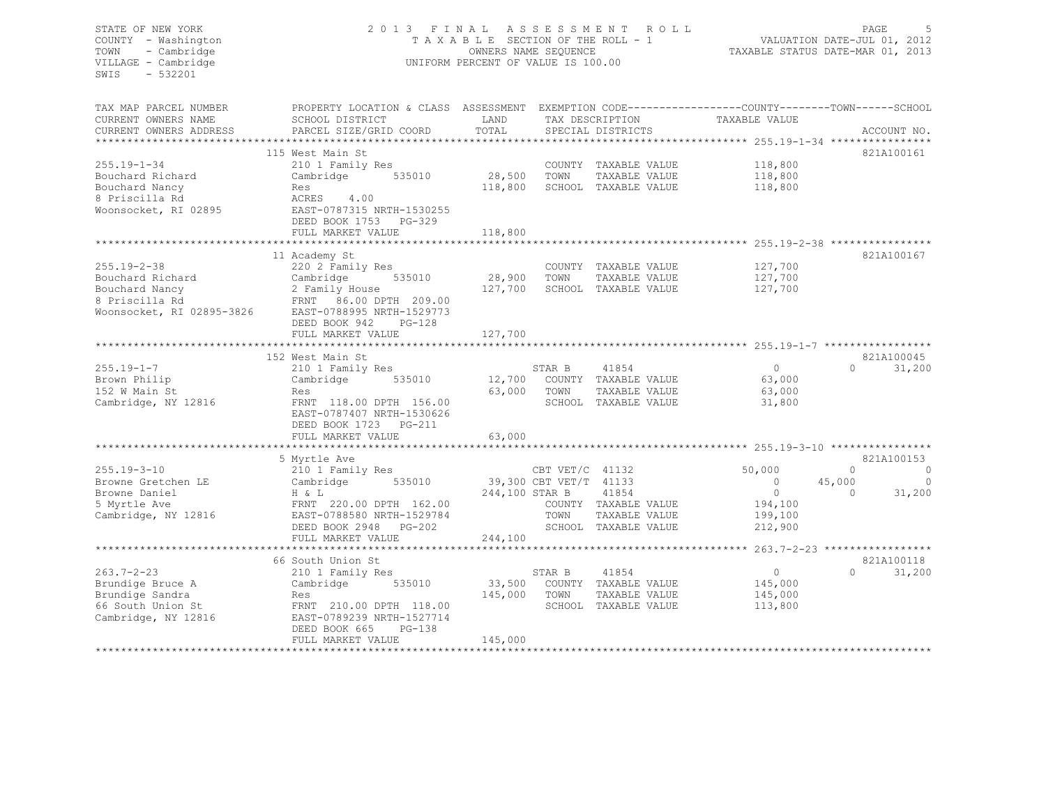STATE OF NEW YORK
COUNTY - Washington
TOWN - Cambridge
VILLAGE - Cambridge
SWIS - 532201

2013 FINAL ASSESSMENT ROLL
TAXABLE SECTION OF THE ROLL - 1
OWNERS NAME SEQUENCE
UNIFORM PERCENT OF VALUE IS 100.00

VALUATION DATE-JUL 01, 2012
TAXABLE STATUS DATE-MAR 01, 2013

| TAX MAP PARCEL NUMBER / CURRENT OWNERS NAME / CURRENT OWNERS ADDRESS | PROPERTY LOCATION & CLASS / SCHOOL DISTRICT / PARCEL SIZE/GRID COORD | ASSESSMENT LAND / TOTAL | EXEMPTION CODE / TAX DESCRIPTION / SPECIAL DISTRICTS | COUNTY TAXABLE VALUE | TOWN | SCHOOL | ACCOUNT NO. |
|---|---|---|---|---|---|---|---|
| **255.19-1-34** | 115 West Main St | | | | | | 821A100161 |
| 255.19-1-34 | 210 1 Family Res | | COUNTY TAXABLE VALUE | 118,800 | | | |
| Bouchard Richard | Cambridge 535010 | 28,500 | TOWN TAXABLE VALUE | 118,800 | | | |
| Bouchard Nancy | Res | 118,800 | SCHOOL TAXABLE VALUE | 118,800 | | | |
| 8 Priscilla Rd | ACRES 4.00 | | | | | | |
| Woonsocket, RI 02895 | EAST-0787315 NRTH-1530255 | | | | | | |
| | DEED BOOK 1753 PG-329 | | | | | | |
| | FULL MARKET VALUE | 118,800 | | | | | |
| **255.19-2-38** | 11 Academy St | | | | | | 821A100167 |
| 255.19-2-38 | 220 2 Family Res | | COUNTY TAXABLE VALUE | 127,700 | | | |
| Bouchard Richard | Cambridge 535010 | 28,900 | TOWN TAXABLE VALUE | 127,700 | | | |
| Bouchard Nancy | 2 Family House | 127,700 | SCHOOL TAXABLE VALUE | 127,700 | | | |
| 8 Priscilla Rd | FRNT 86.00 DPTH 209.00 | | | | | | |
| Woonsocket, RI 02895-3826 | EAST-0788995 NRTH-1529773 | | | | | | |
| | DEED BOOK 942 PG-128 | | | | | | |
| | FULL MARKET VALUE | 127,700 | | | | | |
| **255.19-1-7** | 152 West Main St | | | | | | 821A100045 |
| 255.19-1-7 | 210 1 Family Res | | STAR B 41854 | 0 | 0 | 31,200 | |
| Brown Philip | Cambridge 535010 | 12,700 | COUNTY TAXABLE VALUE | 63,000 | | | |
| 152 W Main St | Res | 63,000 | TOWN TAXABLE VALUE | 63,000 | | | |
| Cambridge, NY 12816 | FRNT 118.00 DPTH 156.00 | | SCHOOL TAXABLE VALUE | 31,800 | | | |
| | EAST-0787407 NRTH-1530626 | | | | | | |
| | DEED BOOK 1723 PG-211 | | | | | | |
| | FULL MARKET VALUE | 63,000 | | | | | |
| **255.19-3-10** | 5 Myrtle Ave | | | | | | 821A100153 |
| 255.19-3-10 | 210 1 Family Res | | CBT VET/C 41132 | 50,000 | 0 | 0 | |
| Browne Gretchen LE | Cambridge 535010 | 39,300 | CBT VET/T 41133 | 0 | 45,000 | 0 | |
| Browne Daniel | H & L | 244,100 | STAR B 41854 | 0 | 0 | 31,200 | |
| 5 Myrtle Ave | FRNT 220.00 DPTH 162.00 | | COUNTY TAXABLE VALUE | 194,100 | | | |
| Cambridge, NY 12816 | EAST-0788580 NRTH-1529784 | | TOWN TAXABLE VALUE | 199,100 | | | |
| | DEED BOOK 2948 PG-202 | | SCHOOL TAXABLE VALUE | 212,900 | | | |
| | FULL MARKET VALUE | 244,100 | | | | | |
| **263.7-2-23** | 66 South Union St | | | | | | 821A100118 |
| 263.7-2-23 | 210 1 Family Res | | STAR B 41854 | 0 | 0 | 31,200 | |
| Brundige Bruce A | Cambridge 535010 | 33,500 | COUNTY TAXABLE VALUE | 145,000 | | | |
| Brundige Sandra | Res | 145,000 | TOWN TAXABLE VALUE | 145,000 | | | |
| 66 South Union St | FRNT 210.00 DPTH 118.00 | | SCHOOL TAXABLE VALUE | 113,800 | | | |
| Cambridge, NY 12816 | EAST-0789239 NRTH-1527714 | | | | | | |
| | DEED BOOK 665 PG-138 | | | | | | |
| | FULL MARKET VALUE | 145,000 | | | | | |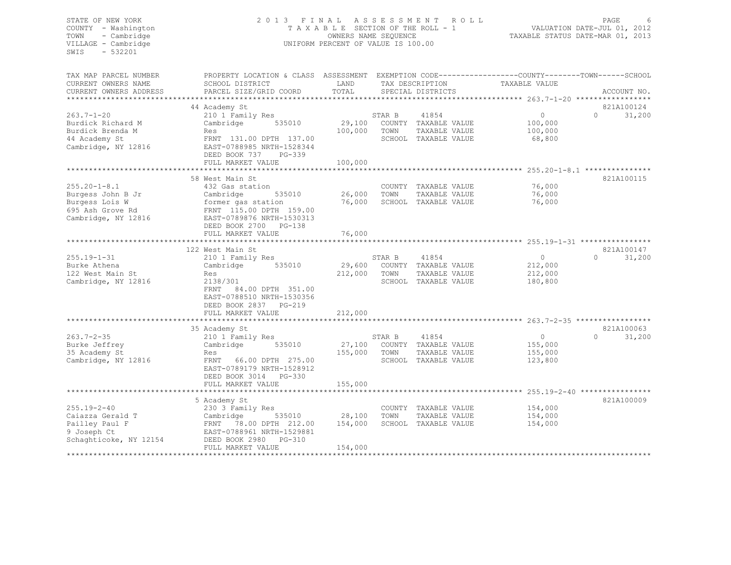STATE OF NEW YORK
COUNTY - Washington
TOWN - Cambridge
VILLAGE - Cambridge
SWIS - 532201

2 0 1 3 F I N A L A S S E S S M E N T R O L L
T A X A B L E SECTION OF THE ROLL - 1
OWNERS NAME SEQUENCE
UNIFORM PERCENT OF VALUE IS 100.00

VALUATION DATE-JUL 01, 2012
TAXABLE STATUS DATE-MAR 01, 2013

| TAX MAP PARCEL NUMBER / CURRENT OWNERS NAME / CURRENT OWNERS ADDRESS | PROPERTY LOCATION & CLASS / SCHOOL DISTRICT / PARCEL SIZE/GRID COORD | ASSESSMENT LAND / TOTAL | EXEMPTION CODE / TAX DESCRIPTION / SPECIAL DISTRICTS | COUNTY / TOWN / SCHOOL TAXABLE VALUE | ACCOUNT NO. |
|---|---|---|---|---|---|
| **263.7-1-20** | 44 Academy St | | | | 821A100124 |
| Burdick Richard M | 210 1 Family Res | | STAR B 41854 | 0 / 0 / 31,200 | |
| Burdick Brenda M | Cambridge 535010 | 29,100 | COUNTY TAXABLE VALUE | 100,000 | |
| 44 Academy St | Res | 100,000 | TOWN TAXABLE VALUE | 100,000 | |
| Cambridge, NY 12816 | FRNT 131.00 DPTH 137.00 | | SCHOOL TAXABLE VALUE | 68,800 | |
| | EAST-0788985 NRTH-1528344 | | | | |
| | DEED BOOK 737 PG-339 | | | | |
| | FULL MARKET VALUE | 100,000 | | | |
| **255.20-1-8.1** | 58 West Main St | | | | 821A100115 |
| Burgess John B Jr | 432 Gas station | | COUNTY TAXABLE VALUE | 76,000 | |
| Burgess Lois W | Cambridge 535010 | 26,000 | TOWN TAXABLE VALUE | 76,000 | |
| 695 Ash Grove Rd | former gas station | 76,000 | SCHOOL TAXABLE VALUE | 76,000 | |
| Cambridge, NY 12816 | FRNT 115.00 DPTH 159.00 | | | | |
| | EAST-0789876 NRTH-1530313 | | | | |
| | DEED BOOK 2700 PG-138 | | | | |
| | FULL MARKET VALUE | 76,000 | | | |
| **255.19-1-31** | 122 West Main St | | | | 821A100147 |
| Burke Athena | 210 1 Family Res | | STAR B 41854 | 0 / 0 / 31,200 | |
| 122 West Main St | Cambridge 535010 | 29,600 | COUNTY TAXABLE VALUE | 212,000 | |
| Cambridge, NY 12816 | Res | 212,000 | TOWN TAXABLE VALUE | 212,000 | |
| | 2138/301 | | SCHOOL TAXABLE VALUE | 180,800 | |
| | FRNT 84.00 DPTH 351.00 | | | | |
| | EAST-0788510 NRTH-1530356 | | | | |
| | DEED BOOK 2837 PG-219 | | | | |
| | FULL MARKET VALUE | 212,000 | | | |
| **263.7-2-35** | 35 Academy St | | | | 821A100063 |
| Burke Jeffrey | 210 1 Family Res | | STAR B 41854 | 0 / 0 / 31,200 | |
| 35 Academy St | Cambridge 535010 | 27,100 | COUNTY TAXABLE VALUE | 155,000 | |
| Cambridge, NY 12816 | Res | 155,000 | TOWN TAXABLE VALUE | 155,000 | |
| | FRNT 66.00 DPTH 275.00 | | SCHOOL TAXABLE VALUE | 123,800 | |
| | EAST-0789179 NRTH-1528912 | | | | |
| | DEED BOOK 3014 PG-330 | | | | |
| | FULL MARKET VALUE | 155,000 | | | |
| **255.19-2-40** | 5 Academy St | | | | 821A100009 |
| Caiazza Gerald T | 230 3 Family Res | | COUNTY TAXABLE VALUE | 154,000 | |
| Pailley Paul F | Cambridge 535010 | 28,100 | TOWN TAXABLE VALUE | 154,000 | |
| 9 Joseph Ct | FRNT 78.00 DPTH 212.00 | 154,000 | SCHOOL TAXABLE VALUE | 154,000 | |
| Schaghticoke, NY 12154 | EAST-0788961 NRTH-1529881 | | | | |
| | DEED BOOK 2980 PG-310 | | | | |
| | FULL MARKET VALUE | 154,000 | | | |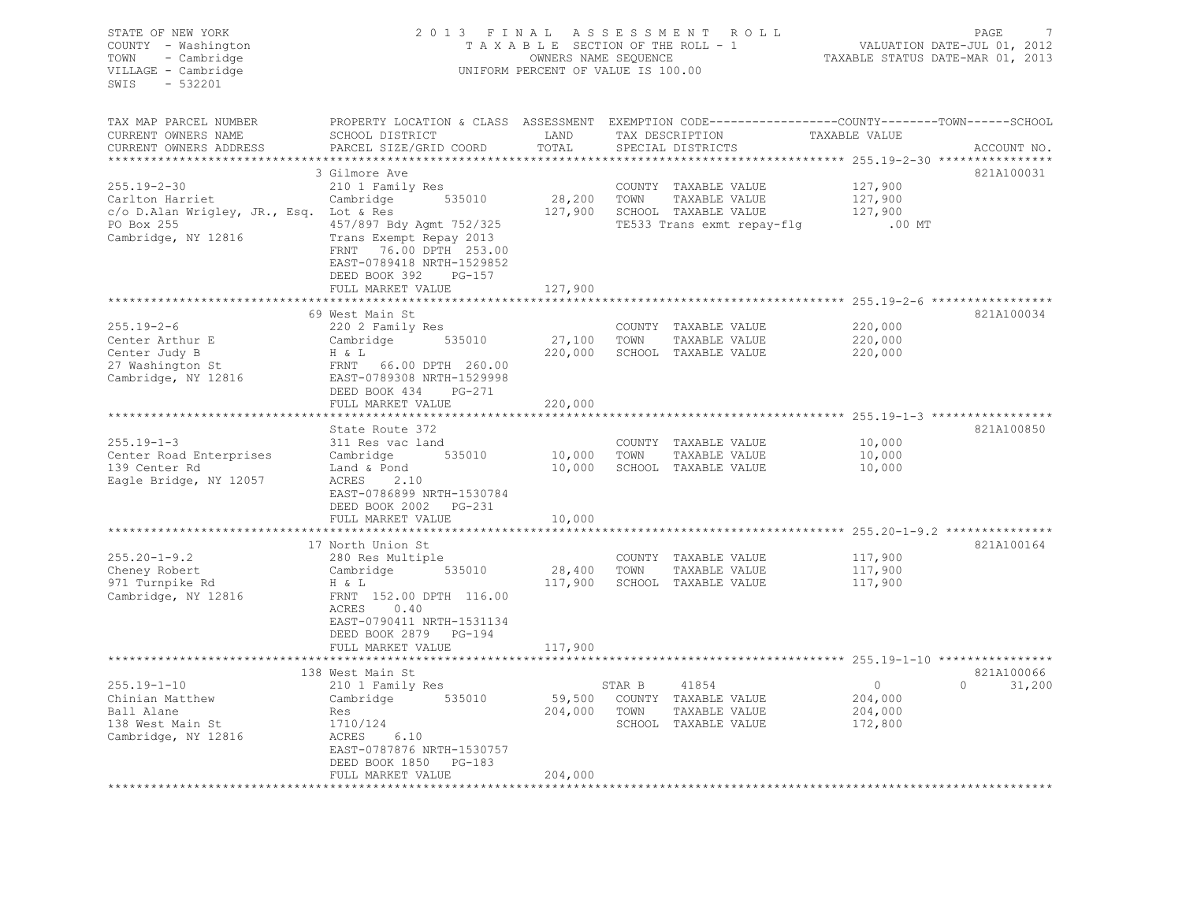STATE OF NEW YORK
COUNTY - Washington
TOWN - Cambridge
VILLAGE - Cambridge
SWIS - 532201

2 0 1 3 F I N A L A S S E S S M E N T R O L L
T A X A B L E SECTION OF THE ROLL - 1
OWNERS NAME SEQUENCE
UNIFORM PERCENT OF VALUE IS 100.00

VALUATION DATE-JUL 01, 2012
TAXABLE STATUS DATE-MAR 01, 2013

| TAX MAP PARCEL NUMBER / CURRENT OWNERS NAME / CURRENT OWNERS ADDRESS | PROPERTY LOCATION & CLASS / SCHOOL DISTRICT / PARCEL SIZE/GRID COORD | ASSESSMENT LAND / TOTAL | EXEMPTION CODE / TAX DESCRIPTION / SPECIAL DISTRICTS | COUNTY / TOWN / SCHOOL TAXABLE VALUE | ACCOUNT NO. |
|---|---|---|---|---|---|
| 255.19-2-30 | 3 Gilmore Ave | | | | 821A100031 |
| | 210 1 Family Res | | COUNTY TAXABLE VALUE | 127,900 | |
| Carlton Harriet | Cambridge 535010 | 28,200 | TOWN TAXABLE VALUE | 127,900 | |
| c/o D.Alan Wrigley, JR., Esq. | Lot & Res | 127,900 | SCHOOL TAXABLE VALUE | 127,900 | |
| PO Box 255 | 457/897 Bdy Agmt 752/325 | | TE533 Trans exmt repay-flg | .00 MT | |
| Cambridge, NY 12816 | Trans Exempt Repay 2013 | | | | |
| | FRNT 76.00 DPTH 253.00 | | | | |
| | EAST-0789418 NRTH-1529852 | | | | |
| | DEED BOOK 392 PG-157 | | | | |
| | FULL MARKET VALUE | 127,900 | | | |
| 255.19-2-6 | 69 West Main St | | | | 821A100034 |
| | 220 2 Family Res | | COUNTY TAXABLE VALUE | 220,000 | |
| Center Arthur E | Cambridge 535010 | 27,100 | TOWN TAXABLE VALUE | 220,000 | |
| Center Judy B | H & L | 220,000 | SCHOOL TAXABLE VALUE | 220,000 | |
| 27 Washington St | FRNT 66.00 DPTH 260.00 | | | | |
| Cambridge, NY 12816 | EAST-0789308 NRTH-1529998 | | | | |
| | DEED BOOK 434 PG-271 | | | | |
| | FULL MARKET VALUE | 220,000 | | | |
| 255.19-1-3 | State Route 372 | | | | 821A100850 |
| | 311 Res vac land | | COUNTY TAXABLE VALUE | 10,000 | |
| Center Road Enterprises | Cambridge 535010 | 10,000 | TOWN TAXABLE VALUE | 10,000 | |
| 139 Center Rd | Land & Pond | 10,000 | SCHOOL TAXABLE VALUE | 10,000 | |
| Eagle Bridge, NY 12057 | ACRES 2.10 | | | | |
| | EAST-0786899 NRTH-1530784 | | | | |
| | DEED BOOK 2002 PG-231 | | | | |
| | FULL MARKET VALUE | 10,000 | | | |
| 255.20-1-9.2 | 17 North Union St | | | | 821A100164 |
| | 280 Res Multiple | | COUNTY TAXABLE VALUE | 117,900 | |
| Cheney Robert | Cambridge 535010 | 28,400 | TOWN TAXABLE VALUE | 117,900 | |
| 971 Turnpike Rd | H & L | 117,900 | SCHOOL TAXABLE VALUE | 117,900 | |
| Cambridge, NY 12816 | FRNT 152.00 DPTH 116.00 | | | | |
| | ACRES 0.40 | | | | |
| | EAST-0790411 NRTH-1531134 | | | | |
| | DEED BOOK 2879 PG-194 | | | | |
| | FULL MARKET VALUE | 117,900 | | | |
| 255.19-1-10 | 138 West Main St | | | | 821A100066 |
| | 210 1 Family Res | | STAR B 41854 | 0 / 0 | 31,200 |
| Chinian Matthew | Cambridge 535010 | 59,500 | COUNTY TAXABLE VALUE | 204,000 | |
| Ball Alane | Res | 204,000 | TOWN TAXABLE VALUE | 204,000 | |
| 138 West Main St | 1710/124 | | SCHOOL TAXABLE VALUE | 172,800 | |
| Cambridge, NY 12816 | ACRES 6.10 | | | | |
| | EAST-0787876 NRTH-1530757 | | | | |
| | DEED BOOK 1850 PG-183 | | | | |
| | FULL MARKET VALUE | 204,000 | | | |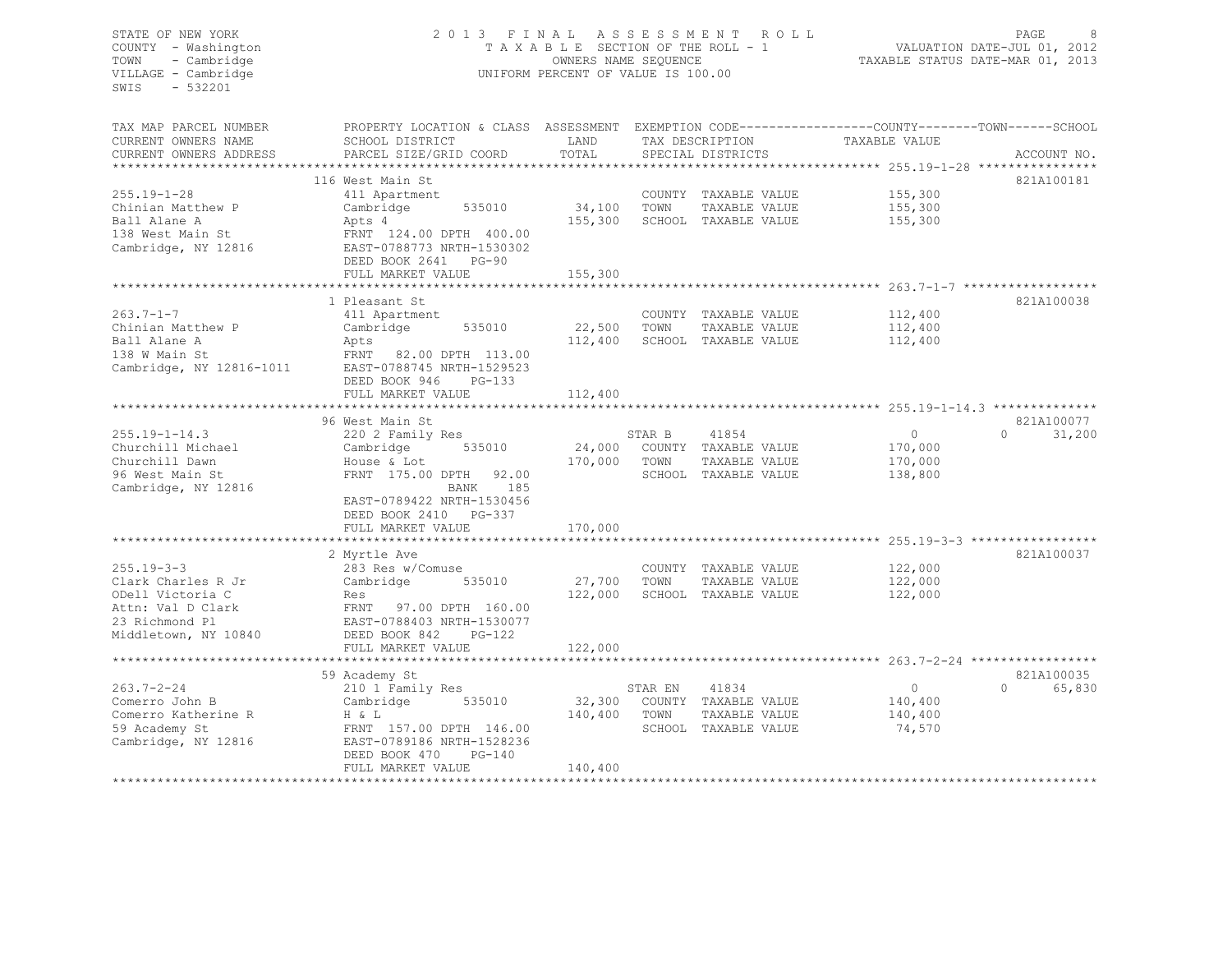STATE OF NEW YORK
COUNTY - Washington
TOWN - Cambridge
VILLAGE - Cambridge
SWIS - 532201

2013 FINAL ASSESSMENT ROLL
TAXABLE SECTION OF THE ROLL - 1
OWNERS NAME SEQUENCE
UNIFORM PERCENT OF VALUE IS 100.00

VALUATION DATE-JUL 01, 2012
TAXABLE STATUS DATE-MAR 01, 2013

| TAX MAP PARCEL NUMBER / CURRENT OWNERS NAME / CURRENT OWNERS ADDRESS | PROPERTY LOCATION & CLASS / SCHOOL DISTRICT / PARCEL SIZE/GRID COORD | ASSESSMENT LAND / TOTAL | EXEMPTION CODE / TAX DESCRIPTION / SPECIAL DISTRICTS | COUNTY/TOWN TAXABLE VALUE | SCHOOL | ACCOUNT NO. |
|---|---|---|---|---|---|---|
| 255.19-1-28 | 116 West Main St | | | | | 821A100181 |
| 255.19-1-28 | 411 Apartment | | COUNTY TAXABLE VALUE | 155,300 | | |
| Chinian Matthew P | Cambridge 535010 | 34,100 | TOWN TAXABLE VALUE | 155,300 | | |
| Ball Alane A | Apts 4 | 155,300 | SCHOOL TAXABLE VALUE | 155,300 | | |
| 138 West Main St | FRNT 124.00 DPTH 400.00 | | | | | |
| Cambridge, NY 12816 | EAST-0788773 NRTH-1530302 | | | | | |
| | DEED BOOK 2641 PG-90 | | | | | |
| | FULL MARKET VALUE | 155,300 | | | | |
| 263.7-1-7 | 1 Pleasant St | | | | | 821A100038 |
| 263.7-1-7 | 411 Apartment | | COUNTY TAXABLE VALUE | 112,400 | | |
| Chinian Matthew P | Cambridge 535010 | 22,500 | TOWN TAXABLE VALUE | 112,400 | | |
| Ball Alane A | Apts | 112,400 | SCHOOL TAXABLE VALUE | 112,400 | | |
| 138 W Main St | FRNT 82.00 DPTH 113.00 | | | | | |
| Cambridge, NY 12816-1011 | EAST-0788745 NRTH-1529523 | | | | | |
| | DEED BOOK 946 PG-133 | | | | | |
| | FULL MARKET VALUE | 112,400 | | | | |
| 255.19-1-14.3 | 96 West Main St | | | | | 821A100077 |
| 255.19-1-14.3 | 220 2 Family Res | | STAR B 41854 | 0 | 0 | 31,200 |
| Churchill Michael | Cambridge 535010 | 24,000 | COUNTY TAXABLE VALUE | 170,000 | | |
| Churchill Dawn | House & Lot | 170,000 | TOWN TAXABLE VALUE | 170,000 | | |
| 96 West Main St | FRNT 175.00 DPTH 92.00 | | SCHOOL TAXABLE VALUE | 138,800 | | |
| Cambridge, NY 12816 | BANK 185 | | | | | |
| | EAST-0789422 NRTH-1530456 | | | | | |
| | DEED BOOK 2410 PG-337 | | | | | |
| | FULL MARKET VALUE | 170,000 | | | | |
| 255.19-3-3 | 2 Myrtle Ave | | | | | 821A100037 |
| 255.19-3-3 | 283 Res w/Comuse | | COUNTY TAXABLE VALUE | 122,000 | | |
| Clark Charles R Jr | Cambridge 535010 | 27,700 | TOWN TAXABLE VALUE | 122,000 | | |
| ODell Victoria C | Res | 122,000 | SCHOOL TAXABLE VALUE | 122,000 | | |
| Attn: Val D Clark | FRNT 97.00 DPTH 160.00 | | | | | |
| 23 Richmond Pl | EAST-0788403 NRTH-1530077 | | | | | |
| Middletown, NY 10840 | DEED BOOK 842 PG-122 | | | | | |
| | FULL MARKET VALUE | 122,000 | | | | |
| 263.7-2-24 | 59 Academy St | | | | | 821A100035 |
| 263.7-2-24 | 210 1 Family Res | | STAR EN 41834 | 0 | 0 | 65,830 |
| Comerro John B | Cambridge 535010 | 32,300 | COUNTY TAXABLE VALUE | 140,400 | | |
| Comerro Katherine R | H & L | 140,400 | TOWN TAXABLE VALUE | 140,400 | | |
| 59 Academy St | FRNT 157.00 DPTH 146.00 | | SCHOOL TAXABLE VALUE | 74,570 | | |
| Cambridge, NY 12816 | EAST-0789186 NRTH-1528236 | | | | | |
| | DEED BOOK 470 PG-140 | | | | | |
| | FULL MARKET VALUE | 140,400 | | | | |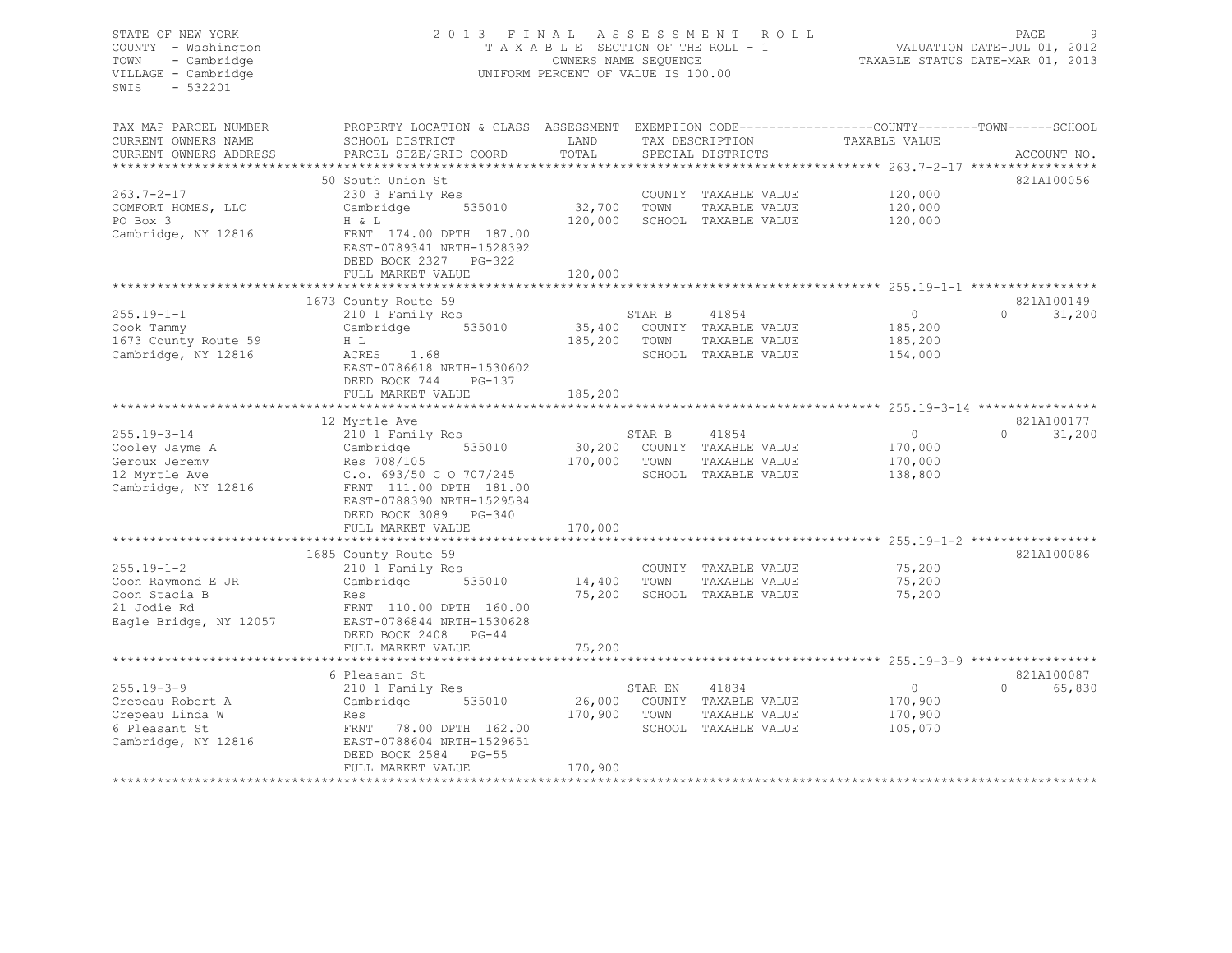STATE OF NEW YORK
COUNTY - Washington
TOWN - Cambridge
VILLAGE - Cambridge
SWIS - 532201

2 0 1 3 F I N A L A S S E S S M E N T R O L L
T A X A B L E SECTION OF THE ROLL - 1
OWNERS NAME SEQUENCE
UNIFORM PERCENT OF VALUE IS 100.00

VALUATION DATE-JUL 01, 2012
TAXABLE STATUS DATE-MAR 01, 2013

| TAX MAP PARCEL NUMBER / CURRENT OWNERS NAME / CURRENT OWNERS ADDRESS | PROPERTY LOCATION & CLASS / SCHOOL DISTRICT / PARCEL SIZE/GRID COORD | ASSESSMENT LAND / TOTAL | EXEMPTION CODE / TAX DESCRIPTION / SPECIAL DISTRICTS | COUNTY / TOWN TAXABLE VALUE | SCHOOL / ACCOUNT NO. |
|---|---|---|---|---|---|
| **263.7-2-17** | 50 South Union St | | | | 821A100056 |
| | 230 3 Family Res | | COUNTY TAXABLE VALUE | 120,000 | |
| COMFORT HOMES, LLC | Cambridge 535010 | 32,700 | TOWN TAXABLE VALUE | 120,000 | |
| PO Box 3 | H & L | 120,000 | SCHOOL TAXABLE VALUE | 120,000 | |
| Cambridge, NY 12816 | FRNT 174.00 DPTH 187.00 | | | | |
| | EAST-0789341 NRTH-1528392 | | | | |
| | DEED BOOK 2327 PG-322 | | | | |
| | FULL MARKET VALUE | 120,000 | | | |
| **255.19-1-1** | 1673 County Route 59 | | | | 821A100149 |
| | 210 1 Family Res | | STAR B 41854 | 0 | 0 31,200 |
| Cook Tammy | Cambridge 535010 | 35,400 | COUNTY TAXABLE VALUE | 185,200 | |
| 1673 County Route 59 | H L | 185,200 | TOWN TAXABLE VALUE | 185,200 | |
| Cambridge, NY 12816 | ACRES 1.68 | | SCHOOL TAXABLE VALUE | 154,000 | |
| | EAST-0786618 NRTH-1530602 | | | | |
| | DEED BOOK 744 PG-137 | | | | |
| | FULL MARKET VALUE | 185,200 | | | |
| **255.19-3-14** | 12 Myrtle Ave | | | | 821A100177 |
| | 210 1 Family Res | | STAR B 41854 | 0 | 0 31,200 |
| Cooley Jayme A | Cambridge 535010 | 30,200 | COUNTY TAXABLE VALUE | 170,000 | |
| Geroux Jeremy | Res 708/105 | 170,000 | TOWN TAXABLE VALUE | 170,000 | |
| 12 Myrtle Ave | C.o. 693/50 C O 707/245 | | SCHOOL TAXABLE VALUE | 138,800 | |
| Cambridge, NY 12816 | FRNT 111.00 DPTH 181.00 | | | | |
| | EAST-0788390 NRTH-1529584 | | | | |
| | DEED BOOK 3089 PG-340 | | | | |
| | FULL MARKET VALUE | 170,000 | | | |
| **255.19-1-2** | 1685 County Route 59 | | | | 821A100086 |
| | 210 1 Family Res | | COUNTY TAXABLE VALUE | 75,200 | |
| Coon Raymond E JR | Cambridge 535010 | 14,400 | TOWN TAXABLE VALUE | 75,200 | |
| Coon Stacia B | Res | 75,200 | SCHOOL TAXABLE VALUE | 75,200 | |
| 21 Jodie Rd | FRNT 110.00 DPTH 160.00 | | | | |
| Eagle Bridge, NY 12057 | EAST-0786844 NRTH-1530628 | | | | |
| | DEED BOOK 2408 PG-44 | | | | |
| | FULL MARKET VALUE | 75,200 | | | |
| **255.19-3-9** | 6 Pleasant St | | | | 821A100087 |
| | 210 1 Family Res | | STAR EN 41834 | 0 | 0 65,830 |
| Crepeau Robert A | Cambridge 535010 | 26,000 | COUNTY TAXABLE VALUE | 170,900 | |
| Crepeau Linda W | Res | 170,900 | TOWN TAXABLE VALUE | 170,900 | |
| 6 Pleasant St | FRNT 78.00 DPTH 162.00 | | SCHOOL TAXABLE VALUE | 105,070 | |
| Cambridge, NY 12816 | EAST-0788604 NRTH-1529651 | | | | |
| | DEED BOOK 2584 PG-55 | | | | |
| | FULL MARKET VALUE | 170,900 | | | |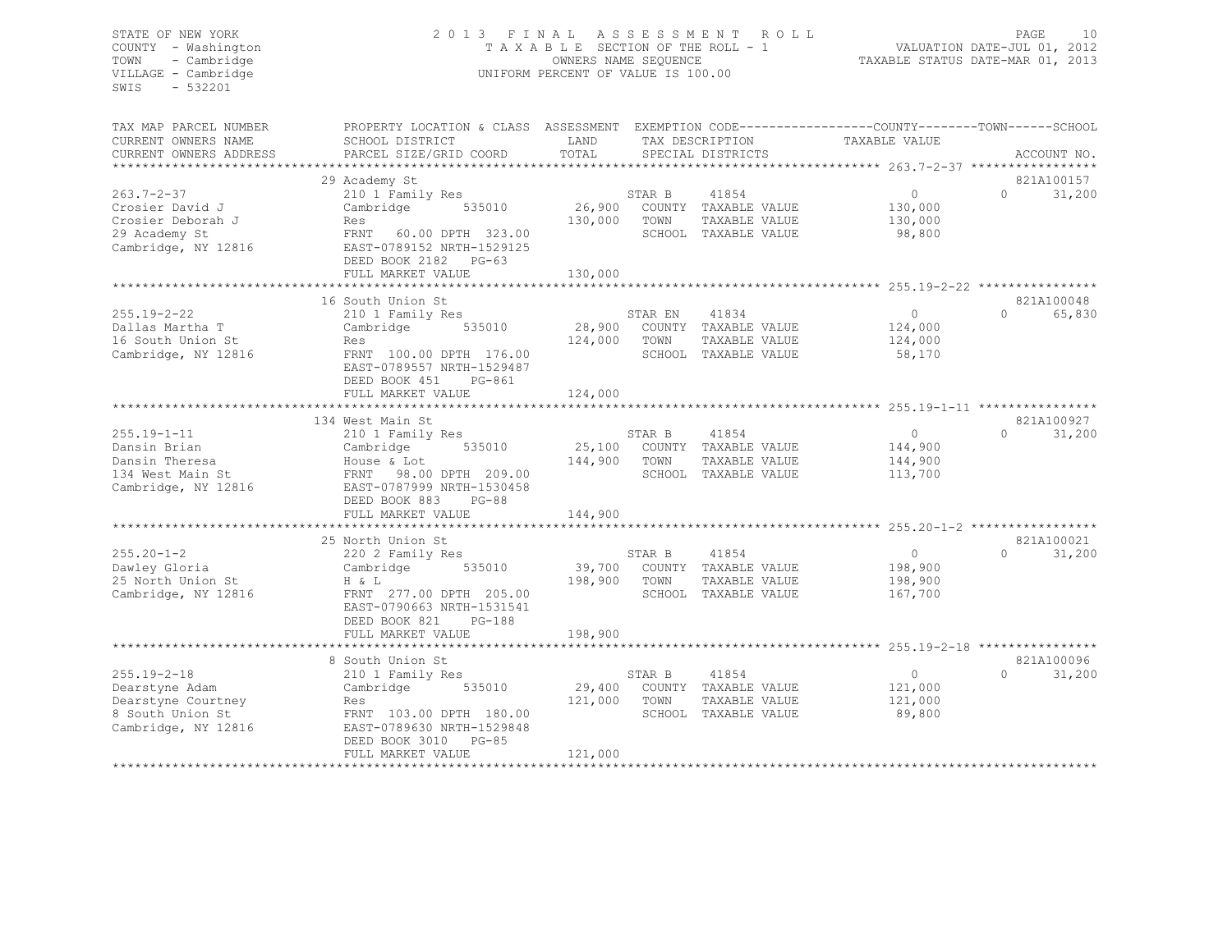STATE OF NEW YORK
COUNTY - Washington
TOWN - Cambridge
VILLAGE - Cambridge
SWIS - 532201

2013 FINAL ASSESSMENT ROLL
TAXABLE SECTION OF THE ROLL - 1
OWNERS NAME SEQUENCE
UNIFORM PERCENT OF VALUE IS 100.00

VALUATION DATE-JUL 01, 2012
TAXABLE STATUS DATE-MAR 01, 2013

| TAX MAP PARCEL NUMBER / CURRENT OWNERS NAME / CURRENT OWNERS ADDRESS | PROPERTY LOCATION & CLASS / SCHOOL DISTRICT / PARCEL SIZE/GRID COORD | ASSESSMENT LAND / TOTAL | EXEMPTION CODE / TAX DESCRIPTION / SPECIAL DISTRICTS | | COUNTY / TOWN / SCHOOL TAXABLE VALUE | ACCOUNT NO. |
|---|---|---|---|---|---|---|
| 263.7-2-37 | 29 Academy St | | | | | 821A100157 |
| | 210 1 Family Res | | STAR B | 41854 | 0 | 0 31,200 |
| Crosier David J | Cambridge 535010 | 26,900 | COUNTY TAXABLE VALUE | | 130,000 | |
| Crosier Deborah J | Res | 130,000 | TOWN TAXABLE VALUE | | 130,000 | |
| 29 Academy St | FRNT 60.00 DPTH 323.00 | | SCHOOL TAXABLE VALUE | | 98,800 | |
| Cambridge, NY 12816 | EAST-0789152 NRTH-1529125 | | | | | |
| | DEED BOOK 2182 PG-63 | | | | | |
| | FULL MARKET VALUE | 130,000 | | | | |
| 255.19-2-22 | 16 South Union St | | | | | 821A100048 |
| | 210 1 Family Res | | STAR EN | 41834 | 0 | 0 65,830 |
| Dallas Martha T | Cambridge 535010 | 28,900 | COUNTY TAXABLE VALUE | | 124,000 | |
| 16 South Union St | Res | 124,000 | TOWN TAXABLE VALUE | | 124,000 | |
| Cambridge, NY 12816 | FRNT 100.00 DPTH 176.00 | | SCHOOL TAXABLE VALUE | | 58,170 | |
| | EAST-0789557 NRTH-1529487 | | | | | |
| | DEED BOOK 451 PG-861 | | | | | |
| | FULL MARKET VALUE | 124,000 | | | | |
| 255.19-1-11 | 134 West Main St | | | | | 821A100927 |
| | 210 1 Family Res | | STAR B | 41854 | 0 | 0 31,200 |
| Dansin Brian | Cambridge 535010 | 25,100 | COUNTY TAXABLE VALUE | | 144,900 | |
| Dansin Theresa | House & Lot | 144,900 | TOWN TAXABLE VALUE | | 144,900 | |
| 134 West Main St | FRNT 98.00 DPTH 209.00 | | SCHOOL TAXABLE VALUE | | 113,700 | |
| Cambridge, NY 12816 | EAST-0787999 NRTH-1530458 | | | | | |
| | DEED BOOK 883 PG-88 | | | | | |
| | FULL MARKET VALUE | 144,900 | | | | |
| 255.20-1-2 | 25 North Union St | | | | | 821A100021 |
| | 220 2 Family Res | | STAR B | 41854 | 0 | 0 31,200 |
| Dawley Gloria | Cambridge 535010 | 39,700 | COUNTY TAXABLE VALUE | | 198,900 | |
| 25 North Union St | H & L | 198,900 | TOWN TAXABLE VALUE | | 198,900 | |
| Cambridge, NY 12816 | FRNT 277.00 DPTH 205.00 | | SCHOOL TAXABLE VALUE | | 167,700 | |
| | EAST-0790663 NRTH-1531541 | | | | | |
| | DEED BOOK 821 PG-188 | | | | | |
| | FULL MARKET VALUE | 198,900 | | | | |
| 255.19-2-18 | 8 South Union St | | | | | 821A100096 |
| | 210 1 Family Res | | STAR B | 41854 | 0 | 0 31,200 |
| Dearstyne Adam | Cambridge 535010 | 29,400 | COUNTY TAXABLE VALUE | | 121,000 | |
| Dearstyne Courtney | Res | 121,000 | TOWN TAXABLE VALUE | | 121,000 | |
| 8 South Union St | FRNT 103.00 DPTH 180.00 | | SCHOOL TAXABLE VALUE | | 89,800 | |
| Cambridge, NY 12816 | EAST-0789630 NRTH-1529848 | | | | | |
| | DEED BOOK 3010 PG-85 | | | | | |
| | FULL MARKET VALUE | 121,000 | | | | |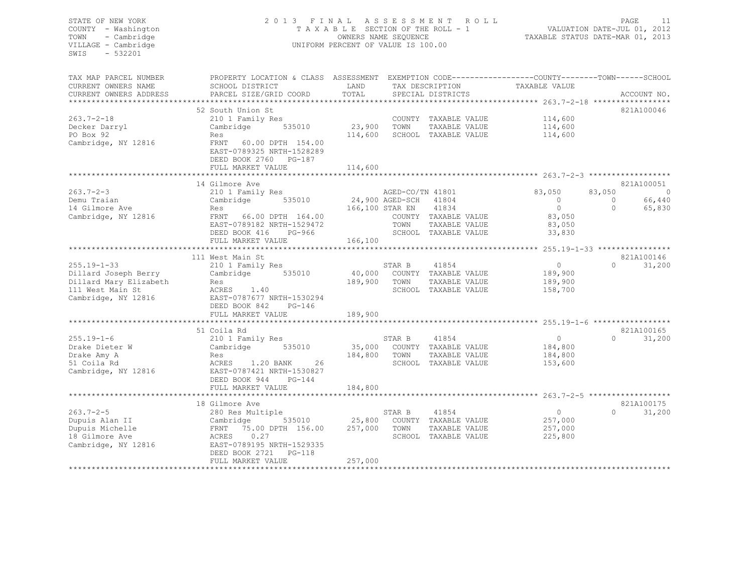STATE OF NEW YORK
COUNTY - Washington
TOWN - Cambridge
VILLAGE - Cambridge
SWIS - 532201

2013 FINAL ASSESSMENT ROLL
TAXABLE SECTION OF THE ROLL - 1
OWNERS NAME SEQUENCE
UNIFORM PERCENT OF VALUE IS 100.00

VALUATION DATE-JUL 01, 2012
TAXABLE STATUS DATE-MAR 01, 2013

| TAX MAP PARCEL NUMBER / CURRENT OWNERS NAME / CURRENT OWNERS ADDRESS | PROPERTY LOCATION & CLASS / SCHOOL DISTRICT / PARCEL SIZE/GRID COORD | ASSESSMENT LAND / TOTAL | EXEMPTION CODE / TAX DESCRIPTION / SPECIAL DISTRICTS | COUNTY TAXABLE VALUE | TOWN | SCHOOL | ACCOUNT NO. |
|---|---|---|---|---|---|---|---|
| 263.7-2-18 | 52 South Union St | | | | | | 821A100046 |
| Decker Darryl | 210 1 Family Res | | COUNTY TAXABLE VALUE | 114,600 | | | |
| PO Box 92 | Cambridge 535010 | 23,900 | TOWN TAXABLE VALUE | 114,600 | | | |
| Cambridge, NY 12816 | Res | 114,600 | SCHOOL TAXABLE VALUE | 114,600 | | | |
| | FRNT 60.00 DPTH 154.00 | | | | | | |
| | EAST-0789325 NRTH-1528289 | | | | | | |
| | DEED BOOK 2760 PG-187 | | | | | | |
| | FULL MARKET VALUE | 114,600 | | | | | |
| 263.7-2-3 | 14 Gilmore Ave | | | | | | 821A100051 |
| Demu Traian | 210 1 Family Res | | AGED-CO/TN 41801 | 83,050 | 83,050 | 0 | |
| 14 Gilmore Ave | Cambridge 535010 | 24,900 | AGED-SCH 41804 | 0 | 0 | 66,440 | |
| Cambridge, NY 12816 | Res | 166,100 | STAR EN 41834 | 0 | 0 | 65,830 | |
| | FRNT 66.00 DPTH 164.00 | | COUNTY TAXABLE VALUE | 83,050 | | | |
| | EAST-0789182 NRTH-1529472 | | TOWN TAXABLE VALUE | 83,050 | | | |
| | DEED BOOK 416 PG-966 | | SCHOOL TAXABLE VALUE | 33,830 | | | |
| | FULL MARKET VALUE | 166,100 | | | | | |
| 255.19-1-33 | 111 West Main St | | | | | | 821A100146 |
| Dillard Joseph Berry | 210 1 Family Res | | STAR B 41854 | 0 | 0 | 31,200 | |
| Dillard Mary Elizabeth | Cambridge 535010 | 40,000 | COUNTY TAXABLE VALUE | 189,900 | | | |
| 111 West Main St | Res | 189,900 | TOWN TAXABLE VALUE | 189,900 | | | |
| Cambridge, NY 12816 | ACRES 1.40 | | SCHOOL TAXABLE VALUE | 158,700 | | | |
| | EAST-0787677 NRTH-1530294 | | | | | | |
| | DEED BOOK 842 PG-146 | | | | | | |
| | FULL MARKET VALUE | 189,900 | | | | | |
| 255.19-1-6 | 51 Coila Rd | | | | | | 821A100165 |
| Drake Dieter W | 210 1 Family Res | | STAR B 41854 | 0 | 0 | 31,200 | |
| Drake Amy A | Cambridge 535010 | 35,000 | COUNTY TAXABLE VALUE | 184,800 | | | |
| 51 Coila Rd | Res | 184,800 | TOWN TAXABLE VALUE | 184,800 | | | |
| Cambridge, NY 12816 | ACRES 1.20 BANK 26 | | SCHOOL TAXABLE VALUE | 153,600 | | | |
| | EAST-0787421 NRTH-1530827 | | | | | | |
| | DEED BOOK 944 PG-144 | | | | | | |
| | FULL MARKET VALUE | 184,800 | | | | | |
| 263.7-2-5 | 18 Gilmore Ave | | | | | | 821A100175 |
| Dupuis Alan II | 280 Res Multiple | | STAR B 41854 | 0 | 0 | 31,200 | |
| Dupuis Michelle | Cambridge 535010 | 25,800 | COUNTY TAXABLE VALUE | 257,000 | | | |
| 18 Gilmore Ave | FRNT 75.00 DPTH 156.00 | 257,000 | TOWN TAXABLE VALUE | 257,000 | | | |
| Cambridge, NY 12816 | ACRES 0.27 | | SCHOOL TAXABLE VALUE | 225,800 | | | |
| | EAST-0789195 NRTH-1529335 | | | | | | |
| | DEED BOOK 2721 PG-118 | | | | | | |
| | FULL MARKET VALUE | 257,000 | | | | | |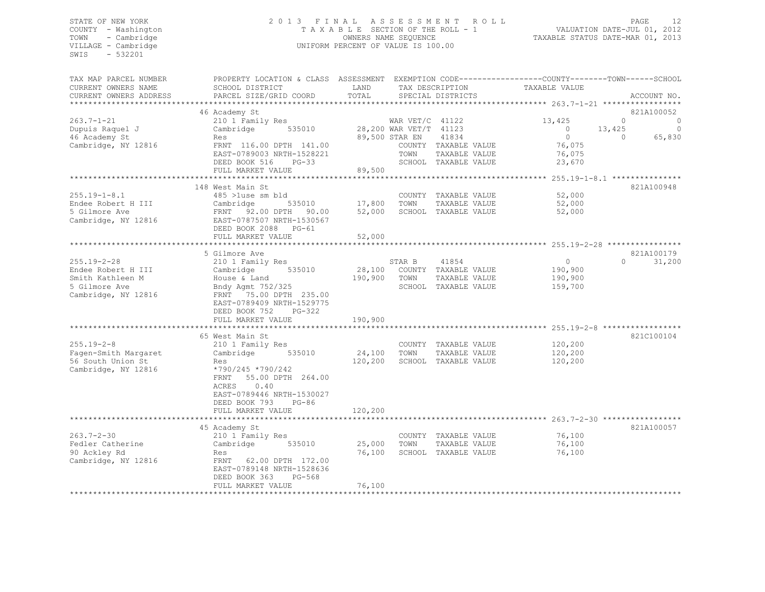STATE OF NEW YORK
COUNTY - Washington
TOWN - Cambridge
VILLAGE - Cambridge
SWIS - 532201

2013 FINAL ASSESSMENT ROLL
TAXABLE SECTION OF THE ROLL - 1
OWNERS NAME SEQUENCE
UNIFORM PERCENT OF VALUE IS 100.00

VALUATION DATE-JUL 01, 2012
TAXABLE STATUS DATE-MAR 01, 2013

| TAX MAP PARCEL NUMBER / CURRENT OWNERS NAME / CURRENT OWNERS ADDRESS | PROPERTY LOCATION & CLASS / SCHOOL DISTRICT / PARCEL SIZE/GRID COORD | ASSESSMENT LAND | TOTAL | EXEMPTION CODE / TAX DESCRIPTION / SPECIAL DISTRICTS | COUNTY TAXABLE VALUE | TOWN | SCHOOL | ACCOUNT NO. |
|---|---|---|---|---|---|---|---|---|
| **263.7-1-21** | 46 Academy St | | | | | | | 821A100052 |
| Dupuis Raquel J | 210 1 Family Res | | | WAR VET/C 41122 | 13,425 | 0 | 0 | |
| 46 Academy St | Cambridge 535010 | 28,200 | | WAR VET/T 41123 | 0 | 13,425 | 0 | |
| Cambridge, NY 12816 | Res | | 89,500 | STAR EN 41834 | 0 | 0 | 65,830 | |
| | FRNT 116.00 DPTH 141.00 | | | COUNTY TAXABLE VALUE | 76,075 | | | |
| | EAST-0789003 NRTH-1528221 | | | TOWN TAXABLE VALUE | 76,075 | | | |
| | DEED BOOK 516 PG-33 | | | SCHOOL TAXABLE VALUE | 23,670 | | | |
| | FULL MARKET VALUE | | 89,500 | | | | | |
| **255.19-1-8.1** | 148 West Main St | | | | | | | 821A100948 |
| Endee Robert H III | 485 >1use sm bld | | | COUNTY TAXABLE VALUE | 52,000 | | | |
| 5 Gilmore Ave | Cambridge 535010 | 17,800 | | TOWN TAXABLE VALUE | 52,000 | | | |
| Cambridge, NY 12816 | FRNT 92.00 DPTH 90.00 | | 52,000 | SCHOOL TAXABLE VALUE | 52,000 | | | |
| | EAST-0787507 NRTH-1530567 | | | | | | | |
| | DEED BOOK 2088 PG-61 | | | | | | | |
| | FULL MARKET VALUE | | 52,000 | | | | | |
| **255.19-2-28** | 5 Gilmore Ave | | | | | | | 821A100179 |
| Endee Robert H III | 210 1 Family Res | | | STAR B 41854 | 0 | 0 | 31,200 | |
| Smith Kathleen M | Cambridge 535010 | 28,100 | | COUNTY TAXABLE VALUE | 190,900 | | | |
| 5 Gilmore Ave | House & Land | | 190,900 | TOWN TAXABLE VALUE | 190,900 | | | |
| Cambridge, NY 12816 | Bndy Agmt 752/325 | | | SCHOOL TAXABLE VALUE | 159,700 | | | |
| | FRNT 75.00 DPTH 235.00 | | | | | | | |
| | EAST-0789409 NRTH-1529775 | | | | | | | |
| | DEED BOOK 752 PG-322 | | | | | | | |
| | FULL MARKET VALUE | | 190,900 | | | | | |
| **255.19-2-8** | 65 West Main St | | | | | | | 821C100104 |
| Fagen-Smith Margaret | 210 1 Family Res | | | COUNTY TAXABLE VALUE | 120,200 | | | |
| 56 South Union St | Cambridge 535010 | 24,100 | | TOWN TAXABLE VALUE | 120,200 | | | |
| Cambridge, NY 12816 | Res | | 120,200 | SCHOOL TAXABLE VALUE | 120,200 | | | |
| | *790/245 *790/242 | | | | | | | |
| | FRNT 55.00 DPTH 264.00 | | | | | | | |
| | ACRES 0.40 | | | | | | | |
| | EAST-0789446 NRTH-1530027 | | | | | | | |
| | DEED BOOK 793 PG-86 | | | | | | | |
| | FULL MARKET VALUE | | 120,200 | | | | | |
| **263.7-2-30** | 45 Academy St | | | | | | | 821A100057 |
| Fedler Catherine | 210 1 Family Res | | | COUNTY TAXABLE VALUE | 76,100 | | | |
| 90 Ackley Rd | Cambridge 535010 | 25,000 | | TOWN TAXABLE VALUE | 76,100 | | | |
| Cambridge, NY 12816 | Res | | 76,100 | SCHOOL TAXABLE VALUE | 76,100 | | | |
| | FRNT 62.00 DPTH 172.00 | | | | | | | |
| | EAST-0789148 NRTH-1528636 | | | | | | | |
| | DEED BOOK 363 PG-568 | | | | | | | |
| | FULL MARKET VALUE | | 76,100 | | | | | |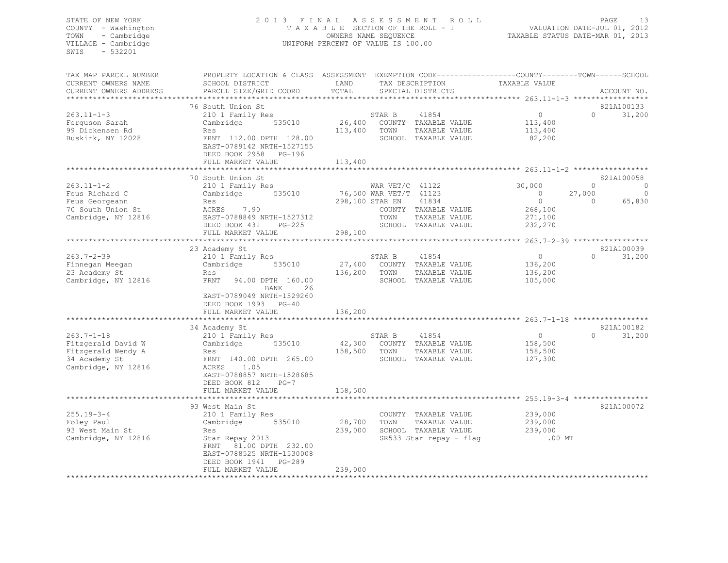STATE OF NEW YORK
COUNTY - Washington
TOWN - Cambridge
VILLAGE - Cambridge
SWIS - 532201

2 0 1 3 F I N A L A S S E S S M E N T R O L L
T A X A B L E SECTION OF THE ROLL - 1
OWNERS NAME SEQUENCE
UNIFORM PERCENT OF VALUE IS 100.00

VALUATION DATE-JUL 01, 2012
TAXABLE STATUS DATE-MAR 01, 2013

```
TAX MAP PARCEL NUMBER          PROPERTY LOCATION & CLASS  ASSESSMENT  EXEMPTION CODE------------------COUNTY--------TOWN------SCHOOL
CURRENT OWNERS NAME            SCHOOL DISTRICT               LAND       TAX DESCRIPTION             TAXABLE VALUE
CURRENT OWNERS ADDRESS         PARCEL SIZE/GRID COORD        TOTAL      SPECIAL DISTRICTS                                    ACCOUNT NO.
******************************************************************************************************* 263.11-1-3 *****************
                               76 South Union St                                                                         821A100133
263.11-1-3                     210 1 Family Res                         STAR B    41854                 0             0     31,200
Ferguson Sarah                 Cambridge      535010         26,400     COUNTY  TAXABLE VALUE        113,400
99 Dickensen Rd                Res                          113,400     TOWN    TAXABLE VALUE        113,400
Buskirk, NY 12028              FRNT 112.00 DPTH 128.00                  SCHOOL  TAXABLE VALUE         82,200
                               EAST-0789142 NRTH-1527155
                               DEED BOOK 2958   PG-196
                               FULL MARKET VALUE            113,400
******************************************************************************************************* 263.11-1-2 *****************
                               70 South Union St                                                                         821A100058
263.11-1-2                     210 1 Family Res                         WAR VET/C  41122            30,000             0          0
Feus Richard C                 Cambridge      535010         76,500 WAR VET/T  41123                 0        27,000          0
Feus Georgeann                 Res                          298,100 STAR EN    41834                 0             0     65,830
70 South Union St              ACRES    7.90                            COUNTY  TAXABLE VALUE        268,100
Cambridge, NY 12816            EAST-0788849 NRTH-1527312                TOWN    TAXABLE VALUE        271,100
                               DEED BOOK 431    PG-225                  SCHOOL  TAXABLE VALUE        232,270
                               FULL MARKET VALUE            298,100
******************************************************************************************************* 263.7-2-39 *****************
                               23 Academy St                                                                             821A100039
263.7-2-39                     210 1 Family Res                         STAR B    41854                 0             0     31,200
Finnegan Meegan                Cambridge      535010         27,400     COUNTY  TAXABLE VALUE        136,200
23 Academy St                  Res                          136,200     TOWN    TAXABLE VALUE        136,200
Cambridge, NY 12816            FRNT   94.00 DPTH 160.00                 SCHOOL  TAXABLE VALUE        105,000
                                          BANK     26
                               EAST-0789049 NRTH-1529260
                               DEED BOOK 1993   PG-40
                               FULL MARKET VALUE            136,200
******************************************************************************************************* 263.7-1-18 *****************
                               34 Academy St                                                                             821A100182
263.7-1-18                     210 1 Family Res                         STAR B    41854                 0             0     31,200
Fitzgerald David W             Cambridge      535010         42,300     COUNTY  TAXABLE VALUE        158,500
Fitzgerald Wendy A             Res                          158,500     TOWN    TAXABLE VALUE        158,500
34 Academy St                  FRNT 140.00 DPTH 265.00                  SCHOOL  TAXABLE VALUE        127,300
Cambridge, NY 12816            ACRES    1.05
                               EAST-0788857 NRTH-1528685
                               DEED BOOK 812    PG-7
                               FULL MARKET VALUE            158,500
******************************************************************************************************* 255.19-3-4 *****************
                               93 West Main St                                                                           821A100072
255.19-3-4                     210 1 Family Res                         COUNTY  TAXABLE VALUE        239,000
Foley Paul                     Cambridge      535010         28,700     TOWN    TAXABLE VALUE        239,000
93 West Main St                Res                          239,000     SCHOOL  TAXABLE VALUE        239,000
Cambridge, NY 12816            Star Repay 2013                          SR533 Star repay - flag          .00 MT
                               FRNT   81.00 DPTH 232.00
                               EAST-0788525 NRTH-1530008
                               DEED BOOK 1941   PG-289
                               FULL MARKET VALUE            239,000
************************************************************************************************************************************
```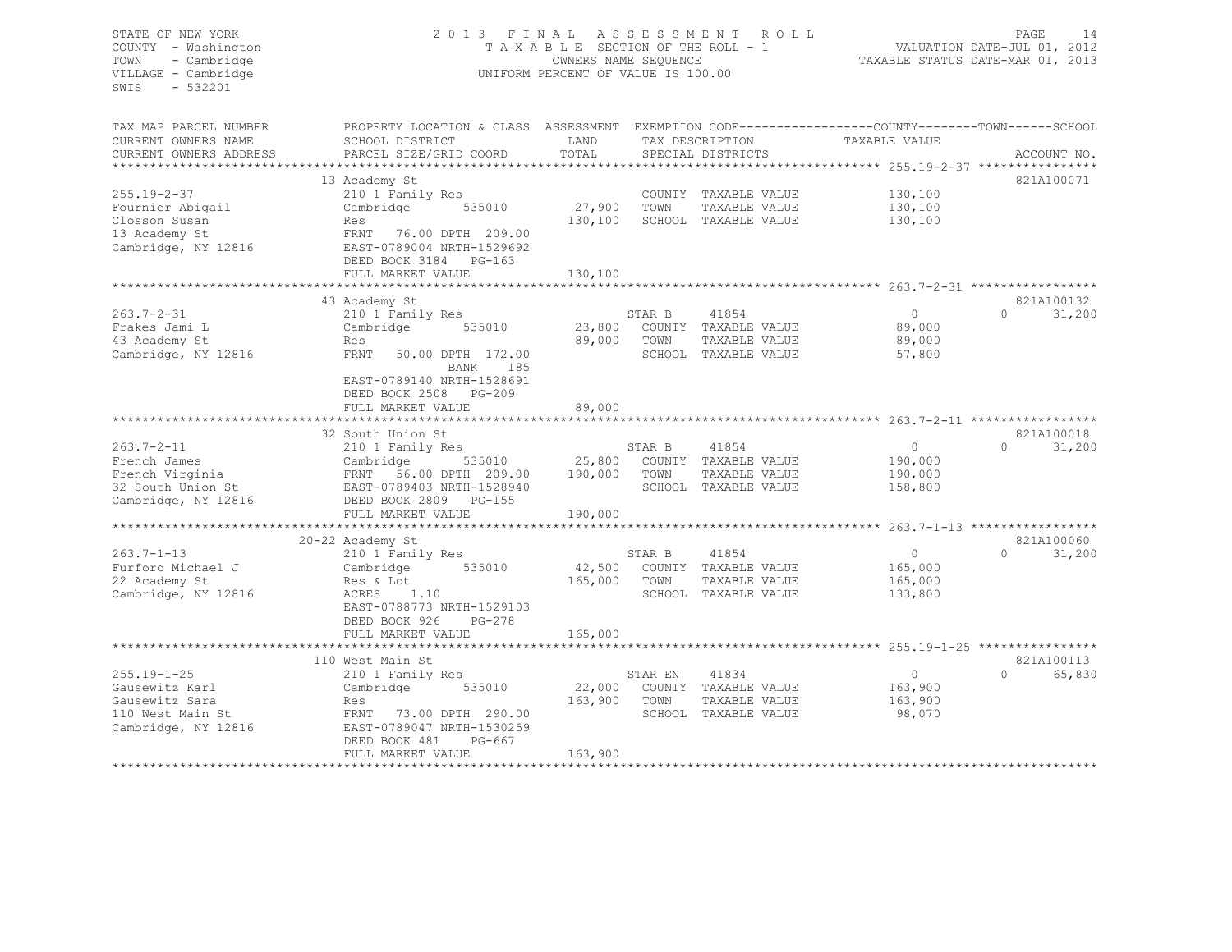STATE OF NEW YORK
COUNTY - Washington
TOWN - Cambridge
VILLAGE - Cambridge
SWIS - 532201

2013 FINAL ASSESSMENT ROLL
TAXABLE SECTION OF THE ROLL - 1
OWNERS NAME SEQUENCE
UNIFORM PERCENT OF VALUE IS 100.00

VALUATION DATE-JUL 01, 2012
TAXABLE STATUS DATE-MAR 01, 2013

| TAX MAP PARCEL NUMBER / CURRENT OWNERS NAME / CURRENT OWNERS ADDRESS | PROPERTY LOCATION & CLASS / SCHOOL DISTRICT / PARCEL SIZE/GRID COORD | ASSESSMENT LAND / TOTAL | EXEMPTION CODE / TAX DESCRIPTION / SPECIAL DISTRICTS | COUNTY / TOWN TAXABLE VALUE | SCHOOL / ACCOUNT NO. |
|---|---|---|---|---|---|
| 255.19-2-37 | 13 Academy St | | | | 821A100071 |
| | 210 1 Family Res | | COUNTY TAXABLE VALUE | 130,100 | |
| Fournier Abigail | Cambridge 535010 | 27,900 | TOWN TAXABLE VALUE | 130,100 | |
| Closson Susan | Res | 130,100 | SCHOOL TAXABLE VALUE | 130,100 | |
| 13 Academy St | FRNT 76.00 DPTH 209.00 | | | | |
| Cambridge, NY 12816 | EAST-0789004 NRTH-1529692 | | | | |
| | DEED BOOK 3184 PG-163 | | | | |
| | FULL MARKET VALUE | 130,100 | | | |
| 263.7-2-31 | 43 Academy St | | | | 821A100132 |
| | 210 1 Family Res | | STAR B 41854 | 0 | 0 31,200 |
| Frakes Jami L | Cambridge 535010 | 23,800 | COUNTY TAXABLE VALUE | 89,000 | |
| 43 Academy St | Res | 89,000 | TOWN TAXABLE VALUE | 89,000 | |
| Cambridge, NY 12816 | FRNT 50.00 DPTH 172.00 | | SCHOOL TAXABLE VALUE | 57,800 | |
| | BANK 185 | | | | |
| | EAST-0789140 NRTH-1528691 | | | | |
| | DEED BOOK 2508 PG-209 | | | | |
| | FULL MARKET VALUE | 89,000 | | | |
| 263.7-2-11 | 32 South Union St | | | | 821A100018 |
| | 210 1 Family Res | | STAR B 41854 | 0 | 0 31,200 |
| French James | Cambridge 535010 | 25,800 | COUNTY TAXABLE VALUE | 190,000 | |
| French Virginia | FRNT 56.00 DPTH 209.00 | 190,000 | TOWN TAXABLE VALUE | 190,000 | |
| 32 South Union St | EAST-0789403 NRTH-1528940 | | SCHOOL TAXABLE VALUE | 158,800 | |
| Cambridge, NY 12816 | DEED BOOK 2809 PG-155 | | | | |
| | FULL MARKET VALUE | 190,000 | | | |
| 263.7-1-13 | 20-22 Academy St | | | | 821A100060 |
| | 210 1 Family Res | | STAR B 41854 | 0 | 0 31,200 |
| Furforo Michael J | Cambridge 535010 | 42,500 | COUNTY TAXABLE VALUE | 165,000 | |
| 22 Academy St | Res & Lot | 165,000 | TOWN TAXABLE VALUE | 165,000 | |
| Cambridge, NY 12816 | ACRES 1.10 | | SCHOOL TAXABLE VALUE | 133,800 | |
| | EAST-0788773 NRTH-1529103 | | | | |
| | DEED BOOK 926 PG-278 | | | | |
| | FULL MARKET VALUE | 165,000 | | | |
| 255.19-1-25 | 110 West Main St | | | | 821A100113 |
| | 210 1 Family Res | | STAR EN 41834 | 0 | 0 65,830 |
| Gausewitz Karl | Cambridge 535010 | 22,000 | COUNTY TAXABLE VALUE | 163,900 | |
| Gausewitz Sara | Res | 163,900 | TOWN TAXABLE VALUE | 163,900 | |
| 110 West Main St | FRNT 73.00 DPTH 290.00 | | SCHOOL TAXABLE VALUE | 98,070 | |
| Cambridge, NY 12816 | EAST-0789047 NRTH-1530259 | | | | |
| | DEED BOOK 481 PG-667 | | | | |
| | FULL MARKET VALUE | 163,900 | | | |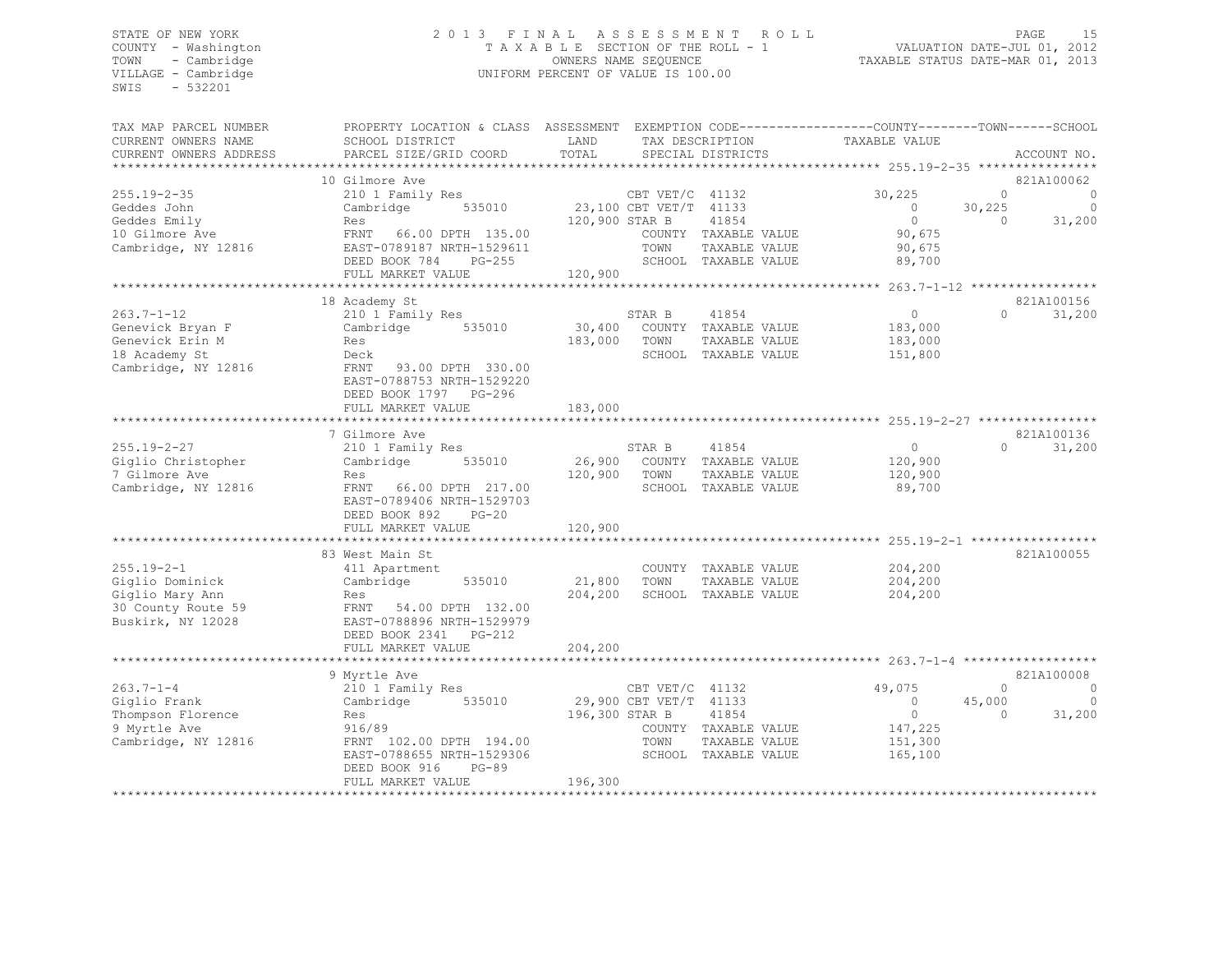STATE OF NEW YORK
COUNTY - Washington
TOWN - Cambridge
VILLAGE - Cambridge
SWIS - 532201

2013 FINAL ASSESSMENT ROLL
TAXABLE SECTION OF THE ROLL - 1
OWNERS NAME SEQUENCE
UNIFORM PERCENT OF VALUE IS 100.00

VALUATION DATE-JUL 01, 2012
TAXABLE STATUS DATE-MAR 01, 2013

| TAX MAP PARCEL NUMBER / CURRENT OWNERS NAME / CURRENT OWNERS ADDRESS | PROPERTY LOCATION & CLASS / SCHOOL DISTRICT / PARCEL SIZE/GRID COORD | ASSESSMENT LAND | ASSESSMENT TOTAL | EXEMPTION CODE / TAX DESCRIPTION / SPECIAL DISTRICTS | COUNTY TAXABLE VALUE | TOWN | SCHOOL | ACCOUNT NO. |
|---|---|---|---|---|---|---|---|---|
| **255.19-2-35** | 10 Gilmore Ave | | | | | | | 821A100062 |
| Geddes John | 210 1 Family Res | | | CBT VET/C 41132 | 30,225 | 0 | 0 | |
| Geddes Emily | Cambridge 535010 | 23,100 | | CBT VET/T 41133 | 0 | 30,225 | 0 | |
| 10 Gilmore Ave | Res | | 120,900 | STAR B 41854 | 0 | 0 | 31,200 | |
| Cambridge, NY 12816 | FRNT 66.00 DPTH 135.00 | | | COUNTY TAXABLE VALUE | 90,675 | | | |
| | EAST-0789187 NRTH-1529611 | | | TOWN TAXABLE VALUE | 90,675 | | | |
| | DEED BOOK 784 PG-255 | | | SCHOOL TAXABLE VALUE | 89,700 | | | |
| | FULL MARKET VALUE | | 120,900 | | | | | |
| **263.7-1-12** | 18 Academy St | | | | | | | 821A100156 |
| Genevick Bryan F | 210 1 Family Res | | | STAR B 41854 | 0 | 0 | 31,200 | |
| Genevick Erin M | Cambridge 535010 | 30,400 | | COUNTY TAXABLE VALUE | 183,000 | | | |
| 18 Academy St | Res | | 183,000 | TOWN TAXABLE VALUE | 183,000 | | | |
| Cambridge, NY 12816 | Deck | | | SCHOOL TAXABLE VALUE | 151,800 | | | |
| | FRNT 93.00 DPTH 330.00 | | | | | | | |
| | EAST-0788753 NRTH-1529220 | | | | | | | |
| | DEED BOOK 1797 PG-296 | | | | | | | |
| | FULL MARKET VALUE | | 183,000 | | | | | |
| **255.19-2-27** | 7 Gilmore Ave | | | | | | | 821A100136 |
| Giglio Christopher | 210 1 Family Res | | | STAR B 41854 | 0 | 0 | 31,200 | |
| 7 Gilmore Ave | Cambridge 535010 | 26,900 | | COUNTY TAXABLE VALUE | 120,900 | | | |
| Cambridge, NY 12816 | Res | | 120,900 | TOWN TAXABLE VALUE | 120,900 | | | |
| | FRNT 66.00 DPTH 217.00 | | | SCHOOL TAXABLE VALUE | 89,700 | | | |
| | EAST-0789406 NRTH-1529703 | | | | | | | |
| | DEED BOOK 892 PG-20 | | | | | | | |
| | FULL MARKET VALUE | | 120,900 | | | | | |
| **255.19-2-1** | 83 West Main St | | | | | | | 821A100055 |
| Giglio Dominick | 411 Apartment | | | COUNTY TAXABLE VALUE | 204,200 | | | |
| Giglio Mary Ann | Cambridge 535010 | 21,800 | | TOWN TAXABLE VALUE | 204,200 | | | |
| 30 County Route 59 | Res | | 204,200 | SCHOOL TAXABLE VALUE | 204,200 | | | |
| Buskirk, NY 12028 | FRNT 54.00 DPTH 132.00 | | | | | | | |
| | EAST-0788896 NRTH-1529979 | | | | | | | |
| | DEED BOOK 2341 PG-212 | | | | | | | |
| | FULL MARKET VALUE | | 204,200 | | | | | |
| **263.7-1-4** | 9 Myrtle Ave | | | | | | | 821A100008 |
| Giglio Frank | 210 1 Family Res | | | CBT VET/C 41132 | 49,075 | 0 | 0 | |
| Thompson Florence | Cambridge 535010 | 29,900 | | CBT VET/T 41133 | 0 | 45,000 | 0 | |
| 9 Myrtle Ave | Res | | 196,300 | STAR B 41854 | 0 | 0 | 31,200 | |
| Cambridge, NY 12816 | 916/89 | | | COUNTY TAXABLE VALUE | 147,225 | | | |
| | FRNT 102.00 DPTH 194.00 | | | TOWN TAXABLE VALUE | 151,300 | | | |
| | EAST-0788655 NRTH-1529306 | | | SCHOOL TAXABLE VALUE | 165,100 | | | |
| | DEED BOOK 916 PG-89 | | | | | | | |
| | FULL MARKET VALUE | | 196,300 | | | | | |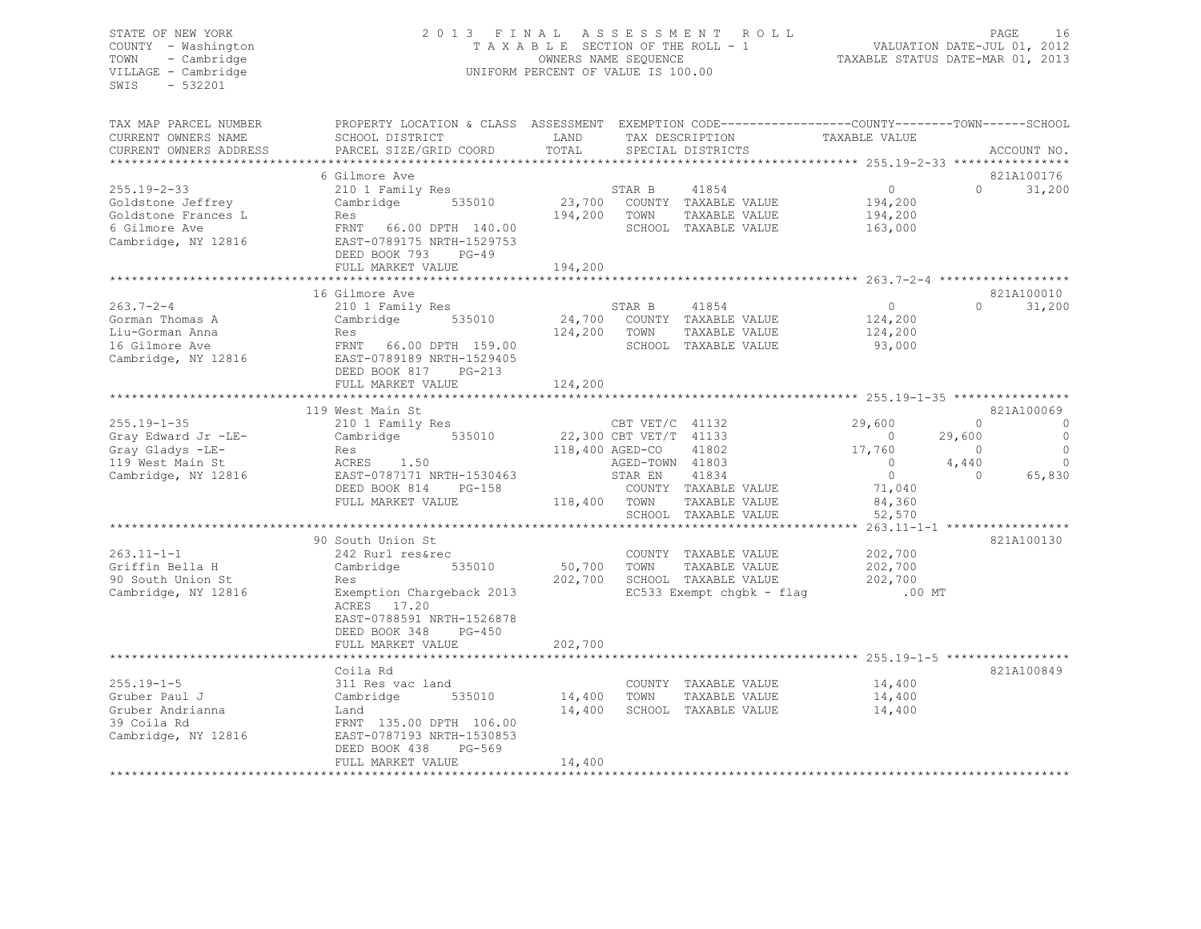STATE OF NEW YORK
COUNTY - Washington
TOWN - Cambridge
VILLAGE - Cambridge
SWIS - 532201

2013 FINAL ASSESSMENT ROLL
TAXABLE SECTION OF THE ROLL - 1
OWNERS NAME SEQUENCE
UNIFORM PERCENT OF VALUE IS 100.00

VALUATION DATE-JUL 01, 2012
TAXABLE STATUS DATE-MAR 01, 2013

```
TAX MAP PARCEL NUMBER          PROPERTY LOCATION & CLASS  ASSESSMENT  EXEMPTION CODE-----------------COUNTY--------TOWN------SCHOOL
CURRENT OWNERS NAME            SCHOOL DISTRICT               LAND      TAX DESCRIPTION            TAXABLE VALUE
CURRENT OWNERS ADDRESS         PARCEL SIZE/GRID COORD        TOTAL     SPECIAL DISTRICTS                                      ACCOUNT NO.
******************************************************************************************************* 255.19-2-33 ****************
                               6 Gilmore Ave                                                                             821A100176
255.19-2-33                    210 1 Family Res                      STAR B     41854                 0           0       31,200
Goldstone Jeffrey              Cambridge        535010       23,700   COUNTY  TAXABLE VALUE           194,200
Goldstone Frances L            Res                          194,200   TOWN    TAXABLE VALUE           194,200
6 Gilmore Ave                  FRNT   66.00 DPTH 140.00               SCHOOL  TAXABLE VALUE           163,000
Cambridge, NY 12816            EAST-0789175 NRTH-1529753
                               DEED BOOK 793    PG-49
                               FULL MARKET VALUE            194,200
******************************************************************************************************* 263.7-2-4 ******************
                               16 Gilmore Ave                                                                            821A100010
263.7-2-4                      210 1 Family Res                      STAR B     41854                 0           0       31,200
Gorman Thomas A                Cambridge        535010       24,700   COUNTY  TAXABLE VALUE           124,200
Liu-Gorman Anna                Res                          124,200   TOWN    TAXABLE VALUE           124,200
16 Gilmore Ave                 FRNT   66.00 DPTH 159.00               SCHOOL  TAXABLE VALUE            93,000
Cambridge, NY 12816            EAST-0789189 NRTH-1529405
                               DEED BOOK 817    PG-213
                               FULL MARKET VALUE            124,200
******************************************************************************************************* 255.19-1-35 ****************
                               119 West Main St                                                                          821A100069
255.19-1-35                    210 1 Family Res                      CBT VET/C  41132            29,600           0            0
Gray Edward Jr -LE-            Cambridge        535010       22,300 CBT VET/T  41133                 0      29,600            0
Gray Gladys -LE-               Res                          118,400 AGED-CO    41802            17,760           0            0
119 West Main St               ACRES    1.50                         AGED-TOWN  41803                 0       4,440            0
Cambridge, NY 12816            EAST-0787171 NRTH-1530463             STAR EN    41834                 0           0       65,830
                               DEED BOOK 814    PG-158               COUNTY  TAXABLE VALUE            71,040
                               FULL MARKET VALUE            118,400   TOWN    TAXABLE VALUE            84,360
                                                                      SCHOOL  TAXABLE VALUE            52,570
******************************************************************************************************* 263.11-1-1 *****************
                               90 South Union St                                                                         821A100130
263.11-1-1                     242 Rurl res&rec                      COUNTY  TAXABLE VALUE           202,700
Griffin Bella H                Cambridge        535010       50,700   TOWN    TAXABLE VALUE           202,700
90 South Union St              Res                          202,700   SCHOOL  TAXABLE VALUE           202,700
Cambridge, NY 12816            Exemption Chargeback 2013              EC533 Exempt chgbk - flag          .00 MT
                               ACRES   17.20
                               EAST-0788591 NRTH-1526878
                               DEED BOOK 348    PG-450
                               FULL MARKET VALUE            202,700
******************************************************************************************************* 255.19-1-5 *****************
                               Coila Rd                                                                                  821A100849
255.19-1-5                     311 Res vac land                      COUNTY  TAXABLE VALUE            14,400
Gruber Paul J                  Cambridge        535010       14,400   TOWN    TAXABLE VALUE            14,400
Gruber Andrianna               Land                          14,400   SCHOOL  TAXABLE VALUE            14,400
39 Coila Rd                    FRNT  135.00 DPTH 106.00
Cambridge, NY 12816            EAST-0787193 NRTH-1530853
                               DEED BOOK 438    PG-569
                               FULL MARKET VALUE             14,400
************************************************************************************************************************************
```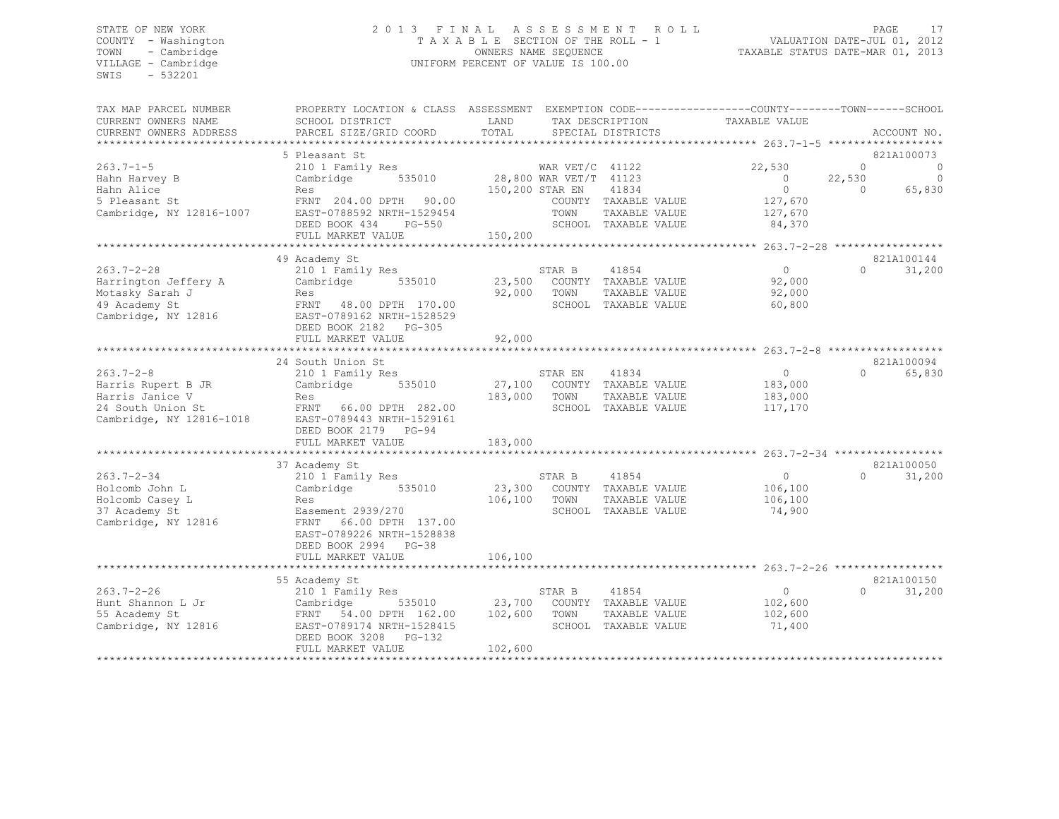STATE OF NEW YORK
COUNTY - Washington
TOWN - Cambridge
VILLAGE - Cambridge
SWIS - 532201

2013 FINAL ASSESSMENT ROLL
TAXABLE SECTION OF THE ROLL - 1
OWNERS NAME SEQUENCE
UNIFORM PERCENT OF VALUE IS 100.00

VALUATION DATE-JUL 01, 2012
TAXABLE STATUS DATE-MAR 01, 2013

| TAX MAP PARCEL NUMBER / CURRENT OWNERS NAME / CURRENT OWNERS ADDRESS | PROPERTY LOCATION & CLASS / SCHOOL DISTRICT / PARCEL SIZE/GRID COORD | ASSESSMENT LAND / TOTAL | EXEMPTION CODE / TAX DESCRIPTION / SPECIAL DISTRICTS | COUNTY TAXABLE VALUE | TOWN | SCHOOL | ACCOUNT NO. |
|---|---|---|---|---|---|---|---|
| **263.7-1-5** | 5 Pleasant St | | | | | | 821A100073 |
| Hahn Harvey B | 210 1 Family Res | | WAR VET/C 41122 | 22,530 | 0 | 0 | |
| Hahn Alice | Cambridge 535010 | 28,800 | WAR VET/T 41123 | 0 | 22,530 | 0 | |
| 5 Pleasant St | Res | 150,200 | STAR EN 41834 | 0 | 0 | 65,830 | |
| Cambridge, NY 12816-1007 | FRNT 204.00 DPTH 90.00 | | COUNTY TAXABLE VALUE | 127,670 | | | |
| | EAST-0788592 NRTH-1529454 | | TOWN TAXABLE VALUE | 127,670 | | | |
| | DEED BOOK 434 PG-550 | | SCHOOL TAXABLE VALUE | 84,370 | | | |
| | FULL MARKET VALUE | 150,200 | | | | | |
| **263.7-2-28** | 49 Academy St | | | | | | 821A100144 |
| Harrington Jeffery A | 210 1 Family Res | | STAR B 41854 | 0 | 0 | 31,200 | |
| Motasky Sarah J | Cambridge 535010 | 23,500 | COUNTY TAXABLE VALUE | 92,000 | | | |
| 49 Academy St | Res | 92,000 | TOWN TAXABLE VALUE | 92,000 | | | |
| Cambridge, NY 12816 | FRNT 48.00 DPTH 170.00 | | SCHOOL TAXABLE VALUE | 60,800 | | | |
| | EAST-0789162 NRTH-1528529 | | | | | | |
| | DEED BOOK 2182 PG-305 | | | | | | |
| | FULL MARKET VALUE | 92,000 | | | | | |
| **263.7-2-8** | 24 South Union St | | | | | | 821A100094 |
| Harris Rupert B JR | 210 1 Family Res | | STAR EN 41834 | 0 | 0 | 65,830 | |
| Harris Janice V | Cambridge 535010 | 27,100 | COUNTY TAXABLE VALUE | 183,000 | | | |
| 24 South Union St | Res | 183,000 | TOWN TAXABLE VALUE | 183,000 | | | |
| Cambridge, NY 12816-1018 | FRNT 66.00 DPTH 282.00 | | SCHOOL TAXABLE VALUE | 117,170 | | | |
| | EAST-0789443 NRTH-1529161 | | | | | | |
| | DEED BOOK 2179 PG-94 | | | | | | |
| | FULL MARKET VALUE | 183,000 | | | | | |
| **263.7-2-34** | 37 Academy St | | | | | | 821A100050 |
| Holcomb John L | 210 1 Family Res | | STAR B 41854 | 0 | 0 | 31,200 | |
| Holcomb Casey L | Cambridge 535010 | 23,300 | COUNTY TAXABLE VALUE | 106,100 | | | |
| 37 Academy St | Res | 106,100 | TOWN TAXABLE VALUE | 106,100 | | | |
| Cambridge, NY 12816 | Easement 2939/270 | | SCHOOL TAXABLE VALUE | 74,900 | | | |
| | FRNT 66.00 DPTH 137.00 | | | | | | |
| | EAST-0789226 NRTH-1528838 | | | | | | |
| | DEED BOOK 2994 PG-38 | | | | | | |
| | FULL MARKET VALUE | 106,100 | | | | | |
| **263.7-2-26** | 55 Academy St | | | | | | 821A100150 |
| Hunt Shannon L Jr | 210 1 Family Res | | STAR B 41854 | 0 | 0 | 31,200 | |
| 55 Academy St | Cambridge 535010 | 23,700 | COUNTY TAXABLE VALUE | 102,600 | | | |
| Cambridge, NY 12816 | FRNT 54.00 DPTH 162.00 | 102,600 | TOWN TAXABLE VALUE | 102,600 | | | |
| | EAST-0789174 NRTH-1528415 | | SCHOOL TAXABLE VALUE | 71,400 | | | |
| | DEED BOOK 3208 PG-132 | | | | | | |
| | FULL MARKET VALUE | 102,600 | | | | | |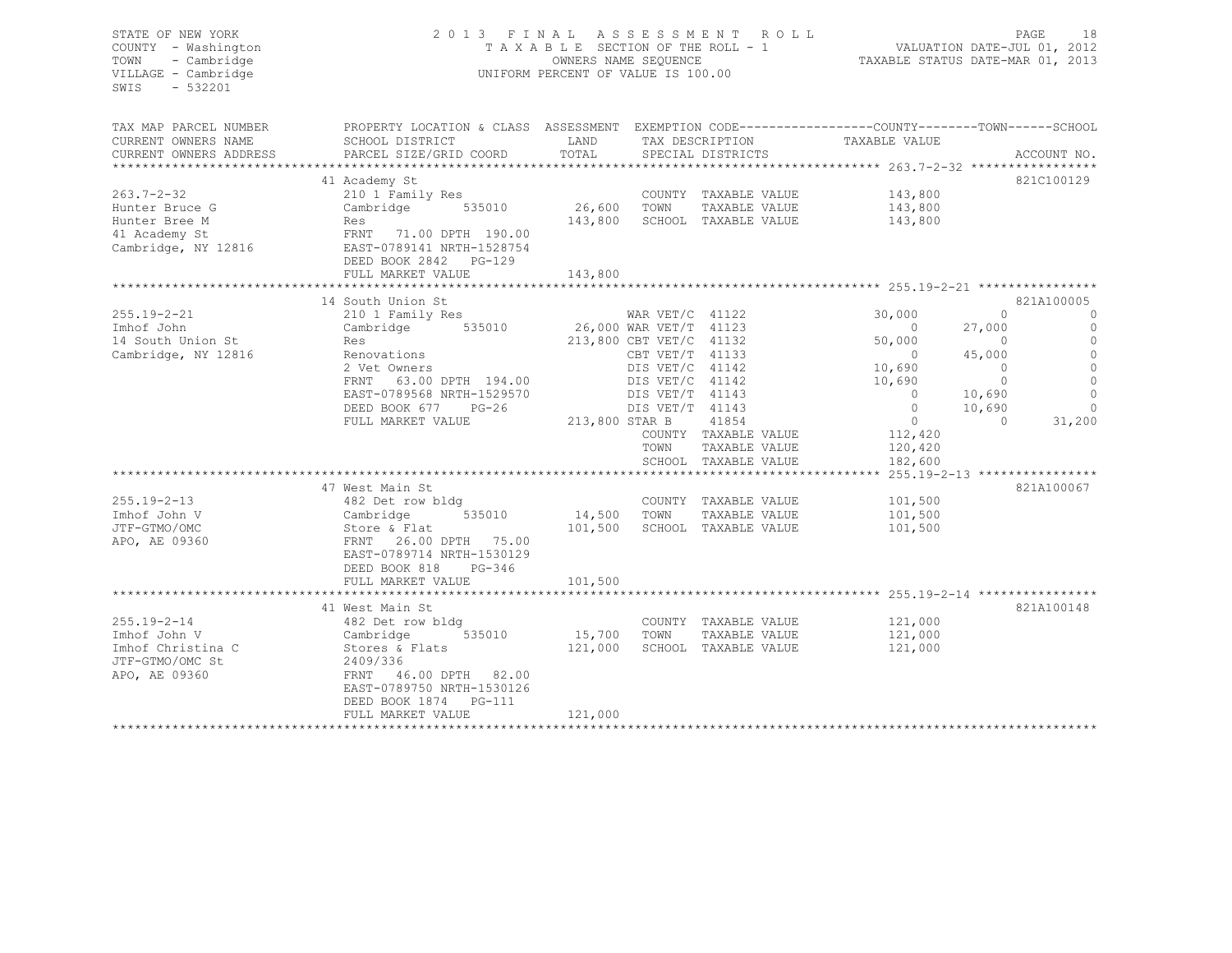STATE OF NEW YORK — 2013 FINAL ASSESSMENT ROLL
COUNTY - Washington — TAXABLE SECTION OF THE ROLL - 1 — VALUATION DATE-JUL 01, 2012
TOWN - Cambridge — OWNERS NAME SEQUENCE — TAXABLE STATUS DATE-MAR 01, 2013
VILLAGE - Cambridge — UNIFORM PERCENT OF VALUE IS 100.00
SWIS - 532201

| TAX MAP PARCEL NUMBER / CURRENT OWNERS NAME / CURRENT OWNERS ADDRESS | PROPERTY LOCATION & CLASS / SCHOOL DISTRICT / PARCEL SIZE/GRID COORD | ASSESSMENT LAND | TOTAL | EXEMPTION CODE / TAX DESCRIPTION / SPECIAL DISTRICTS | COUNTY TAXABLE VALUE | TOWN | SCHOOL | ACCOUNT NO. |
|---|---|---|---|---|---|---|---|---|
| | 41 Academy St | | | | | | | 821C100129 |
| 263.7-2-32 | 210 1 Family Res | | | COUNTY TAXABLE VALUE | 143,800 | | | |
| Hunter Bruce G | Cambridge 535010 | 26,600 | | TOWN TAXABLE VALUE | 143,800 | | | |
| Hunter Bree M | Res | | 143,800 | SCHOOL TAXABLE VALUE | 143,800 | | | |
| 41 Academy St | FRNT 71.00 DPTH 190.00 | | | | | | | |
| Cambridge, NY 12816 | EAST-0789141 NRTH-1528754 | | | | | | | |
| | DEED BOOK 2842 PG-129 | | | | | | | |
| | FULL MARKET VALUE | | 143,800 | | | | | |
| | 14 South Union St | | | | | | | 821A100005 |
| 255.19-2-21 | 210 1 Family Res | | | WAR VET/C 41122 | 30,000 | 0 | 0 | |
| Imhof John | Cambridge 535010 | 26,000 | | WAR VET/T 41123 | 0 | 27,000 | 0 | |
| 14 South Union St | Res | | 213,800 | CBT VET/C 41132 | 50,000 | 0 | 0 | |
| Cambridge, NY 12816 | Renovations | | | CBT VET/T 41133 | 0 | 45,000 | 0 | |
| | 2 Vet Owners | | | DIS VET/C 41142 | 10,690 | 0 | 0 | |
| | FRNT 63.00 DPTH 194.00 | | | DIS VET/C 41142 | 10,690 | 0 | 0 | |
| | EAST-0789568 NRTH-1529570 | | | DIS VET/T 41143 | 0 | 10,690 | 0 | |
| | DEED BOOK 677 PG-26 | | | DIS VET/T 41143 | 0 | 10,690 | 0 | |
| | FULL MARKET VALUE | | 213,800 | STAR B 41854 | 0 | 0 | 31,200 | |
| | | | | COUNTY TAXABLE VALUE | 112,420 | | | |
| | | | | TOWN TAXABLE VALUE | 120,420 | | | |
| | | | | SCHOOL TAXABLE VALUE | 182,600 | | | |
| | 47 West Main St | | | | | | | 821A100067 |
| 255.19-2-13 | 482 Det row bldg | | | COUNTY TAXABLE VALUE | 101,500 | | | |
| Imhof John V | Cambridge 535010 | 14,500 | | TOWN TAXABLE VALUE | 101,500 | | | |
| JTF-GTMO/OMC | Store & Flat | | 101,500 | SCHOOL TAXABLE VALUE | 101,500 | | | |
| APO, AE 09360 | FRNT 26.00 DPTH 75.00 | | | | | | | |
| | EAST-0789714 NRTH-1530129 | | | | | | | |
| | DEED BOOK 818 PG-346 | | | | | | | |
| | FULL MARKET VALUE | | 101,500 | | | | | |
| | 41 West Main St | | | | | | | 821A100148 |
| 255.19-2-14 | 482 Det row bldg | | | COUNTY TAXABLE VALUE | 121,000 | | | |
| Imhof John V | Cambridge 535010 | 15,700 | | TOWN TAXABLE VALUE | 121,000 | | | |
| Imhof Christina C | Stores & Flats | | 121,000 | SCHOOL TAXABLE VALUE | 121,000 | | | |
| JTF-GTMO/OMC St | 2409/336 | | | | | | | |
| APO, AE 09360 | FRNT 46.00 DPTH 82.00 | | | | | | | |
| | EAST-0789750 NRTH-1530126 | | | | | | | |
| | DEED BOOK 1874 PG-111 | | | | | | | |
| | FULL MARKET VALUE | | 121,000 | | | | | |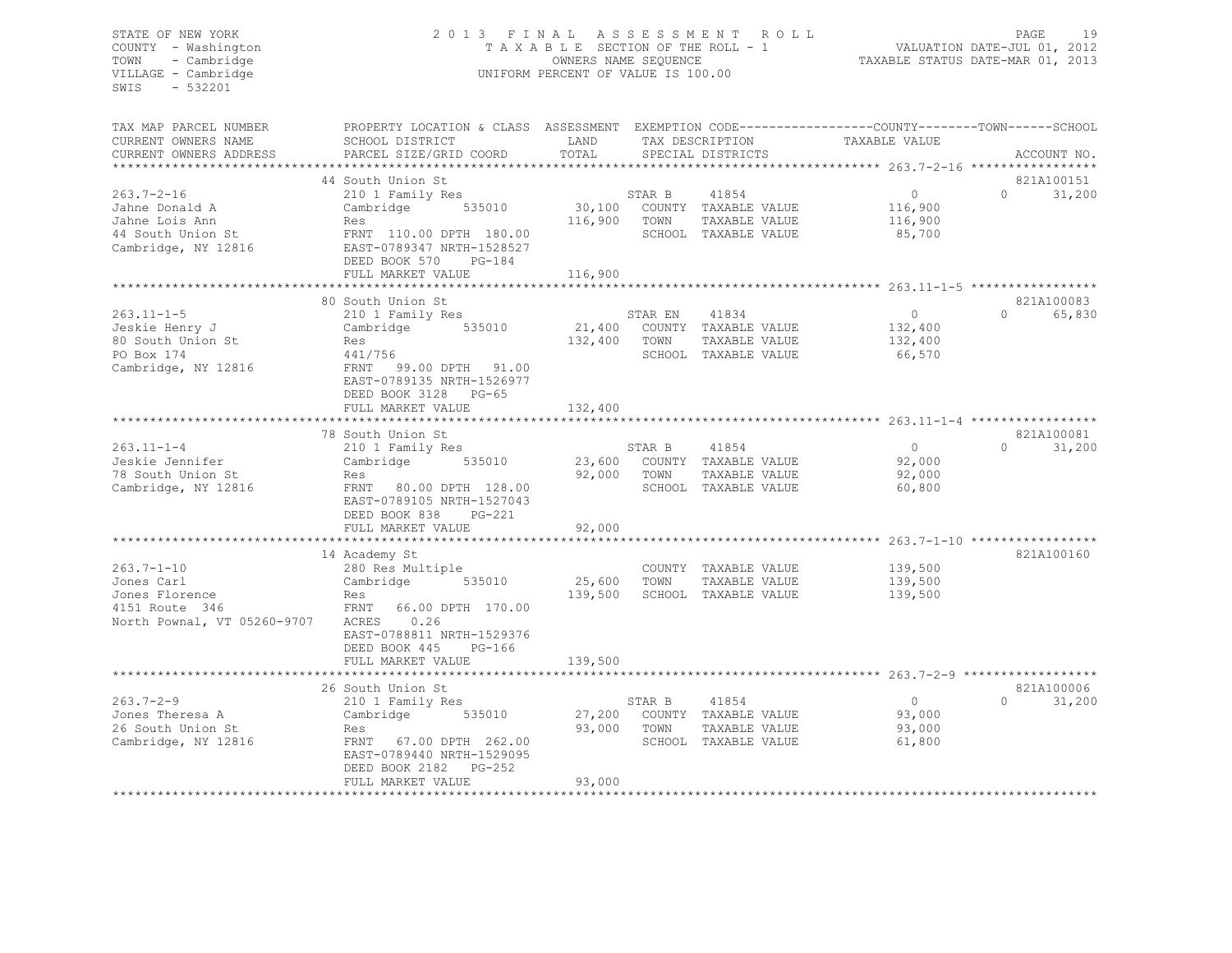STATE OF NEW YORK
COUNTY - Washington
TOWN - Cambridge
VILLAGE - Cambridge
SWIS - 532201

2013 FINAL ASSESSMENT ROLL
TAXABLE SECTION OF THE ROLL - 1
OWNERS NAME SEQUENCE
UNIFORM PERCENT OF VALUE IS 100.00

VALUATION DATE-JUL 01, 2012
TAXABLE STATUS DATE-MAR 01, 2013

| TAX MAP PARCEL NUMBER / CURRENT OWNERS NAME / CURRENT OWNERS ADDRESS | PROPERTY LOCATION & CLASS / SCHOOL DISTRICT / PARCEL SIZE/GRID COORD | ASSESSMENT LAND | TOTAL | EXEMPTION CODE / TAX DESCRIPTION / SPECIAL DISTRICTS | COUNTY / TAXABLE VALUE | TOWN | SCHOOL | ACCOUNT NO. |
|---|---|---|---|---|---|---|---|---|
| 263.7-2-16 | 44 South Union St | | | | | | | 821A100151 |
| | 210 1 Family Res | | | STAR B 41854 | 0 | | 31,200 | |
| Jahne Donald A | Cambridge 535010 | 30,100 | | COUNTY TAXABLE VALUE | 116,900 | | | |
| Jahne Lois Ann | Res | | 116,900 | TOWN TAXABLE VALUE | 116,900 | | | |
| 44 South Union St | FRNT 110.00 DPTH 180.00 | | | SCHOOL TAXABLE VALUE | 85,700 | | | |
| Cambridge, NY 12816 | EAST-0789347 NRTH-1528527 | | | | | | | |
| | DEED BOOK 570 PG-184 | | | | | | | |
| | FULL MARKET VALUE | | 116,900 | | | | | |
| 263.11-1-5 | 80 South Union St | | | | | | | 821A100083 |
| | 210 1 Family Res | | | STAR EN 41834 | 0 | | 65,830 | |
| Jeskie Henry J | Cambridge 535010 | 21,400 | | COUNTY TAXABLE VALUE | 132,400 | | | |
| 80 South Union St | Res | | 132,400 | TOWN TAXABLE VALUE | 132,400 | | | |
| PO Box 174 | 441/756 | | | SCHOOL TAXABLE VALUE | 66,570 | | | |
| Cambridge, NY 12816 | FRNT 99.00 DPTH 91.00 | | | | | | | |
| | EAST-0789135 NRTH-1526977 | | | | | | | |
| | DEED BOOK 3128 PG-65 | | | | | | | |
| | FULL MARKET VALUE | | 132,400 | | | | | |
| 263.11-1-4 | 78 South Union St | | | | | | | 821A100081 |
| | 210 1 Family Res | | | STAR B 41854 | 0 | | 31,200 | |
| Jeskie Jennifer | Cambridge 535010 | 23,600 | | COUNTY TAXABLE VALUE | 92,000 | | | |
| 78 South Union St | Res | | 92,000 | TOWN TAXABLE VALUE | 92,000 | | | |
| Cambridge, NY 12816 | FRNT 80.00 DPTH 128.00 | | | SCHOOL TAXABLE VALUE | 60,800 | | | |
| | EAST-0789105 NRTH-1527043 | | | | | | | |
| | DEED BOOK 838 PG-221 | | | | | | | |
| | FULL MARKET VALUE | | 92,000 | | | | | |
| 263.7-1-10 | 14 Academy St | | | | | | | 821A100160 |
| | 280 Res Multiple | | | COUNTY TAXABLE VALUE | 139,500 | | | |
| Jones Carl | Cambridge 535010 | 25,600 | | TOWN TAXABLE VALUE | 139,500 | | | |
| Jones Florence | Res | | 139,500 | SCHOOL TAXABLE VALUE | 139,500 | | | |
| 4151 Route 346 | FRNT 66.00 DPTH 170.00 | | | | | | | |
| North Pownal, VT 05260-9707 | ACRES 0.26 | | | | | | | |
| | EAST-0788811 NRTH-1529376 | | | | | | | |
| | DEED BOOK 445 PG-166 | | | | | | | |
| | FULL MARKET VALUE | | 139,500 | | | | | |
| 263.7-2-9 | 26 South Union St | | | | | | | 821A100006 |
| | 210 1 Family Res | | | STAR B 41854 | 0 | | 31,200 | |
| Jones Theresa A | Cambridge 535010 | 27,200 | | COUNTY TAXABLE VALUE | 93,000 | | | |
| 26 South Union St | Res | | 93,000 | TOWN TAXABLE VALUE | 93,000 | | | |
| Cambridge, NY 12816 | FRNT 67.00 DPTH 262.00 | | | SCHOOL TAXABLE VALUE | 61,800 | | | |
| | EAST-0789440 NRTH-1529095 | | | | | | | |
| | DEED BOOK 2182 PG-252 | | | | | | | |
| | FULL MARKET VALUE | | 93,000 | | | | | |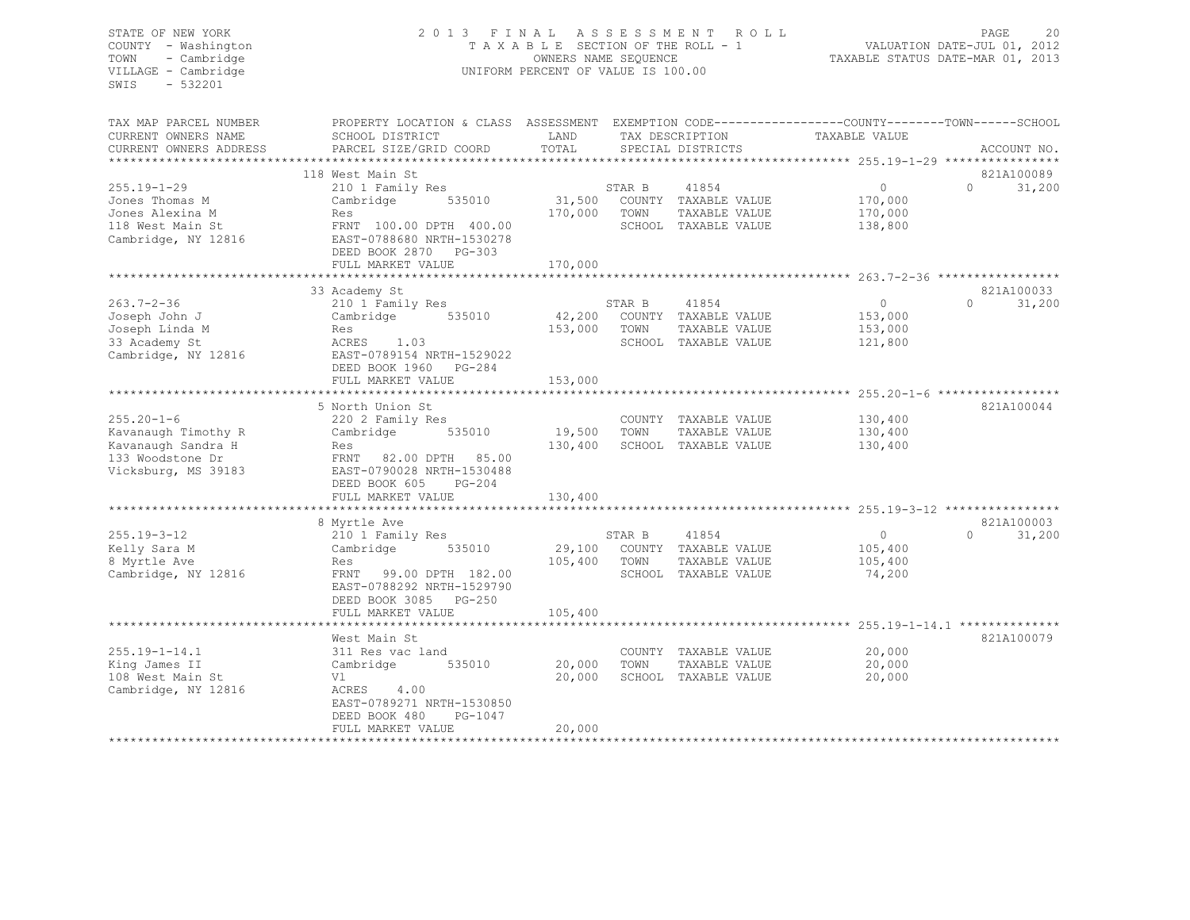STATE OF NEW YORK
COUNTY - Washington
TOWN - Cambridge
VILLAGE - Cambridge
SWIS - 532201

2013 FINAL ASSESSMENT ROLL
TAXABLE SECTION OF THE ROLL - 1
OWNERS NAME SEQUENCE
UNIFORM PERCENT OF VALUE IS 100.00

VALUATION DATE-JUL 01, 2012
TAXABLE STATUS DATE-MAR 01, 2013

| TAX MAP PARCEL NUMBER / CURRENT OWNERS NAME / CURRENT OWNERS ADDRESS | PROPERTY LOCATION & CLASS / SCHOOL DISTRICT / PARCEL SIZE/GRID COORD | ASSESSMENT LAND / TOTAL | EXEMPTION CODE / TAX DESCRIPTION / SPECIAL DISTRICTS | COUNTY TAXABLE VALUE | TOWN | SCHOOL / ACCOUNT NO. |
|---|---|---|---|---|---|---|
| 255.19-1-29 | 118 West Main St | | | | | 821A100089 |
| Jones Thomas M | 210 1 Family Res | | STAR B 41854 | 0 | 0 | 31,200 |
| Jones Alexina M | Cambridge 535010 | 31,500 | COUNTY TAXABLE VALUE | 170,000 | | |
| 118 West Main St | Res | 170,000 | TOWN TAXABLE VALUE | 170,000 | | |
| Cambridge, NY 12816 | FRNT 100.00 DPTH 400.00 | | SCHOOL TAXABLE VALUE | 138,800 | | |
| | EAST-0788680 NRTH-1530278 | | | | | |
| | DEED BOOK 2870 PG-303 | | | | | |
| | FULL MARKET VALUE | 170,000 | | | | |
| 263.7-2-36 | 33 Academy St | | | | | 821A100033 |
| Joseph John J | 210 1 Family Res | | STAR B 41854 | 0 | 0 | 31,200 |
| Joseph Linda M | Cambridge 535010 | 42,200 | COUNTY TAXABLE VALUE | 153,000 | | |
| 33 Academy St | Res | 153,000 | TOWN TAXABLE VALUE | 153,000 | | |
| Cambridge, NY 12816 | ACRES 1.03 | | SCHOOL TAXABLE VALUE | 121,800 | | |
| | EAST-0789154 NRTH-1529022 | | | | | |
| | DEED BOOK 1960 PG-284 | | | | | |
| | FULL MARKET VALUE | 153,000 | | | | |
| 255.20-1-6 | 5 North Union St | | | | | 821A100044 |
| Kavanaugh Timothy R | 220 2 Family Res | | COUNTY TAXABLE VALUE | 130,400 | | |
| Kavanaugh Sandra H | Cambridge 535010 | 19,500 | TOWN TAXABLE VALUE | 130,400 | | |
| 133 Woodstone Dr | Res | 130,400 | SCHOOL TAXABLE VALUE | 130,400 | | |
| Vicksburg, MS 39183 | FRNT 82.00 DPTH 85.00 | | | | | |
| | EAST-0790028 NRTH-1530488 | | | | | |
| | DEED BOOK 605 PG-204 | | | | | |
| | FULL MARKET VALUE | 130,400 | | | | |
| 255.19-3-12 | 8 Myrtle Ave | | | | | 821A100003 |
| Kelly Sara M | 210 1 Family Res | | STAR B 41854 | 0 | 0 | 31,200 |
| 8 Myrtle Ave | Cambridge 535010 | 29,100 | COUNTY TAXABLE VALUE | 105,400 | | |
| Cambridge, NY 12816 | Res | 105,400 | TOWN TAXABLE VALUE | 105,400 | | |
| | FRNT 99.00 DPTH 182.00 | | SCHOOL TAXABLE VALUE | 74,200 | | |
| | EAST-0788292 NRTH-1529790 | | | | | |
| | DEED BOOK 3085 PG-250 | | | | | |
| | FULL MARKET VALUE | 105,400 | | | | |
| 255.19-1-14.1 | West Main St | | | | | 821A100079 |
| King James II | 311 Res vac land | | COUNTY TAXABLE VALUE | 20,000 | | |
| 108 West Main St | Cambridge 535010 | 20,000 | TOWN TAXABLE VALUE | 20,000 | | |
| Cambridge, NY 12816 | Vl | 20,000 | SCHOOL TAXABLE VALUE | 20,000 | | |
| | ACRES 4.00 | | | | | |
| | EAST-0789271 NRTH-1530850 | | | | | |
| | DEED BOOK 480 PG-1047 | | | | | |
| | FULL MARKET VALUE | 20,000 | | | | |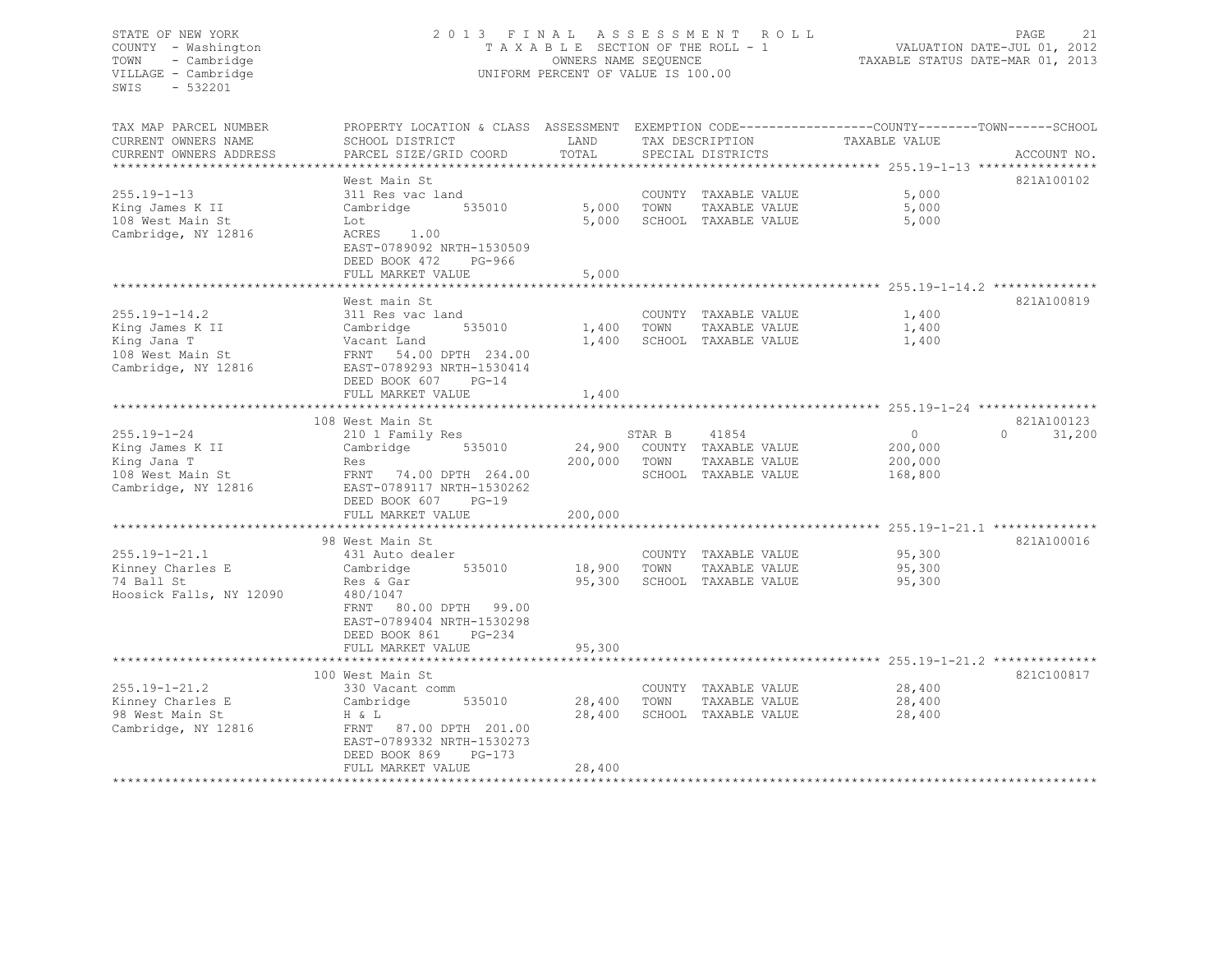STATE OF NEW YORK
COUNTY - Washington
TOWN - Cambridge
VILLAGE - Cambridge
SWIS - 532201

2 0 1 3 F I N A L A S S E S S M E N T R O L L
T A X A B L E SECTION OF THE ROLL - 1
OWNERS NAME SEQUENCE
UNIFORM PERCENT OF VALUE IS 100.00

VALUATION DATE-JUL 01, 2012
TAXABLE STATUS DATE-MAR 01, 2013

| TAX MAP PARCEL NUMBER / CURRENT OWNERS NAME / CURRENT OWNERS ADDRESS | PROPERTY LOCATION & CLASS / SCHOOL DISTRICT / PARCEL SIZE/GRID COORD | ASSESSMENT LAND | TOTAL | EXEMPTION CODE / TAX DESCRIPTION / SPECIAL DISTRICTS | COUNTY TAXABLE VALUE | TOWN | SCHOOL | ACCOUNT NO. |
|---|---|---|---|---|---|---|---|---|
| 255.19-1-13 | West Main St | | | | | | | 821A100102 |
| King James K II | 311 Res vac land | | | COUNTY TAXABLE VALUE | 5,000 | | | |
| 108 West Main St | Cambridge 535010 | 5,000 | | TOWN TAXABLE VALUE | 5,000 | | | |
| Cambridge, NY 12816 | Lot | | 5,000 | SCHOOL TAXABLE VALUE | 5,000 | | | |
| | ACRES 1.00 | | | | | | | |
| | EAST-0789092 NRTH-1530509 | | | | | | | |
| | DEED BOOK 472 PG-966 | | | | | | | |
| | FULL MARKET VALUE | | 5,000 | | | | | |
| 255.19-1-14.2 | West main St | | | | | | | 821A100819 |
| King James K II | 311 Res vac land | | | COUNTY TAXABLE VALUE | 1,400 | | | |
| King Jana T | Cambridge 535010 | 1,400 | | TOWN TAXABLE VALUE | 1,400 | | | |
| 108 West Main St | Vacant Land | | 1,400 | SCHOOL TAXABLE VALUE | 1,400 | | | |
| Cambridge, NY 12816 | FRNT 54.00 DPTH 234.00 | | | | | | | |
| | EAST-0789293 NRTH-1530414 | | | | | | | |
| | DEED BOOK 607 PG-14 | | | | | | | |
| | FULL MARKET VALUE | | 1,400 | | | | | |
| 255.19-1-24 | 108 West Main St | | | | | | | 821A100123 |
| King James K II | 210 1 Family Res | | | STAR B 41854 | 0 | 0 | 31,200 | |
| King Jana T | Cambridge 535010 | 24,900 | | COUNTY TAXABLE VALUE | 200,000 | | | |
| 108 West Main St | Res | | 200,000 | TOWN TAXABLE VALUE | 200,000 | | | |
| Cambridge, NY 12816 | FRNT 74.00 DPTH 264.00 | | | SCHOOL TAXABLE VALUE | 168,800 | | | |
| | EAST-0789117 NRTH-1530262 | | | | | | | |
| | DEED BOOK 607 PG-19 | | | | | | | |
| | FULL MARKET VALUE | | 200,000 | | | | | |
| 255.19-1-21.1 | 98 West Main St | | | | | | | 821A100016 |
| Kinney Charles E | 431 Auto dealer | | | COUNTY TAXABLE VALUE | 95,300 | | | |
| 74 Ball St | Cambridge 535010 | 18,900 | | TOWN TAXABLE VALUE | 95,300 | | | |
| Hoosick Falls, NY 12090 | Res & Gar | | 95,300 | SCHOOL TAXABLE VALUE | 95,300 | | | |
| | 480/1047 | | | | | | | |
| | FRNT 80.00 DPTH 99.00 | | | | | | | |
| | EAST-0789404 NRTH-1530298 | | | | | | | |
| | DEED BOOK 861 PG-234 | | | | | | | |
| | FULL MARKET VALUE | | 95,300 | | | | | |
| 255.19-1-21.2 | 100 West Main St | | | | | | | 821C100817 |
| Kinney Charles E | 330 Vacant comm | | | COUNTY TAXABLE VALUE | 28,400 | | | |
| 98 West Main St | Cambridge 535010 | 28,400 | | TOWN TAXABLE VALUE | 28,400 | | | |
| Cambridge, NY 12816 | H & L | | 28,400 | SCHOOL TAXABLE VALUE | 28,400 | | | |
| | FRNT 87.00 DPTH 201.00 | | | | | | | |
| | EAST-0789332 NRTH-1530273 | | | | | | | |
| | DEED BOOK 869 PG-173 | | | | | | | |
| | FULL MARKET VALUE | | 28,400 | | | | | |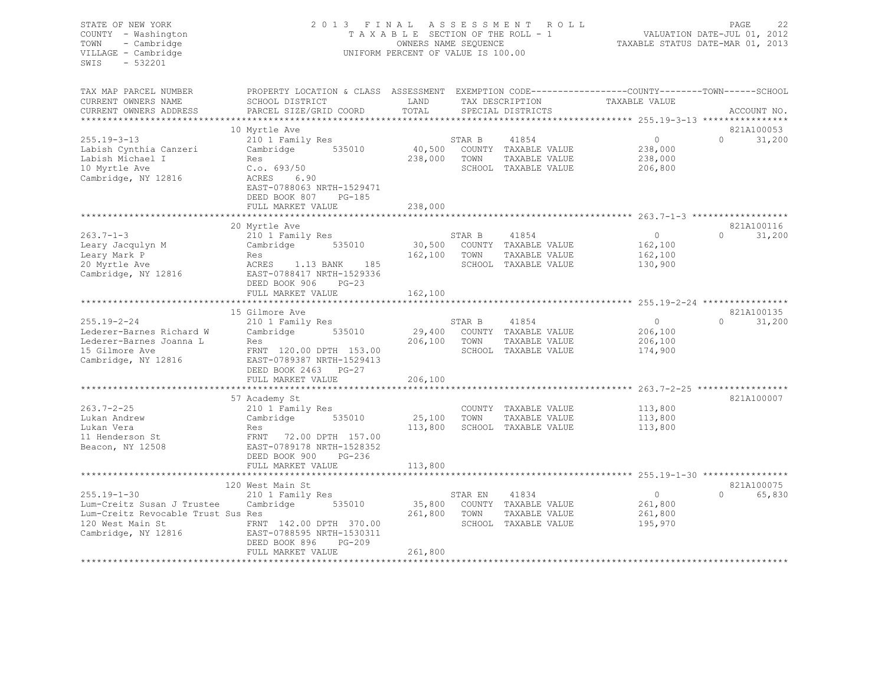STATE OF NEW YORK
COUNTY - Washington
TOWN - Cambridge
VILLAGE - Cambridge
SWIS - 532201

2 0 1 3 F I N A L A S S E S S M E N T R O L L
T A X A B L E SECTION OF THE ROLL - 1
OWNERS NAME SEQUENCE
UNIFORM PERCENT OF VALUE IS 100.00

VALUATION DATE-JUL 01, 2012
TAXABLE STATUS DATE-MAR 01, 2013

| TAX MAP PARCEL NUMBER / CURRENT OWNERS NAME / CURRENT OWNERS ADDRESS | PROPERTY LOCATION & CLASS / SCHOOL DISTRICT / PARCEL SIZE/GRID COORD | ASSESSMENT LAND / TOTAL | EXEMPTION CODE / TAX DESCRIPTION / SPECIAL DISTRICTS | COUNTY / TOWN / SCHOOL TAXABLE VALUE | ACCOUNT NO. |
|---|---|---|---|---|---|
| 255.19-3-13 | 10 Myrtle Ave | | | | 821A100053 |
| Labish Cynthia Canzeri | 210 1 Family Res | | STAR B 41854 | 0 | 0 31,200 |
| Labish Michael I | Cambridge 535010 | 40,500 | COUNTY TAXABLE VALUE | 238,000 | |
| 10 Myrtle Ave | Res | 238,000 | TOWN TAXABLE VALUE | 238,000 | |
| Cambridge, NY 12816 | C.o. 693/50 | | SCHOOL TAXABLE VALUE | 206,800 | |
| | ACRES 6.90 | | | | |
| | EAST-0788063 NRTH-1529471 | | | | |
| | DEED BOOK 807 PG-185 | | | | |
| | FULL MARKET VALUE | 238,000 | | | |
| 263.7-1-3 | 20 Myrtle Ave | | | | 821A100116 |
| Leary Jacqulyn M | 210 1 Family Res | | STAR B 41854 | 0 | 0 31,200 |
| Leary Mark P | Cambridge 535010 | 30,500 | COUNTY TAXABLE VALUE | 162,100 | |
| 20 Myrtle Ave | Res | 162,100 | TOWN TAXABLE VALUE | 162,100 | |
| Cambridge, NY 12816 | ACRES 1.13 BANK 185 | | SCHOOL TAXABLE VALUE | 130,900 | |
| | EAST-0788417 NRTH-1529336 | | | | |
| | DEED BOOK 906 PG-23 | | | | |
| | FULL MARKET VALUE | 162,100 | | | |
| 255.19-2-24 | 15 Gilmore Ave | | | | 821A100135 |
| Lederer-Barnes Richard W | 210 1 Family Res | | STAR B 41854 | 0 | 0 31,200 |
| Lederer-Barnes Joanna L | Cambridge 535010 | 29,400 | COUNTY TAXABLE VALUE | 206,100 | |
| 15 Gilmore Ave | Res | 206,100 | TOWN TAXABLE VALUE | 206,100 | |
| Cambridge, NY 12816 | FRNT 120.00 DPTH 153.00 | | SCHOOL TAXABLE VALUE | 174,900 | |
| | EAST-0789387 NRTH-1529413 | | | | |
| | DEED BOOK 2463 PG-27 | | | | |
| | FULL MARKET VALUE | 206,100 | | | |
| 263.7-2-25 | 57 Academy St | | | | 821A100007 |
| Lukan Andrew | 210 1 Family Res | | COUNTY TAXABLE VALUE | 113,800 | |
| Lukan Vera | Cambridge 535010 | 25,100 | TOWN TAXABLE VALUE | 113,800 | |
| 11 Henderson St | Res | 113,800 | SCHOOL TAXABLE VALUE | 113,800 | |
| Beacon, NY 12508 | FRNT 72.00 DPTH 157.00 | | | | |
| | EAST-0789178 NRTH-1528352 | | | | |
| | DEED BOOK 900 PG-236 | | | | |
| | FULL MARKET VALUE | 113,800 | | | |
| 255.19-1-30 | 120 West Main St | | | | 821A100075 |
| Lum-Creitz Susan J Trustee | 210 1 Family Res | | STAR EN 41834 | 0 | 0 65,830 |
| Lum-Creitz Revocable Trust Sus | Cambridge 535010 | 35,800 | COUNTY TAXABLE VALUE | 261,800 | |
| 120 West Main St | Res | 261,800 | TOWN TAXABLE VALUE | 261,800 | |
| Cambridge, NY 12816 | FRNT 142.00 DPTH 370.00 | | SCHOOL TAXABLE VALUE | 195,970 | |
| | EAST-0788595 NRTH-1530311 | | | | |
| | DEED BOOK 896 PG-209 | | | | |
| | FULL MARKET VALUE | 261,800 | | | |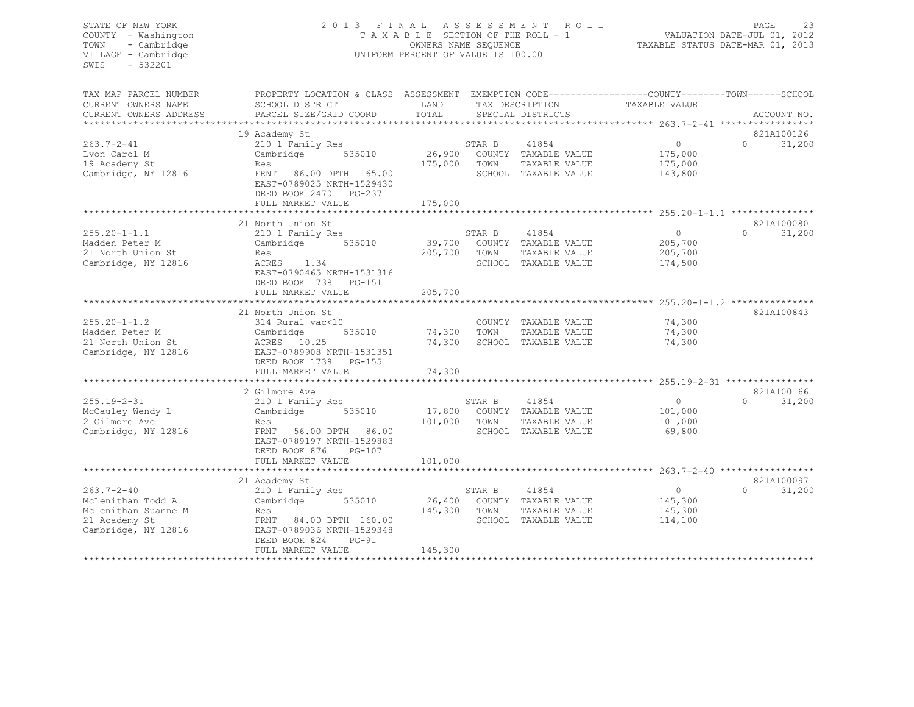STATE OF NEW YORK — 2013 FINAL ASSESSMENT ROLL
COUNTY - Washington — TAXABLE SECTION OF THE ROLL - 1 — VALUATION DATE-JUL 01, 2012
TOWN - Cambridge — OWNERS NAME SEQUENCE — TAXABLE STATUS DATE-MAR 01, 2013
VILLAGE - Cambridge — UNIFORM PERCENT OF VALUE IS 100.00
SWIS - 532201

| TAX MAP PARCEL NUMBER / CURRENT OWNERS NAME / CURRENT OWNERS ADDRESS | PROPERTY LOCATION & CLASS / SCHOOL DISTRICT / PARCEL SIZE/GRID COORD | ASSESSMENT LAND / TOTAL | EXEMPTION CODE / TAX DESCRIPTION / SPECIAL DISTRICTS | COUNTY / TOWN / SCHOOL TAXABLE VALUE | ACCOUNT NO. |
|---|---|---|---|---|---|
| 263.7-2-41 | 19 Academy St | | | | 821A100126 |
| Lyon Carol M | 210 1 Family Res | | STAR B 41854 | 0 | 0 31,200 |
| 19 Academy St | Cambridge 535010 | 26,900 | COUNTY TAXABLE VALUE | 175,000 | |
| Cambridge, NY 12816 | Res | 175,000 | TOWN TAXABLE VALUE | 175,000 | |
| | FRNT 86.00 DPTH 165.00 | | SCHOOL TAXABLE VALUE | 143,800 | |
| | EAST-0789025 NRTH-1529430 | | | | |
| | DEED BOOK 2470 PG-237 | | | | |
| | FULL MARKET VALUE | 175,000 | | | |
| 255.20-1-1.1 | 21 North Union St | | | | 821A100080 |
| Madden Peter M | 210 1 Family Res | | STAR B 41854 | 0 | 0 31,200 |
| 21 North Union St | Cambridge 535010 | 39,700 | COUNTY TAXABLE VALUE | 205,700 | |
| Cambridge, NY 12816 | Res | 205,700 | TOWN TAXABLE VALUE | 205,700 | |
| | ACRES 1.34 | | SCHOOL TAXABLE VALUE | 174,500 | |
| | EAST-0790465 NRTH-1531316 | | | | |
| | DEED BOOK 1738 PG-151 | | | | |
| | FULL MARKET VALUE | 205,700 | | | |
| 255.20-1-1.2 | 21 North Union St | | | | 821A100843 |
| Madden Peter M | 314 Rural vac<10 | | COUNTY TAXABLE VALUE | 74,300 | |
| 21 North Union St | Cambridge 535010 | 74,300 | TOWN TAXABLE VALUE | 74,300 | |
| Cambridge, NY 12816 | ACRES 10.25 | 74,300 | SCHOOL TAXABLE VALUE | 74,300 | |
| | EAST-0789908 NRTH-1531351 | | | | |
| | DEED BOOK 1738 PG-155 | | | | |
| | FULL MARKET VALUE | 74,300 | | | |
| 255.19-2-31 | 2 Gilmore Ave | | | | 821A100166 |
| McCauley Wendy L | 210 1 Family Res | | STAR B 41854 | 0 | 0 31,200 |
| 2 Gilmore Ave | Cambridge 535010 | 17,800 | COUNTY TAXABLE VALUE | 101,000 | |
| Cambridge, NY 12816 | Res | 101,000 | TOWN TAXABLE VALUE | 101,000 | |
| | FRNT 56.00 DPTH 86.00 | | SCHOOL TAXABLE VALUE | 69,800 | |
| | EAST-0789197 NRTH-1529883 | | | | |
| | DEED BOOK 876 PG-107 | | | | |
| | FULL MARKET VALUE | 101,000 | | | |
| 263.7-2-40 | 21 Academy St | | | | 821A100097 |
| McLenithan Todd A | 210 1 Family Res | | STAR B 41854 | 0 | 0 31,200 |
| McLenithan Suanne M | Cambridge 535010 | 26,400 | COUNTY TAXABLE VALUE | 145,300 | |
| 21 Academy St | Res | 145,300 | TOWN TAXABLE VALUE | 145,300 | |
| Cambridge, NY 12816 | FRNT 84.00 DPTH 160.00 | | SCHOOL TAXABLE VALUE | 114,100 | |
| | EAST-0789036 NRTH-1529348 | | | | |
| | DEED BOOK 824 PG-91 | | | | |
| | FULL MARKET VALUE | 145,300 | | | |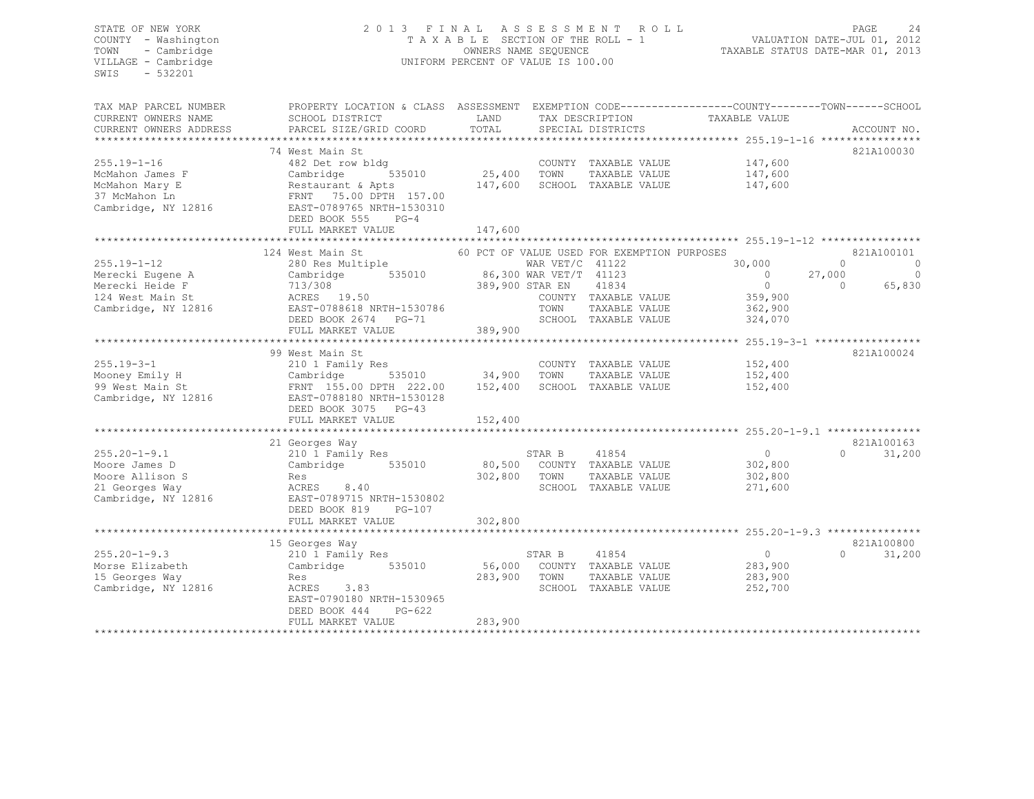STATE OF NEW YORK
COUNTY - Washington
TOWN - Cambridge
VILLAGE - Cambridge
SWIS - 532201

2013 FINAL ASSESSMENT ROLL
TAXABLE SECTION OF THE ROLL - 1
OWNERS NAME SEQUENCE
UNIFORM PERCENT OF VALUE IS 100.00

VALUATION DATE-JUL 01, 2012
TAXABLE STATUS DATE-MAR 01, 2013

| TAX MAP PARCEL NUMBER / CURRENT OWNERS NAME / CURRENT OWNERS ADDRESS | PROPERTY LOCATION & CLASS / SCHOOL DISTRICT / PARCEL SIZE/GRID COORD | ASSESSMENT LAND / TOTAL | EXEMPTION CODE / TAX DESCRIPTION / SPECIAL DISTRICTS | COUNTY TAXABLE VALUE | TOWN | SCHOOL | ACCOUNT NO. |
|---|---|---|---|---|---|---|---|
| 255.19-1-16 | 74 West Main St | | | | | | 821A100030 |
| McMahon James F | 482 Det row bldg | | COUNTY TAXABLE VALUE | 147,600 | | | |
| McMahon Mary E | Cambridge 535010 | 25,400 | TOWN TAXABLE VALUE | 147,600 | | | |
| 37 McMahon Ln | Restaurant & Apts | 147,600 | SCHOOL TAXABLE VALUE | 147,600 | | | |
| Cambridge, NY 12816 | FRNT 75.00 DPTH 157.00 | | | | | | |
| | EAST-0789765 NRTH-1530310 | | | | | | |
| | DEED BOOK 555 PG-4 | | | | | | |
| | FULL MARKET VALUE | 147,600 | | | | | |
| 255.19-1-12 | 124 West Main St | | 60 PCT OF VALUE USED FOR EXEMPTION PURPOSES | | | | 821A100101 |
| Merecki Eugene A | 280 Res Multiple | | WAR VET/C 41122 | 30,000 | 0 | 0 | |
| Merecki Heide F | Cambridge 535010 | 86,300 | WAR VET/T 41123 | 0 | 27,000 | 0 | |
| 124 West Main St | 713/308 | 389,900 | STAR EN 41834 | 0 | 0 | 65,830 | |
| Cambridge, NY 12816 | ACRES 19.50 | | COUNTY TAXABLE VALUE | 359,900 | | | |
| | EAST-0788618 NRTH-1530786 | | TOWN TAXABLE VALUE | 362,900 | | | |
| | DEED BOOK 2674 PG-71 | | SCHOOL TAXABLE VALUE | 324,070 | | | |
| | FULL MARKET VALUE | 389,900 | | | | | |
| 255.19-3-1 | 99 West Main St | | | | | | 821A100024 |
| Mooney Emily H | 210 1 Family Res | | COUNTY TAXABLE VALUE | 152,400 | | | |
| 99 West Main St | Cambridge 535010 | 34,900 | TOWN TAXABLE VALUE | 152,400 | | | |
| Cambridge, NY 12816 | FRNT 155.00 DPTH 222.00 | 152,400 | SCHOOL TAXABLE VALUE | 152,400 | | | |
| | EAST-0788180 NRTH-1530128 | | | | | | |
| | DEED BOOK 3075 PG-43 | | | | | | |
| | FULL MARKET VALUE | 152,400 | | | | | |
| 255.20-1-9.1 | 21 Georges Way | | | | | | 821A100163 |
| Moore James D | 210 1 Family Res | | STAR B 41854 | 0 | 0 | 31,200 | |
| Moore Allison S | Cambridge 535010 | 80,500 | COUNTY TAXABLE VALUE | 302,800 | | | |
| 21 Georges Way | Res | 302,800 | TOWN TAXABLE VALUE | 302,800 | | | |
| Cambridge, NY 12816 | ACRES 8.40 | | SCHOOL TAXABLE VALUE | 271,600 | | | |
| | EAST-0789715 NRTH-1530802 | | | | | | |
| | DEED BOOK 819 PG-107 | | | | | | |
| | FULL MARKET VALUE | 302,800 | | | | | |
| 255.20-1-9.3 | 15 Georges Way | | | | | | 821A100800 |
| Morse Elizabeth | 210 1 Family Res | | STAR B 41854 | 0 | 0 | 31,200 | |
| 15 Georges Way | Cambridge 535010 | 56,000 | COUNTY TAXABLE VALUE | 283,900 | | | |
| Cambridge, NY 12816 | Res | 283,900 | TOWN TAXABLE VALUE | 283,900 | | | |
| | ACRES 3.83 | | SCHOOL TAXABLE VALUE | 252,700 | | | |
| | EAST-0790180 NRTH-1530965 | | | | | | |
| | DEED BOOK 444 PG-622 | | | | | | |
| | FULL MARKET VALUE | 283,900 | | | | | |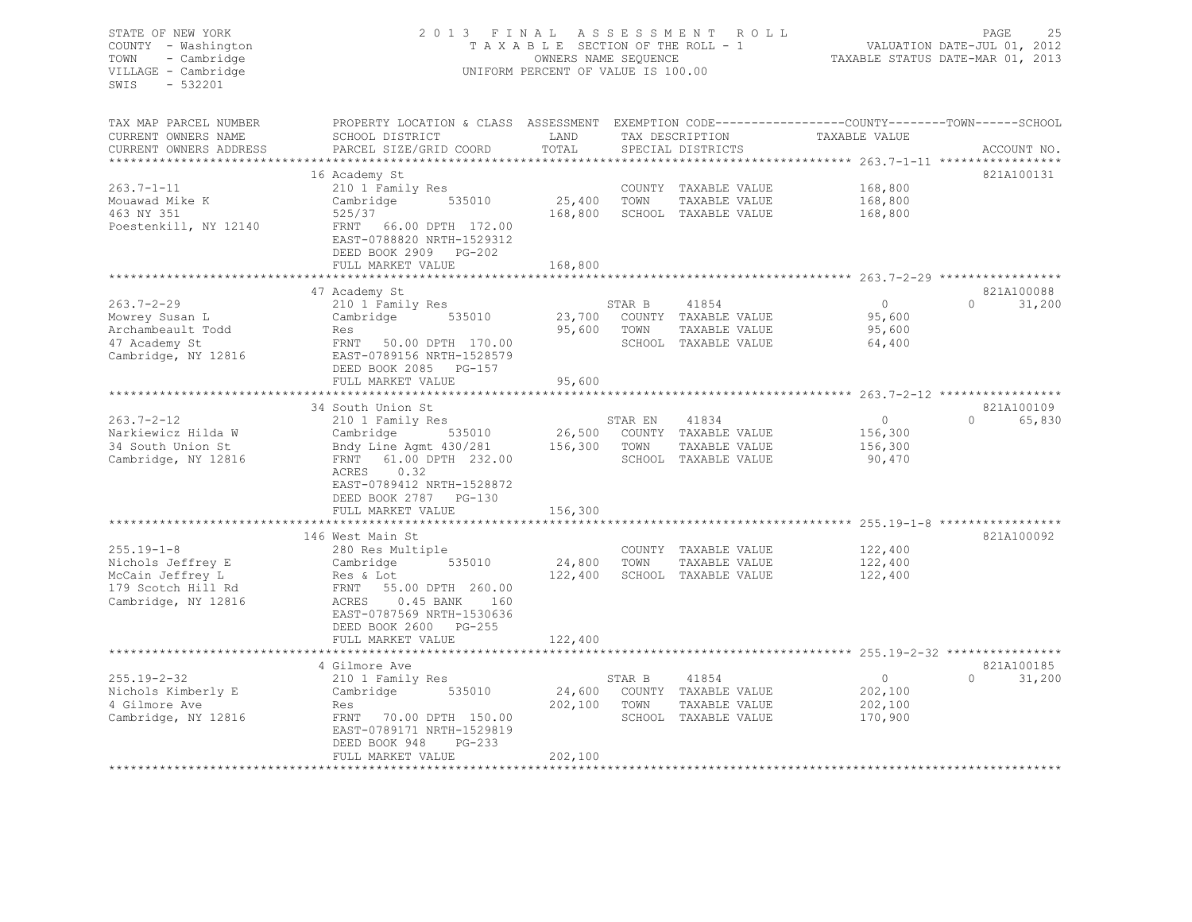STATE OF NEW YORK
COUNTY - Washington
TOWN - Cambridge
VILLAGE - Cambridge
SWIS - 532201

2013 FINAL ASSESSMENT ROLL
TAXABLE SECTION OF THE ROLL - 1
OWNERS NAME SEQUENCE
UNIFORM PERCENT OF VALUE IS 100.00

VALUATION DATE-JUL 01, 2012
TAXABLE STATUS DATE-MAR 01, 2013

| TAX MAP PARCEL NUMBER / CURRENT OWNERS NAME / CURRENT OWNERS ADDRESS | PROPERTY LOCATION & CLASS / SCHOOL DISTRICT / PARCEL SIZE/GRID COORD | ASSESSMENT LAND / TOTAL | EXEMPTION CODE / TAX DESCRIPTION / SPECIAL DISTRICTS | COUNTY TAXABLE VALUE | TOWN | SCHOOL / ACCOUNT NO. |
|---|---|---|---|---|---|---|
| **263.7-1-11** | 16 Academy St | | | | | 821A100131 |
| 263.7-1-11 | 210 1 Family Res | | COUNTY TAXABLE VALUE | 168,800 | | |
| Mouawad Mike K | Cambridge 535010 | 25,400 | TOWN TAXABLE VALUE | 168,800 | | |
| 463 NY 351 | 525/37 | 168,800 | SCHOOL TAXABLE VALUE | 168,800 | | |
| Poestenkill, NY 12140 | FRNT 66.00 DPTH 172.00 | | | | | |
| | EAST-0788820 NRTH-1529312 | | | | | |
| | DEED BOOK 2909 PG-202 | | | | | |
| | FULL MARKET VALUE | 168,800 | | | | |
| **263.7-2-29** | 47 Academy St | | | | | 821A100088 |
| 263.7-2-29 | 210 1 Family Res | | STAR B 41854 | 0 | 0 | 31,200 |
| Mowrey Susan L | Cambridge 535010 | 23,700 | COUNTY TAXABLE VALUE | 95,600 | | |
| Archambeault Todd | Res | 95,600 | TOWN TAXABLE VALUE | 95,600 | | |
| 47 Academy St | FRNT 50.00 DPTH 170.00 | | SCHOOL TAXABLE VALUE | 64,400 | | |
| Cambridge, NY 12816 | EAST-0789156 NRTH-1528579 | | | | | |
| | DEED BOOK 2085 PG-157 | | | | | |
| | FULL MARKET VALUE | 95,600 | | | | |
| **263.7-2-12** | 34 South Union St | | | | | 821A100109 |
| 263.7-2-12 | 210 1 Family Res | | STAR EN 41834 | 0 | 0 | 65,830 |
| Narkiewicz Hilda W | Cambridge 535010 | 26,500 | COUNTY TAXABLE VALUE | 156,300 | | |
| 34 South Union St | Bndy Line Agmt 430/281 | 156,300 | TOWN TAXABLE VALUE | 156,300 | | |
| Cambridge, NY 12816 | FRNT 61.00 DPTH 232.00 | | SCHOOL TAXABLE VALUE | 90,470 | | |
| | ACRES 0.32 | | | | | |
| | EAST-0789412 NRTH-1528872 | | | | | |
| | DEED BOOK 2787 PG-130 | | | | | |
| | FULL MARKET VALUE | 156,300 | | | | |
| **255.19-1-8** | 146 West Main St | | | | | 821A100092 |
| 255.19-1-8 | 280 Res Multiple | | COUNTY TAXABLE VALUE | 122,400 | | |
| Nichols Jeffrey E | Cambridge 535010 | 24,800 | TOWN TAXABLE VALUE | 122,400 | | |
| McCain Jeffrey L | Res & Lot | 122,400 | SCHOOL TAXABLE VALUE | 122,400 | | |
| 179 Scotch Hill Rd | FRNT 55.00 DPTH 260.00 | | | | | |
| Cambridge, NY 12816 | ACRES 0.45 BANK 160 | | | | | |
| | EAST-0787569 NRTH-1530636 | | | | | |
| | DEED BOOK 2600 PG-255 | | | | | |
| | FULL MARKET VALUE | 122,400 | | | | |
| **255.19-2-32** | 4 Gilmore Ave | | | | | 821A100185 |
| 255.19-2-32 | 210 1 Family Res | | STAR B 41854 | 0 | 0 | 31,200 |
| Nichols Kimberly E | Cambridge 535010 | 24,600 | COUNTY TAXABLE VALUE | 202,100 | | |
| 4 Gilmore Ave | Res | 202,100 | TOWN TAXABLE VALUE | 202,100 | | |
| Cambridge, NY 12816 | FRNT 70.00 DPTH 150.00 | | SCHOOL TAXABLE VALUE | 170,900 | | |
| | EAST-0789171 NRTH-1529819 | | | | | |
| | DEED BOOK 948 PG-233 | | | | | |
| | FULL MARKET VALUE | 202,100 | | | | |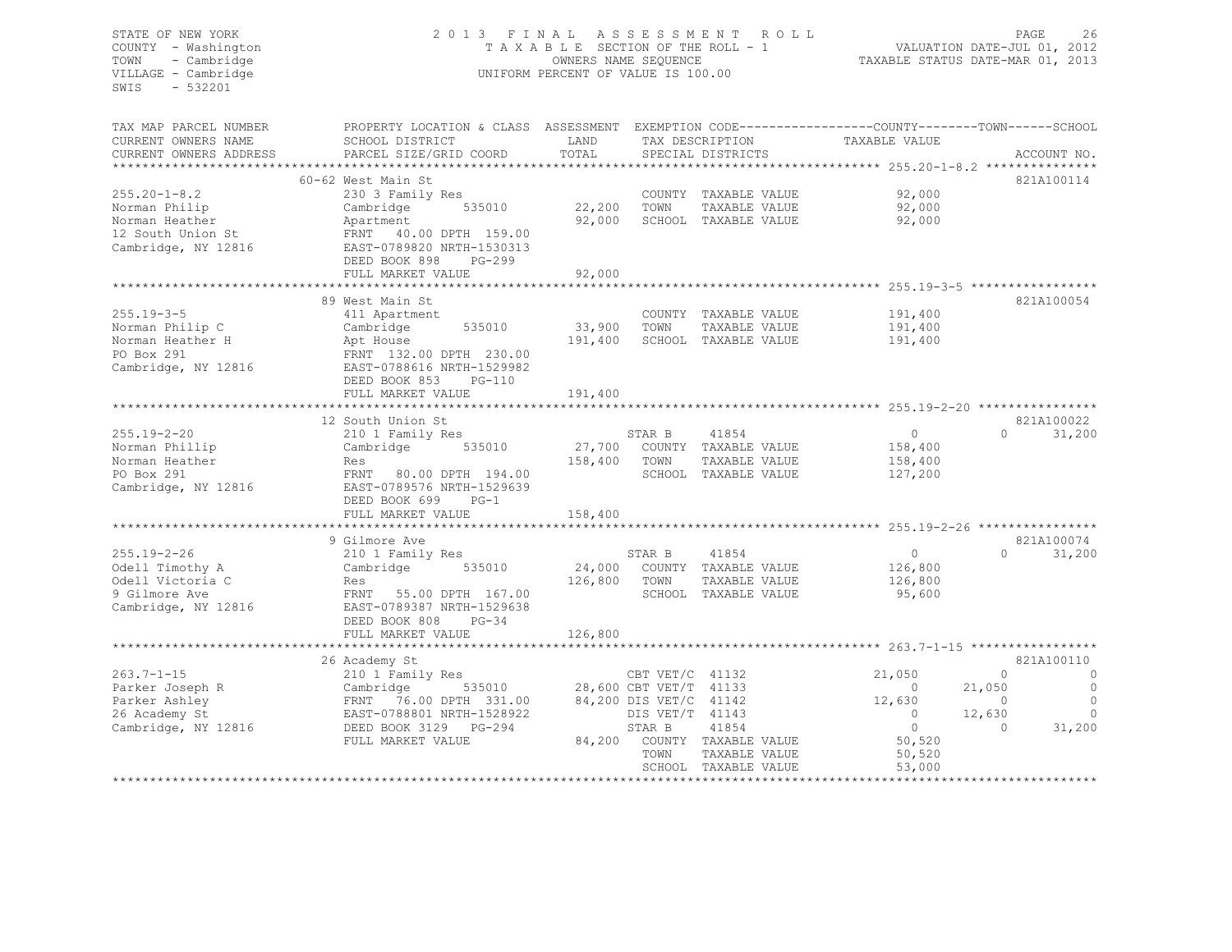STATE OF NEW YORK
COUNTY - Washington
TOWN - Cambridge
VILLAGE - Cambridge
SWIS - 532201

2013 FINAL ASSESSMENT ROLL
TAXABLE SECTION OF THE ROLL - 1
OWNERS NAME SEQUENCE
UNIFORM PERCENT OF VALUE IS 100.00

VALUATION DATE-JUL 01, 2012
TAXABLE STATUS DATE-MAR 01, 2013

| TAX MAP PARCEL NUMBER / CURRENT OWNERS NAME / CURRENT OWNERS ADDRESS | PROPERTY LOCATION & CLASS / SCHOOL DISTRICT / PARCEL SIZE/GRID COORD | ASSESSMENT LAND | TOTAL | EXEMPTION CODE / TAX DESCRIPTION / SPECIAL DISTRICTS | COUNTY TAXABLE VALUE | TOWN | SCHOOL | ACCOUNT NO. |
|---|---|---|---|---|---|---|---|---|
| **255.20-1-8.2** | 60-62 West Main St | | | | | | | 821A100114 |
| 255.20-1-8.2 | 230 3 Family Res | | | COUNTY TAXABLE VALUE | 92,000 | | | |
| Norman Philip | Cambridge 535010 | 22,200 | | TOWN TAXABLE VALUE | 92,000 | | | |
| Norman Heather | Apartment | | 92,000 | SCHOOL TAXABLE VALUE | 92,000 | | | |
| 12 South Union St | FRNT 40.00 DPTH 159.00 | | | | | | | |
| Cambridge, NY 12816 | EAST-0789820 NRTH-1530313 | | | | | | | |
| | DEED BOOK 898 PG-299 | | | | | | | |
| | FULL MARKET VALUE | | 92,000 | | | | | |
| **255.19-3-5** | 89 West Main St | | | | | | | 821A100054 |
| 255.19-3-5 | 411 Apartment | | | COUNTY TAXABLE VALUE | 191,400 | | | |
| Norman Philip C | Cambridge 535010 | 33,900 | | TOWN TAXABLE VALUE | 191,400 | | | |
| Norman Heather H | Apt House | | 191,400 | SCHOOL TAXABLE VALUE | 191,400 | | | |
| PO Box 291 | FRNT 132.00 DPTH 230.00 | | | | | | | |
| Cambridge, NY 12816 | EAST-0788616 NRTH-1529982 | | | | | | | |
| | DEED BOOK 853 PG-110 | | | | | | | |
| | FULL MARKET VALUE | | 191,400 | | | | | |
| **255.19-2-20** | 12 South Union St | | | | | | | 821A100022 |
| 255.19-2-20 | 210 1 Family Res | | | STAR B 41854 | 0 | 0 | 31,200 | |
| Norman Phillip | Cambridge 535010 | 27,700 | | COUNTY TAXABLE VALUE | 158,400 | | | |
| Norman Heather | Res | | 158,400 | TOWN TAXABLE VALUE | 158,400 | | | |
| PO Box 291 | FRNT 80.00 DPTH 194.00 | | | SCHOOL TAXABLE VALUE | 127,200 | | | |
| Cambridge, NY 12816 | EAST-0789576 NRTH-1529639 | | | | | | | |
| | DEED BOOK 699 PG-1 | | | | | | | |
| | FULL MARKET VALUE | | 158,400 | | | | | |
| **255.19-2-26** | 9 Gilmore Ave | | | | | | | 821A100074 |
| 255.19-2-26 | 210 1 Family Res | | | STAR B 41854 | 0 | 0 | 31,200 | |
| Odell Timothy A | Cambridge 535010 | 24,000 | | COUNTY TAXABLE VALUE | 126,800 | | | |
| Odell Victoria C | Res | | 126,800 | TOWN TAXABLE VALUE | 126,800 | | | |
| 9 Gilmore Ave | FRNT 55.00 DPTH 167.00 | | | SCHOOL TAXABLE VALUE | 95,600 | | | |
| Cambridge, NY 12816 | EAST-0789387 NRTH-1529638 | | | | | | | |
| | DEED BOOK 808 PG-34 | | | | | | | |
| | FULL MARKET VALUE | | 126,800 | | | | | |
| **263.7-1-15** | 26 Academy St | | | | | | | 821A100110 |
| 263.7-1-15 | 210 1 Family Res | | | CBT VET/C 41132 | 21,050 | 0 | 0 | |
| Parker Joseph R | Cambridge 535010 | 28,600 | | CBT VET/T 41133 | 0 | 21,050 | 0 | |
| Parker Ashley | FRNT 76.00 DPTH 331.00 | | 84,200 | DIS VET/C 41142 | 12,630 | 0 | 0 | |
| 26 Academy St | EAST-0788801 NRTH-1528922 | | | DIS VET/T 41143 | 0 | 12,630 | 0 | |
| Cambridge, NY 12816 | DEED BOOK 3129 PG-294 | | | STAR B 41854 | 0 | 0 | 31,200 | |
| | FULL MARKET VALUE | | 84,200 | COUNTY TAXABLE VALUE | 50,520 | | | |
| | | | | TOWN TAXABLE VALUE | 50,520 | | | |
| | | | | SCHOOL TAXABLE VALUE | 53,000 | | | |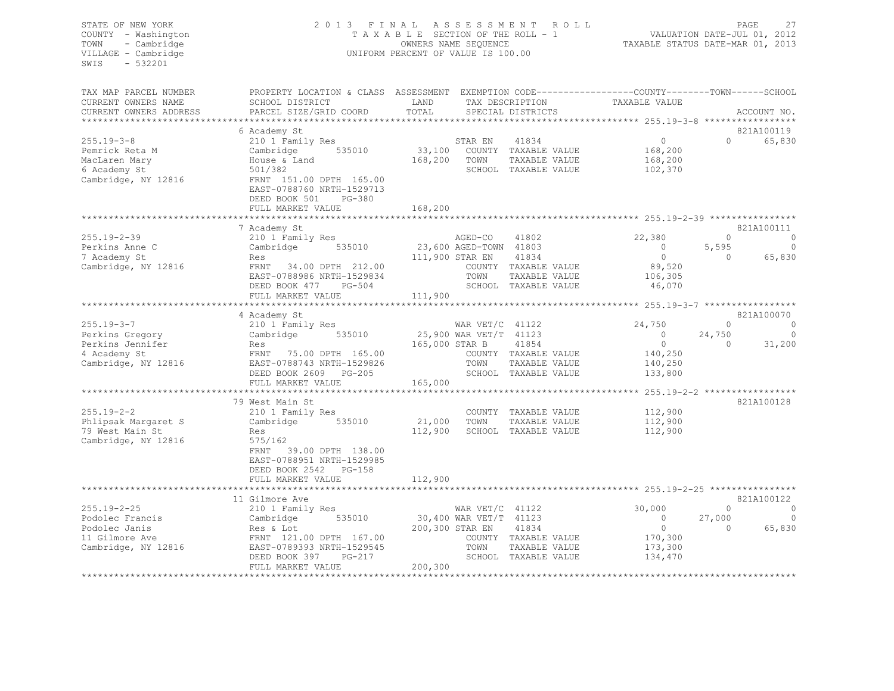STATE OF NEW YORK
COUNTY - Washington
TOWN - Cambridge
VILLAGE - Cambridge
SWIS - 532201

2 0 1 3 F I N A L A S S E S S M E N T R O L L
T A X A B L E SECTION OF THE ROLL - 1
OWNERS NAME SEQUENCE
UNIFORM PERCENT OF VALUE IS 100.00

VALUATION DATE-JUL 01, 2012
TAXABLE STATUS DATE-MAR 01, 2013

| TAX MAP PARCEL NUMBER / CURRENT OWNERS NAME / CURRENT OWNERS ADDRESS | PROPERTY LOCATION & CLASS / SCHOOL DISTRICT / PARCEL SIZE/GRID COORD | ASSESSMENT LAND / TOTAL | EXEMPTION CODE / TAX DESCRIPTION / SPECIAL DISTRICTS | COUNTY TAXABLE VALUE | TOWN | SCHOOL / ACCOUNT NO. |
|---|---|---|---|---|---|---|
| 255.19-3-8 | 6 Academy St | | | | | 821A100119 |
| 255.19-3-8 | 210 1 Family Res | | STAR EN 41834 | 0 | 0 | 65,830 |
| Pemrick Reta M | Cambridge 535010 | 33,100 | COUNTY TAXABLE VALUE | 168,200 | | |
| MacLaren Mary | House & Land | 168,200 | TOWN TAXABLE VALUE | 168,200 | | |
| 6 Academy St | 501/382 | | SCHOOL TAXABLE VALUE | 102,370 | | |
| Cambridge, NY 12816 | FRNT 151.00 DPTH 165.00 | | | | | |
| | EAST-0788760 NRTH-1529713 | | | | | |
| | DEED BOOK 501 PG-380 | | | | | |
| | FULL MARKET VALUE | 168,200 | | | | |
| 255.19-2-39 | 7 Academy St | | | | | 821A100111 |
| 255.19-2-39 | 210 1 Family Res | | AGED-CO 41802 | 22,380 | 0 | 0 |
| Perkins Anne C | Cambridge 535010 | 23,600 | AGED-TOWN 41803 | 0 | 5,595 | 0 |
| 7 Academy St | Res | 111,900 | STAR EN 41834 | 0 | 0 | 65,830 |
| Cambridge, NY 12816 | FRNT 34.00 DPTH 212.00 | | COUNTY TAXABLE VALUE | 89,520 | | |
| | EAST-0788986 NRTH-1529834 | | TOWN TAXABLE VALUE | 106,305 | | |
| | DEED BOOK 477 PG-504 | | SCHOOL TAXABLE VALUE | 46,070 | | |
| | FULL MARKET VALUE | 111,900 | | | | |
| 255.19-3-7 | 4 Academy St | | | | | 821A100070 |
| 255.19-3-7 | 210 1 Family Res | | WAR VET/C 41122 | 24,750 | 0 | 0 |
| Perkins Gregory | Cambridge 535010 | 25,900 | WAR VET/T 41123 | 0 | 24,750 | 0 |
| Perkins Jennifer | Res | 165,000 | STAR B 41854 | 0 | 0 | 31,200 |
| 4 Academy St | FRNT 75.00 DPTH 165.00 | | COUNTY TAXABLE VALUE | 140,250 | | |
| Cambridge, NY 12816 | EAST-0788743 NRTH-1529826 | | TOWN TAXABLE VALUE | 140,250 | | |
| | DEED BOOK 2609 PG-205 | | SCHOOL TAXABLE VALUE | 133,800 | | |
| | FULL MARKET VALUE | 165,000 | | | | |
| 255.19-2-2 | 79 West Main St | | | | | 821A100128 |
| 255.19-2-2 | 210 1 Family Res | | COUNTY TAXABLE VALUE | 112,900 | | |
| Phlipsak Margaret S | Cambridge 535010 | 21,000 | TOWN TAXABLE VALUE | 112,900 | | |
| 79 West Main St | Res | 112,900 | SCHOOL TAXABLE VALUE | 112,900 | | |
| Cambridge, NY 12816 | 575/162 | | | | | |
| | FRNT 39.00 DPTH 138.00 | | | | | |
| | EAST-0788951 NRTH-1529985 | | | | | |
| | DEED BOOK 2542 PG-158 | | | | | |
| | FULL MARKET VALUE | 112,900 | | | | |
| 255.19-2-25 | 11 Gilmore Ave | | | | | 821A100122 |
| 255.19-2-25 | 210 1 Family Res | | WAR VET/C 41122 | 30,000 | 0 | 0 |
| Podolec Francis | Cambridge 535010 | 30,400 | WAR VET/T 41123 | 0 | 27,000 | 0 |
| Podolec Janis | Res & Lot | 200,300 | STAR EN 41834 | 0 | 0 | 65,830 |
| 11 Gilmore Ave | FRNT 121.00 DPTH 167.00 | | COUNTY TAXABLE VALUE | 170,300 | | |
| Cambridge, NY 12816 | EAST-0789393 NRTH-1529545 | | TOWN TAXABLE VALUE | 173,300 | | |
| | DEED BOOK 397 PG-217 | | SCHOOL TAXABLE VALUE | 134,470 | | |
| | FULL MARKET VALUE | 200,300 | | | | |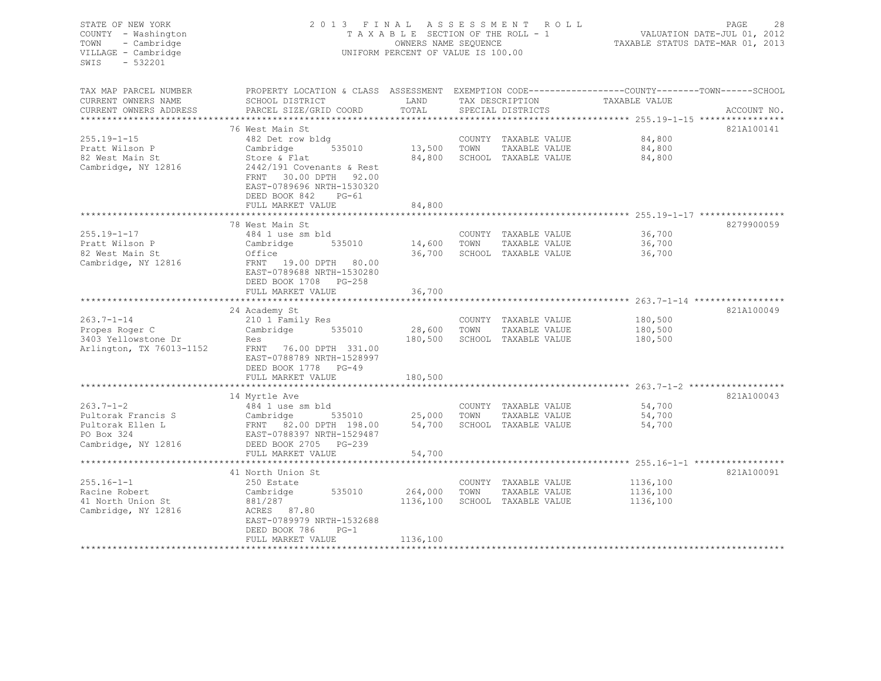STATE OF NEW YORK
COUNTY - Washington
TOWN - Cambridge
VILLAGE - Cambridge
SWIS - 532201

2013 FINAL ASSESSMENT ROLL
TAXABLE SECTION OF THE ROLL - 1
OWNERS NAME SEQUENCE
UNIFORM PERCENT OF VALUE IS 100.00

VALUATION DATE-JUL 01, 2012
TAXABLE STATUS DATE-MAR 01, 2013

| TAX MAP PARCEL NUMBER / CURRENT OWNERS NAME / CURRENT OWNERS ADDRESS | PROPERTY LOCATION & CLASS / SCHOOL DISTRICT / PARCEL SIZE/GRID COORD | ASSESSMENT LAND / TOTAL | EXEMPTION CODE / TAX DESCRIPTION / SPECIAL DISTRICTS | TAXABLE VALUE | ACCOUNT NO. |
|---|---|---|---|---|---|
| **255.19-1-15** | 76 West Main St | | | | 821A100141 |
| 255.19-1-15 | 482 Det row bldg | | COUNTY TAXABLE VALUE | 84,800 | |
| Pratt Wilson P | Cambridge 535010 | 13,500 | TOWN TAXABLE VALUE | 84,800 | |
| 82 West Main St | Store & Flat | 84,800 | SCHOOL TAXABLE VALUE | 84,800 | |
| Cambridge, NY 12816 | 2442/191 Covenants & Rest | | | | |
| | FRNT 30.00 DPTH 92.00 | | | | |
| | EAST-0789696 NRTH-1530320 | | | | |
| | DEED BOOK 842 PG-61 | | | | |
| | FULL MARKET VALUE | 84,800 | | | |
| **255.19-1-17** | 78 West Main St | | | | 8279900059 |
| 255.19-1-17 | 484 1 use sm bld | | COUNTY TAXABLE VALUE | 36,700 | |
| Pratt Wilson P | Cambridge 535010 | 14,600 | TOWN TAXABLE VALUE | 36,700 | |
| 82 West Main St | Office | 36,700 | SCHOOL TAXABLE VALUE | 36,700 | |
| Cambridge, NY 12816 | FRNT 19.00 DPTH 80.00 | | | | |
| | EAST-0789688 NRTH-1530280 | | | | |
| | DEED BOOK 1708 PG-258 | | | | |
| | FULL MARKET VALUE | 36,700 | | | |
| **263.7-1-14** | 24 Academy St | | | | 821A100049 |
| 263.7-1-14 | 210 1 Family Res | | COUNTY TAXABLE VALUE | 180,500 | |
| Propes Roger C | Cambridge 535010 | 28,600 | TOWN TAXABLE VALUE | 180,500 | |
| 3403 Yellowstone Dr | Res | 180,500 | SCHOOL TAXABLE VALUE | 180,500 | |
| Arlington, TX 76013-1152 | FRNT 76.00 DPTH 331.00 | | | | |
| | EAST-0788789 NRTH-1528997 | | | | |
| | DEED BOOK 1778 PG-49 | | | | |
| | FULL MARKET VALUE | 180,500 | | | |
| **263.7-1-2** | 14 Myrtle Ave | | | | 821A100043 |
| 263.7-1-2 | 484 1 use sm bld | | COUNTY TAXABLE VALUE | 54,700 | |
| Pultorak Francis S | Cambridge 535010 | 25,000 | TOWN TAXABLE VALUE | 54,700 | |
| Pultorak Ellen L | FRNT 82.00 DPTH 198.00 | 54,700 | SCHOOL TAXABLE VALUE | 54,700 | |
| PO Box 324 | EAST-0788397 NRTH-1529487 | | | | |
| Cambridge, NY 12816 | DEED BOOK 2705 PG-239 | | | | |
| | FULL MARKET VALUE | 54,700 | | | |
| **255.16-1-1** | 41 North Union St | | | | 821A100091 |
| 255.16-1-1 | 250 Estate | | COUNTY TAXABLE VALUE | 1136,100 | |
| Racine Robert | Cambridge 535010 | 264,000 | TOWN TAXABLE VALUE | 1136,100 | |
| 41 North Union St | 881/287 | 1136,100 | SCHOOL TAXABLE VALUE | 1136,100 | |
| Cambridge, NY 12816 | ACRES 87.80 | | | | |
| | EAST-0789979 NRTH-1532688 | | | | |
| | DEED BOOK 786 PG-1 | | | | |
| | FULL MARKET VALUE | 1136,100 | | | |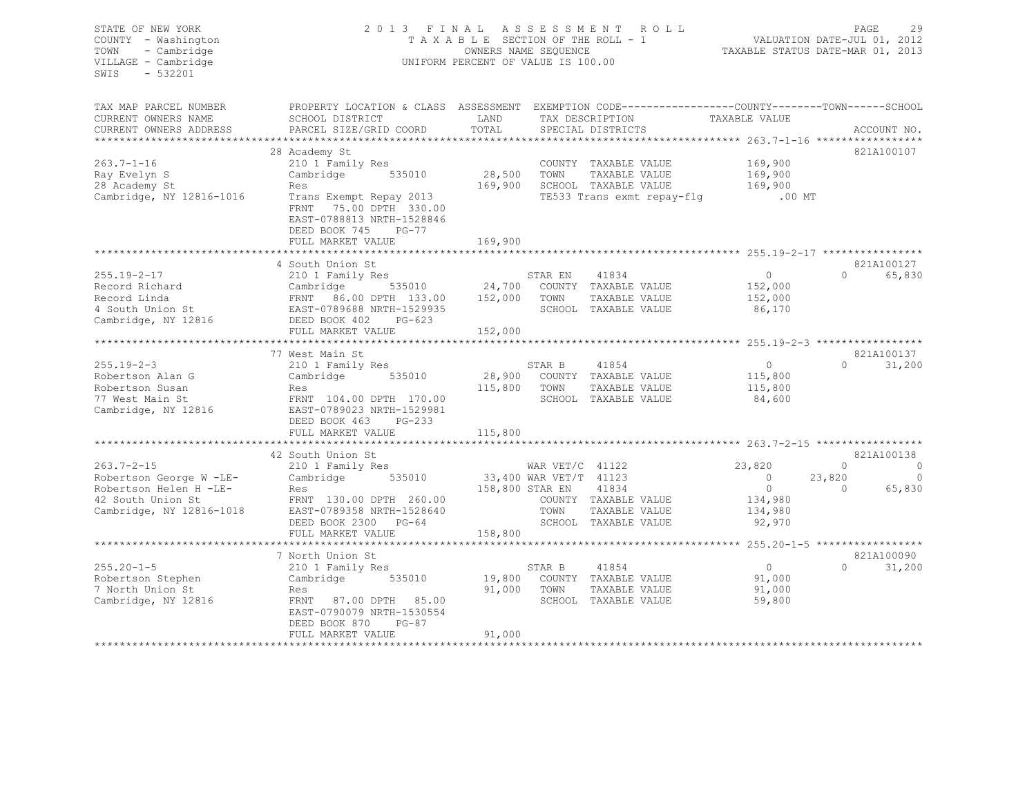STATE OF NEW YORK
COUNTY - Washington
TOWN - Cambridge
VILLAGE - Cambridge
SWIS - 532201

2013 FINAL ASSESSMENT ROLL
TAXABLE SECTION OF THE ROLL - 1
OWNERS NAME SEQUENCE
UNIFORM PERCENT OF VALUE IS 100.00

VALUATION DATE-JUL 01, 2012
TAXABLE STATUS DATE-MAR 01, 2013

```
TAX MAP PARCEL NUMBER      PROPERTY LOCATION & CLASS  ASSESSMENT  EXEMPTION CODE-----------------COUNTY--------TOWN------SCHOOL
CURRENT OWNERS NAME        SCHOOL DISTRICT               LAND      TAX DESCRIPTION              TAXABLE VALUE
CURRENT OWNERS ADDRESS     PARCEL SIZE/GRID COORD        TOTAL     SPECIAL DISTRICTS                                      ACCOUNT NO.
******************************************************************************************************* 263.7-1-16 *****************
                           28 Academy St                                                                                  821A100107
263.7-1-16                 210 1 Family Res                        COUNTY  TAXABLE VALUE           169,900
Ray Evelyn S               Cambridge       535010        28,500    TOWN    TAXABLE VALUE           169,900
28 Academy St              Res                          169,900    SCHOOL  TAXABLE VALUE           169,900
Cambridge, NY 12816-1016   Trans Exempt Repay 2013                 TE533 Trans exmt repay-flg           .00 MT
                           FRNT   75.00 DPTH 330.00
                           EAST-0788813 NRTH-1528846
                           DEED BOOK 745     PG-77
                           FULL MARKET VALUE            169,900
******************************************************************************************************* 255.19-2-17 ****************
                           4 South Union St                                                                               821A100127
255.19-2-17                210 1 Family Res                        STAR EN     41834                 0              0       65,830
Record Richard             Cambridge       535010        24,700    COUNTY  TAXABLE VALUE           152,000
Record Linda               FRNT   86.00 DPTH 133.00     152,000    TOWN    TAXABLE VALUE           152,000
4 South Union St           EAST-0789688 NRTH-1529935               SCHOOL  TAXABLE VALUE            86,170
Cambridge, NY 12816        DEED BOOK 402     PG-623
                           FULL MARKET VALUE            152,000
******************************************************************************************************* 255.19-2-3 *****************
                           77 West Main St                                                                                821A100137
255.19-2-3                 210 1 Family Res                        STAR B      41854                 0              0       31,200
Robertson Alan G           Cambridge       535010        28,900    COUNTY  TAXABLE VALUE           115,800
Robertson Susan            Res                          115,800    TOWN    TAXABLE VALUE           115,800
77 West Main St            FRNT  104.00 DPTH 170.00                SCHOOL  TAXABLE VALUE            84,600
Cambridge, NY 12816        EAST-0789023 NRTH-1529981
                           DEED BOOK 463     PG-233
                           FULL MARKET VALUE            115,800
******************************************************************************************************* 263.7-2-15 *****************
                           42 South Union St                                                                              821A100138
263.7-2-15                 210 1 Family Res                        WAR VET/C   41122            23,820              0            0
Robertson George W -LE-    Cambridge       535010        33,400    WAR VET/T   41123                 0         23,820            0
Robertson Helen H -LE-     Res                          158,800    STAR EN     41834                 0              0       65,830
42 South Union St          FRNT  130.00 DPTH 260.00                COUNTY  TAXABLE VALUE           134,980
Cambridge, NY 12816-1018   EAST-0789358 NRTH-1528640               TOWN    TAXABLE VALUE           134,980
                           DEED BOOK 2300    PG-64                 SCHOOL  TAXABLE VALUE            92,970
                           FULL MARKET VALUE            158,800
******************************************************************************************************* 255.20-1-5 *****************
                           7 North Union St                                                                               821A100090
255.20-1-5                 210 1 Family Res                        STAR B      41854                 0              0       31,200
Robertson Stephen          Cambridge       535010        19,800    COUNTY  TAXABLE VALUE            91,000
7 North Union St           Res                           91,000    TOWN    TAXABLE VALUE            91,000
Cambridge, NY 12816        FRNT   87.00 DPTH  85.00                SCHOOL  TAXABLE VALUE            59,800
                           EAST-0790079 NRTH-1530554
                           DEED BOOK 870     PG-87
                           FULL MARKET VALUE             91,000
************************************************************************************************************************************
```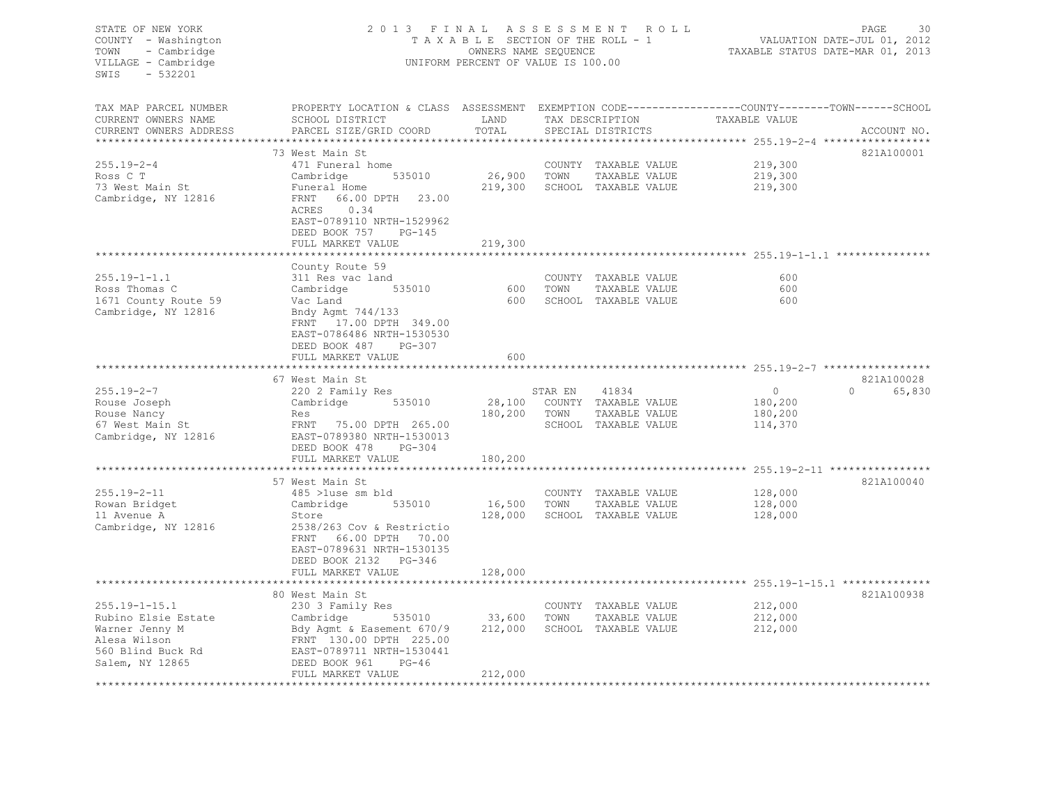STATE OF NEW YORK
COUNTY - Washington
TOWN - Cambridge
VILLAGE - Cambridge
SWIS - 532201

2013 FINAL ASSESSMENT ROLL
TAXABLE SECTION OF THE ROLL - 1
OWNERS NAME SEQUENCE
UNIFORM PERCENT OF VALUE IS 100.00

VALUATION DATE-JUL 01, 2012
TAXABLE STATUS DATE-MAR 01, 2013

| TAX MAP PARCEL NUMBER / CURRENT OWNERS NAME / CURRENT OWNERS ADDRESS | PROPERTY LOCATION & CLASS / SCHOOL DISTRICT / PARCEL SIZE/GRID COORD | ASSESSMENT LAND / TOTAL | EXEMPTION CODE / TAX DESCRIPTION / SPECIAL DISTRICTS | COUNTY TAXABLE VALUE | TOWN | SCHOOL | ACCOUNT NO. |
|---|---|---|---|---|---|---|---|
| 255.19-2-4 | 73 West Main St | | | | | | 821A100001 |
| Ross C T | 471 Funeral home | | COUNTY TAXABLE VALUE | 219,300 | | | |
| 73 West Main St | Cambridge 535010 | 26,900 | TOWN TAXABLE VALUE | 219,300 | | | |
| Cambridge, NY 12816 | Funeral Home | 219,300 | SCHOOL TAXABLE VALUE | 219,300 | | | |
| | FRNT 66.00 DPTH 23.00 | | | | | | |
| | ACRES 0.34 | | | | | | |
| | EAST-0789110 NRTH-1529962 | | | | | | |
| | DEED BOOK 757 PG-145 | | | | | | |
| | FULL MARKET VALUE | 219,300 | | | | | |
| 255.19-1-1.1 | County Route 59 | | | | | | |
| Ross Thomas C | 311 Res vac land | | COUNTY TAXABLE VALUE | 600 | | | |
| 1671 County Route 59 | Cambridge 535010 | 600 | TOWN TAXABLE VALUE | 600 | | | |
| Cambridge, NY 12816 | Vac Land | 600 | SCHOOL TAXABLE VALUE | 600 | | | |
| | Bndy Agmt 744/133 | | | | | | |
| | FRNT 17.00 DPTH 349.00 | | | | | | |
| | EAST-0786486 NRTH-1530530 | | | | | | |
| | DEED BOOK 487 PG-307 | | | | | | |
| | FULL MARKET VALUE | 600 | | | | | |
| 255.19-2-7 | 67 West Main St | | | | | | 821A100028 |
| Rouse Joseph | 220 2 Family Res | | STAR EN 41834 | 0 | 0 | 65,830 | |
| Rouse Nancy | Cambridge 535010 | 28,100 | COUNTY TAXABLE VALUE | 180,200 | | | |
| 67 West Main St | Res | 180,200 | TOWN TAXABLE VALUE | 180,200 | | | |
| Cambridge, NY 12816 | FRNT 75.00 DPTH 265.00 | | SCHOOL TAXABLE VALUE | 114,370 | | | |
| | EAST-0789380 NRTH-1530013 | | | | | | |
| | DEED BOOK 478 PG-304 | | | | | | |
| | FULL MARKET VALUE | 180,200 | | | | | |
| 255.19-2-11 | 57 West Main St | | | | | | 821A100040 |
| Rowan Bridget | 485 >1use sm bld | | COUNTY TAXABLE VALUE | 128,000 | | | |
| 11 Avenue A | Cambridge 535010 | 16,500 | TOWN TAXABLE VALUE | 128,000 | | | |
| Cambridge, NY 12816 | Store | 128,000 | SCHOOL TAXABLE VALUE | 128,000 | | | |
| | 2538/263 Cov & Restrictio | | | | | | |
| | FRNT 66.00 DPTH 70.00 | | | | | | |
| | EAST-0789631 NRTH-1530135 | | | | | | |
| | DEED BOOK 2132 PG-346 | | | | | | |
| | FULL MARKET VALUE | 128,000 | | | | | |
| 255.19-1-15.1 | 80 West Main St | | | | | | 821A100938 |
| Rubino Elsie Estate | 230 3 Family Res | | COUNTY TAXABLE VALUE | 212,000 | | | |
| Warner Jenny M | Cambridge 535010 | 33,600 | TOWN TAXABLE VALUE | 212,000 | | | |
| Alesa Wilson | Bdy Agmt & Easement 670/9 | 212,000 | SCHOOL TAXABLE VALUE | 212,000 | | | |
| 560 Blind Buck Rd | FRNT 130.00 DPTH 225.00 | | | | | | |
| Salem, NY 12865 | EAST-0789711 NRTH-1530441 | | | | | | |
| | DEED BOOK 961 PG-46 | | | | | | |
| | FULL MARKET VALUE | 212,000 | | | | | |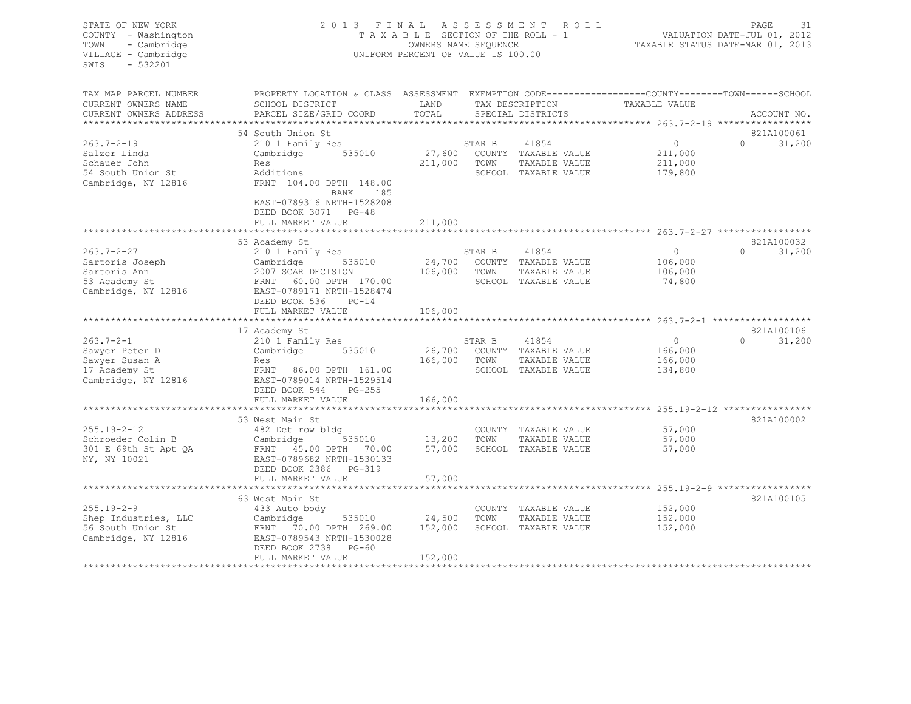STATE OF NEW YORK
COUNTY - Washington
TOWN - Cambridge
VILLAGE - Cambridge
SWIS - 532201

# 2013 FINAL ASSESSMENT ROLL

TAXABLE SECTION OF THE ROLL - 1
OWNERS NAME SEQUENCE
UNIFORM PERCENT OF VALUE IS 100.00

VALUATION DATE-JUL 01, 2012
TAXABLE STATUS DATE-MAR 01, 2013

| TAX MAP PARCEL NUMBER / CURRENT OWNERS NAME / CURRENT OWNERS ADDRESS | PROPERTY LOCATION & CLASS / SCHOOL DISTRICT / PARCEL SIZE/GRID COORD | ASSESSMENT LAND / TOTAL | EXEMPTION CODE / TAX DESCRIPTION / SPECIAL DISTRICTS | COUNTY / TOWN / SCHOOL TAXABLE VALUE | ACCOUNT NO. |
|---|---|---|---|---|---|
| 263.7-2-19 | 54 South Union St | | | | 821A100061 |
| Salzer Linda | 210 1 Family Res | | STAR B 41854 | 0 | 0 31,200 |
| Schauer John | Cambridge 535010 | 27,600 | COUNTY TAXABLE VALUE | 211,000 | |
| 54 South Union St | Res | 211,000 | TOWN TAXABLE VALUE | 211,000 | |
| Cambridge, NY 12816 | Additions | | SCHOOL TAXABLE VALUE | 179,800 | |
| | FRNT 104.00 DPTH 148.00 | | | | |
| | BANK 185 | | | | |
| | EAST-0789316 NRTH-1528208 | | | | |
| | DEED BOOK 3071 PG-48 | | | | |
| | FULL MARKET VALUE | 211,000 | | | |
| 263.7-2-27 | 53 Academy St | | | | 821A100032 |
| Sartoris Joseph | 210 1 Family Res | | STAR B 41854 | 0 | 0 31,200 |
| Sartoris Ann | Cambridge 535010 | 24,700 | COUNTY TAXABLE VALUE | 106,000 | |
| 53 Academy St | 2007 SCAR DECISION | 106,000 | TOWN TAXABLE VALUE | 106,000 | |
| Cambridge, NY 12816 | FRNT 60.00 DPTH 170.00 | | SCHOOL TAXABLE VALUE | 74,800 | |
| | EAST-0789171 NRTH-1528474 | | | | |
| | DEED BOOK 536 PG-14 | | | | |
| | FULL MARKET VALUE | 106,000 | | | |
| 263.7-2-1 | 17 Academy St | | | | 821A100106 |
| Sawyer Peter D | 210 1 Family Res | | STAR B 41854 | 0 | 0 31,200 |
| Sawyer Susan A | Cambridge 535010 | 26,700 | COUNTY TAXABLE VALUE | 166,000 | |
| 17 Academy St | Res | 166,000 | TOWN TAXABLE VALUE | 166,000 | |
| Cambridge, NY 12816 | FRNT 86.00 DPTH 161.00 | | SCHOOL TAXABLE VALUE | 134,800 | |
| | EAST-0789014 NRTH-1529514 | | | | |
| | DEED BOOK 544 PG-255 | | | | |
| | FULL MARKET VALUE | 166,000 | | | |
| 255.19-2-12 | 53 West Main St | | | | 821A100002 |
| Schroeder Colin B | 482 Det row bldg | | COUNTY TAXABLE VALUE | 57,000 | |
| 301 E 69th St Apt QA | Cambridge 535010 | 13,200 | TOWN TAXABLE VALUE | 57,000 | |
| NY, NY 10021 | FRNT 45.00 DPTH 70.00 | 57,000 | SCHOOL TAXABLE VALUE | 57,000 | |
| | EAST-0789682 NRTH-1530133 | | | | |
| | DEED BOOK 2386 PG-319 | | | | |
| | FULL MARKET VALUE | 57,000 | | | |
| 255.19-2-9 | 63 West Main St | | | | 821A100105 |
| Shep Industries, LLC | 433 Auto body | | COUNTY TAXABLE VALUE | 152,000 | |
| 56 South Union St | Cambridge 535010 | 24,500 | TOWN TAXABLE VALUE | 152,000 | |
| Cambridge, NY 12816 | FRNT 70.00 DPTH 269.00 | 152,000 | SCHOOL TAXABLE VALUE | 152,000 | |
| | EAST-0789543 NRTH-1530028 | | | | |
| | DEED BOOK 2738 PG-60 | | | | |
| | FULL MARKET VALUE | 152,000 | | | |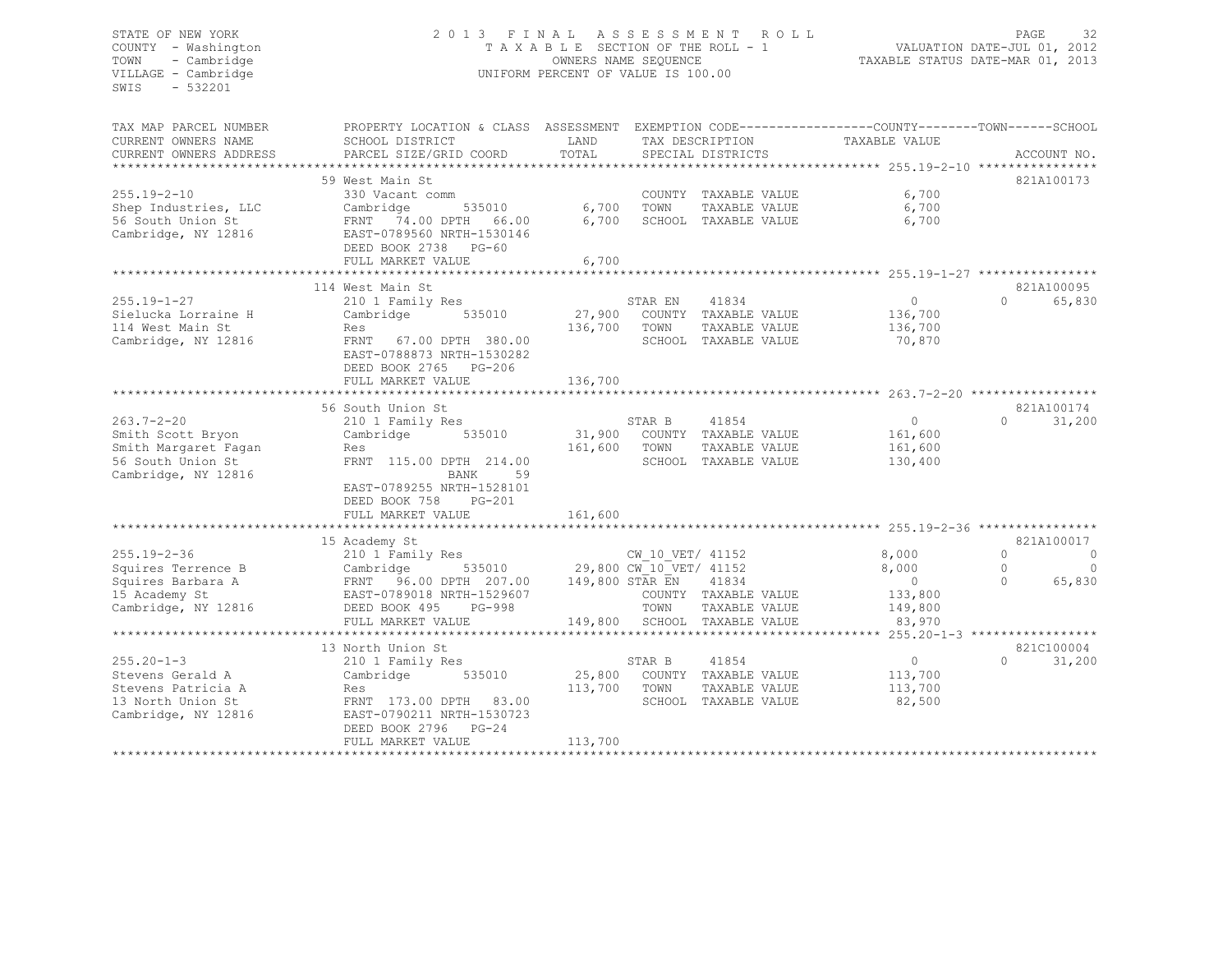STATE OF NEW YORK
COUNTY - Washington
TOWN - Cambridge
VILLAGE - Cambridge
SWIS - 532201

2013 FINAL ASSESSMENT ROLL
TAXABLE SECTION OF THE ROLL - 1
OWNERS NAME SEQUENCE
UNIFORM PERCENT OF VALUE IS 100.00

VALUATION DATE-JUL 01, 2012
TAXABLE STATUS DATE-MAR 01, 2013

| TAX MAP PARCEL NUMBER / CURRENT OWNERS NAME / CURRENT OWNERS ADDRESS | PROPERTY LOCATION & CLASS / SCHOOL DISTRICT / PARCEL SIZE/GRID COORD | ASSESSMENT LAND | TOTAL | EXEMPTION CODE / TAX DESCRIPTION / SPECIAL DISTRICTS | COUNTY TAXABLE VALUE | TOWN | SCHOOL | ACCOUNT NO. |
|---|---|---|---|---|---|---|---|---|
| 255.19-2-10 | 59 West Main St | | | | | | | 821A100173 |
| Shep Industries, LLC | 330 Vacant comm | | | COUNTY TAXABLE VALUE | 6,700 | | | |
| 56 South Union St | Cambridge 535010 | 6,700 | | TOWN TAXABLE VALUE | 6,700 | | | |
| Cambridge, NY 12816 | FRNT 74.00 DPTH 66.00 | | 6,700 | SCHOOL TAXABLE VALUE | 6,700 | | | |
| | EAST-0789560 NRTH-1530146 | | | | | | | |
| | DEED BOOK 2738 PG-60 | | | | | | | |
| | FULL MARKET VALUE | | 6,700 | | | | | |
| 255.19-1-27 | 114 West Main St | | | | | | | 821A100095 |
| Sielucka Lorraine H | 210 1 Family Res | | | STAR EN 41834 | 0 | | 0 | 65,830 |
| 114 West Main St | Cambridge 535010 | 27,900 | | COUNTY TAXABLE VALUE | 136,700 | | | |
| Cambridge, NY 12816 | Res | | 136,700 | TOWN TAXABLE VALUE | 136,700 | | | |
| | FRNT 67.00 DPTH 380.00 | | | SCHOOL TAXABLE VALUE | 70,870 | | | |
| | EAST-0788873 NRTH-1530282 | | | | | | | |
| | DEED BOOK 2765 PG-206 | | | | | | | |
| | FULL MARKET VALUE | | 136,700 | | | | | |
| 263.7-2-20 | 56 South Union St | | | | | | | 821A100174 |
| Smith Scott Bryon | 210 1 Family Res | | | STAR B 41854 | 0 | | 0 | 31,200 |
| Smith Margaret Fagan | Cambridge 535010 | 31,900 | | COUNTY TAXABLE VALUE | 161,600 | | | |
| 56 South Union St | Res | | 161,600 | TOWN TAXABLE VALUE | 161,600 | | | |
| Cambridge, NY 12816 | FRNT 115.00 DPTH 214.00 | | | SCHOOL TAXABLE VALUE | 130,400 | | | |
| | BANK 59 | | | | | | | |
| | EAST-0789255 NRTH-1528101 | | | | | | | |
| | DEED BOOK 758 PG-201 | | | | | | | |
| | FULL MARKET VALUE | | 161,600 | | | | | |
| 255.19-2-36 | 15 Academy St | | | | | | | 821A100017 |
| Squires Terrence B | 210 1 Family Res | | | CW_10_VET/ 41152 | 8,000 | | 0 | 0 |
| Squires Barbara A | Cambridge 535010 | 29,800 | | CW_10_VET/ 41152 | 8,000 | | 0 | 0 |
| 15 Academy St | FRNT 96.00 DPTH 207.00 | | 149,800 | STAR EN 41834 | 0 | | 0 | 65,830 |
| Cambridge, NY 12816 | EAST-0789018 NRTH-1529607 | | | COUNTY TAXABLE VALUE | 133,800 | | | |
| | DEED BOOK 495 PG-998 | | | TOWN TAXABLE VALUE | 149,800 | | | |
| | FULL MARKET VALUE | | 149,800 | SCHOOL TAXABLE VALUE | 83,970 | | | |
| 255.20-1-3 | 13 North Union St | | | | | | | 821C100004 |
| Stevens Gerald A | 210 1 Family Res | | | STAR B 41854 | 0 | | 0 | 31,200 |
| Stevens Patricia A | Cambridge 535010 | 25,800 | | COUNTY TAXABLE VALUE | 113,700 | | | |
| 13 North Union St | Res | | 113,700 | TOWN TAXABLE VALUE | 113,700 | | | |
| Cambridge, NY 12816 | FRNT 173.00 DPTH 83.00 | | | SCHOOL TAXABLE VALUE | 82,500 | | | |
| | EAST-0790211 NRTH-1530723 | | | | | | | |
| | DEED BOOK 2796 PG-24 | | | | | | | |
| | FULL MARKET VALUE | | 113,700 | | | | | |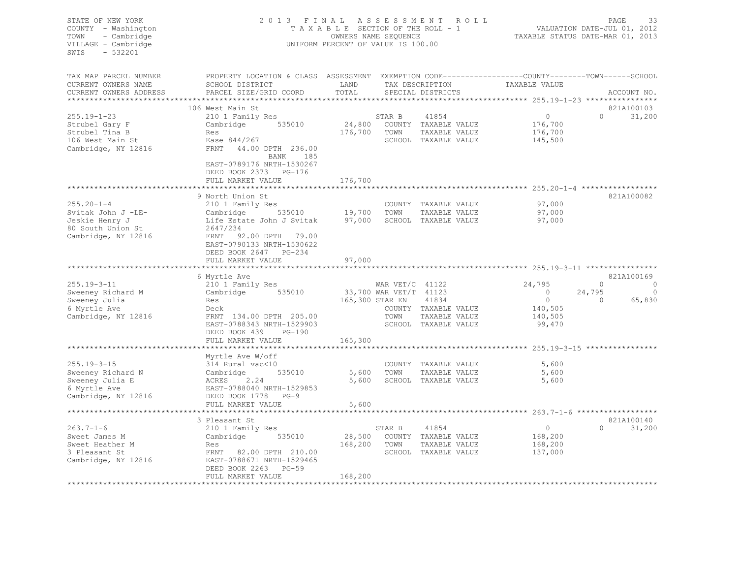STATE OF NEW YORK
COUNTY - Washington
TOWN - Cambridge
VILLAGE - Cambridge
SWIS - 532201

2 0 1 3 F I N A L A S S E S S M E N T R O L L
T A X A B L E SECTION OF THE ROLL - 1
OWNERS NAME SEQUENCE
UNIFORM PERCENT OF VALUE IS 100.00

VALUATION DATE-JUL 01, 2012
TAXABLE STATUS DATE-MAR 01, 2013

| TAX MAP PARCEL NUMBER / CURRENT OWNERS NAME / CURRENT OWNERS ADDRESS | PROPERTY LOCATION & CLASS / SCHOOL DISTRICT / PARCEL SIZE/GRID COORD | ASSESSMENT LAND | TOTAL | EXEMPTION CODE / TAX DESCRIPTION / SPECIAL DISTRICTS | COUNTY TAXABLE VALUE | TOWN | SCHOOL | ACCOUNT NO. |
|---|---|---|---|---|---|---|---|---|
| | 106 West Main St | | | | | | | 821A100103 |
| 255.19-1-23 | 210 1 Family Res | | | STAR B 41854 | 0 | 0 | 31,200 | |
| Strubel Gary F | Cambridge 535010 | 24,800 | | COUNTY TAXABLE VALUE | 176,700 | | | |
| Strubel Tina B | Res | | 176,700 | TOWN TAXABLE VALUE | 176,700 | | | |
| 106 West Main St | Ease 844/267 | | | SCHOOL TAXABLE VALUE | 145,500 | | | |
| Cambridge, NY 12816 | FRNT 44.00 DPTH 236.00 | | | | | | | |
| | BANK 185 | | | | | | | |
| | EAST-0789176 NRTH-1530267 | | | | | | | |
| | DEED BOOK 2373 PG-176 | | | | | | | |
| | FULL MARKET VALUE | | 176,700 | | | | | |
| | 9 North Union St | | | | | | | 821A100082 |
| 255.20-1-4 | 210 1 Family Res | | | COUNTY TAXABLE VALUE | 97,000 | | | |
| Svitak John J -LE- | Cambridge 535010 | 19,700 | | TOWN TAXABLE VALUE | 97,000 | | | |
| Jeskie Henry J | Life Estate John J Svitak | | 97,000 | SCHOOL TAXABLE VALUE | 97,000 | | | |
| 80 South Union St | 2647/234 | | | | | | | |
| Cambridge, NY 12816 | FRNT 92.00 DPTH 79.00 | | | | | | | |
| | EAST-0790133 NRTH-1530622 | | | | | | | |
| | DEED BOOK 2647 PG-234 | | | | | | | |
| | FULL MARKET VALUE | | 97,000 | | | | | |
| | 6 Myrtle Ave | | | | | | | 821A100169 |
| 255.19-3-11 | 210 1 Family Res | | | WAR VET/C 41122 | 24,795 | 0 | 0 | |
| Sweeney Richard M | Cambridge 535010 | 33,700 | | WAR VET/T 41123 | 0 | 24,795 | 0 | |
| Sweeney Julia | Res | | 165,300 | STAR EN 41834 | 0 | 0 | 65,830 | |
| 6 Myrtle Ave | Deck | | | COUNTY TAXABLE VALUE | 140,505 | | | |
| Cambridge, NY 12816 | FRNT 134.00 DPTH 205.00 | | | TOWN TAXABLE VALUE | 140,505 | | | |
| | EAST-0788343 NRTH-1529903 | | | SCHOOL TAXABLE VALUE | 99,470 | | | |
| | DEED BOOK 439 PG-190 | | | | | | | |
| | FULL MARKET VALUE | | 165,300 | | | | | |
| | Myrtle Ave W/off | | | | | | | |
| 255.19-3-15 | 314 Rural vac<10 | | | COUNTY TAXABLE VALUE | 5,600 | | | |
| Sweeney Richard N | Cambridge 535010 | 5,600 | | TOWN TAXABLE VALUE | 5,600 | | | |
| Sweeney Julia E | ACRES 2.24 | | 5,600 | SCHOOL TAXABLE VALUE | 5,600 | | | |
| 6 Myrtle Ave | EAST-0788040 NRTH-1529853 | | | | | | | |
| Cambridge, NY 12816 | DEED BOOK 1778 PG-9 | | | | | | | |
| | FULL MARKET VALUE | | 5,600 | | | | | |
| | 3 Pleasant St | | | | | | | 821A100140 |
| 263.7-1-6 | 210 1 Family Res | | | STAR B 41854 | 0 | 0 | 31,200 | |
| Sweet James M | Cambridge 535010 | 28,500 | | COUNTY TAXABLE VALUE | 168,200 | | | |
| Sweet Heather M | Res | | 168,200 | TOWN TAXABLE VALUE | 168,200 | | | |
| 3 Pleasant St | FRNT 82.00 DPTH 210.00 | | | SCHOOL TAXABLE VALUE | 137,000 | | | |
| Cambridge, NY 12816 | EAST-0788671 NRTH-1529465 | | | | | | | |
| | DEED BOOK 2263 PG-59 | | | | | | | |
| | FULL MARKET VALUE | | 168,200 | | | | | |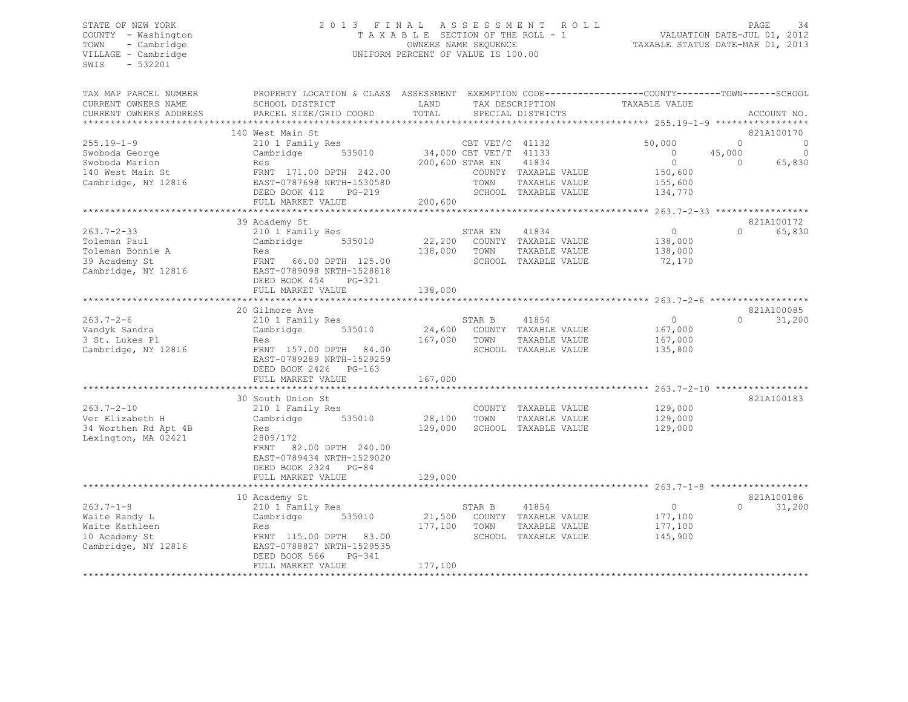STATE OF NEW YORK
COUNTY - Washington
TOWN - Cambridge
VILLAGE - Cambridge
SWIS - 532201

2013 FINAL ASSESSMENT ROLL
TAXABLE SECTION OF THE ROLL - 1
OWNERS NAME SEQUENCE
UNIFORM PERCENT OF VALUE IS 100.00

VALUATION DATE-JUL 01, 2012
TAXABLE STATUS DATE-MAR 01, 2013

| TAX MAP PARCEL NUMBER / CURRENT OWNERS NAME / CURRENT OWNERS ADDRESS | PROPERTY LOCATION & CLASS / SCHOOL DISTRICT / PARCEL SIZE/GRID COORD | ASSESSMENT LAND / TOTAL | EXEMPTION CODE / TAX DESCRIPTION / SPECIAL DISTRICTS | COUNTY TAXABLE VALUE | TOWN | SCHOOL | ACCOUNT NO. |
|---|---|---|---|---|---|---|---|
| **255.19-1-9** | 140 West Main St | | | | | | 821A100170 |
| 255.19-1-9 | 210 1 Family Res | | CBT VET/C 41132 | 50,000 | 0 | 0 | |
| Swoboda George | Cambridge 535010 | 34,000 | CBT VET/T 41133 | 0 | 45,000 | 0 | |
| Swoboda Marion | Res | 200,600 | STAR EN 41834 | 0 | 0 | 65,830 | |
| 140 West Main St | FRNT 171.00 DPTH 242.00 | | COUNTY TAXABLE VALUE | 150,600 | | | |
| Cambridge, NY 12816 | EAST-0787698 NRTH-1530580 | | TOWN TAXABLE VALUE | 155,600 | | | |
| | DEED BOOK 412 PG-219 | | SCHOOL TAXABLE VALUE | 134,770 | | | |
| | FULL MARKET VALUE | 200,600 | | | | | |
| **263.7-2-33** | 39 Academy St | | | | | | 821A100172 |
| 263.7-2-33 | 210 1 Family Res | | STAR EN 41834 | 0 | 0 | 65,830 | |
| Toleman Paul | Cambridge 535010 | 22,200 | COUNTY TAXABLE VALUE | 138,000 | | | |
| Toleman Bonnie A | Res | 138,000 | TOWN TAXABLE VALUE | 138,000 | | | |
| 39 Academy St | FRNT 66.00 DPTH 125.00 | | SCHOOL TAXABLE VALUE | 72,170 | | | |
| Cambridge, NY 12816 | EAST-0789098 NRTH-1528818 | | | | | | |
| | DEED BOOK 454 PG-321 | | | | | | |
| | FULL MARKET VALUE | 138,000 | | | | | |
| **263.7-2-6** | 20 Gilmore Ave | | | | | | 821A100085 |
| 263.7-2-6 | 210 1 Family Res | | STAR B 41854 | 0 | 0 | 31,200 | |
| Vandyk Sandra | Cambridge 535010 | 24,600 | COUNTY TAXABLE VALUE | 167,000 | | | |
| 3 St. Lukes Pl | Res | 167,000 | TOWN TAXABLE VALUE | 167,000 | | | |
| Cambridge, NY 12816 | FRNT 157.00 DPTH 84.00 | | SCHOOL TAXABLE VALUE | 135,800 | | | |
| | EAST-0789289 NRTH-1529259 | | | | | | |
| | DEED BOOK 2426 PG-163 | | | | | | |
| | FULL MARKET VALUE | 167,000 | | | | | |
| **263.7-2-10** | 30 South Union St | | | | | | 821A100183 |
| 263.7-2-10 | 210 1 Family Res | | COUNTY TAXABLE VALUE | 129,000 | | | |
| Ver Elizabeth H | Cambridge 535010 | 28,100 | TOWN TAXABLE VALUE | 129,000 | | | |
| 34 Worthen Rd Apt 4B | Res | 129,000 | SCHOOL TAXABLE VALUE | 129,000 | | | |
| Lexington, MA 02421 | 2809/172 | | | | | | |
| | FRNT 82.00 DPTH 240.00 | | | | | | |
| | EAST-0789434 NRTH-1529020 | | | | | | |
| | DEED BOOK 2324 PG-84 | | | | | | |
| | FULL MARKET VALUE | 129,000 | | | | | |
| **263.7-1-8** | 10 Academy St | | | | | | 821A100186 |
| 263.7-1-8 | 210 1 Family Res | | STAR B 41854 | 0 | 0 | 31,200 | |
| Waite Randy L | Cambridge 535010 | 21,500 | COUNTY TAXABLE VALUE | 177,100 | | | |
| Waite Kathleen | Res | 177,100 | TOWN TAXABLE VALUE | 177,100 | | | |
| 10 Academy St | FRNT 115.00 DPTH 83.00 | | SCHOOL TAXABLE VALUE | 145,900 | | | |
| Cambridge, NY 12816 | EAST-0788827 NRTH-1529535 | | | | | | |
| | DEED BOOK 566 PG-341 | | | | | | |
| | FULL MARKET VALUE | 177,100 | | | | | |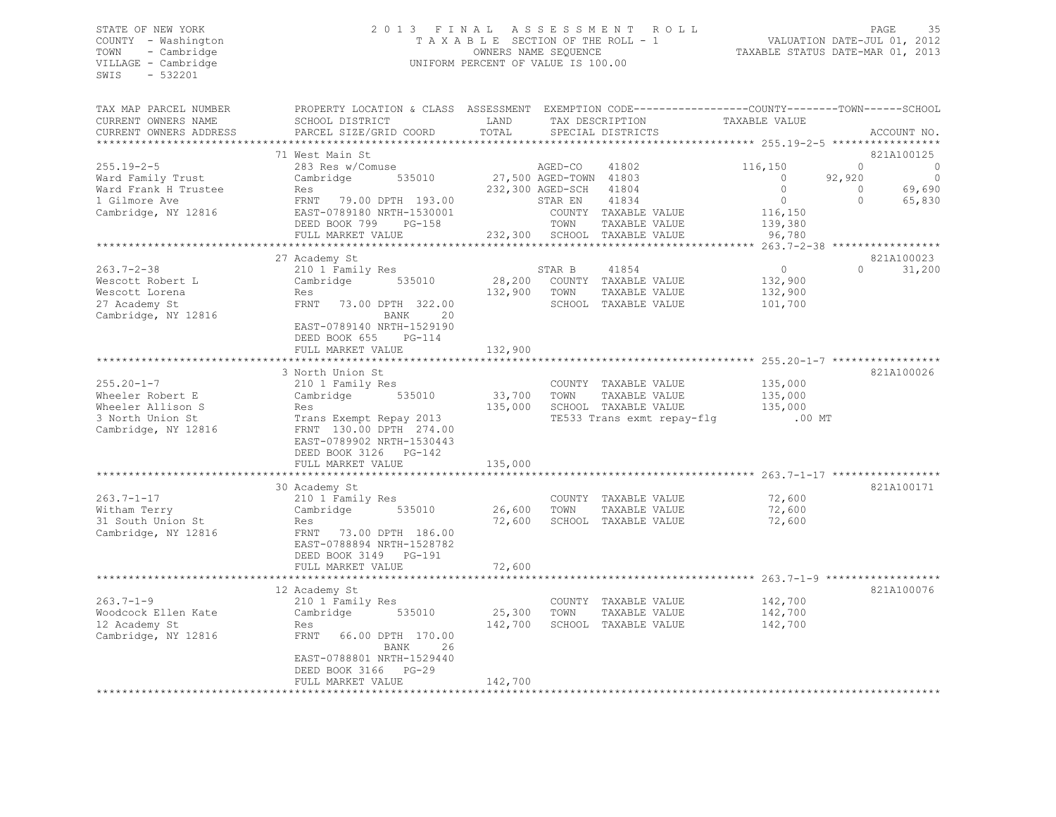STATE OF NEW YORK
COUNTY - Washington
TOWN - Cambridge
VILLAGE - Cambridge
SWIS - 532201

# 2013 FINAL ASSESSMENT ROLL

TAXABLE SECTION OF THE ROLL - 1
OWNERS NAME SEQUENCE
UNIFORM PERCENT OF VALUE IS 100.00

VALUATION DATE-JUL 01, 2012
TAXABLE STATUS DATE-MAR 01, 2013

| TAX MAP PARCEL NUMBER / CURRENT OWNERS NAME / CURRENT OWNERS ADDRESS | PROPERTY LOCATION & CLASS / SCHOOL DISTRICT / PARCEL SIZE/GRID COORD | ASSESSMENT LAND / TOTAL | EXEMPTION CODE / TAX DESCRIPTION / SPECIAL DISTRICTS | COUNTY TAXABLE VALUE | TOWN | SCHOOL | ACCOUNT NO. |
|---|---|---|---|---|---|---|---|
| **255.19-2-5** | 71 West Main St | | | | | | 821A100125 |
| | 283 Res w/Comuse | | AGED-CO 41802 | 116,150 | 0 | 0 | |
| Ward Family Trust | Cambridge 535010 | 27,500 | AGED-TOWN 41803 | 0 | 92,920 | 0 | |
| Ward Frank H Trustee | Res | 232,300 | AGED-SCH 41804 | 0 | 0 | 69,690 | |
| 1 Gilmore Ave | FRNT 79.00 DPTH 193.00 | | STAR EN 41834 | 0 | 0 | 65,830 | |
| Cambridge, NY 12816 | EAST-0789180 NRTH-1530001 | | COUNTY TAXABLE VALUE | 116,150 | | | |
| | DEED BOOK 799 PG-158 | | TOWN TAXABLE VALUE | 139,380 | | | |
| | FULL MARKET VALUE | 232,300 | SCHOOL TAXABLE VALUE | 96,780 | | | |
| **263.7-2-38** | 27 Academy St | | | | | | 821A100023 |
| | 210 1 Family Res | | STAR B 41854 | 0 | 0 | 31,200 | |
| Wescott Robert L | Cambridge 535010 | 28,200 | COUNTY TAXABLE VALUE | 132,900 | | | |
| Wescott Lorena | Res | 132,900 | TOWN TAXABLE VALUE | 132,900 | | | |
| 27 Academy St | FRNT 73.00 DPTH 322.00 | | SCHOOL TAXABLE VALUE | 101,700 | | | |
| Cambridge, NY 12816 | BANK 20 | | | | | | |
| | EAST-0789140 NRTH-1529190 | | | | | | |
| | DEED BOOK 655 PG-114 | | | | | | |
| | FULL MARKET VALUE | 132,900 | | | | | |
| **255.20-1-7** | 3 North Union St | | | | | | 821A100026 |
| | 210 1 Family Res | | COUNTY TAXABLE VALUE | 135,000 | | | |
| Wheeler Robert E | Cambridge 535010 | 33,700 | TOWN TAXABLE VALUE | 135,000 | | | |
| Wheeler Allison S | Res | 135,000 | SCHOOL TAXABLE VALUE | 135,000 | | | |
| 3 North Union St | Trans Exempt Repay 2013 | | TE533 Trans exmt repay-flg | .00 MT | | | |
| Cambridge, NY 12816 | FRNT 130.00 DPTH 274.00 | | | | | | |
| | EAST-0789902 NRTH-1530443 | | | | | | |
| | DEED BOOK 3126 PG-142 | | | | | | |
| | FULL MARKET VALUE | 135,000 | | | | | |
| **263.7-1-17** | 30 Academy St | | | | | | 821A100171 |
| | 210 1 Family Res | | COUNTY TAXABLE VALUE | 72,600 | | | |
| Witham Terry | Cambridge 535010 | 26,600 | TOWN TAXABLE VALUE | 72,600 | | | |
| 31 South Union St | Res | 72,600 | SCHOOL TAXABLE VALUE | 72,600 | | | |
| Cambridge, NY 12816 | FRNT 73.00 DPTH 186.00 | | | | | | |
| | EAST-0788894 NRTH-1528782 | | | | | | |
| | DEED BOOK 3149 PG-191 | | | | | | |
| | FULL MARKET VALUE | 72,600 | | | | | |
| **263.7-1-9** | 12 Academy St | | | | | | 821A100076 |
| | 210 1 Family Res | | COUNTY TAXABLE VALUE | 142,700 | | | |
| Woodcock Ellen Kate | Cambridge 535010 | 25,300 | TOWN TAXABLE VALUE | 142,700 | | | |
| 12 Academy St | Res | 142,700 | SCHOOL TAXABLE VALUE | 142,700 | | | |
| Cambridge, NY 12816 | FRNT 66.00 DPTH 170.00 | | | | | | |
| | BANK 26 | | | | | | |
| | EAST-0788801 NRTH-1529440 | | | | | | |
| | DEED BOOK 3166 PG-29 | | | | | | |
| | FULL MARKET VALUE | 142,700 | | | | | |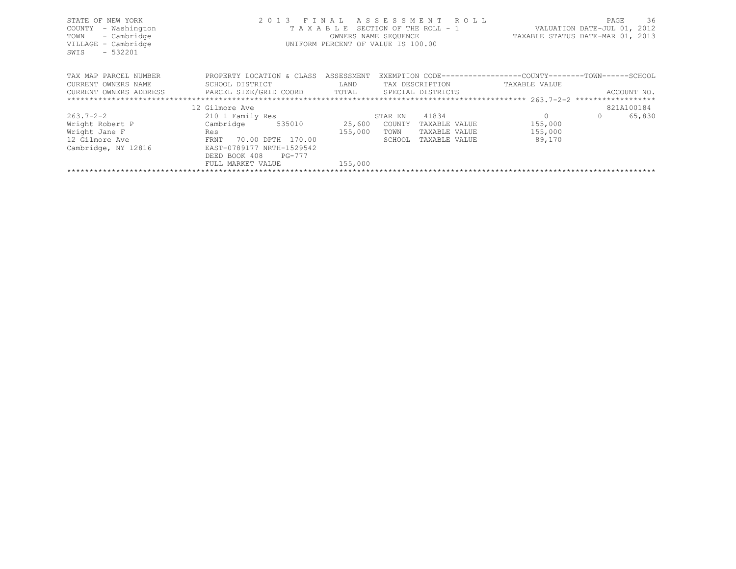STATE OF NEW YORK
COUNTY - Washington
TOWN - Cambridge
VILLAGE - Cambridge
SWIS - 532201

2 0 1 3 F I N A L A S S E S S M E N T R O L L
T A X A B L E SECTION OF THE ROLL - 1
OWNERS NAME SEQUENCE
UNIFORM PERCENT OF VALUE IS 100.00

VALUATION DATE-JUL 01, 2012
TAXABLE STATUS DATE-MAR 01, 2013

| TAX MAP PARCEL NUMBER<br>CURRENT OWNERS NAME<br>CURRENT OWNERS ADDRESS | PROPERTY LOCATION & CLASS<br>SCHOOL DISTRICT<br>PARCEL SIZE/GRID COORD | ASSESSMENT<br>LAND<br>TOTAL | EXEMPTION CODE<br>TAX DESCRIPTION<br>SPECIAL DISTRICTS | COUNTY<br>TAXABLE VALUE | TOWN | SCHOOL<br>ACCOUNT NO. |
|---|---|---|---|---|---|---|
| | 12 Gilmore Ave | | | | | 821A100184 |
| 263.7-2-2 | 210 1 Family Res | | STAR EN 41834 | 0 | 0 | 65,830 |
| Wright Robert P | Cambridge 535010 | 25,600 | COUNTY TAXABLE VALUE | 155,000 | | |
| Wright Jane F | Res | 155,000 | TOWN TAXABLE VALUE | 155,000 | | |
| 12 Gilmore Ave | FRNT 70.00 DPTH 170.00 | | SCHOOL TAXABLE VALUE | 89,170 | | |
| Cambridge, NY 12816 | EAST-0789177 NRTH-1529542 | | | | | |
| | DEED BOOK 408 PG-777 | | | | | |
| | FULL MARKET VALUE | 155,000 | | | | |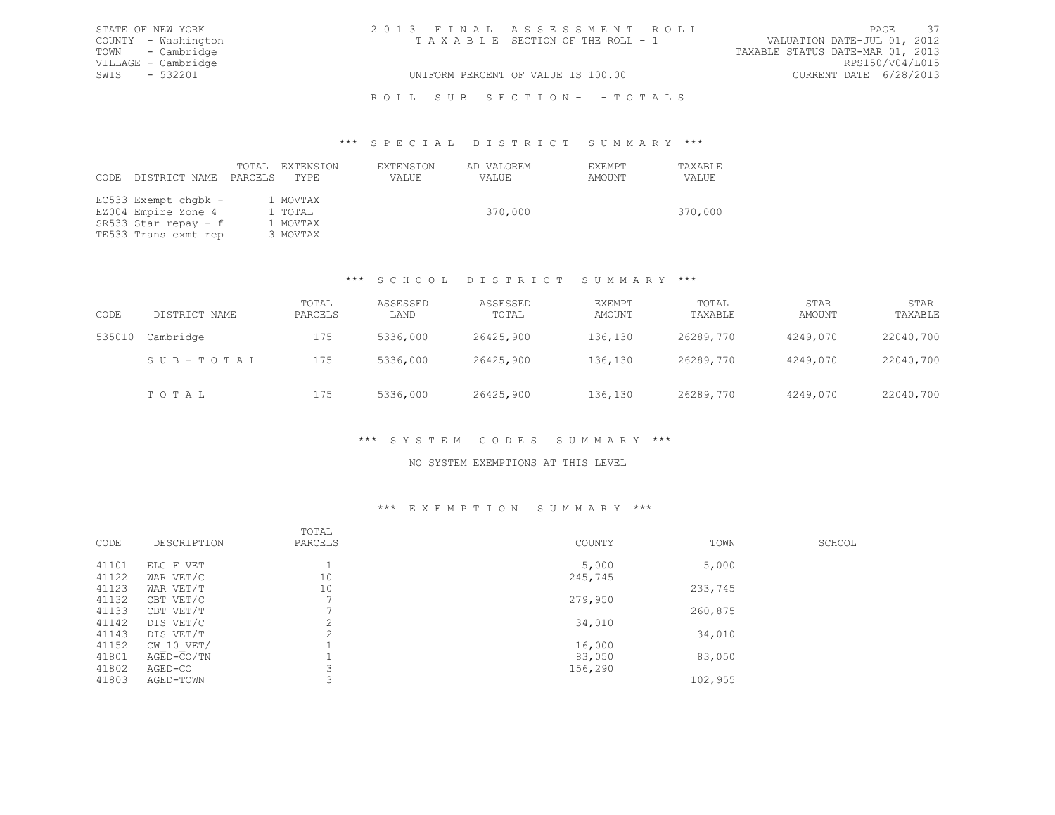STATE OF NEW YORK
COUNTY - Washington
TOWN - Cambridge
VILLAGE - Cambridge
SWIS - 532201

# 2013 FINAL ASSESSMENT ROLL

TAXABLE SECTION OF THE ROLL - 1

UNIFORM PERCENT OF VALUE IS 100.00

VALUATION DATE-JUL 01, 2012
TAXABLE STATUS DATE-MAR 01, 2013
RPS150/V04/L015
CURRENT DATE 6/28/2013

## ROLL SUB SECTION- - TOTALS

### *** SPECIAL DISTRICT SUMMARY ***

| CODE | DISTRICT NAME | TOTAL PARCELS | EXTENSION TYPE | EXTENSION VALUE | AD VALOREM VALUE | EXEMPT AMOUNT | TAXABLE VALUE |
|---|---|---|---|---|---|---|---|
| EC533 | Exempt chgbk - | 1 | MOVTAX | | | | |
| EZ004 | Empire Zone 4 | 1 | TOTAL | | 370,000 | | 370,000 |
| SR533 | Star repay - f | 1 | MOVTAX | | | | |
| TE533 | Trans exmt rep | 3 | MOVTAX | | | | |

### *** SCHOOL DISTRICT SUMMARY ***

| CODE | DISTRICT NAME | TOTAL PARCELS | ASSESSED LAND | ASSESSED TOTAL | EXEMPT AMOUNT | TOTAL TAXABLE | STAR AMOUNT | STAR TAXABLE |
|---|---|---|---|---|---|---|---|---|
| 535010 | Cambridge | 175 | 5336,000 | 26425,900 | 136,130 | 26289,770 | 4249,070 | 22040,700 |
| | SUB-TOTAL | 175 | 5336,000 | 26425,900 | 136,130 | 26289,770 | 4249,070 | 22040,700 |
| | TOTAL | 175 | 5336,000 | 26425,900 | 136,130 | 26289,770 | 4249,070 | 22040,700 |

### *** SYSTEM CODES SUMMARY ***

NO SYSTEM EXEMPTIONS AT THIS LEVEL

### *** EXEMPTION SUMMARY ***

| CODE | DESCRIPTION | TOTAL PARCELS | COUNTY | TOWN | SCHOOL |
|---|---|---|---|---|---|
| 41101 | ELG F VET | 1 | 5,000 | 5,000 | |
| 41122 | WAR VET/C | 10 | 245,745 | | |
| 41123 | WAR VET/T | 10 | | 233,745 | |
| 41132 | CBT VET/C | 7 | 279,950 | | |
| 41133 | CBT VET/T | 7 | | 260,875 | |
| 41142 | DIS VET/C | 2 | 34,010 | | |
| 41143 | DIS VET/T | 2 | | 34,010 | |
| 41152 | CW_10_VET/ | 1 | 16,000 | | |
| 41801 | AGED-CO/TN | 1 | 83,050 | 83,050 | |
| 41802 | AGED-CO | 3 | 156,290 | | |
| 41803 | AGED-TOWN | 3 | | 102,955 | |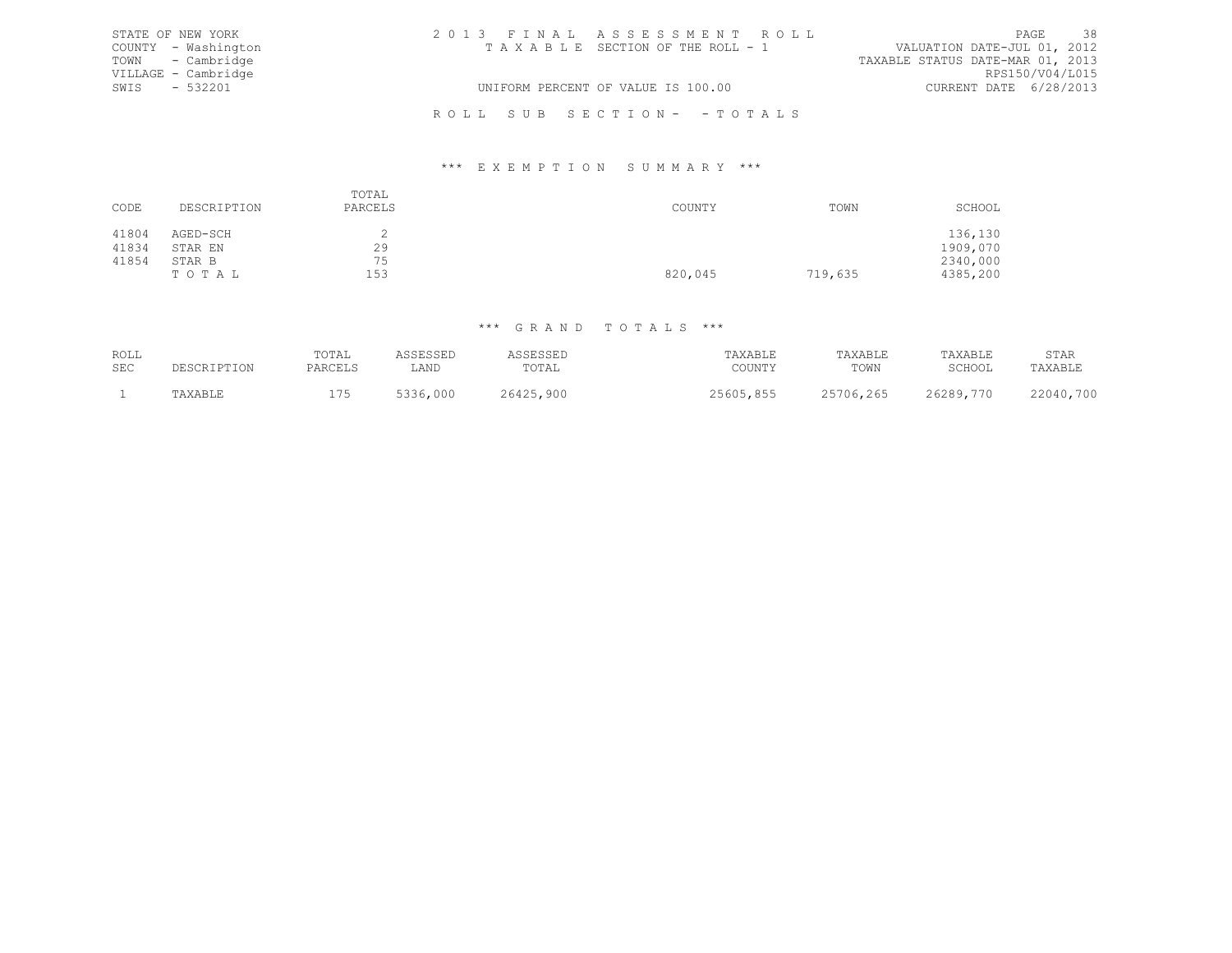STATE OF NEW YORK
COUNTY - Washington
TOWN - Cambridge
VILLAGE - Cambridge
SWIS - 532201

2013 FINAL ASSESSMENT ROLL
TAXABLE SECTION OF THE ROLL - 1
UNIFORM PERCENT OF VALUE IS 100.00

VALUATION DATE-JUL 01, 2012
TAXABLE STATUS DATE-MAR 01, 2013
RPS150/V04/L015
CURRENT DATE 6/28/2013

ROLL SUB SECTION- - TOTALS

### *** EXEMPTION SUMMARY ***

| CODE | DESCRIPTION | TOTAL PARCELS | COUNTY | TOWN | SCHOOL |
|---|---|---|---|---|---|
| 41804 | AGED-SCH | 2 | | | 136,130 |
| 41834 | STAR EN | 29 | | | 1909,070 |
| 41854 | STAR B | 75 | | | 2340,000 |
| | TOTAL | 153 | 820,045 | 719,635 | 4385,200 |

### *** GRAND TOTALS ***

| ROLL SEC | DESCRIPTION | TOTAL PARCELS | ASSESSED LAND | ASSESSED TOTAL | TAXABLE COUNTY | TAXABLE TOWN | TAXABLE SCHOOL | STAR TAXABLE |
|---|---|---|---|---|---|---|---|---|
| 1 | TAXABLE | 175 | 5336,000 | 26425,900 | 25605,855 | 25706,265 | 26289,770 | 22040,700 |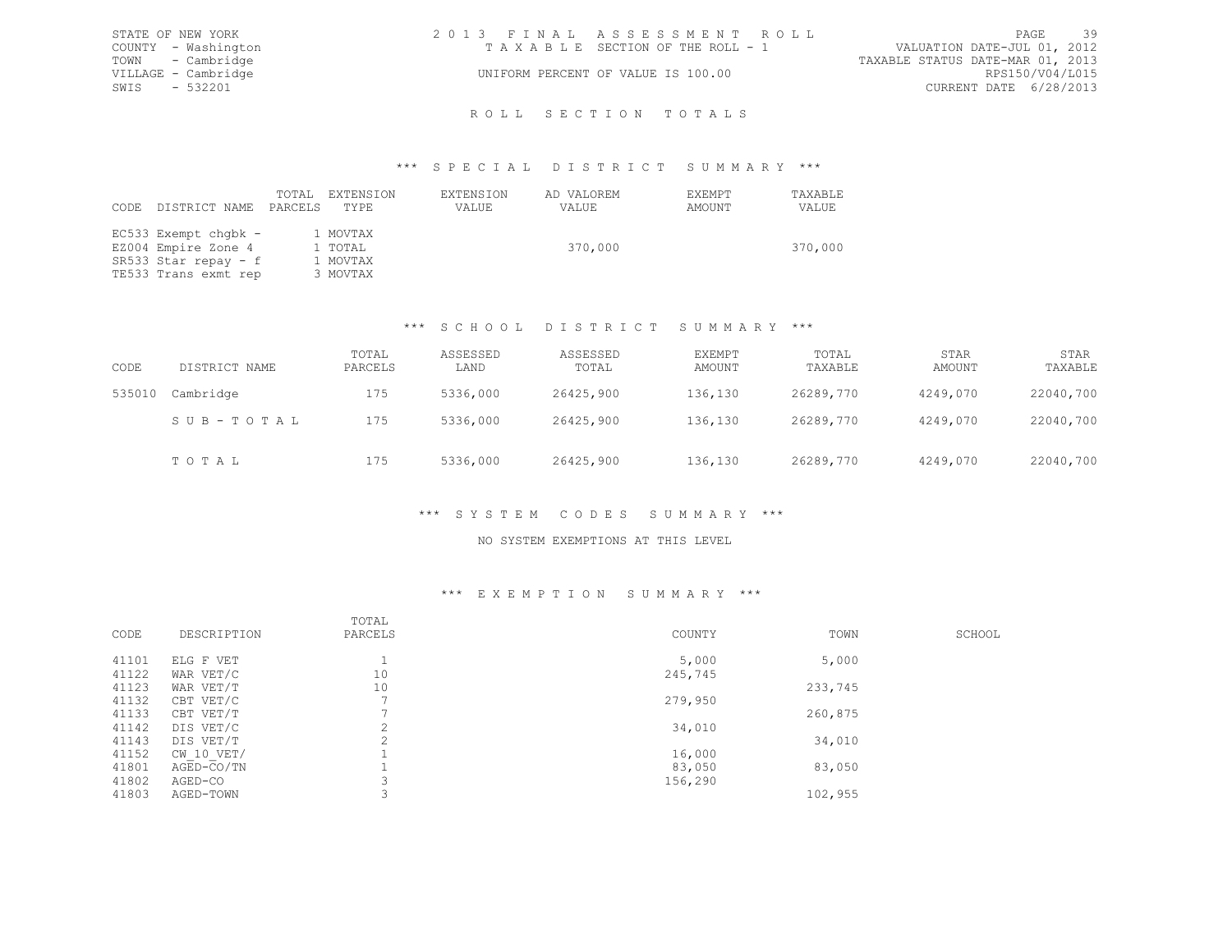STATE OF NEW YORK
COUNTY - Washington
TOWN - Cambridge
VILLAGE - Cambridge
SWIS - 532201

# 2013 FINAL ASSESSMENT ROLL

TAXABLE SECTION OF THE ROLL - 1

UNIFORM PERCENT OF VALUE IS 100.00

VALUATION DATE-JUL 01, 2012
TAXABLE STATUS DATE-MAR 01, 2013
RPS150/V04/L015
CURRENT DATE 6/28/2013

## ROLL SECTION TOTALS

### *** SPECIAL DISTRICT SUMMARY ***

| CODE | DISTRICT NAME | TOTAL PARCELS | EXTENSION TYPE | EXTENSION VALUE | AD VALOREM VALUE | EXEMPT AMOUNT | TAXABLE VALUE |
|---|---|---|---|---|---|---|---|
| EC533 | Exempt chgbk - | 1 | MOVTAX | | | | |
| EZ004 | Empire Zone 4 | 1 | TOTAL | | 370,000 | | 370,000 |
| SR533 | Star repay - f | 1 | MOVTAX | | | | |
| TE533 | Trans exmt rep | 3 | MOVTAX | | | | |

### *** SCHOOL DISTRICT SUMMARY ***

| CODE | DISTRICT NAME | TOTAL PARCELS | ASSESSED LAND | ASSESSED TOTAL | EXEMPT AMOUNT | TOTAL TAXABLE | STAR AMOUNT | STAR TAXABLE |
|---|---|---|---|---|---|---|---|---|
| 535010 | Cambridge | 175 | 5336,000 | 26425,900 | 136,130 | 26289,770 | 4249,070 | 22040,700 |
| | SUB-TOTAL | 175 | 5336,000 | 26425,900 | 136,130 | 26289,770 | 4249,070 | 22040,700 |
| | TOTAL | 175 | 5336,000 | 26425,900 | 136,130 | 26289,770 | 4249,070 | 22040,700 |

### *** SYSTEM CODES SUMMARY ***

NO SYSTEM EXEMPTIONS AT THIS LEVEL

### *** EXEMPTION SUMMARY ***

| CODE | DESCRIPTION | TOTAL PARCELS | COUNTY | TOWN | SCHOOL |
|---|---|---|---|---|---|
| 41101 | ELG F VET | 1 | 5,000 | 5,000 | |
| 41122 | WAR VET/C | 10 | 245,745 | | |
| 41123 | WAR VET/T | 10 | | 233,745 | |
| 41132 | CBT VET/C | 7 | 279,950 | | |
| 41133 | CBT VET/T | 7 | | 260,875 | |
| 41142 | DIS VET/C | 2 | 34,010 | | |
| 41143 | DIS VET/T | 2 | | 34,010 | |
| 41152 | CW_10_VET/ | 1 | 16,000 | | |
| 41801 | AGED-CO/TN | 1 | 83,050 | 83,050 | |
| 41802 | AGED-CO | 3 | 156,290 | | |
| 41803 | AGED-TOWN | 3 | | 102,955 | |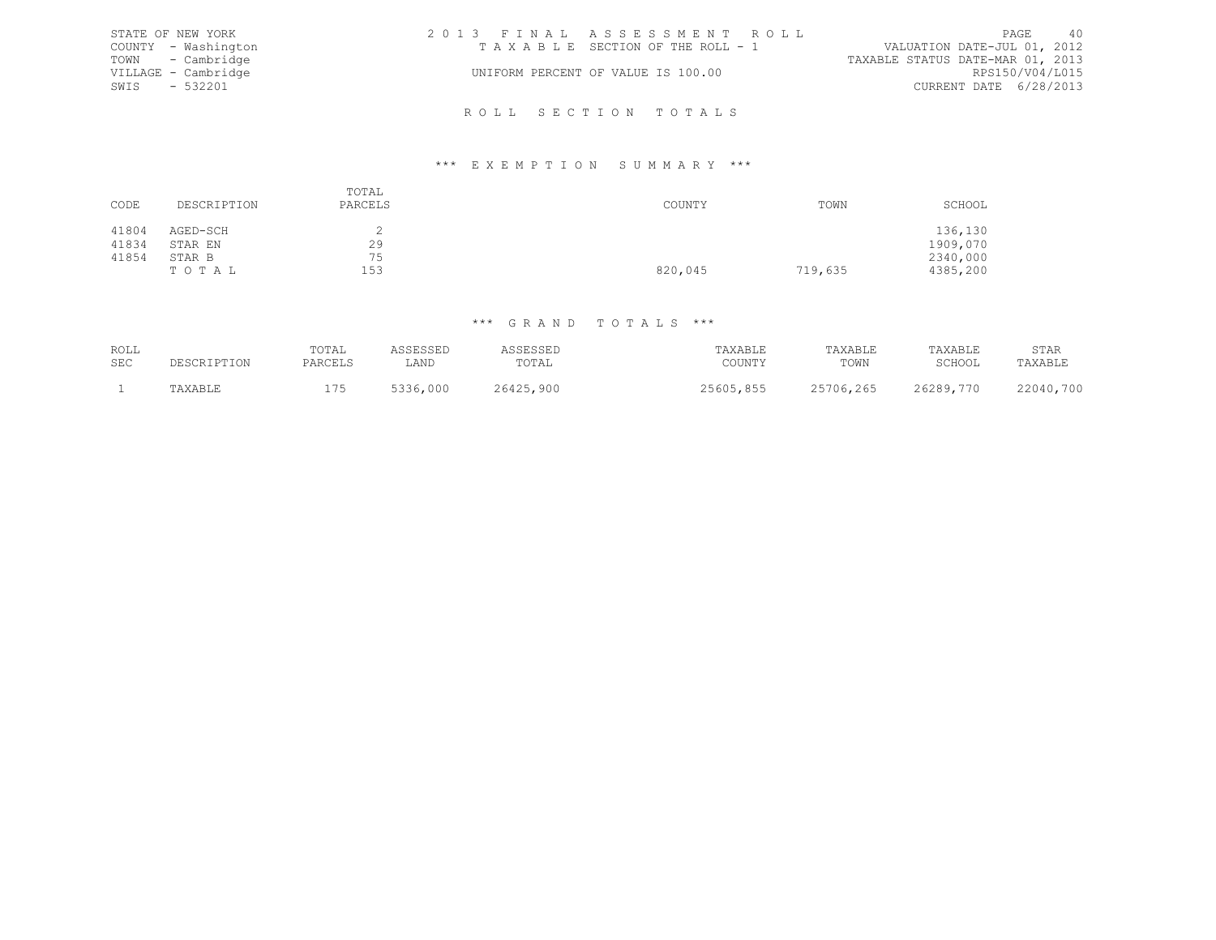STATE OF NEW YORK
COUNTY - Washington
TOWN - Cambridge
VILLAGE - Cambridge
SWIS - 532201

2013 FINAL ASSESSMENT ROLL
TAXABLE SECTION OF THE ROLL - 1
UNIFORM PERCENT OF VALUE IS 100.00

VALUATION DATE-JUL 01, 2012
TAXABLE STATUS DATE-MAR 01, 2013
RPS150/V04/L015
CURRENT DATE 6/28/2013

## ROLL SECTION TOTALS

### *** EXEMPTION SUMMARY ***

| CODE | DESCRIPTION | TOTAL PARCELS | COUNTY | TOWN | SCHOOL |
|---|---|---|---|---|---|
| 41804 | AGED-SCH | 2 | | | 136,130 |
| 41834 | STAR EN | 29 | | | 1909,070 |
| 41854 | STAR B | 75 | | | 2340,000 |
| | TOTAL | 153 | 820,045 | 719,635 | 4385,200 |

### *** GRAND TOTALS ***

| ROLL SEC | DESCRIPTION | TOTAL PARCELS | ASSESSED LAND | ASSESSED TOTAL | TAXABLE COUNTY | TAXABLE TOWN | TAXABLE SCHOOL | STAR TAXABLE |
|---|---|---|---|---|---|---|---|---|
| 1 | TAXABLE | 175 | 5336,000 | 26425,900 | 25605,855 | 25706,265 | 26289,770 | 22040,700 |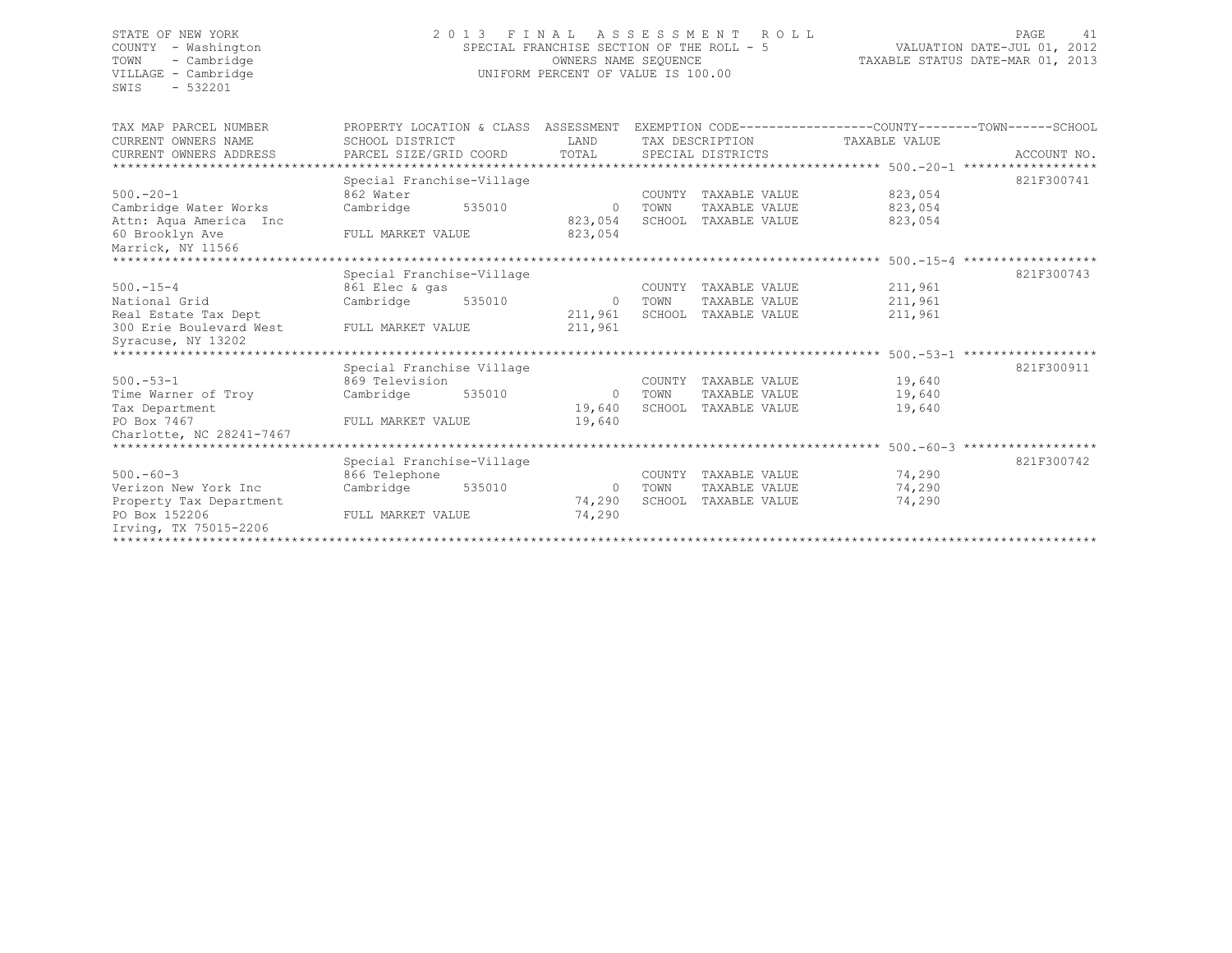STATE OF NEW YORK
COUNTY - Washington
TOWN - Cambridge
VILLAGE - Cambridge
SWIS - 532201

2 0 1 3 F I N A L A S S E S S M E N T R O L L
SPECIAL FRANCHISE SECTION OF THE ROLL - 5
OWNERS NAME SEQUENCE
UNIFORM PERCENT OF VALUE IS 100.00

VALUATION DATE-JUL 01, 2012
TAXABLE STATUS DATE-MAR 01, 2013

| TAX MAP PARCEL NUMBER / CURRENT OWNERS NAME / CURRENT OWNERS ADDRESS | PROPERTY LOCATION & CLASS / SCHOOL DISTRICT / PARCEL SIZE/GRID COORD | ASSESSMENT LAND / TOTAL | EXEMPTION CODE / TAX DESCRIPTION / SPECIAL DISTRICTS | COUNTY--------TOWN------SCHOOL TAXABLE VALUE | ACCOUNT NO. |
|---|---|---|---|---|---|
| 500.-20-1 | Special Franchise-Village | | | | 821F300741 |
| 500.-20-1 | 862 Water | | COUNTY TAXABLE VALUE | 823,054 | |
| Cambridge Water Works | Cambridge 535010 | 0 | TOWN TAXABLE VALUE | 823,054 | |
| Attn: Aqua America Inc | | 823,054 | SCHOOL TAXABLE VALUE | 823,054 | |
| 60 Brooklyn Ave | FULL MARKET VALUE | 823,054 | | | |
| Marrick, NY 11566 | | | | | |
| 500.-15-4 | Special Franchise-Village | | | | 821F300743 |
| 500.-15-4 | 861 Elec & gas | | COUNTY TAXABLE VALUE | 211,961 | |
| National Grid | Cambridge 535010 | 0 | TOWN TAXABLE VALUE | 211,961 | |
| Real Estate Tax Dept | | 211,961 | SCHOOL TAXABLE VALUE | 211,961 | |
| 300 Erie Boulevard West | FULL MARKET VALUE | 211,961 | | | |
| Syracuse, NY 13202 | | | | | |
| 500.-53-1 | Special Franchise Village | | | | 821F300911 |
| 500.-53-1 | 869 Television | | COUNTY TAXABLE VALUE | 19,640 | |
| Time Warner of Troy | Cambridge 535010 | 0 | TOWN TAXABLE VALUE | 19,640 | |
| Tax Department | | 19,640 | SCHOOL TAXABLE VALUE | 19,640 | |
| PO Box 7467 | FULL MARKET VALUE | 19,640 | | | |
| Charlotte, NC 28241-7467 | | | | | |
| 500.-60-3 | Special Franchise-Village | | | | 821F300742 |
| 500.-60-3 | 866 Telephone | | COUNTY TAXABLE VALUE | 74,290 | |
| Verizon New York Inc | Cambridge 535010 | 0 | TOWN TAXABLE VALUE | 74,290 | |
| Property Tax Department | | 74,290 | SCHOOL TAXABLE VALUE | 74,290 | |
| PO Box 152206 | FULL MARKET VALUE | 74,290 | | | |
| Irving, TX 75015-2206 | | | | | |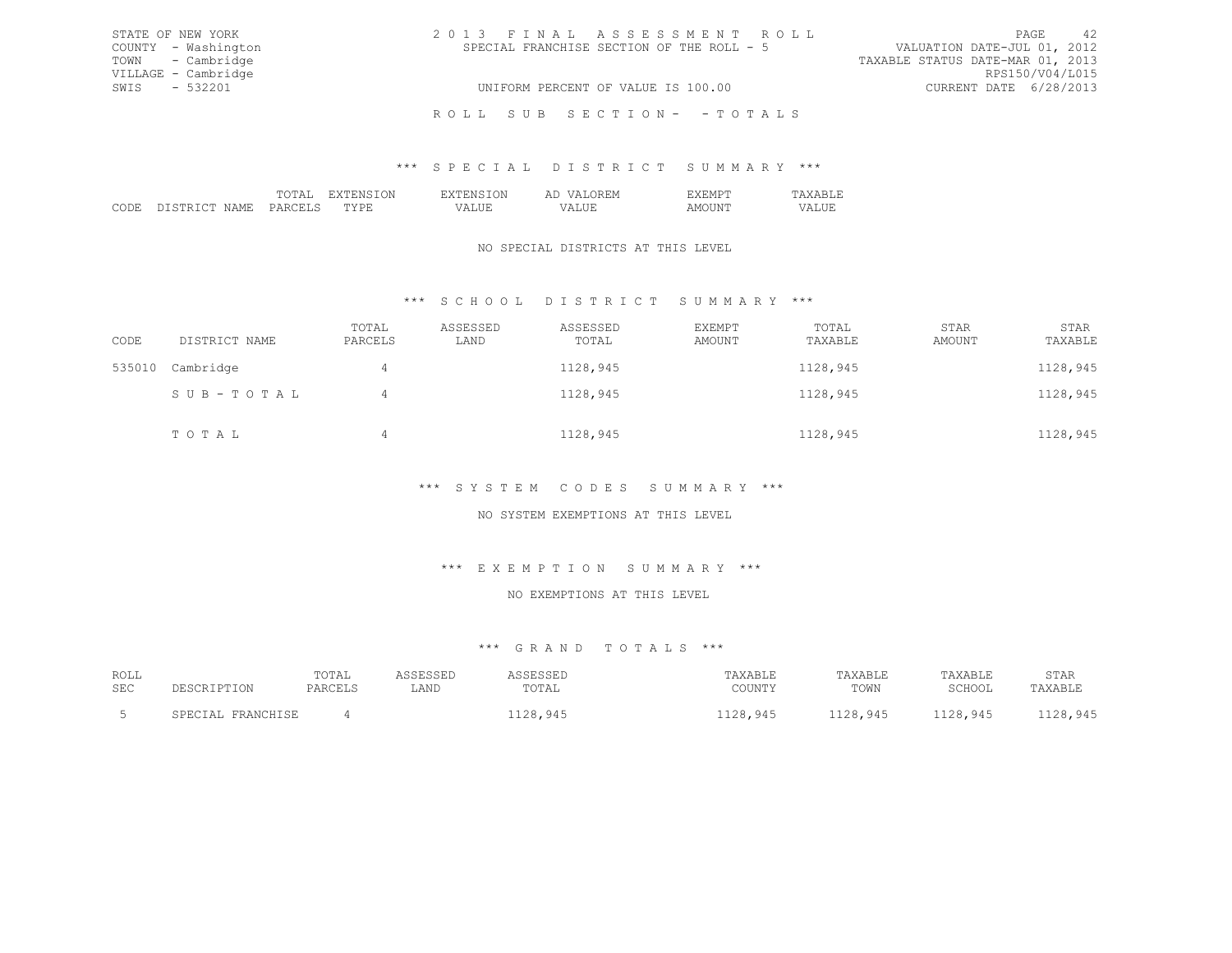STATE OF NEW YORK
COUNTY - Washington
TOWN - Cambridge
VILLAGE - Cambridge
SWIS - 532201

2 0 1 3 F I N A L A S S E S S M E N T R O L L
SPECIAL FRANCHISE SECTION OF THE ROLL - 5
UNIFORM PERCENT OF VALUE IS 100.00

VALUATION DATE-JUL 01, 2012
TAXABLE STATUS DATE-MAR 01, 2013
RPS150/V04/L015
CURRENT DATE 6/28/2013

R O L L S U B S E C T I O N - - T O T A L S

### *** S P E C I A L D I S T R I C T S U M M A R Y ***

| CODE | DISTRICT NAME | TOTAL PARCELS | EXTENSION TYPE | EXTENSION VALUE | AD VALOREM VALUE | EXEMPT AMOUNT | TAXABLE VALUE |
|---|---|---|---|---|---|---|---|

NO SPECIAL DISTRICTS AT THIS LEVEL

### *** S C H O O L D I S T R I C T S U M M A R Y ***

| CODE | DISTRICT NAME | TOTAL PARCELS | ASSESSED LAND | ASSESSED TOTAL | EXEMPT AMOUNT | TOTAL TAXABLE | STAR AMOUNT | STAR TAXABLE |
|---|---|---|---|---|---|---|---|---|
| 535010 | Cambridge | 4 | | 1128,945 | | 1128,945 | | 1128,945 |
| | S U B - T O T A L | 4 | | 1128,945 | | 1128,945 | | 1128,945 |
| | T O T A L | 4 | | 1128,945 | | 1128,945 | | 1128,945 |

### *** S Y S T E M C O D E S S U M M A R Y ***

NO SYSTEM EXEMPTIONS AT THIS LEVEL

### *** E X E M P T I O N S U M M A R Y ***

NO EXEMPTIONS AT THIS LEVEL

### *** G R A N D T O T A L S ***

| ROLL SEC | DESCRIPTION | TOTAL PARCELS | ASSESSED LAND | ASSESSED TOTAL | TAXABLE COUNTY | TAXABLE TOWN | TAXABLE SCHOOL | STAR TAXABLE |
|---|---|---|---|---|---|---|---|---|
| 5 | SPECIAL FRANCHISE | 4 | | 1128,945 | 1128,945 | 1128,945 | 1128,945 | 1128,945 |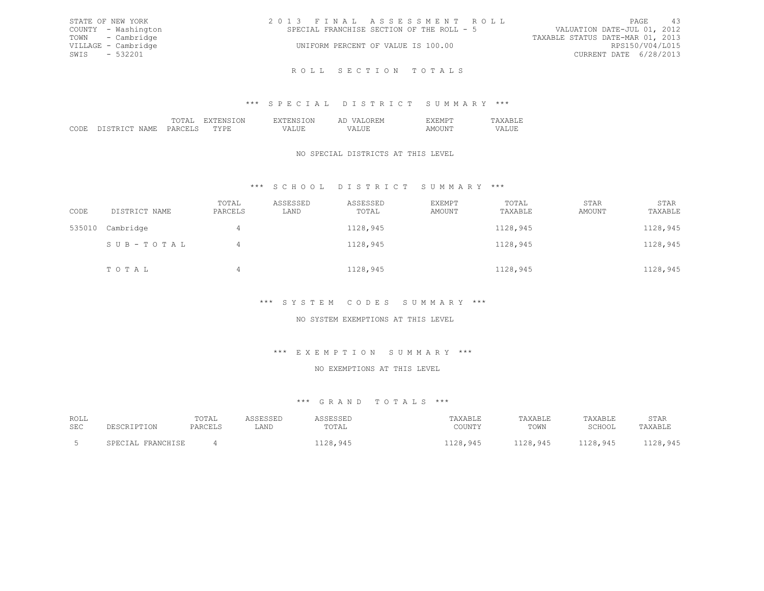STATE OF NEW YORK
COUNTY - Washington
TOWN - Cambridge
VILLAGE - Cambridge
SWIS - 532201

2013 FINAL ASSESSMENT ROLL
SPECIAL FRANCHISE SECTION OF THE ROLL - 5
UNIFORM PERCENT OF VALUE IS 100.00

VALUATION DATE-JUL 01, 2012
TAXABLE STATUS DATE-MAR 01, 2013
RPS150/V04/L015
CURRENT DATE 6/28/2013

## ROLL SECTION TOTALS

### *** SPECIAL DISTRICT SUMMARY ***

| CODE | DISTRICT NAME | TOTAL PARCELS | EXTENSION TYPE | EXTENSION VALUE | AD VALOREM VALUE | EXEMPT AMOUNT | TAXABLE VALUE |
|---|---|---|---|---|---|---|---|

NO SPECIAL DISTRICTS AT THIS LEVEL

### *** SCHOOL DISTRICT SUMMARY ***

| CODE | DISTRICT NAME | TOTAL PARCELS | ASSESSED LAND | ASSESSED TOTAL | EXEMPT AMOUNT | TOTAL TAXABLE | STAR AMOUNT | STAR TAXABLE |
|---|---|---|---|---|---|---|---|---|
| 535010 | Cambridge | 4 | | 1128,945 | | 1128,945 | | 1128,945 |
| | SUB-TOTAL | 4 | | 1128,945 | | 1128,945 | | 1128,945 |
| | TOTAL | 4 | | 1128,945 | | 1128,945 | | 1128,945 |

### *** SYSTEM CODES SUMMARY ***

NO SYSTEM EXEMPTIONS AT THIS LEVEL

### *** EXEMPTION SUMMARY ***

NO EXEMPTIONS AT THIS LEVEL

### *** GRAND TOTALS ***

| ROLL SEC | DESCRIPTION | TOTAL PARCELS | ASSESSED LAND | ASSESSED TOTAL | TAXABLE COUNTY | TAXABLE TOWN | TAXABLE SCHOOL | STAR TAXABLE |
|---|---|---|---|---|---|---|---|---|
| 5 | SPECIAL FRANCHISE | 4 | | 1128,945 | 1128,945 | 1128,945 | 1128,945 | 1128,945 |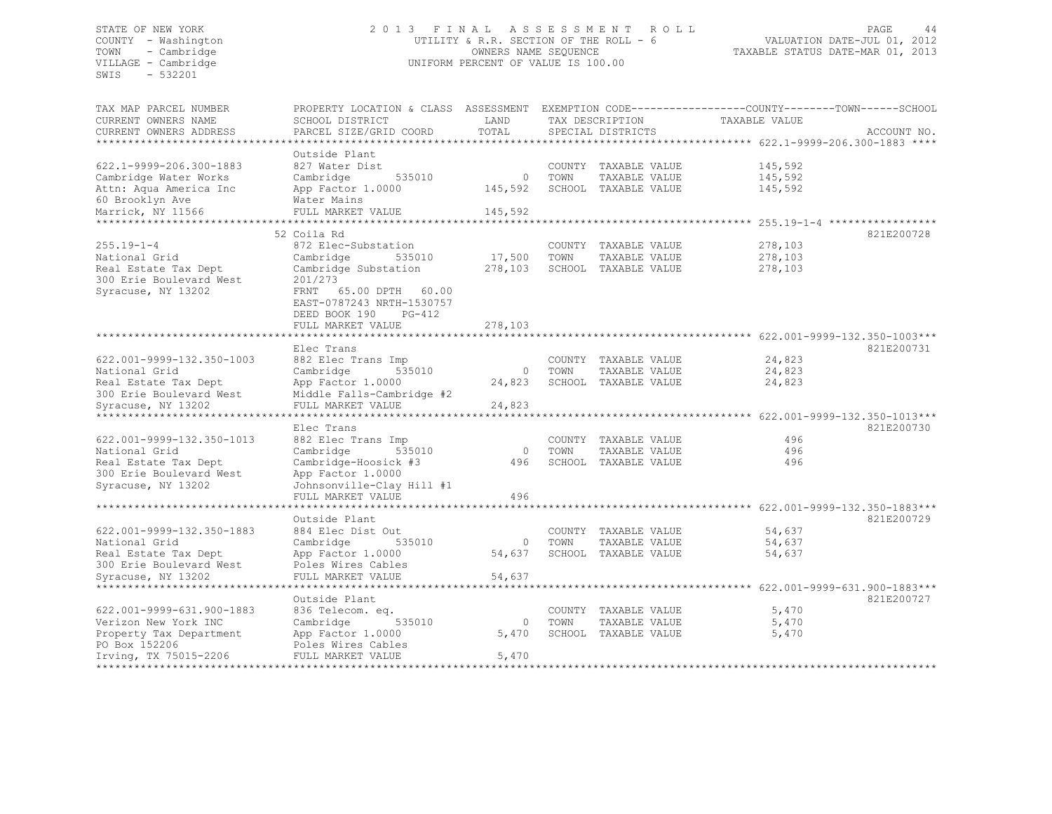STATE OF NEW YORK
COUNTY - Washington
TOWN - Cambridge
VILLAGE - Cambridge
SWIS - 532201

2 0 1 3 F I N A L A S S E S S M E N T R O L L
UTILITY & R.R. SECTION OF THE ROLL - 6
OWNERS NAME SEQUENCE
UNIFORM PERCENT OF VALUE IS 100.00

VALUATION DATE-JUL 01, 2012
TAXABLE STATUS DATE-MAR 01, 2013

| TAX MAP PARCEL NUMBER / CURRENT OWNERS NAME / CURRENT OWNERS ADDRESS | PROPERTY LOCATION & CLASS / SCHOOL DISTRICT / PARCEL SIZE/GRID COORD | ASSESSMENT LAND | TOTAL | EXEMPTION CODE / TAX DESCRIPTION / SPECIAL DISTRICTS | TAXABLE VALUE | ACCOUNT NO. |
|---|---|---|---|---|---|---|
| **622.1-9999-206.300-1883** | Outside Plant | | | | | |
| 622.1-9999-206.300-1883 | 827 Water Dist | | | COUNTY TAXABLE VALUE | 145,592 | |
| Cambridge Water Works | Cambridge 535010 | 0 | | TOWN TAXABLE VALUE | 145,592 | |
| Attn: Aqua America Inc | App Factor 1.0000 | | 145,592 | SCHOOL TAXABLE VALUE | 145,592 | |
| 60 Brooklyn Ave | Water Mains | | | | | |
| Marrick, NY 11566 | FULL MARKET VALUE | | 145,592 | | | |
| **255.19-1-4** | 52 Coila Rd | | | | | 821E200728 |
| 255.19-1-4 | 872 Elec-Substation | | | COUNTY TAXABLE VALUE | 278,103 | |
| National Grid | Cambridge 535010 | 17,500 | | TOWN TAXABLE VALUE | 278,103 | |
| Real Estate Tax Dept | Cambridge Substation | | 278,103 | SCHOOL TAXABLE VALUE | 278,103 | |
| 300 Erie Boulevard West | 201/273 | | | | | |
| Syracuse, NY 13202 | FRNT 65.00 DPTH 60.00 | | | | | |
| | EAST-0787243 NRTH-1530757 | | | | | |
| | DEED BOOK 190 PG-412 | | | | | |
| | FULL MARKET VALUE | | 278,103 | | | |
| **622.001-9999-132.350-1003** | Elec Trans | | | | | 821E200731 |
| 622.001-9999-132.350-1003 | 882 Elec Trans Imp | | | COUNTY TAXABLE VALUE | 24,823 | |
| National Grid | Cambridge 535010 | 0 | | TOWN TAXABLE VALUE | 24,823 | |
| Real Estate Tax Dept | App Factor 1.0000 | | 24,823 | SCHOOL TAXABLE VALUE | 24,823 | |
| 300 Erie Boulevard West | Middle Falls-Cambridge #2 | | | | | |
| Syracuse, NY 13202 | FULL MARKET VALUE | | 24,823 | | | |
| **622.001-9999-132.350-1013** | Elec Trans | | | | | 821E200730 |
| 622.001-9999-132.350-1013 | 882 Elec Trans Imp | | | COUNTY TAXABLE VALUE | 496 | |
| National Grid | Cambridge 535010 | 0 | | TOWN TAXABLE VALUE | 496 | |
| Real Estate Tax Dept | Cambridge-Hoosick #3 | | 496 | SCHOOL TAXABLE VALUE | 496 | |
| 300 Erie Boulevard West | App Factor 1.0000 | | | | | |
| Syracuse, NY 13202 | Johnsonville-Clay Hill #1 | | | | | |
| | FULL MARKET VALUE | | 496 | | | |
| **622.001-9999-132.350-1883** | Outside Plant | | | | | 821E200729 |
| 622.001-9999-132.350-1883 | 884 Elec Dist Out | | | COUNTY TAXABLE VALUE | 54,637 | |
| National Grid | Cambridge 535010 | 0 | | TOWN TAXABLE VALUE | 54,637 | |
| Real Estate Tax Dept | App Factor 1.0000 | | 54,637 | SCHOOL TAXABLE VALUE | 54,637 | |
| 300 Erie Boulevard West | Poles Wires Cables | | | | | |
| Syracuse, NY 13202 | FULL MARKET VALUE | | 54,637 | | | |
| **622.001-9999-631.900-1883** | Outside Plant | | | | | 821E200727 |
| 622.001-9999-631.900-1883 | 836 Telecom. eq. | | | COUNTY TAXABLE VALUE | 5,470 | |
| Verizon New York INC | Cambridge 535010 | 0 | | TOWN TAXABLE VALUE | 5,470 | |
| Property Tax Department | App Factor 1.0000 | | 5,470 | SCHOOL TAXABLE VALUE | 5,470 | |
| PO Box 152206 | Poles Wires Cables | | | | | |
| Irving, TX 75015-2206 | FULL MARKET VALUE | | 5,470 | | | |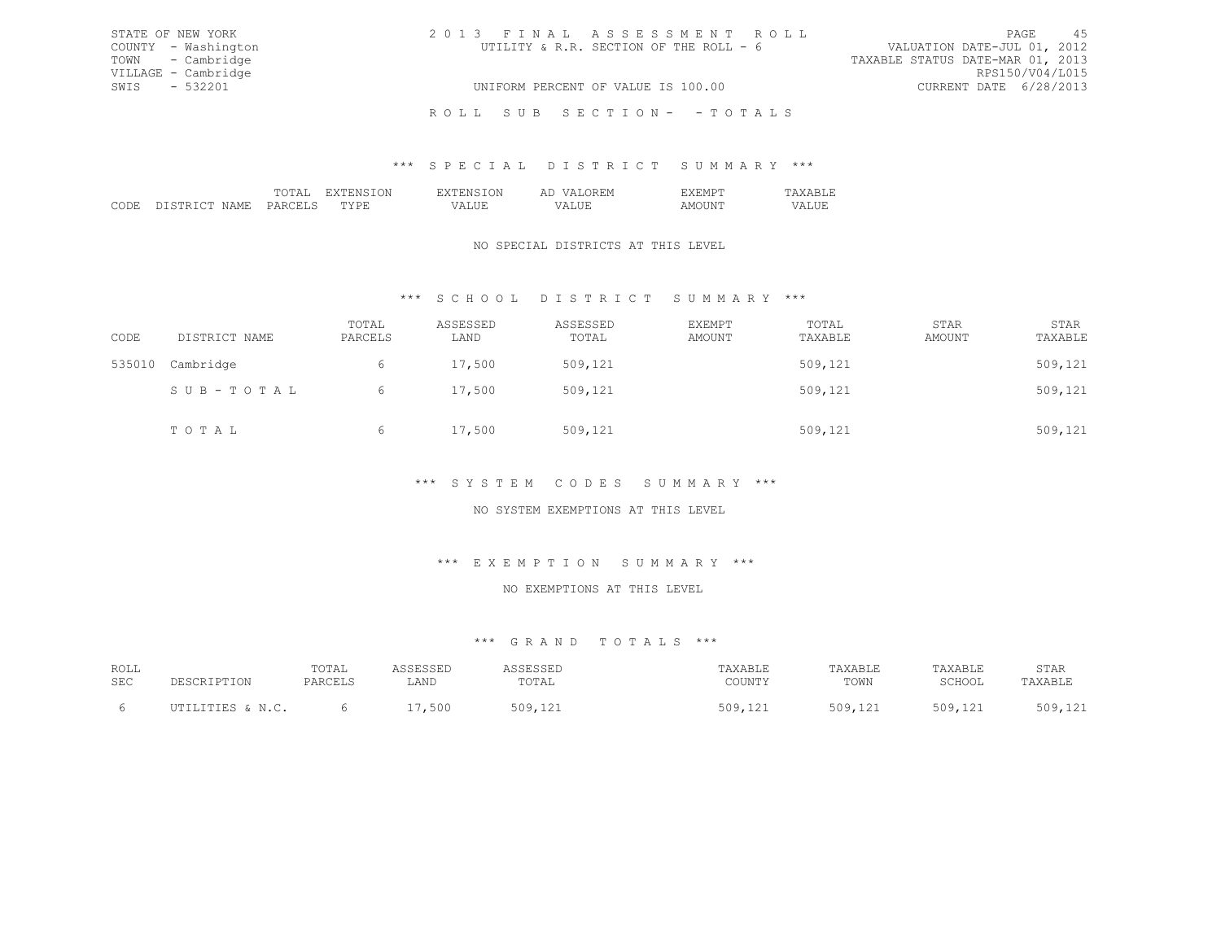STATE OF NEW YORK
COUNTY - Washington
TOWN - Cambridge
VILLAGE - Cambridge
SWIS - 532201

2013 FINAL ASSESSMENT ROLL
UTILITY & R.R. SECTION OF THE ROLL - 6
UNIFORM PERCENT OF VALUE IS 100.00

VALUATION DATE-JUL 01, 2012
TAXABLE STATUS DATE-MAR 01, 2013
RPS150/V04/L015
CURRENT DATE 6/28/2013

ROLL SUB SECTION- - TOTALS

### *** SPECIAL DISTRICT SUMMARY ***

| CODE | DISTRICT NAME | TOTAL PARCELS | EXTENSION TYPE | EXTENSION VALUE | AD VALOREM VALUE | EXEMPT AMOUNT | TAXABLE VALUE |
|---|---|---|---|---|---|---|---|

NO SPECIAL DISTRICTS AT THIS LEVEL

### *** SCHOOL DISTRICT SUMMARY ***

| CODE | DISTRICT NAME | TOTAL PARCELS | ASSESSED LAND | ASSESSED TOTAL | EXEMPT AMOUNT | TOTAL TAXABLE | STAR AMOUNT | STAR TAXABLE |
|---|---|---|---|---|---|---|---|---|
| 535010 | Cambridge | 6 | 17,500 | 509,121 | | 509,121 | | 509,121 |
| | SUB-TOTAL | 6 | 17,500 | 509,121 | | 509,121 | | 509,121 |
| | TOTAL | 6 | 17,500 | 509,121 | | 509,121 | | 509,121 |

### *** SYSTEM CODES SUMMARY ***

NO SYSTEM EXEMPTIONS AT THIS LEVEL

### *** EXEMPTION SUMMARY ***

NO EXEMPTIONS AT THIS LEVEL

### *** GRAND TOTALS ***

| ROLL SEC | DESCRIPTION | TOTAL PARCELS | ASSESSED LAND | ASSESSED TOTAL | TAXABLE COUNTY | TAXABLE TOWN | TAXABLE SCHOOL | STAR TAXABLE |
|---|---|---|---|---|---|---|---|---|
| 6 | UTILITIES & N.C. | 6 | 17,500 | 509,121 | 509,121 | 509,121 | 509,121 | 509,121 |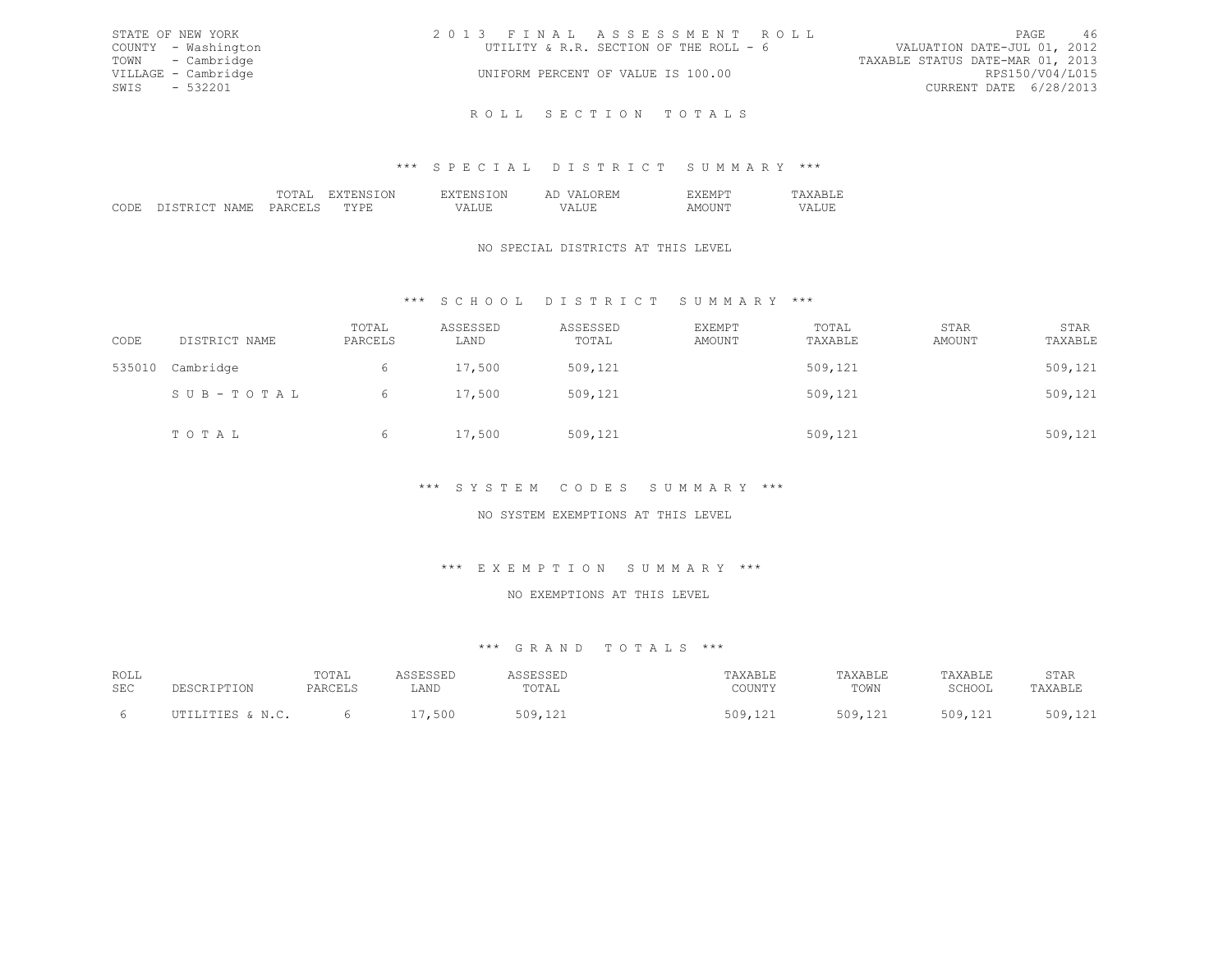STATE OF NEW YORK
COUNTY - Washington
TOWN - Cambridge
VILLAGE - Cambridge
SWIS - 532201

2 0 1 3 F I N A L A S S E S S M E N T R O L L
UTILITY & R.R. SECTION OF THE ROLL - 6
UNIFORM PERCENT OF VALUE IS 100.00

VALUATION DATE-JUL 01, 2012
TAXABLE STATUS DATE-MAR 01, 2013
RPS150/V04/L015
CURRENT DATE 6/28/2013

## R O L L S E C T I O N T O T A L S

### *** S P E C I A L D I S T R I C T S U M M A R Y ***

| CODE | DISTRICT NAME | TOTAL PARCELS | EXTENSION TYPE | EXTENSION VALUE | AD VALOREM VALUE | EXEMPT AMOUNT | TAXABLE VALUE |
|---|---|---|---|---|---|---|---|

NO SPECIAL DISTRICTS AT THIS LEVEL

### *** S C H O O L D I S T R I C T S U M M A R Y ***

| CODE | DISTRICT NAME | TOTAL PARCELS | ASSESSED LAND | ASSESSED TOTAL | EXEMPT AMOUNT | TOTAL TAXABLE | STAR AMOUNT | STAR TAXABLE |
|---|---|---|---|---|---|---|---|---|
| 535010 | Cambridge | 6 | 17,500 | 509,121 | | 509,121 | | 509,121 |
| | S U B - T O T A L | 6 | 17,500 | 509,121 | | 509,121 | | 509,121 |
| | T O T A L | 6 | 17,500 | 509,121 | | 509,121 | | 509,121 |

### *** S Y S T E M C O D E S S U M M A R Y ***

NO SYSTEM EXEMPTIONS AT THIS LEVEL

### *** E X E M P T I O N S U M M A R Y ***

NO EXEMPTIONS AT THIS LEVEL

### *** G R A N D T O T A L S ***

| ROLL SEC | DESCRIPTION | TOTAL PARCELS | ASSESSED LAND | ASSESSED TOTAL | TAXABLE COUNTY | TAXABLE TOWN | TAXABLE SCHOOL | STAR TAXABLE |
|---|---|---|---|---|---|---|---|---|
| 6 | UTILITIES & N.C. | 6 | 17,500 | 509,121 | 509,121 | 509,121 | 509,121 | 509,121 |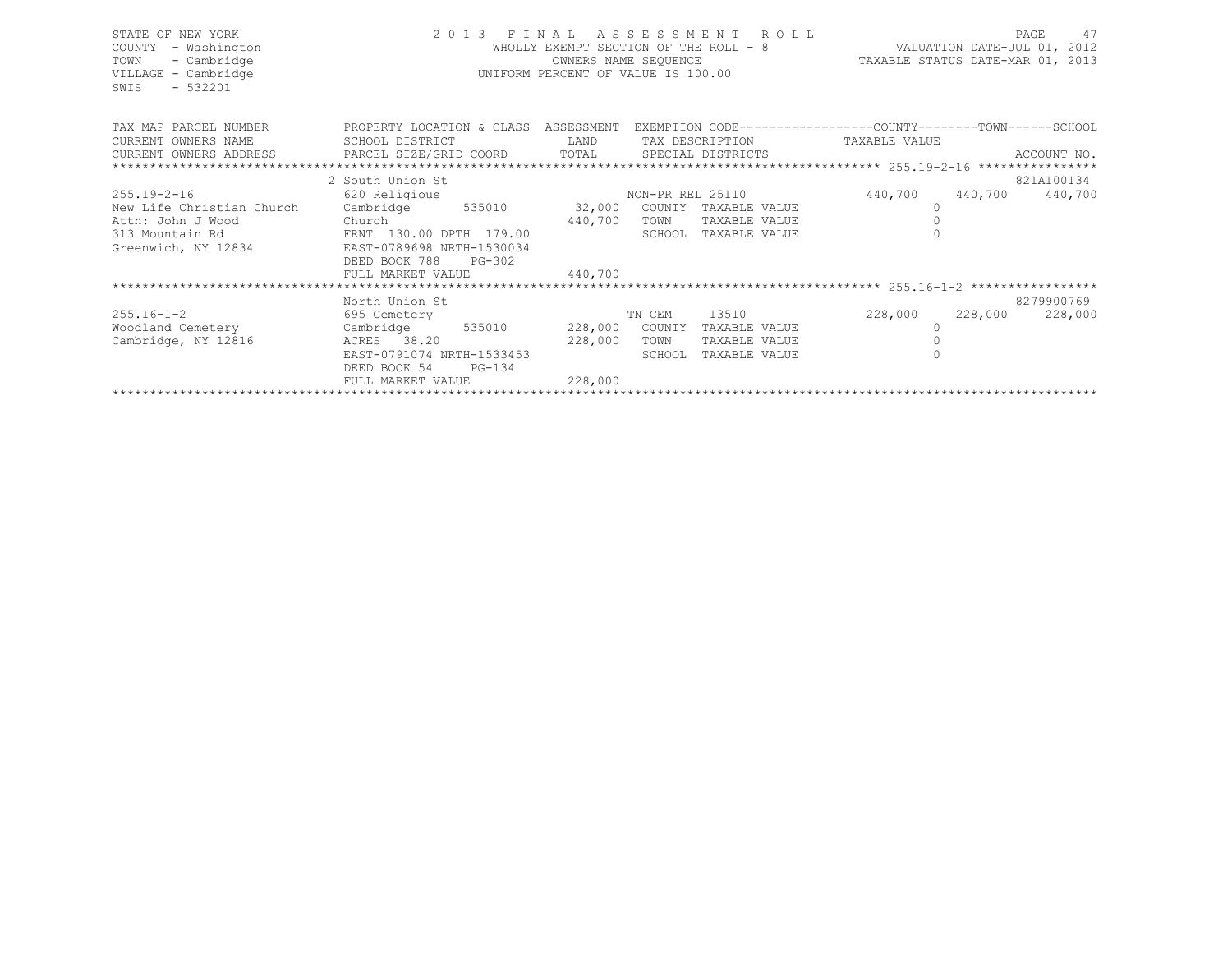STATE OF NEW YORK
COUNTY - Washington
TOWN - Cambridge
VILLAGE - Cambridge
SWIS - 532201

2 0 1 3 F I N A L A S S E S S M E N T R O L L
WHOLLY EXEMPT SECTION OF THE ROLL - 8
OWNERS NAME SEQUENCE
UNIFORM PERCENT OF VALUE IS 100.00

VALUATION DATE-JUL 01, 2012
TAXABLE STATUS DATE-MAR 01, 2013

| TAX MAP PARCEL NUMBER / CURRENT OWNERS NAME / CURRENT OWNERS ADDRESS | PROPERTY LOCATION & CLASS / SCHOOL DISTRICT / PARCEL SIZE/GRID COORD | ASSESSMENT LAND / TOTAL | EXEMPTION CODE / TAX DESCRIPTION / SPECIAL DISTRICTS | COUNTY TAXABLE VALUE | TOWN | SCHOOL / ACCOUNT NO. |
|---|---|---|---|---|---|---|
| 255.19-2-16 | 2 South Union St | | | | | 821A100134 |
| | 620 Religious | | NON-PR REL 25110 | 440,700 | 440,700 | 440,700 |
| New Life Christian Church | Cambridge 535010 | 32,000 | COUNTY TAXABLE VALUE | 0 | | |
| Attn: John J Wood | Church | 440,700 | TOWN TAXABLE VALUE | 0 | | |
| 313 Mountain Rd | FRNT 130.00 DPTH 179.00 | | SCHOOL TAXABLE VALUE | 0 | | |
| Greenwich, NY 12834 | EAST-0789698 NRTH-1530034 | | | | | |
| | DEED BOOK 788 PG-302 | | | | | |
| | FULL MARKET VALUE | 440,700 | | | | |
| 255.16-1-2 | North Union St | | | | | 8279900769 |
| | 695 Cemetery | | TN CEM 13510 | 228,000 | 228,000 | 228,000 |
| Woodland Cemetery | Cambridge 535010 | 228,000 | COUNTY TAXABLE VALUE | 0 | | |
| Cambridge, NY 12816 | ACRES 38.20 | 228,000 | TOWN TAXABLE VALUE | 0 | | |
| | EAST-0791074 NRTH-1533453 | | SCHOOL TAXABLE VALUE | 0 | | |
| | DEED BOOK 54 PG-134 | | | | | |
| | FULL MARKET VALUE | 228,000 | | | | |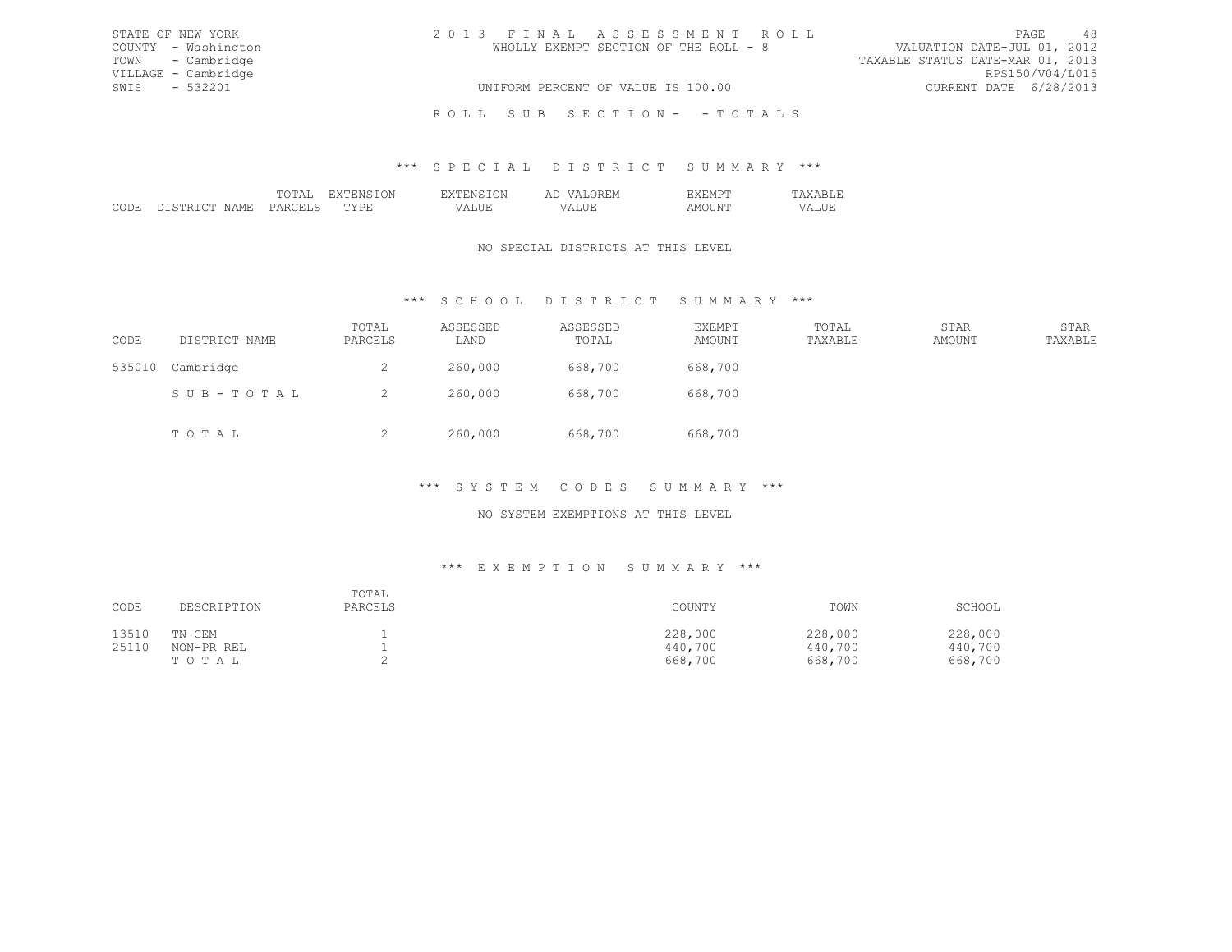STATE OF NEW YORK
COUNTY - Washington
TOWN - Cambridge
VILLAGE - Cambridge
SWIS - 532201

2 0 1 3 F I N A L A S S E S S M E N T R O L L
WHOLLY EXEMPT SECTION OF THE ROLL - 8
UNIFORM PERCENT OF VALUE IS 100.00

VALUATION DATE-JUL 01, 2012
TAXABLE STATUS DATE-MAR 01, 2013
RPS150/V04/L015
CURRENT DATE 6/28/2013

R O L L S U B S E C T I O N - - T O T A L S

### *** S P E C I A L D I S T R I C T S U M M A R Y ***

| CODE | DISTRICT NAME | TOTAL PARCELS | EXTENSION TYPE | EXTENSION VALUE | AD VALOREM VALUE | EXEMPT AMOUNT | TAXABLE VALUE |
|---|---|---|---|---|---|---|---|

NO SPECIAL DISTRICTS AT THIS LEVEL

### *** S C H O O L D I S T R I C T S U M M A R Y ***

| CODE | DISTRICT NAME | TOTAL PARCELS | ASSESSED LAND | ASSESSED TOTAL | EXEMPT AMOUNT | TOTAL TAXABLE | STAR AMOUNT | STAR TAXABLE |
|---|---|---|---|---|---|---|---|---|
| 535010 | Cambridge | 2 | 260,000 | 668,700 | 668,700 | | | |
| | S U B - T O T A L | 2 | 260,000 | 668,700 | 668,700 | | | |
| | T O T A L | 2 | 260,000 | 668,700 | 668,700 | | | |

### *** S Y S T E M C O D E S S U M M A R Y ***

NO SYSTEM EXEMPTIONS AT THIS LEVEL

### *** E X E M P T I O N S U M M A R Y ***

| CODE | DESCRIPTION | TOTAL PARCELS | COUNTY | TOWN | SCHOOL |
|---|---|---|---|---|---|
| 13510 | TN CEM | 1 | 228,000 | 228,000 | 228,000 |
| 25110 | NON-PR REL | 1 | 440,700 | 440,700 | 440,700 |
| | T O T A L | 2 | 668,700 | 668,700 | 668,700 |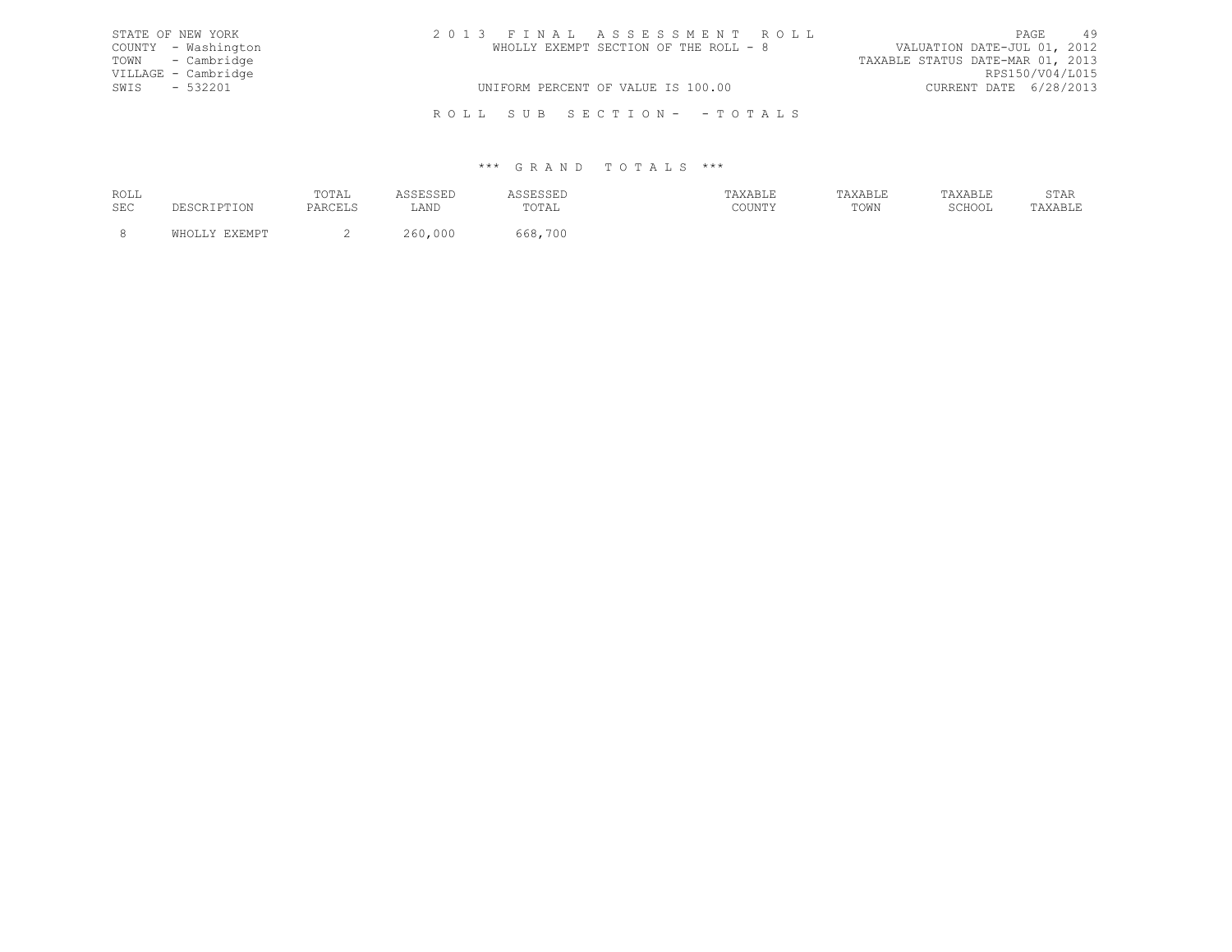STATE OF NEW YORK
COUNTY - Washington
TOWN - Cambridge
VILLAGE - Cambridge
SWIS - 532201

2 0 1 3 F I N A L A S S E S S M E N T R O L L
WHOLLY EXEMPT SECTION OF THE ROLL - 8
UNIFORM PERCENT OF VALUE IS 100.00

VALUATION DATE-JUL 01, 2012
TAXABLE STATUS DATE-MAR 01, 2013
RPS150/V04/L015
CURRENT DATE 6/28/2013

R O L L S U B S E C T I O N - - T O T A L S

\*\*\* G R A N D T O T A L S \*\*\*

| ROLL SEC | DESCRIPTION | TOTAL PARCELS | ASSESSED LAND | ASSESSED TOTAL | TAXABLE COUNTY | TAXABLE TOWN | TAXABLE SCHOOL | STAR TAXABLE |
|---|---|---|---|---|---|---|---|---|
| 8 | WHOLLY EXEMPT | 2 | 260,000 | 668,700 | | | | |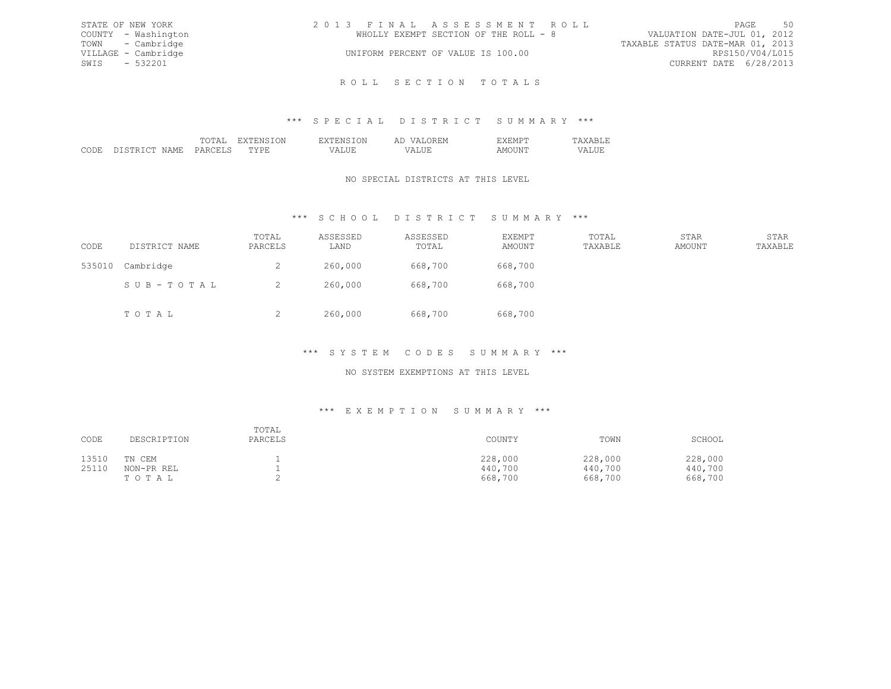STATE OF NEW YORK
COUNTY - Washington
TOWN - Cambridge
VILLAGE - Cambridge
SWIS - 532201

# 2013 FINAL ASSESSMENT ROLL

WHOLLY EXEMPT SECTION OF THE ROLL - 8

UNIFORM PERCENT OF VALUE IS 100.00

VALUATION DATE-JUL 01, 2012
TAXABLE STATUS DATE-MAR 01, 2013
RPS150/V04/L015
CURRENT DATE 6/28/2013

## ROLL SECTION TOTALS

### *** SPECIAL DISTRICT SUMMARY ***

| CODE | DISTRICT NAME | TOTAL PARCELS | EXTENSION TYPE | EXTENSION VALUE | AD VALOREM VALUE | EXEMPT AMOUNT | TAXABLE VALUE |
|---|---|---|---|---|---|---|---|

NO SPECIAL DISTRICTS AT THIS LEVEL

### *** SCHOOL DISTRICT SUMMARY ***

| CODE | DISTRICT NAME | TOTAL PARCELS | ASSESSED LAND | ASSESSED TOTAL | EXEMPT AMOUNT | TOTAL TAXABLE | STAR AMOUNT | STAR TAXABLE |
|---|---|---|---|---|---|---|---|---|
| 535010 | Cambridge | 2 | 260,000 | 668,700 | 668,700 | | | |
| | SUB-TOTAL | 2 | 260,000 | 668,700 | 668,700 | | | |
| | TOTAL | 2 | 260,000 | 668,700 | 668,700 | | | |

### *** SYSTEM CODES SUMMARY ***

NO SYSTEM EXEMPTIONS AT THIS LEVEL

### *** EXEMPTION SUMMARY ***

| CODE | DESCRIPTION | TOTAL PARCELS | COUNTY | TOWN | SCHOOL |
|---|---|---|---|---|---|
| 13510 | TN CEM | 1 | 228,000 | 228,000 | 228,000 |
| 25110 | NON-PR REL | 1 | 440,700 | 440,700 | 440,700 |
| | TOTAL | 2 | 668,700 | 668,700 | 668,700 |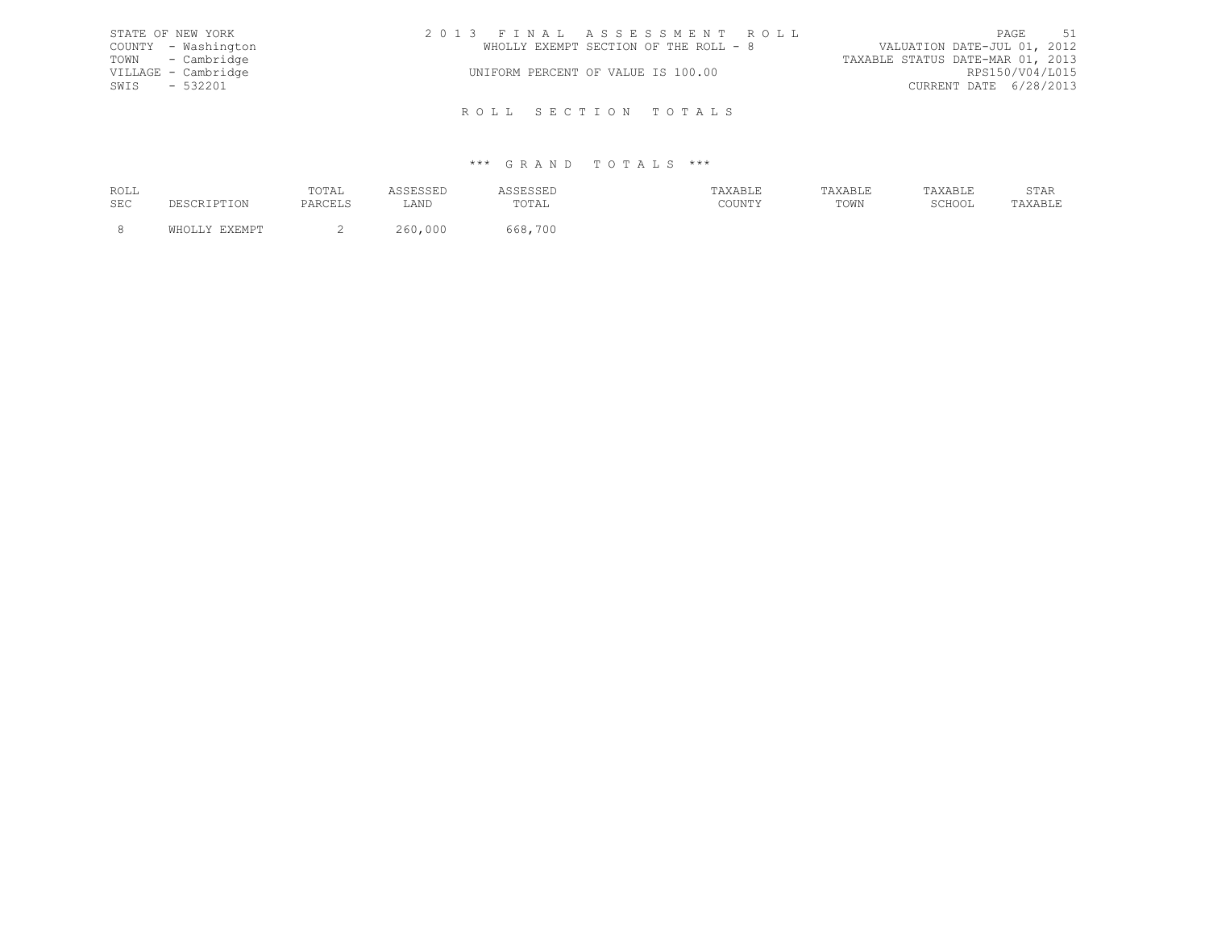STATE OF NEW YORK
COUNTY - Washington
TOWN - Cambridge
VILLAGE - Cambridge
SWIS - 532201

2 0 1 3 F I N A L A S S E S S M E N T R O L L
WHOLLY EXEMPT SECTION OF THE ROLL - 8

UNIFORM PERCENT OF VALUE IS 100.00

VALUATION DATE-JUL 01, 2012
TAXABLE STATUS DATE-MAR 01, 2013
RPS150/V04/L015
CURRENT DATE 6/28/2013

R O L L S E C T I O N T O T A L S

\*\*\* G R A N D T O T A L S \*\*\*

| ROLL SEC | DESCRIPTION | TOTAL PARCELS | ASSESSED LAND | ASSESSED TOTAL | TAXABLE COUNTY | TAXABLE TOWN | TAXABLE SCHOOL | STAR TAXABLE |
|---|---|---|---|---|---|---|---|---|
| 8 | WHOLLY EXEMPT | 2 | 260,000 | 668,700 | | | | |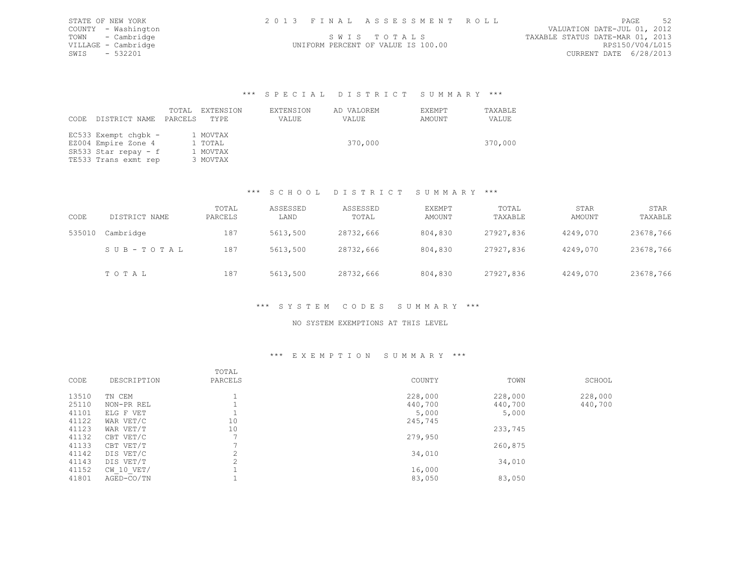STATE OF NEW YORK
COUNTY - Washington
TOWN - Cambridge
VILLAGE - Cambridge
SWIS - 532201

2 0 1 3 F I N A L A S S E S S M E N T R O L L

S W I S T O T A L S

UNIFORM PERCENT OF VALUE IS 100.00

VALUATION DATE-JUL 01, 2012
TAXABLE STATUS DATE-MAR 01, 2013
RPS150/V04/L015
CURRENT DATE 6/28/2013

### *** S P E C I A L D I S T R I C T S U M M A R Y ***

| CODE DISTRICT NAME | TOTAL PARCELS | EXTENSION TYPE | EXTENSION VALUE | AD VALOREM VALUE | EXEMPT AMOUNT | TAXABLE VALUE |
|---|---|---|---|---|---|---|
| EC533 Exempt chgbk - | 1 | MOVTAX | | | | |
| EZ004 Empire Zone 4 | 1 | TOTAL | | 370,000 | | 370,000 |
| SR533 Star repay - f | 1 | MOVTAX | | | | |
| TE533 Trans exmt rep | 3 | MOVTAX | | | | |

### *** S C H O O L D I S T R I C T S U M M A R Y ***

| CODE | DISTRICT NAME | TOTAL PARCELS | ASSESSED LAND | ASSESSED TOTAL | EXEMPT AMOUNT | TOTAL TAXABLE | STAR AMOUNT | STAR TAXABLE |
|---|---|---|---|---|---|---|---|---|
| 535010 | Cambridge | 187 | 5613,500 | 28732,666 | 804,830 | 27927,836 | 4249,070 | 23678,766 |
| | S U B - T O T A L | 187 | 5613,500 | 28732,666 | 804,830 | 27927,836 | 4249,070 | 23678,766 |
| | T O T A L | 187 | 5613,500 | 28732,666 | 804,830 | 27927,836 | 4249,070 | 23678,766 |

### *** S Y S T E M C O D E S S U M M A R Y ***

NO SYSTEM EXEMPTIONS AT THIS LEVEL

### *** E X E M P T I O N S U M M A R Y ***

| CODE | DESCRIPTION | TOTAL PARCELS | COUNTY | TOWN | SCHOOL |
|---|---|---|---|---|---|
| 13510 | TN CEM | 1 | 228,000 | 228,000 | 228,000 |
| 25110 | NON-PR REL | 1 | 440,700 | 440,700 | 440,700 |
| 41101 | ELG F VET | 1 | 5,000 | 5,000 | |
| 41122 | WAR VET/C | 10 | 245,745 | | |
| 41123 | WAR VET/T | 10 | | 233,745 | |
| 41132 | CBT VET/C | 7 | 279,950 | | |
| 41133 | CBT VET/T | 7 | | 260,875 | |
| 41142 | DIS VET/C | 2 | 34,010 | | |
| 41143 | DIS VET/T | 2 | | 34,010 | |
| 41152 | CW_10_VET/ | 1 | 16,000 | | |
| 41801 | AGED-CO/TN | 1 | 83,050 | 83,050 | |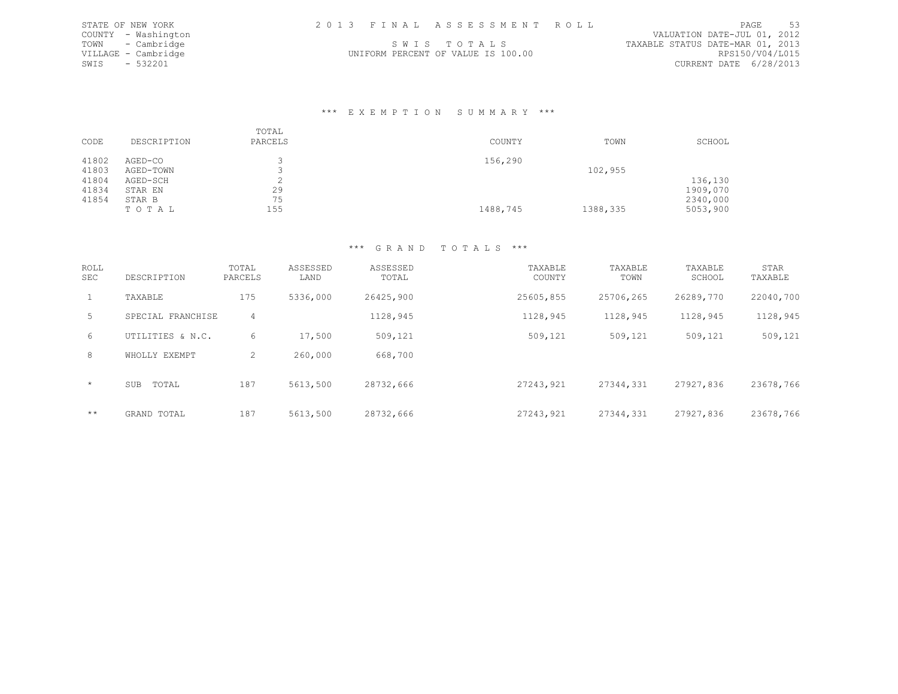STATE OF NEW YORK
COUNTY - Washington
TOWN - Cambridge
VILLAGE - Cambridge
SWIS - 532201

2013 FINAL ASSESSMENT ROLL

SWIS TOTALS

UNIFORM PERCENT OF VALUE IS 100.00

VALUATION DATE-JUL 01, 2012
TAXABLE STATUS DATE-MAR 01, 2013
RPS150/V04/L015
CURRENT DATE 6/28/2013

## *** EXEMPTION SUMMARY ***

| CODE | DESCRIPTION | TOTAL PARCELS | COUNTY | TOWN | SCHOOL |
|---|---|---|---|---|---|
| 41802 | AGED-CO | 3 | 156,290 | | |
| 41803 | AGED-TOWN | 3 | | 102,955 | |
| 41804 | AGED-SCH | 2 | | | 136,130 |
| 41834 | STAR EN | 29 | | | 1909,070 |
| 41854 | STAR B | 75 | | | 2340,000 |
| | TOTAL | 155 | 1488,745 | 1388,335 | 5053,900 |

## *** GRAND TOTALS ***

| ROLL SEC | DESCRIPTION | TOTAL PARCELS | ASSESSED LAND | ASSESSED TOTAL | TAXABLE COUNTY | TAXABLE TOWN | TAXABLE SCHOOL | STAR TAXABLE |
|---|---|---|---|---|---|---|---|---|
| 1 | TAXABLE | 175 | 5336,000 | 26425,900 | 25605,855 | 25706,265 | 26289,770 | 22040,700 |
| 5 | SPECIAL FRANCHISE | 4 | | 1128,945 | 1128,945 | 1128,945 | 1128,945 | 1128,945 |
| 6 | UTILITIES & N.C. | 6 | 17,500 | 509,121 | 509,121 | 509,121 | 509,121 | 509,121 |
| 8 | WHOLLY EXEMPT | 2 | 260,000 | 668,700 | | | | |
| * | SUB TOTAL | 187 | 5613,500 | 28732,666 | 27243,921 | 27344,331 | 27927,836 | 23678,766 |
| ** | GRAND TOTAL | 187 | 5613,500 | 28732,666 | 27243,921 | 27344,331 | 27927,836 | 23678,766 |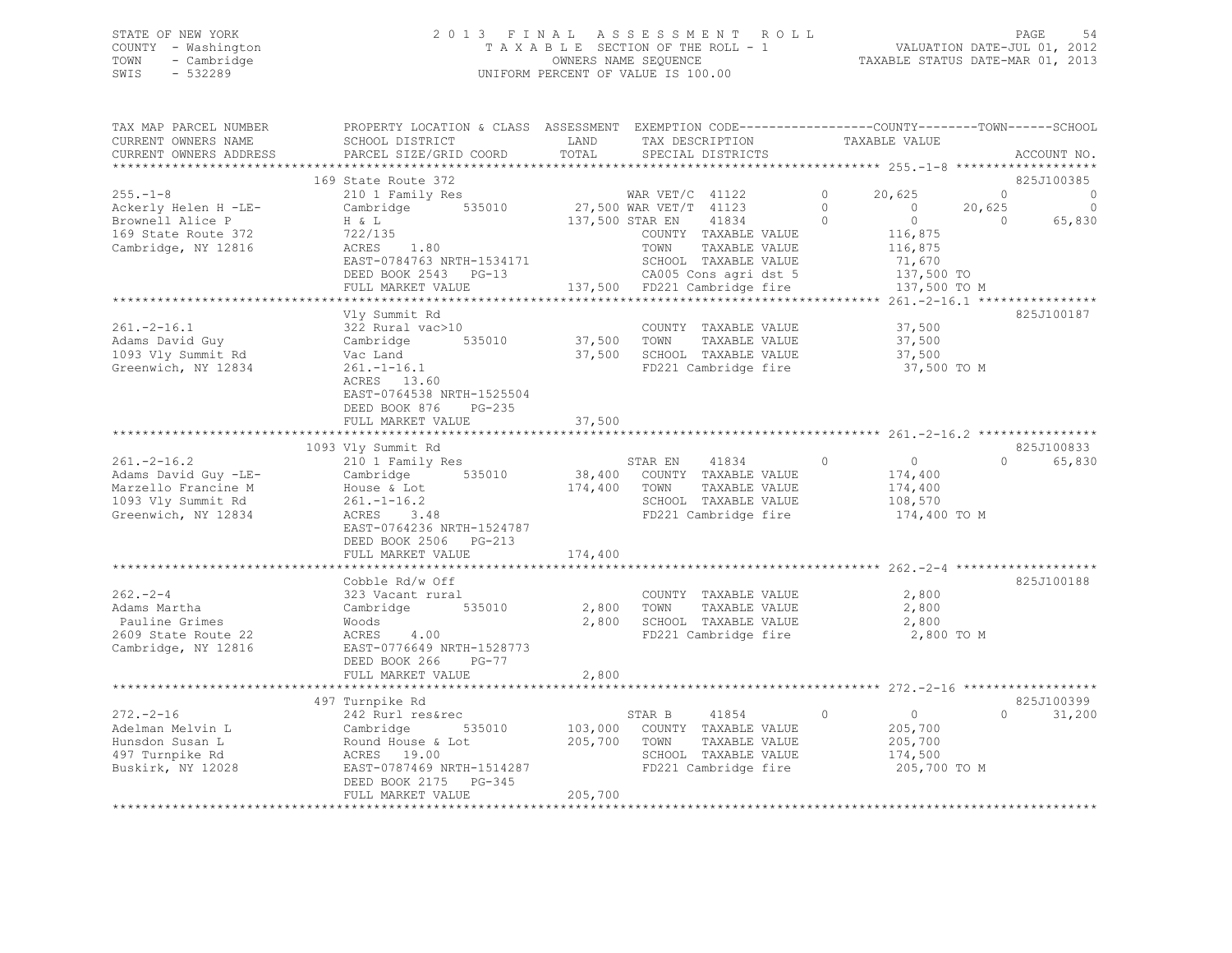STATE OF NEW YORK
COUNTY - Washington
TOWN - Cambridge
SWIS - 532289

2013 FINAL ASSESSMENT ROLL
TAXABLE SECTION OF THE ROLL - 1
OWNERS NAME SEQUENCE
UNIFORM PERCENT OF VALUE IS 100.00

VALUATION DATE-JUL 01, 2012
TAXABLE STATUS DATE-MAR 01, 2013

| TAX MAP PARCEL NUMBER / CURRENT OWNERS NAME / CURRENT OWNERS ADDRESS | PROPERTY LOCATION & CLASS / SCHOOL DISTRICT / PARCEL SIZE/GRID COORD | ASSESSMENT LAND / TOTAL | EXEMPTION CODE / TAX DESCRIPTION / SPECIAL DISTRICTS | COUNTY TAXABLE VALUE | TOWN | SCHOOL | ACCOUNT NO. |
|---|---|---|---|---|---|---|---|
| **255.-1-8** | 169 State Route 372 | | | | | | 825J100385 |
| Ackerly Helen H -LE- | 210 1 Family Res | | WAR VET/C 41122 | 20,625 | 0 | 0 | |
| Brownell Alice P | Cambridge 535010 | 27,500 | WAR VET/T 41123 | 0 | 20,625 | 0 | |
| 169 State Route 372 | H & L | 137,500 | STAR EN 41834 | 0 | 0 | 65,830 | |
| Cambridge, NY 12816 | 722/135 | | COUNTY TAXABLE VALUE | 116,875 | | | |
| | ACRES 1.80 | | TOWN TAXABLE VALUE | 116,875 | | | |
| | EAST-0784763 NRTH-1534171 | | SCHOOL TAXABLE VALUE | 71,670 | | | |
| | DEED BOOK 2543 PG-13 | | CA005 Cons agri dst 5 | 137,500 TO | | | |
| | FULL MARKET VALUE | 137,500 | FD221 Cambridge fire | 137,500 TO M | | | |
| **261.-2-16.1** | Vly Summit Rd | | | | | | 825J100187 |
| Adams David Guy | 322 Rural vac>10 | | COUNTY TAXABLE VALUE | 37,500 | | | |
| 1093 Vly Summit Rd | Cambridge 535010 | 37,500 | TOWN TAXABLE VALUE | 37,500 | | | |
| Greenwich, NY 12834 | Vac Land | 37,500 | SCHOOL TAXABLE VALUE | 37,500 | | | |
| | 261.-1-16.1 | | FD221 Cambridge fire | 37,500 TO M | | | |
| | ACRES 13.60 | | | | | | |
| | EAST-0764538 NRTH-1525504 | | | | | | |
| | DEED BOOK 876 PG-235 | | | | | | |
| | FULL MARKET VALUE | 37,500 | | | | | |
| **261.-2-16.2** | 1093 Vly Summit Rd | | | | | | 825J100833 |
| Adams David Guy -LE- | 210 1 Family Res | | STAR EN 41834 | 0 | 0 | 65,830 | |
| Marzello Francine M | Cambridge 535010 | 38,400 | COUNTY TAXABLE VALUE | 174,400 | | | |
| 1093 Vly Summit Rd | House & Lot | 174,400 | TOWN TAXABLE VALUE | 174,400 | | | |
| Greenwich, NY 12834 | 261.-1-16.2 | | SCHOOL TAXABLE VALUE | 108,570 | | | |
| | ACRES 3.48 | | FD221 Cambridge fire | 174,400 TO M | | | |
| | EAST-0764236 NRTH-1524787 | | | | | | |
| | DEED BOOK 2506 PG-213 | | | | | | |
| | FULL MARKET VALUE | 174,400 | | | | | |
| **262.-2-4** | Cobble Rd/w Off | | | | | | 825J100188 |
| Adams Martha | 323 Vacant rural | | COUNTY TAXABLE VALUE | 2,800 | | | |
| Pauline Grimes | Cambridge 535010 | 2,800 | TOWN TAXABLE VALUE | 2,800 | | | |
| 2609 State Route 22 | Woods | 2,800 | SCHOOL TAXABLE VALUE | 2,800 | | | |
| Cambridge, NY 12816 | ACRES 4.00 | | FD221 Cambridge fire | 2,800 TO M | | | |
| | EAST-0776649 NRTH-1528773 | | | | | | |
| | DEED BOOK 266 PG-77 | | | | | | |
| | FULL MARKET VALUE | 2,800 | | | | | |
| **272.-2-16** | 497 Turnpike Rd | | | | | | 825J100399 |
| Adelman Melvin L | 242 Rurl res&rec | | STAR B 41854 | 0 | 0 | 31,200 | |
| Hunsdon Susan L | Cambridge 535010 | 103,000 | COUNTY TAXABLE VALUE | 205,700 | | | |
| 497 Turnpike Rd | Round House & Lot | 205,700 | TOWN TAXABLE VALUE | 205,700 | | | |
| Buskirk, NY 12028 | ACRES 19.00 | | SCHOOL TAXABLE VALUE | 174,500 | | | |
| | EAST-0787469 NRTH-1514287 | | FD221 Cambridge fire | 205,700 TO M | | | |
| | DEED BOOK 2175 PG-345 | | | | | | |
| | FULL MARKET VALUE | 205,700 | | | | | |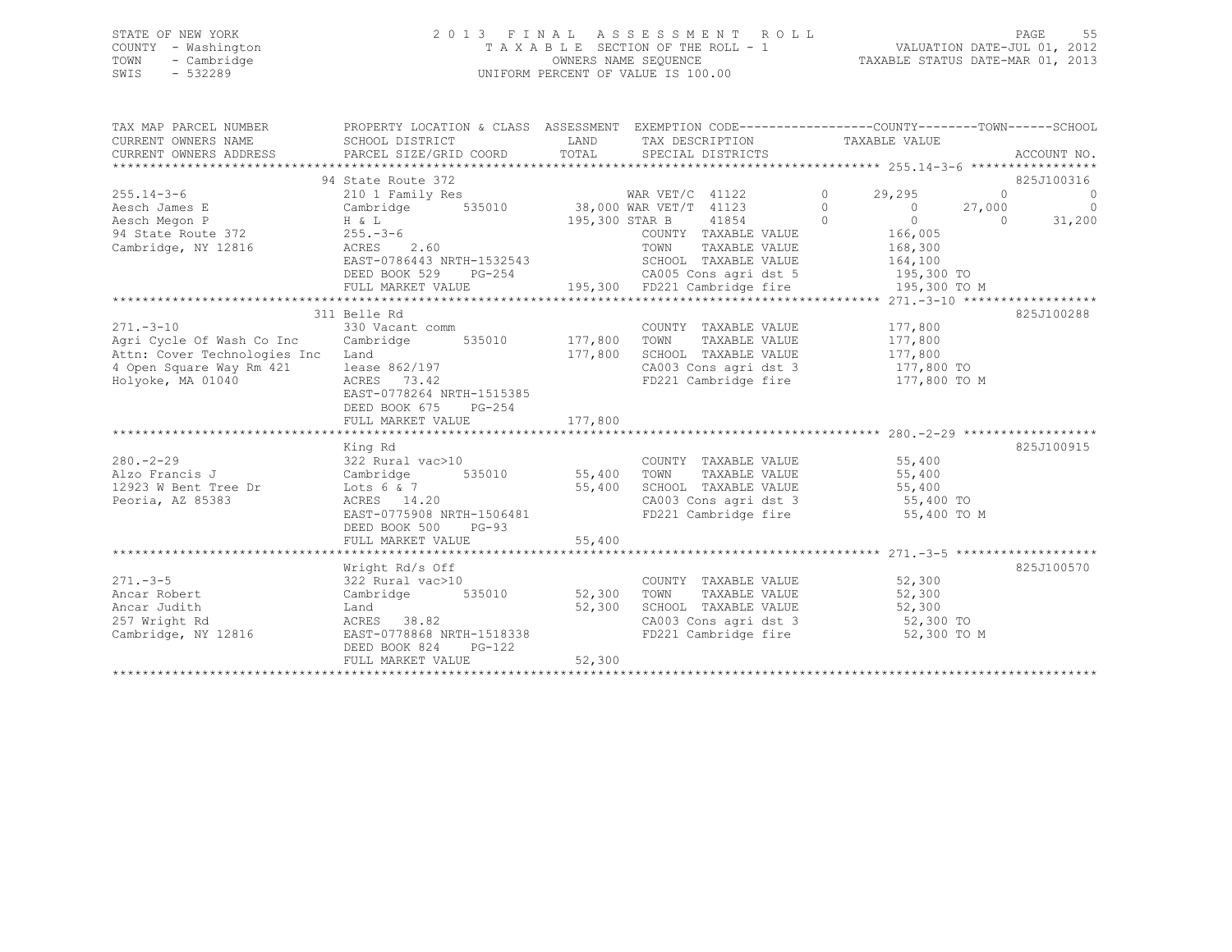STATE OF NEW YORK
COUNTY - Washington
TOWN - Cambridge
SWIS - 532289

# 2013 FINAL ASSESSMENT ROLL

TAXABLE SECTION OF THE ROLL - 1
OWNERS NAME SEQUENCE
UNIFORM PERCENT OF VALUE IS 100.00

VALUATION DATE-JUL 01, 2012
TAXABLE STATUS DATE-MAR 01, 2013

| TAX MAP PARCEL NUMBER / CURRENT OWNERS NAME / CURRENT OWNERS ADDRESS | PROPERTY LOCATION & CLASS / SCHOOL DISTRICT / PARCEL SIZE/GRID COORD | ASSESSMENT LAND / TOTAL | EXEMPTION CODE / TAX DESCRIPTION / SPECIAL DISTRICTS | COUNTY | TOWN | SCHOOL | ACCOUNT NO. |
|---|---|---|---|---|---|---|---|
| **255.14-3-6** | 94 State Route 372 | | | | | | 825J100316 |
| | 210 1 Family Res | | WAR VET/C 41122 0 | 29,295 | 0 | 0 | |
| Aesch James E | Cambridge 535010 | 38,000 | WAR VET/T 41123 0 | 0 | 27,000 | 0 | |
| Aesch Megon P | H & L | 195,300 | STAR B 41854 0 | 0 | 0 | 31,200 | |
| 94 State Route 372 | 255.-3-6 | | COUNTY TAXABLE VALUE | 166,005 | | | |
| Cambridge, NY 12816 | ACRES 2.60 | | TOWN TAXABLE VALUE | 168,300 | | | |
| | EAST-0786443 NRTH-1532543 | | SCHOOL TAXABLE VALUE | 164,100 | | | |
| | DEED BOOK 529 PG-254 | | CA005 Cons agri dst 5 | 195,300 TO | | | |
| | FULL MARKET VALUE | 195,300 | FD221 Cambridge fire | 195,300 TO M | | | |
| **271.-3-10** | 311 Belle Rd | | | | | | 825J100288 |
| | 330 Vacant comm | | COUNTY TAXABLE VALUE | 177,800 | | | |
| Agri Cycle Of Wash Co Inc | Cambridge 535010 | 177,800 | TOWN TAXABLE VALUE | 177,800 | | | |
| Attn: Cover Technologies Inc | Land | 177,800 | SCHOOL TAXABLE VALUE | 177,800 | | | |
| 4 Open Square Way Rm 421 | lease 862/197 | | CA003 Cons agri dst 3 | 177,800 TO | | | |
| Holyoke, MA 01040 | ACRES 73.42 | | FD221 Cambridge fire | 177,800 TO M | | | |
| | EAST-0778264 NRTH-1515385 | | | | | | |
| | DEED BOOK 675 PG-254 | | | | | | |
| | FULL MARKET VALUE | 177,800 | | | | | |
| **280.-2-29** | King Rd | | | | | | 825J100915 |
| | 322 Rural vac>10 | | COUNTY TAXABLE VALUE | 55,400 | | | |
| Alzo Francis J | Cambridge 535010 | 55,400 | TOWN TAXABLE VALUE | 55,400 | | | |
| 12923 W Bent Tree Dr | Lots 6 & 7 | 55,400 | SCHOOL TAXABLE VALUE | 55,400 | | | |
| Peoria, AZ 85383 | ACRES 14.20 | | CA003 Cons agri dst 3 | 55,400 TO | | | |
| | EAST-0775908 NRTH-1506481 | | FD221 Cambridge fire | 55,400 TO M | | | |
| | DEED BOOK 500 PG-93 | | | | | | |
| | FULL MARKET VALUE | 55,400 | | | | | |
| **271.-3-5** | Wright Rd/s Off | | | | | | 825J100570 |
| | 322 Rural vac>10 | | COUNTY TAXABLE VALUE | 52,300 | | | |
| Ancar Robert | Cambridge 535010 | 52,300 | TOWN TAXABLE VALUE | 52,300 | | | |
| Ancar Judith | Land | 52,300 | SCHOOL TAXABLE VALUE | 52,300 | | | |
| 257 Wright Rd | ACRES 38.82 | | CA003 Cons agri dst 3 | 52,300 TO | | | |
| Cambridge, NY 12816 | EAST-0778868 NRTH-1518338 | | FD221 Cambridge fire | 52,300 TO M | | | |
| | DEED BOOK 824 PG-122 | | | | | | |
| | FULL MARKET VALUE | 52,300 | | | | | |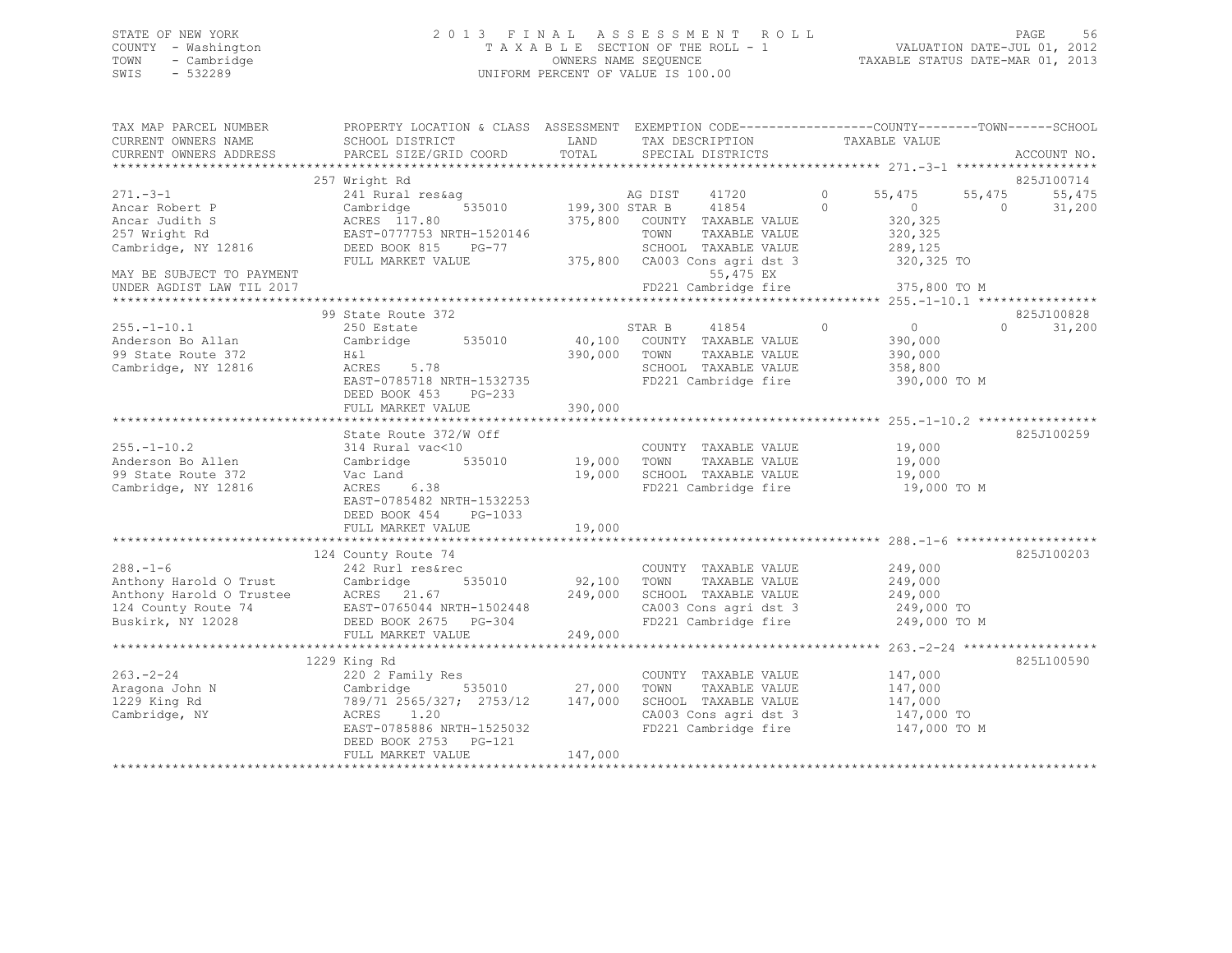STATE OF NEW YORK
COUNTY - Washington
TOWN - Cambridge
SWIS - 532289

2013 FINAL ASSESSMENT ROLL
TAXABLE SECTION OF THE ROLL - 1
OWNERS NAME SEQUENCE
UNIFORM PERCENT OF VALUE IS 100.00

VALUATION DATE-JUL 01, 2012
TAXABLE STATUS DATE-MAR 01, 2013

| TAX MAP PARCEL NUMBER / CURRENT OWNERS NAME / CURRENT OWNERS ADDRESS | PROPERTY LOCATION & CLASS / SCHOOL DISTRICT / PARCEL SIZE/GRID COORD | ASSESSMENT LAND / TOTAL | EXEMPTION CODE / TAX DESCRIPTION / SPECIAL DISTRICTS | COUNTY | TOWN | SCHOOL | ACCOUNT NO. |
|---|---|---|---|---|---|---|---|
| 271.-3-1 | 257 Wright Rd | | | | | | 825J100714 |
| Ancar Robert P | 241 Rural res&ag | | AG DIST 41720 0 | 55,475 | 55,475 | 55,475 | |
| Ancar Judith S | Cambridge 535010 | 199,300 | STAR B 41854 0 | 0 | 0 | 31,200 | |
| 257 Wright Rd | ACRES 117.80 | 375,800 | COUNTY TAXABLE VALUE | 320,325 | | | |
| Cambridge, NY 12816 | EAST-0777753 NRTH-1520146 | | TOWN TAXABLE VALUE | | 320,325 | | |
| | DEED BOOK 815 PG-77 | | SCHOOL TAXABLE VALUE | | | 289,125 | |
| | FULL MARKET VALUE | 375,800 | CA003 Cons agri dst 3 | 320,325 TO | | | |
| MAY BE SUBJECT TO PAYMENT | | | 55,475 EX | | | | |
| UNDER AGDIST LAW TIL 2017 | | | FD221 Cambridge fire | 375,800 TO M | | | |
| 255.-1-10.1 | 99 State Route 372 | | | | | | 825J100828 |
| Anderson Bo Allan | 250 Estate | | STAR B 41854 0 | 0 | 0 | 31,200 | |
| 99 State Route 372 | Cambridge 535010 | 40,100 | COUNTY TAXABLE VALUE | 390,000 | | | |
| Cambridge, NY 12816 | H&l | 390,000 | TOWN TAXABLE VALUE | | 390,000 | | |
| | ACRES 5.78 | | SCHOOL TAXABLE VALUE | | | 358,800 | |
| | EAST-0785718 NRTH-1532735 | | FD221 Cambridge fire | 390,000 TO M | | | |
| | DEED BOOK 453 PG-233 | | | | | | |
| | FULL MARKET VALUE | 390,000 | | | | | |
| 255.-1-10.2 | State Route 372/W Off | | | | | | 825J100259 |
| Anderson Bo Allen | 314 Rural vac<10 | | COUNTY TAXABLE VALUE | 19,000 | | | |
| 99 State Route 372 | Cambridge 535010 | 19,000 | TOWN TAXABLE VALUE | | 19,000 | | |
| Cambridge, NY 12816 | Vac Land | 19,000 | SCHOOL TAXABLE VALUE | | | 19,000 | |
| | ACRES 6.38 | | FD221 Cambridge fire | 19,000 TO M | | | |
| | EAST-0785482 NRTH-1532253 | | | | | | |
| | DEED BOOK 454 PG-1033 | | | | | | |
| | FULL MARKET VALUE | 19,000 | | | | | |
| 288.-1-6 | 124 County Route 74 | | | | | | 825J100203 |
| Anthony Harold O Trust | 242 Rurl res&rec | | COUNTY TAXABLE VALUE | 249,000 | | | |
| Anthony Harold O Trustee | Cambridge 535010 | 92,100 | TOWN TAXABLE VALUE | | 249,000 | | |
| 124 County Route 74 | ACRES 21.67 | 249,000 | SCHOOL TAXABLE VALUE | | | 249,000 | |
| Buskirk, NY 12028 | EAST-0765044 NRTH-1502448 | | CA003 Cons agri dst 3 | 249,000 TO | | | |
| | DEED BOOK 2675 PG-304 | | FD221 Cambridge fire | 249,000 TO M | | | |
| | FULL MARKET VALUE | 249,000 | | | | | |
| 263.-2-24 | 1229 King Rd | | | | | | 825L100590 |
| Aragona John N | 220 2 Family Res | | COUNTY TAXABLE VALUE | 147,000 | | | |
| 1229 King Rd | Cambridge 535010 | 27,000 | TOWN TAXABLE VALUE | | 147,000 | | |
| Cambridge, NY | 789/71 2565/327; 2753/12 | 147,000 | SCHOOL TAXABLE VALUE | | | 147,000 | |
| | ACRES 1.20 | | CA003 Cons agri dst 3 | 147,000 TO | | | |
| | EAST-0785886 NRTH-1525032 | | FD221 Cambridge fire | 147,000 TO M | | | |
| | DEED BOOK 2753 PG-121 | | | | | | |
| | FULL MARKET VALUE | 147,000 | | | | | |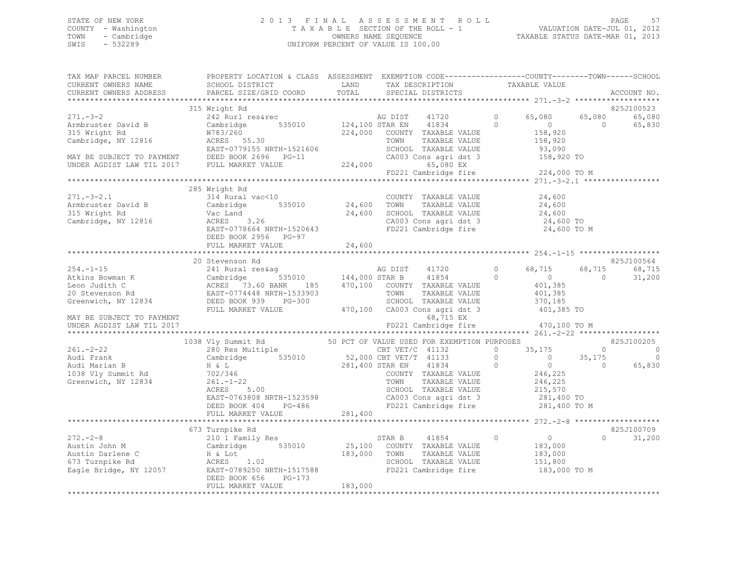STATE OF NEW YORK
COUNTY - Washington
TOWN - Cambridge
SWIS - 532289

2 0 1 3 F I N A L A S S E S S M E N T R O L L
T A X A B L E SECTION OF THE ROLL - 1
OWNERS NAME SEQUENCE
UNIFORM PERCENT OF VALUE IS 100.00

VALUATION DATE-JUL 01, 2012
TAXABLE STATUS DATE-MAR 01, 2013

```
TAX MAP PARCEL NUMBER          PROPERTY LOCATION & CLASS  ASSESSMENT  EXEMPTION CODE-----------------COUNTY--------TOWN------SCHOOL
CURRENT OWNERS NAME            SCHOOL DISTRICT              LAND      TAX DESCRIPTION            TAXABLE VALUE
CURRENT OWNERS ADDRESS         PARCEL SIZE/GRID COORD       TOTAL     SPECIAL DISTRICTS                                          ACCOUNT NO.
*********************************************************************************************** 271.-3-2 *******************
                               315 Wright Rd                                                                                 825J100523
271.-3-2                       242 Rurl res&rec                        AG DIST     41720          0       65,080       65,080       65,080
Armbruster David B             Cambridge      535010     124,100 STAR EN     41834          0            0            0       65,830
315 Wright Rd                  W783/260                  224,000   COUNTY  TAXABLE VALUE              158,920
Cambridge, NY 12816            ACRES   55.30                       TOWN    TAXABLE VALUE              158,920
                               EAST-0779155 NRTH-1521606           SCHOOL  TAXABLE VALUE               93,090
MAY BE SUBJECT TO PAYMENT      DEED BOOK 2696   PG-11              CA003 Cons agri dst 3              158,920 TO
UNDER AGDIST LAW TIL 2017      FULL MARKET VALUE         224,000         65,080 EX
                                                                   FD221 Cambridge fire               224,000 TO M
*********************************************************************************************** 271.-3-2.1 *****************
                               285 Wright Rd
271.-3-2.1                     314 Rural vac<10                        COUNTY  TAXABLE VALUE               24,600
Armbruster David B             Cambridge      535010      24,600   TOWN    TAXABLE VALUE               24,600
315 Wright Rd                  Vac Land                   24,600   SCHOOL  TAXABLE VALUE               24,600
Cambridge, NY 12816            ACRES    3.26                       CA003 Cons agri dst 3               24,600 TO
                               EAST-0778664 NRTH-1520643           FD221 Cambridge fire                24,600 TO M
                               DEED BOOK 2956   PG-97
                               FULL MARKET VALUE          24,600
*********************************************************************************************** 254.-1-15 ******************
                               20 Stevenson Rd                                                                               825J100564
254.-1-15                      241 Rural res&ag                        AG DIST     41720          0       68,715       68,715       68,715
Atkins Bowman K                Cambridge      535010     144,000 STAR B      41854          0            0            0       31,200
Leon Judith C                  ACRES   73.60 BANK   185  470,100   COUNTY  TAXABLE VALUE              401,385
20 Stevenson Rd                EAST-0774448 NRTH-1533903           TOWN    TAXABLE VALUE              401,385
Greenwich, NY 12834            DEED BOOK 939    PG-300             SCHOOL  TAXABLE VALUE              370,185
                               FULL MARKET VALUE         470,100   CA003 Cons agri dst 3              401,385 TO
MAY BE SUBJECT TO PAYMENT                                                68,715 EX
UNDER AGDIST LAW TIL 2017                                          FD221 Cambridge fire               470,100 TO M
*********************************************************************************************** 261.-2-22 ******************
                               1038 Vly Summit Rd           50 PCT OF VALUE USED FOR EXEMPTION PURPOSES                      825J100205
261.-2-22                      280 Res Multiple                        CBT VET/C   41132          0       35,175            0            0
Audi Frank                     Cambridge      535010      52,000 CBT VET/T   41133          0            0       35,175            0
Audi Marian B                  H & L                     281,400 STAR EN     41834          0            0            0       65,830
1038 Vly Summit Rd             702/346                             COUNTY  TAXABLE VALUE              246,225
Greenwich, NY 12834            261.-1-22                           TOWN    TAXABLE VALUE              246,225
                               ACRES    5.00                       SCHOOL  TAXABLE VALUE              215,570
                               EAST-0763808 NRTH-1523598           CA003 Cons agri dst 3              281,400 TO
                               DEED BOOK 404    PG-486             FD221 Cambridge fire               281,400 TO M
                               FULL MARKET VALUE         281,400
*********************************************************************************************** 272.-2-8 *******************
                               673 Turnpike Rd                                                                               825J100709
272.-2-8                       210 1 Family Res                        STAR B      41854          0            0            0       31,200
Austin John M                  Cambridge      535010      25,100   COUNTY  TAXABLE VALUE              183,000
Austin Darlene C               H & Lot                   183,000   TOWN    TAXABLE VALUE              183,000
673 Turnpike Rd                ACRES    1.02                       SCHOOL  TAXABLE VALUE              151,800
Eagle Bridge, NY 12057         EAST-0789250 NRTH-1517588           FD221 Cambridge fire               183,000 TO M
                               DEED BOOK 656    PG-173
                               FULL MARKET VALUE         183,000
************************************************************************************************************************************
```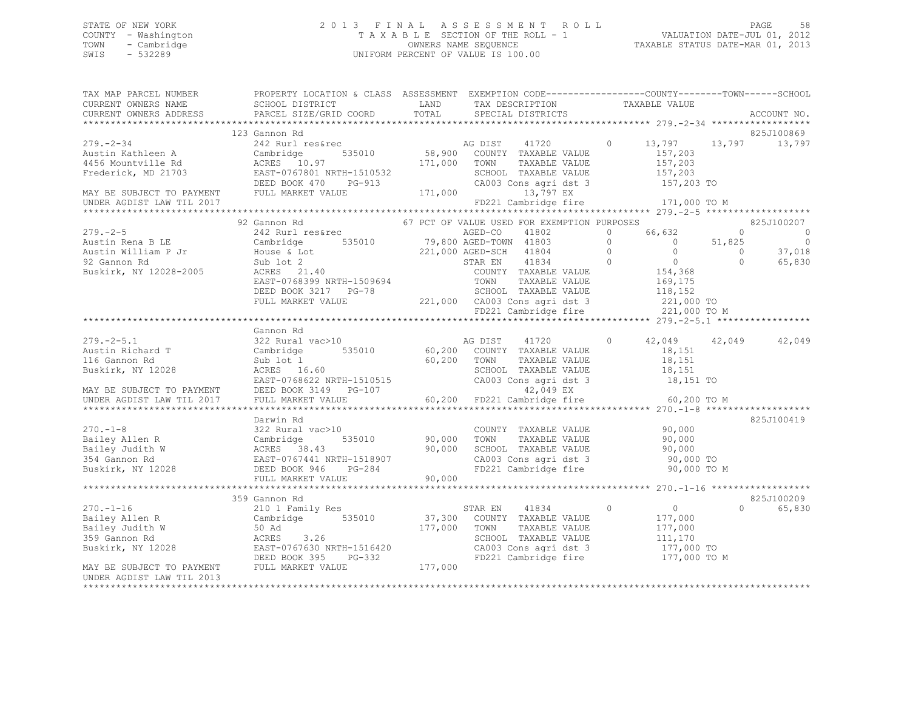STATE OF NEW YORK
COUNTY - Washington
TOWN - Cambridge
SWIS - 532289

2013 FINAL ASSESSMENT ROLL
TAXABLE SECTION OF THE ROLL - 1
OWNERS NAME SEQUENCE
UNIFORM PERCENT OF VALUE IS 100.00

VALUATION DATE-JUL 01, 2012
TAXABLE STATUS DATE-MAR 01, 2013

```
TAX MAP PARCEL NUMBER      PROPERTY LOCATION & CLASS  ASSESSMENT  EXEMPTION CODE------------------COUNTY--------TOWN------SCHOOL
CURRENT OWNERS NAME        SCHOOL DISTRICT               LAND      TAX DESCRIPTION            TAXABLE VALUE
CURRENT OWNERS ADDRESS     PARCEL SIZE/GRID COORD       TOTAL      SPECIAL DISTRICTS                                          ACCOUNT NO.
******************************************************************************************************* 279.-2-34 ******************
                           123 Gannon Rd                                                                                 825J100869
279.-2-34                  242 Rurl res&rec                        AG DIST     41720        0      13,797      13,797      13,797
Austin Kathleen A          Cambridge        535010     58,900     COUNTY  TAXABLE VALUE            157,203
4456 Mountville Rd         ACRES  10.97               171,000     TOWN    TAXABLE VALUE            157,203
Frederick, MD 21703        EAST-0767801 NRTH-1510532               SCHOOL  TAXABLE VALUE            157,203
                           DEED BOOK 470    PG-913                 CA003 Cons agri dst 3            157,203 TO
MAY BE SUBJECT TO PAYMENT  FULL MARKET VALUE          171,000           13,797 EX
UNDER AGDIST LAW TIL 2017                                          FD221 Cambridge fire             171,000 TO M
******************************************************************************************************* 279.-2-5 *******************
                           92 Gannon Rd                67 PCT OF VALUE USED FOR EXEMPTION PURPOSES                       825J100207
279.-2-5                   242 Rurl res&rec                        AGED-CO     41802        0      66,632           0           0
Austin Rena B LE           Cambridge        535010     79,800 AGED-TOWN  41803          0           0      51,825           0
Austin William P Jr        House & Lot                221,000 AGED-SCH   41804          0           0           0      37,018
92 Gannon Rd               Sub lot 2                               STAR EN     41834        0           0           0      65,830
Buskirk, NY 12028-2005     ACRES  21.40                            COUNTY  TAXABLE VALUE            154,368
                           EAST-0768399 NRTH-1509694               TOWN    TAXABLE VALUE            169,175
                           DEED BOOK 3217   PG-78                  SCHOOL  TAXABLE VALUE            118,152
                           FULL MARKET VALUE          221,000     CA003 Cons agri dst 3            221,000 TO
                                                                   FD221 Cambridge fire             221,000 TO M
******************************************************************************************************* 279.-2-5.1 *****************
                           Gannon Rd
279.-2-5.1                 322 Rural vac>10                        AG DIST     41720        0      42,049      42,049      42,049
Austin Richard T           Cambridge        535010     60,200     COUNTY  TAXABLE VALUE             18,151
116 Gannon Rd              Sub lot 1                   60,200     TOWN    TAXABLE VALUE             18,151
Buskirk, NY 12028          ACRES  16.60                            SCHOOL  TAXABLE VALUE             18,151
                           EAST-0768622 NRTH-1510515               CA003 Cons agri dst 3             18,151 TO
MAY BE SUBJECT TO PAYMENT  DEED BOOK 3149   PG-107                      42,049 EX
UNDER AGDIST LAW TIL 2017  FULL MARKET VALUE           60,200     FD221 Cambridge fire              60,200 TO M
******************************************************************************************************* 270.-1-8 *******************
                           Darwin Rd                                                                                     825J100419
270.-1-8                   322 Rural vac>10                        COUNTY  TAXABLE VALUE             90,000
Bailey Allen R             Cambridge        535010     90,000     TOWN    TAXABLE VALUE             90,000
Bailey Judith W            ACRES  38.43                90,000     SCHOOL  TAXABLE VALUE             90,000
354 Gannon Rd              EAST-0767441 NRTH-1518907               CA003 Cons agri dst 3             90,000 TO
Buskirk, NY 12028          DEED BOOK 946    PG-284                 FD221 Cambridge fire              90,000 TO M
                           FULL MARKET VALUE           90,000
******************************************************************************************************* 270.-1-16 ******************
                           359 Gannon Rd                                                                                 825J100209
270.-1-16                  210 1 Family Res                        STAR EN     41834        0           0           0      65,830
Bailey Allen R             Cambridge        535010     37,300     COUNTY  TAXABLE VALUE            177,000
Bailey Judith W            50 Ad                      177,000     TOWN    TAXABLE VALUE            177,000
359 Gannon Rd              ACRES   3.26                            SCHOOL  TAXABLE VALUE            111,170
Buskirk, NY 12028          EAST-0767630 NRTH-1516420               CA003 Cons agri dst 3            177,000 TO
                           DEED BOOK 395    PG-332                 FD221 Cambridge fire             177,000 TO M
MAY BE SUBJECT TO PAYMENT  FULL MARKET VALUE          177,000
UNDER AGDIST LAW TIL 2013
************************************************************************************************************************************
```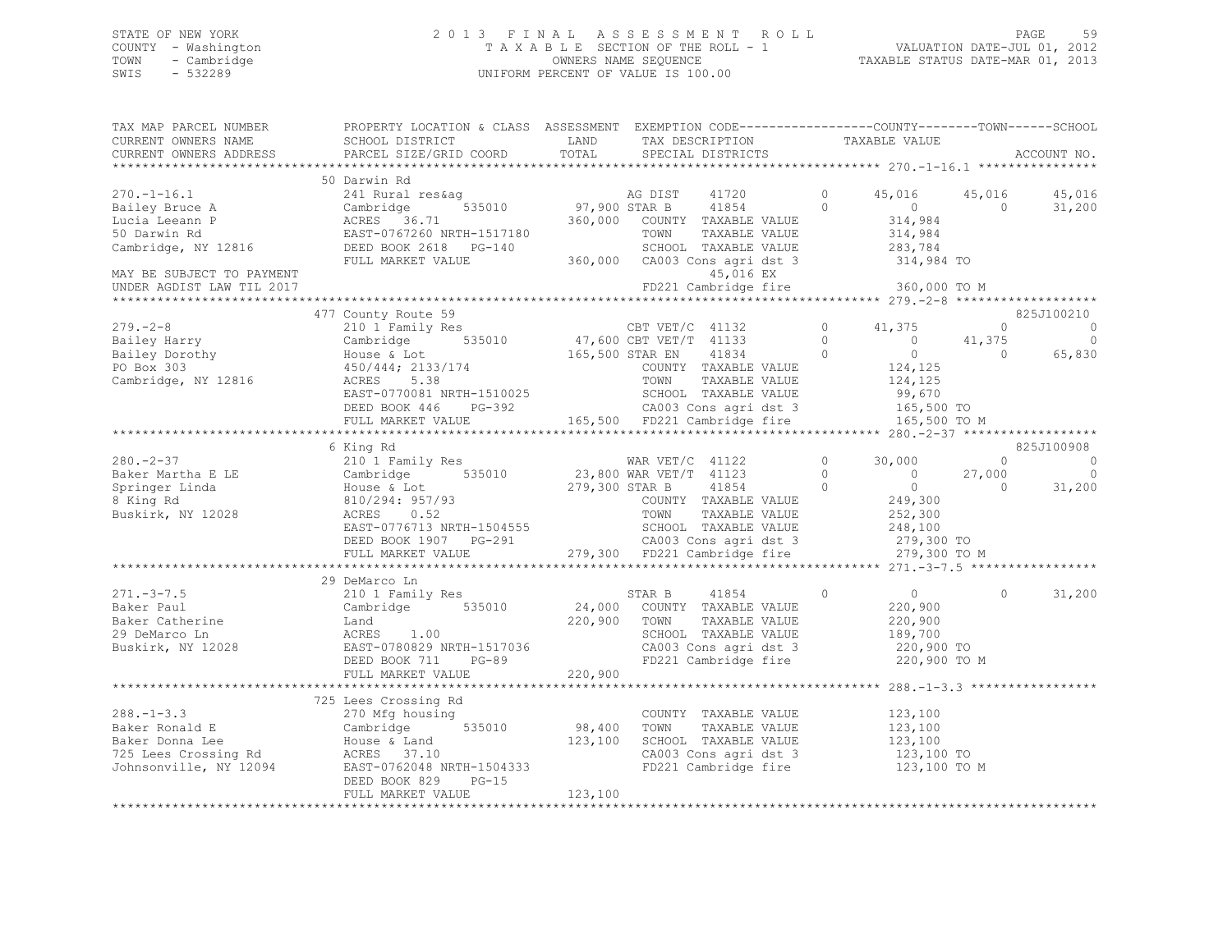STATE OF NEW YORK | COUNTY - Washington | TOWN - Cambridge | SWIS - 532289

**2013 FINAL ASSESSMENT ROLL**
TAXABLE SECTION OF THE ROLL - 1
OWNERS NAME SEQUENCE
UNIFORM PERCENT OF VALUE IS 100.00

VALUATION DATE-JUL 01, 2012
TAXABLE STATUS DATE-MAR 01, 2013

| TAX MAP PARCEL NUMBER / CURRENT OWNERS NAME / CURRENT OWNERS ADDRESS | PROPERTY LOCATION & CLASS / SCHOOL DISTRICT / PARCEL SIZE/GRID COORD | ASSESSMENT LAND / TOTAL | EXEMPTION CODE / TAX DESCRIPTION / SPECIAL DISTRICTS | | COUNTY TAXABLE VALUE | TOWN | SCHOOL | ACCOUNT NO. |
|---|---|---|---|---|---|---|---|---|
| **270.-1-16.1** | 50 Darwin Rd | | | | | | | |
| 270.-1-16.1 | 241 Rural res&ag | | AG DIST 41720 | 0 | 45,016 | 45,016 | 45,016 | |
| Bailey Bruce A | Cambridge 535010 | 97,900 | STAR B 41854 | 0 | 0 | 0 | 31,200 | |
| Lucia Leeann P | ACRES 36.71 | 360,000 | COUNTY TAXABLE VALUE | | 314,984 | | | |
| 50 Darwin Rd | EAST-0767260 NRTH-1517180 | | TOWN TAXABLE VALUE | | 314,984 | | | |
| Cambridge, NY 12816 | DEED BOOK 2618 PG-140 | | SCHOOL TAXABLE VALUE | | 283,784 | | | |
| | FULL MARKET VALUE | 360,000 | CA003 Cons agri dst 3 | | 314,984 TO | | | |
| MAY BE SUBJECT TO PAYMENT | | | 45,016 EX | | | | | |
| UNDER AGDIST LAW TIL 2017 | | | FD221 Cambridge fire | | 360,000 TO M | | | |
| **279.-2-8** | 477 County Route 59 | | | | | | | 825J100210 |
| 279.-2-8 | 210 1 Family Res | | CBT VET/C 41132 | 0 | 41,375 | 0 | 0 | |
| Bailey Harry | Cambridge 535010 | 47,600 | CBT VET/T 41133 | 0 | 0 | 41,375 | 0 | |
| Bailey Dorothy | House & Lot | 165,500 | STAR EN 41834 | 0 | 0 | 0 | 65,830 | |
| PO Box 303 | 450/444; 2133/174 | | COUNTY TAXABLE VALUE | | 124,125 | | | |
| Cambridge, NY 12816 | ACRES 5.38 | | TOWN TAXABLE VALUE | | 124,125 | | | |
| | EAST-0770081 NRTH-1510025 | | SCHOOL TAXABLE VALUE | | 99,670 | | | |
| | DEED BOOK 446 PG-392 | | CA003 Cons agri dst 3 | | 165,500 TO | | | |
| | FULL MARKET VALUE | 165,500 | FD221 Cambridge fire | | 165,500 TO M | | | |
| **280.-2-37** | 6 King Rd | | | | | | | 825J100908 |
| 280.-2-37 | 210 1 Family Res | | WAR VET/C 41122 | 0 | 30,000 | 0 | 0 | |
| Baker Martha E LE | Cambridge 535010 | 23,800 | WAR VET/T 41123 | 0 | 0 | 27,000 | 0 | |
| Springer Linda | House & Lot | 279,300 | STAR B 41854 | 0 | 0 | 0 | 31,200 | |
| 8 King Rd | 810/294: 957/93 | | COUNTY TAXABLE VALUE | | 249,300 | | | |
| Buskirk, NY 12028 | ACRES 0.52 | | TOWN TAXABLE VALUE | | 252,300 | | | |
| | EAST-0776713 NRTH-1504555 | | SCHOOL TAXABLE VALUE | | 248,100 | | | |
| | DEED BOOK 1907 PG-291 | | CA003 Cons agri dst 3 | | 279,300 TO | | | |
| | FULL MARKET VALUE | 279,300 | FD221 Cambridge fire | | 279,300 TO M | | | |
| **271.-3-7.5** | 29 DeMarco Ln | | | | | | | |
| 271.-3-7.5 | 210 1 Family Res | | STAR B 41854 | 0 | 0 | 0 | 31,200 | |
| Baker Paul | Cambridge 535010 | 24,000 | COUNTY TAXABLE VALUE | | 220,900 | | | |
| Baker Catherine | Land | 220,900 | TOWN TAXABLE VALUE | | 220,900 | | | |
| 29 DeMarco Ln | ACRES 1.00 | | SCHOOL TAXABLE VALUE | | 189,700 | | | |
| Buskirk, NY 12028 | EAST-0780829 NRTH-1517036 | | CA003 Cons agri dst 3 | | 220,900 TO | | | |
| | DEED BOOK 711 PG-89 | | FD221 Cambridge fire | | 220,900 TO M | | | |
| | FULL MARKET VALUE | 220,900 | | | | | | |
| **288.-1-3.3** | 725 Lees Crossing Rd | | | | | | | |
| 288.-1-3.3 | 270 Mfg housing | | COUNTY TAXABLE VALUE | | 123,100 | | | |
| Baker Ronald E | Cambridge 535010 | 98,400 | TOWN TAXABLE VALUE | | 123,100 | | | |
| Baker Donna Lee | House & Land | 123,100 | SCHOOL TAXABLE VALUE | | 123,100 | | | |
| 725 Lees Crossing Rd | ACRES 37.10 | | CA003 Cons agri dst 3 | | 123,100 TO | | | |
| Johnsonville, NY 12094 | EAST-0762048 NRTH-1504333 | | FD221 Cambridge fire | | 123,100 TO M | | | |
| | DEED BOOK 829 PG-15 | | | | | | | |
| | FULL MARKET VALUE | 123,100 | | | | | | |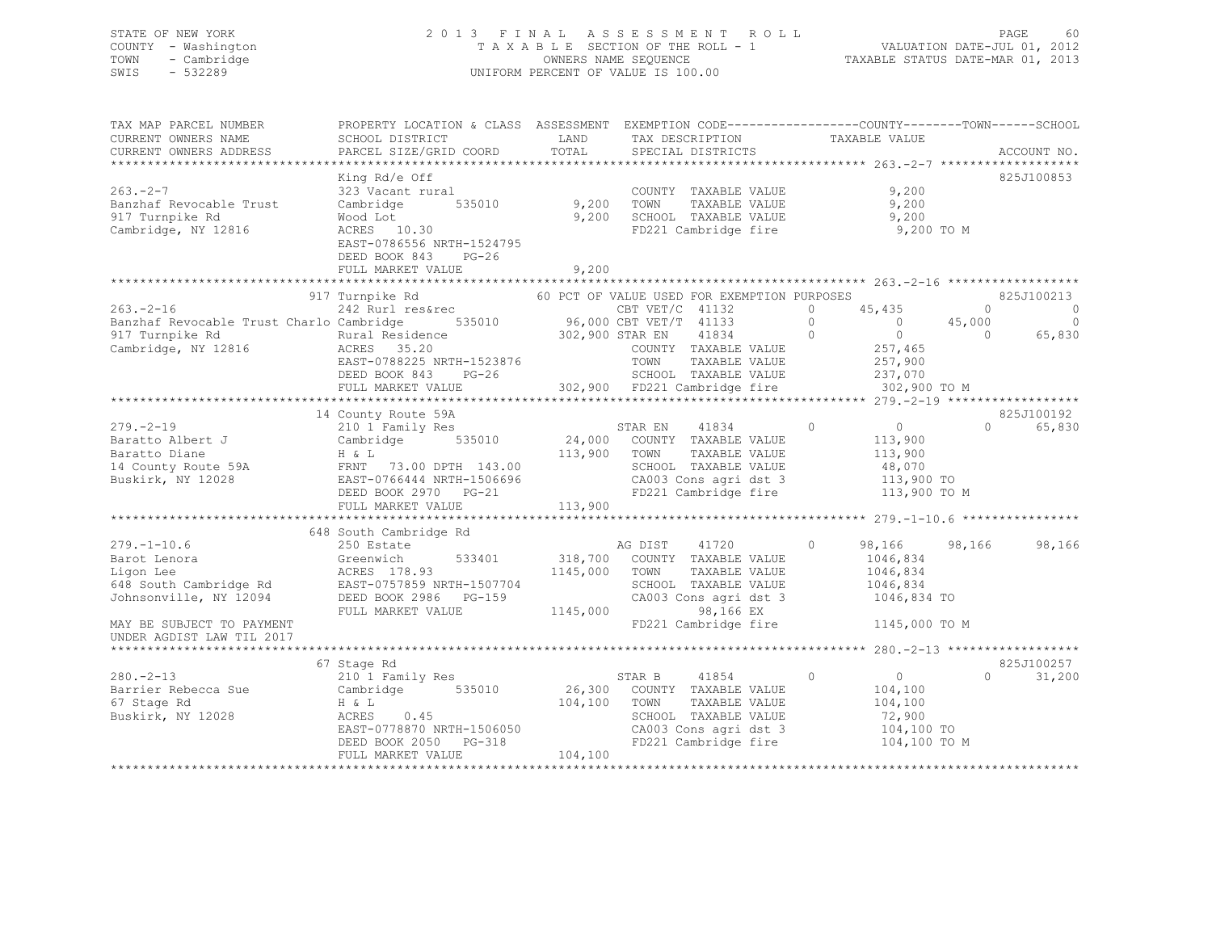STATE OF NEW YORK
COUNTY - Washington
TOWN - Cambridge
SWIS - 532289

2 0 1 3 F I N A L A S S E S S M E N T R O L L
T A X A B L E SECTION OF THE ROLL - 1
OWNERS NAME SEQUENCE
UNIFORM PERCENT OF VALUE IS 100.00

VALUATION DATE-JUL 01, 2012
TAXABLE STATUS DATE-MAR 01, 2013

```
TAX MAP PARCEL NUMBER          PROPERTY LOCATION & CLASS  ASSESSMENT  EXEMPTION CODE------------------COUNTY--------TOWN------SCHOOL
CURRENT OWNERS NAME            SCHOOL DISTRICT              LAND      TAX DESCRIPTION            TAXABLE VALUE
CURRENT OWNERS ADDRESS         PARCEL SIZE/GRID COORD      TOTAL      SPECIAL DISTRICTS                                       ACCOUNT NO.
******************************************************************************************************* 263.-2-7 *******************
                               King Rd/e Off                                                                              825J100853
263.-2-7                       323 Vacant rural                        COUNTY  TAXABLE VALUE              9,200
Banzhaf Revocable Trust        Cambridge        535010        9,200    TOWN    TAXABLE VALUE              9,200
917 Turnpike Rd                Wood Lot                       9,200    SCHOOL  TAXABLE VALUE              9,200
Cambridge, NY 12816            ACRES   10.30                           FD221 Cambridge fire                9,200 TO M
                               EAST-0786556 NRTH-1524795
                               DEED BOOK 843    PG-26
                               FULL MARKET VALUE              9,200
******************************************************************************************************* 263.-2-16 ******************
                             917 Turnpike Rd                   60 PCT OF VALUE USED FOR EXEMPTION PURPOSES                825J100213
263.-2-16                      242 Rurl res&rec                        CBT VET/C  41132        0      45,435          0            0
Banzhaf Revocable Trust Charlo Cambridge        535010       96,000 CBT VET/T  41133        0           0     45,000            0
917 Turnpike Rd                Rural Residence              302,900 STAR EN    41834        0           0          0       65,830
Cambridge, NY 12816            ACRES   35.20                           COUNTY  TAXABLE VALUE            257,465
                               EAST-0788225 NRTH-1523876               TOWN    TAXABLE VALUE            257,900
                               DEED BOOK 843    PG-26                  SCHOOL  TAXABLE VALUE            237,070
                               FULL MARKET VALUE            302,900    FD221 Cambridge fire             302,900 TO M
******************************************************************************************************* 279.-2-19 ******************
                              14 County Route 59A                                                                         825J100192
279.-2-19                      210 1 Family Res                        STAR EN    41834        0           0          0       65,830
Baratto Albert J               Cambridge        535010       24,000    COUNTY  TAXABLE VALUE            113,900
Baratto Diane                  H & L                        113,900    TOWN    TAXABLE VALUE            113,900
14 County Route 59A            FRNT   73.00 DPTH 143.00                SCHOOL  TAXABLE VALUE             48,070
Buskirk, NY 12028              EAST-0766444 NRTH-1506696               CA003 Cons agri dst 3            113,900 TO
                               DEED BOOK 2970   PG-21                  FD221 Cambridge fire             113,900 TO M
                               FULL MARKET VALUE            113,900
******************************************************************************************************* 279.-1-10.6 ****************
                             648 South Cambridge Rd
279.-1-10.6                    250 Estate                              AG DIST    41720        0      98,166     98,166       98,166
Barot Lenora                   Greenwich        533401      318,700    COUNTY  TAXABLE VALUE           1046,834
Ligon Lee                      ACRES  178.93               1145,000    TOWN    TAXABLE VALUE           1046,834
648 South Cambridge Rd         EAST-0757859 NRTH-1507704               SCHOOL  TAXABLE VALUE           1046,834
Johnsonville, NY 12094         DEED BOOK 2986   PG-159                 CA003 Cons agri dst 3           1046,834 TO
                               FULL MARKET VALUE           1145,000            98,166 EX
MAY BE SUBJECT TO PAYMENT                                              FD221 Cambridge fire            1145,000 TO M
UNDER AGDIST LAW TIL 2017
******************************************************************************************************* 280.-2-13 ******************
                              67 Stage Rd                                                                                 825J100257
280.-2-13                      210 1 Family Res                        STAR B     41854        0           0          0       31,200
Barrier Rebecca Sue            Cambridge        535010       26,300    COUNTY  TAXABLE VALUE            104,100
67 Stage Rd                    H & L                        104,100    TOWN    TAXABLE VALUE            104,100
Buskirk, NY 12028              ACRES    0.45                           SCHOOL  TAXABLE VALUE             72,900
                               EAST-0778870 NRTH-1506050               CA003 Cons agri dst 3            104,100 TO
                               DEED BOOK 2050   PG-318                 FD221 Cambridge fire             104,100 TO M
                               FULL MARKET VALUE            104,100
************************************************************************************************************************************
```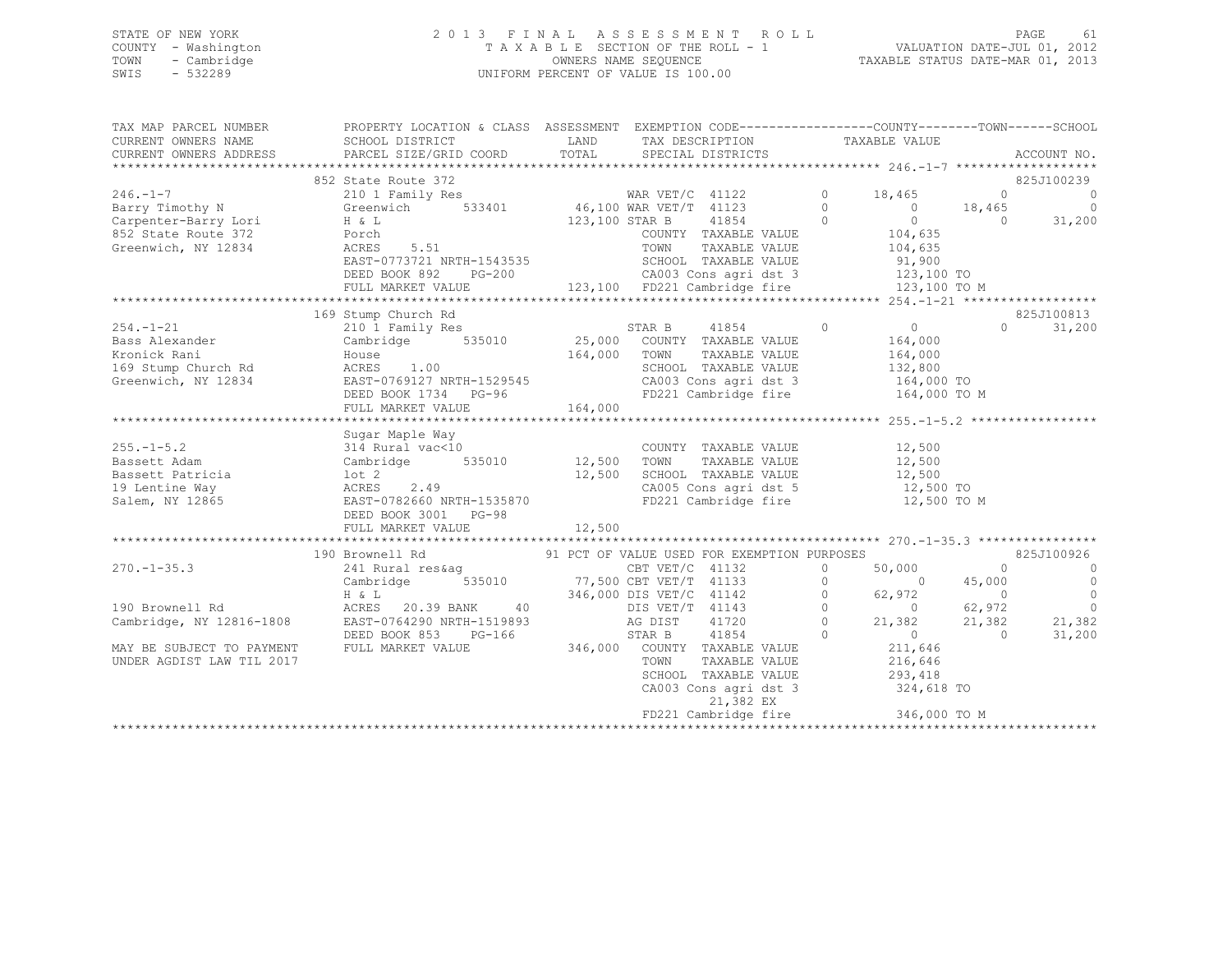STATE OF NEW YORK
COUNTY - Washington
TOWN - Cambridge
SWIS - 532289

2 0 1 3 F I N A L A S S E S S M E N T R O L L
T A X A B L E SECTION OF THE ROLL - 1
OWNERS NAME SEQUENCE
UNIFORM PERCENT OF VALUE IS 100.00

VALUATION DATE-JUL 01, 2012
TAXABLE STATUS DATE-MAR 01, 2013

```
TAX MAP PARCEL NUMBER     PROPERTY LOCATION & CLASS  ASSESSMENT  EXEMPTION CODE-----------------COUNTY--------TOWN------SCHOOL
CURRENT OWNERS NAME       SCHOOL DISTRICT               LAND      TAX DESCRIPTION            TAXABLE VALUE
CURRENT OWNERS ADDRESS    PARCEL SIZE/GRID COORD        TOTAL     SPECIAL DISTRICTS                                   ACCOUNT NO.
******************************************************************************************** 246.-1-7 ********************
                          852 State Route 372                                                                    825J100239
246.-1-7                  210 1 Family Res                  WAR VET/C  41122        0     18,465           0            0
Barry Timothy N           Greenwich      533401     46,100 WAR VET/T  41123        0          0      18,465            0
Carpenter-Barry Lori      H & L                     123,100 STAR B     41854        0          0           0       31,200
852 State Route 372       Porch                              COUNTY  TAXABLE VALUE          104,635
Greenwich, NY 12834       ACRES     5.51                     TOWN    TAXABLE VALUE          104,635
                          EAST-0773721 NRTH-1543535          SCHOOL  TAXABLE VALUE           91,900
                          DEED BOOK 892     PG-200           CA003 Cons agri dst 3          123,100 TO
                          FULL MARKET VALUE         123,100  FD221 Cambridge fire           123,100 TO M
******************************************************************************************** 254.-1-21 *******************
                          169 Stump Church Rd                                                                    825J100813
254.-1-21                 210 1 Family Res                  STAR B     41854        0          0           0       31,200
Bass Alexander            Cambridge      535010     25,000  COUNTY  TAXABLE VALUE          164,000
Kronick Rani              House                     164,000  TOWN    TAXABLE VALUE          164,000
169 Stump Church Rd       ACRES     1.00                     SCHOOL  TAXABLE VALUE          132,800
Greenwich, NY 12834       EAST-0769127 NRTH-1529545          CA003 Cons agri dst 3          164,000 TO
                          DEED BOOK 1734    PG-96            FD221 Cambridge fire           164,000 TO M
                          FULL MARKET VALUE         164,000
******************************************************************************************** 255.-1-5.2 *****************
                          Sugar Maple Way
255.-1-5.2                314 Rural vac<10                   COUNTY  TAXABLE VALUE           12,500
Bassett Adam              Cambridge      535010     12,500   TOWN    TAXABLE VALUE           12,500
Bassett Patricia          lot 2                     12,500   SCHOOL  TAXABLE VALUE           12,500
19 Lentine Way            ACRES     2.49                     CA005 Cons agri dst 5           12,500 TO
Salem, NY 12865           EAST-0782660 NRTH-1535870          FD221 Cambridge fire            12,500 TO M
                          DEED BOOK 3001    PG-98
                          FULL MARKET VALUE          12,500
******************************************************************************************** 270.-1-35.3 ****************
                          190 Brownell Rd            91 PCT OF VALUE USED FOR EXEMPTION PURPOSES                 825J100926
270.-1-35.3               241 Rural res&ag                  CBT VET/C  41132        0     50,000           0            0
                          Cambridge      535010     77,500 CBT VET/T  41133        0          0      45,000            0
                          H & L                     346,000 DIS VET/C  41142        0     62,972           0            0
190 Brownell Rd           ACRES    20.39 BANK     40         DIS VET/T  41143        0          0      62,972            0
Cambridge, NY 12816-1808  EAST-0764290 NRTH-1519893          AG DIST    41720        0     21,382      21,382       21,382
                          DEED BOOK 853     PG-166           STAR B     41854        0          0           0       31,200
MAY BE SUBJECT TO PAYMENT FULL MARKET VALUE         346,000  COUNTY  TAXABLE VALUE          211,646
UNDER AGDIST LAW TIL 2017                                    TOWN    TAXABLE VALUE          216,646
                                                             SCHOOL  TAXABLE VALUE          293,418
                                                             CA003 Cons agri dst 3          324,618 TO
                                                                   21,382 EX
                                                             FD221 Cambridge fire           346,000 TO M
************************************************************************************************************************
```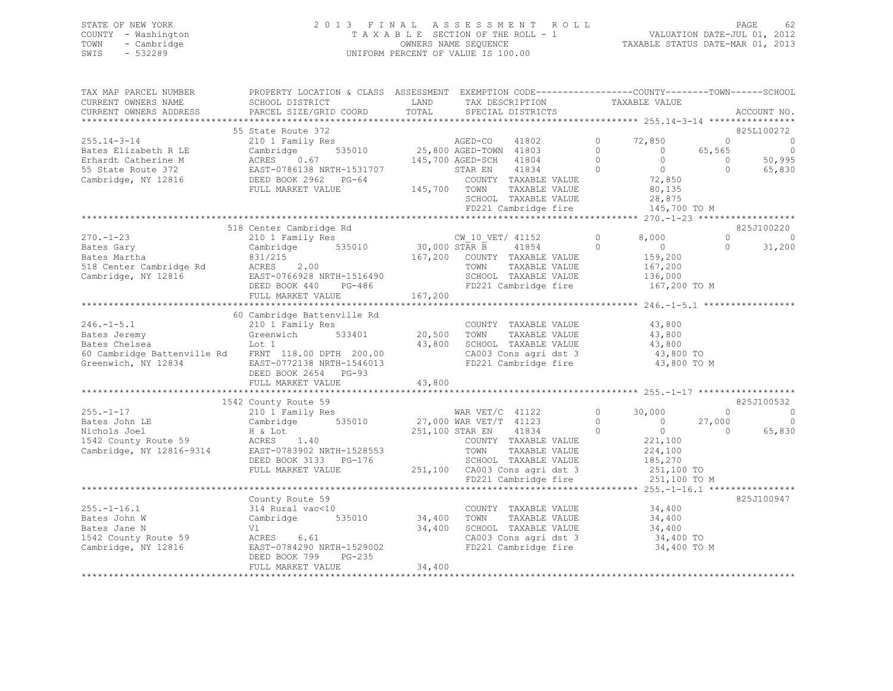STATE OF NEW YORK
COUNTY - Washington
TOWN - Cambridge
SWIS - 532289

2 0 1 3 F I N A L A S S E S S M E N T R O L L
T A X A B L E SECTION OF THE ROLL - 1
OWNERS NAME SEQUENCE
UNIFORM PERCENT OF VALUE IS 100.00

VALUATION DATE-JUL 01, 2012
TAXABLE STATUS DATE-MAR 01, 2013

```
TAX MAP PARCEL NUMBER      PROPERTY LOCATION & CLASS  ASSESSMENT  EXEMPTION CODE-----------------COUNTY--------TOWN------SCHOOL
CURRENT OWNERS NAME        SCHOOL DISTRICT              LAND      TAX DESCRIPTION              TAXABLE VALUE
CURRENT OWNERS ADDRESS     PARCEL SIZE/GRID COORD       TOTAL     SPECIAL DISTRICTS                                       ACCOUNT NO.
******************************************************************************************** 255.14-3-14 ****************
                           55 State Route 372                                                                             825L100272
255.14-3-14                210 1 Family Res                       AGED-CO     41802         0      72,850          0            0
Bates Elizabeth R LE       Cambridge        535010      25,800 AGED-TOWN  41803         0           0     65,565            0
Erhardt Catherine M        ACRES      0.67             145,700 AGED-SCH   41804         0           0          0       50,995
55 State Route 372         EAST-0786138 NRTH-1531707              STAR EN     41834         0           0          0       65,830
Cambridge, NY 12816        DEED BOOK 2962   PG-64                 COUNTY  TAXABLE VALUE            72,850
                           FULL MARKET VALUE           145,700    TOWN    TAXABLE VALUE            80,135
                                                                  SCHOOL  TAXABLE VALUE            28,875
                                                                  FD221 Cambridge fire            145,700 TO M
******************************************************************************************** 270.-1-23 ******************
                           518 Center Cambridge Rd                                                                        825J100220
270.-1-23                  210 1 Family Res                       CW_10_VET/ 41152          0       8,000          0            0
Bates Gary                 Cambridge        535010      30,000 STAR B     41854         0           0          0       31,200
Bates Martha               831/215                     167,200    COUNTY  TAXABLE VALUE           159,200
518 Center Cambridge Rd    ACRES      2.00                        TOWN    TAXABLE VALUE           167,200
Cambridge, NY 12816        EAST-0766928 NRTH-1516490              SCHOOL  TAXABLE VALUE           136,000
                           DEED BOOK 440    PG-486                FD221 Cambridge fire            167,200 TO M
                           FULL MARKET VALUE           167,200
******************************************************************************************** 246.-1-5.1 *****************
                           60 Cambridge Battenville Rd
246.-1-5.1                 210 1 Family Res                       COUNTY  TAXABLE VALUE            43,800
Bates Jeremy               Greenwich        533401      20,500    TOWN    TAXABLE VALUE            43,800
Bates Chelsea              Lot 1                        43,800    SCHOOL  TAXABLE VALUE            43,800
60 Cambridge Battenville Rd FRNT 118.00 DPTH 200.00               CA003 Cons agri dst 3            43,800 TO
Greenwich, NY 12834        EAST-0772138 NRTH-1546013              FD221 Cambridge fire             43,800 TO M
                           DEED BOOK 2654   PG-93
                           FULL MARKET VALUE            43,800
******************************************************************************************** 255.-1-17 ******************
                           1542 County Route 59                                                                           825J100532
255.-1-17                  210 1 Family Res                       WAR VET/C  41122          0      30,000          0            0
Bates John LE              Cambridge        535010      27,000 WAR VET/T  41123         0           0     27,000            0
Nichols Joel               H & Lot                     251,100 STAR EN    41834         0           0          0       65,830
1542 County Route 59       ACRES      1.40                        COUNTY  TAXABLE VALUE           221,100
Cambridge, NY 12816-9314   EAST-0783902 NRTH-1528553              TOWN    TAXABLE VALUE           224,100
                           DEED BOOK 3133   PG-176                SCHOOL  TAXABLE VALUE           185,270
                           FULL MARKET VALUE           251,100    CA003 Cons agri dst 3           251,100 TO
                                                                  FD221 Cambridge fire            251,100 TO M
******************************************************************************************** 255.-1-16.1 ****************
                           County Route 59                                                                                825J100947
255.-1-16.1                314 Rural vac<10                       COUNTY  TAXABLE VALUE            34,400
Bates John W               Cambridge        535010      34,400    TOWN    TAXABLE VALUE            34,400
Bates Jane N               Vl                           34,400    SCHOOL  TAXABLE VALUE            34,400
1542 County Route 59       ACRES      6.61                        CA003 Cons agri dst 3            34,400 TO
Cambridge, NY 12816        EAST-0784290 NRTH-1529002              FD221 Cambridge fire             34,400 TO M
                           DEED BOOK 799    PG-235
                           FULL MARKET VALUE            34,400
***************************************************************************************************************************
```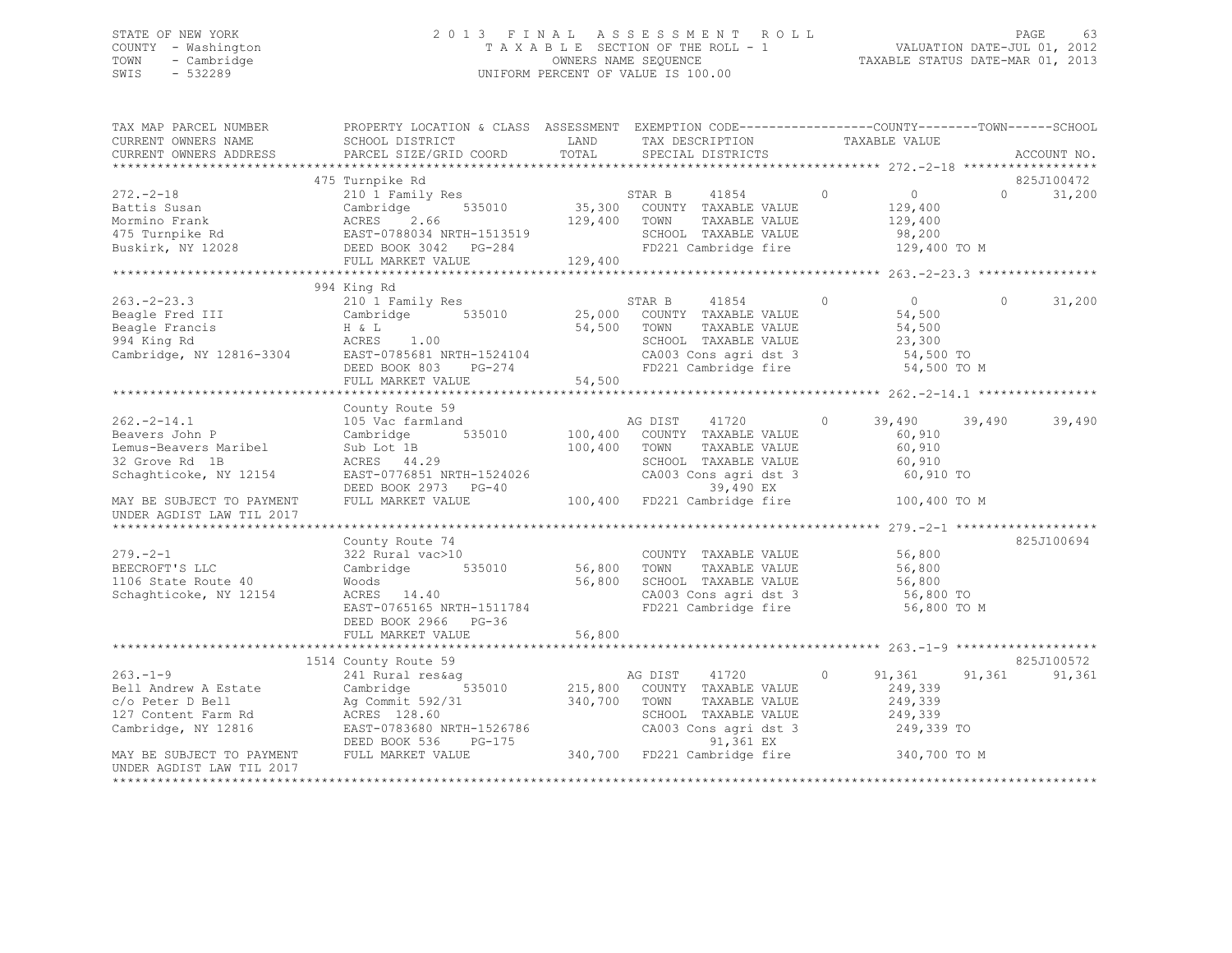STATE OF NEW YORK
COUNTY - Washington
TOWN - Cambridge
SWIS - 532289

2013 FINAL ASSESSMENT ROLL
TAXABLE SECTION OF THE ROLL - 1
OWNERS NAME SEQUENCE
UNIFORM PERCENT OF VALUE IS 100.00

VALUATION DATE-JUL 01, 2012
TAXABLE STATUS DATE-MAR 01, 2013

```
TAX MAP PARCEL NUMBER      PROPERTY LOCATION & CLASS  ASSESSMENT  EXEMPTION CODE-----------------COUNTY--------TOWN------SCHOOL
CURRENT OWNERS NAME        SCHOOL DISTRICT             LAND       TAX DESCRIPTION            TAXABLE VALUE
CURRENT OWNERS ADDRESS     PARCEL SIZE/GRID COORD      TOTAL      SPECIAL DISTRICTS                                      ACCOUNT NO.
******************************************************************************************** 272.-2-18 ******************
                           475 Turnpike Rd                                                                          825J100472
272.-2-18                  210 1 Family Res                       STAR B      41854        0          0           0     31,200
Battis Susan               Cambridge        535010       35,300   COUNTY  TAXABLE VALUE          129,400
Mormino Frank              ACRES    2.66                129,400   TOWN    TAXABLE VALUE          129,400
475 Turnpike Rd            EAST-0788034 NRTH-1513519              SCHOOL  TAXABLE VALUE           98,200
Buskirk, NY 12028          DEED BOOK 3042   PG-284                FD221 Cambridge fire           129,400 TO M
                           FULL MARKET VALUE           129,400
******************************************************************************************** 263.-2-23.3 ****************
                           994 King Rd
263.-2-23.3                210 1 Family Res                       STAR B      41854        0          0           0     31,200
Beagle Fred III            Cambridge        535010       25,000   COUNTY  TAXABLE VALUE           54,500
Beagle Francis             H & L                         54,500   TOWN    TAXABLE VALUE           54,500
994 King Rd                ACRES    1.00                          SCHOOL  TAXABLE VALUE           23,300
Cambridge, NY 12816-3304   EAST-0785681 NRTH-1524104              CA003 Cons agri dst 3           54,500 TO
                           DEED BOOK 803    PG-274                FD221 Cambridge fire            54,500 TO M
                           FULL MARKET VALUE            54,500
******************************************************************************************** 262.-2-14.1 ****************
                           County Route 59
262.-2-14.1                105 Vac farmland                       AG DIST     41720        0     39,490      39,490     39,490
Beavers John P             Cambridge        535010      100,400   COUNTY  TAXABLE VALUE           60,910
Lemus-Beavers Maribel      Sub Lot 1B                   100,400   TOWN    TAXABLE VALUE           60,910
32 Grove Rd  1B            ACRES   44.29                          SCHOOL  TAXABLE VALUE           60,910
Schaghticoke, NY 12154     EAST-0776851 NRTH-1524026              CA003 Cons agri dst 3           60,910 TO
                           DEED BOOK 2973   PG-40                       39,490 EX
MAY BE SUBJECT TO PAYMENT  FULL MARKET VALUE           100,400   FD221 Cambridge fire           100,400 TO M
UNDER AGDIST LAW TIL 2017
******************************************************************************************** 279.-2-1 *******************
                           County Route 74                                                                          825J100694
279.-2-1                   322 Rural vac>10                       COUNTY  TAXABLE VALUE           56,800
BEECROFT'S LLC             Cambridge        535010       56,800   TOWN    TAXABLE VALUE           56,800
1106 State Route 40        Woods                         56,800   SCHOOL  TAXABLE VALUE           56,800
Schaghticoke, NY 12154     ACRES   14.40                          CA003 Cons agri dst 3           56,800 TO
                           EAST-0765165 NRTH-1511784              FD221 Cambridge fire            56,800 TO M
                           DEED BOOK 2966   PG-36
                           FULL MARKET VALUE            56,800
******************************************************************************************** 263.-1-9 *******************
                           1514 County Route 59                                                                     825J100572
263.-1-9                   241 Rural res&ag                       AG DIST     41720        0     91,361      91,361     91,361
Bell Andrew A Estate       Cambridge        535010      215,800   COUNTY  TAXABLE VALUE          249,339
c/o Peter D Bell           Ag Commit 592/31             340,700   TOWN    TAXABLE VALUE          249,339
127 Content Farm Rd        ACRES  128.60                          SCHOOL  TAXABLE VALUE          249,339
Cambridge, NY 12816        EAST-0783680 NRTH-1526786              CA003 Cons agri dst 3          249,339 TO
                           DEED BOOK 536    PG-175                      91,361 EX
MAY BE SUBJECT TO PAYMENT  FULL MARKET VALUE           340,700   FD221 Cambridge fire           340,700 TO M
UNDER AGDIST LAW TIL 2017
****************************************************************************************************************************
```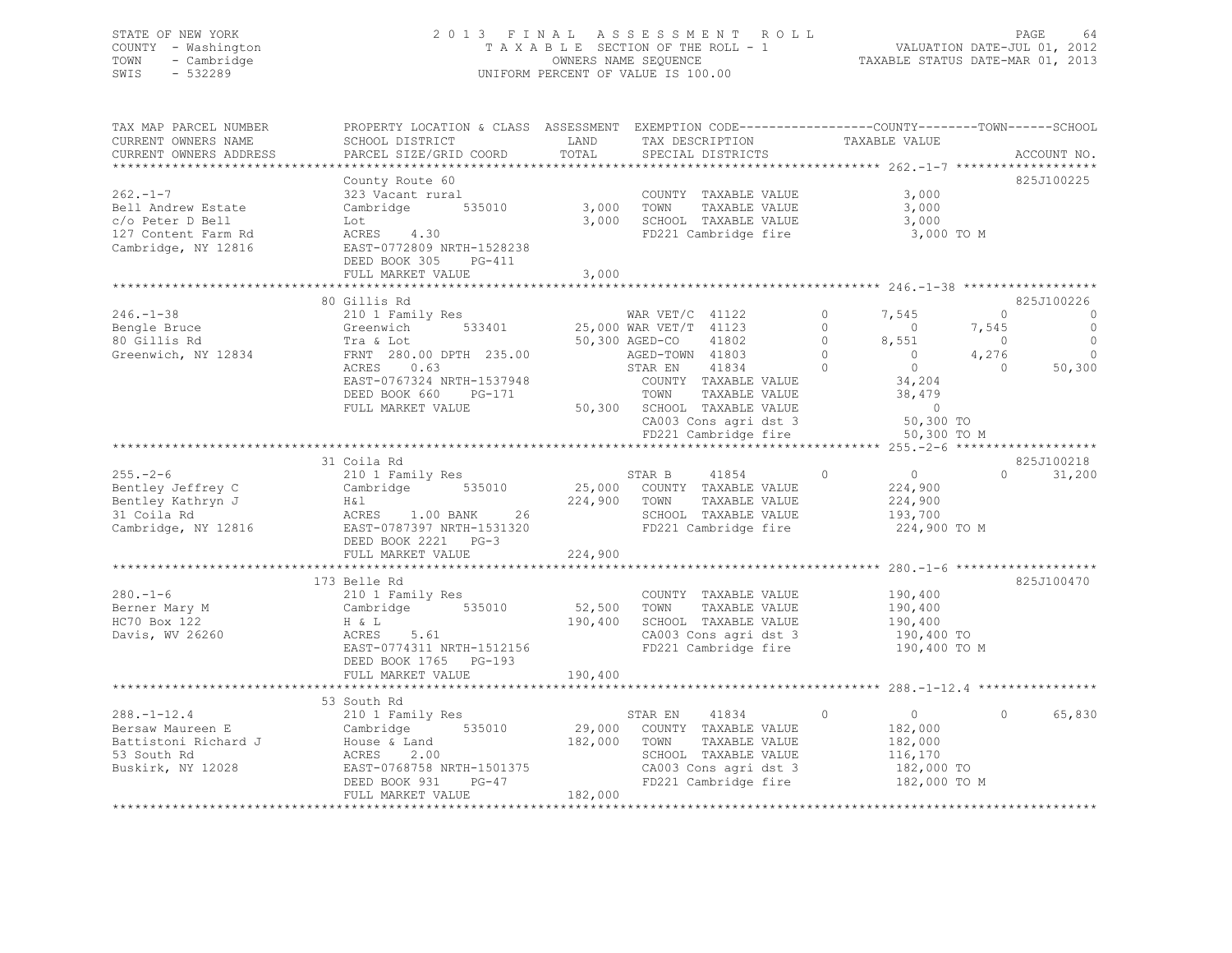STATE OF NEW YORK
COUNTY - Washington
TOWN - Cambridge
SWIS - 532289

# 2013 FINAL ASSESSMENT ROLL

TAXABLE SECTION OF THE ROLL - 1
OWNERS NAME SEQUENCE
UNIFORM PERCENT OF VALUE IS 100.00

VALUATION DATE-JUL 01, 2012
TAXABLE STATUS DATE-MAR 01, 2013

```
TAX MAP PARCEL NUMBER      PROPERTY LOCATION & CLASS  ASSESSMENT  EXEMPTION CODE------------------COUNTY--------TOWN------SCHOOL
CURRENT OWNERS NAME        SCHOOL DISTRICT              LAND      TAX DESCRIPTION              TAXABLE VALUE
CURRENT OWNERS ADDRESS     PARCEL SIZE/GRID COORD       TOTAL     SPECIAL DISTRICTS                                     ACCOUNT NO.
******************************************************************************************************* 262.-1-7 *******************
                           County Route 60                                                                             825J100225
262.-1-7                   323 Vacant rural                       COUNTY  TAXABLE VALUE              3,000
Bell Andrew Estate         Cambridge        535010      3,000     TOWN    TAXABLE VALUE              3,000
c/o Peter D Bell           Lot                          3,000     SCHOOL  TAXABLE VALUE              3,000
127 Content Farm Rd        ACRES    4.30                          FD221 Cambridge fire                3,000 TO M
Cambridge, NY 12816        EAST-0772809 NRTH-1528238
                           DEED BOOK 305    PG-411
                           FULL MARKET VALUE            3,000
******************************************************************************************************* 246.-1-38 ******************
                           80 Gillis Rd                                                                                825J100226
246.-1-38                  210 1 Family Res                       WAR VET/C  41122          0      7,545          0            0
Bengle Bruce               Greenwich        533401     25,000 WAR VET/T  41123          0          0      7,545            0
80 Gillis Rd               Tra & Lot                   50,300 AGED-CO    41802          0      8,551          0            0
Greenwich, NY 12834        FRNT 280.00 DPTH 235.00            AGED-TOWN  41803          0          0      4,276            0
                           ACRES    0.63                      STAR EN    41834          0          0          0       50,300
                           EAST-0767324 NRTH-1537948          COUNTY  TAXABLE VALUE             34,204
                           DEED BOOK 660    PG-171            TOWN    TAXABLE VALUE             38,479
                           FULL MARKET VALUE           50,300 SCHOOL  TAXABLE VALUE                  0
                                                              CA003 Cons agri dst 3              50,300 TO
                                                              FD221 Cambridge fire               50,300 TO M
******************************************************************************************************* 255.-2-6 *******************
                           31 Coila Rd                                                                                 825J100218
255.-2-6                   210 1 Family Res                       STAR B     41854          0          0          0       31,200
Bentley Jeffrey C          Cambridge        535010     25,000     COUNTY  TAXABLE VALUE            224,900
Bentley Kathryn J          H&l                        224,900     TOWN    TAXABLE VALUE            224,900
31 Coila Rd                ACRES    1.00 BANK    26               SCHOOL  TAXABLE VALUE            193,700
Cambridge, NY 12816        EAST-0787397 NRTH-1531320              FD221 Cambridge fire              224,900 TO M
                           DEED BOOK 2221   PG-3
                           FULL MARKET VALUE          224,900
******************************************************************************************************* 280.-1-6 *******************
                           173 Belle Rd                                                                                825J100470
280.-1-6                   210 1 Family Res                       COUNTY  TAXABLE VALUE            190,400
Berner Mary M              Cambridge        535010     52,500     TOWN    TAXABLE VALUE            190,400
HC70 Box 122               H & L                      190,400     SCHOOL  TAXABLE VALUE            190,400
Davis, WV 26260            ACRES    5.61                          CA003 Cons agri dst 3             190,400 TO
                           EAST-0774311 NRTH-1512156              FD221 Cambridge fire              190,400 TO M
                           DEED BOOK 1765   PG-193
                           FULL MARKET VALUE          190,400
******************************************************************************************************* 288.-1-12.4 ****************
                           53 South Rd
288.-1-12.4                210 1 Family Res                       STAR EN    41834          0          0          0       65,830
Bersaw Maureen E           Cambridge        535010     29,000     COUNTY  TAXABLE VALUE            182,000
Battistoni Richard J       House & Land               182,000     TOWN    TAXABLE VALUE            182,000
53 South Rd                ACRES    2.00                          SCHOOL  TAXABLE VALUE            116,170
Buskirk, NY 12028          EAST-0768758 NRTH-1501375              CA003 Cons agri dst 3             182,000 TO
                           DEED BOOK 931    PG-47                 FD221 Cambridge fire              182,000 TO M
                           FULL MARKET VALUE          182,000
************************************************************************************************************************************
```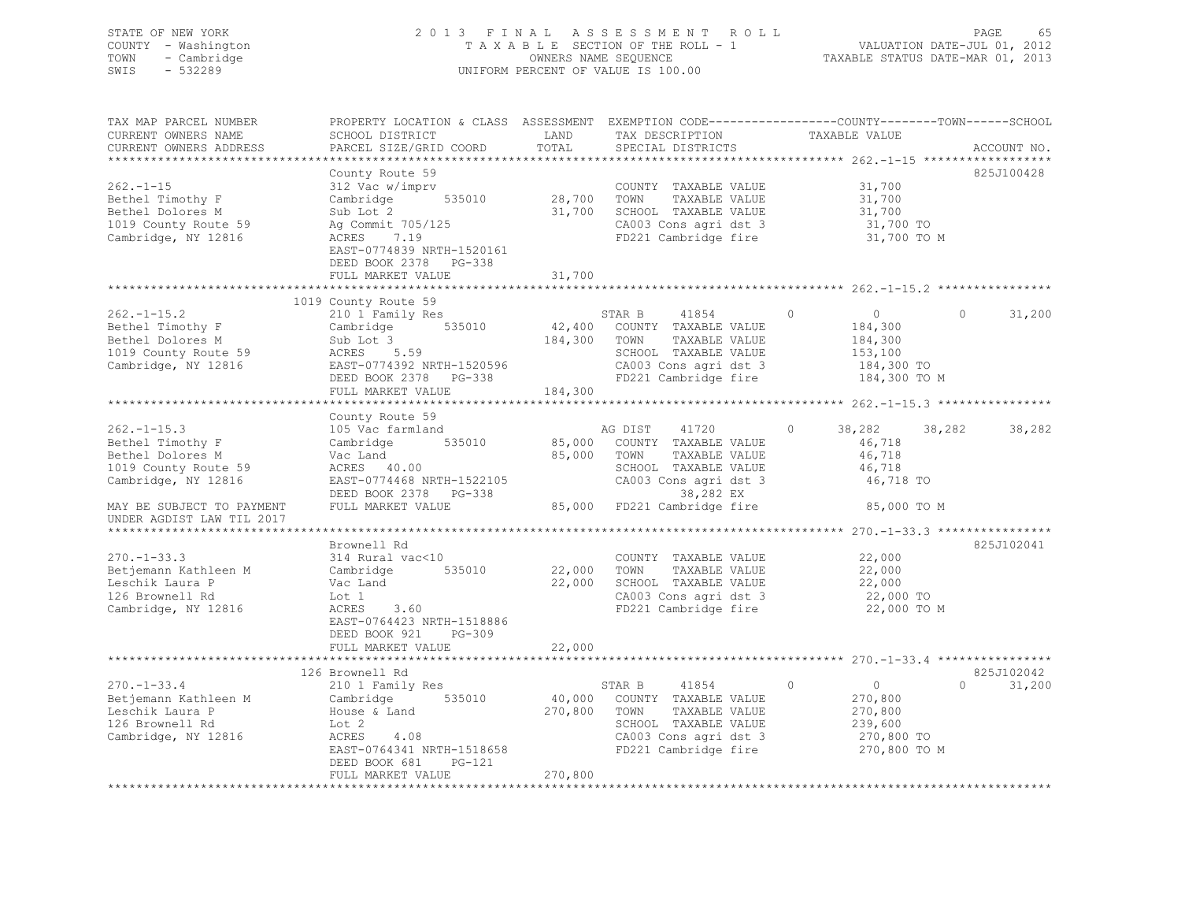STATE OF NEW YORK
COUNTY - Washington
TOWN - Cambridge
SWIS - 532289

2013 FINAL ASSESSMENT ROLL
TAXABLE SECTION OF THE ROLL - 1
OWNERS NAME SEQUENCE
UNIFORM PERCENT OF VALUE IS 100.00

VALUATION DATE-JUL 01, 2012
TAXABLE STATUS DATE-MAR 01, 2013

```
TAX MAP PARCEL NUMBER          PROPERTY LOCATION & CLASS  ASSESSMENT  EXEMPTION CODE------------------COUNTY--------TOWN------SCHOOL
CURRENT OWNERS NAME            SCHOOL DISTRICT              LAND      TAX DESCRIPTION             TAXABLE VALUE
CURRENT OWNERS ADDRESS         PARCEL SIZE/GRID COORD       TOTAL     SPECIAL DISTRICTS                                       ACCOUNT NO.
******************************************************************************************************* 262.-1-15 ******************
                               County Route 59                                                                                825J100428
262.-1-15                      312 Vac w/imprv                         COUNTY  TAXABLE VALUE           31,700
Bethel Timothy F               Cambridge       535010       28,700     TOWN    TAXABLE VALUE           31,700
Bethel Dolores M               Sub Lot 2                    31,700     SCHOOL  TAXABLE VALUE           31,700
1019 County Route 59           Ag Commit 705/125                       CA003 Cons agri dst 3           31,700 TO
Cambridge, NY 12816            ACRES    7.19                           FD221 Cambridge fire            31,700 TO M
                               EAST-0774839 NRTH-1520161
                               DEED BOOK 2378   PG-338
                               FULL MARKET VALUE            31,700
******************************************************************************************************* 262.-1-15.2 ****************
                               1019 County Route 59
262.-1-15.2                    210 1 Family Res                        STAR B      41854         0          0            0      31,200
Bethel Timothy F               Cambridge       535010       42,400     COUNTY  TAXABLE VALUE          184,300
Bethel Dolores M               Sub Lot 3                   184,300     TOWN    TAXABLE VALUE          184,300
1019 County Route 59           ACRES    5.59                           SCHOOL  TAXABLE VALUE          153,100
Cambridge, NY 12816            EAST-0774392 NRTH-1520596               CA003 Cons agri dst 3          184,300 TO
                               DEED BOOK 2378   PG-338                 FD221 Cambridge fire           184,300 TO M
                               FULL MARKET VALUE           184,300
******************************************************************************************************* 262.-1-15.3 ****************
                               County Route 59
262.-1-15.3                    105 Vac farmland                        AG DIST     41720         0     38,282       38,282      38,282
Bethel Timothy F               Cambridge       535010       85,000     COUNTY  TAXABLE VALUE           46,718
Bethel Dolores M               Vac Land                     85,000     TOWN    TAXABLE VALUE           46,718
1019 County Route 59           ACRES   40.00                           SCHOOL  TAXABLE VALUE           46,718
Cambridge, NY 12816            EAST-0774468 NRTH-1522105               CA003 Cons agri dst 3           46,718 TO
                               DEED BOOK 2378   PG-338                           38,282 EX
MAY BE SUBJECT TO PAYMENT      FULL MARKET VALUE            85,000     FD221 Cambridge fire            85,000 TO M
UNDER AGDIST LAW TIL 2017
******************************************************************************************************* 270.-1-33.3 ****************
                               Brownell Rd                                                                                    825J102041
270.-1-33.3                    314 Rural vac<10                        COUNTY  TAXABLE VALUE           22,000
Betjemann Kathleen M           Cambridge       535010       22,000     TOWN    TAXABLE VALUE           22,000
Leschik Laura P                Vac Land                     22,000     SCHOOL  TAXABLE VALUE           22,000
126 Brownell Rd                Lot 1                                   CA003 Cons agri dst 3           22,000 TO
Cambridge, NY 12816            ACRES    3.60                           FD221 Cambridge fire            22,000 TO M
                               EAST-0764423 NRTH-1518886
                               DEED BOOK 921    PG-309
                               FULL MARKET VALUE            22,000
******************************************************************************************************* 270.-1-33.4 ****************
                               126 Brownell Rd                                                                                825J102042
270.-1-33.4                    210 1 Family Res                        STAR B      41854         0          0            0      31,200
Betjemann Kathleen M           Cambridge       535010       40,000     COUNTY  TAXABLE VALUE          270,800
Leschik Laura P                House & Land                270,800     TOWN    TAXABLE VALUE          270,800
126 Brownell Rd                Lot 2                                   SCHOOL  TAXABLE VALUE          239,600
Cambridge, NY 12816            ACRES    4.08                           CA003 Cons agri dst 3          270,800 TO
                               EAST-0764341 NRTH-1518658               FD221 Cambridge fire           270,800 TO M
                               DEED BOOK 681    PG-121
                               FULL MARKET VALUE           270,800
************************************************************************************************************************************
```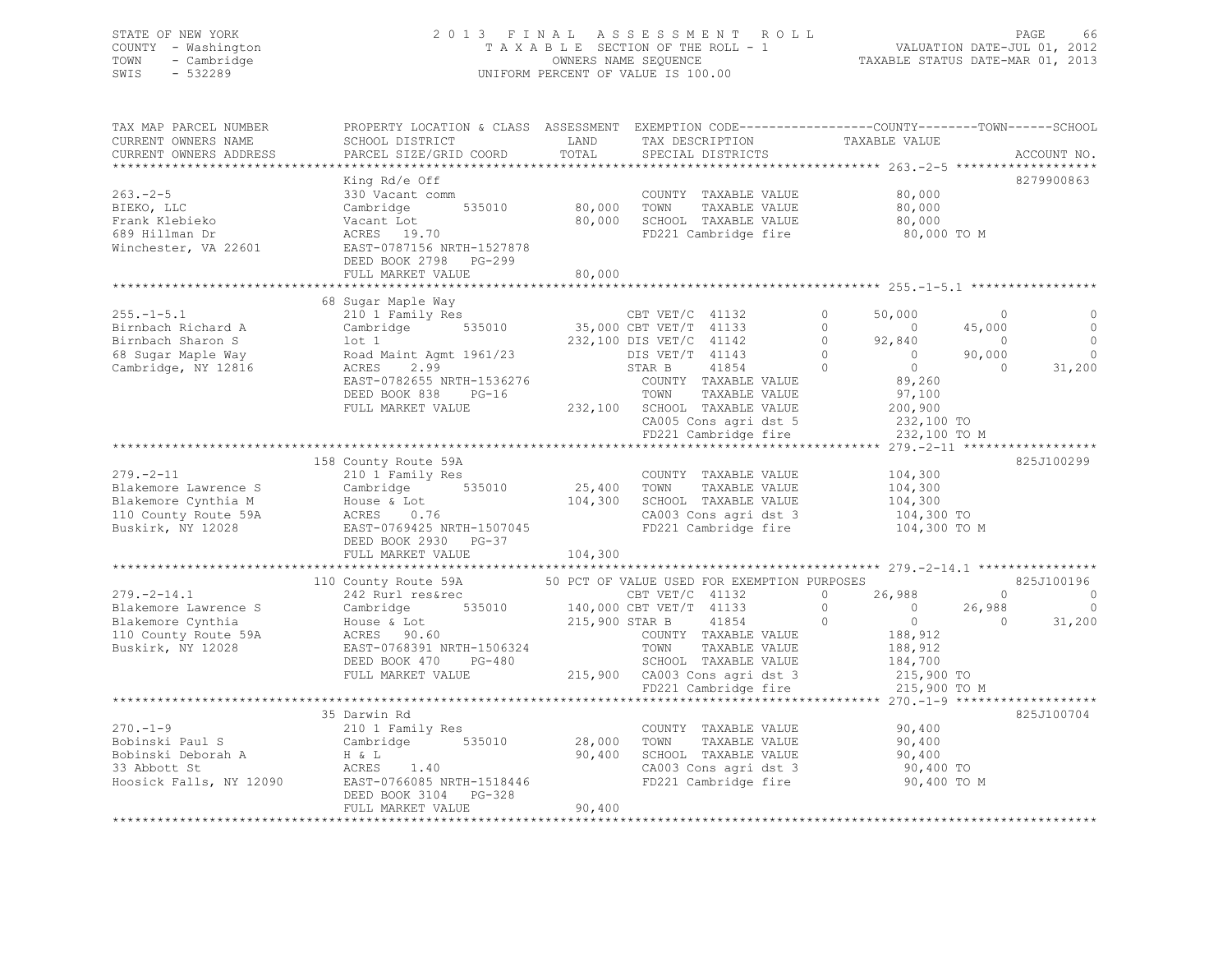STATE OF NEW YORK
COUNTY - Washington
TOWN - Cambridge
SWIS - 532289

2 0 1 3 F I N A L A S S E S S M E N T R O L L
T A X A B L E SECTION OF THE ROLL - 1
OWNERS NAME SEQUENCE
UNIFORM PERCENT OF VALUE IS 100.00

VALUATION DATE-JUL 01, 2012
TAXABLE STATUS DATE-MAR 01, 2013

```
TAX MAP PARCEL NUMBER     PROPERTY LOCATION & CLASS  ASSESSMENT  EXEMPTION CODE------------------COUNTY--------TOWN------SCHOOL
CURRENT OWNERS NAME       SCHOOL DISTRICT               LAND      TAX DESCRIPTION            TAXABLE VALUE
CURRENT OWNERS ADDRESS    PARCEL SIZE/GRID COORD        TOTAL     SPECIAL DISTRICTS                                  ACCOUNT NO.
******************************************************************************************************* 263.-2-5 *******************
                          King Rd/e Off                                                                               8279900863
263.-2-5                  330 Vacant comm                         COUNTY  TAXABLE VALUE          80,000
BIEKO, LLC                Cambridge        535010       80,000   TOWN    TAXABLE VALUE          80,000
Frank Klebieko            Vacant Lot                    80,000   SCHOOL  TAXABLE VALUE          80,000
689 Hillman Dr            ACRES  19.70                            FD221 Cambridge fire            80,000 TO M
Winchester, VA 22601      EAST-0787156 NRTH-1527878
                          DEED BOOK 2798   PG-299
                          FULL MARKET VALUE             80,000
******************************************************************************************************* 255.-1-5.1 *****************
                          68 Sugar Maple Way
255.-1-5.1                210 1 Family Res                         CBT VET/C  41132        0      50,000          0            0
Birnbach Richard A        Cambridge        535010       35,000 CBT VET/T  41133        0           0     45,000            0
Birnbach Sharon S         lot 1                        232,100 DIS VET/C  41142        0      92,840          0            0
68 Sugar Maple Way        Road Maint Agmt 1961/23               DIS VET/T  41143        0           0     90,000            0
Cambridge, NY 12816       ACRES   2.99                            STAR B     41854        0           0          0       31,200
                          EAST-0782655 NRTH-1536276               COUNTY  TAXABLE VALUE          89,260
                          DEED BOOK 838    PG-16                  TOWN    TAXABLE VALUE          97,100
                          FULL MARKET VALUE            232,100   SCHOOL  TAXABLE VALUE         200,900
                                                                  CA005 Cons agri dst 5          232,100 TO
                                                                  FD221 Cambridge fire           232,100 TO M
******************************************************************************************************* 279.-2-11 ******************
                          158 County Route 59A                                                                        825J100299
279.-2-11                 210 1 Family Res                        COUNTY  TAXABLE VALUE         104,300
Blakemore Lawrence S      Cambridge        535010       25,400   TOWN    TAXABLE VALUE         104,300
Blakemore Cynthia M       House & Lot                  104,300   SCHOOL  TAXABLE VALUE         104,300
110 County Route 59A      ACRES   0.76                            CA003 Cons agri dst 3          104,300 TO
Buskirk, NY 12028         EAST-0769425 NRTH-1507045               FD221 Cambridge fire           104,300 TO M
                          DEED BOOK 2930   PG-37
                          FULL MARKET VALUE            104,300
******************************************************************************************************* 279.-2-14.1 ****************
                          110 County Route 59A          50 PCT OF VALUE USED FOR EXEMPTION PURPOSES                  825J100196
279.-2-14.1               242 Rurl res&rec                         CBT VET/C  41132        0      26,988          0            0
Blakemore Lawrence S      Cambridge        535010      140,000 CBT VET/T  41133        0           0     26,988            0
Blakemore Cynthia         House & Lot                  215,900 STAR B     41854        0           0          0       31,200
110 County Route 59A      ACRES  90.60                            COUNTY  TAXABLE VALUE         188,912
Buskirk, NY 12028         EAST-0768391 NRTH-1506324               TOWN    TAXABLE VALUE         188,912
                          DEED BOOK 470    PG-480                 SCHOOL  TAXABLE VALUE         184,700
                          FULL MARKET VALUE            215,900   CA003 Cons agri dst 3          215,900 TO
                                                                  FD221 Cambridge fire           215,900 TO M
******************************************************************************************************* 270.-1-9 *******************
                          35 Darwin Rd                                                                                825J100704
270.-1-9                  210 1 Family Res                        COUNTY  TAXABLE VALUE          90,400
Bobinski Paul S           Cambridge        535010       28,000   TOWN    TAXABLE VALUE          90,400
Bobinski Deborah A        H & L                         90,400   SCHOOL  TAXABLE VALUE          90,400
33 Abbott St              ACRES   1.40                            CA003 Cons agri dst 3           90,400 TO
Hoosick Falls, NY 12090   EAST-0766085 NRTH-1518446               FD221 Cambridge fire            90,400 TO M
                          DEED BOOK 3104   PG-328
                          FULL MARKET VALUE             90,400
************************************************************************************************************************************
```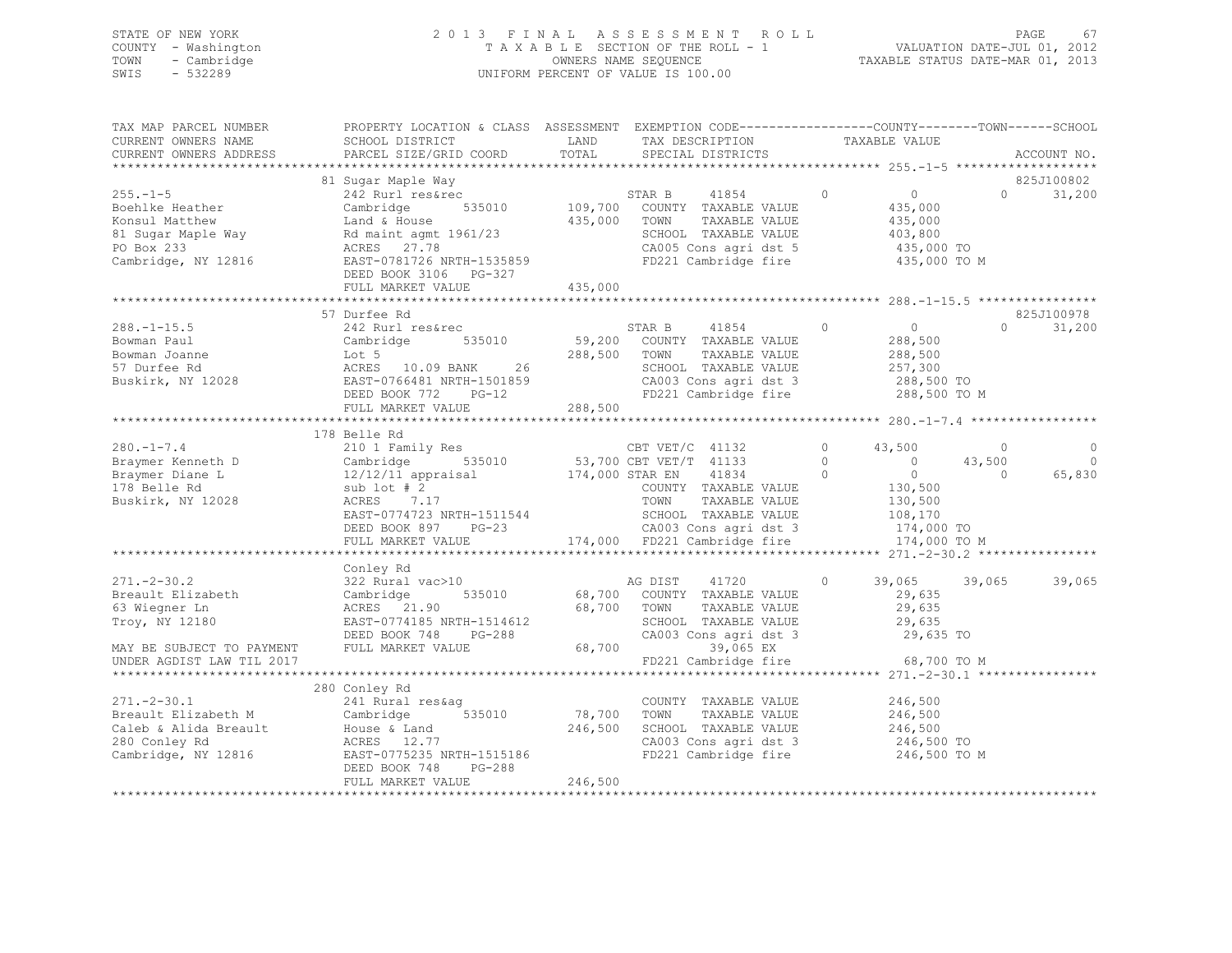STATE OF NEW YORK
COUNTY - Washington
TOWN - Cambridge
SWIS - 532289

2013 FINAL ASSESSMENT ROLL
TAXABLE SECTION OF THE ROLL - 1
OWNERS NAME SEQUENCE
UNIFORM PERCENT OF VALUE IS 100.00

VALUATION DATE-JUL 01, 2012
TAXABLE STATUS DATE-MAR 01, 2013

```
TAX MAP PARCEL NUMBER     PROPERTY LOCATION & CLASS  ASSESSMENT  EXEMPTION CODE------------------COUNTY--------TOWN------SCHOOL
CURRENT OWNERS NAME       SCHOOL DISTRICT              LAND      TAX DESCRIPTION            TAXABLE VALUE
CURRENT OWNERS ADDRESS    PARCEL SIZE/GRID COORD       TOTAL     SPECIAL DISTRICTS                                   ACCOUNT NO.
******************************************************************************************** 255.-1-5 *******************
                          81 Sugar Maple Way                                                                   825J100802
255.-1-5                  242 Rurl res&rec                       STAR B     41854         0          0           0     31,200
Boehlke Heather           Cambridge       535010      109,700    COUNTY  TAXABLE VALUE           435,000
Konsul Matthew            Land & House                435,000    TOWN    TAXABLE VALUE           435,000
81 Sugar Maple Way        Rd maint agmt 1961/23                  SCHOOL  TAXABLE VALUE           403,800
PO Box 233                ACRES  27.78                           CA005 Cons agri dst 5           435,000 TO
Cambridge, NY 12816       EAST-0781726 NRTH-1535859              FD221 Cambridge fire            435,000 TO M
                          DEED BOOK 3106  PG-327
                          FULL MARKET VALUE           435,000
******************************************************************************************** 288.-1-15.5 ****************
                          57 Durfee Rd                                                                         825J100978
288.-1-15.5               242 Rurl res&rec                       STAR B     41854         0          0           0     31,200
Bowman Paul               Cambridge       535010       59,200    COUNTY  TAXABLE VALUE           288,500
Bowman Joanne             Lot 5                       288,500    TOWN    TAXABLE VALUE           288,500
57 Durfee Rd              ACRES  10.09 BANK    26                SCHOOL  TAXABLE VALUE           257,300
Buskirk, NY 12028         EAST-0766481 NRTH-1501859              CA003 Cons agri dst 3           288,500 TO
                          DEED BOOK 772    PG-12                 FD221 Cambridge fire            288,500 TO M
                          FULL MARKET VALUE           288,500
******************************************************************************************** 280.-1-7.4 *****************
                          178 Belle Rd
280.-1-7.4                210 1 Family Res                       CBT VET/C  41132         0     43,500           0          0
Braymer Kenneth D         Cambridge       535010       53,700    CBT VET/T  41133         0          0      43,500          0
Braymer Diane L           12/12/11 appraisal          174,000    STAR EN    41834         0          0           0     65,830
178 Belle Rd              sub lot # 2                            COUNTY  TAXABLE VALUE           130,500
Buskirk, NY 12028         ACRES   7.17                           TOWN    TAXABLE VALUE           130,500
                          EAST-0774723 NRTH-1511544              SCHOOL  TAXABLE VALUE           108,170
                          DEED BOOK 897    PG-23                 CA003 Cons agri dst 3           174,000 TO
                          FULL MARKET VALUE           174,000    FD221 Cambridge fire            174,000 TO M
******************************************************************************************** 271.-2-30.2 ****************
                          Conley Rd
271.-2-30.2               322 Rural vac>10                       AG DIST    41720         0     39,065      39,065     39,065
Breault Elizabeth         Cambridge       535010       68,700    COUNTY  TAXABLE VALUE            29,635
63 Wiegner Ln             ACRES  21.90                 68,700    TOWN    TAXABLE VALUE            29,635
Troy, NY 12180            EAST-0774185 NRTH-1514612              SCHOOL  TAXABLE VALUE            29,635
                          DEED BOOK 748    PG-288                CA003 Cons agri dst 3            29,635 TO
MAY BE SUBJECT TO PAYMENT FULL MARKET VALUE            68,700           39,065 EX
UNDER AGDIST LAW TIL 2017                                        FD221 Cambridge fire             68,700 TO M
******************************************************************************************** 271.-2-30.1 ****************
                          280 Conley Rd
271.-2-30.1               241 Rural res&ag                       COUNTY  TAXABLE VALUE           246,500
Breault Elizabeth M       Cambridge       535010       78,700    TOWN    TAXABLE VALUE           246,500
Caleb & Alida Breault     House & Land                246,500    SCHOOL  TAXABLE VALUE           246,500
280 Conley Rd             ACRES  12.77                           CA003 Cons agri dst 3           246,500 TO
Cambridge, NY 12816       EAST-0775235 NRTH-1515186              FD221 Cambridge fire            246,500 TO M
                          DEED BOOK 748    PG-288
                          FULL MARKET VALUE           246,500
************************************************************************************************************************
```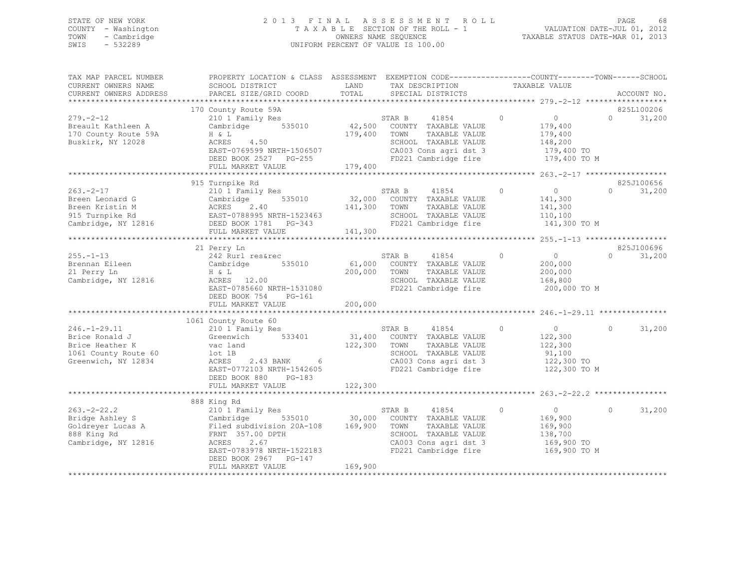STATE OF NEW YORK
COUNTY - Washington
TOWN - Cambridge
SWIS - 532289

# 2013 FINAL ASSESSMENT ROLL

TAXABLE SECTION OF THE ROLL - 1
OWNERS NAME SEQUENCE
UNIFORM PERCENT OF VALUE IS 100.00

VALUATION DATE-JUL 01, 2012
TAXABLE STATUS DATE-MAR 01, 2013

| TAX MAP PARCEL NUMBER / CURRENT OWNERS NAME / CURRENT OWNERS ADDRESS | PROPERTY LOCATION & CLASS / SCHOOL DISTRICT / PARCEL SIZE/GRID COORD | ASSESSMENT LAND / TOTAL | EXEMPTION CODE / TAX DESCRIPTION / SPECIAL DISTRICTS | COUNTY | TOWN | SCHOOL TAXABLE VALUE | ACCOUNT NO. |
|---|---|---|---|---|---|---|---|
| 279.-2-12 | 170 County Route 59A | | | | | | 825L100206 |
| Breault Kathleen A | 210 1 Family Res | | STAR B 41854 | 0 | 0 | 0 31,200 | |
| 170 County Route 59A | Cambridge 535010 | 42,500 | COUNTY TAXABLE VALUE | 179,400 | | | |
| Buskirk, NY 12028 | H & L | 179,400 | TOWN TAXABLE VALUE | | 179,400 | | |
| | ACRES 4.50 | | SCHOOL TAXABLE VALUE | | | 148,200 | |
| | EAST-0769599 NRTH-1506507 | | CA003 Cons agri dst 3 | 179,400 TO | | | |
| | DEED BOOK 2527 PG-255 | | FD221 Cambridge fire | 179,400 TO M | | | |
| | FULL MARKET VALUE | 179,400 | | | | | |
| 263.-2-17 | 915 Turnpike Rd | | | | | | 825J100656 |
| Breen Leonard G | 210 1 Family Res | | STAR B 41854 | 0 | 0 | 0 31,200 | |
| Breen Kristin M | Cambridge 535010 | 32,000 | COUNTY TAXABLE VALUE | 141,300 | | | |
| 915 Turnpike Rd | ACRES 2.40 | 141,300 | TOWN TAXABLE VALUE | | 141,300 | | |
| Cambridge, NY 12816 | EAST-0788995 NRTH-1523463 | | SCHOOL TAXABLE VALUE | | | 110,100 | |
| | DEED BOOK 1781 PG-343 | | FD221 Cambridge fire | 141,300 TO M | | | |
| | FULL MARKET VALUE | 141,300 | | | | | |
| 255.-1-13 | 21 Perry Ln | | | | | | 825J100696 |
| Brennan Eileen | 242 Rurl res&rec | | STAR B 41854 | 0 | 0 | 0 31,200 | |
| 21 Perry Ln | Cambridge 535010 | 61,000 | COUNTY TAXABLE VALUE | 200,000 | | | |
| Cambridge, NY 12816 | H & L | 200,000 | TOWN TAXABLE VALUE | | 200,000 | | |
| | ACRES 12.00 | | SCHOOL TAXABLE VALUE | | | 168,800 | |
| | EAST-0785660 NRTH-1531080 | | FD221 Cambridge fire | 200,000 TO M | | | |
| | DEED BOOK 754 PG-161 | | | | | | |
| | FULL MARKET VALUE | 200,000 | | | | | |
| 246.-1-29.11 | 1061 County Route 60 | | | | | | |
| Brice Ronald J | 210 1 Family Res | | STAR B 41854 | 0 | 0 | 0 31,200 | |
| Brice Heather K | Greenwich 533401 | 31,400 | COUNTY TAXABLE VALUE | 122,300 | | | |
| 1061 County Route 60 | vac land | 122,300 | TOWN TAXABLE VALUE | | 122,300 | | |
| Greenwich, NY 12834 | lot 1B | | SCHOOL TAXABLE VALUE | | | 91,100 | |
| | ACRES 2.43 BANK 6 | | CA003 Cons agri dst 3 | 122,300 TO | | | |
| | EAST-0772103 NRTH-1542605 | | FD221 Cambridge fire | 122,300 TO M | | | |
| | DEED BOOK 880 PG-183 | | | | | | |
| | FULL MARKET VALUE | 122,300 | | | | | |
| 263.-2-22.2 | 888 King Rd | | | | | | |
| Bridge Ashley S | 210 1 Family Res | | STAR B 41854 | 0 | 0 | 0 31,200 | |
| Goldreyer Lucas A | Cambridge 535010 | 30,000 | COUNTY TAXABLE VALUE | 169,900 | | | |
| 888 King Rd | Filed subdivision 20A-108 | 169,900 | TOWN TAXABLE VALUE | | 169,900 | | |
| Cambridge, NY 12816 | FRNT 357.00 DPTH | | SCHOOL TAXABLE VALUE | | | 138,700 | |
| | ACRES 2.67 | | CA003 Cons agri dst 3 | 169,900 TO | | | |
| | EAST-0783978 NRTH-1522183 | | FD221 Cambridge fire | 169,900 TO M | | | |
| | DEED BOOK 2967 PG-147 | | | | | | |
| | FULL MARKET VALUE | 169,900 | | | | | |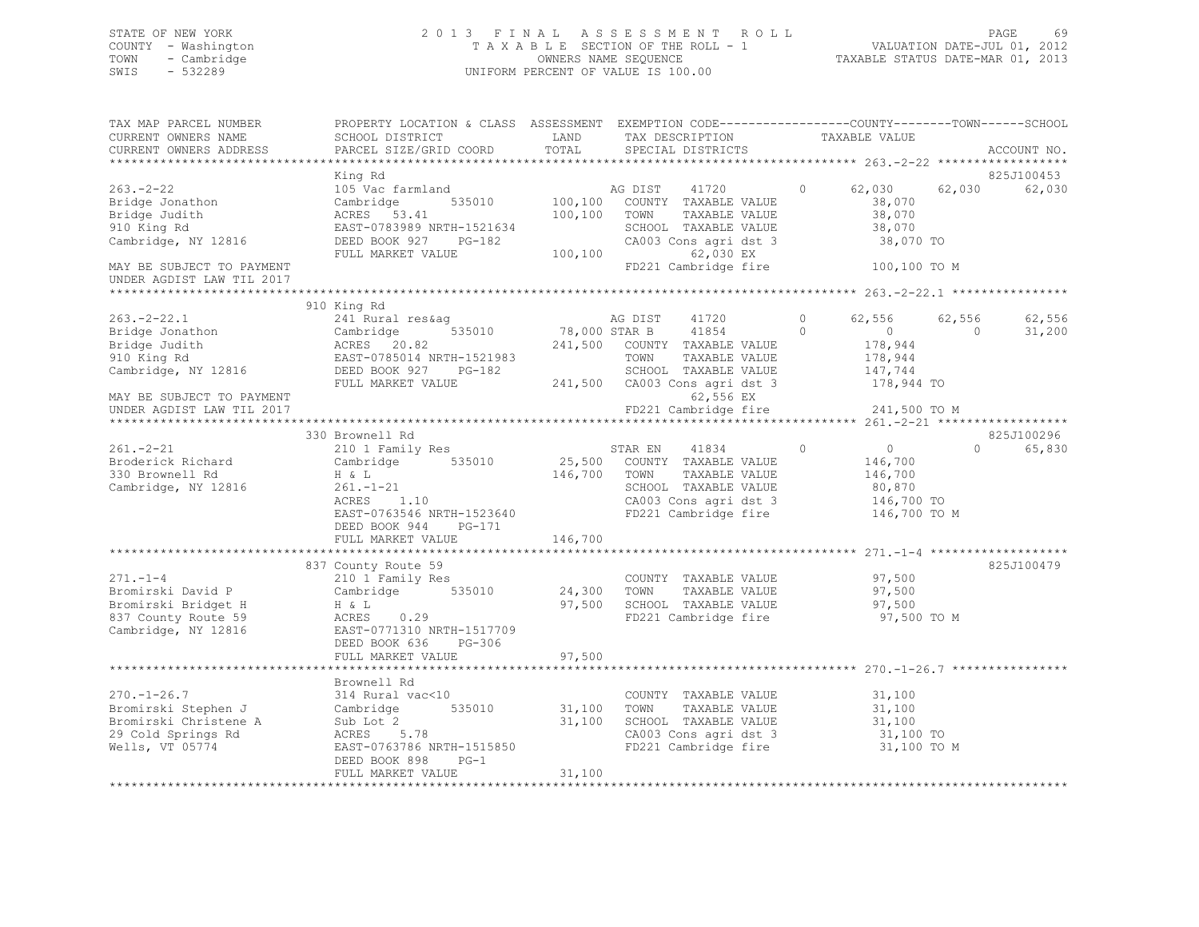STATE OF NEW YORK                    2 0 1 3   F I N A L   A S S E S S M E N T   R O L L
COUNTY - Washington                  T A X A B L E  SECTION OF THE ROLL - 1          VALUATION DATE-JUL 01, 2012
TOWN   - Cambridge                   OWNERS NAME SEQUENCE                            TAXABLE STATUS DATE-MAR 01, 2013
SWIS   - 532289                      UNIFORM PERCENT OF VALUE IS 100.00

```
TAX MAP PARCEL NUMBER          PROPERTY LOCATION & CLASS  ASSESSMENT  EXEMPTION CODE------------------COUNTY--------TOWN------SCHOOL
CURRENT OWNERS NAME            SCHOOL DISTRICT               LAND      TAX DESCRIPTION              TAXABLE VALUE
CURRENT OWNERS ADDRESS         PARCEL SIZE/GRID COORD        TOTAL     SPECIAL DISTRICTS                                     ACCOUNT NO.
*********************************************************************************************************** 263.-2-22 ******************
                               King Rd                                                                                825J100453
263.-2-22                      105 Vac farmland                  AG DIST     41720          0     62,030     62,030     62,030
Bridge Jonathon                Cambridge       535010     100,100   COUNTY  TAXABLE VALUE            38,070
Bridge Judith                  ACRES  53.41               100,100   TOWN    TAXABLE VALUE            38,070
910 King Rd                    EAST-0783989 NRTH-1521634            SCHOOL  TAXABLE VALUE            38,070
Cambridge, NY 12816            DEED BOOK 927   PG-182               CA003 Cons agri dst 3             38,070 TO
                               FULL MARKET VALUE          100,100          62,030 EX
MAY BE SUBJECT TO PAYMENT                                           FD221 Cambridge fire             100,100 TO M
UNDER AGDIST LAW TIL 2017
*********************************************************************************************************** 263.-2-22.1 ****************
                               910 King Rd
263.-2-22.1                    241 Rural res&ag                  AG DIST     41720          0     62,556     62,556     62,556
Bridge Jonathon                Cambridge       535010      78,000 STAR B      41854          0          0          0     31,200
Bridge Judith                  ACRES  20.82               241,500   COUNTY  TAXABLE VALUE           178,944
910 King Rd                    EAST-0785014 NRTH-1521983            TOWN    TAXABLE VALUE           178,944
Cambridge, NY 12816            DEED BOOK 927   PG-182               SCHOOL  TAXABLE VALUE           147,744
                               FULL MARKET VALUE          241,500   CA003 Cons agri dst 3            178,944 TO
MAY BE SUBJECT TO PAYMENT                                                  62,556 EX
UNDER AGDIST LAW TIL 2017                                           FD221 Cambridge fire             241,500 TO M
*********************************************************************************************************** 261.-2-21 ******************
                               330 Brownell Rd                                                                        825J100296
261.-2-21                      210 1 Family Res                  STAR EN     41834          0          0          0     65,830
Broderick Richard              Cambridge       535010      25,500   COUNTY  TAXABLE VALUE           146,700
330 Brownell Rd                H & L                      146,700   TOWN    TAXABLE VALUE           146,700
Cambridge, NY 12816            261.-1-21                            SCHOOL  TAXABLE VALUE            80,870
                               ACRES   1.10                         CA003 Cons agri dst 3            146,700 TO
                               EAST-0763546 NRTH-1523640            FD221 Cambridge fire             146,700 TO M
                               DEED BOOK 944   PG-171
                               FULL MARKET VALUE          146,700
*********************************************************************************************************** 271.-1-4 *******************
                               837 County Route 59                                                                    825J100479
271.-1-4                       210 1 Family Res                     COUNTY  TAXABLE VALUE            97,500
Bromirski David P              Cambridge       535010      24,300   TOWN    TAXABLE VALUE            97,500
Bromirski Bridget H            H & L                       97,500   SCHOOL  TAXABLE VALUE            97,500
837 County Route 59            ACRES   0.29                         FD221 Cambridge fire              97,500 TO M
Cambridge, NY 12816            EAST-0771310 NRTH-1517709
                               DEED BOOK 636   PG-306
                               FULL MARKET VALUE           97,500
*********************************************************************************************************** 270.-1-26.7 ****************
                               Brownell Rd
270.-1-26.7                    314 Rural vac<10                     COUNTY  TAXABLE VALUE            31,100
Bromirski Stephen J            Cambridge       535010      31,100   TOWN    TAXABLE VALUE            31,100
Bromirski Christene A          Sub Lot 2                   31,100   SCHOOL  TAXABLE VALUE            31,100
29 Cold Springs Rd             ACRES   5.78                         CA003 Cons agri dst 3             31,100 TO
Wells, VT 05774                EAST-0763786 NRTH-1515850            FD221 Cambridge fire              31,100 TO M
                               DEED BOOK 898   PG-1
                               FULL MARKET VALUE           31,100
****************************************************************************************************************************************
```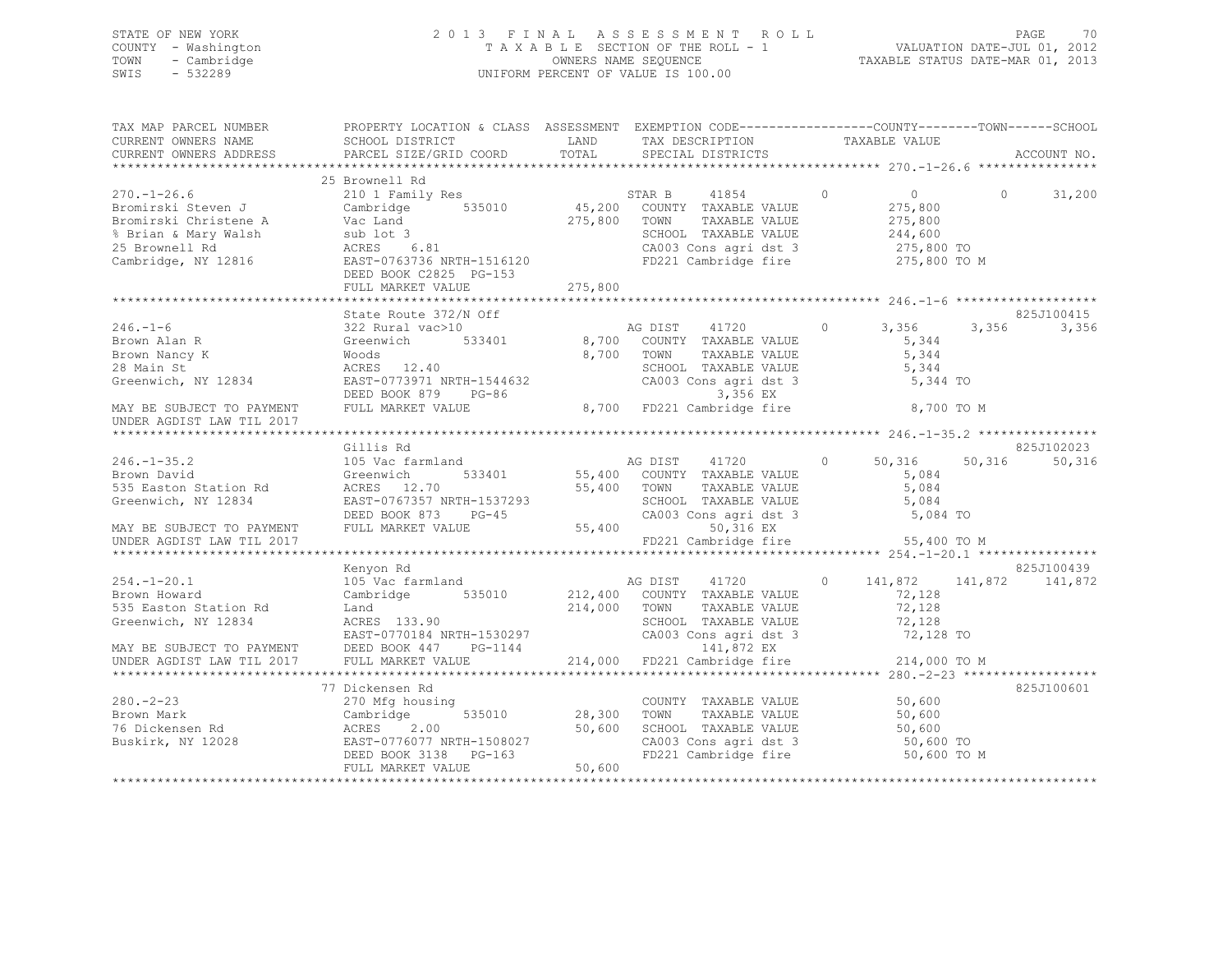STATE OF NEW YORK
COUNTY - Washington
TOWN - Cambridge
SWIS - 532289

2013 FINAL ASSESSMENT ROLL
TAXABLE SECTION OF THE ROLL - 1
OWNERS NAME SEQUENCE
UNIFORM PERCENT OF VALUE IS 100.00

VALUATION DATE-JUL 01, 2012
TAXABLE STATUS DATE-MAR 01, 2013

```
TAX MAP PARCEL NUMBER          PROPERTY LOCATION & CLASS  ASSESSMENT  EXEMPTION CODE------------------COUNTY--------TOWN------SCHOOL
CURRENT OWNERS NAME            SCHOOL DISTRICT               LAND      TAX DESCRIPTION            TAXABLE VALUE
CURRENT OWNERS ADDRESS         PARCEL SIZE/GRID COORD        TOTAL     SPECIAL DISTRICTS                                      ACCOUNT NO.
******************************************************************************************************* 270.-1-26.6 ****************
                               25 Brownell Rd
270.-1-26.6                    210 1 Family Res                        STAR B     41854         0          0          0     31,200
Bromirski Steven J             Cambridge         535010       45,200   COUNTY  TAXABLE VALUE          275,800
Bromirski Christene A          Vac Land                      275,800   TOWN    TAXABLE VALUE          275,800
% Brian & Mary Walsh           sub lot 3                               SCHOOL  TAXABLE VALUE          244,600
25 Brownell Rd                 ACRES    6.81                           CA003 Cons agri dst 3          275,800 TO
Cambridge, NY 12816            EAST-0763736 NRTH-1516120               FD221 Cambridge fire           275,800 TO M
                               DEED BOOK C2825 PG-153
                               FULL MARKET VALUE             275,800
******************************************************************************************************* 246.-1-6 *******************
                               State Route 372/N Off                                                                   825J100415
246.-1-6                       322 Rural vac>10                        AG DIST    41720         0      3,356      3,356      3,356
Brown Alan R                   Greenwich         533401        8,700   COUNTY  TAXABLE VALUE            5,344
Brown Nancy K                  Woods                           8,700   TOWN    TAXABLE VALUE            5,344
28 Main St                     ACRES   12.40                           SCHOOL  TAXABLE VALUE            5,344
Greenwich, NY 12834            EAST-0773971 NRTH-1544632               CA003 Cons agri dst 3            5,344 TO
                               DEED BOOK 879    PG-86                           3,356 EX
MAY BE SUBJECT TO PAYMENT      FULL MARKET VALUE               8,700   FD221 Cambridge fire             8,700 TO M
UNDER AGDIST LAW TIL 2017
******************************************************************************************************* 246.-1-35.2 ****************
                               Gillis Rd                                                                               825J102023
246.-1-35.2                    105 Vac farmland                        AG DIST    41720         0     50,316     50,316     50,316
Brown David                    Greenwich         533401       55,400   COUNTY  TAXABLE VALUE            5,084
535 Easton Station Rd          ACRES   12.70                  55,400   TOWN    TAXABLE VALUE            5,084
Greenwich, NY 12834            EAST-0767357 NRTH-1537293               SCHOOL  TAXABLE VALUE            5,084
                               DEED BOOK 873    PG-45                  CA003 Cons agri dst 3            5,084 TO
MAY BE SUBJECT TO PAYMENT      FULL MARKET VALUE              55,400           50,316 EX
UNDER AGDIST LAW TIL 2017                                              FD221 Cambridge fire            55,400 TO M
******************************************************************************************************* 254.-1-20.1 ****************
                               Kenyon Rd                                                                               825J100439
254.-1-20.1                    105 Vac farmland                        AG DIST    41720         0    141,872    141,872    141,872
Brown Howard                   Cambridge         535010      212,400   COUNTY  TAXABLE VALUE           72,128
535 Easton Station Rd          Land                          214,000   TOWN    TAXABLE VALUE           72,128
Greenwich, NY 12834            ACRES  133.90                           SCHOOL  TAXABLE VALUE           72,128
                               EAST-0770184 NRTH-1530297               CA003 Cons agri dst 3           72,128 TO
MAY BE SUBJECT TO PAYMENT      DEED BOOK 447    PG-1144                       141,872 EX
UNDER AGDIST LAW TIL 2017      FULL MARKET VALUE             214,000   FD221 Cambridge fire           214,000 TO M
******************************************************************************************************* 280.-2-23 ******************
                               77 Dickensen Rd                                                                         825J100601
280.-2-23                      270 Mfg housing                         COUNTY  TAXABLE VALUE           50,600
Brown Mark                     Cambridge         535010       28,300   TOWN    TAXABLE VALUE           50,600
76 Dickensen Rd                ACRES    2.00                  50,600   SCHOOL  TAXABLE VALUE           50,600
Buskirk, NY 12028              EAST-0776077 NRTH-1508027               CA003 Cons agri dst 3           50,600 TO
                               DEED BOOK 3138   PG-163                 FD221 Cambridge fire            50,600 TO M
                               FULL MARKET VALUE              50,600
************************************************************************************************************************************
```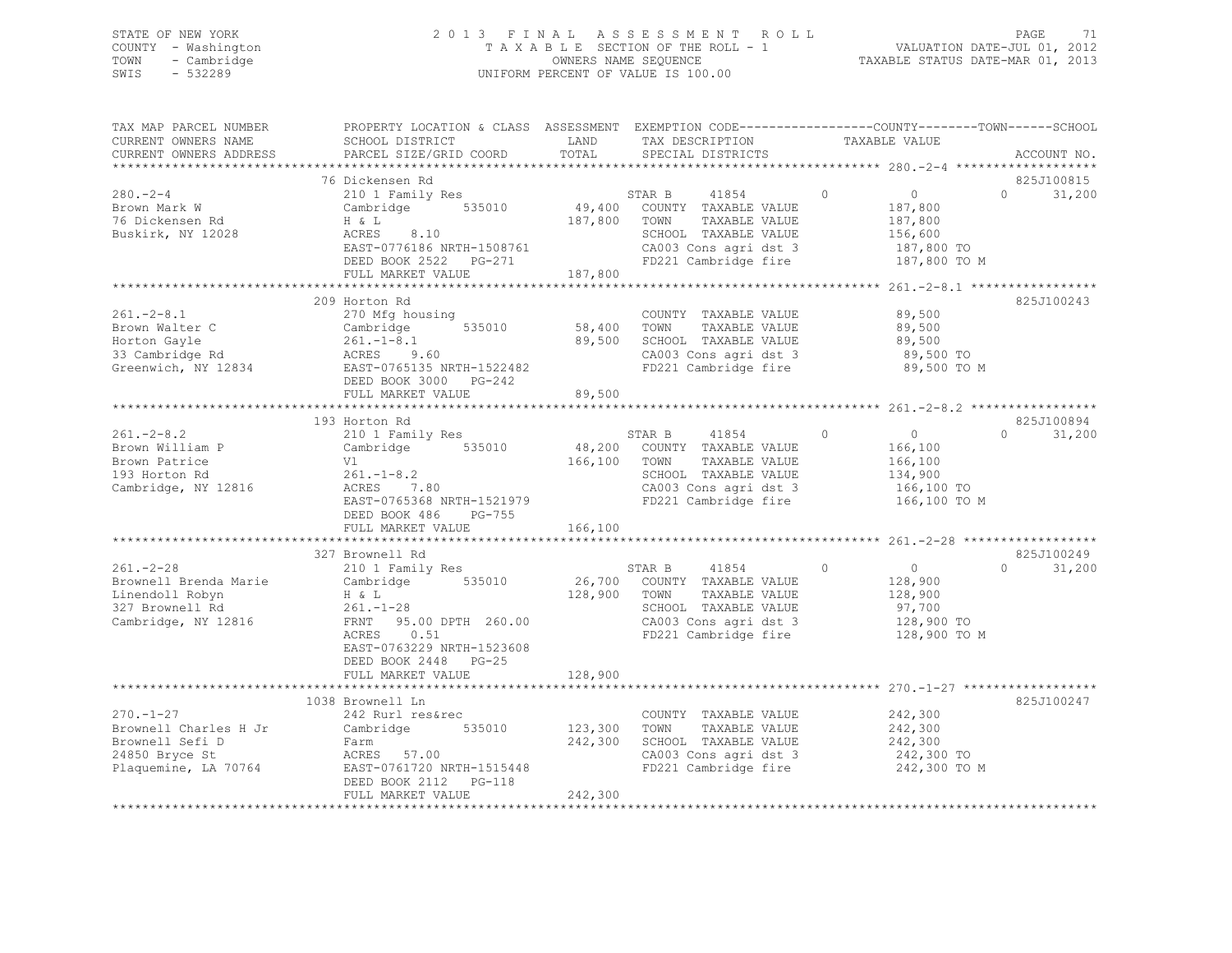STATE OF NEW YORK — 2013 FINAL ASSESSMENT ROLL
COUNTY - Washington — TAXABLE SECTION OF THE ROLL - 1 — VALUATION DATE-JUL 01, 2012
TOWN - Cambridge — OWNERS NAME SEQUENCE — TAXABLE STATUS DATE-MAR 01, 2013
SWIS - 532289 — UNIFORM PERCENT OF VALUE IS 100.00

| TAX MAP PARCEL NUMBER / CURRENT OWNERS NAME / CURRENT OWNERS ADDRESS | PROPERTY LOCATION & CLASS / SCHOOL DISTRICT / PARCEL SIZE/GRID COORD | ASSESSMENT LAND / TOTAL | EXEMPTION CODE / TAX DESCRIPTION / SPECIAL DISTRICTS | COUNTY | TOWN | SCHOOL / TAXABLE VALUE | ACCOUNT NO. |
|---|---|---|---|---|---|---|---|
| **280.-2-4** | 76 Dickensen Rd | | | | | | 825J100815 |
| Brown Mark W | 210 1 Family Res | | STAR B 41854 | 0 | 0 | 31,200 | |
| 76 Dickensen Rd | Cambridge 535010 | 49,400 | COUNTY TAXABLE VALUE | 187,800 | | | |
| Buskirk, NY 12028 | H & L | 187,800 | TOWN TAXABLE VALUE | | 187,800 | | |
| | ACRES 8.10 | | SCHOOL TAXABLE VALUE | | | 156,600 | |
| | EAST-0776186 NRTH-1508761 | | CA003 Cons agri dst 3 | 187,800 TO | | | |
| | DEED BOOK 2522 PG-271 | | FD221 Cambridge fire | 187,800 TO M | | | |
| | FULL MARKET VALUE | 187,800 | | | | | |
| **261.-2-8.1** | 209 Horton Rd | | | | | | 825J100243 |
| Brown Walter C | 270 Mfg housing | | COUNTY TAXABLE VALUE | 89,500 | | | |
| Horton Gayle | Cambridge 535010 | 58,400 | TOWN TAXABLE VALUE | | 89,500 | | |
| 33 Cambridge Rd | 261.-1-8.1 | 89,500 | SCHOOL TAXABLE VALUE | | | 89,500 | |
| Greenwich, NY 12834 | ACRES 9.60 | | CA003 Cons agri dst 3 | 89,500 TO | | | |
| | EAST-0765135 NRTH-1522482 | | FD221 Cambridge fire | 89,500 TO M | | | |
| | DEED BOOK 3000 PG-242 | | | | | | |
| | FULL MARKET VALUE | 89,500 | | | | | |
| **261.-2-8.2** | 193 Horton Rd | | | | | | 825J100894 |
| Brown William P | 210 1 Family Res | | STAR B 41854 | 0 | 0 | 31,200 | |
| Brown Patrice | Cambridge 535010 | 48,200 | COUNTY TAXABLE VALUE | 166,100 | | | |
| 193 Horton Rd | Vl | 166,100 | TOWN TAXABLE VALUE | | 166,100 | | |
| Cambridge, NY 12816 | 261.-1-8.2 | | SCHOOL TAXABLE VALUE | | | 134,900 | |
| | ACRES 7.80 | | CA003 Cons agri dst 3 | 166,100 TO | | | |
| | EAST-0765368 NRTH-1521979 | | FD221 Cambridge fire | 166,100 TO M | | | |
| | DEED BOOK 486 PG-755 | | | | | | |
| | FULL MARKET VALUE | 166,100 | | | | | |
| **261.-2-28** | 327 Brownell Rd | | | | | | 825J100249 |
| Brownell Brenda Marie | 210 1 Family Res | | STAR B 41854 | 0 | 0 | 31,200 | |
| Linendoll Robyn | Cambridge 535010 | 26,700 | COUNTY TAXABLE VALUE | 128,900 | | | |
| 327 Brownell Rd | H & L | 128,900 | TOWN TAXABLE VALUE | | 128,900 | | |
| Cambridge, NY 12816 | 261.-1-28 | | SCHOOL TAXABLE VALUE | | | 97,700 | |
| | FRNT 95.00 DPTH 260.00 | | CA003 Cons agri dst 3 | 128,900 TO | | | |
| | ACRES 0.51 | | FD221 Cambridge fire | 128,900 TO M | | | |
| | EAST-0763229 NRTH-1523608 | | | | | | |
| | DEED BOOK 2448 PG-25 | | | | | | |
| | FULL MARKET VALUE | 128,900 | | | | | |
| **270.-1-27** | 1038 Brownell Ln | | | | | | 825J100247 |
| Brownell Charles H Jr | 242 Rurl res&rec | | COUNTY TAXABLE VALUE | 242,300 | | | |
| Brownell Sefi D | Cambridge 535010 | 123,300 | TOWN TAXABLE VALUE | | 242,300 | | |
| 24850 Bryce St | Farm | 242,300 | SCHOOL TAXABLE VALUE | | | 242,300 | |
| Plaquemine, LA 70764 | ACRES 57.00 | | CA003 Cons agri dst 3 | 242,300 TO | | | |
| | EAST-0761720 NRTH-1515448 | | FD221 Cambridge fire | 242,300 TO M | | | |
| | DEED BOOK 2112 PG-118 | | | | | | |
| | FULL MARKET VALUE | 242,300 | | | | | |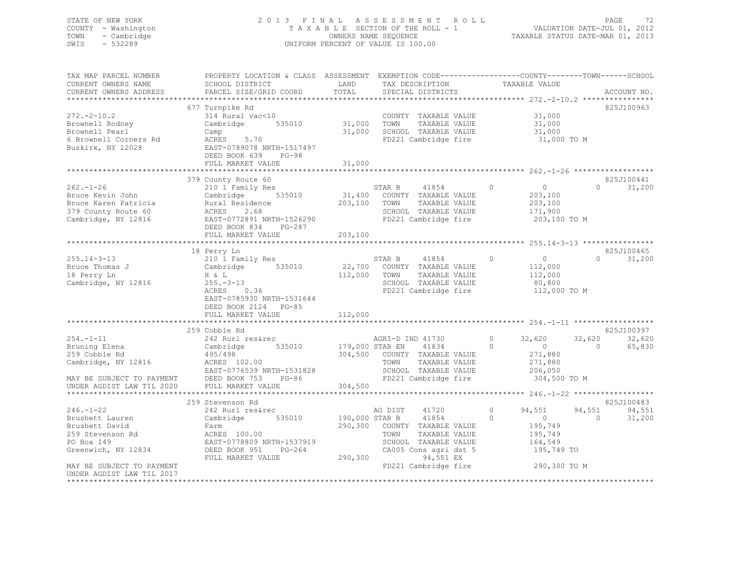STATE OF NEW YORK  
COUNTY - Washington  
TOWN - Cambridge  
SWIS - 532289

2013 FINAL ASSESSMENT ROLL  
TAXABLE SECTION OF THE ROLL - 1  
OWNERS NAME SEQUENCE  
UNIFORM PERCENT OF VALUE IS 100.00

VALUATION DATE-JUL 01, 2012  
TAXABLE STATUS DATE-MAR 01, 2013

```
TAX MAP PARCEL NUMBER        PROPERTY LOCATION & CLASS  ASSESSMENT  EXEMPTION CODE------------------COUNTY--------TOWN------SCHOOL
CURRENT OWNERS NAME          SCHOOL DISTRICT               LAND     TAX DESCRIPTION            TAXABLE VALUE
CURRENT OWNERS ADDRESS       PARCEL SIZE/GRID COORD        TOTAL    SPECIAL DISTRICTS                                          ACCOUNT NO.
******************************************************************************************************* 272.-2-10.2 ****************
                             677 Turnpike Rd                                                                                825J100963
272.-2-10.2                  314 Rural vac<10                          COUNTY  TAXABLE VALUE            31,000
Brownell Rodney              Cambridge        535010        31,000     TOWN    TAXABLE VALUE            31,000
Brownell Pearl               Camp                           31,000     SCHOOL  TAXABLE VALUE            31,000
6 Brownell Corners Rd        ACRES     5.70                            FD221 Cambridge fire              31,000 TO M
Buskirk, NY 12028            EAST-0789078 NRTH-1517497
                             DEED BOOK 639     PG-98
                             FULL MARKET VALUE              31,000
******************************************************************************************************* 262.-1-26 ******************
                             379 County Route 60                                                                            825J100441
262.-1-26                    210 1 Family Res                    STAR B      41854          0           0           0       31,200
Bruce Kevin John             Cambridge        535010        31,400     COUNTY  TAXABLE VALUE           203,100
Bruce Karen Patricia         Rural Residence               203,100     TOWN    TAXABLE VALUE           203,100
379 County Route 60          ACRES     2.68                            SCHOOL  TAXABLE VALUE           171,900
Cambridge, NY 12816          EAST-0772891 NRTH-1526290                 FD221 Cambridge fire             203,100 TO M
                             DEED BOOK 834     PG-287
                             FULL MARKET VALUE             203,100
******************************************************************************************************* 255.14-3-13 ****************
                             18 Perry Ln                                                                                    825J100465
255.14-3-13                  210 1 Family Res                    STAR B      41854          0           0           0       31,200
Bruce Thomas J               Cambridge        535010        22,700     COUNTY  TAXABLE VALUE           112,000
18 Perry Ln                  H & L                         112,000     TOWN    TAXABLE VALUE           112,000
Cambridge, NY 12816          255.-3-13                                 SCHOOL  TAXABLE VALUE            80,800
                             ACRES     0.36                            FD221 Cambridge fire             112,000 TO M
                             EAST-0785930 NRTH-1531644
                             DEED BOOK 2124    PG-85
                             FULL MARKET VALUE             112,000
******************************************************************************************************* 254.-1-11 ******************
                             259 Cobble Rd                                                                                  825J100397
254.-1-11                    242 Rurl res&rec                    AGRI-D IND 41730           0      32,620      32,620       32,620
Bruning Elena                Cambridge        535010       179,000 STAR EN     41834          0           0           0       65,830
259 Cobble Rd                495/498                       304,500     COUNTY  TAXABLE VALUE           271,880
Cambridge, NY 12816          ACRES   102.00                            TOWN    TAXABLE VALUE           271,880
                             EAST-0776539 NRTH-1531828                 SCHOOL  TAXABLE VALUE           206,050
MAY BE SUBJECT TO PAYMENT    DEED BOOK 753     PG-86                   FD221 Cambridge fire             304,500 TO M
UNDER AGDIST LAW TIL 2020    FULL MARKET VALUE             304,500
******************************************************************************************************* 246.-1-22 ******************
                             259 Stevenson Rd                                                                               825J100483
246.-1-22                    242 Rurl res&rec                    AG DIST     41720          0      94,551      94,551       94,551
Brushett Lauren              Cambridge        535010       190,000 STAR B      41854          0           0           0       31,200
Brushett David               Farm                          290,300     COUNTY  TAXABLE VALUE           195,749
259 Stevenson Rd             ACRES   100.00                            TOWN    TAXABLE VALUE           195,749
PO Box 149                   EAST-0778809 NRTH-1537919                 SCHOOL  TAXABLE VALUE           164,549
Greenwich, NY 12834          DEED BOOK 951     PG-264                  CA005 Cons agri dst 5            195,749 TO
                             FULL MARKET VALUE             290,300          94,551 EX
MAY BE SUBJECT TO PAYMENT                                              FD221 Cambridge fire             290,300 TO M
UNDER AGDIST LAW TIL 2017
************************************************************************************************************************************
```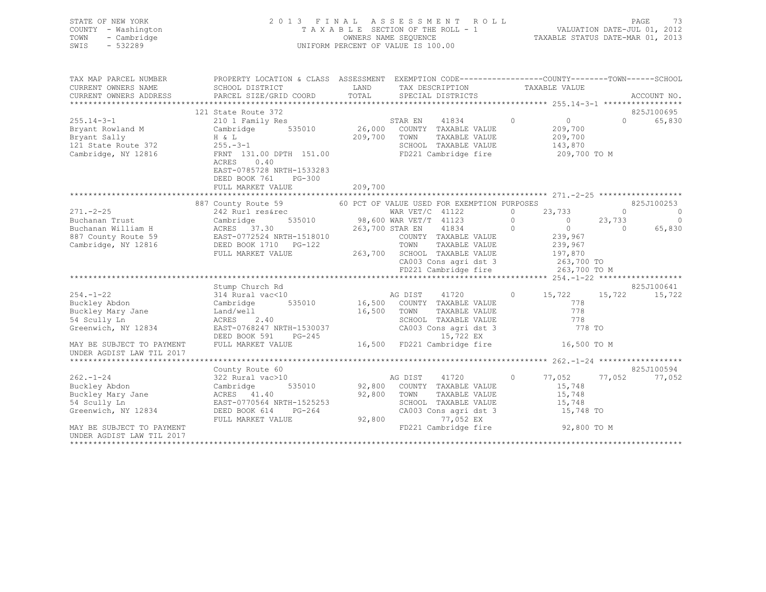STATE OF NEW YORK
COUNTY - Washington
TOWN - Cambridge
SWIS - 532289

2013 FINAL ASSESSMENT ROLL
TAXABLE SECTION OF THE ROLL - 1
OWNERS NAME SEQUENCE
UNIFORM PERCENT OF VALUE IS 100.00

VALUATION DATE-JUL 01, 2012
TAXABLE STATUS DATE-MAR 01, 2013

```
TAX MAP PARCEL NUMBER     PROPERTY LOCATION & CLASS  ASSESSMENT  EXEMPTION CODE-----------------COUNTY--------TOWN------SCHOOL
CURRENT OWNERS NAME       SCHOOL DISTRICT               LAND      TAX DESCRIPTION            TAXABLE VALUE
CURRENT OWNERS ADDRESS    PARCEL SIZE/GRID COORD       TOTAL      SPECIAL DISTRICTS                                    ACCOUNT NO.
******************************************************************************************** 255.14-3-1 *****************
                          121 State Route 372                                                                    825J100695
255.14-3-1                210 1 Family Res                     STAR EN    41834         0         0           0      65,830
Bryant Rowland M          Cambridge       535010      26,000   COUNTY  TAXABLE VALUE          209,700
Bryant Sally              H & L                      209,700   TOWN    TAXABLE VALUE          209,700
121 State Route 372       255.-3-1                             SCHOOL  TAXABLE VALUE          143,870
Cambridge, NY 12816       FRNT 131.00 DPTH 151.00              FD221 Cambridge fire           209,700 TO M
                          ACRES    0.40
                          EAST-0785728 NRTH-1533283
                          DEED BOOK 761    PG-300
                          FULL MARKET VALUE          209,700
******************************************************************************************** 271.-2-25 ******************
                          887 County Route 59          60 PCT OF VALUE USED FOR EXEMPTION PURPOSES                825J100253
271.-2-25                 242 Rurl res&rec                     WAR VET/C  41122         0    23,733           0           0
Buchanan Trust            Cambridge       535010      98,600 WAR VET/T  41123         0         0      23,733           0
Buchanan William H        ACRES   37.30              263,700 STAR EN    41834         0         0           0      65,830
887 County Route 59       EAST-0772524 NRTH-1518010            COUNTY  TAXABLE VALUE          239,967
Cambridge, NY 12816       DEED BOOK 1710   PG-122              TOWN    TAXABLE VALUE          239,967
                          FULL MARKET VALUE          263,700   SCHOOL  TAXABLE VALUE          197,870
                                                               CA003 Cons agri dst 3          263,700 TO
                                                               FD221 Cambridge fire           263,700 TO M
******************************************************************************************** 254.-1-22 ******************
                          Stump Church Rd                                                                        825J100641
254.-1-22                 314 Rural vac<10                     AG DIST    41720         0    15,722      15,722      15,722
Buckley Abdon             Cambridge       535010      16,500   COUNTY  TAXABLE VALUE              778
Buckley Mary Jane         Land/well                   16,500   TOWN    TAXABLE VALUE              778
54 Scully Ln              ACRES    2.40                        SCHOOL  TAXABLE VALUE              778
Greenwich, NY 12834       EAST-0768247 NRTH-1530037            CA003 Cons agri dst 3              778 TO
                          DEED BOOK 591    PG-245                    15,722 EX
MAY BE SUBJECT TO PAYMENT FULL MARKET VALUE           16,500   FD221 Cambridge fire            16,500 TO M
UNDER AGDIST LAW TIL 2017
******************************************************************************************** 262.-1-24 ******************
                          County Route 60                                                                        825J100594
262.-1-24                 322 Rural vac>10                     AG DIST    41720         0    77,052      77,052      77,052
Buckley Abdon             Cambridge       535010      92,800   COUNTY  TAXABLE VALUE           15,748
Buckley Mary Jane         ACRES   41.40               92,800   TOWN    TAXABLE VALUE           15,748
54 Scully Ln              EAST-0770564 NRTH-1525253            SCHOOL  TAXABLE VALUE           15,748
Greenwich, NY 12834       DEED BOOK 614    PG-264              CA003 Cons agri dst 3           15,748 TO
                          FULL MARKET VALUE           92,800         77,052 EX
MAY BE SUBJECT TO PAYMENT                                      FD221 Cambridge fire            92,800 TO M
UNDER AGDIST LAW TIL 2017
****************************************************************************************************************************
```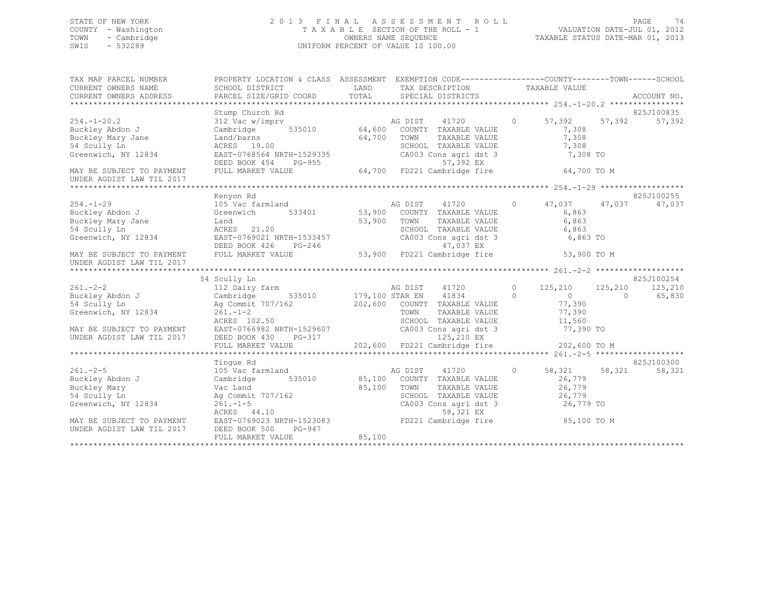STATE OF NEW YORK
COUNTY - Washington
TOWN - Cambridge
SWIS - 532289

2 0 1 3 F I N A L A S S E S S M E N T R O L L
T A X A B L E SECTION OF THE ROLL - 1
OWNERS NAME SEQUENCE
UNIFORM PERCENT OF VALUE IS 100.00

VALUATION DATE-JUL 01, 2012
TAXABLE STATUS DATE-MAR 01, 2013

```
TAX MAP PARCEL NUMBER          PROPERTY LOCATION & CLASS  ASSESSMENT  EXEMPTION CODE------------------COUNTY--------TOWN------SCHOOL
CURRENT OWNERS NAME            SCHOOL DISTRICT              LAND      TAX DESCRIPTION              TAXABLE VALUE
CURRENT OWNERS ADDRESS         PARCEL SIZE/GRID COORD       TOTAL     SPECIAL DISTRICTS                                        ACCOUNT NO.
******************************************************************************************************* 254.-1-20.2 ****************
                               Stump Church Rd                                                                             825J100835
254.-1-20.2                    312 Vac w/imprv                        AG DIST    41720         0      57,392     57,392     57,392
Buckley Abdon J                Cambridge       535010      64,600     COUNTY  TAXABLE VALUE            7,308
Buckley Mary Jane              Land/barns                  64,700     TOWN    TAXABLE VALUE            7,308
54 Scully Ln                   ACRES  19.00                           SCHOOL  TAXABLE VALUE            7,308
Greenwich, NY 12834            EAST-0768564 NRTH-1529335              CA003 Cons agri dst 3            7,308 TO
                               DEED BOOK 454    PG-955                        57,392 EX
MAY BE SUBJECT TO PAYMENT      FULL MARKET VALUE           64,700     FD221 Cambridge fire            64,700 TO M
UNDER AGDIST LAW TIL 2017
******************************************************************************************************* 254.-1-29 ******************
                               Kenyon Rd                                                                                   825J100255
254.-1-29                      105 Vac farmland                       AG DIST    41720         0      47,037     47,037     47,037
Buckley Abdon J                Greenwich       533401      53,900     COUNTY  TAXABLE VALUE            6,863
Buckley Mary Jane              Land                        53,900     TOWN    TAXABLE VALUE            6,863
54 Scully Ln                   ACRES  21.20                           SCHOOL  TAXABLE VALUE            6,863
Greenwich, NY 12834            EAST-0769021 NRTH-1533457              CA003 Cons agri dst 3            6,863 TO
                               DEED BOOK 426    PG-246                        47,037 EX
MAY BE SUBJECT TO PAYMENT      FULL MARKET VALUE           53,900     FD221 Cambridge fire            53,900 TO M
UNDER AGDIST LAW TIL 2017
******************************************************************************************************* 261.-2-2 *******************
                               54 Scully Ln                                                                                825J100254
261.-2-2                       112 Dairy farm                         AG DIST    41720         0     125,210    125,210    125,210
Buckley Abdon J                Cambridge       535010     179,100 STAR EN    41834         0           0          0     65,830
54 Scully Ln                   Ag Commit 707/162          202,600     COUNTY  TAXABLE VALUE           77,390
Greenwich, NY 12834            261.-1-2                               TOWN    TAXABLE VALUE           77,390
                               ACRES 102.50                           SCHOOL  TAXABLE VALUE           11,560
MAY BE SUBJECT TO PAYMENT      EAST-0766982 NRTH-1529607              CA003 Cons agri dst 3           77,390 TO
UNDER AGDIST LAW TIL 2017      DEED BOOK 430    PG-317                       125,210 EX
                               FULL MARKET VALUE          202,600     FD221 Cambridge fire           202,600 TO M
******************************************************************************************************* 261.-2-5 *******************
                               Tingue Rd                                                                                   825J100300
261.-2-5                       105 Vac farmland                       AG DIST    41720         0      58,321     58,321     58,321
Buckley Abdon J                Cambridge       535010      85,100     COUNTY  TAXABLE VALUE           26,779
Buckley Mary                   Vac Land                    85,100     TOWN    TAXABLE VALUE           26,779
54 Scully Ln                   Ag Commit 707/162                      SCHOOL  TAXABLE VALUE           26,779
Greenwich, NY 12834            261.-1-5                               CA003 Cons agri dst 3           26,779 TO
                               ACRES  44.10                                   58,321 EX
MAY BE SUBJECT TO PAYMENT      EAST-0769023 NRTH-1523083              FD221 Cambridge fire            85,100 TO M
UNDER AGDIST LAW TIL 2017      DEED BOOK 500    PG-947
                               FULL MARKET VALUE           85,100
************************************************************************************************************************************
```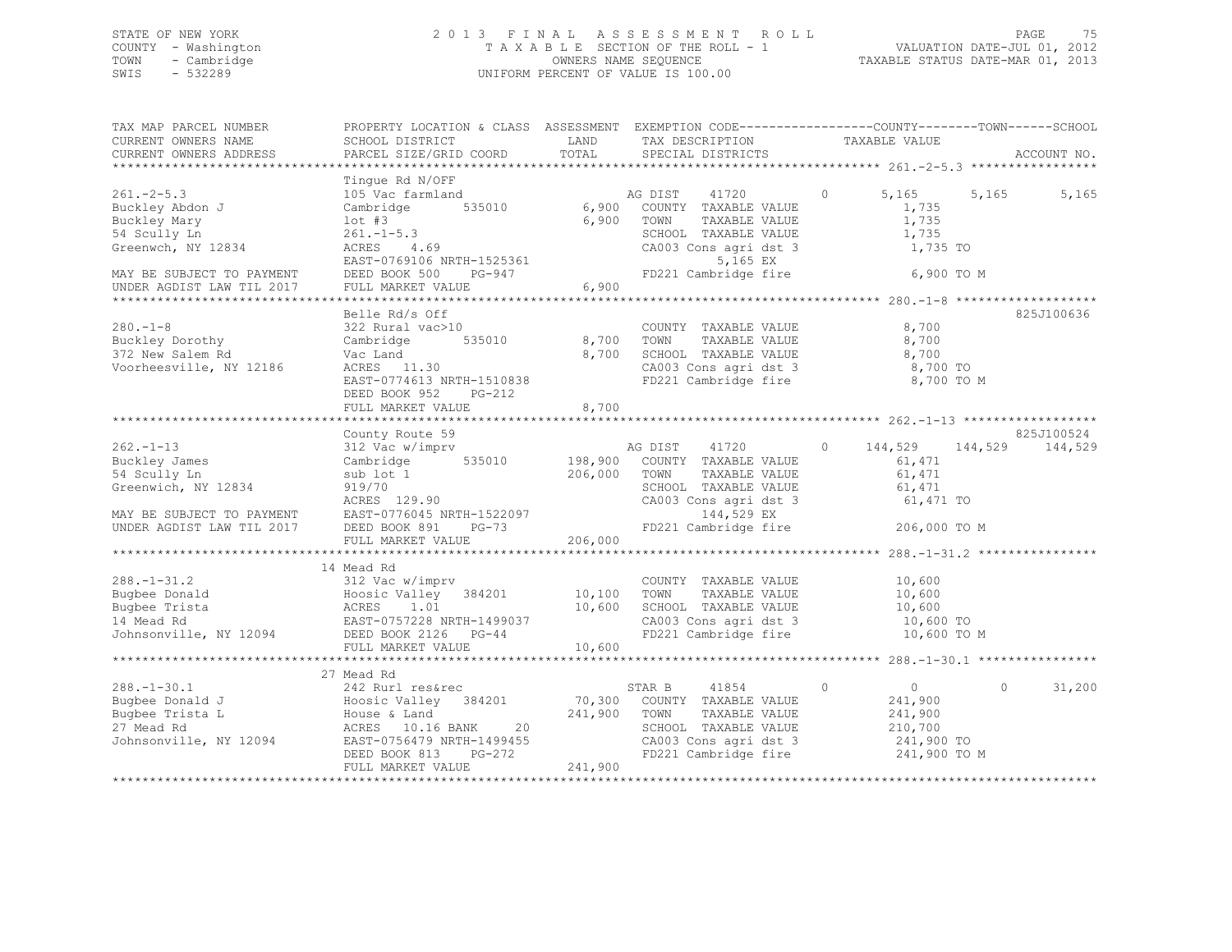STATE OF NEW YORK
COUNTY - Washington
TOWN - Cambridge
SWIS - 532289

2 0 1 3 F I N A L A S S E S S M E N T R O L L
T A X A B L E SECTION OF THE ROLL - 1
OWNERS NAME SEQUENCE
UNIFORM PERCENT OF VALUE IS 100.00

VALUATION DATE-JUL 01, 2012
TAXABLE STATUS DATE-MAR 01, 2013

```
TAX MAP PARCEL NUMBER          PROPERTY LOCATION & CLASS  ASSESSMENT  EXEMPTION CODE-----------------COUNTY--------TOWN------SCHOOL
CURRENT OWNERS NAME            SCHOOL DISTRICT               LAND      TAX DESCRIPTION            TAXABLE VALUE
CURRENT OWNERS ADDRESS         PARCEL SIZE/GRID COORD        TOTAL     SPECIAL DISTRICTS                                  ACCOUNT NO.
****************************************************************************************************** 261.-2-5.3 *****************
                               Tingue Rd N/OFF
261.-2-5.3                     105 Vac farmland                    AG DIST     41720        0       5,165      5,165      5,165
Buckley Abdon J                Cambridge         535010      6,900   COUNTY  TAXABLE VALUE             1,735
Buckley Mary                   lot #3                        6,900   TOWN    TAXABLE VALUE             1,735
54 Scully Ln                   261.-1-5.3                            SCHOOL  TAXABLE VALUE             1,735
Greenwch, NY 12834             ACRES    4.69                         CA003 Cons agri dst 3              1,735 TO
                               EAST-0769106 NRTH-1525361                      5,165 EX
MAY BE SUBJECT TO PAYMENT      DEED BOOK 500     PG-947              FD221 Cambridge fire               6,900 TO M
UNDER AGDIST LAW TIL 2017      FULL MARKET VALUE             6,900
****************************************************************************************************** 280.-1-8 *******************
                               Belle Rd/s Off                                                                     825J100636
280.-1-8                       322 Rural vac>10                      COUNTY  TAXABLE VALUE             8,700
Buckley Dorothy                Cambridge         535010      8,700   TOWN    TAXABLE VALUE             8,700
372 New Salem Rd               Vac Land                      8,700   SCHOOL  TAXABLE VALUE             8,700
Voorheesville, NY 12186        ACRES   11.30                         CA003 Cons agri dst 3              8,700 TO
                               EAST-0774613 NRTH-1510838             FD221 Cambridge fire               8,700 TO M
                               DEED BOOK 952     PG-212
                               FULL MARKET VALUE             8,700
****************************************************************************************************** 262.-1-13 ******************
                               County Route 59                                                                    825J100524
262.-1-13                      312 Vac w/imprv                     AG DIST     41720        0     144,529    144,529    144,529
Buckley James                  Cambridge         535010    198,900   COUNTY  TAXABLE VALUE            61,471
54 Scully Ln                   sub lot 1                   206,000   TOWN    TAXABLE VALUE            61,471
Greenwich, NY 12834            919/70                                SCHOOL  TAXABLE VALUE            61,471
                               ACRES  129.90                         CA003 Cons agri dst 3             61,471 TO
MAY BE SUBJECT TO PAYMENT      EAST-0776045 NRTH-1522097                    144,529 EX
UNDER AGDIST LAW TIL 2017      DEED BOOK 891     PG-73               FD221 Cambridge fire             206,000 TO M
                               FULL MARKET VALUE           206,000
****************************************************************************************************** 288.-1-31.2 ****************
                               14 Mead Rd
288.-1-31.2                    312 Vac w/imprv                       COUNTY  TAXABLE VALUE            10,600
Bugbee Donald                  Hoosic Valley     384201     10,100   TOWN    TAXABLE VALUE            10,600
Bugbee Trista                  ACRES    1.01                10,600   SCHOOL  TAXABLE VALUE            10,600
14 Mead Rd                     EAST-0757228 NRTH-1499037             CA003 Cons agri dst 3             10,600 TO
Johnsonville, NY 12094         DEED BOOK 2126    PG-44               FD221 Cambridge fire              10,600 TO M
                               FULL MARKET VALUE            10,600
****************************************************************************************************** 288.-1-30.1 ****************
                               27 Mead Rd
288.-1-30.1                    242 Rurl res&rec                    STAR B      41854        0           0          0     31,200
Bugbee Donald J                Hoosic Valley     384201     70,300   COUNTY  TAXABLE VALUE           241,900
Bugbee Trista L                House & Land                241,900   TOWN    TAXABLE VALUE           241,900
27 Mead Rd                     ACRES   10.16 BANK     20             SCHOOL  TAXABLE VALUE           210,700
Johnsonville, NY 12094         EAST-0756479 NRTH-1499455             CA003 Cons agri dst 3            241,900 TO
                               DEED BOOK 813     PG-272              FD221 Cambridge fire             241,900 TO M
                               FULL MARKET VALUE           241,900
************************************************************************************************************************************
```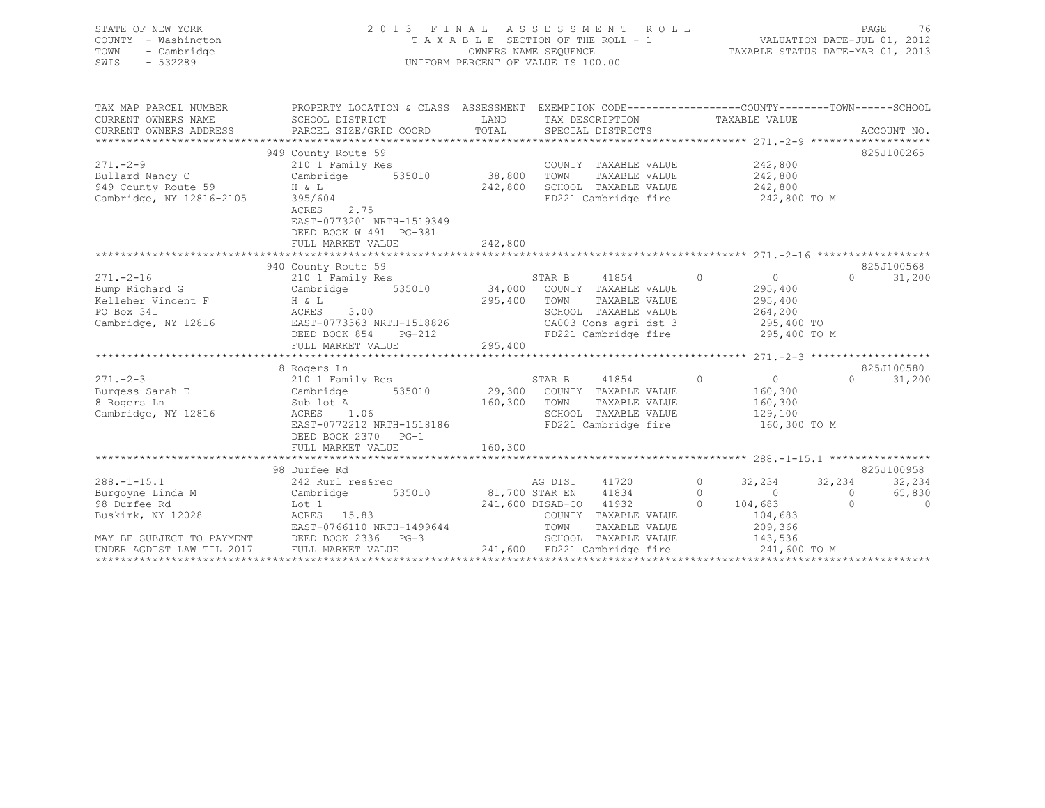STATE OF NEW YORK
COUNTY - Washington
TOWN - Cambridge
SWIS - 532289

2 0 1 3 F I N A L A S S E S S M E N T R O L L
T A X A B L E SECTION OF THE ROLL - 1
OWNERS NAME SEQUENCE
UNIFORM PERCENT OF VALUE IS 100.00

VALUATION DATE-JUL 01, 2012
TAXABLE STATUS DATE-MAR 01, 2013

```
TAX MAP PARCEL NUMBER          PROPERTY LOCATION & CLASS  ASSESSMENT  EXEMPTION CODE------------------COUNTY--------TOWN------SCHOOL
CURRENT OWNERS NAME            SCHOOL DISTRICT               LAND      TAX DESCRIPTION              TAXABLE VALUE
CURRENT OWNERS ADDRESS         PARCEL SIZE/GRID COORD        TOTAL     SPECIAL DISTRICTS                                        ACCOUNT NO.
*********************************************************************************************** 271.-2-9 ********************
                               949 County Route 59                                                                    825J100265
271.-2-9                       210 1 Family Res                          COUNTY  TAXABLE VALUE        242,800
Bullard Nancy C                Cambridge      535010       38,800       TOWN    TAXABLE VALUE        242,800
949 County Route 59            H & L                      242,800       SCHOOL  TAXABLE VALUE        242,800
Cambridge, NY 12816-2105       395/604                                  FD221 Cambridge fire          242,800 TO M
                               ACRES     2.75
                               EAST-0773201 NRTH-1519349
                               DEED BOOK W 491  PG-381
                               FULL MARKET VALUE          242,800
*********************************************************************************************** 271.-2-16 *******************
                               940 County Route 59                                                                    825J100568
271.-2-16                      210 1 Family Res                          STAR B      41854          0          0          0     31,200
Bump Richard G                 Cambridge      535010       34,000       COUNTY  TAXABLE VALUE        295,400
Kelleher Vincent F             H & L                      295,400       TOWN    TAXABLE VALUE        295,400
PO Box 341                     ACRES     3.00                           SCHOOL  TAXABLE VALUE        264,200
Cambridge, NY 12816            EAST-0773363 NRTH-1518826                CA003 Cons agri dst 3         295,400 TO
                               DEED BOOK 854    PG-212                  FD221 Cambridge fire          295,400 TO M
                               FULL MARKET VALUE          295,400
*********************************************************************************************** 271.-2-3 ********************
                               8 Rogers Ln                                                                            825J100580
271.-2-3                       210 1 Family Res                          STAR B      41854          0          0          0     31,200
Burgess Sarah E                Cambridge      535010       29,300       COUNTY  TAXABLE VALUE        160,300
8 Rogers Ln                    Sub lot A                  160,300       TOWN    TAXABLE VALUE        160,300
Cambridge, NY 12816            ACRES     1.06                           SCHOOL  TAXABLE VALUE        129,100
                               EAST-0772212 NRTH-1518186                FD221 Cambridge fire          160,300 TO M
                               DEED BOOK 2370   PG-1
                               FULL MARKET VALUE          160,300
*********************************************************************************************** 288.-1-15.1 *****************
                               98 Durfee Rd                                                                           825J100958
288.-1-15.1                    242 Rurl res&rec                          AG DIST     41720          0     32,234     32,234     32,234
Burgoyne Linda M               Cambridge      535010       81,700 STAR EN     41834          0          0          0     65,830
98 Durfee Rd                   Lot 1                      241,600 DISAB-CO    41932          0    104,683          0          0
Buskirk, NY 12028              ACRES    15.83                           COUNTY  TAXABLE VALUE        104,683
                               EAST-0766110 NRTH-1499644                TOWN    TAXABLE VALUE        209,366
MAY BE SUBJECT TO PAYMENT      DEED BOOK 2336   PG-3                    SCHOOL  TAXABLE VALUE        143,536
UNDER AGDIST LAW TIL 2017      FULL MARKET VALUE          241,600  FD221 Cambridge fire          241,600 TO M
******************************************************************************************************************************
```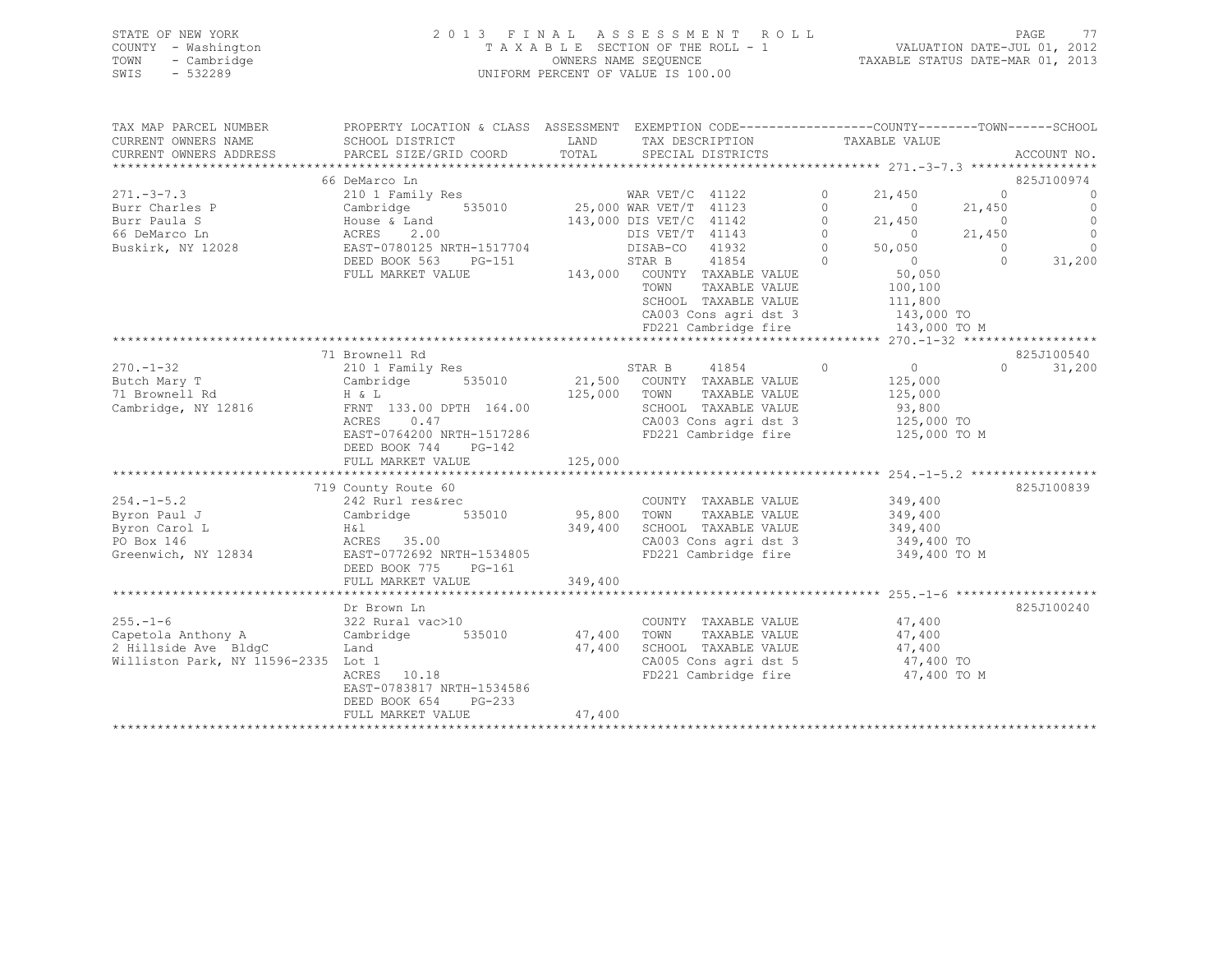STATE OF NEW YORK
COUNTY - Washington
TOWN - Cambridge
SWIS - 532289

2013 FINAL ASSESSMENT ROLL
TAXABLE SECTION OF THE ROLL - 1
OWNERS NAME SEQUENCE
UNIFORM PERCENT OF VALUE IS 100.00

VALUATION DATE-JUL 01, 2012
TAXABLE STATUS DATE-MAR 01, 2013

```
TAX MAP PARCEL NUMBER          PROPERTY LOCATION & CLASS  ASSESSMENT  EXEMPTION CODE-----------------COUNTY--------TOWN------SCHOOL
CURRENT OWNERS NAME            SCHOOL DISTRICT               LAND      TAX DESCRIPTION            TAXABLE VALUE
CURRENT OWNERS ADDRESS         PARCEL SIZE/GRID COORD        TOTAL     SPECIAL DISTRICTS                                   ACCOUNT NO.
******************************************************************************************************* 271.-3-7.3 *****************
                               66 DeMarco Ln                                                                               825J100974
271.-3-7.3                     210 1 Family Res                 WAR VET/C  41122          0     21,450          0               0
Burr Charles P                 Cambridge       535010    25,000 WAR VET/T  41123          0          0     21,450               0
Burr Paula S                   House & Land             143,000 DIS VET/C  41142          0     21,450          0               0
66 DeMarco Ln                  ACRES     2.00                   DIS VET/T  41143          0          0     21,450               0
Buskirk, NY 12028              EAST-0780125 NRTH-1517704        DISAB-CO   41932          0     50,050          0               0
                               DEED BOOK 563    PG-151          STAR B     41854          0          0          0          31,200
                               FULL MARKET VALUE        143,000   COUNTY   TAXABLE VALUE           50,050
                                                                  TOWN     TAXABLE VALUE          100,100
                                                                  SCHOOL   TAXABLE VALUE          111,800
                                                                  CA003 Cons agri dst 3           143,000 TO
                                                                  FD221 Cambridge fire            143,000 TO M
******************************************************************************************************* 270.-1-32 ******************
                               71 Brownell Rd                                                                              825J100540
270.-1-32                      210 1 Family Res                 STAR B     41854          0          0          0          31,200
Butch Mary T                   Cambridge       535010    21,500   COUNTY   TAXABLE VALUE          125,000
71 Brownell Rd                 H & L                    125,000   TOWN     TAXABLE VALUE          125,000
Cambridge, NY 12816            FRNT 133.00 DPTH 164.00            SCHOOL   TAXABLE VALUE           93,800
                               ACRES     0.47                     CA003 Cons agri dst 3           125,000 TO
                               EAST-0764200 NRTH-1517286          FD221 Cambridge fire            125,000 TO M
                               DEED BOOK 744    PG-142
                               FULL MARKET VALUE        125,000
******************************************************************************************************* 254.-1-5.2 *****************
                               719 County Route 60                                                                         825J100839
254.-1-5.2                     242 Rurl res&rec                   COUNTY   TAXABLE VALUE          349,400
Byron Paul J                   Cambridge       535010    95,800   TOWN     TAXABLE VALUE          349,400
Byron Carol L                  H&l                      349,400   SCHOOL   TAXABLE VALUE          349,400
PO Box 146                     ACRES    35.00                     CA003 Cons agri dst 3           349,400 TO
Greenwich, NY 12834            EAST-0772692 NRTH-1534805          FD221 Cambridge fire            349,400 TO M
                               DEED BOOK 775    PG-161
                               FULL MARKET VALUE        349,400
******************************************************************************************************* 255.-1-6 *******************
                               Dr Brown Ln                                                                                 825J100240
255.-1-6                       322 Rural vac>10                   COUNTY   TAXABLE VALUE           47,400
Capetola Anthony A             Cambridge       535010    47,400   TOWN     TAXABLE VALUE           47,400
2 Hillside Ave  BldgC          Land                      47,400   SCHOOL   TAXABLE VALUE           47,400
Williston Park, NY 11596-2335  Lot 1                              CA005 Cons agri dst 5            47,400 TO
                               ACRES    10.18                     FD221 Cambridge fire             47,400 TO M
                               EAST-0783817 NRTH-1534586
                               DEED BOOK 654    PG-233
                               FULL MARKET VALUE         47,400
************************************************************************************************************************************
```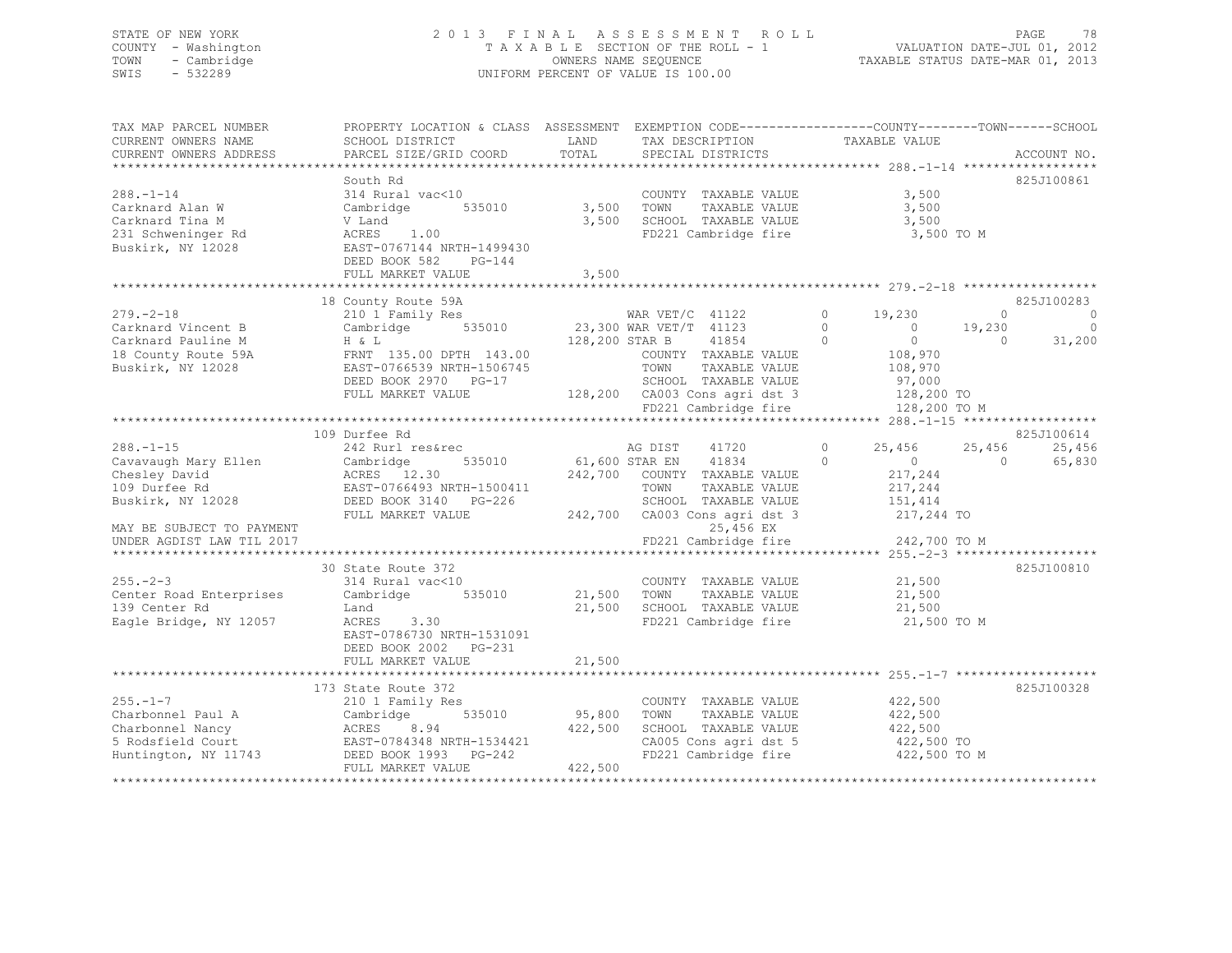STATE OF NEW YORK
COUNTY - Washington
TOWN - Cambridge
SWIS - 532289

2013 FINAL ASSESSMENT ROLL
TAXABLE SECTION OF THE ROLL - 1
OWNERS NAME SEQUENCE
UNIFORM PERCENT OF VALUE IS 100.00

VALUATION DATE-JUL 01, 2012
TAXABLE STATUS DATE-MAR 01, 2013

```
TAX MAP PARCEL NUMBER     PROPERTY LOCATION & CLASS  ASSESSMENT  EXEMPTION CODE------------------COUNTY--------TOWN------SCHOOL
CURRENT OWNERS NAME       SCHOOL DISTRICT               LAND      TAX DESCRIPTION            TAXABLE VALUE
CURRENT OWNERS ADDRESS    PARCEL SIZE/GRID COORD        TOTAL     SPECIAL DISTRICTS                                     ACCOUNT NO.
******************************************************************************************** 288.-1-14 ******************
                          South Rd                                                                                  825J100861
288.-1-14                 314 Rural vac<10                        COUNTY  TAXABLE VALUE           3,500
Carknard Alan W           Cambridge      535010          3,500    TOWN    TAXABLE VALUE           3,500
Carknard Tina M           V Land                         3,500    SCHOOL  TAXABLE VALUE           3,500
231 Schweninger Rd        ACRES    1.00                           FD221 Cambridge fire             3,500 TO M
Buskirk, NY 12028         EAST-0767144 NRTH-1499430
                          DEED BOOK 582    PG-144
                          FULL MARKET VALUE              3,500
******************************************************************************************** 279.-2-18 ******************
                          18 County Route 59A                                                                       825J100283
279.-2-18                 210 1 Family Res                        WAR VET/C  41122        0     19,230         0           0
Carknard Vincent B        Cambridge      535010         23,300 WAR VET/T  41123        0          0    19,230           0
Carknard Pauline M        H & L                        128,200 STAR B     41854        0          0         0      31,200
18 County Route 59A       FRNT 135.00 DPTH 143.00                 COUNTY  TAXABLE VALUE         108,970
Buskirk, NY 12028         EAST-0766539 NRTH-1506745               TOWN    TAXABLE VALUE         108,970
                          DEED BOOK 2970   PG-17                  SCHOOL  TAXABLE VALUE          97,000
                          FULL MARKET VALUE            128,200   CA003 Cons agri dst 3          128,200 TO
                                                                  FD221 Cambridge fire          128,200 TO M
******************************************************************************************** 288.-1-15 ******************
                          109 Durfee Rd                                                                             825J100614
288.-1-15                 242 Rurl res&rec                        AG DIST    41720        0     25,456    25,456      25,456
Cavavaugh Mary Ellen      Cambridge      535010         61,600 STAR EN    41834        0          0         0      65,830
Chesley David             ACRES   12.30                242,700   COUNTY  TAXABLE VALUE         217,244
109 Durfee Rd             EAST-0766493 NRTH-1500411               TOWN    TAXABLE VALUE         217,244
Buskirk, NY 12028         DEED BOOK 3140   PG-226                 SCHOOL  TAXABLE VALUE         151,414
                          FULL MARKET VALUE            242,700   CA003 Cons agri dst 3          217,244 TO
MAY BE SUBJECT TO PAYMENT                                                 25,456 EX
UNDER AGDIST LAW TIL 2017                                         FD221 Cambridge fire          242,700 TO M
******************************************************************************************** 255.-2-3 *******************
                          30 State Route 372                                                                        825J100810
255.-2-3                  314 Rural vac<10                        COUNTY  TAXABLE VALUE          21,500
Center Road Enterprises   Cambridge      535010         21,500    TOWN    TAXABLE VALUE          21,500
139 Center Rd             Land                          21,500    SCHOOL  TAXABLE VALUE          21,500
Eagle Bridge, NY 12057    ACRES    3.30                           FD221 Cambridge fire            21,500 TO M
                          EAST-0786730 NRTH-1531091
                          DEED BOOK 2002   PG-231
                          FULL MARKET VALUE             21,500
******************************************************************************************** 255.-1-7 *******************
                          173 State Route 372                                                                       825J100328
255.-1-7                  210 1 Family Res                        COUNTY  TAXABLE VALUE         422,500
Charbonnel Paul A         Cambridge      535010         95,800    TOWN    TAXABLE VALUE         422,500
Charbonnel Nancy          ACRES    8.94                422,500    SCHOOL  TAXABLE VALUE         422,500
5 Rodsfield Court         EAST-0784348 NRTH-1534421               CA005 Cons agri dst 5          422,500 TO
Huntington, NY 11743      DEED BOOK 1993   PG-242                 FD221 Cambridge fire          422,500 TO M
                          FULL MARKET VALUE            422,500
************************************************************************************************************************
```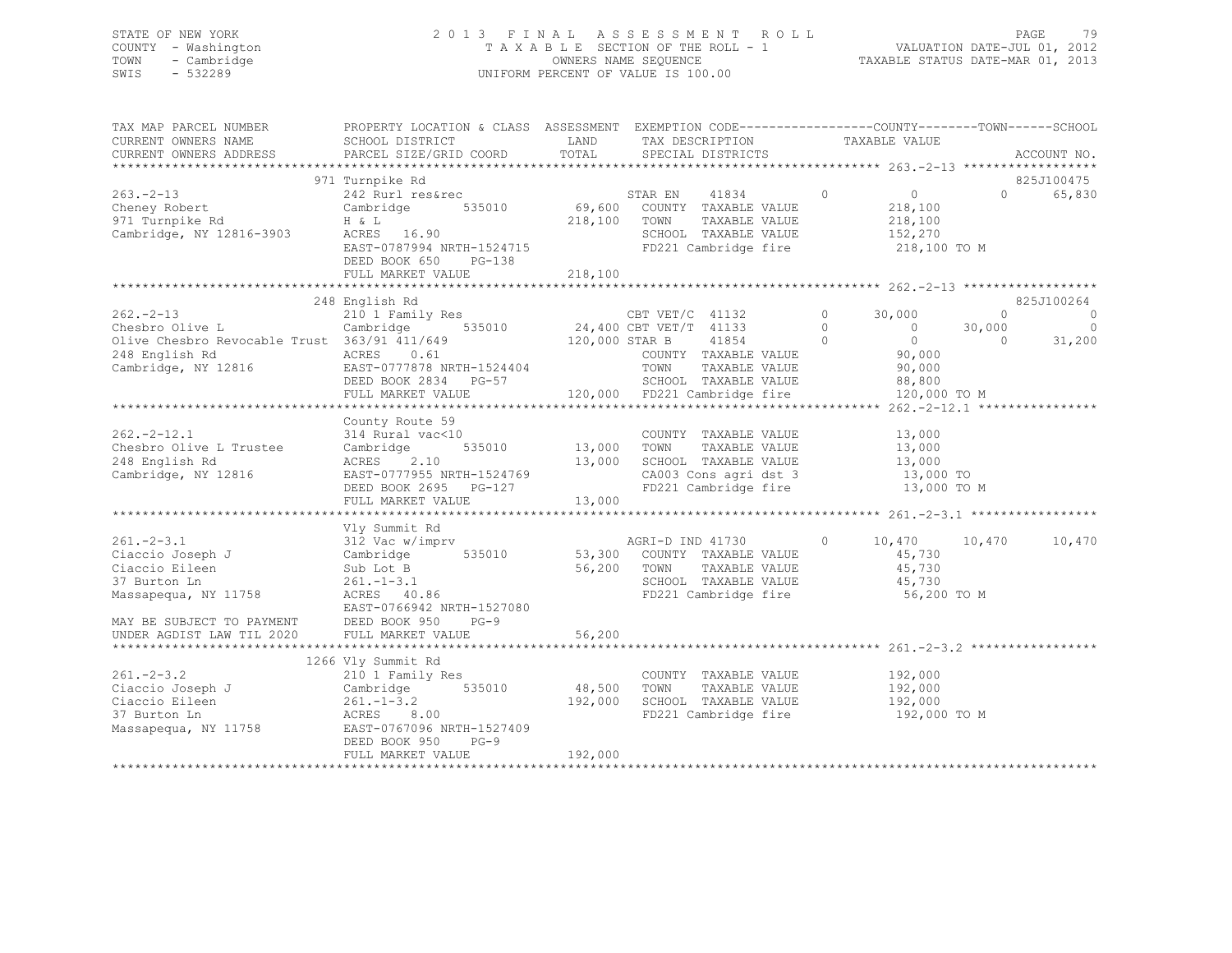STATE OF NEW YORK
COUNTY - Washington
TOWN - Cambridge
SWIS - 532289

# 2013 FINAL ASSESSMENT ROLL
TAXABLE SECTION OF THE ROLL - 1
OWNERS NAME SEQUENCE
UNIFORM PERCENT OF VALUE IS 100.00

VALUATION DATE-JUL 01, 2012
TAXABLE STATUS DATE-MAR 01, 2013

```
TAX MAP PARCEL NUMBER          PROPERTY LOCATION & CLASS  ASSESSMENT  EXEMPTION CODE------------------COUNTY--------TOWN------SCHOOL
CURRENT OWNERS NAME            SCHOOL DISTRICT              LAND      TAX DESCRIPTION            TAXABLE VALUE
CURRENT OWNERS ADDRESS         PARCEL SIZE/GRID COORD       TOTAL     SPECIAL DISTRICTS                                         ACCOUNT NO.
*********************************************************************************************** 263.-2-13 ******************
                               971 Turnpike Rd                                                                               825J100475
263.-2-13                      242 Rurl res&rec                    STAR EN     41834         0          0           0       65,830
Cheney Robert                  Cambridge        535010     69,600  COUNTY  TAXABLE VALUE            218,100
971 Turnpike Rd                H & L                      218,100  TOWN    TAXABLE VALUE            218,100
Cambridge, NY 12816-3903       ACRES  16.90                        SCHOOL  TAXABLE VALUE            152,270
                               EAST-0787994 NRTH-1524715           FD221 Cambridge fire             218,100 TO M
                               DEED BOOK 650    PG-138
                               FULL MARKET VALUE          218,100
*********************************************************************************************** 262.-2-13 ******************
                               248 English Rd                                                                                825J100264
262.-2-13                      210 1 Family Res                    CBT VET/C   41132         0     30,000           0           0
Chesbro Olive L                Cambridge        535010     24,400  CBT VET/T   41133         0          0      30,000           0
Olive Chesbro Revocable Trust  363/91 411/649             120,000  STAR B      41854         0          0           0      31,200
248 English Rd                 ACRES   0.61                        COUNTY  TAXABLE VALUE             90,000
Cambridge, NY 12816            EAST-0777878 NRTH-1524404           TOWN    TAXABLE VALUE             90,000
                               DEED BOOK 2834   PG-57              SCHOOL  TAXABLE VALUE             88,800
                               FULL MARKET VALUE          120,000  FD221 Cambridge fire             120,000 TO M
*********************************************************************************************** 262.-2-12.1 ****************
                               County Route 59
262.-2-12.1                    314 Rural vac<10                    COUNTY  TAXABLE VALUE             13,000
Chesbro Olive L Trustee        Cambridge        535010     13,000  TOWN    TAXABLE VALUE             13,000
248 English Rd                 ACRES   2.10                13,000  SCHOOL  TAXABLE VALUE             13,000
Cambridge, NY 12816            EAST-0777955 NRTH-1524769           CA003 Cons agri dst 3             13,000 TO
                               DEED BOOK 2695   PG-127             FD221 Cambridge fire              13,000 TO M
                               FULL MARKET VALUE           13,000
*********************************************************************************************** 261.-2-3.1 *****************
                               Vly Summit Rd
261.-2-3.1                     312 Vac w/imprv                     AGRI-D IND  41730         0     10,470      10,470      10,470
Ciaccio Joseph J               Cambridge        535010     53,300  COUNTY  TAXABLE VALUE             45,730
Ciaccio Eileen                 Sub Lot B                   56,200  TOWN    TAXABLE VALUE             45,730
37 Burton Ln                   261.-1-3.1                          SCHOOL  TAXABLE VALUE             45,730
Massapequa, NY 11758           ACRES  40.86                        FD221 Cambridge fire              56,200 TO M
                               EAST-0766942 NRTH-1527080
MAY BE SUBJECT TO PAYMENT      DEED BOOK 950    PG-9
UNDER AGDIST LAW TIL 2020      FULL MARKET VALUE           56,200
*********************************************************************************************** 261.-2-3.2 *****************
                               1266 Vly Summit Rd
261.-2-3.2                     210 1 Family Res                    COUNTY  TAXABLE VALUE            192,000
Ciaccio Joseph J               Cambridge        535010     48,500  TOWN    TAXABLE VALUE            192,000
Ciaccio Eileen                 261.-1-3.2                 192,000  SCHOOL  TAXABLE VALUE            192,000
37 Burton Ln                   ACRES   8.00                        FD221 Cambridge fire             192,000 TO M
Massapequa, NY 11758           EAST-0767096 NRTH-1527409
                               DEED BOOK 950    PG-9
                               FULL MARKET VALUE          192,000
****************************************************************************************************************************
```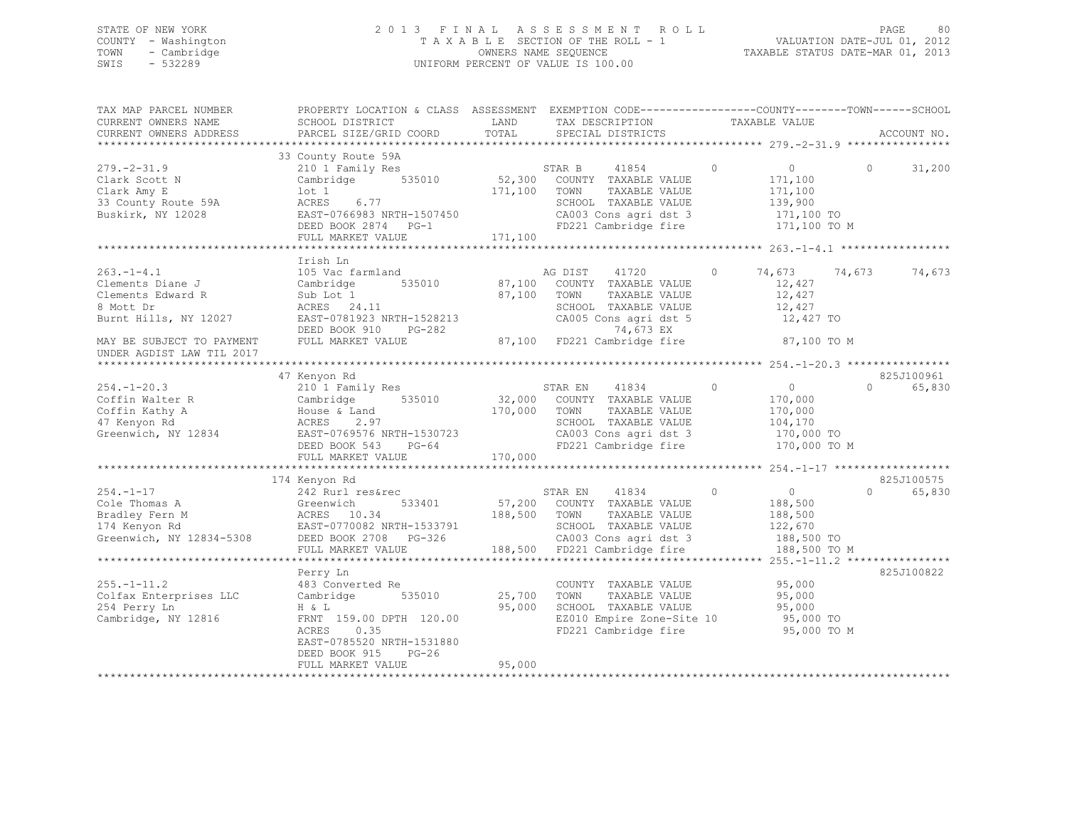STATE OF NEW YORK
COUNTY - Washington
TOWN - Cambridge
SWIS - 532289

2013 FINAL ASSESSMENT ROLL
TAXABLE SECTION OF THE ROLL - 1
OWNERS NAME SEQUENCE
UNIFORM PERCENT OF VALUE IS 100.00

VALUATION DATE-JUL 01, 2012
TAXABLE STATUS DATE-MAR 01, 2013

```
TAX MAP PARCEL NUMBER     PROPERTY LOCATION & CLASS  ASSESSMENT  EXEMPTION CODE------------------COUNTY--------TOWN------SCHOOL
CURRENT OWNERS NAME       SCHOOL DISTRICT               LAND       TAX DESCRIPTION              TAXABLE VALUE
CURRENT OWNERS ADDRESS    PARCEL SIZE/GRID COORD        TOTAL      SPECIAL DISTRICTS                                        ACCOUNT NO.
******************************************************************************************************* 279.-2-31.9 ****************
                          33 County Route 59A
279.-2-31.9               210 1 Family Res                        STAR B       41854          0           0          0      31,200
Clark Scott N             Cambridge       535010         52,300   COUNTY  TAXABLE VALUE                171,100
Clark Amy E               lot 1                         171,100   TOWN    TAXABLE VALUE                171,100
33 County Route 59A       ACRES     6.77                          SCHOOL  TAXABLE VALUE                139,900
Buskirk, NY 12028         EAST-0766983 NRTH-1507450               CA003 Cons agri dst 3                171,100 TO
                          DEED BOOK 2874   PG-1                   FD221 Cambridge fire                 171,100 TO M
                          FULL MARKET VALUE             171,100
******************************************************************************************************* 263.-1-4.1 *****************
                          Irish Ln
263.-1-4.1                105 Vac farmland                        AG DIST      41720          0      74,673     74,673      74,673
Clements Diane J          Cambridge       535010         87,100   COUNTY  TAXABLE VALUE                 12,427
Clements Edward R         Sub Lot 1                      87,100   TOWN    TAXABLE VALUE                 12,427
8 Mott Dr                 ACRES    24.11                          SCHOOL  TAXABLE VALUE                 12,427
Burnt Hills, NY 12027     EAST-0781923 NRTH-1528213               CA005 Cons agri dst 5                 12,427 TO
                          DEED BOOK 910    PG-282                        74,673 EX
MAY BE SUBJECT TO PAYMENT FULL MARKET VALUE              87,100   FD221 Cambridge fire                  87,100 TO M
UNDER AGDIST LAW TIL 2017
******************************************************************************************************* 254.-1-20.3 ****************
                          47 Kenyon Rd                                                                                825J100961
254.-1-20.3               210 1 Family Res                        STAR EN      41834          0           0          0      65,830
Coffin Walter R           Cambridge       535010         32,000   COUNTY  TAXABLE VALUE                170,000
Coffin Kathy A            House & Land                  170,000   TOWN    TAXABLE VALUE                170,000
47 Kenyon Rd              ACRES     2.97                          SCHOOL  TAXABLE VALUE                104,170
Greenwich, NY 12834       EAST-0769576 NRTH-1530723               CA003 Cons agri dst 3                170,000 TO
                          DEED BOOK 543    PG-64                  FD221 Cambridge fire                 170,000 TO M
                          FULL MARKET VALUE             170,000
******************************************************************************************************* 254.-1-17 ******************
                          174 Kenyon Rd                                                                               825J100575
254.-1-17                 242 Rurl res&rec                        STAR EN      41834          0           0          0      65,830
Cole Thomas A             Greenwich       533401         57,200   COUNTY  TAXABLE VALUE                188,500
Bradley Fern M            ACRES    10.34                188,500   TOWN    TAXABLE VALUE                188,500
174 Kenyon Rd             EAST-0770082 NRTH-1533791               SCHOOL  TAXABLE VALUE                122,670
Greenwich, NY 12834-5308  DEED BOOK 2708   PG-326                 CA003 Cons agri dst 3                188,500 TO
                          FULL MARKET VALUE             188,500   FD221 Cambridge fire                 188,500 TO M
******************************************************************************************************* 255.-1-11.2 ****************
                          Perry Ln                                                                                    825J100822
255.-1-11.2               483 Converted Re                        COUNTY  TAXABLE VALUE                 95,000
Colfax Enterprises LLC    Cambridge       535010         25,700   TOWN    TAXABLE VALUE                 95,000
254 Perry Ln              H & L                          95,000   SCHOOL  TAXABLE VALUE                 95,000
Cambridge, NY 12816       FRNT 159.00 DPTH 120.00                 EZ010 Empire Zone-Site 10             95,000 TO
                          ACRES     0.35                          FD221 Cambridge fire                  95,000 TO M
                          EAST-0785520 NRTH-1531880
                          DEED BOOK 915    PG-26
                          FULL MARKET VALUE              95,000
************************************************************************************************************************************
```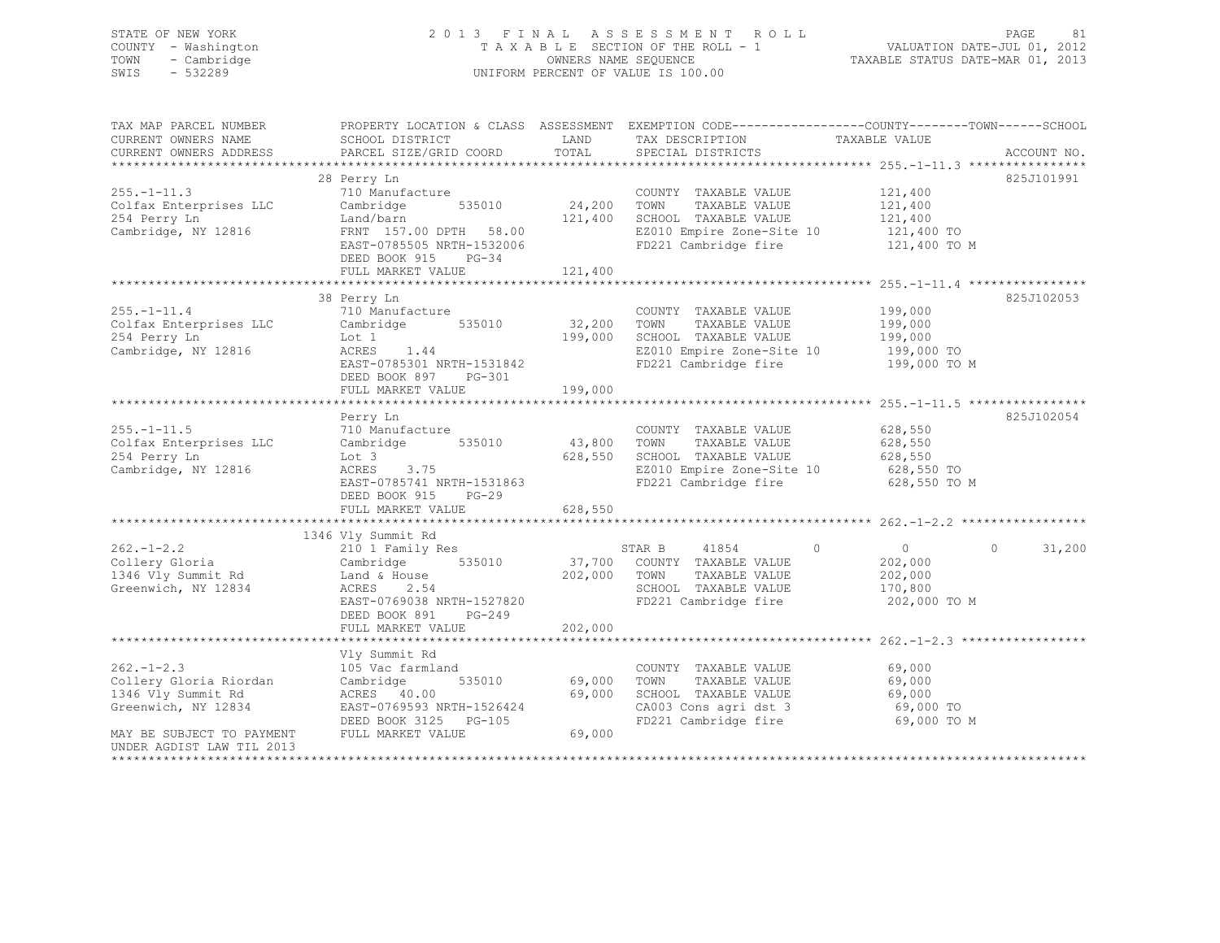STATE OF NEW YORK
COUNTY - Washington
TOWN - Cambridge
SWIS - 532289

2013 FINAL ASSESSMENT ROLL
TAXABLE SECTION OF THE ROLL - 1
OWNERS NAME SEQUENCE
UNIFORM PERCENT OF VALUE IS 100.00

VALUATION DATE-JUL 01, 2012
TAXABLE STATUS DATE-MAR 01, 2013

| TAX MAP PARCEL NUMBER / CURRENT OWNERS NAME / CURRENT OWNERS ADDRESS | PROPERTY LOCATION & CLASS / SCHOOL DISTRICT / PARCEL SIZE/GRID COORD | ASSESSMENT LAND | TOTAL | EXEMPTION CODE / TAX DESCRIPTION / SPECIAL DISTRICTS | COUNTY TAXABLE VALUE | TOWN | SCHOOL | ACCOUNT NO. |
|---|---|---|---|---|---|---|---|---|
| **255.-1-11.3** | 28 Perry Ln | | | | | | | 825J101991 |
| Colfax Enterprises LLC | 710 Manufacture | | | COUNTY TAXABLE VALUE | 121,400 | | | |
| 254 Perry Ln | Cambridge 535010 | 24,200 | | TOWN TAXABLE VALUE | 121,400 | | | |
| Cambridge, NY 12816 | Land/barn | | 121,400 | SCHOOL TAXABLE VALUE | 121,400 | | | |
| | FRNT 157.00 DPTH 58.00 | | | EZ010 Empire Zone-Site 10 | 121,400 TO | | | |
| | EAST-0785505 NRTH-1532006 | | | FD221 Cambridge fire | 121,400 TO M | | | |
| | DEED BOOK 915 PG-34 | | | | | | | |
| | FULL MARKET VALUE | | 121,400 | | | | | |
| **255.-1-11.4** | 38 Perry Ln | | | | | | | 825J102053 |
| Colfax Enterprises LLC | 710 Manufacture | | | COUNTY TAXABLE VALUE | 199,000 | | | |
| 254 Perry Ln | Cambridge 535010 | 32,200 | | TOWN TAXABLE VALUE | 199,000 | | | |
| Cambridge, NY 12816 | Lot 1 | | 199,000 | SCHOOL TAXABLE VALUE | 199,000 | | | |
| | ACRES 1.44 | | | EZ010 Empire Zone-Site 10 | 199,000 TO | | | |
| | EAST-0785301 NRTH-1531842 | | | FD221 Cambridge fire | 199,000 TO M | | | |
| | DEED BOOK 897 PG-301 | | | | | | | |
| | FULL MARKET VALUE | | 199,000 | | | | | |
| **255.-1-11.5** | Perry Ln | | | | | | | 825J102054 |
| Colfax Enterprises LLC | 710 Manufacture | | | COUNTY TAXABLE VALUE | 628,550 | | | |
| 254 Perry Ln | Cambridge 535010 | 43,800 | | TOWN TAXABLE VALUE | 628,550 | | | |
| Cambridge, NY 12816 | Lot 3 | | 628,550 | SCHOOL TAXABLE VALUE | 628,550 | | | |
| | ACRES 3.75 | | | EZ010 Empire Zone-Site 10 | 628,550 TO | | | |
| | EAST-0785741 NRTH-1531863 | | | FD221 Cambridge fire | 628,550 TO M | | | |
| | DEED BOOK 915 PG-29 | | | | | | | |
| | FULL MARKET VALUE | | 628,550 | | | | | |
| **262.-1-2.2** | 1346 Vly Summit Rd | | | | | | | |
| Collery Gloria | 210 1 Family Res | | | STAR B 41854 | 0 | 0 | 31,200 | |
| 1346 Vly Summit Rd | Cambridge 535010 | 37,700 | | COUNTY TAXABLE VALUE | 202,000 | | | |
| Greenwich, NY 12834 | Land & House | | 202,000 | TOWN TAXABLE VALUE | 202,000 | | | |
| | ACRES 2.54 | | | SCHOOL TAXABLE VALUE | 170,800 | | | |
| | EAST-0769038 NRTH-1527820 | | | FD221 Cambridge fire | 202,000 TO M | | | |
| | DEED BOOK 891 PG-249 | | | | | | | |
| | FULL MARKET VALUE | | 202,000 | | | | | |
| **262.-1-2.3** | Vly Summit Rd | | | | | | | |
| Collery Gloria Riordan | 105 Vac farmland | | | COUNTY TAXABLE VALUE | 69,000 | | | |
| 1346 Vly Summit Rd | Cambridge 535010 | 69,000 | | TOWN TAXABLE VALUE | 69,000 | | | |
| Greenwich, NY 12834 | ACRES 40.00 | | 69,000 | SCHOOL TAXABLE VALUE | 69,000 | | | |
| | EAST-0769593 NRTH-1526424 | | | CA003 Cons agri dst 3 | 69,000 TO | | | |
| | DEED BOOK 3125 PG-105 | | | FD221 Cambridge fire | 69,000 TO M | | | |
| MAY BE SUBJECT TO PAYMENT UNDER AGDIST LAW TIL 2013 | FULL MARKET VALUE | | 69,000 | | | | | |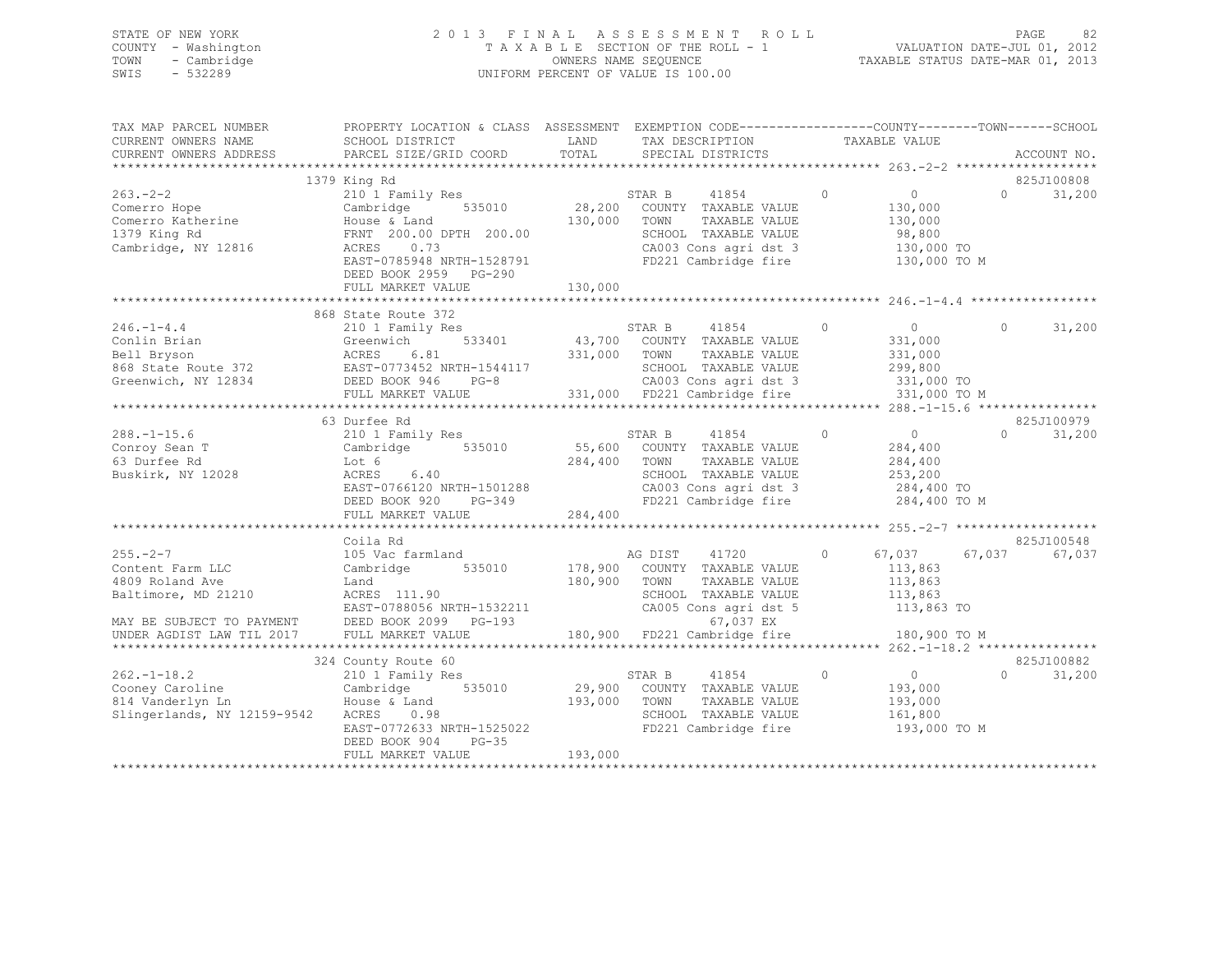STATE OF NEW YORK
COUNTY - Washington
TOWN - Cambridge
SWIS - 532289

2013 FINAL ASSESSMENT ROLL
TAXABLE SECTION OF THE ROLL - 1
OWNERS NAME SEQUENCE
UNIFORM PERCENT OF VALUE IS 100.00

VALUATION DATE-JUL 01, 2012
TAXABLE STATUS DATE-MAR 01, 2013

| TAX MAP PARCEL NUMBER / CURRENT OWNERS NAME / CURRENT OWNERS ADDRESS | PROPERTY LOCATION & CLASS / SCHOOL DISTRICT / PARCEL SIZE/GRID COORD | ASSESSMENT LAND / TOTAL | EXEMPTION CODE / TAX DESCRIPTION / SPECIAL DISTRICTS | COUNTY TAXABLE VALUE | TOWN | SCHOOL | ACCOUNT NO. |
|---|---|---|---|---|---|---|---|
| **263.-2-2** | 1379 King Rd | | | | | | 825J100808 |
| Comerro Hope | 210 1 Family Res | | STAR B 41854 0 | 0 | 0 | 31,200 | |
| Comerro Katherine | Cambridge 535010 | 28,200 | COUNTY TAXABLE VALUE | 130,000 | | | |
| 1379 King Rd | House & Land | 130,000 | TOWN TAXABLE VALUE | 130,000 | | | |
| Cambridge, NY 12816 | FRNT 200.00 DPTH 200.00 | | SCHOOL TAXABLE VALUE | 98,800 | | | |
| | ACRES 0.73 | | CA003 Cons agri dst 3 | 130,000 TO | | | |
| | EAST-0785948 NRTH-1528791 | | FD221 Cambridge fire | 130,000 TO M | | | |
| | DEED BOOK 2959 PG-290 | | | | | | |
| | FULL MARKET VALUE | 130,000 | | | | | |
| **246.-1-4.4** | 868 State Route 372 | | | | | | |
| Conlin Brian | 210 1 Family Res | | STAR B 41854 0 | 0 | 0 | 31,200 | |
| Bell Bryson | Greenwich 533401 | 43,700 | COUNTY TAXABLE VALUE | 331,000 | | | |
| 868 State Route 372 | ACRES 6.81 | 331,000 | TOWN TAXABLE VALUE | 331,000 | | | |
| Greenwich, NY 12834 | EAST-0773452 NRTH-1544117 | | SCHOOL TAXABLE VALUE | 299,800 | | | |
| | DEED BOOK 946 PG-8 | | CA003 Cons agri dst 3 | 331,000 TO | | | |
| | FULL MARKET VALUE | 331,000 | FD221 Cambridge fire | 331,000 TO M | | | |
| **288.-1-15.6** | 63 Durfee Rd | | | | | | 825J100979 |
| Conroy Sean T | 210 1 Family Res | | STAR B 41854 0 | 0 | 0 | 31,200 | |
| 63 Durfee Rd | Cambridge 535010 | 55,600 | COUNTY TAXABLE VALUE | 284,400 | | | |
| Buskirk, NY 12028 | Lot 6 | 284,400 | TOWN TAXABLE VALUE | 284,400 | | | |
| | ACRES 6.40 | | SCHOOL TAXABLE VALUE | 253,200 | | | |
| | EAST-0766120 NRTH-1501288 | | CA003 Cons agri dst 3 | 284,400 TO | | | |
| | DEED BOOK 920 PG-349 | | FD221 Cambridge fire | 284,400 TO M | | | |
| | FULL MARKET VALUE | 284,400 | | | | | |
| **255.-2-7** | Coila Rd | | | | | | 825J100548 |
| Content Farm LLC | 105 Vac farmland | | AG DIST 41720 0 | 67,037 | 67,037 | 67,037 | |
| 4809 Roland Ave | Cambridge 535010 | 178,900 | COUNTY TAXABLE VALUE | 113,863 | | | |
| Baltimore, MD 21210 | Land | 180,900 | TOWN TAXABLE VALUE | 113,863 | | | |
| | ACRES 111.90 | | SCHOOL TAXABLE VALUE | 113,863 | | | |
| | EAST-0788056 NRTH-1532211 | | CA005 Cons agri dst 5 | 113,863 TO | | | |
| MAY BE SUBJECT TO PAYMENT | DEED BOOK 2099 PG-193 | | 67,037 EX | | | | |
| UNDER AGDIST LAW TIL 2017 | FULL MARKET VALUE | 180,900 | FD221 Cambridge fire | 180,900 TO M | | | |
| **262.-1-18.2** | 324 County Route 60 | | | | | | 825J100882 |
| Cooney Caroline | 210 1 Family Res | | STAR B 41854 0 | 0 | 0 | 31,200 | |
| 814 Vanderlyn Ln | Cambridge 535010 | 29,900 | COUNTY TAXABLE VALUE | 193,000 | | | |
| Slingerlands, NY 12159-9542 | House & Land | 193,000 | TOWN TAXABLE VALUE | 193,000 | | | |
| | ACRES 0.98 | | SCHOOL TAXABLE VALUE | 161,800 | | | |
| | EAST-0772633 NRTH-1525022 | | FD221 Cambridge fire | 193,000 TO M | | | |
| | DEED BOOK 904 PG-35 | | | | | | |
| | FULL MARKET VALUE | 193,000 | | | | | |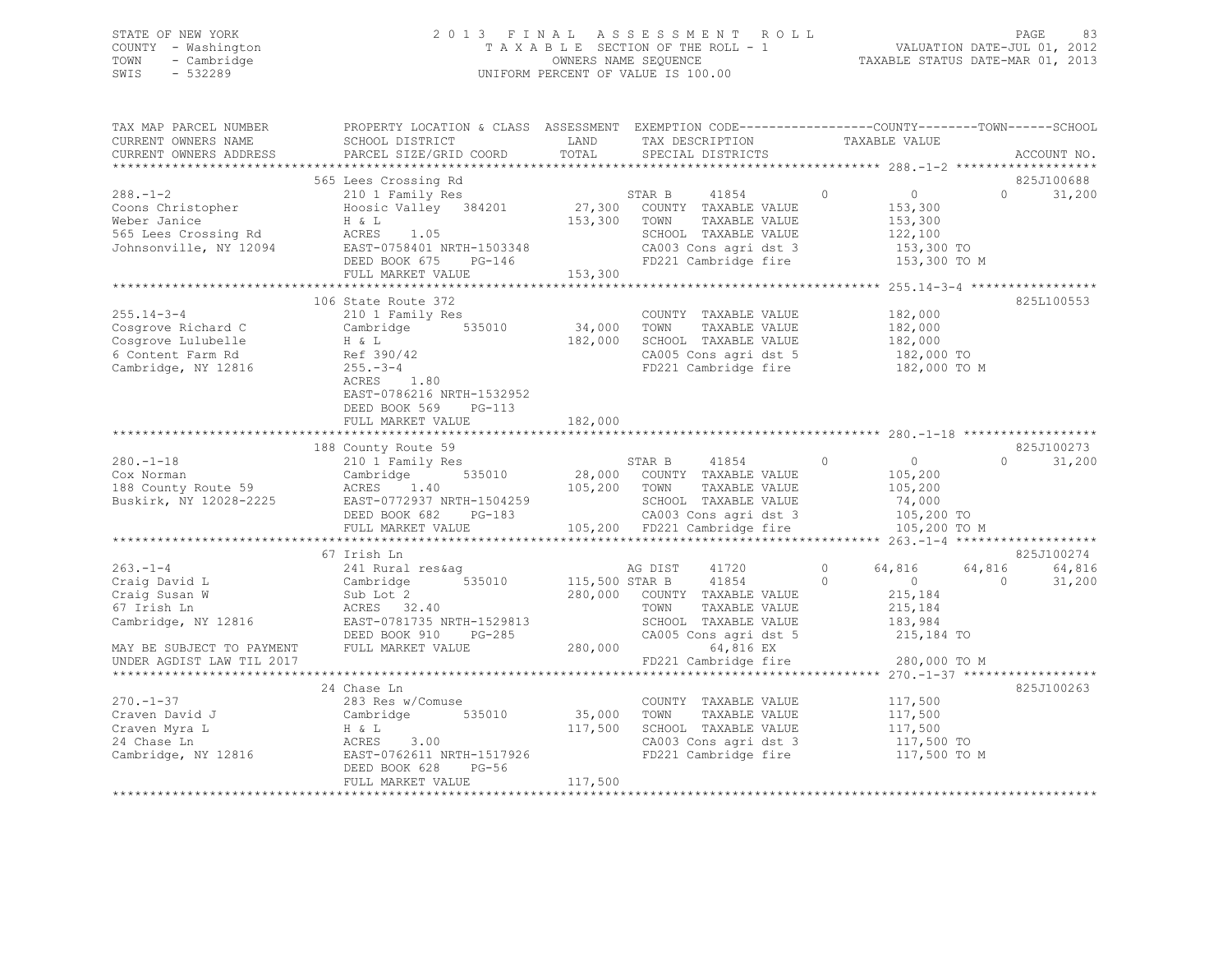STATE OF NEW YORK
COUNTY - Washington
TOWN - Cambridge
SWIS - 532289

# 2013 FINAL ASSESSMENT ROLL
TAXABLE SECTION OF THE ROLL - 1
OWNERS NAME SEQUENCE
UNIFORM PERCENT OF VALUE IS 100.00

VALUATION DATE-JUL 01, 2012
TAXABLE STATUS DATE-MAR 01, 2013

```
TAX MAP PARCEL NUMBER          PROPERTY LOCATION & CLASS  ASSESSMENT  EXEMPTION CODE------------------COUNTY--------TOWN------SCHOOL
CURRENT OWNERS NAME            SCHOOL DISTRICT              LAND      TAX DESCRIPTION             TAXABLE VALUE
CURRENT OWNERS ADDRESS         PARCEL SIZE/GRID COORD       TOTAL     SPECIAL DISTRICTS                                           ACCOUNT NO.
*********************************************************************************************** 288.-1-2 *******************
                               565 Lees Crossing Rd                                                                              825J100688
288.-1-2                       210 1 Family Res                      STAR B      41854          0           0            0     31,200
Coons Christopher              Hoosic Valley  384201     27,300      COUNTY  TAXABLE VALUE             153,300
Weber Janice                   H & L                    153,300      TOWN    TAXABLE VALUE             153,300
565 Lees Crossing Rd           ACRES    1.05                         SCHOOL  TAXABLE VALUE             122,100
Johnsonville, NY 12094         EAST-0758401 NRTH-1503348             CA003 Cons agri dst 3             153,300 TO
                               DEED BOOK 675    PG-146               FD221 Cambridge fire              153,300 TO M
                               FULL MARKET VALUE        153,300
*********************************************************************************************** 255.14-3-4 *****************
                               106 State Route 372                                                                               825L100553
255.14-3-4                     210 1 Family Res                      COUNTY  TAXABLE VALUE             182,000
Cosgrove Richard C             Cambridge      535010     34,000      TOWN    TAXABLE VALUE             182,000
Cosgrove Lulubelle             H & L                    182,000      SCHOOL  TAXABLE VALUE             182,000
6 Content Farm Rd              Ref 390/42                            CA005 Cons agri dst 5             182,000 TO
Cambridge, NY 12816            255.-3-4                              FD221 Cambridge fire              182,000 TO M
                               ACRES    1.80
                               EAST-0786216 NRTH-1532952
                               DEED BOOK 569    PG-113
                               FULL MARKET VALUE        182,000
*********************************************************************************************** 280.-1-18 ******************
                               188 County Route 59                                                                               825J100273
280.-1-18                      210 1 Family Res                      STAR B      41854          0           0            0     31,200
Cox Norman                     Cambridge      535010     28,000      COUNTY  TAXABLE VALUE             105,200
188 County Route 59            ACRES    1.40            105,200      TOWN    TAXABLE VALUE             105,200
Buskirk, NY 12028-2225         EAST-0772937 NRTH-1504259             SCHOOL  TAXABLE VALUE              74,000
                               DEED BOOK 682    PG-183               CA003 Cons agri dst 3             105,200 TO
                               FULL MARKET VALUE        105,200      FD221 Cambridge fire              105,200 TO M
*********************************************************************************************** 263.-1-4 *******************
                               67 Irish Ln                                                                                       825J100274
263.-1-4                       241 Rural res&ag                      AG DIST     41720          0      64,816       64,816     64,816
Craig David L                  Cambridge      535010    115,500      STAR B      41854          0           0            0     31,200
Craig Susan W                  Sub Lot 2                280,000      COUNTY  TAXABLE VALUE             215,184
67 Irish Ln                    ACRES   32.40                         TOWN    TAXABLE VALUE             215,184
Cambridge, NY 12816            EAST-0781735 NRTH-1529813             SCHOOL  TAXABLE VALUE             183,984
                               DEED BOOK 910    PG-285               CA005 Cons agri dst 5             215,184 TO
MAY BE SUBJECT TO PAYMENT      FULL MARKET VALUE        280,000               64,816 EX
UNDER AGDIST LAW TIL 2017                                            FD221 Cambridge fire              280,000 TO M
*********************************************************************************************** 270.-1-37 ******************
                               24 Chase Ln                                                                                       825J100263
270.-1-37                      283 Res w/Comuse                      COUNTY  TAXABLE VALUE             117,500
Craven David J                 Cambridge      535010     35,000      TOWN    TAXABLE VALUE             117,500
Craven Myra L                  H & L                    117,500      SCHOOL  TAXABLE VALUE             117,500
24 Chase Ln                    ACRES    3.00                         CA003 Cons agri dst 3             117,500 TO
Cambridge, NY 12816            EAST-0762611 NRTH-1517926             FD221 Cambridge fire              117,500 TO M
                               DEED BOOK 628    PG-56
                               FULL MARKET VALUE        117,500
******************************************************************************************************************************
```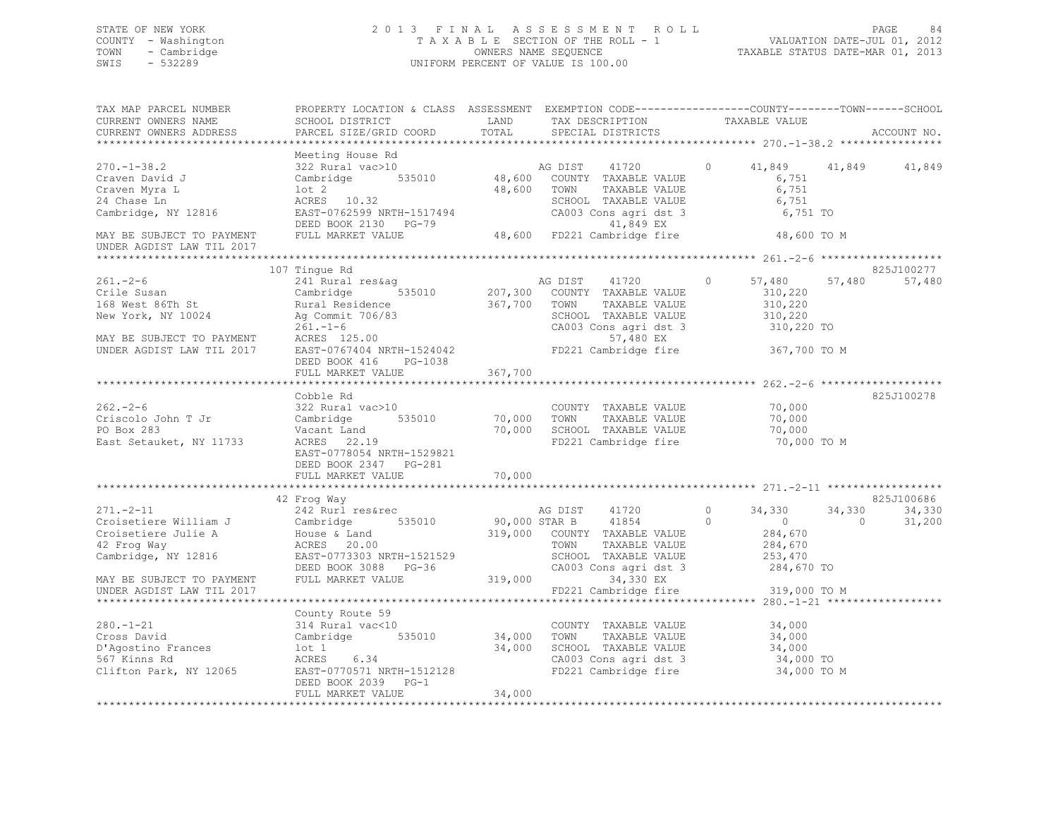STATE OF NEW YORK
COUNTY - Washington
TOWN - Cambridge
SWIS - 532289

# 2013 FINAL ASSESSMENT ROLL

TAXABLE SECTION OF THE ROLL - 1
OWNERS NAME SEQUENCE
UNIFORM PERCENT OF VALUE IS 100.00

VALUATION DATE-JUL 01, 2012
TAXABLE STATUS DATE-MAR 01, 2013

```
TAX MAP PARCEL NUMBER        PROPERTY LOCATION & CLASS  ASSESSMENT  EXEMPTION CODE------------------COUNTY--------TOWN------SCHOOL
CURRENT OWNERS NAME          SCHOOL DISTRICT              LAND      TAX DESCRIPTION               TAXABLE VALUE
CURRENT OWNERS ADDRESS       PARCEL SIZE/GRID COORD       TOTAL     SPECIAL DISTRICTS                                       ACCOUNT NO.
************************************************************************************************ 270.-1-38.2 ****************
                             Meeting House Rd
270.-1-38.2                  322 Rural vac>10                 AG DIST    41720          0      41,849     41,849     41,849
Craven David J               Cambridge          535010   48,600  COUNTY  TAXABLE VALUE              6,751
Craven Myra L                lot 2                       48,600  TOWN    TAXABLE VALUE              6,751
24 Chase Ln                  ACRES  10.32                        SCHOOL  TAXABLE VALUE              6,751
Cambridge, NY 12816          EAST-0762599 NRTH-1517494           CA003 Cons agri dst 3              6,751 TO
                             DEED BOOK 2130   PG-79                    41,849 EX
MAY BE SUBJECT TO PAYMENT    FULL MARKET VALUE           48,600  FD221 Cambridge fire              48,600 TO M
UNDER AGDIST LAW TIL 2017
************************************************************************************************ 261.-2-6 *******************
                             107 Tingue Rd                                                                          825J100277
261.-2-6                     241 Rural res&ag                 AG DIST    41720          0      57,480     57,480     57,480
Crile Susan                  Cambridge          535010  207,300  COUNTY  TAXABLE VALUE            310,220
168 West 86Th St             Rural Residence            367,700  TOWN    TAXABLE VALUE            310,220
New York, NY 10024           Ag Commit 706/83                    SCHOOL  TAXABLE VALUE            310,220
                             261.-1-6                            CA003 Cons agri dst 3            310,220 TO
MAY BE SUBJECT TO PAYMENT    ACRES 125.00                              57,480 EX
UNDER AGDIST LAW TIL 2017    EAST-0767404 NRTH-1524042           FD221 Cambridge fire             367,700 TO M
                             DEED BOOK 416    PG-1038
                             FULL MARKET VALUE          367,700
************************************************************************************************ 262.-2-6 *******************
                             Cobble Rd                                                                              825J100278
262.-2-6                     322 Rural vac>10                    COUNTY  TAXABLE VALUE             70,000
Criscolo John T Jr           Cambridge          535010   70,000  TOWN    TAXABLE VALUE             70,000
PO Box 283                   Vacant Land                 70,000  SCHOOL  TAXABLE VALUE             70,000
East Setauket, NY 11733      ACRES  22.19                        FD221 Cambridge fire              70,000 TO M
                             EAST-0778054 NRTH-1529821
                             DEED BOOK 2347   PG-281
                             FULL MARKET VALUE           70,000
************************************************************************************************ 271.-2-11 ******************
                             42 Frog Way                                                                            825J100686
271.-2-11                    242 Rurl res&rec                 AG DIST    41720          0      34,330     34,330     34,330
Croisetiere William J        Cambridge          535010   90,000 STAR B   41854          0           0          0     31,200
Croisetiere Julie A          House & Land               319,000  COUNTY  TAXABLE VALUE            284,670
42 Frog Way                  ACRES  20.00                        TOWN    TAXABLE VALUE            284,670
Cambridge, NY 12816          EAST-0773303 NRTH-1521529           SCHOOL  TAXABLE VALUE            253,470
                             DEED BOOK 3088   PG-36              CA003 Cons agri dst 3            284,670 TO
MAY BE SUBJECT TO PAYMENT    FULL MARKET VALUE          319,000        34,330 EX
UNDER AGDIST LAW TIL 2017                                        FD221 Cambridge fire             319,000 TO M
************************************************************************************************ 280.-1-21 ******************
                             County Route 59
280.-1-21                    314 Rural vac<10                    COUNTY  TAXABLE VALUE             34,000
Cross David                  Cambridge          535010   34,000  TOWN    TAXABLE VALUE             34,000
D'Agostino Frances           lot 1                       34,000  SCHOOL  TAXABLE VALUE             34,000
567 Kinns Rd                 ACRES   6.34                        CA003 Cons agri dst 3             34,000 TO
Clifton Park, NY 12065       EAST-0770571 NRTH-1512128           FD221 Cambridge fire              34,000 TO M
                             DEED BOOK 2039   PG-1
                             FULL MARKET VALUE           34,000
******************************************************************************************************************************
```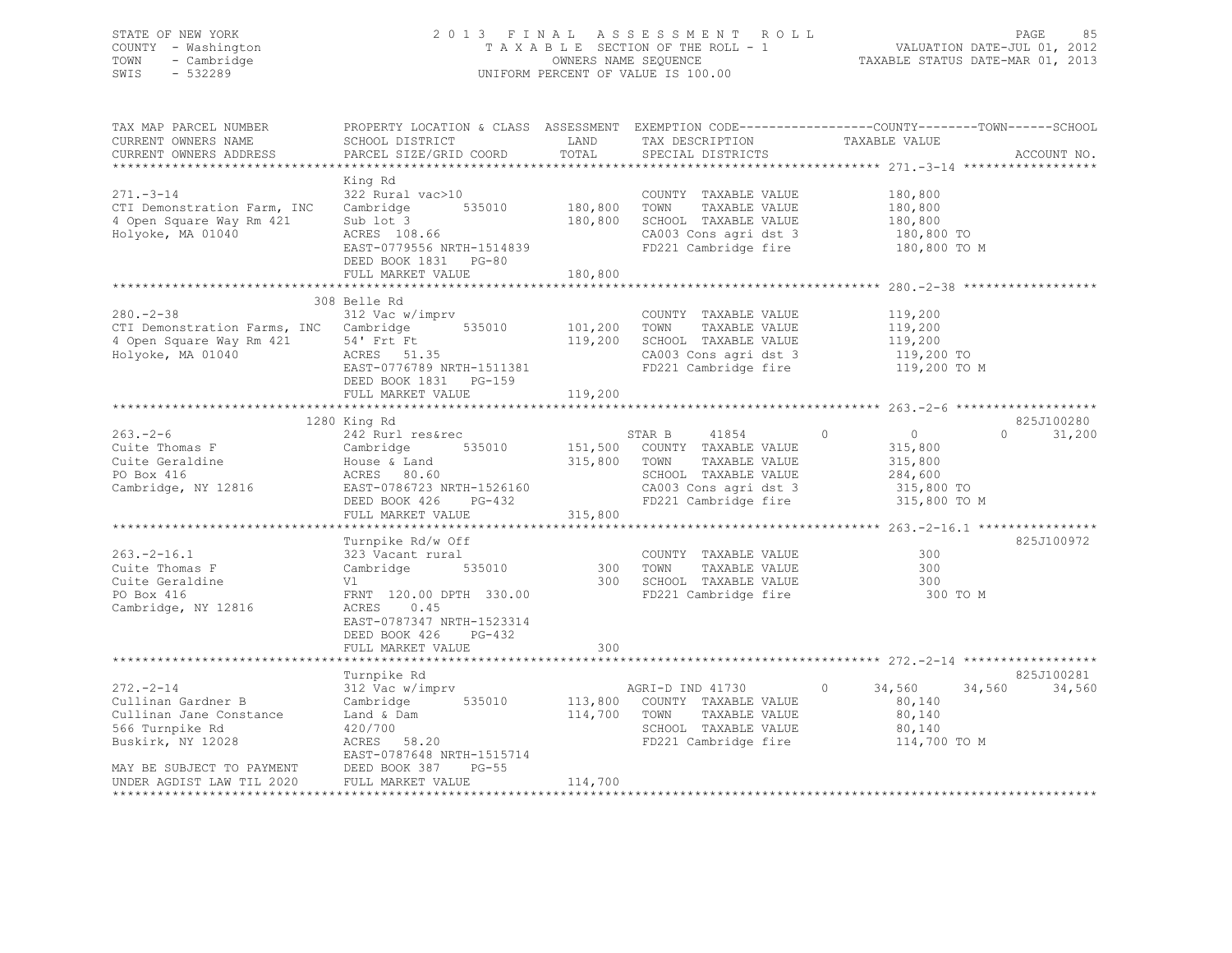STATE OF NEW YORK | COUNTY - Washington | TOWN - Cambridge | SWIS - 532289

# 2013 FINAL ASSESSMENT ROLL

TAXABLE SECTION OF THE ROLL - 1
OWNERS NAME SEQUENCE
UNIFORM PERCENT OF VALUE IS 100.00

VALUATION DATE-JUL 01, 2012
TAXABLE STATUS DATE-MAR 01, 2013

| TAX MAP PARCEL NUMBER / CURRENT OWNERS NAME / CURRENT OWNERS ADDRESS | PROPERTY LOCATION & CLASS / SCHOOL DISTRICT / PARCEL SIZE/GRID COORD | ASSESSMENT LAND / TOTAL | EXEMPTION CODE / TAX DESCRIPTION / SPECIAL DISTRICTS | COUNTY | TOWN | SCHOOL | TAXABLE VALUE | ACCOUNT NO. |
|---|---|---|---|---|---|---|---|---|
| 271.-3-14 | King Rd | | | | | | | |
| | 322 Rural vac>10 | | COUNTY TAXABLE VALUE | | | | 180,800 | |
| CTI Demonstration Farm, INC | Cambridge 535010 | 180,800 | TOWN TAXABLE VALUE | | | | 180,800 | |
| 4 Open Square Way Rm 421 | Sub lot 3 | 180,800 | SCHOOL TAXABLE VALUE | | | | 180,800 | |
| Holyoke, MA 01040 | ACRES 108.66 | | CA003 Cons agri dst 3 | | | | 180,800 TO | |
| | EAST-0779556 NRTH-1514839 | | FD221 Cambridge fire | | | | 180,800 TO M | |
| | DEED BOOK 1831 PG-80 | | | | | | | |
| | FULL MARKET VALUE | 180,800 | | | | | | |
| 280.-2-38 | 308 Belle Rd | | | | | | | |
| | 312 Vac w/imprv | | COUNTY TAXABLE VALUE | | | | 119,200 | |
| CTI Demonstration Farms, INC | Cambridge 535010 | 101,200 | TOWN TAXABLE VALUE | | | | 119,200 | |
| 4 Open Square Way Rm 421 | 54' Frt Ft | 119,200 | SCHOOL TAXABLE VALUE | | | | 119,200 | |
| Holyoke, MA 01040 | ACRES 51.35 | | CA003 Cons agri dst 3 | | | | 119,200 TO | |
| | EAST-0776789 NRTH-1511381 | | FD221 Cambridge fire | | | | 119,200 TO M | |
| | DEED BOOK 1831 PG-159 | | | | | | | |
| | FULL MARKET VALUE | 119,200 | | | | | | |
| 263.-2-6 | 1280 King Rd | | | | | | | 825J100280 |
| | 242 Rurl res&rec | | STAR B 41854 | 0 | 0 | 31,200 | | |
| Cuite Thomas F | Cambridge 535010 | 151,500 | COUNTY TAXABLE VALUE | | | | 315,800 | |
| Cuite Geraldine | House & Land | 315,800 | TOWN TAXABLE VALUE | | | | 315,800 | |
| PO Box 416 | ACRES 80.60 | | SCHOOL TAXABLE VALUE | | | | 284,600 | |
| Cambridge, NY 12816 | EAST-0786723 NRTH-1526160 | | CA003 Cons agri dst 3 | | | | 315,800 TO | |
| | DEED BOOK 426 PG-432 | | FD221 Cambridge fire | | | | 315,800 TO M | |
| | FULL MARKET VALUE | 315,800 | | | | | | |
| 263.-2-16.1 | Turnpike Rd/w Off | | | | | | | 825J100972 |
| | 323 Vacant rural | | COUNTY TAXABLE VALUE | | | | 300 | |
| Cuite Thomas F | Cambridge 535010 | 300 | TOWN TAXABLE VALUE | | | | 300 | |
| Cuite Geraldine | Vl | 300 | SCHOOL TAXABLE VALUE | | | | 300 | |
| PO Box 416 | FRNT 120.00 DPTH 330.00 | | FD221 Cambridge fire | | | | 300 TO M | |
| Cambridge, NY 12816 | ACRES 0.45 | | | | | | | |
| | EAST-0787347 NRTH-1523314 | | | | | | | |
| | DEED BOOK 426 PG-432 | | | | | | | |
| | FULL MARKET VALUE | 300 | | | | | | |
| 272.-2-14 | Turnpike Rd | | | | | | | 825J100281 |
| | 312 Vac w/imprv | | AGRI-D IND 41730 | 34,560 | 34,560 | 34,560 | | |
| Cullinan Gardner B | Cambridge 535010 | 113,800 | COUNTY TAXABLE VALUE | | | | 80,140 | |
| Cullinan Jane Constance | Land & Dam | 114,700 | TOWN TAXABLE VALUE | | | | 80,140 | |
| 566 Turnpike Rd | 420/700 | | SCHOOL TAXABLE VALUE | | | | 80,140 | |
| Buskirk, NY 12028 | ACRES 58.20 | | FD221 Cambridge fire | | | | 114,700 TO M | |
| | EAST-0787648 NRTH-1515714 | | | | | | | |
| MAY BE SUBJECT TO PAYMENT | DEED BOOK 387 PG-55 | | | | | | | |
| UNDER AGDIST LAW TIL 2020 | FULL MARKET VALUE | 114,700 | | | | | | |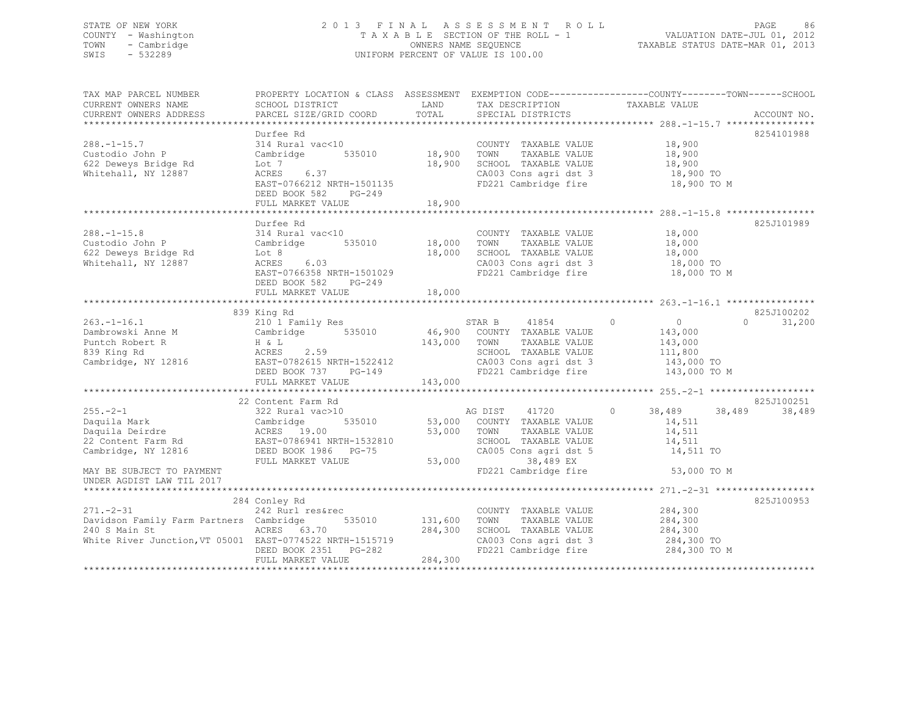STATE OF NEW YORK
COUNTY - Washington
TOWN - Cambridge
SWIS - 532289

2 0 1 3 F I N A L A S S E S S M E N T R O L L
T A X A B L E SECTION OF THE ROLL - 1
OWNERS NAME SEQUENCE
UNIFORM PERCENT OF VALUE IS 100.00

VALUATION DATE-JUL 01, 2012
TAXABLE STATUS DATE-MAR 01, 2013

```
TAX MAP PARCEL NUMBER          PROPERTY LOCATION & CLASS  ASSESSMENT  EXEMPTION CODE------------------COUNTY--------TOWN------SCHOOL
CURRENT OWNERS NAME            SCHOOL DISTRICT              LAND      TAX DESCRIPTION              TAXABLE VALUE
CURRENT OWNERS ADDRESS         PARCEL SIZE/GRID COORD       TOTAL     SPECIAL DISTRICTS                                     ACCOUNT NO.
******************************************************************************************************* 288.-1-15.7 ****************
                               Durfee Rd                                                                                  8254101988
288.-1-15.7                    314 Rural vac<10                        COUNTY  TAXABLE VALUE             18,900
Custodio John P                Cambridge       535010      18,900      TOWN    TAXABLE VALUE             18,900
622 Deweys Bridge Rd           Lot 7                       18,900      SCHOOL  TAXABLE VALUE             18,900
Whitehall, NY 12887            ACRES    6.37                           CA003 Cons agri dst 3              18,900 TO
                               EAST-0766212 NRTH-1501135               FD221 Cambridge fire               18,900 TO M
                               DEED BOOK 582    PG-249
                               FULL MARKET VALUE           18,900
******************************************************************************************************* 288.-1-15.8 ****************
                               Durfee Rd                                                                                  825J101989
288.-1-15.8                    314 Rural vac<10                        COUNTY  TAXABLE VALUE             18,000
Custodio John P                Cambridge       535010      18,000      TOWN    TAXABLE VALUE             18,000
622 Deweys Bridge Rd           Lot 8                       18,000      SCHOOL  TAXABLE VALUE             18,000
Whitehall, NY 12887            ACRES    6.03                           CA003 Cons agri dst 3              18,000 TO
                               EAST-0766358 NRTH-1501029               FD221 Cambridge fire               18,000 TO M
                               DEED BOOK 582    PG-249
                               FULL MARKET VALUE           18,000
******************************************************************************************************* 263.-1-16.1 ****************
                               839 King Rd                                                                                825J100202
263.-1-16.1                    210 1 Family Res                        STAR B     41854        0          0           0      31,200
Dambrowski Anne M              Cambridge       535010      46,900      COUNTY  TAXABLE VALUE            143,000
Puntch Robert R                H & L                      143,000      TOWN    TAXABLE VALUE            143,000
839 King Rd                    ACRES    2.59                           SCHOOL  TAXABLE VALUE            111,800
Cambridge, NY 12816            EAST-0782615 NRTH-1522412               CA003 Cons agri dst 3             143,000 TO
                               DEED BOOK 737    PG-149                 FD221 Cambridge fire              143,000 TO M
                               FULL MARKET VALUE          143,000
******************************************************************************************************* 255.-2-1 *******************
                               22 Content Farm Rd                                                                         825J100251
255.-2-1                       322 Rural vac>10                        AG DIST    41720        0     38,489      38,489      38,489
Daquila Mark                   Cambridge       535010      53,000      COUNTY  TAXABLE VALUE             14,511
Daquila Deirdre                ACRES   19.00               53,000      TOWN    TAXABLE VALUE             14,511
22 Content Farm Rd             EAST-0786941 NRTH-1532810               SCHOOL  TAXABLE VALUE             14,511
Cambridge, NY 12816            DEED BOOK 1986   PG-75                  CA005 Cons agri dst 5              14,511 TO
                               FULL MARKET VALUE           53,000           38,489 EX
MAY BE SUBJECT TO PAYMENT                                              FD221 Cambridge fire               53,000 TO M
UNDER AGDIST LAW TIL 2017
******************************************************************************************************* 271.-2-31 ******************
                               284 Conley Rd                                                                              825J100953
271.-2-31                      242 Rurl res&rec                        COUNTY  TAXABLE VALUE            284,300
Davidson Family Farm Partners  Cambridge       535010     131,600      TOWN    TAXABLE VALUE            284,300
240 S Main St                  ACRES   63.70              284,300      SCHOOL  TAXABLE VALUE            284,300
White River Junction,VT 05001  EAST-0774522 NRTH-1515719               CA003 Cons agri dst 3             284,300 TO
                               DEED BOOK 2351   PG-282                 FD221 Cambridge fire              284,300 TO M
                               FULL MARKET VALUE          284,300
************************************************************************************************************************************
```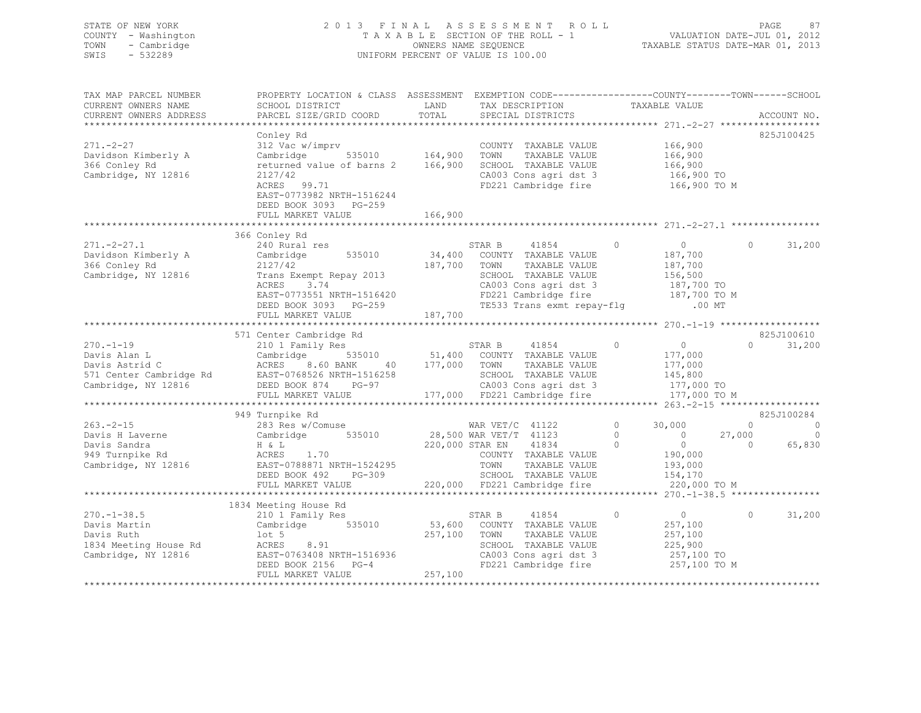STATE OF NEW YORK — 2013 FINAL ASSESSMENT ROLL
COUNTY - Washington — TAXABLE SECTION OF THE ROLL - 1 — VALUATION DATE-JUL 01, 2012
TOWN - Cambridge — OWNERS NAME SEQUENCE — TAXABLE STATUS DATE-MAR 01, 2013
SWIS - 532289 — UNIFORM PERCENT OF VALUE IS 100.00

| TAX MAP PARCEL NUMBER / CURRENT OWNERS NAME / CURRENT OWNERS ADDRESS | PROPERTY LOCATION & CLASS / SCHOOL DISTRICT / PARCEL SIZE/GRID COORD | ASSESSMENT LAND / TOTAL | EXEMPTION CODE / TAX DESCRIPTION / SPECIAL DISTRICTS | COUNTY TAXABLE VALUE | TOWN | SCHOOL | ACCOUNT NO. |
|---|---|---|---|---|---|---|---|
| **271.-2-27** | Conley Rd | | | | | | 825J100425 |
| Davidson Kimberly A | 312 Vac w/imprv | | COUNTY TAXABLE VALUE | 166,900 | | | |
| 366 Conley Rd | Cambridge 535010 | 164,900 | TOWN TAXABLE VALUE | 166,900 | | | |
| Cambridge, NY 12816 | returned value of barns 2 | 166,900 | SCHOOL TAXABLE VALUE | 166,900 | | | |
| | 2127/42 | | CA003 Cons agri dst 3 | 166,900 TO | | | |
| | ACRES 99.71 | | FD221 Cambridge fire | 166,900 TO M | | | |
| | EAST-0773982 NRTH-1516244 | | | | | | |
| | DEED BOOK 3093 PG-259 | | | | | | |
| | FULL MARKET VALUE | 166,900 | | | | | |
| **271.-2-27.1** | 366 Conley Rd | | | | | | |
| Davidson Kimberly A | 240 Rural res | | STAR B 41854 0 | 0 | 0 | 31,200 | |
| 366 Conley Rd | Cambridge 535010 | 34,400 | COUNTY TAXABLE VALUE | 187,700 | | | |
| Cambridge, NY 12816 | 2127/42 | 187,700 | TOWN TAXABLE VALUE | 187,700 | | | |
| | Trans Exempt Repay 2013 | | SCHOOL TAXABLE VALUE | 156,500 | | | |
| | ACRES 3.74 | | CA003 Cons agri dst 3 | 187,700 TO | | | |
| | EAST-0773551 NRTH-1516420 | | FD221 Cambridge fire | 187,700 TO M | | | |
| | DEED BOOK 3093 PG-259 | | TE533 Trans exmt repay-flg | .00 MT | | | |
| | FULL MARKET VALUE | 187,700 | | | | | |
| **270.-1-19** | 571 Center Cambridge Rd | | | | | | 825J100610 |
| Davis Alan L | 210 1 Family Res | | STAR B 41854 0 | 0 | 0 | 31,200 | |
| Davis Astrid C | Cambridge 535010 | 51,400 | COUNTY TAXABLE VALUE | 177,000 | | | |
| 571 Center Cambridge Rd | ACRES 8.60 BANK 40 | 177,000 | TOWN TAXABLE VALUE | 177,000 | | | |
| Cambridge, NY 12816 | EAST-0768526 NRTH-1516258 | | SCHOOL TAXABLE VALUE | 145,800 | | | |
| | DEED BOOK 874 PG-97 | | CA003 Cons agri dst 3 | 177,000 TO | | | |
| | FULL MARKET VALUE | 177,000 | FD221 Cambridge fire | 177,000 TO M | | | |
| **263.-2-15** | 949 Turnpike Rd | | | | | | 825J100284 |
| Davis H Laverne | 283 Res w/Comuse | | WAR VET/C 41122 0 | 30,000 | 0 | 0 | |
| Davis Sandra | Cambridge 535010 | 28,500 | WAR VET/T 41123 0 | 0 | 27,000 | 0 | |
| 949 Turnpike Rd | H & L | 220,000 | STAR EN 41834 0 | 0 | 0 | 65,830 | |
| Cambridge, NY 12816 | ACRES 1.70 | | COUNTY TAXABLE VALUE | 190,000 | | | |
| | EAST-0788871 NRTH-1524295 | | TOWN TAXABLE VALUE | 193,000 | | | |
| | DEED BOOK 492 PG-309 | | SCHOOL TAXABLE VALUE | 154,170 | | | |
| | FULL MARKET VALUE | 220,000 | FD221 Cambridge fire | 220,000 TO M | | | |
| **270.-1-38.5** | 1834 Meeting House Rd | | | | | | |
| Davis Martin | 210 1 Family Res | | STAR B 41854 0 | 0 | 0 | 31,200 | |
| Davis Ruth | Cambridge 535010 | 53,600 | COUNTY TAXABLE VALUE | 257,100 | | | |
| 1834 Meeting House Rd | lot 5 | 257,100 | TOWN TAXABLE VALUE | 257,100 | | | |
| Cambridge, NY 12816 | ACRES 8.91 | | SCHOOL TAXABLE VALUE | 225,900 | | | |
| | EAST-0763408 NRTH-1516936 | | CA003 Cons agri dst 3 | 257,100 TO | | | |
| | DEED BOOK 2156 PG-4 | | FD221 Cambridge fire | 257,100 TO M | | | |
| | FULL MARKET VALUE | 257,100 | | | | | |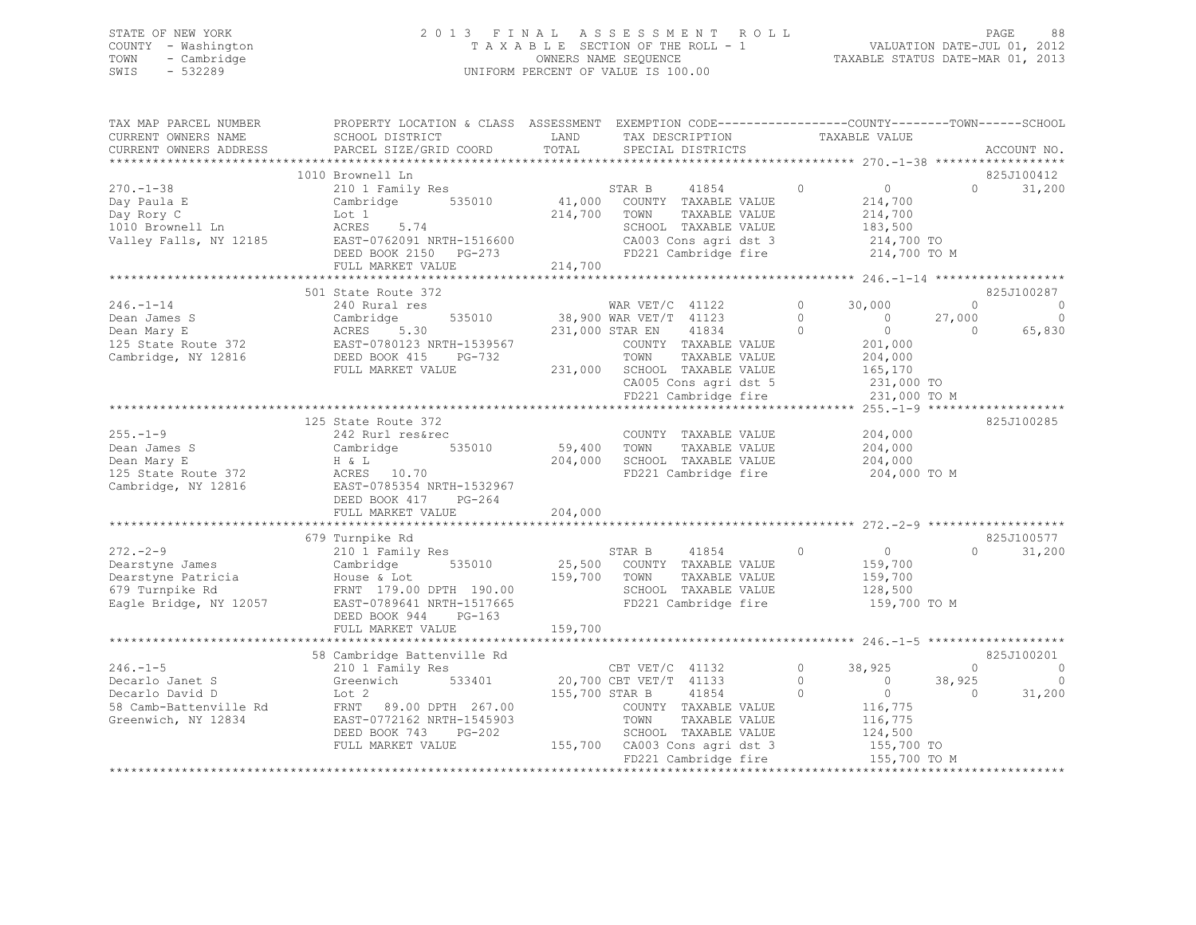STATE OF NEW YORK
COUNTY - Washington
TOWN - Cambridge
SWIS - 532289

2013 FINAL ASSESSMENT ROLL
TAXABLE SECTION OF THE ROLL - 1
OWNERS NAME SEQUENCE
UNIFORM PERCENT OF VALUE IS 100.00

VALUATION DATE-JUL 01, 2012
TAXABLE STATUS DATE-MAR 01, 2013

```
TAX MAP PARCEL NUMBER     PROPERTY LOCATION & CLASS  ASSESSMENT  EXEMPTION CODE-----------------COUNTY--------TOWN------SCHOOL
CURRENT OWNERS NAME       SCHOOL DISTRICT              LAND      TAX DESCRIPTION              TAXABLE VALUE
CURRENT OWNERS ADDRESS    PARCEL SIZE/GRID COORD       TOTAL     SPECIAL DISTRICTS                                  ACCOUNT NO.
******************************************************************************************** 270.-1-38 ******************
                          1010 Brownell Ln                                                                          825J100412
270.-1-38                 210 1 Family Res                       STAR B      41854         0          0          0     31,200
Day Paula E               Cambridge        535010       41,000   COUNTY  TAXABLE VALUE           214,700
Day Rory C                Lot 1                         214,700  TOWN    TAXABLE VALUE           214,700
1010 Brownell Ln          ACRES    5.74                          SCHOOL  TAXABLE VALUE           183,500
Valley Falls, NY 12185    EAST-0762091 NRTH-1516600              CA003 Cons agri dst 3           214,700 TO
                          DEED BOOK 2150   PG-273                FD221 Cambridge fire            214,700 TO M
                          FULL MARKET VALUE             214,700
******************************************************************************************** 246.-1-14 ******************
                          501 State Route 372                                                                       825J100287
246.-1-14                 240 Rural res                          WAR VET/C  41122          0     30,000          0          0
Dean James S              Cambridge        535010       38,900 WAR VET/T  41123          0          0      27,000          0
Dean Mary E               ACRES    5.30                 231,000 STAR EN     41834          0          0          0     65,830
125 State Route 372       EAST-0780123 NRTH-1539567              COUNTY  TAXABLE VALUE           201,000
Cambridge, NY 12816       DEED BOOK 415    PG-732                TOWN    TAXABLE VALUE           204,000
                          FULL MARKET VALUE             231,000  SCHOOL  TAXABLE VALUE           165,170
                                                                 CA005 Cons agri dst 5           231,000 TO
                                                                 FD221 Cambridge fire            231,000 TO M
******************************************************************************************** 255.-1-9 *******************
                          125 State Route 372                                                                       825J100285
255.-1-9                  242 Rurl res&rec                       COUNTY  TAXABLE VALUE           204,000
Dean James S              Cambridge        535010       59,400   TOWN    TAXABLE VALUE           204,000
Dean Mary E               H & L                         204,000  SCHOOL  TAXABLE VALUE           204,000
125 State Route 372       ACRES   10.70                          FD221 Cambridge fire            204,000 TO M
Cambridge, NY 12816       EAST-0785354 NRTH-1532967
                          DEED BOOK 417    PG-264
                          FULL MARKET VALUE             204,000
******************************************************************************************** 272.-2-9 *******************
                          679 Turnpike Rd                                                                           825J100577
272.-2-9                  210 1 Family Res                       STAR B      41854         0          0          0     31,200
Dearstyne James           Cambridge        535010       25,500   COUNTY  TAXABLE VALUE           159,700
Dearstyne Patricia        House & Lot                   159,700  TOWN    TAXABLE VALUE           159,700
679 Turnpike Rd           FRNT  179.00 DPTH 190.00               SCHOOL  TAXABLE VALUE           128,500
Eagle Bridge, NY 12057    EAST-0789641 NRTH-1517665              FD221 Cambridge fire            159,700 TO M
                          DEED BOOK 944    PG-163
                          FULL MARKET VALUE             159,700
******************************************************************************************** 246.-1-5 *******************
                          58 Cambridge Battenville Rd                                                               825J100201
246.-1-5                  210 1 Family Res                       CBT VET/C  41132          0     38,925          0          0
Decarlo Janet S           Greenwich        533401       20,700 CBT VET/T  41133          0          0      38,925          0
Decarlo David D           Lot 2                         155,700 STAR B      41854          0          0          0     31,200
58 Camb-Battenville Rd    FRNT   89.00 DPTH 267.00               COUNTY  TAXABLE VALUE           116,775
Greenwich, NY 12834       EAST-0772162 NRTH-1545903              TOWN    TAXABLE VALUE           116,775
                          DEED BOOK 743    PG-202                SCHOOL  TAXABLE VALUE           124,500
                          FULL MARKET VALUE             155,700  CA003 Cons agri dst 3           155,700 TO
                                                                 FD221 Cambridge fire            155,700 TO M
************************************************************************************************************************
```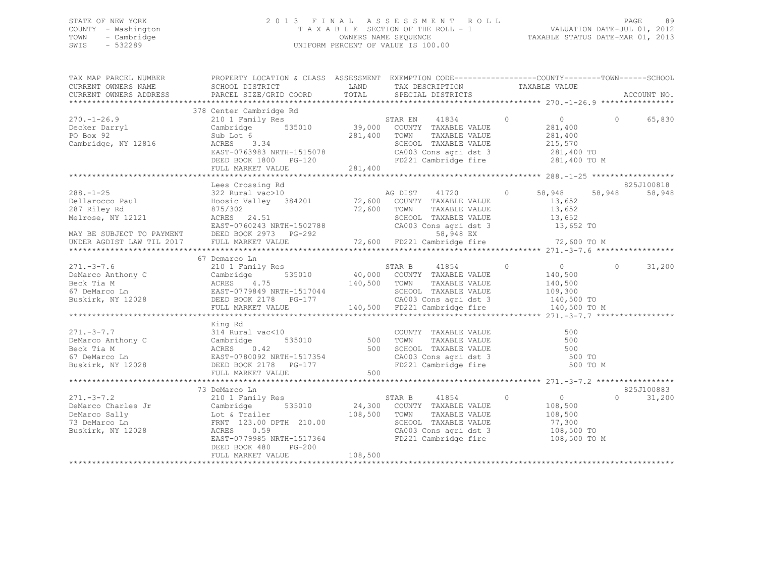STATE OF NEW YORK
COUNTY - Washington
TOWN - Cambridge
SWIS - 532289

2 0 1 3 F I N A L A S S E S S M E N T R O L L
T A X A B L E SECTION OF THE ROLL - 1
OWNERS NAME SEQUENCE
UNIFORM PERCENT OF VALUE IS 100.00

VALUATION DATE-JUL 01, 2012
TAXABLE STATUS DATE-MAR 01, 2013

```
TAX MAP PARCEL NUMBER          PROPERTY LOCATION & CLASS  ASSESSMENT  EXEMPTION CODE------------------COUNTY--------TOWN------SCHOOL
CURRENT OWNERS NAME            SCHOOL DISTRICT               LAND      TAX DESCRIPTION            TAXABLE VALUE
CURRENT OWNERS ADDRESS         PARCEL SIZE/GRID COORD        TOTAL     SPECIAL DISTRICTS                                      ACCOUNT NO.
******************************************************************************************************* 270.-1-26.9 ****************
                               378 Center Cambridge Rd
270.-1-26.9                    210 1 Family Res                        STAR EN    41834          0          0           0     65,830
Decker Darryl                  Cambridge        535010       39,000    COUNTY  TAXABLE VALUE            281,400
PO Box 92                      Sub Lot 6                    281,400    TOWN    TAXABLE VALUE            281,400
Cambridge, NY 12816            ACRES    3.34                           SCHOOL  TAXABLE VALUE            215,570
                               EAST-0763983 NRTH-1515078               CA003 Cons agri dst 3            281,400 TO
                               DEED BOOK 1800   PG-120                 FD221 Cambridge fire             281,400 TO M
                               FULL MARKET VALUE            281,400
******************************************************************************************************* 288.-1-25 ******************
                               Lees Crossing Rd                                                                       825J100818
288.-1-25                      322 Rural vac>10                        AG DIST    41720          0     58,948      58,948     58,948
Dellarocco Paul                Hoosic Valley  384201         72,600    COUNTY  TAXABLE VALUE             13,652
287 Riley Rd                   875/302                       72,600    TOWN    TAXABLE VALUE             13,652
Melrose, NY 12121              ACRES   24.51                           SCHOOL  TAXABLE VALUE             13,652
                               EAST-0760243 NRTH-1502788               CA003 Cons agri dst 3             13,652 TO
MAY BE SUBJECT TO PAYMENT      DEED BOOK 2973   PG-292                        58,948 EX
UNDER AGDIST LAW TIL 2017      FULL MARKET VALUE             72,600    FD221 Cambridge fire              72,600 TO M
******************************************************************************************************* 271.-3-7.6 *****************
                               67 Demarco Ln
271.-3-7.6                     210 1 Family Res                        STAR B     41854          0          0           0     31,200
DeMarco Anthony C              Cambridge        535010       40,000    COUNTY  TAXABLE VALUE            140,500
Beck Tia M                     ACRES    4.75                140,500    TOWN    TAXABLE VALUE            140,500
67 DeMarco Ln                  EAST-0779849 NRTH-1517044               SCHOOL  TAXABLE VALUE            109,300
Buskirk, NY 12028              DEED BOOK 2178   PG-177                 CA003 Cons agri dst 3            140,500 TO
                               FULL MARKET VALUE            140,500    FD221 Cambridge fire             140,500 TO M
******************************************************************************************************* 271.-3-7.7 *****************
                               King Rd
271.-3-7.7                     314 Rural vac<10                        COUNTY  TAXABLE VALUE                500
DeMarco Anthony C              Cambridge        535010          500    TOWN    TAXABLE VALUE                500
Beck Tia M                     ACRES    0.42                    500    SCHOOL  TAXABLE VALUE                500
67 DeMarco Ln                  EAST-0780092 NRTH-1517354               CA003 Cons agri dst 3                500 TO
Buskirk, NY 12028              DEED BOOK 2178   PG-177                 FD221 Cambridge fire                 500 TO M
                               FULL MARKET VALUE                500
******************************************************************************************************* 271.-3-7.2 *****************
                               73 DeMarco Ln                                                                          825J100883
271.-3-7.2                     210 1 Family Res                        STAR B     41854          0          0           0     31,200
DeMarco Charles Jr             Cambridge        535010       24,300    COUNTY  TAXABLE VALUE            108,500
DeMarco Sally                  Lot & Trailer                108,500    TOWN    TAXABLE VALUE            108,500
73 DeMarco Ln                  FRNT 123.00 DPTH 210.00                 SCHOOL  TAXABLE VALUE             77,300
Buskirk, NY 12028              ACRES    0.59                           CA003 Cons agri dst 3            108,500 TO
                               EAST-0779985 NRTH-1517364               FD221 Cambridge fire             108,500 TO M
                               DEED BOOK 480    PG-200
                               FULL MARKET VALUE            108,500
************************************************************************************************************************************
```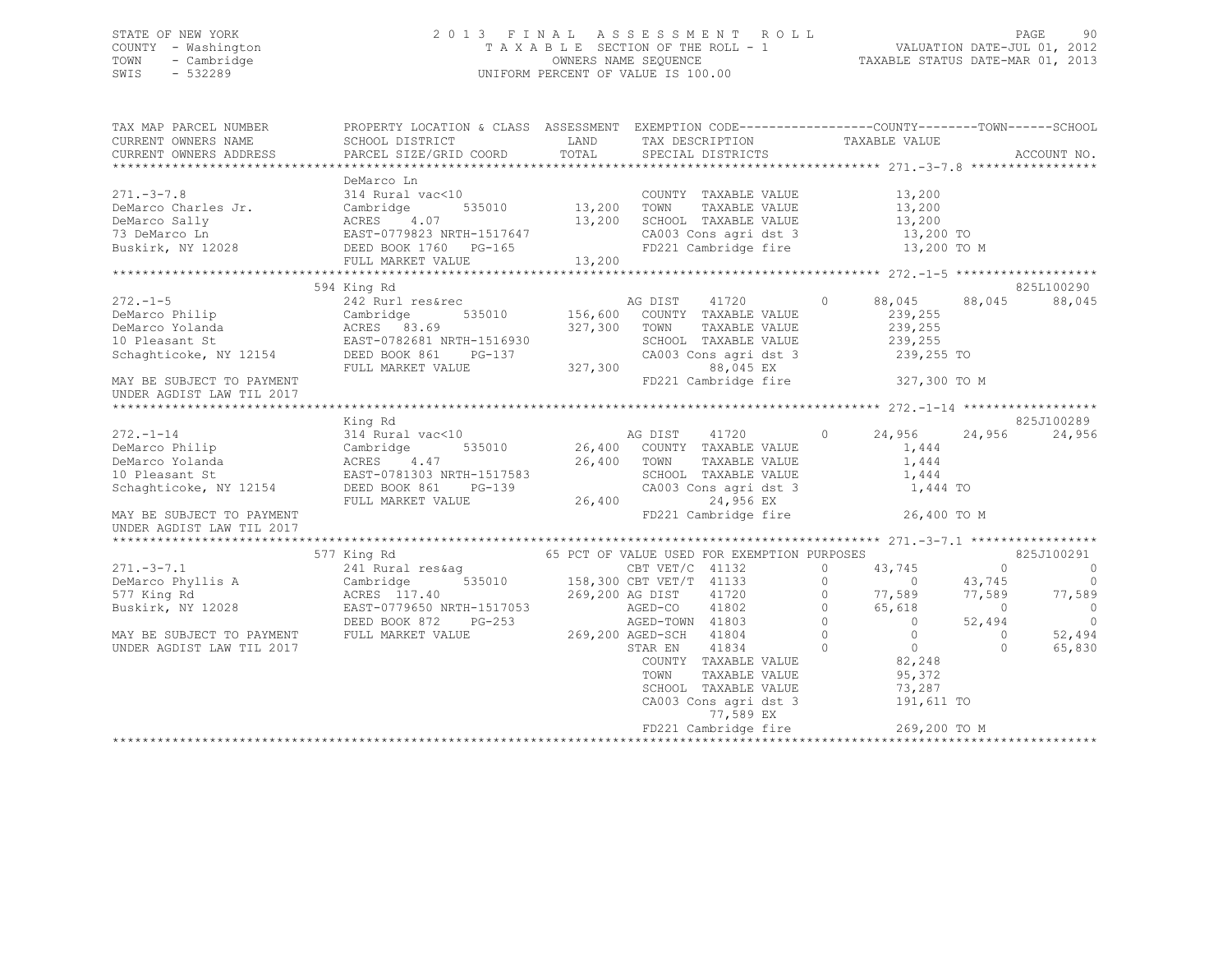STATE OF NEW YORK
COUNTY - Washington
TOWN - Cambridge
SWIS - 532289

# 2013 FINAL ASSESSMENT ROLL

TAXABLE SECTION OF THE ROLL - 1
OWNERS NAME SEQUENCE
UNIFORM PERCENT OF VALUE IS 100.00

VALUATION DATE-JUL 01, 2012
TAXABLE STATUS DATE-MAR 01, 2013

```
TAX MAP PARCEL NUMBER      PROPERTY LOCATION & CLASS  ASSESSMENT  EXEMPTION CODE------------------COUNTY--------TOWN------SCHOOL
CURRENT OWNERS NAME        SCHOOL DISTRICT               LAND      TAX DESCRIPTION              TAXABLE VALUE
CURRENT OWNERS ADDRESS     PARCEL SIZE/GRID COORD        TOTAL     SPECIAL DISTRICTS                                   ACCOUNT NO.
******************************************************************************************************* 271.-3-7.8 *****************
                           DeMarco Ln
271.-3-7.8                 314 Rural vac<10                        COUNTY  TAXABLE VALUE            13,200
DeMarco Charles Jr.        Cambridge       535010        13,200   TOWN    TAXABLE VALUE            13,200
DeMarco Sally              ACRES    4.07                 13,200   SCHOOL  TAXABLE VALUE            13,200
73 DeMarco Ln              EAST-0779823 NRTH-1517647               CA003 Cons agri dst 3            13,200 TO
Buskirk, NY 12028          DEED BOOK 1760   PG-165                 FD221 Cambridge fire             13,200 TO M
                           FULL MARKET VALUE             13,200
******************************************************************************************************* 272.-1-5 *******************
                           594 King Rd                                                                             825L100290
272.-1-5                   242 Rurl res&rec                        AG DIST    41720         0      88,045     88,045     88,045
DeMarco Philip             Cambridge       535010       156,600   COUNTY  TAXABLE VALUE           239,255
DeMarco Yolanda            ACRES   83.69                327,300   TOWN    TAXABLE VALUE           239,255
10 Pleasant St             EAST-0782681 NRTH-1516930               SCHOOL  TAXABLE VALUE           239,255
Schaghticoke, NY 12154     DEED BOOK 861    PG-137                 CA003 Cons agri dst 3           239,255 TO
                           FULL MARKET VALUE            327,300          88,045 EX
MAY BE SUBJECT TO PAYMENT                                          FD221 Cambridge fire            327,300 TO M
UNDER AGDIST LAW TIL 2017
******************************************************************************************************* 272.-1-14 ******************
                           King Rd                                                                                 825J100289
272.-1-14                  314 Rural vac<10                        AG DIST    41720         0      24,956     24,956     24,956
DeMarco Philip             Cambridge       535010        26,400   COUNTY  TAXABLE VALUE             1,444
DeMarco Yolanda            ACRES    4.47                 26,400   TOWN    TAXABLE VALUE             1,444
10 Pleasant St             EAST-0781303 NRTH-1517583               SCHOOL  TAXABLE VALUE             1,444
Schaghticoke, NY 12154     DEED BOOK 861    PG-139                 CA003 Cons agri dst 3             1,444 TO
                           FULL MARKET VALUE             26,400          24,956 EX
MAY BE SUBJECT TO PAYMENT                                          FD221 Cambridge fire             26,400 TO M
UNDER AGDIST LAW TIL 2017
******************************************************************************************************* 271.-3-7.1 *****************
                           577 King Rd                    65 PCT OF VALUE USED FOR EXEMPTION PURPOSES                825J100291
271.-3-7.1                 241 Rural res&ag                        CBT VET/C  41132         0      43,745          0          0
DeMarco Phyllis A          Cambridge       535010       158,300 CBT VET/T  41133           0           0     43,745          0
577 King Rd                ACRES  117.40                269,200 AG DIST    41720           0      77,589     77,589     77,589
Buskirk, NY 12028          EAST-0779650 NRTH-1517053               AGED-CO    41802         0      65,618          0          0
                           DEED BOOK 872    PG-253                 AGED-TOWN  41803         0           0     52,494          0
MAY BE SUBJECT TO PAYMENT  FULL MARKET VALUE            269,200 AGED-SCH   41804           0           0          0     52,494
UNDER AGDIST LAW TIL 2017                                          STAR EN    41834         0           0          0     65,830
                                                                   COUNTY  TAXABLE VALUE            82,248
                                                                   TOWN    TAXABLE VALUE            95,372
                                                                   SCHOOL  TAXABLE VALUE            73,287
                                                                   CA003 Cons agri dst 3           191,611 TO
                                                                         77,589 EX
                                                                   FD221 Cambridge fire            269,200 TO M
************************************************************************************************************************************
```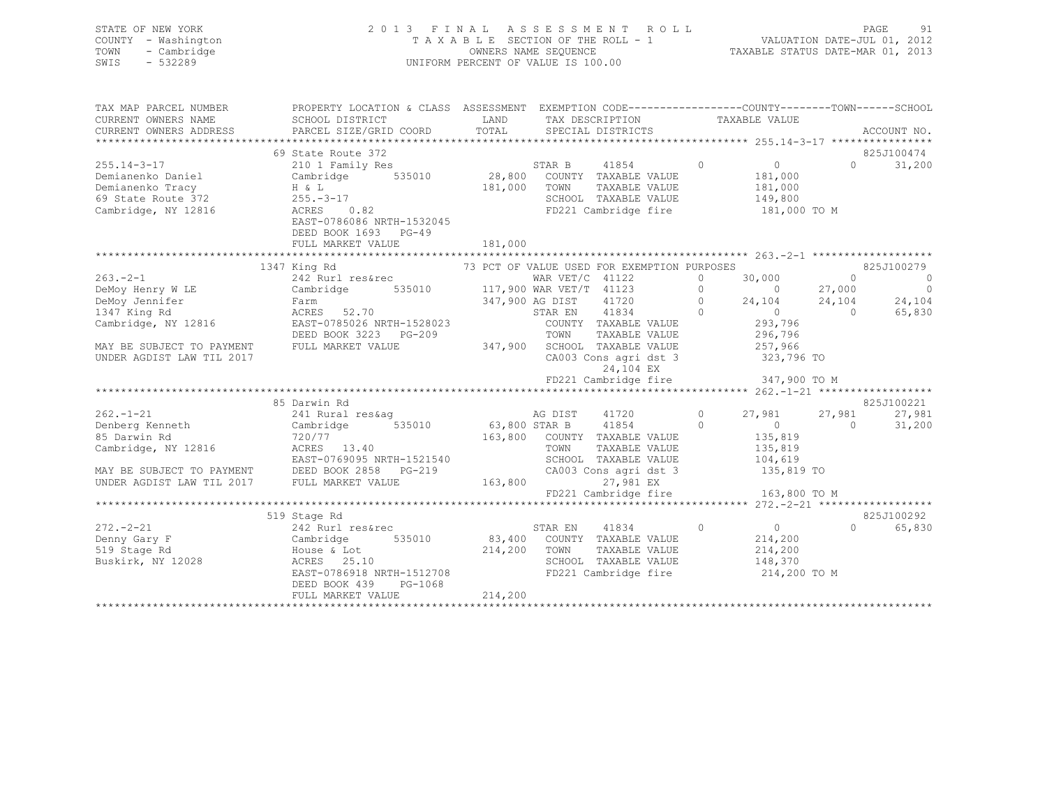STATE OF NEW YORK  
COUNTY - Washington  
TOWN - Cambridge  
SWIS - 532289  

2013 FINAL ASSESSMENT ROLL  
TAXABLE SECTION OF THE ROLL - 1  
OWNERS NAME SEQUENCE  
UNIFORM PERCENT OF VALUE IS 100.00  

VALUATION DATE-JUL 01, 2012  
TAXABLE STATUS DATE-MAR 01, 2013  

```
TAX MAP PARCEL NUMBER       PROPERTY LOCATION & CLASS  ASSESSMENT  EXEMPTION CODE------------------COUNTY--------TOWN------SCHOOL
CURRENT OWNERS NAME         SCHOOL DISTRICT               LAND      TAX DESCRIPTION               TAXABLE VALUE
CURRENT OWNERS ADDRESS      PARCEL SIZE/GRID COORD        TOTAL     SPECIAL DISTRICTS                                    ACCOUNT NO.
*********************************************************************************************** 255.14-3-17 ****************
                            69 State Route 372                                                                   825J100474
255.14-3-17                 210 1 Family Res                      STAR B    41854        0          0            0     31,200
Demianenko Daniel           Cambridge      535010      28,800   COUNTY  TAXABLE VALUE          181,000
Demianenko Tracy            H & L                      181,000   TOWN    TAXABLE VALUE          181,000
69 State Route 372          255.-3-17                             SCHOOL  TAXABLE VALUE          149,800
Cambridge, NY 12816         ACRES    0.82                         FD221 Cambridge fire           181,000 TO M
                            EAST-0786086 NRTH-1532045
                            DEED BOOK 1693   PG-49
                            FULL MARKET VALUE          181,000
*********************************************************************************************** 263.-2-1 *******************
                            1347 King Rd              73 PCT OF VALUE USED FOR EXEMPTION PURPOSES                825J100279
263.-2-1                    242 Rurl res&rec                      WAR VET/C 41122        0     30,000            0          0
DeMoy Henry W LE            Cambridge      535010     117,900 WAR VET/T 41123        0          0       27,000          0
DeMoy Jennifer              Farm                      347,900 AG DIST   41720        0     24,104       24,104     24,104
1347 King Rd                ACRES   52.70                         STAR EN   41834        0          0            0     65,830
Cambridge, NY 12816         EAST-0785026 NRTH-1528023             COUNTY  TAXABLE VALUE          293,796
                            DEED BOOK 3223   PG-209               TOWN    TAXABLE VALUE          296,796
MAY BE SUBJECT TO PAYMENT   FULL MARKET VALUE          347,900   SCHOOL  TAXABLE VALUE          257,966
UNDER AGDIST LAW TIL 2017                                         CA003 Cons agri dst 3          323,796 TO
                                                                        24,104 EX
                                                                  FD221 Cambridge fire           347,900 TO M
*********************************************************************************************** 262.-1-21 ******************
                            85 Darwin Rd                                                                         825J100221
262.-1-21                   241 Rural res&ag                      AG DIST   41720        0     27,981       27,981     27,981
Denberg Kenneth             Cambridge      535010      63,800 STAR B    41854        0          0            0     31,200
85 Darwin Rd                720/77                     163,800   COUNTY  TAXABLE VALUE          135,819
Cambridge, NY 12816         ACRES   13.40                         TOWN    TAXABLE VALUE          135,819
                            EAST-0769095 NRTH-1521540             SCHOOL  TAXABLE VALUE          104,619
MAY BE SUBJECT TO PAYMENT   DEED BOOK 2858   PG-219               CA003 Cons agri dst 3          135,819 TO
UNDER AGDIST LAW TIL 2017   FULL MARKET VALUE          163,800         27,981 EX
                                                                  FD221 Cambridge fire           163,800 TO M
*********************************************************************************************** 272.-2-21 ******************
                            519 Stage Rd                                                                         825J100292
272.-2-21                   242 Rurl res&rec                      STAR EN   41834        0          0            0     65,830
Denny Gary F                Cambridge      535010      83,400   COUNTY  TAXABLE VALUE          214,200
519 Stage Rd                House & Lot                214,200   TOWN    TAXABLE VALUE          214,200
Buskirk, NY 12028           ACRES   25.10                         SCHOOL  TAXABLE VALUE          148,370
                            EAST-0786918 NRTH-1512708             FD221 Cambridge fire           214,200 TO M
                            DEED BOOK 439    PG-1068
                            FULL MARKET VALUE          214,200
******************************************************************************************************************************
```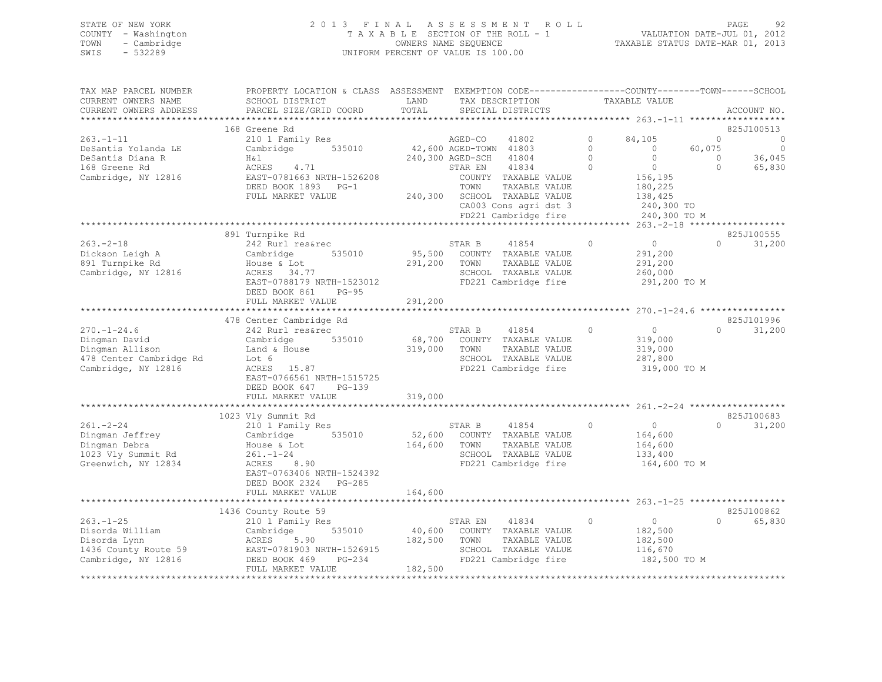STATE OF NEW YORK
COUNTY - Washington
TOWN - Cambridge
SWIS - 532289

2013 FINAL ASSESSMENT ROLL
TAXABLE SECTION OF THE ROLL - 1
OWNERS NAME SEQUENCE
UNIFORM PERCENT OF VALUE IS 100.00

VALUATION DATE-JUL 01, 2012
TAXABLE STATUS DATE-MAR 01, 2013

```
TAX MAP PARCEL NUMBER     PROPERTY LOCATION & CLASS  ASSESSMENT  EXEMPTION CODE-----------------COUNTY--------TOWN------SCHOOL
CURRENT OWNERS NAME       SCHOOL DISTRICT               LAND      TAX DESCRIPTION             TAXABLE VALUE
CURRENT OWNERS ADDRESS    PARCEL SIZE/GRID COORD        TOTAL     SPECIAL DISTRICTS                                        ACCOUNT NO.
******************************************************************************************************* 263.-1-11 ******************
                          168 Greene Rd                                                                                    825J100513
263.-1-11                 210 1 Family Res                        AGED-CO     41802        0     84,105           0            0
DeSantis Yolanda LE       Cambridge        535010      42,600 AGED-TOWN  41803        0          0      60,075            0
DeSantis Diana R          H&l                          240,300 AGED-SCH   41804        0          0           0       36,045
168 Greene Rd             ACRES    4.71                           STAR EN     41834        0          0           0       65,830
Cambridge, NY 12816       EAST-0781663 NRTH-1526208               COUNTY  TAXABLE VALUE           156,195
                          DEED BOOK 1893   PG-1                   TOWN    TAXABLE VALUE           180,225
                          FULL MARKET VALUE           240,300     SCHOOL  TAXABLE VALUE           138,425
                                                                  CA003 Cons agri dst 3            240,300 TO
                                                                  FD221 Cambridge fire             240,300 TO M
******************************************************************************************************* 263.-2-18 ******************
                          891 Turnpike Rd                                                                                  825J100555
263.-2-18                 242 Rurl res&rec                        STAR B      41854        0          0           0       31,200
Dickson Leigh A           Cambridge        535010      95,500     COUNTY  TAXABLE VALUE           291,200
891 Turnpike Rd           House & Lot                 291,200     TOWN    TAXABLE VALUE           291,200
Cambridge, NY 12816       ACRES   34.77                           SCHOOL  TAXABLE VALUE           260,000
                          EAST-0788179 NRTH-1523012               FD221 Cambridge fire             291,200 TO M
                          DEED BOOK 861    PG-95
                          FULL MARKET VALUE           291,200
******************************************************************************************************* 270.-1-24.6 ****************
                          478 Center Cambridge Rd                                                                          825J101996
270.-1-24.6               242 Rurl res&rec                        STAR B      41854        0          0           0       31,200
Dingman David             Cambridge        535010      68,700     COUNTY  TAXABLE VALUE           319,000
Dingman Allison           Land & House                319,000     TOWN    TAXABLE VALUE           319,000
478 Center Cambridge Rd   Lot 6                                   SCHOOL  TAXABLE VALUE           287,800
Cambridge, NY 12816       ACRES   15.87                           FD221 Cambridge fire             319,000 TO M
                          EAST-0766561 NRTH-1515725
                          DEED BOOK 647    PG-139
                          FULL MARKET VALUE           319,000
******************************************************************************************************* 261.-2-24 ******************
                          1023 Vly Summit Rd                                                                               825J100683
261.-2-24                 210 1 Family Res                        STAR B      41854        0          0           0       31,200
Dingman Jeffrey           Cambridge        535010      52,600     COUNTY  TAXABLE VALUE           164,600
Dingman Debra             House & Lot                 164,600     TOWN    TAXABLE VALUE           164,600
1023 Vly Summit Rd        261.-1-24                               SCHOOL  TAXABLE VALUE           133,400
Greenwich, NY 12834       ACRES    8.90                           FD221 Cambridge fire             164,600 TO M
                          EAST-0763406 NRTH-1524392
                          DEED BOOK 2324   PG-285
                          FULL MARKET VALUE           164,600
******************************************************************************************************* 263.-1-25 ******************
                          1436 County Route 59                                                                             825J100862
263.-1-25                 210 1 Family Res                        STAR EN     41834        0          0           0       65,830
Disorda William           Cambridge        535010      40,600     COUNTY  TAXABLE VALUE           182,500
Disorda Lynn              ACRES    5.90               182,500     TOWN    TAXABLE VALUE           182,500
1436 County Route 59      EAST-0781903 NRTH-1526915               SCHOOL  TAXABLE VALUE           116,670
Cambridge, NY 12816       DEED BOOK 469    PG-234                 FD221 Cambridge fire             182,500 TO M
                          FULL MARKET VALUE           182,500
************************************************************************************************************************************
```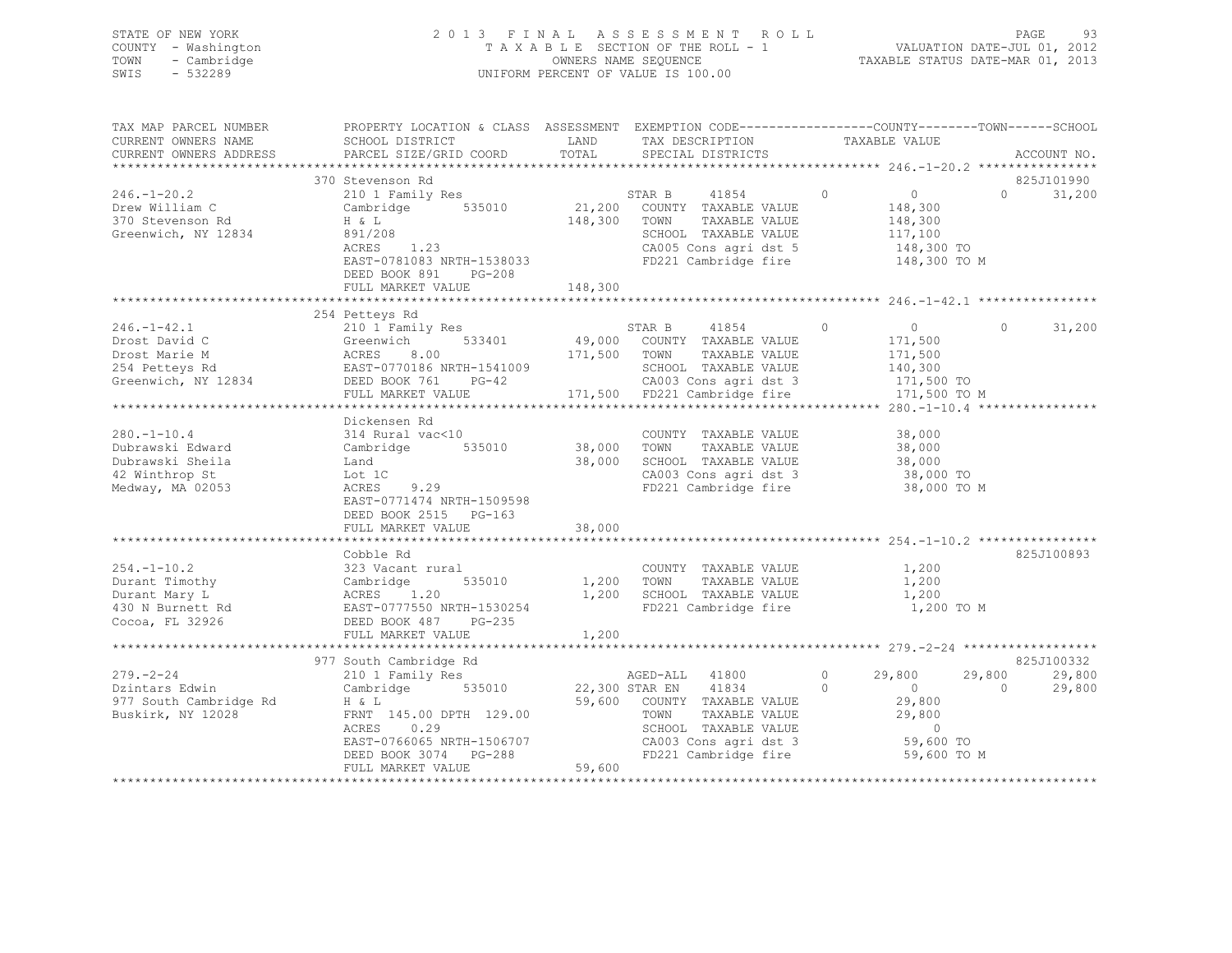STATE OF NEW YORK  
COUNTY - Washington  
TOWN - Cambridge  
SWIS - 532289

# 2013 FINAL ASSESSMENT ROLL
TAXABLE SECTION OF THE ROLL - 1  
OWNERS NAME SEQUENCE  
UNIFORM PERCENT OF VALUE IS 100.00

VALUATION DATE-JUL 01, 2012  
TAXABLE STATUS DATE-MAR 01, 2013

```
TAX MAP PARCEL NUMBER     PROPERTY LOCATION & CLASS  ASSESSMENT  EXEMPTION CODE------------------COUNTY--------TOWN------SCHOOL
CURRENT OWNERS NAME       SCHOOL DISTRICT               LAND      TAX DESCRIPTION            TAXABLE VALUE
CURRENT OWNERS ADDRESS    PARCEL SIZE/GRID COORD        TOTAL     SPECIAL DISTRICTS                                         ACCOUNT NO.
******************************************************************************************************* 246.-1-20.2 ****************
                          370 Stevenson Rd                                                                                825J101990
246.-1-20.2               210 1 Family Res                        STAR B      41854        0          0            0      31,200
Drew William C            Cambridge        535010       21,200    COUNTY  TAXABLE VALUE             148,300
370 Stevenson Rd          H & L                        148,300    TOWN    TAXABLE VALUE             148,300
Greenwich, NY 12834       891/208                                 SCHOOL  TAXABLE VALUE             117,100
                          ACRES     1.23                          CA005 Cons agri dst 5             148,300 TO
                          EAST-0781083 NRTH-1538033               FD221 Cambridge fire              148,300 TO M
                          DEED BOOK 891    PG-208
                          FULL MARKET VALUE            148,300
******************************************************************************************************* 246.-1-42.1 ****************
                          254 Petteys Rd
246.-1-42.1               210 1 Family Res                        STAR B      41854        0          0            0      31,200
Drost David C             Greenwich        533401       49,000    COUNTY  TAXABLE VALUE             171,500
Drost Marie M             ACRES     8.00               171,500    TOWN    TAXABLE VALUE             171,500
254 Petteys Rd            EAST-0770186 NRTH-1541009               SCHOOL  TAXABLE VALUE             140,300
Greenwich, NY 12834       DEED BOOK 761    PG-42                  CA003 Cons agri dst 3             171,500 TO
                          FULL MARKET VALUE            171,500    FD221 Cambridge fire              171,500 TO M
******************************************************************************************************* 280.-1-10.4 ****************
                          Dickensen Rd
280.-1-10.4               314 Rural vac<10                        COUNTY  TAXABLE VALUE              38,000
Dubrawski Edward          Cambridge        535010       38,000    TOWN    TAXABLE VALUE              38,000
Dubrawski Sheila          Land                          38,000    SCHOOL  TAXABLE VALUE              38,000
42 Winthrop St            Lot 1C                                  CA003 Cons agri dst 3              38,000 TO
Medway, MA 02053          ACRES     9.29                          FD221 Cambridge fire               38,000 TO M
                          EAST-0771474 NRTH-1509598
                          DEED BOOK 2515   PG-163
                          FULL MARKET VALUE             38,000
******************************************************************************************************* 254.-1-10.2 ****************
                          Cobble Rd                                                                                       825J100893
254.-1-10.2               323 Vacant rural                        COUNTY  TAXABLE VALUE               1,200
Durant Timothy            Cambridge        535010        1,200    TOWN    TAXABLE VALUE               1,200
Durant Mary L             ACRES     1.20                 1,200    SCHOOL  TAXABLE VALUE               1,200
430 N Burnett Rd          EAST-0777550 NRTH-1530254               FD221 Cambridge fire                1,200 TO M
Cocoa, FL 32926           DEED BOOK 487    PG-235
                          FULL MARKET VALUE              1,200
******************************************************************************************************* 279.-2-24 ******************
                          977 South Cambridge Rd                                                                          825J100332
279.-2-24                 210 1 Family Res                        AGED-ALL    41800        0     29,800       29,800      29,800
Dzintars Edwin            Cambridge        535010       22,300    STAR EN     41834        0          0            0      29,800
977 South Cambridge Rd    H & L                         59,600    COUNTY  TAXABLE VALUE              29,800
Buskirk, NY 12028         FRNT 145.00 DPTH 129.00                 TOWN    TAXABLE VALUE              29,800
                          ACRES     0.29                          SCHOOL  TAXABLE VALUE                   0
                          EAST-0766065 NRTH-1506707               CA003 Cons agri dst 3              59,600 TO
                          DEED BOOK 3074   PG-288                 FD221 Cambridge fire               59,600 TO M
                          FULL MARKET VALUE             59,600
************************************************************************************************************************************
```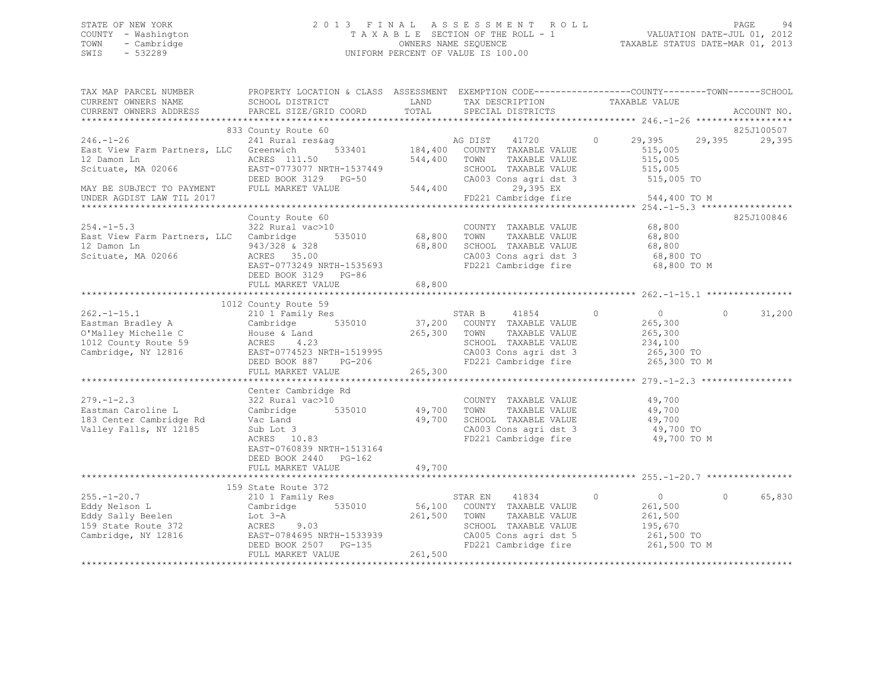STATE OF NEW YORK
COUNTY - Washington
TOWN - Cambridge
SWIS - 532289

2013 FINAL ASSESSMENT ROLL
TAXABLE SECTION OF THE ROLL - 1
OWNERS NAME SEQUENCE
UNIFORM PERCENT OF VALUE IS 100.00

VALUATION DATE-JUL 01, 2012
TAXABLE STATUS DATE-MAR 01, 2013

```
TAX MAP PARCEL NUMBER         PROPERTY LOCATION & CLASS  ASSESSMENT  EXEMPTION CODE------------------COUNTY--------TOWN------SCHOOL
CURRENT OWNERS NAME           SCHOOL DISTRICT               LAND      TAX DESCRIPTION            TAXABLE VALUE
CURRENT OWNERS ADDRESS        PARCEL SIZE/GRID COORD        TOTAL     SPECIAL DISTRICTS                                   ACCOUNT NO.
*********************************************************************************************************** 246.-1-26 ******************
                              833 County Route 60                                                                          825J100507
246.-1-26                     241 Rural res&ag                        AG DIST     41720         0       29,395     29,395     29,395
East View Farm Partners, LLC  Greenwich        533401       184,400   COUNTY  TAXABLE VALUE            515,005
12 Damon Ln                   ACRES 111.50                  544,400   TOWN    TAXABLE VALUE            515,005
Scituate, MA 02066            EAST-0773077 NRTH-1537449               SCHOOL  TAXABLE VALUE            515,005
                              DEED BOOK 3129   PG-50                  CA003 Cons agri dst 3             515,005 TO
MAY BE SUBJECT TO PAYMENT     FULL MARKET VALUE             544,400          29,395 EX
UNDER AGDIST LAW TIL 2017                                             FD221 Cambridge fire              544,400 TO M
*********************************************************************************************************** 254.-1-5.3 *****************
                              County Route 60                                                                              825J100846
254.-1-5.3                    322 Rural vac>10                        COUNTY  TAXABLE VALUE             68,800
East View Farm Partners, LLC  Cambridge        535010        68,800   TOWN    TAXABLE VALUE             68,800
12 Damon Ln                   943/328 & 328                  68,800   SCHOOL  TAXABLE VALUE             68,800
Scituate, MA 02066            ACRES  35.00                            CA003 Cons agri dst 3              68,800 TO
                              EAST-0773249 NRTH-1535693               FD221 Cambridge fire               68,800 TO M
                              DEED BOOK 3129   PG-86
                              FULL MARKET VALUE              68,800
*********************************************************************************************************** 262.-1-15.1 ****************
                              1012 County Route 59
262.-1-15.1                   210 1 Family Res                        STAR B      41854         0            0          0     31,200
Eastman Bradley A             Cambridge        535010        37,200   COUNTY  TAXABLE VALUE            265,300
O'Malley Michelle C           House & Land                  265,300   TOWN    TAXABLE VALUE            265,300
1012 County Route 59          ACRES   4.23                            SCHOOL  TAXABLE VALUE            234,100
Cambridge, NY 12816           EAST-0774523 NRTH-1519995               CA003 Cons agri dst 3             265,300 TO
                              DEED BOOK 887    PG-206                 FD221 Cambridge fire              265,300 TO M
                              FULL MARKET VALUE             265,300
*********************************************************************************************************** 279.-1-2.3 *****************
                              Center Cambridge Rd
279.-1-2.3                    322 Rural vac>10                        COUNTY  TAXABLE VALUE             49,700
Eastman Caroline L            Cambridge        535010        49,700   TOWN    TAXABLE VALUE             49,700
183 Center Cambridge Rd       Vac Land                       49,700   SCHOOL  TAXABLE VALUE             49,700
Valley Falls, NY 12185        Sub Lot 3                               CA003 Cons agri dst 3              49,700 TO
                              ACRES  10.83                            FD221 Cambridge fire               49,700 TO M
                              EAST-0760839 NRTH-1513164
                              DEED BOOK 2440   PG-162
                              FULL MARKET VALUE              49,700
*********************************************************************************************************** 255.-1-20.7 ****************
                              159 State Route 372
255.-1-20.7                   210 1 Family Res                        STAR EN     41834         0            0          0     65,830
Eddy Nelson L                 Cambridge        535010        56,100   COUNTY  TAXABLE VALUE            261,500
Eddy Sally Beelen             Lot 3-A                       261,500   TOWN    TAXABLE VALUE            261,500
159 State Route 372           ACRES   9.03                            SCHOOL  TAXABLE VALUE            195,670
Cambridge, NY 12816           EAST-0784695 NRTH-1533939               CA005 Cons agri dst 5             261,500 TO
                              DEED BOOK 2507   PG-135                 FD221 Cambridge fire              261,500 TO M
                              FULL MARKET VALUE             261,500
****************************************************************************************************************************************
```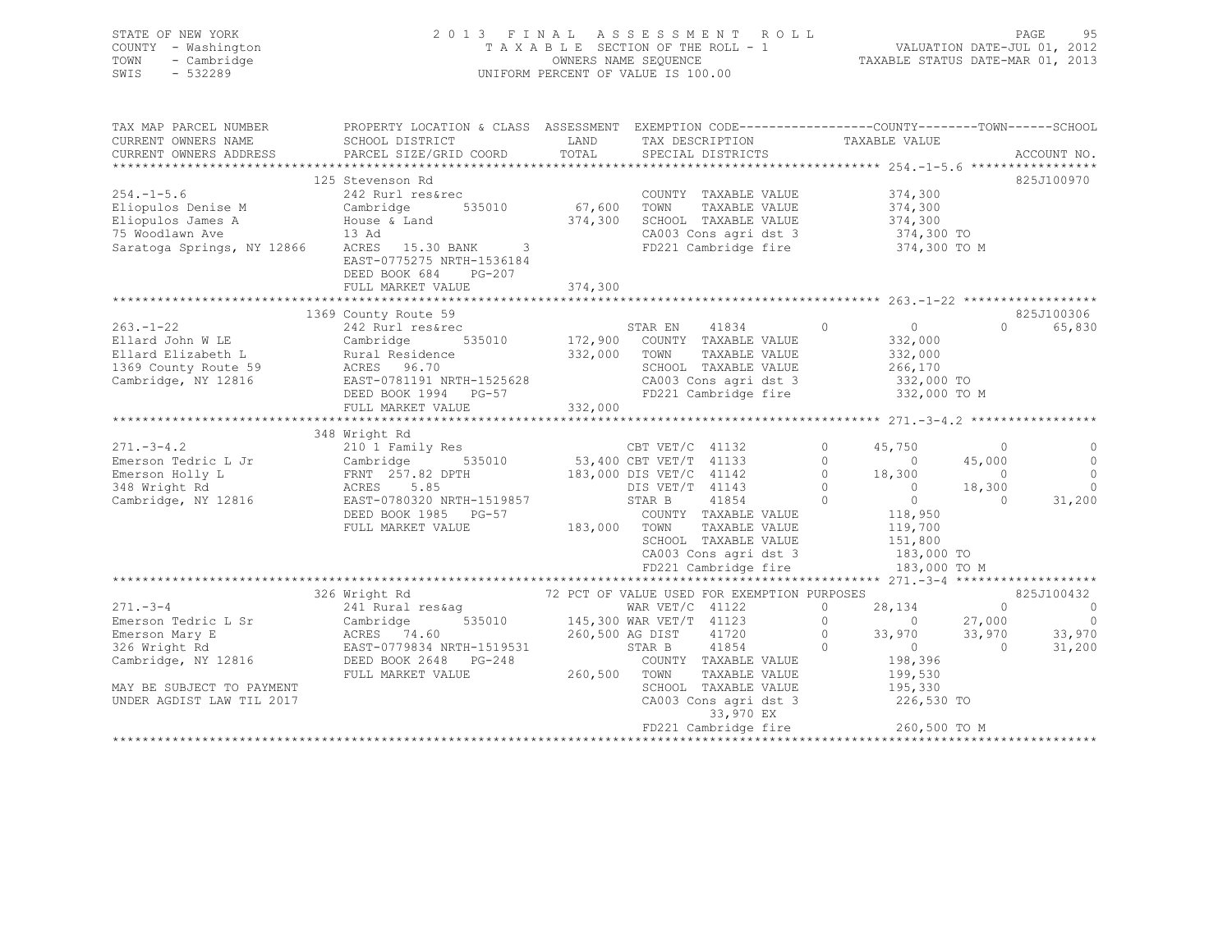STATE OF NEW YORK
COUNTY - Washington
TOWN - Cambridge
SWIS - 532289

2 0 1 3 F I N A L A S S E S S M E N T R O L L
T A X A B L E SECTION OF THE ROLL - 1
OWNERS NAME SEQUENCE
UNIFORM PERCENT OF VALUE IS 100.00

VALUATION DATE-JUL 01, 2012
TAXABLE STATUS DATE-MAR 01, 2013

```
TAX MAP PARCEL NUMBER        PROPERTY LOCATION & CLASS  ASSESSMENT  EXEMPTION CODE-----------------COUNTY--------TOWN------SCHOOL
CURRENT OWNERS NAME          SCHOOL DISTRICT               LAND      TAX DESCRIPTION              TAXABLE VALUE
CURRENT OWNERS ADDRESS       PARCEL SIZE/GRID COORD        TOTAL     SPECIAL DISTRICTS                                      ACCOUNT NO.
******************************************************************************************************* 254.-1-5.6 *****************
                             125 Stevenson Rd                                                                               825J100970
254.-1-5.6                   242 Rurl res&rec                        COUNTY  TAXABLE VALUE           374,300
Eliopulos Denise M           Cambridge        535010     67,600      TOWN    TAXABLE VALUE           374,300
Eliopulos James A            House & Land               374,300      SCHOOL  TAXABLE VALUE           374,300
75 Woodlawn Ave              13 Ad                                   CA003 Cons agri dst 3            374,300 TO
Saratoga Springs, NY 12866   ACRES  15.30 BANK     3                 FD221 Cambridge fire             374,300 TO M
                             EAST-0775275 NRTH-1536184
                             DEED BOOK 684    PG-207
                             FULL MARKET VALUE          374,300
******************************************************************************************************* 263.-1-22 ******************
                             1369 County Route 59                                                                           825J100306
263.-1-22                    242 Rurl res&rec                        STAR EN    41834         0          0          0      65,830
Ellard John W LE             Cambridge        535010    172,900      COUNTY  TAXABLE VALUE           332,000
Ellard Elizabeth L           Rural Residence            332,000      TOWN    TAXABLE VALUE           332,000
1369 County Route 59         ACRES  96.70                            SCHOOL  TAXABLE VALUE           266,170
Cambridge, NY 12816          EAST-0781191 NRTH-1525628               CA003 Cons agri dst 3            332,000 TO
                             DEED BOOK 1994   PG-57                  FD221 Cambridge fire             332,000 TO M
                             FULL MARKET VALUE          332,000
******************************************************************************************************* 271.-3-4.2 *****************
                             348 Wright Rd
271.-3-4.2                   210 1 Family Res                        CBT VET/C  41132         0     45,750          0           0
Emerson Tedric L Jr          Cambridge        535010     53,400 CBT VET/T  41133         0          0     45,000           0
Emerson Holly L              FRNT 257.82 DPTH           183,000 DIS VET/C  41142         0     18,300          0           0
348 Wright Rd                ACRES   5.85                            DIS VET/T  41143         0          0     18,300           0
Cambridge, NY 12816          EAST-0780320 NRTH-1519857               STAR B     41854         0          0          0      31,200
                             DEED BOOK 1985   PG-57                  COUNTY  TAXABLE VALUE           118,950
                             FULL MARKET VALUE          183,000      TOWN    TAXABLE VALUE           119,700
                                                                     SCHOOL  TAXABLE VALUE           151,800
                                                                     CA003 Cons agri dst 3            183,000 TO
                                                                     FD221 Cambridge fire             183,000 TO M
******************************************************************************************************* 271.-3-4 *******************
                             326 Wright Rd              72 PCT OF VALUE USED FOR EXEMPTION PURPOSES                         825J100432
271.-3-4                     241 Rural res&ag                        WAR VET/C  41122         0     28,134          0           0
Emerson Tedric L Sr          Cambridge        535010    145,300 WAR VET/T  41123         0          0     27,000           0
Emerson Mary E               ACRES  74.60               260,500 AG DIST    41720         0     33,970     33,970      33,970
326 Wright Rd                EAST-0779834 NRTH-1519531               STAR B     41854         0          0          0      31,200
Cambridge, NY 12816          DEED BOOK 2648   PG-248                 COUNTY  TAXABLE VALUE           198,396
                             FULL MARKET VALUE          260,500      TOWN    TAXABLE VALUE           199,530
MAY BE SUBJECT TO PAYMENT                                            SCHOOL  TAXABLE VALUE           195,330
UNDER AGDIST LAW TIL 2017                                            CA003 Cons agri dst 3            226,530 TO
                                                                               33,970 EX
                                                                     FD221 Cambridge fire             260,500 TO M
************************************************************************************************************************************
```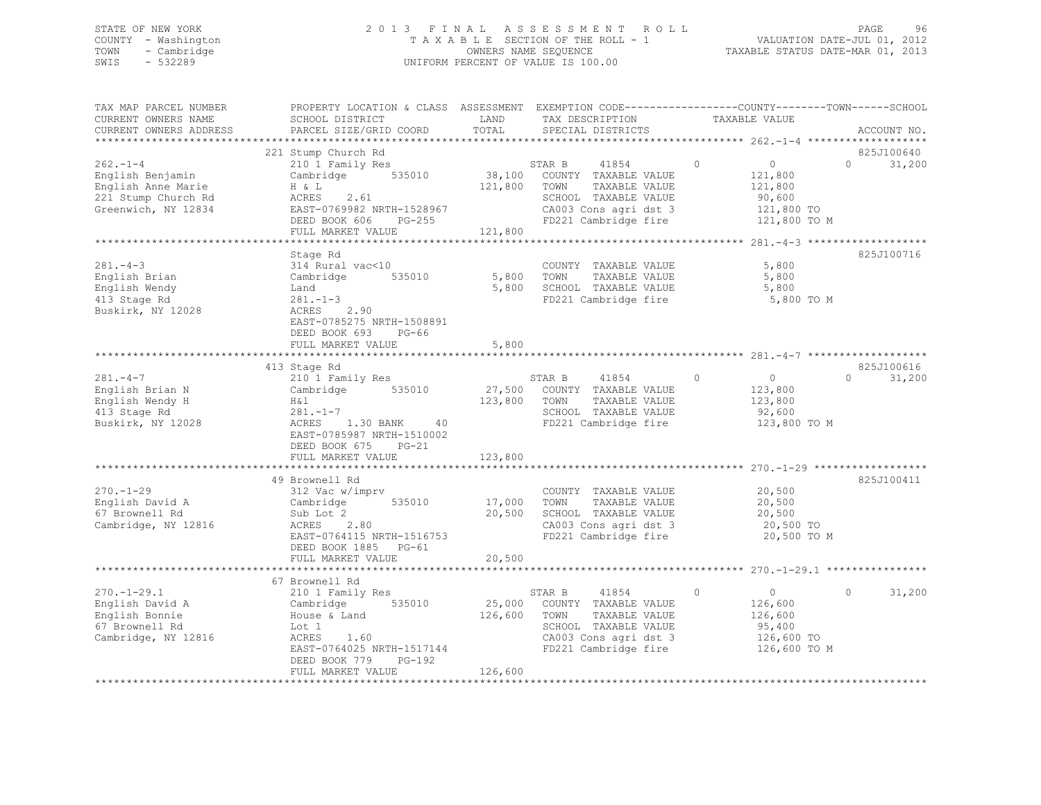STATE OF NEW YORK
COUNTY - Washington
TOWN - Cambridge
SWIS - 532289

2013 FINAL ASSESSMENT ROLL
TAXABLE SECTION OF THE ROLL - 1
OWNERS NAME SEQUENCE
UNIFORM PERCENT OF VALUE IS 100.00

VALUATION DATE-JUL 01, 2012
TAXABLE STATUS DATE-MAR 01, 2013

| TAX MAP PARCEL NUMBER / CURRENT OWNERS NAME / CURRENT OWNERS ADDRESS | PROPERTY LOCATION & CLASS / SCHOOL DISTRICT / PARCEL SIZE/GRID COORD | ASSESSMENT LAND | TOTAL | EXEMPTION CODE / TAX DESCRIPTION / SPECIAL DISTRICTS | COUNTY TAXABLE VALUE | TOWN | SCHOOL | ACCOUNT NO. |
|---|---|---|---|---|---|---|---|---|
| **262.-1-4** | 221 Stump Church Rd | | | | | | | 825J100640 |
| 262.-1-4 | 210 1 Family Res | | | STAR B 41854 | 0 | 0 | 0 | 31,200 |
| English Benjamin | Cambridge 535010 | 38,100 | | COUNTY TAXABLE VALUE | 121,800 | | | |
| English Anne Marie | H & L | | 121,800 | TOWN TAXABLE VALUE | 121,800 | | | |
| 221 Stump Church Rd | ACRES 2.61 | | | SCHOOL TAXABLE VALUE | 90,600 | | | |
| Greenwich, NY 12834 | EAST-0769982 NRTH-1528967 | | | CA003 Cons agri dst 3 | 121,800 TO | | | |
| | DEED BOOK 606 PG-255 | | | FD221 Cambridge fire | 121,800 TO M | | | |
| | FULL MARKET VALUE | | 121,800 | | | | | |
| **281.-4-3** | Stage Rd | | | | | | | 825J100716 |
| 281.-4-3 | 314 Rural vac<10 | | | COUNTY TAXABLE VALUE | 5,800 | | | |
| English Brian | Cambridge 535010 | 5,800 | | TOWN TAXABLE VALUE | 5,800 | | | |
| English Wendy | Land | | 5,800 | SCHOOL TAXABLE VALUE | 5,800 | | | |
| 413 Stage Rd | 281.-1-3 | | | FD221 Cambridge fire | 5,800 TO M | | | |
| Buskirk, NY 12028 | ACRES 2.90 | | | | | | | |
| | EAST-0785275 NRTH-1508891 | | | | | | | |
| | DEED BOOK 693 PG-66 | | | | | | | |
| | FULL MARKET VALUE | | 5,800 | | | | | |
| **281.-4-7** | 413 Stage Rd | | | | | | | 825J100616 |
| 281.-4-7 | 210 1 Family Res | | | STAR B 41854 | 0 | 0 | 0 | 31,200 |
| English Brian N | Cambridge 535010 | 27,500 | | COUNTY TAXABLE VALUE | 123,800 | | | |
| English Wendy H | H&l | | 123,800 | TOWN TAXABLE VALUE | 123,800 | | | |
| 413 Stage Rd | 281.-1-7 | | | SCHOOL TAXABLE VALUE | 92,600 | | | |
| Buskirk, NY 12028 | ACRES 1.30 BANK 40 | | | FD221 Cambridge fire | 123,800 TO M | | | |
| | EAST-0785987 NRTH-1510002 | | | | | | | |
| | DEED BOOK 675 PG-21 | | | | | | | |
| | FULL MARKET VALUE | | 123,800 | | | | | |
| **270.-1-29** | 49 Brownell Rd | | | | | | | 825J100411 |
| 270.-1-29 | 312 Vac w/imprv | | | COUNTY TAXABLE VALUE | 20,500 | | | |
| English David A | Cambridge 535010 | 17,000 | | TOWN TAXABLE VALUE | 20,500 | | | |
| 67 Brownell Rd | Sub Lot 2 | | 20,500 | SCHOOL TAXABLE VALUE | 20,500 | | | |
| Cambridge, NY 12816 | ACRES 2.80 | | | CA003 Cons agri dst 3 | 20,500 TO | | | |
| | EAST-0764115 NRTH-1516753 | | | FD221 Cambridge fire | 20,500 TO M | | | |
| | DEED BOOK 1885 PG-61 | | | | | | | |
| | FULL MARKET VALUE | | 20,500 | | | | | |
| **270.-1-29.1** | 67 Brownell Rd | | | | | | | |
| 270.-1-29.1 | 210 1 Family Res | | | STAR B 41854 | 0 | 0 | 0 | 31,200 |
| English David A | Cambridge 535010 | 25,000 | | COUNTY TAXABLE VALUE | 126,600 | | | |
| English Bonnie | House & Land | | 126,600 | TOWN TAXABLE VALUE | 126,600 | | | |
| 67 Brownell Rd | Lot 1 | | | SCHOOL TAXABLE VALUE | 95,400 | | | |
| Cambridge, NY 12816 | ACRES 1.60 | | | CA003 Cons agri dst 3 | 126,600 TO | | | |
| | EAST-0764025 NRTH-1517144 | | | FD221 Cambridge fire | 126,600 TO M | | | |
| | DEED BOOK 779 PG-192 | | | | | | | |
| | FULL MARKET VALUE | | 126,600 | | | | | |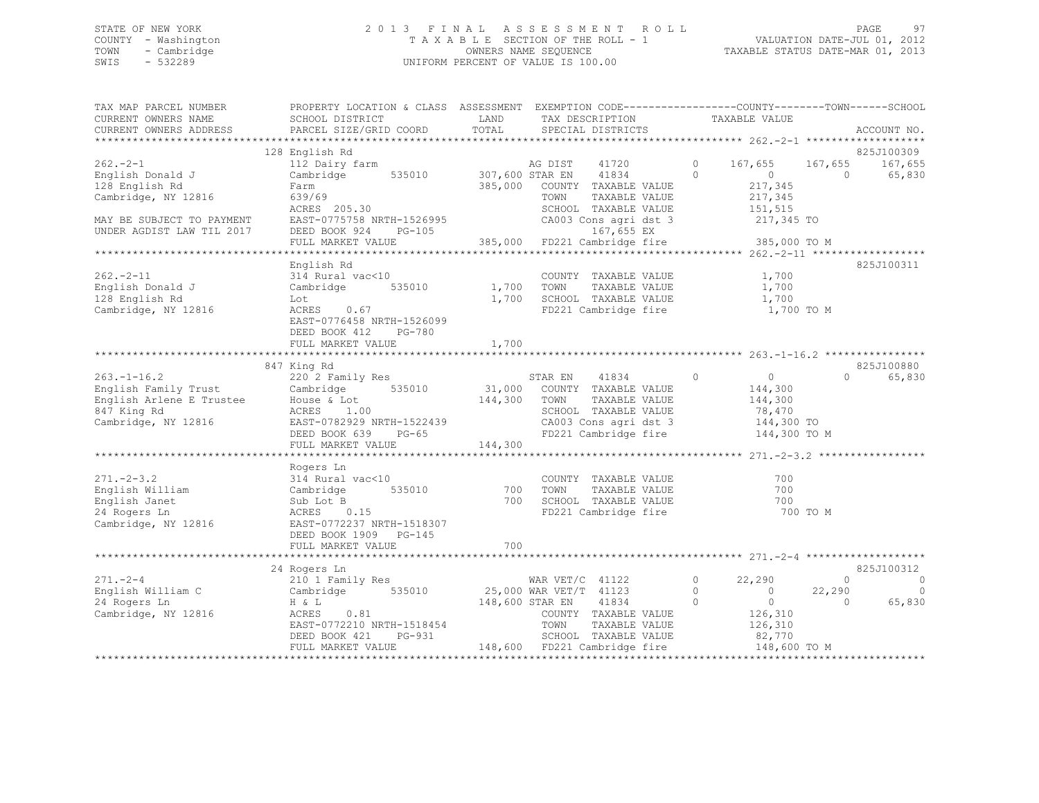STATE OF NEW YORK
COUNTY - Washington
TOWN - Cambridge
SWIS - 532289

# 2013 FINAL ASSESSMENT ROLL
TAXABLE SECTION OF THE ROLL - 1
OWNERS NAME SEQUENCE
UNIFORM PERCENT OF VALUE IS 100.00

VALUATION DATE-JUL 01, 2012
TAXABLE STATUS DATE-MAR 01, 2013

```
TAX MAP PARCEL NUMBER          PROPERTY LOCATION & CLASS  ASSESSMENT  EXEMPTION CODE------------------COUNTY--------TOWN------SCHOOL
CURRENT OWNERS NAME            SCHOOL DISTRICT               LAND      TAX DESCRIPTION            TAXABLE VALUE
CURRENT OWNERS ADDRESS         PARCEL SIZE/GRID COORD        TOTAL     SPECIAL DISTRICTS                                    ACCOUNT NO.
*********************************************************************************************************** 262.-2-1 *******************
                               128 English Rd                                                                                825J100309
262.-2-1                       112 Dairy farm                       AG DIST   41720        0     167,655     167,655    167,655
English Donald J               Cambridge      535010      307,600 STAR EN   41834        0           0           0     65,830
128 English Rd                 Farm                       385,000   COUNTY  TAXABLE VALUE           217,345
Cambridge, NY 12816            639/69                               TOWN    TAXABLE VALUE           217,345
                               ACRES 205.30                         SCHOOL  TAXABLE VALUE           151,515
MAY BE SUBJECT TO PAYMENT      EAST-0775758 NRTH-1526995            CA003 Cons agri dst 3            217,345 TO
UNDER AGDIST LAW TIL 2017      DEED BOOK 924    PG-105                    167,655 EX
                               FULL MARKET VALUE          385,000   FD221 Cambridge fire            385,000 TO M
*********************************************************************************************************** 262.-2-11 ******************
                               English Rd                                                                                    825J100311
262.-2-11                      314 Rural vac<10                     COUNTY  TAXABLE VALUE             1,700
English Donald J               Cambridge      535010        1,700   TOWN    TAXABLE VALUE             1,700
128 English Rd                 Lot                          1,700   SCHOOL  TAXABLE VALUE             1,700
Cambridge, NY 12816            ACRES    0.67                        FD221 Cambridge fire              1,700 TO M
                               EAST-0776458 NRTH-1526099
                               DEED BOOK 412    PG-780
                               FULL MARKET VALUE            1,700
*********************************************************************************************************** 263.-1-16.2 ****************
                               847 King Rd                                                                                   825J100880
263.-1-16.2                    220 2 Family Res                     STAR EN   41834        0           0           0     65,830
English Family Trust           Cambridge      535010       31,000   COUNTY  TAXABLE VALUE           144,300
English Arlene E Trustee       House & Lot                144,300   TOWN    TAXABLE VALUE           144,300
847 King Rd                    ACRES    1.00                        SCHOOL  TAXABLE VALUE            78,470
Cambridge, NY 12816            EAST-0782929 NRTH-1522439            CA003 Cons agri dst 3            144,300 TO
                               DEED BOOK 639    PG-65               FD221 Cambridge fire            144,300 TO M
                               FULL MARKET VALUE          144,300
*********************************************************************************************************** 271.-2-3.2 *****************
                               Rogers Ln
271.-2-3.2                     314 Rural vac<10                     COUNTY  TAXABLE VALUE               700
English William                Cambridge      535010          700   TOWN    TAXABLE VALUE               700
English Janet                  Sub Lot B                      700   SCHOOL  TAXABLE VALUE               700
24 Rogers Ln                   ACRES    0.15                        FD221 Cambridge fire                700 TO M
Cambridge, NY 12816            EAST-0772237 NRTH-1518307
                               DEED BOOK 1909   PG-145
                               FULL MARKET VALUE              700
*********************************************************************************************************** 271.-2-4 *******************
                               24 Rogers Ln                                                                                  825J100312
271.-2-4                       210 1 Family Res                     WAR VET/C 41122        0      22,290           0          0
English William C              Cambridge      535010       25,000 WAR VET/T 41123        0           0      22,290          0
24 Rogers Ln                   H & L                      148,600 STAR EN   41834        0           0           0     65,830
Cambridge, NY 12816            ACRES    0.81                        COUNTY  TAXABLE VALUE           126,310
                               EAST-0772210 NRTH-1518454            TOWN    TAXABLE VALUE           126,310
                               DEED BOOK 421    PG-931              SCHOOL  TAXABLE VALUE            82,770
                               FULL MARKET VALUE          148,600   FD221 Cambridge fire            148,600 TO M
****************************************************************************************************************************************
```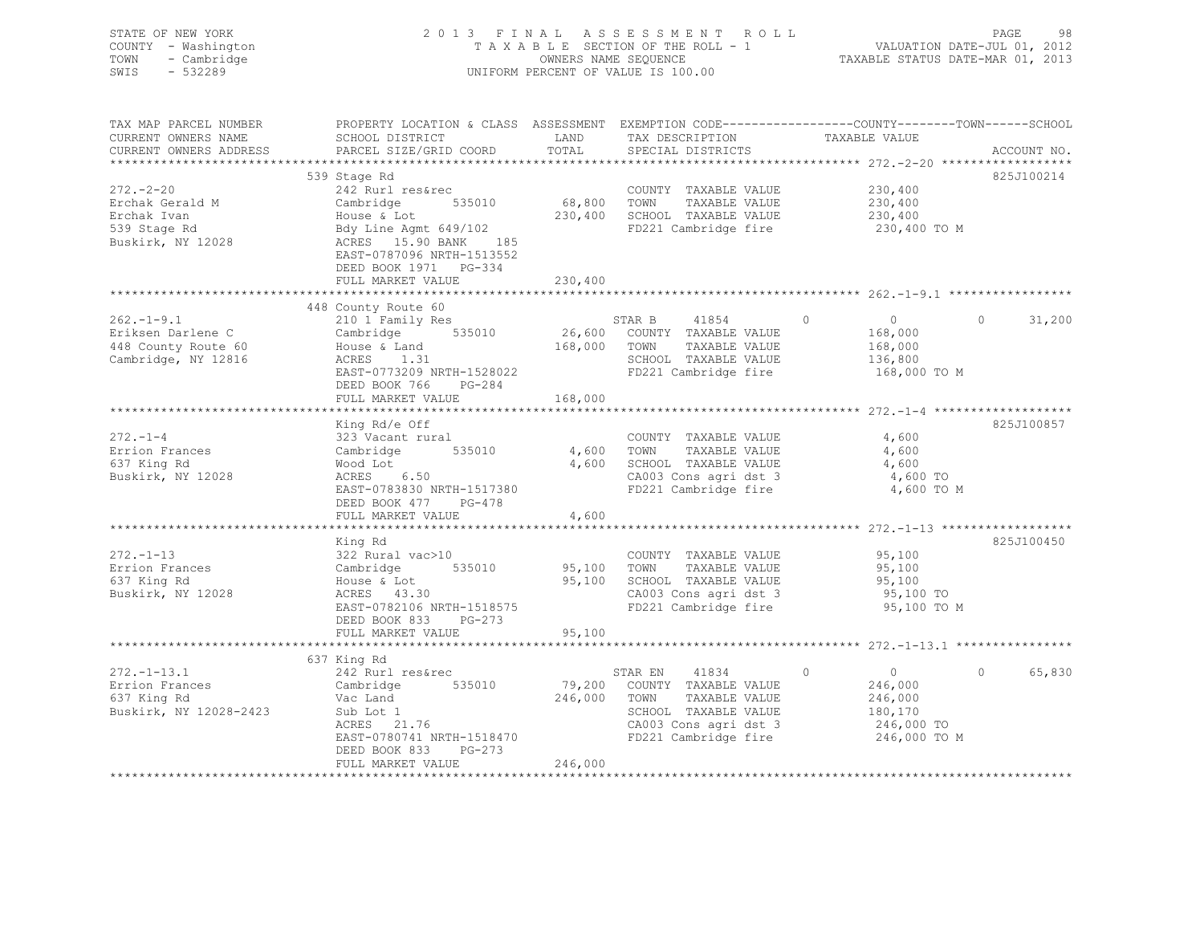STATE OF NEW YORK
COUNTY - Washington
TOWN - Cambridge
SWIS - 532289

# 2013 FINAL ASSESSMENT ROLL
TAXABLE SECTION OF THE ROLL - 1
OWNERS NAME SEQUENCE
UNIFORM PERCENT OF VALUE IS 100.00

VALUATION DATE-JUL 01, 2012
TAXABLE STATUS DATE-MAR 01, 2013

| TAX MAP PARCEL NUMBER / CURRENT OWNERS NAME / CURRENT OWNERS ADDRESS | PROPERTY LOCATION & CLASS / SCHOOL DISTRICT / PARCEL SIZE/GRID COORD | ASSESSMENT LAND | TOTAL | EXEMPTION CODE / TAX DESCRIPTION / SPECIAL DISTRICTS | COUNTY TAXABLE VALUE | TOWN | SCHOOL | ACCOUNT NO. |
|---|---|---|---|---|---|---|---|---|
| **272.-2-20** | 539 Stage Rd | | | | | | | 825J100214 |
| Erchak Gerald M | 242 Rurl res&rec | | | COUNTY TAXABLE VALUE | 230,400 | | | |
| Erchak Ivan | Cambridge 535010 | 68,800 | | TOWN TAXABLE VALUE | 230,400 | | | |
| 539 Stage Rd | House & Lot | | 230,400 | SCHOOL TAXABLE VALUE | 230,400 | | | |
| Buskirk, NY 12028 | Bdy Line Agmt 649/102 | | | FD221 Cambridge fire | 230,400 TO M | | | |
| | ACRES 15.90 BANK 185 | | | | | | | |
| | EAST-0787096 NRTH-1513552 | | | | | | | |
| | DEED BOOK 1971 PG-334 | | | | | | | |
| | FULL MARKET VALUE | | 230,400 | | | | | |
| **262.-1-9.1** | 448 County Route 60 | | | | | | | |
| Eriksen Darlene C | 210 1 Family Res | | | STAR B 41854 | 0 | 0 | 0 | 31,200 |
| 448 County Route 60 | Cambridge 535010 | 26,600 | | COUNTY TAXABLE VALUE | 168,000 | | | |
| Cambridge, NY 12816 | House & Land | | 168,000 | TOWN TAXABLE VALUE | 168,000 | | | |
| | ACRES 1.31 | | | SCHOOL TAXABLE VALUE | 136,800 | | | |
| | EAST-0773209 NRTH-1528022 | | | FD221 Cambridge fire | 168,000 TO M | | | |
| | DEED BOOK 766 PG-284 | | | | | | | |
| | FULL MARKET VALUE | | 168,000 | | | | | |
| **272.-1-4** | King Rd/e Off | | | | | | | 825J100857 |
| Errion Frances | 323 Vacant rural | | | COUNTY TAXABLE VALUE | 4,600 | | | |
| 637 King Rd | Cambridge 535010 | 4,600 | | TOWN TAXABLE VALUE | 4,600 | | | |
| Buskirk, NY 12028 | Wood Lot | | 4,600 | SCHOOL TAXABLE VALUE | 4,600 | | | |
| | ACRES 6.50 | | | CA003 Cons agri dst 3 | 4,600 TO | | | |
| | EAST-0783830 NRTH-1517380 | | | FD221 Cambridge fire | 4,600 TO M | | | |
| | DEED BOOK 477 PG-478 | | | | | | | |
| | FULL MARKET VALUE | | 4,600 | | | | | |
| **272.-1-13** | King Rd | | | | | | | 825J100450 |
| Errion Frances | 322 Rural vac>10 | | | COUNTY TAXABLE VALUE | 95,100 | | | |
| 637 King Rd | Cambridge 535010 | 95,100 | | TOWN TAXABLE VALUE | 95,100 | | | |
| Buskirk, NY 12028 | House & Lot | | 95,100 | SCHOOL TAXABLE VALUE | 95,100 | | | |
| | ACRES 43.30 | | | CA003 Cons agri dst 3 | 95,100 TO | | | |
| | EAST-0782106 NRTH-1518575 | | | FD221 Cambridge fire | 95,100 TO M | | | |
| | DEED BOOK 833 PG-273 | | | | | | | |
| | FULL MARKET VALUE | | 95,100 | | | | | |
| **272.-1-13.1** | 637 King Rd | | | | | | | |
| Errion Frances | 242 Rurl res&rec | | | STAR EN 41834 | 0 | 0 | 0 | 65,830 |
| 637 King Rd | Cambridge 535010 | 79,200 | | COUNTY TAXABLE VALUE | 246,000 | | | |
| Buskirk, NY 12028-2423 | Vac Land | | 246,000 | TOWN TAXABLE VALUE | 246,000 | | | |
| | Sub Lot 1 | | | SCHOOL TAXABLE VALUE | 180,170 | | | |
| | ACRES 21.76 | | | CA003 Cons agri dst 3 | 246,000 TO | | | |
| | EAST-0780741 NRTH-1518470 | | | FD221 Cambridge fire | 246,000 TO M | | | |
| | DEED BOOK 833 PG-273 | | | | | | | |
| | FULL MARKET VALUE | | 246,000 | | | | | |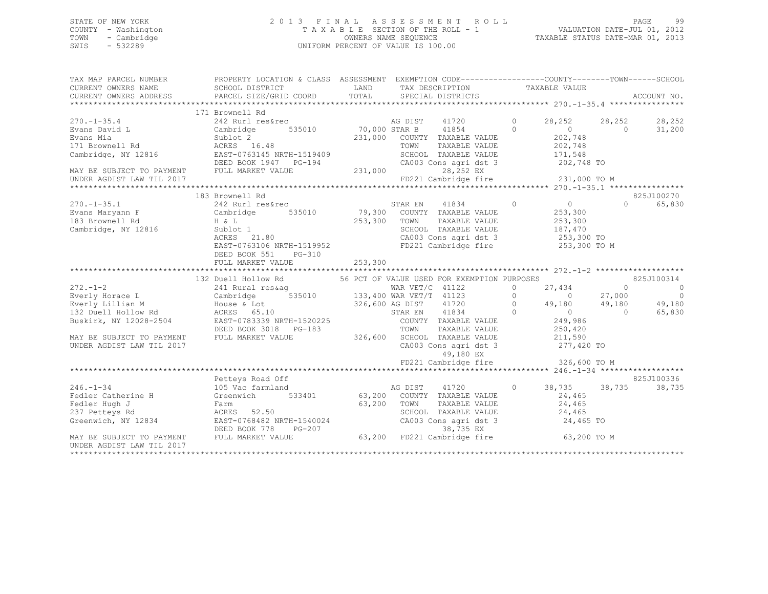STATE OF NEW YORK  
COUNTY - Washington  
TOWN - Cambridge  
SWIS - 532289

# 2013 FINAL ASSESSMENT ROLL

TAXABLE SECTION OF THE ROLL - 1  
OWNERS NAME SEQUENCE  
UNIFORM PERCENT OF VALUE IS 100.00

VALUATION DATE-JUL 01, 2012  
TAXABLE STATUS DATE-MAR 01, 2013

```
TAX MAP PARCEL NUMBER        PROPERTY LOCATION & CLASS  ASSESSMENT  EXEMPTION CODE------------------COUNTY--------TOWN------SCHOOL
CURRENT OWNERS NAME          SCHOOL DISTRICT             LAND       TAX DESCRIPTION               TAXABLE VALUE
CURRENT OWNERS ADDRESS       PARCEL SIZE/GRID COORD      TOTAL      SPECIAL DISTRICTS                                          ACCOUNT NO.
******************************************************************************************************* 270.-1-35.4 ****************
                             171 Brownell Rd
270.-1-35.4                  242 Rurl res&rec                 AG DIST    41720        0       28,252      28,252      28,252
Evans David L                Cambridge       535010    70,000 STAR B     41854        0            0           0      31,200
Evans Mia                    Sublot 2                 231,000   COUNTY  TAXABLE VALUE           202,748
171 Brownell Rd              ACRES   16.48                      TOWN    TAXABLE VALUE           202,748
Cambridge, NY 12816          EAST-0763145 NRTH-1519409          SCHOOL  TAXABLE VALUE           171,548
                             DEED BOOK 1947   PG-194            CA003 Cons agri dst 3            202,748 TO
MAY BE SUBJECT TO PAYMENT    FULL MARKET VALUE        231,000         28,252 EX
UNDER AGDIST LAW TIL 2017                                       FD221 Cambridge fire             231,000 TO M
******************************************************************************************************* 270.-1-35.1 ****************
                             183 Brownell Rd                                                                      825J100270
270.-1-35.1                  242 Rurl res&rec                 STAR EN    41834        0            0           0      65,830
Evans Maryann F              Cambridge       535010    79,300   COUNTY  TAXABLE VALUE           253,300
183 Brownell Rd              H & L                    253,300   TOWN    TAXABLE VALUE           253,300
Cambridge, NY 12816          Sublot 1                           SCHOOL  TAXABLE VALUE           187,470
                             ACRES   21.80                      CA003 Cons agri dst 3            253,300 TO
                             EAST-0763106 NRTH-1519952          FD221 Cambridge fire             253,300 TO M
                             DEED BOOK 551    PG-310
                             FULL MARKET VALUE        253,300
******************************************************************************************************* 272.-1-2 *******************
                             132 Duell Hollow Rd        56 PCT OF VALUE USED FOR EXEMPTION PURPOSES                       825J100314
272.-1-2                     241 Rural res&ag                 WAR VET/C  41122        0       27,434           0           0
Everly Horace L              Cambridge       535010   133,400 WAR VET/T  41123        0            0      27,000           0
Everly Lillian M             House & Lot              326,600 AG DIST    41720        0       49,180      49,180      49,180
132 Duell Hollow Rd          ACRES   65.10                    STAR EN    41834        0            0           0      65,830
Buskirk, NY 12028-2504       EAST-0783339 NRTH-1520225          COUNTY  TAXABLE VALUE           249,986
                             DEED BOOK 3018   PG-183            TOWN    TAXABLE VALUE           250,420
MAY BE SUBJECT TO PAYMENT    FULL MARKET VALUE        326,600   SCHOOL  TAXABLE VALUE           211,590
UNDER AGDIST LAW TIL 2017                                       CA003 Cons agri dst 3            277,420 TO
                                                                      49,180 EX
                                                                FD221 Cambridge fire             326,600 TO M
******************************************************************************************************* 246.-1-34 ******************
                             Petteys Road Off                                                                     825J100336
246.-1-34                    105 Vac farmland                 AG DIST    41720        0       38,735      38,735      38,735
Fedler Catherine H           Greenwich       533401    63,200   COUNTY  TAXABLE VALUE            24,465
Fedler Hugh J                Farm                      63,200   TOWN    TAXABLE VALUE            24,465
237 Petteys Rd               ACRES   52.50                      SCHOOL  TAXABLE VALUE            24,465
Greenwich, NY 12834          EAST-0768482 NRTH-1540024          CA003 Cons agri dst 3             24,465 TO
                             DEED BOOK 778    PG-207                  38,735 EX
MAY BE SUBJECT TO PAYMENT    FULL MARKET VALUE         63,200   FD221 Cambridge fire              63,200 TO M
UNDER AGDIST LAW TIL 2017
************************************************************************************************************************************
```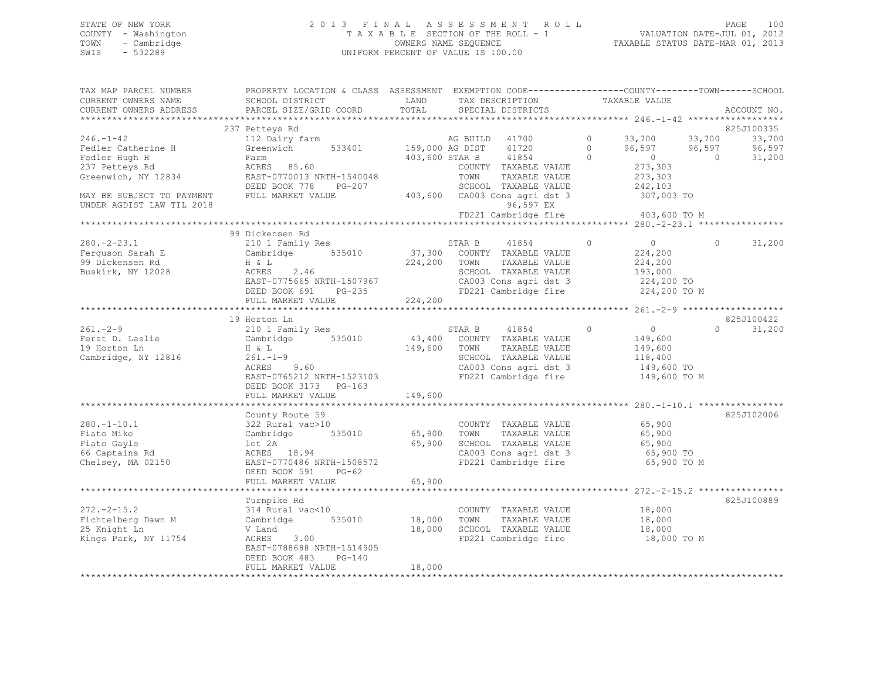STATE OF NEW YORK
COUNTY - Washington
TOWN - Cambridge
SWIS - 532289

2013 FINAL ASSESSMENT ROLL
TAXABLE SECTION OF THE ROLL - 1
OWNERS NAME SEQUENCE
UNIFORM PERCENT OF VALUE IS 100.00

VALUATION DATE-JUL 01, 2012
TAXABLE STATUS DATE-MAR 01, 2013

| TAX MAP PARCEL NUMBER / CURRENT OWNERS NAME / CURRENT OWNERS ADDRESS | PROPERTY LOCATION & CLASS / SCHOOL DISTRICT / PARCEL SIZE/GRID COORD | ASSESSMENT LAND / TOTAL | EXEMPTION CODE / TAX DESCRIPTION / SPECIAL DISTRICTS | COUNTY TAXABLE VALUE | TOWN | SCHOOL | ACCOUNT NO. |
|---|---|---|---|---|---|---|---|
| **246.-1-42** | 237 Petteys Rd | | | | | | 825J100335 |
| Fedler Catherine H | 112 Dairy farm | | AG BUILD 41700 0 | 33,700 | 33,700 | 33,700 | |
| Fedler Hugh H | Greenwich 533401 | 159,000 | AG DIST 41720 0 | 96,597 | 96,597 | 96,597 | |
| 237 Petteys Rd | Farm | 403,600 | STAR B 41854 0 | 0 | 0 | 31,200 | |
| Greenwich, NY 12834 | ACRES 85.60 | | COUNTY TAXABLE VALUE | 273,303 | | | |
| | EAST-0770013 NRTH-1540048 | | TOWN TAXABLE VALUE | 273,303 | | | |
| | DEED BOOK 778 PG-207 | | SCHOOL TAXABLE VALUE | 242,103 | | | |
| MAY BE SUBJECT TO PAYMENT | FULL MARKET VALUE | 403,600 | CA003 Cons agri dst 3 | 307,003 TO | | | |
| UNDER AGDIST LAW TIL 2018 | | | 96,597 EX | | | | |
| | | | FD221 Cambridge fire | 403,600 TO M | | | |
| **280.-2-23.1** | 99 Dickensen Rd | | | | | | |
| Ferguson Sarah E | 210 1 Family Res | | STAR B 41854 0 | 0 | 0 | 31,200 | |
| 99 Dickensen Rd | Cambridge 535010 | 37,300 | COUNTY TAXABLE VALUE | 224,200 | | | |
| Buskirk, NY 12028 | H & L | 224,200 | TOWN TAXABLE VALUE | 224,200 | | | |
| | ACRES 2.46 | | SCHOOL TAXABLE VALUE | 193,000 | | | |
| | EAST-0775665 NRTH-1507967 | | CA003 Cons agri dst 3 | 224,200 TO | | | |
| | DEED BOOK 691 PG-235 | | FD221 Cambridge fire | 224,200 TO M | | | |
| | FULL MARKET VALUE | 224,200 | | | | | |
| **261.-2-9** | 19 Horton Ln | | | | | | 825J100422 |
| Ferst D. Leslie | 210 1 Family Res | | STAR B 41854 0 | 0 | 0 | 31,200 | |
| 19 Horton Ln | Cambridge 535010 | 43,400 | COUNTY TAXABLE VALUE | 149,600 | | | |
| Cambridge, NY 12816 | H & L | 149,600 | TOWN TAXABLE VALUE | 149,600 | | | |
| | 261.-1-9 | | SCHOOL TAXABLE VALUE | 118,400 | | | |
| | ACRES 9.60 | | CA003 Cons agri dst 3 | 149,600 TO | | | |
| | EAST-0765212 NRTH-1523103 | | FD221 Cambridge fire | 149,600 TO M | | | |
| | DEED BOOK 3173 PG-163 | | | | | | |
| | FULL MARKET VALUE | 149,600 | | | | | |
| **280.-1-10.1** | County Route 59 | | | | | | 825J102006 |
| Fiato Mike | 322 Rural vac>10 | | COUNTY TAXABLE VALUE | 65,900 | | | |
| Fiato Gayle | Cambridge 535010 | 65,900 | TOWN TAXABLE VALUE | 65,900 | | | |
| 66 Captains Rd | lot 2A | 65,900 | SCHOOL TAXABLE VALUE | 65,900 | | | |
| Chelsey, MA 02150 | ACRES 18.94 | | CA003 Cons agri dst 3 | 65,900 TO | | | |
| | EAST-0770486 NRTH-1508572 | | FD221 Cambridge fire | 65,900 TO M | | | |
| | DEED BOOK 591 PG-62 | | | | | | |
| | FULL MARKET VALUE | 65,900 | | | | | |
| **272.-2-15.2** | Turnpike Rd | | | | | | 825J100889 |
| Fichtelberg Dawn M | 314 Rural vac<10 | | COUNTY TAXABLE VALUE | 18,000 | | | |
| 25 Knight Ln | Cambridge 535010 | 18,000 | TOWN TAXABLE VALUE | 18,000 | | | |
| Kings Park, NY 11754 | V Land | 18,000 | SCHOOL TAXABLE VALUE | 18,000 | | | |
| | ACRES 3.00 | | FD221 Cambridge fire | 18,000 TO M | | | |
| | EAST-0788688 NRTH-1514905 | | | | | | |
| | DEED BOOK 483 PG-140 | | | | | | |
| | FULL MARKET VALUE | 18,000 | | | | | |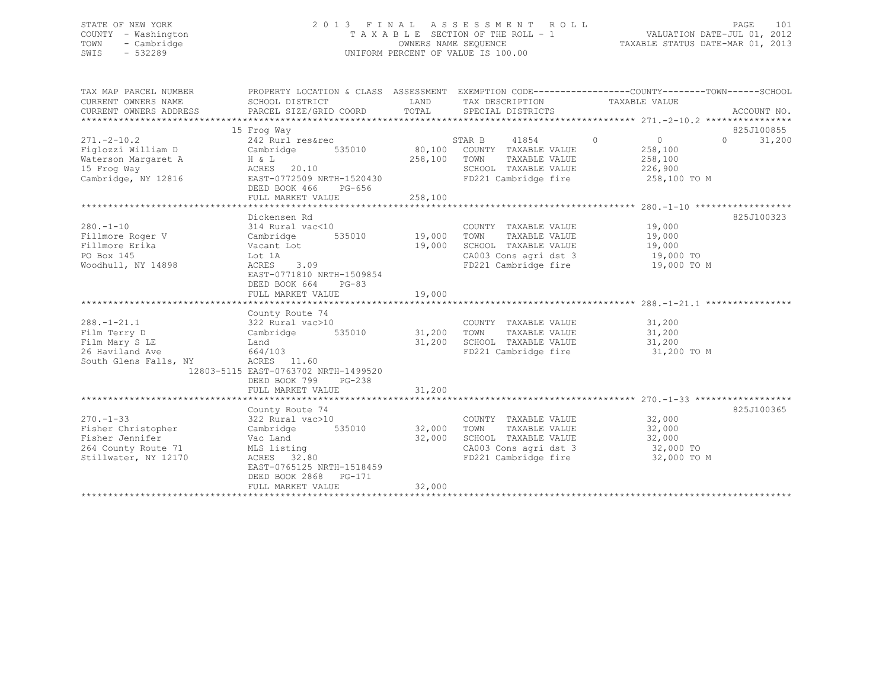STATE OF NEW YORK
COUNTY - Washington
TOWN - Cambridge
SWIS - 532289

2 0 1 3 F I N A L A S S E S S M E N T R O L L
T A X A B L E SECTION OF THE ROLL - 1
OWNERS NAME SEQUENCE
UNIFORM PERCENT OF VALUE IS 100.00

VALUATION DATE-JUL 01, 2012
TAXABLE STATUS DATE-MAR 01, 2013

```
TAX MAP PARCEL NUMBER      PROPERTY LOCATION & CLASS  ASSESSMENT  EXEMPTION CODE-----------------COUNTY--------TOWN------SCHOOL
CURRENT OWNERS NAME        SCHOOL DISTRICT               LAND      TAX DESCRIPTION              TAXABLE VALUE
CURRENT OWNERS ADDRESS     PARCEL SIZE/GRID COORD        TOTAL     SPECIAL DISTRICTS                                     ACCOUNT NO.
******************************************************************************************************* 271.-2-10.2 ****************
                           15 Frog Way                                                                                825J100855
271.-2-10.2                242 Rurl res&rec                    STAR B      41854          0          0             0     31,200
Figlozzi William D         Cambridge         535010     80,100   COUNTY  TAXABLE VALUE           258,100
Waterson Margaret A        H & L                       258,100   TOWN    TAXABLE VALUE           258,100
15 Frog Way                ACRES   20.10                         SCHOOL  TAXABLE VALUE           226,900
Cambridge, NY 12816        EAST-0772509 NRTH-1520430             FD221 Cambridge fire             258,100 TO M
                           DEED BOOK 466     PG-656
                           FULL MARKET VALUE           258,100
******************************************************************************************************* 280.-1-10 ******************
                           Dickensen Rd                                                                               825J100323
280.-1-10                  314 Rural vac<10                      COUNTY  TAXABLE VALUE            19,000
Fillmore Roger V           Cambridge         535010     19,000   TOWN    TAXABLE VALUE            19,000
Fillmore Erika             Vacant Lot                   19,000   SCHOOL  TAXABLE VALUE            19,000
PO Box 145                 Lot 1A                                CA003 Cons agri dst 3             19,000 TO
Woodhull, NY 14898         ACRES    3.09                         FD221 Cambridge fire              19,000 TO M
                           EAST-0771810 NRTH-1509854
                           DEED BOOK 664     PG-83
                           FULL MARKET VALUE            19,000
******************************************************************************************************* 288.-1-21.1 ****************
                           County Route 74
288.-1-21.1                322 Rural vac>10                      COUNTY  TAXABLE VALUE            31,200
Film Terry D               Cambridge         535010     31,200   TOWN    TAXABLE VALUE            31,200
Film Mary S LE             Land                         31,200   SCHOOL  TAXABLE VALUE            31,200
26 Haviland Ave            664/103                               FD221 Cambridge fire              31,200 TO M
South Glens Falls, NY      ACRES   11.60
                12803-5115 EAST-0763702 NRTH-1499520
                           DEED BOOK 799     PG-238
                           FULL MARKET VALUE            31,200
******************************************************************************************************* 270.-1-33 ******************
                           County Route 74                                                                            825J100365
270.-1-33                  322 Rural vac>10                      COUNTY  TAXABLE VALUE            32,000
Fisher Christopher         Cambridge         535010     32,000   TOWN    TAXABLE VALUE            32,000
Fisher Jennifer            Vac Land                     32,000   SCHOOL  TAXABLE VALUE            32,000
264 County Route 71        MLS listing                           CA003 Cons agri dst 3             32,000 TO
Stillwater, NY 12170       ACRES   32.80                         FD221 Cambridge fire              32,000 TO M
                           EAST-0765125 NRTH-1518459
                           DEED BOOK 2868    PG-171
                           FULL MARKET VALUE            32,000
************************************************************************************************************************************
```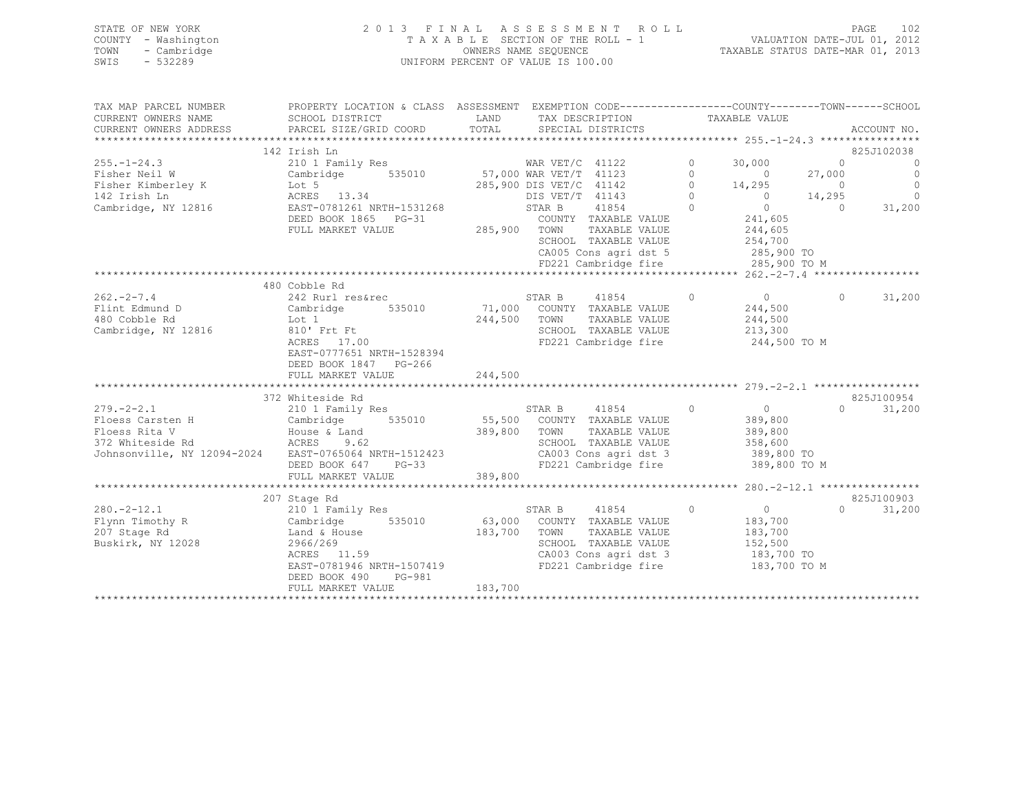STATE OF NEW YORK
COUNTY - Washington
TOWN - Cambridge
SWIS - 532289

2 0 1 3 F I N A L A S S E S S M E N T R O L L
T A X A B L E SECTION OF THE ROLL - 1
OWNERS NAME SEQUENCE
UNIFORM PERCENT OF VALUE IS 100.00

VALUATION DATE-JUL 01, 2012
TAXABLE STATUS DATE-MAR 01, 2013

```
TAX MAP PARCEL NUMBER          PROPERTY LOCATION & CLASS  ASSESSMENT  EXEMPTION CODE------------------COUNTY--------TOWN------SCHOOL
CURRENT OWNERS NAME            SCHOOL DISTRICT              LAND      TAX DESCRIPTION              TAXABLE VALUE
CURRENT OWNERS ADDRESS         PARCEL SIZE/GRID COORD       TOTAL     SPECIAL DISTRICTS                                    ACCOUNT NO.
******************************************************************************************************* 255.-1-24.3 ****************
                               142 Irish Ln                                                                              825J102038
255.-1-24.3                    210 1 Family Res                 WAR VET/C  41122         0       30,000          0             0
Fisher Neil W                  Cambridge       535010    57,000 WAR VET/T  41123         0            0     27,000             0
Fisher Kimberley K             Lot 5                    285,900 DIS VET/C  41142         0       14,295          0             0
142 Irish Ln                   ACRES  13.34                     DIS VET/T  41143         0            0     14,295             0
Cambridge, NY 12816            EAST-0781261 NRTH-1531268        STAR B     41854         0            0          0        31,200
                               DEED BOOK 1865   PG-31           COUNTY  TAXABLE VALUE          241,605
                               FULL MARKET VALUE        285,900 TOWN    TAXABLE VALUE          244,605
                                                                SCHOOL  TAXABLE VALUE          254,700
                                                                CA005 Cons agri dst 5          285,900 TO
                                                                FD221 Cambridge fire           285,900 TO M
******************************************************************************************************* 262.-2-7.4 *****************
                               480 Cobble Rd
262.-2-7.4                     242 Rurl res&rec                 STAR B     41854         0            0          0        31,200
Flint Edmund D                 Cambridge       535010    71,000 COUNTY  TAXABLE VALUE          244,500
480 Cobble Rd                  Lot 1                    244,500 TOWN    TAXABLE VALUE          244,500
Cambridge, NY 12816            810' Frt Ft                      SCHOOL  TAXABLE VALUE          213,300
                               ACRES  17.00                     FD221 Cambridge fire           244,500 TO M
                               EAST-0777651 NRTH-1528394
                               DEED BOOK 1847   PG-266
                               FULL MARKET VALUE        244,500
******************************************************************************************************* 279.-2-2.1 *****************
                               372 Whiteside Rd                                                                          825J100954
279.-2-2.1                     210 1 Family Res                 STAR B     41854         0            0          0        31,200
Floess Carsten H               Cambridge       535010    55,500 COUNTY  TAXABLE VALUE          389,800
Floess Rita V                  House & Land             389,800 TOWN    TAXABLE VALUE          389,800
372 Whiteside Rd               ACRES   9.62                     SCHOOL  TAXABLE VALUE          358,600
Johnsonville, NY 12094-2024    EAST-0765064 NRTH-1512423        CA003 Cons agri dst 3          389,800 TO
                               DEED BOOK 647    PG-33           FD221 Cambridge fire           389,800 TO M
                               FULL MARKET VALUE        389,800
******************************************************************************************************* 280.-2-12.1 ****************
                               207 Stage Rd                                                                              825J100903
280.-2-12.1                    210 1 Family Res                 STAR B     41854         0            0          0        31,200
Flynn Timothy R                Cambridge       535010    63,000 COUNTY  TAXABLE VALUE          183,700
207 Stage Rd                   Land & House             183,700 TOWN    TAXABLE VALUE          183,700
Buskirk, NY 12028              2966/269                         SCHOOL  TAXABLE VALUE          152,500
                               ACRES  11.59                     CA003 Cons agri dst 3          183,700 TO
                               EAST-0781946 NRTH-1507419        FD221 Cambridge fire           183,700 TO M
                               DEED BOOK 490    PG-981
                               FULL MARKET VALUE        183,700
************************************************************************************************************************************
```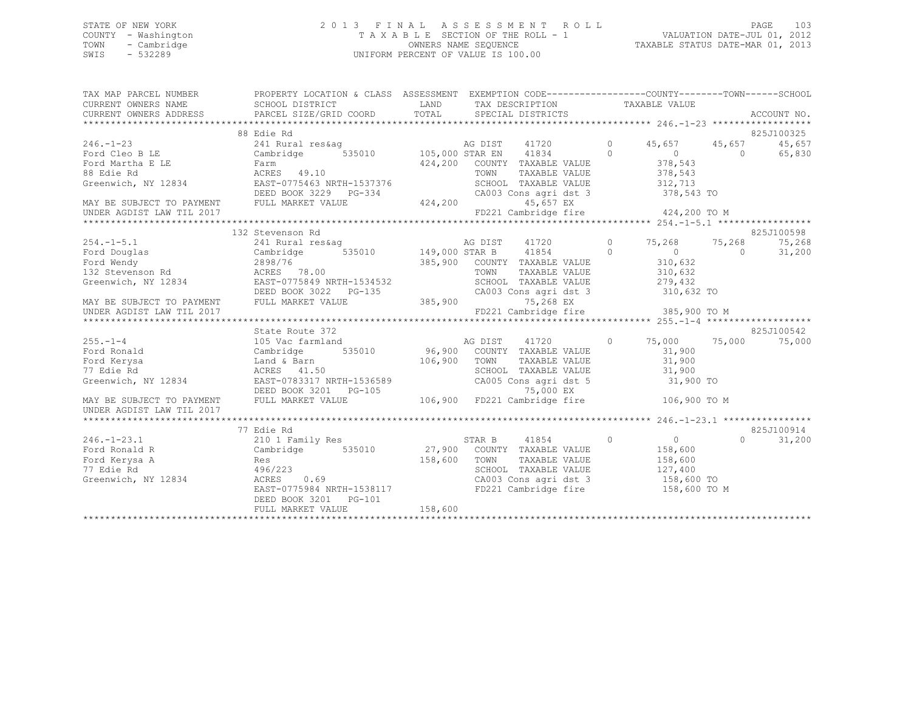STATE OF NEW YORK
COUNTY - Washington
TOWN - Cambridge
SWIS - 532289

# 2013 FINAL ASSESSMENT ROLL
TAXABLE SECTION OF THE ROLL - 1
OWNERS NAME SEQUENCE
UNIFORM PERCENT OF VALUE IS 100.00

VALUATION DATE-JUL 01, 2012
TAXABLE STATUS DATE-MAR 01, 2013

```
TAX MAP PARCEL NUMBER          PROPERTY LOCATION & CLASS  ASSESSMENT  EXEMPTION CODE------------------COUNTY--------TOWN------SCHOOL
CURRENT OWNERS NAME            SCHOOL DISTRICT               LAND      TAX DESCRIPTION              TAXABLE VALUE
CURRENT OWNERS ADDRESS         PARCEL SIZE/GRID COORD        TOTAL     SPECIAL DISTRICTS                                       ACCOUNT NO.
******************************************************************************************************* 246.-1-23 ******************
                               88 Edie Rd                                                                                      825J100325
246.-1-23                      241 Rural res&ag                    AG DIST    41720         0       45,657      45,657      45,657
Ford Cleo B LE                 Cambridge        535010     105,000 STAR EN    41834         0            0           0      65,830
Ford Martha E LE               Farm                        424,200   COUNTY  TAXABLE VALUE           378,543
88 Edie Rd                     ACRES    49.10                        TOWN    TAXABLE VALUE           378,543
Greenwich, NY 12834            EAST-0775463 NRTH-1537376             SCHOOL  TAXABLE VALUE           312,713
                               DEED BOOK 3229    PG-334              CA003 Cons agri dst 3           378,543 TO
MAY BE SUBJECT TO PAYMENT      FULL MARKET VALUE           424,200          45,657 EX
UNDER AGDIST LAW TIL 2017                                            FD221 Cambridge fire            424,200 TO M
******************************************************************************************************* 254.-1-5.1 *****************
                               132 Stevenson Rd                                                                                825J100598
254.-1-5.1                     241 Rural res&ag                    AG DIST    41720         0       75,268      75,268      75,268
Ford Douglas                   Cambridge        535010     149,000 STAR B     41854         0            0           0      31,200
Ford Wendy                     2898/76                     385,900   COUNTY  TAXABLE VALUE           310,632
132 Stevenson Rd               ACRES    78.00                        TOWN    TAXABLE VALUE           310,632
Greenwich, NY 12834            EAST-0775849 NRTH-1534532             SCHOOL  TAXABLE VALUE           279,432
                               DEED BOOK 3022    PG-135              CA003 Cons agri dst 3           310,632 TO
MAY BE SUBJECT TO PAYMENT      FULL MARKET VALUE           385,900          75,268 EX
UNDER AGDIST LAW TIL 2017                                            FD221 Cambridge fire            385,900 TO M
******************************************************************************************************* 255.-1-4 *******************
                               State Route 372                                                                                 825J100542
255.-1-4                       105 Vac farmland                    AG DIST    41720         0       75,000      75,000      75,000
Ford Ronald                    Cambridge        535010      96,900   COUNTY  TAXABLE VALUE            31,900
Ford Kerysa                    Land & Barn                 106,900   TOWN    TAXABLE VALUE            31,900
77 Edie Rd                     ACRES    41.50                        SCHOOL  TAXABLE VALUE            31,900
Greenwich, NY 12834            EAST-0783317 NRTH-1536589             CA005 Cons agri dst 5            31,900 TO
                               DEED BOOK 3201    PG-105                     75,000 EX
MAY BE SUBJECT TO PAYMENT      FULL MARKET VALUE           106,900   FD221 Cambridge fire            106,900 TO M
UNDER AGDIST LAW TIL 2017
******************************************************************************************************* 246.-1-23.1 ****************
                               77 Edie Rd                                                                                      825J100914
246.-1-23.1                    210 1 Family Res                    STAR B     41854         0            0           0      31,200
Ford Ronald R                  Cambridge        535010      27,900   COUNTY  TAXABLE VALUE           158,600
Ford Kerysa A                  Res                         158,600   TOWN    TAXABLE VALUE           158,600
77 Edie Rd                     496/223                               SCHOOL  TAXABLE VALUE           127,400
Greenwich, NY 12834            ACRES     0.69                        CA003 Cons agri dst 3           158,600 TO
                               EAST-0775984 NRTH-1538117             FD221 Cambridge fire            158,600 TO M
                               DEED BOOK 3201    PG-101
                               FULL MARKET VALUE           158,600
************************************************************************************************************************************
```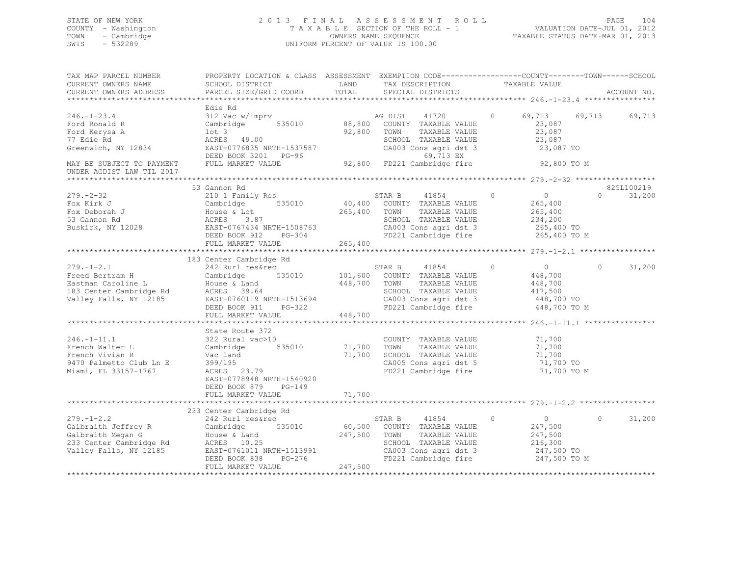STATE OF NEW YORK
COUNTY - Washington
TOWN - Cambridge
SWIS - 532289

2 0 1 3 F I N A L A S S E S S M E N T R O L L
T A X A B L E SECTION OF THE ROLL - 1
OWNERS NAME SEQUENCE
UNIFORM PERCENT OF VALUE IS 100.00

VALUATION DATE-JUL 01, 2012
TAXABLE STATUS DATE-MAR 01, 2013

```
TAX MAP PARCEL NUMBER          PROPERTY LOCATION & CLASS  ASSESSMENT  EXEMPTION CODE------------------COUNTY--------TOWN------SCHOOL
CURRENT OWNERS NAME            SCHOOL DISTRICT              LAND       TAX DESCRIPTION              TAXABLE VALUE
CURRENT OWNERS ADDRESS         PARCEL SIZE/GRID COORD       TOTAL      SPECIAL DISTRICTS                                    ACCOUNT NO.
******************************************************************************************************* 246.-1-23.4 ****************
                               Edie Rd
246.-1-23.4                    312 Vac w/imprv                         AG DIST     41720       0       69,713     69,713     69,713
Ford Ronald R                  Cambridge       535010       88,800     COUNTY  TAXABLE VALUE             23,087
Ford Kerysa A                  lot 3                        92,800     TOWN    TAXABLE VALUE             23,087
77 Edie Rd                     ACRES   49.00                           SCHOOL  TAXABLE VALUE             23,087
Greenwich, NY 12834            EAST-0776835 NRTH-1537587               CA003 Cons agri dst 3              23,087 TO
                               DEED BOOK 3201   PG-96                         69,713 EX
MAY BE SUBJECT TO PAYMENT      FULL MARKET VALUE            92,800     FD221 Cambridge fire               92,800 TO M
UNDER AGDIST LAW TIL 2017
******************************************************************************************************* 279.-2-32 ******************
                               53 Gannon Rd                                                                            825L100219
279.-2-32                      210 1 Family Res                        STAR B      41854       0            0          0     31,200
Fox Kirk J                     Cambridge       535010       40,400     COUNTY  TAXABLE VALUE            265,400
Fox Deborah J                  House & Lot                 265,400     TOWN    TAXABLE VALUE            265,400
53 Gannon Rd                   ACRES    3.87                           SCHOOL  TAXABLE VALUE            234,200
Buskirk, NY 12028              EAST-0767434 NRTH-1508763               CA003 Cons agri dst 3             265,400 TO
                               DEED BOOK 912    PG-304                 FD221 Cambridge fire              265,400 TO M
                               FULL MARKET VALUE           265,400
******************************************************************************************************* 279.-1-2.1 *****************
                               183 Center Cambridge Rd
279.-1-2.1                     242 Rurl res&rec                        STAR B      41854       0            0          0     31,200
Freed Bertram H                Cambridge       535010      101,600     COUNTY  TAXABLE VALUE            448,700
Eastman Caroline L             House & Land                448,700     TOWN    TAXABLE VALUE            448,700
183 Center Cambridge Rd        ACRES   39.64                           SCHOOL  TAXABLE VALUE            417,500
Valley Falls, NY 12185         EAST-0760119 NRTH-1513694               CA003 Cons agri dst 3             448,700 TO
                               DEED BOOK 911    PG-322                 FD221 Cambridge fire              448,700 TO M
                               FULL MARKET VALUE           448,700
******************************************************************************************************* 246.-1-11.1 ****************
                               State Route 372
246.-1-11.1                    322 Rural vac>10                        COUNTY  TAXABLE VALUE             71,700
French Walter L                Cambridge       535010       71,700     TOWN    TAXABLE VALUE             71,700
French Vivian R                Vac land                     71,700     SCHOOL  TAXABLE VALUE             71,700
9470 Palmetto Club Ln E        399/195                                 CA005 Cons agri dst 5              71,700 TO
Miami, FL 33157-1767           ACRES   23.79                           FD221 Cambridge fire               71,700 TO M
                               EAST-0778948 NRTH-1540920
                               DEED BOOK 879    PG-149
                               FULL MARKET VALUE            71,700
******************************************************************************************************* 279.-1-2.2 *****************
                               233 Center Cambridge Rd
279.-1-2.2                     242 Rurl res&rec                        STAR B      41854       0            0          0     31,200
Galbraith Jeffrey R            Cambridge       535010       60,500     COUNTY  TAXABLE VALUE            247,500
Galbraith Megan G              House & Land                247,500     TOWN    TAXABLE VALUE            247,500
233 Center Cambridge Rd        ACRES   10.25                           SCHOOL  TAXABLE VALUE            216,300
Valley Falls, NY 12185         EAST-0761011 NRTH-1513991               CA003 Cons agri dst 3             247,500 TO
                               DEED BOOK 838    PG-276                 FD221 Cambridge fire              247,500 TO M
                               FULL MARKET VALUE           247,500
************************************************************************************************************************************
```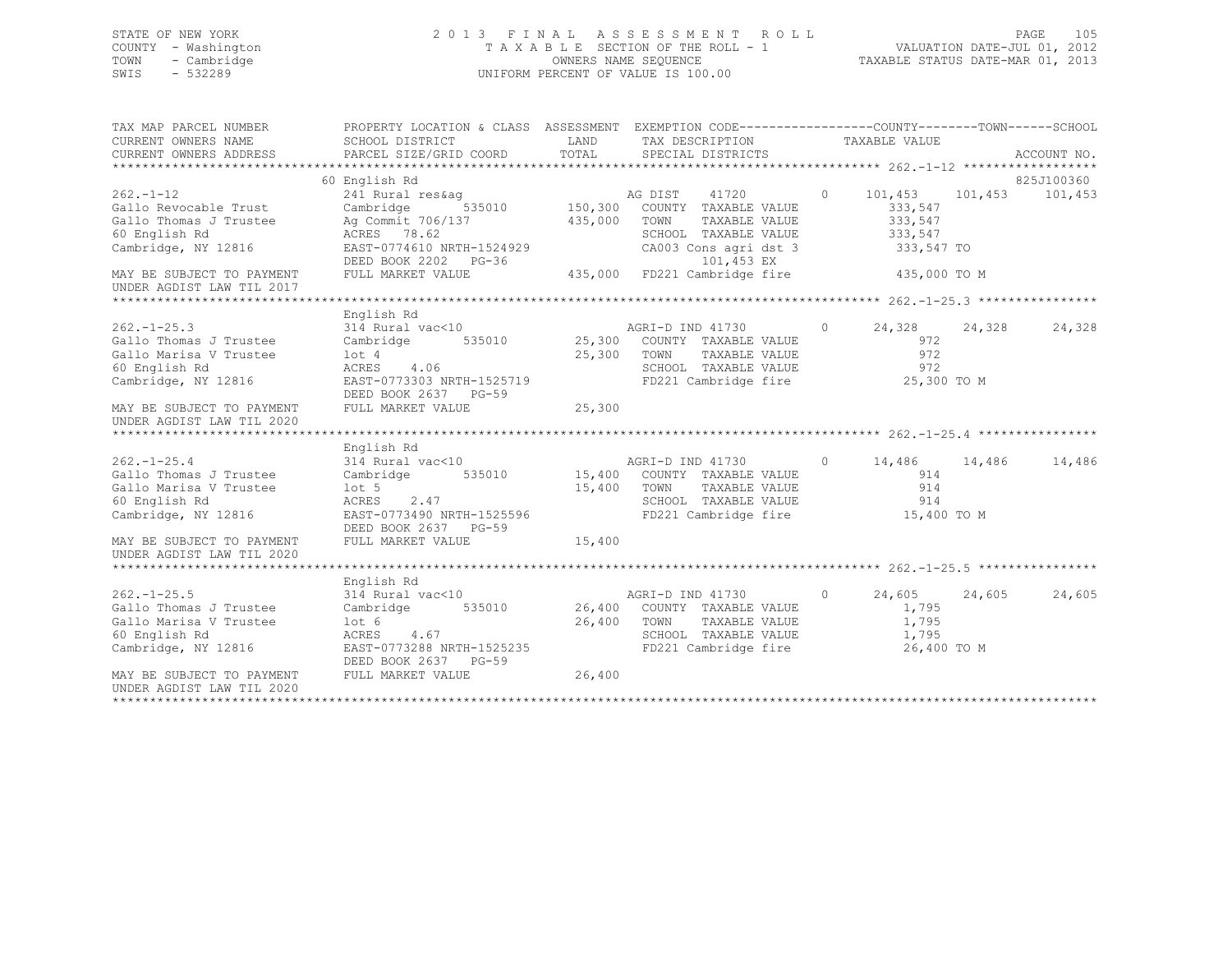STATE OF NEW YORK — COUNTY - Washington — TOWN - Cambridge — SWIS - 532289

# 2013 FINAL ASSESSMENT ROLL

TAXABLE SECTION OF THE ROLL - 1
OWNERS NAME SEQUENCE
UNIFORM PERCENT OF VALUE IS 100.00

VALUATION DATE-JUL 01, 2012
TAXABLE STATUS DATE-MAR 01, 2013

```
TAX MAP PARCEL NUMBER          PROPERTY LOCATION & CLASS  ASSESSMENT  EXEMPTION CODE------------------COUNTY--------TOWN------SCHOOL
CURRENT OWNERS NAME            SCHOOL DISTRICT               LAND      TAX DESCRIPTION              TAXABLE VALUE
CURRENT OWNERS ADDRESS         PARCEL SIZE/GRID COORD        TOTAL     SPECIAL DISTRICTS                                         ACCOUNT NO.
******************************************************************************************************* 262.-1-12 ******************
                               60 English Rd                                                                                     825J100360
262.-1-12                      241 Rural res&ag                       AG DIST   41720          0      101,453    101,453    101,453
Gallo Revocable Trust          Cambridge       535010       150,300   COUNTY  TAXABLE VALUE             333,547
Gallo Thomas J Trustee         Ag Commit 706/137            435,000   TOWN    TAXABLE VALUE             333,547
60 English Rd                  ACRES   78.62                          SCHOOL  TAXABLE VALUE             333,547
Cambridge, NY 12816            EAST-0774610 NRTH-1524929              CA003 Cons agri dst 3             333,547 TO
                               DEED BOOK 2202   PG-36                       101,453 EX
MAY BE SUBJECT TO PAYMENT      FULL MARKET VALUE            435,000   FD221 Cambridge fire              435,000 TO M
UNDER AGDIST LAW TIL 2017
******************************************************************************************************* 262.-1-25.3 ****************
                               English Rd
262.-1-25.3                    314 Rural vac<10                       AGRI-D IND 41730         0       24,328     24,328     24,328
Gallo Thomas J Trustee         Cambridge       535010        25,300   COUNTY  TAXABLE VALUE                 972
Gallo Marisa V Trustee         lot 4                         25,300   TOWN    TAXABLE VALUE                 972
60 English Rd                  ACRES    4.06                          SCHOOL  TAXABLE VALUE                 972
Cambridge, NY 12816            EAST-0773303 NRTH-1525719              FD221 Cambridge fire               25,300 TO M
                               DEED BOOK 2637   PG-59
MAY BE SUBJECT TO PAYMENT      FULL MARKET VALUE             25,300
UNDER AGDIST LAW TIL 2020
******************************************************************************************************* 262.-1-25.4 ****************
                               English Rd
262.-1-25.4                    314 Rural vac<10                       AGRI-D IND 41730         0       14,486     14,486     14,486
Gallo Thomas J Trustee         Cambridge       535010        15,400   COUNTY  TAXABLE VALUE                 914
Gallo Marisa V Trustee         lot 5                         15,400   TOWN    TAXABLE VALUE                 914
60 English Rd                  ACRES    2.47                          SCHOOL  TAXABLE VALUE                 914
Cambridge, NY 12816            EAST-0773490 NRTH-1525596              FD221 Cambridge fire               15,400 TO M
                               DEED BOOK 2637   PG-59
MAY BE SUBJECT TO PAYMENT      FULL MARKET VALUE             15,400
UNDER AGDIST LAW TIL 2020
******************************************************************************************************* 262.-1-25.5 ****************
                               English Rd
262.-1-25.5                    314 Rural vac<10                       AGRI-D IND 41730         0       24,605     24,605     24,605
Gallo Thomas J Trustee         Cambridge       535010        26,400   COUNTY  TAXABLE VALUE               1,795
Gallo Marisa V Trustee         lot 6                         26,400   TOWN    TAXABLE VALUE               1,795
60 English Rd                  ACRES    4.67                          SCHOOL  TAXABLE VALUE               1,795
Cambridge, NY 12816            EAST-0773288 NRTH-1525235              FD221 Cambridge fire               26,400 TO M
                               DEED BOOK 2637   PG-59
MAY BE SUBJECT TO PAYMENT      FULL MARKET VALUE             26,400
UNDER AGDIST LAW TIL 2020
************************************************************************************************************************************
```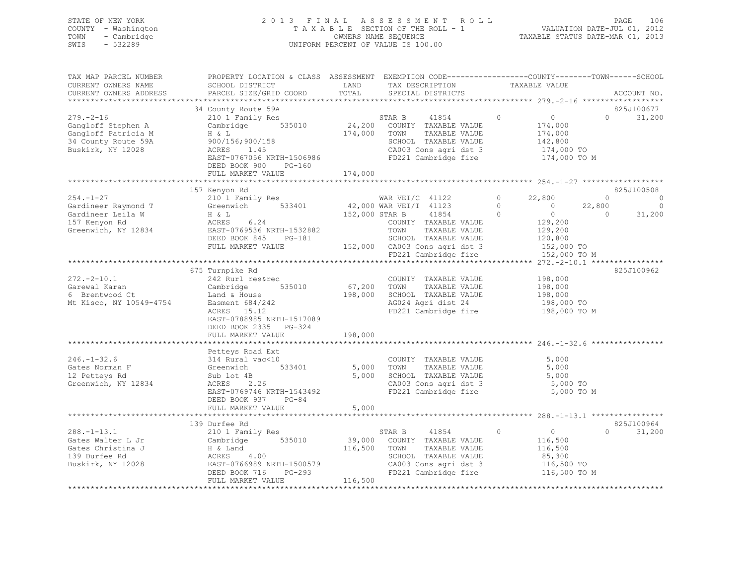STATE OF NEW YORK
COUNTY - Washington
TOWN - Cambridge
SWIS - 532289

# 2013 FINAL ASSESSMENT ROLL

TAXABLE SECTION OF THE ROLL - 1
OWNERS NAME SEQUENCE
UNIFORM PERCENT OF VALUE IS 100.00

VALUATION DATE-JUL 01, 2012
TAXABLE STATUS DATE-MAR 01, 2013

```
TAX MAP PARCEL NUMBER     PROPERTY LOCATION & CLASS  ASSESSMENT  EXEMPTION CODE------------------COUNTY--------TOWN------SCHOOL
CURRENT OWNERS NAME       SCHOOL DISTRICT               LAND      TAX DESCRIPTION            TAXABLE VALUE
CURRENT OWNERS ADDRESS    PARCEL SIZE/GRID COORD        TOTAL     SPECIAL DISTRICTS                                       ACCOUNT NO.
******************************************************************************************************* 279.-2-16 ******************
                          34 County Route 59A                                                                          825J100677
279.-2-16                 210 1 Family Res                  STAR B     41854            0          0             0     31,200
Gangloff Stephen A        Cambridge       535010      24,200   COUNTY  TAXABLE VALUE            174,000
Gangloff Patricia M       H & L                      174,000   TOWN    TAXABLE VALUE            174,000
34 County Route 59A       900/156;900/158                      SCHOOL  TAXABLE VALUE            142,800
Buskirk, NY 12028         ACRES    1.45                        CA003 Cons agri dst 3            174,000 TO
                          EAST-0767056 NRTH-1506986            FD221 Cambridge fire             174,000 TO M
                          DEED BOOK 900    PG-160
                          FULL MARKET VALUE          174,000
******************************************************************************************************* 254.-1-27 ******************
                          157 Kenyon Rd                                                                                825J100508
254.-1-27                 210 1 Family Res                  WAR VET/C  41122            0     22,800             0          0
Gardineer Raymond T       Greenwich       533401      42,000 WAR VET/T  41123            0          0        22,800          0
Gardineer Leila W         H & L                      152,000 STAR B     41854            0          0             0     31,200
157 Kenyon Rd             ACRES    6.24                        COUNTY  TAXABLE VALUE            129,200
Greenwich, NY 12834       EAST-0769536 NRTH-1532882            TOWN    TAXABLE VALUE            129,200
                          DEED BOOK 845    PG-181              SCHOOL  TAXABLE VALUE            120,800
                          FULL MARKET VALUE          152,000   CA003 Cons agri dst 3            152,000 TO
                                                               FD221 Cambridge fire             152,000 TO M
******************************************************************************************************* 272.-2-10.1 ****************
                          675 Turnpike Rd                                                                              825J100962
272.-2-10.1               242 Rurl res&rec                     COUNTY  TAXABLE VALUE            198,000
Garewal Karan             Cambridge       535010      67,200   TOWN    TAXABLE VALUE            198,000
6 Brentwood Ct            Land & House               198,000   SCHOOL  TAXABLE VALUE            198,000
Mt Kisco, NY 10549-4754   Easment 684/242                      AG024 Agri dist 24               198,000 TO
                          ACRES   15.12                        FD221 Cambridge fire             198,000 TO M
                          EAST-0788985 NRTH-1517089
                          DEED BOOK 2335   PG-324
                          FULL MARKET VALUE          198,000
******************************************************************************************************* 246.-1-32.6 ****************
                          Petteys Road Ext
246.-1-32.6               314 Rural vac<10                     COUNTY  TAXABLE VALUE              5,000
Gates Norman F            Greenwich       533401       5,000   TOWN    TAXABLE VALUE              5,000
12 Petteys Rd             Sub lot 4B                   5,000   SCHOOL  TAXABLE VALUE              5,000
Greenwich, NY 12834       ACRES    2.26                        CA003 Cons agri dst 3              5,000 TO
                          EAST-0769746 NRTH-1543492            FD221 Cambridge fire               5,000 TO M
                          DEED BOOK 937    PG-84
                          FULL MARKET VALUE            5,000
******************************************************************************************************* 288.-1-13.1 ****************
                          139 Durfee Rd                                                                                825J100964
288.-1-13.1               210 1 Family Res                  STAR B     41854            0          0             0     31,200
Gates Walter L Jr         Cambridge       535010      39,000   COUNTY  TAXABLE VALUE            116,500
Gates Christina J         H & Land                   116,500   TOWN    TAXABLE VALUE            116,500
139 Durfee Rd             ACRES    4.00                        SCHOOL  TAXABLE VALUE             85,300
Buskirk, NY 12028         EAST-0766989 NRTH-1500579            CA003 Cons agri dst 3            116,500 TO
                          DEED BOOK 716    PG-293              FD221 Cambridge fire             116,500 TO M
                          FULL MARKET VALUE          116,500
************************************************************************************************************************************
```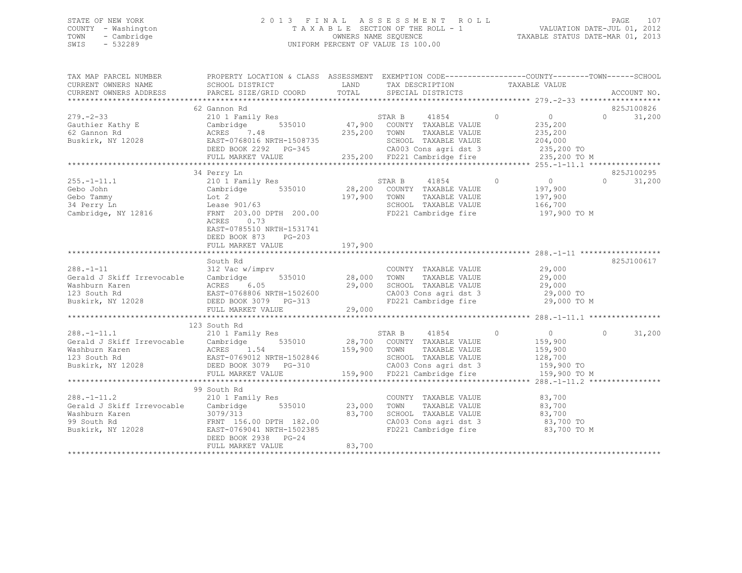STATE OF NEW YORK
COUNTY - Washington
TOWN - Cambridge
SWIS - 532289

2013 FINAL ASSESSMENT ROLL
TAXABLE SECTION OF THE ROLL - 1
OWNERS NAME SEQUENCE
UNIFORM PERCENT OF VALUE IS 100.00

VALUATION DATE-JUL 01, 2012
TAXABLE STATUS DATE-MAR 01, 2013

| TAX MAP PARCEL NUMBER / CURRENT OWNERS NAME / CURRENT OWNERS ADDRESS | PROPERTY LOCATION & CLASS / SCHOOL DISTRICT / PARCEL SIZE/GRID COORD | ASSESSMENT LAND / TOTAL | EXEMPTION CODE / TAX DESCRIPTION / SPECIAL DISTRICTS | COUNTY TAXABLE VALUE | TOWN | SCHOOL | ACCOUNT NO. |
|---|---|---|---|---|---|---|---|
| 279.-2-33 | 62 Gannon Rd | | | | | | 825J100826 |
| 279.-2-33 | 210 1 Family Res | | STAR B 41854 | 0 | 0 | 31,200 | |
| Gauthier Kathy E | Cambridge 535010 | 47,900 | COUNTY TAXABLE VALUE | 235,200 | | | |
| 62 Gannon Rd | ACRES 7.48 | 235,200 | TOWN TAXABLE VALUE | 235,200 | | | |
| Buskirk, NY 12028 | EAST-0768016 NRTH-1508735 | | SCHOOL TAXABLE VALUE | 204,000 | | | |
| | DEED BOOK 2292 PG-345 | | CA003 Cons agri dst 3 | 235,200 TO | | | |
| | FULL MARKET VALUE | 235,200 | FD221 Cambridge fire | 235,200 TO M | | | |
| 255.-1-11.1 | 34 Perry Ln | | | | | | 825J100295 |
| 255.-1-11.1 | 210 1 Family Res | | STAR B 41854 | 0 | 0 | 31,200 | |
| Gebo John | Cambridge 535010 | 28,200 | COUNTY TAXABLE VALUE | 197,900 | | | |
| Gebo Tammy | Lot 2 | 197,900 | TOWN TAXABLE VALUE | 197,900 | | | |
| 34 Perry Ln | Lease 901/63 | | SCHOOL TAXABLE VALUE | 166,700 | | | |
| Cambridge, NY 12816 | FRNT 203.00 DPTH 200.00 | | FD221 Cambridge fire | 197,900 TO M | | | |
| | ACRES 0.73 | | | | | | |
| | EAST-0785510 NRTH-1531741 | | | | | | |
| | DEED BOOK 873 PG-203 | | | | | | |
| | FULL MARKET VALUE | 197,900 | | | | | |
| 288.-1-11 | South Rd | | | | | | 825J100617 |
| 288.-1-11 | 312 Vac w/imprv | | COUNTY TAXABLE VALUE | 29,000 | | | |
| Gerald J Skiff Irrevocable | Cambridge 535010 | 28,000 | TOWN TAXABLE VALUE | 29,000 | | | |
| Washburn Karen | ACRES 6.05 | 29,000 | SCHOOL TAXABLE VALUE | 29,000 | | | |
| 123 South Rd | EAST-0768806 NRTH-1502600 | | CA003 Cons agri dst 3 | 29,000 TO | | | |
| Buskirk, NY 12028 | DEED BOOK 3079 PG-313 | | FD221 Cambridge fire | 29,000 TO M | | | |
| | FULL MARKET VALUE | 29,000 | | | | | |
| 288.-1-11.1 | 123 South Rd | | | | | | |
| 288.-1-11.1 | 210 1 Family Res | | STAR B 41854 | 0 | 0 | 31,200 | |
| Gerald J Skiff Irrevocable | Cambridge 535010 | 28,700 | COUNTY TAXABLE VALUE | 159,900 | | | |
| Washburn Karen | ACRES 1.54 | 159,900 | TOWN TAXABLE VALUE | 159,900 | | | |
| 123 South Rd | EAST-0769012 NRTH-1502846 | | SCHOOL TAXABLE VALUE | 128,700 | | | |
| Buskirk, NY 12028 | DEED BOOK 3079 PG-310 | | CA003 Cons agri dst 3 | 159,900 TO | | | |
| | FULL MARKET VALUE | 159,900 | FD221 Cambridge fire | 159,900 TO M | | | |
| 288.-1-11.2 | 99 South Rd | | | | | | |
| 288.-1-11.2 | 210 1 Family Res | | COUNTY TAXABLE VALUE | 83,700 | | | |
| Gerald J Skiff Irrevocable | Cambridge 535010 | 23,000 | TOWN TAXABLE VALUE | 83,700 | | | |
| Washburn Karen | 3079/313 | 83,700 | SCHOOL TAXABLE VALUE | 83,700 | | | |
| 99 South Rd | FRNT 156.00 DPTH 182.00 | | CA003 Cons agri dst 3 | 83,700 TO | | | |
| Buskirk, NY 12028 | EAST-0769041 NRTH-1502385 | | FD221 Cambridge fire | 83,700 TO M | | | |
| | DEED BOOK 2938 PG-24 | | | | | | |
| | FULL MARKET VALUE | 83,700 | | | | | |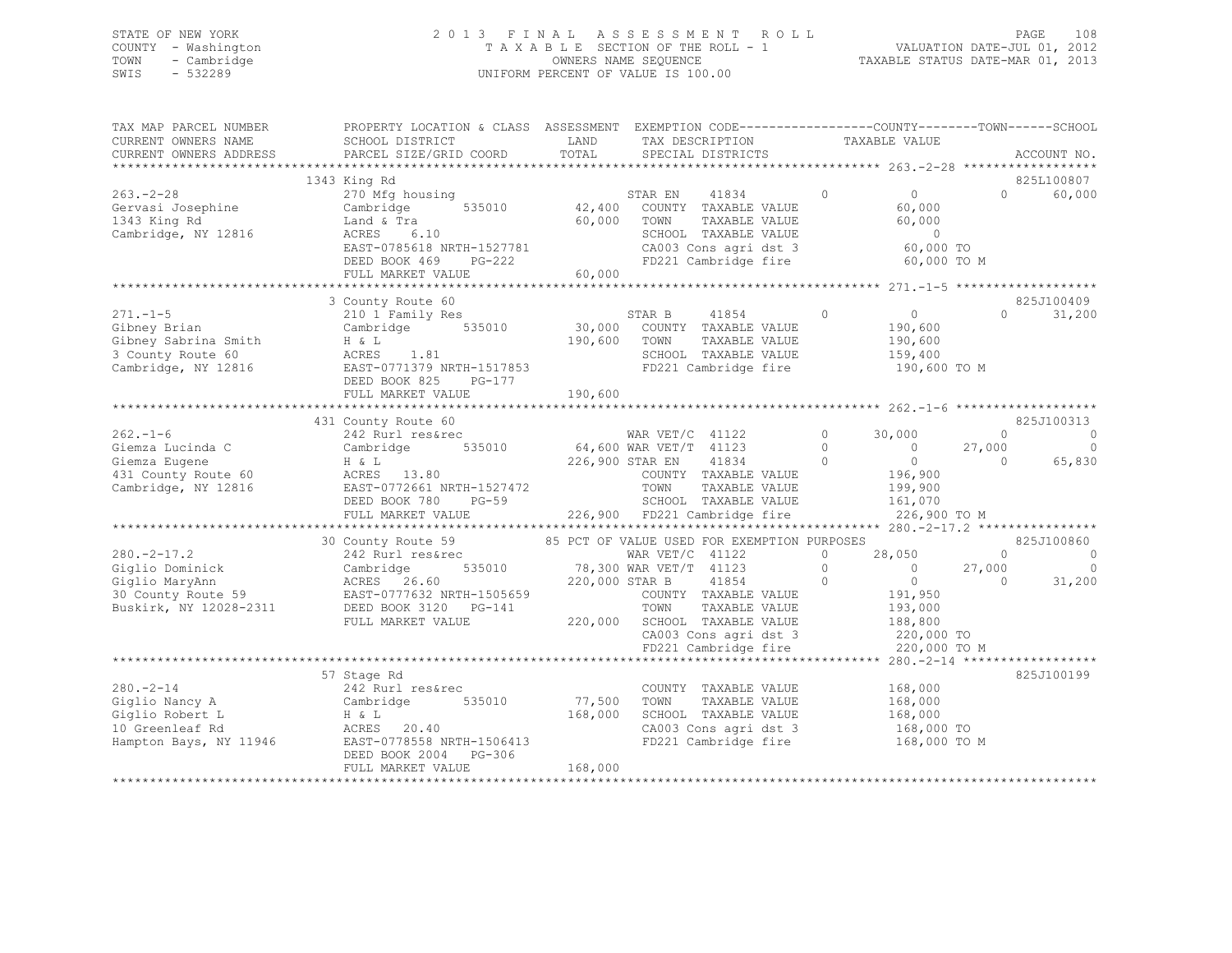STATE OF NEW YORK
COUNTY - Washington
TOWN - Cambridge
SWIS - 532289

# 2013 FINAL ASSESSMENT ROLL

TAXABLE SECTION OF THE ROLL - 1
OWNERS NAME SEQUENCE
UNIFORM PERCENT OF VALUE IS 100.00

VALUATION DATE-JUL 01, 2012
TAXABLE STATUS DATE-MAR 01, 2013

```
TAX MAP PARCEL NUMBER     PROPERTY LOCATION & CLASS  ASSESSMENT  EXEMPTION CODE------------------COUNTY--------TOWN------SCHOOL
CURRENT OWNERS NAME       SCHOOL DISTRICT              LAND      TAX DESCRIPTION              TAXABLE VALUE
CURRENT OWNERS ADDRESS    PARCEL SIZE/GRID COORD       TOTAL     SPECIAL DISTRICTS                                        ACCOUNT NO.
******************************************************************************************* 263.-2-28 ******************
                          1343 King Rd                                                                                 825L100807
263.-2-28                 270 Mfg housing                         STAR EN    41834        0          0            0     60,000
Gervasi Josephine         Cambridge       535010      42,400     COUNTY  TAXABLE VALUE           60,000
1343 King Rd              Land & Tra                  60,000     TOWN    TAXABLE VALUE           60,000
Cambridge, NY 12816       ACRES    6.10                          SCHOOL  TAXABLE VALUE                0
                          EAST-0785618 NRTH-1527781              CA003 Cons agri dst 3           60,000 TO
                          DEED BOOK 469    PG-222                FD221 Cambridge fire            60,000 TO M
                          FULL MARKET VALUE           60,000
******************************************************************************************* 271.-1-5 *******************
                          3 County Route 60                                                                            825J100409
271.-1-5                  210 1 Family Res                        STAR B     41854        0          0            0     31,200
Gibney Brian              Cambridge       535010      30,000     COUNTY  TAXABLE VALUE          190,600
Gibney Sabrina Smith      H & L                      190,600     TOWN    TAXABLE VALUE          190,600
3 County Route 60         ACRES    1.81                          SCHOOL  TAXABLE VALUE          159,400
Cambridge, NY 12816       EAST-0771379 NRTH-1517853              FD221 Cambridge fire           190,600 TO M
                          DEED BOOK 825    PG-177
                          FULL MARKET VALUE          190,600
******************************************************************************************* 262.-1-6 *******************
                          431 County Route 60                                                                          825J100313
262.-1-6                  242 Rurl res&rec                        WAR VET/C  41122        0     30,000            0          0
Giemza Lucinda C          Cambridge       535010      64,600 WAR VET/T  41123        0          0       27,000          0
Giemza Eugene             H & L                      226,900 STAR EN    41834        0          0            0     65,830
431 County Route 60       ACRES   13.80                          COUNTY  TAXABLE VALUE          196,900
Cambridge, NY 12816       EAST-0772661 NRTH-1527472              TOWN    TAXABLE VALUE          199,900
                          DEED BOOK 780    PG-59                 SCHOOL  TAXABLE VALUE          161,070
                          FULL MARKET VALUE          226,900     FD221 Cambridge fire           226,900 TO M
******************************************************************************************* 280.-2-17.2 ****************
                          30 County Route 59           85 PCT OF VALUE USED FOR EXEMPTION PURPOSES                     825J100860
280.-2-17.2               242 Rurl res&rec                        WAR VET/C  41122        0     28,050            0          0
Giglio Dominick           Cambridge       535010      78,300 WAR VET/T  41123        0          0       27,000          0
Giglio MaryAnn            ACRES   26.60              220,000 STAR B     41854        0          0            0     31,200
30 County Route 59        EAST-0777632 NRTH-1505659              COUNTY  TAXABLE VALUE          191,950
Buskirk, NY 12028-2311    DEED BOOK 3120   PG-141                TOWN    TAXABLE VALUE          193,000
                          FULL MARKET VALUE          220,000     SCHOOL  TAXABLE VALUE          188,800
                                                                 CA003 Cons agri dst 3          220,000 TO
                                                                 FD221 Cambridge fire           220,000 TO M
******************************************************************************************* 280.-2-14 ******************
                          57 Stage Rd                                                                                  825J100199
280.-2-14                 242 Rurl res&rec                       COUNTY  TAXABLE VALUE          168,000
Giglio Nancy A            Cambridge       535010      77,500     TOWN    TAXABLE VALUE          168,000
Giglio Robert L           H & L                      168,000     SCHOOL  TAXABLE VALUE          168,000
10 Greenleaf Rd           ACRES   20.40                          CA003 Cons agri dst 3          168,000 TO
Hampton Bays, NY 11946    EAST-0778558 NRTH-1506413              FD221 Cambridge fire           168,000 TO M
                          DEED BOOK 2004   PG-306
                          FULL MARKET VALUE          168,000
************************************************************************************************************************
```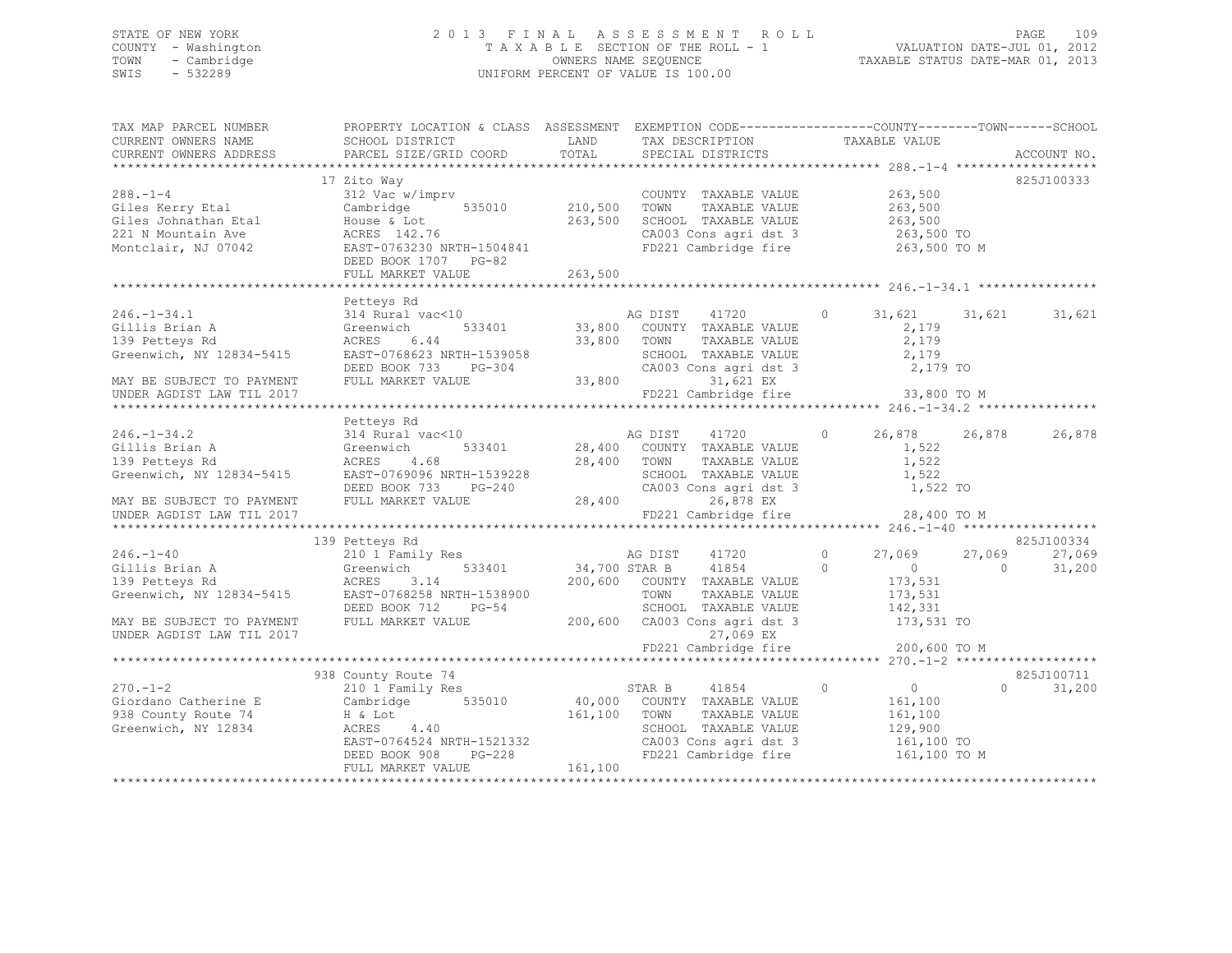STATE OF NEW YORK — 2013 FINAL ASSESSMENT ROLL — PAGE 109
COUNTY - Washington — TAXABLE SECTION OF THE ROLL - 1 — VALUATION DATE-JUL 01, 2012
TOWN - Cambridge — OWNERS NAME SEQUENCE — TAXABLE STATUS DATE-MAR 01, 2013
SWIS - 532289 — UNIFORM PERCENT OF VALUE IS 100.00

| TAX MAP PARCEL NUMBER / CURRENT OWNERS NAME / CURRENT OWNERS ADDRESS | PROPERTY LOCATION & CLASS / SCHOOL DISTRICT / PARCEL SIZE/GRID COORD | ASSESSMENT LAND / TOTAL | EXEMPTION CODE / TAX DESCRIPTION / SPECIAL DISTRICTS | COUNTY TAXABLE VALUE | TOWN | SCHOOL | ACCOUNT NO. |
|---|---|---|---|---|---|---|---|
| **288.-1-4** | 17 Zito Way | | | | | | 825J100333 |
| 288.-1-4 | 312 Vac w/imprv | | COUNTY TAXABLE VALUE | 263,500 | | | |
| Giles Kerry Etal | Cambridge 535010 | 210,500 | TOWN TAXABLE VALUE | 263,500 | | | |
| Giles Johnathan Etal | House & Lot | 263,500 | SCHOOL TAXABLE VALUE | 263,500 | | | |
| 221 N Mountain Ave | ACRES 142.76 | | CA003 Cons agri dst 3 | 263,500 TO | | | |
| Montclair, NJ 07042 | EAST-0763230 NRTH-1504841 | | FD221 Cambridge fire | 263,500 TO M | | | |
| | DEED BOOK 1707 PG-82 | | | | | | |
| | FULL MARKET VALUE | 263,500 | | | | | |
| **246.-1-34.1** | Petteys Rd | | | | | | |
| 246.-1-34.1 | 314 Rural vac<10 | | AG DIST 41720 0 | 31,621 | 31,621 | 31,621 | |
| Gillis Brian A | Greenwich 533401 | 33,800 | COUNTY TAXABLE VALUE | 2,179 | | | |
| 139 Petteys Rd | ACRES 6.44 | 33,800 | TOWN TAXABLE VALUE | 2,179 | | | |
| Greenwich, NY 12834-5415 | EAST-0768623 NRTH-1539058 | | SCHOOL TAXABLE VALUE | 2,179 | | | |
| | DEED BOOK 733 PG-304 | | CA003 Cons agri dst 3 | 2,179 TO | | | |
| MAY BE SUBJECT TO PAYMENT | FULL MARKET VALUE | 33,800 | 31,621 EX | | | | |
| UNDER AGDIST LAW TIL 2017 | | | FD221 Cambridge fire | 33,800 TO M | | | |
| **246.-1-34.2** | Petteys Rd | | | | | | |
| 246.-1-34.2 | 314 Rural vac<10 | | AG DIST 41720 0 | 26,878 | 26,878 | 26,878 | |
| Gillis Brian A | Greenwich 533401 | 28,400 | COUNTY TAXABLE VALUE | 1,522 | | | |
| 139 Petteys Rd | ACRES 4.68 | 28,400 | TOWN TAXABLE VALUE | 1,522 | | | |
| Greenwich, NY 12834-5415 | EAST-0769096 NRTH-1539228 | | SCHOOL TAXABLE VALUE | 1,522 | | | |
| | DEED BOOK 733 PG-240 | | CA003 Cons agri dst 3 | 1,522 TO | | | |
| MAY BE SUBJECT TO PAYMENT | FULL MARKET VALUE | 28,400 | 26,878 EX | | | | |
| UNDER AGDIST LAW TIL 2017 | | | FD221 Cambridge fire | 28,400 TO M | | | |
| **246.-1-40** | 139 Petteys Rd | | | | | | 825J100334 |
| 246.-1-40 | 210 1 Family Res | | AG DIST 41720 0 | 27,069 | 27,069 | 27,069 | |
| Gillis Brian A | Greenwich 533401 | 34,700 | STAR B 41854 0 | 0 | 0 | 31,200 | |
| 139 Petteys Rd | ACRES 3.14 | 200,600 | COUNTY TAXABLE VALUE | 173,531 | | | |
| Greenwich, NY 12834-5415 | EAST-0768258 NRTH-1538900 | | TOWN TAXABLE VALUE | 173,531 | | | |
| | DEED BOOK 712 PG-54 | | SCHOOL TAXABLE VALUE | 142,331 | | | |
| MAY BE SUBJECT TO PAYMENT | FULL MARKET VALUE | 200,600 | CA003 Cons agri dst 3 | 173,531 TO | | | |
| UNDER AGDIST LAW TIL 2017 | | | 27,069 EX | | | | |
| | | | FD221 Cambridge fire | 200,600 TO M | | | |
| **270.-1-2** | 938 County Route 74 | | | | | | 825J100711 |
| 270.-1-2 | 210 1 Family Res | | STAR B 41854 0 | 0 | 0 | 31,200 | |
| Giordano Catherine E | Cambridge 535010 | 40,000 | COUNTY TAXABLE VALUE | 161,100 | | | |
| 938 County Route 74 | H & Lot | 161,100 | TOWN TAXABLE VALUE | 161,100 | | | |
| Greenwich, NY 12834 | ACRES 4.40 | | SCHOOL TAXABLE VALUE | 129,900 | | | |
| | EAST-0764524 NRTH-1521332 | | CA003 Cons agri dst 3 | 161,100 TO | | | |
| | DEED BOOK 908 PG-228 | | FD221 Cambridge fire | 161,100 TO M | | | |
| | FULL MARKET VALUE | 161,100 | | | | | |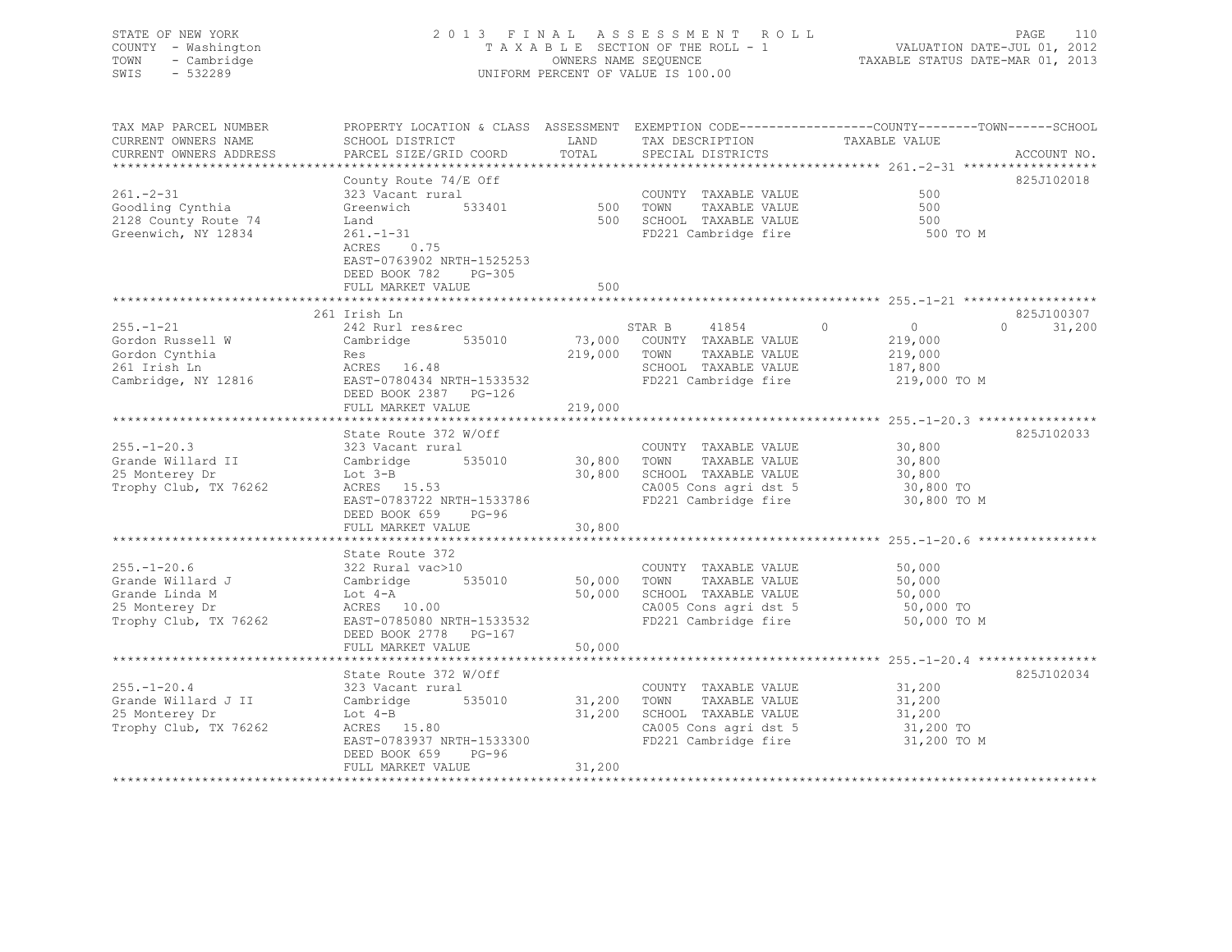STATE OF NEW YORK — 2013 FINAL ASSESSMENT ROLL
COUNTY - Washington — TAXABLE SECTION OF THE ROLL - 1 — VALUATION DATE-JUL 01, 2012
TOWN - Cambridge — OWNERS NAME SEQUENCE — TAXABLE STATUS DATE-MAR 01, 2013
SWIS - 532289 — UNIFORM PERCENT OF VALUE IS 100.00

| TAX MAP PARCEL NUMBER / CURRENT OWNERS NAME / CURRENT OWNERS ADDRESS | PROPERTY LOCATION & CLASS / SCHOOL DISTRICT / PARCEL SIZE/GRID COORD | ASSESSMENT LAND / TOTAL | EXEMPTION CODE / TAX DESCRIPTION / SPECIAL DISTRICTS | COUNTY | TOWN | SCHOOL | TAXABLE VALUE | ACCOUNT NO. |
|---|---|---|---|---|---|---|---|---|
| **261.-2-31** | County Route 74/E Off | | | | | | | 825J102018 |
| Goodling Cynthia | 323 Vacant rural | | COUNTY TAXABLE VALUE | | | | 500 | |
| 2128 County Route 74 | Greenwich 533401 | 500 | TOWN TAXABLE VALUE | | | | 500 | |
| Greenwich, NY 12834 | Land | 500 | SCHOOL TAXABLE VALUE | | | | 500 | |
| | 261.-1-31 | | FD221 Cambridge fire | | | | 500 TO M | |
| | ACRES 0.75 | | | | | | | |
| | EAST-0763902 NRTH-1525253 | | | | | | | |
| | DEED BOOK 782 PG-305 | | | | | | | |
| | FULL MARKET VALUE | 500 | | | | | | |
| **255.-1-21** | 261 Irish Ln | | | | | | | 825J100307 |
| Gordon Russell W | 242 Rurl res&rec | | STAR B 41854 | 0 | 0 | 31,200 | | |
| Gordon Cynthia | Cambridge 535010 | 73,000 | COUNTY TAXABLE VALUE | | | | 219,000 | |
| 261 Irish Ln | Res | 219,000 | TOWN TAXABLE VALUE | | | | 219,000 | |
| Cambridge, NY 12816 | ACRES 16.48 | | SCHOOL TAXABLE VALUE | | | | 187,800 | |
| | EAST-0780434 NRTH-1533532 | | FD221 Cambridge fire | | | | 219,000 TO M | |
| | DEED BOOK 2387 PG-126 | | | | | | | |
| | FULL MARKET VALUE | 219,000 | | | | | | |
| **255.-1-20.3** | State Route 372 W/Off | | | | | | | 825J102033 |
| Grande Willard II | 323 Vacant rural | | COUNTY TAXABLE VALUE | | | | 30,800 | |
| 25 Monterey Dr | Cambridge 535010 | 30,800 | TOWN TAXABLE VALUE | | | | 30,800 | |
| Trophy Club, TX 76262 | Lot 3-B | 30,800 | SCHOOL TAXABLE VALUE | | | | 30,800 | |
| | ACRES 15.53 | | CA005 Cons agri dst 5 | | | | 30,800 TO | |
| | EAST-0783722 NRTH-1533786 | | FD221 Cambridge fire | | | | 30,800 TO M | |
| | DEED BOOK 659 PG-96 | | | | | | | |
| | FULL MARKET VALUE | 30,800 | | | | | | |
| **255.-1-20.6** | State Route 372 | | | | | | | |
| Grande Willard J | 322 Rural vac>10 | | COUNTY TAXABLE VALUE | | | | 50,000 | |
| Grande Linda M | Cambridge 535010 | 50,000 | TOWN TAXABLE VALUE | | | | 50,000 | |
| 25 Monterey Dr | Lot 4-A | 50,000 | SCHOOL TAXABLE VALUE | | | | 50,000 | |
| Trophy Club, TX 76262 | ACRES 10.00 | | CA005 Cons agri dst 5 | | | | 50,000 TO | |
| | EAST-0785080 NRTH-1533532 | | FD221 Cambridge fire | | | | 50,000 TO M | |
| | DEED BOOK 2778 PG-167 | | | | | | | |
| | FULL MARKET VALUE | 50,000 | | | | | | |
| **255.-1-20.4** | State Route 372 W/Off | | | | | | | 825J102034 |
| Grande Willard J II | 323 Vacant rural | | COUNTY TAXABLE VALUE | | | | 31,200 | |
| 25 Monterey Dr | Cambridge 535010 | 31,200 | TOWN TAXABLE VALUE | | | | 31,200 | |
| Trophy Club, TX 76262 | Lot 4-B | 31,200 | SCHOOL TAXABLE VALUE | | | | 31,200 | |
| | ACRES 15.80 | | CA005 Cons agri dst 5 | | | | 31,200 TO | |
| | EAST-0783937 NRTH-1533300 | | FD221 Cambridge fire | | | | 31,200 TO M | |
| | DEED BOOK 659 PG-96 | | | | | | | |
| | FULL MARKET VALUE | 31,200 | | | | | | |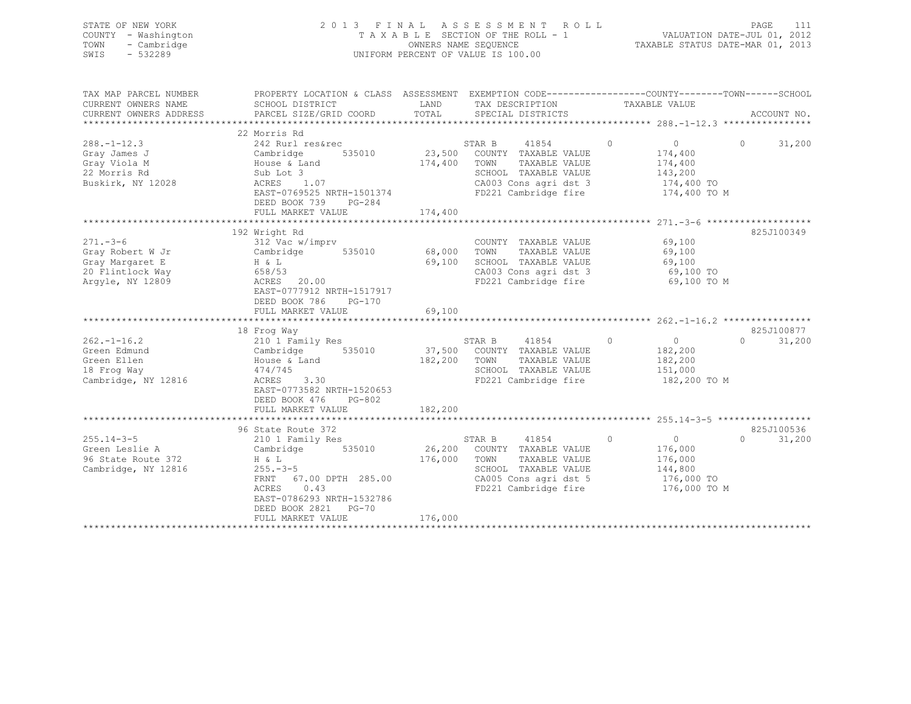STATE OF NEW YORK
COUNTY - Washington
TOWN - Cambridge
SWIS - 532289

2013 FINAL ASSESSMENT ROLL
TAXABLE SECTION OF THE ROLL - 1
OWNERS NAME SEQUENCE
UNIFORM PERCENT OF VALUE IS 100.00

VALUATION DATE-JUL 01, 2012
TAXABLE STATUS DATE-MAR 01, 2013

| TAX MAP PARCEL NUMBER / CURRENT OWNERS NAME / CURRENT OWNERS ADDRESS | PROPERTY LOCATION & CLASS / SCHOOL DISTRICT / PARCEL SIZE/GRID COORD | ASSESSMENT LAND / TOTAL | EXEMPTION CODE / TAX DESCRIPTION / SPECIAL DISTRICTS | COUNTY | TOWN | SCHOOL | ACCOUNT NO. |
|---|---|---|---|---|---|---|---|
| 288.-1-12.3 | 22 Morris Rd | | | | | | |
| 288.-1-12.3 | 242 Rurl res&rec | | STAR B 41854 | 0 | 0 | 0 31,200 | |
| Gray James J | Cambridge 535010 | 23,500 | COUNTY TAXABLE VALUE | 174,400 | | | |
| Gray Viola M | House & Land | 174,400 | TOWN TAXABLE VALUE | 174,400 | | | |
| 22 Morris Rd | Sub Lot 3 | | SCHOOL TAXABLE VALUE | 143,200 | | | |
| Buskirk, NY 12028 | ACRES 1.07 | | CA003 Cons agri dst 3 | 174,400 TO | | | |
| | EAST-0769525 NRTH-1501374 | | FD221 Cambridge fire | 174,400 TO M | | | |
| | DEED BOOK 739 PG-284 | | | | | | |
| | FULL MARKET VALUE | 174,400 | | | | | |
| 271.-3-6 | 192 Wright Rd | | | | | | 825J100349 |
| 271.-3-6 | 312 Vac w/imprv | | COUNTY TAXABLE VALUE | 69,100 | | | |
| Gray Robert W Jr | Cambridge 535010 | 68,000 | TOWN TAXABLE VALUE | 69,100 | | | |
| Gray Margaret E | H & L | 69,100 | SCHOOL TAXABLE VALUE | 69,100 | | | |
| 20 Flintlock Way | 658/53 | | CA003 Cons agri dst 3 | 69,100 TO | | | |
| Argyle, NY 12809 | ACRES 20.00 | | FD221 Cambridge fire | 69,100 TO M | | | |
| | EAST-0777912 NRTH-1517917 | | | | | | |
| | DEED BOOK 786 PG-170 | | | | | | |
| | FULL MARKET VALUE | 69,100 | | | | | |
| 262.-1-16.2 | 18 Frog Way | | | | | | 825J100877 |
| 262.-1-16.2 | 210 1 Family Res | | STAR B 41854 | 0 | 0 | 0 31,200 | |
| Green Edmund | Cambridge 535010 | 37,500 | COUNTY TAXABLE VALUE | 182,200 | | | |
| Green Ellen | House & Land | 182,200 | TOWN TAXABLE VALUE | 182,200 | | | |
| 18 Frog Way | 474/745 | | SCHOOL TAXABLE VALUE | 151,000 | | | |
| Cambridge, NY 12816 | ACRES 3.30 | | FD221 Cambridge fire | 182,200 TO M | | | |
| | EAST-0773582 NRTH-1520653 | | | | | | |
| | DEED BOOK 476 PG-802 | | | | | | |
| | FULL MARKET VALUE | 182,200 | | | | | |
| 255.14-3-5 | 96 State Route 372 | | | | | | 825J100536 |
| 255.14-3-5 | 210 1 Family Res | | STAR B 41854 | 0 | 0 | 0 31,200 | |
| Green Leslie A | Cambridge 535010 | 26,200 | COUNTY TAXABLE VALUE | 176,000 | | | |
| 96 State Route 372 | H & L | 176,000 | TOWN TAXABLE VALUE | 176,000 | | | |
| Cambridge, NY 12816 | 255.-3-5 | | SCHOOL TAXABLE VALUE | 144,800 | | | |
| | FRNT 67.00 DPTH 285.00 | | CA005 Cons agri dst 5 | 176,000 TO | | | |
| | ACRES 0.43 | | FD221 Cambridge fire | 176,000 TO M | | | |
| | EAST-0786293 NRTH-1532786 | | | | | | |
| | DEED BOOK 2821 PG-70 | | | | | | |
| | FULL MARKET VALUE | 176,000 | | | | | |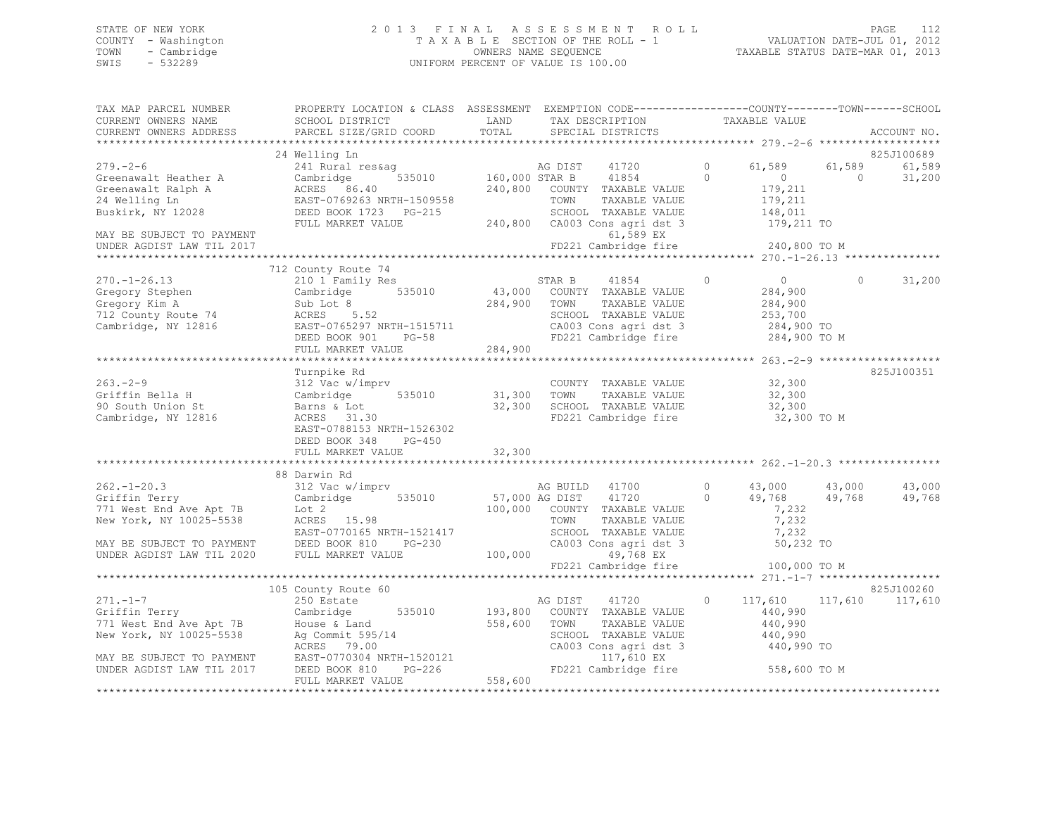STATE OF NEW YORK
COUNTY - Washington
TOWN - Cambridge
SWIS - 532289

2013 FINAL ASSESSMENT ROLL
TAXABLE SECTION OF THE ROLL - 1
OWNERS NAME SEQUENCE
UNIFORM PERCENT OF VALUE IS 100.00

VALUATION DATE-JUL 01, 2012
TAXABLE STATUS DATE-MAR 01, 2013

```
TAX MAP PARCEL NUMBER      PROPERTY LOCATION & CLASS  ASSESSMENT  EXEMPTION CODE-----------------COUNTY--------TOWN------SCHOOL
CURRENT OWNERS NAME        SCHOOL DISTRICT              LAND       TAX DESCRIPTION            TAXABLE VALUE
CURRENT OWNERS ADDRESS     PARCEL SIZE/GRID COORD       TOTAL      SPECIAL DISTRICTS                                        ACCOUNT NO.
******************************************************************************************************* 279.-2-6 *******************
                           24 Welling Ln                                                                                  825J100689
279.-2-6                   241 Rural res&ag                        AG DIST     41720         0      61,589    61,589      61,589
Greenawalt Heather A       Cambridge        535010     160,000 STAR B      41854         0           0         0      31,200
Greenawalt Ralph A         ACRES  86.40                240,800   COUNTY  TAXABLE VALUE            179,211
24 Welling Ln              EAST-0769263 NRTH-1509558              TOWN    TAXABLE VALUE            179,211
Buskirk, NY 12028          DEED BOOK 1723   PG-215                SCHOOL  TAXABLE VALUE            148,011
                           FULL MARKET VALUE           240,800   CA003 Cons agri dst 3             179,211 TO
MAY BE SUBJECT TO PAYMENT                                                 61,589 EX
UNDER AGDIST LAW TIL 2017                                         FD221 Cambridge fire              240,800 TO M
******************************************************************************************************* 270.-1-26.13 ***************
                           712 County Route 74
270.-1-26.13               210 1 Family Res                        STAR B      41854         0           0         0      31,200
Gregory Stephen            Cambridge        535010      43,000   COUNTY  TAXABLE VALUE            284,900
Gregory Kim A              Sub Lot 8                   284,900   TOWN    TAXABLE VALUE            284,900
712 County Route 74        ACRES   5.52                           SCHOOL  TAXABLE VALUE            253,700
Cambridge, NY 12816        EAST-0765297 NRTH-1515711              CA003 Cons agri dst 3             284,900 TO
                           DEED BOOK 901    PG-58                 FD221 Cambridge fire              284,900 TO M
                           FULL MARKET VALUE           284,900
******************************************************************************************************* 263.-2-9 *******************
                           Turnpike Rd                                                                                    825J100351
263.-2-9                   312 Vac w/imprv                         COUNTY  TAXABLE VALUE             32,300
Griffin Bella H            Cambridge        535010      31,300   TOWN    TAXABLE VALUE             32,300
90 South Union St          Barns & Lot                  32,300   SCHOOL  TAXABLE VALUE             32,300
Cambridge, NY 12816        ACRES  31.30                           FD221 Cambridge fire               32,300 TO M
                           EAST-0788153 NRTH-1526302
                           DEED BOOK 348    PG-450
                           FULL MARKET VALUE            32,300
******************************************************************************************************* 262.-1-20.3 ****************
                           88 Darwin Rd
262.-1-20.3                312 Vac w/imprv                         AG BUILD    41700         0      43,000    43,000      43,000
Griffin Terry              Cambridge        535010      57,000 AG DIST     41720         0      49,768    49,768      49,768
771 West End Ave Apt 7B    Lot 2                       100,000   COUNTY  TAXABLE VALUE              7,232
New York, NY 10025-5538    ACRES  15.98                           TOWN    TAXABLE VALUE              7,232
                           EAST-0770165 NRTH-1521417              SCHOOL  TAXABLE VALUE              7,232
MAY BE SUBJECT TO PAYMENT  DEED BOOK 810    PG-230                CA003 Cons agri dst 3              50,232 TO
UNDER AGDIST LAW TIL 2020  FULL MARKET VALUE           100,000            49,768 EX
                                                                  FD221 Cambridge fire              100,000 TO M
******************************************************************************************************* 271.-1-7 *******************
                           105 County Route 60                                                                            825J100260
271.-1-7                   250 Estate                              AG DIST     41720         0     117,610   117,610     117,610
Griffin Terry              Cambridge        535010     193,800   COUNTY  TAXABLE VALUE            440,990
771 West End Ave Apt 7B    House & Land                558,600   TOWN    TAXABLE VALUE            440,990
New York, NY 10025-5538    Ag Commit 595/14                       SCHOOL  TAXABLE VALUE            440,990
                           ACRES  79.00                           CA003 Cons agri dst 3             440,990 TO
MAY BE SUBJECT TO PAYMENT  EAST-0770304 NRTH-1520121                     117,610 EX
UNDER AGDIST LAW TIL 2017  DEED BOOK 810    PG-226                FD221 Cambridge fire              558,600 TO M
                           FULL MARKET VALUE           558,600
************************************************************************************************************************************
```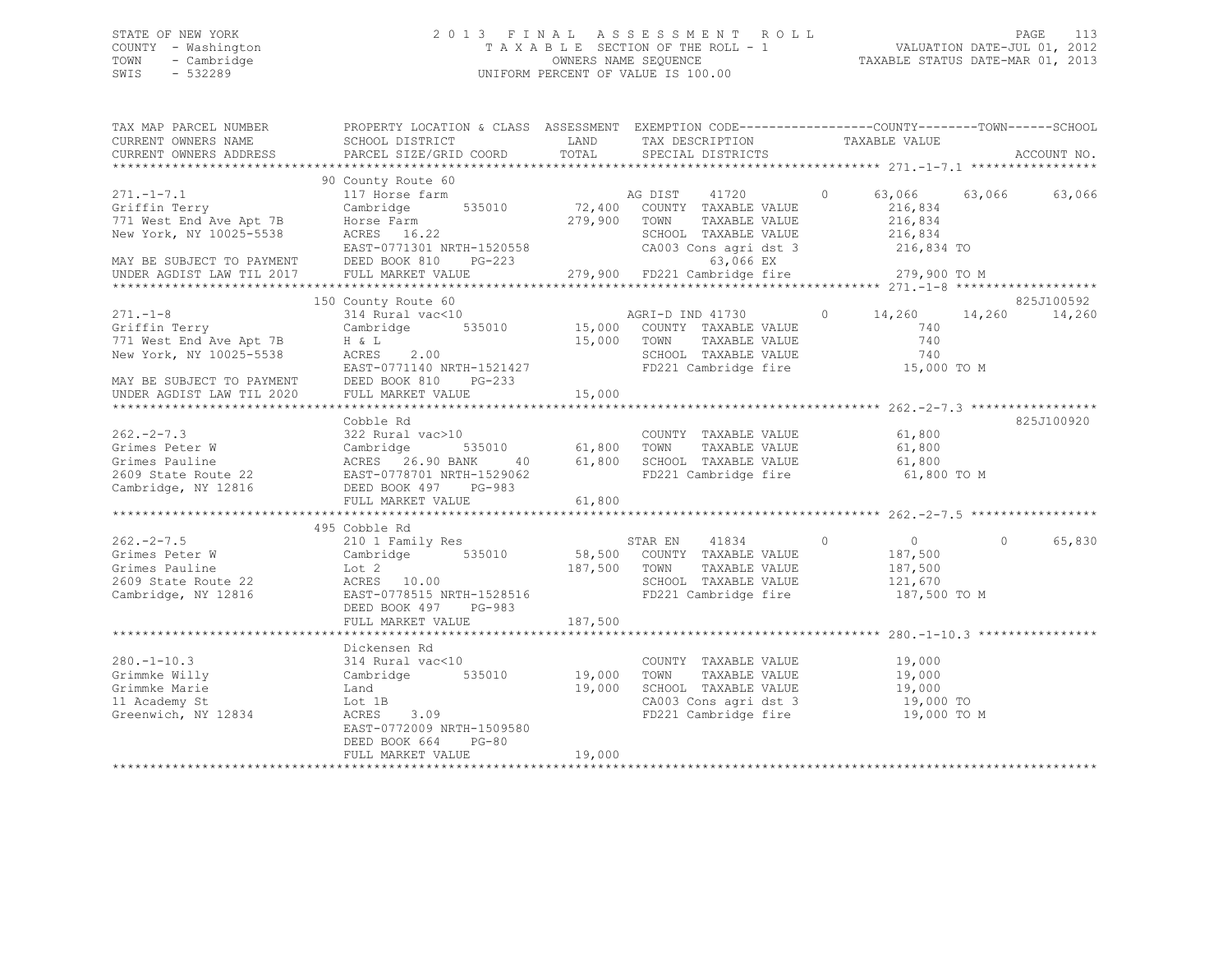STATE OF NEW YORK
COUNTY - Washington
TOWN - Cambridge
SWIS - 532289

2013 FINAL ASSESSMENT ROLL
TAXABLE SECTION OF THE ROLL - 1
OWNERS NAME SEQUENCE
UNIFORM PERCENT OF VALUE IS 100.00

VALUATION DATE-JUL 01, 2012
TAXABLE STATUS DATE-MAR 01, 2013

| TAX MAP PARCEL NUMBER / CURRENT OWNERS NAME / CURRENT OWNERS ADDRESS | PROPERTY LOCATION & CLASS / SCHOOL DISTRICT / PARCEL SIZE/GRID COORD | ASSESSMENT LAND / TOTAL | EXEMPTION CODE / TAX DESCRIPTION / SPECIAL DISTRICTS | COUNTY TAXABLE VALUE | TOWN | SCHOOL | ACCOUNT NO. |
|---|---|---|---|---|---|---|---|
| **271.-1-7.1** | 90 County Route 60 | | | | | | |
| 271.-1-7.1 | 117 Horse farm | | AG DIST 41720 0 | 63,066 | 63,066 | 63,066 | |
| Griffin Terry | Cambridge 535010 | 72,400 | COUNTY TAXABLE VALUE | 216,834 | | | |
| 771 West End Ave Apt 7B | Horse Farm | 279,900 | TOWN TAXABLE VALUE | 216,834 | | | |
| New York, NY 10025-5538 | ACRES 16.22 | | SCHOOL TAXABLE VALUE | 216,834 | | | |
| | EAST-0771301 NRTH-1520558 | | CA003 Cons agri dst 3 | 216,834 TO | | | |
| MAY BE SUBJECT TO PAYMENT | DEED BOOK 810 PG-223 | | 63,066 EX | | | | |
| UNDER AGDIST LAW TIL 2017 | FULL MARKET VALUE | 279,900 | FD221 Cambridge fire | 279,900 TO M | | | |
| **271.-1-8** | 150 County Route 60 | | | | | | 825J100592 |
| 271.-1-8 | 314 Rural vac<10 | | AGRI-D IND 41730 0 | 14,260 | 14,260 | 14,260 | |
| Griffin Terry | Cambridge 535010 | 15,000 | COUNTY TAXABLE VALUE | 740 | | | |
| 771 West End Ave Apt 7B | H & L | 15,000 | TOWN TAXABLE VALUE | 740 | | | |
| New York, NY 10025-5538 | ACRES 2.00 | | SCHOOL TAXABLE VALUE | 740 | | | |
| | EAST-0771140 NRTH-1521427 | | FD221 Cambridge fire | 15,000 TO M | | | |
| MAY BE SUBJECT TO PAYMENT | DEED BOOK 810 PG-233 | | | | | | |
| UNDER AGDIST LAW TIL 2020 | FULL MARKET VALUE | 15,000 | | | | | |
| **262.-2-7.3** | Cobble Rd | | | | | | 825J100920 |
| 262.-2-7.3 | 322 Rural vac>10 | | COUNTY TAXABLE VALUE | 61,800 | | | |
| Grimes Peter W | Cambridge 535010 | 61,800 | TOWN TAXABLE VALUE | 61,800 | | | |
| Grimes Pauline | ACRES 26.90 BANK 40 | 61,800 | SCHOOL TAXABLE VALUE | 61,800 | | | |
| 2609 State Route 22 | EAST-0778701 NRTH-1529062 | | FD221 Cambridge fire | 61,800 TO M | | | |
| Cambridge, NY 12816 | DEED BOOK 497 PG-983 | | | | | | |
| | FULL MARKET VALUE | 61,800 | | | | | |
| **262.-2-7.5** | 495 Cobble Rd | | | | | | |
| 262.-2-7.5 | 210 1 Family Res | | STAR EN 41834 0 | 0 | 0 | 65,830 | |
| Grimes Peter W | Cambridge 535010 | 58,500 | COUNTY TAXABLE VALUE | 187,500 | | | |
| Grimes Pauline | Lot 2 | 187,500 | TOWN TAXABLE VALUE | 187,500 | | | |
| 2609 State Route 22 | ACRES 10.00 | | SCHOOL TAXABLE VALUE | 121,670 | | | |
| Cambridge, NY 12816 | EAST-0778515 NRTH-1528516 | | FD221 Cambridge fire | 187,500 TO M | | | |
| | DEED BOOK 497 PG-983 | | | | | | |
| | FULL MARKET VALUE | 187,500 | | | | | |
| **280.-1-10.3** | Dickensen Rd | | | | | | |
| 280.-1-10.3 | 314 Rural vac<10 | | COUNTY TAXABLE VALUE | 19,000 | | | |
| Grimmke Willy | Cambridge 535010 | 19,000 | TOWN TAXABLE VALUE | 19,000 | | | |
| Grimmke Marie | Land | 19,000 | SCHOOL TAXABLE VALUE | 19,000 | | | |
| 11 Academy St | Lot 1B | | CA003 Cons agri dst 3 | 19,000 TO | | | |
| Greenwich, NY 12834 | ACRES 3.09 | | FD221 Cambridge fire | 19,000 TO M | | | |
| | EAST-0772009 NRTH-1509580 | | | | | | |
| | DEED BOOK 664 PG-80 | | | | | | |
| | FULL MARKET VALUE | 19,000 | | | | | |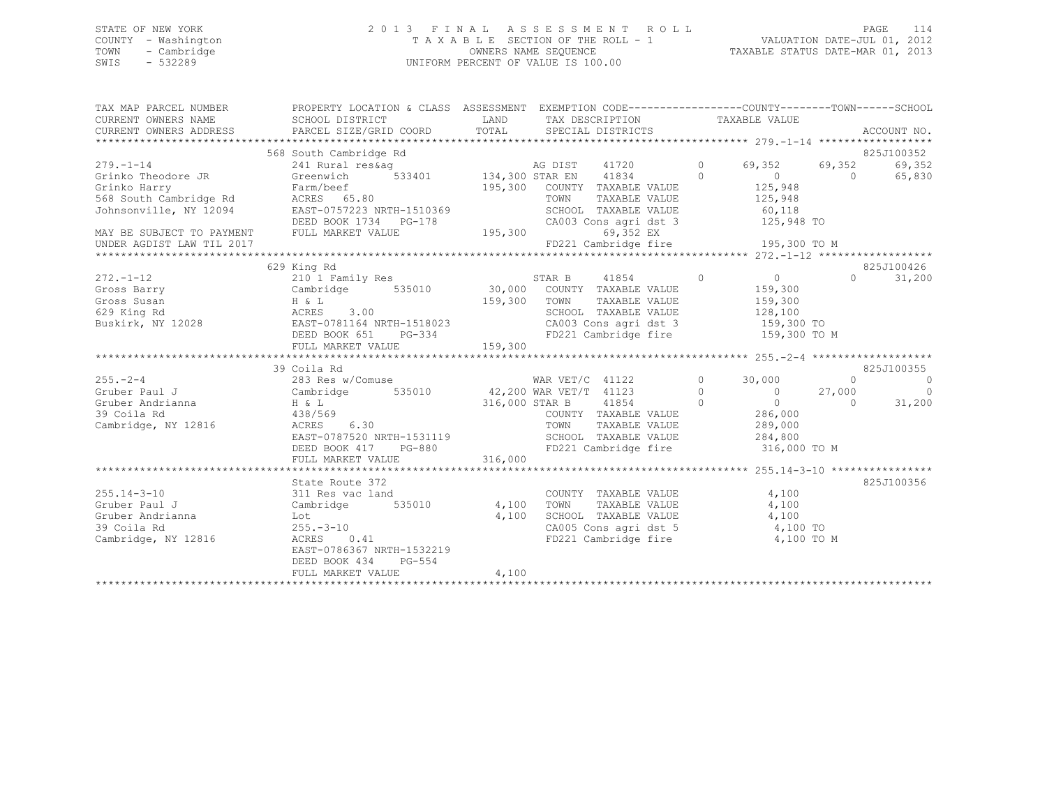STATE OF NEW YORK
COUNTY - Washington
TOWN - Cambridge
SWIS - 532289

2 0 1 3 F I N A L A S S E S S M E N T R O L L
T A X A B L E SECTION OF THE ROLL - 1
OWNERS NAME SEQUENCE
UNIFORM PERCENT OF VALUE IS 100.00

VALUATION DATE-JUL 01, 2012
TAXABLE STATUS DATE-MAR 01, 2013

```
TAX MAP PARCEL NUMBER      PROPERTY LOCATION & CLASS  ASSESSMENT  EXEMPTION CODE------------------COUNTY--------TOWN------SCHOOL
CURRENT OWNERS NAME        SCHOOL DISTRICT             LAND       TAX DESCRIPTION            TAXABLE VALUE
CURRENT OWNERS ADDRESS     PARCEL SIZE/GRID COORD      TOTAL      SPECIAL DISTRICTS                                      ACCOUNT NO.
******************************************************************************************************* 279.-1-14 ******************
                           568 South Cambridge Rd                                                                        825J100352
279.-1-14                  241 Rural res&ag                       AG DIST     41720         0      69,352    69,352      69,352
Grinko Theodore JR         Greenwich       533401   134,300 STAR EN     41834         0           0         0      65,830
Grinko Harry               Farm/beef                  195,300   COUNTY  TAXABLE VALUE           125,948
568 South Cambridge Rd     ACRES   65.80                         TOWN    TAXABLE VALUE           125,948
Johnsonville, NY 12094     EAST-0757223 NRTH-1510369             SCHOOL  TAXABLE VALUE            60,118
                           DEED BOOK 1734   PG-178               CA003 Cons agri dst 3           125,948 TO
MAY BE SUBJECT TO PAYMENT  FULL MARKET VALUE          195,300          69,352 EX
UNDER AGDIST LAW TIL 2017                                        FD221 Cambridge fire            195,300 TO M
******************************************************************************************************* 272.-1-12 ******************
                           629 King Rd                                                                                   825J100426
272.-1-12                  210 1 Family Res                      STAR B      41854         0           0         0      31,200
Gross Barry                Cambridge       535010     30,000   COUNTY  TAXABLE VALUE           159,300
Gross Susan                H & L                      159,300   TOWN    TAXABLE VALUE           159,300
629 King Rd                ACRES    3.00                         SCHOOL  TAXABLE VALUE           128,100
Buskirk, NY 12028          EAST-0781164 NRTH-1518023             CA003 Cons agri dst 3           159,300 TO
                           DEED BOOK 651    PG-334               FD221 Cambridge fire            159,300 TO M
                           FULL MARKET VALUE          159,300
******************************************************************************************************* 255.-2-4 *******************
                           39 Coila Rd                                                                                   825J100355
255.-2-4                   283 Res w/Comuse                      WAR VET/C   41122         0      30,000         0           0
Gruber Paul J              Cambridge       535010     42,200 WAR VET/T   41123         0           0    27,000           0
Gruber Andrianna           H & L                      316,000 STAR B      41854         0           0         0      31,200
39 Coila Rd                438/569                               COUNTY  TAXABLE VALUE           286,000
Cambridge, NY 12816        ACRES    6.30                         TOWN    TAXABLE VALUE           289,000
                           EAST-0787520 NRTH-1531119             SCHOOL  TAXABLE VALUE           284,800
                           DEED BOOK 417    PG-880               FD221 Cambridge fire            316,000 TO M
                           FULL MARKET VALUE          316,000
******************************************************************************************************* 255.14-3-10 ****************
                           State Route 372                                                                               825J100356
255.14-3-10                311 Res vac land                      COUNTY  TAXABLE VALUE             4,100
Gruber Paul J              Cambridge       535010      4,100   TOWN    TAXABLE VALUE             4,100
Gruber Andrianna           Lot                          4,100   SCHOOL  TAXABLE VALUE             4,100
39 Coila Rd                255.-3-10                             CA005 Cons agri dst 5             4,100 TO
Cambridge, NY 12816        ACRES    0.41                         FD221 Cambridge fire              4,100 TO M
                           EAST-0786367 NRTH-1532219
                           DEED BOOK 434    PG-554
                           FULL MARKET VALUE            4,100
************************************************************************************************************************************
```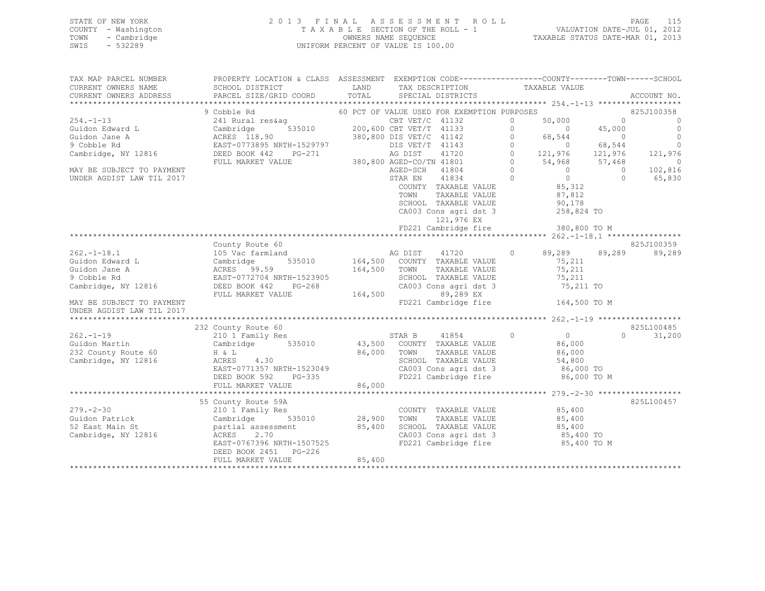STATE OF NEW YORK
COUNTY - Washington
TOWN - Cambridge
SWIS - 532289

# 2013 FINAL ASSESSMENT ROLL
TAXABLE SECTION OF THE ROLL - 1
OWNERS NAME SEQUENCE
UNIFORM PERCENT OF VALUE IS 100.00

VALUATION DATE-JUL 01, 2012
TAXABLE STATUS DATE-MAR 01, 2013

```
TAX MAP PARCEL NUMBER      PROPERTY LOCATION & CLASS  ASSESSMENT  EXEMPTION CODE-----------------COUNTY--------TOWN------SCHOOL
CURRENT OWNERS NAME        SCHOOL DISTRICT               LAND      TAX DESCRIPTION             TAXABLE VALUE
CURRENT OWNERS ADDRESS     PARCEL SIZE/GRID COORD        TOTAL     SPECIAL DISTRICTS                                           ACCOUNT NO.
******************************************************************************************** 254.-1-13 ******************
                           9 Cobble Rd                        60 PCT OF VALUE USED FOR EXEMPTION PURPOSES                      825J100358
254.-1-13                  241 Rural res&ag                   CBT VET/C  41132        0       50,000          0            0
Guidon Edward L            Cambridge       535010    200,600 CBT VET/T  41133        0            0     45,000            0
Guidon Jane A              ACRES 118.90              380,800 DIS VET/C  41142        0       68,544          0            0
9 Cobble Rd                EAST-0773895 NRTH-1529797          DIS VET/T  41143        0            0     68,544            0
Cambridge, NY 12816        DEED BOOK 442    PG-271            AG DIST    41720        0      121,976    121,976      121,976
                           FULL MARKET VALUE         380,800 AGED-CO/TN 41801        0       54,968     57,468            0
MAY BE SUBJECT TO PAYMENT                                     AGED-SCH   41804        0            0          0      102,816
UNDER AGDIST LAW TIL 2017                                     STAR EN    41834        0            0          0       65,830
                                                               COUNTY  TAXABLE VALUE          85,312
                                                               TOWN    TAXABLE VALUE          87,812
                                                               SCHOOL  TAXABLE VALUE          90,178
                                                               CA003 Cons agri dst 3         258,824 TO
                                                                      121,976 EX
                                                               FD221 Cambridge fire          380,800 TO M
******************************************************************************************** 262.-1-18.1 ****************
                           County Route 60                                                                              825J100359
262.-1-18.1                105 Vac farmland                   AG DIST    41720        0       89,289     89,289       89,289
Guidon Edward L            Cambridge       535010    164,500  COUNTY  TAXABLE VALUE          75,211
Guidon Jane A              ACRES  99.59              164,500  TOWN    TAXABLE VALUE          75,211
9 Cobble Rd                EAST-0772704 NRTH-1523905          SCHOOL  TAXABLE VALUE          75,211
Cambridge, NY 12816        DEED BOOK 442    PG-268            CA003 Cons agri dst 3          75,211 TO
                           FULL MARKET VALUE         164,500          89,289 EX
MAY BE SUBJECT TO PAYMENT                                     FD221 Cambridge fire          164,500 TO M
UNDER AGDIST LAW TIL 2017
******************************************************************************************** 262.-1-19 ******************
                           232 County Route 60                                                                          825L100485
262.-1-19                  210 1 Family Res                   STAR B     41854        0            0          0       31,200
Guidon Martin              Cambridge       535010     43,500  COUNTY  TAXABLE VALUE          86,000
232 County Route 60        H & L                      86,000  TOWN    TAXABLE VALUE          86,000
Cambridge, NY 12816        ACRES    4.30                      SCHOOL  TAXABLE VALUE          54,800
                           EAST-0771357 NRTH-1523049          CA003 Cons agri dst 3          86,000 TO
                           DEED BOOK 592    PG-335            FD221 Cambridge fire           86,000 TO M
                           FULL MARKET VALUE          86,000
******************************************************************************************** 279.-2-30 ******************
                           55 County Route 59A                                                                          825L100457
279.-2-30                  210 1 Family Res                   COUNTY  TAXABLE VALUE          85,400
Guidon Patrick             Cambridge       535010     28,900  TOWN    TAXABLE VALUE          85,400
52 East Main St            partial assessment         85,400  SCHOOL  TAXABLE VALUE          85,400
Cambridge, NY 12816        ACRES    2.70                      CA003 Cons agri dst 3          85,400 TO
                           EAST-0767396 NRTH-1507525          FD221 Cambridge fire           85,400 TO M
                           DEED BOOK 2451   PG-226
                           FULL MARKET VALUE          85,400
*****************************************************************************************************************************
```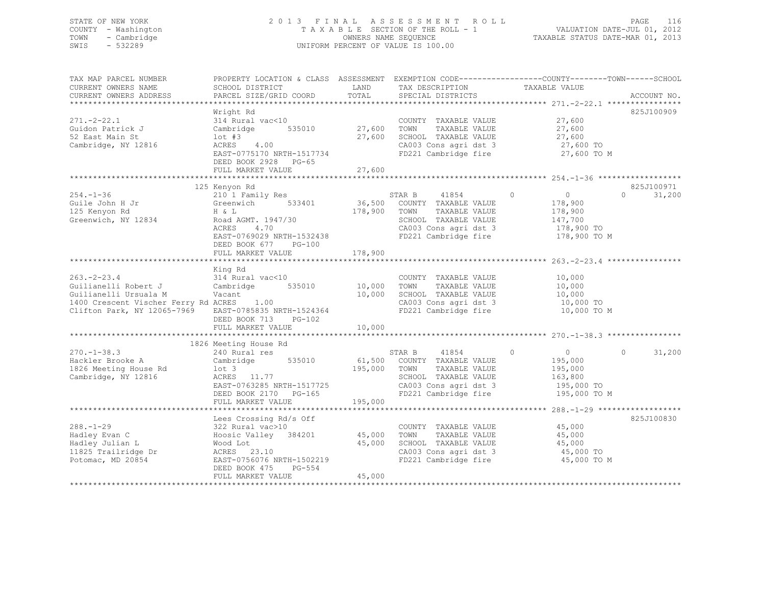STATE OF NEW YORK
COUNTY - Washington
TOWN - Cambridge
SWIS - 532289

2013 FINAL ASSESSMENT ROLL
TAXABLE SECTION OF THE ROLL - 1
OWNERS NAME SEQUENCE
UNIFORM PERCENT OF VALUE IS 100.00

VALUATION DATE-JUL 01, 2012
TAXABLE STATUS DATE-MAR 01, 2013

```
TAX MAP PARCEL NUMBER          PROPERTY LOCATION & CLASS  ASSESSMENT  EXEMPTION CODE------------------COUNTY--------TOWN------SCHOOL
CURRENT OWNERS NAME            SCHOOL DISTRICT               LAND      TAX DESCRIPTION            TAXABLE VALUE
CURRENT OWNERS ADDRESS         PARCEL SIZE/GRID COORD        TOTAL     SPECIAL DISTRICTS                                      ACCOUNT NO.
******************************************************************************************************* 271.-2-22.1 ****************
                               Wright Rd                                                                                   825J100909
271.-2-22.1                    314 Rural vac<10                        COUNTY  TAXABLE VALUE             27,600
Guidon Patrick J               Cambridge       535010       27,600     TOWN    TAXABLE VALUE             27,600
52 East Main St                lot #3                       27,600     SCHOOL  TAXABLE VALUE             27,600
Cambridge, NY 12816            ACRES     4.00                          CA003 Cons agri dst 3              27,600 TO
                               EAST-0775170 NRTH-1517734               FD221 Cambridge fire               27,600 TO M
                               DEED BOOK 2928   PG-65
                               FULL MARKET VALUE            27,600
******************************************************************************************************* 254.-1-36 ******************
                               125 Kenyon Rd                                                                               825J100971
254.-1-36                      210 1 Family Res                        STAR B      41854        0          0            0      31,200
Guile John H Jr                Greenwich       533401       36,500     COUNTY  TAXABLE VALUE            178,900
125 Kenyon Rd                  H & L                       178,900     TOWN    TAXABLE VALUE            178,900
Greenwich, NY 12834            Road AGMT. 1947/30                      SCHOOL  TAXABLE VALUE            147,700
                               ACRES     4.70                          CA003 Cons agri dst 3             178,900 TO
                               EAST-0769029 NRTH-1532438               FD221 Cambridge fire              178,900 TO M
                               DEED BOOK 677    PG-100
                               FULL MARKET VALUE           178,900
******************************************************************************************************* 263.-2-23.4 ****************
                               King Rd
263.-2-23.4                    314 Rural vac<10                        COUNTY  TAXABLE VALUE             10,000
Guilianelli Robert J           Cambridge       535010       10,000     TOWN    TAXABLE VALUE             10,000
Guilianelli Ursuala M          Vacant                       10,000     SCHOOL  TAXABLE VALUE             10,000
1400 Crescent Vischer Ferry Rd ACRES     1.00                          CA003 Cons agri dst 3              10,000 TO
Clifton Park, NY 12065-7969    EAST-0785835 NRTH-1524364               FD221 Cambridge fire               10,000 TO M
                               DEED BOOK 713    PG-102
                               FULL MARKET VALUE            10,000
******************************************************************************************************* 270.-1-38.3 ****************
                               1826 Meeting House Rd
270.-1-38.3                    240 Rural res                           STAR B      41854        0          0            0      31,200
Hackler Brooke A               Cambridge       535010       61,500     COUNTY  TAXABLE VALUE            195,000
1826 Meeting House Rd          lot 3                       195,000     TOWN    TAXABLE VALUE            195,000
Cambridge, NY 12816            ACRES    11.77                          SCHOOL  TAXABLE VALUE            163,800
                               EAST-0763285 NRTH-1517725               CA003 Cons agri dst 3             195,000 TO
                               DEED BOOK 2170   PG-165                 FD221 Cambridge fire              195,000 TO M
                               FULL MARKET VALUE           195,000
******************************************************************************************************* 288.-1-29 ******************
                               Lees Crossing Rd/s Off                                                                      825J100830
288.-1-29                      322 Rural vac>10                        COUNTY  TAXABLE VALUE             45,000
Hadley Evan C                  Hoosic Valley   384201       45,000     TOWN    TAXABLE VALUE             45,000
Hadley Julian L                Wood Lot                     45,000     SCHOOL  TAXABLE VALUE             45,000
11825 Trailridge Dr            ACRES    23.10                          CA003 Cons agri dst 3              45,000 TO
Potomac, MD 20854              EAST-0756076 NRTH-1502219               FD221 Cambridge fire               45,000 TO M
                               DEED BOOK 475    PG-554
                               FULL MARKET VALUE            45,000
************************************************************************************************************************************
```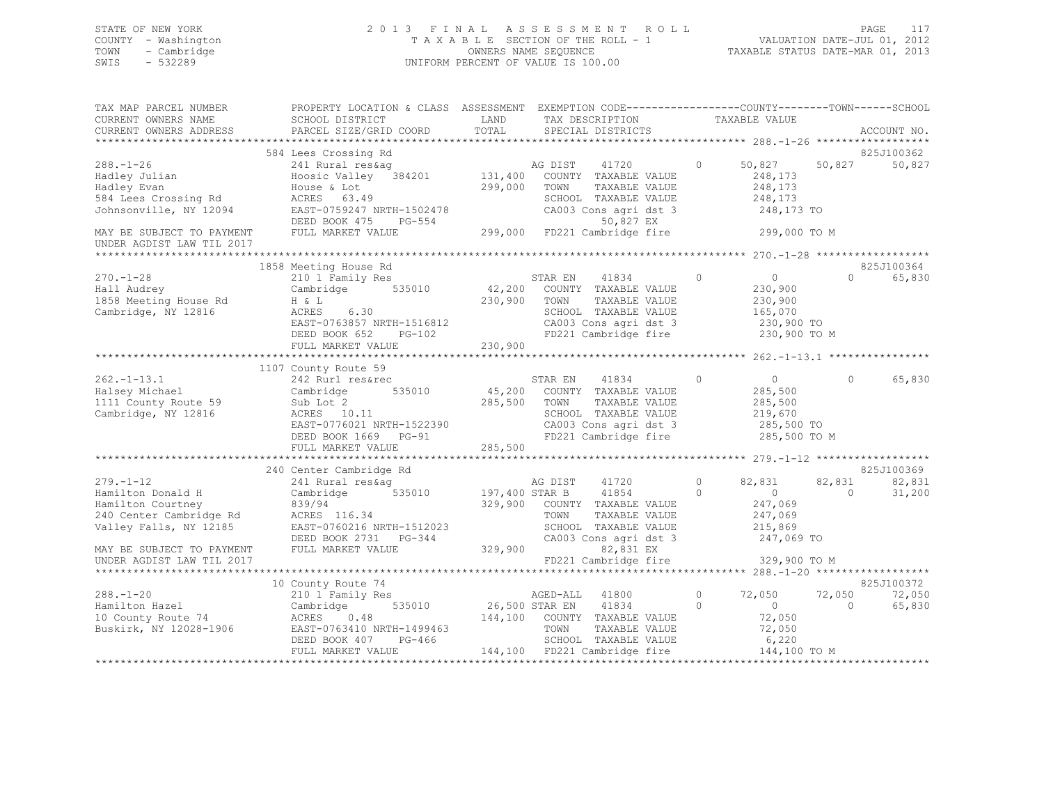STATE OF NEW YORK
COUNTY - Washington
TOWN - Cambridge
SWIS - 532289

2013 FINAL ASSESSMENT ROLL
TAXABLE SECTION OF THE ROLL - 1
OWNERS NAME SEQUENCE
UNIFORM PERCENT OF VALUE IS 100.00

VALUATION DATE-JUL 01, 2012
TAXABLE STATUS DATE-MAR 01, 2013

```
TAX MAP PARCEL NUMBER          PROPERTY LOCATION & CLASS  ASSESSMENT  EXEMPTION CODE-----------------COUNTY--------TOWN------SCHOOL
CURRENT OWNERS NAME            SCHOOL DISTRICT               LAND      TAX DESCRIPTION             TAXABLE VALUE
CURRENT OWNERS ADDRESS         PARCEL SIZE/GRID COORD        TOTAL     SPECIAL DISTRICTS                                        ACCOUNT NO.
******************************************************************************************************* 288.-1-26 ******************
                               584 Lees Crossing Rd                                                                              825J100362
288.-1-26                      241 Rural res&ag                          AG DIST     41720          0      50,827     50,827      50,827
Hadley Julian                  Hoosic Valley  384201       131,400   COUNTY  TAXABLE VALUE               248,173
Hadley Evan                    House & Lot                 299,000   TOWN    TAXABLE VALUE               248,173
584 Lees Crossing Rd           ACRES   63.49                         SCHOOL  TAXABLE VALUE               248,173
Johnsonville, NY 12094         EAST-0759247 NRTH-1502478             CA003 Cons agri dst 3               248,173 TO
                               DEED BOOK 475    PG-554                    50,827 EX
MAY BE SUBJECT TO PAYMENT      FULL MARKET VALUE           299,000   FD221 Cambridge fire                299,000 TO M
UNDER AGDIST LAW TIL 2017
******************************************************************************************************* 270.-1-28 ******************
                               1858 Meeting House Rd                                                                             825J100364
270.-1-28                      210 1 Family Res                          STAR EN     41834          0           0          0      65,830
Hall Audrey                    Cambridge      535010        42,200   COUNTY  TAXABLE VALUE               230,900
1858 Meeting House Rd          H & L                       230,900   TOWN    TAXABLE VALUE               230,900
Cambridge, NY 12816            ACRES    6.30                         SCHOOL  TAXABLE VALUE               165,070
                               EAST-0763857 NRTH-1516812             CA003 Cons agri dst 3               230,900 TO
                               DEED BOOK 652    PG-102               FD221 Cambridge fire                230,900 TO M
                               FULL MARKET VALUE           230,900
******************************************************************************************************* 262.-1-13.1 ****************
                               1107 County Route 59
262.-1-13.1                    242 Rurl res&rec                          STAR EN     41834          0           0          0      65,830
Halsey Michael                 Cambridge      535010        45,200   COUNTY  TAXABLE VALUE               285,500
1111 County Route 59           Sub Lot 2                   285,500   TOWN    TAXABLE VALUE               285,500
Cambridge, NY 12816            ACRES   10.11                         SCHOOL  TAXABLE VALUE               219,670
                               EAST-0776021 NRTH-1522390             CA003 Cons agri dst 3               285,500 TO
                               DEED BOOK 1669   PG-91                FD221 Cambridge fire                285,500 TO M
                               FULL MARKET VALUE           285,500
******************************************************************************************************* 279.-1-12 ******************
                               240 Center Cambridge Rd                                                                           825J100369
279.-1-12                      241 Rural res&ag                          AG DIST     41720          0      82,831     82,831      82,831
Hamilton Donald H              Cambridge      535010       197,400 STAR B        41854          0           0          0      31,200
Hamilton Courtney              839/94                      329,900   COUNTY  TAXABLE VALUE               247,069
240 Center Cambridge Rd        ACRES  116.34                         TOWN    TAXABLE VALUE               247,069
Valley Falls, NY 12185         EAST-0760216 NRTH-1512023             SCHOOL  TAXABLE VALUE               215,869
                               DEED BOOK 2731   PG-344               CA003 Cons agri dst 3               247,069 TO
MAY BE SUBJECT TO PAYMENT      FULL MARKET VALUE           329,900        82,831 EX
UNDER AGDIST LAW TIL 2017                                            FD221 Cambridge fire                329,900 TO M
******************************************************************************************************* 288.-1-20 ******************
                               10 County Route 74                                                                                825J100372
288.-1-20                      210 1 Family Res                          AGED-ALL    41800          0      72,050     72,050      72,050
Hamilton Hazel                 Cambridge      535010        26,500 STAR EN       41834          0           0          0      65,830
10 County Route 74             ACRES    0.48               144,100   COUNTY  TAXABLE VALUE                72,050
Buskirk, NY 12028-1906         EAST-0763410 NRTH-1499463             TOWN    TAXABLE VALUE                72,050
                               DEED BOOK 407    PG-466               SCHOOL  TAXABLE VALUE                 6,220
                               FULL MARKET VALUE           144,100   FD221 Cambridge fire                144,100 TO M
************************************************************************************************************************************
```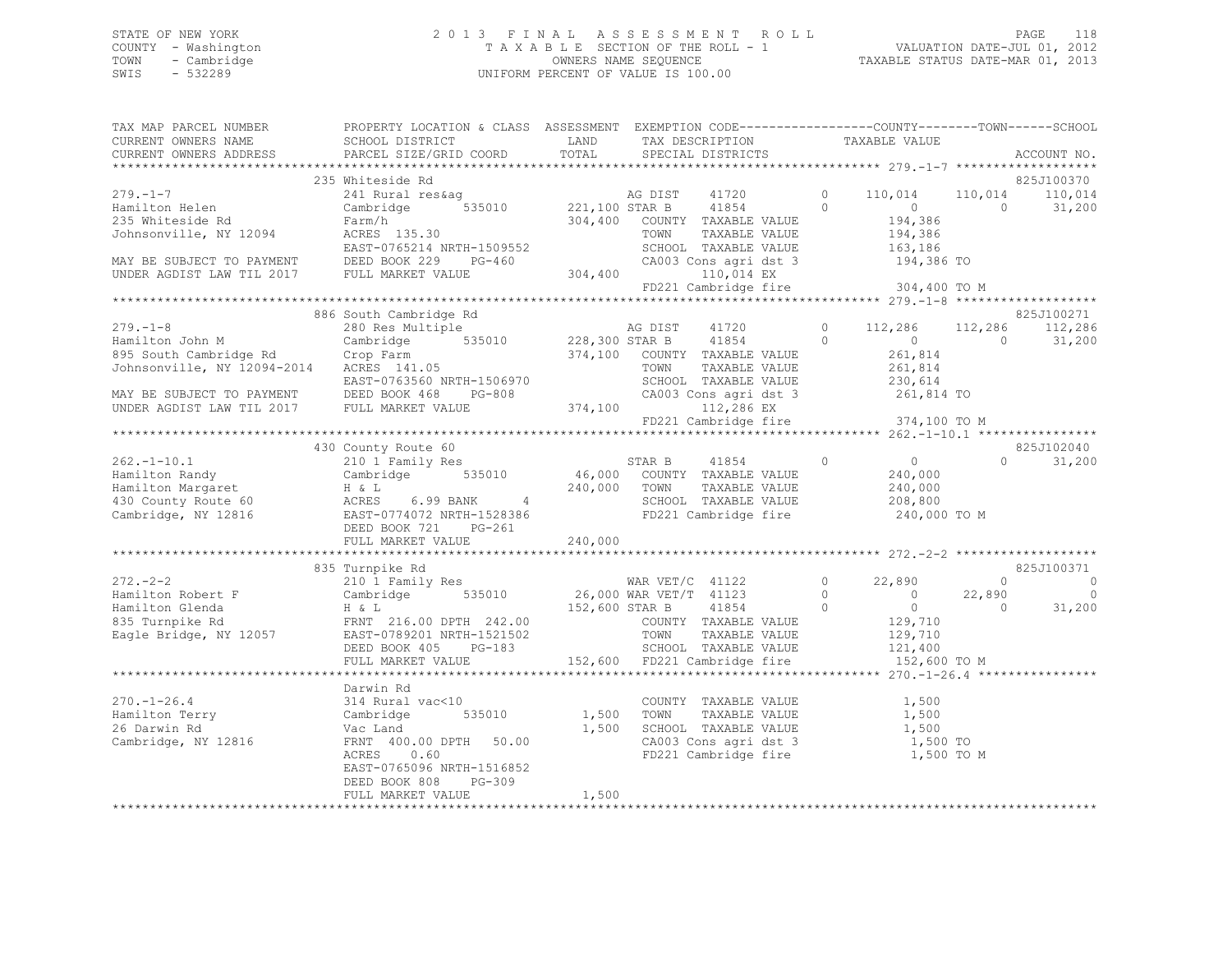STATE OF NEW YORK
COUNTY - Washington
TOWN - Cambridge
SWIS - 532289

2 0 1 3 F I N A L A S S E S S M E N T R O L L
T A X A B L E SECTION OF THE ROLL - 1
OWNERS NAME SEQUENCE
UNIFORM PERCENT OF VALUE IS 100.00

VALUATION DATE-JUL 01, 2012
TAXABLE STATUS DATE-MAR 01, 2013

```
TAX MAP PARCEL NUMBER      PROPERTY LOCATION & CLASS  ASSESSMENT  EXEMPTION CODE------------------COUNTY--------TOWN------SCHOOL
CURRENT OWNERS NAME        SCHOOL DISTRICT               LAND      TAX DESCRIPTION            TAXABLE VALUE
CURRENT OWNERS ADDRESS     PARCEL SIZE/GRID COORD       TOTAL      SPECIAL DISTRICTS                                        ACCOUNT NO.
******************************************************************************************************* 279.-1-7 *******************
                           235 Whiteside Rd                                                                                825J100370
279.-1-7                   241 Rural res&ag                        AG DIST     41720       0     110,014    110,014    110,014
Hamilton Helen             Cambridge        535010    221,100 STAR B      41854       0           0          0     31,200
235 Whiteside Rd           Farm/h                     304,400    COUNTY  TAXABLE VALUE           194,386
Johnsonville, NY 12094     ACRES 135.30                          TOWN    TAXABLE VALUE           194,386
                           EAST-0765214 NRTH-1509552             SCHOOL  TAXABLE VALUE           163,186
MAY BE SUBJECT TO PAYMENT  DEED BOOK 229    PG-460               CA003 Cons agri dst 3            194,386 TO
UNDER AGDIST LAW TIL 2017  FULL MARKET VALUE          304,400         110,014 EX
                                                                 FD221 Cambridge fire             304,400 TO M
******************************************************************************************************* 279.-1-8 *******************
                           886 South Cambridge Rd                                                                          825J100271
279.-1-8                   280 Res Multiple                        AG DIST     41720       0     112,286    112,286    112,286
Hamilton John M            Cambridge        535010    228,300 STAR B      41854       0           0          0     31,200
895 South Cambridge Rd     Crop Farm                  374,100    COUNTY  TAXABLE VALUE           261,814
Johnsonville, NY 12094-2014  ACRES 141.05                        TOWN    TAXABLE VALUE           261,814
                           EAST-0763560 NRTH-1506970             SCHOOL  TAXABLE VALUE           230,614
MAY BE SUBJECT TO PAYMENT  DEED BOOK 468    PG-808               CA003 Cons agri dst 3            261,814 TO
UNDER AGDIST LAW TIL 2017  FULL MARKET VALUE          374,100         112,286 EX
                                                                 FD221 Cambridge fire             374,100 TO M
******************************************************************************************************* 262.-1-10.1 ****************
                           430 County Route 60                                                                             825J102040
262.-1-10.1                210 1 Family Res                        STAR B      41854       0           0          0     31,200
Hamilton Randy             Cambridge        535010     46,000    COUNTY  TAXABLE VALUE           240,000
Hamilton Margaret          H & L                      240,000    TOWN    TAXABLE VALUE           240,000
430 County Route 60        ACRES    6.99 BANK     4              SCHOOL  TAXABLE VALUE           208,800
Cambridge, NY 12816        EAST-0774072 NRTH-1528386             FD221 Cambridge fire             240,000 TO M
                           DEED BOOK 721    PG-261
                           FULL MARKET VALUE          240,000
******************************************************************************************************* 272.-2-2 *******************
                           835 Turnpike Rd                                                                                 825J100371
272.-2-2                   210 1 Family Res                        WAR VET/C  41122        0      22,890          0          0
Hamilton Robert F          Cambridge        535010     26,000 WAR VET/T  41123        0           0     22,890          0
Hamilton Glenda            H & L                      152,600 STAR B      41854       0           0          0     31,200
835 Turnpike Rd            FRNT 216.00 DPTH 242.00               COUNTY  TAXABLE VALUE           129,710
Eagle Bridge, NY 12057     EAST-0789201 NRTH-1521502             TOWN    TAXABLE VALUE           129,710
                           DEED BOOK 405    PG-183               SCHOOL  TAXABLE VALUE           121,400
                           FULL MARKET VALUE          152,600    FD221 Cambridge fire             152,600 TO M
******************************************************************************************************* 270.-1-26.4 ****************
                           Darwin Rd
270.-1-26.4                314 Rural vac<10                      COUNTY  TAXABLE VALUE             1,500
Hamilton Terry             Cambridge        535010      1,500    TOWN    TAXABLE VALUE             1,500
26 Darwin Rd               Vac Land                     1,500    SCHOOL  TAXABLE VALUE             1,500
Cambridge, NY 12816        FRNT 400.00 DPTH  50.00               CA003 Cons agri dst 3              1,500 TO
                           ACRES    0.60                         FD221 Cambridge fire               1,500 TO M
                           EAST-0765096 NRTH-1516852
                           DEED BOOK 808    PG-309
                           FULL MARKET VALUE            1,500
************************************************************************************************************************************
```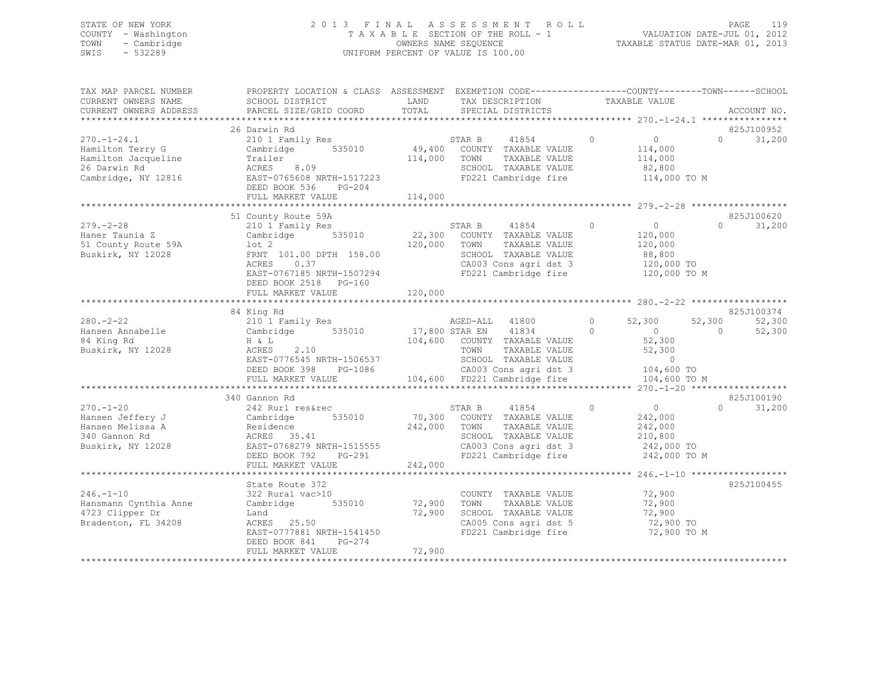STATE OF NEW YORK
COUNTY - Washington
TOWN - Cambridge
SWIS - 532289

2013 FINAL ASSESSMENT ROLL
TAXABLE SECTION OF THE ROLL - 1
OWNERS NAME SEQUENCE
UNIFORM PERCENT OF VALUE IS 100.00

VALUATION DATE-JUL 01, 2012
TAXABLE STATUS DATE-MAR 01, 2013

```
TAX MAP PARCEL NUMBER     PROPERTY LOCATION & CLASS  ASSESSMENT  EXEMPTION CODE------------------COUNTY--------TOWN------SCHOOL
CURRENT OWNERS NAME       SCHOOL DISTRICT             LAND       TAX DESCRIPTION             TAXABLE VALUE
CURRENT OWNERS ADDRESS    PARCEL SIZE/GRID COORD      TOTAL      SPECIAL DISTRICTS                                    ACCOUNT NO.
******************************************************************************************************* 270.-1-24.1 ****************
                          26 Darwin Rd                                                                              825J100952
270.-1-24.1               210 1 Family Res                       STAR B      41854        0          0           0      31,200
Hamilton Terry G          Cambridge       535010       49,400    COUNTY  TAXABLE VALUE           114,000
Hamilton Jacqueline       Trailer                     114,000    TOWN    TAXABLE VALUE           114,000
26 Darwin Rd              ACRES    8.09                          SCHOOL  TAXABLE VALUE            82,800
Cambridge, NY 12816       EAST-0765608 NRTH-1517223              FD221 Cambridge fire            114,000 TO M
                          DEED BOOK 536    PG-204
                          FULL MARKET VALUE           114,000
******************************************************************************************************* 279.-2-28 ******************
                          51 County Route 59A                                                                       825J100620
279.-2-28                 210 1 Family Res                       STAR B      41854        0          0           0      31,200
Haner Taunia Z            Cambridge       535010       22,300    COUNTY  TAXABLE VALUE           120,000
51 County Route 59A       lot 2                       120,000    TOWN    TAXABLE VALUE           120,000
Buskirk, NY 12028         FRNT 101.00 DPTH 158.00                SCHOOL  TAXABLE VALUE            88,800
                          ACRES    0.37                          CA003 Cons agri dst 3           120,000 TO
                          EAST-0767185 NRTH-1507294              FD221 Cambridge fire            120,000 TO M
                          DEED BOOK 2518   PG-160
                          FULL MARKET VALUE           120,000
******************************************************************************************************* 280.-2-22 ******************
                          84 King Rd                                                                                825J100374
280.-2-22                 210 1 Family Res                       AGED-ALL    41800        0     52,300      52,300      52,300
Hansen Annabelle          Cambridge       535010       17,800 STAR EN    41834        0          0           0      52,300
84 King Rd                H & L                       104,600    COUNTY  TAXABLE VALUE            52,300
Buskirk, NY 12028         ACRES    2.10                          TOWN    TAXABLE VALUE            52,300
                          EAST-0776545 NRTH-1506537              SCHOOL  TAXABLE VALUE                 0
                          DEED BOOK 398    PG-1086               CA003 Cons agri dst 3           104,600 TO
                          FULL MARKET VALUE           104,600    FD221 Cambridge fire            104,600 TO M
******************************************************************************************************* 270.-1-20 ******************
                          340 Gannon Rd                                                                             825J100190
270.-1-20                 242 Rurl res&rec                       STAR B      41854        0          0           0      31,200
Hansen Jeffery J          Cambridge       535010       70,300    COUNTY  TAXABLE VALUE           242,000
Hansen Melissa A          Residence                   242,000    TOWN    TAXABLE VALUE           242,000
340 Gannon Rd             ACRES   35.41                          SCHOOL  TAXABLE VALUE           210,800
Buskirk, NY 12028         EAST-0768279 NRTH-1515555              CA003 Cons agri dst 3           242,000 TO
                          DEED BOOK 792    PG-291                FD221 Cambridge fire            242,000 TO M
                          FULL MARKET VALUE           242,000
******************************************************************************************************* 246.-1-10 ******************
                          State Route 372                                                                           825J100455
246.-1-10                 322 Rural vac>10                       COUNTY  TAXABLE VALUE            72,900
Hansmann Cynthia Anne     Cambridge       535010       72,900    TOWN    TAXABLE VALUE            72,900
4723 Clipper Dr           Land                         72,900    SCHOOL  TAXABLE VALUE            72,900
Bradenton, FL 34208       ACRES   25.50                          CA005 Cons agri dst 5            72,900 TO
                          EAST-0777881 NRTH-1541450              FD221 Cambridge fire             72,900 TO M
                          DEED BOOK 841    PG-274
                          FULL MARKET VALUE            72,900
************************************************************************************************************************************
```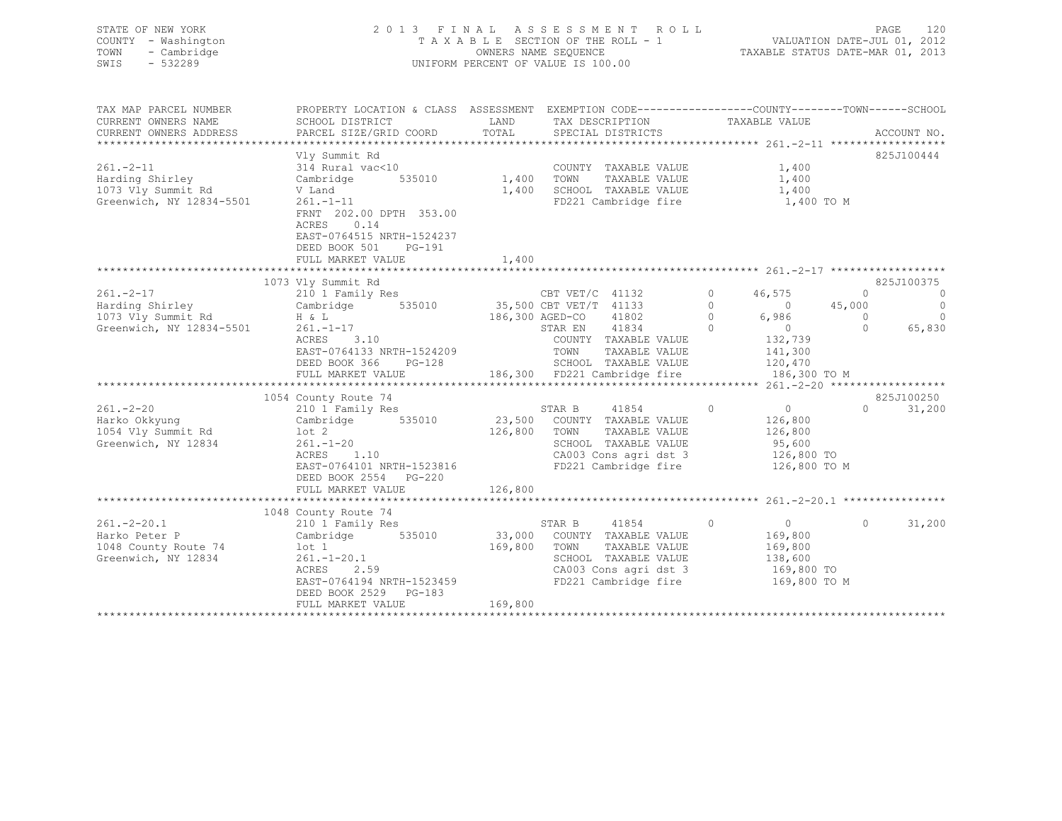STATE OF NEW YORK  
COUNTY - Washington  
TOWN - Cambridge  
SWIS - 532289

2013 FINAL ASSESSMENT ROLL  
TAXABLE SECTION OF THE ROLL - 1  
OWNERS NAME SEQUENCE  
UNIFORM PERCENT OF VALUE IS 100.00

VALUATION DATE-JUL 01, 2012  
TAXABLE STATUS DATE-MAR 01, 2013

| TAX MAP PARCEL NUMBER / CURRENT OWNERS NAME / CURRENT OWNERS ADDRESS | PROPERTY LOCATION & CLASS / SCHOOL DISTRICT / PARCEL SIZE/GRID COORD | ASSESSMENT LAND / TOTAL | EXEMPTION CODE / TAX DESCRIPTION / SPECIAL DISTRICTS | | COUNTY TAXABLE VALUE | TOWN | SCHOOL | ACCOUNT NO. |
|---|---|---|---|---|---|---|---|---|
| **261.-2-11** | Vly Summit Rd | | | | | | | 825J100444 |
| 261.-2-11 | 314 Rural vac<10 | | COUNTY TAXABLE VALUE | | 1,400 | | | |
| Harding Shirley | Cambridge 535010 | 1,400 | TOWN TAXABLE VALUE | | 1,400 | | | |
| 1073 Vly Summit Rd | V Land | 1,400 | SCHOOL TAXABLE VALUE | | 1,400 | | | |
| Greenwich, NY 12834-5501 | 261.-1-11 | | FD221 Cambridge fire | | 1,400 TO M | | | |
| | FRNT 202.00 DPTH 353.00 | | | | | | | |
| | ACRES 0.14 | | | | | | | |
| | EAST-0764515 NRTH-1524237 | | | | | | | |
| | DEED BOOK 501 PG-191 | | | | | | | |
| | FULL MARKET VALUE | 1,400 | | | | | | |
| **261.-2-17** | 1073 Vly Summit Rd | | | | | | | 825J100375 |
| 261.-2-17 | 210 1 Family Res | | CBT VET/C 41132 | 0 | 46,575 | 0 | 0 | |
| Harding Shirley | Cambridge 535010 | 35,500 | CBT VET/T 41133 | 0 | 0 | 45,000 | 0 | |
| 1073 Vly Summit Rd | H & L | 186,300 | AGED-CO 41802 | 0 | 6,986 | 0 | 0 | |
| Greenwich, NY 12834-5501 | 261.-1-17 | | STAR EN 41834 | 0 | 0 | 0 | 65,830 | |
| | ACRES 3.10 | | COUNTY TAXABLE VALUE | | 132,739 | | | |
| | EAST-0764133 NRTH-1524209 | | TOWN TAXABLE VALUE | | 141,300 | | | |
| | DEED BOOK 366 PG-128 | | SCHOOL TAXABLE VALUE | | 120,470 | | | |
| | FULL MARKET VALUE | 186,300 | FD221 Cambridge fire | | 186,300 TO M | | | |
| **261.-2-20** | 1054 County Route 74 | | | | | | | 825J100250 |
| 261.-2-20 | 210 1 Family Res | | STAR B 41854 | 0 | 0 | 0 | 31,200 | |
| Harko Okkyung | Cambridge 535010 | 23,500 | COUNTY TAXABLE VALUE | | 126,800 | | | |
| 1054 Vly Summit Rd | lot 2 | 126,800 | TOWN TAXABLE VALUE | | 126,800 | | | |
| Greenwich, NY 12834 | 261.-1-20 | | SCHOOL TAXABLE VALUE | | 95,600 | | | |
| | ACRES 1.10 | | CA003 Cons agri dst 3 | | 126,800 TO | | | |
| | EAST-0764101 NRTH-1523816 | | FD221 Cambridge fire | | 126,800 TO M | | | |
| | DEED BOOK 2554 PG-220 | | | | | | | |
| | FULL MARKET VALUE | 126,800 | | | | | | |
| **261.-2-20.1** | 1048 County Route 74 | | | | | | | |
| 261.-2-20.1 | 210 1 Family Res | | STAR B 41854 | 0 | 0 | 0 | 31,200 | |
| Harko Peter P | Cambridge 535010 | 33,000 | COUNTY TAXABLE VALUE | | 169,800 | | | |
| 1048 County Route 74 | lot 1 | 169,800 | TOWN TAXABLE VALUE | | 169,800 | | | |
| Greenwich, NY 12834 | 261.-1-20.1 | | SCHOOL TAXABLE VALUE | | 138,600 | | | |
| | ACRES 2.59 | | CA003 Cons agri dst 3 | | 169,800 TO | | | |
| | EAST-0764194 NRTH-1523459 | | FD221 Cambridge fire | | 169,800 TO M | | | |
| | DEED BOOK 2529 PG-183 | | | | | | | |
| | FULL MARKET VALUE | 169,800 | | | | | | |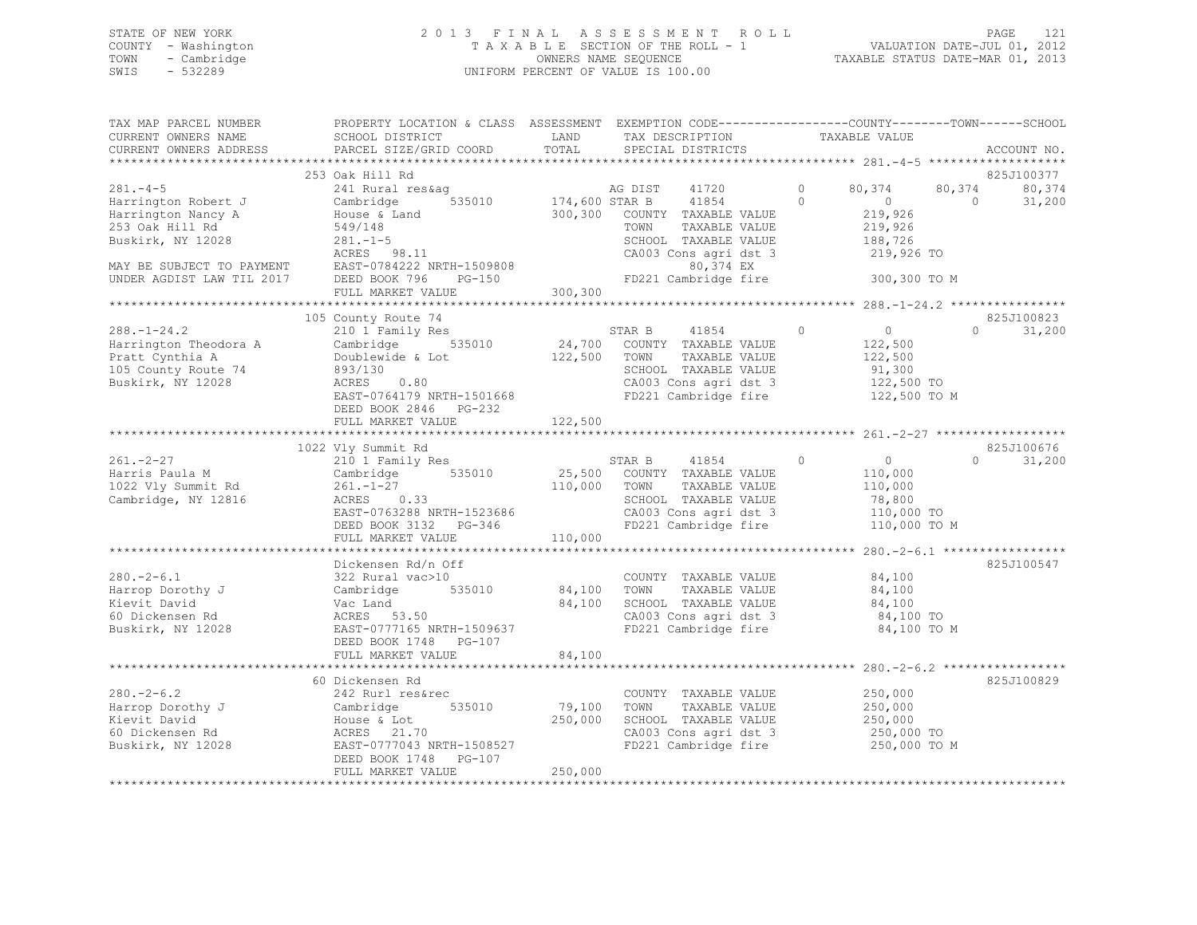STATE OF NEW YORK
COUNTY - Washington
TOWN - Cambridge
SWIS - 532289

2013 FINAL ASSESSMENT ROLL
TAXABLE SECTION OF THE ROLL - 1
OWNERS NAME SEQUENCE
UNIFORM PERCENT OF VALUE IS 100.00

VALUATION DATE-JUL 01, 2012
TAXABLE STATUS DATE-MAR 01, 2013

```
TAX MAP PARCEL NUMBER     PROPERTY LOCATION & CLASS  ASSESSMENT  EXEMPTION CODE------------------COUNTY--------TOWN------SCHOOL
CURRENT OWNERS NAME       SCHOOL DISTRICT               LAND      TAX DESCRIPTION            TAXABLE VALUE
CURRENT OWNERS ADDRESS    PARCEL SIZE/GRID COORD       TOTAL      SPECIAL DISTRICTS                                    ACCOUNT NO.
******************************************************************************************************* 281.-4-5 *******************
                          253 Oak Hill Rd                                                                              825J100377
281.-4-5                  241 Rural res&ag                    AG DIST     41720        0      80,374     80,374     80,374
Harrington Robert J       Cambridge        535010    174,600 STAR B      41854        0           0          0     31,200
Harrington Nancy A        House & Land               300,300   COUNTY  TAXABLE VALUE         219,926
253 Oak Hill Rd           549/148                              TOWN    TAXABLE VALUE         219,926
Buskirk, NY 12028         281.-1-5                             SCHOOL  TAXABLE VALUE         188,726
                          ACRES   98.11                        CA003 Cons agri dst 3          219,926 TO
MAY BE SUBJECT TO PAYMENT EAST-0784222 NRTH-1509808                      80,374 EX
UNDER AGDIST LAW TIL 2017 DEED BOOK 796    PG-150              FD221 Cambridge fire           300,300 TO M
                          FULL MARKET VALUE          300,300
******************************************************************************************************* 288.-1-24.2 ****************
                          105 County Route 74                                                                          825J100823
288.-1-24.2               210 1 Family Res                    STAR B      41854        0           0          0     31,200
Harrington Theodora A     Cambridge        535010     24,700   COUNTY  TAXABLE VALUE         122,500
Pratt Cynthia A           Doublewide & Lot           122,500   TOWN    TAXABLE VALUE         122,500
105 County Route 74       893/130                              SCHOOL  TAXABLE VALUE          91,300
Buskirk, NY 12028         ACRES    0.80                        CA003 Cons agri dst 3          122,500 TO
                          EAST-0764179 NRTH-1501668            FD221 Cambridge fire           122,500 TO M
                          DEED BOOK 2846   PG-232
                          FULL MARKET VALUE          122,500
******************************************************************************************************* 261.-2-27 ******************
                          1022 Vly Summit Rd                                                                           825J100676
261.-2-27                 210 1 Family Res                    STAR B      41854        0           0          0     31,200
Harris Paula M            Cambridge        535010     25,500   COUNTY  TAXABLE VALUE         110,000
1022 Vly Summit Rd        261.-1-27                  110,000   TOWN    TAXABLE VALUE         110,000
Cambridge, NY 12816       ACRES    0.33                        SCHOOL  TAXABLE VALUE          78,800
                          EAST-0763288 NRTH-1523686            CA003 Cons agri dst 3          110,000 TO
                          DEED BOOK 3132   PG-346              FD221 Cambridge fire           110,000 TO M
                          FULL MARKET VALUE          110,000
******************************************************************************************************* 280.-2-6.1 *****************
                          Dickensen Rd/n Off                                                                           825J100547
280.-2-6.1                322 Rural vac>10                     COUNTY  TAXABLE VALUE          84,100
Harrop Dorothy J          Cambridge        535010     84,100   TOWN    TAXABLE VALUE          84,100
Kievit David              Vac Land                    84,100   SCHOOL  TAXABLE VALUE          84,100
60 Dickensen Rd           ACRES   53.50                        CA003 Cons agri dst 3           84,100 TO
Buskirk, NY 12028         EAST-0777165 NRTH-1509637            FD221 Cambridge fire            84,100 TO M
                          DEED BOOK 1748   PG-107
                          FULL MARKET VALUE           84,100
******************************************************************************************************* 280.-2-6.2 *****************
                          60 Dickensen Rd                                                                              825J100829
280.-2-6.2                242 Rurl res&rec                     COUNTY  TAXABLE VALUE         250,000
Harrop Dorothy J          Cambridge        535010     79,100   TOWN    TAXABLE VALUE         250,000
Kievit David              House & Lot                250,000   SCHOOL  TAXABLE VALUE         250,000
60 Dickensen Rd           ACRES   21.70                        CA003 Cons agri dst 3          250,000 TO
Buskirk, NY 12028         EAST-0777043 NRTH-1508527            FD221 Cambridge fire           250,000 TO M
                          DEED BOOK 1748   PG-107
                          FULL MARKET VALUE          250,000
************************************************************************************************************************************
```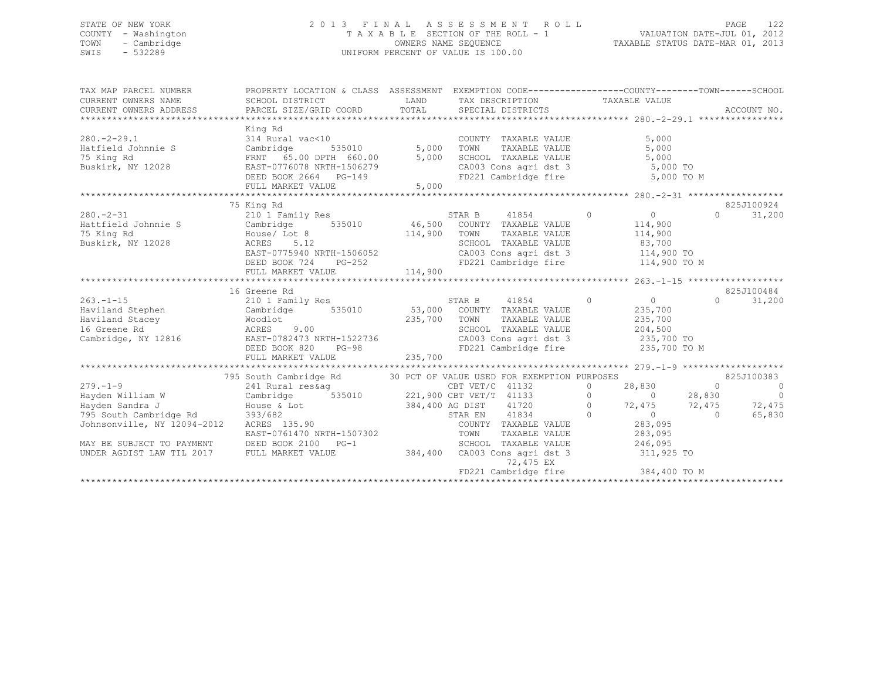STATE OF NEW YORK
COUNTY - Washington
TOWN - Cambridge
SWIS - 532289

2013 FINAL ASSESSMENT ROLL
TAXABLE SECTION OF THE ROLL - 1
OWNERS NAME SEQUENCE
UNIFORM PERCENT OF VALUE IS 100.00

VALUATION DATE-JUL 01, 2012
TAXABLE STATUS DATE-MAR 01, 2013

```
TAX MAP PARCEL NUMBER          PROPERTY LOCATION & CLASS  ASSESSMENT  EXEMPTION CODE------------------COUNTY--------TOWN------SCHOOL
CURRENT OWNERS NAME            SCHOOL DISTRICT               LAND      TAX DESCRIPTION            TAXABLE VALUE
CURRENT OWNERS ADDRESS         PARCEL SIZE/GRID COORD        TOTAL     SPECIAL DISTRICTS                                       ACCOUNT NO.
******************************************************************************************************* 280.-2-29.1 ****************
                               King Rd
280.-2-29.1                    314 Rural vac<10                        COUNTY  TAXABLE VALUE            5,000
Hatfield Johnnie S             Cambridge      535010         5,000     TOWN    TAXABLE VALUE            5,000
75 King Rd                     FRNT  65.00 DPTH 660.00       5,000     SCHOOL  TAXABLE VALUE            5,000
Buskirk, NY 12028              EAST-0776078 NRTH-1506279               CA003 Cons agri dst 3            5,000 TO
                               DEED BOOK 2664   PG-149                 FD221 Cambridge fire             5,000 TO M
                               FULL MARKET VALUE             5,000
******************************************************************************************************* 280.-2-31 ******************
                               75 King Rd                                                                                825J100924
280.-2-31                      210 1 Family Res                        STAR B     41854          0           0            0     31,200
Hattfield Johnnie S            Cambridge      535010        46,500     COUNTY  TAXABLE VALUE          114,900
75 King Rd                     House/ Lot 8                114,900     TOWN    TAXABLE VALUE          114,900
Buskirk, NY 12028              ACRES    5.12                           SCHOOL  TAXABLE VALUE           83,700
                               EAST-0775940 NRTH-1506052               CA003 Cons agri dst 3          114,900 TO
                               DEED BOOK 724    PG-252                 FD221 Cambridge fire           114,900 TO M
                               FULL MARKET VALUE           114,900
******************************************************************************************************* 263.-1-15 ******************
                               16 Greene Rd                                                                              825J100484
263.-1-15                      210 1 Family Res                        STAR B     41854          0           0            0     31,200
Haviland Stephen               Cambridge      535010        53,000     COUNTY  TAXABLE VALUE          235,700
Haviland Stacey                Woodlot                     235,700     TOWN    TAXABLE VALUE          235,700
16 Greene Rd                   ACRES    9.00                           SCHOOL  TAXABLE VALUE          204,500
Cambridge, NY 12816            EAST-0782473 NRTH-1522736               CA003 Cons agri dst 3          235,700 TO
                               DEED BOOK 820    PG-98                  FD221 Cambridge fire           235,700 TO M
                               FULL MARKET VALUE           235,700
******************************************************************************************************* 279.-1-9 *******************
                               795 South Cambridge Rd      30 PCT OF VALUE USED FOR EXEMPTION PURPOSES                  825J100383
279.-1-9                       241 Rural res&ag                        CBT VET/C  41132          0      28,830            0          0
Hayden William W               Cambridge      535010       221,900 CBT VET/T  41133          0           0       28,830          0
Hayden Sandra J                House & Lot                 384,400 AG DIST    41720          0      72,475       72,475     72,475
795 South Cambridge Rd         393/682                                 STAR EN    41834          0           0            0     65,830
Johnsonville, NY 12094-2012    ACRES  135.90                           COUNTY  TAXABLE VALUE          283,095
                               EAST-0761470 NRTH-1507302               TOWN    TAXABLE VALUE          283,095
MAY BE SUBJECT TO PAYMENT      DEED BOOK 2100   PG-1                   SCHOOL  TAXABLE VALUE          246,095
UNDER AGDIST LAW TIL 2017      FULL MARKET VALUE           384,400     CA003 Cons agri dst 3          311,925 TO
                                                                            72,475 EX
                                                                       FD221 Cambridge fire           384,400 TO M
************************************************************************************************************************************
```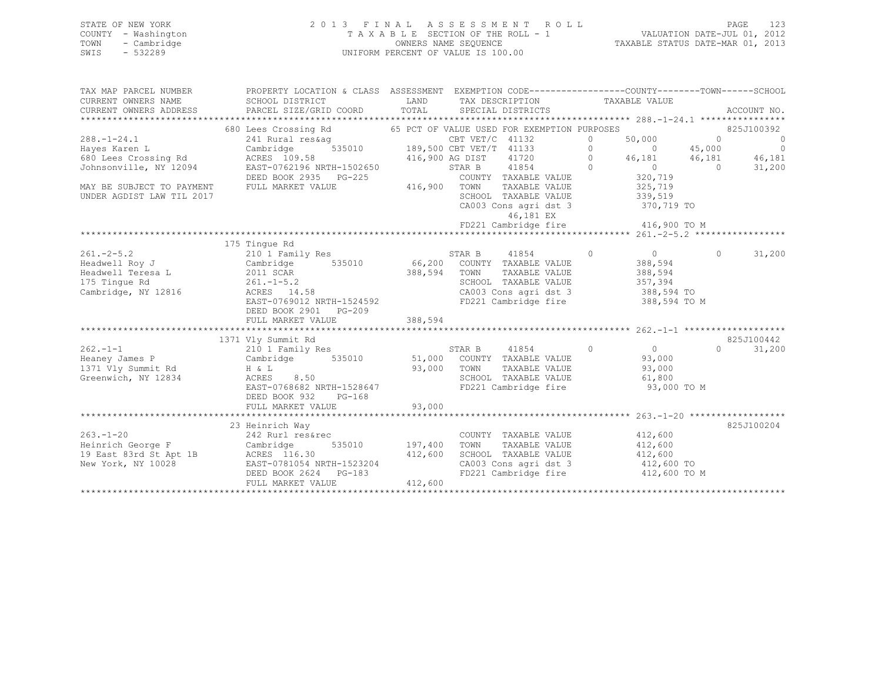STATE OF NEW YORK
COUNTY - Washington
TOWN - Cambridge
SWIS - 532289

# 2013 FINAL ASSESSMENT ROLL
TAXABLE SECTION OF THE ROLL - 1
OWNERS NAME SEQUENCE
UNIFORM PERCENT OF VALUE IS 100.00

VALUATION DATE-JUL 01, 2012
TAXABLE STATUS DATE-MAR 01, 2013

```
TAX MAP PARCEL NUMBER       PROPERTY LOCATION & CLASS  ASSESSMENT  EXEMPTION CODE-----------------COUNTY--------TOWN------SCHOOL
CURRENT OWNERS NAME         SCHOOL DISTRICT              LAND       TAX DESCRIPTION            TAXABLE VALUE
CURRENT OWNERS ADDRESS      PARCEL SIZE/GRID COORD       TOTAL      SPECIAL DISTRICTS                                     ACCOUNT NO.
******************************************************************************************************* 288.-1-24.1 ****************
                            680 Lees Crossing Rd          65 PCT OF VALUE USED FOR EXEMPTION PURPOSES                    825J100392
288.-1-24.1                 241 Rural res&ag                 CBT VET/C  41132          0      50,000          0             0
Hayes Karen L               Cambridge      535010      189,500 CBT VET/T  41133          0           0     45,000             0
680 Lees Crossing Rd        ACRES 109.58               416,900 AG DIST    41720          0      46,181     46,181        46,181
Johnsonville, NY 12094      EAST-0762196 NRTH-1502650          STAR B     41854          0           0          0        31,200
                            DEED BOOK 2935   PG-225            COUNTY  TAXABLE VALUE             320,719
MAY BE SUBJECT TO PAYMENT   FULL MARKET VALUE          416,900 TOWN    TAXABLE VALUE             325,719
UNDER AGDIST LAW TIL 2017                                      SCHOOL  TAXABLE VALUE             339,519
                                                               CA003 Cons agri dst 3             370,719 TO
                                                                    46,181 EX
                                                               FD221 Cambridge fire              416,900 TO M
******************************************************************************************************* 261.-2-5.2 *****************
                            175 Tingue Rd
261.-2-5.2                  210 1 Family Res                 STAR B     41854          0           0          0        31,200
Headwell Roy J              Cambridge      535010       66,200 COUNTY  TAXABLE VALUE             388,594
Headwell Teresa L           2011 SCAR                  388,594 TOWN    TAXABLE VALUE             388,594
175 Tingue Rd               261.-1-5.2                         SCHOOL  TAXABLE VALUE             357,394
Cambridge, NY 12816         ACRES  14.58                       CA003 Cons agri dst 3             388,594 TO
                            EAST-0769012 NRTH-1524592          FD221 Cambridge fire              388,594 TO M
                            DEED BOOK 2901   PG-209
                            FULL MARKET VALUE          388,594
******************************************************************************************************* 262.-1-1 *******************
                            1371 Vly Summit Rd                                                                          825J100442
262.-1-1                    210 1 Family Res                 STAR B     41854          0           0          0        31,200
Heaney James P              Cambridge      535010       51,000 COUNTY  TAXABLE VALUE              93,000
1371 Vly Summit Rd          H & L                       93,000 TOWN    TAXABLE VALUE              93,000
Greenwich, NY 12834         ACRES   8.50                       SCHOOL  TAXABLE VALUE              61,800
                            EAST-0768682 NRTH-1528647          FD221 Cambridge fire               93,000 TO M
                            DEED BOOK 932    PG-168
                            FULL MARKET VALUE           93,000
******************************************************************************************************* 263.-1-20 ******************
                            23 Heinrich Way                                                                             825J100204
263.-1-20                   242 Rurl res&rec                   COUNTY  TAXABLE VALUE             412,600
Heinrich George F           Cambridge      535010      197,400 TOWN    TAXABLE VALUE             412,600
19 East 83rd St Apt 1B      ACRES 116.30               412,600 SCHOOL  TAXABLE VALUE             412,600
New York, NY 10028          EAST-0781054 NRTH-1523204          CA003 Cons agri dst 3             412,600 TO
                            DEED BOOK 2624   PG-183            FD221 Cambridge fire              412,600 TO M
                            FULL MARKET VALUE          412,600
************************************************************************************************************************************
```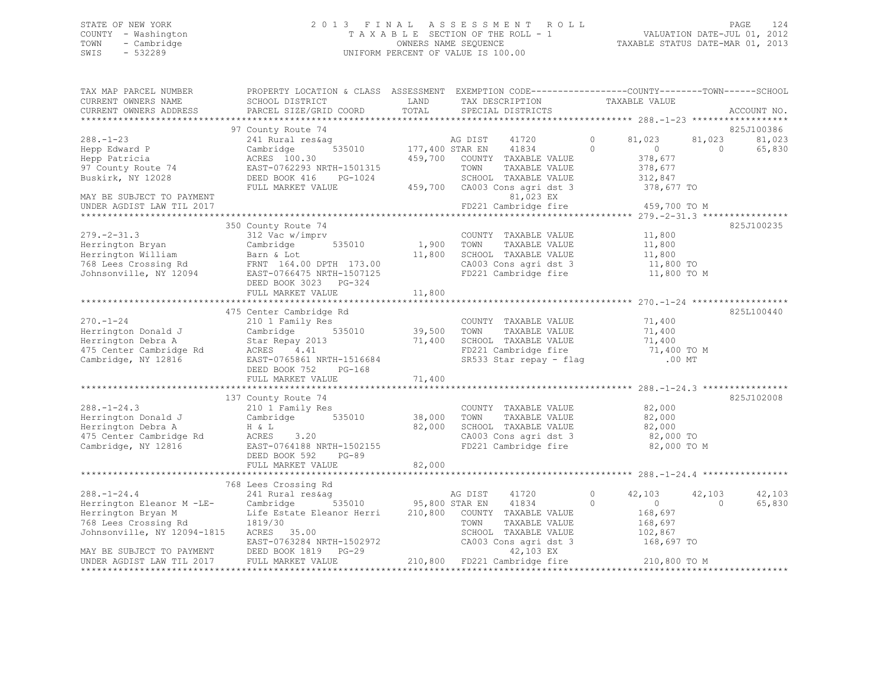STATE OF NEW YORK
COUNTY - Washington
TOWN - Cambridge
SWIS - 532289

# 2013 FINAL ASSESSMENT ROLL

TAXABLE SECTION OF THE ROLL - 1
OWNERS NAME SEQUENCE
UNIFORM PERCENT OF VALUE IS 100.00

VALUATION DATE-JUL 01, 2012
TAXABLE STATUS DATE-MAR 01, 2013

```
TAX MAP PARCEL NUMBER      PROPERTY LOCATION & CLASS  ASSESSMENT  EXEMPTION CODE------------------COUNTY--------TOWN------SCHOOL
CURRENT OWNERS NAME        SCHOOL DISTRICT            LAND        TAX DESCRIPTION             TAXABLE VALUE
CURRENT OWNERS ADDRESS     PARCEL SIZE/GRID COORD     TOTAL       SPECIAL DISTRICTS                                         ACCOUNT NO.
*********************************************************************************************** 288.-1-23 ******************
                           97 County Route 74                                                                               825J100386
288.-1-23                  241 Rural res&ag                   AG DIST    41720         0        81,023     81,023      81,023
Hepp Edward P              Cambridge        535010   177,400 STAR EN    41834         0             0          0       65,830
Hepp Patricia              ACRES 100.30                459,700   COUNTY  TAXABLE VALUE           378,677
97 County Route 74         EAST-0762293 NRTH-1501315             TOWN    TAXABLE VALUE           378,677
Buskirk, NY 12028          DEED BOOK 416     PG-1024             SCHOOL  TAXABLE VALUE           312,847
                           FULL MARKET VALUE           459,700   CA003 Cons agri dst 3            378,677 TO
MAY BE SUBJECT TO PAYMENT                                              81,023 EX
UNDER AGDIST LAW TIL 2017                                        FD221 Cambridge fire             459,700 TO M
*********************************************************************************************** 279.-2-31.3 ****************
                           350 County Route 74                                                                              825J100235
279.-2-31.3                312 Vac w/imprv                       COUNTY  TAXABLE VALUE            11,800
Herrington Bryan           Cambridge        535010     1,900     TOWN    TAXABLE VALUE            11,800
Herrington William         Barn & Lot                 11,800     SCHOOL  TAXABLE VALUE            11,800
768 Lees Crossing Rd       FRNT 164.00 DPTH 173.00               CA003 Cons agri dst 3             11,800 TO
Johnsonville, NY 12094     EAST-0766475 NRTH-1507125             FD221 Cambridge fire              11,800 TO M
                           DEED BOOK 3023    PG-324
                           FULL MARKET VALUE          11,800
*********************************************************************************************** 270.-1-24 ******************
                           475 Center Cambridge Rd                                                                          825L100440
270.-1-24                  210 1 Family Res                      COUNTY  TAXABLE VALUE            71,400
Herrington Donald J        Cambridge        535010    39,500     TOWN    TAXABLE VALUE            71,400
Herrington Debra A         Star Repay 2013            71,400     SCHOOL  TAXABLE VALUE            71,400
475 Center Cambridge Rd    ACRES    4.41                         FD221 Cambridge fire              71,400 TO M
Cambridge, NY 12816        EAST-0765861 NRTH-1516684             SR533 Star repay - flag              .00 MT
                           DEED BOOK 752     PG-168
                           FULL MARKET VALUE          71,400
*********************************************************************************************** 288.-1-24.3 ****************
                           137 County Route 74                                                                              825J102008
288.-1-24.3                210 1 Family Res                      COUNTY  TAXABLE VALUE            82,000
Herrington Donald J        Cambridge        535010    38,000     TOWN    TAXABLE VALUE            82,000
Herrington Debra A         H & L                      82,000     SCHOOL  TAXABLE VALUE            82,000
475 Center Cambridge Rd    ACRES    3.20                         CA003 Cons agri dst 3             82,000 TO
Cambridge, NY 12816        EAST-0764188 NRTH-1502155             FD221 Cambridge fire              82,000 TO M
                           DEED BOOK 592     PG-89
                           FULL MARKET VALUE          82,000
*********************************************************************************************** 288.-1-24.4 ****************
                           768 Lees Crossing Rd
288.-1-24.4                241 Rural res&ag                   AG DIST    41720         0        42,103     42,103      42,103
Herrington Eleanor M -LE-  Cambridge        535010    95,800 STAR EN    41834         0             0          0       65,830
Herrington Bryan M         Life Estate Eleanor Herri  210,800    COUNTY  TAXABLE VALUE           168,697
768 Lees Crossing Rd       1819/30                               TOWN    TAXABLE VALUE           168,697
Johnsonville, NY 12094-1815 ACRES   35.00                        SCHOOL  TAXABLE VALUE           102,867
                           EAST-0763284 NRTH-1502972             CA003 Cons agri dst 3            168,697 TO
MAY BE SUBJECT TO PAYMENT  DEED BOOK 1819    PG-29                     42,103 EX
UNDER AGDIST LAW TIL 2017  FULL MARKET VALUE          210,800    FD221 Cambridge fire             210,800 TO M
****************************************************************************************************************************
```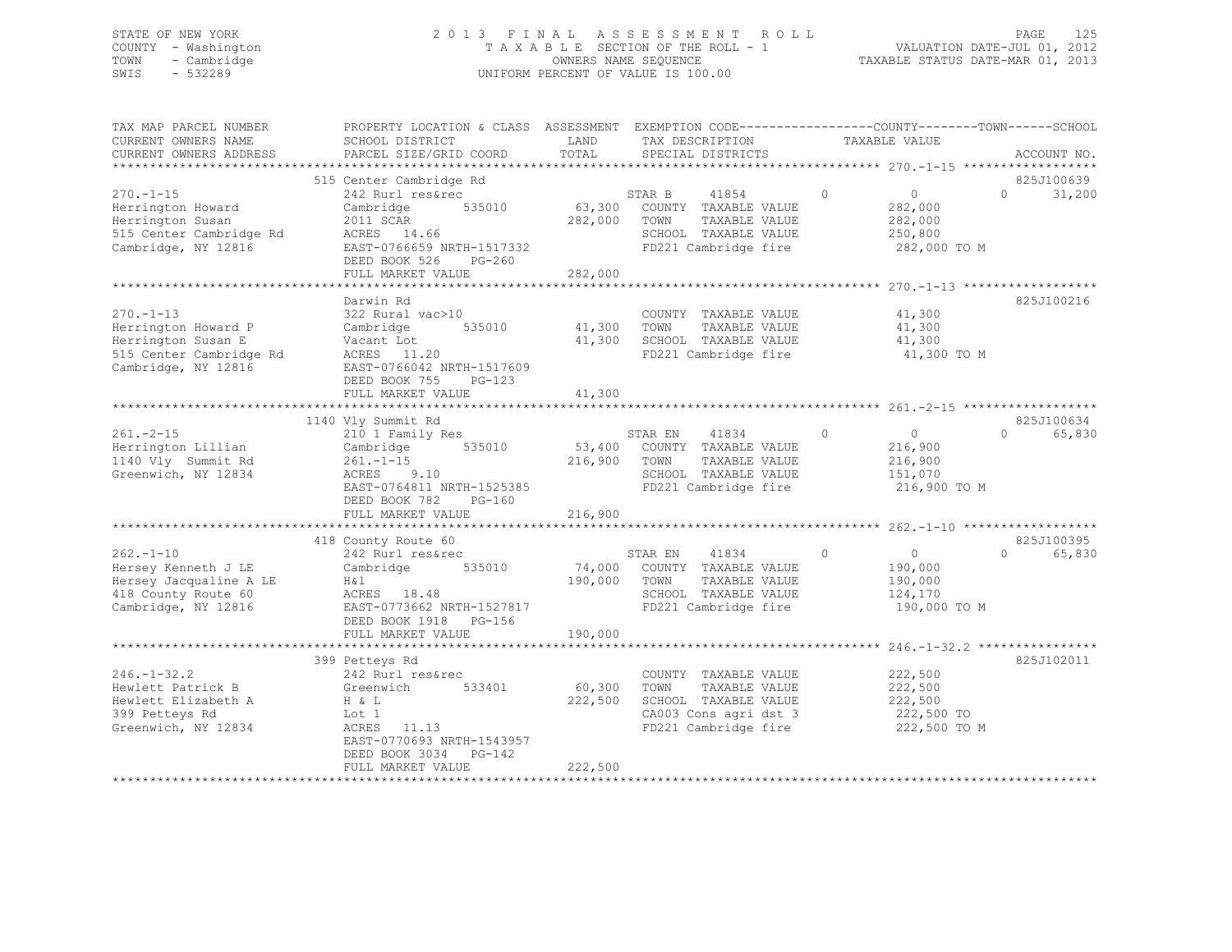STATE OF NEW YORK
COUNTY - Washington
TOWN - Cambridge
SWIS - 532289

2 0 1 3 F I N A L A S S E S S M E N T R O L L
T A X A B L E SECTION OF THE ROLL - 1
OWNERS NAME SEQUENCE
UNIFORM PERCENT OF VALUE IS 100.00

VALUATION DATE-JUL 01, 2012
TAXABLE STATUS DATE-MAR 01, 2013

```
TAX MAP PARCEL NUMBER          PROPERTY LOCATION & CLASS  ASSESSMENT  EXEMPTION CODE------------------COUNTY--------TOWN------SCHOOL
CURRENT OWNERS NAME            SCHOOL DISTRICT             LAND       TAX DESCRIPTION              TAXABLE VALUE
CURRENT OWNERS ADDRESS         PARCEL SIZE/GRID COORD      TOTAL      SPECIAL DISTRICTS                                    ACCOUNT NO.
******************************************************************************************************* 270.-1-15 ******************
                               515 Center Cambridge Rd                                                                    825J100639
270.-1-15                      242 Rurl res&rec                       STAR B      41854         0            0         0      31,200
Herrington Howard              Cambridge       535010       63,300   COUNTY  TAXABLE VALUE            282,000
Herrington Susan               2011 SCAR                   282,000   TOWN    TAXABLE VALUE            282,000
515 Center Cambridge Rd        ACRES   14.66                          SCHOOL  TAXABLE VALUE            250,800
Cambridge, NY 12816            EAST-0766659 NRTH-1517332              FD221 Cambridge fire              282,000 TO M
                               DEED BOOK 526     PG-260
                               FULL MARKET VALUE           282,000
******************************************************************************************************* 270.-1-13 ******************
                               Darwin Rd                                                                                  825J100216
270.-1-13                      322 Rural vac>10                       COUNTY  TAXABLE VALUE             41,300
Herrington Howard P            Cambridge       535010       41,300   TOWN    TAXABLE VALUE             41,300
Herrington Susan E             Vacant Lot                   41,300   SCHOOL  TAXABLE VALUE             41,300
515 Center Cambridge Rd        ACRES   11.20                          FD221 Cambridge fire               41,300 TO M
Cambridge, NY 12816            EAST-0766042 NRTH-1517609
                               DEED BOOK 755     PG-123
                               FULL MARKET VALUE            41,300
******************************************************************************************************* 261.-2-15 ******************
                               1140 Vly Summit Rd                                                                         825J100634
261.-2-15                      210 1 Family Res                       STAR EN     41834         0            0         0      65,830
Herrington Lillian             Cambridge       535010       53,400   COUNTY  TAXABLE VALUE            216,900
1140 Vly  Summit Rd            261.-1-15                   216,900   TOWN    TAXABLE VALUE            216,900
Greenwich, NY 12834            ACRES    9.10                          SCHOOL  TAXABLE VALUE            151,070
                               EAST-0764811 NRTH-1525385              FD221 Cambridge fire              216,900 TO M
                               DEED BOOK 782     PG-160
                               FULL MARKET VALUE           216,900
******************************************************************************************************* 262.-1-10 ******************
                               418 County Route 60                                                                        825J100395
262.-1-10                      242 Rurl res&rec                       STAR EN     41834         0            0         0      65,830
Hersey Kenneth J LE            Cambridge       535010       74,000   COUNTY  TAXABLE VALUE            190,000
Hersey Jacqualine A LE         H&l                         190,000   TOWN    TAXABLE VALUE            190,000
418 County Route 60            ACRES   18.48                          SCHOOL  TAXABLE VALUE            124,170
Cambridge, NY 12816            EAST-0773662 NRTH-1527817              FD221 Cambridge fire              190,000 TO M
                               DEED BOOK 1918    PG-156
                               FULL MARKET VALUE           190,000
******************************************************************************************************* 246.-1-32.2 ****************
                               399 Petteys Rd                                                                             825J102011
246.-1-32.2                    242 Rurl res&rec                       COUNTY  TAXABLE VALUE            222,500
Hewlett Patrick B              Greenwich       533401       60,300   TOWN    TAXABLE VALUE            222,500
Hewlett Elizabeth A            H & L                       222,500   SCHOOL  TAXABLE VALUE            222,500
399 Petteys Rd                 Lot 1                                  CA003 Cons agri dst 3             222,500 TO
Greenwich, NY 12834            ACRES   11.13                          FD221 Cambridge fire              222,500 TO M
                               EAST-0770693 NRTH-1543957
                               DEED BOOK 3034    PG-142
                               FULL MARKET VALUE           222,500
************************************************************************************************************************************
```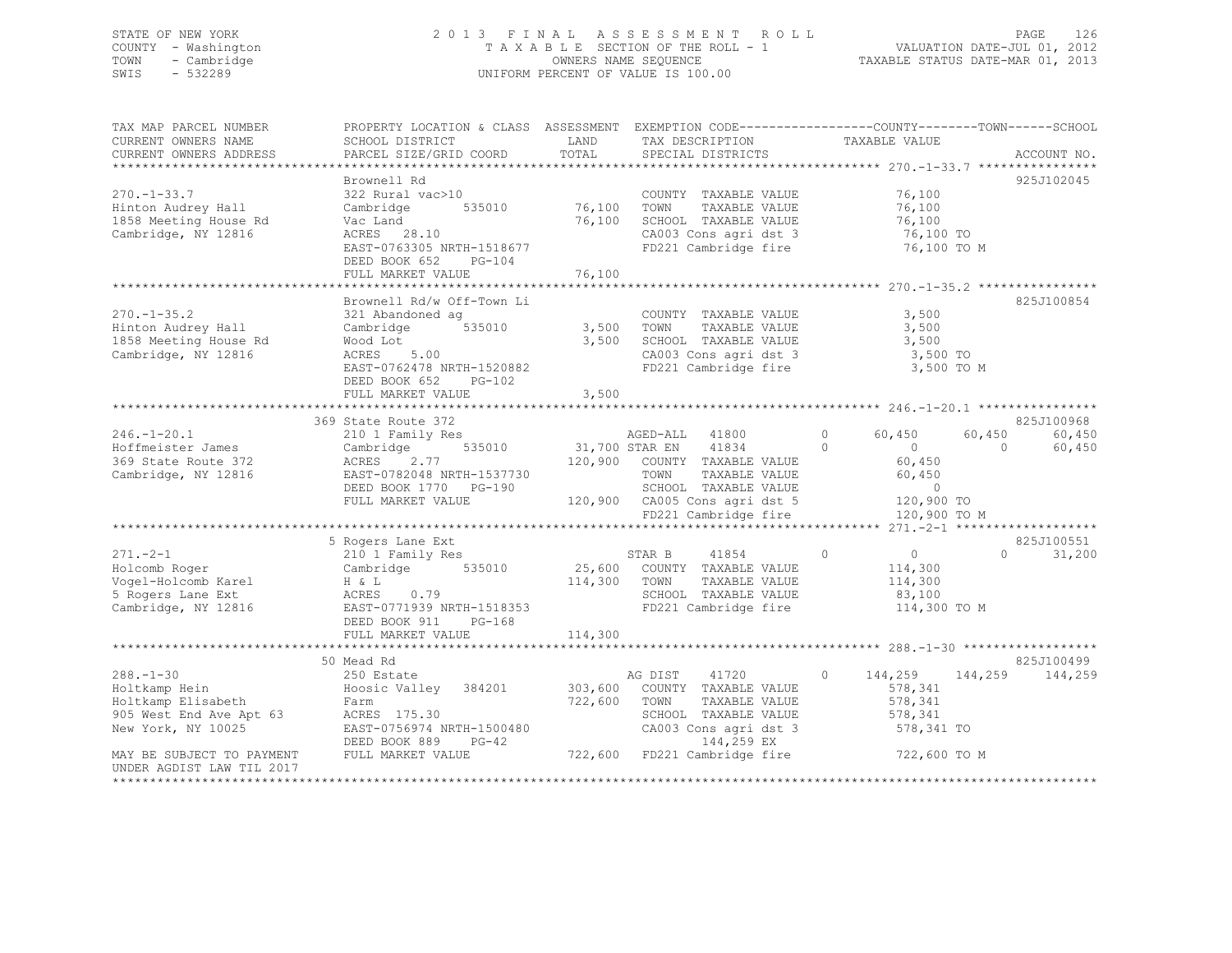STATE OF NEW YORK  
COUNTY - Washington  
TOWN - Cambridge  
SWIS - 532289

# 2013 FINAL ASSESSMENT ROLL

TAXABLE SECTION OF THE ROLL - 1  
OWNERS NAME SEQUENCE  
UNIFORM PERCENT OF VALUE IS 100.00

VALUATION DATE-JUL 01, 2012  
TAXABLE STATUS DATE-MAR 01, 2013

```
TAX MAP PARCEL NUMBER          PROPERTY LOCATION & CLASS  ASSESSMENT  EXEMPTION CODE------------------COUNTY--------TOWN------SCHOOL
CURRENT OWNERS NAME            SCHOOL DISTRICT               LAND      TAX DESCRIPTION              TAXABLE VALUE
CURRENT OWNERS ADDRESS         PARCEL SIZE/GRID COORD        TOTAL     SPECIAL DISTRICTS                                       ACCOUNT NO.
************************************************************************************************* 270.-1-33.7 ****************
                               Brownell Rd                                                                                925J102045
270.-1-33.7                    322 Rural vac>10                        COUNTY  TAXABLE VALUE              76,100
Hinton Audrey Hall             Cambridge       535010      76,100      TOWN    TAXABLE VALUE              76,100
1858 Meeting House Rd          Vac Land                    76,100      SCHOOL  TAXABLE VALUE              76,100
Cambridge, NY 12816            ACRES  28.10                            CA003 Cons agri dst 3              76,100 TO
                               EAST-0763305 NRTH-1518677               FD221 Cambridge fire               76,100 TO M
                               DEED BOOK 652    PG-104
                               FULL MARKET VALUE           76,100
************************************************************************************************* 270.-1-35.2 ****************
                               Brownell Rd/w Off-Town Li                                                                  825J100854
270.-1-35.2                    321 Abandoned ag                        COUNTY  TAXABLE VALUE               3,500
Hinton Audrey Hall             Cambridge       535010       3,500      TOWN    TAXABLE VALUE               3,500
1858 Meeting House Rd          Wood Lot                     3,500      SCHOOL  TAXABLE VALUE               3,500
Cambridge, NY 12816            ACRES   5.00                            CA003 Cons agri dst 3               3,500 TO
                               EAST-0762478 NRTH-1520882               FD221 Cambridge fire                3,500 TO M
                               DEED BOOK 652    PG-102
                               FULL MARKET VALUE            3,500
************************************************************************************************* 246.-1-20.1 ****************
                               369 State Route 372                                                                        825J100968
246.-1-20.1                    210 1 Family Res                        AGED-ALL    41800        0     60,450      60,450      60,450
Hoffmeister James              Cambridge       535010      31,700 STAR EN      41834        0          0           0      60,450
369 State Route 372            ACRES   2.77               120,900      COUNTY  TAXABLE VALUE              60,450
Cambridge, NY 12816            EAST-0782048 NRTH-1537730               TOWN    TAXABLE VALUE              60,450
                               DEED BOOK 1770   PG-190                 SCHOOL  TAXABLE VALUE                   0
                               FULL MARKET VALUE          120,900      CA005 Cons agri dst 5             120,900 TO
                                                                       FD221 Cambridge fire              120,900 TO M
************************************************************************************************* 271.-2-1 *******************
                               5 Rogers Lane Ext                                                                          825J100551
271.-2-1                       210 1 Family Res                        STAR B      41854        0          0           0      31,200
Holcomb Roger                  Cambridge       535010      25,600      COUNTY  TAXABLE VALUE             114,300
Vogel-Holcomb Karel            H & L                      114,300      TOWN    TAXABLE VALUE             114,300
5 Rogers Lane Ext              ACRES   0.79                            SCHOOL  TAXABLE VALUE              83,100
Cambridge, NY 12816            EAST-0771939 NRTH-1518353               FD221 Cambridge fire              114,300 TO M
                               DEED BOOK 911    PG-168
                               FULL MARKET VALUE          114,300
************************************************************************************************* 288.-1-30 ******************
                               50 Mead Rd                                                                                 825J100499
288.-1-30                      250 Estate                              AG DIST     41720        0    144,259     144,259     144,259
Holtkamp Hein                  Hoosic Valley   384201     303,600      COUNTY  TAXABLE VALUE             578,341
Holtkamp Elisabeth             Farm                       722,600      TOWN    TAXABLE VALUE             578,341
905 West End Ave Apt 63        ACRES 175.30                            SCHOOL  TAXABLE VALUE             578,341
New York, NY 10025             EAST-0756974 NRTH-1500480               CA003 Cons agri dst 3             578,341 TO
                               DEED BOOK 889    PG-42                       144,259 EX
MAY BE SUBJECT TO PAYMENT      FULL MARKET VALUE          722,600      FD221 Cambridge fire              722,600 TO M
UNDER AGDIST LAW TIL 2017
********************************************************************************************************************************
```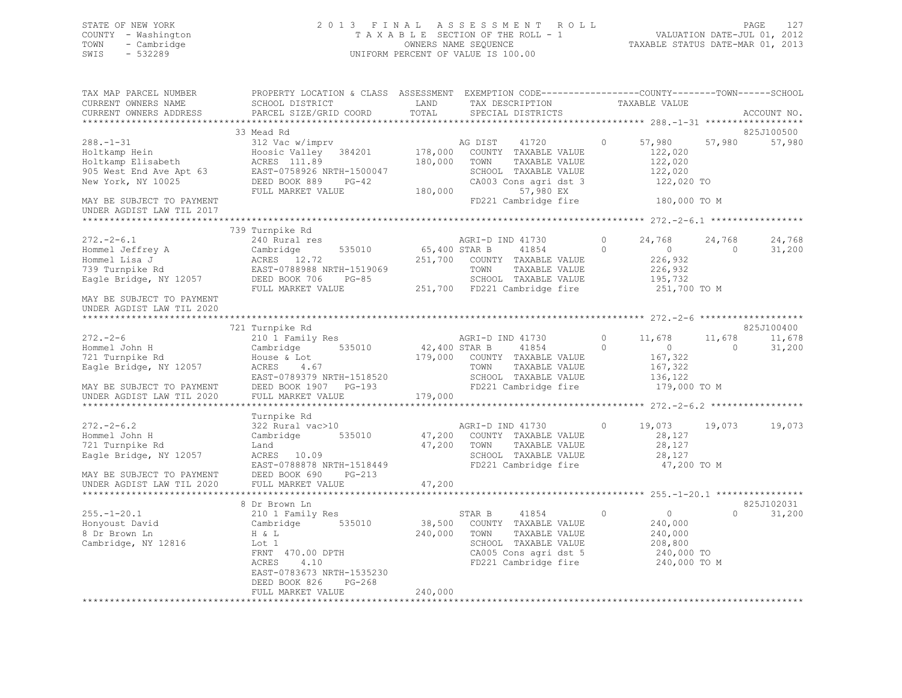STATE OF NEW YORK
COUNTY - Washington
TOWN - Cambridge
SWIS - 532289

2 0 1 3 F I N A L A S S E S S M E N T R O L L
T A X A B L E SECTION OF THE ROLL - 1
OWNERS NAME SEQUENCE
UNIFORM PERCENT OF VALUE IS 100.00

VALUATION DATE-JUL 01, 2012
TAXABLE STATUS DATE-MAR 01, 2013

```
TAX MAP PARCEL NUMBER          PROPERTY LOCATION & CLASS  ASSESSMENT  EXEMPTION CODE------------------COUNTY--------TOWN------SCHOOL
CURRENT OWNERS NAME            SCHOOL DISTRICT              LAND      TAX DESCRIPTION              TAXABLE VALUE
CURRENT OWNERS ADDRESS         PARCEL SIZE/GRID COORD      TOTAL      SPECIAL DISTRICTS                                         ACCOUNT NO.
******************************************************************************************************* 288.-1-31 ******************
                               33 Mead Rd                                                                                   825J100500
288.-1-31                      312 Vac w/imprv                        AG DIST       41720         0      57,980     57,980     57,980
Holtkamp Hein                  Hoosic Valley   384201      178,000    COUNTY  TAXABLE VALUE               122,020
Holtkamp Elisabeth             ACRES  111.89               180,000    TOWN    TAXABLE VALUE               122,020
905 West End Ave Apt 63        EAST-0758926 NRTH-1500047              SCHOOL  TAXABLE VALUE               122,020
New York, NY 10025             DEED BOOK 889    PG-42                 CA003 Cons agri dst 3               122,020 TO
                               FULL MARKET VALUE           180,000              57,980 EX
MAY BE SUBJECT TO PAYMENT                                             FD221 Cambridge fire                180,000 TO M
UNDER AGDIST LAW TIL 2017
******************************************************************************************************* 272.-2-6.1 *****************
                               739 Turnpike Rd
272.-2-6.1                     240 Rural res                          AGRI-D IND 41730            0      24,768     24,768     24,768
Hommel Jeffrey A               Cambridge       535010      65,400 STAR B        41854             0           0          0     31,200
Hommel Lisa J                  ACRES   12.72               251,700    COUNTY  TAXABLE VALUE               226,932
739 Turnpike Rd                EAST-0788988 NRTH-1519069              TOWN    TAXABLE VALUE               226,932
Eagle Bridge, NY 12057         DEED BOOK 706    PG-85                 SCHOOL  TAXABLE VALUE               195,732
                               FULL MARKET VALUE           251,700    FD221 Cambridge fire                251,700 TO M
MAY BE SUBJECT TO PAYMENT
UNDER AGDIST LAW TIL 2020
******************************************************************************************************* 272.-2-6 *******************
                               721 Turnpike Rd                                                                              825J100400
272.-2-6                       210 1 Family Res                       AGRI-D IND 41730            0      11,678     11,678     11,678
Hommel John H                  Cambridge       535010      42,400 STAR B        41854             0           0          0     31,200
721 Turnpike Rd                House & Lot                 179,000    COUNTY  TAXABLE VALUE               167,322
Eagle Bridge, NY 12057         ACRES    4.67                          TOWN    TAXABLE VALUE               167,322
                               EAST-0789379 NRTH-1518520              SCHOOL  TAXABLE VALUE               136,122
MAY BE SUBJECT TO PAYMENT      DEED BOOK 1907   PG-193                FD221 Cambridge fire                179,000 TO M
UNDER AGDIST LAW TIL 2020      FULL MARKET VALUE           179,000
******************************************************************************************************* 272.-2-6.2 *****************
                               Turnpike Rd
272.-2-6.2                     322 Rural vac>10                       AGRI-D IND 41730            0      19,073     19,073     19,073
Hommel John H                  Cambridge       535010      47,200     COUNTY  TAXABLE VALUE                28,127
721 Turnpike Rd                Land                        47,200     TOWN    TAXABLE VALUE                28,127
Eagle Bridge, NY 12057         ACRES   10.09                          SCHOOL  TAXABLE VALUE                28,127
                               EAST-0788878 NRTH-1518449              FD221 Cambridge fire                 47,200 TO M
MAY BE SUBJECT TO PAYMENT      DEED BOOK 690    PG-213
UNDER AGDIST LAW TIL 2020      FULL MARKET VALUE           47,200
******************************************************************************************************* 255.-1-20.1 ****************
                               8 Dr Brown Ln                                                                                825J102031
255.-1-20.1                    210 1 Family Res                       STAR B        41854         0           0          0     31,200
Honyoust David                 Cambridge       535010      38,500     COUNTY  TAXABLE VALUE               240,000
8 Dr Brown Ln                  H & L                       240,000    TOWN    TAXABLE VALUE               240,000
Cambridge, NY 12816            Lot 1                                  SCHOOL  TAXABLE VALUE               208,800
                               FRNT 470.00 DPTH                       CA005 Cons agri dst 5               240,000 TO
                               ACRES    4.10                          FD221 Cambridge fire                240,000 TO M
                               EAST-0783673 NRTH-1535230
                               DEED BOOK 826    PG-268
                               FULL MARKET VALUE           240,000
************************************************************************************************************************************
```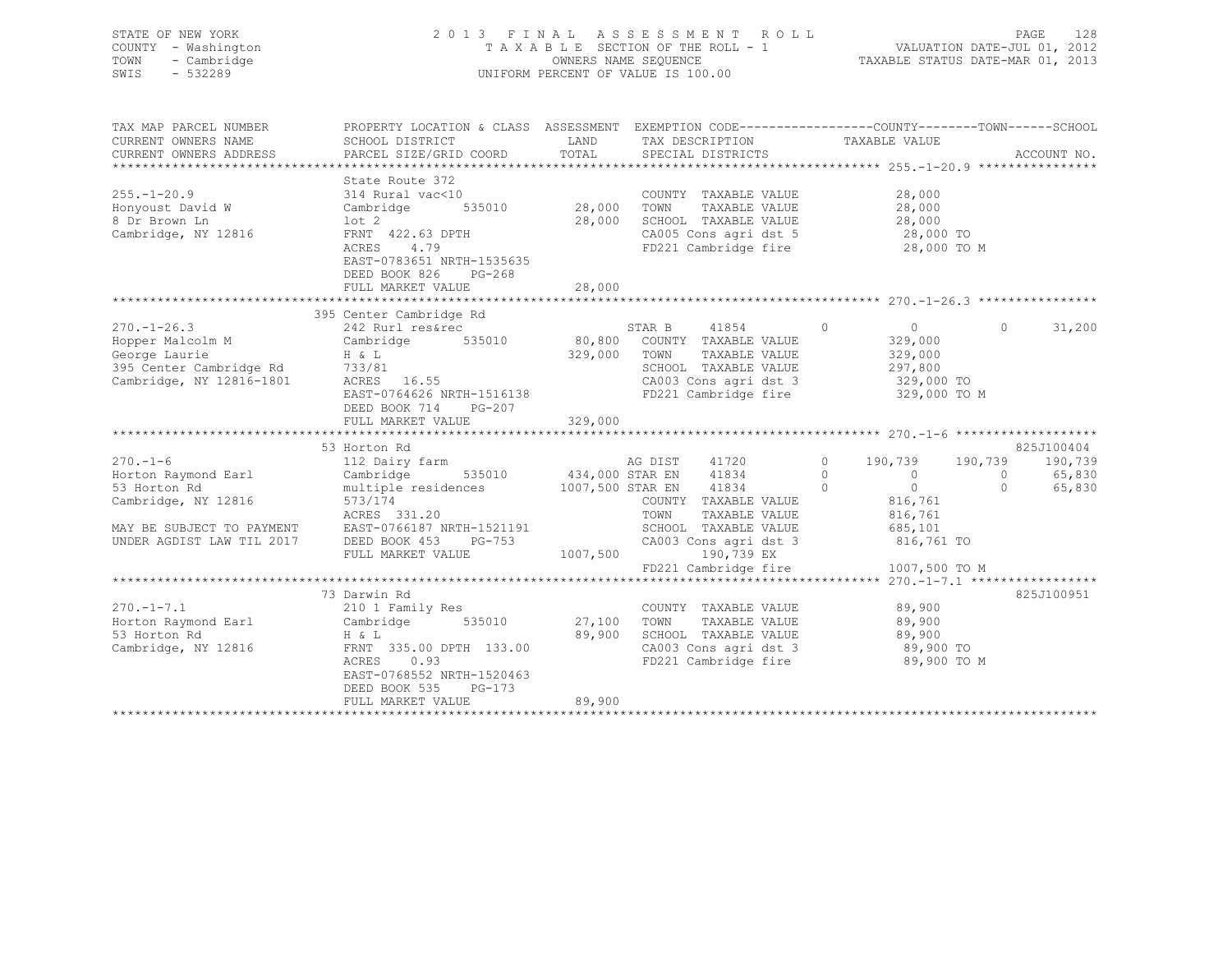STATE OF NEW YORK
COUNTY - Washington
TOWN - Cambridge
SWIS - 532289

2013 FINAL ASSESSMENT ROLL
TAXABLE SECTION OF THE ROLL - 1
OWNERS NAME SEQUENCE
UNIFORM PERCENT OF VALUE IS 100.00

VALUATION DATE-JUL 01, 2012
TAXABLE STATUS DATE-MAR 01, 2013

| TAX MAP PARCEL NUMBER / CURRENT OWNERS NAME / CURRENT OWNERS ADDRESS | PROPERTY LOCATION & CLASS / SCHOOL DISTRICT / PARCEL SIZE/GRID COORD | ASSESSMENT LAND / TOTAL | EXEMPTION CODE / TAX DESCRIPTION / SPECIAL DISTRICTS | COUNTY TAXABLE VALUE | TOWN | SCHOOL | ACCOUNT NO. |
|---|---|---|---|---|---|---|---|
| **255.-1-20.9** | State Route 372 | | | | | | |
| 255.-1-20.9 | 314 Rural vac<10 | | COUNTY TAXABLE VALUE | 28,000 | | | |
| Honyoust David W | Cambridge 535010 | 28,000 | TOWN TAXABLE VALUE | 28,000 | | | |
| 8 Dr Brown Ln | lot 2 | 28,000 | SCHOOL TAXABLE VALUE | 28,000 | | | |
| Cambridge, NY 12816 | FRNT 422.63 DPTH | | CA005 Cons agri dst 5 | 28,000 TO | | | |
| | ACRES 4.79 | | FD221 Cambridge fire | 28,000 TO M | | | |
| | EAST-0783651 NRTH-1535635 | | | | | | |
| | DEED BOOK 826 PG-268 | | | | | | |
| | FULL MARKET VALUE | 28,000 | | | | | |
| **270.-1-26.3** | 395 Center Cambridge Rd | | | | | | |
| 270.-1-26.3 | 242 Rurl res&rec | | STAR B 41854 0 | 0 | 0 | 31,200 | |
| Hopper Malcolm M | Cambridge 535010 | 80,800 | COUNTY TAXABLE VALUE | 329,000 | | | |
| George Laurie | H & L | 329,000 | TOWN TAXABLE VALUE | 329,000 | | | |
| 395 Center Cambridge Rd | 733/81 | | SCHOOL TAXABLE VALUE | 297,800 | | | |
| Cambridge, NY 12816-1801 | ACRES 16.55 | | CA003 Cons agri dst 3 | 329,000 TO | | | |
| | EAST-0764626 NRTH-1516138 | | FD221 Cambridge fire | 329,000 TO M | | | |
| | DEED BOOK 714 PG-207 | | | | | | |
| | FULL MARKET VALUE | 329,000 | | | | | |
| **270.-1-6** | 53 Horton Rd | | | | | | 825J100404 |
| 270.-1-6 | 112 Dairy farm | | AG DIST 41720 0 | 190,739 | 190,739 | 190,739 | |
| Horton Raymond Earl | Cambridge 535010 | 434,000 | STAR EN 41834 0 | 0 | 0 | 65,830 | |
| 53 Horton Rd | multiple residences | 1007,500 | STAR EN 41834 0 | 0 | 0 | 65,830 | |
| Cambridge, NY 12816 | 573/174 | | COUNTY TAXABLE VALUE | 816,761 | | | |
| | ACRES 331.20 | | TOWN TAXABLE VALUE | 816,761 | | | |
| MAY BE SUBJECT TO PAYMENT | EAST-0766187 NRTH-1521191 | | SCHOOL TAXABLE VALUE | 685,101 | | | |
| UNDER AGDIST LAW TIL 2017 | DEED BOOK 453 PG-753 | | CA003 Cons agri dst 3 | 816,761 TO | | | |
| | FULL MARKET VALUE | 1007,500 | 190,739 EX | | | | |
| | | | FD221 Cambridge fire | 1007,500 TO M | | | |
| **270.-1-7.1** | 73 Darwin Rd | | | | | | 825J100951 |
| 270.-1-7.1 | 210 1 Family Res | | COUNTY TAXABLE VALUE | 89,900 | | | |
| Horton Raymond Earl | Cambridge 535010 | 27,100 | TOWN TAXABLE VALUE | 89,900 | | | |
| 53 Horton Rd | H & L | 89,900 | SCHOOL TAXABLE VALUE | 89,900 | | | |
| Cambridge, NY 12816 | FRNT 335.00 DPTH 133.00 | | CA003 Cons agri dst 3 | 89,900 TO | | | |
| | ACRES 0.93 | | FD221 Cambridge fire | 89,900 TO M | | | |
| | EAST-0768552 NRTH-1520463 | | | | | | |
| | DEED BOOK 535 PG-173 | | | | | | |
| | FULL MARKET VALUE | 89,900 | | | | | |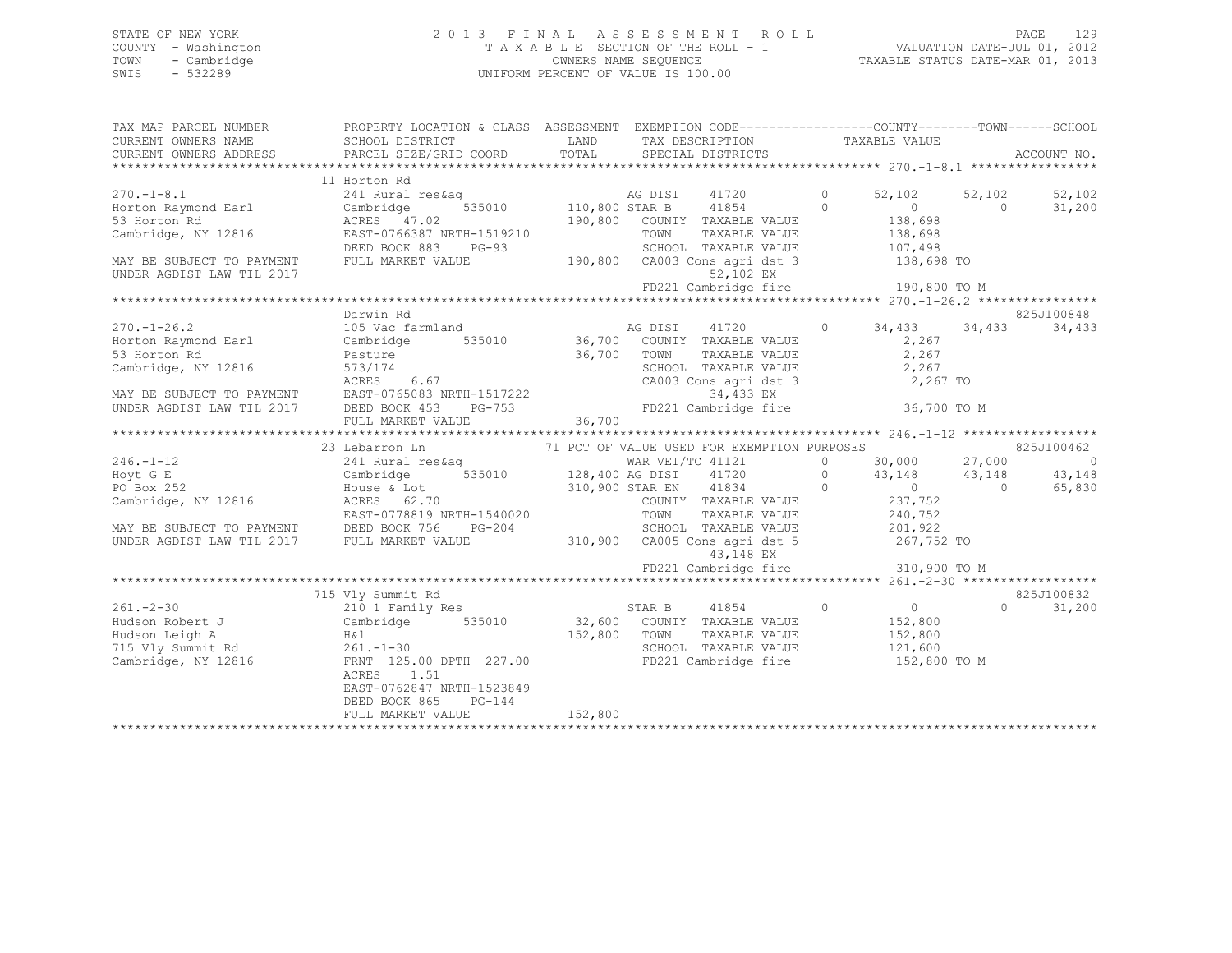STATE OF NEW YORK
COUNTY - Washington
TOWN - Cambridge
SWIS - 532289

2 0 1 3 F I N A L A S S E S S M E N T R O L L
T A X A B L E SECTION OF THE ROLL - 1
OWNERS NAME SEQUENCE
UNIFORM PERCENT OF VALUE IS 100.00

VALUATION DATE-JUL 01, 2012
TAXABLE STATUS DATE-MAR 01, 2013

```
TAX MAP PARCEL NUMBER          PROPERTY LOCATION & CLASS  ASSESSMENT  EXEMPTION CODE-----------------COUNTY--------TOWN------SCHOOL
CURRENT OWNERS NAME            SCHOOL DISTRICT               LAND      TAX DESCRIPTION           TAXABLE VALUE
CURRENT OWNERS ADDRESS         PARCEL SIZE/GRID COORD        TOTAL     SPECIAL DISTRICTS                                     ACCOUNT NO.
******************************************************************************************************* 270.-1-8.1 *****************
                               11 Horton Rd
270.-1-8.1                     241 Rural res&ag                      AG DIST     41720          0      52,102     52,102     52,102
Horton Raymond Earl            Cambridge      535010   110,800 STAR B      41854          0           0          0     31,200
53 Horton Rd                   ACRES  47.02                 190,800   COUNTY  TAXABLE VALUE            138,698
Cambridge, NY 12816            EAST-0766387 NRTH-1519210             TOWN    TAXABLE VALUE            138,698
                               DEED BOOK 883    PG-93                SCHOOL  TAXABLE VALUE            107,498
MAY BE SUBJECT TO PAYMENT      FULL MARKET VALUE            190,800   CA003 Cons agri dst 3           138,698 TO
UNDER AGDIST LAW TIL 2017                                                 52,102 EX
                                                                      FD221 Cambridge fire            190,800 TO M
******************************************************************************************************* 270.-1-26.2 ****************
                               Darwin Rd                                                                             825J100848
270.-1-26.2                    105 Vac farmland                      AG DIST     41720          0      34,433     34,433     34,433
Horton Raymond Earl            Cambridge      535010    36,700   COUNTY  TAXABLE VALUE              2,267
53 Horton Rd                   Pasture                       36,700   TOWN    TAXABLE VALUE              2,267
Cambridge, NY 12816            573/174                               SCHOOL  TAXABLE VALUE              2,267
                               ACRES   6.67                          CA003 Cons agri dst 3              2,267 TO
MAY BE SUBJECT TO PAYMENT      EAST-0765083 NRTH-1517222                  34,433 EX
UNDER AGDIST LAW TIL 2017      DEED BOOK 453    PG-753               FD221 Cambridge fire             36,700 TO M
                               FULL MARKET VALUE             36,700
******************************************************************************************************* 246.-1-12 ******************
                               23 Lebarron Ln                 71 PCT OF VALUE USED FOR EXEMPTION PURPOSES                            825J100462
246.-1-12                      241 Rural res&ag                      WAR VET/TC 41121          0      30,000     27,000          0
Hoyt G E                       Cambridge      535010   128,400 AG DIST     41720          0      43,148     43,148     43,148
PO Box 252                     House & Lot                  310,900 STAR EN     41834          0           0          0     65,830
Cambridge, NY 12816            ACRES  62.70                          COUNTY  TAXABLE VALUE            237,752
                               EAST-0778819 NRTH-1540020             TOWN    TAXABLE VALUE            240,752
MAY BE SUBJECT TO PAYMENT      DEED BOOK 756    PG-204               SCHOOL  TAXABLE VALUE            201,922
UNDER AGDIST LAW TIL 2017      FULL MARKET VALUE            310,900   CA005 Cons agri dst 5           267,752 TO
                                                                          43,148 EX
                                                                      FD221 Cambridge fire            310,900 TO M
******************************************************************************************************* 261.-2-30 ******************
                               715 Vly Summit Rd                                                                     825J100832
261.-2-30                      210 1 Family Res                      STAR B      41854          0           0          0     31,200
Hudson Robert J                Cambridge      535010    32,600   COUNTY  TAXABLE VALUE            152,800
Hudson Leigh A                 H&l                          152,800   TOWN    TAXABLE VALUE            152,800
715 Vly Summit Rd              261.-1-30                             SCHOOL  TAXABLE VALUE            121,600
Cambridge, NY 12816            FRNT 125.00 DPTH 227.00               FD221 Cambridge fire            152,800 TO M
                               ACRES   1.51
                               EAST-0762847 NRTH-1523849
                               DEED BOOK 865    PG-144
                               FULL MARKET VALUE            152,800
************************************************************************************************************************************
```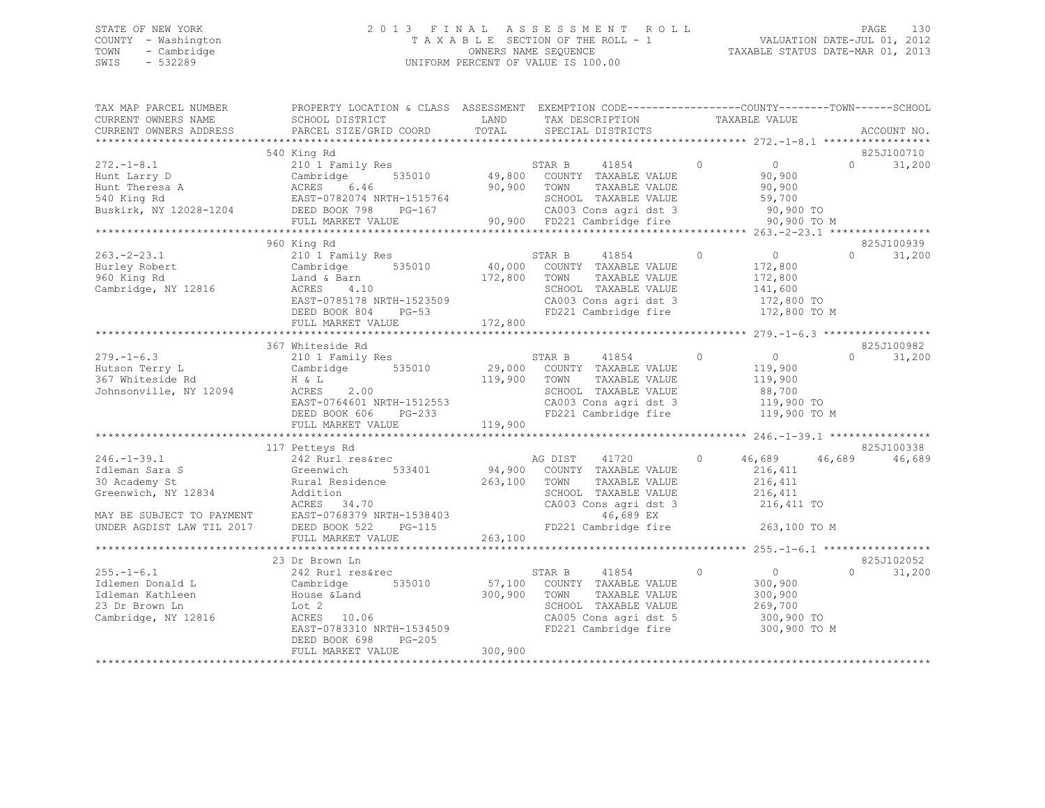STATE OF NEW YORK
COUNTY - Washington
TOWN - Cambridge
SWIS - 532289

# 2013 FINAL ASSESSMENT ROLL

TAXABLE SECTION OF THE ROLL - 1
OWNERS NAME SEQUENCE
UNIFORM PERCENT OF VALUE IS 100.00

VALUATION DATE-JUL 01, 2012
TAXABLE STATUS DATE-MAR 01, 2013

```
TAX MAP PARCEL NUMBER     PROPERTY LOCATION & CLASS  ASSESSMENT  EXEMPTION CODE------------------COUNTY--------TOWN------SCHOOL
CURRENT OWNERS NAME       SCHOOL DISTRICT               LAND      TAX DESCRIPTION            TAXABLE VALUE
CURRENT OWNERS ADDRESS    PARCEL SIZE/GRID COORD        TOTAL     SPECIAL DISTRICTS                                    ACCOUNT NO.
******************************************************************************************** 272.-1-8.1 *****************
                          540 King Rd                                                                                825J100710
272.-1-8.1                210 1 Family Res                    STAR B     41854        0          0             0      31,200
Hunt Larry D              Cambridge       535010      49,800  COUNTY  TAXABLE VALUE          90,900
Hunt Theresa A            ACRES    6.46               90,900  TOWN    TAXABLE VALUE          90,900
540 King Rd               EAST-0782074 NRTH-1515764           SCHOOL  TAXABLE VALUE          59,700
Buskirk, NY 12028-1204    DEED BOOK 798    PG-167             CA003 Cons agri dst 3          90,900 TO
                          FULL MARKET VALUE           90,900  FD221 Cambridge fire           90,900 TO M
******************************************************************************************** 263.-2-23.1 ****************
                          960 King Rd                                                                                825J100939
263.-2-23.1               210 1 Family Res                    STAR B     41854        0          0             0      31,200
Hurley Robert             Cambridge       535010      40,000  COUNTY  TAXABLE VALUE         172,800
960 King Rd               Land & Barn                172,800  TOWN    TAXABLE VALUE         172,800
Cambridge, NY 12816       ACRES    4.10                       SCHOOL  TAXABLE VALUE         141,600
                          EAST-0785178 NRTH-1523509           CA003 Cons agri dst 3         172,800 TO
                          DEED BOOK 804    PG-53              FD221 Cambridge fire          172,800 TO M
                          FULL MARKET VALUE          172,800
******************************************************************************************** 279.-1-6.3 *****************
                          367 Whiteside Rd                                                                           825J100982
279.-1-6.3                210 1 Family Res                    STAR B     41854        0          0             0      31,200
Hutson Terry L            Cambridge       535010      29,000  COUNTY  TAXABLE VALUE         119,900
367 Whiteside Rd          H & L                      119,900  TOWN    TAXABLE VALUE         119,900
Johnsonville, NY 12094    ACRES    2.00                       SCHOOL  TAXABLE VALUE          88,700
                          EAST-0764601 NRTH-1512553           CA003 Cons agri dst 3         119,900 TO
                          DEED BOOK 606    PG-233             FD221 Cambridge fire          119,900 TO M
                          FULL MARKET VALUE          119,900
******************************************************************************************** 246.-1-39.1 ****************
                          117 Petteys Rd                                                                             825J100338
246.-1-39.1               242 Rurl res&rec                    AG DIST    41720        0     46,689        46,689      46,689
Idleman Sara S            Greenwich       533401      94,900  COUNTY  TAXABLE VALUE         216,411
30 Academy St             Rural Residence            263,100  TOWN    TAXABLE VALUE         216,411
Greenwich, NY 12834       Addition                            SCHOOL  TAXABLE VALUE         216,411
                          ACRES   34.70                       CA003 Cons agri dst 3         216,411 TO
MAY BE SUBJECT TO PAYMENT EAST-0768379 NRTH-1538403                 46,689 EX
UNDER AGDIST LAW TIL 2017 DEED BOOK 522    PG-115             FD221 Cambridge fire          263,100 TO M
                          FULL MARKET VALUE          263,100
******************************************************************************************** 255.-1-6.1 *****************
                          23 Dr Brown Ln                                                                             825J102052
255.-1-6.1                242 Rurl res&rec                    STAR B     41854        0          0             0      31,200
Idlemen Donald L          Cambridge       535010      57,100  COUNTY  TAXABLE VALUE         300,900
Idleman Kathleen          House &Land                300,900  TOWN    TAXABLE VALUE         300,900
23 Dr Brown Ln            Lot 2                               SCHOOL  TAXABLE VALUE         269,700
Cambridge, NY 12816       ACRES   10.06                       CA005 Cons agri dst 5         300,900 TO
                          EAST-0783310 NRTH-1534509           FD221 Cambridge fire          300,900 TO M
                          DEED BOOK 698    PG-205
                          FULL MARKET VALUE          300,900
****************************************************************************************************************************
```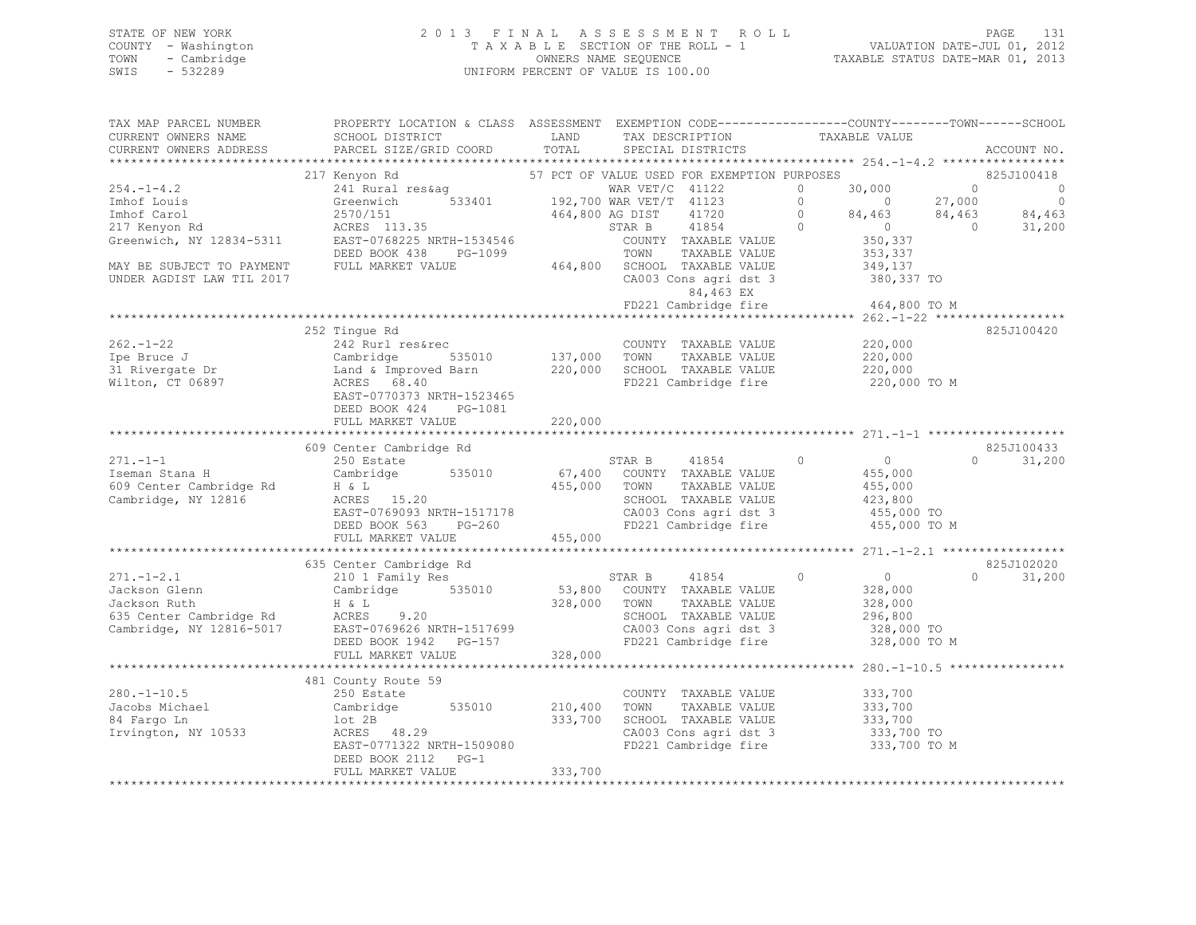STATE OF NEW YORK
COUNTY - Washington
TOWN - Cambridge
SWIS - 532289

2 0 1 3 F I N A L A S S E S S M E N T R O L L
T A X A B L E SECTION OF THE ROLL - 1
OWNERS NAME SEQUENCE
UNIFORM PERCENT OF VALUE IS 100.00

VALUATION DATE-JUL 01, 2012
TAXABLE STATUS DATE-MAR 01, 2013

```
TAX MAP PARCEL NUMBER          PROPERTY LOCATION & CLASS  ASSESSMENT  EXEMPTION CODE-----------------COUNTY--------TOWN------SCHOOL
CURRENT OWNERS NAME            SCHOOL DISTRICT              LAND      TAX DESCRIPTION              TAXABLE VALUE
CURRENT OWNERS ADDRESS         PARCEL SIZE/GRID COORD       TOTAL     SPECIAL DISTRICTS                                       ACCOUNT NO.
*********************************************************************************************** 254.-1-4.2 *****************
                               217 Kenyon Rd                   57 PCT OF VALUE USED FOR EXEMPTION PURPOSES                    825J100418
254.-1-4.2                     241 Rural res&ag                   WAR VET/C  41122        0      30,000          0           0
Imhof Louis                    Greenwich       533401     192,700 WAR VET/T  41123        0           0     27,000           0
Imhof Carol                    2570/151                   464,800 AG DIST    41720        0      84,463     84,463      84,463
217 Kenyon Rd                  ACRES 113.35                       STAR B     41854        0           0          0      31,200
Greenwich, NY 12834-5311       EAST-0768225 NRTH-1534546          COUNTY  TAXABLE VALUE            350,337
                               DEED BOOK 438    PG-1099           TOWN    TAXABLE VALUE            353,337
MAY BE SUBJECT TO PAYMENT      FULL MARKET VALUE          464,800 SCHOOL  TAXABLE VALUE            349,137
UNDER AGDIST LAW TIL 2017                                         CA003 Cons agri dst 3            380,337 TO
                                                                       84,463 EX
                                                                  FD221 Cambridge fire             464,800 TO M
*********************************************************************************************** 262.-1-22 ******************
                               252 Tingue Rd                                                                               825J100420
262.-1-22                      242 Rurl res&rec                   COUNTY  TAXABLE VALUE            220,000
Ipe Bruce J                    Cambridge       535010     137,000 TOWN    TAXABLE VALUE            220,000
31 Rivergate Dr                Land & Improved Barn       220,000 SCHOOL  TAXABLE VALUE            220,000
Wilton, CT 06897               ACRES  68.40                       FD221 Cambridge fire             220,000 TO M
                               EAST-0770373 NRTH-1523465
                               DEED BOOK 424    PG-1081
                               FULL MARKET VALUE          220,000
*********************************************************************************************** 271.-1-1 *******************
                               609 Center Cambridge Rd                                                                     825J100433
271.-1-1                       250 Estate                         STAR B     41854        0           0          0      31,200
Iseman Stana H                 Cambridge       535010      67,400 COUNTY  TAXABLE VALUE            455,000
609 Center Cambridge Rd        H & L                      455,000 TOWN    TAXABLE VALUE            455,000
Cambridge, NY 12816            ACRES  15.20                       SCHOOL  TAXABLE VALUE            423,800
                               EAST-0769093 NRTH-1517178          CA003 Cons agri dst 3            455,000 TO
                               DEED BOOK 563    PG-260            FD221 Cambridge fire             455,000 TO M
                               FULL MARKET VALUE          455,000
*********************************************************************************************** 271.-1-2.1 *****************
                               635 Center Cambridge Rd                                                                     825J102020
271.-1-2.1                     210 1 Family Res                   STAR B     41854        0           0          0      31,200
Jackson Glenn                  Cambridge       535010      53,800 COUNTY  TAXABLE VALUE            328,000
Jackson Ruth                   H & L                      328,000 TOWN    TAXABLE VALUE            328,000
635 Center Cambridge Rd        ACRES   9.20                       SCHOOL  TAXABLE VALUE            296,800
Cambridge, NY 12816-5017       EAST-0769626 NRTH-1517699          CA003 Cons agri dst 3            328,000 TO
                               DEED BOOK 1942   PG-157            FD221 Cambridge fire             328,000 TO M
                               FULL MARKET VALUE          328,000
*********************************************************************************************** 280.-1-10.5 ****************
                               481 County Route 59
280.-1-10.5                    250 Estate                         COUNTY  TAXABLE VALUE            333,700
Jacobs Michael                 Cambridge       535010     210,400 TOWN    TAXABLE VALUE            333,700
84 Fargo Ln                    lot 2B                     333,700 SCHOOL  TAXABLE VALUE            333,700
Irvington, NY 10533            ACRES  48.29                       CA003 Cons agri dst 3            333,700 TO
                               EAST-0771322 NRTH-1509080          FD221 Cambridge fire             333,700 TO M
                               DEED BOOK 2112   PG-1
                               FULL MARKET VALUE          333,700
******************************************************************************************************************************
```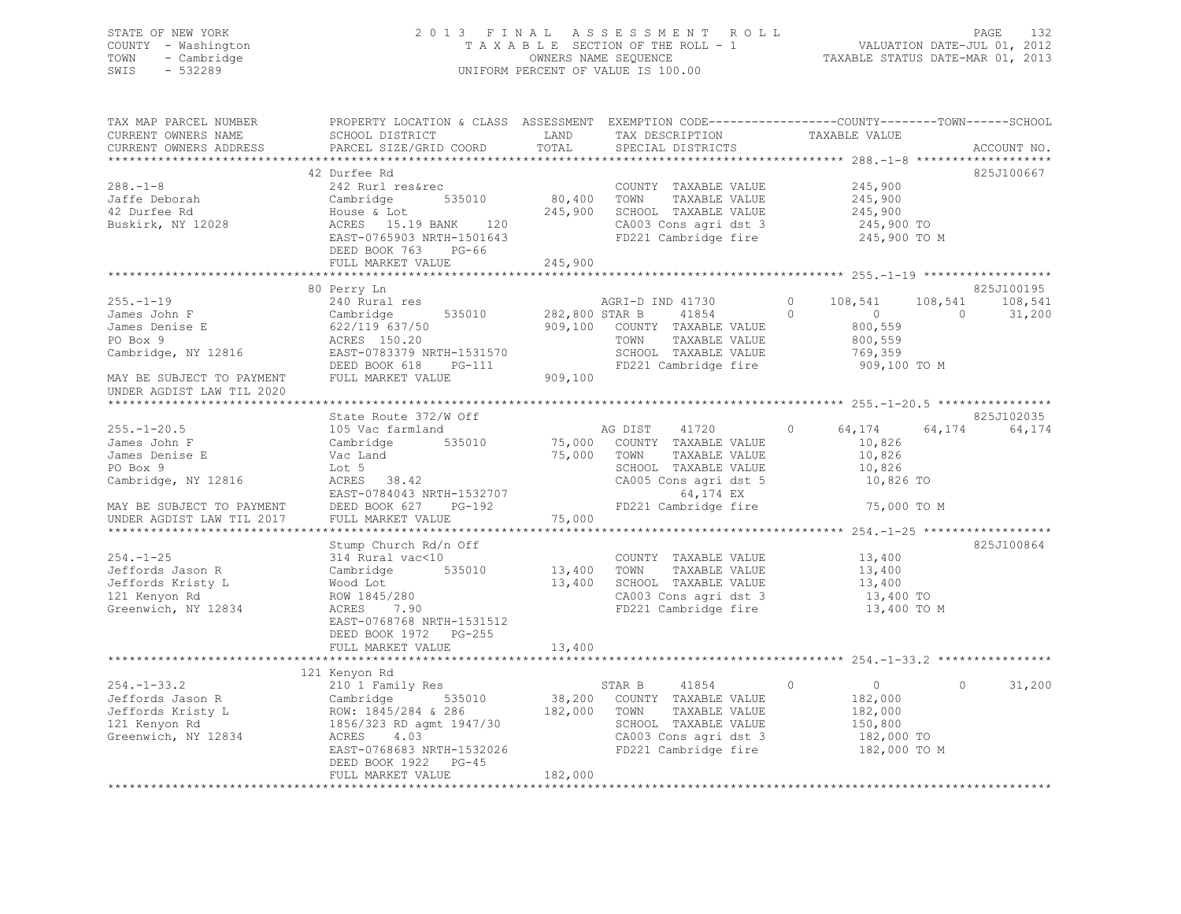STATE OF NEW YORK
COUNTY - Washington
TOWN - Cambridge
SWIS - 532289

2 0 1 3 F I N A L A S S E S S M E N T R O L L
T A X A B L E SECTION OF THE ROLL - 1
OWNERS NAME SEQUENCE
UNIFORM PERCENT OF VALUE IS 100.00

VALUATION DATE-JUL 01, 2012
TAXABLE STATUS DATE-MAR 01, 2013

```
TAX MAP PARCEL NUMBER          PROPERTY LOCATION & CLASS  ASSESSMENT  EXEMPTION CODE-----------------COUNTY--------TOWN------SCHOOL
CURRENT OWNERS NAME            SCHOOL DISTRICT              LAND      TAX DESCRIPTION              TAXABLE VALUE
CURRENT OWNERS ADDRESS         PARCEL SIZE/GRID COORD       TOTAL     SPECIAL DISTRICTS                                  ACCOUNT NO.
******************************************************************************************************* 288.-1-8 *******************
                               42 Durfee Rd                                                                          825J100667
288.-1-8                       242 Rurl res&rec                      COUNTY  TAXABLE VALUE          245,900
Jaffe Deborah                  Cambridge       535010       80,400   TOWN    TAXABLE VALUE          245,900
42 Durfee Rd                   House & Lot                 245,900   SCHOOL  TAXABLE VALUE          245,900
Buskirk, NY 12028              ACRES  15.19 BANK    120              CA003 Cons agri dst 3            245,900 TO
                               EAST-0765903 NRTH-1501643             FD221 Cambridge fire             245,900 TO M
                               DEED BOOK 763    PG-66
                               FULL MARKET VALUE           245,900
******************************************************************************************************* 255.-1-19 ******************
                               80 Perry Ln                                                                           825J100195
255.-1-19                      240 Rural res                         AGRI-D IND 41730         0    108,541    108,541    108,541
James John F                   Cambridge       535010      282,800 STAR B      41854          0          0          0     31,200
James Denise E                 622/119 637/50              909,100   COUNTY  TAXABLE VALUE          800,559
PO Box 9                       ACRES 150.20                          TOWN    TAXABLE VALUE          800,559
Cambridge, NY 12816            EAST-0783379 NRTH-1531570             SCHOOL  TAXABLE VALUE          769,359
                               DEED BOOK 618    PG-111               FD221 Cambridge fire             909,100 TO M
MAY BE SUBJECT TO PAYMENT      FULL MARKET VALUE           909,100
UNDER AGDIST LAW TIL 2020
******************************************************************************************************* 255.-1-20.5 ****************
                               State Route 372/W Off                                                                 825J102035
255.-1-20.5                    105 Vac farmland                      AG DIST     41720          0     64,174     64,174     64,174
James John F                   Cambridge       535010       75,000   COUNTY  TAXABLE VALUE           10,826
James Denise E                 Vac Land                     75,000   TOWN    TAXABLE VALUE           10,826
PO Box 9                       Lot 5                                 SCHOOL  TAXABLE VALUE           10,826
Cambridge, NY 12816            ACRES  38.42                          CA005 Cons agri dst 5             10,826 TO
                               EAST-0784043 NRTH-1532707                     64,174 EX
MAY BE SUBJECT TO PAYMENT      DEED BOOK 627    PG-192               FD221 Cambridge fire              75,000 TO M
UNDER AGDIST LAW TIL 2017      FULL MARKET VALUE            75,000
******************************************************************************************************* 254.-1-25 ******************
                               Stump Church Rd/n Off                                                                 825J100864
254.-1-25                      314 Rural vac<10                      COUNTY  TAXABLE VALUE           13,400
Jeffords Jason R               Cambridge       535010       13,400   TOWN    TAXABLE VALUE           13,400
Jeffords Kristy L              Wood Lot                     13,400   SCHOOL  TAXABLE VALUE           13,400
121 Kenyon Rd                  ROW 1845/280                          CA003 Cons agri dst 3             13,400 TO
Greenwich, NY 12834            ACRES   7.90                          FD221 Cambridge fire              13,400 TO M
                               EAST-0768768 NRTH-1531512
                               DEED BOOK 1972   PG-255
                               FULL MARKET VALUE            13,400
******************************************************************************************************* 254.-1-33.2 ****************
                               121 Kenyon Rd
254.-1-33.2                    210 1 Family Res                      STAR B      41854          0          0          0     31,200
Jeffords Jason R               Cambridge       535010       38,200   COUNTY  TAXABLE VALUE          182,000
Jeffords Kristy L              ROW: 1845/284 & 286         182,000   TOWN    TAXABLE VALUE          182,000
121 Kenyon Rd                  1856/323 RD agmt 1947/30              SCHOOL  TAXABLE VALUE          150,800
Greenwich, NY 12834            ACRES   4.03                          CA003 Cons agri dst 3            182,000 TO
                               EAST-0768683 NRTH-1532026             FD221 Cambridge fire             182,000 TO M
                               DEED BOOK 1922   PG-45
                               FULL MARKET VALUE           182,000
************************************************************************************************************************************
```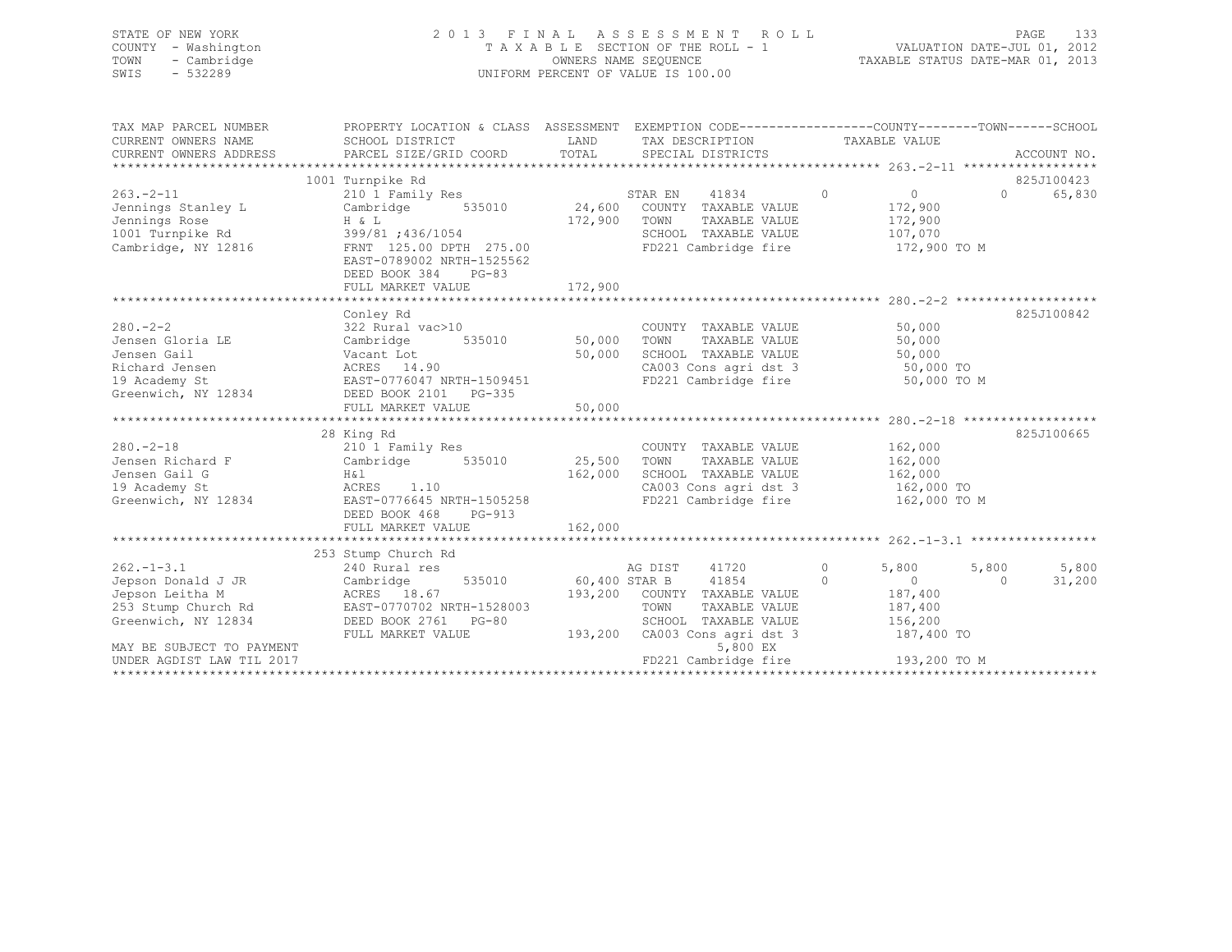STATE OF NEW YORK
COUNTY - Washington
TOWN - Cambridge
SWIS - 532289

# 2013 FINAL ASSESSMENT ROLL
TAXABLE SECTION OF THE ROLL - 1
OWNERS NAME SEQUENCE
UNIFORM PERCENT OF VALUE IS 100.00

VALUATION DATE-JUL 01, 2012
TAXABLE STATUS DATE-MAR 01, 2013

```
TAX MAP PARCEL NUMBER          PROPERTY LOCATION & CLASS  ASSESSMENT  EXEMPTION CODE------------------COUNTY--------TOWN------SCHOOL
CURRENT OWNERS NAME            SCHOOL DISTRICT               LAND      TAX DESCRIPTION            TAXABLE VALUE
CURRENT OWNERS ADDRESS         PARCEL SIZE/GRID COORD        TOTAL     SPECIAL DISTRICTS                                    ACCOUNT NO.
******************************************************************************************************* 263.-2-11 ******************
                               1001 Turnpike Rd                                                                          825J100423
263.-2-11                      210 1 Family Res                    STAR EN    41834         0          0             0      65,830
Jennings Stanley L             Cambridge        535010       24,600   COUNTY  TAXABLE VALUE          172,900
Jennings Rose                  H & L                        172,900   TOWN    TAXABLE VALUE          172,900
1001 Turnpike Rd               399/81 ;436/1054                       SCHOOL  TAXABLE VALUE          107,070
Cambridge, NY 12816            FRNT 125.00 DPTH 275.00                FD221 Cambridge fire            172,900 TO M
                               EAST-0789002 NRTH-1525562
                               DEED BOOK 384    PG-83
                               FULL MARKET VALUE            172,900
******************************************************************************************************* 280.-2-2 *******************
                               Conley Rd                                                                                 825J100842
280.-2-2                       322 Rural vac>10                       COUNTY  TAXABLE VALUE           50,000
Jensen Gloria LE               Cambridge        535010       50,000   TOWN    TAXABLE VALUE           50,000
Jensen Gail                    Vacant Lot                    50,000   SCHOOL  TAXABLE VALUE           50,000
Richard Jensen                 ACRES  14.90                           CA003 Cons agri dst 3            50,000 TO
19 Academy St                  EAST-0776047 NRTH-1509451              FD221 Cambridge fire             50,000 TO M
Greenwich, NY 12834            DEED BOOK 2101   PG-335
                               FULL MARKET VALUE             50,000
******************************************************************************************************* 280.-2-18 ******************
                               28 King Rd                                                                                825J100665
280.-2-18                      210 1 Family Res                       COUNTY  TAXABLE VALUE          162,000
Jensen Richard F               Cambridge        535010       25,500   TOWN    TAXABLE VALUE          162,000
Jensen Gail G                  H&l                          162,000   SCHOOL  TAXABLE VALUE          162,000
19 Academy St                  ACRES   1.10                           CA003 Cons agri dst 3           162,000 TO
Greenwich, NY 12834            EAST-0776645 NRTH-1505258              FD221 Cambridge fire            162,000 TO M
                               DEED BOOK 468    PG-913
                               FULL MARKET VALUE            162,000
******************************************************************************************************* 262.-1-3.1 *****************
                               253 Stump Church Rd
262.-1-3.1                     240 Rural res                       AG DIST    41720         0      5,800         5,800       5,800
Jepson Donald J JR             Cambridge        535010     60,400 STAR B     41854         0          0             0      31,200
Jepson Leitha M                ACRES  18.67                 193,200   COUNTY  TAXABLE VALUE          187,400
253 Stump Church Rd            EAST-0770702 NRTH-1528003              TOWN    TAXABLE VALUE          187,400
Greenwich, NY 12834            DEED BOOK 2761   PG-80                 SCHOOL  TAXABLE VALUE          156,200
                               FULL MARKET VALUE            193,200   CA003 Cons agri dst 3           187,400 TO
MAY BE SUBJECT TO PAYMENT                                                    5,800 EX
UNDER AGDIST LAW TIL 2017                                             FD221 Cambridge fire            193,200 TO M
************************************************************************************************************************************
```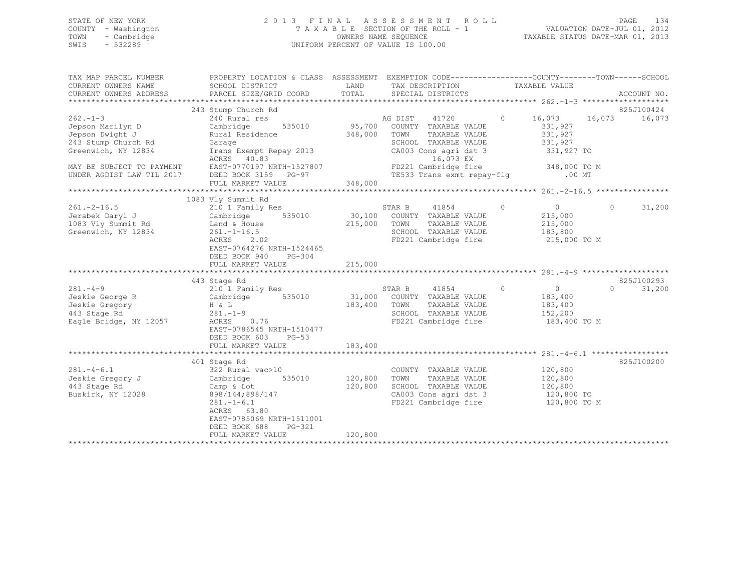STATE OF NEW YORK
COUNTY - Washington
TOWN - Cambridge
SWIS - 532289

2013 FINAL ASSESSMENT ROLL
TAXABLE SECTION OF THE ROLL - 1
OWNERS NAME SEQUENCE
UNIFORM PERCENT OF VALUE IS 100.00

VALUATION DATE-JUL 01, 2012
TAXABLE STATUS DATE-MAR 01, 2013

```
TAX MAP PARCEL NUMBER          PROPERTY LOCATION & CLASS  ASSESSMENT  EXEMPTION CODE------------------COUNTY--------TOWN------SCHOOL
CURRENT OWNERS NAME            SCHOOL DISTRICT            LAND        TAX DESCRIPTION             TAXABLE VALUE
CURRENT OWNERS ADDRESS         PARCEL SIZE/GRID COORD     TOTAL       SPECIAL DISTRICTS                                       ACCOUNT NO.
*********************************************************************************************** 262.-1-3 *******************
                               243 Stump Church Rd                                                                          825J100424
262.-1-3                       240 Rural res                          AG DIST     41720       0      16,073     16,073      16,073
Jepson Marilyn D               Cambridge        535010      95,700    COUNTY  TAXABLE VALUE          331,927
Jepson Dwight J                Rural Residence              348,000   TOWN    TAXABLE VALUE          331,927
243 Stump Church Rd            Garage                                 SCHOOL  TAXABLE VALUE          331,927
Greenwich, NY 12834            Trans Exempt Repay 2013                CA003 Cons agri dst 3          331,927 TO
                               ACRES    40.83                                 16,073 EX
MAY BE SUBJECT TO PAYMENT      EAST-0770197 NRTH-1527807              FD221 Cambridge fire           348,000 TO M
UNDER AGDIST LAW TIL 2017      DEED BOOK 3159   PG-97                 TE533 Trans exmt repay-flg         .00 MT
                               FULL MARKET VALUE            348,000
*********************************************************************************************** 261.-2-16.5 ****************
                               1083 Vly Summit Rd
261.-2-16.5                    210 1 Family Res                       STAR B      41854       0          0          0       31,200
Jerabek Daryl J                Cambridge        535010      30,100    COUNTY  TAXABLE VALUE          215,000
1083 Vly Summit Rd             Land & House                 215,000   TOWN    TAXABLE VALUE          215,000
Greenwich, NY 12834            261.-1-16.5                            SCHOOL  TAXABLE VALUE          183,800
                               ACRES     2.02                         FD221 Cambridge fire           215,000 TO M
                               EAST-0764276 NRTH-1524465
                               DEED BOOK 940    PG-304
                               FULL MARKET VALUE            215,000
*********************************************************************************************** 281.-4-9 *******************
                               443 Stage Rd                                                                                 825J100293
281.-4-9                       210 1 Family Res                       STAR B      41854       0          0          0       31,200
Jeskie George R                Cambridge        535010      31,000    COUNTY  TAXABLE VALUE          183,400
Jeskie Gregory                 H & L                        183,400   TOWN    TAXABLE VALUE          183,400
443 Stage Rd                   281.-1-9                               SCHOOL  TAXABLE VALUE          152,200
Eagle Bridge, NY 12057         ACRES     0.76                         FD221 Cambridge fire           183,400 TO M
                               EAST-0786545 NRTH-1510477
                               DEED BOOK 603    PG-53
                               FULL MARKET VALUE            183,400
*********************************************************************************************** 281.-4-6.1 *****************
                               401 Stage Rd                                                                                 825J100200
281.-4-6.1                     322 Rural vac>10                       COUNTY  TAXABLE VALUE          120,800
Jeskie Gregory J               Cambridge        535010     120,800    TOWN    TAXABLE VALUE          120,800
443 Stage Rd                   Camp & Lot                   120,800   SCHOOL  TAXABLE VALUE          120,800
Buskirk, NY 12028              898/144;898/147                        CA003 Cons agri dst 3          120,800 TO
                               281.-1-6.1                             FD221 Cambridge fire           120,800 TO M
                               ACRES    63.80
                               EAST-0785069 NRTH-1511001
                               DEED BOOK 688    PG-321
                               FULL MARKET VALUE            120,800
******************************************************************************************************************************
```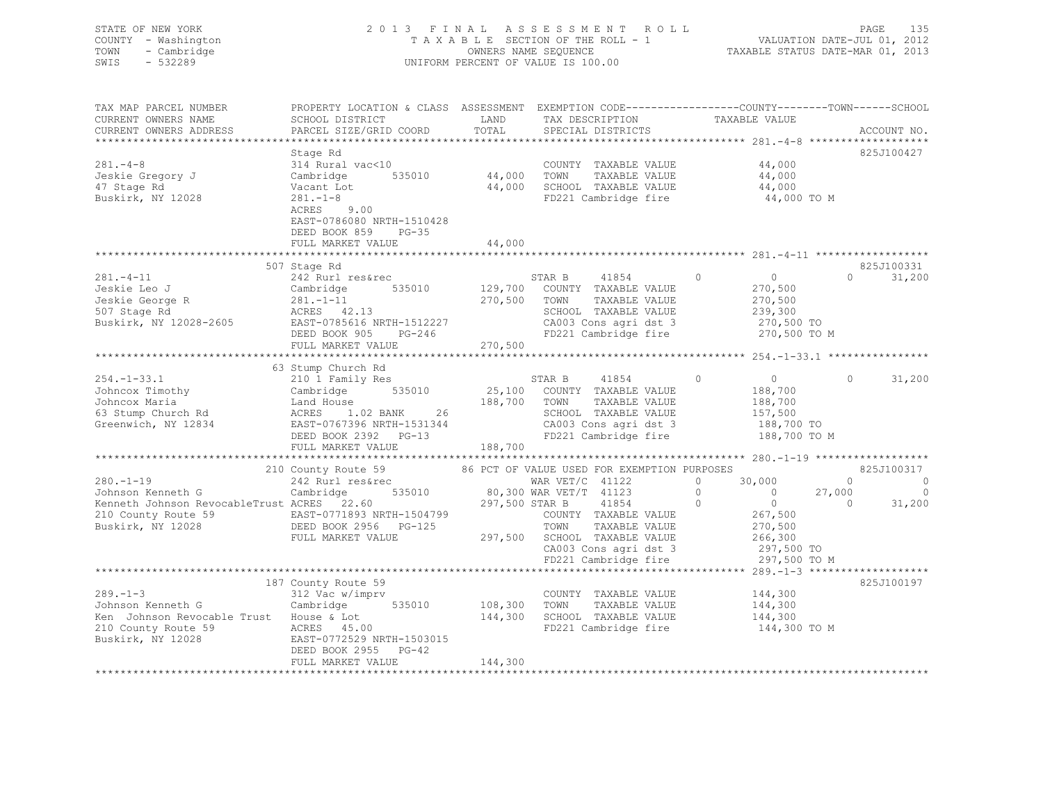STATE OF NEW YORK — 2013 FINAL ASSESSMENT ROLL — PAGE 135
COUNTY - Washington — TAXABLE SECTION OF THE ROLL - 1 — VALUATION DATE-JUL 01, 2012
TOWN - Cambridge — OWNERS NAME SEQUENCE — TAXABLE STATUS DATE-MAR 01, 2013
SWIS - 532289 — UNIFORM PERCENT OF VALUE IS 100.00

```
TAX MAP PARCEL NUMBER          PROPERTY LOCATION & CLASS  ASSESSMENT  EXEMPTION CODE------------------COUNTY--------TOWN------SCHOOL
CURRENT OWNERS NAME            SCHOOL DISTRICT               LAND      TAX DESCRIPTION            TAXABLE VALUE
CURRENT OWNERS ADDRESS         PARCEL SIZE/GRID COORD        TOTAL     SPECIAL DISTRICTS                                    ACCOUNT NO.
******************************************************************************************************* 281.-4-8 *******************
                               Stage Rd                                                                                   825J100427
281.-4-8                       314 Rural vac<10                        COUNTY  TAXABLE VALUE            44,000
Jeskie Gregory J               Cambridge        535010      44,000     TOWN    TAXABLE VALUE            44,000
47 Stage Rd                    Vacant Lot                   44,000     SCHOOL  TAXABLE VALUE            44,000
Buskirk, NY 12028              281.-1-8                                FD221 Cambridge fire              44,000 TO M
                               ACRES    9.00
                               EAST-0786080 NRTH-1510428
                               DEED BOOK 859    PG-35
                               FULL MARKET VALUE            44,000
******************************************************************************************************* 281.-4-11 ******************
                           507 Stage Rd                                                                                   825J100331
281.-4-11                      242 Rurl res&rec                        STAR B      41854         0           0            0      31,200
Jeskie Leo J                   Cambridge        535010     129,700     COUNTY  TAXABLE VALUE           270,500
Jeskie George R                281.-1-11                   270,500     TOWN    TAXABLE VALUE           270,500
507 Stage Rd                   ACRES   42.13                           SCHOOL  TAXABLE VALUE           239,300
Buskirk, NY 12028-2605         EAST-0785616 NRTH-1512227               CA003 Cons agri dst 3            270,500 TO
                               DEED BOOK 905    PG-246                 FD221 Cambridge fire             270,500 TO M
                               FULL MARKET VALUE           270,500
******************************************************************************************************* 254.-1-33.1 ****************
                            63 Stump Church Rd
254.-1-33.1                    210 1 Family Res                        STAR B      41854         0           0            0      31,200
Johncox Timothy                Cambridge        535010      25,100     COUNTY  TAXABLE VALUE           188,700
Johncox Maria                  Land House                  188,700     TOWN    TAXABLE VALUE           188,700
63 Stump Church Rd             ACRES    1.02 BANK     26               SCHOOL  TAXABLE VALUE           157,500
Greenwich, NY 12834            EAST-0767396 NRTH-1531344               CA003 Cons agri dst 3            188,700 TO
                               DEED BOOK 2392   PG-13                  FD221 Cambridge fire             188,700 TO M
                               FULL MARKET VALUE           188,700
******************************************************************************************************* 280.-1-19 ******************
                           210 County Route 59             86 PCT OF VALUE USED FOR EXEMPTION PURPOSES                    825J100317
280.-1-19                      242 Rurl res&rec                        WAR VET/C   41122         0      30,000            0           0
Johnson Kenneth G              Cambridge        535010      80,300 WAR VET/T   41123         0           0       27,000           0
Kenneth Johnson RevocableTrust ACRES   22.60               297,500 STAR B      41854         0           0            0      31,200
210 County Route 59            EAST-0771893 NRTH-1504799               COUNTY  TAXABLE VALUE           267,500
Buskirk, NY 12028              DEED BOOK 2956   PG-125                 TOWN    TAXABLE VALUE           270,500
                               FULL MARKET VALUE           297,500     SCHOOL  TAXABLE VALUE           266,300
                                                                       CA003 Cons agri dst 3            297,500 TO
                                                                       FD221 Cambridge fire             297,500 TO M
******************************************************************************************************* 289.-1-3 *******************
                           187 County Route 59                                                                            825J100197
289.-1-3                       312 Vac w/imprv                         COUNTY  TAXABLE VALUE           144,300
Johnson Kenneth G              Cambridge        535010     108,300     TOWN    TAXABLE VALUE           144,300
Ken  Johnson Revocable Trust   House & Lot                 144,300     SCHOOL  TAXABLE VALUE           144,300
210 County Route 59            ACRES   45.00                           FD221 Cambridge fire             144,300 TO M
Buskirk, NY 12028              EAST-0772529 NRTH-1503015
                               DEED BOOK 2955   PG-42
                               FULL MARKET VALUE           144,300
************************************************************************************************************************************
```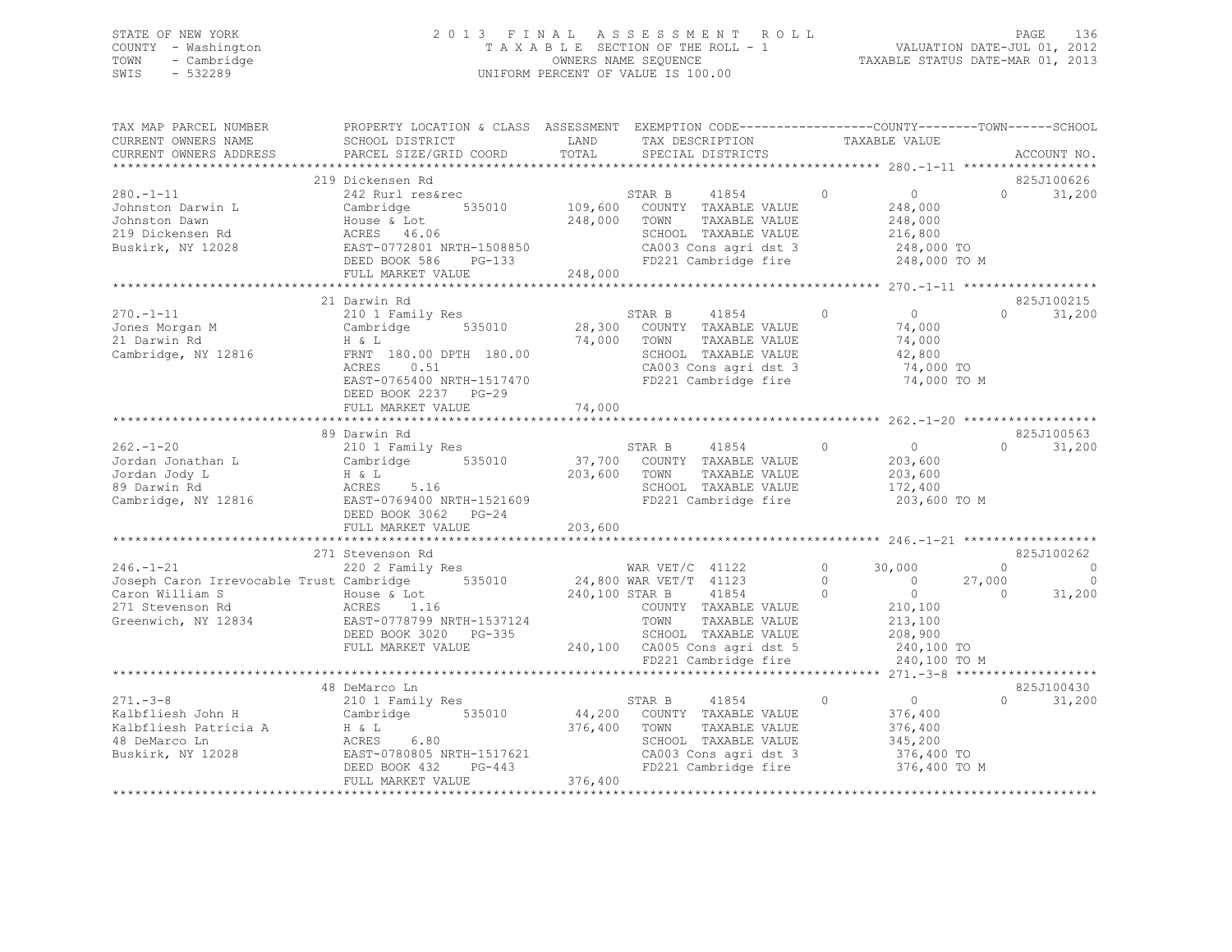STATE OF NEW YORK
COUNTY - Washington
TOWN - Cambridge
SWIS - 532289

2013 FINAL ASSESSMENT ROLL
TAXABLE SECTION OF THE ROLL - 1
OWNERS NAME SEQUENCE
UNIFORM PERCENT OF VALUE IS 100.00

VALUATION DATE-JUL 01, 2012
TAXABLE STATUS DATE-MAR 01, 2013

```
TAX MAP PARCEL NUMBER          PROPERTY LOCATION & CLASS  ASSESSMENT  EXEMPTION CODE------------------COUNTY--------TOWN------SCHOOL
CURRENT OWNERS NAME            SCHOOL DISTRICT               LAND      TAX DESCRIPTION            TAXABLE VALUE
CURRENT OWNERS ADDRESS         PARCEL SIZE/GRID COORD        TOTAL     SPECIAL DISTRICTS                                    ACCOUNT NO.
******************************************************************************************************* 280.-1-11 ******************
                               219 Dickensen Rd                                                                       825J100626
280.-1-11                      242 Rurl res&rec                        STAR B     41854          0          0              0     31,200
Johnston Darwin L              Cambridge         535010      109,600   COUNTY  TAXABLE VALUE              248,000
Johnston Dawn                  House & Lot                   248,000   TOWN    TAXABLE VALUE              248,000
219 Dickensen Rd               ACRES  46.06                            SCHOOL  TAXABLE VALUE              216,800
Buskirk, NY 12028              EAST-0772801 NRTH-1508850               CA003 Cons agri dst 3             248,000 TO
                               DEED BOOK 586     PG-133                FD221 Cambridge fire              248,000 TO M
                               FULL MARKET VALUE             248,000
******************************************************************************************************* 270.-1-11 ******************
                               21 Darwin Rd                                                                           825J100215
270.-1-11                      210 1 Family Res                        STAR B     41854          0          0              0     31,200
Jones Morgan M                 Cambridge         535010       28,300   COUNTY  TAXABLE VALUE               74,000
21 Darwin Rd                   H & L                          74,000   TOWN    TAXABLE VALUE               74,000
Cambridge, NY 12816            FRNT 180.00 DPTH 180.00                 SCHOOL  TAXABLE VALUE               42,800
                               ACRES    0.51                           CA003 Cons agri dst 3              74,000 TO
                               EAST-0765400 NRTH-1517470               FD221 Cambridge fire               74,000 TO M
                               DEED BOOK 2237    PG-29
                               FULL MARKET VALUE              74,000
******************************************************************************************************* 262.-1-20 ******************
                               89 Darwin Rd                                                                           825J100563
262.-1-20                      210 1 Family Res                        STAR B     41854          0          0              0     31,200
Jordan Jonathan L              Cambridge         535010       37,700   COUNTY  TAXABLE VALUE              203,600
Jordan Jody L                  H & L                         203,600   TOWN    TAXABLE VALUE              203,600
89 Darwin Rd                   ACRES    5.16                           SCHOOL  TAXABLE VALUE              172,400
Cambridge, NY 12816            EAST-0769400 NRTH-1521609               FD221 Cambridge fire              203,600 TO M
                               DEED BOOK 3062    PG-24
                               FULL MARKET VALUE             203,600
******************************************************************************************************* 246.-1-21 ******************
                               271 Stevenson Rd                                                                       825J100262
246.-1-21                      220 2 Family Res                        WAR VET/C  41122          0     30,000              0          0
Joseph Caron Irrevocable Trust Cambridge         535010       24,800   WAR VET/T  41123          0          0         27,000          0
Caron William S                House & Lot                   240,100   STAR B     41854          0          0              0     31,200
271 Stevenson Rd               ACRES    1.16                           COUNTY  TAXABLE VALUE              210,100
Greenwich, NY 12834            EAST-0778799 NRTH-1537124               TOWN    TAXABLE VALUE              213,100
                               DEED BOOK 3020    PG-335                SCHOOL  TAXABLE VALUE              208,900
                               FULL MARKET VALUE             240,100   CA005 Cons agri dst 5             240,100 TO
                                                                       FD221 Cambridge fire              240,100 TO M
******************************************************************************************************* 271.-3-8 *******************
                               48 DeMarco Ln                                                                          825J100430
271.-3-8                       210 1 Family Res                        STAR B     41854          0          0              0     31,200
Kalbfliesh John H              Cambridge         535010       44,200   COUNTY  TAXABLE VALUE              376,400
Kalbfliesh Patricia A          H & L                         376,400   TOWN    TAXABLE VALUE              376,400
48 DeMarco Ln                  ACRES    6.80                           SCHOOL  TAXABLE VALUE              345,200
Buskirk, NY 12028              EAST-0780805 NRTH-1517621               CA003 Cons agri dst 3             376,400 TO
                               DEED BOOK 432     PG-443                FD221 Cambridge fire              376,400 TO M
                               FULL MARKET VALUE             376,400
************************************************************************************************************************************
```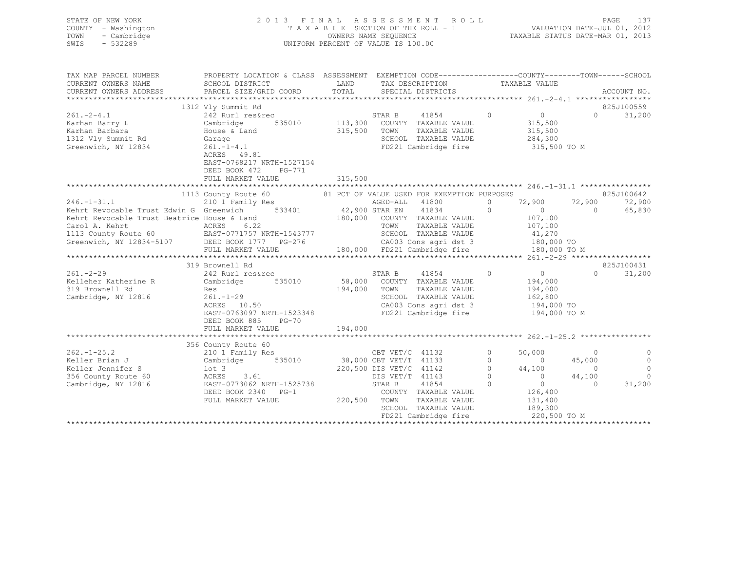STATE OF NEW YORK
COUNTY - Washington
TOWN - Cambridge
SWIS - 532289

2 0 1 3 F I N A L A S S E S S M E N T R O L L
T A X A B L E SECTION OF THE ROLL - 1
OWNERS NAME SEQUENCE
UNIFORM PERCENT OF VALUE IS 100.00

VALUATION DATE-JUL 01, 2012
TAXABLE STATUS DATE-MAR 01, 2013

```
TAX MAP PARCEL NUMBER      PROPERTY LOCATION & CLASS  ASSESSMENT  EXEMPTION CODE------------------COUNTY--------TOWN------SCHOOL
CURRENT OWNERS NAME        SCHOOL DISTRICT              LAND      TAX DESCRIPTION            TAXABLE VALUE
CURRENT OWNERS ADDRESS     PARCEL SIZE/GRID COORD       TOTAL     SPECIAL DISTRICTS                                    ACCOUNT NO.
******************************************************************************************* 261.-2-4.1 *****************
                           1312 Vly Summit Rd                                                                          825J100559
261.-2-4.1                 242 Rurl res&rec                      STAR B      41854        0          0          0     31,200
Karhan Barry L             Cambridge       535010     113,300    COUNTY  TAXABLE VALUE          315,500
Karhan Barbara             House & Land               315,500    TOWN    TAXABLE VALUE          315,500
1312 Vly Summit Rd         Garage                                SCHOOL  TAXABLE VALUE          284,300
Greenwich, NY 12834        261.-1-4.1                            FD221 Cambridge fire           315,500 TO M
                           ACRES    49.81
                           EAST-0768217 NRTH-1527154
                           DEED BOOK 472    PG-771
                           FULL MARKET VALUE          315,500
******************************************************************************************* 246.-1-31.1 ****************
                           1113 County Route 60           81 PCT OF VALUE USED FOR EXEMPTION PURPOSES                  825J100642
246.-1-31.1                210 1 Family Res                      AGED-ALL    41800        0     72,900     72,900     72,900
Kehrt Revocable Trust Edwin G  Greenwich  533401       42,900 STAR EN     41834        0          0          0     65,830
Kehrt Revocable Trust Beatrice House & Land           180,000    COUNTY  TAXABLE VALUE          107,100
Carol A. Kehrt             ACRES     6.22                        TOWN    TAXABLE VALUE          107,100
1113 County Route 60       EAST-0771757 NRTH-1543777             SCHOOL  TAXABLE VALUE           41,270
Greenwich, NY 12834-5107   DEED BOOK 1777   PG-276               CA003 Cons agri dst 3          180,000 TO
                           FULL MARKET VALUE          180,000    FD221 Cambridge fire           180,000 TO M
******************************************************************************************* 261.-2-29 ******************
                           319 Brownell Rd                                                                             825J100431
261.-2-29                  242 Rurl res&rec                      STAR B      41854        0          0          0     31,200
Kelleher Katherine R       Cambridge       535010      58,000    COUNTY  TAXABLE VALUE          194,000
319 Brownell Rd            Res                        194,000    TOWN    TAXABLE VALUE          194,000
Cambridge, NY 12816        261.-1-29                             SCHOOL  TAXABLE VALUE          162,800
                           ACRES    10.50                        CA003 Cons agri dst 3          194,000 TO
                           EAST-0763097 NRTH-1523348             FD221 Cambridge fire           194,000 TO M
                           DEED BOOK 885    PG-70
                           FULL MARKET VALUE          194,000
******************************************************************************************* 262.-1-25.2 ****************
                           356 County Route 60
262.-1-25.2                210 1 Family Res                      CBT VET/C   41132        0     50,000          0          0
Keller Brian J             Cambridge       535010      38,000 CBT VET/T   41133        0          0     45,000          0
Keller Jennifer S          lot 3                      220,500 DIS VET/C   41142        0     44,100          0          0
356 County Route 60        ACRES     3.61                        DIS VET/T   41143        0          0     44,100          0
Cambridge, NY 12816        EAST-0773062 NRTH-1525738             STAR B      41854        0          0          0     31,200
                           DEED BOOK 2340   PG-1                 COUNTY  TAXABLE VALUE          126,400
                           FULL MARKET VALUE          220,500    TOWN    TAXABLE VALUE          131,400
                                                                 SCHOOL  TAXABLE VALUE          189,300
                                                                 FD221 Cambridge fire           220,500 TO M
************************************************************************************************************************
```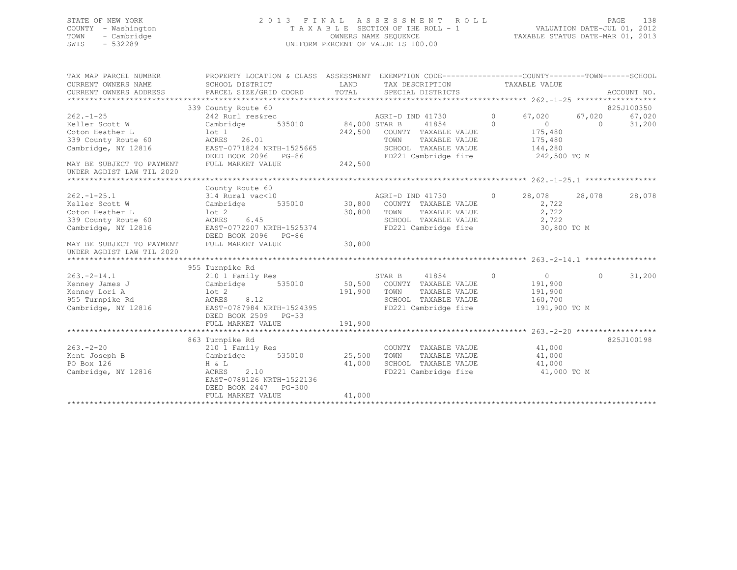STATE OF NEW YORK
COUNTY - Washington
TOWN - Cambridge
SWIS - 532289

# 2013 FINAL ASSESSMENT ROLL

TAXABLE SECTION OF THE ROLL - 1
OWNERS NAME SEQUENCE
UNIFORM PERCENT OF VALUE IS 100.00

VALUATION DATE-JUL 01, 2012
TAXABLE STATUS DATE-MAR 01, 2013

| TAX MAP PARCEL NUMBER / CURRENT OWNERS NAME / CURRENT OWNERS ADDRESS | PROPERTY LOCATION & CLASS / SCHOOL DISTRICT / PARCEL SIZE/GRID COORD | ASSESSMENT LAND / TOTAL | EXEMPTION CODE / TAX DESCRIPTION / SPECIAL DISTRICTS | COUNTY TAXABLE VALUE | TOWN | SCHOOL / ACCOUNT NO. |
|---|---|---|---|---|---|---|
| **262.-1-25** | 339 County Route 60 | | | | | 825J100350 |
| | 242 Rurl res&rec | | AGRI-D IND 41730 0 | 67,020 | 67,020 | 67,020 |
| Keller Scott W | Cambridge 535010 | 84,000 | STAR B 41854 0 | 0 | 0 | 31,200 |
| Coton Heather L | lot 1 | 242,500 | COUNTY TAXABLE VALUE | 175,480 | | |
| 339 County Route 60 | ACRES 26.01 | | TOWN TAXABLE VALUE | 175,480 | | |
| Cambridge, NY 12816 | EAST-0771824 NRTH-1525665 | | SCHOOL TAXABLE VALUE | 144,280 | | |
| | DEED BOOK 2096 PG-86 | | FD221 Cambridge fire | 242,500 TO M | | |
| MAY BE SUBJECT TO PAYMENT UNDER AGDIST LAW TIL 2020 | FULL MARKET VALUE | 242,500 | | | | |
| **262.-1-25.1** | County Route 60 | | | | | |
| | 314 Rural vac<10 | | AGRI-D IND 41730 0 | 28,078 | 28,078 | 28,078 |
| Keller Scott W | Cambridge 535010 | 30,800 | COUNTY TAXABLE VALUE | 2,722 | | |
| Coton Heather L | lot 2 | 30,800 | TOWN TAXABLE VALUE | 2,722 | | |
| 339 County Route 60 | ACRES 6.45 | | SCHOOL TAXABLE VALUE | 2,722 | | |
| Cambridge, NY 12816 | EAST-0772207 NRTH-1525374 | | FD221 Cambridge fire | 30,800 TO M | | |
| | DEED BOOK 2096 PG-86 | | | | | |
| MAY BE SUBJECT TO PAYMENT UNDER AGDIST LAW TIL 2020 | FULL MARKET VALUE | 30,800 | | | | |
| **263.-2-14.1** | 955 Turnpike Rd | | | | | |
| | 210 1 Family Res | | STAR B 41854 0 | 0 | 0 | 31,200 |
| Kenney James J | Cambridge 535010 | 50,500 | COUNTY TAXABLE VALUE | 191,900 | | |
| Kenney Lori A | lot 2 | 191,900 | TOWN TAXABLE VALUE | 191,900 | | |
| 955 Turnpike Rd | ACRES 8.12 | | SCHOOL TAXABLE VALUE | 160,700 | | |
| Cambridge, NY 12816 | EAST-0787984 NRTH-1524395 | | FD221 Cambridge fire | 191,900 TO M | | |
| | DEED BOOK 2509 PG-33 | | | | | |
| | FULL MARKET VALUE | 191,900 | | | | |
| **263.-2-20** | 863 Turnpike Rd | | | | | 825J100198 |
| | 210 1 Family Res | | COUNTY TAXABLE VALUE | 41,000 | | |
| Kent Joseph B | Cambridge 535010 | 25,500 | TOWN TAXABLE VALUE | 41,000 | | |
| PO Box 126 | H & L | 41,000 | SCHOOL TAXABLE VALUE | 41,000 | | |
| Cambridge, NY 12816 | ACRES 2.10 | | FD221 Cambridge fire | 41,000 TO M | | |
| | EAST-0789126 NRTH-1522136 | | | | | |
| | DEED BOOK 2447 PG-300 | | | | | |
| | FULL MARKET VALUE | 41,000 | | | | |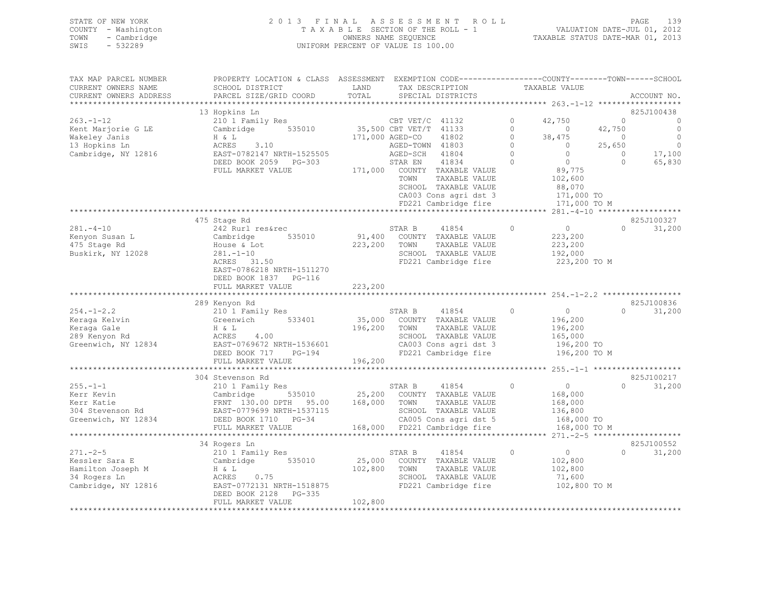STATE OF NEW YORK
COUNTY - Washington
TOWN - Cambridge
SWIS - 532289

2013 FINAL ASSESSMENT ROLL
TAXABLE SECTION OF THE ROLL - 1
OWNERS NAME SEQUENCE
UNIFORM PERCENT OF VALUE IS 100.00

VALUATION DATE-JUL 01, 2012
TAXABLE STATUS DATE-MAR 01, 2013

```
TAX MAP PARCEL NUMBER      PROPERTY LOCATION & CLASS  ASSESSMENT  EXEMPTION CODE-----------------COUNTY--------TOWN------SCHOOL
CURRENT OWNERS NAME        SCHOOL DISTRICT               LAND      TAX DESCRIPTION            TAXABLE VALUE
CURRENT OWNERS ADDRESS     PARCEL SIZE/GRID COORD        TOTAL     SPECIAL DISTRICTS                                          ACCOUNT NO.
******************************************************************************************************* 263.-1-12 ******************
                           13 Hopkins Ln                                                                                  825J100438
263.-1-12                  210 1 Family Res                  CBT VET/C  41132        0      42,750          0              0
Kent Marjorie G LE         Cambridge       535010     35,500 CBT VET/T  41133        0           0     42,750              0
Wakeley Janis              H & L                     171,000 AGED-CO    41802        0      38,475          0              0
13 Hopkins Ln              ACRES     3.10                    AGED-TOWN  41803        0           0     25,650              0
Cambridge, NY 12816        EAST-0782147 NRTH-1525505         AGED-SCH   41804        0           0          0         17,100
                           DEED BOOK 2059   PG-303           STAR EN    41834        0           0          0         65,830
                           FULL MARKET VALUE         171,000  COUNTY  TAXABLE VALUE           89,775
                                                              TOWN    TAXABLE VALUE          102,600
                                                              SCHOOL  TAXABLE VALUE           88,070
                                                              CA003 Cons agri dst 3          171,000 TO
                                                              FD221 Cambridge fire           171,000 TO M
******************************************************************************************************* 281.-4-10 ******************
                           475 Stage Rd                                                                                   825J100327
281.-4-10                  242 Rurl res&rec                  STAR B     41854        0           0          0         31,200
Kenyon Susan L             Cambridge       535010     91,400  COUNTY  TAXABLE VALUE          223,200
475 Stage Rd               House & Lot               223,200  TOWN    TAXABLE VALUE          223,200
Buskirk, NY 12028          281.-1-10                          SCHOOL  TAXABLE VALUE          192,000
                           ACRES    31.50                     FD221 Cambridge fire           223,200 TO M
                           EAST-0786218 NRTH-1511270
                           DEED BOOK 1837   PG-116
                           FULL MARKET VALUE         223,200
******************************************************************************************************* 254.-1-2.2 *****************
                           289 Kenyon Rd                                                                                  825J100836
254.-1-2.2                 210 1 Family Res                  STAR B     41854        0           0          0         31,200
Keraga Kelvin              Greenwich       533401     35,000  COUNTY  TAXABLE VALUE          196,200
Keraga Gale                H & L                     196,200  TOWN    TAXABLE VALUE          196,200
289 Kenyon Rd              ACRES     4.00                     SCHOOL  TAXABLE VALUE          165,000
Greenwich, NY 12834        EAST-0769672 NRTH-1536601          CA003 Cons agri dst 3          196,200 TO
                           DEED BOOK 717    PG-194            FD221 Cambridge fire           196,200 TO M
                           FULL MARKET VALUE         196,200
******************************************************************************************************* 255.-1-1 *******************
                           304 Stevenson Rd                                                                               825J100217
255.-1-1                   210 1 Family Res                  STAR B     41854        0           0          0         31,200
Kerr Kevin                 Cambridge       535010     25,200  COUNTY  TAXABLE VALUE          168,000
Kerr Katie                 FRNT 130.00 DPTH  95.00   168,000  TOWN    TAXABLE VALUE          168,000
304 Stevenson Rd           EAST-0779699 NRTH-1537115          SCHOOL  TAXABLE VALUE          136,800
Greenwich, NY 12834        DEED BOOK 1710   PG-34             CA005 Cons agri dst 5          168,000 TO
                           FULL MARKET VALUE         168,000  FD221 Cambridge fire           168,000 TO M
******************************************************************************************************* 271.-2-5 *******************
                           34 Rogers Ln                                                                                   825J100552
271.-2-5                   210 1 Family Res                  STAR B     41854        0           0          0         31,200
Kessler Sara E             Cambridge       535010     25,000  COUNTY  TAXABLE VALUE          102,800
Hamilton Joseph M          H & L                     102,800  TOWN    TAXABLE VALUE          102,800
34 Rogers Ln               ACRES     0.75                     SCHOOL  TAXABLE VALUE           71,600
Cambridge, NY 12816        EAST-0772131 NRTH-1518875          FD221 Cambridge fire           102,800 TO M
                           DEED BOOK 2128   PG-335
                           FULL MARKET VALUE         102,800
************************************************************************************************************************************
```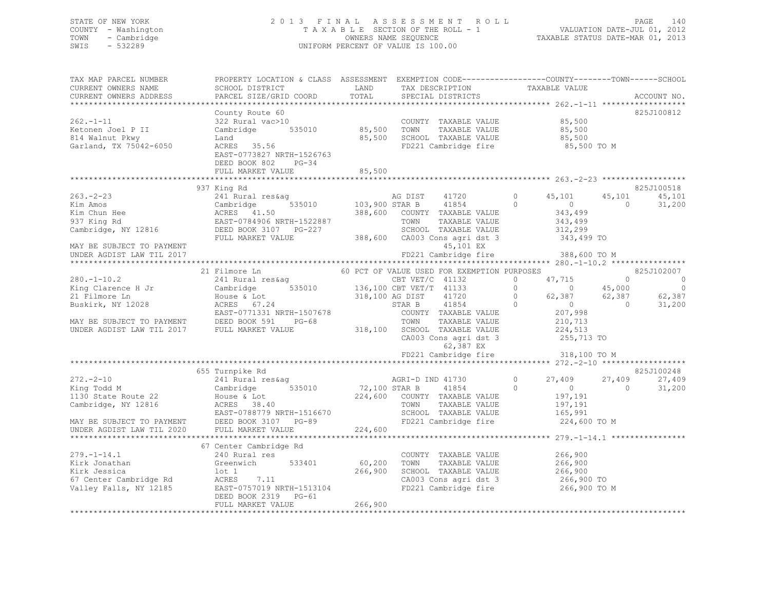STATE OF NEW YORK
COUNTY - Washington
TOWN - Cambridge
SWIS - 532289

2 0 1 3 F I N A L A S S E S S M E N T R O L L
T A X A B L E SECTION OF THE ROLL - 1
OWNERS NAME SEQUENCE
UNIFORM PERCENT OF VALUE IS 100.00

VALUATION DATE-JUL 01, 2012
TAXABLE STATUS DATE-MAR 01, 2013

```
TAX MAP PARCEL NUMBER          PROPERTY LOCATION & CLASS  ASSESSMENT  EXEMPTION CODE------------------COUNTY--------TOWN------SCHOOL
CURRENT OWNERS NAME            SCHOOL DISTRICT               LAND      TAX DESCRIPTION                TAXABLE VALUE
CURRENT OWNERS ADDRESS         PARCEL SIZE/GRID COORD        TOTAL     SPECIAL DISTRICTS                                        ACCOUNT NO.
******************************************************************************************************* 262.-1-11 ******************
                               County Route 60                                                                               825J100812
262.-1-11                      322 Rural vac>10                          COUNTY  TAXABLE VALUE             85,500
Ketonen Joel P II              Cambridge       535010       85,500   TOWN    TAXABLE VALUE             85,500
814 Walnut Pkwy                Land                         85,500   SCHOOL  TAXABLE VALUE             85,500
Garland, TX 75042-6050         ACRES  35.56                          FD221 Cambridge fire               85,500 TO M
                               EAST-0773827 NRTH-1526763
                               DEED BOOK 802     PG-34
                               FULL MARKET VALUE            85,500
******************************************************************************************************* 263.-2-23 ******************
                               937 King Rd                                                                                   825J100518
263.-2-23                      241 Rural res&ag                     AG DIST     41720          0     45,101     45,101      45,101
Kim Amos                       Cambridge       535010      103,900 STAR B      41854          0          0          0      31,200
Kim Chun Hee                   ACRES  41.50                388,600   COUNTY  TAXABLE VALUE            343,499
937 King Rd                    EAST-0784906 NRTH-1522887             TOWN    TAXABLE VALUE            343,499
Cambridge, NY 12816            DEED BOOK 3107    PG-227              SCHOOL  TAXABLE VALUE            312,299
                               FULL MARKET VALUE           388,600   CA003 Cons agri dst 3             343,499 TO
MAY BE SUBJECT TO PAYMENT                                                  45,101 EX
UNDER AGDIST LAW TIL 2017                                            FD221 Cambridge fire              388,600 TO M
******************************************************************************************************* 280.-1-10.2 ****************
                               21 Filmore Ln                   60 PCT OF VALUE USED FOR EXEMPTION PURPOSES                   825J102007
280.-1-10.2                    241 Rural res&ag                     CBT VET/C   41132          0     47,715          0           0
King Clarence H Jr             Cambridge       535010      136,100 CBT VET/T   41133          0          0     45,000           0
21 Filmore Ln                  House & Lot                 318,100 AG DIST     41720          0     62,387     62,387      62,387
Buskirk, NY 12028              ACRES  67.24                         STAR B      41854          0          0          0      31,200
                               EAST-0771331 NRTH-1507678             COUNTY  TAXABLE VALUE            207,998
MAY BE SUBJECT TO PAYMENT      DEED BOOK 591     PG-68               TOWN    TAXABLE VALUE            210,713
UNDER AGDIST LAW TIL 2017      FULL MARKET VALUE           318,100   SCHOOL  TAXABLE VALUE            224,513
                                                                     CA003 Cons agri dst 3             255,713 TO
                                                                           62,387 EX
                                                                     FD221 Cambridge fire              318,100 TO M
******************************************************************************************************* 272.-2-10 ******************
                               655 Turnpike Rd                                                                               825J100248
272.-2-10                      241 Rural res&ag                     AGRI-D IND 41730          0     27,409     27,409      27,409
King Todd M                    Cambridge       535010       72,100 STAR B      41854          0          0          0      31,200
1130 State Route 22            House & Lot                 224,600   COUNTY  TAXABLE VALUE            197,191
Cambridge, NY 12816            ACRES  38.40                          TOWN    TAXABLE VALUE            197,191
                               EAST-0788779 NRTH-1516670             SCHOOL  TAXABLE VALUE            165,991
MAY BE SUBJECT TO PAYMENT      DEED BOOK 3107    PG-89               FD221 Cambridge fire              224,600 TO M
UNDER AGDIST LAW TIL 2020      FULL MARKET VALUE           224,600
******************************************************************************************************* 279.-1-14.1 ****************
                               67 Center Cambridge Rd
279.-1-14.1                    240 Rural res                             COUNTY  TAXABLE VALUE            266,900
Kirk Jonathan                  Greenwich       533401       60,200   TOWN    TAXABLE VALUE            266,900
Kirk Jessica                   lot 1                       266,900   SCHOOL  TAXABLE VALUE            266,900
67 Center Cambridge Rd         ACRES   7.11                          CA003 Cons agri dst 3             266,900 TO
Valley Falls, NY 12185         EAST-0757019 NRTH-1513104             FD221 Cambridge fire              266,900 TO M
                               DEED BOOK 2319    PG-61
                               FULL MARKET VALUE           266,900
************************************************************************************************************************************
```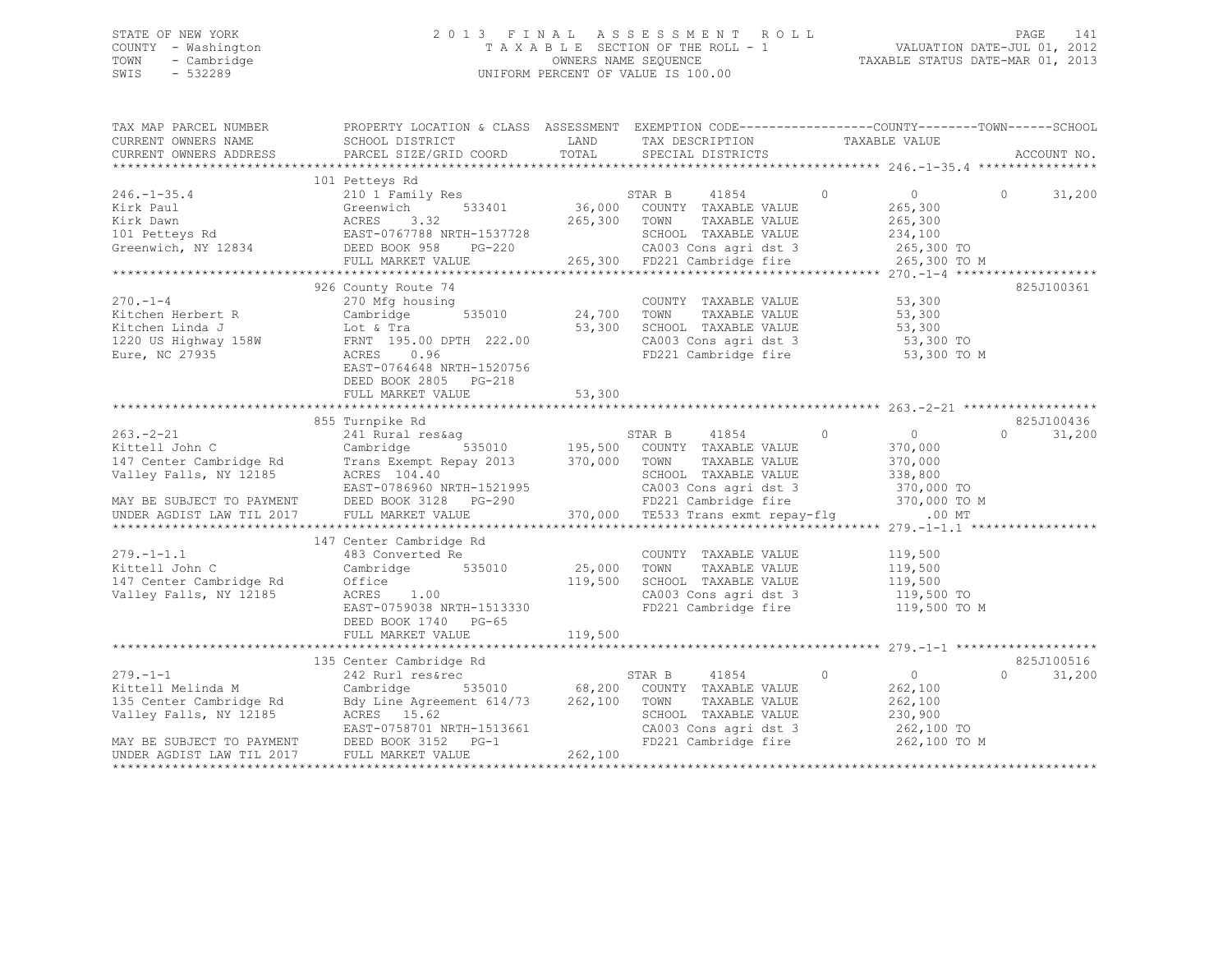STATE OF NEW YORK
COUNTY - Washington
TOWN - Cambridge
SWIS - 532289

# 2013 FINAL ASSESSMENT ROLL

TAXABLE SECTION OF THE ROLL - 1
OWNERS NAME SEQUENCE
UNIFORM PERCENT OF VALUE IS 100.00

VALUATION DATE-JUL 01, 2012
TAXABLE STATUS DATE-MAR 01, 2013

```
TAX MAP PARCEL NUMBER          PROPERTY LOCATION & CLASS  ASSESSMENT  EXEMPTION CODE------------------COUNTY--------TOWN------SCHOOL
CURRENT OWNERS NAME            SCHOOL DISTRICT               LAND      TAX DESCRIPTION              TAXABLE VALUE
CURRENT OWNERS ADDRESS         PARCEL SIZE/GRID COORD        TOTAL     SPECIAL DISTRICTS                                   ACCOUNT NO.
******************************************************************************************************* 246.-1-35.4 ****************
                               101 Petteys Rd
246.-1-35.4                    210 1 Family Res                        STAR B     41854         0           0          0     31,200
Kirk Paul                      Greenwich        533401      36,000    COUNTY  TAXABLE VALUE          265,300
Kirk Dawn                      ACRES    3.32               265,300    TOWN    TAXABLE VALUE          265,300
101 Petteys Rd                 EAST-0767788 NRTH-1537728              SCHOOL  TAXABLE VALUE          234,100
Greenwich, NY 12834            DEED BOOK 958    PG-220                CA003 Cons agri dst 3           265,300 TO
                               FULL MARKET VALUE           265,300    FD221 Cambridge fire            265,300 TO M
******************************************************************************************************* 270.-1-4 *******************
                               926 County Route 74                                                                825J100361
270.-1-4                       270 Mfg housing                         COUNTY  TAXABLE VALUE           53,300
Kitchen Herbert R              Cambridge        535010      24,700    TOWN    TAXABLE VALUE           53,300
Kitchen Linda J                Lot & Tra                    53,300    SCHOOL  TAXABLE VALUE           53,300
1220 US Highway 158W           FRNT 195.00 DPTH 222.00                CA003 Cons agri dst 3            53,300 TO
Eure, NC 27935                 ACRES    0.96                          FD221 Cambridge fire             53,300 TO M
                               EAST-0764648 NRTH-1520756
                               DEED BOOK 2805   PG-218
                               FULL MARKET VALUE            53,300
******************************************************************************************************* 263.-2-21 ******************
                               855 Turnpike Rd                                                                    825J100436
263.-2-21                      241 Rural res&ag                        STAR B     41854         0           0          0     31,200
Kittell John C                 Cambridge        535010     195,500    COUNTY  TAXABLE VALUE          370,000
147 Center Cambridge Rd        Trans Exempt Repay 2013     370,000    TOWN    TAXABLE VALUE          370,000
Valley Falls, NY 12185         ACRES  104.40                          SCHOOL  TAXABLE VALUE          338,800
                               EAST-0786960 NRTH-1521995              CA003 Cons agri dst 3           370,000 TO
MAY BE SUBJECT TO PAYMENT      DEED BOOK 3128   PG-290                FD221 Cambridge fire            370,000 TO M
UNDER AGDIST LAW TIL 2017      FULL MARKET VALUE           370,000    TE533 Trans exmt repay-flg          .00 MT
******************************************************************************************************* 279.-1-1.1 *****************
                               147 Center Cambridge Rd
279.-1-1.1                     483 Converted Re                        COUNTY  TAXABLE VALUE          119,500
Kittell John C                 Cambridge        535010      25,000    TOWN    TAXABLE VALUE          119,500
147 Center Cambridge Rd        Office                      119,500    SCHOOL  TAXABLE VALUE          119,500
Valley Falls, NY 12185         ACRES    1.00                          CA003 Cons agri dst 3           119,500 TO
                               EAST-0759038 NRTH-1513330              FD221 Cambridge fire            119,500 TO M
                               DEED BOOK 1740   PG-65
                               FULL MARKET VALUE           119,500
******************************************************************************************************* 279.-1-1 *******************
                               135 Center Cambridge Rd                                                            825J100516
279.-1-1                       242 Rurl res&rec                        STAR B     41854         0           0          0     31,200
Kittell Melinda M              Cambridge        535010      68,200    COUNTY  TAXABLE VALUE          262,100
135 Center Cambridge Rd        Bdy Line Agreement 614/73   262,100    TOWN    TAXABLE VALUE          262,100
Valley Falls, NY 12185         ACRES   15.62                          SCHOOL  TAXABLE VALUE          230,900
                               EAST-0758701 NRTH-1513661              CA003 Cons agri dst 3           262,100 TO
MAY BE SUBJECT TO PAYMENT      DEED BOOK 3152   PG-1                  FD221 Cambridge fire            262,100 TO M
UNDER AGDIST LAW TIL 2017      FULL MARKET VALUE           262,100
************************************************************************************************************************************
```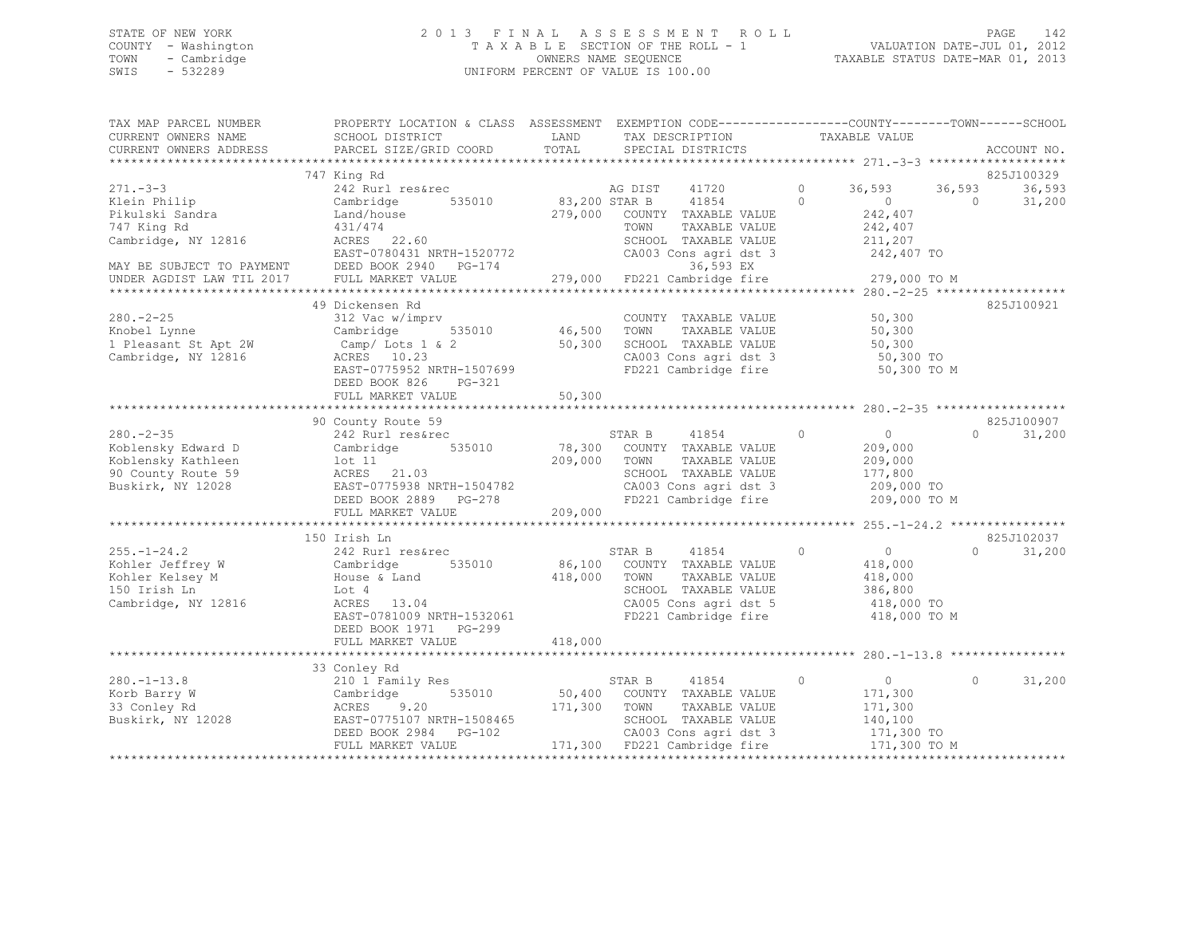STATE OF NEW YORK
COUNTY - Washington
TOWN - Cambridge
SWIS - 532289

2013 FINAL ASSESSMENT ROLL
TAXABLE SECTION OF THE ROLL - 1
OWNERS NAME SEQUENCE
UNIFORM PERCENT OF VALUE IS 100.00

VALUATION DATE-JUL 01, 2012
TAXABLE STATUS DATE-MAR 01, 2013

```
TAX MAP PARCEL NUMBER          PROPERTY LOCATION & CLASS  ASSESSMENT  EXEMPTION CODE------------------COUNTY--------TOWN------SCHOOL
CURRENT OWNERS NAME            SCHOOL DISTRICT               LAND      TAX DESCRIPTION              TAXABLE VALUE
CURRENT OWNERS ADDRESS         PARCEL SIZE/GRID COORD        TOTAL     SPECIAL DISTRICTS                                      ACCOUNT NO.
******************************************************************************************************* 271.-3-3 *******************
                               747 King Rd                                                                               825J100329
271.-3-3                       242 Rurl res&rec                     AG DIST    41720         0       36,593     36,593      36,593
Klein Philip                   Cambridge         535010      83,200 STAR B     41854         0            0          0      31,200
Pikulski Sandra                Land/house                   279,000   COUNTY  TAXABLE VALUE          242,407
747 King Rd                    431/474                                TOWN    TAXABLE VALUE          242,407
Cambridge, NY 12816            ACRES  22.60                           SCHOOL  TAXABLE VALUE          211,207
                               EAST-0780431 NRTH-1520772              CA003 Cons agri dst 3           242,407 TO
MAY BE SUBJECT TO PAYMENT      DEED BOOK 2940   PG-174                      36,593 EX
UNDER AGDIST LAW TIL 2017      FULL MARKET VALUE            279,000   FD221 Cambridge fire           279,000 TO M
******************************************************************************************************* 280.-2-25 ******************
                               49 Dickensen Rd                                                                           825J100921
280.-2-25                      312 Vac w/imprv                        COUNTY  TAXABLE VALUE           50,300
Knobel Lynne                   Cambridge         535010      46,500   TOWN    TAXABLE VALUE           50,300
1 Pleasant St Apt 2W           Camp/ Lots 1 & 2              50,300   SCHOOL  TAXABLE VALUE           50,300
Cambridge, NY 12816            ACRES  10.23                           CA003 Cons agri dst 3            50,300 TO
                               EAST-0775952 NRTH-1507699              FD221 Cambridge fire             50,300 TO M
                               DEED BOOK 826    PG-321
                               FULL MARKET VALUE             50,300
******************************************************************************************************* 280.-2-35 ******************
                               90 County Route 59                                                                        825J100907
280.-2-35                      242 Rurl res&rec                     STAR B     41854         0            0          0      31,200
Koblensky Edward D             Cambridge         535010      78,300   COUNTY  TAXABLE VALUE          209,000
Koblensky Kathleen             lot 11                       209,000   TOWN    TAXABLE VALUE          209,000
90 County Route 59             ACRES  21.03                           SCHOOL  TAXABLE VALUE          177,800
Buskirk, NY 12028              EAST-0775938 NRTH-1504782              CA003 Cons agri dst 3           209,000 TO
                               DEED BOOK 2889   PG-278                FD221 Cambridge fire           209,000 TO M
                               FULL MARKET VALUE            209,000
******************************************************************************************************* 255.-1-24.2 ****************
                               150 Irish Ln                                                                              825J102037
255.-1-24.2                    242 Rurl res&rec                     STAR B     41854         0            0          0      31,200
Kohler Jeffrey W               Cambridge         535010      86,100   COUNTY  TAXABLE VALUE          418,000
Kohler Kelsey M                House & Land                 418,000   TOWN    TAXABLE VALUE          418,000
150 Irish Ln                   Lot 4                                  SCHOOL  TAXABLE VALUE          386,800
Cambridge, NY 12816            ACRES  13.04                           CA005 Cons agri dst 5           418,000 TO
                               EAST-0781009 NRTH-1532061              FD221 Cambridge fire           418,000 TO M
                               DEED BOOK 1971   PG-299
                               FULL MARKET VALUE            418,000
******************************************************************************************************* 280.-1-13.8 ****************
                               33 Conley Rd
280.-1-13.8                    210 1 Family Res                     STAR B     41854         0            0          0      31,200
Korb Barry W                   Cambridge         535010      50,400   COUNTY  TAXABLE VALUE          171,300
33 Conley Rd                   ACRES   9.20                 171,300   TOWN    TAXABLE VALUE          171,300
Buskirk, NY 12028              EAST-0775107 NRTH-1508465              SCHOOL  TAXABLE VALUE          140,100
                               DEED BOOK 2984   PG-102                CA003 Cons agri dst 3           171,300 TO
                               FULL MARKET VALUE            171,300   FD221 Cambridge fire           171,300 TO M
************************************************************************************************************************************
```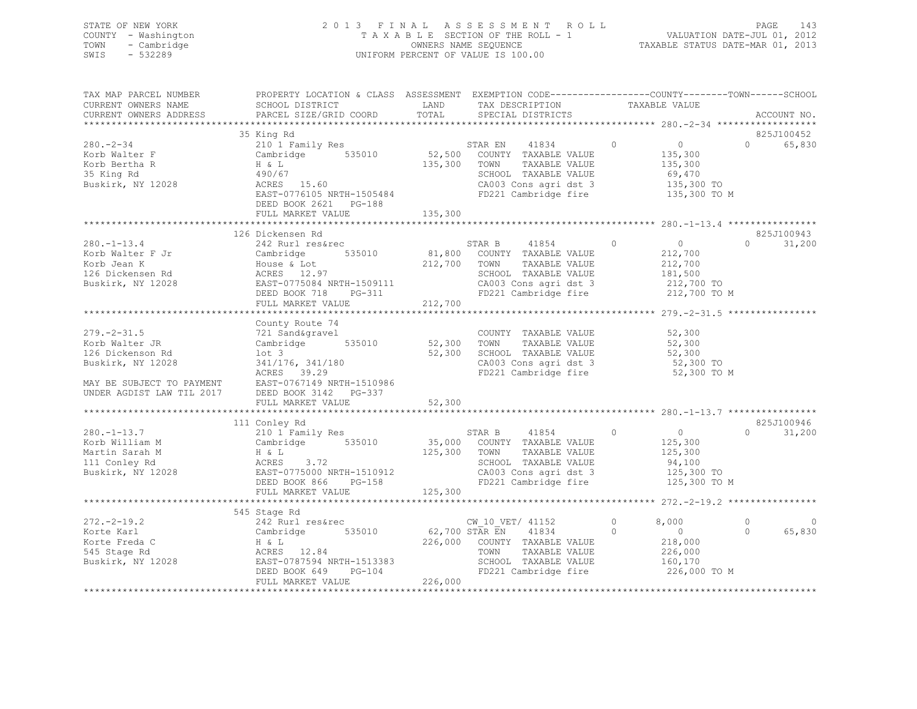STATE OF NEW YORK
COUNTY - Washington
TOWN - Cambridge
SWIS - 532289

2013 FINAL ASSESSMENT ROLL
TAXABLE SECTION OF THE ROLL - 1
OWNERS NAME SEQUENCE
UNIFORM PERCENT OF VALUE IS 100.00

VALUATION DATE-JUL 01, 2012
TAXABLE STATUS DATE-MAR 01, 2013

```
TAX MAP PARCEL NUMBER          PROPERTY LOCATION & CLASS  ASSESSMENT  EXEMPTION CODE------------------COUNTY--------TOWN------SCHOOL
CURRENT OWNERS NAME            SCHOOL DISTRICT              LAND      TAX DESCRIPTION              TAXABLE VALUE
CURRENT OWNERS ADDRESS         PARCEL SIZE/GRID COORD       TOTAL     SPECIAL DISTRICTS                                        ACCOUNT NO.
******************************************************************************************************* 280.-2-34 ******************
                               35 King Rd                                                                                   825J100452
280.-2-34                      210 1 Family Res                       STAR EN     41834         0          0          0     65,830
Korb Walter F                  Cambridge        535010       52,500   COUNTY  TAXABLE VALUE              135,300
Korb Bertha R                  H & L                        135,300   TOWN    TAXABLE VALUE              135,300
35 King Rd                     490/67                                 SCHOOL  TAXABLE VALUE               69,470
Buskirk, NY 12028              ACRES  15.60                           CA003 Cons agri dst 3              135,300 TO
                               EAST-0776105 NRTH-1505484              FD221 Cambridge fire               135,300 TO M
                               DEED BOOK 2621   PG-188
                               FULL MARKET VALUE            135,300
******************************************************************************************************* 280.-1-13.4 ****************
                               126 Dickensen Rd                                                                             825J100943
280.-1-13.4                    242 Rurl res&rec                       STAR B      41854         0          0          0     31,200
Korb Walter F Jr               Cambridge        535010       81,800   COUNTY  TAXABLE VALUE              212,700
Korb Jean K                    House & Lot                  212,700   TOWN    TAXABLE VALUE              212,700
126 Dickensen Rd               ACRES  12.97                           SCHOOL  TAXABLE VALUE              181,500
Buskirk, NY 12028              EAST-0775084 NRTH-1509111              CA003 Cons agri dst 3              212,700 TO
                               DEED BOOK 718    PG-311                FD221 Cambridge fire               212,700 TO M
                               FULL MARKET VALUE            212,700
******************************************************************************************************* 279.-2-31.5 ****************
                               County Route 74
279.-2-31.5                    721 Sand&gravel                        COUNTY  TAXABLE VALUE               52,300
Korb Walter JR                 Cambridge        535010       52,300   TOWN    TAXABLE VALUE               52,300
126 Dickenson Rd               lot 3                         52,300   SCHOOL  TAXABLE VALUE               52,300
Buskirk, NY 12028              341/176, 341/180                       CA003 Cons agri dst 3               52,300 TO
                               ACRES  39.29                           FD221 Cambridge fire                52,300 TO M
MAY BE SUBJECT TO PAYMENT      EAST-0767149 NRTH-1510986
UNDER AGDIST LAW TIL 2017      DEED BOOK 3142   PG-337
                               FULL MARKET VALUE             52,300
******************************************************************************************************* 280.-1-13.7 ****************
                               111 Conley Rd                                                                                825J100946
280.-1-13.7                    210 1 Family Res                       STAR B      41854         0          0          0     31,200
Korb William M                 Cambridge        535010       35,000   COUNTY  TAXABLE VALUE              125,300
Martin Sarah M                 H & L                        125,300   TOWN    TAXABLE VALUE              125,300
111 Conley Rd                  ACRES   3.72                           SCHOOL  TAXABLE VALUE               94,100
Buskirk, NY 12028              EAST-0775000 NRTH-1510912              CA003 Cons agri dst 3              125,300 TO
                               DEED BOOK 866    PG-158                FD221 Cambridge fire               125,300 TO M
                               FULL MARKET VALUE            125,300
******************************************************************************************************* 272.-2-19.2 ****************
                               545 Stage Rd
272.-2-19.2                    242 Rurl res&rec                       CW_10_VET/  41152         0      8,000          0          0
Korte Karl                     Cambridge        535010       62,700   STAR EN     41834         0          0          0     65,830
Korte Freda C                  H & L                        226,000   COUNTY  TAXABLE VALUE              218,000
545 Stage Rd                   ACRES  12.84                           TOWN    TAXABLE VALUE              226,000
Buskirk, NY 12028              EAST-0787594 NRTH-1513383              SCHOOL  TAXABLE VALUE              160,170
                               DEED BOOK 649    PG-104                FD221 Cambridge fire               226,000 TO M
                               FULL MARKET VALUE            226,000
************************************************************************************************************************************
```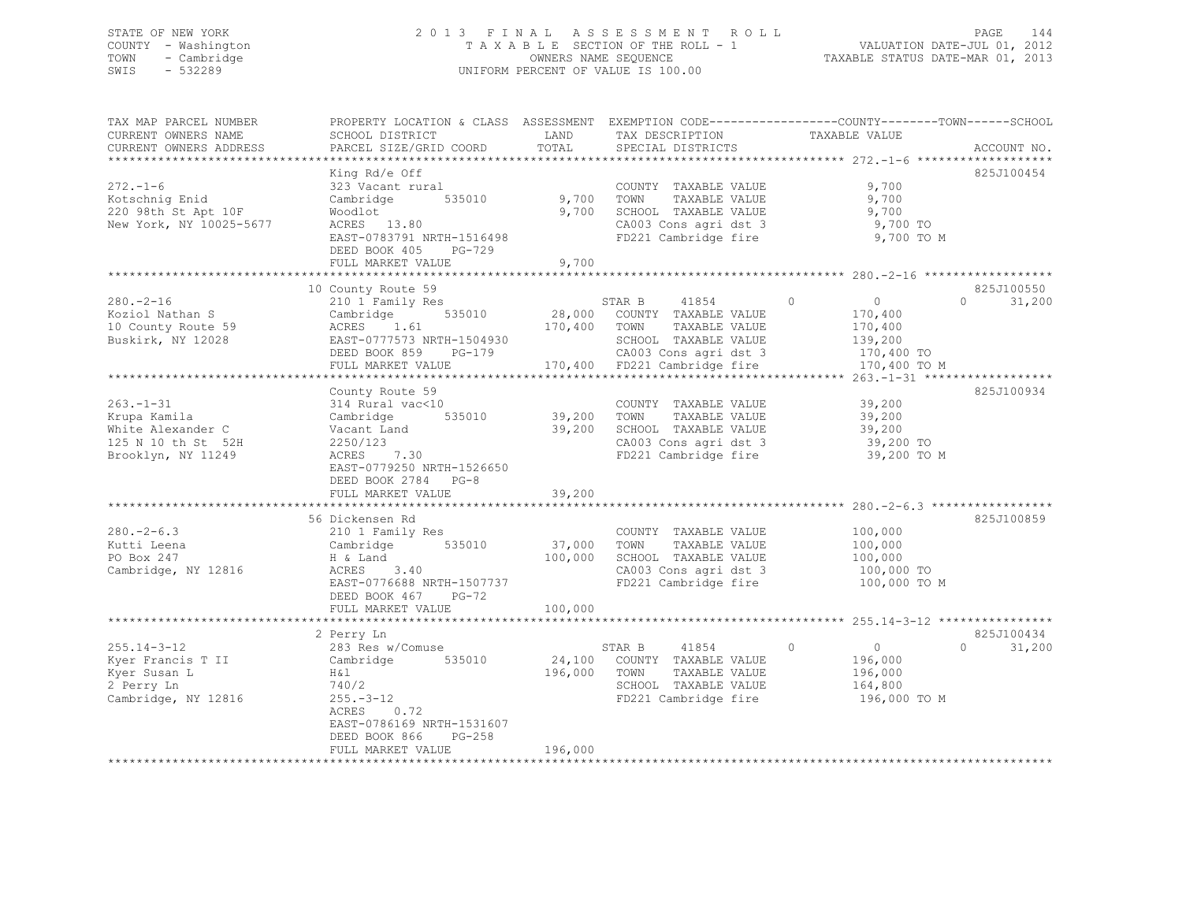STATE OF NEW YORK
COUNTY - Washington
TOWN - Cambridge
SWIS - 532289

2013 FINAL ASSESSMENT ROLL
TAXABLE SECTION OF THE ROLL - 1
OWNERS NAME SEQUENCE
UNIFORM PERCENT OF VALUE IS 100.00

VALUATION DATE-JUL 01, 2012
TAXABLE STATUS DATE-MAR 01, 2013

| TAX MAP PARCEL NUMBER / CURRENT OWNERS NAME / CURRENT OWNERS ADDRESS | PROPERTY LOCATION & CLASS / SCHOOL DISTRICT / PARCEL SIZE/GRID COORD | ASSESSMENT LAND | TOTAL | EXEMPTION CODE / TAX DESCRIPTION / SPECIAL DISTRICTS | COUNTY | TOWN | SCHOOL | ACCOUNT NO. |
|---|---|---|---|---|---|---|---|---|
| **272.-1-6** | King Rd/e Off | | | | | | | 825J100454 |
| 272.-1-6 | 323 Vacant rural | | | COUNTY TAXABLE VALUE | 9,700 | | | |
| Kotschnig Enid | Cambridge 535010 | 9,700 | | TOWN TAXABLE VALUE | | 9,700 | | |
| 220 98th St Apt 10F | Woodlot | | 9,700 | SCHOOL TAXABLE VALUE | | | 9,700 | |
| New York, NY 10025-5677 | ACRES 13.80 | | | CA003 Cons agri dst 3 | 9,700 TO | | | |
| | EAST-0783791 NRTH-1516498 | | | FD221 Cambridge fire | 9,700 TO M | | | |
| | DEED BOOK 405 PG-729 | | | | | | | |
| | FULL MARKET VALUE | | 9,700 | | | | | |
| **280.-2-16** | 10 County Route 59 | | | | | | | 825J100550 |
| 280.-2-16 | 210 1 Family Res | | | STAR B 41854 | 0 | 0 | 31,200 | |
| Koziol Nathan S | Cambridge 535010 | 28,000 | | COUNTY TAXABLE VALUE | 170,400 | | | |
| 10 County Route 59 | ACRES 1.61 | | 170,400 | TOWN TAXABLE VALUE | | 170,400 | | |
| Buskirk, NY 12028 | EAST-0777573 NRTH-1504930 | | | SCHOOL TAXABLE VALUE | | | 139,200 | |
| | DEED BOOK 859 PG-179 | | | CA003 Cons agri dst 3 | 170,400 TO | | | |
| | FULL MARKET VALUE | | 170,400 | FD221 Cambridge fire | 170,400 TO M | | | |
| **263.-1-31** | County Route 59 | | | | | | | 825J100934 |
| 263.-1-31 | 314 Rural vac<10 | | | COUNTY TAXABLE VALUE | 39,200 | | | |
| Krupa Kamila | Cambridge 535010 | 39,200 | | TOWN TAXABLE VALUE | | 39,200 | | |
| White Alexander C | Vacant Land | | 39,200 | SCHOOL TAXABLE VALUE | | | 39,200 | |
| 125 N 10 th St 52H | 2250/123 | | | CA003 Cons agri dst 3 | 39,200 TO | | | |
| Brooklyn, NY 11249 | ACRES 7.30 | | | FD221 Cambridge fire | 39,200 TO M | | | |
| | EAST-0779250 NRTH-1526650 | | | | | | | |
| | DEED BOOK 2784 PG-8 | | | | | | | |
| | FULL MARKET VALUE | | 39,200 | | | | | |
| **280.-2-6.3** | 56 Dickensen Rd | | | | | | | 825J100859 |
| 280.-2-6.3 | 210 1 Family Res | | | COUNTY TAXABLE VALUE | 100,000 | | | |
| Kutti Leena | Cambridge 535010 | 37,000 | | TOWN TAXABLE VALUE | | 100,000 | | |
| PO Box 247 | H & Land | | 100,000 | SCHOOL TAXABLE VALUE | | | 100,000 | |
| Cambridge, NY 12816 | ACRES 3.40 | | | CA003 Cons agri dst 3 | 100,000 TO | | | |
| | EAST-0776688 NRTH-1507737 | | | FD221 Cambridge fire | 100,000 TO M | | | |
| | DEED BOOK 467 PG-72 | | | | | | | |
| | FULL MARKET VALUE | | 100,000 | | | | | |
| **255.14-3-12** | 2 Perry Ln | | | | | | | 825J100434 |
| 255.14-3-12 | 283 Res w/Comuse | | | STAR B 41854 | 0 | 0 | 31,200 | |
| Kyer Francis T II | Cambridge 535010 | 24,100 | | COUNTY TAXABLE VALUE | 196,000 | | | |
| Kyer Susan L | H&l | | 196,000 | TOWN TAXABLE VALUE | | 196,000 | | |
| 2 Perry Ln | 740/2 | | | SCHOOL TAXABLE VALUE | | | 164,800 | |
| Cambridge, NY 12816 | 255.-3-12 | | | FD221 Cambridge fire | 196,000 TO M | | | |
| | ACRES 0.72 | | | | | | | |
| | EAST-0786169 NRTH-1531607 | | | | | | | |
| | DEED BOOK 866 PG-258 | | | | | | | |
| | FULL MARKET VALUE | | 196,000 | | | | | |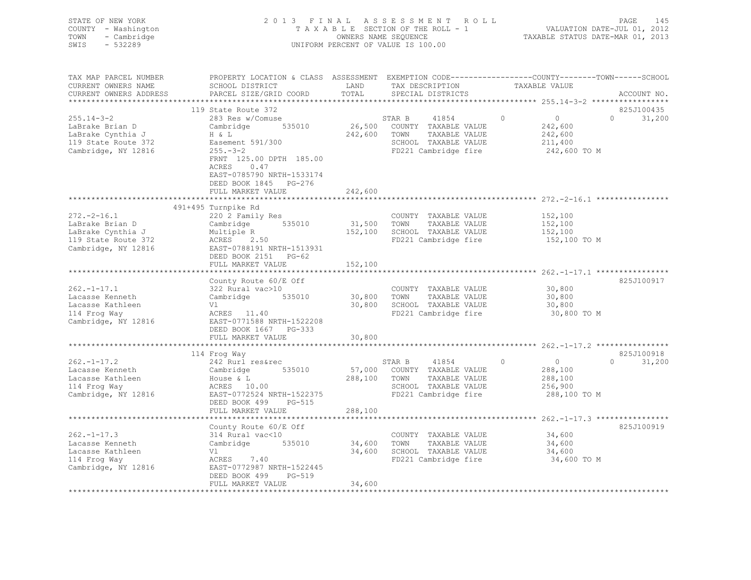STATE OF NEW YORK                2 0 1 3   F I N A L   A S S E S S M E N T   R O L L
COUNTY - Washington              T A X A B L E  SECTION OF THE ROLL - 1                VALUATION DATE-JUL 01, 2012
TOWN - Cambridge                 OWNERS NAME SEQUENCE                                  TAXABLE STATUS DATE-MAR 01, 2013
SWIS - 532289                    UNIFORM PERCENT OF VALUE IS 100.00

| TAX MAP PARCEL NUMBER / CURRENT OWNERS NAME / CURRENT OWNERS ADDRESS | PROPERTY LOCATION & CLASS / SCHOOL DISTRICT / PARCEL SIZE/GRID COORD | ASSESSMENT LAND / TOTAL | EXEMPTION CODE / TAX DESCRIPTION / SPECIAL DISTRICTS | COUNTY | TOWN | SCHOOL TAXABLE VALUE | ACCOUNT NO. |
|---|---|---|---|---|---|---|---|
| 255.14-3-2 | 119 State Route 372 | | | | | | 825J100435 |
| | 283 Res w/Comuse | | STAR B 41854 | 0 | 0 | 0 31,200 | |
| LaBrake Brian D | Cambridge 535010 | 26,500 | COUNTY TAXABLE VALUE | 242,600 | | | |
| LaBrake Cynthia J | H & L | 242,600 | TOWN TAXABLE VALUE | | 242,600 | | |
| 119 State Route 372 | Easement 591/300 | | SCHOOL TAXABLE VALUE | | | 211,400 | |
| Cambridge, NY 12816 | 255.-3-2 | | FD221 Cambridge fire | 242,600 TO M | | | |
| | FRNT 125.00 DPTH 185.00 | | | | | | |
| | ACRES 0.47 | | | | | | |
| | EAST-0785790 NRTH-1533174 | | | | | | |
| | DEED BOOK 1845 PG-276 | | | | | | |
| | FULL MARKET VALUE | 242,600 | | | | | |
| 272.-2-16.1 | 491+495 Turnpike Rd | | | | | | |
| | 220 2 Family Res | | COUNTY TAXABLE VALUE | 152,100 | | | |
| LaBrake Brian D | Cambridge 535010 | 31,500 | TOWN TAXABLE VALUE | | 152,100 | | |
| LaBrake Cynthia J | Multiple R | 152,100 | SCHOOL TAXABLE VALUE | | | 152,100 | |
| 119 State Route 372 | ACRES 2.50 | | FD221 Cambridge fire | 152,100 TO M | | | |
| Cambridge, NY 12816 | EAST-0788191 NRTH-1513931 | | | | | | |
| | DEED BOOK 2151 PG-62 | | | | | | |
| | FULL MARKET VALUE | 152,100 | | | | | |
| 262.-1-17.1 | County Route 60/E Off | | | | | | 825J100917 |
| | 322 Rural vac>10 | | COUNTY TAXABLE VALUE | 30,800 | | | |
| Lacasse Kenneth | Cambridge 535010 | 30,800 | TOWN TAXABLE VALUE | | 30,800 | | |
| Lacasse Kathleen | Vl | 30,800 | SCHOOL TAXABLE VALUE | | | 30,800 | |
| 114 Frog Way | ACRES 11.40 | | FD221 Cambridge fire | 30,800 TO M | | | |
| Cambridge, NY 12816 | EAST-0771588 NRTH-1522208 | | | | | | |
| | DEED BOOK 1667 PG-333 | | | | | | |
| | FULL MARKET VALUE | 30,800 | | | | | |
| 262.-1-17.2 | 114 Frog Way | | | | | | 825J100918 |
| | 242 Rurl res&rec | | STAR B 41854 | 0 | 0 | 0 31,200 | |
| Lacasse Kenneth | Cambridge 535010 | 57,000 | COUNTY TAXABLE VALUE | 288,100 | | | |
| Lacasse Kathleen | House & L | 288,100 | TOWN TAXABLE VALUE | | 288,100 | | |
| 114 Frog Way | ACRES 10.00 | | SCHOOL TAXABLE VALUE | | | 256,900 | |
| Cambridge, NY 12816 | EAST-0772524 NRTH-1522375 | | FD221 Cambridge fire | 288,100 TO M | | | |
| | DEED BOOK 499 PG-515 | | | | | | |
| | FULL MARKET VALUE | 288,100 | | | | | |
| 262.-1-17.3 | County Route 60/E Off | | | | | | 825J100919 |
| | 314 Rural vac<10 | | COUNTY TAXABLE VALUE | 34,600 | | | |
| Lacasse Kenneth | Cambridge 535010 | 34,600 | TOWN TAXABLE VALUE | | 34,600 | | |
| Lacasse Kathleen | Vl | 34,600 | SCHOOL TAXABLE VALUE | | | 34,600 | |
| 114 Frog Way | ACRES 7.40 | | FD221 Cambridge fire | 34,600 TO M | | | |
| Cambridge, NY 12816 | EAST-0772987 NRTH-1522445 | | | | | | |
| | DEED BOOK 499 PG-519 | | | | | | |
| | FULL MARKET VALUE | 34,600 | | | | | |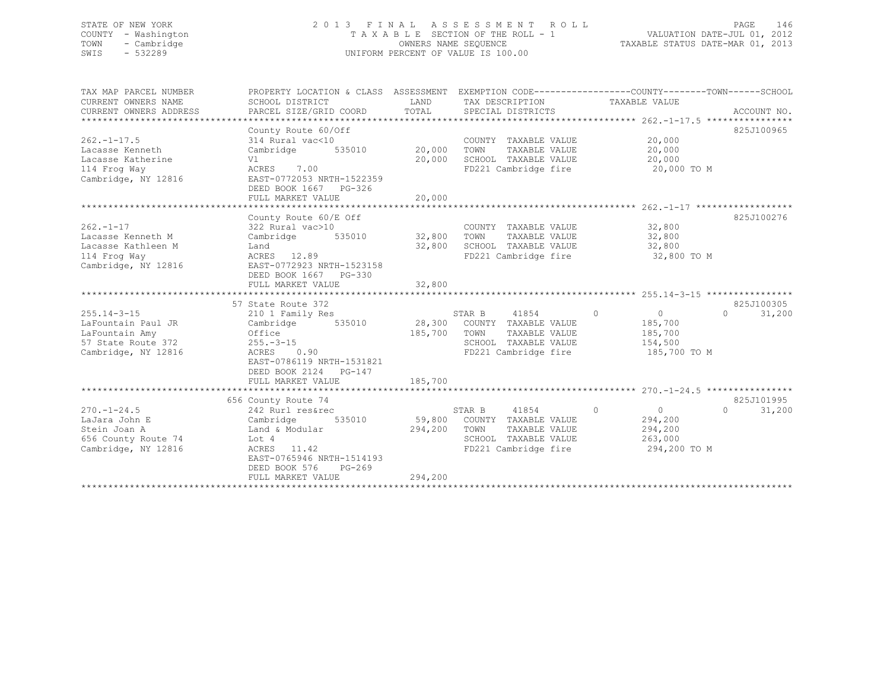STATE OF NEW YORK
COUNTY - Washington
TOWN - Cambridge
SWIS - 532289

2013 FINAL ASSESSMENT ROLL
TAXABLE SECTION OF THE ROLL - 1
OWNERS NAME SEQUENCE
UNIFORM PERCENT OF VALUE IS 100.00

VALUATION DATE-JUL 01, 2012
TAXABLE STATUS DATE-MAR 01, 2013

| TAX MAP PARCEL NUMBER / CURRENT OWNERS NAME / CURRENT OWNERS ADDRESS | PROPERTY LOCATION & CLASS / SCHOOL DISTRICT / PARCEL SIZE/GRID COORD | ASSESSMENT LAND | TOTAL | EXEMPTION CODE / TAX DESCRIPTION / SPECIAL DISTRICTS | COUNTY TAXABLE VALUE | TOWN | SCHOOL | ACCOUNT NO. |
|---|---|---|---|---|---|---|---|---|
| **262.-1-17.5** | County Route 60/Off | | | | | | | 825J100965 |
| 262.-1-17.5 | 314 Rural vac<10 | | | COUNTY TAXABLE VALUE | 20,000 | | | |
| Lacasse Kenneth | Cambridge 535010 | 20,000 | | TOWN TAXABLE VALUE | 20,000 | | | |
| Lacasse Katherine | Vl | | 20,000 | SCHOOL TAXABLE VALUE | 20,000 | | | |
| 114 Frog Way | ACRES 7.00 | | | FD221 Cambridge fire | 20,000 TO M | | | |
| Cambridge, NY 12816 | EAST-0772053 NRTH-1522359 | | | | | | | |
| | DEED BOOK 1667 PG-326 | | | | | | | |
| | FULL MARKET VALUE | | 20,000 | | | | | |
| **262.-1-17** | County Route 60/E Off | | | | | | | 825J100276 |
| 262.-1-17 | 322 Rural vac>10 | | | COUNTY TAXABLE VALUE | 32,800 | | | |
| Lacasse Kenneth M | Cambridge 535010 | 32,800 | | TOWN TAXABLE VALUE | 32,800 | | | |
| Lacasse Kathleen M | Land | | 32,800 | SCHOOL TAXABLE VALUE | 32,800 | | | |
| 114 Frog Way | ACRES 12.89 | | | FD221 Cambridge fire | 32,800 TO M | | | |
| Cambridge, NY 12816 | EAST-0772923 NRTH-1523158 | | | | | | | |
| | DEED BOOK 1667 PG-330 | | | | | | | |
| | FULL MARKET VALUE | | 32,800 | | | | | |
| **255.14-3-15** | 57 State Route 372 | | | | | | | 825J100305 |
| 255.14-3-15 | 210 1 Family Res | | | STAR B 41854 | 0 | 0 | 31,200 | |
| LaFountain Paul JR | Cambridge 535010 | 28,300 | | COUNTY TAXABLE VALUE | 185,700 | | | |
| LaFountain Amy | Office | | 185,700 | TOWN TAXABLE VALUE | 185,700 | | | |
| 57 State Route 372 | 255.-3-15 | | | SCHOOL TAXABLE VALUE | 154,500 | | | |
| Cambridge, NY 12816 | ACRES 0.90 | | | FD221 Cambridge fire | 185,700 TO M | | | |
| | EAST-0786119 NRTH-1531821 | | | | | | | |
| | DEED BOOK 2124 PG-147 | | | | | | | |
| | FULL MARKET VALUE | | 185,700 | | | | | |
| **270.-1-24.5** | 656 County Route 74 | | | | | | | 825J101995 |
| 270.-1-24.5 | 242 Rurl res&rec | | | STAR B 41854 | 0 | 0 | 31,200 | |
| LaJara John E | Cambridge 535010 | 59,800 | | COUNTY TAXABLE VALUE | 294,200 | | | |
| Stein Joan A | Land & Modular | | 294,200 | TOWN TAXABLE VALUE | 294,200 | | | |
| 656 County Route 74 | Lot 4 | | | SCHOOL TAXABLE VALUE | 263,000 | | | |
| Cambridge, NY 12816 | ACRES 11.42 | | | FD221 Cambridge fire | 294,200 TO M | | | |
| | EAST-0765946 NRTH-1514193 | | | | | | | |
| | DEED BOOK 576 PG-269 | | | | | | | |
| | FULL MARKET VALUE | | 294,200 | | | | | |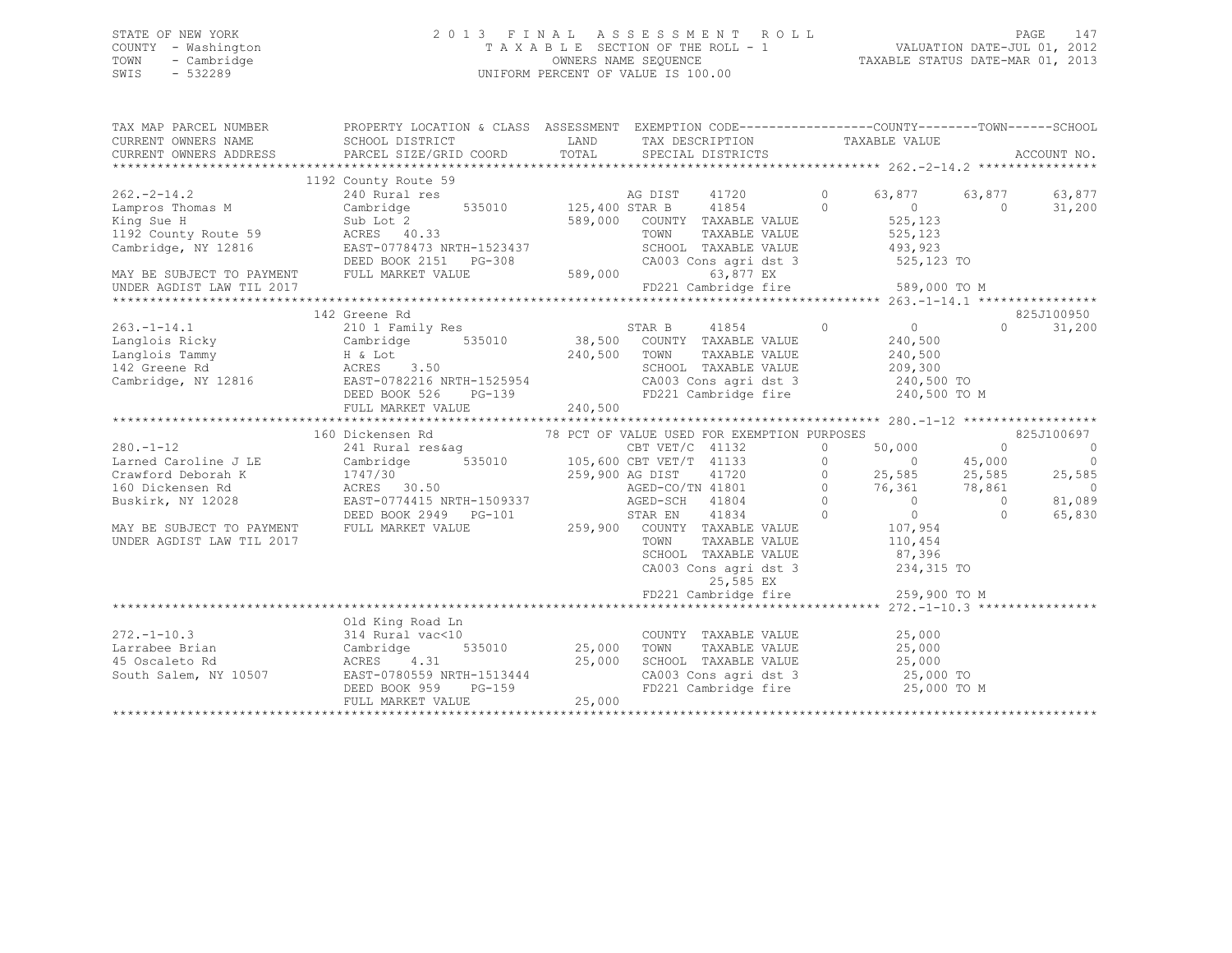STATE OF NEW YORK
COUNTY - Washington
TOWN - Cambridge
SWIS - 532289

2 0 1 3 F I N A L A S S E S S M E N T R O L L
T A X A B L E SECTION OF THE ROLL - 1
OWNERS NAME SEQUENCE
UNIFORM PERCENT OF VALUE IS 100.00

VALUATION DATE-JUL 01, 2012
TAXABLE STATUS DATE-MAR 01, 2013

```
TAX MAP PARCEL NUMBER      PROPERTY LOCATION & CLASS  ASSESSMENT  EXEMPTION CODE-----------------COUNTY--------TOWN------SCHOOL
CURRENT OWNERS NAME        SCHOOL DISTRICT              LAND      TAX DESCRIPTION              TAXABLE VALUE
CURRENT OWNERS ADDRESS     PARCEL SIZE/GRID COORD       TOTAL     SPECIAL DISTRICTS                                    ACCOUNT NO.
******************************************************************************************************* 262.-2-14.2 ****************
                           1192 County Route 59
262.-2-14.2                240 Rural res                         AG DIST     41720         0      63,877      63,877      63,877
Lampros Thomas M           Cambridge        535010      125,400 STAR B      41854         0           0           0      31,200
King Sue H                 Sub Lot 2                    589,000   COUNTY  TAXABLE VALUE            525,123
1192 County Route 59       ACRES   40.33                          TOWN    TAXABLE VALUE            525,123
Cambridge, NY 12816        EAST-0778473 NRTH-1523437              SCHOOL  TAXABLE VALUE            493,923
                           DEED BOOK 2151   PG-308                CA003 Cons agri dst 3             525,123 TO
MAY BE SUBJECT TO PAYMENT  FULL MARKET VALUE            589,000        63,877 EX
UNDER AGDIST LAW TIL 2017                                         FD221 Cambridge fire             589,000 TO M
******************************************************************************************************* 263.-1-14.1 ****************
                           142 Greene Rd                                                                           825J100950
263.-1-14.1                210 1 Family Res                      STAR B      41854         0           0           0      31,200
Langlois Ricky             Cambridge        535010       38,500   COUNTY  TAXABLE VALUE            240,500
Langlois Tammy             H & Lot                      240,500   TOWN    TAXABLE VALUE            240,500
142 Greene Rd              ACRES    3.50                          SCHOOL  TAXABLE VALUE            209,300
Cambridge, NY 12816        EAST-0782216 NRTH-1525954              CA003 Cons agri dst 3             240,500 TO
                           DEED BOOK 526    PG-139                FD221 Cambridge fire             240,500 TO M
                           FULL MARKET VALUE            240,500
******************************************************************************************************* 280.-1-12 ******************
                           160 Dickensen Rd              78 PCT OF VALUE USED FOR EXEMPTION PURPOSES               825J100697
280.-1-12                  241 Rural res&ag                      CBT VET/C   41132         0      50,000           0           0
Larned Caroline J LE       Cambridge        535010      105,600 CBT VET/T   41133         0           0      45,000           0
Crawford Deborah K         1747/30                      259,900 AG DIST     41720         0      25,585      25,585      25,585
160 Dickensen Rd           ACRES   30.50                         AGED-CO/TN 41801         0      76,361      78,861           0
Buskirk, NY 12028          EAST-0774415 NRTH-1509337             AGED-SCH    41804         0           0           0      81,089
                           DEED BOOK 2949   PG-101               STAR EN     41834         0           0           0      65,830
MAY BE SUBJECT TO PAYMENT  FULL MARKET VALUE            259,900   COUNTY  TAXABLE VALUE            107,954
UNDER AGDIST LAW TIL 2017                                         TOWN    TAXABLE VALUE            110,454
                                                                  SCHOOL  TAXABLE VALUE             87,396
                                                                  CA003 Cons agri dst 3             234,315 TO
                                                                       25,585 EX
                                                                  FD221 Cambridge fire             259,900 TO M
******************************************************************************************************* 272.-1-10.3 ****************
                           Old King Road Ln
272.-1-10.3                314 Rural vac<10                       COUNTY  TAXABLE VALUE             25,000
Larrabee Brian             Cambridge        535010       25,000   TOWN    TAXABLE VALUE             25,000
45 Oscaleto Rd             ACRES    4.31                 25,000   SCHOOL  TAXABLE VALUE             25,000
South Salem, NY 10507      EAST-0780559 NRTH-1513444              CA003 Cons agri dst 3              25,000 TO
                           DEED BOOK 959    PG-159                FD221 Cambridge fire              25,000 TO M
                           FULL MARKET VALUE             25,000
************************************************************************************************************************************
```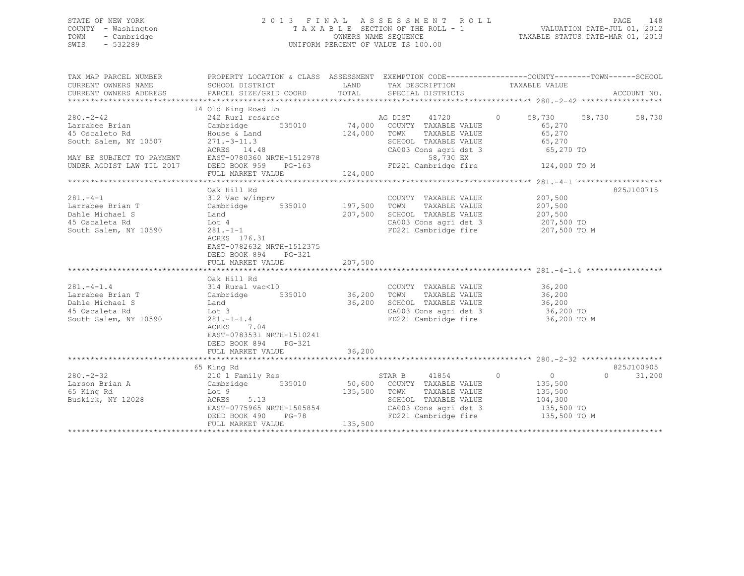STATE OF NEW YORK
COUNTY - Washington
TOWN - Cambridge
SWIS - 532289

# 2013 FINAL ASSESSMENT ROLL

TAXABLE SECTION OF THE ROLL - 1
OWNERS NAME SEQUENCE
UNIFORM PERCENT OF VALUE IS 100.00

VALUATION DATE-JUL 01, 2012
TAXABLE STATUS DATE-MAR 01, 2013

| TAX MAP PARCEL NUMBER / CURRENT OWNERS NAME / CURRENT OWNERS ADDRESS | PROPERTY LOCATION & CLASS / SCHOOL DISTRICT / PARCEL SIZE/GRID COORD | ASSESSMENT LAND | TOTAL | EXEMPTION CODE / TAX DESCRIPTION / SPECIAL DISTRICTS | COUNTY TAXABLE VALUE | TOWN | SCHOOL | ACCOUNT NO. |
|---|---|---|---|---|---|---|---|---|
| **280.-2-42** | 14 Old King Road Ln | | | | | | | |
| 280.-2-42 | 242 Rurl res&rec | | | AG DIST 41720 0 | 58,730 | 58,730 | 58,730 | |
| Larrabee Brian | Cambridge 535010 | 74,000 | | COUNTY TAXABLE VALUE | 65,270 | | | |
| 45 Oscaleto Rd | House & Land | | 124,000 | TOWN TAXABLE VALUE | 65,270 | | | |
| South Salem, NY 10507 | 271.-3-11.3 | | | SCHOOL TAXABLE VALUE | 65,270 | | | |
| | ACRES 14.48 | | | CA003 Cons agri dst 3 | 65,270 TO | | | |
| MAY BE SUBJECT TO PAYMENT | EAST-0780360 NRTH-1512978 | | | 58,730 EX | | | | |
| UNDER AGDIST LAW TIL 2017 | DEED BOOK 959 PG-163 | | | FD221 Cambridge fire | 124,000 TO M | | | |
| | FULL MARKET VALUE | | 124,000 | | | | | |
| **281.-4-1** | Oak Hill Rd | | | | | | | 825J100715 |
| 281.-4-1 | 312 Vac w/imprv | | | COUNTY TAXABLE VALUE | 207,500 | | | |
| Larrabee Brian T | Cambridge 535010 | 197,500 | | TOWN TAXABLE VALUE | 207,500 | | | |
| Dahle Michael S | Land | | 207,500 | SCHOOL TAXABLE VALUE | 207,500 | | | |
| 45 Oscaleta Rd | Lot 4 | | | CA003 Cons agri dst 3 | 207,500 TO | | | |
| South Salem, NY 10590 | 281.-1-1 | | | FD221 Cambridge fire | 207,500 TO M | | | |
| | ACRES 176.31 | | | | | | | |
| | EAST-0782632 NRTH-1512375 | | | | | | | |
| | DEED BOOK 894 PG-321 | | | | | | | |
| | FULL MARKET VALUE | | 207,500 | | | | | |
| **281.-4-1.4** | Oak Hill Rd | | | | | | | |
| 281.-4-1.4 | 314 Rural vac<10 | | | COUNTY TAXABLE VALUE | 36,200 | | | |
| Larrabee Brian T | Cambridge 535010 | 36,200 | | TOWN TAXABLE VALUE | 36,200 | | | |
| Dahle Michael S | Land | | 36,200 | SCHOOL TAXABLE VALUE | 36,200 | | | |
| 45 Oscaleta Rd | Lot 3 | | | CA003 Cons agri dst 3 | 36,200 TO | | | |
| South Salem, NY 10590 | 281.-1-1.4 | | | FD221 Cambridge fire | 36,200 TO M | | | |
| | ACRES 7.04 | | | | | | | |
| | EAST-0783531 NRTH-1510241 | | | | | | | |
| | DEED BOOK 894 PG-321 | | | | | | | |
| | FULL MARKET VALUE | | 36,200 | | | | | |
| **280.-2-32** | 65 King Rd | | | | | | | 825J100905 |
| 280.-2-32 | 210 1 Family Res | | | STAR B 41854 0 | 0 | 0 | 31,200 | |
| Larson Brian A | Cambridge 535010 | 50,600 | | COUNTY TAXABLE VALUE | 135,500 | | | |
| 65 King Rd | Lot 9 | | 135,500 | TOWN TAXABLE VALUE | 135,500 | | | |
| Buskirk, NY 12028 | ACRES 5.13 | | | SCHOOL TAXABLE VALUE | 104,300 | | | |
| | EAST-0775965 NRTH-1505854 | | | CA003 Cons agri dst 3 | 135,500 TO | | | |
| | DEED BOOK 490 PG-78 | | | FD221 Cambridge fire | 135,500 TO M | | | |
| | FULL MARKET VALUE | | 135,500 | | | | | |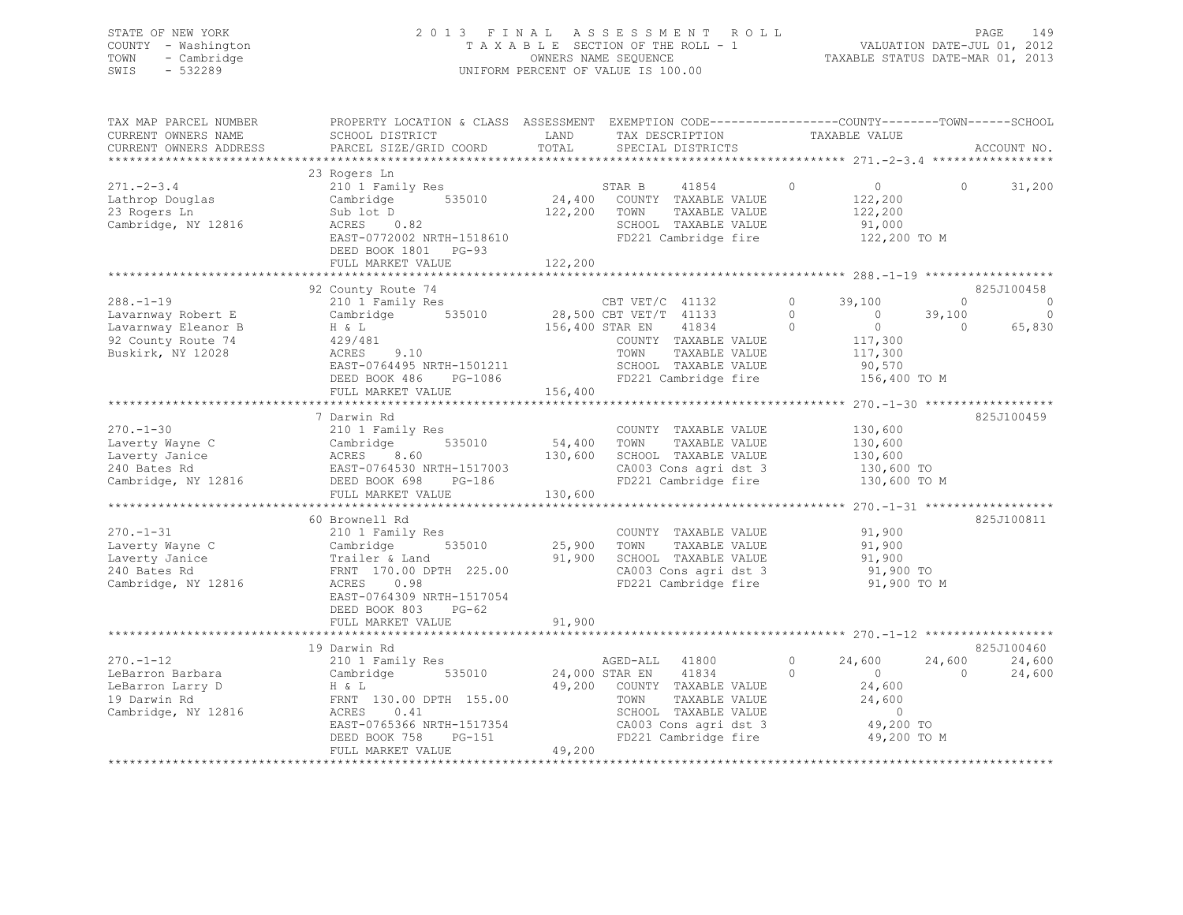STATE OF NEW YORK
COUNTY - Washington
TOWN - Cambridge
SWIS - 532289

2013 FINAL ASSESSMENT ROLL
TAXABLE SECTION OF THE ROLL - 1
OWNERS NAME SEQUENCE
UNIFORM PERCENT OF VALUE IS 100.00

VALUATION DATE-JUL 01, 2012
TAXABLE STATUS DATE-MAR 01, 2013

```
TAX MAP PARCEL NUMBER     PROPERTY LOCATION & CLASS  ASSESSMENT  EXEMPTION CODE------------------COUNTY--------TOWN------SCHOOL
CURRENT OWNERS NAME       SCHOOL DISTRICT               LAND      TAX DESCRIPTION            TAXABLE VALUE
CURRENT OWNERS ADDRESS    PARCEL SIZE/GRID COORD        TOTAL     SPECIAL DISTRICTS                                          ACCOUNT NO.
******************************************************************************************************* 271.-2-3.4 *****************
                          23 Rogers Ln
271.-2-3.4                210 1 Family Res                         STAR B    41854        0         0            0      31,200
Lathrop Douglas           Cambridge        535010       24,400     COUNTY  TAXABLE VALUE           122,200
23 Rogers Ln              Sub lot D                    122,200     TOWN    TAXABLE VALUE           122,200
Cambridge, NY 12816       ACRES    0.82                            SCHOOL  TAXABLE VALUE            91,000
                          EAST-0772002 NRTH-1518610                FD221 Cambridge fire            122,200 TO M
                          DEED BOOK 1801   PG-93
                          FULL MARKET VALUE            122,200
******************************************************************************************************* 288.-1-19 ******************
                          92 County Route 74                                                                          825J100458
288.-1-19                 210 1 Family Res                         CBT VET/C 41132        0    39,100            0           0
Lavarnway Robert E        Cambridge        535010       28,500 CBT VET/T 41133            0         0       39,100           0
Lavarnway Eleanor B       H & L                        156,400 STAR EN   41834            0         0            0      65,830
92 County Route 74        429/481                                  COUNTY  TAXABLE VALUE           117,300
Buskirk, NY 12028         ACRES    9.10                            TOWN    TAXABLE VALUE           117,300
                          EAST-0764495 NRTH-1501211                SCHOOL  TAXABLE VALUE            90,570
                          DEED BOOK 486    PG-1086                 FD221 Cambridge fire            156,400 TO M
                          FULL MARKET VALUE            156,400
******************************************************************************************************* 270.-1-30 ******************
                          7 Darwin Rd                                                                                 825J100459
270.-1-30                 210 1 Family Res                         COUNTY  TAXABLE VALUE           130,600
Laverty Wayne C           Cambridge        535010       54,400     TOWN    TAXABLE VALUE           130,600
Laverty Janice            ACRES    8.60                130,600     SCHOOL  TAXABLE VALUE           130,600
240 Bates Rd              EAST-0764530 NRTH-1517003                CA003 Cons agri dst 3           130,600 TO
Cambridge, NY 12816       DEED BOOK 698    PG-186                  FD221 Cambridge fire            130,600 TO M
                          FULL MARKET VALUE            130,600
******************************************************************************************************* 270.-1-31 ******************
                          60 Brownell Rd                                                                              825J100811
270.-1-31                 210 1 Family Res                         COUNTY  TAXABLE VALUE            91,900
Laverty Wayne C           Cambridge        535010       25,900     TOWN    TAXABLE VALUE            91,900
Laverty Janice            Trailer & Land                91,900     SCHOOL  TAXABLE VALUE            91,900
240 Bates Rd              FRNT  170.00 DPTH  225.00                CA003 Cons agri dst 3            91,900 TO
Cambridge, NY 12816       ACRES    0.98                            FD221 Cambridge fire             91,900 TO M
                          EAST-0764309 NRTH-1517054
                          DEED BOOK 803    PG-62
                          FULL MARKET VALUE             91,900
******************************************************************************************************* 270.-1-12 ******************
                          19 Darwin Rd                                                                                825J100460
270.-1-12                 210 1 Family Res                         AGED-ALL  41800        0    24,600       24,600      24,600
LeBarron Barbara          Cambridge        535010       24,000 STAR EN   41834            0         0            0      24,600
LeBarron Larry D          H & L                         49,200     COUNTY  TAXABLE VALUE            24,600
19 Darwin Rd              FRNT  130.00 DPTH  155.00                TOWN    TAXABLE VALUE            24,600
Cambridge, NY 12816       ACRES    0.41                            SCHOOL  TAXABLE VALUE                 0
                          EAST-0765366 NRTH-1517354                CA003 Cons agri dst 3            49,200 TO
                          DEED BOOK 758    PG-151                  FD221 Cambridge fire             49,200 TO M
                          FULL MARKET VALUE             49,200
************************************************************************************************************************************
```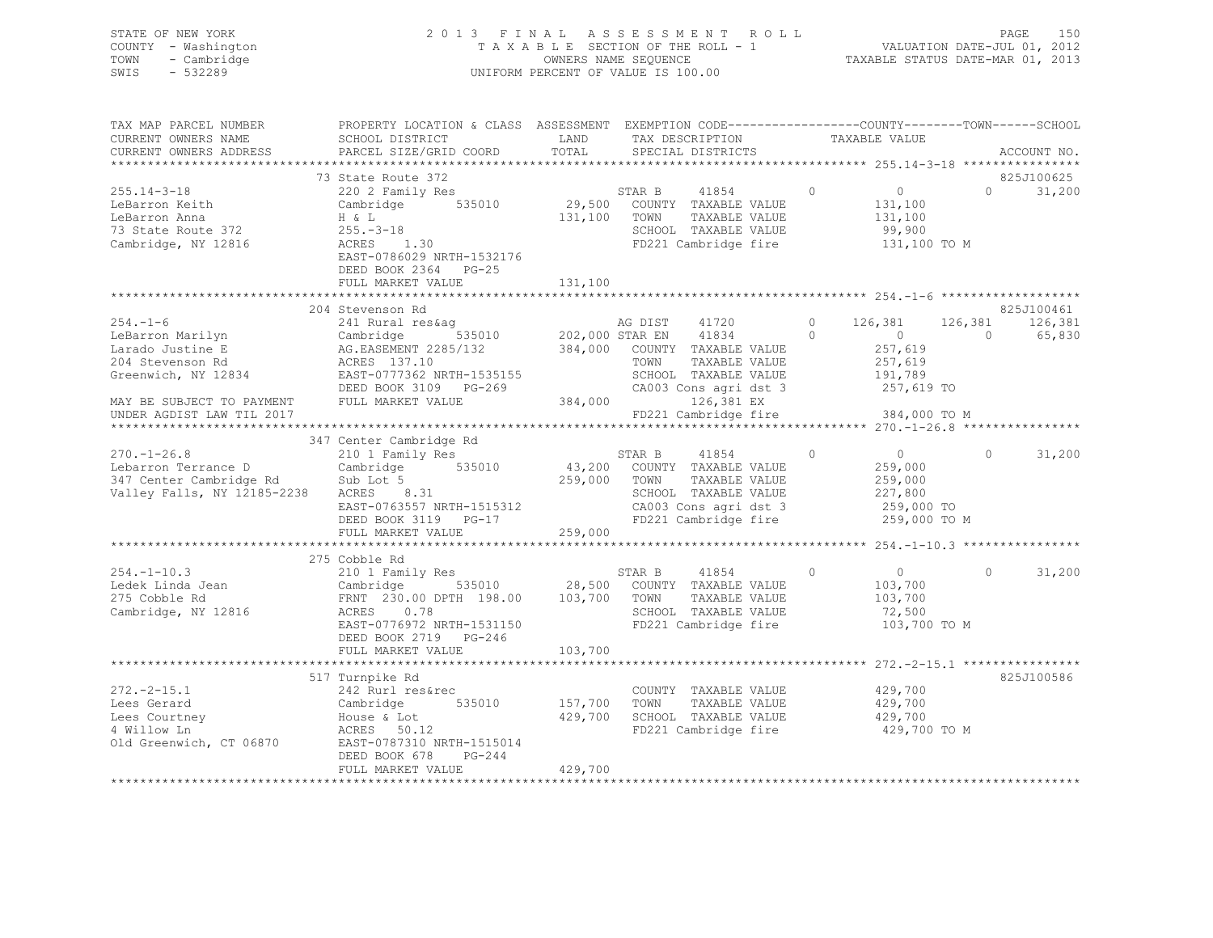STATE OF NEW YORK
COUNTY - Washington
TOWN - Cambridge
SWIS - 532289

2013 FINAL ASSESSMENT ROLL
TAXABLE SECTION OF THE ROLL - 1
OWNERS NAME SEQUENCE
UNIFORM PERCENT OF VALUE IS 100.00

VALUATION DATE-JUL 01, 2012
TAXABLE STATUS DATE-MAR 01, 2013

```
TAX MAP PARCEL NUMBER          PROPERTY LOCATION & CLASS  ASSESSMENT  EXEMPTION CODE------------------COUNTY--------TOWN------SCHOOL
CURRENT OWNERS NAME            SCHOOL DISTRICT               LAND      TAX DESCRIPTION            TAXABLE VALUE
CURRENT OWNERS ADDRESS         PARCEL SIZE/GRID COORD        TOTAL     SPECIAL DISTRICTS                                       ACCOUNT NO.
******************************************************************************************************* 255.14-3-18 ****************
                               73 State Route 372                                                                       825J100625
255.14-3-18                    220 2 Family Res                        STAR B      41854        0          0          0     31,200
LeBarron Keith                 Cambridge         535010      29,500    COUNTY  TAXABLE VALUE           131,100
LeBarron Anna                  H & L                        131,100    TOWN    TAXABLE VALUE           131,100
73 State Route 372             255.-3-18                               SCHOOL  TAXABLE VALUE            99,900
Cambridge, NY 12816            ACRES     1.30                          FD221 Cambridge fire            131,100 TO M
                               EAST-0786029 NRTH-1532176
                               DEED BOOK 2364   PG-25
                               FULL MARKET VALUE            131,100
******************************************************************************************************* 254.-1-6 *******************
                               204 Stevenson Rd                                                                         825J100461
254.-1-6                       241 Rural res&ag                        AG DIST     41720        0    126,381    126,381    126,381
LeBarron Marilyn               Cambridge         535010     202,000 STAR EN     41834        0          0          0     65,830
Larado Justine E               AG.EASEMENT 2285/132         384,000    COUNTY  TAXABLE VALUE           257,619
204 Stevenson Rd               ACRES   137.10                          TOWN    TAXABLE VALUE           257,619
Greenwich, NY 12834            EAST-0777362 NRTH-1535155               SCHOOL  TAXABLE VALUE           191,789
                               DEED BOOK 3109   PG-269                 CA003 Cons agri dst 3           257,619 TO
MAY BE SUBJECT TO PAYMENT      FULL MARKET VALUE            384,000         126,381 EX
UNDER AGDIST LAW TIL 2017                                              FD221 Cambridge fire            384,000 TO M
******************************************************************************************************* 270.-1-26.8 ****************
                               347 Center Cambridge Rd
270.-1-26.8                    210 1 Family Res                        STAR B      41854        0          0          0     31,200
Lebarron Terrance D            Cambridge         535010      43,200    COUNTY  TAXABLE VALUE           259,000
347 Center Cambridge Rd        Sub Lot 5                    259,000    TOWN    TAXABLE VALUE           259,000
Valley Falls, NY 12185-2238    ACRES     8.31                          SCHOOL  TAXABLE VALUE           227,800
                               EAST-0763557 NRTH-1515312               CA003 Cons agri dst 3           259,000 TO
                               DEED BOOK 3119   PG-17                  FD221 Cambridge fire            259,000 TO M
                               FULL MARKET VALUE            259,000
******************************************************************************************************* 254.-1-10.3 ****************
                               275 Cobble Rd
254.-1-10.3                    210 1 Family Res                        STAR B      41854        0          0          0     31,200
Ledek Linda Jean               Cambridge         535010      28,500    COUNTY  TAXABLE VALUE           103,700
275 Cobble Rd                  FRNT 230.00 DPTH 198.00      103,700    TOWN    TAXABLE VALUE           103,700
Cambridge, NY 12816            ACRES     0.78                          SCHOOL  TAXABLE VALUE            72,500
                               EAST-0776972 NRTH-1531150               FD221 Cambridge fire            103,700 TO M
                               DEED BOOK 2719   PG-246
                               FULL MARKET VALUE            103,700
******************************************************************************************************* 272.-2-15.1 ****************
                               517 Turnpike Rd                                                                          825J100586
272.-2-15.1                    242 Rurl res&rec                        COUNTY  TAXABLE VALUE           429,700
Lees Gerard                    Cambridge         535010     157,700    TOWN    TAXABLE VALUE           429,700
Lees Courtney                  House & Lot                  429,700    SCHOOL  TAXABLE VALUE           429,700
4 Willow Ln                    ACRES    50.12                          FD221 Cambridge fire            429,700 TO M
Old Greenwich, CT 06870        EAST-0787310 NRTH-1515014
                               DEED BOOK 678    PG-244
                               FULL MARKET VALUE            429,700
************************************************************************************************************************************
```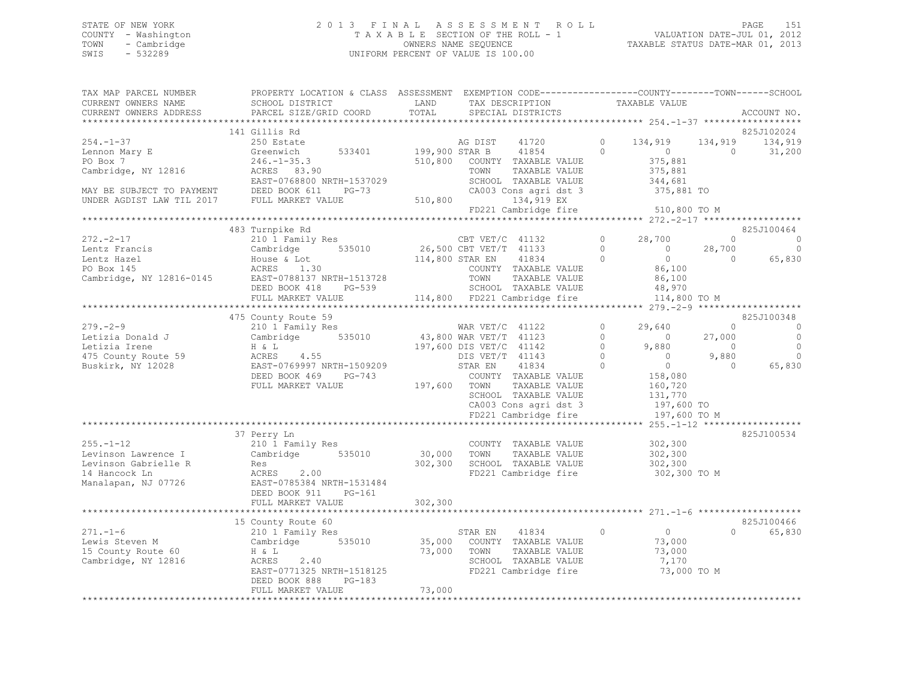STATE OF NEW YORK | COUNTY - Washington | TOWN - Cambridge | SWIS - 532289

# 2013 FINAL ASSESSMENT ROLL

TAXABLE SECTION OF THE ROLL - 1
OWNERS NAME SEQUENCE
UNIFORM PERCENT OF VALUE IS 100.00

VALUATION DATE-JUL 01, 2012
TAXABLE STATUS DATE-MAR 01, 2013

```
TAX MAP PARCEL NUMBER          PROPERTY LOCATION & CLASS  ASSESSMENT  EXEMPTION CODE-----------------COUNTY--------TOWN------SCHOOL
CURRENT OWNERS NAME            SCHOOL DISTRICT               LAND      TAX DESCRIPTION            TAXABLE VALUE
CURRENT OWNERS ADDRESS         PARCEL SIZE/GRID COORD        TOTAL     SPECIAL DISTRICTS                                    ACCOUNT NO.
******************************************************************************************************* 254.-1-37 ******************
                               141 Gillis Rd                                                                               825J102024
254.-1-37                      250 Estate                          AG DIST     41720          0      134,919    134,919    134,919
Lennon Mary E                  Greenwich       533401      199,900 STAR B      41854          0            0          0     31,200
PO Box 7                       246.-1-35.3                 510,800    COUNTY  TAXABLE VALUE           375,881
Cambridge, NY 12816            ACRES   83.90                          TOWN    TAXABLE VALUE           375,881
                               EAST-0768800 NRTH-1537029              SCHOOL  TAXABLE VALUE           344,681
MAY BE SUBJECT TO PAYMENT      DEED BOOK 611     PG-73                CA003 Cons agri dst 3           375,881 TO
UNDER AGDIST LAW TIL 2017      FULL MARKET VALUE           510,800         134,919 EX
                                                                      FD221 Cambridge fire            510,800 TO M
******************************************************************************************************* 272.-2-17 ******************
                               483 Turnpike Rd                                                                             825J100464
272.-2-17                      210 1 Family Res                    CBT VET/C  41132           0       28,700          0          0
Lentz Francis                  Cambridge       535010       26,500 CBT VET/T  41133           0            0     28,700          0
Lentz Hazel                    House & Lot                 114,800 STAR EN     41834          0            0          0     65,830
PO Box 145                     ACRES    1.30                          COUNTY  TAXABLE VALUE            86,100
Cambridge, NY 12816-0145       EAST-0788137 NRTH-1513728              TOWN    TAXABLE VALUE            86,100
                               DEED BOOK 418     PG-539               SCHOOL  TAXABLE VALUE            48,970
                               FULL MARKET VALUE           114,800    FD221 Cambridge fire            114,800 TO M
******************************************************************************************************* 279.-2-9 *******************
                               475 County Route 59                                                                         825J100348
279.-2-9                       210 1 Family Res                    WAR VET/C  41122           0       29,640          0          0
Letizia Donald J               Cambridge       535010       43,800 WAR VET/T  41123           0            0     27,000          0
Letizia Irene                  H & L                       197,600 DIS VET/C  41142           0        9,880          0          0
475 County Route 59            ACRES    4.55                       DIS VET/T  41143           0            0      9,880          0
Buskirk, NY 12028              EAST-0769997 NRTH-1509209           STAR EN     41834          0            0          0     65,830
                               DEED BOOK 469     PG-743               COUNTY  TAXABLE VALUE           158,080
                               FULL MARKET VALUE           197,600    TOWN    TAXABLE VALUE           160,720
                                                                      SCHOOL  TAXABLE VALUE           131,770
                                                                      CA003 Cons agri dst 3           197,600 TO
                                                                      FD221 Cambridge fire            197,600 TO M
******************************************************************************************************* 255.-1-12 ******************
                               37 Perry Ln                                                                                 825J100534
255.-1-12                      210 1 Family Res                       COUNTY  TAXABLE VALUE           302,300
Levinson Lawrence I            Cambridge       535010       30,000    TOWN    TAXABLE VALUE           302,300
Levinson Gabrielle R           Res                         302,300    SCHOOL  TAXABLE VALUE           302,300
14 Hancock Ln                  ACRES    2.00                          FD221 Cambridge fire            302,300 TO M
Manalapan, NJ 07726            EAST-0785384 NRTH-1531484
                               DEED BOOK 911     PG-161
                               FULL MARKET VALUE           302,300
******************************************************************************************************* 271.-1-6 *******************
                               15 County Route 60                                                                          825J100466
271.-1-6                       210 1 Family Res                    STAR EN     41834          0            0          0     65,830
Lewis Steven M                 Cambridge       535010       35,000    COUNTY  TAXABLE VALUE            73,000
15 County Route 60             H & L                        73,000    TOWN    TAXABLE VALUE            73,000
Cambridge, NY 12816            ACRES    2.40                          SCHOOL  TAXABLE VALUE             7,170
                               EAST-0771325 NRTH-1518125              FD221 Cambridge fire             73,000 TO M
                               DEED BOOK 888     PG-183
                               FULL MARKET VALUE            73,000
************************************************************************************************************************************
```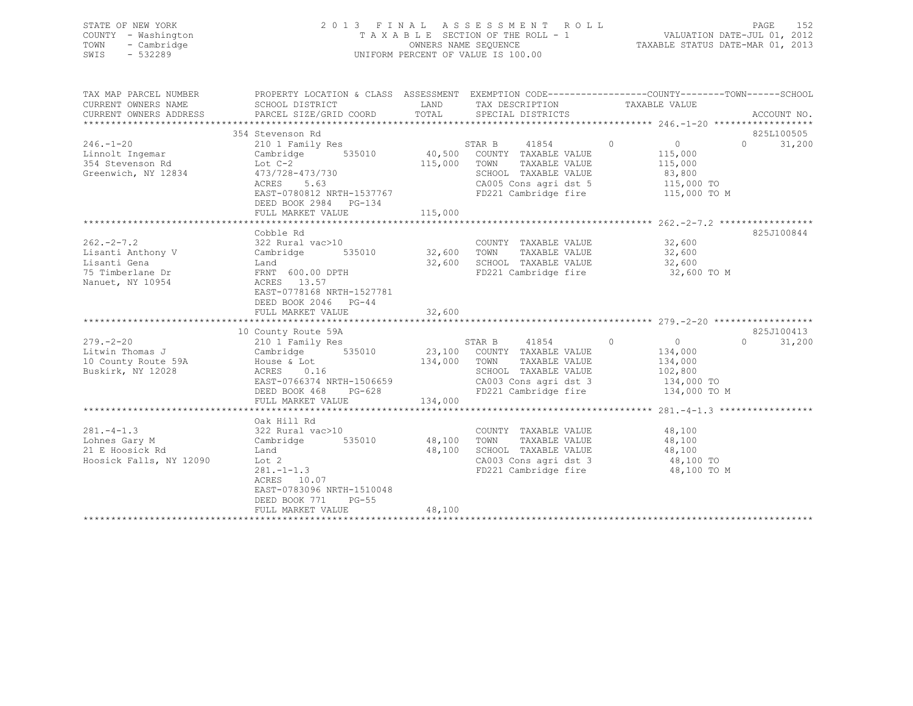STATE OF NEW YORK — COUNTY - Washington — TOWN - Cambridge — SWIS - 532289

# 2013 FINAL ASSESSMENT ROLL

TAXABLE SECTION OF THE ROLL - 1 — OWNERS NAME SEQUENCE — UNIFORM PERCENT OF VALUE IS 100.00

VALUATION DATE-JUL 01, 2012 — TAXABLE STATUS DATE-MAR 01, 2013

| TAX MAP PARCEL NUMBER / CURRENT OWNERS NAME / CURRENT OWNERS ADDRESS | PROPERTY LOCATION & CLASS / SCHOOL DISTRICT / PARCEL SIZE/GRID COORD | ASSESSMENT LAND / TOTAL | EXEMPTION CODE / TAX DESCRIPTION / SPECIAL DISTRICTS | COUNTY | TOWN | SCHOOL / TAXABLE VALUE | ACCOUNT NO. |
|---|---|---|---|---|---|---|---|
| **246.-1-20** | 354 Stevenson Rd | | | | | | 825L100505 |
| Linnolt Ingemar | 210 1 Family Res | | STAR B 41854 | 0 | 0 | 31,200 | |
| 354 Stevenson Rd | Cambridge 535010 | 40,500 | COUNTY TAXABLE VALUE | 115,000 | | | |
| Greenwich, NY 12834 | Lot C-2 | 115,000 | TOWN TAXABLE VALUE | | 115,000 | | |
| | 473/728-473/730 | | SCHOOL TAXABLE VALUE | | | 83,800 | |
| | ACRES 5.63 | | CA005 Cons agri dst 5 | | | 115,000 TO | |
| | EAST-0780812 NRTH-1537767 | | FD221 Cambridge fire | | | 115,000 TO M | |
| | DEED BOOK 2984 PG-134 | | | | | | |
| | FULL MARKET VALUE | 115,000 | | | | | |
| **262.-2-7.2** | Cobble Rd | | | | | | 825J100844 |
| Lisanti Anthony V | 322 Rural vac>10 | | COUNTY TAXABLE VALUE | 32,600 | | | |
| Lisanti Gena | Cambridge 535010 | 32,600 | TOWN TAXABLE VALUE | | 32,600 | | |
| 75 Timberlane Dr | Land | 32,600 | SCHOOL TAXABLE VALUE | | | 32,600 | |
| Nanuet, NY 10954 | FRNT 600.00 DPTH | | FD221 Cambridge fire | | | 32,600 TO M | |
| | ACRES 13.57 | | | | | | |
| | EAST-0778168 NRTH-1527781 | | | | | | |
| | DEED BOOK 2046 PG-44 | | | | | | |
| | FULL MARKET VALUE | 32,600 | | | | | |
| **279.-2-20** | 10 County Route 59A | | | | | | 825J100413 |
| Litwin Thomas J | 210 1 Family Res | | STAR B 41854 | 0 | 0 | 31,200 | |
| 10 County Route 59A | Cambridge 535010 | 23,100 | COUNTY TAXABLE VALUE | 134,000 | | | |
| Buskirk, NY 12028 | House & Lot | 134,000 | TOWN TAXABLE VALUE | | 134,000 | | |
| | ACRES 0.16 | | SCHOOL TAXABLE VALUE | | | 102,800 | |
| | EAST-0766374 NRTH-1506659 | | CA003 Cons agri dst 3 | | | 134,000 TO | |
| | DEED BOOK 468 PG-628 | | FD221 Cambridge fire | | | 134,000 TO M | |
| | FULL MARKET VALUE | 134,000 | | | | | |
| **281.-4-1.3** | Oak Hill Rd | | | | | | |
| Lohnes Gary M | 322 Rural vac>10 | | COUNTY TAXABLE VALUE | 48,100 | | | |
| 21 E Hoosick Rd | Cambridge 535010 | 48,100 | TOWN TAXABLE VALUE | | 48,100 | | |
| Hoosick Falls, NY 12090 | Land | 48,100 | SCHOOL TAXABLE VALUE | | | 48,100 | |
| | Lot 2 | | CA003 Cons agri dst 3 | | | 48,100 TO | |
| | 281.-1-1.3 | | FD221 Cambridge fire | | | 48,100 TO M | |
| | ACRES 10.07 | | | | | | |
| | EAST-0783096 NRTH-1510048 | | | | | | |
| | DEED BOOK 771 PG-55 | | | | | | |
| | FULL MARKET VALUE | 48,100 | | | | | |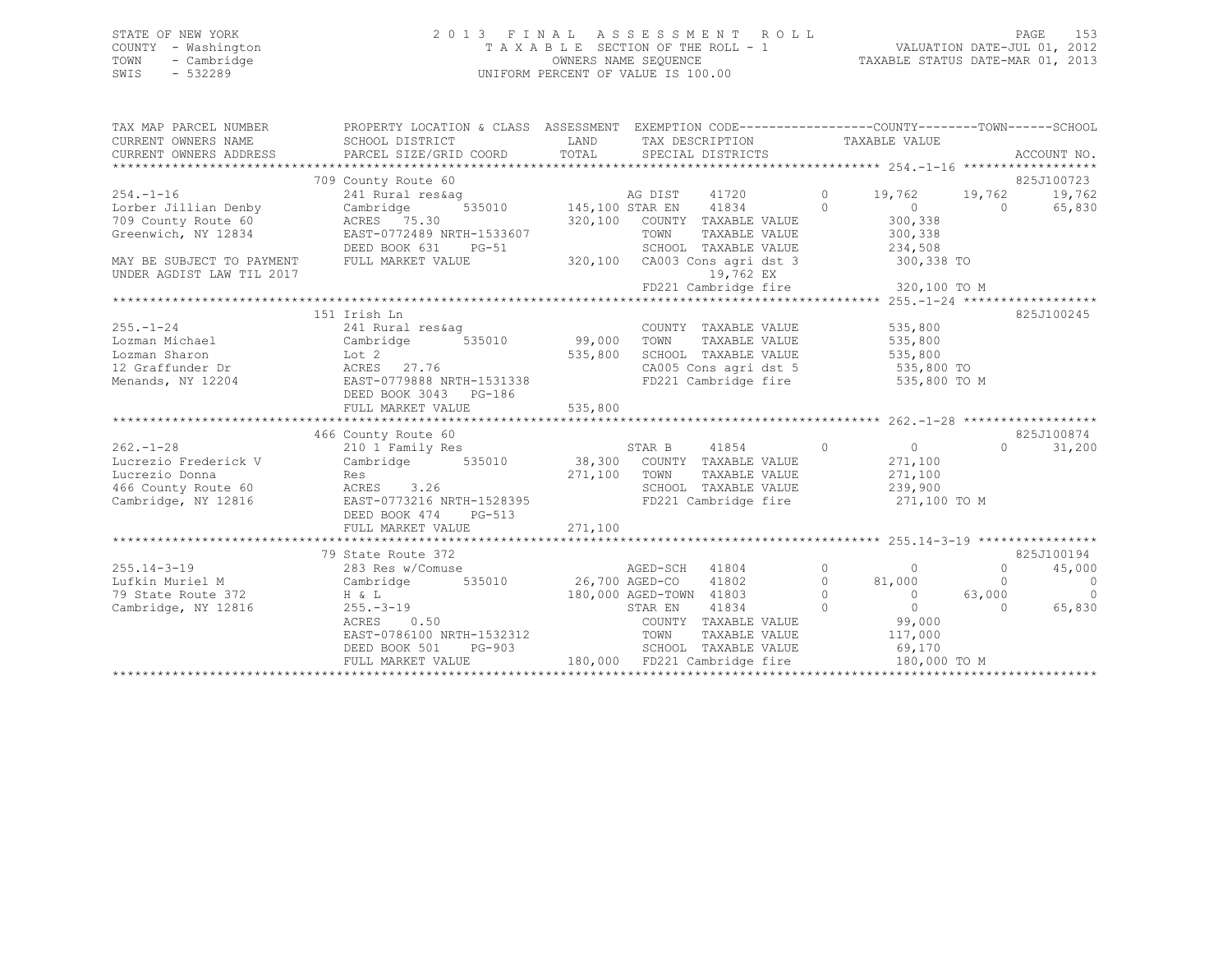STATE OF NEW YORK
COUNTY - Washington
TOWN - Cambridge
SWIS - 532289

2 0 1 3 F I N A L A S S E S S M E N T R O L L
T A X A B L E SECTION OF THE ROLL - 1
OWNERS NAME SEQUENCE
UNIFORM PERCENT OF VALUE IS 100.00

VALUATION DATE-JUL 01, 2012
TAXABLE STATUS DATE-MAR 01, 2013

```
TAX MAP PARCEL NUMBER          PROPERTY LOCATION & CLASS  ASSESSMENT  EXEMPTION CODE------------------COUNTY--------TOWN------SCHOOL
CURRENT OWNERS NAME            SCHOOL DISTRICT             LAND        TAX DESCRIPTION              TAXABLE VALUE
CURRENT OWNERS ADDRESS         PARCEL SIZE/GRID COORD      TOTAL       SPECIAL DISTRICTS                                    ACCOUNT NO.
*********************************************************************************************** 254.-1-16 ******************
                               709 County Route 60                                                                      825J100723
254.-1-16                      241 Rural res&ag                        AG DIST     41720        0        19,762     19,762     19,762
Lorber Jillian Denby           Cambridge        535010    145,100 STAR EN     41834        0             0          0     65,830
709 County Route 60            ACRES   75.30              320,100   COUNTY  TAXABLE VALUE           300,338
Greenwich, NY 12834            EAST-0772489 NRTH-1533607             TOWN    TAXABLE VALUE           300,338
                               DEED BOOK 631    PG-51                SCHOOL  TAXABLE VALUE           234,508
MAY BE SUBJECT TO PAYMENT      FULL MARKET VALUE          320,100   CA003 Cons agri dst 3            300,338 TO
UNDER AGDIST LAW TIL 2017                                                  19,762 EX
                                                                     FD221 Cambridge fire             320,100 TO M
*********************************************************************************************** 255.-1-24 ******************
                               151 Irish Ln                                                                             825J100245
255.-1-24                      241 Rural res&ag                        COUNTY  TAXABLE VALUE           535,800
Lozman Michael                 Cambridge        535010     99,000   TOWN    TAXABLE VALUE           535,800
Lozman Sharon                  Lot 2                      535,800   SCHOOL  TAXABLE VALUE           535,800
12 Graffunder Dr               ACRES   27.76                         CA005 Cons agri dst 5            535,800 TO
Menands, NY 12204              EAST-0779888 NRTH-1531338             FD221 Cambridge fire             535,800 TO M
                               DEED BOOK 3043   PG-186
                               FULL MARKET VALUE          535,800
*********************************************************************************************** 262.-1-28 ******************
                               466 County Route 60                                                                      825J100874
262.-1-28                      210 1 Family Res                        STAR B      41854        0             0          0     31,200
Lucrezio Frederick V           Cambridge        535010     38,300   COUNTY  TAXABLE VALUE           271,100
Lucrezio Donna                 Res                        271,100   TOWN    TAXABLE VALUE           271,100
466 County Route 60            ACRES    3.26                         SCHOOL  TAXABLE VALUE           239,900
Cambridge, NY 12816            EAST-0773216 NRTH-1528395             FD221 Cambridge fire             271,100 TO M
                               DEED BOOK 474    PG-513
                               FULL MARKET VALUE          271,100
*********************************************************************************************** 255.14-3-19 ****************
                               79 State Route 372                                                                       825J100194
255.14-3-19                    283 Res w/Comuse                        AGED-SCH    41804        0             0          0     45,000
Lufkin Muriel M                Cambridge        535010     26,700 AGED-CO     41802        0        81,000          0          0
79 State Route 372             H & L                      180,000 AGED-TOWN   41803        0             0     63,000          0
Cambridge, NY 12816            255.-3-19                               STAR EN     41834        0             0          0     65,830
                               ACRES    0.50                         COUNTY  TAXABLE VALUE            99,000
                               EAST-0786100 NRTH-1532312             TOWN    TAXABLE VALUE           117,000
                               DEED BOOK 501    PG-903               SCHOOL  TAXABLE VALUE            69,170
                               FULL MARKET VALUE          180,000   FD221 Cambridge fire             180,000 TO M
*****************************************************************************************************************************
```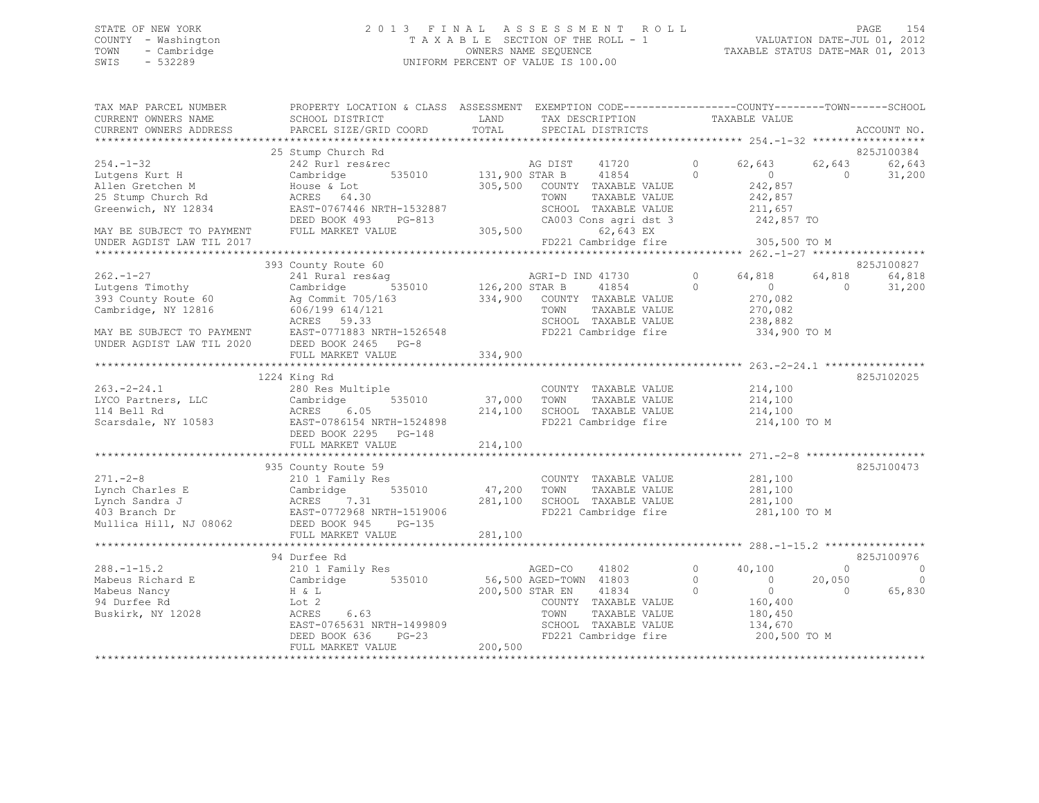STATE OF NEW YORK
COUNTY - Washington
TOWN - Cambridge
SWIS - 532289

2013 FINAL ASSESSMENT ROLL
TAXABLE SECTION OF THE ROLL - 1
OWNERS NAME SEQUENCE
UNIFORM PERCENT OF VALUE IS 100.00

VALUATION DATE-JUL 01, 2012
TAXABLE STATUS DATE-MAR 01, 2013

```
TAX MAP PARCEL NUMBER          PROPERTY LOCATION & CLASS  ASSESSMENT  EXEMPTION CODE------------------COUNTY--------TOWN------SCHOOL
CURRENT OWNERS NAME            SCHOOL DISTRICT               LAND      TAX DESCRIPTION            TAXABLE VALUE
CURRENT OWNERS ADDRESS         PARCEL SIZE/GRID COORD        TOTAL     SPECIAL DISTRICTS                                      ACCOUNT NO.
******************************************************************************************************* 254.-1-32 ******************
                               25 Stump Church Rd                                                                             825J100384
254.-1-32                      242 Rurl res&rec                       AG DIST     41720        0        62,643     62,643      62,643
Lutgens Kurt H                 Cambridge       535010      131,900 STAR B      41854        0             0          0      31,200
Allen Gretchen M               House & Lot                 305,500   COUNTY  TAXABLE VALUE            242,857
25 Stump Church Rd             ACRES  64.30                          TOWN    TAXABLE VALUE            242,857
Greenwich, NY 12834            EAST-0767446 NRTH-1532887             SCHOOL  TAXABLE VALUE            211,657
                               DEED BOOK 493    PG-813               CA003 Cons agri dst 3            242,857 TO
MAY BE SUBJECT TO PAYMENT      FULL MARKET VALUE           305,500            62,643 EX
UNDER AGDIST LAW TIL 2017                                            FD221 Cambridge fire             305,500 TO M
******************************************************************************************************* 262.-1-27 ******************
                               393 County Route 60                                                                            825J100827
262.-1-27                      241 Rural res&ag                       AGRI-D IND 41730         0        64,818     64,818      64,818
Lutgens Timothy                Cambridge       535010      126,200 STAR B      41854        0             0          0      31,200
393 County Route 60            Ag Commit 705/163           334,900   COUNTY  TAXABLE VALUE            270,082
Cambridge, NY 12816            606/199 614/121                       TOWN    TAXABLE VALUE            270,082
                               ACRES  59.33                          SCHOOL  TAXABLE VALUE            238,882
MAY BE SUBJECT TO PAYMENT      EAST-0771883 NRTH-1526548             FD221 Cambridge fire             334,900 TO M
UNDER AGDIST LAW TIL 2020      DEED BOOK 2465   PG-8
                               FULL MARKET VALUE           334,900
******************************************************************************************************* 263.-2-24.1 ****************
                               1224 King Rd                                                                                   825J102025
263.-2-24.1                    280 Res Multiple                       COUNTY  TAXABLE VALUE            214,100
LYCO Partners, LLC             Cambridge       535010       37,000   TOWN    TAXABLE VALUE            214,100
114 Bell Rd                    ACRES   6.05                214,100   SCHOOL  TAXABLE VALUE            214,100
Scarsdale, NY 10583            EAST-0786154 NRTH-1524898             FD221 Cambridge fire             214,100 TO M
                               DEED BOOK 2295   PG-148
                               FULL MARKET VALUE           214,100
******************************************************************************************************* 271.-2-8 *******************
                               935 County Route 59                                                                            825J100473
271.-2-8                       210 1 Family Res                       COUNTY  TAXABLE VALUE            281,100
Lynch Charles E                Cambridge       535010       47,200   TOWN    TAXABLE VALUE            281,100
Lynch Sandra J                 ACRES   7.31                281,100   SCHOOL  TAXABLE VALUE            281,100
403 Branch Dr                  EAST-0772968 NRTH-1519006             FD221 Cambridge fire             281,100 TO M
Mullica Hill, NJ 08062         DEED BOOK 945    PG-135
                               FULL MARKET VALUE           281,100
******************************************************************************************************* 288.-1-15.2 ****************
                               94 Durfee Rd                                                                                   825J100976
288.-1-15.2                    210 1 Family Res                       AGED-CO     41802        0        40,100          0           0
Mabeus Richard E               Cambridge       535010       56,500 AGED-TOWN   41803        0             0     20,050           0
Mabeus Nancy                   H & L                       200,500 STAR EN     41834        0             0          0      65,830
94 Durfee Rd                   Lot 2                                 COUNTY  TAXABLE VALUE            160,400
Buskirk, NY 12028              ACRES   6.63                          TOWN    TAXABLE VALUE            180,450
                               EAST-0765631 NRTH-1499809             SCHOOL  TAXABLE VALUE            134,670
                               DEED BOOK 636    PG-23                FD221 Cambridge fire             200,500 TO M
                               FULL MARKET VALUE           200,500
************************************************************************************************************************************
```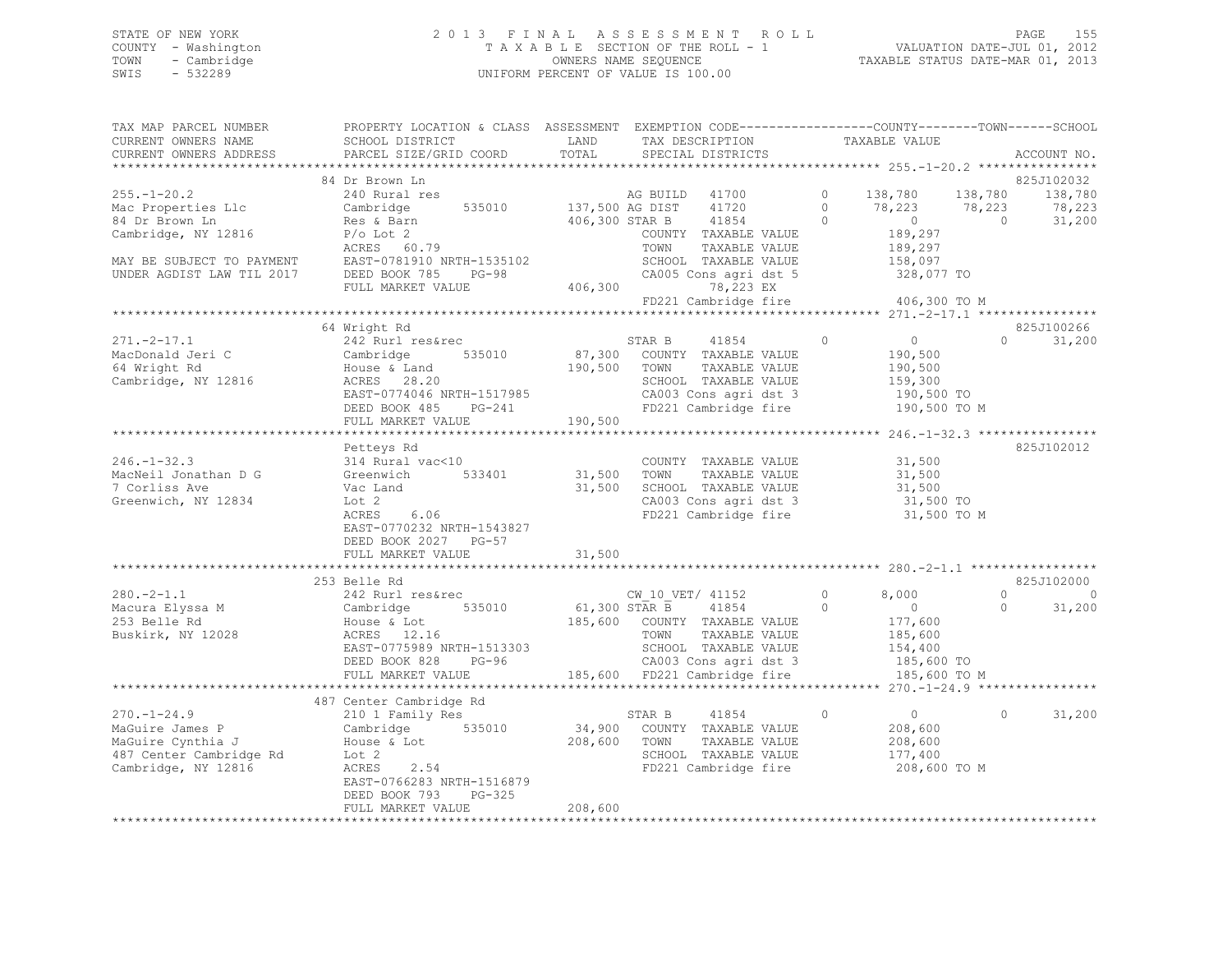STATE OF NEW YORK
COUNTY - Washington
TOWN - Cambridge
SWIS - 532289

2013 FINAL ASSESSMENT ROLL
TAXABLE SECTION OF THE ROLL - 1
OWNERS NAME SEQUENCE
UNIFORM PERCENT OF VALUE IS 100.00

VALUATION DATE-JUL 01, 2012
TAXABLE STATUS DATE-MAR 01, 2013

```
TAX MAP PARCEL NUMBER          PROPERTY LOCATION & CLASS  ASSESSMENT  EXEMPTION CODE-----------------COUNTY--------TOWN------SCHOOL
CURRENT OWNERS NAME            SCHOOL DISTRICT              LAND      TAX DESCRIPTION            TAXABLE VALUE
CURRENT OWNERS ADDRESS         PARCEL SIZE/GRID COORD       TOTAL     SPECIAL DISTRICTS                                    ACCOUNT NO.
******************************************************************************************************* 255.-1-20.2 ****************
                              84 Dr Brown Ln                                                                               825J102032
255.-1-20.2                    240 Rural res                         AG BUILD  41700        0     138,780    138,780    138,780
Mac Properties Llc             Cambridge       535010    137,500 AG DIST   41720        0      78,223     78,223     78,223
84 Dr Brown Ln                 Res & Barn                 406,300 STAR B    41854        0           0          0     31,200
Cambridge, NY 12816            P/o Lot 2                              COUNTY  TAXABLE VALUE            189,297
                               ACRES  60.79                           TOWN    TAXABLE VALUE            189,297
MAY BE SUBJECT TO PAYMENT      EAST-0781910 NRTH-1535102              SCHOOL  TAXABLE VALUE            158,097
UNDER AGDIST LAW TIL 2017      DEED BOOK 785    PG-98                 CA005 Cons agri dst 5            328,077 TO
                               FULL MARKET VALUE            406,300        78,223 EX
                                                                      FD221 Cambridge fire             406,300 TO M
******************************************************************************************************* 271.-2-17.1 ****************
                              64 Wright Rd                                                                                 825J100266
271.-2-17.1                    242 Rurl res&rec                      STAR B    41854        0           0          0     31,200
MacDonald Jeri C               Cambridge       535010     87,300   COUNTY  TAXABLE VALUE            190,500
64 Wright Rd                   House & Land               190,500   TOWN    TAXABLE VALUE            190,500
Cambridge, NY 12816            ACRES  28.20                         SCHOOL  TAXABLE VALUE            159,300
                               EAST-0774046 NRTH-1517985            CA003 Cons agri dst 3            190,500 TO
                               DEED BOOK 485    PG-241              FD221 Cambridge fire             190,500 TO M
                               FULL MARKET VALUE            190,500
******************************************************************************************************* 246.-1-32.3 ****************
                               Petteys Rd                                                                                  825J102012
246.-1-32.3                    314 Rural vac<10                      COUNTY  TAXABLE VALUE             31,500
MacNeil Jonathan D G           Greenwich       533401     31,500   TOWN    TAXABLE VALUE             31,500
7 Corliss Ave                  Vac Land                    31,500   SCHOOL  TAXABLE VALUE             31,500
Greenwich, NY 12834            Lot 2                                CA003 Cons agri dst 3             31,500 TO
                               ACRES   6.06                         FD221 Cambridge fire              31,500 TO M
                               EAST-0770232 NRTH-1543827
                               DEED BOOK 2027   PG-57
                               FULL MARKET VALUE             31,500
******************************************************************************************************* 280.-2-1.1 *****************
                              253 Belle Rd                                                                                 825J102000
280.-2-1.1                     242 Rurl res&rec                      CW_10_VET/ 41152        0       8,000          0          0
Macura Elyssa M                Cambridge       535010     61,300 STAR B    41854        0           0          0     31,200
253 Belle Rd                   House & Lot                185,600   COUNTY  TAXABLE VALUE            177,600
Buskirk, NY 12028              ACRES  12.16                         TOWN    TAXABLE VALUE            185,600
                               EAST-0775989 NRTH-1513303            SCHOOL  TAXABLE VALUE            154,400
                               DEED BOOK 828    PG-96               CA003 Cons agri dst 3            185,600 TO
                               FULL MARKET VALUE            185,600  FD221 Cambridge fire             185,600 TO M
******************************************************************************************************* 270.-1-24.9 ****************
                             487 Center Cambridge Rd
270.-1-24.9                    210 1 Family Res                      STAR B    41854        0           0          0     31,200
MaGuire James P                Cambridge       535010     34,900   COUNTY  TAXABLE VALUE            208,600
MaGuire Cynthia J              House & Lot                208,600   TOWN    TAXABLE VALUE            208,600
487 Center Cambridge Rd        Lot 2                                SCHOOL  TAXABLE VALUE            177,400
Cambridge, NY 12816            ACRES   2.54                         FD221 Cambridge fire             208,600 TO M
                               EAST-0766283 NRTH-1516879
                               DEED BOOK 793    PG-325
                               FULL MARKET VALUE            208,600
************************************************************************************************************************************
```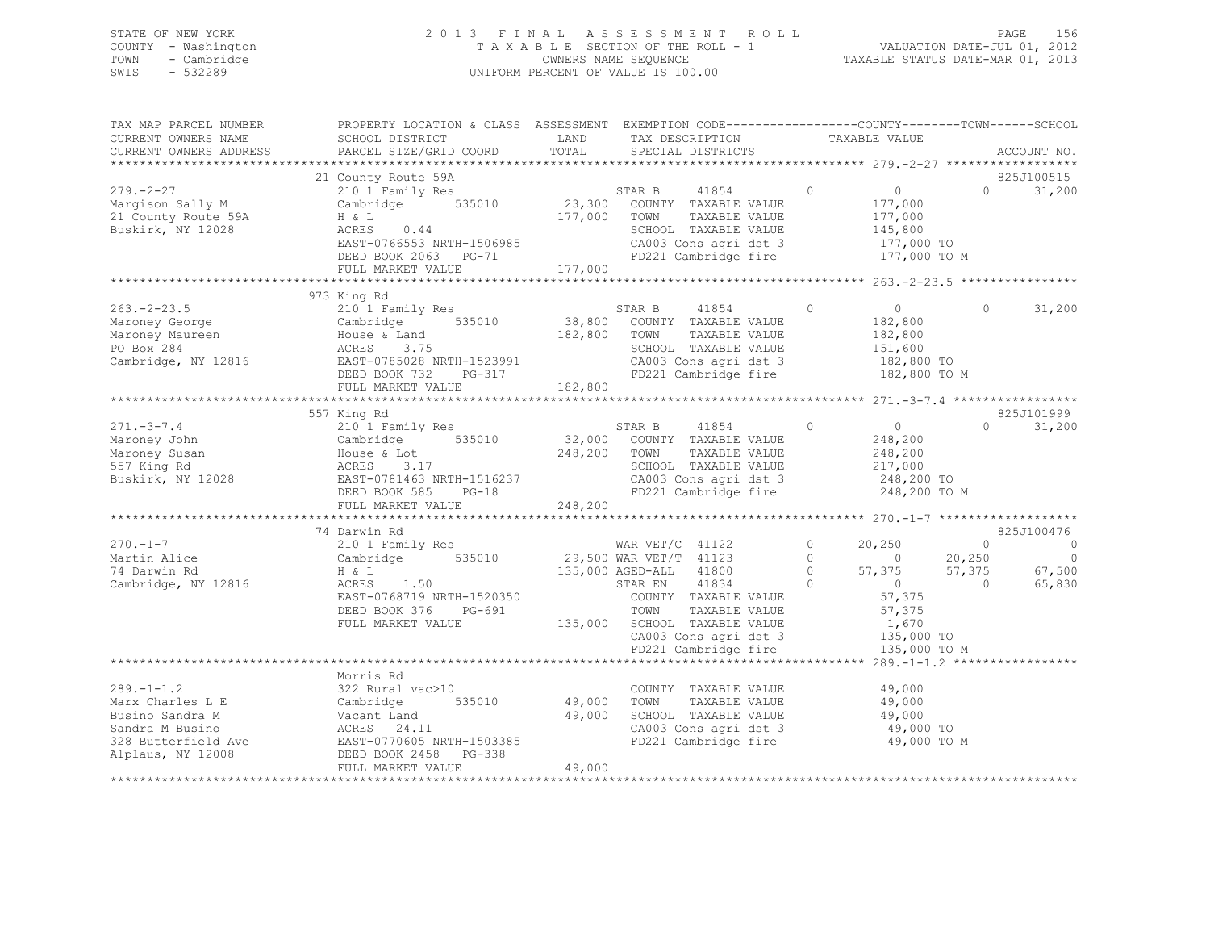STATE OF NEW YORK
COUNTY - Washington
TOWN - Cambridge
SWIS - 532289

# 2013 FINAL ASSESSMENT ROLL
TAXABLE SECTION OF THE ROLL - 1
OWNERS NAME SEQUENCE
UNIFORM PERCENT OF VALUE IS 100.00

VALUATION DATE-JUL 01, 2012
TAXABLE STATUS DATE-MAR 01, 2013

```
TAX MAP PARCEL NUMBER      PROPERTY LOCATION & CLASS  ASSESSMENT  EXEMPTION CODE------------------COUNTY--------TOWN------SCHOOL
CURRENT OWNERS NAME        SCHOOL DISTRICT               LAND      TAX DESCRIPTION            TAXABLE VALUE
CURRENT OWNERS ADDRESS     PARCEL SIZE/GRID COORD        TOTAL     SPECIAL DISTRICTS                                   ACCOUNT NO.
******************************************************************************************** 279.-2-27 ******************
                           21 County Route 59A                                                                      825J100515
279.-2-27                  210 1 Family Res                         STAR B      41854        0          0           0     31,200
Margison Sally M           Cambridge       535010       23,300   COUNTY  TAXABLE VALUE          177,000
21 County Route 59A        H & L                       177,000   TOWN    TAXABLE VALUE          177,000
Buskirk, NY 12028          ACRES    0.44                         SCHOOL  TAXABLE VALUE          145,800
                           EAST-0766553 NRTH-1506985             CA003 Cons agri dst 3          177,000 TO
                           DEED BOOK 2063   PG-71                FD221 Cambridge fire           177,000 TO M
                           FULL MARKET VALUE           177,000
******************************************************************************************** 263.-2-23.5 ****************
                           973 King Rd
263.-2-23.5                210 1 Family Res                         STAR B      41854        0          0           0     31,200
Maroney George             Cambridge       535010       38,800   COUNTY  TAXABLE VALUE          182,800
Maroney Maureen            House & Land                182,800   TOWN    TAXABLE VALUE          182,800
PO Box 284                 ACRES    3.75                         SCHOOL  TAXABLE VALUE          151,600
Cambridge, NY 12816        EAST-0785028 NRTH-1523991             CA003 Cons agri dst 3          182,800 TO
                           DEED BOOK 732    PG-317               FD221 Cambridge fire           182,800 TO M
                           FULL MARKET VALUE           182,800
******************************************************************************************** 271.-3-7.4 *****************
                           557 King Rd                                                                              825J101999
271.-3-7.4                 210 1 Family Res                         STAR B      41854        0          0           0     31,200
Maroney John               Cambridge       535010       32,000   COUNTY  TAXABLE VALUE          248,200
Maroney Susan              House & Lot                 248,200   TOWN    TAXABLE VALUE          248,200
557 King Rd                ACRES    3.17                         SCHOOL  TAXABLE VALUE          217,000
Buskirk, NY 12028          EAST-0781463 NRTH-1516237             CA003 Cons agri dst 3          248,200 TO
                           DEED BOOK 585    PG-18                FD221 Cambridge fire           248,200 TO M
                           FULL MARKET VALUE           248,200
******************************************************************************************** 270.-1-7 *******************
                           74 Darwin Rd                                                                             825J100476
270.-1-7                   210 1 Family Res                         WAR VET/C   41122        0     20,250           0          0
Martin Alice               Cambridge       535010       29,500 WAR VET/T   41123        0          0      20,250          0
74 Darwin Rd               H & L                       135,000 AGED-ALL    41800        0     57,375      57,375     67,500
Cambridge, NY 12816        ACRES    1.50                            STAR EN     41834        0          0           0     65,830
                           EAST-0768719 NRTH-1520350             COUNTY  TAXABLE VALUE           57,375
                           DEED BOOK 376    PG-691               TOWN    TAXABLE VALUE           57,375
                           FULL MARKET VALUE           135,000   SCHOOL  TAXABLE VALUE            1,670
                                                                 CA003 Cons agri dst 3          135,000 TO
                                                                 FD221 Cambridge fire           135,000 TO M
******************************************************************************************** 289.-1-1.2 *****************
                           Morris Rd
289.-1-1.2                 322 Rural vac>10                      COUNTY  TAXABLE VALUE           49,000
Marx Charles L E           Cambridge       535010       49,000   TOWN    TAXABLE VALUE           49,000
Busino Sandra M            Vacant Land                  49,000   SCHOOL  TAXABLE VALUE           49,000
Sandra M Busino            ACRES   24.11                         CA003 Cons agri dst 3           49,000 TO
328 Butterfield Ave        EAST-0770605 NRTH-1503385             FD221 Cambridge fire            49,000 TO M
Alplaus, NY 12008          DEED BOOK 2458   PG-338
                           FULL MARKET VALUE            49,000
****************************************************************************************************************************
```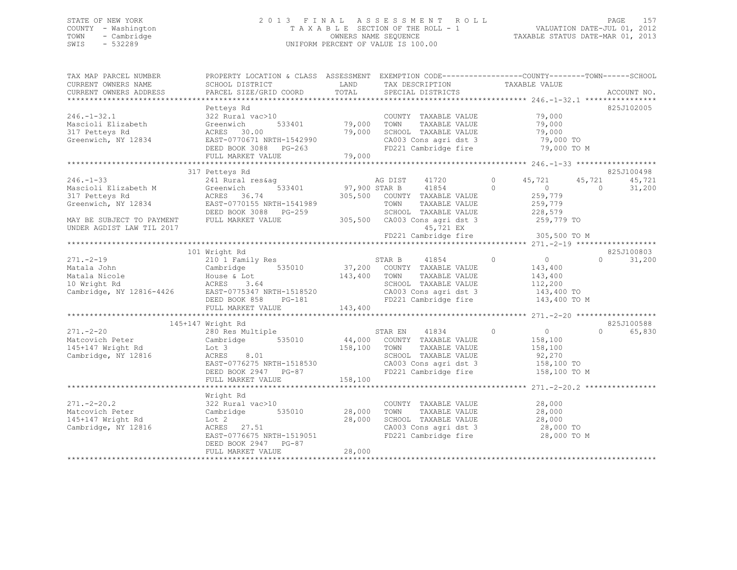STATE OF NEW YORK
COUNTY - Washington
TOWN - Cambridge
SWIS - 532289

2013 FINAL ASSESSMENT ROLL
TAXABLE SECTION OF THE ROLL - 1
OWNERS NAME SEQUENCE
UNIFORM PERCENT OF VALUE IS 100.00

VALUATION DATE-JUL 01, 2012
TAXABLE STATUS DATE-MAR 01, 2013

```
TAX MAP PARCEL NUMBER     PROPERTY LOCATION & CLASS  ASSESSMENT  EXEMPTION CODE------------------COUNTY--------TOWN------SCHOOL
CURRENT OWNERS NAME       SCHOOL DISTRICT               LAND      TAX DESCRIPTION              TAXABLE VALUE
CURRENT OWNERS ADDRESS    PARCEL SIZE/GRID COORD        TOTAL     SPECIAL DISTRICTS                                     ACCOUNT NO.
******************************************************************************************************* 246.-1-32.1 ****************
                          Petteys Rd                                                                                    825J102005
246.-1-32.1               322 Rural vac>10                        COUNTY  TAXABLE VALUE            79,000
Mascioli Elizabeth        Greenwich         533401      79,000    TOWN    TAXABLE VALUE            79,000
317 Petteys Rd            ACRES  30.00                  79,000    SCHOOL  TAXABLE VALUE            79,000
Greenwich, NY 12834       EAST-0770671 NRTH-1542990               CA003 Cons agri dst 3             79,000 TO
                          DEED BOOK 3088   PG-263                 FD221 Cambridge fire              79,000 TO M
                          FULL MARKET VALUE             79,000
******************************************************************************************************* 246.-1-33 ******************
                          317 Petteys Rd                                                                                825J100498
246.-1-33                 241 Rural res&ag                        AG DIST    41720        0      45,721      45,721      45,721
Mascioli Elizabeth M      Greenwich         533401      97,900 STAR B     41854        0           0           0      31,200
317 Petteys Rd            ACRES  36.74                 305,500    COUNTY  TAXABLE VALUE           259,779
Greenwich, NY 12834       EAST-0770155 NRTH-1541989               TOWN    TAXABLE VALUE           259,779
                          DEED BOOK 3088   PG-259                 SCHOOL  TAXABLE VALUE           228,579
MAY BE SUBJECT TO PAYMENT FULL MARKET VALUE            305,500    CA003 Cons agri dst 3            259,779 TO
UNDER AGDIST LAW TIL 2017                                               45,721 EX
                                                                  FD221 Cambridge fire             305,500 TO M
******************************************************************************************************* 271.-2-19 ******************
                          101 Wright Rd                                                                                 825J100803
271.-2-19                 210 1 Family Res                        STAR B     41854        0           0           0      31,200
Matala John               Cambridge         535010      37,200    COUNTY  TAXABLE VALUE           143,400
Matala Nicole             House & Lot                  143,400    TOWN    TAXABLE VALUE           143,400
10 Wright Rd              ACRES   3.64                            SCHOOL  TAXABLE VALUE           112,200
Cambridge, NY 12816-4426  EAST-0775347 NRTH-1518520               CA003 Cons agri dst 3            143,400 TO
                          DEED BOOK 858    PG-181                 FD221 Cambridge fire             143,400 TO M
                          FULL MARKET VALUE            143,400
******************************************************************************************************* 271.-2-20 ******************
                          145+147 Wright Rd                                                                             825J100588
271.-2-20                 280 Res Multiple                        STAR EN    41834        0           0           0      65,830
Matcovich Peter           Cambridge         535010      44,000    COUNTY  TAXABLE VALUE           158,100
145+147 Wright Rd         Lot 3                        158,100    TOWN    TAXABLE VALUE           158,100
Cambridge, NY 12816       ACRES   8.01                            SCHOOL  TAXABLE VALUE            92,270
                          EAST-0776275 NRTH-1518530               CA003 Cons agri dst 3            158,100 TO
                          DEED BOOK 2947   PG-87                  FD221 Cambridge fire             158,100 TO M
                          FULL MARKET VALUE            158,100
******************************************************************************************************* 271.-2-20.2 ****************
                          Wright Rd
271.-2-20.2               322 Rural vac>10                        COUNTY  TAXABLE VALUE            28,000
Matcovich Peter           Cambridge         535010      28,000    TOWN    TAXABLE VALUE            28,000
145+147 Wright Rd         Lot 2                         28,000    SCHOOL  TAXABLE VALUE            28,000
Cambridge, NY 12816       ACRES  27.51                            CA003 Cons agri dst 3             28,000 TO
                          EAST-0776675 NRTH-1519051               FD221 Cambridge fire              28,000 TO M
                          DEED BOOK 2947   PG-87
                          FULL MARKET VALUE             28,000
************************************************************************************************************************************
```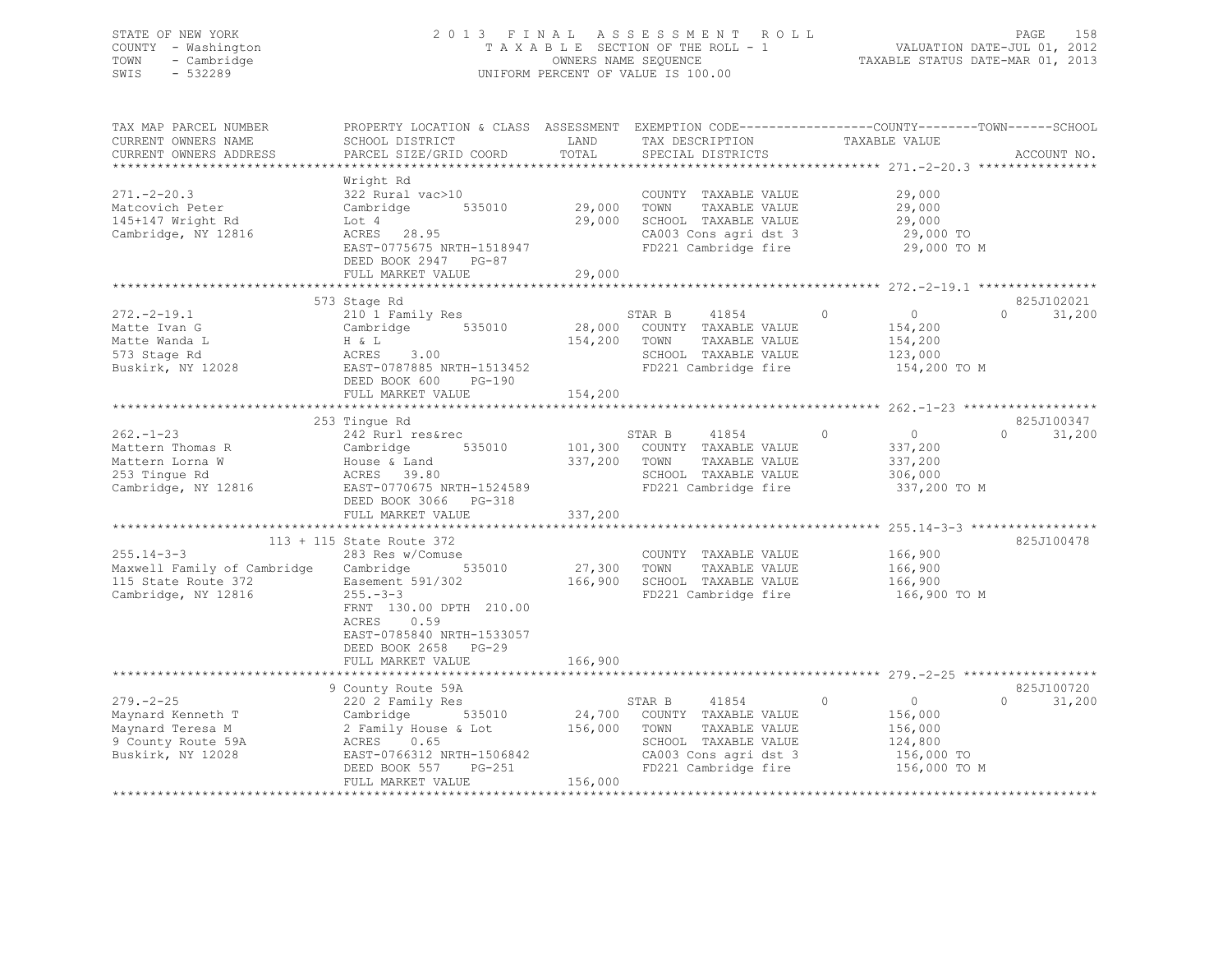STATE OF NEW YORK — 2013 FINAL ASSESSMENT ROLL
COUNTY - Washington — TAXABLE SECTION OF THE ROLL - 1 — VALUATION DATE-JUL 01, 2012
TOWN - Cambridge — OWNERS NAME SEQUENCE — TAXABLE STATUS DATE-MAR 01, 2013
SWIS - 532289 — UNIFORM PERCENT OF VALUE IS 100.00

| TAX MAP PARCEL NUMBER / CURRENT OWNERS NAME / CURRENT OWNERS ADDRESS | PROPERTY LOCATION & CLASS / SCHOOL DISTRICT / PARCEL SIZE/GRID COORD | ASSESSMENT LAND / TOTAL | EXEMPTION CODE / TAX DESCRIPTION / SPECIAL DISTRICTS | COUNTY | TOWN | SCHOOL TAXABLE VALUE | ACCOUNT NO. |
|---|---|---|---|---|---|---|---|
| **271.-2-20.3** | Wright Rd | | | | | | |
| 271.-2-20.3 | 322 Rural vac>10 | | COUNTY TAXABLE VALUE | 29,000 | | | |
| Matcovich Peter | Cambridge 535010 | 29,000 | TOWN TAXABLE VALUE | | 29,000 | | |
| 145+147 Wright Rd | Lot 4 | 29,000 | SCHOOL TAXABLE VALUE | | | 29,000 | |
| Cambridge, NY 12816 | ACRES 28.95 | | CA003 Cons agri dst 3 | 29,000 TO | | | |
| | EAST-0775675 NRTH-1518947 | | FD221 Cambridge fire | 29,000 TO M | | | |
| | DEED BOOK 2947 PG-87 | | | | | | |
| | FULL MARKET VALUE | 29,000 | | | | | |
| **272.-2-19.1** | 573 Stage Rd | | | | | | 825J102021 |
| 272.-2-19.1 | 210 1 Family Res | | STAR B 41854 | 0 | 0 | 31,200 | |
| Matte Ivan G | Cambridge 535010 | 28,000 | COUNTY TAXABLE VALUE | 154,200 | | | |
| Matte Wanda L | H & L | 154,200 | TOWN TAXABLE VALUE | | 154,200 | | |
| 573 Stage Rd | ACRES 3.00 | | SCHOOL TAXABLE VALUE | | | 123,000 | |
| Buskirk, NY 12028 | EAST-0787885 NRTH-1513452 | | FD221 Cambridge fire | 154,200 TO M | | | |
| | DEED BOOK 600 PG-190 | | | | | | |
| | FULL MARKET VALUE | 154,200 | | | | | |
| **262.-1-23** | 253 Tingue Rd | | | | | | 825J100347 |
| 262.-1-23 | 242 Rurl res&rec | | STAR B 41854 | 0 | 0 | 31,200 | |
| Mattern Thomas R | Cambridge 535010 | 101,300 | COUNTY TAXABLE VALUE | 337,200 | | | |
| Mattern Lorna W | House & Land | 337,200 | TOWN TAXABLE VALUE | | 337,200 | | |
| 253 Tingue Rd | ACRES 39.80 | | SCHOOL TAXABLE VALUE | | | 306,000 | |
| Cambridge, NY 12816 | EAST-0770675 NRTH-1524589 | | FD221 Cambridge fire | 337,200 TO M | | | |
| | DEED BOOK 3066 PG-318 | | | | | | |
| | FULL MARKET VALUE | 337,200 | | | | | |
| **255.14-3-3** | 113 + 115 State Route 372 | | | | | | 825J100478 |
| 255.14-3-3 | 283 Res w/Comuse | | COUNTY TAXABLE VALUE | 166,900 | | | |
| Maxwell Family of Cambridge | Cambridge 535010 | 27,300 | TOWN TAXABLE VALUE | | 166,900 | | |
| 115 State Route 372 | Easement 591/302 | 166,900 | SCHOOL TAXABLE VALUE | | | 166,900 | |
| Cambridge, NY 12816 | 255.-3-3 | | FD221 Cambridge fire | 166,900 TO M | | | |
| | FRNT 130.00 DPTH 210.00 | | | | | | |
| | ACRES 0.59 | | | | | | |
| | EAST-0785840 NRTH-1533057 | | | | | | |
| | DEED BOOK 2658 PG-29 | | | | | | |
| | FULL MARKET VALUE | 166,900 | | | | | |
| **279.-2-25** | 9 County Route 59A | | | | | | 825J100720 |
| 279.-2-25 | 220 2 Family Res | | STAR B 41854 | 0 | 0 | 31,200 | |
| Maynard Kenneth T | Cambridge 535010 | 24,700 | COUNTY TAXABLE VALUE | 156,000 | | | |
| Maynard Teresa M | 2 Family House & Lot | 156,000 | TOWN TAXABLE VALUE | | 156,000 | | |
| 9 County Route 59A | ACRES 0.65 | | SCHOOL TAXABLE VALUE | | | 124,800 | |
| Buskirk, NY 12028 | EAST-0766312 NRTH-1506842 | | CA003 Cons agri dst 3 | 156,000 TO | | | |
| | DEED BOOK 557 PG-251 | | FD221 Cambridge fire | 156,000 TO M | | | |
| | FULL MARKET VALUE | 156,000 | | | | | |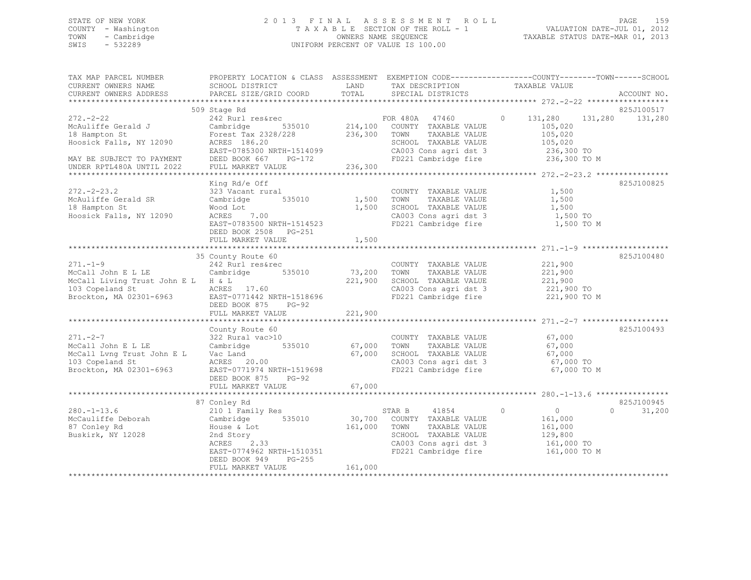STATE OF NEW YORK
COUNTY - Washington
TOWN - Cambridge
SWIS - 532289

# 2013 FINAL ASSESSMENT ROLL

TAXABLE SECTION OF THE ROLL - 1
OWNERS NAME SEQUENCE
UNIFORM PERCENT OF VALUE IS 100.00

VALUATION DATE-JUL 01, 2012
TAXABLE STATUS DATE-MAR 01, 2013

| TAX MAP PARCEL NUMBER / CURRENT OWNERS NAME / CURRENT OWNERS ADDRESS | PROPERTY LOCATION & CLASS / SCHOOL DISTRICT / PARCEL SIZE/GRID COORD | ASSESSMENT LAND / TOTAL | EXEMPTION CODE / TAX DESCRIPTION / SPECIAL DISTRICTS | COUNTY | TOWN | SCHOOL | ACCOUNT NO. |
|---|---|---|---|---|---|---|---|
| **272.-2-22** | 509 Stage Rd | | | | | | 825J100517 |
| McAuliffe Gerald J | 242 Rurl res&rec | | FOR 480A 47460 0 | 131,280 | 131,280 | 131,280 | |
| 18 Hampton St | Cambridge 535010 | 214,100 | COUNTY TAXABLE VALUE | 105,020 | | | |
| Hoosick Falls, NY 12090 | Forest Tax 2328/228 | 236,300 | TOWN TAXABLE VALUE | | 105,020 | | |
| | ACRES 186.20 | | SCHOOL TAXABLE VALUE | | | 105,020 | |
| | EAST-0785300 NRTH-1514099 | | CA003 Cons agri dst 3 | 236,300 TO | | | |
| MAY BE SUBJECT TO PAYMENT | DEED BOOK 667 PG-172 | | FD221 Cambridge fire | 236,300 TO M | | | |
| UNDER RPTL480A UNTIL 2022 | FULL MARKET VALUE | 236,300 | | | | | |
| **272.-2-23.2** | King Rd/e Off | | | | | | 825J100825 |
| McAuliffe Gerald SR | 323 Vacant rural | | COUNTY TAXABLE VALUE | 1,500 | | | |
| 18 Hampton St | Cambridge 535010 | 1,500 | TOWN TAXABLE VALUE | | 1,500 | | |
| Hoosick Falls, NY 12090 | Wood Lot | 1,500 | SCHOOL TAXABLE VALUE | | | 1,500 | |
| | ACRES 7.00 | | CA003 Cons agri dst 3 | 1,500 TO | | | |
| | EAST-0783500 NRTH-1514523 | | FD221 Cambridge fire | 1,500 TO M | | | |
| | DEED BOOK 2508 PG-251 | | | | | | |
| | FULL MARKET VALUE | 1,500 | | | | | |
| **271.-1-9** | 35 County Route 60 | | | | | | 825J100480 |
| McCall John E L LE | 242 Rurl res&rec | | COUNTY TAXABLE VALUE | 221,900 | | | |
| McCall Living Trust John E L | Cambridge 535010 | 73,200 | TOWN TAXABLE VALUE | | 221,900 | | |
| 103 Copeland St | H & L | 221,900 | SCHOOL TAXABLE VALUE | | | 221,900 | |
| Brockton, MA 02301-6963 | ACRES 17.60 | | CA003 Cons agri dst 3 | 221,900 TO | | | |
| | EAST-0771442 NRTH-1518696 | | FD221 Cambridge fire | 221,900 TO M | | | |
| | DEED BOOK 875 PG-92 | | | | | | |
| | FULL MARKET VALUE | 221,900 | | | | | |
| **271.-2-7** | County Route 60 | | | | | | 825J100493 |
| McCall John E L LE | 322 Rural vac>10 | | COUNTY TAXABLE VALUE | 67,000 | | | |
| McCall Lvng Trust John E L | Cambridge 535010 | 67,000 | TOWN TAXABLE VALUE | | 67,000 | | |
| 103 Copeland St | Vac Land | 67,000 | SCHOOL TAXABLE VALUE | | | 67,000 | |
| Brockton, MA 02301-6963 | ACRES 20.00 | | CA003 Cons agri dst 3 | 67,000 TO | | | |
| | EAST-0771974 NRTH-1519698 | | FD221 Cambridge fire | 67,000 TO M | | | |
| | DEED BOOK 875 PG-92 | | | | | | |
| | FULL MARKET VALUE | 67,000 | | | | | |
| **280.-1-13.6** | 87 Conley Rd | | | | | | 825J100945 |
| McCauliffe Deborah | 210 1 Family Res | | STAR B 41854 0 | 0 | 0 | 31,200 | |
| 87 Conley Rd | Cambridge 535010 | 30,700 | COUNTY TAXABLE VALUE | 161,000 | | | |
| Buskirk, NY 12028 | House & Lot | 161,000 | TOWN TAXABLE VALUE | | 161,000 | | |
| | 2nd Story | | SCHOOL TAXABLE VALUE | | | 129,800 | |
| | ACRES 2.33 | | CA003 Cons agri dst 3 | 161,000 TO | | | |
| | EAST-0774962 NRTH-1510351 | | FD221 Cambridge fire | 161,000 TO M | | | |
| | DEED BOOK 949 PG-255 | | | | | | |
| | FULL MARKET VALUE | 161,000 | | | | | |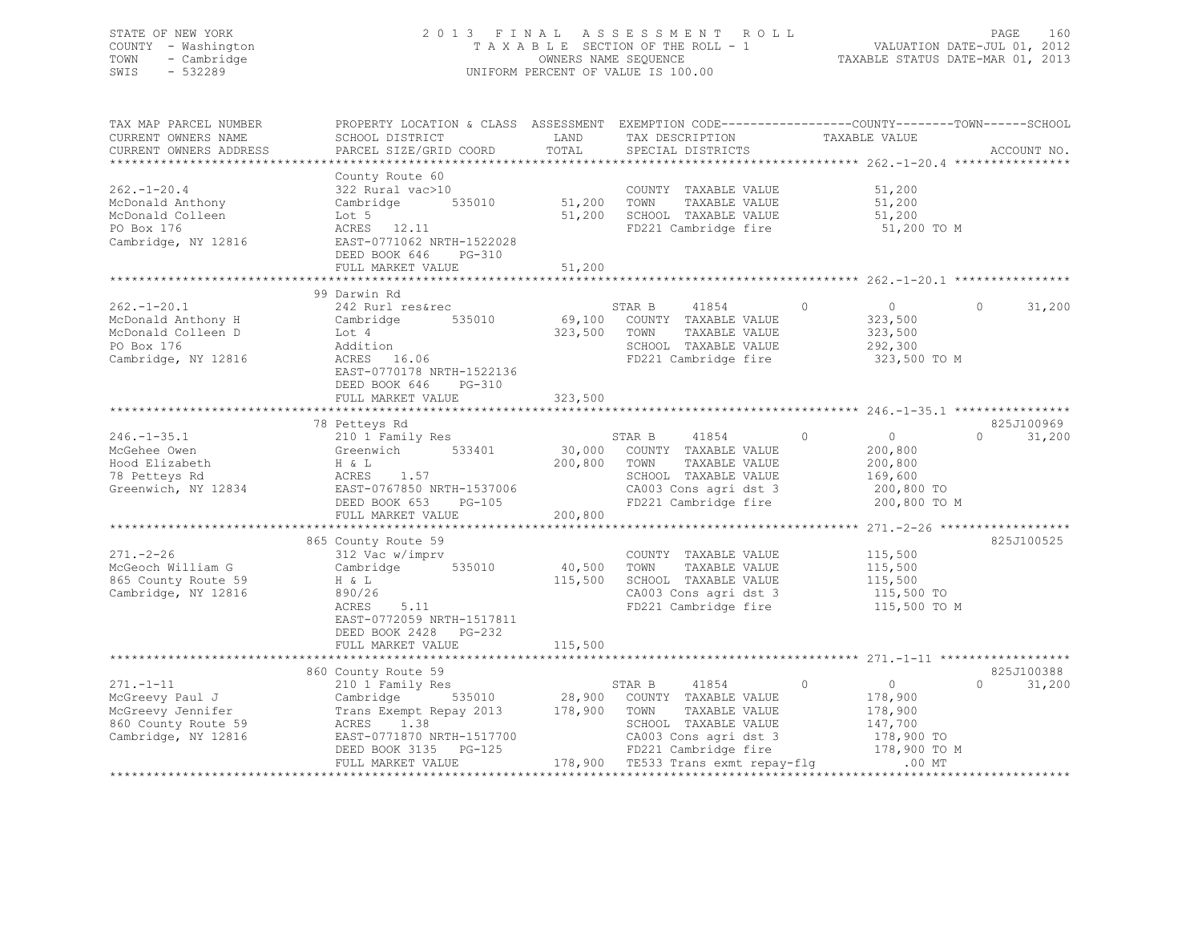STATE OF NEW YORK
COUNTY - Washington
TOWN - Cambridge
SWIS - 532289

2013 FINAL ASSESSMENT ROLL
TAXABLE SECTION OF THE ROLL - 1
OWNERS NAME SEQUENCE
UNIFORM PERCENT OF VALUE IS 100.00

VALUATION DATE-JUL 01, 2012
TAXABLE STATUS DATE-MAR 01, 2013

```
TAX MAP PARCEL NUMBER          PROPERTY LOCATION & CLASS  ASSESSMENT  EXEMPTION CODE------------------COUNTY--------TOWN------SCHOOL
CURRENT OWNERS NAME            SCHOOL DISTRICT             LAND        TAX DESCRIPTION              TAXABLE VALUE
CURRENT OWNERS ADDRESS         PARCEL SIZE/GRID COORD      TOTAL       SPECIAL DISTRICTS                                       ACCOUNT NO.
*********************************************************************************************** 262.-1-20.4 ****************
                               County Route 60
262.-1-20.4                    322 Rural vac>10                        COUNTY  TAXABLE VALUE          51,200
McDonald Anthony               Cambridge     535010       51,200      TOWN    TAXABLE VALUE          51,200
McDonald Colleen               Lot 5                      51,200      SCHOOL  TAXABLE VALUE          51,200
PO Box 176                     ACRES  12.11                            FD221 Cambridge fire            51,200 TO M
Cambridge, NY 12816            EAST-0771062 NRTH-1522028
                               DEED BOOK 646    PG-310
                               FULL MARKET VALUE          51,200
*********************************************************************************************** 262.-1-20.1 ****************
                               99 Darwin Rd
262.-1-20.1                    242 Rurl res&rec                        STAR B      41854        0          0           0      31,200
McDonald Anthony H             Cambridge     535010       69,100      COUNTY  TAXABLE VALUE         323,500
McDonald Colleen D             Lot 4                     323,500      TOWN    TAXABLE VALUE         323,500
PO Box 176                     Addition                                SCHOOL  TAXABLE VALUE         292,300
Cambridge, NY 12816            ACRES  16.06                            FD221 Cambridge fire           323,500 TO M
                               EAST-0770178 NRTH-1522136
                               DEED BOOK 646    PG-310
                               FULL MARKET VALUE         323,500
*********************************************************************************************** 246.-1-35.1 ****************
                               78 Petteys Rd                                                                           825J100969
246.-1-35.1                    210 1 Family Res                        STAR B      41854        0          0           0      31,200
McGehee Owen                   Greenwich     533401       30,000      COUNTY  TAXABLE VALUE         200,800
Hood Elizabeth                 H & L                     200,800      TOWN    TAXABLE VALUE         200,800
78 Petteys Rd                  ACRES   1.57                            SCHOOL  TAXABLE VALUE         169,600
Greenwich, NY 12834            EAST-0767850 NRTH-1537006               CA003 Cons agri dst 3          200,800 TO
                               DEED BOOK 653    PG-105                 FD221 Cambridge fire           200,800 TO M
                               FULL MARKET VALUE         200,800
*********************************************************************************************** 271.-2-26 ******************
                               865 County Route 59                                                                     825J100525
271.-2-26                      312 Vac w/imprv                         COUNTY  TAXABLE VALUE         115,500
McGeoch William G              Cambridge     535010       40,500      TOWN    TAXABLE VALUE         115,500
865 County Route 59            H & L                     115,500      SCHOOL  TAXABLE VALUE         115,500
Cambridge, NY 12816            890/26                                  CA003 Cons agri dst 3          115,500 TO
                               ACRES   5.11                            FD221 Cambridge fire           115,500 TO M
                               EAST-0772059 NRTH-1517811
                               DEED BOOK 2428   PG-232
                               FULL MARKET VALUE         115,500
*********************************************************************************************** 271.-1-11 ******************
                               860 County Route 59                                                                     825J100388
271.-1-11                      210 1 Family Res                        STAR B      41854        0          0           0      31,200
McGreevy Paul J                Cambridge     535010       28,900      COUNTY  TAXABLE VALUE         178,900
McGreevy Jennifer              Trans Exempt Repay 2013   178,900      TOWN    TAXABLE VALUE         178,900
860 County Route 59            ACRES   1.38                            SCHOOL  TAXABLE VALUE         147,700
Cambridge, NY 12816            EAST-0771870 NRTH-1517700               CA003 Cons agri dst 3          178,900 TO
                               DEED BOOK 3135   PG-125                 FD221 Cambridge fire           178,900 TO M
                               FULL MARKET VALUE         178,900      TE533 Trans exmt repay-flg          .00 MT
****************************************************************************************************************************
```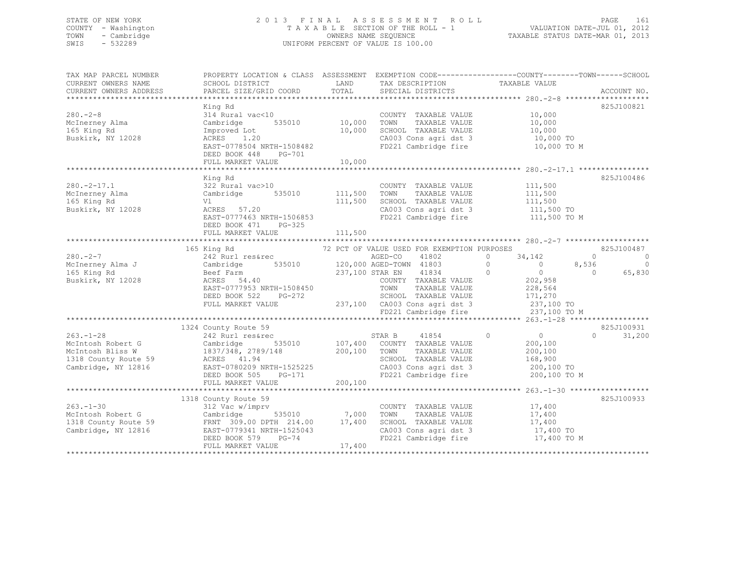STATE OF NEW YORK
COUNTY - Washington
TOWN - Cambridge
SWIS - 532289

2013 FINAL ASSESSMENT ROLL
TAXABLE SECTION OF THE ROLL - 1
OWNERS NAME SEQUENCE
UNIFORM PERCENT OF VALUE IS 100.00

VALUATION DATE-JUL 01, 2012
TAXABLE STATUS DATE-MAR 01, 2013

```
TAX MAP PARCEL NUMBER     PROPERTY LOCATION & CLASS  ASSESSMENT  EXEMPTION CODE------------------COUNTY--------TOWN------SCHOOL
CURRENT OWNERS NAME       SCHOOL DISTRICT               LAND      TAX DESCRIPTION            TAXABLE VALUE
CURRENT OWNERS ADDRESS    PARCEL SIZE/GRID COORD        TOTAL     SPECIAL DISTRICTS                                   ACCOUNT NO.
******************************************************************************************* 280.-2-8 *******************
                          King Rd                                                                                   825J100821
280.-2-8                  314 Rural vac<10                        COUNTY  TAXABLE VALUE          10,000
McInerney Alma            Cambridge      535010         10,000    TOWN    TAXABLE VALUE          10,000
165 King Rd               Improved Lot                  10,000    SCHOOL  TAXABLE VALUE          10,000
Buskirk, NY 12028         ACRES    1.20                           CA003 Cons agri dst 3          10,000 TO
                          EAST-0778504 NRTH-1508482               FD221 Cambridge fire           10,000 TO M
                          DEED BOOK 448    PG-701
                          FULL MARKET VALUE             10,000
******************************************************************************************* 280.-2-17.1 ****************
                          King Rd                                                                                   825J100486
280.-2-17.1               322 Rural vac>10                        COUNTY  TAXABLE VALUE         111,500
McInerney Alma            Cambridge      535010        111,500    TOWN    TAXABLE VALUE         111,500
165 King Rd               Vl                           111,500    SCHOOL  TAXABLE VALUE         111,500
Buskirk, NY 12028         ACRES   57.20                           CA003 Cons agri dst 3         111,500 TO
                          EAST-0777463 NRTH-1506853               FD221 Cambridge fire          111,500 TO M
                          DEED BOOK 471    PG-325
                          FULL MARKET VALUE            111,500
******************************************************************************************* 280.-2-7 *******************
                      165 King Rd                     72 PCT OF VALUE USED FOR EXEMPTION PURPOSES                   825J100487
280.-2-7                  242 Rurl res&rec                        AGED-CO     41802       0      34,142          0           0
McInerney Alma J          Cambridge      535010        120,000 AGED-TOWN  41803       0           0      8,536           0
165 King Rd               Beef Farm                    237,100 STAR EN    41834       0           0          0      65,830
Buskirk, NY 12028         ACRES   54.40                           COUNTY  TAXABLE VALUE         202,958
                          EAST-0777953 NRTH-1508450               TOWN    TAXABLE VALUE         228,564
                          DEED BOOK 522    PG-272                 SCHOOL  TAXABLE VALUE         171,270
                          FULL MARKET VALUE            237,100    CA003 Cons agri dst 3         237,100 TO
                                                                  FD221 Cambridge fire          237,100 TO M
******************************************************************************************* 263.-1-28 ******************
                     1324 County Route 59                                                                           825J100931
263.-1-28                 242 Rurl res&rec                        STAR B      41854       0           0          0      31,200
McIntosh Robert G         Cambridge      535010        107,400    COUNTY  TAXABLE VALUE         200,100
McIntosh Bliss W          1837/348, 2789/148           200,100    TOWN    TAXABLE VALUE         200,100
1318 County Route 59      ACRES   41.94                           SCHOOL  TAXABLE VALUE         168,900
Cambridge, NY 12816       EAST-0780209 NRTH-1525225               CA003 Cons agri dst 3         200,100 TO
                          DEED BOOK 505    PG-171                 FD221 Cambridge fire          200,100 TO M
                          FULL MARKET VALUE            200,100
******************************************************************************************* 263.-1-30 ******************
                     1318 County Route 59                                                                           825J100933
263.-1-30                 312 Vac w/imprv                         COUNTY  TAXABLE VALUE          17,400
McIntosh Robert G         Cambridge      535010          7,000    TOWN    TAXABLE VALUE          17,400
1318 County Route 59      FRNT 309.00 DPTH 214.00       17,400    SCHOOL  TAXABLE VALUE          17,400
Cambridge, NY 12816       EAST-0779341 NRTH-1525043               CA003 Cons agri dst 3          17,400 TO
                          DEED BOOK 579    PG-74                  FD221 Cambridge fire           17,400 TO M
                          FULL MARKET VALUE             17,400
**************************************************************************************************************************
```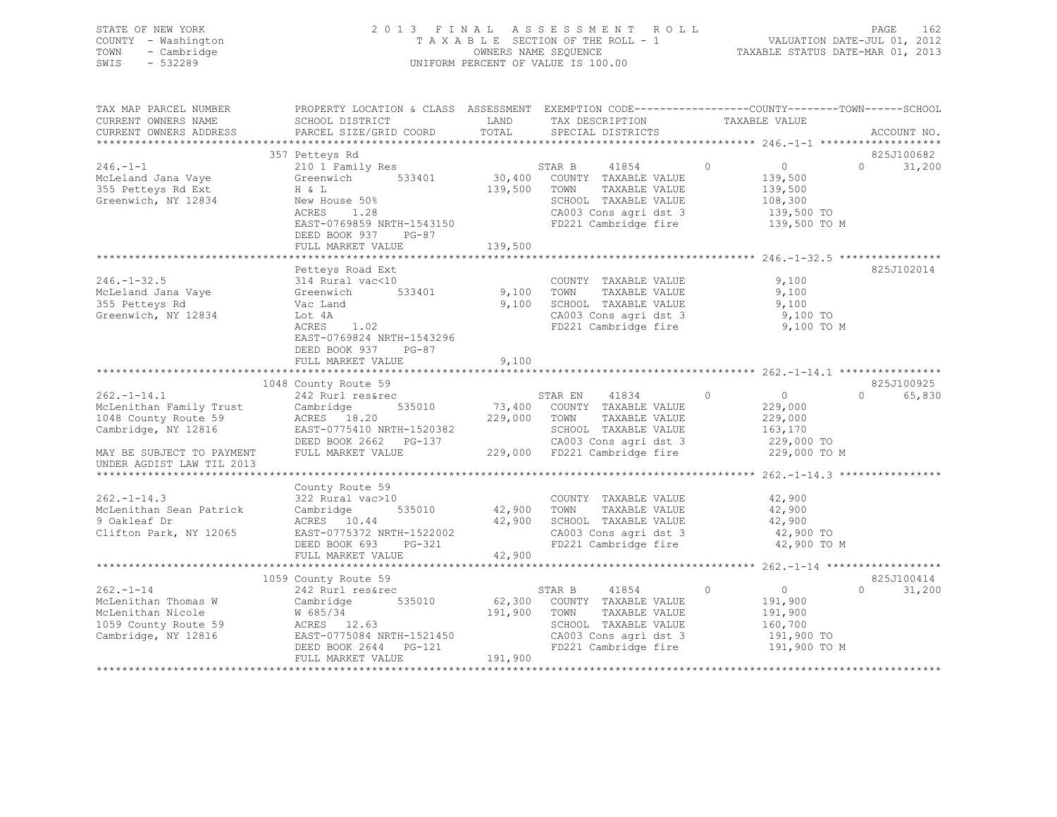STATE OF NEW YORK — 2013 FINAL ASSESSMENT ROLL
COUNTY - Washington — TAXABLE SECTION OF THE ROLL - 1 — VALUATION DATE-JUL 01, 2012
TOWN - Cambridge — OWNERS NAME SEQUENCE — TAXABLE STATUS DATE-MAR 01, 2013
SWIS - 532289 — UNIFORM PERCENT OF VALUE IS 100.00

| TAX MAP PARCEL NUMBER / CURRENT OWNERS NAME / CURRENT OWNERS ADDRESS | PROPERTY LOCATION & CLASS / SCHOOL DISTRICT / PARCEL SIZE/GRID COORD | ASSESSMENT LAND / TOTAL | EXEMPTION CODE / TAX DESCRIPTION / SPECIAL DISTRICTS | COUNTY / TOWN TAXABLE VALUE | SCHOOL | ACCOUNT NO. |
|---|---|---|---|---|---|---|
| | 357 Petteys Rd | | | | | 825J100682 |
| 246.-1-1 | 210 1 Family Res | | STAR B 41854 | 0 / 0 | 31,200 | |
| McLeland Jana Vaye | Greenwich 533401 | 30,400 | COUNTY TAXABLE VALUE | 139,500 | | |
| 355 Petteys Rd Ext | H & L | 139,500 | TOWN TAXABLE VALUE | 139,500 | | |
| Greenwich, NY 12834 | New House 50% | | SCHOOL TAXABLE VALUE | | 108,300 | |
| | ACRES 1.28 | | CA003 Cons agri dst 3 | 139,500 TO | | |
| | EAST-0769859 NRTH-1543150 | | FD221 Cambridge fire | 139,500 TO M | | |
| | DEED BOOK 937 PG-87 | | | | | |
| | FULL MARKET VALUE | 139,500 | | | | |
| | Petteys Road Ext | | | | | 825J102014 |
| 246.-1-32.5 | 314 Rural vac<10 | | COUNTY TAXABLE VALUE | 9,100 | | |
| McLeland Jana Vaye | Greenwich 533401 | 9,100 | TOWN TAXABLE VALUE | 9,100 | | |
| 355 Petteys Rd | Vac Land | 9,100 | SCHOOL TAXABLE VALUE | | 9,100 | |
| Greenwich, NY 12834 | Lot 4A | | CA003 Cons agri dst 3 | 9,100 TO | | |
| | ACRES 1.02 | | FD221 Cambridge fire | 9,100 TO M | | |
| | EAST-0769824 NRTH-1543296 | | | | | |
| | DEED BOOK 937 PG-87 | | | | | |
| | FULL MARKET VALUE | 9,100 | | | | |
| | 1048 County Route 59 | | | | | 825J100925 |
| 262.-1-14.1 | 242 Rurl res&rec | | STAR EN 41834 | 0 / 0 | 65,830 | |
| McLenithan Family Trust | Cambridge 535010 | 73,400 | COUNTY TAXABLE VALUE | 229,000 | | |
| 1048 County Route 59 | ACRES 18.20 | 229,000 | TOWN TAXABLE VALUE | 229,000 | | |
| Cambridge, NY 12816 | EAST-0775410 NRTH-1520382 | | SCHOOL TAXABLE VALUE | | 163,170 | |
| | DEED BOOK 2662 PG-137 | | CA003 Cons agri dst 3 | 229,000 TO | | |
| MAY BE SUBJECT TO PAYMENT | FULL MARKET VALUE | 229,000 | FD221 Cambridge fire | 229,000 TO M | | |
| UNDER AGDIST LAW TIL 2013 | | | | | | |
| | County Route 59 | | | | | |
| 262.-1-14.3 | 322 Rural vac>10 | | COUNTY TAXABLE VALUE | 42,900 | | |
| McLenithan Sean Patrick | Cambridge 535010 | 42,900 | TOWN TAXABLE VALUE | 42,900 | | |
| 9 Oakleaf Dr | ACRES 10.44 | 42,900 | SCHOOL TAXABLE VALUE | | 42,900 | |
| Clifton Park, NY 12065 | EAST-0775372 NRTH-1522002 | | CA003 Cons agri dst 3 | 42,900 TO | | |
| | DEED BOOK 693 PG-321 | | FD221 Cambridge fire | 42,900 TO M | | |
| | FULL MARKET VALUE | 42,900 | | | | |
| | 1059 County Route 59 | | | | | 825J100414 |
| 262.-1-14 | 242 Rurl res&rec | | STAR B 41854 | 0 / 0 | 31,200 | |
| McLenithan Thomas W | Cambridge 535010 | 62,300 | COUNTY TAXABLE VALUE | 191,900 | | |
| McLenithan Nicole | W 685/34 | 191,900 | TOWN TAXABLE VALUE | 191,900 | | |
| 1059 County Route 59 | ACRES 12.63 | | SCHOOL TAXABLE VALUE | | 160,700 | |
| Cambridge, NY 12816 | EAST-0775084 NRTH-1521450 | | CA003 Cons agri dst 3 | 191,900 TO | | |
| | DEED BOOK 2644 PG-121 | | FD221 Cambridge fire | 191,900 TO M | | |
| | FULL MARKET VALUE | 191,900 | | | | |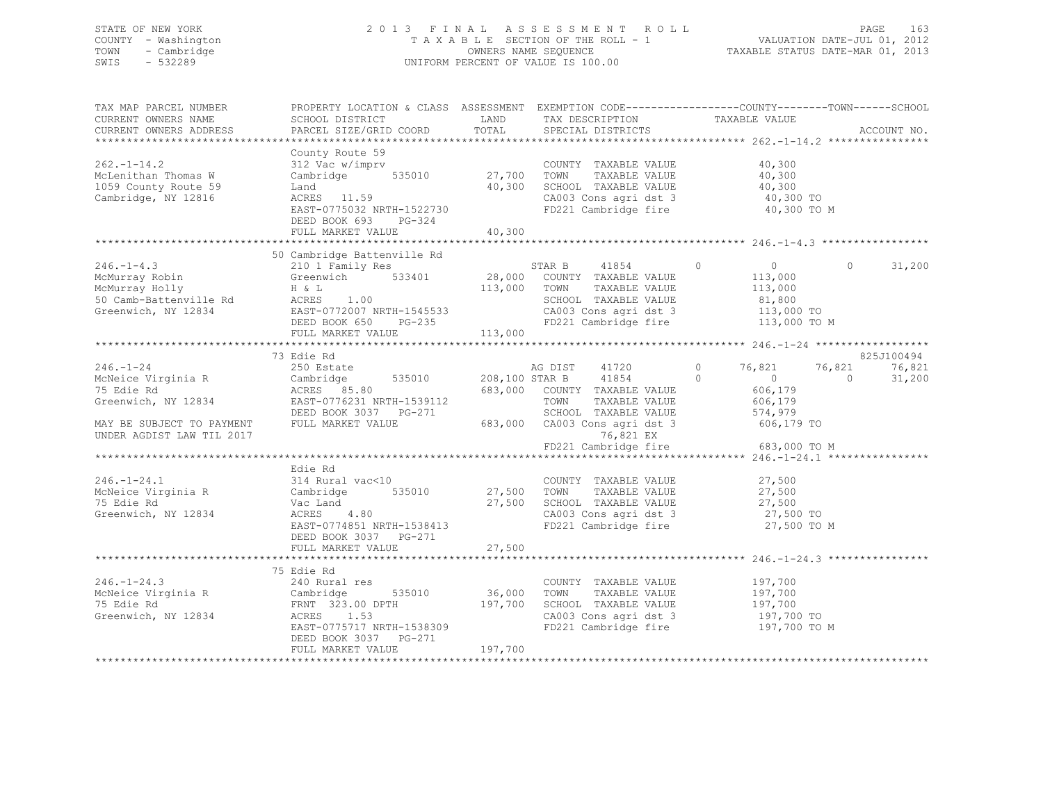STATE OF NEW YORK
COUNTY - Washington
TOWN - Cambridge
SWIS - 532289

2 0 1 3 F I N A L A S S E S S M E N T R O L L
T A X A B L E SECTION OF THE ROLL - 1
OWNERS NAME SEQUENCE
UNIFORM PERCENT OF VALUE IS 100.00

VALUATION DATE-JUL 01, 2012
TAXABLE STATUS DATE-MAR 01, 2013

```
TAX MAP PARCEL NUMBER     PROPERTY LOCATION & CLASS  ASSESSMENT  EXEMPTION CODE------------------COUNTY--------TOWN------SCHOOL
CURRENT OWNERS NAME       SCHOOL DISTRICT               LAND      TAX DESCRIPTION             TAXABLE VALUE
CURRENT OWNERS ADDRESS    PARCEL SIZE/GRID COORD        TOTAL     SPECIAL DISTRICTS                                       ACCOUNT NO.
******************************************************************************************************* 262.-1-14.2 ****************
                          County Route 59
262.-1-14.2               312 Vac w/imprv                          COUNTY  TAXABLE VALUE            40,300
McLenithan Thomas W       Cambridge        535010       27,700     TOWN    TAXABLE VALUE            40,300
1059 County Route 59      Land                          40,300     SCHOOL  TAXABLE VALUE            40,300
Cambridge, NY 12816       ACRES    11.59                           CA003 Cons agri dst 3             40,300 TO
                          EAST-0775032 NRTH-1522730                FD221 Cambridge fire              40,300 TO M
                          DEED BOOK 693    PG-324
                          FULL MARKET VALUE             40,300
******************************************************************************************************* 246.-1-4.3 *****************
                          50 Cambridge Battenville Rd
246.-1-4.3                210 1 Family Res                         STAR B     41854       0           0            0      31,200
McMurray Robin            Greenwich        533401       28,000     COUNTY  TAXABLE VALUE           113,000
McMurray Holly            H & L                        113,000     TOWN    TAXABLE VALUE           113,000
50 Camb-Battenville Rd    ACRES     1.00                           SCHOOL  TAXABLE VALUE            81,800
Greenwich, NY 12834       EAST-0772007 NRTH-1545533                CA003 Cons agri dst 3            113,000 TO
                          DEED BOOK 650    PG-235                  FD221 Cambridge fire             113,000 TO M
                          FULL MARKET VALUE            113,000
******************************************************************************************************* 246.-1-24 ******************
                          73 Edie Rd                                                                                825J100494
246.-1-24                 250 Estate                               AG DIST    41720       0      76,821       76,821      76,821
McNeice Virginia R        Cambridge        535010      208,100 STAR B     41854       0           0            0      31,200
75 Edie Rd                ACRES    85.80                683,000    COUNTY  TAXABLE VALUE           606,179
Greenwich, NY 12834       EAST-0776231 NRTH-1539112                TOWN    TAXABLE VALUE           606,179
                          DEED BOOK 3037   PG-271                  SCHOOL  TAXABLE VALUE           574,979
MAY BE SUBJECT TO PAYMENT FULL MARKET VALUE            683,000     CA003 Cons agri dst 3            606,179 TO
UNDER AGDIST LAW TIL 2017                                                 76,821 EX
                                                                   FD221 Cambridge fire             683,000 TO M
******************************************************************************************************* 246.-1-24.1 ****************
                          Edie Rd
246.-1-24.1               314 Rural vac<10                         COUNTY  TAXABLE VALUE            27,500
McNeice Virginia R        Cambridge        535010       27,500     TOWN    TAXABLE VALUE            27,500
75 Edie Rd                Vac Land                      27,500     SCHOOL  TAXABLE VALUE            27,500
Greenwich, NY 12834       ACRES     4.80                           CA003 Cons agri dst 3             27,500 TO
                          EAST-0774851 NRTH-1538413                FD221 Cambridge fire              27,500 TO M
                          DEED BOOK 3037   PG-271
                          FULL MARKET VALUE             27,500
******************************************************************************************************* 246.-1-24.3 ****************
                          75 Edie Rd
246.-1-24.3               240 Rural res                            COUNTY  TAXABLE VALUE           197,700
McNeice Virginia R        Cambridge        535010       36,000     TOWN    TAXABLE VALUE           197,700
75 Edie Rd                FRNT 323.00 DPTH             197,700     SCHOOL  TAXABLE VALUE           197,700
Greenwich, NY 12834       ACRES     1.53                           CA003 Cons agri dst 3            197,700 TO
                          EAST-0775717 NRTH-1538309                FD221 Cambridge fire             197,700 TO M
                          DEED BOOK 3037   PG-271
                          FULL MARKET VALUE            197,700
************************************************************************************************************************************
```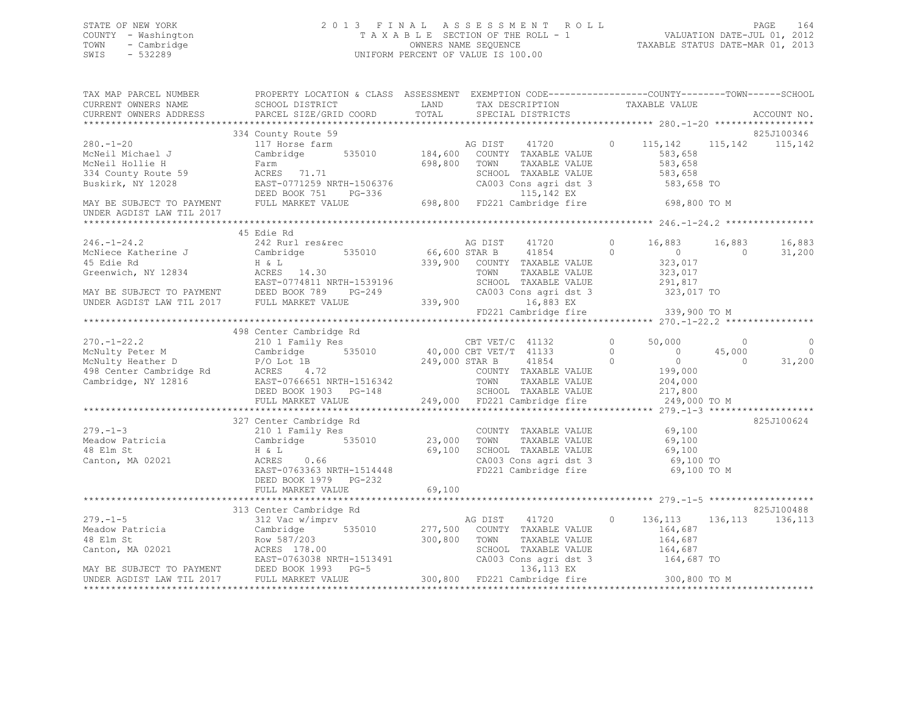STATE OF NEW YORK
COUNTY - Washington
TOWN - Cambridge
SWIS - 532289

2013 FINAL ASSESSMENT ROLL
TAXABLE SECTION OF THE ROLL - 1
OWNERS NAME SEQUENCE
UNIFORM PERCENT OF VALUE IS 100.00

VALUATION DATE-JUL 01, 2012
TAXABLE STATUS DATE-MAR 01, 2013

```
TAX MAP PARCEL NUMBER     PROPERTY LOCATION & CLASS  ASSESSMENT  EXEMPTION CODE-----------------COUNTY--------TOWN------SCHOOL
CURRENT OWNERS NAME       SCHOOL DISTRICT              LAND      TAX DESCRIPTION              TAXABLE VALUE
CURRENT OWNERS ADDRESS    PARCEL SIZE/GRID COORD       TOTAL     SPECIAL DISTRICTS                                      ACCOUNT NO.
******************************************************************************************************* 280.-1-20 ******************
                          334 County Route 59                                                                            825J100346
280.-1-20                 117 Horse farm                          AG DIST    41720         0    115,142    115,142    115,142
McNeil Michael J          Cambridge      535010       184,600     COUNTY  TAXABLE VALUE           583,658
McNeil Hollie H           Farm                        698,800     TOWN    TAXABLE VALUE           583,658
334 County Route 59       ACRES   71.71                           SCHOOL  TAXABLE VALUE           583,658
Buskirk, NY 12028         EAST-0771259 NRTH-1506376               CA003 Cons agri dst 3           583,658 TO
                          DEED BOOK 751    PG-336                        115,142 EX
MAY BE SUBJECT TO PAYMENT FULL MARKET VALUE           698,800     FD221 Cambridge fire           698,800 TO M
UNDER AGDIST LAW TIL 2017
******************************************************************************************************* 246.-1-24.2 ****************
                          45 Edie Rd
246.-1-24.2               242 Rurl res&rec                        AG DIST    41720         0     16,883     16,883     16,883
McNiece Katherine J       Cambridge      535010        66,600 STAR B     41854         0          0          0     31,200
45 Edie Rd                H & L                       339,900     COUNTY  TAXABLE VALUE           323,017
Greenwich, NY 12834       ACRES   14.30                           TOWN    TAXABLE VALUE           323,017
                          EAST-0774811 NRTH-1539196               SCHOOL  TAXABLE VALUE           291,817
MAY BE SUBJECT TO PAYMENT DEED BOOK 789    PG-249                 CA003 Cons agri dst 3           323,017 TO
UNDER AGDIST LAW TIL 2017 FULL MARKET VALUE           339,900            16,883 EX
                                                                  FD221 Cambridge fire           339,900 TO M
******************************************************************************************************* 270.-1-22.2 ****************
                          498 Center Cambridge Rd
270.-1-22.2               210 1 Family Res                        CBT VET/C  41132         0     50,000          0          0
McNulty Peter M           Cambridge      535010        40,000 CBT VET/T  41133         0          0     45,000          0
McNulty Heather D         P/O Lot 1B                  249,000 STAR B     41854         0          0          0     31,200
498 Center Cambridge Rd   ACRES    4.72                           COUNTY  TAXABLE VALUE           199,000
Cambridge, NY 12816       EAST-0766651 NRTH-1516342               TOWN    TAXABLE VALUE           204,000
                          DEED BOOK 1903   PG-148                 SCHOOL  TAXABLE VALUE           217,800
                          FULL MARKET VALUE           249,000     FD221 Cambridge fire           249,000 TO M
******************************************************************************************************* 279.-1-3 *******************
                          327 Center Cambridge Rd                                                                        825J100624
279.-1-3                  210 1 Family Res                        COUNTY  TAXABLE VALUE            69,100
Meadow Patricia           Cambridge      535010        23,000     TOWN    TAXABLE VALUE            69,100
48 Elm St                 H & L                        69,100     SCHOOL  TAXABLE VALUE            69,100
Canton, MA 02021          ACRES    0.66                           CA003 Cons agri dst 3            69,100 TO
                          EAST-0763363 NRTH-1514448               FD221 Cambridge fire            69,100 TO M
                          DEED BOOK 1979   PG-232
                          FULL MARKET VALUE            69,100
******************************************************************************************************* 279.-1-5 *******************
                          313 Center Cambridge Rd                                                                        825J100488
279.-1-5                  312 Vac w/imprv                         AG DIST    41720         0    136,113    136,113    136,113
Meadow Patricia           Cambridge      535010       277,500     COUNTY  TAXABLE VALUE           164,687
48 Elm St                 Row 587/203                 300,800     TOWN    TAXABLE VALUE           164,687
Canton, MA 02021          ACRES  178.00                           SCHOOL  TAXABLE VALUE           164,687
                          EAST-0763038 NRTH-1513491               CA003 Cons agri dst 3           164,687 TO
MAY BE SUBJECT TO PAYMENT DEED BOOK 1993   PG-5                          136,113 EX
UNDER AGDIST LAW TIL 2017 FULL MARKET VALUE           300,800     FD221 Cambridge fire           300,800 TO M
************************************************************************************************************************************
```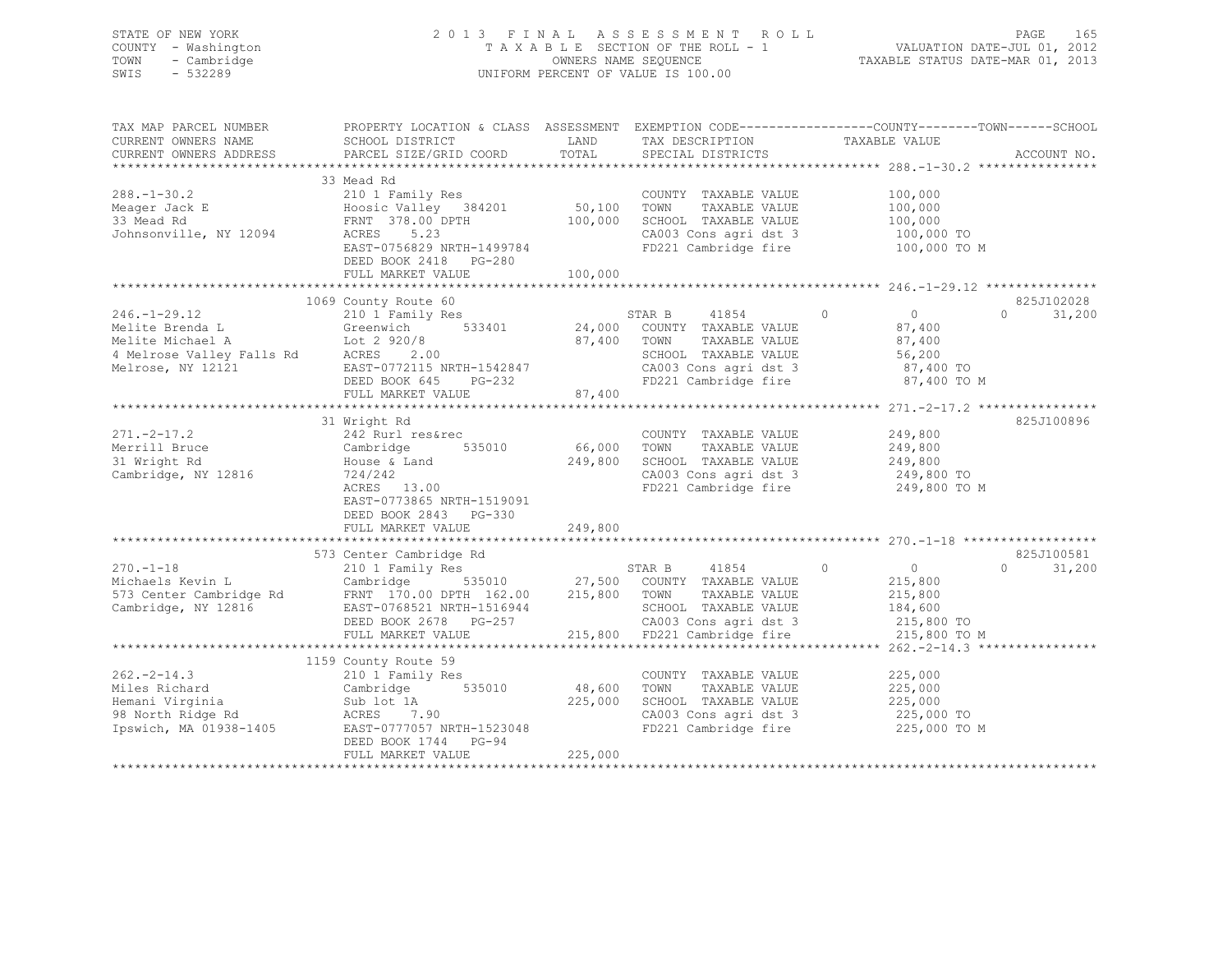STATE OF NEW YORK
COUNTY - Washington
TOWN - Cambridge
SWIS - 532289

# 2013 FINAL ASSESSMENT ROLL

TAXABLE SECTION OF THE ROLL - 1
OWNERS NAME SEQUENCE
UNIFORM PERCENT OF VALUE IS 100.00

VALUATION DATE-JUL 01, 2012
TAXABLE STATUS DATE-MAR 01, 2013

| TAX MAP PARCEL NUMBER / CURRENT OWNERS NAME / CURRENT OWNERS ADDRESS | PROPERTY LOCATION & CLASS / SCHOOL DISTRICT / PARCEL SIZE/GRID COORD | ASSESSMENT LAND | TOTAL | EXEMPTION CODE / TAX DESCRIPTION / SPECIAL DISTRICTS | COUNTY | TOWN | SCHOOL TAXABLE VALUE | ACCOUNT NO. |
|---|---|---|---|---|---|---|---|---|
| **288.-1-30.2** | 33 Mead Rd | | | | | | | |
| Meager Jack E | 210 1 Family Res | | | COUNTY TAXABLE VALUE | 100,000 | | | |
| 33 Mead Rd | Hoosic Valley 384201 | 50,100 | | TOWN TAXABLE VALUE | | 100,000 | | |
| Johnsonville, NY 12094 | FRNT 378.00 DPTH | | 100,000 | SCHOOL TAXABLE VALUE | | | 100,000 | |
| | ACRES 5.23 | | | CA003 Cons agri dst 3 | 100,000 TO | | | |
| | EAST-0756829 NRTH-1499784 | | | FD221 Cambridge fire | 100,000 TO M | | | |
| | DEED BOOK 2418 PG-280 | | | | | | | |
| | FULL MARKET VALUE | | 100,000 | | | | | |
| **246.-1-29.12** | 1069 County Route 60 | | | | | | | 825J102028 |
| Melite Brenda L | 210 1 Family Res | | | STAR B 41854 | 0 | 0 | 31,200 | |
| Melite Michael A | Greenwich 533401 | 24,000 | | COUNTY TAXABLE VALUE | 87,400 | | | |
| 4 Melrose Valley Falls Rd | Lot 2 920/8 | | 87,400 | TOWN TAXABLE VALUE | | 87,400 | | |
| Melrose, NY 12121 | ACRES 2.00 | | | SCHOOL TAXABLE VALUE | | | 56,200 | |
| | EAST-0772115 NRTH-1542847 | | | CA003 Cons agri dst 3 | 87,400 TO | | | |
| | DEED BOOK 645 PG-232 | | | FD221 Cambridge fire | 87,400 TO M | | | |
| | FULL MARKET VALUE | | 87,400 | | | | | |
| **271.-2-17.2** | 31 Wright Rd | | | | | | | 825J100896 |
| Merrill Bruce | 242 Rurl res&rec | | | COUNTY TAXABLE VALUE | 249,800 | | | |
| 31 Wright Rd | Cambridge 535010 | 66,000 | | TOWN TAXABLE VALUE | | 249,800 | | |
| Cambridge, NY 12816 | House & Land | | 249,800 | SCHOOL TAXABLE VALUE | | | 249,800 | |
| | 724/242 | | | CA003 Cons agri dst 3 | 249,800 TO | | | |
| | ACRES 13.00 | | | FD221 Cambridge fire | 249,800 TO M | | | |
| | EAST-0773865 NRTH-1519091 | | | | | | | |
| | DEED BOOK 2843 PG-330 | | | | | | | |
| | FULL MARKET VALUE | | 249,800 | | | | | |
| **270.-1-18** | 573 Center Cambridge Rd | | | | | | | 825J100581 |
| Michaels Kevin L | 210 1 Family Res | | | STAR B 41854 | 0 | 0 | 31,200 | |
| 573 Center Cambridge Rd | Cambridge 535010 | 27,500 | | COUNTY TAXABLE VALUE | 215,800 | | | |
| Cambridge, NY 12816 | FRNT 170.00 DPTH 162.00 | | 215,800 | TOWN TAXABLE VALUE | | 215,800 | | |
| | EAST-0768521 NRTH-1516944 | | | SCHOOL TAXABLE VALUE | | | 184,600 | |
| | DEED BOOK 2678 PG-257 | | | CA003 Cons agri dst 3 | 215,800 TO | | | |
| | FULL MARKET VALUE | | 215,800 | FD221 Cambridge fire | 215,800 TO M | | | |
| **262.-2-14.3** | 1159 County Route 59 | | | | | | | |
| Miles Richard | 210 1 Family Res | | | COUNTY TAXABLE VALUE | 225,000 | | | |
| Hemani Virginia | Cambridge 535010 | 48,600 | | TOWN TAXABLE VALUE | | 225,000 | | |
| 98 North Ridge Rd | Sub lot 1A | | 225,000 | SCHOOL TAXABLE VALUE | | | 225,000 | |
| Ipswich, MA 01938-1405 | ACRES 7.90 | | | CA003 Cons agri dst 3 | 225,000 TO | | | |
| | EAST-0777057 NRTH-1523048 | | | FD221 Cambridge fire | 225,000 TO M | | | |
| | DEED BOOK 1744 PG-94 | | | | | | | |
| | FULL MARKET VALUE | | 225,000 | | | | | |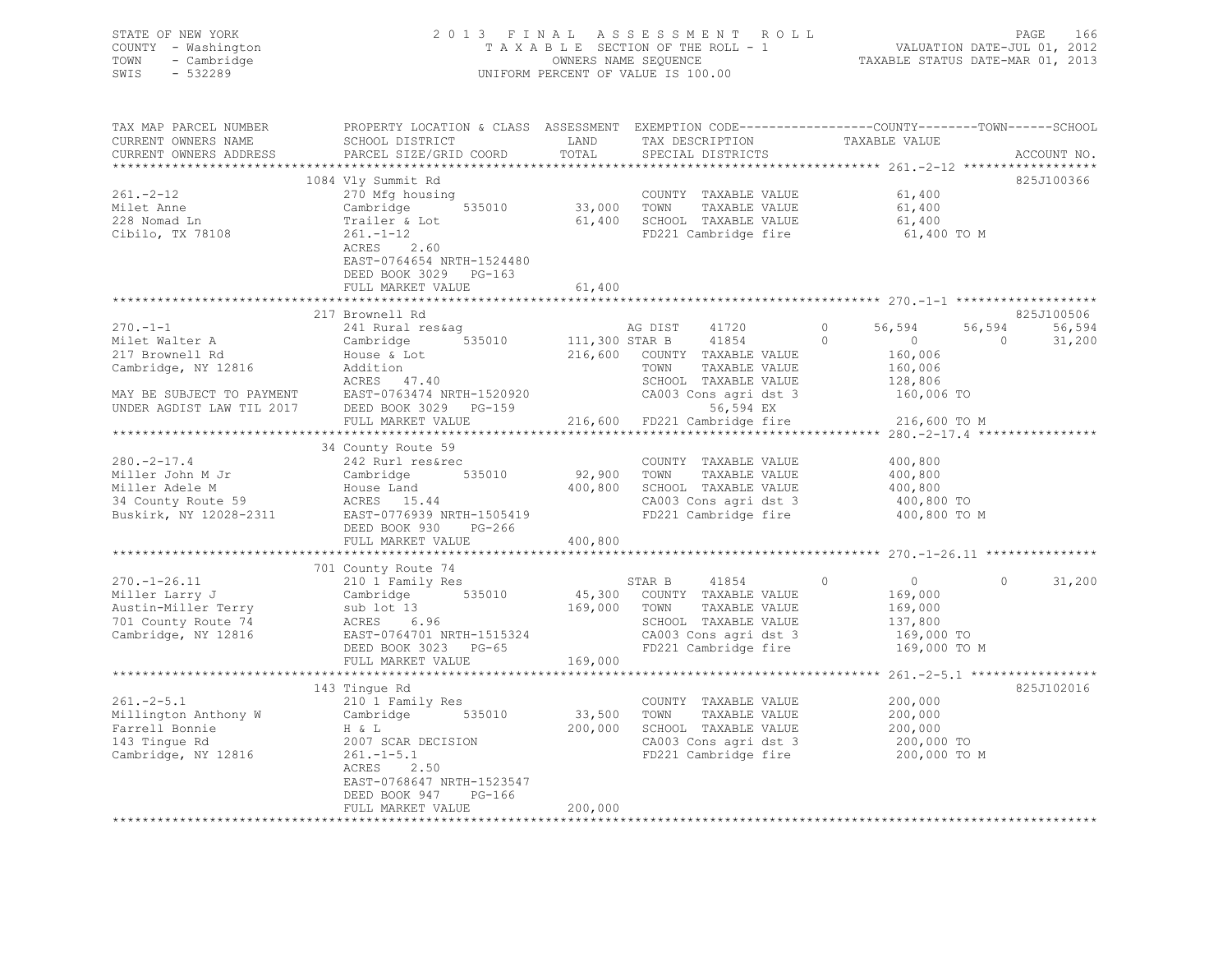STATE OF NEW YORK
COUNTY - Washington
TOWN - Cambridge
SWIS - 532289

2013 FINAL ASSESSMENT ROLL
TAXABLE SECTION OF THE ROLL - 1
OWNERS NAME SEQUENCE
UNIFORM PERCENT OF VALUE IS 100.00

VALUATION DATE-JUL 01, 2012
TAXABLE STATUS DATE-MAR 01, 2013

| TAX MAP PARCEL NUMBER / CURRENT OWNERS NAME / CURRENT OWNERS ADDRESS | PROPERTY LOCATION & CLASS / SCHOOL DISTRICT / PARCEL SIZE/GRID COORD | ASSESSMENT LAND / TOTAL | EXEMPTION CODE / TAX DESCRIPTION / SPECIAL DISTRICTS | COUNTY TAXABLE VALUE | TOWN | SCHOOL | ACCOUNT NO. |
|---|---|---|---|---|---|---|---|
| **261.-2-12** | 1084 Vly Summit Rd | | | | | | 825J100366 |
| Milet Anne | 270 Mfg housing | | COUNTY TAXABLE VALUE | 61,400 | | | |
| 228 Nomad Ln | Cambridge 535010 | 33,000 | TOWN TAXABLE VALUE | 61,400 | | | |
| Cibilo, TX 78108 | Trailer & Lot | 61,400 | SCHOOL TAXABLE VALUE | 61,400 | | | |
| | 261.-1-12 | | FD221 Cambridge fire | 61,400 TO M | | | |
| | ACRES 2.60 | | | | | | |
| | EAST-0764654 NRTH-1524480 | | | | | | |
| | DEED BOOK 3029 PG-163 | | | | | | |
| | FULL MARKET VALUE | 61,400 | | | | | |
| **270.-1-1** | 217 Brownell Rd | | | | | | 825J100506 |
| Milet Walter A | 241 Rural res&ag | | AG DIST 41720 0 | 56,594 | 56,594 | 56,594 | |
| 217 Brownell Rd | Cambridge 535010 | 111,300 | STAR B 41854 0 | 0 | 0 | 31,200 | |
| Cambridge, NY 12816 | House & Lot | 216,600 | COUNTY TAXABLE VALUE | 160,006 | | | |
| | Addition | | TOWN TAXABLE VALUE | 160,006 | | | |
| | ACRES 47.40 | | SCHOOL TAXABLE VALUE | 128,806 | | | |
| MAY BE SUBJECT TO PAYMENT | EAST-0763474 NRTH-1520920 | | CA003 Cons agri dst 3 | 160,006 TO | | | |
| UNDER AGDIST LAW TIL 2017 | DEED BOOK 3029 PG-159 | | 56,594 EX | | | | |
| | FULL MARKET VALUE | 216,600 | FD221 Cambridge fire | 216,600 TO M | | | |
| **280.-2-17.4** | 34 County Route 59 | | | | | | |
| Miller John M Jr | 242 Rurl res&rec | | COUNTY TAXABLE VALUE | 400,800 | | | |
| Miller Adele M | Cambridge 535010 | 92,900 | TOWN TAXABLE VALUE | 400,800 | | | |
| 34 County Route 59 | House Land | 400,800 | SCHOOL TAXABLE VALUE | 400,800 | | | |
| Buskirk, NY 12028-2311 | ACRES 15.44 | | CA003 Cons agri dst 3 | 400,800 TO | | | |
| | EAST-0776939 NRTH-1505419 | | FD221 Cambridge fire | 400,800 TO M | | | |
| | DEED BOOK 930 PG-266 | | | | | | |
| | FULL MARKET VALUE | 400,800 | | | | | |
| **270.-1-26.11** | 701 County Route 74 | | | | | | |
| Miller Larry J | 210 1 Family Res | | STAR B 41854 0 | 0 | 0 | 31,200 | |
| Austin-Miller Terry | Cambridge 535010 | 45,300 | COUNTY TAXABLE VALUE | 169,000 | | | |
| 701 County Route 74 | sub lot 13 | 169,000 | TOWN TAXABLE VALUE | 169,000 | | | |
| Cambridge, NY 12816 | ACRES 6.96 | | SCHOOL TAXABLE VALUE | 137,800 | | | |
| | EAST-0764701 NRTH-1515324 | | CA003 Cons agri dst 3 | 169,000 TO | | | |
| | DEED BOOK 3023 PG-65 | | FD221 Cambridge fire | 169,000 TO M | | | |
| | FULL MARKET VALUE | 169,000 | | | | | |
| **261.-2-5.1** | 143 Tingue Rd | | | | | | 825J102016 |
| Millington Anthony W | 210 1 Family Res | | COUNTY TAXABLE VALUE | 200,000 | | | |
| Farrell Bonnie | Cambridge 535010 | 33,500 | TOWN TAXABLE VALUE | 200,000 | | | |
| 143 Tingue Rd | H & L | 200,000 | SCHOOL TAXABLE VALUE | 200,000 | | | |
| Cambridge, NY 12816 | 2007 SCAR DECISION | | CA003 Cons agri dst 3 | 200,000 TO | | | |
| | 261.-1-5.1 | | FD221 Cambridge fire | 200,000 TO M | | | |
| | ACRES 2.50 | | | | | | |
| | EAST-0768647 NRTH-1523547 | | | | | | |
| | DEED BOOK 947 PG-166 | | | | | | |
| | FULL MARKET VALUE | 200,000 | | | | | |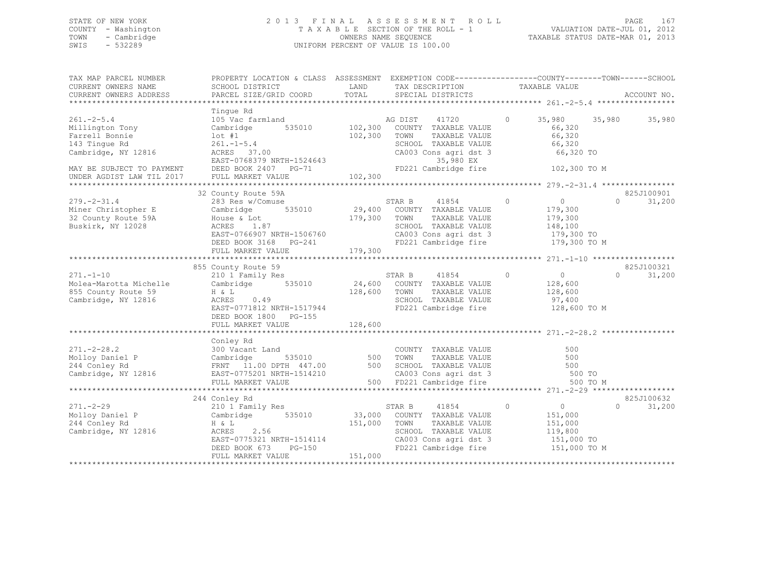STATE OF NEW YORK
COUNTY - Washington
TOWN - Cambridge
SWIS - 532289

# 2013 FINAL ASSESSMENT ROLL

TAXABLE SECTION OF THE ROLL - 1
OWNERS NAME SEQUENCE
UNIFORM PERCENT OF VALUE IS 100.00

VALUATION DATE-JUL 01, 2012
TAXABLE STATUS DATE-MAR 01, 2013

```
TAX MAP PARCEL NUMBER          PROPERTY LOCATION & CLASS  ASSESSMENT  EXEMPTION CODE------------------COUNTY--------TOWN------SCHOOL
CURRENT OWNERS NAME            SCHOOL DISTRICT               LAND      TAX DESCRIPTION            TAXABLE VALUE
CURRENT OWNERS ADDRESS         PARCEL SIZE/GRID COORD       TOTAL      SPECIAL DISTRICTS                                      ACCOUNT NO.
******************************************************************************************************* 261.-2-5.4 *****************
                               Tingue Rd
261.-2-5.4                     105 Vac farmland                     AG DIST     41720         0      35,980     35,980     35,980
Millington Tony                Cambridge       535010      102,300   COUNTY  TAXABLE VALUE             66,320
Farrell Bonnie                 lot #1                      102,300   TOWN    TAXABLE VALUE             66,320
143 Tingue Rd                  261.-1-5.4                            SCHOOL  TAXABLE VALUE             66,320
Cambridge, NY 12816            ACRES  37.00                          CA003 Cons agri dst 3              66,320 TO
                               EAST-0768379 NRTH-1524643                         35,980 EX
MAY BE SUBJECT TO PAYMENT      DEED BOOK 2407   PG-71                FD221 Cambridge fire             102,300 TO M
UNDER AGDIST LAW TIL 2017      FULL MARKET VALUE           102,300
******************************************************************************************************* 279.-2-31.4 ****************
                               32 County Route 59A                                                                     825J100901
279.-2-31.4                    283 Res w/Comuse                     STAR B      41854         0           0          0     31,200
Miner Christopher E            Cambridge       535010       29,400   COUNTY  TAXABLE VALUE            179,300
32 County Route 59A            House & Lot                 179,300   TOWN    TAXABLE VALUE            179,300
Buskirk, NY 12028              ACRES   1.87                          SCHOOL  TAXABLE VALUE            148,100
                               EAST-0766907 NRTH-1506760             CA003 Cons agri dst 3             179,300 TO
                               DEED BOOK 3168   PG-241               FD221 Cambridge fire             179,300 TO M
                               FULL MARKET VALUE           179,300
******************************************************************************************************* 271.-1-10 ******************
                               855 County Route 59                                                                     825J100321
271.-1-10                      210 1 Family Res                     STAR B      41854         0           0          0     31,200
Molea-Marotta Michelle         Cambridge       535010       24,600   COUNTY  TAXABLE VALUE            128,600
855 County Route 59            H & L                       128,600   TOWN    TAXABLE VALUE            128,600
Cambridge, NY 12816            ACRES   0.49                          SCHOOL  TAXABLE VALUE             97,400
                               EAST-0771812 NRTH-1517944             FD221 Cambridge fire             128,600 TO M
                               DEED BOOK 1800   PG-155
                               FULL MARKET VALUE           128,600
******************************************************************************************************* 271.-2-28.2 ****************
                               Conley Rd
271.-2-28.2                    300 Vacant Land                       COUNTY  TAXABLE VALUE                 500
Molloy Daniel P                Cambridge       535010          500   TOWN    TAXABLE VALUE                 500
244 Conley Rd                  FRNT  11.00 DPTH 447.00         500   SCHOOL  TAXABLE VALUE                 500
Cambridge, NY 12816            EAST-0775201 NRTH-1514210             CA003 Cons agri dst 3                 500 TO
                               FULL MARKET VALUE               500   FD221 Cambridge fire                  500 TO M
******************************************************************************************************* 271.-2-29 ******************
                               244 Conley Rd                                                                           825J100632
271.-2-29                      210 1 Family Res                     STAR B      41854         0           0          0     31,200
Molloy Daniel P                Cambridge       535010       33,000   COUNTY  TAXABLE VALUE            151,000
244 Conley Rd                  H & L                       151,000   TOWN    TAXABLE VALUE            151,000
Cambridge, NY 12816            ACRES   2.56                          SCHOOL  TAXABLE VALUE            119,800
                               EAST-0775321 NRTH-1514114             CA003 Cons agri dst 3             151,000 TO
                               DEED BOOK 673    PG-150               FD221 Cambridge fire             151,000 TO M
                               FULL MARKET VALUE           151,000
************************************************************************************************************************************
```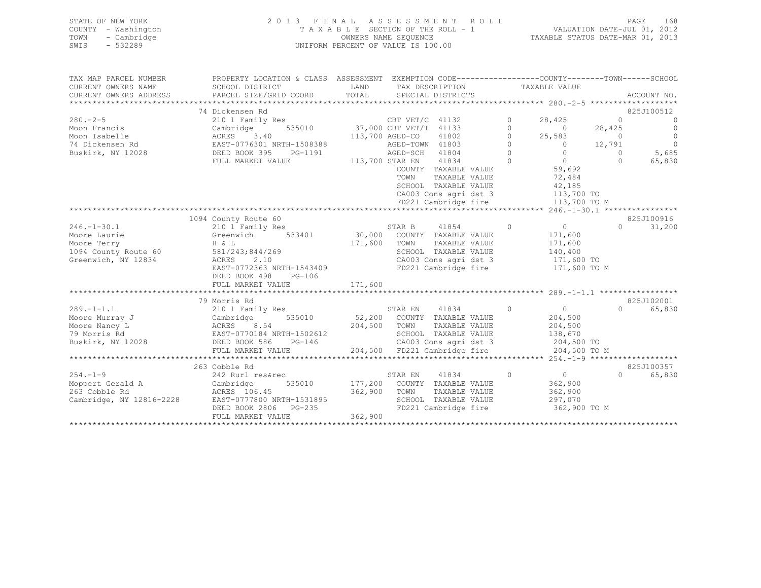STATE OF NEW YORK
COUNTY - Washington
TOWN - Cambridge
SWIS - 532289

2013 FINAL ASSESSMENT ROLL
TAXABLE SECTION OF THE ROLL - 1
OWNERS NAME SEQUENCE
UNIFORM PERCENT OF VALUE IS 100.00

VALUATION DATE-JUL 01, 2012
TAXABLE STATUS DATE-MAR 01, 2013

```
TAX MAP PARCEL NUMBER     PROPERTY LOCATION & CLASS  ASSESSMENT  EXEMPTION CODE-----------------COUNTY--------TOWN------SCHOOL
CURRENT OWNERS NAME       SCHOOL DISTRICT               LAND      TAX DESCRIPTION            TAXABLE VALUE
CURRENT OWNERS ADDRESS    PARCEL SIZE/GRID COORD       TOTAL      SPECIAL DISTRICTS                                    ACCOUNT NO.
******************************************************************************************************* 280.-2-5 *******************
                          74 Dickensen Rd                                                                               825J100512
280.-2-5                  210 1 Family Res                  CBT VET/C  41132          0     28,425         0             0
Moon Francis              Cambridge        535010    37,000 CBT VET/T  41133          0          0    28,425             0
Moon Isabelle             ACRES     3.40            113,700 AGED-CO    41802          0     25,583         0             0
74 Dickensen Rd           EAST-0776301 NRTH-1508388         AGED-TOWN  41803          0          0    12,791             0
Buskirk, NY 12028         DEED BOOK 395    PG-1191          AGED-SCH   41804          0          0         0         5,685
                          FULL MARKET VALUE         113,700 STAR EN    41834          0          0         0        65,830
                                                             COUNTY  TAXABLE VALUE             59,692
                                                             TOWN    TAXABLE VALUE             72,484
                                                             SCHOOL  TAXABLE VALUE             42,185
                                                             CA003 Cons agri dst 3            113,700 TO
                                                             FD221 Cambridge fire             113,700 TO M
******************************************************************************************************* 246.-1-30.1 ****************
                          1094 County Route 60                                                                          825J100916
246.-1-30.1               210 1 Family Res                  STAR B     41854          0          0         0        31,200
Moore Laurie              Greenwich        533401    30,000  COUNTY  TAXABLE VALUE            171,600
Moore Terry               H & L                     171,600  TOWN    TAXABLE VALUE            171,600
1094 County Route 60      581/243;844/269                    SCHOOL  TAXABLE VALUE            140,400
Greenwich, NY 12834       ACRES     2.10                     CA003 Cons agri dst 3            171,600 TO
                          EAST-0772363 NRTH-1543409          FD221 Cambridge fire             171,600 TO M
                          DEED BOOK 498    PG-106
                          FULL MARKET VALUE         171,600
******************************************************************************************************* 289.-1-1.1 *****************
                          79 Morris Rd                                                                                  825J102001
289.-1-1.1                210 1 Family Res                  STAR EN    41834          0          0         0        65,830
Moore Murray J            Cambridge        535010    52,200  COUNTY  TAXABLE VALUE            204,500
Moore Nancy L             ACRES     8.54            204,500  TOWN    TAXABLE VALUE            204,500
79 Morris Rd              EAST-0770184 NRTH-1502612          SCHOOL  TAXABLE VALUE            138,670
Buskirk, NY 12028         DEED BOOK 586    PG-146            CA003 Cons agri dst 3            204,500 TO
                          FULL MARKET VALUE         204,500  FD221 Cambridge fire             204,500 TO M
******************************************************************************************************* 254.-1-9 *******************
                          263 Cobble Rd                                                                                 825J100357
254.-1-9                  242 Rurl res&rec                  STAR EN    41834          0          0         0        65,830
Moppert Gerald A          Cambridge        535010   177,200  COUNTY  TAXABLE VALUE            362,900
263 Cobble Rd             ACRES   106.45            362,900  TOWN    TAXABLE VALUE            362,900
Cambridge, NY 12816-2228  EAST-0777800 NRTH-1531895          SCHOOL  TAXABLE VALUE            297,070
                          DEED BOOK 2806   PG-235            FD221 Cambridge fire             362,900 TO M
                          FULL MARKET VALUE         362,900
************************************************************************************************************************************
```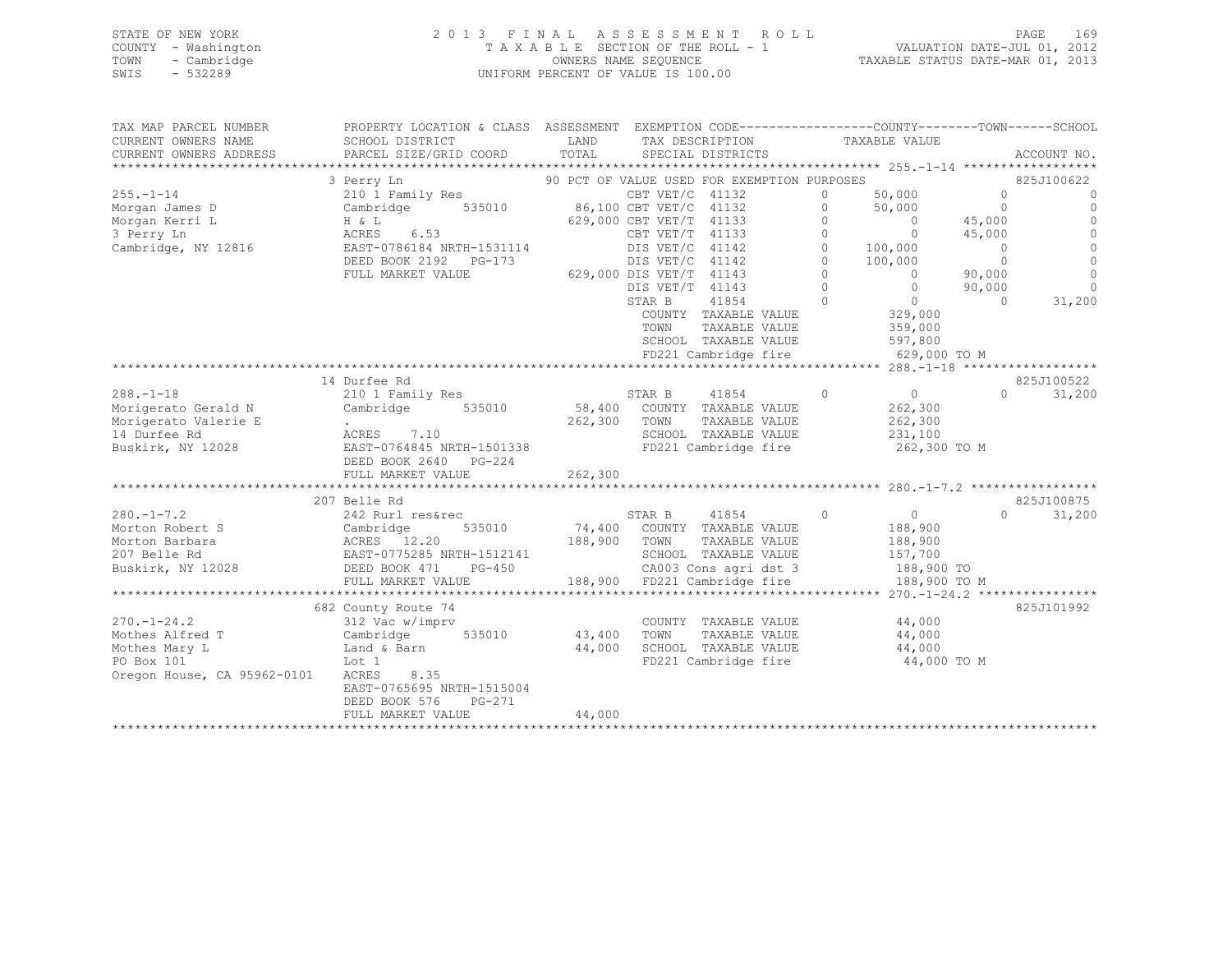STATE OF NEW YORK — COUNTY - Washington — TOWN - Cambridge — SWIS - 532289

# 2013 FINAL ASSESSMENT ROLL

TAXABLE SECTION OF THE ROLL - 1
OWNERS NAME SEQUENCE
UNIFORM PERCENT OF VALUE IS 100.00

VALUATION DATE-JUL 01, 2012
TAXABLE STATUS DATE-MAR 01, 2013

| TAX MAP PARCEL NUMBER / CURRENT OWNERS NAME / CURRENT OWNERS ADDRESS | PROPERTY LOCATION & CLASS / SCHOOL DISTRICT / PARCEL SIZE/GRID COORD | ASSESSMENT LAND / TOTAL | EXEMPTION CODE / TAX DESCRIPTION / SPECIAL DISTRICTS | | COUNTY TAXABLE VALUE | TOWN | SCHOOL | ACCOUNT NO. |
|---|---|---|---|---|---|---|---|---|
| **255.-1-14** | 3 Perry Ln | | 90 PCT OF VALUE USED FOR EXEMPTION PURPOSES | | | | | 825J100622 |
| Morgan James D | 210 1 Family Res | | CBT VET/C 41132 | 0 | 50,000 | 0 | 0 | |
| Morgan Kerri L | Cambridge 535010 | 86,100 | CBT VET/C 41132 | 0 | 50,000 | 0 | 0 | |
| 3 Perry Ln | H & L | 629,000 | CBT VET/T 41133 | 0 | 0 | 45,000 | 0 | |
| Cambridge, NY 12816 | ACRES 6.53 | | CBT VET/T 41133 | 0 | 0 | 45,000 | 0 | |
| | EAST-0786184 NRTH-1531114 | | DIS VET/C 41142 | 0 | 100,000 | 0 | 0 | |
| | DEED BOOK 2192 PG-173 | | DIS VET/C 41142 | 0 | 100,000 | 0 | 0 | |
| | FULL MARKET VALUE | 629,000 | DIS VET/T 41143 | 0 | 0 | 90,000 | 0 | |
| | | | DIS VET/T 41143 | 0 | 0 | 90,000 | 0 | |
| | | | STAR B 41854 | 0 | 0 | 0 | 31,200 | |
| | | | COUNTY TAXABLE VALUE | | 329,000 | | | |
| | | | TOWN TAXABLE VALUE | | 359,000 | | | |
| | | | SCHOOL TAXABLE VALUE | | 597,800 | | | |
| | | | FD221 Cambridge fire | | 629,000 TO M | | | |
| **288.-1-18** | 14 Durfee Rd | | | | | | | 825J100522 |
| Morigerato Gerald N | 210 1 Family Res | | STAR B 41854 | 0 | 0 | 0 | 31,200 | |
| Morigerato Valerie E | Cambridge 535010 | 58,400 | COUNTY TAXABLE VALUE | | 262,300 | | | |
| 14 Durfee Rd | . | 262,300 | TOWN TAXABLE VALUE | | 262,300 | | | |
| Buskirk, NY 12028 | ACRES 7.10 | | SCHOOL TAXABLE VALUE | | 231,100 | | | |
| | EAST-0764845 NRTH-1501338 | | FD221 Cambridge fire | | 262,300 TO M | | | |
| | DEED BOOK 2640 PG-224 | | | | | | | |
| | FULL MARKET VALUE | 262,300 | | | | | | |
| **280.-1-7.2** | 207 Belle Rd | | | | | | | 825J100875 |
| Morton Robert S | 242 Rurl res&rec | | STAR B 41854 | 0 | 0 | 0 | 31,200 | |
| Morton Barbara | Cambridge 535010 | 74,400 | COUNTY TAXABLE VALUE | | 188,900 | | | |
| 207 Belle Rd | ACRES 12.20 | 188,900 | TOWN TAXABLE VALUE | | 188,900 | | | |
| Buskirk, NY 12028 | EAST-0775285 NRTH-1512141 | | SCHOOL TAXABLE VALUE | | 157,700 | | | |
| | DEED BOOK 471 PG-450 | | CA003 Cons agri dst 3 | | 188,900 TO | | | |
| | FULL MARKET VALUE | 188,900 | FD221 Cambridge fire | | 188,900 TO M | | | |
| **270.-1-24.2** | 682 County Route 74 | | | | | | | 825J101992 |
| Mothes Alfred T | 312 Vac w/imprv | | COUNTY TAXABLE VALUE | | 44,000 | | | |
| Mothes Mary L | Cambridge 535010 | 43,400 | TOWN TAXABLE VALUE | | 44,000 | | | |
| PO Box 101 | Land & Barn | 44,000 | SCHOOL TAXABLE VALUE | | 44,000 | | | |
| Oregon House, CA 95962-0101 | Lot 1 | | FD221 Cambridge fire | | 44,000 TO M | | | |
| | ACRES 8.35 | | | | | | | |
| | EAST-0765695 NRTH-1515004 | | | | | | | |
| | DEED BOOK 576 PG-271 | | | | | | | |
| | FULL MARKET VALUE | 44,000 | | | | | | |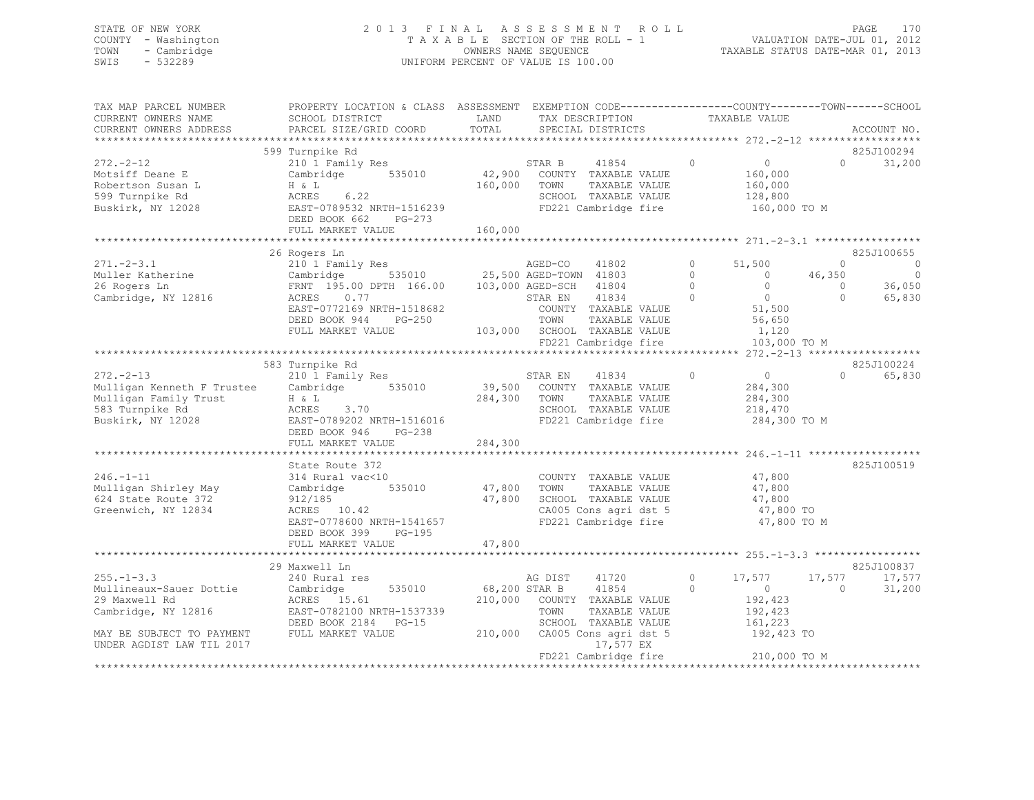STATE OF NEW YORK
COUNTY - Washington
TOWN - Cambridge
SWIS - 532289

2013 FINAL ASSESSMENT ROLL
TAXABLE SECTION OF THE ROLL - 1
OWNERS NAME SEQUENCE
UNIFORM PERCENT OF VALUE IS 100.00

VALUATION DATE-JUL 01, 2012
TAXABLE STATUS DATE-MAR 01, 2013

```
TAX MAP PARCEL NUMBER          PROPERTY LOCATION & CLASS  ASSESSMENT  EXEMPTION CODE------------------COUNTY--------TOWN------SCHOOL
CURRENT OWNERS NAME            SCHOOL DISTRICT               LAND      TAX DESCRIPTION            TAXABLE VALUE
CURRENT OWNERS ADDRESS         PARCEL SIZE/GRID COORD        TOTAL     SPECIAL DISTRICTS                                        ACCOUNT NO.
*********************************************************************************************** 272.-2-12 ******************
                               599 Turnpike Rd                                                                          825J100294
272.-2-12                      210 1 Family Res                    STAR B     41854          0          0             0     31,200
Motsiff Deane E                Cambridge        535010       42,900   COUNTY  TAXABLE VALUE           160,000
Robertson Susan L              H & L                        160,000   TOWN    TAXABLE VALUE           160,000
599 Turnpike Rd                ACRES     6.22                         SCHOOL  TAXABLE VALUE           128,800
Buskirk, NY 12028              EAST-0789532 NRTH-1516239              FD221 Cambridge fire             160,000 TO M
                               DEED BOOK 662     PG-273
                               FULL MARKET VALUE            160,000
*********************************************************************************************** 271.-2-3.1 *****************
                               26 Rogers Ln                                                                             825J100655
271.-2-3.1                     210 1 Family Res                    AGED-CO    41802          0     51,500             0          0
Muller Katherine               Cambridge        535010       25,500 AGED-TOWN 41803          0          0        46,350          0
26 Rogers Ln                   FRNT 195.00 DPTH 166.00      103,000 AGED-SCH  41804          0          0             0     36,050
Cambridge, NY 12816            ACRES     0.77                      STAR EN    41834          0          0             0     65,830
                               EAST-0772169 NRTH-1518682              COUNTY  TAXABLE VALUE            51,500
                               DEED BOOK 944     PG-250               TOWN    TAXABLE VALUE            56,650
                               FULL MARKET VALUE            103,000   SCHOOL  TAXABLE VALUE             1,120
                                                                      FD221 Cambridge fire             103,000 TO M
*********************************************************************************************** 272.-2-13 ******************
                               583 Turnpike Rd                                                                          825J100224
272.-2-13                      210 1 Family Res                    STAR EN    41834          0          0             0     65,830
Mulligan Kenneth F Trustee     Cambridge        535010       39,500   COUNTY  TAXABLE VALUE           284,300
Mulligan Family Trust          H & L                        284,300   TOWN    TAXABLE VALUE           284,300
583 Turnpike Rd                ACRES     3.70                         SCHOOL  TAXABLE VALUE           218,470
Buskirk, NY 12028              EAST-0789202 NRTH-1516016              FD221 Cambridge fire             284,300 TO M
                               DEED BOOK 946     PG-238
                               FULL MARKET VALUE            284,300
*********************************************************************************************** 246.-1-11 ******************
                               State Route 372                                                                          825J100519
246.-1-11                      314 Rural vac<10                       COUNTY  TAXABLE VALUE            47,800
Mulligan Shirley May           Cambridge        535010       47,800   TOWN    TAXABLE VALUE            47,800
624 State Route 372            912/185                       47,800   SCHOOL  TAXABLE VALUE            47,800
Greenwich, NY 12834            ACRES    10.42                         CA005 Cons agri dst 5             47,800 TO
                               EAST-0778600 NRTH-1541657              FD221 Cambridge fire              47,800 TO M
                               DEED BOOK 399     PG-195
                               FULL MARKET VALUE             47,800
*********************************************************************************************** 255.-1-3.3 *****************
                               29 Maxwell Ln                                                                            825J100837
255.-1-3.3                     240 Rural res                       AG DIST    41720          0     17,577        17,577     17,577
Mullineaux-Sauer Dottie        Cambridge        535010       68,200 STAR B    41854          0          0             0     31,200
29 Maxwell Rd                  ACRES    15.61               210,000   COUNTY  TAXABLE VALUE           192,423
Cambridge, NY 12816            EAST-0782100 NRTH-1537339              TOWN    TAXABLE VALUE           192,423
                               DEED BOOK 2184    PG-15                SCHOOL  TAXABLE VALUE           161,223
MAY BE SUBJECT TO PAYMENT      FULL MARKET VALUE            210,000   CA005 Cons agri dst 5            192,423 TO
UNDER AGDIST LAW TIL 2017                                                    17,577 EX
                                                                      FD221 Cambridge fire             210,000 TO M
******************************************************************************************************************************
```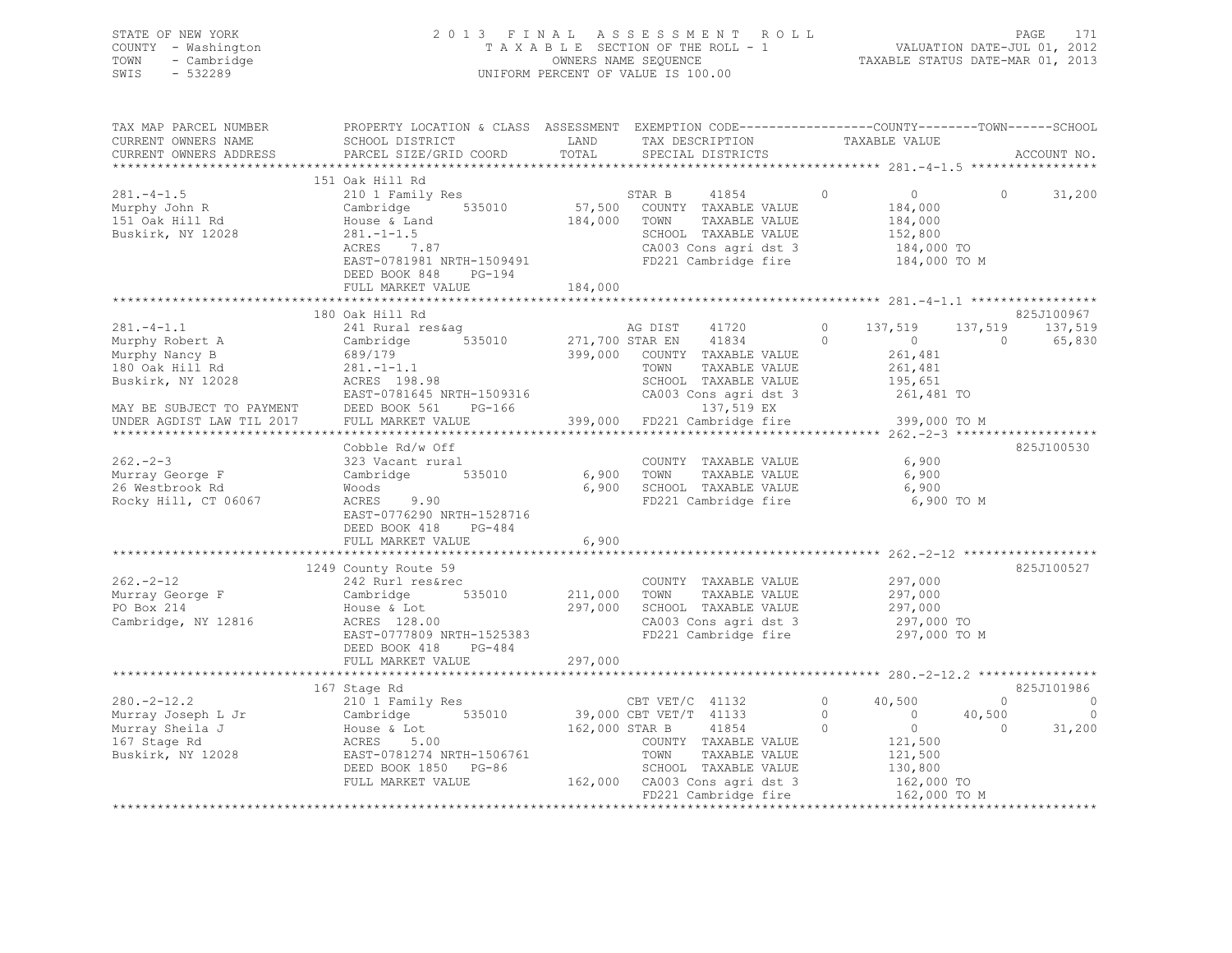STATE OF NEW YORK
COUNTY - Washington
TOWN - Cambridge
SWIS - 532289

2 0 1 3 F I N A L A S S E S S M E N T R O L L
T A X A B L E SECTION OF THE ROLL - 1
OWNERS NAME SEQUENCE
UNIFORM PERCENT OF VALUE IS 100.00

VALUATION DATE-JUL 01, 2012
TAXABLE STATUS DATE-MAR 01, 2013

```
TAX MAP PARCEL NUMBER     PROPERTY LOCATION & CLASS  ASSESSMENT  EXEMPTION CODE-----------------COUNTY--------TOWN------SCHOOL
CURRENT OWNERS NAME       SCHOOL DISTRICT               LAND      TAX DESCRIPTION            TAXABLE VALUE
CURRENT OWNERS ADDRESS    PARCEL SIZE/GRID COORD       TOTAL      SPECIAL DISTRICTS                                      ACCOUNT NO.
******************************************************************************************************* 281.-4-1.5 *****************
                          151 Oak Hill Rd
281.-4-1.5                210 1 Family Res                   STAR B    41854         0          0          0       31,200
Murphy John R             Cambridge      535010     57,500   COUNTY  TAXABLE VALUE        184,000
151 Oak Hill Rd           House & Land             184,000   TOWN    TAXABLE VALUE        184,000
Buskirk, NY 12028         281.-1-1.5                         SCHOOL  TAXABLE VALUE        152,800
                          ACRES    7.87                      CA003 Cons agri dst 3        184,000 TO
                          EAST-0781981 NRTH-1509491          FD221 Cambridge fire         184,000 TO M
                          DEED BOOK 848    PG-194
                          FULL MARKET VALUE        184,000
******************************************************************************************************* 281.-4-1.1 *****************
                          180 Oak Hill Rd                                                                        825J100967
281.-4-1.1                241 Rural res&ag                   AG DIST   41720         0    137,519    137,519    137,519
Murphy Robert A           Cambridge      535010    271,700 STAR EN     41834         0          0          0     65,830
Murphy Nancy B            689/179                  399,000   COUNTY  TAXABLE VALUE        261,481
180 Oak Hill Rd           281.-1-1.1                         TOWN    TAXABLE VALUE        261,481
Buskirk, NY 12028         ACRES  198.98                      SCHOOL  TAXABLE VALUE        195,651
                          EAST-0781645 NRTH-1509316          CA003 Cons agri dst 3        261,481 TO
MAY BE SUBJECT TO PAYMENT DEED BOOK 561    PG-166                  137,519 EX
UNDER AGDIST LAW TIL 2017 FULL MARKET VALUE        399,000   FD221 Cambridge fire         399,000 TO M
******************************************************************************************************* 262.-2-3 *******************
                          Cobble Rd/w Off                                                                        825J100530
262.-2-3                  323 Vacant rural                   COUNTY  TAXABLE VALUE          6,900
Murray George F           Cambridge      535010      6,900   TOWN    TAXABLE VALUE          6,900
26 Westbrook Rd           Woods                      6,900   SCHOOL  TAXABLE VALUE          6,900
Rocky Hill, CT 06067      ACRES    9.90                      FD221 Cambridge fire           6,900 TO M
                          EAST-0776290 NRTH-1528716
                          DEED BOOK 418    PG-484
                          FULL MARKET VALUE          6,900
******************************************************************************************************* 262.-2-12 ******************
                          1249 County Route 59                                                                   825J100527
262.-2-12                 242 Rurl res&rec                   COUNTY  TAXABLE VALUE        297,000
Murray George F           Cambridge      535010    211,000   TOWN    TAXABLE VALUE        297,000
PO Box 214                House & Lot              297,000   SCHOOL  TAXABLE VALUE        297,000
Cambridge, NY 12816       ACRES  128.00                      CA003 Cons agri dst 3        297,000 TO
                          EAST-0777809 NRTH-1525383          FD221 Cambridge fire         297,000 TO M
                          DEED BOOK 418    PG-484
                          FULL MARKET VALUE        297,000
******************************************************************************************************* 280.-2-12.2 ****************
                          167 Stage Rd                                                                           825J101986
280.-2-12.2               210 1 Family Res                   CBT VET/C 41132         0     40,500          0          0
Murray Joseph L Jr        Cambridge      535010     39,000 CBT VET/T 41133         0          0     40,500          0
Murray Sheila J           House & Lot              162,000 STAR B    41854         0          0          0     31,200
167 Stage Rd              ACRES    5.00                      COUNTY  TAXABLE VALUE        121,500
Buskirk, NY 12028         EAST-0781274 NRTH-1506761          TOWN    TAXABLE VALUE        121,500
                          DEED BOOK 1850   PG-86             SCHOOL  TAXABLE VALUE        130,800
                          FULL MARKET VALUE        162,000   CA003 Cons agri dst 3        162,000 TO
                                                             FD221 Cambridge fire         162,000 TO M
************************************************************************************************************************************
```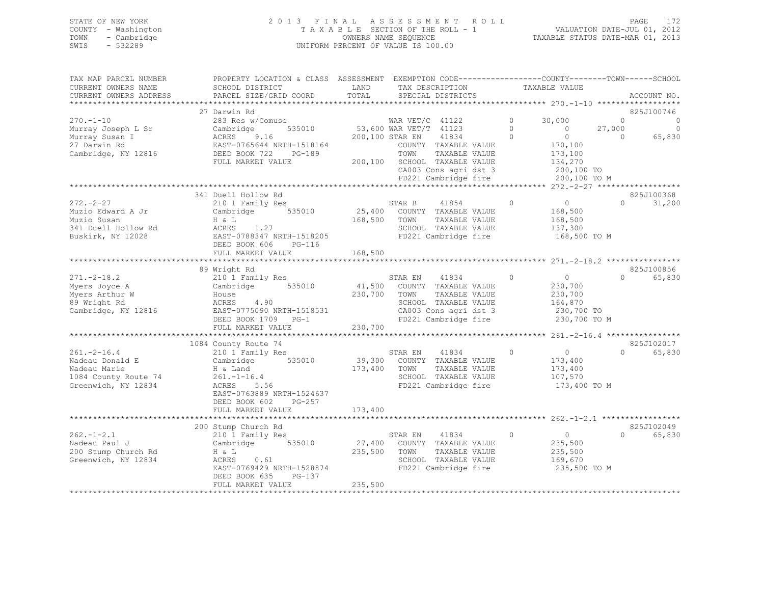STATE OF NEW YORK
COUNTY - Washington
TOWN - Cambridge
SWIS - 532289

2013 FINAL ASSESSMENT ROLL
TAXABLE SECTION OF THE ROLL - 1
OWNERS NAME SEQUENCE
UNIFORM PERCENT OF VALUE IS 100.00

VALUATION DATE-JUL 01, 2012
TAXABLE STATUS DATE-MAR 01, 2013

```
TAX MAP PARCEL NUMBER     PROPERTY LOCATION & CLASS  ASSESSMENT  EXEMPTION CODE-----------------COUNTY--------TOWN------SCHOOL
CURRENT OWNERS NAME       SCHOOL DISTRICT             LAND       TAX DESCRIPTION            TAXABLE VALUE
CURRENT OWNERS ADDRESS    PARCEL SIZE/GRID COORD      TOTAL      SPECIAL DISTRICTS                                        ACCOUNT NO.
******************************************************************************************************* 270.-1-10 ******************
                          27 Darwin Rd                                                                                     825J100746
270.-1-10                 283 Res w/Comuse                    WAR VET/C  41122          0      30,000          0          0
Murray Joseph L Sr        Cambridge      535010      53,600 WAR VET/T  41123          0           0     27,000          0
Murray Susan I            ACRES    9.16             200,100 STAR EN    41834          0           0          0     65,830
27 Darwin Rd              EAST-0765644 NRTH-1518164          COUNTY  TAXABLE VALUE          170,100
Cambridge, NY 12816       DEED BOOK 722    PG-189            TOWN    TAXABLE VALUE          173,100
                          FULL MARKET VALUE         200,100  SCHOOL  TAXABLE VALUE          134,270
                                                             CA003 Cons agri dst 3           200,100 TO
                                                             FD221 Cambridge fire            200,100 TO M
******************************************************************************************************* 272.-2-27 ******************
                          341 Duell Hollow Rd                                                                              825J100368
272.-2-27                 210 1 Family Res                    STAR B     41854          0           0          0     31,200
Muzio Edward A Jr         Cambridge      535010      25,400   COUNTY  TAXABLE VALUE          168,500
Muzio Susan               H & L                     168,500   TOWN    TAXABLE VALUE          168,500
341 Duell Hollow Rd       ACRES    1.27                       SCHOOL  TAXABLE VALUE          137,300
Buskirk, NY 12028         EAST-0788347 NRTH-1518205           FD221 Cambridge fire            168,500 TO M
                          DEED BOOK 606    PG-116
                          FULL MARKET VALUE         168,500
******************************************************************************************************* 271.-2-18.2 ****************
                          89 Wright Rd                                                                                     825J100856
271.-2-18.2               210 1 Family Res                    STAR EN    41834          0           0          0     65,830
Myers Joyce A             Cambridge      535010      41,500   COUNTY  TAXABLE VALUE          230,700
Myers Arthur W            House                     230,700   TOWN    TAXABLE VALUE          230,700
89 Wright Rd              ACRES    4.90                       SCHOOL  TAXABLE VALUE          164,870
Cambridge, NY 12816       EAST-0775090 NRTH-1518531           CA003 Cons agri dst 3           230,700 TO
                          DEED BOOK 1709   PG-1               FD221 Cambridge fire            230,700 TO M
                          FULL MARKET VALUE         230,700
******************************************************************************************************* 261.-2-16.4 ****************
                          1084 County Route 74                                                                             825J102017
261.-2-16.4               210 1 Family Res                    STAR EN    41834          0           0          0     65,830
Nadeau Donald E           Cambridge      535010      39,300   COUNTY  TAXABLE VALUE          173,400
Nadeau Marie              H & Land                  173,400   TOWN    TAXABLE VALUE          173,400
1084 County Route 74      261.-1-16.4                         SCHOOL  TAXABLE VALUE          107,570
Greenwich, NY 12834       ACRES    5.56                       FD221 Cambridge fire            173,400 TO M
                          EAST-0763889 NRTH-1524637
                          DEED BOOK 602    PG-257
                          FULL MARKET VALUE         173,400
******************************************************************************************************* 262.-1-2.1 *****************
                          200 Stump Church Rd                                                                              825J102049
262.-1-2.1                210 1 Family Res                    STAR EN    41834          0           0          0     65,830
Nadeau Paul J             Cambridge      535010      27,400   COUNTY  TAXABLE VALUE          235,500
200 Stump Church Rd       H & L                     235,500   TOWN    TAXABLE VALUE          235,500
Greenwich, NY 12834       ACRES    0.61                       SCHOOL  TAXABLE VALUE          169,670
                          EAST-0769429 NRTH-1528874           FD221 Cambridge fire            235,500 TO M
                          DEED BOOK 635    PG-137
                          FULL MARKET VALUE         235,500
************************************************************************************************************************************
```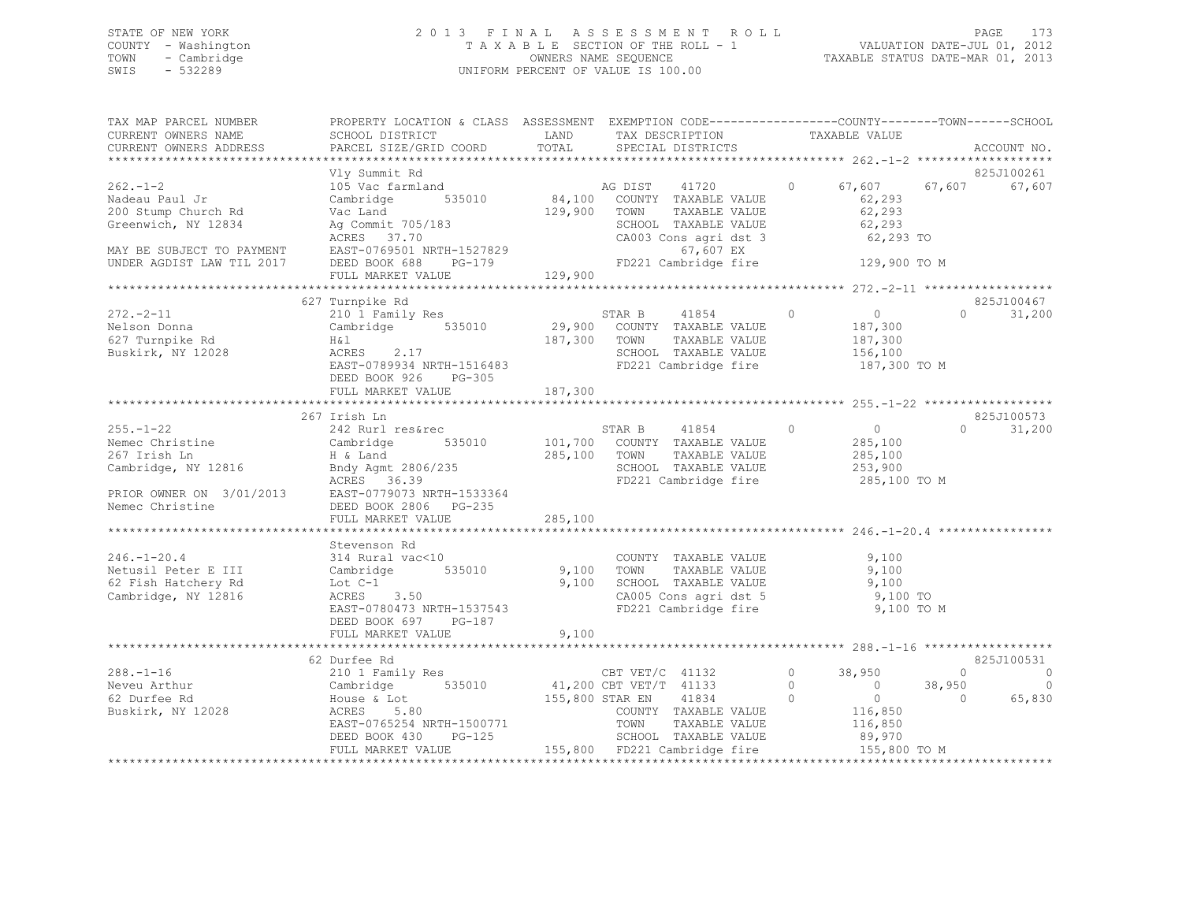STATE OF NEW YORK
COUNTY - Washington
TOWN - Cambridge
SWIS - 532289

2013 FINAL ASSESSMENT ROLL
TAXABLE SECTION OF THE ROLL - 1
OWNERS NAME SEQUENCE
UNIFORM PERCENT OF VALUE IS 100.00

VALUATION DATE-JUL 01, 2012
TAXABLE STATUS DATE-MAR 01, 2013

```
TAX MAP PARCEL NUMBER          PROPERTY LOCATION & CLASS  ASSESSMENT  EXEMPTION CODE------------------COUNTY--------TOWN------SCHOOL
CURRENT OWNERS NAME            SCHOOL DISTRICT               LAND      TAX DESCRIPTION            TAXABLE VALUE
CURRENT OWNERS ADDRESS         PARCEL SIZE/GRID COORD        TOTAL     SPECIAL DISTRICTS                                        ACCOUNT NO.
******************************************************************************************************* 262.-1-2 *******************
                               Vly Summit Rd                                                                               825J100261
262.-1-2                       105 Vac farmland                      AG DIST     41720        0     67,607     67,607     67,607
Nadeau Paul Jr                 Cambridge       535010        84,100  COUNTY  TAXABLE VALUE         62,293
200 Stump Church Rd            Vac Land                     129,900  TOWN    TAXABLE VALUE         62,293
Greenwich, NY 12834            Ag Commit 705/183                     SCHOOL  TAXABLE VALUE         62,293
                               ACRES   37.70                         CA003 Cons agri dst 3         62,293 TO
MAY BE SUBJECT TO PAYMENT      EAST-0769501 NRTH-1527829                   67,607 EX
UNDER AGDIST LAW TIL 2017      DEED BOOK 688    PG-179               FD221 Cambridge fire         129,900 TO M
                               FULL MARKET VALUE            129,900
******************************************************************************************************* 272.-2-11 ******************
                               627 Turnpike Rd                                                                             825J100467
272.-2-11                      210 1 Family Res                      STAR B      41854        0          0          0     31,200
Nelson Donna                   Cambridge       535010        29,900  COUNTY  TAXABLE VALUE        187,300
627 Turnpike Rd                H&l                          187,300  TOWN    TAXABLE VALUE        187,300
Buskirk, NY 12028              ACRES    2.17                         SCHOOL  TAXABLE VALUE        156,100
                               EAST-0789934 NRTH-1516483             FD221 Cambridge fire         187,300 TO M
                               DEED BOOK 926    PG-305
                               FULL MARKET VALUE            187,300
******************************************************************************************************* 255.-1-22 ******************
                               267 Irish Ln                                                                                825J100573
255.-1-22                      242 Rurl res&rec                      STAR B      41854        0          0          0     31,200
Nemec Christine                Cambridge       535010       101,700  COUNTY  TAXABLE VALUE        285,100
267 Irish Ln                   H & Land                     285,100  TOWN    TAXABLE VALUE        285,100
Cambridge, NY 12816            Bndy Agmt 2806/235                    SCHOOL  TAXABLE VALUE        253,900
                               ACRES   36.39                         FD221 Cambridge fire         285,100 TO M
PRIOR OWNER ON 3/01/2013       EAST-0779073 NRTH-1533364
Nemec Christine                DEED BOOK 2806   PG-235
                               FULL MARKET VALUE            285,100
******************************************************************************************************* 246.-1-20.4 ****************
                               Stevenson Rd
246.-1-20.4                    314 Rural vac<10                      COUNTY  TAXABLE VALUE          9,100
Netusil Peter E III            Cambridge       535010         9,100  TOWN    TAXABLE VALUE          9,100
62 Fish Hatchery Rd            Lot C-1                        9,100  SCHOOL  TAXABLE VALUE          9,100
Cambridge, NY 12816            ACRES    3.50                         CA005 Cons agri dst 5          9,100 TO
                               EAST-0780473 NRTH-1537543             FD221 Cambridge fire           9,100 TO M
                               DEED BOOK 697    PG-187
                               FULL MARKET VALUE              9,100
******************************************************************************************************* 288.-1-16 ******************
                               62 Durfee Rd                                                                                825J100531
288.-1-16                      210 1 Family Res                      CBT VET/C   41132        0     38,950          0          0
Neveu Arthur                   Cambridge       535010        41,200  CBT VET/T   41133        0          0     38,950          0
62 Durfee Rd                   House & Lot                  155,800  STAR EN     41834        0          0          0     65,830
Buskirk, NY 12028              ACRES    5.80                         COUNTY  TAXABLE VALUE        116,850
                               EAST-0765254 NRTH-1500771             TOWN    TAXABLE VALUE        116,850
                               DEED BOOK 430    PG-125               SCHOOL  TAXABLE VALUE         89,970
                               FULL MARKET VALUE            155,800  FD221 Cambridge fire         155,800 TO M
************************************************************************************************************************************
```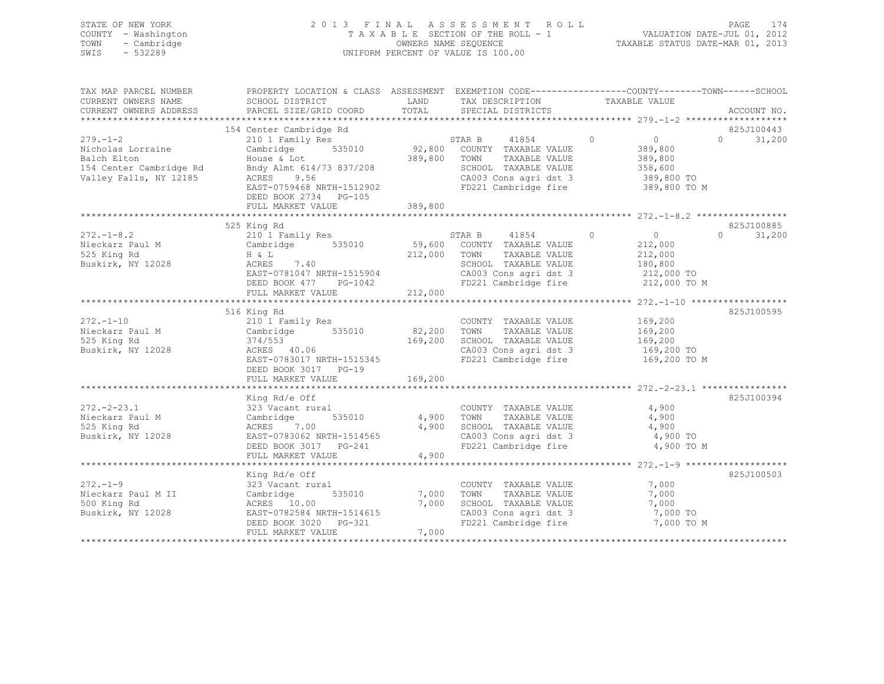STATE OF NEW YORK
COUNTY - Washington
TOWN - Cambridge
SWIS - 532289

2 0 1 3 F I N A L A S S E S S M E N T R O L L
T A X A B L E SECTION OF THE ROLL - 1
OWNERS NAME SEQUENCE
UNIFORM PERCENT OF VALUE IS 100.00

VALUATION DATE-JUL 01, 2012
TAXABLE STATUS DATE-MAR 01, 2013

```
TAX MAP PARCEL NUMBER      PROPERTY LOCATION & CLASS  ASSESSMENT  EXEMPTION CODE-----------------COUNTY--------TOWN------SCHOOL
CURRENT OWNERS NAME        SCHOOL DISTRICT              LAND      TAX DESCRIPTION              TAXABLE VALUE
CURRENT OWNERS ADDRESS     PARCEL SIZE/GRID COORD       TOTAL     SPECIAL DISTRICTS                                    ACCOUNT NO.
*********************************************************************************************** 279.-1-2 *******************
                           154 Center Cambridge Rd                                                                  825J100443
279.-1-2                   210 1 Family Res                       STAR B     41854         0          0          0     31,200
Nicholas Lorraine          Cambridge      535010      92,800    COUNTY  TAXABLE VALUE          389,800
Balch Elton                House & Lot               389,800    TOWN    TAXABLE VALUE          389,800
154 Center Cambridge Rd    Bndy Almt 614/73 837/208             SCHOOL  TAXABLE VALUE          358,600
Valley Falls, NY 12185     ACRES    9.56                        CA003 Cons agri dst 3          389,800 TO
                           EAST-0759468 NRTH-1512902            FD221 Cambridge fire           389,800 TO M
                           DEED BOOK 2734   PG-105
                           FULL MARKET VALUE         389,800
*********************************************************************************************** 272.-1-8.2 *****************
                           525 King Rd                                                                              825J100885
272.-1-8.2                 210 1 Family Res                       STAR B     41854         0          0          0     31,200
Nieckarz Paul M            Cambridge      535010      59,600    COUNTY  TAXABLE VALUE          212,000
525 King Rd                H & L                     212,000    TOWN    TAXABLE VALUE          212,000
Buskirk, NY 12028          ACRES    7.40                        SCHOOL  TAXABLE VALUE          180,800
                           EAST-0781047 NRTH-1515904            CA003 Cons agri dst 3          212,000 TO
                           DEED BOOK 477    PG-1042             FD221 Cambridge fire           212,000 TO M
                           FULL MARKET VALUE         212,000
*********************************************************************************************** 272.-1-10 ******************
                           516 King Rd                                                                              825J100595
272.-1-10                  210 1 Family Res                       COUNTY  TAXABLE VALUE          169,200
Nieckarz Paul M            Cambridge      535010      82,200    TOWN    TAXABLE VALUE          169,200
525 King Rd                374/553                   169,200    SCHOOL  TAXABLE VALUE          169,200
Buskirk, NY 12028          ACRES   40.06                        CA003 Cons agri dst 3          169,200 TO
                           EAST-0783017 NRTH-1515345            FD221 Cambridge fire           169,200 TO M
                           DEED BOOK 3017   PG-19
                           FULL MARKET VALUE         169,200
*********************************************************************************************** 272.-2-23.1 ****************
                           King Rd/e Off                                                                            825J100394
272.-2-23.1                323 Vacant rural                       COUNTY  TAXABLE VALUE            4,900
Nieckarz Paul M            Cambridge      535010       4,900    TOWN    TAXABLE VALUE            4,900
525 King Rd                ACRES    7.00               4,900    SCHOOL  TAXABLE VALUE            4,900
Buskirk, NY 12028          EAST-0783062 NRTH-1514565            CA003 Cons agri dst 3            4,900 TO
                           DEED BOOK 3017   PG-241              FD221 Cambridge fire             4,900 TO M
                           FULL MARKET VALUE           4,900
*********************************************************************************************** 272.-1-9 *******************
                           King Rd/e Off                                                                            825J100503
272.-1-9                   323 Vacant rural                       COUNTY  TAXABLE VALUE            7,000
Nieckarz Paul M II         Cambridge      535010       7,000    TOWN    TAXABLE VALUE            7,000
500 King Rd                ACRES   10.00               7,000    SCHOOL  TAXABLE VALUE            7,000
Buskirk, NY 12028          EAST-0782584 NRTH-1514615            CA003 Cons agri dst 3            7,000 TO
                           DEED BOOK 3020   PG-321              FD221 Cambridge fire             7,000 TO M
                           FULL MARKET VALUE           7,000
******************************************************************************************************************************
```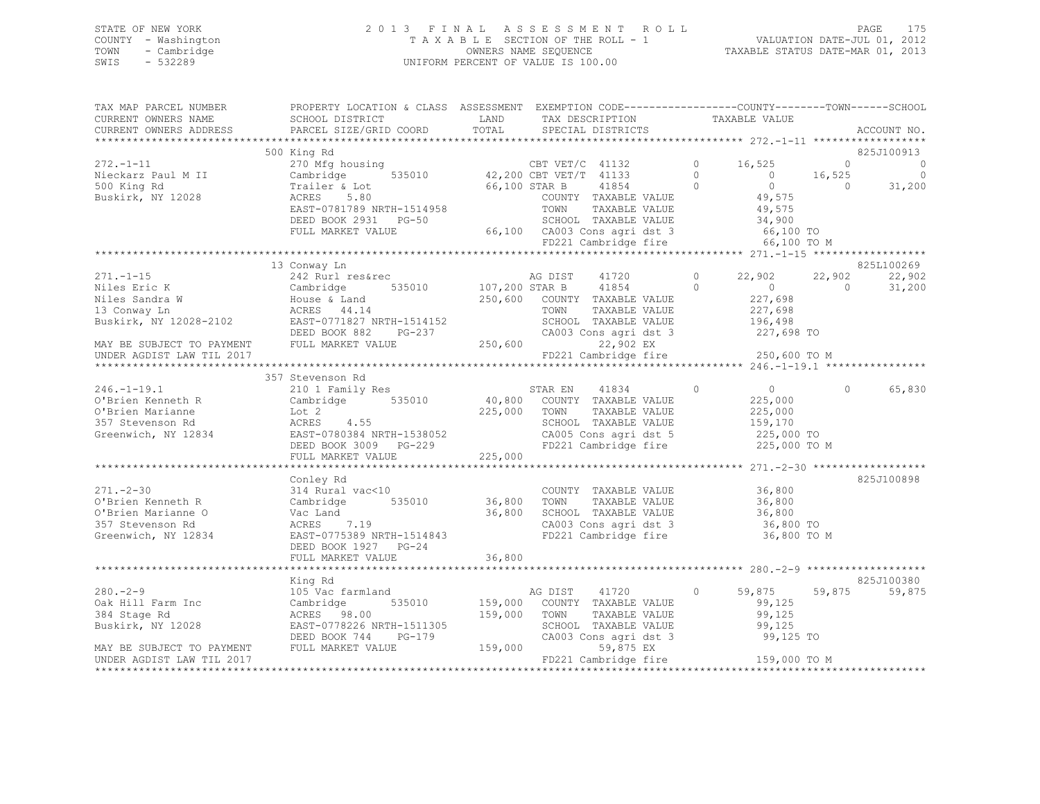STATE OF NEW YORK
COUNTY - Washington
TOWN - Cambridge
SWIS - 532289

2 0 1 3 F I N A L A S S E S S M E N T R O L L
T A X A B L E SECTION OF THE ROLL - 1
OWNERS NAME SEQUENCE
UNIFORM PERCENT OF VALUE IS 100.00

VALUATION DATE-JUL 01, 2012
TAXABLE STATUS DATE-MAR 01, 2013

```
TAX MAP PARCEL NUMBER          PROPERTY LOCATION & CLASS  ASSESSMENT  EXEMPTION CODE-----------------COUNTY--------TOWN------SCHOOL
CURRENT OWNERS NAME            SCHOOL DISTRICT               LAND      TAX DESCRIPTION            TAXABLE VALUE
CURRENT OWNERS ADDRESS         PARCEL SIZE/GRID COORD        TOTAL     SPECIAL DISTRICTS                                    ACCOUNT NO.
*********************************************************************************************** 272.-1-11 ******************
                               500 King Rd                                                                            825J100913
272.-1-11                      270 Mfg housing                      CBT VET/C  41132         0      16,525          0            0
Nieckarz Paul M II             Cambridge       535010      42,200 CBT VET/T  41133         0           0     16,525            0
500 King Rd                    Trailer & Lot               66,100 STAR B     41854         0           0          0       31,200
Buskirk, NY 12028              ACRES    5.80                      COUNTY  TAXABLE VALUE            49,575
                               EAST-0781789 NRTH-1514958          TOWN    TAXABLE VALUE            49,575
                               DEED BOOK 2931   PG-50             SCHOOL  TAXABLE VALUE            34,900
                               FULL MARKET VALUE            66,100 CA003 Cons agri dst 3            66,100 TO
                                                                  FD221 Cambridge fire             66,100 TO M
*********************************************************************************************** 271.-1-15 ******************
                               13 Conway Ln                                                                           825L100269
271.-1-15                      242 Rurl res&rec                     AG DIST    41720         0      22,902     22,902       22,902
Niles Eric K                   Cambridge       535010     107,200 STAR B     41854         0           0          0       31,200
Niles Sandra W                 House & Land               250,600   COUNTY  TAXABLE VALUE           227,698
13 Conway Ln                   ACRES   44.14                        TOWN    TAXABLE VALUE           227,698
Buskirk, NY 12028-2102         EAST-0771827 NRTH-1514152            SCHOOL  TAXABLE VALUE           196,498
                               DEED BOOK 882    PG-237              CA003 Cons agri dst 3           227,698 TO
MAY BE SUBJECT TO PAYMENT      FULL MARKET VALUE          250,600        22,902 EX
UNDER AGDIST LAW TIL 2017                                           FD221 Cambridge fire            250,600 TO M
*********************************************************************************************** 246.-1-19.1 ****************
                               357 Stevenson Rd
246.-1-19.1                    210 1 Family Res                     STAR EN    41834         0           0          0       65,830
O'Brien Kenneth R              Cambridge       535010      40,800   COUNTY  TAXABLE VALUE           225,000
O'Brien Marianne               Lot 2                      225,000   TOWN    TAXABLE VALUE           225,000
357 Stevenson Rd               ACRES    4.55                        SCHOOL  TAXABLE VALUE           159,170
Greenwich, NY 12834            EAST-0780384 NRTH-1538052            CA005 Cons agri dst 5           225,000 TO
                               DEED BOOK 3009   PG-229              FD221 Cambridge fire            225,000 TO M
                               FULL MARKET VALUE          225,000
*********************************************************************************************** 271.-2-30 ******************
                               Conley Rd                                                                              825J100898
271.-2-30                      314 Rural vac<10                     COUNTY  TAXABLE VALUE            36,800
O'Brien Kenneth R              Cambridge       535010      36,800   TOWN    TAXABLE VALUE            36,800
O'Brien Marianne O             Vac Land                    36,800   SCHOOL  TAXABLE VALUE            36,800
357 Stevenson Rd               ACRES    7.19                        CA003 Cons agri dst 3            36,800 TO
Greenwich, NY 12834            EAST-0775389 NRTH-1514843            FD221 Cambridge fire             36,800 TO M
                               DEED BOOK 1927   PG-24
                               FULL MARKET VALUE           36,800
*********************************************************************************************** 280.-2-9 *******************
                               King Rd                                                                                825J100380
280.-2-9                       105 Vac farmland                     AG DIST    41720         0      59,875     59,875       59,875
Oak Hill Farm Inc              Cambridge       535010     159,000   COUNTY  TAXABLE VALUE            99,125
384 Stage Rd                   ACRES   98.00              159,000   TOWN    TAXABLE VALUE            99,125
Buskirk, NY 12028              EAST-0778226 NRTH-1511305            SCHOOL  TAXABLE VALUE            99,125
                               DEED BOOK 744    PG-179              CA003 Cons agri dst 3            99,125 TO
MAY BE SUBJECT TO PAYMENT      FULL MARKET VALUE          159,000        59,875 EX
UNDER AGDIST LAW TIL 2017                                           FD221 Cambridge fire            159,000 TO M
****************************************************************************************************************************
```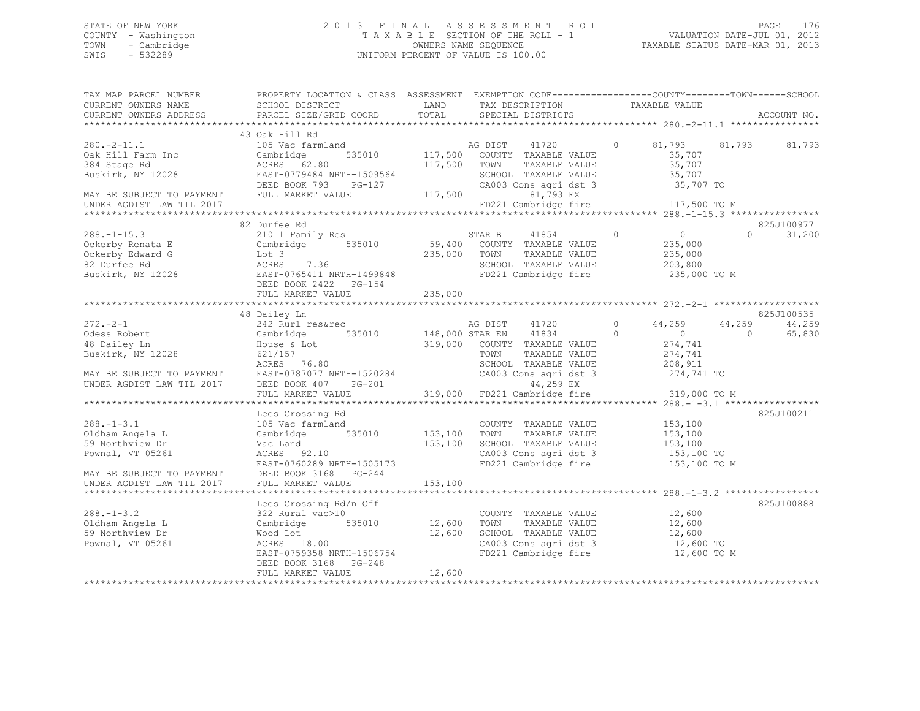STATE OF NEW YORK
COUNTY - Washington
TOWN - Cambridge
SWIS - 532289

# 2013 FINAL ASSESSMENT ROLL

TAXABLE SECTION OF THE ROLL - 1
OWNERS NAME SEQUENCE
UNIFORM PERCENT OF VALUE IS 100.00

VALUATION DATE-JUL 01, 2012
TAXABLE STATUS DATE-MAR 01, 2013

```
TAX MAP PARCEL NUMBER          PROPERTY LOCATION & CLASS  ASSESSMENT  EXEMPTION CODE------------------COUNTY--------TOWN------SCHOOL
CURRENT OWNERS NAME            SCHOOL DISTRICT              LAND       TAX DESCRIPTION                TAXABLE VALUE
CURRENT OWNERS ADDRESS         PARCEL SIZE/GRID COORD       TOTAL      SPECIAL DISTRICTS                                        ACCOUNT NO.
******************************************************************************************************* 280.-2-11.1 ****************
                               43 Oak Hill Rd
280.-2-11.1                    105 Vac farmland                      AG DIST    41720          0       81,793      81,793      81,793
Oak Hill Farm Inc              Cambridge       535010      117,500   COUNTY  TAXABLE VALUE              35,707
384 Stage Rd                   ACRES  62.80               117,500   TOWN    TAXABLE VALUE              35,707
Buskirk, NY 12028              EAST-0779484 NRTH-1509564             SCHOOL  TAXABLE VALUE              35,707
                               DEED BOOK 793    PG-127               CA003 Cons agri dst 3              35,707 TO
MAY BE SUBJECT TO PAYMENT      FULL MARKET VALUE           117,500           81,793 EX
UNDER AGDIST LAW TIL 2017                                            FD221 Cambridge fire              117,500 TO M
******************************************************************************************************* 288.-1-15.3 ****************
                               82 Durfee Rd                                                                                825J100977
288.-1-15.3                    210 1 Family Res                      STAR B     41854          0            0           0      31,200
Ockerby Renata E               Cambridge       535010       59,400   COUNTY  TAXABLE VALUE             235,000
Ockerby Edward G               Lot 3                       235,000   TOWN    TAXABLE VALUE             235,000
82 Durfee Rd                   ACRES   7.36                          SCHOOL  TAXABLE VALUE             203,800
Buskirk, NY 12028              EAST-0765411 NRTH-1499848             FD221 Cambridge fire              235,000 TO M
                               DEED BOOK 2422   PG-154
                               FULL MARKET VALUE           235,000
******************************************************************************************************* 272.-2-1 *******************
                               48 Dailey Ln                                                                                825J100535
272.-2-1                       242 Rurl res&rec                      AG DIST    41720          0       44,259      44,259      44,259
Odess Robert                   Cambridge       535010      148,000 STAR EN    41834          0            0           0      65,830
48 Dailey Ln                   House & Lot                 319,000   COUNTY  TAXABLE VALUE             274,741
Buskirk, NY 12028              621/157                               TOWN    TAXABLE VALUE             274,741
                               ACRES  76.80                          SCHOOL  TAXABLE VALUE             208,911
MAY BE SUBJECT TO PAYMENT      EAST-0787077 NRTH-1520284             CA003 Cons agri dst 3             274,741 TO
UNDER AGDIST LAW TIL 2017      DEED BOOK 407    PG-201                       44,259 EX
                               FULL MARKET VALUE           319,000   FD221 Cambridge fire              319,000 TO M
******************************************************************************************************* 288.-1-3.1 *****************
                               Lees Crossing Rd                                                                            825J100211
288.-1-3.1                     105 Vac farmland                      COUNTY  TAXABLE VALUE             153,100
Oldham Angela L                Cambridge       535010      153,100   TOWN    TAXABLE VALUE             153,100
59 Northview Dr                Vac Land                    153,100   SCHOOL  TAXABLE VALUE             153,100
Pownal, VT 05261               ACRES  92.10                          CA003 Cons agri dst 3             153,100 TO
                               EAST-0760289 NRTH-1505173             FD221 Cambridge fire              153,100 TO M
MAY BE SUBJECT TO PAYMENT      DEED BOOK 3168   PG-244
UNDER AGDIST LAW TIL 2017      FULL MARKET VALUE           153,100
******************************************************************************************************* 288.-1-3.2 *****************
                               Lees Crossing Rd/n Off                                                                      825J100888
288.-1-3.2                     322 Rural vac>10                      COUNTY  TAXABLE VALUE              12,600
Oldham Angela L                Cambridge       535010       12,600   TOWN    TAXABLE VALUE              12,600
59 Northview Dr                Wood Lot                     12,600   SCHOOL  TAXABLE VALUE              12,600
Pownal, VT 05261               ACRES  18.00                          CA003 Cons agri dst 3              12,600 TO
                               EAST-0759358 NRTH-1506754             FD221 Cambridge fire               12,600 TO M
                               DEED BOOK 3168   PG-248
                               FULL MARKET VALUE            12,600
************************************************************************************************************************************
```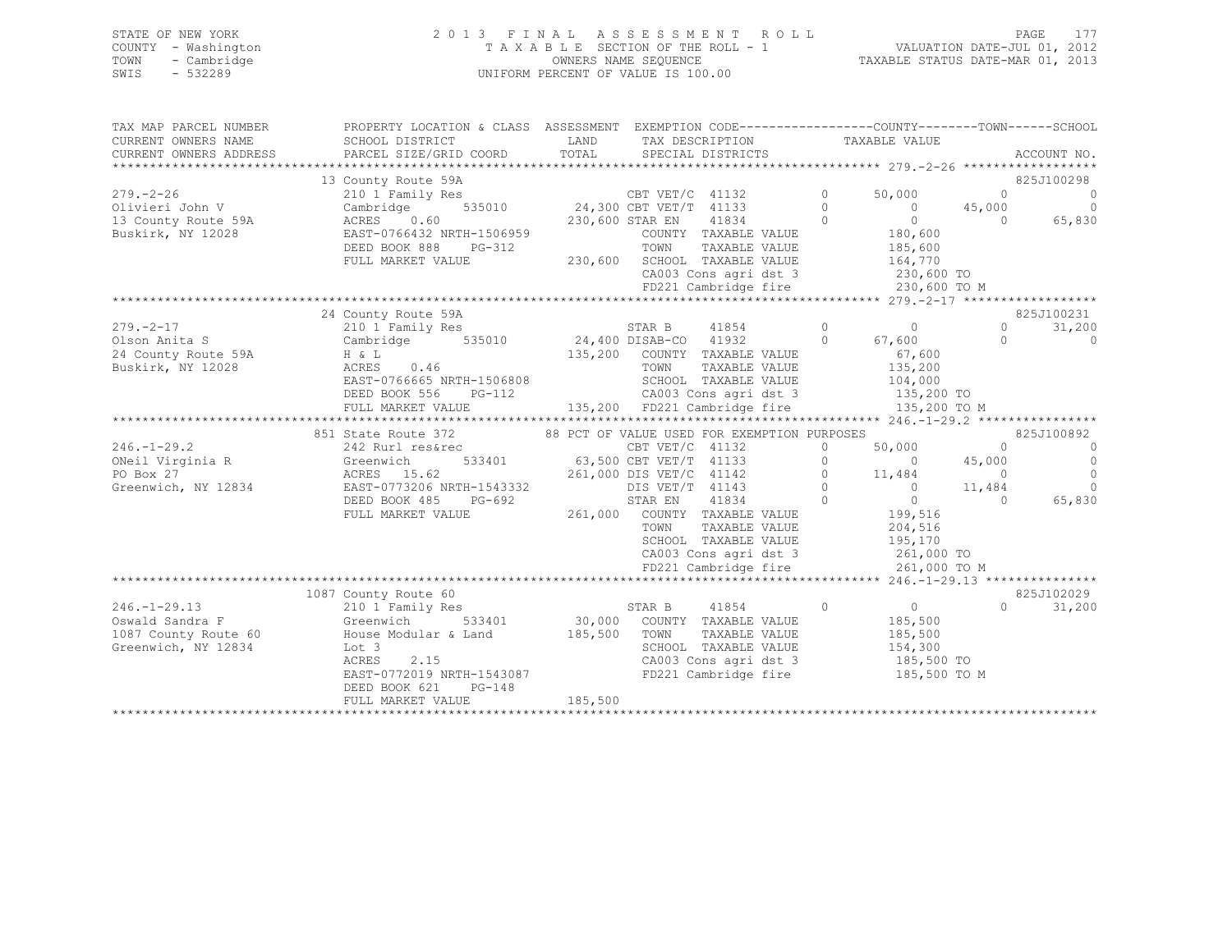STATE OF NEW YORK
COUNTY - Washington
TOWN - Cambridge
SWIS - 532289

# 2013 FINAL ASSESSMENT ROLL
TAXABLE SECTION OF THE ROLL - 1
OWNERS NAME SEQUENCE
UNIFORM PERCENT OF VALUE IS 100.00

VALUATION DATE-JUL 01, 2012
TAXABLE STATUS DATE-MAR 01, 2013

```
TAX MAP PARCEL NUMBER      PROPERTY LOCATION & CLASS  ASSESSMENT  EXEMPTION CODE------------------COUNTY--------TOWN------SCHOOL
CURRENT OWNERS NAME        SCHOOL DISTRICT              LAND      TAX DESCRIPTION             TAXABLE VALUE
CURRENT OWNERS ADDRESS     PARCEL SIZE/GRID COORD       TOTAL     SPECIAL DISTRICTS                                       ACCOUNT NO.
******************************************************************************************************* 279.-2-26 ******************
                           13 County Route 59A                                                                           825J100298
279.-2-26                  210 1 Family Res                        CBT VET/C  41132       0      50,000          0             0
Olivieri John V            Cambridge     535010      24,300 CBT VET/T  41133       0           0     45,000             0
13 County Route 59A        ACRES    0.60            230,600 STAR EN    41834       0           0          0        65,830
Buskirk, NY 12028          EAST-0766432 NRTH-1506959          COUNTY  TAXABLE VALUE         180,600
                           DEED BOOK 888    PG-312            TOWN    TAXABLE VALUE         185,600
                           FULL MARKET VALUE        230,600   SCHOOL  TAXABLE VALUE         164,770
                                                              CA003 Cons agri dst 3          230,600 TO
                                                              FD221 Cambridge fire           230,600 TO M
******************************************************************************************************* 279.-2-17 ******************
                           24 County Route 59A                                                                           825J100231
279.-2-17                  210 1 Family Res                        STAR B     41854       0           0          0        31,200
Olson Anita S              Cambridge     535010      24,400 DISAB-CO   41932       0      67,600          0             0
24 County Route 59A        H & L                    135,200   COUNTY  TAXABLE VALUE          67,600
Buskirk, NY 12028          ACRES    0.46                      TOWN    TAXABLE VALUE         135,200
                           EAST-0766665 NRTH-1506808          SCHOOL  TAXABLE VALUE         104,000
                           DEED BOOK 556    PG-112            CA003 Cons agri dst 3          135,200 TO
                           FULL MARKET VALUE        135,200   FD221 Cambridge fire           135,200 TO M
******************************************************************************************************* 246.-1-29.2 ****************
                           851 State Route 372        88 PCT OF VALUE USED FOR EXEMPTION PURPOSES                       825J100892
246.-1-29.2                242 Rurl res&rec                        CBT VET/C  41132       0      50,000          0             0
ONeil Virginia R           Greenwich     533401      63,500 CBT VET/T  41133       0           0     45,000             0
PO Box 27                  ACRES   15.62            261,000 DIS VET/C  41142       0      11,484          0             0
Greenwich, NY 12834        EAST-0773206 NRTH-1543332          DIS VET/T  41143       0           0     11,484             0
                           DEED BOOK 485    PG-692            STAR EN    41834       0           0          0        65,830
                           FULL MARKET VALUE        261,000   COUNTY  TAXABLE VALUE         199,516
                                                              TOWN    TAXABLE VALUE         204,516
                                                              SCHOOL  TAXABLE VALUE         195,170
                                                              CA003 Cons agri dst 3          261,000 TO
                                                              FD221 Cambridge fire           261,000 TO M
******************************************************************************************************* 246.-1-29.13 ***************
                           1087 County Route 60                                                                          825J102029
246.-1-29.13               210 1 Family Res                        STAR B     41854       0           0          0        31,200
Oswald Sandra F            Greenwich     533401      30,000   COUNTY  TAXABLE VALUE         185,500
1087 County Route 60       House Modular & Land     185,500   TOWN    TAXABLE VALUE         185,500
Greenwich, NY 12834        Lot 3                              SCHOOL  TAXABLE VALUE         154,300
                           ACRES    2.15                      CA003 Cons agri dst 3          185,500 TO
                           EAST-0772019 NRTH-1543087          FD221 Cambridge fire           185,500 TO M
                           DEED BOOK 621    PG-148
                           FULL MARKET VALUE        185,500
************************************************************************************************************************************
```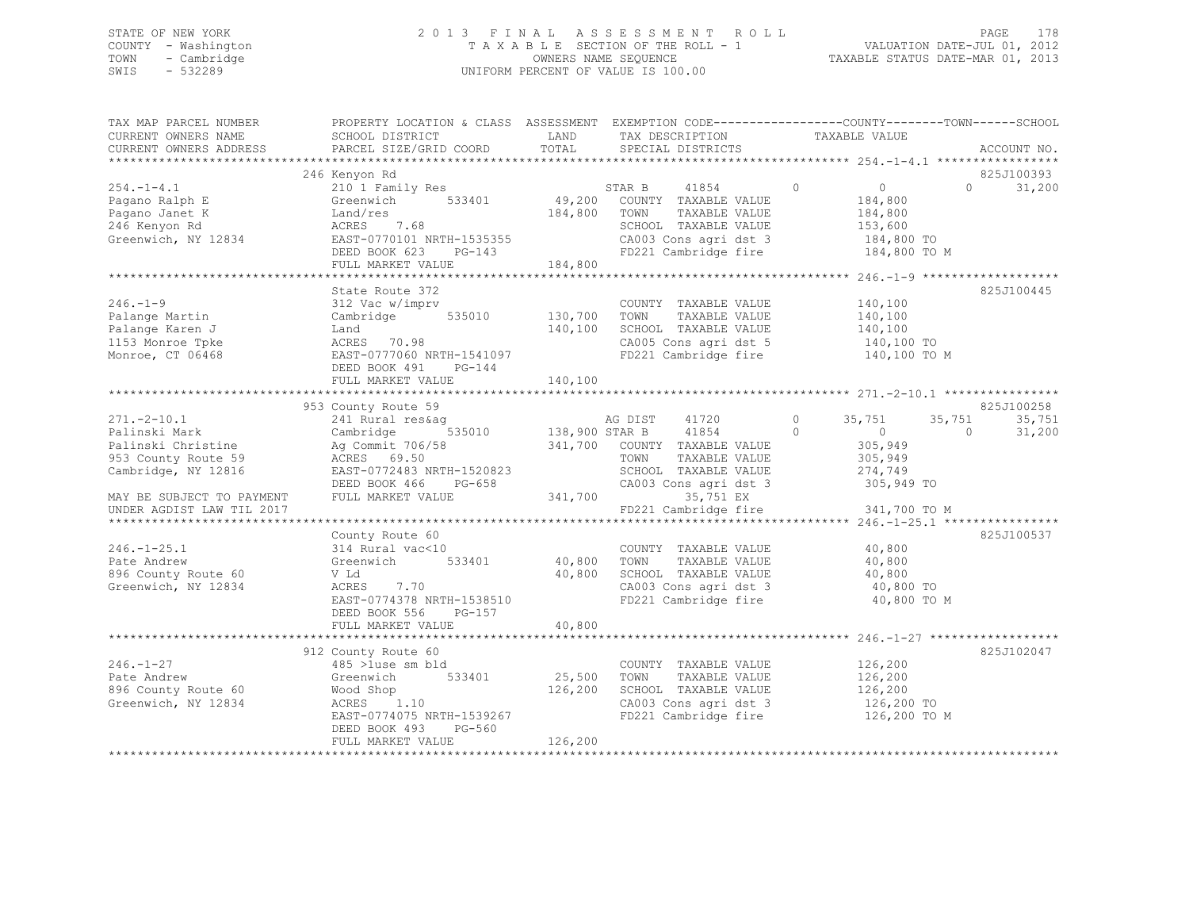STATE OF NEW YORK
COUNTY - Washington
TOWN - Cambridge
SWIS - 532289

2013 FINAL ASSESSMENT ROLL
TAXABLE SECTION OF THE ROLL - 1
OWNERS NAME SEQUENCE
UNIFORM PERCENT OF VALUE IS 100.00

VALUATION DATE-JUL 01, 2012
TAXABLE STATUS DATE-MAR 01, 2013

```
TAX MAP PARCEL NUMBER          PROPERTY LOCATION & CLASS  ASSESSMENT  EXEMPTION CODE------------------COUNTY--------TOWN------SCHOOL
CURRENT OWNERS NAME            SCHOOL DISTRICT               LAND      TAX DESCRIPTION                  TAXABLE VALUE
CURRENT OWNERS ADDRESS         PARCEL SIZE/GRID COORD        TOTAL     SPECIAL DISTRICTS                                        ACCOUNT NO.
****************************************************************************************************** 254.-1-4.1 *****************
                               246 Kenyon Rd                                                                              825J100393
254.-1-4.1                     210 1 Family Res                        STAR B     41854          0          0          0     31,200
Pagano Ralph E                 Greenwich        533401        49,200   COUNTY  TAXABLE VALUE            184,800
Pagano Janet K                 Land/res                      184,800   TOWN    TAXABLE VALUE            184,800
246 Kenyon Rd                  ACRES    7.68                           SCHOOL  TAXABLE VALUE            153,600
Greenwich, NY 12834            EAST-0770101 NRTH-1535355               CA003 Cons agri dst 3            184,800 TO
                               DEED BOOK 623    PG-143                 FD221 Cambridge fire             184,800 TO M
                               FULL MARKET VALUE             184,800
****************************************************************************************************** 246.-1-9 *******************
                               State Route 372                                                                            825J100445
246.-1-9                       312 Vac w/imprv                         COUNTY  TAXABLE VALUE            140,100
Palange Martin                 Cambridge        535010       130,700   TOWN    TAXABLE VALUE            140,100
Palange Karen J                Land                          140,100   SCHOOL  TAXABLE VALUE            140,100
1153 Monroe Tpke               ACRES   70.98                           CA005 Cons agri dst 5            140,100 TO
Monroe, CT 06468               EAST-0777060 NRTH-1541097               FD221 Cambridge fire             140,100 TO M
                               DEED BOOK 491    PG-144
                               FULL MARKET VALUE             140,100
****************************************************************************************************** 271.-2-10.1 ****************
                               953 County Route 59                                                                        825J100258
271.-2-10.1                    241 Rural res&ag                        AG DIST    41720          0     35,751     35,751     35,751
Palinski Mark                  Cambridge        535010       138,900   STAR B     41854          0          0          0     31,200
Palinski Christine             Ag Commit 706/58              341,700   COUNTY  TAXABLE VALUE            305,949
953 County Route 59            ACRES   69.50                           TOWN    TAXABLE VALUE            305,949
Cambridge, NY 12816            EAST-0772483 NRTH-1520823               SCHOOL  TAXABLE VALUE            274,749
                               DEED BOOK 466    PG-658                 CA003 Cons agri dst 3            305,949 TO
MAY BE SUBJECT TO PAYMENT      FULL MARKET VALUE             341,700             35,751 EX
UNDER AGDIST LAW TIL 2017                                              FD221 Cambridge fire             341,700 TO M
****************************************************************************************************** 246.-1-25.1 ****************
                               County Route 60                                                                            825J100537
246.-1-25.1                    314 Rural vac<10                        COUNTY  TAXABLE VALUE             40,800
Pate Andrew                    Greenwich        533401        40,800   TOWN    TAXABLE VALUE             40,800
896 County Route 60            V Ld                           40,800   SCHOOL  TAXABLE VALUE             40,800
Greenwich, NY 12834            ACRES    7.70                           CA003 Cons agri dst 3             40,800 TO
                               EAST-0774378 NRTH-1538510               FD221 Cambridge fire              40,800 TO M
                               DEED BOOK 556    PG-157
                               FULL MARKET VALUE              40,800
****************************************************************************************************** 246.-1-27 ******************
                               912 County Route 60                                                                        825J102047
246.-1-27                      485 >1use sm bld                        COUNTY  TAXABLE VALUE            126,200
Pate Andrew                    Greenwich        533401        25,500   TOWN    TAXABLE VALUE            126,200
896 County Route 60            Wood Shop                     126,200   SCHOOL  TAXABLE VALUE            126,200
Greenwich, NY 12834            ACRES    1.10                           CA003 Cons agri dst 3            126,200 TO
                               EAST-0774075 NRTH-1539267               FD221 Cambridge fire             126,200 TO M
                               DEED BOOK 493    PG-560
                               FULL MARKET VALUE             126,200
************************************************************************************************************************************
```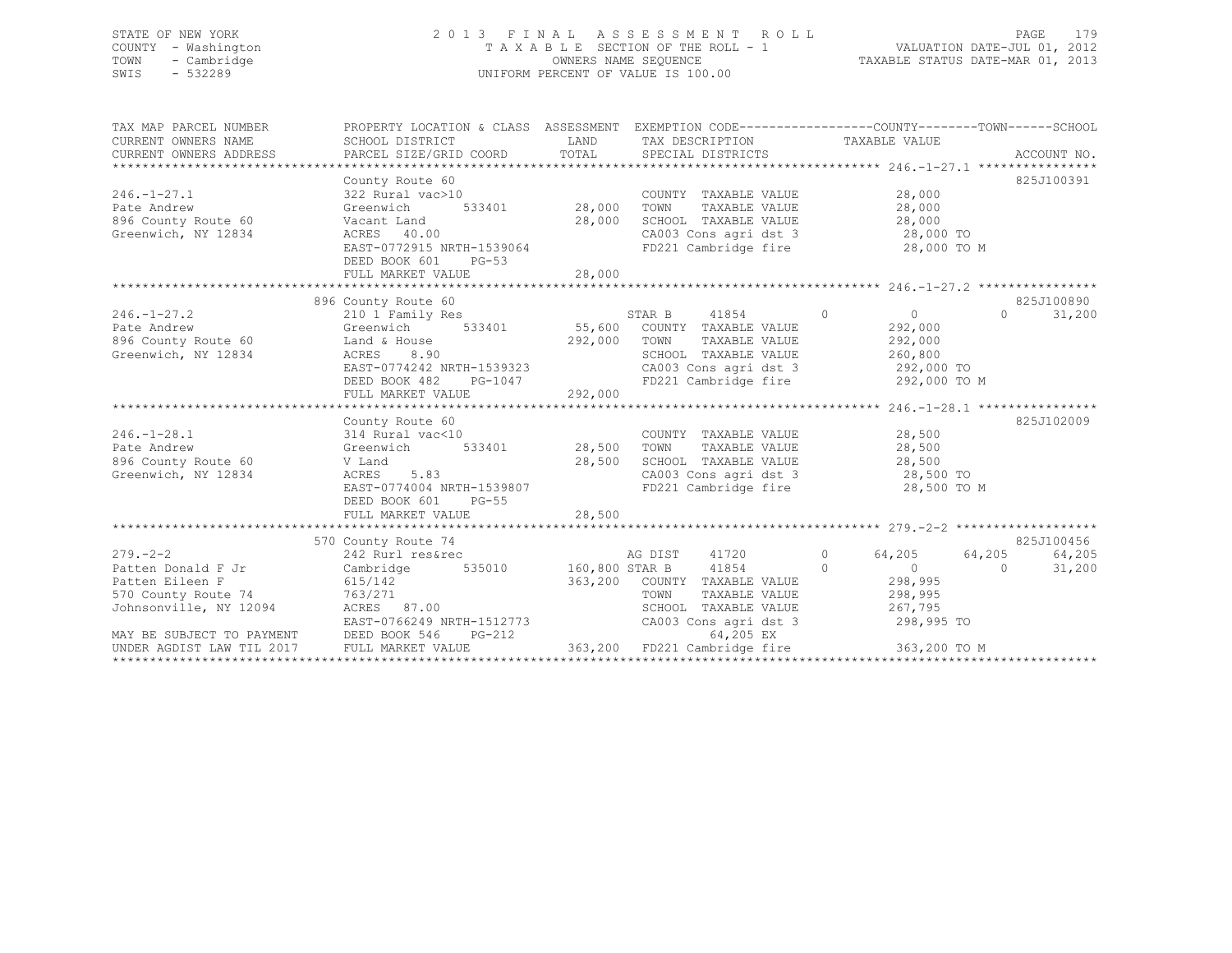STATE OF NEW YORK
COUNTY - Washington
TOWN - Cambridge
SWIS - 532289

# 2013 FINAL ASSESSMENT ROLL

TAXABLE SECTION OF THE ROLL - 1
OWNERS NAME SEQUENCE
UNIFORM PERCENT OF VALUE IS 100.00

VALUATION DATE-JUL 01, 2012
TAXABLE STATUS DATE-MAR 01, 2013

| TAX MAP PARCEL NUMBER / CURRENT OWNERS NAME / CURRENT OWNERS ADDRESS | PROPERTY LOCATION & CLASS / SCHOOL DISTRICT / PARCEL SIZE/GRID COORD | ASSESSMENT LAND | TOTAL | EXEMPTION CODE / TAX DESCRIPTION / SPECIAL DISTRICTS | COUNTY TAXABLE VALUE | TOWN | SCHOOL | ACCOUNT NO. |
|---|---|---|---|---|---|---|---|---|
| **246.-1-27.1** | County Route 60 | | | | | | | 825J100391 |
| Pate Andrew | 322 Rural vac>10 | | | COUNTY TAXABLE VALUE | 28,000 | | | |
| 896 County Route 60 | Greenwich 533401 | 28,000 | | TOWN TAXABLE VALUE | 28,000 | | | |
| Greenwich, NY 12834 | Vacant Land | | 28,000 | SCHOOL TAXABLE VALUE | 28,000 | | | |
| | ACRES 40.00 | | | CA003 Cons agri dst 3 | 28,000 TO | | | |
| | EAST-0772915 NRTH-1539064 | | | FD221 Cambridge fire | 28,000 TO M | | | |
| | DEED BOOK 601 PG-53 | | | | | | | |
| | FULL MARKET VALUE | | 28,000 | | | | | |
| **246.-1-27.2** | 896 County Route 60 | | | | | | | 825J100890 |
| Pate Andrew | 210 1 Family Res | | | STAR B 41854 | 0 | 0 | 31,200 | |
| 896 County Route 60 | Greenwich 533401 | 55,600 | | COUNTY TAXABLE VALUE | 292,000 | | | |
| Greenwich, NY 12834 | Land & House | | 292,000 | TOWN TAXABLE VALUE | 292,000 | | | |
| | ACRES 8.90 | | | SCHOOL TAXABLE VALUE | 260,800 | | | |
| | EAST-0774242 NRTH-1539323 | | | CA003 Cons agri dst 3 | 292,000 TO | | | |
| | DEED BOOK 482 PG-1047 | | | FD221 Cambridge fire | 292,000 TO M | | | |
| | FULL MARKET VALUE | | 292,000 | | | | | |
| **246.-1-28.1** | County Route 60 | | | | | | | 825J102009 |
| Pate Andrew | 314 Rural vac<10 | | | COUNTY TAXABLE VALUE | 28,500 | | | |
| 896 County Route 60 | Greenwich 533401 | 28,500 | | TOWN TAXABLE VALUE | 28,500 | | | |
| Greenwich, NY 12834 | V Land | | 28,500 | SCHOOL TAXABLE VALUE | 28,500 | | | |
| | ACRES 5.83 | | | CA003 Cons agri dst 3 | 28,500 TO | | | |
| | EAST-0774004 NRTH-1539807 | | | FD221 Cambridge fire | 28,500 TO M | | | |
| | DEED BOOK 601 PG-55 | | | | | | | |
| | FULL MARKET VALUE | | 28,500 | | | | | |
| **279.-2-2** | 570 County Route 74 | | | | | | | 825J100456 |
| Patten Donald F Jr | 242 Rurl res&rec | | | AG DIST 41720 | 64,205 | 64,205 | 64,205 | |
| Patten Eileen F | Cambridge 535010 | 160,800 | | STAR B 41854 | 0 | 0 | 31,200 | |
| 570 County Route 74 | 615/142 | | 363,200 | COUNTY TAXABLE VALUE | 298,995 | | | |
| Johnsonville, NY 12094 | 763/271 | | | TOWN TAXABLE VALUE | 298,995 | | | |
| | ACRES 87.00 | | | SCHOOL TAXABLE VALUE | 267,795 | | | |
| | EAST-0766249 NRTH-1512773 | | | CA003 Cons agri dst 3 | 298,995 TO | | | |
| MAY BE SUBJECT TO PAYMENT | DEED BOOK 546 PG-212 | | | 64,205 EX | | | | |
| UNDER AGDIST LAW TIL 2017 | FULL MARKET VALUE | | 363,200 | FD221 Cambridge fire | 363,200 TO M | | | |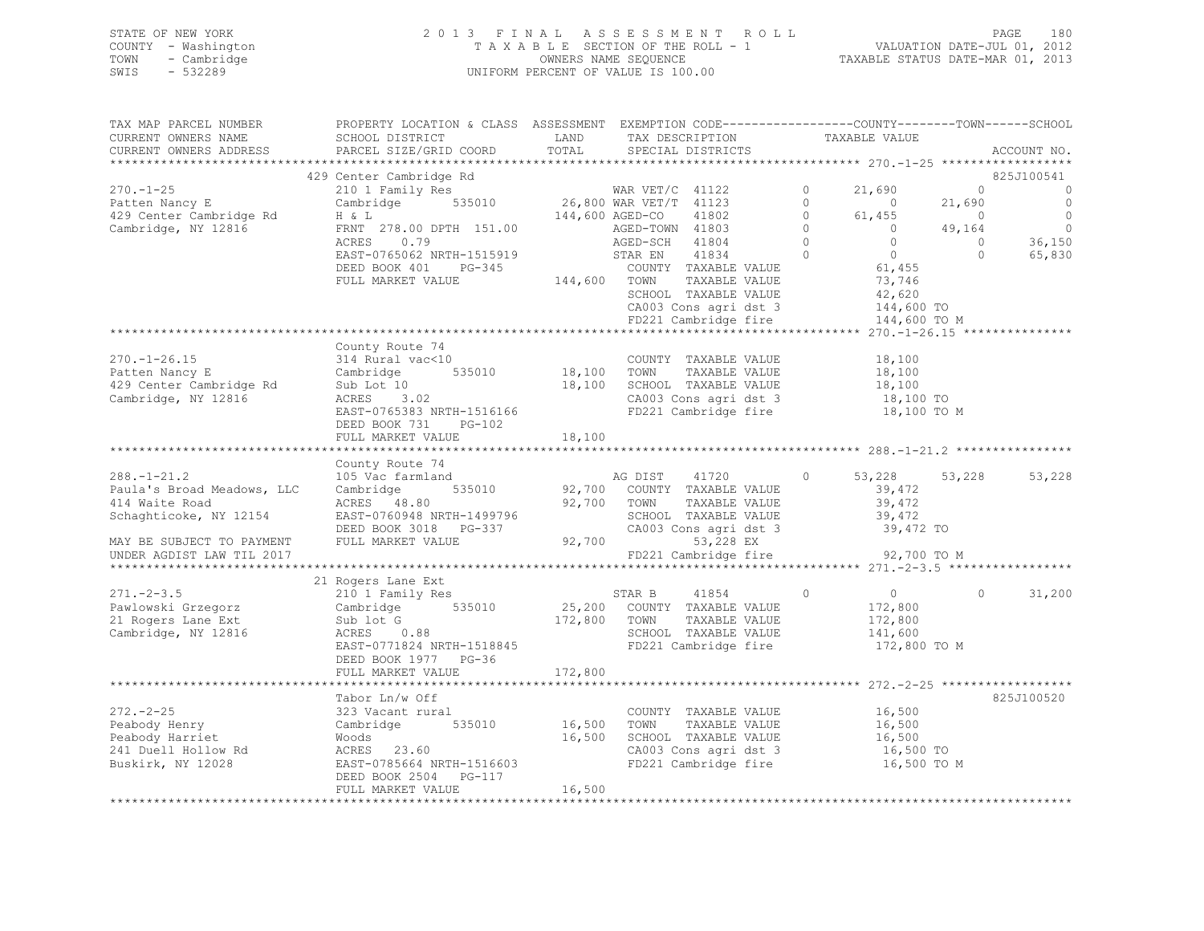STATE OF NEW YORK
COUNTY - Washington
TOWN - Cambridge
SWIS - 532289

2 0 1 3 F I N A L A S S E S S M E N T R O L L
T A X A B L E SECTION OF THE ROLL - 1
OWNERS NAME SEQUENCE
UNIFORM PERCENT OF VALUE IS 100.00

VALUATION DATE-JUL 01, 2012
TAXABLE STATUS DATE-MAR 01, 2013

```
TAX MAP PARCEL NUMBER          PROPERTY LOCATION & CLASS  ASSESSMENT  EXEMPTION CODE------------------COUNTY--------TOWN------SCHOOL
CURRENT OWNERS NAME            SCHOOL DISTRICT              LAND      TAX DESCRIPTION              TAXABLE VALUE
CURRENT OWNERS ADDRESS         PARCEL SIZE/GRID COORD       TOTAL     SPECIAL DISTRICTS                                      ACCOUNT NO.
******************************************************************************************************* 270.-1-25 ******************
                               429 Center Cambridge Rd                                                                   825J100541
270.-1-25                      210 1 Family Res                       WAR VET/C  41122          0      21,690          0            0
Patten Nancy E                 Cambridge        535010     26,800 WAR VET/T  41123          0           0     21,690            0
429 Center Cambridge Rd        H & L                          144,600 AGED-CO    41802          0      61,455          0            0
Cambridge, NY 12816            FRNT 278.00 DPTH 151.00                AGED-TOWN  41803          0           0     49,164            0
                               ACRES     0.79                         AGED-SCH   41804          0           0          0       36,150
                               EAST-0765062 NRTH-1515919              STAR EN    41834          0           0          0       65,830
                               DEED BOOK 401    PG-345                COUNTY  TAXABLE VALUE             61,455
                               FULL MARKET VALUE             144,600  TOWN    TAXABLE VALUE             73,746
                                                                      SCHOOL  TAXABLE VALUE             42,620
                                                                      CA003 Cons agri dst 3            144,600 TO
                                                                      FD221 Cambridge fire             144,600 TO M
******************************************************************************************************* 270.-1-26.15 ***************
                               County Route 74
270.-1-26.15                   314 Rural vac<10                       COUNTY  TAXABLE VALUE             18,100
Patten Nancy E                 Cambridge        535010     18,100     TOWN    TAXABLE VALUE             18,100
429 Center Cambridge Rd        Sub Lot 10                  18,100     SCHOOL  TAXABLE VALUE             18,100
Cambridge, NY 12816            ACRES     3.02                         CA003 Cons agri dst 3             18,100 TO
                               EAST-0765383 NRTH-1516166              FD221 Cambridge fire              18,100 TO M
                               DEED BOOK 731    PG-102
                               FULL MARKET VALUE            18,100
******************************************************************************************************* 288.-1-21.2 ****************
                               County Route 74
288.-1-21.2                    105 Vac farmland                       AG DIST    41720          0      53,228     53,228       53,228
Paula's Broad Meadows, LLC     Cambridge        535010     92,700     COUNTY  TAXABLE VALUE             39,472
414 Waite Road                 ACRES    48.80              92,700     TOWN    TAXABLE VALUE             39,472
Schaghticoke, NY 12154         EAST-0760948 NRTH-1499796              SCHOOL  TAXABLE VALUE             39,472
                               DEED BOOK 3018   PG-337                CA003 Cons agri dst 3             39,472 TO
MAY BE SUBJECT TO PAYMENT      FULL MARKET VALUE            92,700           53,228 EX
UNDER AGDIST LAW TIL 2017                                             FD221 Cambridge fire              92,700 TO M
******************************************************************************************************* 271.-2-3.5 *****************
                               21 Rogers Lane Ext
271.-2-3.5                     210 1 Family Res                       STAR B     41854          0           0          0       31,200
Pawlowski Grzegorz             Cambridge        535010     25,200     COUNTY  TAXABLE VALUE            172,800
21 Rogers Lane Ext             Sub lot G                  172,800     TOWN    TAXABLE VALUE            172,800
Cambridge, NY 12816            ACRES     0.88                         SCHOOL  TAXABLE VALUE            141,600
                               EAST-0771824 NRTH-1518845              FD221 Cambridge fire             172,800 TO M
                               DEED BOOK 1977   PG-36
                               FULL MARKET VALUE           172,800
******************************************************************************************************* 272.-2-25 ******************
                               Tabor Ln/w Off                                                                            825J100520
272.-2-25                      323 Vacant rural                       COUNTY  TAXABLE VALUE             16,500
Peabody Henry                  Cambridge        535010     16,500     TOWN    TAXABLE VALUE             16,500
Peabody Harriet                Woods                       16,500     SCHOOL  TAXABLE VALUE             16,500
241 Duell Hollow Rd            ACRES    23.60                         CA003 Cons agri dst 3             16,500 TO
Buskirk, NY 12028              EAST-0785664 NRTH-1516603              FD221 Cambridge fire              16,500 TO M
                               DEED BOOK 2504   PG-117
                               FULL MARKET VALUE            16,500
************************************************************************************************************************************
```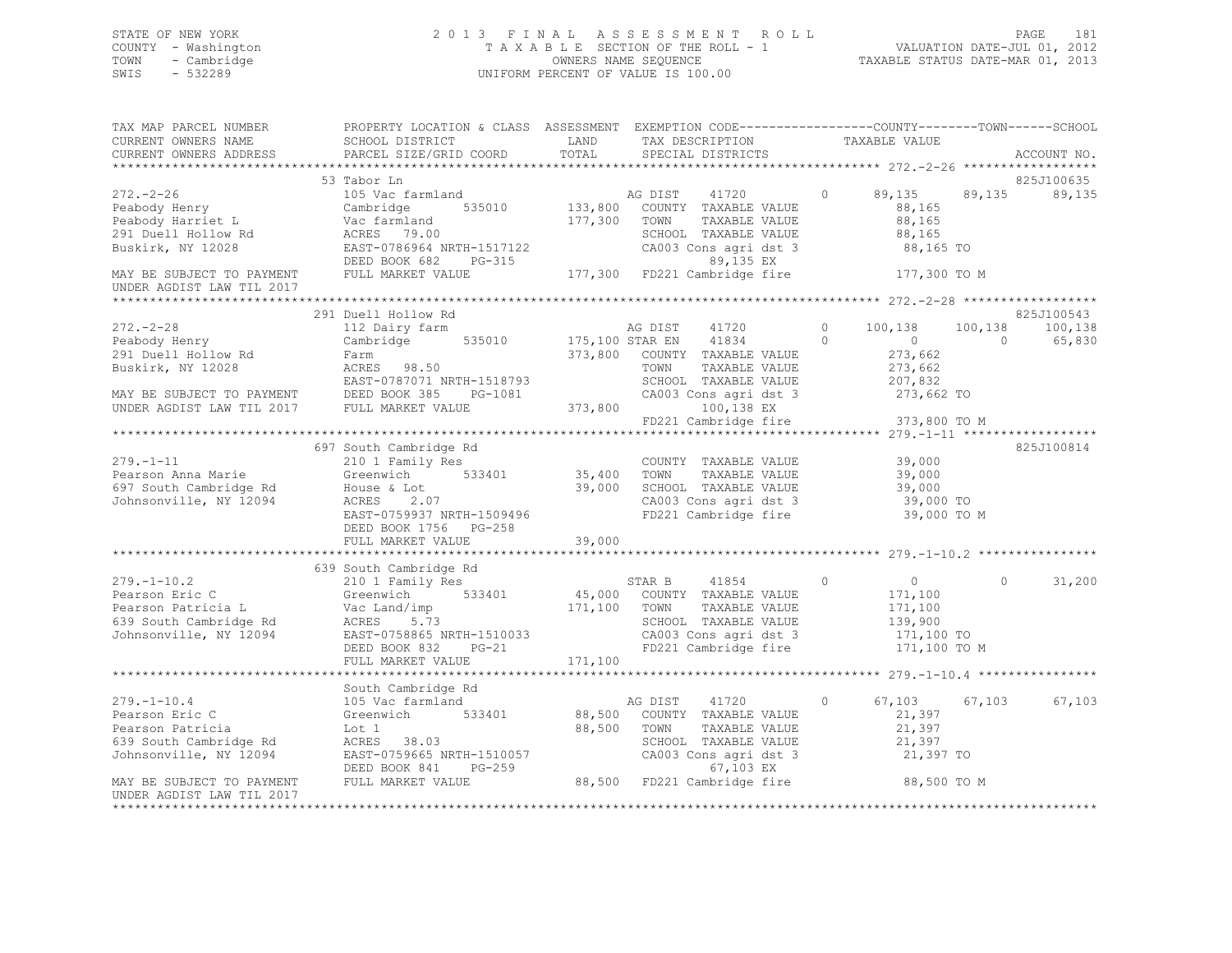STATE OF NEW YORK
COUNTY - Washington
TOWN - Cambridge
SWIS - 532289

2 0 1 3 F I N A L A S S E S S M E N T R O L L
T A X A B L E SECTION OF THE ROLL - 1
OWNERS NAME SEQUENCE
UNIFORM PERCENT OF VALUE IS 100.00

VALUATION DATE-JUL 01, 2012
TAXABLE STATUS DATE-MAR 01, 2013

```
TAX MAP PARCEL NUMBER          PROPERTY LOCATION & CLASS  ASSESSMENT  EXEMPTION CODE------------------COUNTY--------TOWN------SCHOOL
CURRENT OWNERS NAME            SCHOOL DISTRICT              LAND      TAX DESCRIPTION            TAXABLE VALUE
CURRENT OWNERS ADDRESS         PARCEL SIZE/GRID COORD       TOTAL     SPECIAL DISTRICTS                                     ACCOUNT NO.
************************************************************************************************ 272.-2-26 ******************
                               53 Tabor Ln                                                                              825J100635
272.-2-26                      105 Vac farmland                       AG DIST     41720       0      89,135     89,135     89,135
Peabody Henry                  Cambridge        535010     133,800    COUNTY  TAXABLE VALUE            88,165
Peabody Harriet L              Vac farmland                177,300    TOWN    TAXABLE VALUE            88,165
291 Duell Hollow Rd            ACRES  79.00                           SCHOOL  TAXABLE VALUE            88,165
Buskirk, NY 12028              EAST-0786964 NRTH-1517122              CA003 Cons agri dst 3            88,165 TO
                               DEED BOOK 682    PG-315                      89,135 EX
MAY BE SUBJECT TO PAYMENT      FULL MARKET VALUE           177,300    FD221 Cambridge fire            177,300 TO M
UNDER AGDIST LAW TIL 2017
************************************************************************************************ 272.-2-28 ******************
                               291 Duell Hollow Rd                                                                      825J100543
272.-2-28                      112 Dairy farm                         AG DIST     41720       0     100,138    100,138    100,138
Peabody Henry                  Cambridge        535010     175,100 STAR EN     41834       0           0          0     65,830
291 Duell Hollow Rd            Farm                        373,800    COUNTY  TAXABLE VALUE           273,662
Buskirk, NY 12028              ACRES  98.50                           TOWN    TAXABLE VALUE           273,662
                               EAST-0787071 NRTH-1518793              SCHOOL  TAXABLE VALUE           207,832
MAY BE SUBJECT TO PAYMENT      DEED BOOK 385    PG-1081               CA003 Cons agri dst 3           273,662 TO
UNDER AGDIST LAW TIL 2017      FULL MARKET VALUE           373,800         100,138 EX
                                                                      FD221 Cambridge fire            373,800 TO M
************************************************************************************************ 279.-1-11 ******************
                               697 South Cambridge Rd                                                                   825J100814
279.-1-11                      210 1 Family Res                       COUNTY  TAXABLE VALUE            39,000
Pearson Anna Marie             Greenwich        533401      35,400    TOWN    TAXABLE VALUE            39,000
697 South Cambridge Rd         House & Lot                  39,000    SCHOOL  TAXABLE VALUE            39,000
Johnsonville, NY 12094         ACRES   2.07                           CA003 Cons agri dst 3            39,000 TO
                               EAST-0759937 NRTH-1509496              FD221 Cambridge fire             39,000 TO M
                               DEED BOOK 1756   PG-258
                               FULL MARKET VALUE            39,000
************************************************************************************************ 279.-1-10.2 ****************
                               639 South Cambridge Rd
279.-1-10.2                    210 1 Family Res                       STAR B      41854       0           0          0     31,200
Pearson Eric C                 Greenwich        533401      45,000    COUNTY  TAXABLE VALUE           171,100
Pearson Patricia L             Vac Land/imp                171,100    TOWN    TAXABLE VALUE           171,100
639 South Cambridge Rd         ACRES   5.73                           SCHOOL  TAXABLE VALUE           139,900
Johnsonville, NY 12094         EAST-0758865 NRTH-1510033              CA003 Cons agri dst 3           171,100 TO
                               DEED BOOK 832    PG-21                 FD221 Cambridge fire            171,100 TO M
                               FULL MARKET VALUE           171,100
************************************************************************************************ 279.-1-10.4 ****************
                               South Cambridge Rd
279.-1-10.4                    105 Vac farmland                       AG DIST     41720       0      67,103     67,103     67,103
Pearson Eric C                 Greenwich        533401      88,500    COUNTY  TAXABLE VALUE            21,397
Pearson Patricia               Lot 1                        88,500    TOWN    TAXABLE VALUE            21,397
639 South Cambridge Rd         ACRES  38.03                           SCHOOL  TAXABLE VALUE            21,397
Johnsonville, NY 12094         EAST-0759665 NRTH-1510057              CA003 Cons agri dst 3            21,397 TO
                               DEED BOOK 841    PG-259                      67,103 EX
MAY BE SUBJECT TO PAYMENT      FULL MARKET VALUE            88,500    FD221 Cambridge fire             88,500 TO M
UNDER AGDIST LAW TIL 2017
*****************************************************************************************************************************
```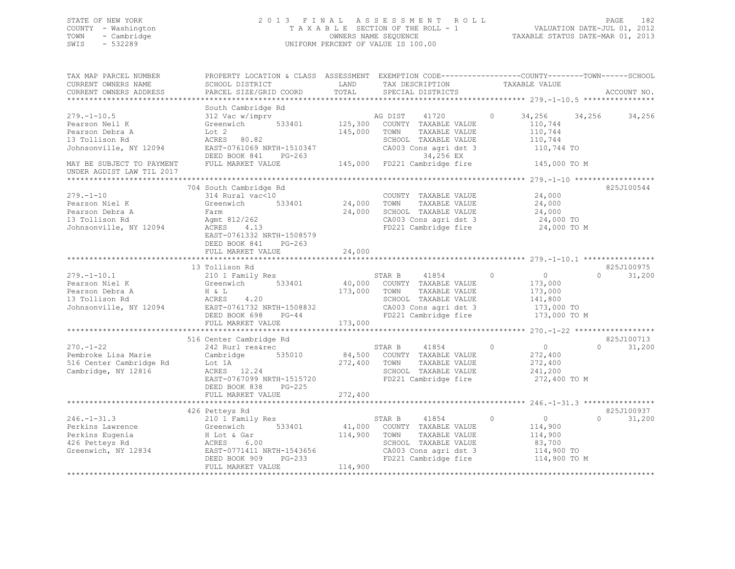STATE OF NEW YORK
COUNTY - Washington
TOWN - Cambridge
SWIS - 532289

2 0 1 3 F I N A L A S S E S S M E N T R O L L
T A X A B L E SECTION OF THE ROLL - 1
OWNERS NAME SEQUENCE
UNIFORM PERCENT OF VALUE IS 100.00

VALUATION DATE-JUL 01, 2012
TAXABLE STATUS DATE-MAR 01, 2013

| TAX MAP PARCEL NUMBER / CURRENT OWNERS NAME / CURRENT OWNERS ADDRESS | PROPERTY LOCATION & CLASS / SCHOOL DISTRICT / PARCEL SIZE/GRID COORD | ASSESSMENT LAND / TOTAL | EXEMPTION CODE / TAX DESCRIPTION / SPECIAL DISTRICTS | COUNTY TAXABLE VALUE | TOWN | SCHOOL | ACCOUNT NO. |
|---|---|---|---|---|---|---|---|
| 279.-1-10.5 | South Cambridge Rd | | | | | | |
| 279.-1-10.5 | 312 Vac w/imprv | | AG DIST 41720 0 | 34,256 | 34,256 | 34,256 | |
| Pearson Neil K | Greenwich 533401 | 125,300 | COUNTY TAXABLE VALUE | 110,744 | | | |
| Pearson Debra A | Lot 2 | 145,000 | TOWN TAXABLE VALUE | 110,744 | | | |
| 13 Tollison Rd | ACRES 80.82 | | SCHOOL TAXABLE VALUE | 110,744 | | | |
| Johnsonville, NY 12094 | EAST-0761069 NRTH-1510347 | | CA003 Cons agri dst 3 | 110,744 TO | | | |
| | DEED BOOK 841 PG-263 | | 34,256 EX | | | | |
| MAY BE SUBJECT TO PAYMENT UNDER AGDIST LAW TIL 2017 | FULL MARKET VALUE | 145,000 | FD221 Cambridge fire | 145,000 TO M | | | |
| 279.-1-10 | 704 South Cambridge Rd | | | | | | 825J100544 |
| 279.-1-10 | 314 Rural vac<10 | | COUNTY TAXABLE VALUE | 24,000 | | | |
| Pearson Niel K | Greenwich 533401 | 24,000 | TOWN TAXABLE VALUE | 24,000 | | | |
| Pearson Debra A | Farm | 24,000 | SCHOOL TAXABLE VALUE | 24,000 | | | |
| 13 Tollison Rd | Agmt 812/262 | | CA003 Cons agri dst 3 | 24,000 TO | | | |
| Johnsonville, NY 12094 | ACRES 4.13 | | FD221 Cambridge fire | 24,000 TO M | | | |
| | EAST-0761332 NRTH-1508579 | | | | | | |
| | DEED BOOK 841 PG-263 | | | | | | |
| | FULL MARKET VALUE | 24,000 | | | | | |
| 279.-1-10.1 | 13 Tollison Rd | | | | | | 825J100975 |
| 279.-1-10.1 | 210 1 Family Res | | STAR B 41854 0 | 0 | | 0 | 31,200 |
| Pearson Niel K | Greenwich 533401 | 40,000 | COUNTY TAXABLE VALUE | 173,000 | | | |
| Pearson Debra A | H & L | 173,000 | TOWN TAXABLE VALUE | 173,000 | | | |
| 13 Tollison Rd | ACRES 4.20 | | SCHOOL TAXABLE VALUE | 141,800 | | | |
| Johnsonville, NY 12094 | EAST-0761732 NRTH-1508832 | | CA003 Cons agri dst 3 | 173,000 TO | | | |
| | DEED BOOK 698 PG-44 | | FD221 Cambridge fire | 173,000 TO M | | | |
| | FULL MARKET VALUE | 173,000 | | | | | |
| 270.-1-22 | 516 Center Cambridge Rd | | | | | | 825J100713 |
| 270.-1-22 | 242 Rurl res&rec | | STAR B 41854 0 | 0 | | 0 | 31,200 |
| Pembroke Lisa Marie | Cambridge 535010 | 84,500 | COUNTY TAXABLE VALUE | 272,400 | | | |
| 516 Center Cambridge Rd | Lot 1A | 272,400 | TOWN TAXABLE VALUE | 272,400 | | | |
| Cambridge, NY 12816 | ACRES 12.24 | | SCHOOL TAXABLE VALUE | 241,200 | | | |
| | EAST-0767099 NRTH-1515720 | | FD221 Cambridge fire | 272,400 TO M | | | |
| | DEED BOOK 838 PG-225 | | | | | | |
| | FULL MARKET VALUE | 272,400 | | | | | |
| 246.-1-31.3 | 426 Petteys Rd | | | | | | 825J100937 |
| 246.-1-31.3 | 210 1 Family Res | | STAR B 41854 0 | 0 | | 0 | 31,200 |
| Perkins Lawrence | Greenwich 533401 | 41,000 | COUNTY TAXABLE VALUE | 114,900 | | | |
| Perkins Eugenia | H Lot & Gar | 114,900 | TOWN TAXABLE VALUE | 114,900 | | | |
| 426 Petteys Rd | ACRES 6.00 | | SCHOOL TAXABLE VALUE | 83,700 | | | |
| Greenwich, NY 12834 | EAST-0771411 NRTH-1543656 | | CA003 Cons agri dst 3 | 114,900 TO | | | |
| | DEED BOOK 909 PG-233 | | FD221 Cambridge fire | 114,900 TO M | | | |
| | FULL MARKET VALUE | 114,900 | | | | | |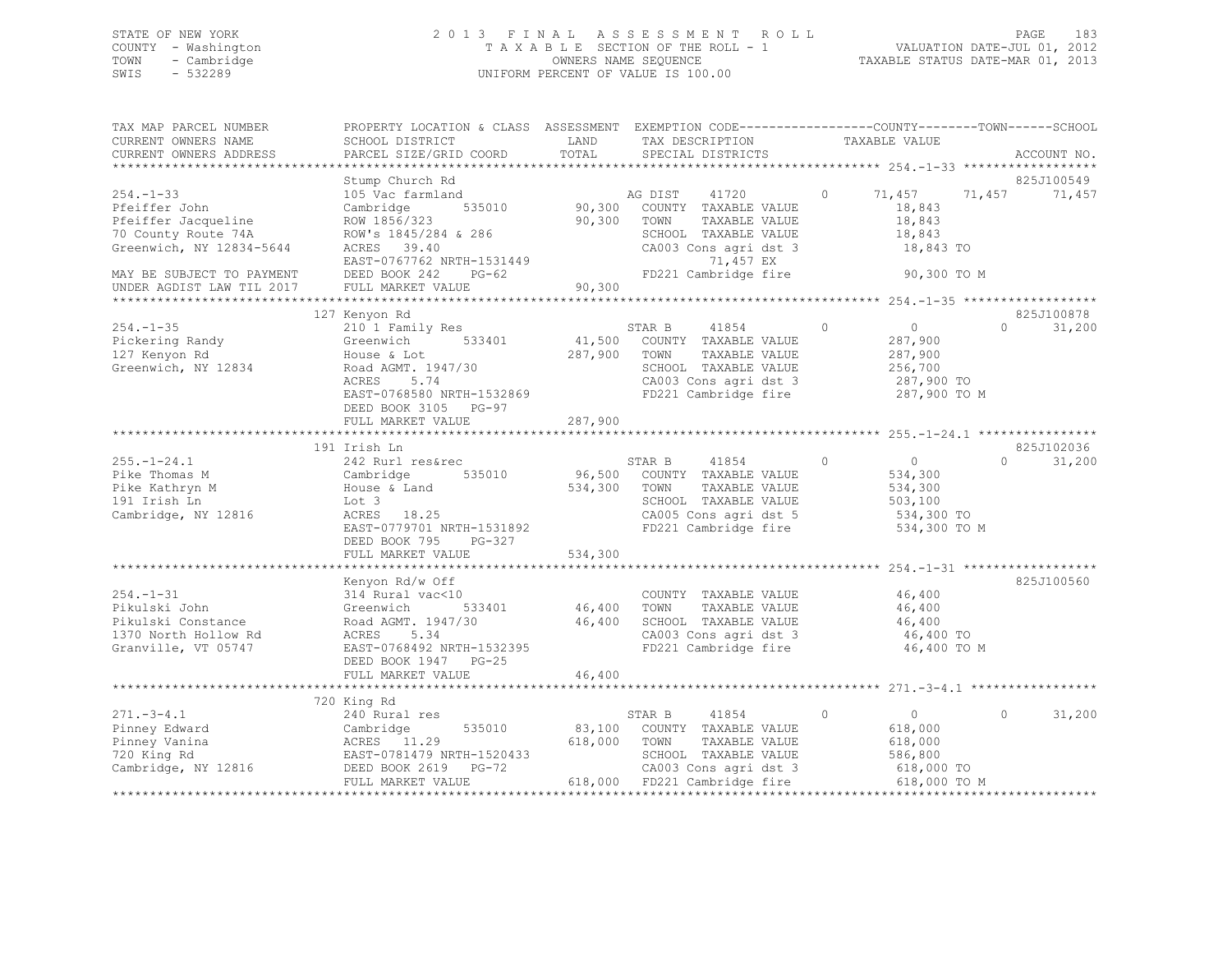STATE OF NEW YORK
COUNTY - Washington
TOWN - Cambridge
SWIS - 532289

2013 FINAL ASSESSMENT ROLL
TAXABLE SECTION OF THE ROLL - 1
OWNERS NAME SEQUENCE
UNIFORM PERCENT OF VALUE IS 100.00

VALUATION DATE-JUL 01, 2012
TAXABLE STATUS DATE-MAR 01, 2013

```
TAX MAP PARCEL NUMBER          PROPERTY LOCATION & CLASS  ASSESSMENT  EXEMPTION CODE------------------COUNTY--------TOWN------SCHOOL
CURRENT OWNERS NAME            SCHOOL DISTRICT             LAND       TAX DESCRIPTION              TAXABLE VALUE
CURRENT OWNERS ADDRESS         PARCEL SIZE/GRID COORD      TOTAL      SPECIAL DISTRICTS                                         ACCOUNT NO.
******************************************************************************************************* 254.-1-33 ******************
                               Stump Church Rd                                                                               825J100549
254.-1-33                      105 Vac farmland                        AG DIST    41720         0       71,457     71,457     71,457
Pfeiffer John                  Cambridge      535010       90,300     COUNTY  TAXABLE VALUE            18,843
Pfeiffer Jacqueline            ROW 1856/323                90,300     TOWN    TAXABLE VALUE            18,843
70 County Route 74A            ROW's 1845/284 & 286                   SCHOOL  TAXABLE VALUE            18,843
Greenwich, NY 12834-5644       ACRES  39.40                           CA003 Cons agri dst 3             18,843 TO
                               EAST-0767762 NRTH-1531449                        71,457 EX
MAY BE SUBJECT TO PAYMENT      DEED BOOK 242    PG-62                 FD221 Cambridge fire              90,300 TO M
UNDER AGDIST LAW TIL 2017      FULL MARKET VALUE           90,300
******************************************************************************************************* 254.-1-35 ******************
                               127 Kenyon Rd                                                                                 825J100878
254.-1-35                      210 1 Family Res                        STAR B     41854         0            0          0     31,200
Pickering Randy                Greenwich      533401       41,500     COUNTY  TAXABLE VALUE           287,900
127 Kenyon Rd                  House & Lot                287,900     TOWN    TAXABLE VALUE           287,900
Greenwich, NY 12834            Road AGMT. 1947/30                     SCHOOL  TAXABLE VALUE           256,700
                               ACRES   5.74                           CA003 Cons agri dst 3            287,900 TO
                               EAST-0768580 NRTH-1532869              FD221 Cambridge fire             287,900 TO M
                               DEED BOOK 3105   PG-97
                               FULL MARKET VALUE          287,900
******************************************************************************************************* 255.-1-24.1 ****************
                               191 Irish Ln                                                                                  825J102036
255.-1-24.1                    242 Rurl res&rec                        STAR B     41854         0            0          0     31,200
Pike Thomas M                  Cambridge      535010       96,500     COUNTY  TAXABLE VALUE           534,300
Pike Kathryn M                 House & Land               534,300     TOWN    TAXABLE VALUE           534,300
191 Irish Ln                   Lot 3                                  SCHOOL  TAXABLE VALUE           503,100
Cambridge, NY 12816            ACRES  18.25                           CA005 Cons agri dst 5            534,300 TO
                               EAST-0779701 NRTH-1531892              FD221 Cambridge fire             534,300 TO M
                               DEED BOOK 795    PG-327
                               FULL MARKET VALUE          534,300
******************************************************************************************************* 254.-1-31 ******************
                               Kenyon Rd/w Off                                                                               825J100560
254.-1-31                      314 Rural vac<10                       COUNTY  TAXABLE VALUE            46,400
Pikulski John                  Greenwich      533401       46,400     TOWN    TAXABLE VALUE            46,400
Pikulski Constance             Road AGMT. 1947/30          46,400     SCHOOL  TAXABLE VALUE            46,400
1370 North Hollow Rd           ACRES   5.34                           CA003 Cons agri dst 3             46,400 TO
Granville, VT 05747            EAST-0768492 NRTH-1532395              FD221 Cambridge fire              46,400 TO M
                               DEED BOOK 1947   PG-25
                               FULL MARKET VALUE           46,400
******************************************************************************************************* 271.-3-4.1 *****************
                               720 King Rd
271.-3-4.1                     240 Rural res                           STAR B     41854         0            0          0     31,200
Pinney Edward                  Cambridge      535010       83,100     COUNTY  TAXABLE VALUE           618,000
Pinney Vanina                  ACRES  11.29               618,000     TOWN    TAXABLE VALUE           618,000
720 King Rd                    EAST-0781479 NRTH-1520433              SCHOOL  TAXABLE VALUE           586,800
Cambridge, NY 12816            DEED BOOK 2619   PG-72                 CA003 Cons agri dst 3            618,000 TO
                               FULL MARKET VALUE          618,000     FD221 Cambridge fire             618,000 TO M
************************************************************************************************************************************
```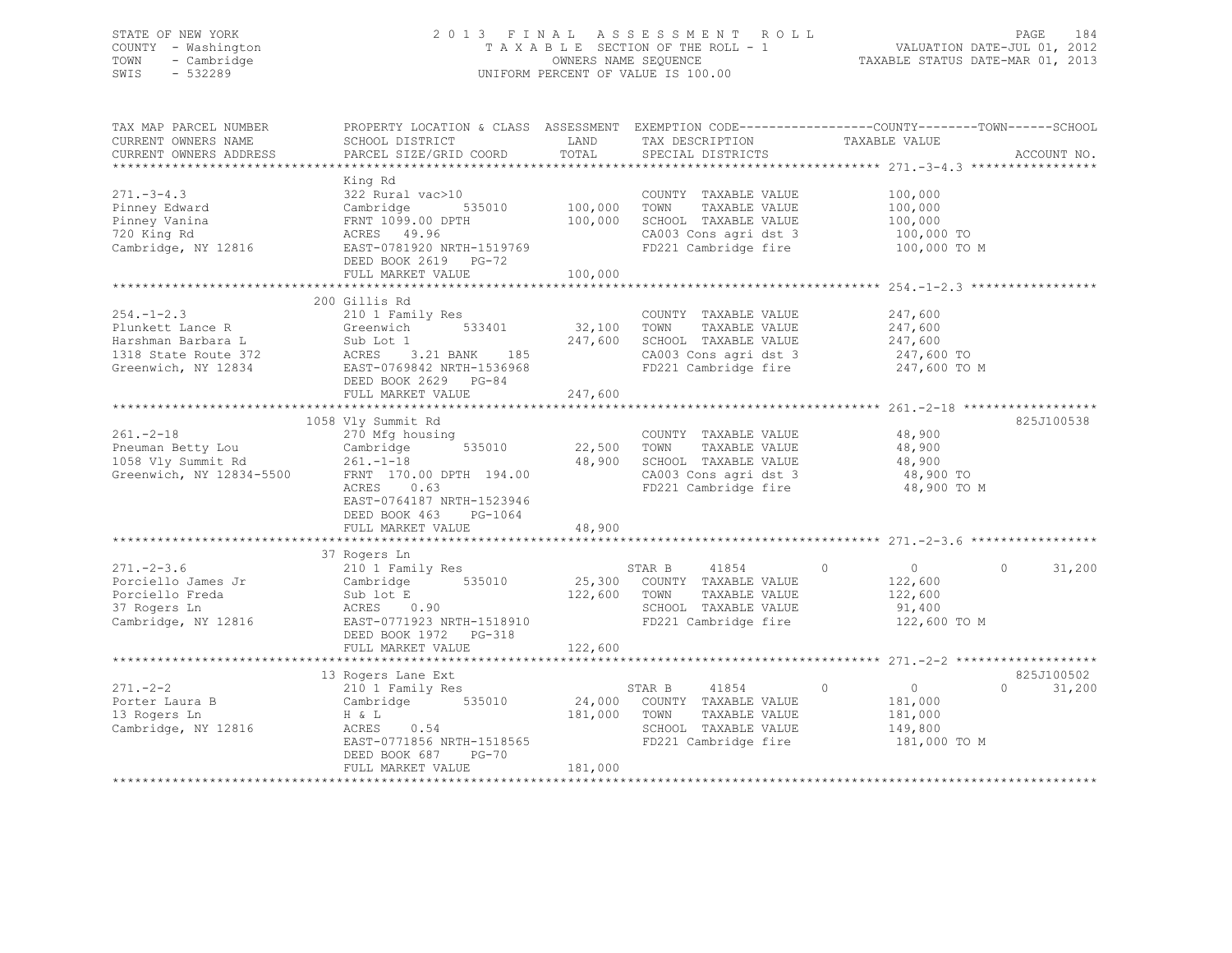STATE OF NEW YORK
COUNTY - Washington
TOWN - Cambridge
SWIS - 532289

2013 FINAL ASSESSMENT ROLL
TAXABLE SECTION OF THE ROLL - 1
OWNERS NAME SEQUENCE
UNIFORM PERCENT OF VALUE IS 100.00

VALUATION DATE-JUL 01, 2012
TAXABLE STATUS DATE-MAR 01, 2013

```
TAX MAP PARCEL NUMBER          PROPERTY LOCATION & CLASS  ASSESSMENT  EXEMPTION CODE------------------COUNTY--------TOWN------SCHOOL
CURRENT OWNERS NAME            SCHOOL DISTRICT               LAND      TAX DESCRIPTION            TAXABLE VALUE
CURRENT OWNERS ADDRESS         PARCEL SIZE/GRID COORD        TOTAL     SPECIAL DISTRICTS                                        ACCOUNT NO.
******************************************************************************************************* 271.-3-4.3 *****************
                               King Rd
271.-3-4.3                     322 Rural vac>10                        COUNTY  TAXABLE VALUE          100,000
Pinney Edward                  Cambridge       535010       100,000    TOWN    TAXABLE VALUE          100,000
Pinney Vanina                  FRNT 1099.00 DPTH            100,000    SCHOOL  TAXABLE VALUE          100,000
720 King Rd                    ACRES   49.96                           CA003 Cons agri dst 3           100,000 TO
Cambridge, NY 12816            EAST-0781920 NRTH-1519769               FD221 Cambridge fire            100,000 TO M
                               DEED BOOK 2619   PG-72
                               FULL MARKET VALUE            100,000
******************************************************************************************************* 254.-1-2.3 *****************
                               200 Gillis Rd
254.-1-2.3                     210 1 Family Res                        COUNTY  TAXABLE VALUE          247,600
Plunkett Lance R               Greenwich       533401        32,100    TOWN    TAXABLE VALUE          247,600
Harshman Barbara L             Sub Lot 1                    247,600    SCHOOL  TAXABLE VALUE          247,600
1318 State Route 372           ACRES    3.21 BANK    185               CA003 Cons agri dst 3           247,600 TO
Greenwich, NY 12834            EAST-0769842 NRTH-1536968               FD221 Cambridge fire            247,600 TO M
                               DEED BOOK 2629   PG-84
                               FULL MARKET VALUE            247,600
******************************************************************************************************* 261.-2-18 ******************
                               1058 Vly Summit Rd                                                                       825J100538
261.-2-18                      270 Mfg housing                         COUNTY  TAXABLE VALUE           48,900
Pneuman Betty Lou              Cambridge       535010        22,500    TOWN    TAXABLE VALUE           48,900
1058 Vly Summit Rd             261.-1-18                     48,900    SCHOOL  TAXABLE VALUE           48,900
Greenwich, NY 12834-5500       FRNT 170.00 DPTH 194.00                 CA003 Cons agri dst 3            48,900 TO
                               ACRES    0.63                           FD221 Cambridge fire             48,900 TO M
                               EAST-0764187 NRTH-1523946
                               DEED BOOK 463    PG-1064
                               FULL MARKET VALUE             48,900
******************************************************************************************************* 271.-2-3.6 *****************
                               37 Rogers Ln
271.-2-3.6                     210 1 Family Res                        STAR B     41854        0           0           0      31,200
Porciello James Jr             Cambridge       535010        25,300    COUNTY  TAXABLE VALUE          122,600
Porciello Freda                Sub lot E                    122,600    TOWN    TAXABLE VALUE          122,600
37 Rogers Ln                   ACRES    0.90                           SCHOOL  TAXABLE VALUE           91,400
Cambridge, NY 12816            EAST-0771923 NRTH-1518910               FD221 Cambridge fire            122,600 TO M
                               DEED BOOK 1972   PG-318
                               FULL MARKET VALUE            122,600
******************************************************************************************************* 271.-2-2 *******************
                               13 Rogers Lane Ext                                                                       825J100502
271.-2-2                       210 1 Family Res                        STAR B     41854        0           0           0      31,200
Porter Laura B                 Cambridge       535010        24,000    COUNTY  TAXABLE VALUE          181,000
13 Rogers Ln                   H & L                        181,000    TOWN    TAXABLE VALUE          181,000
Cambridge, NY 12816            ACRES    0.54                           SCHOOL  TAXABLE VALUE          149,800
                               EAST-0771856 NRTH-1518565               FD221 Cambridge fire            181,000 TO M
                               DEED BOOK 687    PG-70
                               FULL MARKET VALUE            181,000
************************************************************************************************************************************
```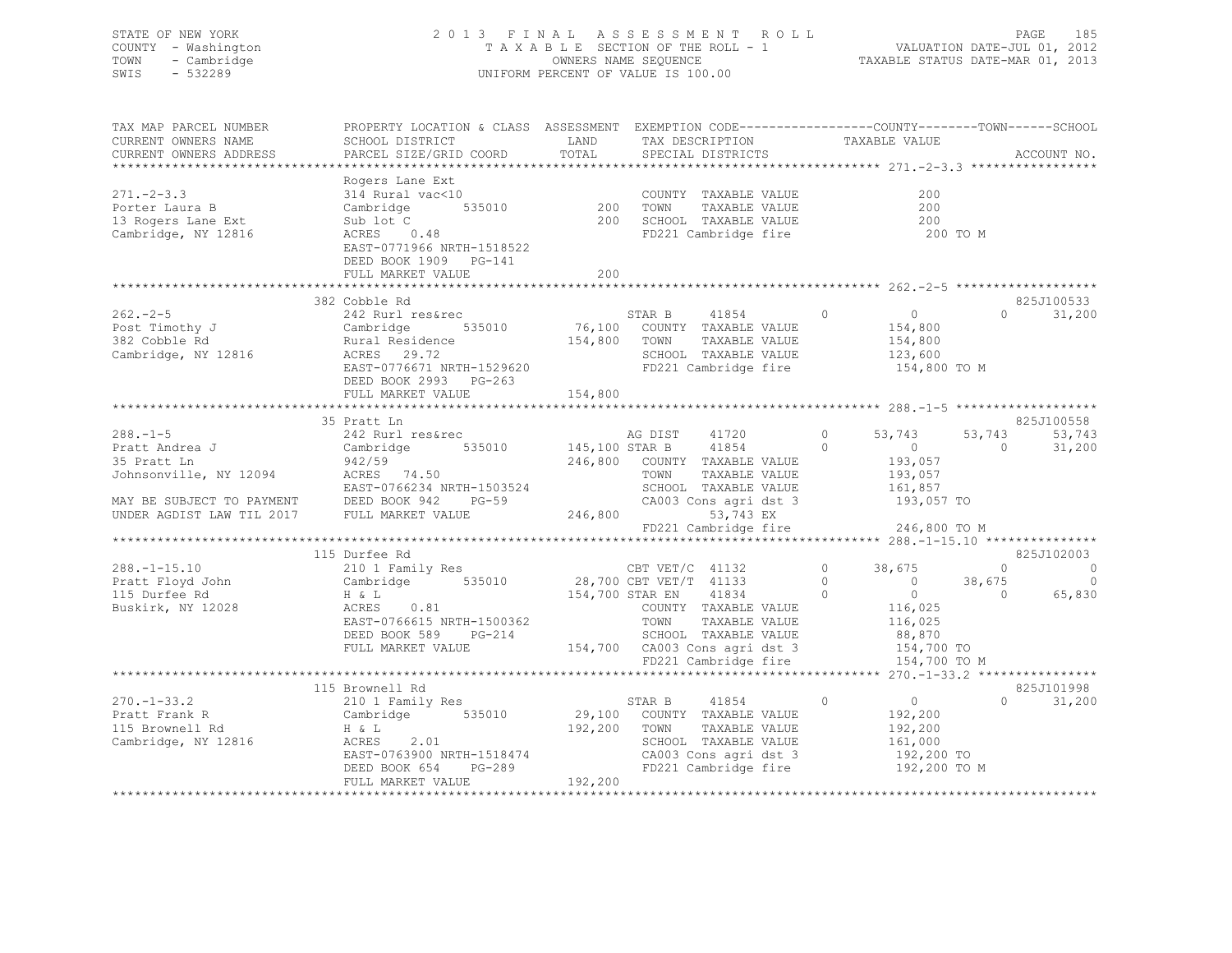STATE OF NEW YORK
COUNTY - Washington
TOWN - Cambridge
SWIS - 532289

2 0 1 3 F I N A L A S S E S S M E N T R O L L
T A X A B L E SECTION OF THE ROLL - 1
OWNERS NAME SEQUENCE
UNIFORM PERCENT OF VALUE IS 100.00

VALUATION DATE-JUL 01, 2012
TAXABLE STATUS DATE-MAR 01, 2013

```
TAX MAP PARCEL NUMBER       PROPERTY LOCATION & CLASS  ASSESSMENT  EXEMPTION CODE------------------COUNTY--------TOWN------SCHOOL
CURRENT OWNERS NAME         SCHOOL DISTRICT               LAND      TAX DESCRIPTION            TAXABLE VALUE
CURRENT OWNERS ADDRESS      PARCEL SIZE/GRID COORD        TOTAL     SPECIAL DISTRICTS                                     ACCOUNT NO.
******************************************************************************************************* 271.-2-3.3 *****************
                            Rogers Lane Ext
271.-2-3.3                  314 Rural vac<10                        COUNTY  TAXABLE VALUE              200
Porter Laura B              Cambridge      535010          200      TOWN    TAXABLE VALUE              200
13 Rogers Lane Ext          Sub lot C                      200      SCHOOL  TAXABLE VALUE              200
Cambridge, NY 12816         ACRES    0.48                           FD221 Cambridge fire               200 TO M
                            EAST-0771966 NRTH-1518522
                            DEED BOOK 1909   PG-141
                            FULL MARKET VALUE              200
******************************************************************************************************* 262.-2-5 *******************
                            382 Cobble Rd                                                                               825J100533
262.-2-5                    242 Rurl res&rec                        STAR B      41854       0          0            0      31,200
Post Timothy J              Cambridge      535010       76,100      COUNTY  TAXABLE VALUE          154,800
382 Cobble Rd               Rural Residence            154,800      TOWN    TAXABLE VALUE          154,800
Cambridge, NY 12816         ACRES   29.72                           SCHOOL  TAXABLE VALUE          123,600
                            EAST-0776671 NRTH-1529620               FD221 Cambridge fire           154,800 TO M
                            DEED BOOK 2993   PG-263
                            FULL MARKET VALUE          154,800
******************************************************************************************************* 288.-1-5 *******************
                            35 Pratt Ln                                                                                 825J100558
288.-1-5                    242 Rurl res&rec                        AG DIST     41720       0     53,743       53,743      53,743
Pratt Andrea J              Cambridge      535010      145,100 STAR B      41854       0          0            0      31,200
35 Pratt Ln                 942/59                     246,800      COUNTY  TAXABLE VALUE          193,057
Johnsonville, NY 12094      ACRES   74.50                           TOWN    TAXABLE VALUE          193,057
                            EAST-0766234 NRTH-1503524               SCHOOL  TAXABLE VALUE          161,857
MAY BE SUBJECT TO PAYMENT   DEED BOOK 942    PG-59                  CA003 Cons agri dst 3          193,057 TO
UNDER AGDIST LAW TIL 2017   FULL MARKET VALUE          246,800           53,743 EX
                                                                    FD221 Cambridge fire           246,800 TO M
******************************************************************************************************* 288.-1-15.10 ***************
                            115 Durfee Rd                                                                               825J102003
288.-1-15.10                210 1 Family Res                        CBT VET/C   41132       0     38,675            0           0
Pratt Floyd John            Cambridge      535010       28,700 CBT VET/T   41133       0          0       38,675           0
115 Durfee Rd               H & L                      154,700 STAR EN     41834       0          0            0      65,830
Buskirk, NY 12028           ACRES    0.81                           COUNTY  TAXABLE VALUE          116,025
                            EAST-0766615 NRTH-1500362               TOWN    TAXABLE VALUE          116,025
                            DEED BOOK 589    PG-214                 SCHOOL  TAXABLE VALUE           88,870
                            FULL MARKET VALUE          154,700      CA003 Cons agri dst 3          154,700 TO
                                                                    FD221 Cambridge fire           154,700 TO M
******************************************************************************************************* 270.-1-33.2 ****************
                            115 Brownell Rd                                                                             825J101998
270.-1-33.2                 210 1 Family Res                        STAR B      41854       0          0            0      31,200
Pratt Frank R               Cambridge      535010       29,100      COUNTY  TAXABLE VALUE          192,200
115 Brownell Rd             H & L                      192,200      TOWN    TAXABLE VALUE          192,200
Cambridge, NY 12816         ACRES    2.01                           SCHOOL  TAXABLE VALUE          161,000
                            EAST-0763900 NRTH-1518474               CA003 Cons agri dst 3          192,200 TO
                            DEED BOOK 654    PG-289                 FD221 Cambridge fire           192,200 TO M
                            FULL MARKET VALUE          192,200
************************************************************************************************************************************
```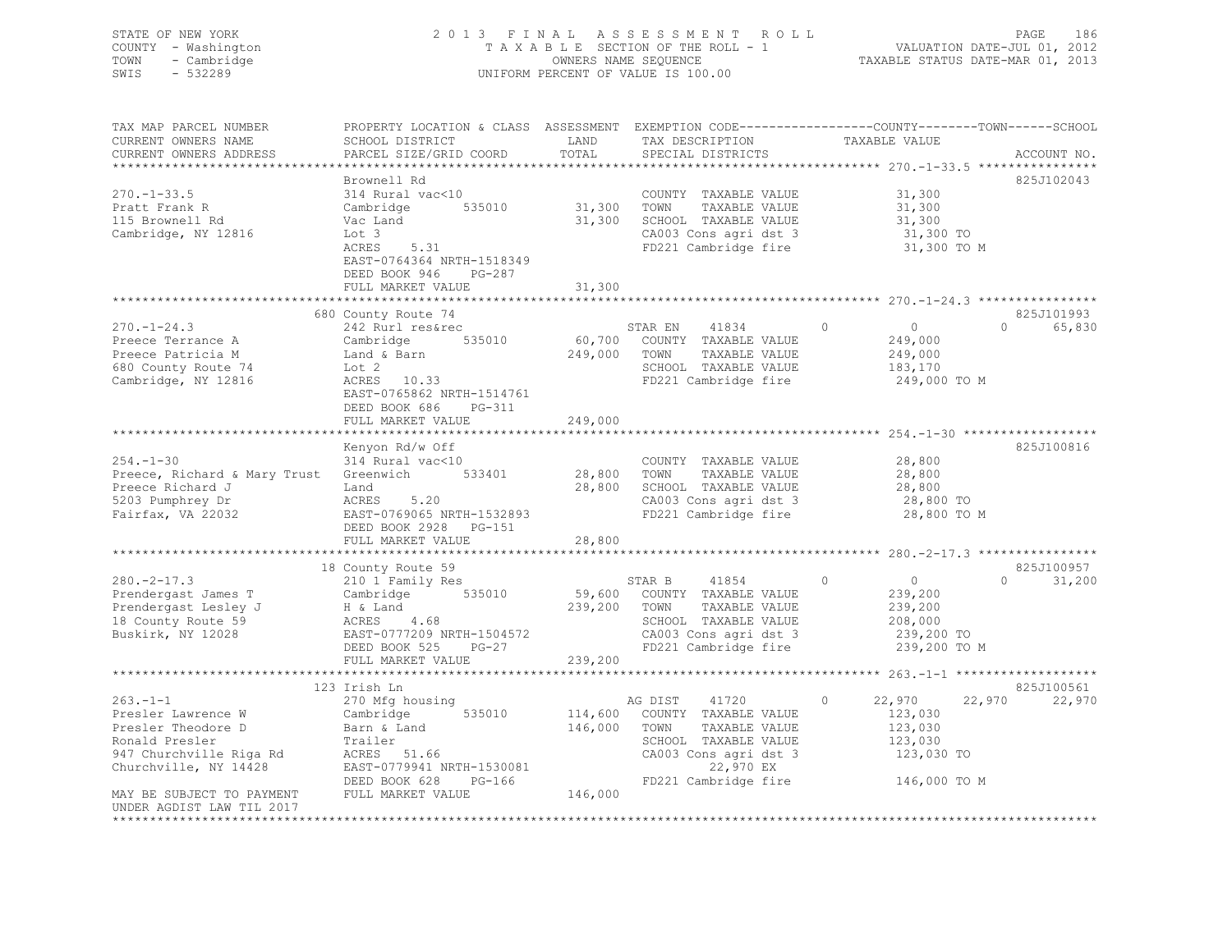STATE OF NEW YORK
COUNTY - Washington
TOWN - Cambridge
SWIS - 532289

2 0 1 3 F I N A L A S S E S S M E N T R O L L
T A X A B L E SECTION OF THE ROLL - 1
OWNERS NAME SEQUENCE
UNIFORM PERCENT OF VALUE IS 100.00

VALUATION DATE-JUL 01, 2012
TAXABLE STATUS DATE-MAR 01, 2013

```
TAX MAP PARCEL NUMBER          PROPERTY LOCATION & CLASS  ASSESSMENT  EXEMPTION CODE------------------COUNTY--------TOWN------SCHOOL
CURRENT OWNERS NAME            SCHOOL DISTRICT              LAND       TAX DESCRIPTION             TAXABLE VALUE
CURRENT OWNERS ADDRESS         PARCEL SIZE/GRID COORD       TOTAL      SPECIAL DISTRICTS                                      ACCOUNT NO.
*********************************************************************************************** 270.-1-33.5 ****************
                               Brownell Rd                                                                               825J102043
270.-1-33.5                    314 Rural vac<10                        COUNTY  TAXABLE VALUE           31,300
Pratt Frank R                  Cambridge        535010      31,300     TOWN    TAXABLE VALUE           31,300
115 Brownell Rd                Vac Land                     31,300     SCHOOL  TAXABLE VALUE           31,300
Cambridge, NY 12816            Lot 3                                   CA003 Cons agri dst 3            31,300 TO
                               ACRES     5.31                          FD221 Cambridge fire             31,300 TO M
                               EAST-0764364 NRTH-1518349
                               DEED BOOK 946     PG-287
                               FULL MARKET VALUE            31,300
*********************************************************************************************** 270.-1-24.3 ****************
                               680 County Route 74                                                                       825J101993
270.-1-24.3                    242 Rurl res&rec                        STAR EN     41834       0          0            0     65,830
Preece Terrance A              Cambridge        535010      60,700     COUNTY  TAXABLE VALUE          249,000
Preece Patricia M              Land & Barn                 249,000     TOWN    TAXABLE VALUE          249,000
680 County Route 74            Lot 2                                   SCHOOL  TAXABLE VALUE          183,170
Cambridge, NY 12816            ACRES    10.33                          FD221 Cambridge fire            249,000 TO M
                               EAST-0765862 NRTH-1514761
                               DEED BOOK 686     PG-311
                               FULL MARKET VALUE           249,000
*********************************************************************************************** 254.-1-30 ******************
                               Kenyon Rd/w Off                                                                           825J100816
254.-1-30                      314 Rural vac<10                        COUNTY  TAXABLE VALUE           28,800
Preece, Richard & Mary Trust   Greenwich        533401      28,800     TOWN    TAXABLE VALUE           28,800
Preece Richard J               Land                         28,800     SCHOOL  TAXABLE VALUE           28,800
5203 Pumphrey Dr               ACRES     5.20                          CA003 Cons agri dst 3            28,800 TO
Fairfax, VA 22032              EAST-0769065 NRTH-1532893               FD221 Cambridge fire             28,800 TO M
                               DEED BOOK 2928    PG-151
                               FULL MARKET VALUE            28,800
*********************************************************************************************** 280.-2-17.3 ****************
                               18 County Route 59                                                                        825J100957
280.-2-17.3                    210 1 Family Res                        STAR B      41854       0          0            0     31,200
Prendergast James T            Cambridge        535010      59,600     COUNTY  TAXABLE VALUE          239,200
Prendergast Lesley J           H & Land                    239,200     TOWN    TAXABLE VALUE          239,200
18 County Route 59             ACRES     4.68                          SCHOOL  TAXABLE VALUE          208,000
Buskirk, NY 12028              EAST-0777209 NRTH-1504572               CA003 Cons agri dst 3           239,200 TO
                               DEED BOOK 525     PG-27                 FD221 Cambridge fire            239,200 TO M
                               FULL MARKET VALUE           239,200
*********************************************************************************************** 263.-1-1 *******************
                               123 Irish Ln                                                                              825J100561
263.-1-1                       270 Mfg housing                         AG DIST     41720       0     22,970       22,970     22,970
Presler Lawrence W             Cambridge        535010     114,600     COUNTY  TAXABLE VALUE          123,030
Presler Theodore D             Barn & Land                 146,000     TOWN    TAXABLE VALUE          123,030
Ronald Presler                 Trailer                                 SCHOOL  TAXABLE VALUE          123,030
947 Churchville Riga Rd        ACRES    51.66                          CA003 Cons agri dst 3           123,030 TO
Churchville, NY 14428          EAST-0779941 NRTH-1530081                      22,970 EX
                               DEED BOOK 628     PG-166                FD221 Cambridge fire            146,000 TO M
MAY BE SUBJECT TO PAYMENT      FULL MARKET VALUE           146,000
UNDER AGDIST LAW TIL 2017
****************************************************************************************************************************
```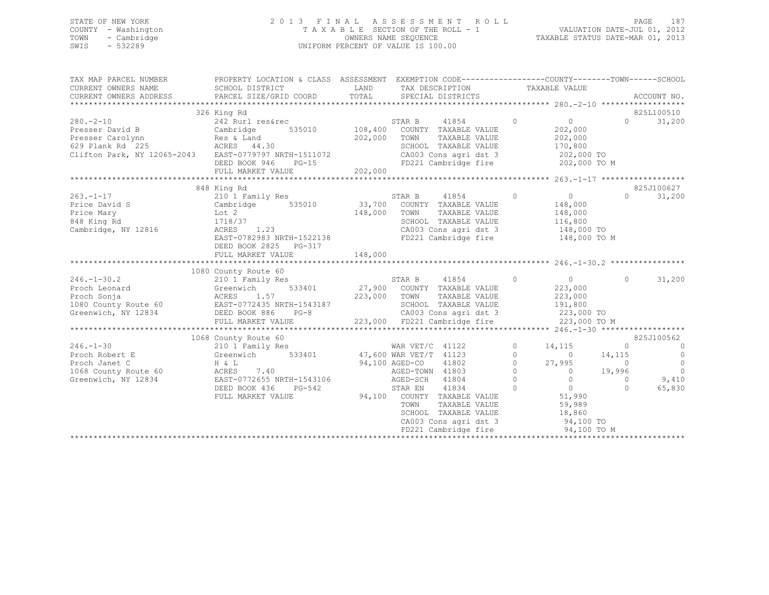STATE OF NEW YORK — COUNTY - Washington — TOWN - Cambridge — SWIS - 532289

# 2013 FINAL ASSESSMENT ROLL

TAXABLE SECTION OF THE ROLL - 1
OWNERS NAME SEQUENCE
UNIFORM PERCENT OF VALUE IS 100.00

VALUATION DATE-JUL 01, 2012
TAXABLE STATUS DATE-MAR 01, 2013

| TAX MAP PARCEL NUMBER / CURRENT OWNERS NAME / CURRENT OWNERS ADDRESS | PROPERTY LOCATION & CLASS / SCHOOL DISTRICT / PARCEL SIZE/GRID COORD | ASSESSMENT LAND | TOTAL | EXEMPTION CODE / TAX DESCRIPTION / SPECIAL DISTRICTS | COUNTY | TOWN | SCHOOL | ACCOUNT NO. |
|---|---|---|---|---|---|---|---|---|
| **280.-2-10** | 326 King Rd | | | | | | | 825L100510 |
| Presser David B | 242 Rurl res&rec | | | STAR B 41854 | 0 | 0 | 31,200 | |
| Presser Carolynn | Cambridge 535010 | 108,400 | | COUNTY TAXABLE VALUE | 202,000 | | | |
| 629 Plank Rd 225 | Res & Land | | 202,000 | TOWN TAXABLE VALUE | | 202,000 | | |
| Clifton Park, NY 12065-2043 | ACRES 44.30 | | | SCHOOL TAXABLE VALUE | | | 170,800 | |
| | EAST-0779797 NRTH-1511072 | | | CA003 Cons agri dst 3 | 202,000 TO | | | |
| | DEED BOOK 946 PG-15 | | | FD221 Cambridge fire | 202,000 TO M | | | |
| | FULL MARKET VALUE | | 202,000 | | | | | |
| **263.-1-17** | 848 King Rd | | | | | | | 825J100627 |
| Price David S | 210 1 Family Res | | | STAR B 41854 | 0 | 0 | 31,200 | |
| Price Mary | Cambridge 535010 | 33,700 | | COUNTY TAXABLE VALUE | 148,000 | | | |
| 848 King Rd | Lot 2 | | 148,000 | TOWN TAXABLE VALUE | | 148,000 | | |
| Cambridge, NY 12816 | 1718/37 | | | SCHOOL TAXABLE VALUE | | | 116,800 | |
| | ACRES 1.23 | | | CA003 Cons agri dst 3 | 148,000 TO | | | |
| | EAST-0782983 NRTH-1522138 | | | FD221 Cambridge fire | 148,000 TO M | | | |
| | DEED BOOK 2825 PG-317 | | | | | | | |
| | FULL MARKET VALUE | | 148,000 | | | | | |
| **246.-1-30.2** | 1080 County Route 60 | | | | | | | |
| Proch Leonard | 210 1 Family Res | | | STAR B 41854 | 0 | 0 | 31,200 | |
| Proch Sonja | Greenwich 533401 | 27,900 | | COUNTY TAXABLE VALUE | 223,000 | | | |
| 1080 County Route 60 | ACRES 1.57 | | 223,000 | TOWN TAXABLE VALUE | | 223,000 | | |
| Greenwich, NY 12834 | EAST-0772435 NRTH-1543187 | | | SCHOOL TAXABLE VALUE | | | 191,800 | |
| | DEED BOOK 886 PG-8 | | | CA003 Cons agri dst 3 | 223,000 TO | | | |
| | FULL MARKET VALUE | | 223,000 | FD221 Cambridge fire | 223,000 TO M | | | |
| **246.-1-30** | 1068 County Route 60 | | | | | | | 825J100562 |
| Proch Robert E | 210 1 Family Res | | | WAR VET/C 41122 | 14,115 | 0 | 0 | |
| Proch Janet C | Greenwich 533401 | 47,600 | | WAR VET/T 41123 | 0 | 14,115 | 0 | |
| 1068 County Route 60 | H & L | | 94,100 | AGED-CO 41802 | 27,995 | 0 | 0 | |
| Greenwich, NY 12834 | ACRES 7.40 | | | AGED-TOWN 41803 | 0 | 19,996 | 0 | |
| | EAST-0772655 NRTH-1543106 | | | AGED-SCH 41804 | 0 | 0 | 9,410 | |
| | DEED BOOK 436 PG-542 | | | STAR EN 41834 | 0 | 0 | 65,830 | |
| | FULL MARKET VALUE | | 94,100 | COUNTY TAXABLE VALUE | 51,990 | | | |
| | | | | TOWN TAXABLE VALUE | | 59,989 | | |
| | | | | SCHOOL TAXABLE VALUE | | | 18,860 | |
| | | | | CA003 Cons agri dst 3 | 94,100 TO | | | |
| | | | | FD221 Cambridge fire | 94,100 TO M | | | |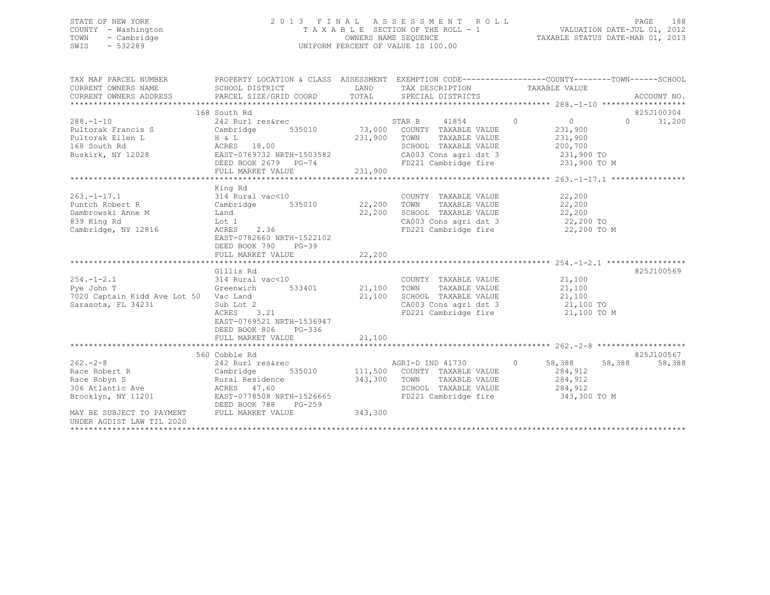STATE OF NEW YORK
COUNTY - Washington
TOWN - Cambridge
SWIS - 532289

2 0 1 3 F I N A L A S S E S S M E N T R O L L
T A X A B L E SECTION OF THE ROLL - 1
OWNERS NAME SEQUENCE
UNIFORM PERCENT OF VALUE IS 100.00

VALUATION DATE-JUL 01, 2012
TAXABLE STATUS DATE-MAR 01, 2013

```
TAX MAP PARCEL NUMBER          PROPERTY LOCATION & CLASS  ASSESSMENT  EXEMPTION CODE------------------COUNTY--------TOWN------SCHOOL
CURRENT OWNERS NAME            SCHOOL DISTRICT               LAND      TAX DESCRIPTION              TAXABLE VALUE
CURRENT OWNERS ADDRESS         PARCEL SIZE/GRID COORD        TOTAL     SPECIAL DISTRICTS                                      ACCOUNT NO.
*********************************************************************************************************** 288.-1-10 ******************
                               168 South Rd                                                                              825J100304
288.-1-10                      242 Rurl res&rec                        STAR B     41854          0          0         0     31,200
Pultorak Francis S             Cambridge        535010       73,000    COUNTY  TAXABLE VALUE          231,900
Pultorak Ellen L               H & L                        231,900    TOWN    TAXABLE VALUE          231,900
168 South Rd                   ACRES   18.00                           SCHOOL  TAXABLE VALUE          200,700
Buskirk, NY 12028              EAST-0769732 NRTH-1503582               CA003 Cons agri dst 3           231,900 TO
                               DEED BOOK 2679   PG-74                  FD221 Cambridge fire            231,900 TO M
                               FULL MARKET VALUE            231,900
*********************************************************************************************************** 263.-1-17.1 ****************
                               King Rd
263.-1-17.1                    314 Rural vac<10                        COUNTY  TAXABLE VALUE           22,200
Puntch Robert R                Cambridge        535010       22,200    TOWN    TAXABLE VALUE           22,200
Dambrowski Anne M              Land                          22,200    SCHOOL  TAXABLE VALUE           22,200
839 King Rd                    Lot 1                                   CA003 Cons agri dst 3            22,200 TO
Cambridge, NY 12816            ACRES    2.36                           FD221 Cambridge fire             22,200 TO M
                               EAST-0782660 NRTH-1522102
                               DEED BOOK 790    PG-39
                               FULL MARKET VALUE             22,200
*********************************************************************************************************** 254.-1-2.1 *****************
                               Gillis Rd                                                                                 825J100569
254.-1-2.1                     314 Rural vac<10                        COUNTY  TAXABLE VALUE           21,100
Pye John T                     Greenwich        533401       21,100    TOWN    TAXABLE VALUE           21,100
7020 Captain Kidd Ave Lot 50   Vac Land                      21,100    SCHOOL  TAXABLE VALUE           21,100
Sarasota, FL 34231             Sub Lot 2                               CA003 Cons agri dst 3            21,100 TO
                               ACRES    3.21                           FD221 Cambridge fire             21,100 TO M
                               EAST-0769521 NRTH-1536947
                               DEED BOOK 806    PG-336
                               FULL MARKET VALUE             21,100
*********************************************************************************************************** 262.-2-8 *******************
                               560 Cobble Rd                                                                             825J100567
262.-2-8                       242 Rurl res&rec                        AGRI-D IND 41730          0     58,388    58,388     58,388
Race Robert R                  Cambridge        535010      111,500    COUNTY  TAXABLE VALUE          284,912
Race Robyn S                   Rural Residence              343,300    TOWN    TAXABLE VALUE          284,912
306 Atlantic Ave               ACRES   47.60                           SCHOOL  TAXABLE VALUE          284,912
Brooklyn, NY 11201             EAST-0778508 NRTH-1526665               FD221 Cambridge fire            343,300 TO M
                               DEED BOOK 788    PG-259
MAY BE SUBJECT TO PAYMENT      FULL MARKET VALUE            343,300
UNDER AGDIST LAW TIL 2020
****************************************************************************************************************************************
```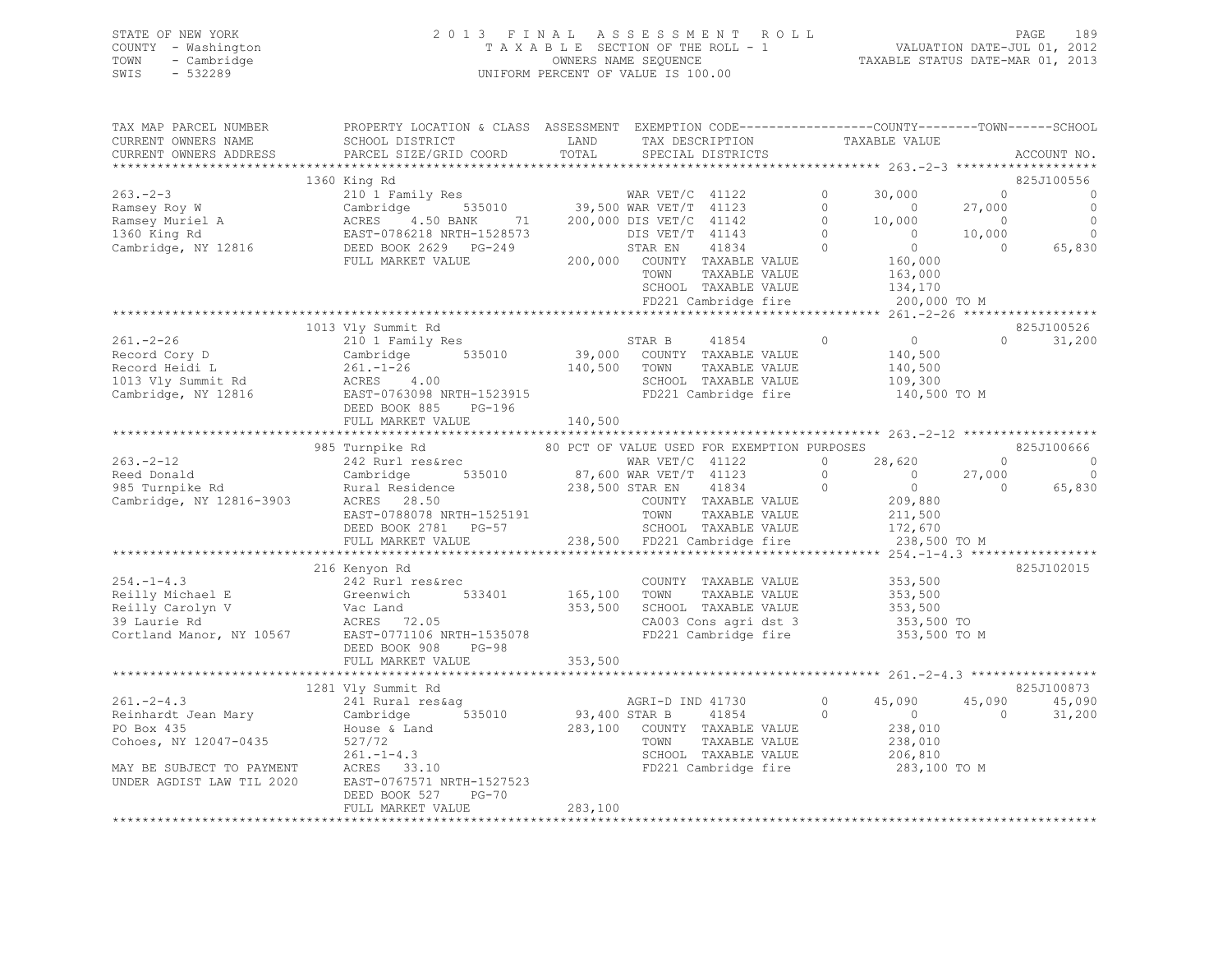STATE OF NEW YORK
COUNTY - Washington
TOWN - Cambridge
SWIS - 532289

2013 FINAL ASSESSMENT ROLL
TAXABLE SECTION OF THE ROLL - 1
OWNERS NAME SEQUENCE
UNIFORM PERCENT OF VALUE IS 100.00

VALUATION DATE-JUL 01, 2012
TAXABLE STATUS DATE-MAR 01, 2013

```
TAX MAP PARCEL NUMBER          PROPERTY LOCATION & CLASS  ASSESSMENT  EXEMPTION CODE-----------------COUNTY--------TOWN------SCHOOL
CURRENT OWNERS NAME            SCHOOL DISTRICT               LAND      TAX DESCRIPTION              TAXABLE VALUE
CURRENT OWNERS ADDRESS         PARCEL SIZE/GRID COORD        TOTAL     SPECIAL DISTRICTS                                          ACCOUNT NO.
*********************************************************************************************************** 263.-2-3 *******************
                    1360 King Rd                                                                                              825J100556
263.-2-3                       210 1 Family Res                    WAR VET/C  41122         0      30,000            0               0
Ramsey Roy W                   Cambridge        535010       39,500 WAR VET/T  41123         0           0       27,000               0
Ramsey Muriel A                ACRES    4.50 BANK    71     200,000 DIS VET/C  41142         0      10,000            0               0
1360 King Rd                   EAST-0786218 NRTH-1528573           DIS VET/T  41143         0           0       10,000               0
Cambridge, NY 12816            DEED BOOK 2629   PG-249             STAR EN    41834         0           0            0          65,830
                               FULL MARKET VALUE             200,000   COUNTY  TAXABLE VALUE           160,000
                                                                       TOWN    TAXABLE VALUE           163,000
                                                                       SCHOOL  TAXABLE VALUE           134,170
                                                                       FD221 Cambridge fire            200,000 TO M
*********************************************************************************************************** 261.-2-26 ******************
                    1013 Vly Summit Rd                                                                                        825J100526
261.-2-26                      210 1 Family Res                    STAR B     41854         0           0            0          31,200
Record Cory D                  Cambridge        535010       39,000   COUNTY  TAXABLE VALUE           140,500
Record Heidi L                 261.-1-26                     140,500   TOWN    TAXABLE VALUE           140,500
1013 Vly Summit Rd             ACRES    4.00                           SCHOOL  TAXABLE VALUE           109,300
Cambridge, NY 12816            EAST-0763098 NRTH-1523915               FD221 Cambridge fire            140,500 TO M
                               DEED BOOK 885    PG-196
                               FULL MARKET VALUE             140,500
*********************************************************************************************************** 263.-2-12 ******************
                    985 Turnpike Rd                 80 PCT OF VALUE USED FOR EXEMPTION PURPOSES                               825J100666
263.-2-12                      242 Rurl res&rec                    WAR VET/C  41122         0      28,620            0               0
Reed Donald                    Cambridge        535010       87,600 WAR VET/T  41123         0           0       27,000               0
985 Turnpike Rd                Rural Residence              238,500 STAR EN    41834         0           0            0          65,830
Cambridge, NY 12816-3903       ACRES   28.50                           COUNTY  TAXABLE VALUE           209,880
                               EAST-0788078 NRTH-1525191               TOWN    TAXABLE VALUE           211,500
                               DEED BOOK 2781   PG-57                  SCHOOL  TAXABLE VALUE           172,670
                               FULL MARKET VALUE             238,500   FD221 Cambridge fire            238,500 TO M
*********************************************************************************************************** 254.-1-4.3 *****************
                    216 Kenyon Rd                                                                                             825J102015
254.-1-4.3                     242 Rurl res&rec                        COUNTY  TAXABLE VALUE           353,500
Reilly Michael E               Greenwich        533401      165,100   TOWN    TAXABLE VALUE           353,500
Reilly Carolyn V               Vac Land                      353,500   SCHOOL  TAXABLE VALUE           353,500
39 Laurie Rd                   ACRES   72.05                           CA003 Cons agri dst 3           353,500 TO
Cortland Manor, NY 10567       EAST-0771106 NRTH-1535078               FD221 Cambridge fire            353,500 TO M
                               DEED BOOK 908    PG-98
                               FULL MARKET VALUE             353,500
*********************************************************************************************************** 261.-2-4.3 *****************
                    1281 Vly Summit Rd                                                                                        825J100873
261.-2-4.3                     241 Rural res&ag                    AGRI-D IND 41730         0      45,090       45,090          45,090
Reinhardt Jean Mary            Cambridge        535010       93,400 STAR B     41854         0           0            0          31,200
PO Box 435                     House & Land                  283,100   COUNTY  TAXABLE VALUE           238,010
Cohoes, NY 12047-0435          527/72                                  TOWN    TAXABLE VALUE           238,010
                               261.-1-4.3                              SCHOOL  TAXABLE VALUE           206,810
MAY BE SUBJECT TO PAYMENT      ACRES   33.10                           FD221 Cambridge fire            283,100 TO M
UNDER AGDIST LAW TIL 2020      EAST-0767571 NRTH-1527523
                               DEED BOOK 527    PG-70
                               FULL MARKET VALUE             283,100
****************************************************************************************************************************************
```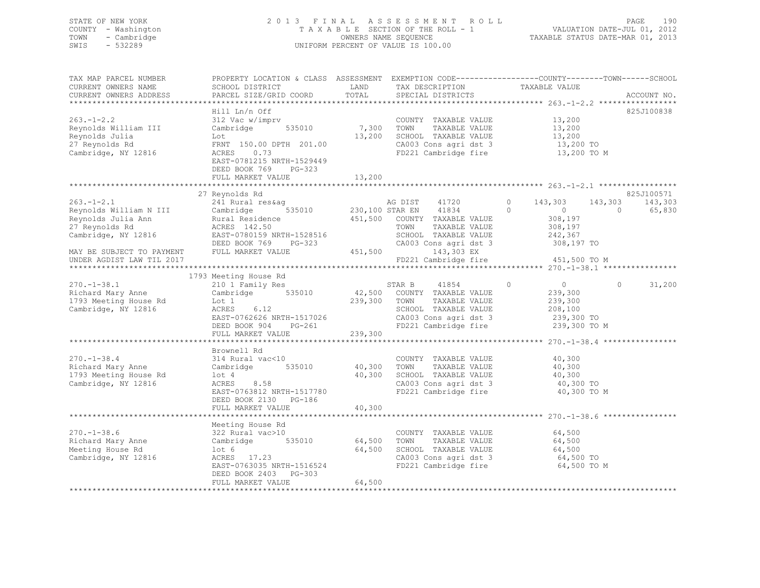STATE OF NEW YORK
COUNTY - Washington
TOWN - Cambridge
SWIS - 532289

2013 FINAL ASSESSMENT ROLL
TAXABLE SECTION OF THE ROLL - 1
OWNERS NAME SEQUENCE
UNIFORM PERCENT OF VALUE IS 100.00

VALUATION DATE-JUL 01, 2012
TAXABLE STATUS DATE-MAR 01, 2013

```
TAX MAP PARCEL NUMBER          PROPERTY LOCATION & CLASS  ASSESSMENT  EXEMPTION CODE-----------------COUNTY--------TOWN------SCHOOL
CURRENT OWNERS NAME            SCHOOL DISTRICT               LAND      TAX DESCRIPTION              TAXABLE VALUE
CURRENT OWNERS ADDRESS         PARCEL SIZE/GRID COORD        TOTAL     SPECIAL DISTRICTS                                         ACCOUNT NO.
*********************************************************************************************************** 263.-1-2.2 *****************
                               Hill Ln/n Off                                                                                 825J100838
263.-1-2.2                     312 Vac w/imprv                         COUNTY  TAXABLE VALUE              13,200
Reynolds William III           Cambridge      535010        7,300      TOWN    TAXABLE VALUE              13,200
Reynolds Julia                 Lot                         13,200      SCHOOL  TAXABLE VALUE              13,200
27 Reynolds Rd                 FRNT 150.00 DPTH 201.00                 CA003 Cons agri dst 3               13,200 TO
Cambridge, NY 12816            ACRES    0.73                           FD221 Cambridge fire                13,200 TO M
                               EAST-0781215 NRTH-1529449
                               DEED BOOK 769    PG-323
                               FULL MARKET VALUE           13,200
*********************************************************************************************************** 263.-1-2.1 *****************
                               27 Reynolds Rd                                                                                825J100571
263.-1-2.1                     241 Rural res&ag                        AG DIST     41720        0     143,303     143,303     143,303
Reynolds William N III         Cambridge      535010      230,100 STAR EN     41834        0           0           0      65,830
Reynolds Julia Ann             Rural Residence            451,500      COUNTY  TAXABLE VALUE             308,197
27 Reynolds Rd                 ACRES  142.50                           TOWN    TAXABLE VALUE             308,197
Cambridge, NY 12816            EAST-0780159 NRTH-1528516               SCHOOL  TAXABLE VALUE             242,367
                               DEED BOOK 769    PG-323                 CA003 Cons agri dst 3              308,197 TO
MAY BE SUBJECT TO PAYMENT      FULL MARKET VALUE          451,500            143,303 EX
UNDER AGDIST LAW TIL 2017                                              FD221 Cambridge fire               451,500 TO M
*********************************************************************************************************** 270.-1-38.1 ****************
                               1793 Meeting House Rd
270.-1-38.1                    210 1 Family Res                        STAR B      41854        0           0           0      31,200
Richard Mary Anne              Cambridge      535010       42,500      COUNTY  TAXABLE VALUE             239,300
1793 Meeting House Rd          Lot 1                      239,300      TOWN    TAXABLE VALUE             239,300
Cambridge, NY 12816            ACRES    6.12                           SCHOOL  TAXABLE VALUE             208,100
                               EAST-0762626 NRTH-1517026               CA003 Cons agri dst 3              239,300 TO
                               DEED BOOK 904    PG-261                 FD221 Cambridge fire               239,300 TO M
                               FULL MARKET VALUE          239,300
*********************************************************************************************************** 270.-1-38.4 ****************
                               Brownell Rd
270.-1-38.4                    314 Rural vac<10                        COUNTY  TAXABLE VALUE              40,300
Richard Mary Anne              Cambridge      535010       40,300      TOWN    TAXABLE VALUE              40,300
1793 Meeting House Rd          lot 4                       40,300      SCHOOL  TAXABLE VALUE              40,300
Cambridge, NY 12816            ACRES    8.58                           CA003 Cons agri dst 3               40,300 TO
                               EAST-0763812 NRTH-1517780               FD221 Cambridge fire                40,300 TO M
                               DEED BOOK 2130   PG-186
                               FULL MARKET VALUE           40,300
*********************************************************************************************************** 270.-1-38.6 ****************
                               Meeting House Rd
270.-1-38.6                    322 Rural vac>10                        COUNTY  TAXABLE VALUE              64,500
Richard Mary Anne              Cambridge      535010       64,500      TOWN    TAXABLE VALUE              64,500
Meeting House Rd               lot 6                       64,500      SCHOOL  TAXABLE VALUE              64,500
Cambridge, NY 12816            ACRES   17.23                           CA003 Cons agri dst 3               64,500 TO
                               EAST-0763035 NRTH-1516524               FD221 Cambridge fire                64,500 TO M
                               DEED BOOK 2403   PG-303
                               FULL MARKET VALUE           64,500
****************************************************************************************************************************************
```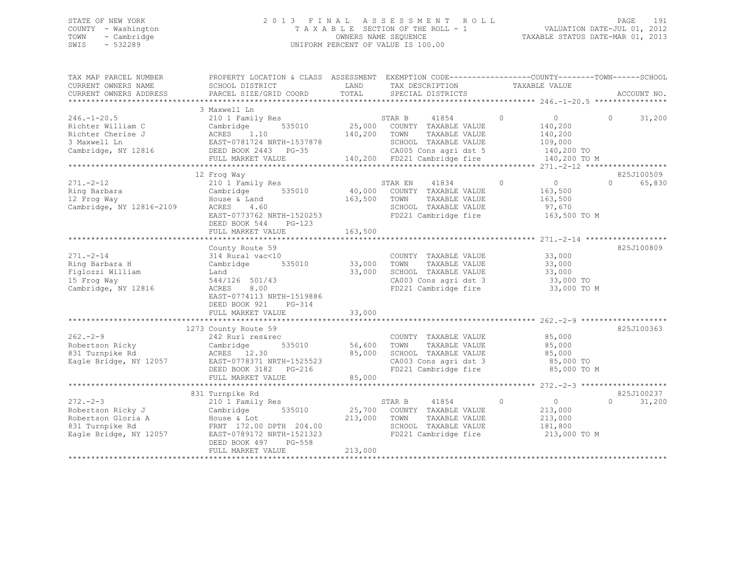STATE OF NEW YORK
COUNTY - Washington
TOWN - Cambridge
SWIS - 532289

2013 FINAL ASSESSMENT ROLL
TAXABLE SECTION OF THE ROLL - 1
OWNERS NAME SEQUENCE
UNIFORM PERCENT OF VALUE IS 100.00

VALUATION DATE-JUL 01, 2012
TAXABLE STATUS DATE-MAR 01, 2013

| TAX MAP PARCEL NUMBER / CURRENT OWNERS NAME / CURRENT OWNERS ADDRESS | PROPERTY LOCATION & CLASS / SCHOOL DISTRICT / PARCEL SIZE/GRID COORD | ASSESSMENT LAND / TOTAL | EXEMPTION CODE / TAX DESCRIPTION / SPECIAL DISTRICTS | COUNTY | TOWN | SCHOOL / TAXABLE VALUE | ACCOUNT NO. |
|---|---|---|---|---|---|---|---|
| 246.-1-20.5 | 3 Maxwell Ln | | | | | | |
| 246.-1-20.5 | 210 1 Family Res | | STAR B 41854 | 0 | 0 | 0 31,200 | |
| Richter William C | Cambridge 535010 | 25,000 | COUNTY TAXABLE VALUE | 140,200 | | | |
| Richter Cherise J | ACRES 1.10 | 140,200 | TOWN TAXABLE VALUE | 140,200 | | | |
| 3 Maxwell Ln | EAST-0781724 NRTH-1537878 | | SCHOOL TAXABLE VALUE | 109,000 | | | |
| Cambridge, NY 12816 | DEED BOOK 2443 PG-35 | | CA005 Cons agri dst 5 | 140,200 TO | | | |
| | FULL MARKET VALUE | 140,200 | FD221 Cambridge fire | 140,200 TO M | | | |
| 271.-2-12 | 12 Frog Way | | | | | | 825J100509 |
| 271.-2-12 | 210 1 Family Res | | STAR EN 41834 | 0 | 0 | 0 65,830 | |
| Ring Barbara | Cambridge 535010 | 40,000 | COUNTY TAXABLE VALUE | 163,500 | | | |
| 12 Frog Way | House & Land | 163,500 | TOWN TAXABLE VALUE | 163,500 | | | |
| Cambridge, NY 12816-2109 | ACRES 4.60 | | SCHOOL TAXABLE VALUE | 97,670 | | | |
| | EAST-0773762 NRTH-1520253 | | FD221 Cambridge fire | 163,500 TO M | | | |
| | DEED BOOK 544 PG-123 | | | | | | |
| | FULL MARKET VALUE | 163,500 | | | | | |
| 271.-2-14 | County Route 59 | | | | | | 825J100809 |
| 271.-2-14 | 314 Rural vac<10 | | COUNTY TAXABLE VALUE | 33,000 | | | |
| Ring Barbara H | Cambridge 535010 | 33,000 | TOWN TAXABLE VALUE | 33,000 | | | |
| Figlozzi William | Land | 33,000 | SCHOOL TAXABLE VALUE | 33,000 | | | |
| 15 Frog Way | 544/126 501/43 | | CA003 Cons agri dst 3 | 33,000 TO | | | |
| Cambridge, NY 12816 | ACRES 8.00 | | FD221 Cambridge fire | 33,000 TO M | | | |
| | EAST-0774113 NRTH-1519886 | | | | | | |
| | DEED BOOK 921 PG-314 | | | | | | |
| | FULL MARKET VALUE | 33,000 | | | | | |
| 262.-2-9 | 1273 County Route 59 | | | | | | 825J100363 |
| 262.-2-9 | 242 Rurl res&rec | | COUNTY TAXABLE VALUE | 85,000 | | | |
| Robertson Ricky | Cambridge 535010 | 56,600 | TOWN TAXABLE VALUE | 85,000 | | | |
| 831 Turnpike Rd | ACRES 12.30 | 85,000 | SCHOOL TAXABLE VALUE | 85,000 | | | |
| Eagle Bridge, NY 12057 | EAST-0778371 NRTH-1525523 | | CA003 Cons agri dst 3 | 85,000 TO | | | |
| | DEED BOOK 3182 PG-216 | | FD221 Cambridge fire | 85,000 TO M | | | |
| | FULL MARKET VALUE | 85,000 | | | | | |
| 272.-2-3 | 831 Turnpike Rd | | | | | | 825J100237 |
| 272.-2-3 | 210 1 Family Res | | STAR B 41854 | 0 | 0 | 0 31,200 | |
| Robertson Ricky J | Cambridge 535010 | 25,700 | COUNTY TAXABLE VALUE | 213,000 | | | |
| Robertson Gloria A | House & Lot | 213,000 | TOWN TAXABLE VALUE | 213,000 | | | |
| 831 Turnpike Rd | FRNT 172.00 DPTH 204.00 | | SCHOOL TAXABLE VALUE | 181,800 | | | |
| Eagle Bridge, NY 12057 | EAST-0789172 NRTH-1521323 | | FD221 Cambridge fire | 213,000 TO M | | | |
| | DEED BOOK 497 PG-558 | | | | | | |
| | FULL MARKET VALUE | 213,000 | | | | | |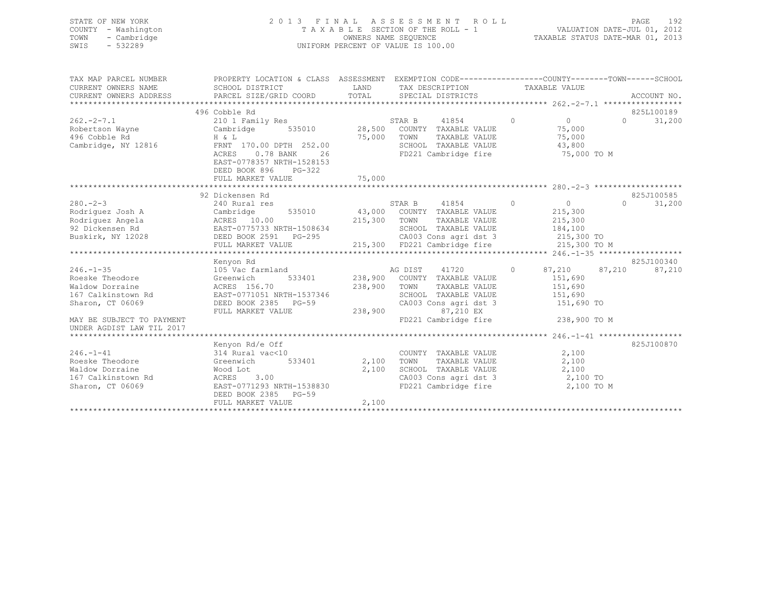STATE OF NEW YORK
COUNTY - Washington
TOWN - Cambridge
SWIS - 532289

# 2013 FINAL ASSESSMENT ROLL

TAXABLE SECTION OF THE ROLL - 1
OWNERS NAME SEQUENCE
UNIFORM PERCENT OF VALUE IS 100.00

VALUATION DATE-JUL 01, 2012
TAXABLE STATUS DATE-MAR 01, 2013

| TAX MAP PARCEL NUMBER / CURRENT OWNERS NAME / CURRENT OWNERS ADDRESS | PROPERTY LOCATION & CLASS / SCHOOL DISTRICT / PARCEL SIZE/GRID COORD | ASSESSMENT LAND / TOTAL | EXEMPTION CODE / TAX DESCRIPTION / SPECIAL DISTRICTS | COUNTY | TOWN | SCHOOL | ACCOUNT NO. |
|---|---|---|---|---|---|---|---|
| **262.-2-7.1** | 496 Cobble Rd | | | | | | 825L100189 |
| Robertson Wayne | 210 1 Family Res | | STAR B 41854 0 | 0 | 0 | 31,200 | |
| 496 Cobble Rd | Cambridge 535010 | 28,500 | COUNTY TAXABLE VALUE | 75,000 | | | |
| Cambridge, NY 12816 | H & L | 75,000 | TOWN TAXABLE VALUE | | 75,000 | | |
| | FRNT 170.00 DPTH 252.00 | | SCHOOL TAXABLE VALUE | | | 43,800 | |
| | ACRES 0.78 BANK 26 | | FD221 Cambridge fire | 75,000 TO M | | | |
| | EAST-0778357 NRTH-1528153 | | | | | | |
| | DEED BOOK 896 PG-322 | | | | | | |
| | FULL MARKET VALUE | 75,000 | | | | | |
| **280.-2-3** | 92 Dickensen Rd | | | | | | 825J100585 |
| Rodriguez Josh A | 240 Rural res | | STAR B 41854 0 | 0 | 0 | 31,200 | |
| Rodriguez Angela | Cambridge 535010 | 43,000 | COUNTY TAXABLE VALUE | 215,300 | | | |
| 92 Dickensen Rd | ACRES 10.00 | 215,300 | TOWN TAXABLE VALUE | | 215,300 | | |
| Buskirk, NY 12028 | EAST-0775733 NRTH-1508634 | | SCHOOL TAXABLE VALUE | | | 184,100 | |
| | DEED BOOK 2591 PG-295 | | CA003 Cons agri dst 3 | 215,300 TO | | | |
| | FULL MARKET VALUE | 215,300 | FD221 Cambridge fire | 215,300 TO M | | | |
| **246.-1-35** | Kenyon Rd | | | | | | 825J100340 |
| Roeske Theodore | 105 Vac farmland | | AG DIST 41720 0 | 87,210 | 87,210 | 87,210 | |
| Waldow Dorraine | Greenwich 533401 | 238,900 | COUNTY TAXABLE VALUE | 151,690 | | | |
| 167 Calkinstown Rd | ACRES 156.70 | 238,900 | TOWN TAXABLE VALUE | | 151,690 | | |
| Sharon, CT 06069 | EAST-0771051 NRTH-1537346 | | SCHOOL TAXABLE VALUE | | | 151,690 | |
| | DEED BOOK 2385 PG-59 | | CA003 Cons agri dst 3 | 151,690 TO | | | |
| | FULL MARKET VALUE | 238,900 | 87,210 EX | | | | |
| MAY BE SUBJECT TO PAYMENT | | | FD221 Cambridge fire | 238,900 TO M | | | |
| UNDER AGDIST LAW TIL 2017 | | | | | | | |
| **246.-1-41** | Kenyon Rd/e Off | | | | | | 825J100870 |
| Roeske Theodore | 314 Rural vac<10 | | COUNTY TAXABLE VALUE | 2,100 | | | |
| Waldow Dorraine | Greenwich 533401 | 2,100 | TOWN TAXABLE VALUE | | 2,100 | | |
| 167 Calkinstown Rd | Wood Lot | 2,100 | SCHOOL TAXABLE VALUE | | | 2,100 | |
| Sharon, CT 06069 | ACRES 3.00 | | CA003 Cons agri dst 3 | 2,100 TO | | | |
| | EAST-0771293 NRTH-1538830 | | FD221 Cambridge fire | 2,100 TO M | | | |
| | DEED BOOK 2385 PG-59 | | | | | | |
| | FULL MARKET VALUE | 2,100 | | | | | |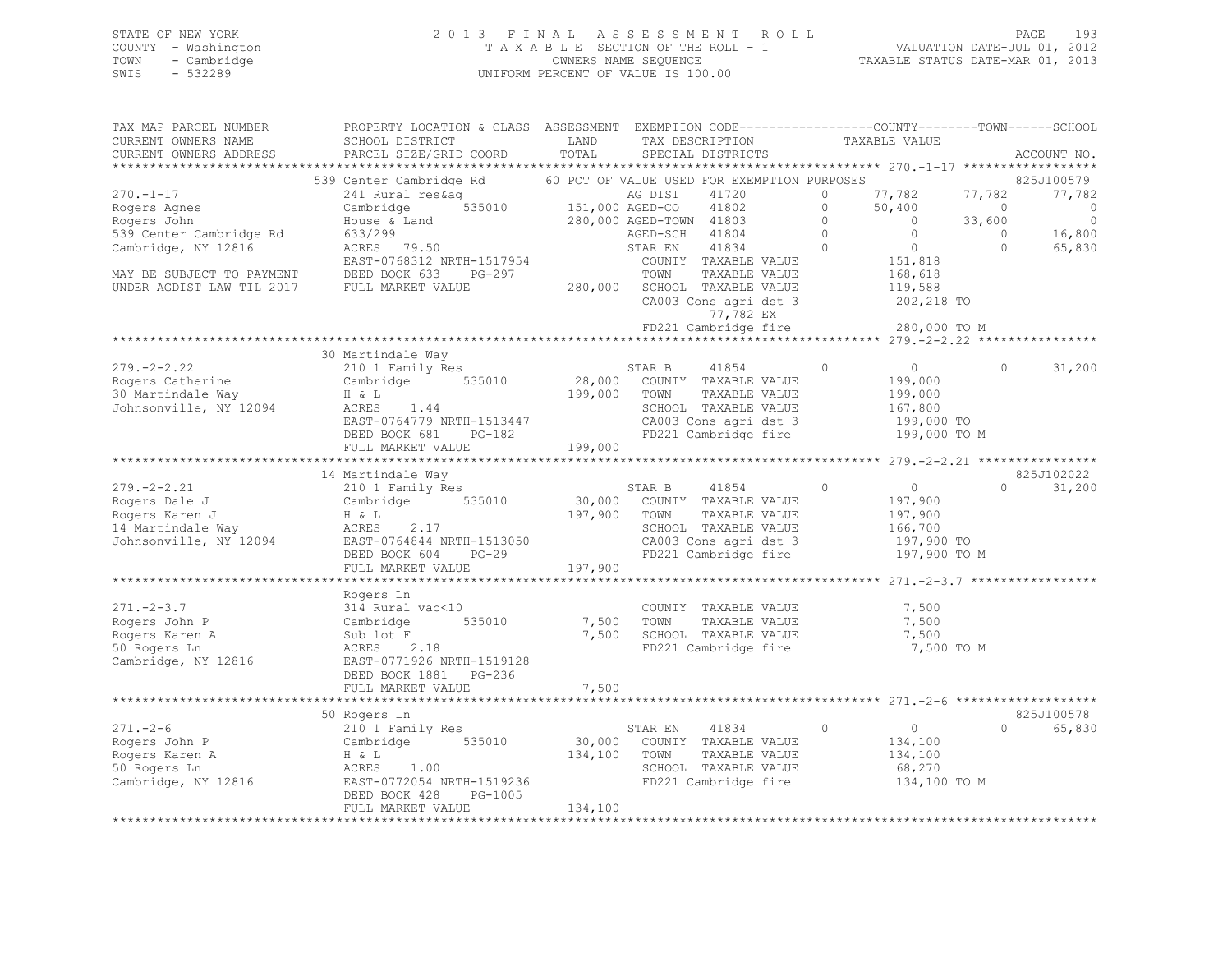STATE OF NEW YORK
COUNTY - Washington
TOWN - Cambridge
SWIS - 532289

2013 FINAL ASSESSMENT ROLL
TAXABLE SECTION OF THE ROLL - 1
OWNERS NAME SEQUENCE
UNIFORM PERCENT OF VALUE IS 100.00

VALUATION DATE-JUL 01, 2012
TAXABLE STATUS DATE-MAR 01, 2013

```
TAX MAP PARCEL NUMBER          PROPERTY LOCATION & CLASS  ASSESSMENT  EXEMPTION CODE------------------COUNTY--------TOWN------SCHOOL
CURRENT OWNERS NAME            SCHOOL DISTRICT              LAND       TAX DESCRIPTION              TAXABLE VALUE
CURRENT OWNERS ADDRESS         PARCEL SIZE/GRID COORD      TOTAL       SPECIAL DISTRICTS                                    ACCOUNT NO.
******************************************************************************************************* 270.-1-17 ******************
                               539 Center Cambridge Rd       60 PCT OF VALUE USED FOR EXEMPTION PURPOSES                      825J100579
270.-1-17                      241 Rural res&ag               AG DIST     41720        0      77,782       77,782       77,782
Rogers Agnes                   Cambridge        535010    151,000 AGED-CO     41802        0      50,400            0            0
Rogers John                    House & Land                280,000 AGED-TOWN 41803        0           0       33,600            0
539 Center Cambridge Rd        633/299                        AGED-SCH    41804        0           0            0       16,800
Cambridge, NY 12816            ACRES  79.50                   STAR EN     41834        0           0            0       65,830
                               EAST-0768312 NRTH-1517954        COUNTY  TAXABLE VALUE           151,818
MAY BE SUBJECT TO PAYMENT      DEED BOOK 633    PG-297          TOWN    TAXABLE VALUE           168,618
UNDER AGDIST LAW TIL 2017      FULL MARKET VALUE           280,000  SCHOOL  TAXABLE VALUE           119,588
                                                                CA003 Cons agri dst 3           202,218 TO
                                                                      77,782 EX
                                                                FD221 Cambridge fire            280,000 TO M
******************************************************************************************************* 279.-2-2.22 ****************
                               30 Martindale Way
279.-2-2.22                    210 1 Family Res               STAR B      41854        0           0            0       31,200
Rogers Catherine               Cambridge        535010     28,000   COUNTY  TAXABLE VALUE           199,000
30 Martindale Way              H & L                       199,000   TOWN    TAXABLE VALUE           199,000
Johnsonville, NY 12094         ACRES   1.44                        SCHOOL  TAXABLE VALUE           167,800
                               EAST-0764779 NRTH-1513447           CA003 Cons agri dst 3           199,000 TO
                               DEED BOOK 681    PG-182             FD221 Cambridge fire            199,000 TO M
                               FULL MARKET VALUE           199,000
******************************************************************************************************* 279.-2-2.21 ****************
                               14 Martindale Way                                                                  825J102022
279.-2-2.21                    210 1 Family Res               STAR B      41854        0           0            0       31,200
Rogers Dale J                  Cambridge        535010     30,000   COUNTY  TAXABLE VALUE           197,900
Rogers Karen J                 H & L                       197,900   TOWN    TAXABLE VALUE           197,900
14 Martindale Way              ACRES   2.17                        SCHOOL  TAXABLE VALUE           166,700
Johnsonville, NY 12094         EAST-0764844 NRTH-1513050           CA003 Cons agri dst 3           197,900 TO
                               DEED BOOK 604    PG-29              FD221 Cambridge fire            197,900 TO M
                               FULL MARKET VALUE           197,900
******************************************************************************************************* 271.-2-3.7 *****************
                               Rogers Ln
271.-2-3.7                     314 Rural vac<10                     COUNTY  TAXABLE VALUE             7,500
Rogers John P                  Cambridge        535010      7,500   TOWN    TAXABLE VALUE             7,500
Rogers Karen A                 Sub lot F                    7,500   SCHOOL  TAXABLE VALUE             7,500
50 Rogers Ln                   ACRES   2.18                        FD221 Cambridge fire              7,500 TO M
Cambridge, NY 12816            EAST-0771926 NRTH-1519128
                               DEED BOOK 1881   PG-236
                               FULL MARKET VALUE             7,500
******************************************************************************************************* 271.-2-6 *******************
                               50 Rogers Ln                                                                       825J100578
271.-2-6                       210 1 Family Res               STAR EN     41834        0           0            0       65,830
Rogers John P                  Cambridge        535010     30,000   COUNTY  TAXABLE VALUE           134,100
Rogers Karen A                 H & L                       134,100   TOWN    TAXABLE VALUE           134,100
50 Rogers Ln                   ACRES   1.00                        SCHOOL  TAXABLE VALUE            68,270
Cambridge, NY 12816            EAST-0772054 NRTH-1519236           FD221 Cambridge fire            134,100 TO M
                               DEED BOOK 428    PG-1005
                               FULL MARKET VALUE           134,100
************************************************************************************************************************************
```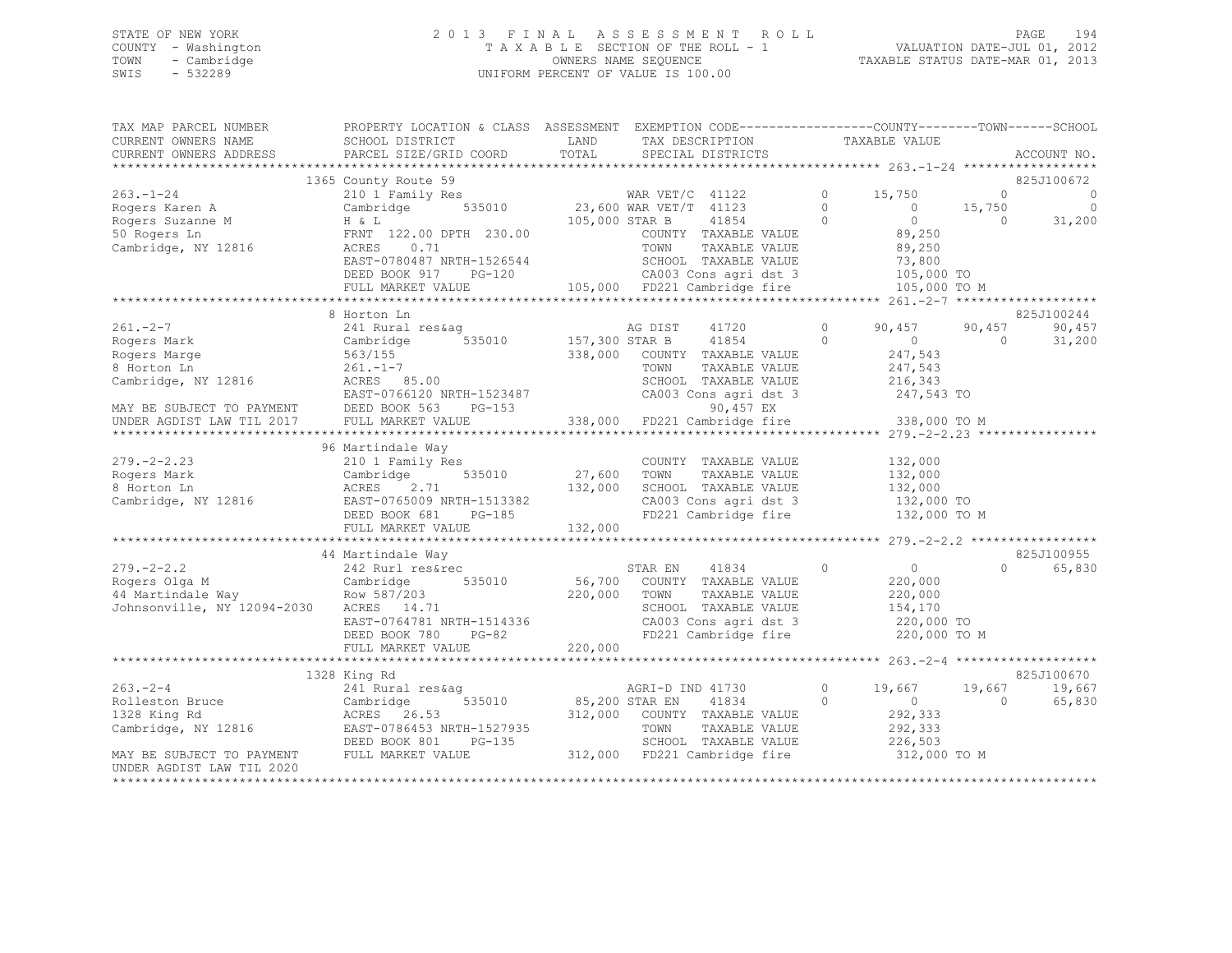STATE OF NEW YORK
COUNTY - Washington
TOWN - Cambridge
SWIS - 532289

2 0 1 3 F I N A L A S S E S S M E N T R O L L
T A X A B L E SECTION OF THE ROLL - 1
OWNERS NAME SEQUENCE
UNIFORM PERCENT OF VALUE IS 100.00

VALUATION DATE-JUL 01, 2012
TAXABLE STATUS DATE-MAR 01, 2013

| TAX MAP PARCEL NUMBER / CURRENT OWNERS NAME / CURRENT OWNERS ADDRESS | PROPERTY LOCATION & CLASS / SCHOOL DISTRICT / PARCEL SIZE/GRID COORD | ASSESSMENT LAND / TOTAL | EXEMPTION CODE / TAX DESCRIPTION / SPECIAL DISTRICTS | | COUNTY TAXABLE VALUE | TOWN | SCHOOL | ACCOUNT NO. |
|---|---|---|---|---|---|---|---|---|
| **263.-1-24** | 1365 County Route 59 | | | | | | | 825J100672 |
| 263.-1-24 | 210 1 Family Res | | WAR VET/C 41122 | 0 | 15,750 | 0 | 0 | |
| Rogers Karen A | Cambridge 535010 | 23,600 | WAR VET/T 41123 | 0 | 0 | 15,750 | 0 | |
| Rogers Suzanne M | H & L | 105,000 | STAR B 41854 | 0 | 0 | 0 | 31,200 | |
| 50 Rogers Ln | FRNT 122.00 DPTH 230.00 | | COUNTY TAXABLE VALUE | | 89,250 | | | |
| Cambridge, NY 12816 | ACRES 0.71 | | TOWN TAXABLE VALUE | | 89,250 | | | |
| | EAST-0780487 NRTH-1526544 | | SCHOOL TAXABLE VALUE | | 73,800 | | | |
| | DEED BOOK 917 PG-120 | | CA003 Cons agri dst 3 | | 105,000 TO | | | |
| | FULL MARKET VALUE | 105,000 | FD221 Cambridge fire | | 105,000 TO M | | | |
| **261.-2-7** | 8 Horton Ln | | | | | | | 825J100244 |
| 261.-2-7 | 241 Rural res&ag | | AG DIST 41720 | 0 | 90,457 | 90,457 | 90,457 | |
| Rogers Mark | Cambridge 535010 | 157,300 | STAR B 41854 | 0 | 0 | 0 | 31,200 | |
| Rogers Marge | 563/155 | 338,000 | COUNTY TAXABLE VALUE | | 247,543 | | | |
| 8 Horton Ln | 261.-1-7 | | TOWN TAXABLE VALUE | | 247,543 | | | |
| Cambridge, NY 12816 | ACRES 85.00 | | SCHOOL TAXABLE VALUE | | 216,343 | | | |
| | EAST-0766120 NRTH-1523487 | | CA003 Cons agri dst 3 | | 247,543 TO | | | |
| MAY BE SUBJECT TO PAYMENT | DEED BOOK 563 PG-153 | | 90,457 EX | | | | | |
| UNDER AGDIST LAW TIL 2017 | FULL MARKET VALUE | 338,000 | FD221 Cambridge fire | | 338,000 TO M | | | |
| **279.-2-2.23** | 96 Martindale Way | | | | | | | |
| 279.-2-2.23 | 210 1 Family Res | | COUNTY TAXABLE VALUE | | 132,000 | | | |
| Rogers Mark | Cambridge 535010 | 27,600 | TOWN TAXABLE VALUE | | 132,000 | | | |
| 8 Horton Ln | ACRES 2.71 | 132,000 | SCHOOL TAXABLE VALUE | | 132,000 | | | |
| Cambridge, NY 12816 | EAST-0765009 NRTH-1513382 | | CA003 Cons agri dst 3 | | 132,000 TO | | | |
| | DEED BOOK 681 PG-185 | | FD221 Cambridge fire | | 132,000 TO M | | | |
| | FULL MARKET VALUE | 132,000 | | | | | | |
| **279.-2-2.2** | 44 Martindale Way | | | | | | | 825J100955 |
| 279.-2-2.2 | 242 Rurl res&rec | | STAR EN 41834 | 0 | 0 | 0 | 65,830 | |
| Rogers Olga M | Cambridge 535010 | 56,700 | COUNTY TAXABLE VALUE | | 220,000 | | | |
| 44 Martindale Way | Row 587/203 | 220,000 | TOWN TAXABLE VALUE | | 220,000 | | | |
| Johnsonville, NY 12094-2030 | ACRES 14.71 | | SCHOOL TAXABLE VALUE | | 154,170 | | | |
| | EAST-0764781 NRTH-1514336 | | CA003 Cons agri dst 3 | | 220,000 TO | | | |
| | DEED BOOK 780 PG-82 | | FD221 Cambridge fire | | 220,000 TO M | | | |
| | FULL MARKET VALUE | 220,000 | | | | | | |
| **263.-2-4** | 1328 King Rd | | | | | | | 825J100670 |
| 263.-2-4 | 241 Rural res&ag | | AGRI-D IND 41730 | 0 | 19,667 | 19,667 | 19,667 | |
| Rolleston Bruce | Cambridge 535010 | 85,200 | STAR EN 41834 | 0 | 0 | 0 | 65,830 | |
| 1328 King Rd | ACRES 26.53 | 312,000 | COUNTY TAXABLE VALUE | | 292,333 | | | |
| Cambridge, NY 12816 | EAST-0786453 NRTH-1527935 | | TOWN TAXABLE VALUE | | 292,333 | | | |
| | DEED BOOK 801 PG-135 | | SCHOOL TAXABLE VALUE | | 226,503 | | | |
| MAY BE SUBJECT TO PAYMENT | FULL MARKET VALUE | 312,000 | FD221 Cambridge fire | | 312,000 TO M | | | |
| UNDER AGDIST LAW TIL 2020 | | | | | | | | |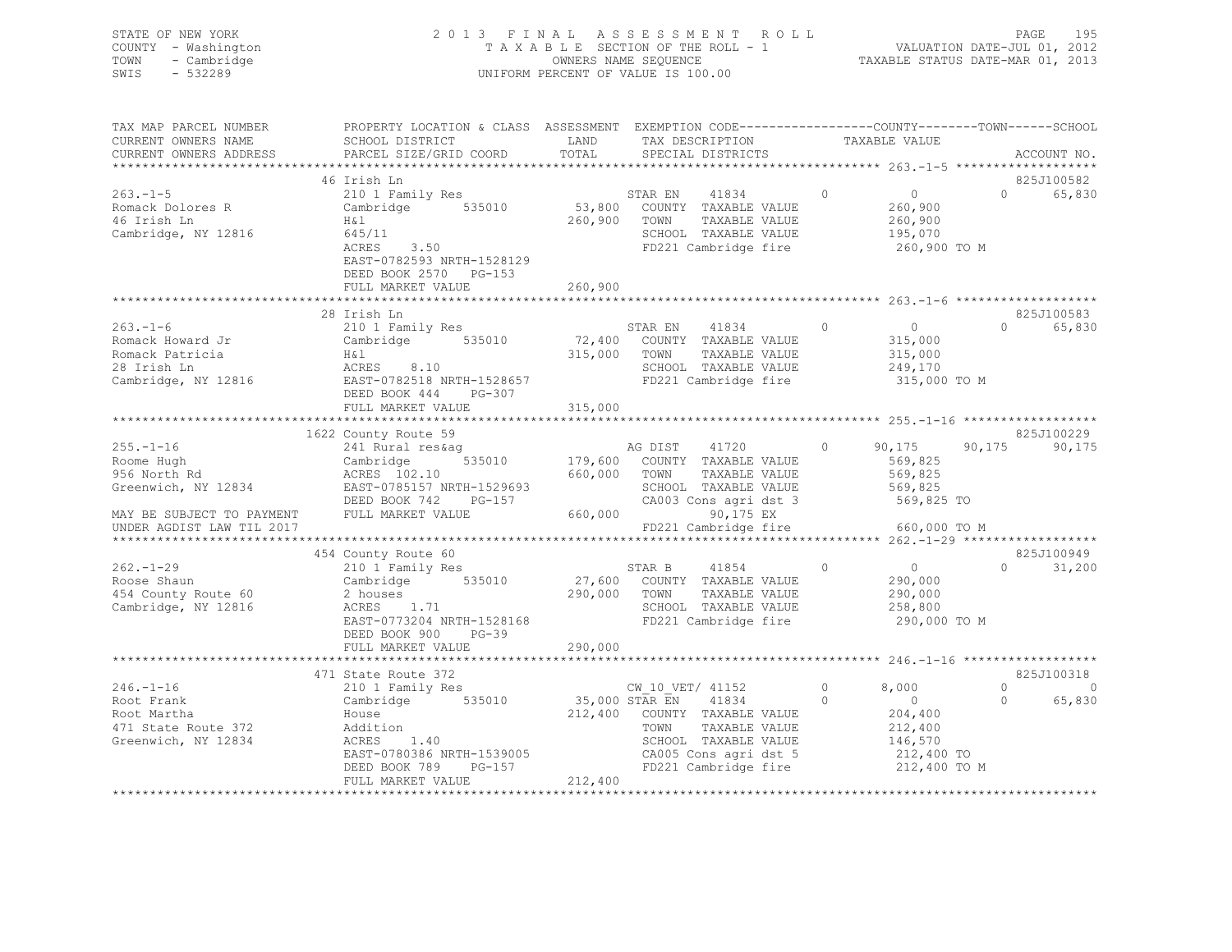STATE OF NEW YORK
COUNTY - Washington
TOWN - Cambridge
SWIS - 532289

# 2013 FINAL ASSESSMENT ROLL

TAXABLE SECTION OF THE ROLL - 1
OWNERS NAME SEQUENCE
UNIFORM PERCENT OF VALUE IS 100.00

VALUATION DATE-JUL 01, 2012
TAXABLE STATUS DATE-MAR 01, 2013

| TAX MAP PARCEL NUMBER / CURRENT OWNERS NAME / CURRENT OWNERS ADDRESS | PROPERTY LOCATION & CLASS / SCHOOL DISTRICT / PARCEL SIZE/GRID COORD | ASSESSMENT LAND / TOTAL | EXEMPTION CODE / TAX DESCRIPTION / SPECIAL DISTRICTS | COUNTY TAXABLE VALUE | TOWN | SCHOOL | ACCOUNT NO. |
|---|---|---|---|---|---|---|---|
| **263.-1-5** | 46 Irish Ln | | | | | | 825J100582 |
| Romack Dolores R | 210 1 Family Res | | STAR EN 41834 | 0 | 0 | 0 | 65,830 |
| 46 Irish Ln | Cambridge 535010 | 53,800 | COUNTY TAXABLE VALUE | 260,900 | | | |
| Cambridge, NY 12816 | H&l | 260,900 | TOWN TAXABLE VALUE | 260,900 | | | |
| | 645/11 | | SCHOOL TAXABLE VALUE | 195,070 | | | |
| | ACRES 3.50 | | FD221 Cambridge fire | 260,900 TO M | | | |
| | EAST-0782593 NRTH-1528129 | | | | | | |
| | DEED BOOK 2570 PG-153 | | | | | | |
| | FULL MARKET VALUE | 260,900 | | | | | |
| **263.-1-6** | 28 Irish Ln | | | | | | 825J100583 |
| Romack Howard Jr | 210 1 Family Res | | STAR EN 41834 | 0 | 0 | 0 | 65,830 |
| Romack Patricia | Cambridge 535010 | 72,400 | COUNTY TAXABLE VALUE | 315,000 | | | |
| 28 Irish Ln | H&l | 315,000 | TOWN TAXABLE VALUE | 315,000 | | | |
| Cambridge, NY 12816 | ACRES 8.10 | | SCHOOL TAXABLE VALUE | 249,170 | | | |
| | EAST-0782518 NRTH-1528657 | | FD221 Cambridge fire | 315,000 TO M | | | |
| | DEED BOOK 444 PG-307 | | | | | | |
| | FULL MARKET VALUE | 315,000 | | | | | |
| **255.-1-16** | 1622 County Route 59 | | | | | | 825J100229 |
| Roome Hugh | 241 Rural res&ag | | AG DIST 41720 | 0 | 90,175 | 90,175 | 90,175 |
| 956 North Rd | Cambridge 535010 | 179,600 | COUNTY TAXABLE VALUE | 569,825 | | | |
| Greenwich, NY 12834 | ACRES 102.10 | 660,000 | TOWN TAXABLE VALUE | 569,825 | | | |
| | EAST-0785157 NRTH-1529693 | | SCHOOL TAXABLE VALUE | 569,825 | | | |
| | DEED BOOK 742 PG-157 | | CA003 Cons agri dst 3 | 569,825 TO | | | |
| MAY BE SUBJECT TO PAYMENT | FULL MARKET VALUE | 660,000 | 90,175 EX | | | | |
| UNDER AGDIST LAW TIL 2017 | | | FD221 Cambridge fire | 660,000 TO M | | | |
| **262.-1-29** | 454 County Route 60 | | | | | | 825J100949 |
| Roose Shaun | 210 1 Family Res | | STAR B 41854 | 0 | 0 | 0 | 31,200 |
| 454 County Route 60 | Cambridge 535010 | 27,600 | COUNTY TAXABLE VALUE | 290,000 | | | |
| Cambridge, NY 12816 | 2 houses | 290,000 | TOWN TAXABLE VALUE | 290,000 | | | |
| | ACRES 1.71 | | SCHOOL TAXABLE VALUE | 258,800 | | | |
| | EAST-0773204 NRTH-1528168 | | FD221 Cambridge fire | 290,000 TO M | | | |
| | DEED BOOK 900 PG-39 | | | | | | |
| | FULL MARKET VALUE | 290,000 | | | | | |
| **246.-1-16** | 471 State Route 372 | | | | | | 825J100318 |
| Root Frank | 210 1 Family Res | | CW_10_VET/ 41152 | 0 | 8,000 | 0 | 0 |
| Root Martha | Cambridge 535010 | 35,000 | STAR EN 41834 | 0 | 0 | 0 | 65,830 |
| 471 State Route 372 | House | 212,400 | COUNTY TAXABLE VALUE | 204,400 | | | |
| Greenwich, NY 12834 | Addition | | TOWN TAXABLE VALUE | 212,400 | | | |
| | ACRES 1.40 | | SCHOOL TAXABLE VALUE | 146,570 | | | |
| | EAST-0780386 NRTH-1539005 | | CA005 Cons agri dst 5 | 212,400 TO | | | |
| | DEED BOOK 789 PG-157 | | FD221 Cambridge fire | 212,400 TO M | | | |
| | FULL MARKET VALUE | 212,400 | | | | | |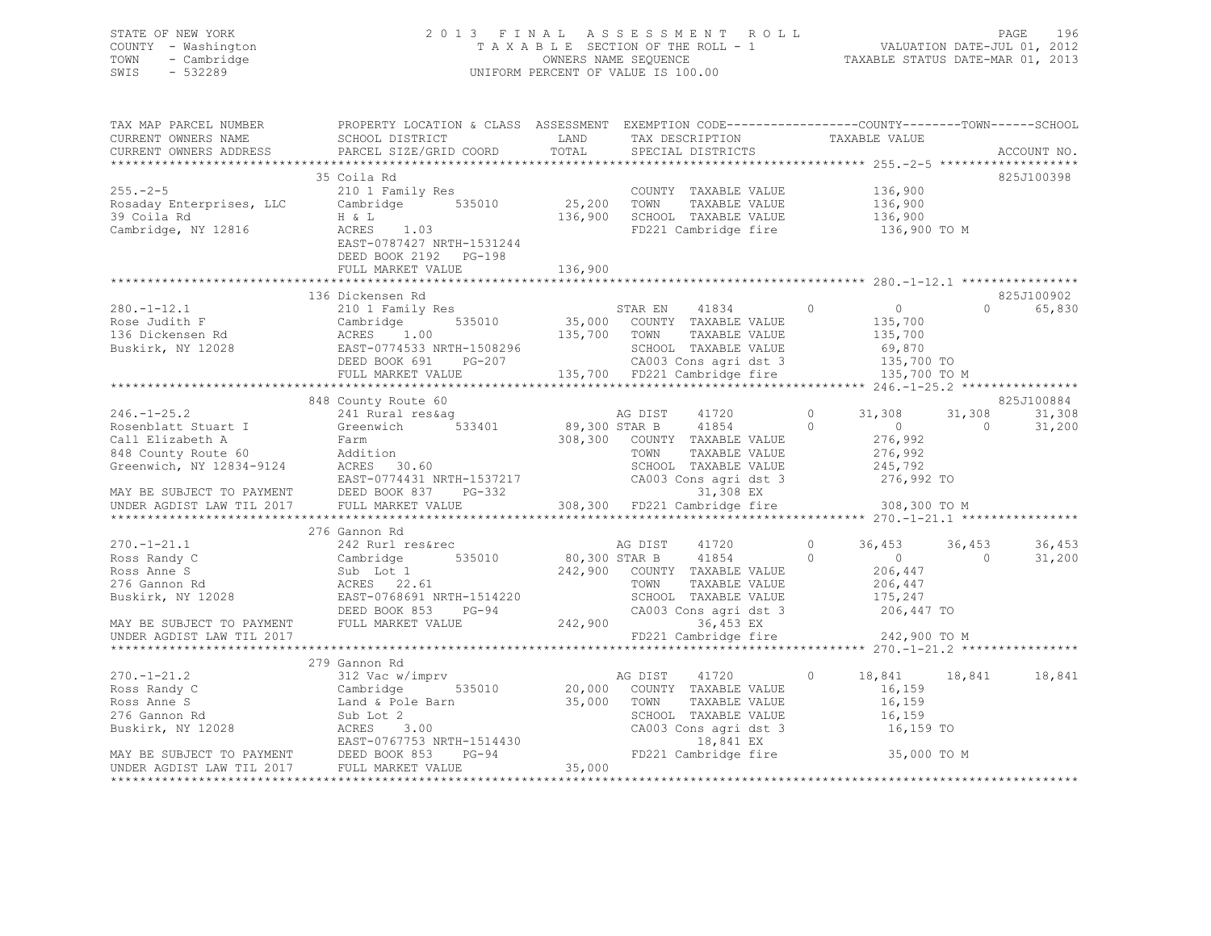STATE OF NEW YORK
COUNTY - Washington
TOWN - Cambridge
SWIS - 532289

2 0 1 3 F I N A L A S S E S S M E N T R O L L
T A X A B L E SECTION OF THE ROLL - 1
OWNERS NAME SEQUENCE
UNIFORM PERCENT OF VALUE IS 100.00

VALUATION DATE-JUL 01, 2012
TAXABLE STATUS DATE-MAR 01, 2013

```
TAX MAP PARCEL NUMBER          PROPERTY LOCATION & CLASS  ASSESSMENT  EXEMPTION CODE------------------COUNTY--------TOWN------SCHOOL
CURRENT OWNERS NAME            SCHOOL DISTRICT              LAND      TAX DESCRIPTION              TAXABLE VALUE
CURRENT OWNERS ADDRESS         PARCEL SIZE/GRID COORD       TOTAL     SPECIAL DISTRICTS                                    ACCOUNT NO.
****************************************************************************************************** 255.-2-5 *******************
                               35 Coila Rd                                                                                 825J100398
255.-2-5                       210 1 Family Res                        COUNTY  TAXABLE VALUE          136,900
Rosaday Enterprises, LLC       Cambridge       535010       25,200     TOWN    TAXABLE VALUE          136,900
39 Coila Rd                    H & L                       136,900     SCHOOL  TAXABLE VALUE          136,900
Cambridge, NY 12816            ACRES     1.03                          FD221 Cambridge fire             136,900 TO M
                               EAST-0787427 NRTH-1531244
                               DEED BOOK 2192   PG-198
                               FULL MARKET VALUE           136,900
****************************************************************************************************** 280.-1-12.1 ****************
                               136 Dickensen Rd                                                                            825J100902
280.-1-12.1                    210 1 Family Res                        STAR EN     41834        0          0           0       65,830
Rose Judith F                  Cambridge       535010       35,000     COUNTY  TAXABLE VALUE          135,700
136 Dickensen Rd               ACRES     1.00              135,700     TOWN    TAXABLE VALUE          135,700
Buskirk, NY 12028              EAST-0774533 NRTH-1508296               SCHOOL  TAXABLE VALUE           69,870
                               DEED BOOK 691    PG-207                 CA003 Cons agri dst 3            135,700 TO
                               FULL MARKET VALUE           135,700     FD221 Cambridge fire             135,700 TO M
****************************************************************************************************** 246.-1-25.2 ****************
                               848 County Route 60                                                                         825J100884
246.-1-25.2                    241 Rural res&ag                        AG DIST     41720        0     31,308      31,308       31,308
Rosenblatt Stuart I            Greenwich       533401       89,300     STAR B      41854        0          0           0       31,200
Call Elizabeth A               Farm                        308,300     COUNTY  TAXABLE VALUE          276,992
848 County Route 60            Addition                                TOWN    TAXABLE VALUE          276,992
Greenwich, NY 12834-9124       ACRES    30.60                          SCHOOL  TAXABLE VALUE          245,792
                               EAST-0774431 NRTH-1537217               CA003 Cons agri dst 3            276,992 TO
MAY BE SUBJECT TO PAYMENT      DEED BOOK 837    PG-332                        31,308 EX
UNDER AGDIST LAW TIL 2017      FULL MARKET VALUE           308,300     FD221 Cambridge fire             308,300 TO M
****************************************************************************************************** 270.-1-21.1 ****************
                               276 Gannon Rd
270.-1-21.1                    242 Rurl res&rec                        AG DIST     41720        0     36,453      36,453       36,453
Ross Randy C                   Cambridge       535010       80,300     STAR B      41854        0          0           0       31,200
Ross Anne S                    Sub  Lot 1                  242,900     COUNTY  TAXABLE VALUE          206,447
276 Gannon Rd                  ACRES    22.61                          TOWN    TAXABLE VALUE          206,447
Buskirk, NY 12028              EAST-0768691 NRTH-1514220               SCHOOL  TAXABLE VALUE          175,247
                               DEED BOOK 853    PG-94                  CA003 Cons agri dst 3            206,447 TO
MAY BE SUBJECT TO PAYMENT      FULL MARKET VALUE           242,900            36,453 EX
UNDER AGDIST LAW TIL 2017                                              FD221 Cambridge fire             242,900 TO M
****************************************************************************************************** 270.-1-21.2 ****************
                               279 Gannon Rd
270.-1-21.2                    312 Vac w/imprv                         AG DIST     41720        0     18,841      18,841       18,841
Ross Randy C                   Cambridge       535010       20,000     COUNTY  TAXABLE VALUE           16,159
Ross Anne S                    Land & Pole Barn             35,000     TOWN    TAXABLE VALUE           16,159
276 Gannon Rd                  Sub Lot 2                               SCHOOL  TAXABLE VALUE           16,159
Buskirk, NY 12028              ACRES     3.00                          CA003 Cons agri dst 3             16,159 TO
                               EAST-0767753 NRTH-1514430                      18,841 EX
MAY BE SUBJECT TO PAYMENT      DEED BOOK 853    PG-94                  FD221 Cambridge fire              35,000 TO M
UNDER AGDIST LAW TIL 2017      FULL MARKET VALUE            35,000
************************************************************************************************************************************
```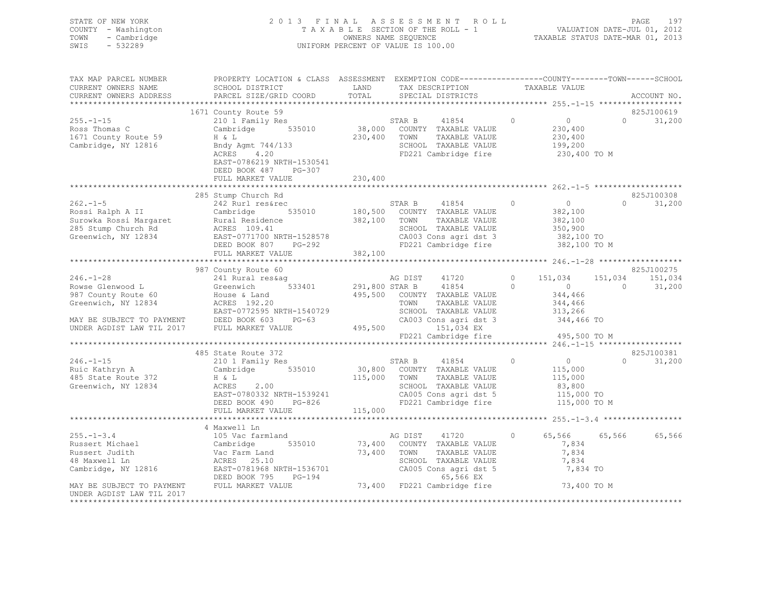STATE OF NEW YORK  
COUNTY - Washington  
TOWN - Cambridge  
SWIS - 532289

2 0 1 3 F I N A L A S S E S S M E N T R O L L  
T A X A B L E SECTION OF THE ROLL - 1  
OWNERS NAME SEQUENCE  
UNIFORM PERCENT OF VALUE IS 100.00

VALUATION DATE-JUL 01, 2012  
TAXABLE STATUS DATE-MAR 01, 2013

```
TAX MAP PARCEL NUMBER          PROPERTY LOCATION & CLASS  ASSESSMENT  EXEMPTION CODE-----------------COUNTY--------TOWN------SCHOOL
CURRENT OWNERS NAME            SCHOOL DISTRICT               LAND      TAX DESCRIPTION             TAXABLE VALUE
CURRENT OWNERS ADDRESS         PARCEL SIZE/GRID COORD        TOTAL     SPECIAL DISTRICTS                                          ACCOUNT NO.
******************************************************************************************************* 255.-1-15 ******************
                               1671 County Route 59                                                                            825J100619
255.-1-15                      210 1 Family Res                      STAR B      41854          0           0            0      31,200
Ross Thomas C                  Cambridge          535010      38,000  COUNTY  TAXABLE VALUE              230,400
1671 County Route 59           H & L                         230,400  TOWN    TAXABLE VALUE              230,400
Cambridge, NY 12816            Bndy Agmt 744/133                      SCHOOL  TAXABLE VALUE              199,200
                               ACRES     4.20                         FD221 Cambridge fire               230,400 TO M
                               EAST-0786219 NRTH-1530541
                               DEED BOOK 487     PG-307
                               FULL MARKET VALUE             230,400
******************************************************************************************************* 262.-1-5 *******************
                               285 Stump Church Rd                                                                             825J100308
262.-1-5                       242 Rurl res&rec                      STAR B      41854          0           0            0      31,200
Rossi Ralph A II               Cambridge          535010     180,500  COUNTY  TAXABLE VALUE              382,100
Surowka Rossi Margaret         Rural Residence               382,100  TOWN    TAXABLE VALUE              382,100
285 Stump Church Rd            ACRES  109.41                          SCHOOL  TAXABLE VALUE              350,900
Greenwich, NY 12834            EAST-0771700 NRTH-1528578              CA003 Cons agri dst 3               382,100 TO
                               DEED BOOK 807     PG-292               FD221 Cambridge fire               382,100 TO M
                               FULL MARKET VALUE             382,100
******************************************************************************************************* 246.-1-28 ******************
                               987 County Route 60                                                                             825J100275
246.-1-28                      241 Rural res&ag                      AG DIST     41720          0     151,034      151,034   151,034
Rowse Glenwood L               Greenwich          533401     291,800 STAR B      41854          0           0            0      31,200
987 County Route 60            House & Land                  495,500  COUNTY  TAXABLE VALUE              344,466
Greenwich, NY 12834            ACRES  192.20                          TOWN    TAXABLE VALUE              344,466
                               EAST-0772595 NRTH-1540729              SCHOOL  TAXABLE VALUE              313,266
MAY BE SUBJECT TO PAYMENT      DEED BOOK 603     PG-63                CA003 Cons agri dst 3               344,466 TO
UNDER AGDIST LAW TIL 2017      FULL MARKET VALUE             495,500          151,034 EX
                                                                      FD221 Cambridge fire               495,500 TO M
******************************************************************************************************* 246.-1-15 ******************
                               485 State Route 372                                                                             825J100381
246.-1-15                      210 1 Family Res                      STAR B      41854          0           0            0      31,200
Ruic Kathryn A                 Cambridge          535010      30,800  COUNTY  TAXABLE VALUE              115,000
485 State Route 372            H & L                         115,000  TOWN    TAXABLE VALUE              115,000
Greenwich, NY 12834            ACRES     2.00                         SCHOOL  TAXABLE VALUE               83,800
                               EAST-0780332 NRTH-1539241              CA005 Cons agri dst 5               115,000 TO
                               DEED BOOK 490     PG-826               FD221 Cambridge fire               115,000 TO M
                               FULL MARKET VALUE             115,000
******************************************************************************************************* 255.-1-3.4 *****************
                               4 Maxwell Ln
255.-1-3.4                     105 Vac farmland                      AG DIST     41720          0      65,566       65,566    65,566
Russert Michael                Cambridge          535010      73,400  COUNTY  TAXABLE VALUE                7,834
Russert Judith                 Vac Farm Land                  73,400  TOWN    TAXABLE VALUE                7,834
48 Maxwell Ln                  ACRES   25.10                          SCHOOL  TAXABLE VALUE                7,834
Cambridge, NY 12816            EAST-0781968 NRTH-1536701              CA005 Cons agri dst 5                 7,834 TO
                               DEED BOOK 795     PG-194                        65,566 EX
MAY BE SUBJECT TO PAYMENT      FULL MARKET VALUE              73,400  FD221 Cambridge fire                73,400 TO M
UNDER AGDIST LAW TIL 2017
************************************************************************************************************************************
```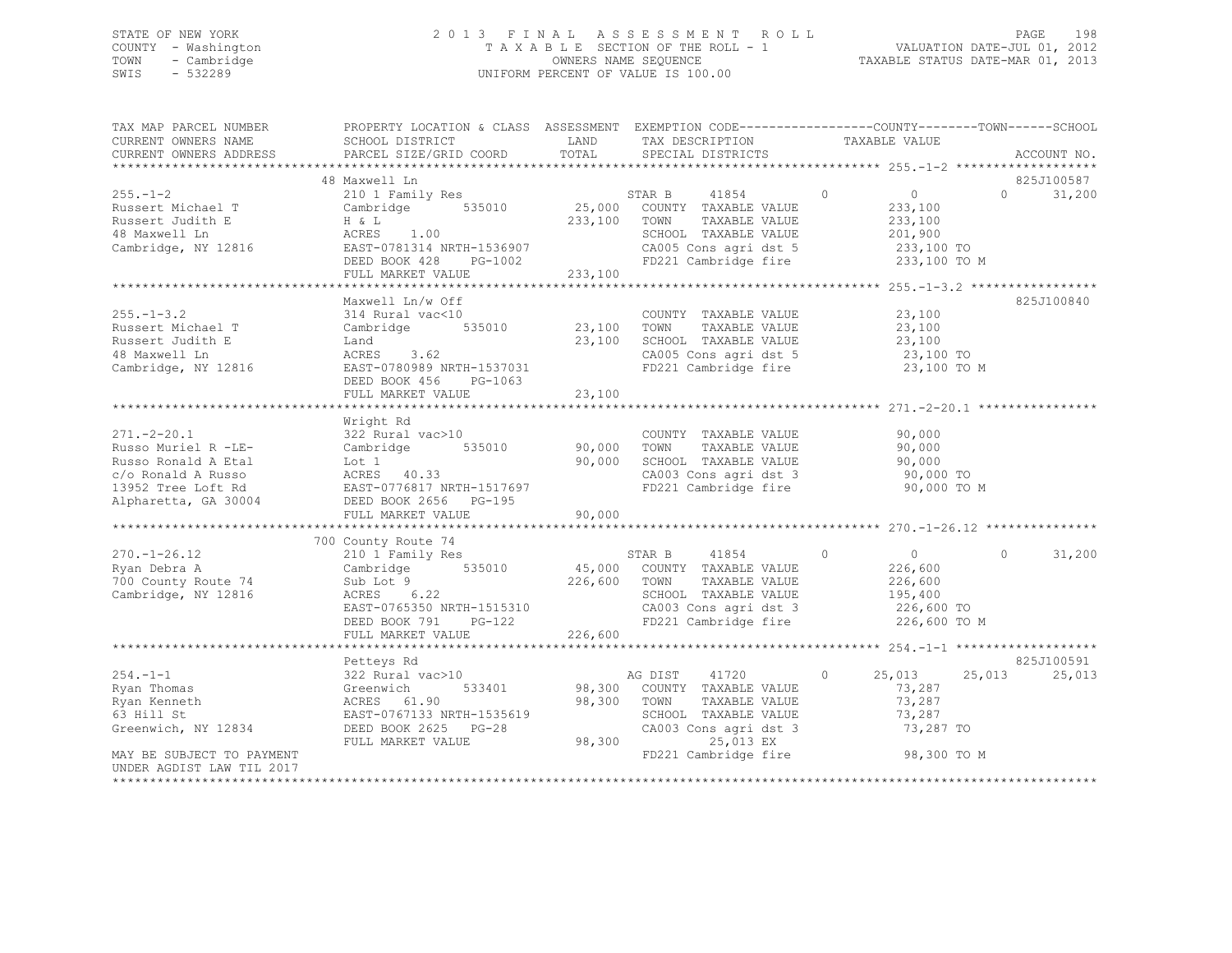STATE OF NEW YORK
COUNTY - Washington
TOWN - Cambridge
SWIS - 532289

2 0 1 3 F I N A L A S S E S S M E N T R O L L
T A X A B L E SECTION OF THE ROLL - 1
OWNERS NAME SEQUENCE
UNIFORM PERCENT OF VALUE IS 100.00

VALUATION DATE-JUL 01, 2012
TAXABLE STATUS DATE-MAR 01, 2013

```
TAX MAP PARCEL NUMBER          PROPERTY LOCATION & CLASS  ASSESSMENT  EXEMPTION CODE------------------COUNTY--------TOWN------SCHOOL
CURRENT OWNERS NAME            SCHOOL DISTRICT             LAND        TAX DESCRIPTION             TAXABLE VALUE
CURRENT OWNERS ADDRESS         PARCEL SIZE/GRID COORD      TOTAL       SPECIAL DISTRICTS                                      ACCOUNT NO.
******************************************************************************************************* 255.-1-2 *******************
                               48 Maxwell Ln                                                                             825J100587
255.-1-2                       210 1 Family Res                        STAR B      41854        0          0          0       31,200
Russert Michael T              Cambridge        535010       25,000    COUNTY  TAXABLE VALUE          233,100
Russert Judith E               H & L                        233,100    TOWN    TAXABLE VALUE          233,100
48 Maxwell Ln                  ACRES     1.00                          SCHOOL  TAXABLE VALUE          201,900
Cambridge, NY 12816            EAST-0781314 NRTH-1536907               CA005 Cons agri dst 5          233,100 TO
                               DEED BOOK 428     PG-1002               FD221 Cambridge fire           233,100 TO M
                               FULL MARKET VALUE            233,100
******************************************************************************************************* 255.-1-3.2 *****************
                               Maxwell Ln/w Off                                                                          825J100840
255.-1-3.2                     314 Rural vac<10                        COUNTY  TAXABLE VALUE           23,100
Russert Michael T              Cambridge        535010       23,100    TOWN    TAXABLE VALUE           23,100
Russert Judith E               Land                          23,100    SCHOOL  TAXABLE VALUE           23,100
48 Maxwell Ln                  ACRES     3.62                          CA005 Cons agri dst 5           23,100 TO
Cambridge, NY 12816            EAST-0780989 NRTH-1537031               FD221 Cambridge fire            23,100 TO M
                               DEED BOOK 456     PG-1063
                               FULL MARKET VALUE             23,100
******************************************************************************************************* 271.-2-20.1 ****************
                               Wright Rd
271.-2-20.1                    322 Rural vac>10                        COUNTY  TAXABLE VALUE           90,000
Russo Muriel R -LE-            Cambridge        535010       90,000    TOWN    TAXABLE VALUE           90,000
Russo Ronald A Etal            Lot 1                         90,000    SCHOOL  TAXABLE VALUE           90,000
c/o Ronald A Russo             ACRES    40.33                          CA003 Cons agri dst 3           90,000 TO
13952 Tree Loft Rd             EAST-0776817 NRTH-1517697               FD221 Cambridge fire            90,000 TO M
Alpharetta, GA 30004           DEED BOOK 2656    PG-195
                               FULL MARKET VALUE             90,000
******************************************************************************************************* 270.-1-26.12 ***************
                               700 County Route 74
270.-1-26.12                   210 1 Family Res                        STAR B      41854        0          0          0       31,200
Ryan Debra A                   Cambridge        535010       45,000    COUNTY  TAXABLE VALUE          226,600
700 County Route 74            Sub Lot 9                    226,600    TOWN    TAXABLE VALUE          226,600
Cambridge, NY 12816            ACRES     6.22                          SCHOOL  TAXABLE VALUE          195,400
                               EAST-0765350 NRTH-1515310               CA003 Cons agri dst 3          226,600 TO
                               DEED BOOK 791     PG-122                FD221 Cambridge fire           226,600 TO M
                               FULL MARKET VALUE            226,600
******************************************************************************************************* 254.-1-1 *******************
                               Petteys Rd                                                                                825J100591
254.-1-1                       322 Rural vac>10                        AG DIST     41720        0     25,013     25,013     25,013
Ryan Thomas                    Greenwich        533401       98,300    COUNTY  TAXABLE VALUE           73,287
Ryan Kenneth                   ACRES    61.90                98,300    TOWN    TAXABLE VALUE           73,287
63 Hill St                     EAST-0767133 NRTH-1535619               SCHOOL  TAXABLE VALUE           73,287
Greenwich, NY 12834            DEED BOOK 2625    PG-28                 CA003 Cons agri dst 3           73,287 TO
                               FULL MARKET VALUE             98,300                25,013 EX
MAY BE SUBJECT TO PAYMENT                                              FD221 Cambridge fire            98,300 TO M
UNDER AGDIST LAW TIL 2017
************************************************************************************************************************************
```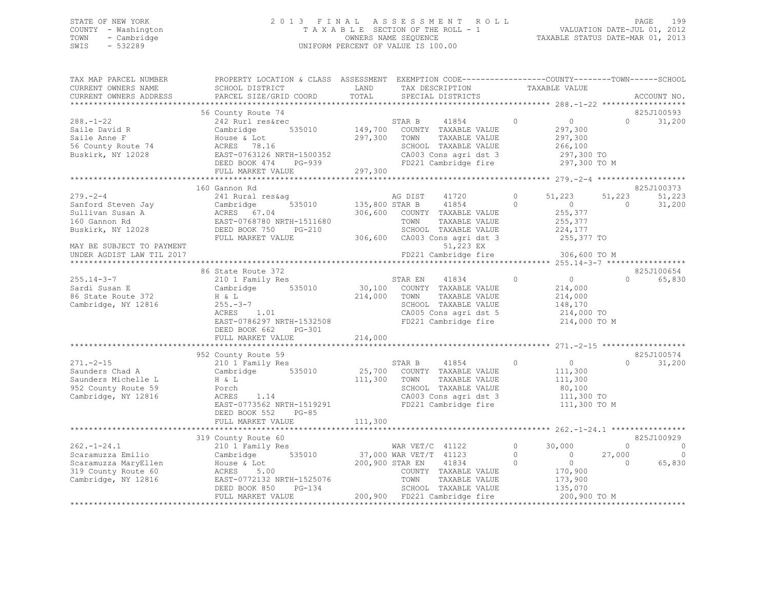STATE OF NEW YORK
COUNTY - Washington
TOWN - Cambridge
SWIS - 532289

2013 FINAL ASSESSMENT ROLL
TAXABLE SECTION OF THE ROLL - 1
OWNERS NAME SEQUENCE
UNIFORM PERCENT OF VALUE IS 100.00

VALUATION DATE-JUL 01, 2012
TAXABLE STATUS DATE-MAR 01, 2013

```
TAX MAP PARCEL NUMBER     PROPERTY LOCATION & CLASS  ASSESSMENT  EXEMPTION CODE-----------------COUNTY--------TOWN------SCHOOL
CURRENT OWNERS NAME       SCHOOL DISTRICT              LAND      TAX DESCRIPTION            TAXABLE VALUE
CURRENT OWNERS ADDRESS    PARCEL SIZE/GRID COORD       TOTAL     SPECIAL DISTRICTS                                     ACCOUNT NO.
*********************************************************************************************** 288.-1-22 ******************
                          56 County Route 74                                                                        825J100593
288.-1-22                 242 Rurl res&rec                       STAR B       41854        0          0           0     31,200
Saile David R             Cambridge       535010      149,700   COUNTY  TAXABLE VALUE           297,300
Saile Anne F              House & Lot                 297,300   TOWN    TAXABLE VALUE           297,300
56 County Route 74        ACRES   78.16                          SCHOOL  TAXABLE VALUE           266,100
Buskirk, NY 12028         EAST-0763126 NRTH-1500352              CA003 Cons agri dst 3           297,300 TO
                          DEED BOOK 474    PG-939                FD221 Cambridge fire            297,300 TO M
                          FULL MARKET VALUE           297,300
*********************************************************************************************** 279.-2-4 *******************
                          160 Gannon Rd                                                                             825J100373
279.-2-4                  241 Rural res&ag                       AG DIST      41720        0     51,223      51,223     51,223
Sanford Steven Jay        Cambridge       535010      135,800 STAR B      41854        0          0           0     31,200
Sullivan Susan A          ACRES   67.04               306,600   COUNTY  TAXABLE VALUE           255,377
160 Gannon Rd             EAST-0768780 NRTH-1511680              TOWN    TAXABLE VALUE           255,377
Buskirk, NY 12028         DEED BOOK 750    PG-210                SCHOOL  TAXABLE VALUE           224,177
                          FULL MARKET VALUE           306,600   CA003 Cons agri dst 3           255,377 TO
MAY BE SUBJECT TO PAYMENT                                             51,223 EX
UNDER AGDIST LAW TIL 2017                                        FD221 Cambridge fire            306,600 TO M
*********************************************************************************************** 255.14-3-7 *****************
                          86 State Route 372                                                                        825J100654
255.14-3-7                210 1 Family Res                       STAR EN      41834        0          0           0     65,830
Sardi Susan E             Cambridge       535010       30,100   COUNTY  TAXABLE VALUE           214,000
86 State Route 372        H & L                       214,000   TOWN    TAXABLE VALUE           214,000
Cambridge, NY 12816       255.-3-7                               SCHOOL  TAXABLE VALUE           148,170
                          ACRES    1.01                          CA005 Cons agri dst 5           214,000 TO
                          EAST-0786297 NRTH-1532508              FD221 Cambridge fire            214,000 TO M
                          DEED BOOK 662    PG-301
                          FULL MARKET VALUE           214,000
*********************************************************************************************** 271.-2-15 ******************
                          952 County Route 59                                                                       825J100574
271.-2-15                 210 1 Family Res                       STAR B       41854        0          0           0     31,200
Saunders Chad A           Cambridge       535010       25,700   COUNTY  TAXABLE VALUE           111,300
Saunders Michelle L       H & L                       111,300   TOWN    TAXABLE VALUE           111,300
952 County Route 59       Porch                                  SCHOOL  TAXABLE VALUE            80,100
Cambridge, NY 12816       ACRES    1.14                          CA003 Cons agri dst 3           111,300 TO
                          EAST-0773562 NRTH-1519291              FD221 Cambridge fire            111,300 TO M
                          DEED BOOK 552    PG-85
                          FULL MARKET VALUE           111,300
*********************************************************************************************** 262.-1-24.1 ****************
                          319 County Route 60                                                                       825J100929
262.-1-24.1               210 1 Family Res                       WAR VET/C    41122        0     30,000           0          0
Scaramuzza Emilio         Cambridge       535010       37,000 WAR VET/T   41123        0          0      27,000          0
Scaramuzza MaryEllen      House & Lot                 200,900 STAR EN     41834        0          0           0     65,830
319 County Route 60       ACRES    5.00                          COUNTY  TAXABLE VALUE           170,900
Cambridge, NY 12816       EAST-0772132 NRTH-1525076              TOWN    TAXABLE VALUE           173,900
                          DEED BOOK 850    PG-134                SCHOOL  TAXABLE VALUE           135,070
                          FULL MARKET VALUE           200,900   FD221 Cambridge fire            200,900 TO M
******************************************************************************************************************************
```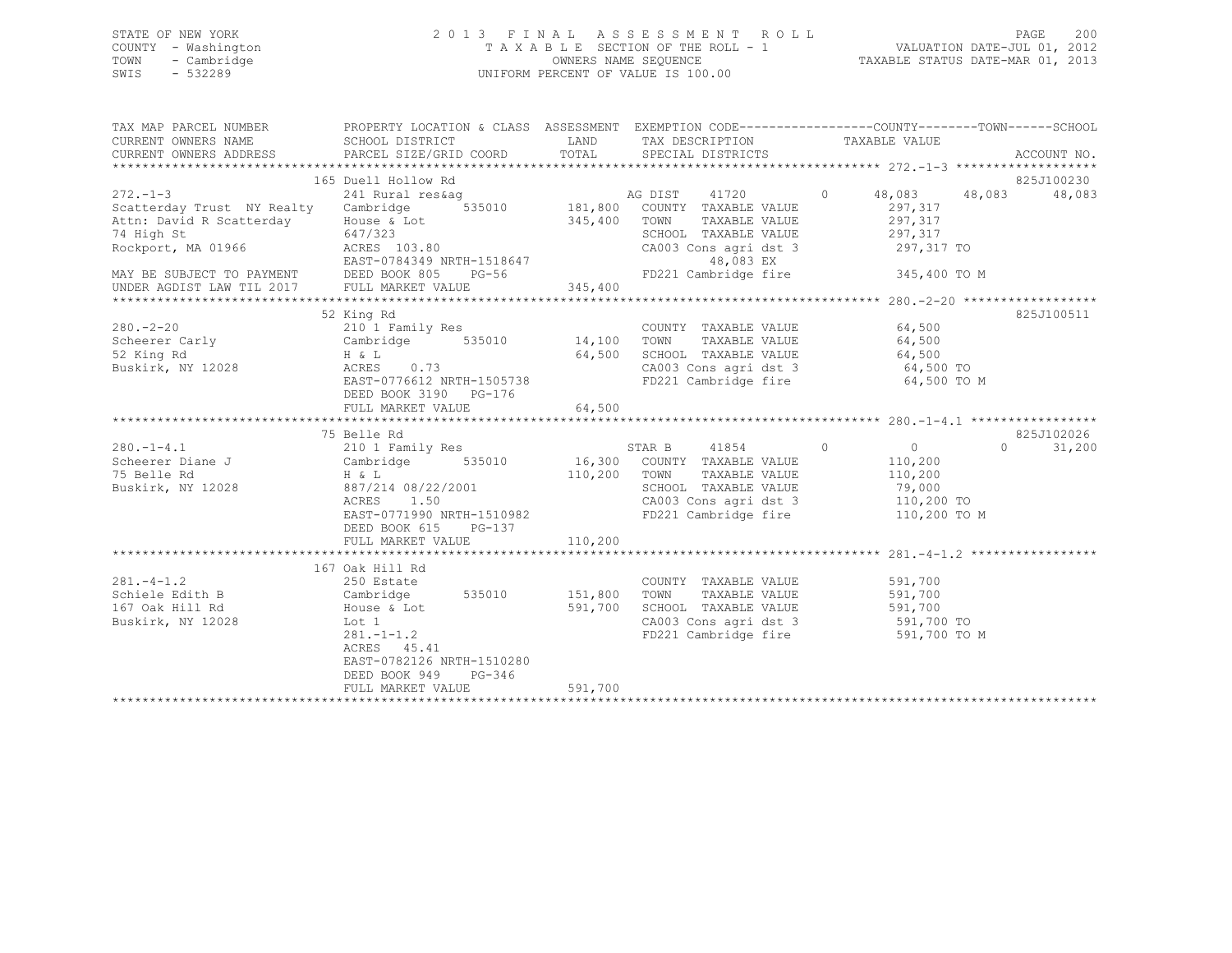STATE OF NEW YORK
COUNTY - Washington
TOWN - Cambridge
SWIS - 532289

2 0 1 3 F I N A L A S S E S S M E N T R O L L
T A X A B L E SECTION OF THE ROLL - 1
OWNERS NAME SEQUENCE
UNIFORM PERCENT OF VALUE IS 100.00

VALUATION DATE-JUL 01, 2012
TAXABLE STATUS DATE-MAR 01, 2013

| TAX MAP PARCEL NUMBER / CURRENT OWNERS NAME / CURRENT OWNERS ADDRESS | PROPERTY LOCATION & CLASS / SCHOOL DISTRICT / PARCEL SIZE/GRID COORD | ASSESSMENT LAND / TOTAL | EXEMPTION CODE / TAX DESCRIPTION / SPECIAL DISTRICTS | COUNTY | TOWN | SCHOOL | ACCOUNT NO. |
|---|---|---|---|---|---|---|---|
| **272.-1-3** | 165 Duell Hollow Rd | | | | | | 825J100230 |
| Scatterday Trust NY Realty | 241 Rural res&ag | | AG DIST 41720 0 | 48,083 | 48,083 | 48,083 | |
| Attn: David R Scatterday | Cambridge 535010 | 181,800 | COUNTY TAXABLE VALUE | 297,317 | | | |
| 74 High St | House & Lot | 345,400 | TOWN TAXABLE VALUE | | 297,317 | | |
| Rockport, MA 01966 | 647/323 | | SCHOOL TAXABLE VALUE | | | 297,317 | |
| | ACRES 103.80 | | CA003 Cons agri dst 3 | 297,317 TO | | | |
| | EAST-0784349 NRTH-1518647 | | 48,083 EX | | | | |
| MAY BE SUBJECT TO PAYMENT | DEED BOOK 805 PG-56 | | FD221 Cambridge fire | 345,400 TO M | | | |
| UNDER AGDIST LAW TIL 2017 | FULL MARKET VALUE | 345,400 | | | | | |
| **280.-2-20** | 52 King Rd | | | | | | 825J100511 |
| Scheerer Carly | 210 1 Family Res | | COUNTY TAXABLE VALUE | 64,500 | | | |
| 52 King Rd | Cambridge 535010 | 14,100 | TOWN TAXABLE VALUE | | 64,500 | | |
| Buskirk, NY 12028 | H & L | 64,500 | SCHOOL TAXABLE VALUE | | | 64,500 | |
| | ACRES 0.73 | | CA003 Cons agri dst 3 | 64,500 TO | | | |
| | EAST-0776612 NRTH-1505738 | | FD221 Cambridge fire | 64,500 TO M | | | |
| | DEED BOOK 3190 PG-176 | | | | | | |
| | FULL MARKET VALUE | 64,500 | | | | | |
| **280.-1-4.1** | 75 Belle Rd | | | | | | 825J102026 |
| Scheerer Diane J | 210 1 Family Res | | STAR B 41854 0 | 0 | 0 | 31,200 | |
| 75 Belle Rd | Cambridge 535010 | 16,300 | COUNTY TAXABLE VALUE | 110,200 | | | |
| Buskirk, NY 12028 | H & L | 110,200 | TOWN TAXABLE VALUE | | 110,200 | | |
| | 887/214 08/22/2001 | | SCHOOL TAXABLE VALUE | | | 79,000 | |
| | ACRES 1.50 | | CA003 Cons agri dst 3 | 110,200 TO | | | |
| | EAST-0771990 NRTH-1510982 | | FD221 Cambridge fire | 110,200 TO M | | | |
| | DEED BOOK 615 PG-137 | | | | | | |
| | FULL MARKET VALUE | 110,200 | | | | | |
| **281.-4-1.2** | 167 Oak Hill Rd | | | | | | |
| Schiele Edith B | 250 Estate | | COUNTY TAXABLE VALUE | 591,700 | | | |
| 167 Oak Hill Rd | Cambridge 535010 | 151,800 | TOWN TAXABLE VALUE | | 591,700 | | |
| Buskirk, NY 12028 | House & Lot | 591,700 | SCHOOL TAXABLE VALUE | | | 591,700 | |
| | Lot 1 | | CA003 Cons agri dst 3 | 591,700 TO | | | |
| | 281.-1-1.2 | | FD221 Cambridge fire | 591,700 TO M | | | |
| | ACRES 45.41 | | | | | | |
| | EAST-0782126 NRTH-1510280 | | | | | | |
| | DEED BOOK 949 PG-346 | | | | | | |
| | FULL MARKET VALUE | 591,700 | | | | | |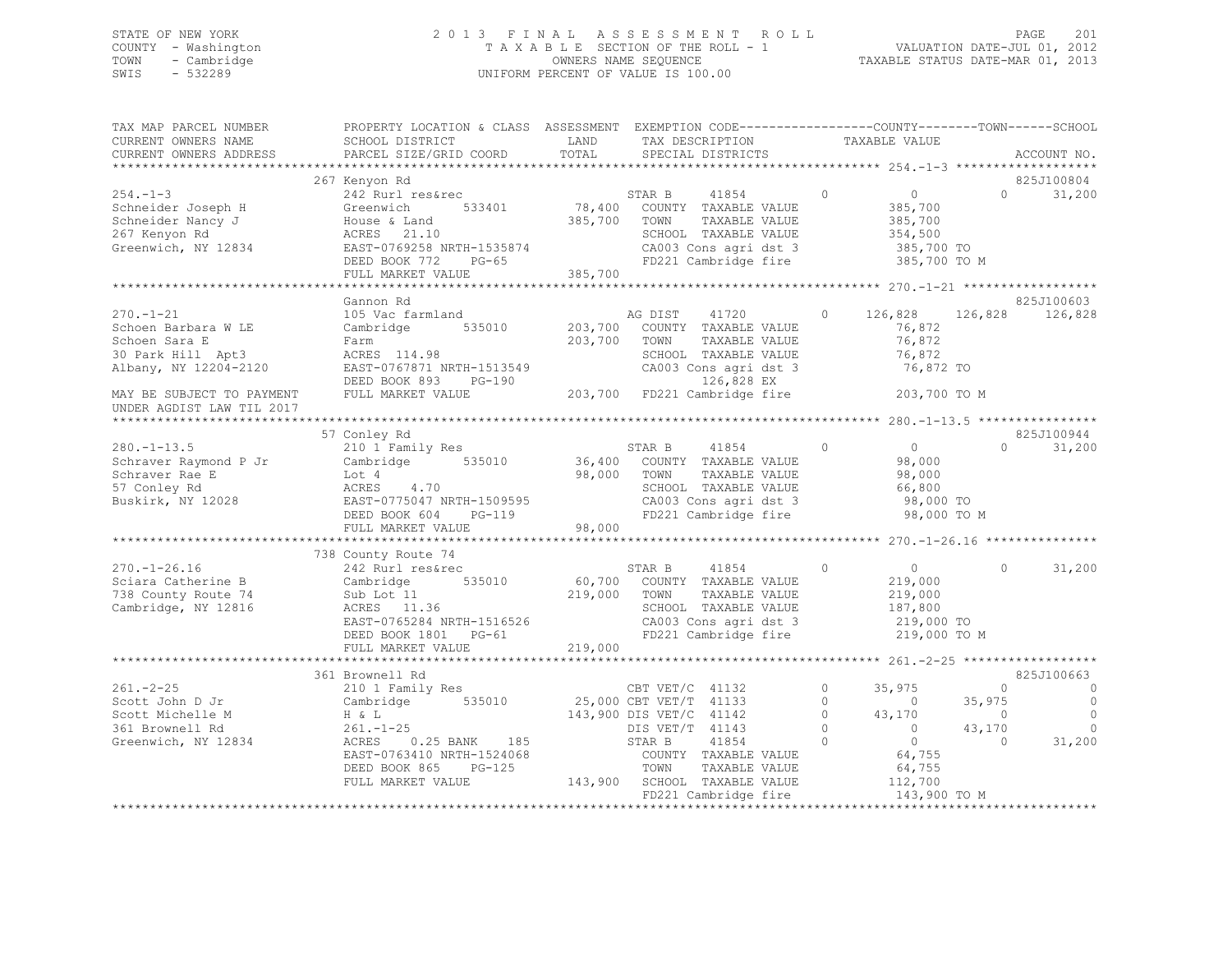STATE OF NEW YORK
COUNTY - Washington
TOWN - Cambridge
SWIS - 532289

2 0 1 3 F I N A L A S S E S S M E N T R O L L
T A X A B L E SECTION OF THE ROLL - 1
OWNERS NAME SEQUENCE
UNIFORM PERCENT OF VALUE IS 100.00

VALUATION DATE-JUL 01, 2012
TAXABLE STATUS DATE-MAR 01, 2013

```
TAX MAP PARCEL NUMBER        PROPERTY LOCATION & CLASS  ASSESSMENT  EXEMPTION CODE------------------COUNTY--------TOWN------SCHOOL
CURRENT OWNERS NAME          SCHOOL DISTRICT              LAND      TAX DESCRIPTION              TAXABLE VALUE
CURRENT OWNERS ADDRESS       PARCEL SIZE/GRID COORD       TOTAL     SPECIAL DISTRICTS                                    ACCOUNT NO.
******************************************************************************************************* 254.-1-3 *******************
                             267 Kenyon Rd                                                                               825J100804
254.-1-3                     242 Rurl res&rec                       STAR B      41854          0         0          0       31,200
Schneider Joseph H           Greenwich      533401       78,400    COUNTY  TAXABLE VALUE              385,700
Schneider Nancy J            House & Land               385,700    TOWN    TAXABLE VALUE              385,700
267 Kenyon Rd                ACRES  21.10                          SCHOOL  TAXABLE VALUE              354,500
Greenwich, NY 12834          EAST-0769258 NRTH-1535874             CA003 Cons agri dst 3              385,700 TO
                             DEED BOOK 772     PG-65               FD221 Cambridge fire               385,700 TO M
                             FULL MARKET VALUE          385,700
******************************************************************************************************* 270.-1-21 ******************
                             Gannon Rd                                                                                   825J100603
270.-1-21                    105 Vac farmland                       AG DIST     41720          0   126,828    126,828   126,828
Schoen Barbara W LE          Cambridge      535010      203,700    COUNTY  TAXABLE VALUE               76,872
Schoen Sara E                Farm                       203,700    TOWN    TAXABLE VALUE               76,872
30 Park Hill  Apt3           ACRES 114.98                          SCHOOL  TAXABLE VALUE               76,872
Albany, NY 12204-2120        EAST-0767871 NRTH-1513549             CA003 Cons agri dst 3               76,872 TO
                             DEED BOOK 893     PG-190                     126,828 EX
MAY BE SUBJECT TO PAYMENT    FULL MARKET VALUE          203,700    FD221 Cambridge fire               203,700 TO M
UNDER AGDIST LAW TIL 2017
******************************************************************************************************* 280.-1-13.5 ****************
                             57 Conley Rd                                                                                825J100944
280.-1-13.5                  210 1 Family Res                       STAR B      41854          0         0          0       31,200
Schraver Raymond P Jr        Cambridge      535010       36,400    COUNTY  TAXABLE VALUE               98,000
Schraver Rae E               Lot 4                       98,000    TOWN    TAXABLE VALUE               98,000
57 Conley Rd                 ACRES   4.70                          SCHOOL  TAXABLE VALUE               66,800
Buskirk, NY 12028            EAST-0775047 NRTH-1509595             CA003 Cons agri dst 3               98,000 TO
                             DEED BOOK 604     PG-119              FD221 Cambridge fire                98,000 TO M
                             FULL MARKET VALUE           98,000
******************************************************************************************************* 270.-1-26.16 ***************
                             738 County Route 74
270.-1-26.16                 242 Rurl res&rec                       STAR B      41854          0         0          0       31,200
Sciara Catherine B           Cambridge      535010       60,700    COUNTY  TAXABLE VALUE              219,000
738 County Route 74          Sub Lot 11                 219,000    TOWN    TAXABLE VALUE              219,000
Cambridge, NY 12816          ACRES  11.36                          SCHOOL  TAXABLE VALUE              187,800
                             EAST-0765284 NRTH-1516526             CA003 Cons agri dst 3              219,000 TO
                             DEED BOOK 1801    PG-61               FD221 Cambridge fire               219,000 TO M
                             FULL MARKET VALUE          219,000
******************************************************************************************************* 261.-2-25 ******************
                             361 Brownell Rd                                                                             825J100663
261.-2-25                    210 1 Family Res                       CBT VET/C   41132          0    35,975          0            0
Scott John D Jr              Cambridge      535010       25,000    CBT VET/T   41133          0         0     35,975            0
Scott Michelle M             H & L                      143,900    DIS VET/C   41142          0    43,170          0            0
361 Brownell Rd              261.-1-25                             DIS VET/T   41143          0         0     43,170            0
Greenwich, NY 12834          ACRES   0.25 BANK    185              STAR B      41854          0         0          0       31,200
                             EAST-0763410 NRTH-1524068             COUNTY  TAXABLE VALUE               64,755
                             DEED BOOK 865     PG-125              TOWN    TAXABLE VALUE               64,755
                             FULL MARKET VALUE          143,900    SCHOOL  TAXABLE VALUE              112,700
                                                                   FD221 Cambridge fire               143,900 TO M
************************************************************************************************************************************
```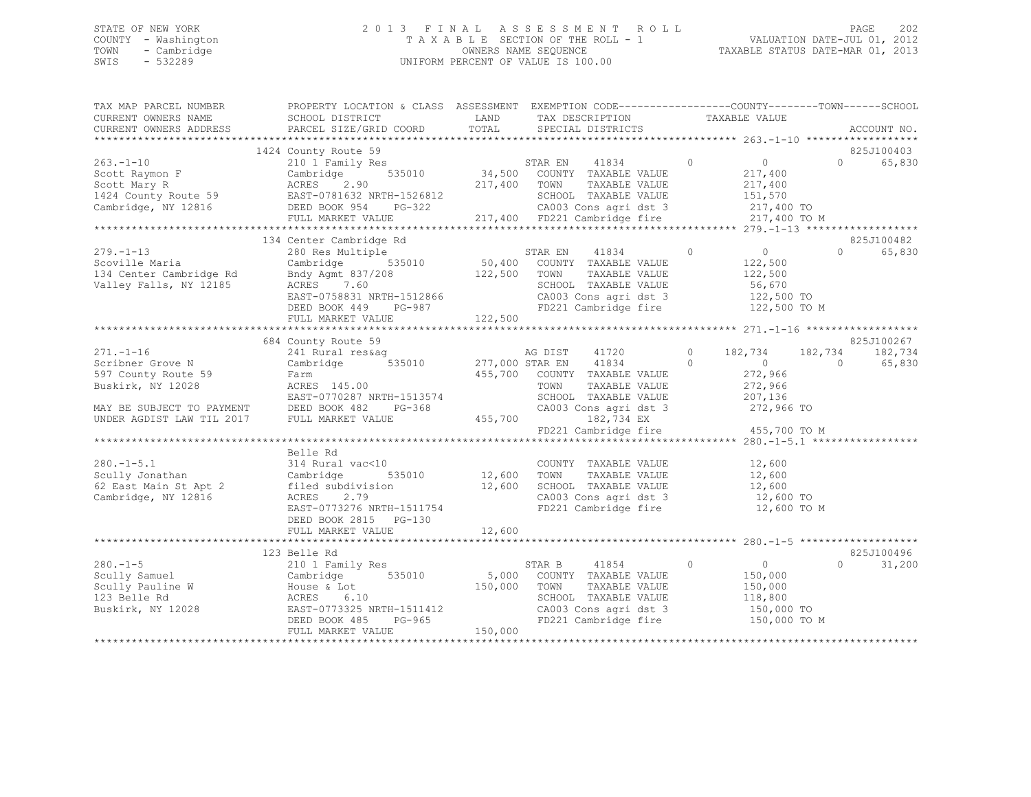STATE OF NEW YORK
COUNTY - Washington
TOWN - Cambridge
SWIS - 532289

# 2013 FINAL ASSESSMENT ROLL

TAXABLE SECTION OF THE ROLL - 1
OWNERS NAME SEQUENCE
UNIFORM PERCENT OF VALUE IS 100.00

VALUATION DATE-JUL 01, 2012
TAXABLE STATUS DATE-MAR 01, 2013

```
TAX MAP PARCEL NUMBER          PROPERTY LOCATION & CLASS  ASSESSMENT  EXEMPTION CODE-----------------COUNTY--------TOWN------SCHOOL
CURRENT OWNERS NAME            SCHOOL DISTRICT              LAND      TAX DESCRIPTION             TAXABLE VALUE
CURRENT OWNERS ADDRESS         PARCEL SIZE/GRID COORD       TOTAL     SPECIAL DISTRICTS                                          ACCOUNT NO.
******************************************************************************************************* 263.-1-10 ******************
                               1424 County Route 59                                                                            825J100403
263.-1-10                      210 1 Family Res                       STAR EN      41834       0          0              0      65,830
Scott Raymon F                 Cambridge        535010       34,500   COUNTY  TAXABLE VALUE             217,400
Scott Mary R                   ACRES    2.90                217,400   TOWN    TAXABLE VALUE             217,400
1424 County Route 59           EAST-0781632 NRTH-1526812              SCHOOL  TAXABLE VALUE             151,570
Cambridge, NY 12816            DEED BOOK 954    PG-322                CA003 Cons agri dst 3              217,400 TO
                               FULL MARKET VALUE            217,400   FD221 Cambridge fire               217,400 TO M
******************************************************************************************************* 279.-1-13 ******************
                               134 Center Cambridge Rd                                                                         825J100482
279.-1-13                      280 Res Multiple                       STAR EN      41834       0          0              0      65,830
Scoville Maria                 Cambridge        535010       50,400   COUNTY  TAXABLE VALUE             122,500
134 Center Cambridge Rd        Bndy Agmt 837/208            122,500   TOWN    TAXABLE VALUE             122,500
Valley Falls, NY 12185         ACRES    7.60                          SCHOOL  TAXABLE VALUE              56,670
                               EAST-0758831 NRTH-1512866              CA003 Cons agri dst 3              122,500 TO
                               DEED BOOK 449    PG-987                FD221 Cambridge fire               122,500 TO M
                               FULL MARKET VALUE            122,500
******************************************************************************************************* 271.-1-16 ******************
                               684 County Route 59                                                                             825J100267
271.-1-16                      241 Rural res&ag                       AG DIST      41720       0    182,734        182,734     182,734
Scribner Grove N               Cambridge        535010      277,000 STAR EN      41834       0          0              0      65,830
597 County Route 59            Farm                         455,700   COUNTY  TAXABLE VALUE             272,966
Buskirk, NY 12028              ACRES  145.00                          TOWN    TAXABLE VALUE             272,966
                               EAST-0770287 NRTH-1513574              SCHOOL  TAXABLE VALUE             207,136
MAY BE SUBJECT TO PAYMENT      DEED BOOK 482    PG-368                CA003 Cons agri dst 3              272,966 TO
UNDER AGDIST LAW TIL 2017      FULL MARKET VALUE            455,700        182,734 EX
                                                                      FD221 Cambridge fire               455,700 TO M
******************************************************************************************************* 280.-1-5.1 *****************
                               Belle Rd
280.-1-5.1                     314 Rural vac<10                       COUNTY  TAXABLE VALUE              12,600
Scully Jonathan                Cambridge        535010       12,600   TOWN    TAXABLE VALUE              12,600
62 East Main St Apt 2          filed subdivision             12,600   SCHOOL  TAXABLE VALUE              12,600
Cambridge, NY 12816            ACRES    2.79                          CA003 Cons agri dst 3               12,600 TO
                               EAST-0773276 NRTH-1511754              FD221 Cambridge fire                12,600 TO M
                               DEED BOOK 2815   PG-130
                               FULL MARKET VALUE             12,600
******************************************************************************************************* 280.-1-5 *******************
                               123 Belle Rd                                                                                    825J100496
280.-1-5                       210 1 Family Res                       STAR B       41854       0          0              0      31,200
Scully Samuel                  Cambridge        535010        5,000   COUNTY  TAXABLE VALUE             150,000
Scully Pauline W               House & Lot                  150,000   TOWN    TAXABLE VALUE             150,000
123 Belle Rd                   ACRES    6.10                          SCHOOL  TAXABLE VALUE             118,800
Buskirk, NY 12028              EAST-0773325 NRTH-1511412              CA003 Cons agri dst 3              150,000 TO
                               DEED BOOK 485    PG-965                FD221 Cambridge fire               150,000 TO M
                               FULL MARKET VALUE            150,000
************************************************************************************************************************************
```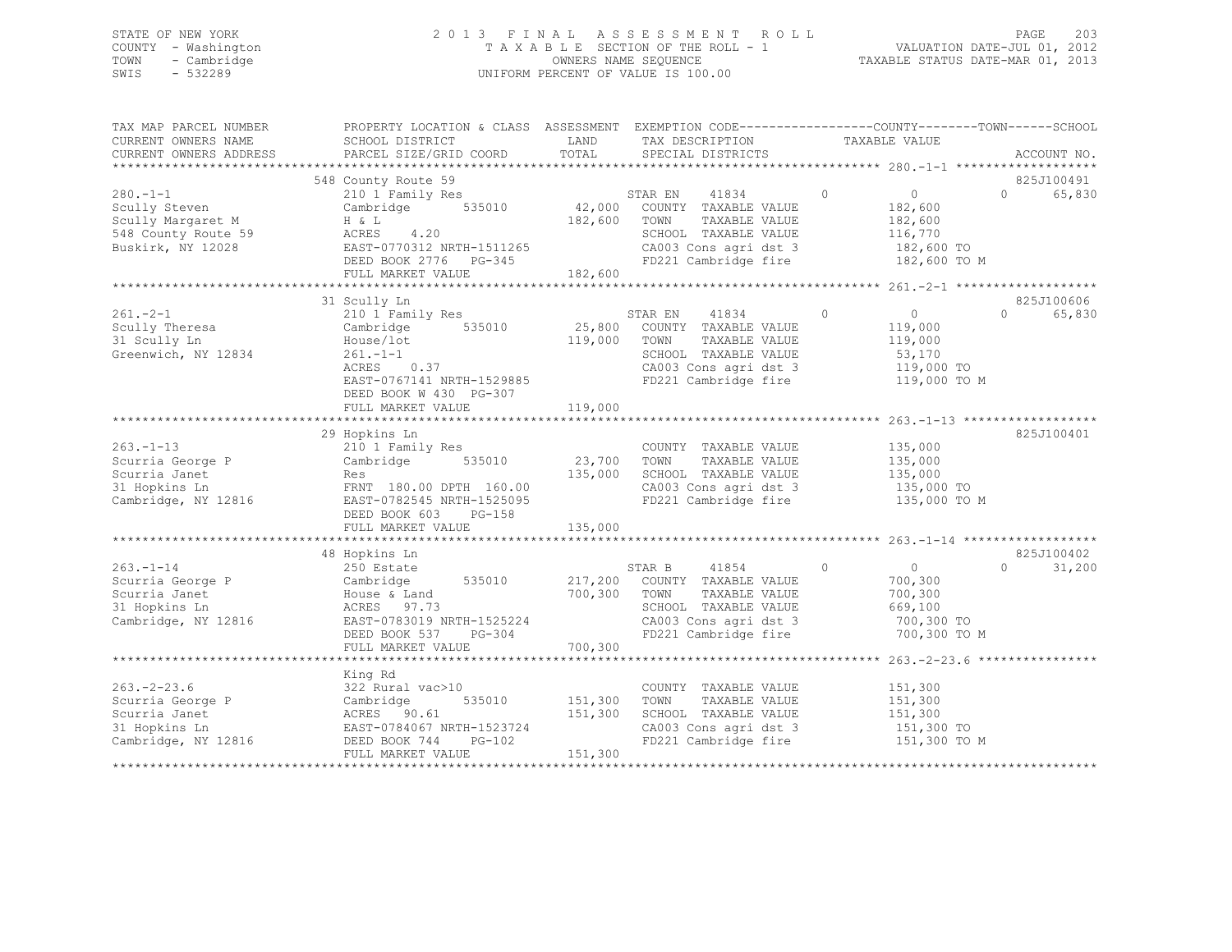STATE OF NEW YORK
COUNTY - Washington
TOWN - Cambridge
SWIS - 532289

2 0 1 3 F I N A L A S S E S S M E N T R O L L
T A X A B L E SECTION OF THE ROLL - 1
OWNERS NAME SEQUENCE
UNIFORM PERCENT OF VALUE IS 100.00

VALUATION DATE-JUL 01, 2012
TAXABLE STATUS DATE-MAR 01, 2013

| TAX MAP PARCEL NUMBER / CURRENT OWNERS NAME / CURRENT OWNERS ADDRESS | PROPERTY LOCATION & CLASS / SCHOOL DISTRICT / PARCEL SIZE/GRID COORD | ASSESSMENT LAND / TOTAL | EXEMPTION CODE / TAX DESCRIPTION / SPECIAL DISTRICTS | COUNTY | TOWN | SCHOOL / TAXABLE VALUE | ACCOUNT NO. |
|---|---|---|---|---|---|---|---|
| 280.-1-1 | 548 County Route 59 | | | | | | 825J100491 |
| | 210 1 Family Res | | STAR EN 41834 | 0 | 0 | 65,830 | |
| Scully Steven | Cambridge 535010 | 42,000 | COUNTY TAXABLE VALUE | 182,600 | | | |
| Scully Margaret M | H & L | 182,600 | TOWN TAXABLE VALUE | | 182,600 | | |
| 548 County Route 59 | ACRES 4.20 | | SCHOOL TAXABLE VALUE | | | 116,770 | |
| Buskirk, NY 12028 | EAST-0770312 NRTH-1511265 | | CA003 Cons agri dst 3 | 182,600 TO | | | |
| | DEED BOOK 2776 PG-345 | | FD221 Cambridge fire | 182,600 TO M | | | |
| | FULL MARKET VALUE | 182,600 | | | | | |
| 261.-2-1 | 31 Scully Ln | | | | | | 825J100606 |
| | 210 1 Family Res | | STAR EN 41834 | 0 | 0 | 65,830 | |
| Scully Theresa | Cambridge 535010 | 25,800 | COUNTY TAXABLE VALUE | 119,000 | | | |
| 31 Scully Ln | House/lot | 119,000 | TOWN TAXABLE VALUE | | 119,000 | | |
| Greenwich, NY 12834 | 261.-1-1 | | SCHOOL TAXABLE VALUE | | | 53,170 | |
| | ACRES 0.37 | | CA003 Cons agri dst 3 | 119,000 TO | | | |
| | EAST-0767141 NRTH-1529885 | | FD221 Cambridge fire | 119,000 TO M | | | |
| | DEED BOOK W 430 PG-307 | | | | | | |
| | FULL MARKET VALUE | 119,000 | | | | | |
| 263.-1-13 | 29 Hopkins Ln | | | | | | 825J100401 |
| | 210 1 Family Res | | COUNTY TAXABLE VALUE | 135,000 | | | |
| Scurria George P | Cambridge 535010 | 23,700 | TOWN TAXABLE VALUE | | 135,000 | | |
| Scurria Janet | Res | 135,000 | SCHOOL TAXABLE VALUE | | | 135,000 | |
| 31 Hopkins Ln | FRNT 180.00 DPTH 160.00 | | CA003 Cons agri dst 3 | 135,000 TO | | | |
| Cambridge, NY 12816 | EAST-0782545 NRTH-1525095 | | FD221 Cambridge fire | 135,000 TO M | | | |
| | DEED BOOK 603 PG-158 | | | | | | |
| | FULL MARKET VALUE | 135,000 | | | | | |
| 263.-1-14 | 48 Hopkins Ln | | | | | | 825J100402 |
| | 250 Estate | | STAR B 41854 | 0 | 0 | 31,200 | |
| Scurria George P | Cambridge 535010 | 217,200 | COUNTY TAXABLE VALUE | 700,300 | | | |
| Scurria Janet | House & Land | 700,300 | TOWN TAXABLE VALUE | | 700,300 | | |
| 31 Hopkins Ln | ACRES 97.73 | | SCHOOL TAXABLE VALUE | | | 669,100 | |
| Cambridge, NY 12816 | EAST-0783019 NRTH-1525224 | | CA003 Cons agri dst 3 | 700,300 TO | | | |
| | DEED BOOK 537 PG-304 | | FD221 Cambridge fire | 700,300 TO M | | | |
| | FULL MARKET VALUE | 700,300 | | | | | |
| 263.-2-23.6 | King Rd | | | | | | |
| | 322 Rural vac>10 | | COUNTY TAXABLE VALUE | 151,300 | | | |
| Scurria George P | Cambridge 535010 | 151,300 | TOWN TAXABLE VALUE | | 151,300 | | |
| Scurria Janet | ACRES 90.61 | 151,300 | SCHOOL TAXABLE VALUE | | | 151,300 | |
| 31 Hopkins Ln | EAST-0784067 NRTH-1523724 | | CA003 Cons agri dst 3 | 151,300 TO | | | |
| Cambridge, NY 12816 | DEED BOOK 744 PG-102 | | FD221 Cambridge fire | 151,300 TO M | | | |
| | FULL MARKET VALUE | 151,300 | | | | | |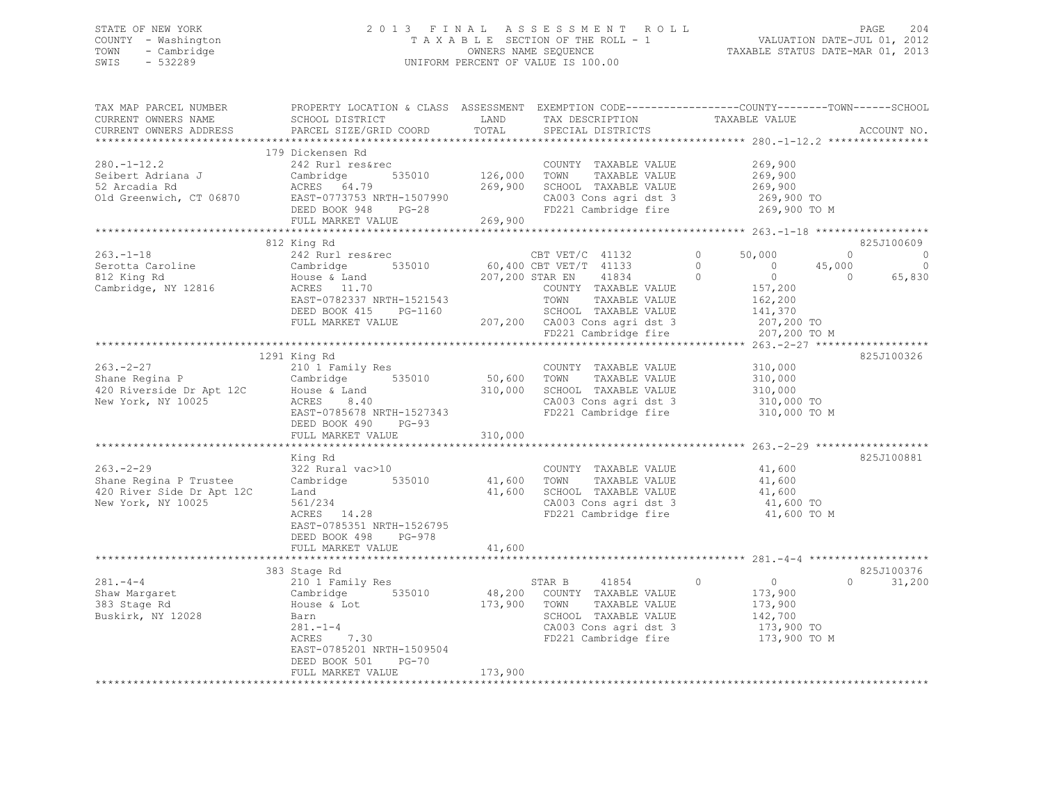STATE OF NEW YORK
COUNTY - Washington
TOWN - Cambridge
SWIS - 532289

# 2013 FINAL ASSESSMENT ROLL

TAXABLE SECTION OF THE ROLL - 1
OWNERS NAME SEQUENCE
UNIFORM PERCENT OF VALUE IS 100.00

VALUATION DATE-JUL 01, 2012
TAXABLE STATUS DATE-MAR 01, 2013

| TAX MAP PARCEL NUMBER / CURRENT OWNERS NAME / CURRENT OWNERS ADDRESS | PROPERTY LOCATION & CLASS / SCHOOL DISTRICT / PARCEL SIZE/GRID COORD | ASSESSMENT LAND / TOTAL | EXEMPTION CODE / TAX DESCRIPTION / SPECIAL DISTRICTS | COUNTY | TOWN | SCHOOL | ACCOUNT NO. |
|---|---|---|---|---|---|---|---|
| 280.-1-12.2 | 179 Dickensen Rd | | | | | | |
| | 242 Rurl res&rec | | COUNTY TAXABLE VALUE | 269,900 | | | |
| Seibert Adriana J | Cambridge 535010 | 126,000 | TOWN TAXABLE VALUE | | 269,900 | | |
| 52 Arcadia Rd | ACRES 64.79 | 269,900 | SCHOOL TAXABLE VALUE | | | 269,900 | |
| Old Greenwich, CT 06870 | EAST-0773753 NRTH-1507990 | | CA003 Cons agri dst 3 | 269,900 TO | | | |
| | DEED BOOK 948 PG-28 | | FD221 Cambridge fire | 269,900 TO M | | | |
| | FULL MARKET VALUE | 269,900 | | | | | |
| 263.-1-18 | 812 King Rd | | | | | | 825J100609 |
| | 242 Rurl res&rec | | CBT VET/C 41132 0 | 50,000 | 0 | 0 | |
| Serotta Caroline | Cambridge 535010 | 60,400 | CBT VET/T 41133 0 | 0 | 45,000 | 0 | |
| 812 King Rd | House & Land | 207,200 | STAR EN 41834 0 | 0 | 0 | 65,830 | |
| Cambridge, NY 12816 | ACRES 11.70 | | COUNTY TAXABLE VALUE | 157,200 | | | |
| | EAST-0782337 NRTH-1521543 | | TOWN TAXABLE VALUE | | 162,200 | | |
| | DEED BOOK 415 PG-1160 | | SCHOOL TAXABLE VALUE | | | 141,370 | |
| | FULL MARKET VALUE | 207,200 | CA003 Cons agri dst 3 | 207,200 TO | | | |
| | | | FD221 Cambridge fire | 207,200 TO M | | | |
| 263.-2-27 | 1291 King Rd | | | | | | 825J100326 |
| | 210 1 Family Res | | COUNTY TAXABLE VALUE | 310,000 | | | |
| Shane Regina P | Cambridge 535010 | 50,600 | TOWN TAXABLE VALUE | | 310,000 | | |
| 420 Riverside Dr Apt 12C | House & Land | 310,000 | SCHOOL TAXABLE VALUE | | | 310,000 | |
| New York, NY 10025 | ACRES 8.40 | | CA003 Cons agri dst 3 | 310,000 TO | | | |
| | EAST-0785678 NRTH-1527343 | | FD221 Cambridge fire | 310,000 TO M | | | |
| | DEED BOOK 490 PG-93 | | | | | | |
| | FULL MARKET VALUE | 310,000 | | | | | |
| 263.-2-29 | King Rd | | | | | | 825J100881 |
| | 322 Rural vac>10 | | COUNTY TAXABLE VALUE | 41,600 | | | |
| Shane Regina P Trustee | Cambridge 535010 | 41,600 | TOWN TAXABLE VALUE | | 41,600 | | |
| 420 River Side Dr Apt 12C | Land | 41,600 | SCHOOL TAXABLE VALUE | | | 41,600 | |
| New York, NY 10025 | 561/234 | | CA003 Cons agri dst 3 | 41,600 TO | | | |
| | ACRES 14.28 | | FD221 Cambridge fire | 41,600 TO M | | | |
| | EAST-0785351 NRTH-1526795 | | | | | | |
| | DEED BOOK 498 PG-978 | | | | | | |
| | FULL MARKET VALUE | 41,600 | | | | | |
| 281.-4-4 | 383 Stage Rd | | | | | | 825J100376 |
| | 210 1 Family Res | | STAR B 41854 0 | 0 | 0 | 31,200 | |
| Shaw Margaret | Cambridge 535010 | 48,200 | COUNTY TAXABLE VALUE | 173,900 | | | |
| 383 Stage Rd | House & Lot | 173,900 | TOWN TAXABLE VALUE | | 173,900 | | |
| Buskirk, NY 12028 | Barn | | SCHOOL TAXABLE VALUE | | | 142,700 | |
| | 281.-1-4 | | CA003 Cons agri dst 3 | 173,900 TO | | | |
| | ACRES 7.30 | | FD221 Cambridge fire | 173,900 TO M | | | |
| | EAST-0785201 NRTH-1509504 | | | | | | |
| | DEED BOOK 501 PG-70 | | | | | | |
| | FULL MARKET VALUE | 173,900 | | | | | |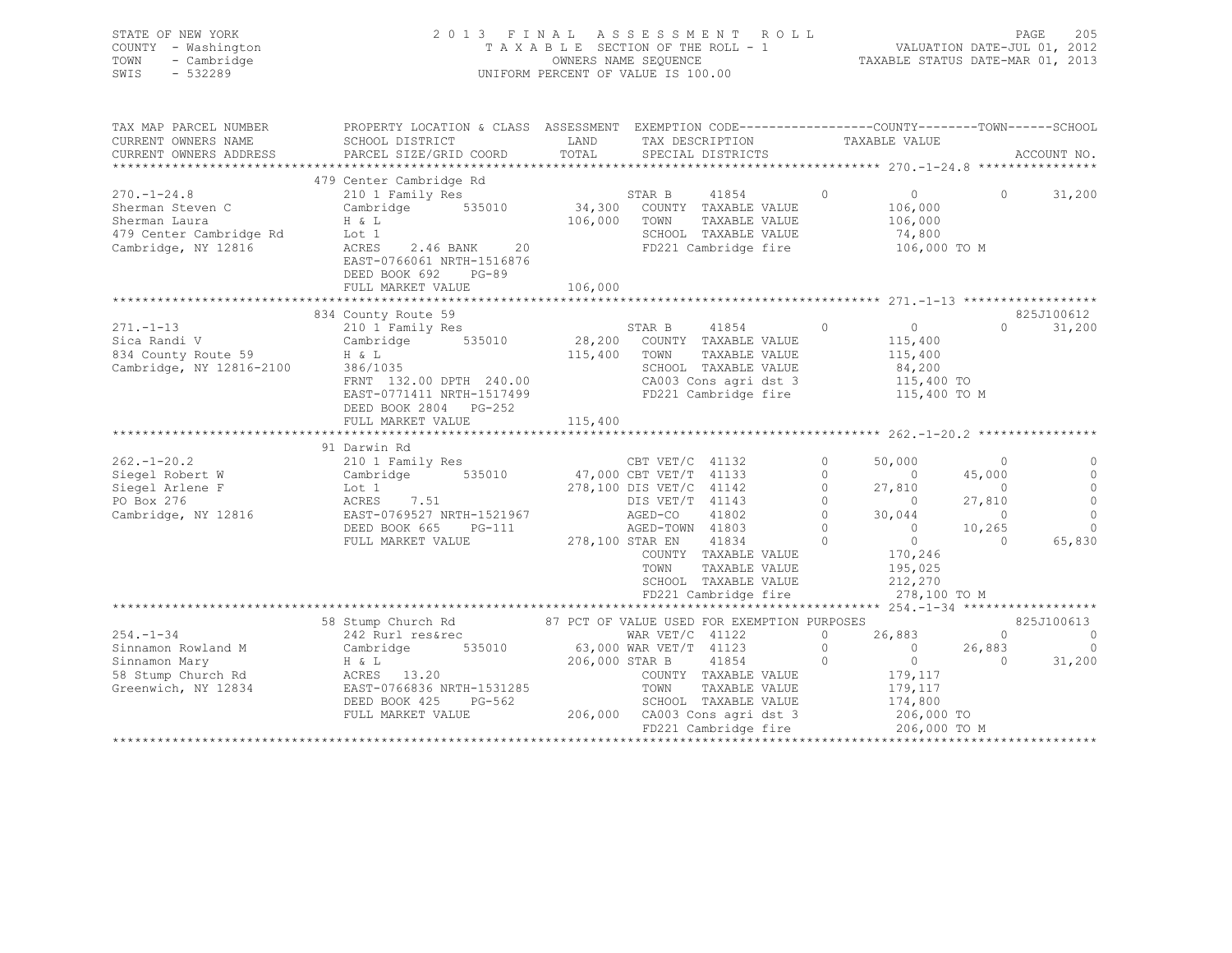STATE OF NEW YORK
COUNTY - Washington
TOWN - Cambridge
SWIS - 532289

2013 FINAL ASSESSMENT ROLL
TAXABLE SECTION OF THE ROLL - 1
OWNERS NAME SEQUENCE
UNIFORM PERCENT OF VALUE IS 100.00

VALUATION DATE-JUL 01, 2012
TAXABLE STATUS DATE-MAR 01, 2013

| TAX MAP PARCEL NUMBER / CURRENT OWNERS NAME / CURRENT OWNERS ADDRESS | PROPERTY LOCATION & CLASS / SCHOOL DISTRICT / PARCEL SIZE/GRID COORD | ASSESSMENT LAND / TOTAL | EXEMPTION CODE / TAX DESCRIPTION / SPECIAL DISTRICTS | COUNTY TAXABLE VALUE | TOWN | SCHOOL | ACCOUNT NO. |
|---|---|---|---|---|---|---|---|
| | 479 Center Cambridge Rd | | | | | | |
| 270.-1-24.8 | 210 1 Family Res | | STAR B 41854 0 | 0 | 0 | 31,200 | |
| Sherman Steven C | Cambridge 535010 | 34,300 | COUNTY TAXABLE VALUE | 106,000 | | | |
| Sherman Laura | H & L | 106,000 | TOWN TAXABLE VALUE | 106,000 | | | |
| 479 Center Cambridge Rd | Lot 1 | | SCHOOL TAXABLE VALUE | 74,800 | | | |
| Cambridge, NY 12816 | ACRES 2.46 BANK 20 | | FD221 Cambridge fire | 106,000 TO M | | | |
| | EAST-0766061 NRTH-1516876 | | | | | | |
| | DEED BOOK 692 PG-89 | | | | | | |
| | FULL MARKET VALUE | 106,000 | | | | | |
| | 834 County Route 59 | | | | | | 825J100612 |
| 271.-1-13 | 210 1 Family Res | | STAR B 41854 0 | 0 | 0 | 31,200 | |
| Sica Randi V | Cambridge 535010 | 28,200 | COUNTY TAXABLE VALUE | 115,400 | | | |
| 834 County Route 59 | H & L | 115,400 | TOWN TAXABLE VALUE | 115,400 | | | |
| Cambridge, NY 12816-2100 | 386/1035 | | SCHOOL TAXABLE VALUE | 84,200 | | | |
| | FRNT 132.00 DPTH 240.00 | | CA003 Cons agri dst 3 | 115,400 TO | | | |
| | EAST-0771411 NRTH-1517499 | | FD221 Cambridge fire | 115,400 TO M | | | |
| | DEED BOOK 2804 PG-252 | | | | | | |
| | FULL MARKET VALUE | 115,400 | | | | | |
| | 91 Darwin Rd | | | | | | |
| 262.-1-20.2 | 210 1 Family Res | | CBT VET/C 41132 0 | 50,000 | 0 | 0 | |
| Siegel Robert W | Cambridge 535010 | 47,000 | CBT VET/T 41133 0 | 0 | 45,000 | 0 | |
| Siegel Arlene F | Lot 1 | 278,100 | DIS VET/C 41142 0 | 27,810 | 0 | 0 | |
| PO Box 276 | ACRES 7.51 | | DIS VET/T 41143 0 | 0 | 27,810 | 0 | |
| Cambridge, NY 12816 | EAST-0769527 NRTH-1521967 | | AGED-CO 41802 0 | 30,044 | 0 | 0 | |
| | DEED BOOK 665 PG-111 | | AGED-TOWN 41803 0 | 0 | 10,265 | 0 | |
| | FULL MARKET VALUE | 278,100 | STAR EN 41834 0 | 0 | 0 | 65,830 | |
| | | | COUNTY TAXABLE VALUE | 170,246 | | | |
| | | | TOWN TAXABLE VALUE | 195,025 | | | |
| | | | SCHOOL TAXABLE VALUE | 212,270 | | | |
| | | | FD221 Cambridge fire | 278,100 TO M | | | |
| | 58 Stump Church Rd | | 87 PCT OF VALUE USED FOR EXEMPTION PURPOSES | | | | 825J100613 |
| 254.-1-34 | 242 Rurl res&rec | | WAR VET/C 41122 0 | 26,883 | 0 | 0 | |
| Sinnamon Rowland M | Cambridge 535010 | 63,000 | WAR VET/T 41123 0 | 0 | 26,883 | 0 | |
| Sinnamon Mary | H & L | 206,000 | STAR B 41854 0 | 0 | 0 | 31,200 | |
| 58 Stump Church Rd | ACRES 13.20 | | COUNTY TAXABLE VALUE | 179,117 | | | |
| Greenwich, NY 12834 | EAST-0766836 NRTH-1531285 | | TOWN TAXABLE VALUE | 179,117 | | | |
| | DEED BOOK 425 PG-562 | | SCHOOL TAXABLE VALUE | 174,800 | | | |
| | FULL MARKET VALUE | 206,000 | CA003 Cons agri dst 3 | 206,000 TO | | | |
| | | | FD221 Cambridge fire | 206,000 TO M | | | |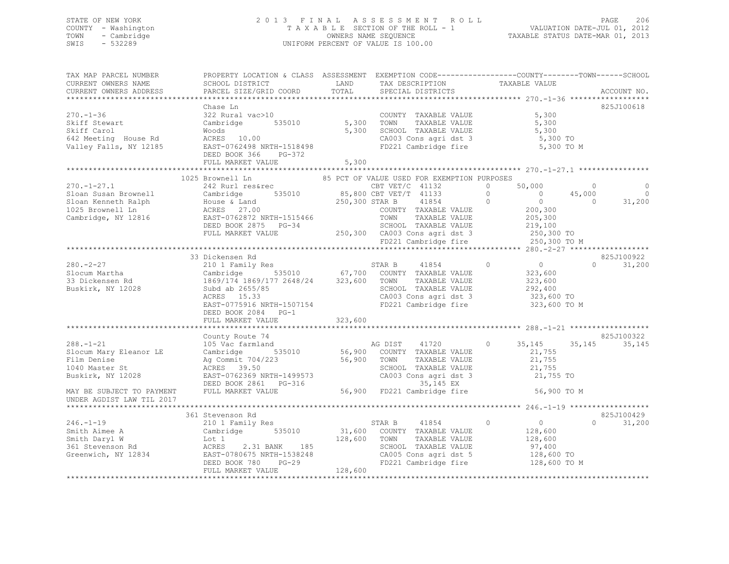STATE OF NEW YORK
COUNTY - Washington
TOWN - Cambridge
SWIS - 532289

2 0 1 3 F I N A L A S S E S S M E N T R O L L
T A X A B L E SECTION OF THE ROLL - 1
OWNERS NAME SEQUENCE
UNIFORM PERCENT OF VALUE IS 100.00

VALUATION DATE-JUL 01, 2012
TAXABLE STATUS DATE-MAR 01, 2013

```
TAX MAP PARCEL NUMBER          PROPERTY LOCATION & CLASS  ASSESSMENT  EXEMPTION CODE------------------COUNTY--------TOWN------SCHOOL
CURRENT OWNERS NAME            SCHOOL DISTRICT              LAND      TAX DESCRIPTION              TAXABLE VALUE
CURRENT OWNERS ADDRESS         PARCEL SIZE/GRID COORD       TOTAL     SPECIAL DISTRICTS                                          ACCOUNT NO.
******************************************************************************************************* 270.-1-36 ******************
                               Chase Ln                                                                                     825J100618
270.-1-36                      322 Rural vac>10                        COUNTY  TAXABLE VALUE              5,300
Skiff Stewart                  Cambridge       535010         5,300    TOWN    TAXABLE VALUE              5,300
Skiff Carol                    Woods                          5,300    SCHOOL  TAXABLE VALUE              5,300
642 Meeting  House Rd          ACRES  10.00                            CA003 Cons agri dst 3               5,300 TO
Valley Falls, NY 12185         EAST-0762498 NRTH-1518498               FD221 Cambridge fire                5,300 TO M
                               DEED BOOK 366     PG-372
                               FULL MARKET VALUE              5,300
******************************************************************************************************* 270.-1-27.1 ****************
                               1025 Brownell Ln              85 PCT OF VALUE USED FOR EXEMPTION PURPOSES
270.-1-27.1                    242 Rurl res&rec                     CBT VET/C  41132        0      50,000           0             0
Sloan Susan Brownell           Cambridge       535010        85,800 CBT VET/T  41133        0           0      45,000             0
Sloan Kenneth Ralph            House & Land                 250,300 STAR B     41854        0           0           0        31,200
1025 Brownell Ln               ACRES  27.00                            COUNTY  TAXABLE VALUE            200,300
Cambridge, NY 12816            EAST-0762872 NRTH-1515466               TOWN    TAXABLE VALUE            205,300
                               DEED BOOK 2875    PG-34                 SCHOOL  TAXABLE VALUE            219,100
                               FULL MARKET VALUE            250,300    CA003 Cons agri dst 3             250,300 TO
                                                                       FD221 Cambridge fire              250,300 TO M
******************************************************************************************************* 280.-2-27 ******************
                               33 Dickensen Rd                                                                              825J100922
280.-2-27                      210 1 Family Res                     STAR B     41854        0           0           0        31,200
Slocum Martha                  Cambridge       535010        67,700    COUNTY  TAXABLE VALUE            323,600
33 Dickensen Rd                1869/174 1869/177 2648/24    323,600    TOWN    TAXABLE VALUE            323,600
Buskirk, NY 12028              Subd ab 2655/85                         SCHOOL  TAXABLE VALUE            292,400
                               ACRES  15.33                            CA003 Cons agri dst 3             323,600 TO
                               EAST-0775916 NRTH-1507154               FD221 Cambridge fire              323,600 TO M
                               DEED BOOK 2084    PG-1
                               FULL MARKET VALUE            323,600
******************************************************************************************************* 288.-1-21 ******************
                               County Route 74                                                                              825J100322
288.-1-21                      105 Vac farmland                     AG DIST    41720        0      35,145      35,145        35,145
Slocum Mary Eleanor LE         Cambridge       535010        56,900    COUNTY  TAXABLE VALUE             21,755
Film Denise                    Ag Commit 704/223             56,900    TOWN    TAXABLE VALUE             21,755
1040 Master St                 ACRES  39.50                            SCHOOL  TAXABLE VALUE             21,755
Buskirk, NY 12028              EAST-0762369 NRTH-1499573               CA003 Cons agri dst 3              21,755 TO
                               DEED BOOK 2861    PG-316                       35,145 EX
MAY BE SUBJECT TO PAYMENT      FULL MARKET VALUE             56,900    FD221 Cambridge fire               56,900 TO M
UNDER AGDIST LAW TIL 2017
******************************************************************************************************* 246.-1-19 ******************
                               361 Stevenson Rd                                                                             825J100429
246.-1-19                      210 1 Family Res                     STAR B     41854        0           0           0        31,200
Smith Aimee A                  Cambridge       535010        31,600    COUNTY  TAXABLE VALUE            128,600
Smith Daryl W                  Lot 1                        128,600    TOWN    TAXABLE VALUE            128,600
361 Stevenson Rd               ACRES    2.31 BANK    185               SCHOOL  TAXABLE VALUE             97,400
Greenwich, NY 12834            EAST-0780675 NRTH-1538248               CA005 Cons agri dst 5             128,600 TO
                               DEED BOOK 780     PG-29                 FD221 Cambridge fire              128,600 TO M
                               FULL MARKET VALUE            128,600
************************************************************************************************************************************
```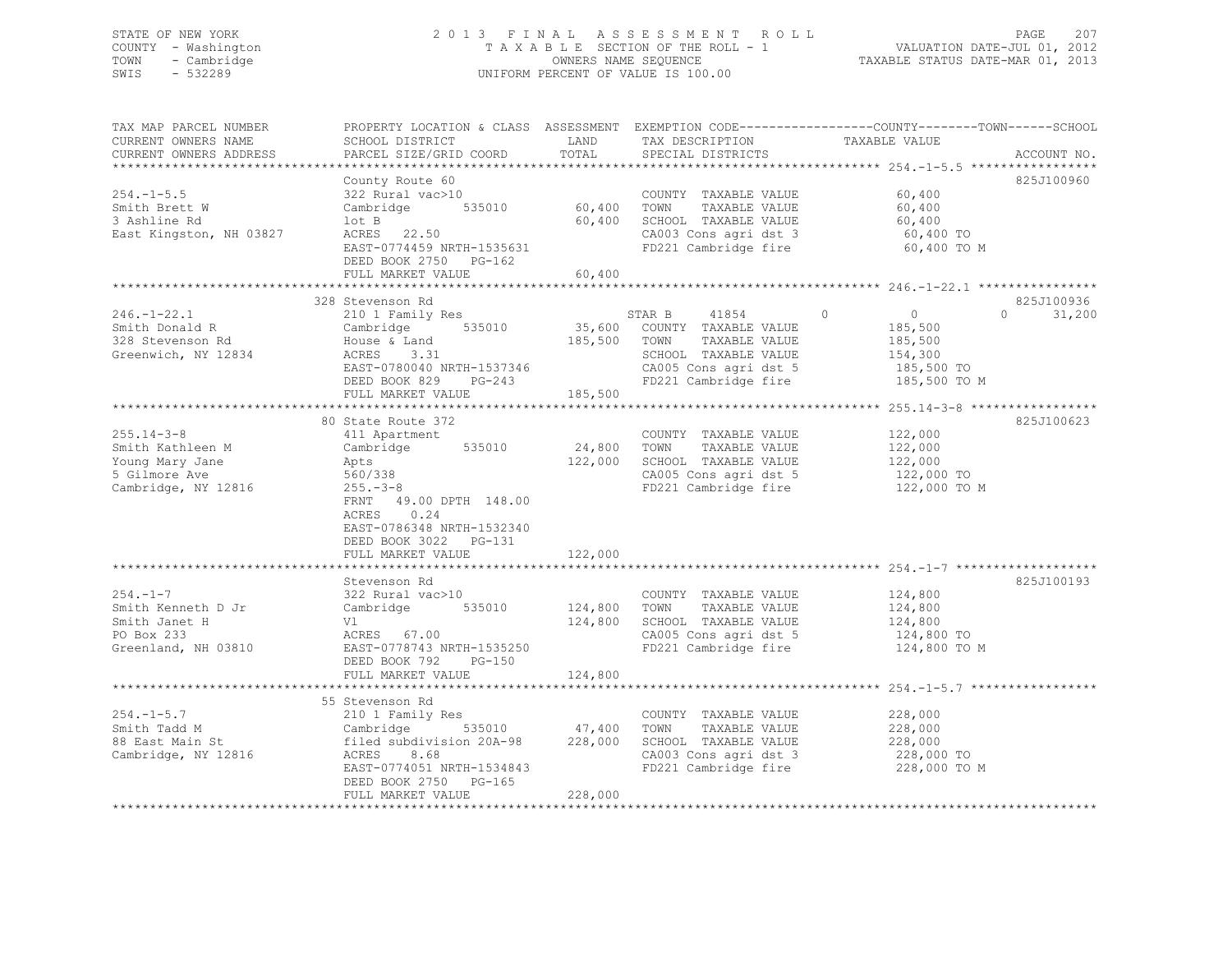STATE OF NEW YORK
COUNTY - Washington
TOWN - Cambridge
SWIS - 532289

# 2013 FINAL ASSESSMENT ROLL
TAXABLE SECTION OF THE ROLL - 1
OWNERS NAME SEQUENCE
UNIFORM PERCENT OF VALUE IS 100.00

VALUATION DATE-JUL 01, 2012
TAXABLE STATUS DATE-MAR 01, 2013

| TAX MAP PARCEL NUMBER / CURRENT OWNERS NAME / CURRENT OWNERS ADDRESS | PROPERTY LOCATION & CLASS / SCHOOL DISTRICT / PARCEL SIZE/GRID COORD | ASSESSMENT LAND / TOTAL | EXEMPTION CODE / TAX DESCRIPTION / SPECIAL DISTRICTS | COUNTY | TOWN | SCHOOL TAXABLE VALUE | ACCOUNT NO. |
|---|---|---|---|---|---|---|---|
| **254.-1-5.5** | County Route 60 | | | | | | 825J100960 |
| 254.-1-5.5 | 322 Rural vac>10 | | COUNTY TAXABLE VALUE | 60,400 | | | |
| Smith Brett W | Cambridge 535010 | 60,400 | TOWN TAXABLE VALUE | | 60,400 | | |
| 3 Ashline Rd | lot B | 60,400 | SCHOOL TAXABLE VALUE | | | 60,400 | |
| East Kingston, NH 03827 | ACRES 22.50 | | CA003 Cons agri dst 3 | 60,400 TO | | | |
| | EAST-0774459 NRTH-1535631 | | FD221 Cambridge fire | 60,400 TO M | | | |
| | DEED BOOK 2750 PG-162 | | | | | | |
| | FULL MARKET VALUE | 60,400 | | | | | |
| **246.-1-22.1** | 328 Stevenson Rd | | | | | | 825J100936 |
| 246.-1-22.1 | 210 1 Family Res | | STAR B 41854 | 0 | 0 | 31,200 | |
| Smith Donald R | Cambridge 535010 | 35,600 | COUNTY TAXABLE VALUE | 185,500 | | | |
| 328 Stevenson Rd | House & Land | 185,500 | TOWN TAXABLE VALUE | | 185,500 | | |
| Greenwich, NY 12834 | ACRES 3.31 | | SCHOOL TAXABLE VALUE | | | 154,300 | |
| | EAST-0780040 NRTH-1537346 | | CA005 Cons agri dst 5 | 185,500 TO | | | |
| | DEED BOOK 829 PG-243 | | FD221 Cambridge fire | 185,500 TO M | | | |
| | FULL MARKET VALUE | 185,500 | | | | | |
| **255.14-3-8** | 80 State Route 372 | | | | | | 825J100623 |
| 255.14-3-8 | 411 Apartment | | COUNTY TAXABLE VALUE | 122,000 | | | |
| Smith Kathleen M | Cambridge 535010 | 24,800 | TOWN TAXABLE VALUE | | 122,000 | | |
| Young Mary Jane | Apts | 122,000 | SCHOOL TAXABLE VALUE | | | 122,000 | |
| 5 Gilmore Ave | 560/338 | | CA005 Cons agri dst 5 | 122,000 TO | | | |
| Cambridge, NY 12816 | 255.-3-8 | | FD221 Cambridge fire | 122,000 TO M | | | |
| | FRNT 49.00 DPTH 148.00 | | | | | | |
| | ACRES 0.24 | | | | | | |
| | EAST-0786348 NRTH-1532340 | | | | | | |
| | DEED BOOK 3022 PG-131 | | | | | | |
| | FULL MARKET VALUE | 122,000 | | | | | |
| **254.-1-7** | Stevenson Rd | | | | | | 825J100193 |
| 254.-1-7 | 322 Rural vac>10 | | COUNTY TAXABLE VALUE | 124,800 | | | |
| Smith Kenneth D Jr | Cambridge 535010 | 124,800 | TOWN TAXABLE VALUE | | 124,800 | | |
| Smith Janet H | Vl | 124,800 | SCHOOL TAXABLE VALUE | | | 124,800 | |
| PO Box 233 | ACRES 67.00 | | CA005 Cons agri dst 5 | 124,800 TO | | | |
| Greenland, NH 03810 | EAST-0778743 NRTH-1535250 | | FD221 Cambridge fire | 124,800 TO M | | | |
| | DEED BOOK 792 PG-150 | | | | | | |
| | FULL MARKET VALUE | 124,800 | | | | | |
| **254.-1-5.7** | 55 Stevenson Rd | | | | | | |
| 254.-1-5.7 | 210 1 Family Res | | COUNTY TAXABLE VALUE | 228,000 | | | |
| Smith Tadd M | Cambridge 535010 | 47,400 | TOWN TAXABLE VALUE | | 228,000 | | |
| 88 East Main St | filed subdivision 20A-98 | 228,000 | SCHOOL TAXABLE VALUE | | | 228,000 | |
| Cambridge, NY 12816 | ACRES 8.68 | | CA003 Cons agri dst 3 | 228,000 TO | | | |
| | EAST-0774051 NRTH-1534843 | | FD221 Cambridge fire | 228,000 TO M | | | |
| | DEED BOOK 2750 PG-165 | | | | | | |
| | FULL MARKET VALUE | 228,000 | | | | | |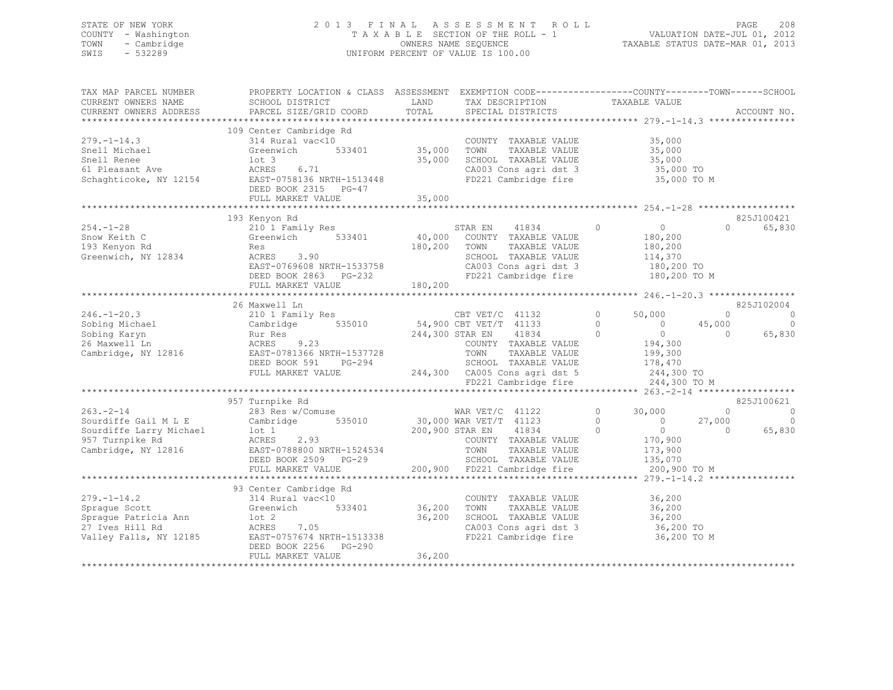STATE OF NEW YORK
COUNTY - Washington
TOWN - Cambridge
SWIS - 532289

# 2013 FINAL ASSESSMENT ROLL

TAXABLE SECTION OF THE ROLL - 1
OWNERS NAME SEQUENCE
UNIFORM PERCENT OF VALUE IS 100.00

VALUATION DATE-JUL 01, 2012
TAXABLE STATUS DATE-MAR 01, 2013

| TAX MAP PARCEL NUMBER / CURRENT OWNERS NAME / CURRENT OWNERS ADDRESS | PROPERTY LOCATION & CLASS / SCHOOL DISTRICT / PARCEL SIZE/GRID COORD | ASSESSMENT LAND | TOTAL | EXEMPTION CODE / TAX DESCRIPTION / SPECIAL DISTRICTS | | COUNTY | TOWN | SCHOOL | ACCOUNT NO. |
|---|---|---|---|---|---|---|---|---|---|
| **279.-1-14.3** | 109 Center Cambridge Rd | | | | | | | | |
| 279.-1-14.3 | 314 Rural vac<10 | | | COUNTY TAXABLE VALUE | | 35,000 | | | |
| Snell Michael | Greenwich 533401 | 35,000 | | TOWN TAXABLE VALUE | | 35,000 | | | |
| Snell Renee | lot 3 | | 35,000 | SCHOOL TAXABLE VALUE | | 35,000 | | | |
| 61 Pleasant Ave | ACRES 6.71 | | | CA003 Cons agri dst 3 | | 35,000 TO | | | |
| Schaghticoke, NY 12154 | EAST-0758136 NRTH-1513448 | | | FD221 Cambridge fire | | 35,000 TO M | | | |
| | DEED BOOK 2315 PG-47 | | | | | | | | |
| | FULL MARKET VALUE | | 35,000 | | | | | | |
| **254.-1-28** | 193 Kenyon Rd | | | | | | | | 825J100421 |
| 254.-1-28 | 210 1 Family Res | | | STAR EN 41834 | 0 | 0 | 0 | 65,830 | |
| Snow Keith C | Greenwich 533401 | 40,000 | | COUNTY TAXABLE VALUE | | 180,200 | | | |
| 193 Kenyon Rd | Res | | 180,200 | TOWN TAXABLE VALUE | | 180,200 | | | |
| Greenwich, NY 12834 | ACRES 3.90 | | | SCHOOL TAXABLE VALUE | | 114,370 | | | |
| | EAST-0769608 NRTH-1533758 | | | CA003 Cons agri dst 3 | | 180,200 TO | | | |
| | DEED BOOK 2863 PG-232 | | | FD221 Cambridge fire | | 180,200 TO M | | | |
| | FULL MARKET VALUE | | 180,200 | | | | | | |
| **246.-1-20.3** | 26 Maxwell Ln | | | | | | | | 825J102004 |
| 246.-1-20.3 | 210 1 Family Res | | | CBT VET/C 41132 | 0 | 50,000 | 0 | 0 | |
| Sobing Michael | Cambridge 535010 | 54,900 | | CBT VET/T 41133 | 0 | 0 | 45,000 | 0 | |
| Sobing Karyn | Rur Res | | 244,300 | STAR EN 41834 | 0 | 0 | 0 | 65,830 | |
| 26 Maxwell Ln | ACRES 9.23 | | | COUNTY TAXABLE VALUE | | 194,300 | | | |
| Cambridge, NY 12816 | EAST-0781366 NRTH-1537728 | | | TOWN TAXABLE VALUE | | 199,300 | | | |
| | DEED BOOK 591 PG-294 | | | SCHOOL TAXABLE VALUE | | 178,470 | | | |
| | FULL MARKET VALUE | | 244,300 | CA005 Cons agri dst 5 | | 244,300 TO | | | |
| | | | | FD221 Cambridge fire | | 244,300 TO M | | | |
| **263.-2-14** | 957 Turnpike Rd | | | | | | | | 825J100621 |
| 263.-2-14 | 283 Res w/Comuse | | | WAR VET/C 41122 | 0 | 30,000 | 0 | 0 | |
| Sourdiffe Gail M L E | Cambridge 535010 | 30,000 | | WAR VET/T 41123 | 0 | 0 | 27,000 | 0 | |
| Sourdiffe Larry Michael | lot 1 | | 200,900 | STAR EN 41834 | 0 | 0 | 0 | 65,830 | |
| 957 Turnpike Rd | ACRES 2.93 | | | COUNTY TAXABLE VALUE | | 170,900 | | | |
| Cambridge, NY 12816 | EAST-0788800 NRTH-1524534 | | | TOWN TAXABLE VALUE | | 173,900 | | | |
| | DEED BOOK 2509 PG-29 | | | SCHOOL TAXABLE VALUE | | 135,070 | | | |
| | FULL MARKET VALUE | | 200,900 | FD221 Cambridge fire | | 200,900 TO M | | | |
| **279.-1-14.2** | 93 Center Cambridge Rd | | | | | | | | |
| 279.-1-14.2 | 314 Rural vac<10 | | | COUNTY TAXABLE VALUE | | 36,200 | | | |
| Sprague Scott | Greenwich 533401 | 36,200 | | TOWN TAXABLE VALUE | | 36,200 | | | |
| Sprague Patricia Ann | lot 2 | | 36,200 | SCHOOL TAXABLE VALUE | | 36,200 | | | |
| 27 Ives Hill Rd | ACRES 7.05 | | | CA003 Cons agri dst 3 | | 36,200 TO | | | |
| Valley Falls, NY 12185 | EAST-0757674 NRTH-1513338 | | | FD221 Cambridge fire | | 36,200 TO M | | | |
| | DEED BOOK 2256 PG-290 | | | | | | | | |
| | FULL MARKET VALUE | | 36,200 | | | | | | |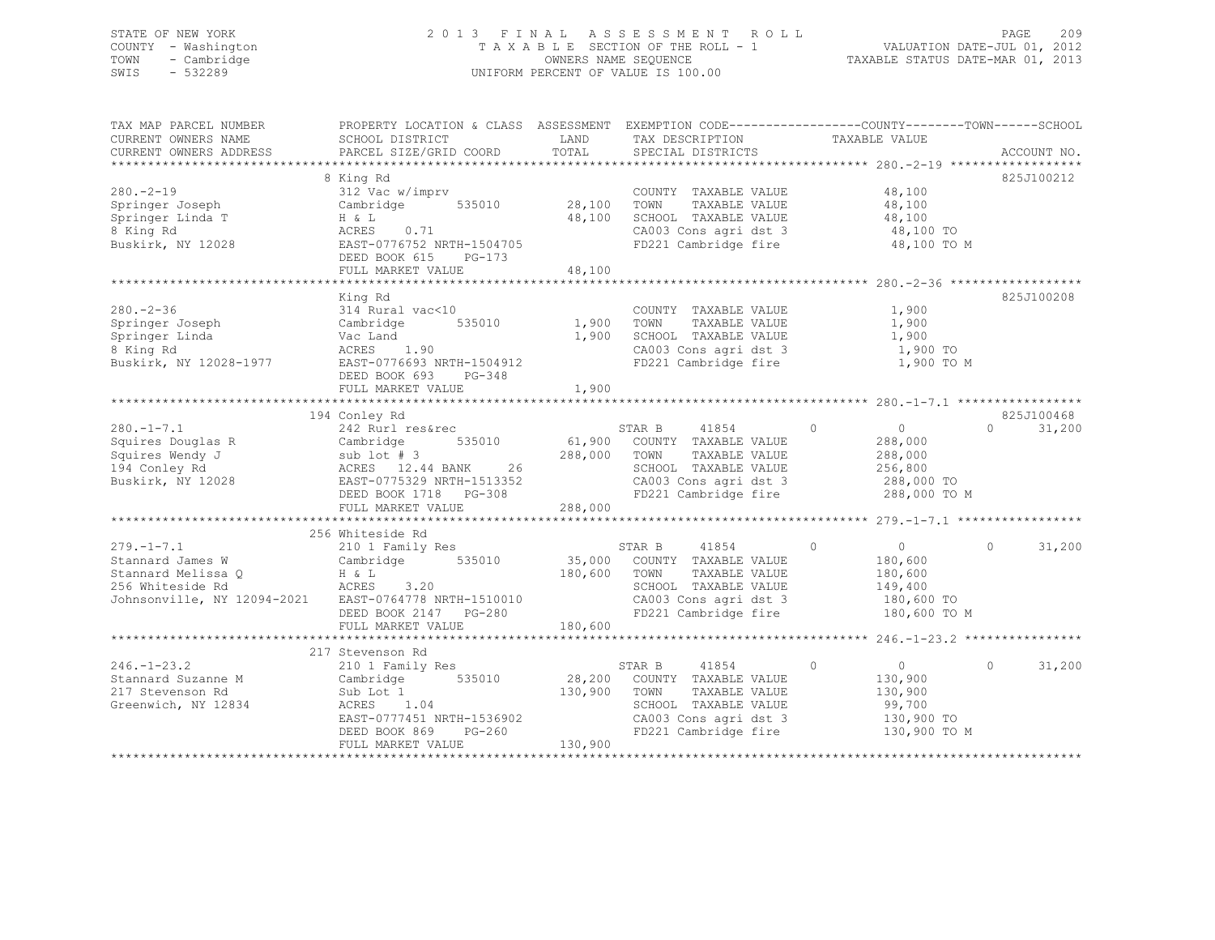STATE OF NEW YORK
COUNTY - Washington
TOWN - Cambridge
SWIS - 532289

# 2013 FINAL ASSESSMENT ROLL
TAXABLE SECTION OF THE ROLL - 1
OWNERS NAME SEQUENCE
UNIFORM PERCENT OF VALUE IS 100.00

VALUATION DATE-JUL 01, 2012
TAXABLE STATUS DATE-MAR 01, 2013

| TAX MAP PARCEL NUMBER / CURRENT OWNERS NAME / CURRENT OWNERS ADDRESS | PROPERTY LOCATION & CLASS / SCHOOL DISTRICT / PARCEL SIZE/GRID COORD | ASSESSMENT LAND / TOTAL | EXEMPTION CODE / TAX DESCRIPTION / SPECIAL DISTRICTS | COUNTY | TOWN | SCHOOL | ACCOUNT NO. |
|---|---|---|---|---|---|---|---|
| **280.-2-19** | 8 King Rd | | | | | | 825J100212 |
| 280.-2-19 | 312 Vac w/imprv | | COUNTY TAXABLE VALUE | 48,100 | | | |
| Springer Joseph | Cambridge 535010 | 28,100 | TOWN TAXABLE VALUE | | 48,100 | | |
| Springer Linda T | H & L | 48,100 | SCHOOL TAXABLE VALUE | | | 48,100 | |
| 8 King Rd | ACRES 0.71 | | CA003 Cons agri dst 3 | 48,100 TO | | | |
| Buskirk, NY 12028 | EAST-0776752 NRTH-1504705 | | FD221 Cambridge fire | 48,100 TO M | | | |
| | DEED BOOK 615 PG-173 | | | | | | |
| | FULL MARKET VALUE | 48,100 | | | | | |
| **280.-2-36** | King Rd | | | | | | 825J100208 |
| 280.-2-36 | 314 Rural vac<10 | | COUNTY TAXABLE VALUE | 1,900 | | | |
| Springer Joseph | Cambridge 535010 | 1,900 | TOWN TAXABLE VALUE | | 1,900 | | |
| Springer Linda | Vac Land | 1,900 | SCHOOL TAXABLE VALUE | | | 1,900 | |
| 8 King Rd | ACRES 1.90 | | CA003 Cons agri dst 3 | 1,900 TO | | | |
| Buskirk, NY 12028-1977 | EAST-0776693 NRTH-1504912 | | FD221 Cambridge fire | 1,900 TO M | | | |
| | DEED BOOK 693 PG-348 | | | | | | |
| | FULL MARKET VALUE | 1,900 | | | | | |
| **280.-1-7.1** | 194 Conley Rd | | | | | | 825J100468 |
| 280.-1-7.1 | 242 Rurl res&rec | | STAR B 41854 | 0 | 0 | 31,200 | |
| Squires Douglas R | Cambridge 535010 | 61,900 | COUNTY TAXABLE VALUE | 288,000 | | | |
| Squires Wendy J | sub lot # 3 | 288,000 | TOWN TAXABLE VALUE | | 288,000 | | |
| 194 Conley Rd | ACRES 12.44 BANK 26 | | SCHOOL TAXABLE VALUE | | | 256,800 | |
| Buskirk, NY 12028 | EAST-0775329 NRTH-1513352 | | CA003 Cons agri dst 3 | 288,000 TO | | | |
| | DEED BOOK 1718 PG-308 | | FD221 Cambridge fire | 288,000 TO M | | | |
| | FULL MARKET VALUE | 288,000 | | | | | |
| **279.-1-7.1** | 256 Whiteside Rd | | | | | | |
| 279.-1-7.1 | 210 1 Family Res | | STAR B 41854 | 0 | 0 | 31,200 | |
| Stannard James W | Cambridge 535010 | 35,000 | COUNTY TAXABLE VALUE | 180,600 | | | |
| Stannard Melissa Q | H & L | 180,600 | TOWN TAXABLE VALUE | | 180,600 | | |
| 256 Whiteside Rd | ACRES 3.20 | | SCHOOL TAXABLE VALUE | | | 149,400 | |
| Johnsonville, NY 12094-2021 | EAST-0764778 NRTH-1510010 | | CA003 Cons agri dst 3 | 180,600 TO | | | |
| | DEED BOOK 2147 PG-280 | | FD221 Cambridge fire | 180,600 TO M | | | |
| | FULL MARKET VALUE | 180,600 | | | | | |
| **246.-1-23.2** | 217 Stevenson Rd | | | | | | |
| 246.-1-23.2 | 210 1 Family Res | | STAR B 41854 | 0 | 0 | 31,200 | |
| Stannard Suzanne M | Cambridge 535010 | 28,200 | COUNTY TAXABLE VALUE | 130,900 | | | |
| 217 Stevenson Rd | Sub Lot 1 | 130,900 | TOWN TAXABLE VALUE | | 130,900 | | |
| Greenwich, NY 12834 | ACRES 1.04 | | SCHOOL TAXABLE VALUE | | | 99,700 | |
| | EAST-0777451 NRTH-1536902 | | CA003 Cons agri dst 3 | 130,900 TO | | | |
| | DEED BOOK 869 PG-260 | | FD221 Cambridge fire | 130,900 TO M | | | |
| | FULL MARKET VALUE | 130,900 | | | | | |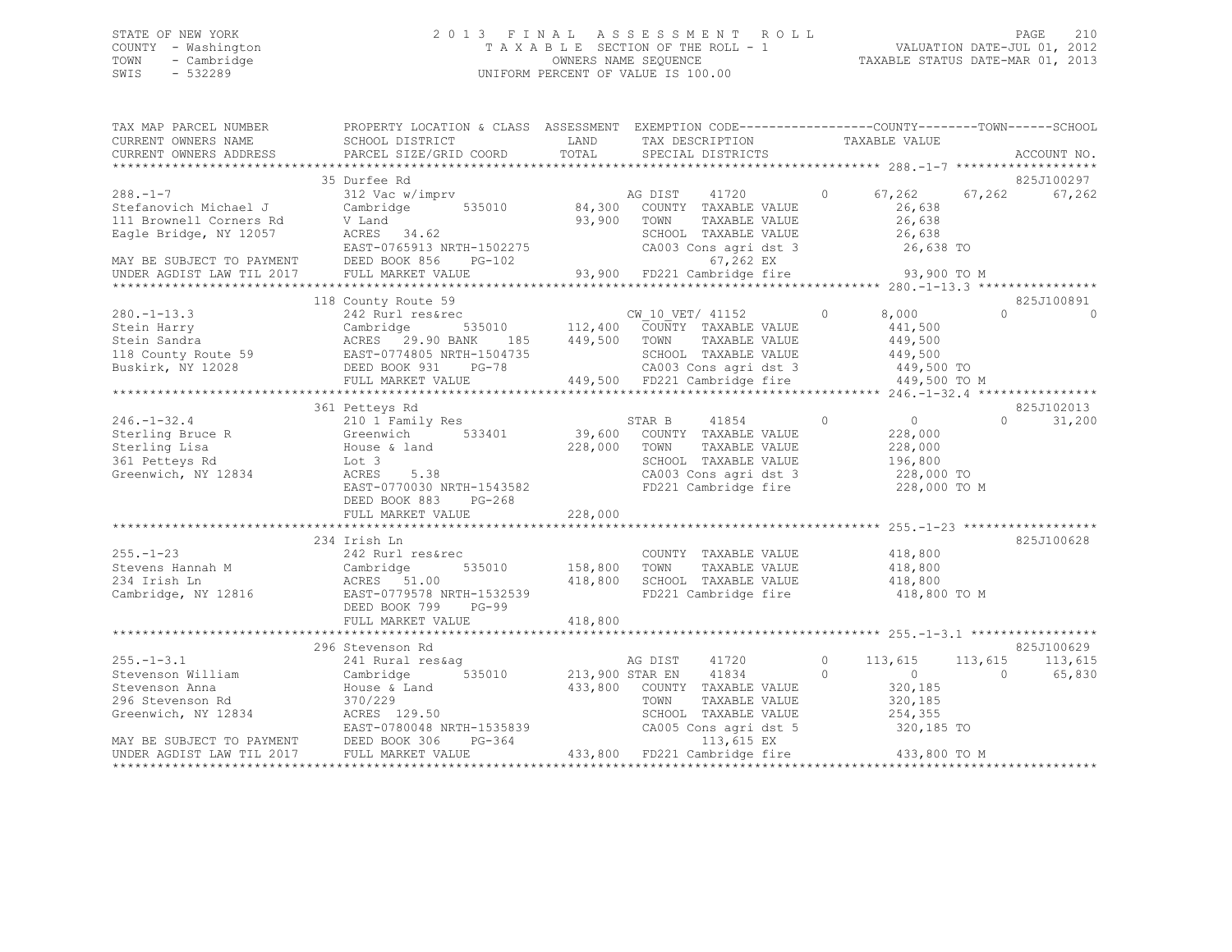STATE OF NEW YORK
COUNTY - Washington
TOWN - Cambridge
SWIS - 532289

2013 FINAL ASSESSMENT ROLL
TAXABLE SECTION OF THE ROLL - 1
OWNERS NAME SEQUENCE
UNIFORM PERCENT OF VALUE IS 100.00

VALUATION DATE-JUL 01, 2012
TAXABLE STATUS DATE-MAR 01, 2013

```
TAX MAP PARCEL NUMBER          PROPERTY LOCATION & CLASS  ASSESSMENT  EXEMPTION CODE------------------COUNTY--------TOWN------SCHOOL
CURRENT OWNERS NAME            SCHOOL DISTRICT             LAND       TAX DESCRIPTION              TAXABLE VALUE
CURRENT OWNERS ADDRESS         PARCEL SIZE/GRID COORD      TOTAL      SPECIAL DISTRICTS                                         ACCOUNT NO.
******************************************************************************************************* 288.-1-7 ********************
                               35 Durfee Rd                                                                                 825J100297
288.-1-7                       312 Vac w/imprv                        AG DIST     41720          0       67,262     67,262     67,262
Stefanovich Michael J          Cambridge         535010      84,300   COUNTY  TAXABLE VALUE                26,638
111 Brownell Corners Rd        V Land                        93,900   TOWN    TAXABLE VALUE                26,638
Eagle Bridge, NY 12057         ACRES   34.62                          SCHOOL  TAXABLE VALUE                26,638
                               EAST-0765913 NRTH-1502275              CA003 Cons agri dst 3                 26,638 TO
MAY BE SUBJECT TO PAYMENT      DEED BOOK 856     PG-102                        67,262 EX
UNDER AGDIST LAW TIL 2017      FULL MARKET VALUE             93,900   FD221 Cambridge fire                 93,900 TO M
******************************************************************************************************* 280.-1-13.3 *****************
                               118 County Route 59                                                                          825J100891
280.-1-13.3                    242 Rurl res&rec                       CW_10_VET/ 41152           0        8,000          0          0
Stein Harry                    Cambridge         535010     112,400   COUNTY  TAXABLE VALUE               441,500
Stein Sandra                   ACRES   29.90 BANK    185    449,500   TOWN    TAXABLE VALUE               449,500
118 County Route 59            EAST-0774805 NRTH-1504735              SCHOOL  TAXABLE VALUE               449,500
Buskirk, NY 12028              DEED BOOK 931     PG-78                CA003 Cons agri dst 3                449,500 TO
                               FULL MARKET VALUE            449,500   FD221 Cambridge fire                 449,500 TO M
******************************************************************************************************* 246.-1-32.4 *****************
                               361 Petteys Rd                                                                               825J102013
246.-1-32.4                    210 1 Family Res                       STAR B      41854          0            0          0     31,200
Sterling Bruce R               Greenwich         533401      39,600   COUNTY  TAXABLE VALUE               228,000
Sterling Lisa                  House & land                 228,000   TOWN    TAXABLE VALUE               228,000
361 Petteys Rd                 Lot 3                                  SCHOOL  TAXABLE VALUE               196,800
Greenwich, NY 12834            ACRES    5.38                          CA003 Cons agri dst 3                228,000 TO
                               EAST-0770030 NRTH-1543582              FD221 Cambridge fire                 228,000 TO M
                               DEED BOOK 883     PG-268
                               FULL MARKET VALUE            228,000
******************************************************************************************************* 255.-1-23 *******************
                               234 Irish Ln                                                                                 825J100628
255.-1-23                      242 Rurl res&rec                       COUNTY  TAXABLE VALUE               418,800
Stevens Hannah M               Cambridge         535010     158,800   TOWN    TAXABLE VALUE               418,800
234 Irish Ln                   ACRES   51.00                418,800   SCHOOL  TAXABLE VALUE               418,800
Cambridge, NY 12816            EAST-0779578 NRTH-1532539              FD221 Cambridge fire                 418,800 TO M
                               DEED BOOK 799     PG-99
                               FULL MARKET VALUE            418,800
******************************************************************************************************* 255.-1-3.1 ******************
                               296 Stevenson Rd                                                                             825J100629
255.-1-3.1                     241 Rural res&ag                       AG DIST     41720          0      113,615    113,615    113,615
Stevenson William              Cambridge         535010     213,900   STAR EN     41834          0            0          0     65,830
Stevenson Anna                 House & Land                 433,800   COUNTY  TAXABLE VALUE               320,185
296 Stevenson Rd               370/229                                TOWN    TAXABLE VALUE               320,185
Greenwich, NY 12834            ACRES  129.50                          SCHOOL  TAXABLE VALUE               254,355
                               EAST-0780048 NRTH-1535839              CA005 Cons agri dst 5                320,185 TO
MAY BE SUBJECT TO PAYMENT      DEED BOOK 306     PG-364                       113,615 EX
UNDER AGDIST LAW TIL 2017      FULL MARKET VALUE            433,800   FD221 Cambridge fire                 433,800 TO M
*************************************************************************************************************************************
```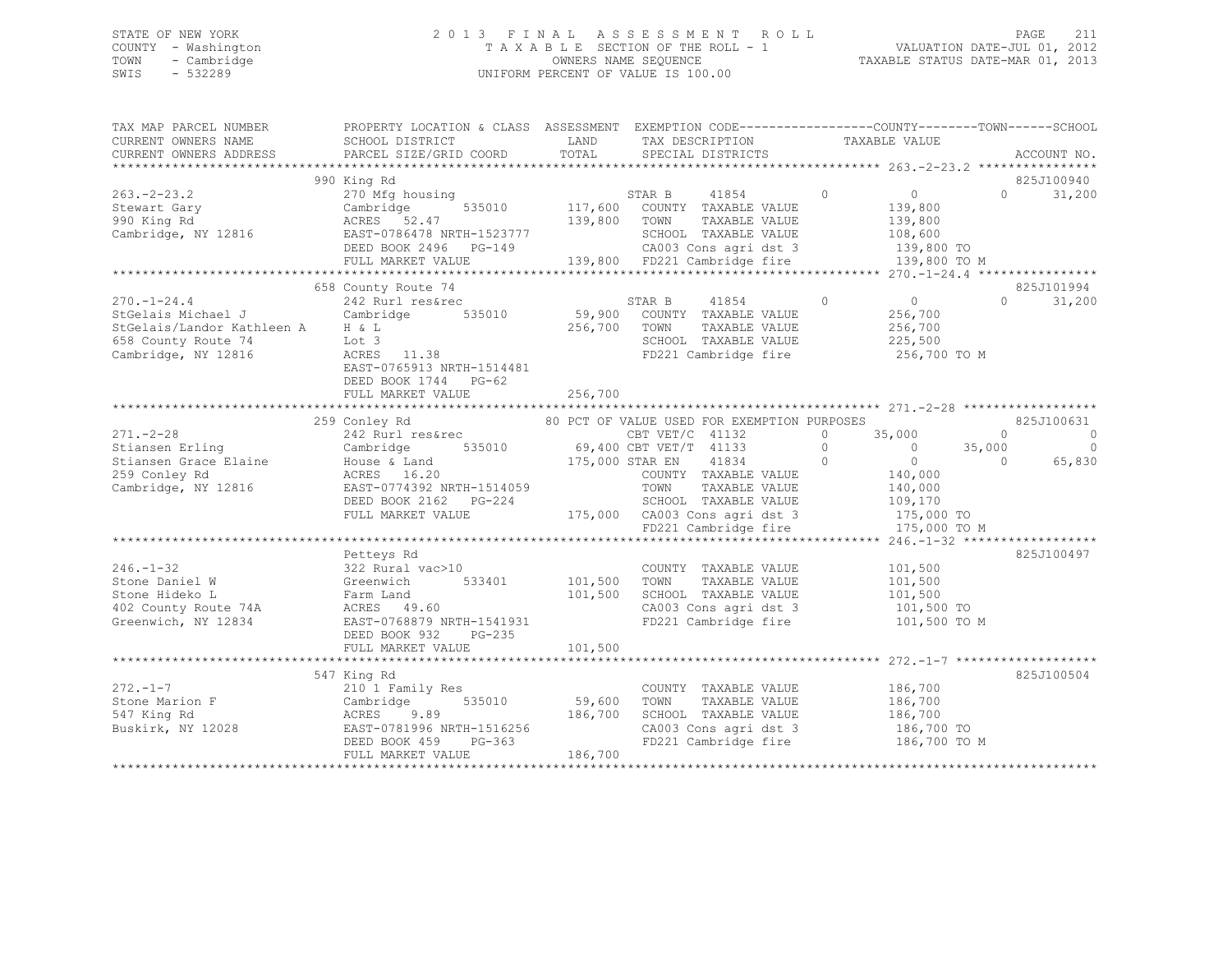STATE OF NEW YORK
COUNTY - Washington
TOWN - Cambridge
SWIS - 532289

2013 FINAL ASSESSMENT ROLL
TAXABLE SECTION OF THE ROLL - 1
OWNERS NAME SEQUENCE
UNIFORM PERCENT OF VALUE IS 100.00

VALUATION DATE-JUL 01, 2012
TAXABLE STATUS DATE-MAR 01, 2013

```
TAX MAP PARCEL NUMBER          PROPERTY LOCATION & CLASS  ASSESSMENT  EXEMPTION CODE-----------------COUNTY--------TOWN------SCHOOL
CURRENT OWNERS NAME            SCHOOL DISTRICT               LAND      TAX DESCRIPTION            TAXABLE VALUE
CURRENT OWNERS ADDRESS         PARCEL SIZE/GRID COORD       TOTAL      SPECIAL DISTRICTS                                    ACCOUNT NO.
*********************************************************************************************** 263.-2-23.2 ****************
                               990 King Rd                                                                              825J100940
263.-2-23.2                    270 Mfg housing                         STAR B      41854         0          0          0      31,200
Stewart Gary                   Cambridge        535010     117,600     COUNTY  TAXABLE VALUE           139,800
990 King Rd                    ACRES   52.47               139,800     TOWN    TAXABLE VALUE           139,800
Cambridge, NY 12816            EAST-0786478 NRTH-1523777               SCHOOL  TAXABLE VALUE           108,600
                               DEED BOOK 2496   PG-149                 CA003 Cons agri dst 3           139,800 TO
                               FULL MARKET VALUE           139,800     FD221 Cambridge fire            139,800 TO M
*********************************************************************************************** 270.-1-24.4 ****************
                               658 County Route 74                                                                      825J101994
270.-1-24.4                    242 Rurl res&rec                        STAR B      41854         0          0          0      31,200
StGelais Michael J             Cambridge        535010      59,900     COUNTY  TAXABLE VALUE           256,700
StGelais/Landor Kathleen A     H & L                       256,700     TOWN    TAXABLE VALUE           256,700
658 County Route 74            Lot 3                                   SCHOOL  TAXABLE VALUE           225,500
Cambridge, NY 12816            ACRES   11.38                           FD221 Cambridge fire            256,700 TO M
                               EAST-0765913 NRTH-1514481
                               DEED BOOK 1744   PG-62
                               FULL MARKET VALUE           256,700
*********************************************************************************************** 271.-2-28 ******************
                               259 Conley Rd                 80 PCT OF VALUE USED FOR EXEMPTION PURPOSES                825J100631
271.-2-28                      242 Rurl res&rec                        CBT VET/C   41132         0     35,000          0           0
Stiansen Erling                Cambridge        535010      69,400 CBT VET/T   41133         0          0     35,000           0
Stiansen Grace Elaine          House & Land                175,000 STAR EN     41834         0          0          0      65,830
259 Conley Rd                  ACRES   16.20                           COUNTY  TAXABLE VALUE           140,000
Cambridge, NY 12816            EAST-0774392 NRTH-1514059               TOWN    TAXABLE VALUE           140,000
                               DEED BOOK 2162   PG-224                 SCHOOL  TAXABLE VALUE           109,170
                               FULL MARKET VALUE           175,000     CA003 Cons agri dst 3           175,000 TO
                                                                       FD221 Cambridge fire            175,000 TO M
*********************************************************************************************** 246.-1-32 ******************
                               Petteys Rd                                                                               825J100497
246.-1-32                      322 Rural vac>10                        COUNTY  TAXABLE VALUE           101,500
Stone Daniel W                 Greenwich        533401     101,500     TOWN    TAXABLE VALUE           101,500
Stone Hideko L                 Farm Land                   101,500     SCHOOL  TAXABLE VALUE           101,500
402 County Route 74A           ACRES   49.60                           CA003 Cons agri dst 3           101,500 TO
Greenwich, NY 12834            EAST-0768879 NRTH-1541931               FD221 Cambridge fire            101,500 TO M
                               DEED BOOK 932    PG-235
                               FULL MARKET VALUE           101,500
*********************************************************************************************** 272.-1-7 *******************
                               547 King Rd                                                                              825J100504
272.-1-7                       210 1 Family Res                        COUNTY  TAXABLE VALUE           186,700
Stone Marion F                 Cambridge        535010      59,600     TOWN    TAXABLE VALUE           186,700
547 King Rd                    ACRES    9.89               186,700     SCHOOL  TAXABLE VALUE           186,700
Buskirk, NY 12028              EAST-0781996 NRTH-1516256               CA003 Cons agri dst 3           186,700 TO
                               DEED BOOK 459    PG-363                 FD221 Cambridge fire            186,700 TO M
                               FULL MARKET VALUE           186,700
******************************************************************************************************************************
```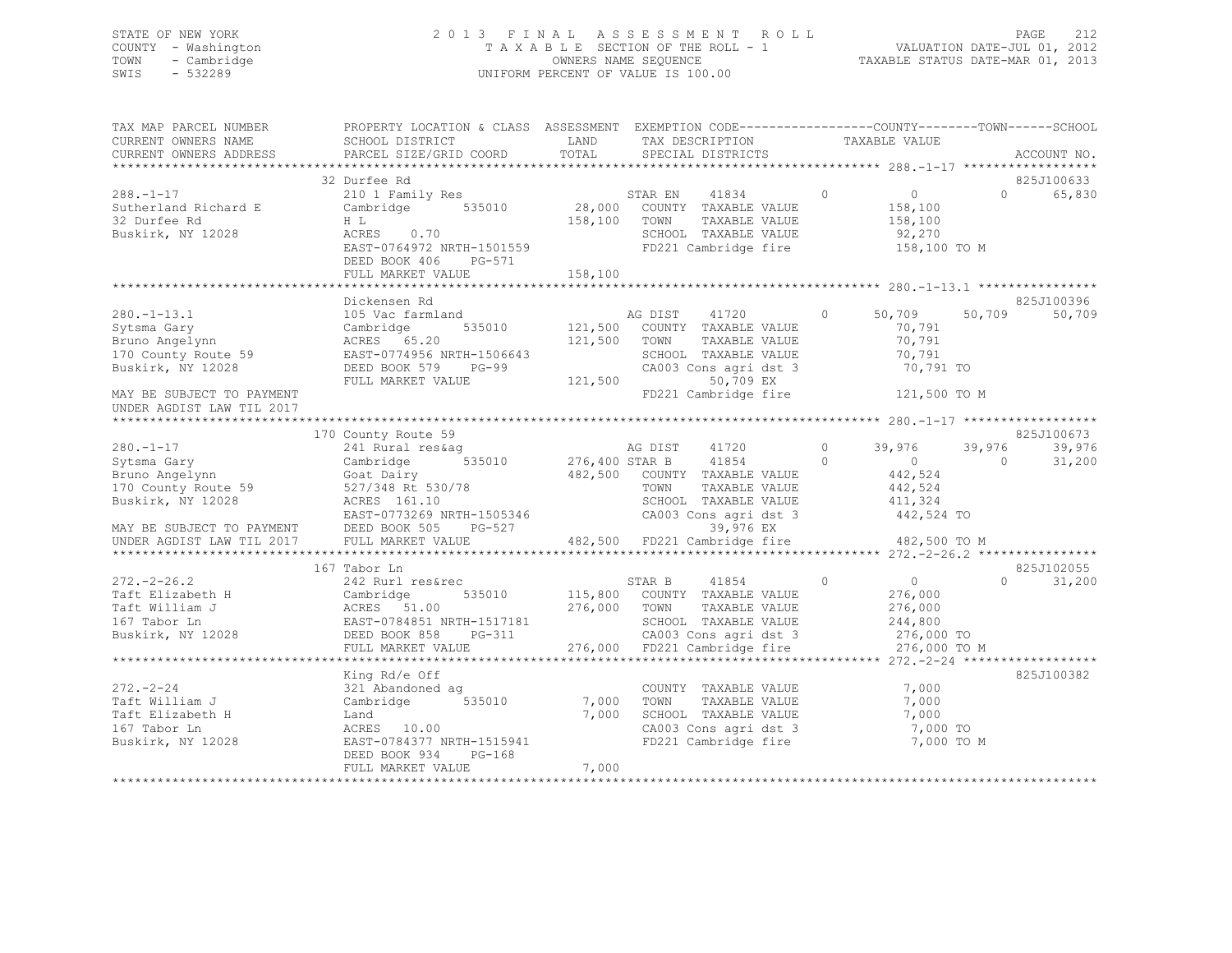STATE OF NEW YORK
COUNTY - Washington
TOWN - Cambridge
SWIS - 532289

2013 FINAL ASSESSMENT ROLL
TAXABLE SECTION OF THE ROLL - 1
OWNERS NAME SEQUENCE
UNIFORM PERCENT OF VALUE IS 100.00

VALUATION DATE-JUL 01, 2012
TAXABLE STATUS DATE-MAR 01, 2013

```
TAX MAP PARCEL NUMBER        PROPERTY LOCATION & CLASS  ASSESSMENT  EXEMPTION CODE------------------COUNTY--------TOWN------SCHOOL
CURRENT OWNERS NAME          SCHOOL DISTRICT              LAND      TAX DESCRIPTION             TAXABLE VALUE
CURRENT OWNERS ADDRESS       PARCEL SIZE/GRID COORD       TOTAL     SPECIAL DISTRICTS                                       ACCOUNT NO.
******************************************************************************************************* 288.-1-17 ******************
                             32 Durfee Rd                                                                                825J100633
288.-1-17                    210 1 Family Res                       STAR EN    41834        0          0             0      65,830
Sutherland Richard E         Cambridge      535010       28,000     COUNTY  TAXABLE VALUE           158,100
32 Durfee Rd                 H L                        158,100     TOWN    TAXABLE VALUE           158,100
Buskirk, NY 12028            ACRES     0.70                         SCHOOL  TAXABLE VALUE            92,270
                             EAST-0764972 NRTH-1501559              FD221 Cambridge fire            158,100 TO M
                             DEED BOOK 406     PG-571
                             FULL MARKET VALUE          158,100
******************************************************************************************************* 280.-1-13.1 ****************
                             Dickensen Rd                                                                                825J100396
280.-1-13.1                  105 Vac farmland                       AG DIST    41720        0     50,709        50,709      50,709
Sytsma Gary                  Cambridge      535010      121,500     COUNTY  TAXABLE VALUE            70,791
Bruno Angelynn               ACRES    65.20             121,500     TOWN    TAXABLE VALUE            70,791
170 County Route 59          EAST-0774956 NRTH-1506643              SCHOOL  TAXABLE VALUE            70,791
Buskirk, NY 12028            DEED BOOK 579     PG-99                CA003 Cons agri dst 3            70,791 TO
                             FULL MARKET VALUE          121,500            50,709 EX
MAY BE SUBJECT TO PAYMENT                                           FD221 Cambridge fire            121,500 TO M
UNDER AGDIST LAW TIL 2017
******************************************************************************************************* 280.-1-17 ******************
                             170 County Route 59                                                                         825J100673
280.-1-17                    241 Rural res&ag                       AG DIST    41720        0     39,976        39,976      39,976
Sytsma Gary                  Cambridge      535010      276,400 STAR B     41854        0          0             0      31,200
Bruno Angelynn               Goat Dairy                 482,500     COUNTY  TAXABLE VALUE           442,524
170 County Route 59          527/348 Rt 530/78                      TOWN    TAXABLE VALUE           442,524
Buskirk, NY 12028            ACRES   161.10                         SCHOOL  TAXABLE VALUE           411,324
                             EAST-0773269 NRTH-1505346              CA003 Cons agri dst 3           442,524 TO
MAY BE SUBJECT TO PAYMENT    DEED BOOK 505     PG-527                      39,976 EX
UNDER AGDIST LAW TIL 2017    FULL MARKET VALUE          482,500     FD221 Cambridge fire            482,500 TO M
******************************************************************************************************* 272.-2-26.2 ****************
                             167 Tabor Ln                                                                                825J102055
272.-2-26.2                  242 Rurl res&rec                       STAR B     41854        0          0             0      31,200
Taft Elizabeth H             Cambridge      535010      115,800     COUNTY  TAXABLE VALUE           276,000
Taft William J               ACRES    51.00             276,000     TOWN    TAXABLE VALUE           276,000
167 Tabor Ln                 EAST-0784851 NRTH-1517181              SCHOOL  TAXABLE VALUE           244,800
Buskirk, NY 12028            DEED BOOK 858     PG-311               CA003 Cons agri dst 3           276,000 TO
                             FULL MARKET VALUE          276,000     FD221 Cambridge fire            276,000 TO M
******************************************************************************************************* 272.-2-24 ******************
                             King Rd/e Off                                                                               825J100382
272.-2-24                    321 Abandoned ag                       COUNTY  TAXABLE VALUE             7,000
Taft William J               Cambridge      535010        7,000     TOWN    TAXABLE VALUE             7,000
Taft Elizabeth H             Land                         7,000     SCHOOL  TAXABLE VALUE             7,000
167 Tabor Ln                 ACRES    10.00                         CA003 Cons agri dst 3             7,000 TO
Buskirk, NY 12028            EAST-0784377 NRTH-1515941              FD221 Cambridge fire              7,000 TO M
                             DEED BOOK 934     PG-168
                             FULL MARKET VALUE            7,000
************************************************************************************************************************************
```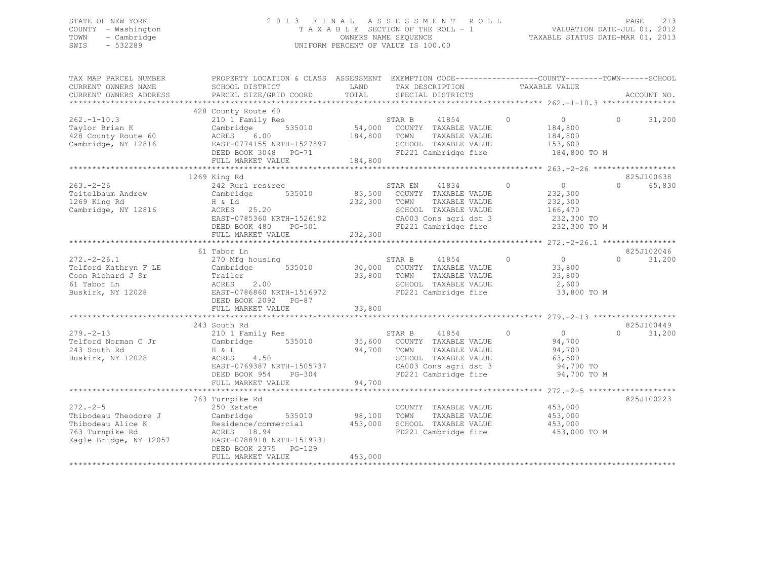STATE OF NEW YORK
COUNTY - Washington
TOWN - Cambridge
SWIS - 532289

2 0 1 3 F I N A L A S S E S S M E N T R O L L
T A X A B L E SECTION OF THE ROLL - 1
OWNERS NAME SEQUENCE
UNIFORM PERCENT OF VALUE IS 100.00

VALUATION DATE-JUL 01, 2012
TAXABLE STATUS DATE-MAR 01, 2013

```
TAX MAP PARCEL NUMBER     PROPERTY LOCATION & CLASS  ASSESSMENT  EXEMPTION CODE------------------COUNTY--------TOWN------SCHOOL
CURRENT OWNERS NAME       SCHOOL DISTRICT               LAND      TAX DESCRIPTION            TAXABLE VALUE
CURRENT OWNERS ADDRESS    PARCEL SIZE/GRID COORD       TOTAL      SPECIAL DISTRICTS                                        ACCOUNT NO.
******************************************************************************************************* 262.-1-10.3 ****************
                          428 County Route 60
262.-1-10.3               210 1 Family Res                        STAR B     41854         0           0            0       31,200
Taylor Brian K            Cambridge         535010       54,000   COUNTY  TAXABLE VALUE          184,800
428 County Route 60       ACRES     6.00                184,800   TOWN    TAXABLE VALUE          184,800
Cambridge, NY 12816       EAST-0774155 NRTH-1527897               SCHOOL  TAXABLE VALUE          153,600
                          DEED BOOK 3048   PG-71                  FD221 Cambridge fire           184,800 TO M
                          FULL MARKET VALUE             184,800
******************************************************************************************************* 263.-2-26 ******************
                          1269 King Rd                                                                                  825J100638
263.-2-26                 242 Rurl res&rec                        STAR EN    41834         0           0            0       65,830
Teitelbaum Andrew         Cambridge         535010       83,500   COUNTY  TAXABLE VALUE          232,300
1269 King Rd              H & Ld                        232,300   TOWN    TAXABLE VALUE          232,300
Cambridge, NY 12816       ACRES    25.20                          SCHOOL  TAXABLE VALUE          166,470
                          EAST-0785360 NRTH-1526192               CA003 Cons agri dst 3          232,300 TO
                          DEED BOOK 480    PG-501                 FD221 Cambridge fire           232,300 TO M
                          FULL MARKET VALUE             232,300
******************************************************************************************************* 272.-2-26.1 ****************
                          61 Tabor Ln                                                                                   825J102046
272.-2-26.1               270 Mfg housing                         STAR B     41854         0           0            0       31,200
Telford Kathryn F LE      Cambridge         535010       30,000   COUNTY  TAXABLE VALUE           33,800
Coon Richard J Sr         Trailer                        33,800   TOWN    TAXABLE VALUE           33,800
61 Tabor Ln               ACRES     2.00                          SCHOOL  TAXABLE VALUE            2,600
Buskirk, NY 12028         EAST-0786860 NRTH-1516972               FD221 Cambridge fire            33,800 TO M
                          DEED BOOK 2092   PG-87
                          FULL MARKET VALUE              33,800
******************************************************************************************************* 279.-2-13 ******************
                          243 South Rd                                                                                  825J100449
279.-2-13                 210 1 Family Res                        STAR B     41854         0           0            0       31,200
Telford Norman C Jr       Cambridge         535010       35,600   COUNTY  TAXABLE VALUE           94,700
243 South Rd              H & L                          94,700   TOWN    TAXABLE VALUE           94,700
Buskirk, NY 12028         ACRES     4.50                          SCHOOL  TAXABLE VALUE           63,500
                          EAST-0769387 NRTH-1505737               CA003 Cons agri dst 3           94,700 TO
                          DEED BOOK 954    PG-304                 FD221 Cambridge fire            94,700 TO M
                          FULL MARKET VALUE              94,700
******************************************************************************************************* 272.-2-5 *******************
                          763 Turnpike Rd                                                                               825J100223
272.-2-5                  250 Estate                              COUNTY  TAXABLE VALUE          453,000
Thibodeau Theodore J      Cambridge         535010       98,100   TOWN    TAXABLE VALUE          453,000
Thibodeau Alice K         Residence/commercial          453,000   SCHOOL  TAXABLE VALUE          453,000
763 Turnpike Rd           ACRES    18.94                          FD221 Cambridge fire           453,000 TO M
Eagle Bridge, NY 12057    EAST-0788918 NRTH-1519731
                          DEED BOOK 2375   PG-129
                          FULL MARKET VALUE             453,000
************************************************************************************************************************************
```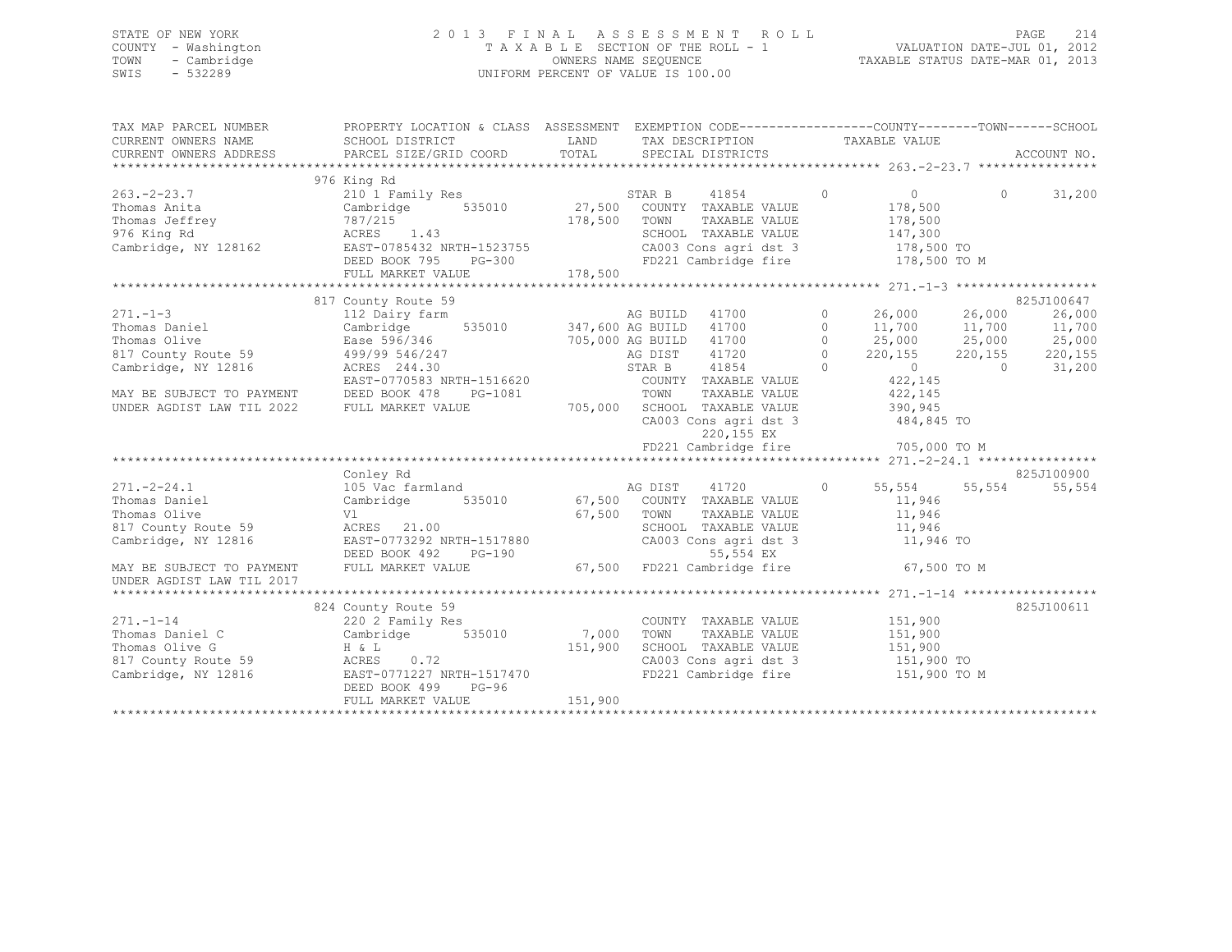STATE OF NEW YORK
COUNTY - Washington
TOWN - Cambridge
SWIS - 532289

2 0 1 3 F I N A L A S S E S S M E N T R O L L
T A X A B L E SECTION OF THE ROLL - 1
OWNERS NAME SEQUENCE
UNIFORM PERCENT OF VALUE IS 100.00

VALUATION DATE-JUL 01, 2012
TAXABLE STATUS DATE-MAR 01, 2013

```
TAX MAP PARCEL NUMBER          PROPERTY LOCATION & CLASS  ASSESSMENT  EXEMPTION CODE------------------COUNTY--------TOWN------SCHOOL
CURRENT OWNERS NAME            SCHOOL DISTRICT              LAND      TAX DESCRIPTION            TAXABLE VALUE
CURRENT OWNERS ADDRESS         PARCEL SIZE/GRID COORD       TOTAL     SPECIAL DISTRICTS                                    ACCOUNT NO.
*********************************************************************************************** 263.-2-23.7 ****************
                               976 King Rd
263.-2-23.7                    210 1 Family Res                       STAR B    41854          0          0           0       31,200
Thomas Anita                   Cambridge       535010        27,500   COUNTY  TAXABLE VALUE           178,500
Thomas Jeffrey                 787/215                      178,500   TOWN    TAXABLE VALUE           178,500
976 King Rd                    ACRES    1.43                          SCHOOL  TAXABLE VALUE           147,300
Cambridge, NY 128162           EAST-0785432 NRTH-1523755              CA003 Cons agri dst 3            178,500 TO
                               DEED BOOK 795    PG-300                FD221 Cambridge fire             178,500 TO M
                               FULL MARKET VALUE            178,500
*********************************************************************************************** 271.-1-3 *******************
                               817 County Route 59                                                                 825J100647
271.-1-3                       112 Dairy farm                         AG BUILD  41700          0     26,000      26,000       26,000
Thomas Daniel                  Cambridge       535010       347,600 AG BUILD  41700          0     11,700      11,700       11,700
Thomas Olive                   Ease 596/346                 705,000 AG BUILD  41700          0     25,000      25,000       25,000
817 County Route 59            499/99 546/247                         AG DIST   41720          0    220,155     220,155      220,155
Cambridge, NY 12816            ACRES  244.30                          STAR B    41854          0          0           0       31,200
                               EAST-0770583 NRTH-1516620              COUNTY  TAXABLE VALUE           422,145
MAY BE SUBJECT TO PAYMENT      DEED BOOK 478    PG-1081               TOWN    TAXABLE VALUE           422,145
UNDER AGDIST LAW TIL 2022      FULL MARKET VALUE            705,000   SCHOOL  TAXABLE VALUE           390,945
                                                                      CA003 Cons agri dst 3            484,845 TO
                                                                           220,155 EX
                                                                      FD221 Cambridge fire             705,000 TO M
*********************************************************************************************** 271.-2-24.1 ****************
                               Conley Rd                                                                           825J100900
271.-2-24.1                    105 Vac farmland                       AG DIST   41720          0     55,554      55,554       55,554
Thomas Daniel                  Cambridge       535010        67,500   COUNTY  TAXABLE VALUE            11,946
Thomas Olive                   Vl                            67,500   TOWN    TAXABLE VALUE            11,946
817 County Route 59            ACRES   21.00                          SCHOOL  TAXABLE VALUE            11,946
Cambridge, NY 12816            EAST-0773292 NRTH-1517880              CA003 Cons agri dst 3             11,946 TO
                               DEED BOOK 492    PG-190                      55,554 EX
MAY BE SUBJECT TO PAYMENT      FULL MARKET VALUE             67,500   FD221 Cambridge fire              67,500 TO M
UNDER AGDIST LAW TIL 2017
*********************************************************************************************** 271.-1-14 ******************
                               824 County Route 59                                                                 825J100611
271.-1-14                      220 2 Family Res                       COUNTY  TAXABLE VALUE           151,900
Thomas Daniel C                Cambridge       535010         7,000   TOWN    TAXABLE VALUE           151,900
Thomas Olive G                 H & L                        151,900   SCHOOL  TAXABLE VALUE           151,900
817 County Route 59            ACRES    0.72                          CA003 Cons agri dst 3            151,900 TO
Cambridge, NY 12816            EAST-0771227 NRTH-1517470              FD221 Cambridge fire             151,900 TO M
                               DEED BOOK 499    PG-96
                               FULL MARKET VALUE            151,900
******************************************************************************************************************************
```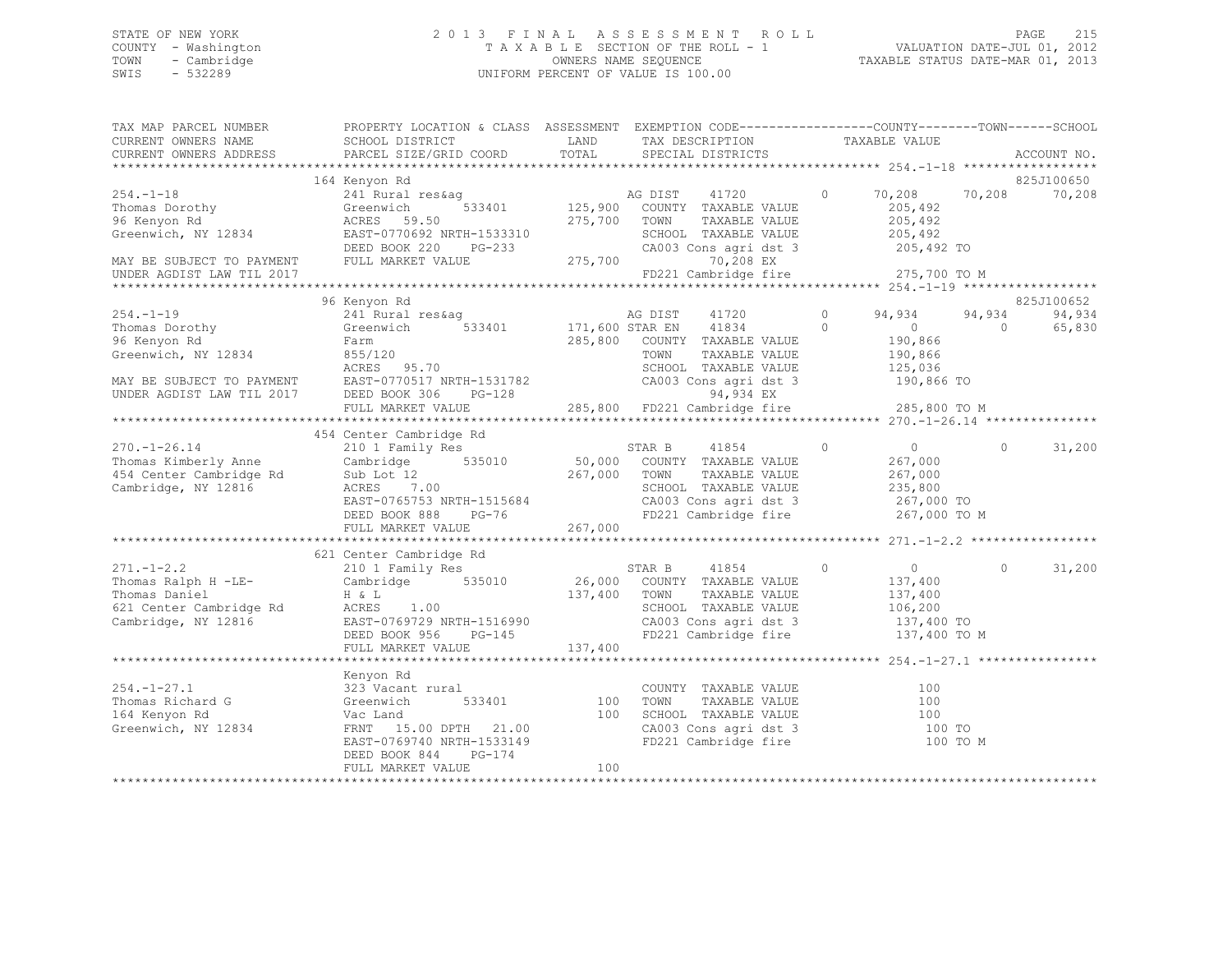STATE OF NEW YORK                2 0 1 3   F I N A L   A S S E S S M E N T   R O L L
COUNTY - Washington              T A X A B L E  SECTION OF THE ROLL - 1              VALUATION DATE-JUL 01, 2012
TOWN   - Cambridge               OWNERS NAME SEQUENCE                                TAXABLE STATUS DATE-MAR 01, 2013
SWIS   - 532289                  UNIFORM PERCENT OF VALUE IS 100.00

```
TAX MAP PARCEL NUMBER        PROPERTY LOCATION & CLASS  ASSESSMENT  EXEMPTION CODE-----------------COUNTY--------TOWN------SCHOOL
CURRENT OWNERS NAME          SCHOOL DISTRICT              LAND      TAX DESCRIPTION            TAXABLE VALUE
CURRENT OWNERS ADDRESS       PARCEL SIZE/GRID COORD       TOTAL     SPECIAL DISTRICTS                                      ACCOUNT NO.
***********************************************************************************************************************************
                             164 Kenyon Rd                                                                                825J100650
254.-1-18                    241 Rural res&ag                       AG DIST      41720      0       70,208     70,208     70,208
Thomas Dorothy               Greenwich       533401     125,900     COUNTY  TAXABLE VALUE          205,492
96 Kenyon Rd                 ACRES   59.50              275,700     TOWN    TAXABLE VALUE          205,492
Greenwich, NY 12834          EAST-0770692 NRTH-1533310              SCHOOL  TAXABLE VALUE          205,492
                             DEED BOOK 220    PG-233                CA003 Cons agri dst 3          205,492 TO
MAY BE SUBJECT TO PAYMENT    FULL MARKET VALUE          275,700             70,208 EX
UNDER AGDIST LAW TIL 2017                                           FD221 Cambridge fire           275,700 TO M
***********************************************************************************************************************************
                             96 Kenyon Rd                                                                                 825J100652
254.-1-19                    241 Rural res&ag                       AG DIST      41720      0       94,934     94,934     94,934
Thomas Dorothy               Greenwich       533401     171,600 STAR EN      41834      0            0          0     65,830
96 Kenyon Rd                 Farm                       285,800     COUNTY  TAXABLE VALUE          190,866
Greenwich, NY 12834          855/120                                TOWN    TAXABLE VALUE          190,866
                             ACRES   95.70                          SCHOOL  TAXABLE VALUE          125,036
MAY BE SUBJECT TO PAYMENT    EAST-0770517 NRTH-1531782              CA003 Cons agri dst 3          190,866 TO
UNDER AGDIST LAW TIL 2017    DEED BOOK 306    PG-128                        94,934 EX
                             FULL MARKET VALUE          285,800     FD221 Cambridge fire           285,800 TO M
***********************************************************************************************************************************
                             454 Center Cambridge Rd
270.-1-26.14                 210 1 Family Res                       STAR B       41854      0            0          0     31,200
Thomas Kimberly Anne         Cambridge       535010      50,000     COUNTY  TAXABLE VALUE          267,000
454 Center Cambridge Rd      Sub Lot 12                 267,000     TOWN    TAXABLE VALUE          267,000
Cambridge, NY 12816          ACRES    7.00                          SCHOOL  TAXABLE VALUE          235,800
                             EAST-0765753 NRTH-1515684              CA003 Cons agri dst 3          267,000 TO
                             DEED BOOK 888    PG-76                 FD221 Cambridge fire           267,000 TO M
                             FULL MARKET VALUE          267,000
***********************************************************************************************************************************
                             621 Center Cambridge Rd
271.-1-2.2                   210 1 Family Res                       STAR B       41854      0            0          0     31,200
Thomas Ralph H -LE-          Cambridge       535010      26,000     COUNTY  TAXABLE VALUE          137,400
Thomas Daniel                H & L                      137,400     TOWN    TAXABLE VALUE          137,400
621 Center Cambridge Rd      ACRES    1.00                          SCHOOL  TAXABLE VALUE          106,200
Cambridge, NY 12816          EAST-0769729 NRTH-1516990              CA003 Cons agri dst 3          137,400 TO
                             DEED BOOK 956    PG-145                FD221 Cambridge fire           137,400 TO M
                             FULL MARKET VALUE          137,400
***********************************************************************************************************************************
                             Kenyon Rd
254.-1-27.1                  323 Vacant rural                       COUNTY  TAXABLE VALUE              100
Thomas Richard G             Greenwich       533401         100     TOWN    TAXABLE VALUE              100
164 Kenyon Rd                Vac Land                       100     SCHOOL  TAXABLE VALUE              100
Greenwich, NY 12834          FRNT  15.00 DPTH  21.00                CA003 Cons agri dst 3              100 TO
                             EAST-0769740 NRTH-1533149              FD221 Cambridge fire               100 TO M
                             DEED BOOK 844    PG-174
                             FULL MARKET VALUE              100
***********************************************************************************************************************************
```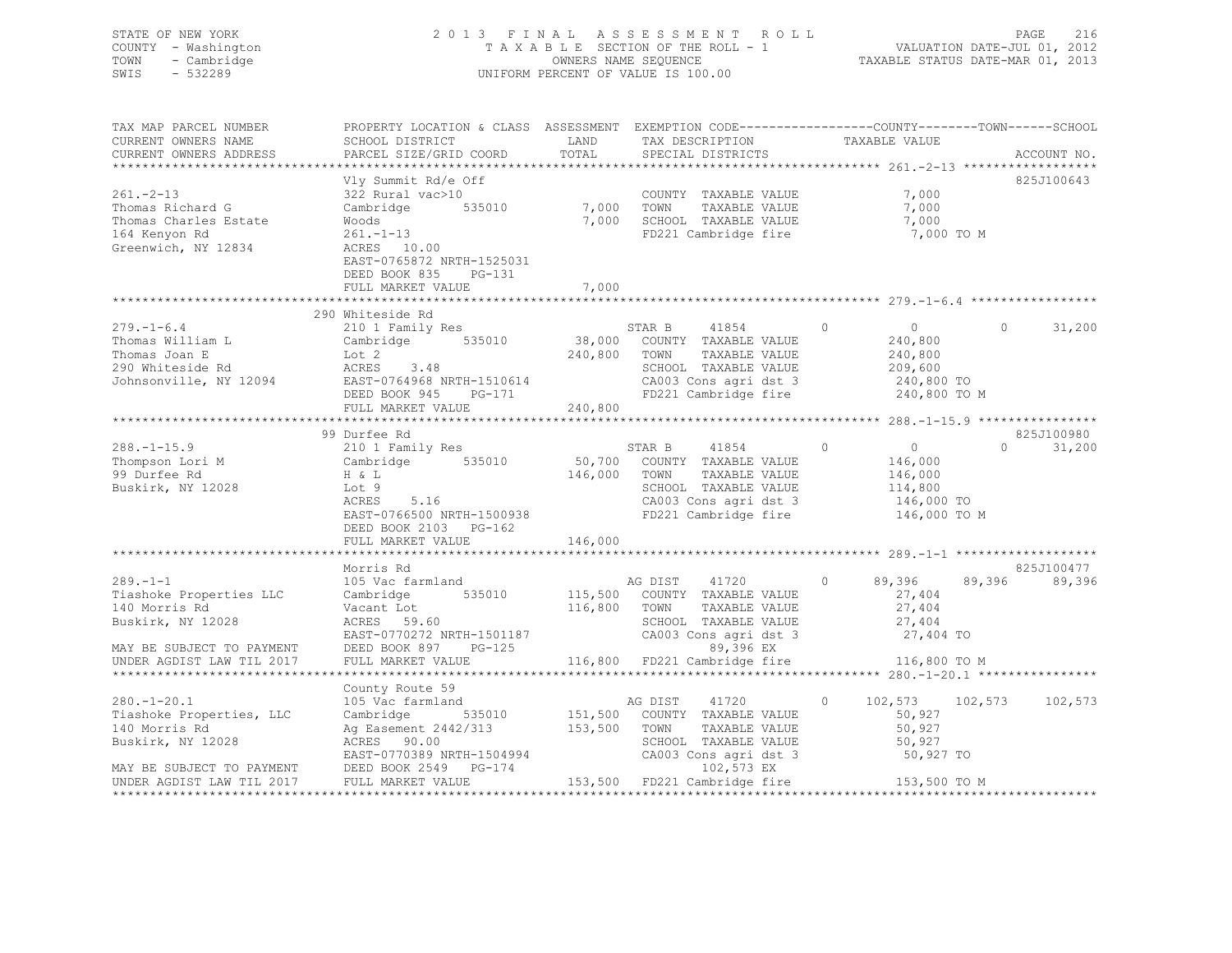STATE OF NEW YORK
COUNTY - Washington
TOWN - Cambridge
SWIS - 532289

2013 FINAL ASSESSMENT ROLL
TAXABLE SECTION OF THE ROLL - 1
OWNERS NAME SEQUENCE
UNIFORM PERCENT OF VALUE IS 100.00

VALUATION DATE-JUL 01, 2012
TAXABLE STATUS DATE-MAR 01, 2013

```
TAX MAP PARCEL NUMBER          PROPERTY LOCATION & CLASS  ASSESSMENT  EXEMPTION CODE------------------COUNTY--------TOWN------SCHOOL
CURRENT OWNERS NAME            SCHOOL DISTRICT               LAND      TAX DESCRIPTION            TAXABLE VALUE
CURRENT OWNERS ADDRESS         PARCEL SIZE/GRID COORD        TOTAL     SPECIAL DISTRICTS                                        ACCOUNT NO.
******************************************************************************************************* 261.-2-13 ******************
                               Vly Summit Rd/e Off                                                                             825J100643
261.-2-13                      322 Rural vac>10                        COUNTY  TAXABLE VALUE              7,000
Thomas Richard G               Cambridge       535010         7,000    TOWN    TAXABLE VALUE              7,000
Thomas Charles Estate          Woods                          7,000    SCHOOL  TAXABLE VALUE              7,000
164 Kenyon Rd                  261.-1-13                               FD221 Cambridge fire                7,000 TO M
Greenwich, NY 12834            ACRES  10.00
                               EAST-0765872 NRTH-1525031
                               DEED BOOK 835    PG-131
                               FULL MARKET VALUE              7,000
******************************************************************************************************* 279.-1-6.4 *****************
                               290 Whiteside Rd
279.-1-6.4                     210 1 Family Res                        STAR B     41854        0              0             0     31,200
Thomas William L               Cambridge       535010        38,000    COUNTY  TAXABLE VALUE            240,800
Thomas Joan E                  Lot 2                        240,800    TOWN    TAXABLE VALUE            240,800
290 Whiteside Rd               ACRES   3.48                            SCHOOL  TAXABLE VALUE            209,600
Johnsonville, NY 12094         EAST-0764968 NRTH-1510614               CA003 Cons agri dst 3            240,800 TO
                               DEED BOOK 945    PG-171                 FD221 Cambridge fire             240,800 TO M
                               FULL MARKET VALUE            240,800
******************************************************************************************************* 288.-1-15.9 ****************
                               99 Durfee Rd                                                                                    825J100980
288.-1-15.9                    210 1 Family Res                        STAR B     41854        0              0             0     31,200
Thompson Lori M                Cambridge       535010        50,700    COUNTY  TAXABLE VALUE            146,000
99 Durfee Rd                   H & L                        146,000    TOWN    TAXABLE VALUE            146,000
Buskirk, NY 12028              Lot 9                                   SCHOOL  TAXABLE VALUE            114,800
                               ACRES   5.16                            CA003 Cons agri dst 3            146,000 TO
                               EAST-0766500 NRTH-1500938               FD221 Cambridge fire             146,000 TO M
                               DEED BOOK 2103   PG-162
                               FULL MARKET VALUE            146,000
******************************************************************************************************* 289.-1-1 *******************
                               Morris Rd                                                                                       825J100477
289.-1-1                       105 Vac farmland                        AG DIST    41720        0         89,396        89,396     89,396
Tiashoke Properties LLC        Cambridge       535010       115,500    COUNTY  TAXABLE VALUE             27,404
140 Morris Rd                  Vacant Lot                   116,800    TOWN    TAXABLE VALUE             27,404
Buskirk, NY 12028              ACRES  59.60                            SCHOOL  TAXABLE VALUE             27,404
                               EAST-0770272 NRTH-1501187               CA003 Cons agri dst 3             27,404 TO
MAY BE SUBJECT TO PAYMENT      DEED BOOK 897    PG-125                      89,396 EX
UNDER AGDIST LAW TIL 2017      FULL MARKET VALUE            116,800    FD221 Cambridge fire             116,800 TO M
******************************************************************************************************* 280.-1-20.1 ****************
                               County Route 59
280.-1-20.1                    105 Vac farmland                        AG DIST    41720        0        102,573       102,573    102,573
Tiashoke Properties, LLC       Cambridge       535010       151,500    COUNTY  TAXABLE VALUE             50,927
140 Morris Rd                  Ag Easement 2442/313         153,500    TOWN    TAXABLE VALUE             50,927
Buskirk, NY 12028              ACRES  90.00                            SCHOOL  TAXABLE VALUE             50,927
                               EAST-0770389 NRTH-1504994               CA003 Cons agri dst 3             50,927 TO
MAY BE SUBJECT TO PAYMENT      DEED BOOK 2549   PG-174                     102,573 EX
UNDER AGDIST LAW TIL 2017      FULL MARKET VALUE            153,500    FD221 Cambridge fire             153,500 TO M
************************************************************************************************************************************
```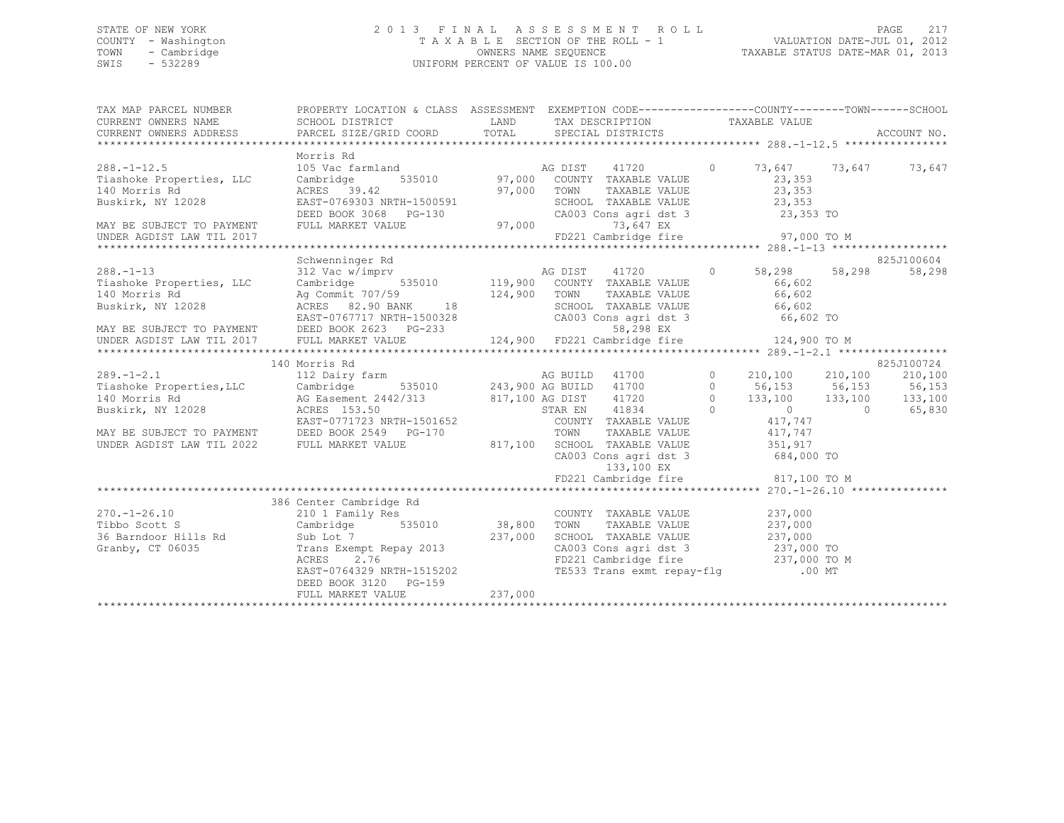STATE OF NEW YORK | 2013 FINAL ASSESSMENT ROLL | VALUATION DATE-JUL 01, 2012
COUNTY - Washington | TAXABLE SECTION OF THE ROLL - 1 | TAXABLE STATUS DATE-MAR 01, 2013
TOWN - Cambridge | OWNERS NAME SEQUENCE
SWIS - 532289 | UNIFORM PERCENT OF VALUE IS 100.00

| TAX MAP PARCEL NUMBER / CURRENT OWNERS NAME / CURRENT OWNERS ADDRESS | PROPERTY LOCATION & CLASS / SCHOOL DISTRICT / PARCEL SIZE/GRID COORD | ASSESSMENT LAND / TOTAL | EXEMPTION CODE / TAX DESCRIPTION / SPECIAL DISTRICTS | COUNTY TAXABLE VALUE | TOWN | SCHOOL | ACCOUNT NO. |
|---|---|---|---|---|---|---|---|
| **288.-1-12.5** | Morris Rd | | | | | | |
| 288.-1-12.5 | 105 Vac farmland | | AG DIST 41720 0 | 73,647 | 73,647 | 73,647 | |
| Tiashoke Properties, LLC | Cambridge 535010 | 97,000 | COUNTY TAXABLE VALUE | 23,353 | | | |
| 140 Morris Rd | ACRES 39.42 | 97,000 | TOWN TAXABLE VALUE | 23,353 | | | |
| Buskirk, NY 12028 | EAST-0769303 NRTH-1500591 | | SCHOOL TAXABLE VALUE | 23,353 | | | |
| | DEED BOOK 3068 PG-130 | | CA003 Cons agri dst 3 | 23,353 TO | | | |
| MAY BE SUBJECT TO PAYMENT | FULL MARKET VALUE | 97,000 | 73,647 EX | | | | |
| UNDER AGDIST LAW TIL 2017 | | | FD221 Cambridge fire | 97,000 TO M | | | |
| **288.-1-13** | Schwenninger Rd | | | | | | 825J100604 |
| 288.-1-13 | 312 Vac w/imprv | | AG DIST 41720 0 | 58,298 | 58,298 | 58,298 | |
| Tiashoke Properties, LLC | Cambridge 535010 | 119,900 | COUNTY TAXABLE VALUE | 66,602 | | | |
| 140 Morris Rd | Ag Commit 707/59 | 124,900 | TOWN TAXABLE VALUE | 66,602 | | | |
| Buskirk, NY 12028 | ACRES 82.90 BANK 18 | | SCHOOL TAXABLE VALUE | 66,602 | | | |
| | EAST-0767717 NRTH-1500328 | | CA003 Cons agri dst 3 | 66,602 TO | | | |
| MAY BE SUBJECT TO PAYMENT | DEED BOOK 2623 PG-233 | | 58,298 EX | | | | |
| UNDER AGDIST LAW TIL 2017 | FULL MARKET VALUE | 124,900 | FD221 Cambridge fire | 124,900 TO M | | | |
| **289.-1-2.1** | 140 Morris Rd | | | | | | 825J100724 |
| 289.-1-2.1 | 112 Dairy farm | | AG BUILD 41700 0 | 210,100 | 210,100 | 210,100 | |
| Tiashoke Properties,LLC | Cambridge 535010 | 243,900 | AG BUILD 41700 0 | 56,153 | 56,153 | 56,153 | |
| 140 Morris Rd | AG Easement 2442/313 | 817,100 | AG DIST 41720 0 | 133,100 | 133,100 | 133,100 | |
| Buskirk, NY 12028 | ACRES 153.50 | | STAR EN 41834 0 | 0 | 0 | 65,830 | |
| | EAST-0771723 NRTH-1501652 | | COUNTY TAXABLE VALUE | 417,747 | | | |
| MAY BE SUBJECT TO PAYMENT | DEED BOOK 2549 PG-170 | | TOWN TAXABLE VALUE | 417,747 | | | |
| UNDER AGDIST LAW TIL 2022 | FULL MARKET VALUE | 817,100 | SCHOOL TAXABLE VALUE | 351,917 | | | |
| | | | CA003 Cons agri dst 3 | 684,000 TO | | | |
| | | | 133,100 EX | | | | |
| | | | FD221 Cambridge fire | 817,100 TO M | | | |
| **270.-1-26.10** | 386 Center Cambridge Rd | | | | | | |
| 270.-1-26.10 | 210 1 Family Res | | COUNTY TAXABLE VALUE | 237,000 | | | |
| Tibbo Scott S | Cambridge 535010 | 38,800 | TOWN TAXABLE VALUE | 237,000 | | | |
| 36 Barndoor Hills Rd | Sub Lot 7 | 237,000 | SCHOOL TAXABLE VALUE | 237,000 | | | |
| Granby, CT 06035 | Trans Exempt Repay 2013 | | CA003 Cons agri dst 3 | 237,000 TO | | | |
| | ACRES 2.76 | | FD221 Cambridge fire | 237,000 TO M | | | |
| | EAST-0764329 NRTH-1515202 | | TE533 Trans exmt repay-flg | .00 MT | | | |
| | DEED BOOK 3120 PG-159 | | | | | | |
| | FULL MARKET VALUE | 237,000 | | | | | |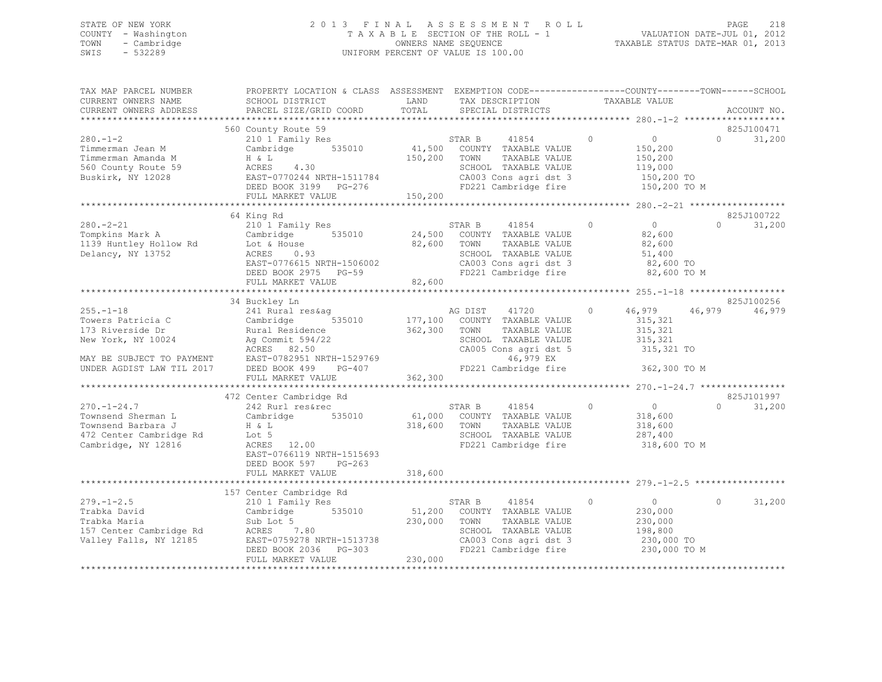STATE OF NEW YORK
COUNTY - Washington
TOWN - Cambridge
SWIS - 532289

# 2013 FINAL ASSESSMENT ROLL

TAXABLE SECTION OF THE ROLL - 1
OWNERS NAME SEQUENCE
UNIFORM PERCENT OF VALUE IS 100.00

VALUATION DATE-JUL 01, 2012
TAXABLE STATUS DATE-MAR 01, 2013

| TAX MAP PARCEL NUMBER / CURRENT OWNERS NAME / CURRENT OWNERS ADDRESS | PROPERTY LOCATION & CLASS / SCHOOL DISTRICT / PARCEL SIZE/GRID COORD | ASSESSMENT LAND / TOTAL | EXEMPTION CODE / TAX DESCRIPTION / SPECIAL DISTRICTS | COUNTY | TOWN | SCHOOL | ACCOUNT NO. |
|---|---|---|---|---|---|---|---|
| 280.-1-2 | 560 County Route 59 | | | | | | 825J100471 |
| Timmerman Jean M | 210 1 Family Res | | STAR B 41854 | 0 | 0 | 31,200 | |
| Timmerman Amanda M | Cambridge 535010 | 41,500 | COUNTY TAXABLE VALUE | 150,200 | | | |
| 560 County Route 59 | H & L | 150,200 | TOWN TAXABLE VALUE | | 150,200 | | |
| Buskirk, NY 12028 | ACRES 4.30 | | SCHOOL TAXABLE VALUE | | | 119,000 | |
| | EAST-0770244 NRTH-1511784 | | CA003 Cons agri dst 3 | 150,200 TO | | | |
| | DEED BOOK 3199 PG-276 | | FD221 Cambridge fire | 150,200 TO M | | | |
| | FULL MARKET VALUE | 150,200 | | | | | |
| 280.-2-21 | 64 King Rd | | | | | | 825J100722 |
| Tompkins Mark A | 210 1 Family Res | | STAR B 41854 | 0 | 0 | 31,200 | |
| 1139 Huntley Hollow Rd | Cambridge 535010 | 24,500 | COUNTY TAXABLE VALUE | 82,600 | | | |
| Delancy, NY 13752 | Lot & House | 82,600 | TOWN TAXABLE VALUE | | 82,600 | | |
| | ACRES 0.93 | | SCHOOL TAXABLE VALUE | | | 51,400 | |
| | EAST-0776615 NRTH-1506002 | | CA003 Cons agri dst 3 | 82,600 TO | | | |
| | DEED BOOK 2975 PG-59 | | FD221 Cambridge fire | 82,600 TO M | | | |
| | FULL MARKET VALUE | 82,600 | | | | | |
| 255.-1-18 | 34 Buckley Ln | | | | | | 825J100256 |
| Towers Patricia C | 241 Rural res&ag | | AG DIST 41720 | 46,979 | 46,979 | 46,979 | |
| 173 Riverside Dr | Cambridge 535010 | 177,100 | COUNTY TAXABLE VALUE | 315,321 | | | |
| New York, NY 10024 | Rural Residence | 362,300 | TOWN TAXABLE VALUE | | 315,321 | | |
| | Ag Commit 594/22 | | SCHOOL TAXABLE VALUE | | | 315,321 | |
| | ACRES 82.50 | | CA005 Cons agri dst 5 | 315,321 TO | | | |
| MAY BE SUBJECT TO PAYMENT | EAST-0782951 NRTH-1529769 | | 46,979 EX | | | | |
| UNDER AGDIST LAW TIL 2017 | DEED BOOK 499 PG-407 | | FD221 Cambridge fire | 362,300 TO M | | | |
| | FULL MARKET VALUE | 362,300 | | | | | |
| 270.-1-24.7 | 472 Center Cambridge Rd | | | | | | 825J101997 |
| Townsend Sherman L | 242 Rurl res&rec | | STAR B 41854 | 0 | 0 | 31,200 | |
| Townsend Barbara J | Cambridge 535010 | 61,000 | COUNTY TAXABLE VALUE | 318,600 | | | |
| 472 Center Cambridge Rd | H & L | 318,600 | TOWN TAXABLE VALUE | | 318,600 | | |
| Cambridge, NY 12816 | Lot 5 | | SCHOOL TAXABLE VALUE | | | 287,400 | |
| | ACRES 12.00 | | FD221 Cambridge fire | 318,600 TO M | | | |
| | EAST-0766119 NRTH-1515693 | | | | | | |
| | DEED BOOK 597 PG-263 | | | | | | |
| | FULL MARKET VALUE | 318,600 | | | | | |
| 279.-1-2.5 | 157 Center Cambridge Rd | | | | | | |
| Trabka David | 210 1 Family Res | | STAR B 41854 | 0 | 0 | 31,200 | |
| Trabka Maria | Cambridge 535010 | 51,200 | COUNTY TAXABLE VALUE | 230,000 | | | |
| 157 Center Cambridge Rd | Sub Lot 5 | 230,000 | TOWN TAXABLE VALUE | | 230,000 | | |
| Valley Falls, NY 12185 | ACRES 7.80 | | SCHOOL TAXABLE VALUE | | | 198,800 | |
| | EAST-0759278 NRTH-1513738 | | CA003 Cons agri dst 3 | 230,000 TO | | | |
| | DEED BOOK 2036 PG-303 | | FD221 Cambridge fire | 230,000 TO M | | | |
| | FULL MARKET VALUE | 230,000 | | | | | |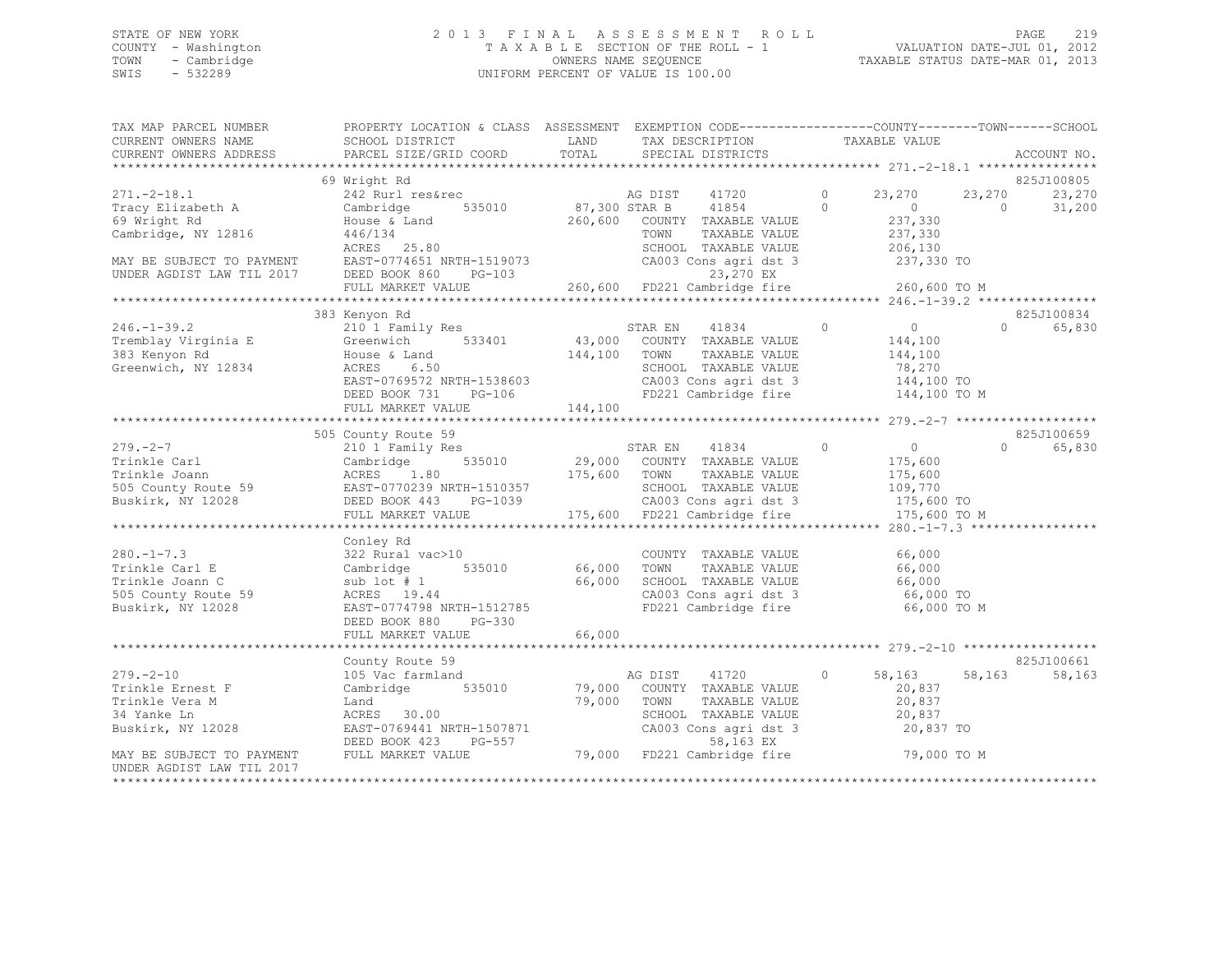STATE OF NEW YORK
COUNTY - Washington
TOWN - Cambridge
SWIS - 532289

2 0 1 3 F I N A L A S S E S S M E N T R O L L
T A X A B L E SECTION OF THE ROLL - 1
OWNERS NAME SEQUENCE
UNIFORM PERCENT OF VALUE IS 100.00

VALUATION DATE-JUL 01, 2012
TAXABLE STATUS DATE-MAR 01, 2013

```
TAX MAP PARCEL NUMBER          PROPERTY LOCATION & CLASS  ASSESSMENT  EXEMPTION CODE------------------COUNTY--------TOWN------SCHOOL
CURRENT OWNERS NAME            SCHOOL DISTRICT              LAND      TAX DESCRIPTION              TAXABLE VALUE
CURRENT OWNERS ADDRESS         PARCEL SIZE/GRID COORD       TOTAL     SPECIAL DISTRICTS                                          ACCOUNT NO.
****************************************************************************************************** 271.-2-18.1 ****************
                               69 Wright Rd                                                                                   825J100805
271.-2-18.1                    242 Rurl res&rec                       AG DIST   41720          0        23,270     23,270      23,270
Tracy Elizabeth A              Cambridge        535010       87,300 STAR B     41854          0             0          0      31,200
69 Wright Rd                   House & Land                 260,600   COUNTY  TAXABLE VALUE            237,330
Cambridge, NY 12816            446/134                                TOWN    TAXABLE VALUE            237,330
                               ACRES   25.80                          SCHOOL  TAXABLE VALUE            206,130
MAY BE SUBJECT TO PAYMENT      EAST-0774651 NRTH-1519073              CA003 Cons agri dst 3            237,330 TO
UNDER AGDIST LAW TIL 2017      DEED BOOK 860    PG-103                    23,270 EX
                               FULL MARKET VALUE            260,600   FD221 Cambridge fire             260,600 TO M
****************************************************************************************************** 246.-1-39.2 ****************
                               383 Kenyon Rd                                                                                  825J100834
246.-1-39.2                    210 1 Family Res                       STAR EN   41834          0             0          0      65,830
Tremblay Virginia E            Greenwich        533401       43,000   COUNTY  TAXABLE VALUE            144,100
383 Kenyon Rd                  House & Land                 144,100   TOWN    TAXABLE VALUE            144,100
Greenwich, NY 12834            ACRES    6.50                          SCHOOL  TAXABLE VALUE             78,270
                               EAST-0769572 NRTH-1538603              CA003 Cons agri dst 3            144,100 TO
                               DEED BOOK 731    PG-106                FD221 Cambridge fire             144,100 TO M
                               FULL MARKET VALUE            144,100
****************************************************************************************************** 279.-2-7 *******************
                               505 County Route 59                                                                            825J100659
279.-2-7                       210 1 Family Res                       STAR EN   41834          0             0          0      65,830
Trinkle Carl                   Cambridge        535010       29,000   COUNTY  TAXABLE VALUE            175,600
Trinkle Joann                  ACRES    1.80                175,600   TOWN    TAXABLE VALUE            175,600
505 County Route 59            EAST-0770239 NRTH-1510357              SCHOOL  TAXABLE VALUE            109,770
Buskirk, NY 12028              DEED BOOK 443    PG-1039               CA003 Cons agri dst 3            175,600 TO
                               FULL MARKET VALUE            175,600   FD221 Cambridge fire             175,600 TO M
****************************************************************************************************** 280.-1-7.3 *****************
                               Conley Rd
280.-1-7.3                     322 Rural vac>10                       COUNTY  TAXABLE VALUE             66,000
Trinkle Carl E                 Cambridge        535010       66,000   TOWN    TAXABLE VALUE             66,000
Trinkle Joann C                sub lot # 1                   66,000   SCHOOL  TAXABLE VALUE             66,000
505 County Route 59            ACRES   19.44                          CA003 Cons agri dst 3             66,000 TO
Buskirk, NY 12028              EAST-0774798 NRTH-1512785              FD221 Cambridge fire              66,000 TO M
                               DEED BOOK 880    PG-330
                               FULL MARKET VALUE             66,000
****************************************************************************************************** 279.-2-10 ******************
                               County Route 59                                                                                825J100661
279.-2-10                      105 Vac farmland                       AG DIST   41720          0        58,163     58,163      58,163
Trinkle Ernest F               Cambridge        535010       79,000   COUNTY  TAXABLE VALUE             20,837
Trinkle Vera M                 Land                          79,000   TOWN    TAXABLE VALUE             20,837
34 Yanke Ln                    ACRES   30.00                          SCHOOL  TAXABLE VALUE             20,837
Buskirk, NY 12028              EAST-0769441 NRTH-1507871              CA003 Cons agri dst 3             20,837 TO
                               DEED BOOK 423    PG-557                    58,163 EX
MAY BE SUBJECT TO PAYMENT      FULL MARKET VALUE             79,000   FD221 Cambridge fire              79,000 TO M
UNDER AGDIST LAW TIL 2017
************************************************************************************************************************************
```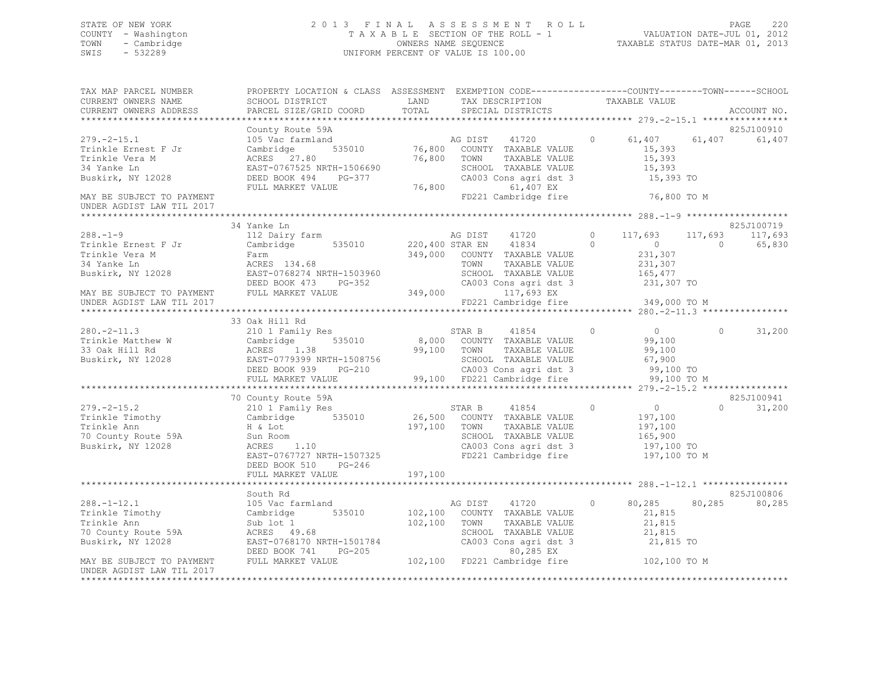STATE OF NEW YORK
COUNTY - Washington
TOWN - Cambridge
SWIS - 532289

2 0 1 3 F I N A L A S S E S S M E N T R O L L
T A X A B L E SECTION OF THE ROLL - 1
OWNERS NAME SEQUENCE
UNIFORM PERCENT OF VALUE IS 100.00

VALUATION DATE-JUL 01, 2012
TAXABLE STATUS DATE-MAR 01, 2013

```
TAX MAP PARCEL NUMBER          PROPERTY LOCATION & CLASS  ASSESSMENT  EXEMPTION CODE-----------------COUNTY--------TOWN------SCHOOL
CURRENT OWNERS NAME            SCHOOL DISTRICT              LAND       TAX DESCRIPTION            TAXABLE VALUE
CURRENT OWNERS ADDRESS         PARCEL SIZE/GRID COORD       TOTAL      SPECIAL DISTRICTS                                   ACCOUNT NO.
*********************************************************************************************** 279.-2-15.1 ****************
                               County Route 59A                                                                  825J100910
279.-2-15.1                    105 Vac farmland                AG DIST     41720       0      61,407      61,407      61,407
Trinkle Ernest F Jr            Cambridge        535010    76,800   COUNTY  TAXABLE VALUE          15,393
Trinkle Vera M                 ACRES   27.80              76,800   TOWN    TAXABLE VALUE          15,393
34 Yanke Ln                    EAST-0767525 NRTH-1506690           SCHOOL  TAXABLE VALUE          15,393
Buskirk, NY 12028              DEED BOOK 494    PG-377             CA003 Cons agri dst 3          15,393 TO
                               FULL MARKET VALUE          76,800          61,407 EX
MAY BE SUBJECT TO PAYMENT                                          FD221 Cambridge fire           76,800 TO M
UNDER AGDIST LAW TIL 2017
*********************************************************************************************** 288.-1-9 *******************
                               34 Yanke Ln                                                                       825J100719
288.-1-9                       112 Dairy farm                  AG DIST     41720       0     117,693     117,693     117,693
Trinkle Ernest F Jr            Cambridge        535010   220,400 STAR EN   41834       0           0           0      65,830
Trinkle Vera M                 Farm                      349,000   COUNTY  TAXABLE VALUE         231,307
34 Yanke Ln                    ACRES  134.68                       TOWN    TAXABLE VALUE         231,307
Buskirk, NY 12028              EAST-0768274 NRTH-1503960           SCHOOL  TAXABLE VALUE         165,477
                               DEED BOOK 473    PG-352             CA003 Cons agri dst 3         231,307 TO
MAY BE SUBJECT TO PAYMENT      FULL MARKET VALUE         349,000         117,693 EX
UNDER AGDIST LAW TIL 2017                                          FD221 Cambridge fire          349,000 TO M
*********************************************************************************************** 280.-2-11.3 ****************
                               33 Oak Hill Rd
280.-2-11.3                    210 1 Family Res                STAR B      41854       0           0           0      31,200
Trinkle Matthew W              Cambridge        535010     8,000   COUNTY  TAXABLE VALUE          99,100
33 Oak Hill Rd                 ACRES    1.38              99,100   TOWN    TAXABLE VALUE          99,100
Buskirk, NY 12028              EAST-0779399 NRTH-1508756           SCHOOL  TAXABLE VALUE          67,900
                               DEED BOOK 939    PG-210             CA003 Cons agri dst 3          99,100 TO
                               FULL MARKET VALUE          99,100   FD221 Cambridge fire           99,100 TO M
*********************************************************************************************** 279.-2-15.2 ****************
                               70 County Route 59A                                                               825J100941
279.-2-15.2                    210 1 Family Res                STAR B      41854       0           0           0      31,200
Trinkle Timothy                Cambridge        535010    26,500   COUNTY  TAXABLE VALUE         197,100
Trinkle Ann                    H & Lot                   197,100   TOWN    TAXABLE VALUE         197,100
70 County Route 59A            Sun Room                            SCHOOL  TAXABLE VALUE         165,900
Buskirk, NY 12028              ACRES    1.10                       CA003 Cons agri dst 3         197,100 TO
                               EAST-0767727 NRTH-1507325           FD221 Cambridge fire          197,100 TO M
                               DEED BOOK 510    PG-246
                               FULL MARKET VALUE         197,100
*********************************************************************************************** 288.-1-12.1 ****************
                               South Rd                                                                          825J100806
288.-1-12.1                    105 Vac farmland                AG DIST     41720       0      80,285      80,285      80,285
Trinkle Timothy                Cambridge        535010   102,100   COUNTY  TAXABLE VALUE          21,815
Trinkle Ann                    Sub lot 1                 102,100   TOWN    TAXABLE VALUE          21,815
70 County Route 59A            ACRES   49.68                       SCHOOL  TAXABLE VALUE          21,815
Buskirk, NY 12028              EAST-0768170 NRTH-1501784           CA003 Cons agri dst 3          21,815 TO
                               DEED BOOK 741    PG-205                    80,285 EX
MAY BE SUBJECT TO PAYMENT      FULL MARKET VALUE         102,100   FD221 Cambridge fire          102,100 TO M
UNDER AGDIST LAW TIL 2017
****************************************************************************************************************************
```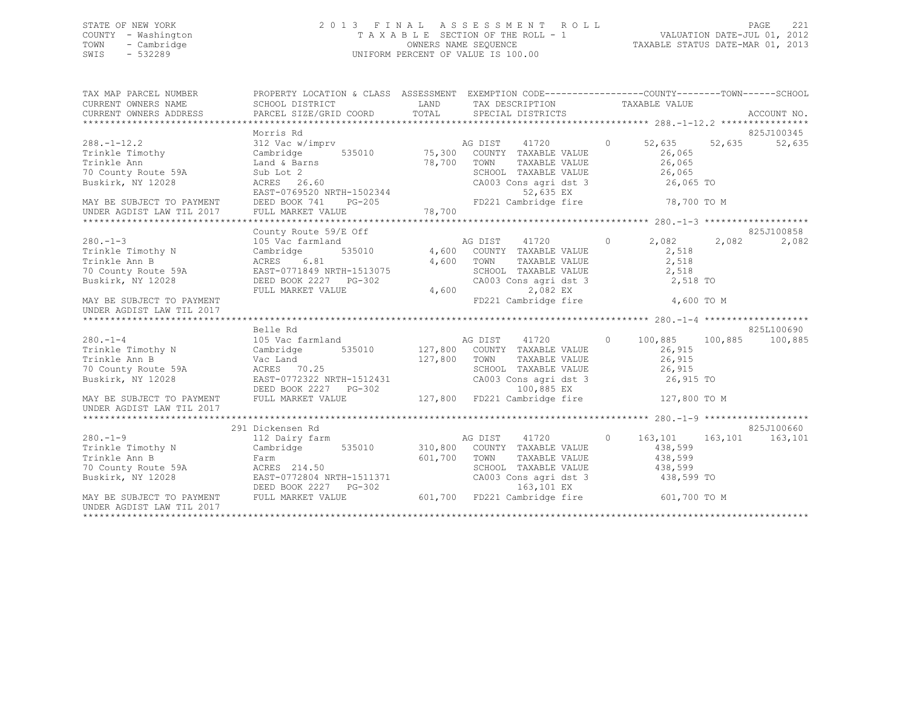STATE OF NEW YORK | 2013 FINAL ASSESSMENT ROLL | VALUATION DATE-JUL 01, 2012
COUNTY - Washington | TAXABLE SECTION OF THE ROLL - 1 | TAXABLE STATUS DATE-MAR 01, 2013
TOWN - Cambridge | OWNERS NAME SEQUENCE
SWIS - 532289 | UNIFORM PERCENT OF VALUE IS 100.00

```
TAX MAP PARCEL NUMBER        PROPERTY LOCATION & CLASS  ASSESSMENT  EXEMPTION CODE-----------------COUNTY--------TOWN------SCHOOL
CURRENT OWNERS NAME          SCHOOL DISTRICT              LAND      TAX DESCRIPTION               TAXABLE VALUE
CURRENT OWNERS ADDRESS       PARCEL SIZE/GRID COORD       TOTAL     SPECIAL DISTRICTS                                    ACCOUNT NO.
******************************************************************************************************* 288.-1-12.2 ****************
                             Morris Rd                                                                               825J100345
288.-1-12.2                  312 Vac w/imprv                        AG DIST    41720         0      52,635     52,635     52,635
Trinkle Timothy              Cambridge        535010      75,300    COUNTY  TAXABLE VALUE            26,065
Trinkle Ann                  Land & Barns                 78,700    TOWN    TAXABLE VALUE            26,065
70 County Route 59A          Sub Lot 2                              SCHOOL  TAXABLE VALUE            26,065
Buskirk, NY 12028            ACRES  26.60                           CA003 Cons agri dst 3            26,065 TO
                             EAST-0769520 NRTH-1502344                    52,635 EX
MAY BE SUBJECT TO PAYMENT    DEED BOOK 741    PG-205                FD221 Cambridge fire             78,700 TO M
UNDER AGDIST LAW TIL 2017    FULL MARKET VALUE            78,700
******************************************************************************************************* 280.-1-3 *******************
                             County Route 59/E Off                                                                   825J100858
280.-1-3                     105 Vac farmland                       AG DIST    41720         0       2,082      2,082      2,082
Trinkle Timothy N            Cambridge        535010       4,600    COUNTY  TAXABLE VALUE             2,518
Trinkle Ann B                ACRES   6.81                  4,600    TOWN    TAXABLE VALUE             2,518
70 County Route 59A          EAST-0771849 NRTH-1513075              SCHOOL  TAXABLE VALUE             2,518
Buskirk, NY 12028            DEED BOOK 2227   PG-302                CA003 Cons agri dst 3             2,518 TO
                             FULL MARKET VALUE             4,600           2,082 EX
MAY BE SUBJECT TO PAYMENT                                           FD221 Cambridge fire              4,600 TO M
UNDER AGDIST LAW TIL 2017
******************************************************************************************************* 280.-1-4 *******************
                             Belle Rd                                                                                825L100690
280.-1-4                     105 Vac farmland                       AG DIST    41720         0     100,885    100,885    100,885
Trinkle Timothy N            Cambridge        535010     127,800    COUNTY  TAXABLE VALUE            26,915
Trinkle Ann B                Vac Land                    127,800    TOWN    TAXABLE VALUE            26,915
70 County Route 59A          ACRES  70.25                           SCHOOL  TAXABLE VALUE            26,915
Buskirk, NY 12028            EAST-0772322 NRTH-1512431              CA003 Cons agri dst 3            26,915 TO
                             DEED BOOK 2227   PG-302                      100,885 EX
MAY BE SUBJECT TO PAYMENT    FULL MARKET VALUE           127,800    FD221 Cambridge fire            127,800 TO M
UNDER AGDIST LAW TIL 2017
******************************************************************************************************* 280.-1-9 *******************
                           291 Dickensen Rd                                                                          825J100660
280.-1-9                     112 Dairy farm                         AG DIST    41720         0     163,101    163,101    163,101
Trinkle Timothy N            Cambridge        535010     310,800    COUNTY  TAXABLE VALUE           438,599
Trinkle Ann B                Farm                        601,700    TOWN    TAXABLE VALUE           438,599
70 County Route 59A          ACRES 214.50                           SCHOOL  TAXABLE VALUE           438,599
Buskirk, NY 12028            EAST-0772804 NRTH-1511371              CA003 Cons agri dst 3           438,599 TO
                             DEED BOOK 2227   PG-302                      163,101 EX
MAY BE SUBJECT TO PAYMENT    FULL MARKET VALUE           601,700    FD221 Cambridge fire            601,700 TO M
UNDER AGDIST LAW TIL 2017
************************************************************************************************************************************
```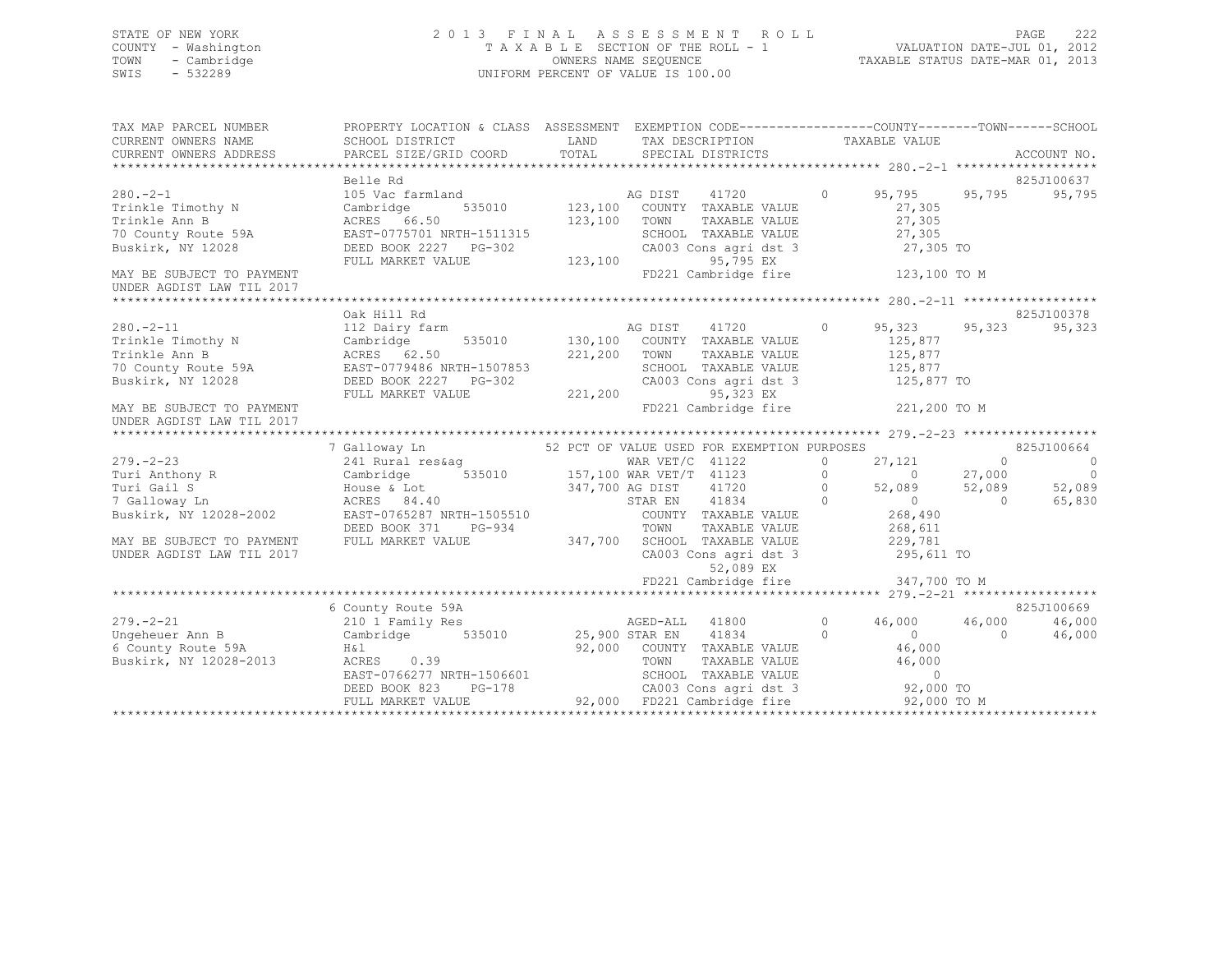STATE OF NEW YORK
COUNTY - Washington
TOWN - Cambridge
SWIS - 532289

2 0 1 3 F I N A L A S S E S S M E N T R O L L
T A X A B L E SECTION OF THE ROLL - 1
OWNERS NAME SEQUENCE
UNIFORM PERCENT OF VALUE IS 100.00

VALUATION DATE-JUL 01, 2012
TAXABLE STATUS DATE-MAR 01, 2013

```
TAX MAP PARCEL NUMBER     PROPERTY LOCATION & CLASS  ASSESSMENT  EXEMPTION CODE-----------------COUNTY--------TOWN------SCHOOL
CURRENT OWNERS NAME       SCHOOL DISTRICT               LAND      TAX DESCRIPTION            TAXABLE VALUE
CURRENT OWNERS ADDRESS    PARCEL SIZE/GRID COORD        TOTAL     SPECIAL DISTRICTS                                     ACCOUNT NO.
******************************************************************************************************* 280.-2-1 *******************
                          Belle Rd                                                                                   825J100637
280.-2-1                  105 Vac farmland                         AG DIST     41720         0     95,795     95,795     95,795
Trinkle Timothy N         Cambridge        535010      123,100    COUNTY  TAXABLE VALUE            27,305
Trinkle Ann B             ACRES  66.50                 123,100    TOWN    TAXABLE VALUE            27,305
70 County Route 59A       EAST-0775701 NRTH-1511315                SCHOOL  TAXABLE VALUE            27,305
Buskirk, NY 12028         DEED BOOK 2227   PG-302                  CA003 Cons agri dst 3             27,305 TO
                          FULL MARKET VALUE            123,100            95,795 EX
MAY BE SUBJECT TO PAYMENT                                          FD221 Cambridge fire             123,100 TO M
UNDER AGDIST LAW TIL 2017
******************************************************************************************************* 280.-2-11 ******************
                          Oak Hill Rd                                                                                825J100378
280.-2-11                 112 Dairy farm                           AG DIST     41720         0     95,323     95,323     95,323
Trinkle Timothy N         Cambridge        535010      130,100    COUNTY  TAXABLE VALUE           125,877
Trinkle Ann B             ACRES  62.50                 221,200    TOWN    TAXABLE VALUE           125,877
70 County Route 59A       EAST-0779486 NRTH-1507853                SCHOOL  TAXABLE VALUE           125,877
Buskirk, NY 12028         DEED BOOK 2227   PG-302                  CA003 Cons agri dst 3            125,877 TO
                          FULL MARKET VALUE            221,200            95,323 EX
MAY BE SUBJECT TO PAYMENT                                          FD221 Cambridge fire             221,200 TO M
UNDER AGDIST LAW TIL 2017
******************************************************************************************************* 279.-2-23 ******************
                          7 Galloway Ln               52 PCT OF VALUE USED FOR EXEMPTION PURPOSES                    825J100664
279.-2-23                 241 Rural res&ag                         WAR VET/C   41122         0     27,121          0          0
Turi Anthony R            Cambridge        535010      157,100 WAR VET/T   41123         0          0     27,000          0
Turi Gail S               House & Lot                  347,700 AG DIST     41720         0     52,089     52,089     52,089
7 Galloway Ln             ACRES  84.40                             STAR EN     41834         0          0          0     65,830
Buskirk, NY 12028-2002    EAST-0765287 NRTH-1505510                COUNTY  TAXABLE VALUE           268,490
                          DEED BOOK 371    PG-934                  TOWN    TAXABLE VALUE           268,611
MAY BE SUBJECT TO PAYMENT FULL MARKET VALUE            347,700    SCHOOL  TAXABLE VALUE           229,781
UNDER AGDIST LAW TIL 2017                                          CA003 Cons agri dst 3            295,611 TO
                                                                          52,089 EX
                                                                   FD221 Cambridge fire             347,700 TO M
******************************************************************************************************* 279.-2-21 ******************
                          6 County Route 59A                                                                         825J100669
279.-2-21                 210 1 Family Res                         AGED-ALL    41800         0     46,000     46,000     46,000
Ungeheuer Ann B           Cambridge        535010       25,900 STAR EN     41834         0          0          0     46,000
6 County Route 59A        H&l                           92,000    COUNTY  TAXABLE VALUE            46,000
Buskirk, NY 12028-2013    ACRES   0.39                             TOWN    TAXABLE VALUE            46,000
                          EAST-0766277 NRTH-1506601                SCHOOL  TAXABLE VALUE                 0
                          DEED BOOK 823    PG-178                  CA003 Cons agri dst 3             92,000 TO
                          FULL MARKET VALUE             92,000    FD221 Cambridge fire              92,000 TO M
************************************************************************************************************************************
```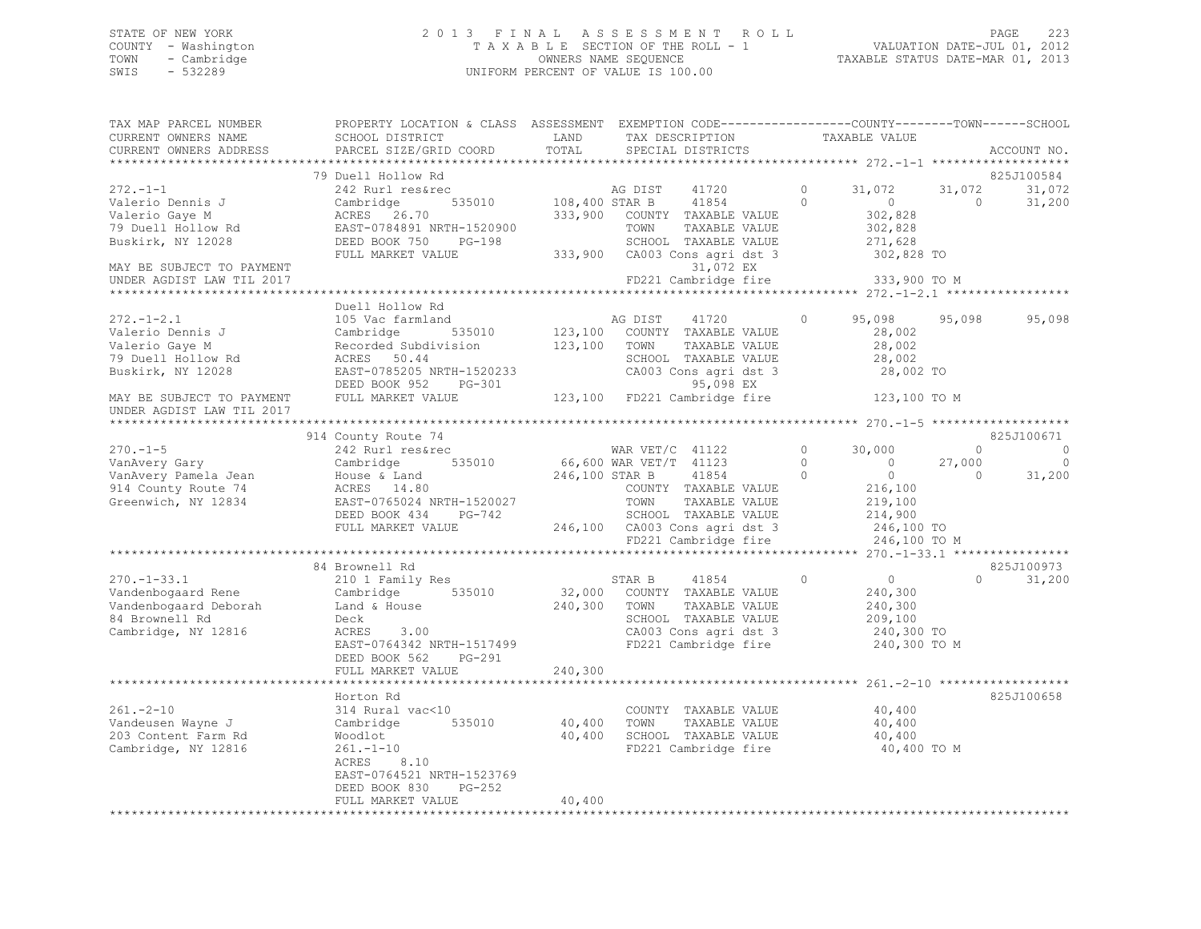STATE OF NEW YORK
COUNTY - Washington
TOWN - Cambridge
SWIS - 532289

2013 FINAL ASSESSMENT ROLL
TAXABLE SECTION OF THE ROLL - 1
OWNERS NAME SEQUENCE
UNIFORM PERCENT OF VALUE IS 100.00

VALUATION DATE-JUL 01, 2012
TAXABLE STATUS DATE-MAR 01, 2013

```
TAX MAP PARCEL NUMBER          PROPERTY LOCATION & CLASS  ASSESSMENT  EXEMPTION CODE-----------------COUNTY--------TOWN------SCHOOL
CURRENT OWNERS NAME            SCHOOL DISTRICT             LAND       TAX DESCRIPTION             TAXABLE VALUE
CURRENT OWNERS ADDRESS         PARCEL SIZE/GRID COORD      TOTAL      SPECIAL DISTRICTS                                     ACCOUNT NO.
******************************************************************************************************* 272.-1-1 *******************
                               79 Duell Hollow Rd                                                                            825J100584
272.-1-1                       242 Rurl res&rec                      AG DIST     41720         0     31,072     31,072     31,072
Valerio Dennis J               Cambridge         535010   108,400 STAR B      41854         0          0          0     31,200
Valerio Gaye M                 ACRES  26.70               333,900   COUNTY  TAXABLE VALUE           302,828
79 Duell Hollow Rd             EAST-0784891 NRTH-1520900            TOWN    TAXABLE VALUE           302,828
Buskirk, NY 12028              DEED BOOK 750    PG-198              SCHOOL  TAXABLE VALUE           271,628
                               FULL MARKET VALUE           333,900  CA003 Cons agri dst 3          302,828 TO
MAY BE SUBJECT TO PAYMENT                                                  31,072 EX
UNDER AGDIST LAW TIL 2017                                           FD221 Cambridge fire           333,900 TO M
******************************************************************************************************* 272.-1-2.1 *****************
                               Duell Hollow Rd
272.-1-2.1                     105 Vac farmland                      AG DIST     41720         0     95,098     95,098     95,098
Valerio Dennis J               Cambridge         535010   123,100   COUNTY  TAXABLE VALUE            28,002
Valerio Gaye M                 Recorded Subdivision       123,100   TOWN    TAXABLE VALUE            28,002
79 Duell Hollow Rd             ACRES  50.44                         SCHOOL  TAXABLE VALUE            28,002
Buskirk, NY 12028              EAST-0785205 NRTH-1520233            CA003 Cons agri dst 3           28,002 TO
                               DEED BOOK 952    PG-301                     95,098 EX
MAY BE SUBJECT TO PAYMENT      FULL MARKET VALUE           123,100  FD221 Cambridge fire           123,100 TO M
UNDER AGDIST LAW TIL 2017
******************************************************************************************************* 270.-1-5 *******************
                               914 County Route 74                                                                           825J100671
270.-1-5                       242 Rurl res&rec                      WAR VET/C  41122         0     30,000          0          0
VanAvery Gary                  Cambridge         535010    66,600 WAR VET/T  41123         0          0     27,000          0
VanAvery Pamela Jean           House & Land               246,100 STAR B      41854         0          0          0     31,200
914 County Route 74            ACRES  14.80                         COUNTY  TAXABLE VALUE           216,100
Greenwich, NY 12834            EAST-0765024 NRTH-1520027            TOWN    TAXABLE VALUE           219,100
                               DEED BOOK 434    PG-742              SCHOOL  TAXABLE VALUE           214,900
                               FULL MARKET VALUE           246,100  CA003 Cons agri dst 3          246,100 TO
                                                                    FD221 Cambridge fire           246,100 TO M
******************************************************************************************************* 270.-1-33.1 ****************
                               84 Brownell Rd                                                                                825J100973
270.-1-33.1                    210 1 Family Res                      STAR B      41854         0          0          0     31,200
Vandenbogaard Rene             Cambridge         535010    32,000   COUNTY  TAXABLE VALUE           240,300
Vandenbogaard Deborah          Land & House               240,300   TOWN    TAXABLE VALUE           240,300
84 Brownell Rd                 Deck                                 SCHOOL  TAXABLE VALUE           209,100
Cambridge, NY 12816            ACRES   3.00                         CA003 Cons agri dst 3          240,300 TO
                               EAST-0764342 NRTH-1517499            FD221 Cambridge fire           240,300 TO M
                               DEED BOOK 562    PG-291
                               FULL MARKET VALUE           240,300
******************************************************************************************************* 261.-2-10 ******************
                               Horton Rd                                                                                     825J100658
261.-2-10                      314 Rural vac<10                      COUNTY  TAXABLE VALUE            40,400
Vandeusen Wayne J              Cambridge         535010    40,400   TOWN    TAXABLE VALUE            40,400
203 Content Farm Rd            Woodlot                     40,400   SCHOOL  TAXABLE VALUE            40,400
Cambridge, NY 12816            261.-1-10                            FD221 Cambridge fire            40,400 TO M
                               ACRES   8.10
                               EAST-0764521 NRTH-1523769
                               DEED BOOK 830    PG-252
                               FULL MARKET VALUE            40,400
************************************************************************************************************************************
```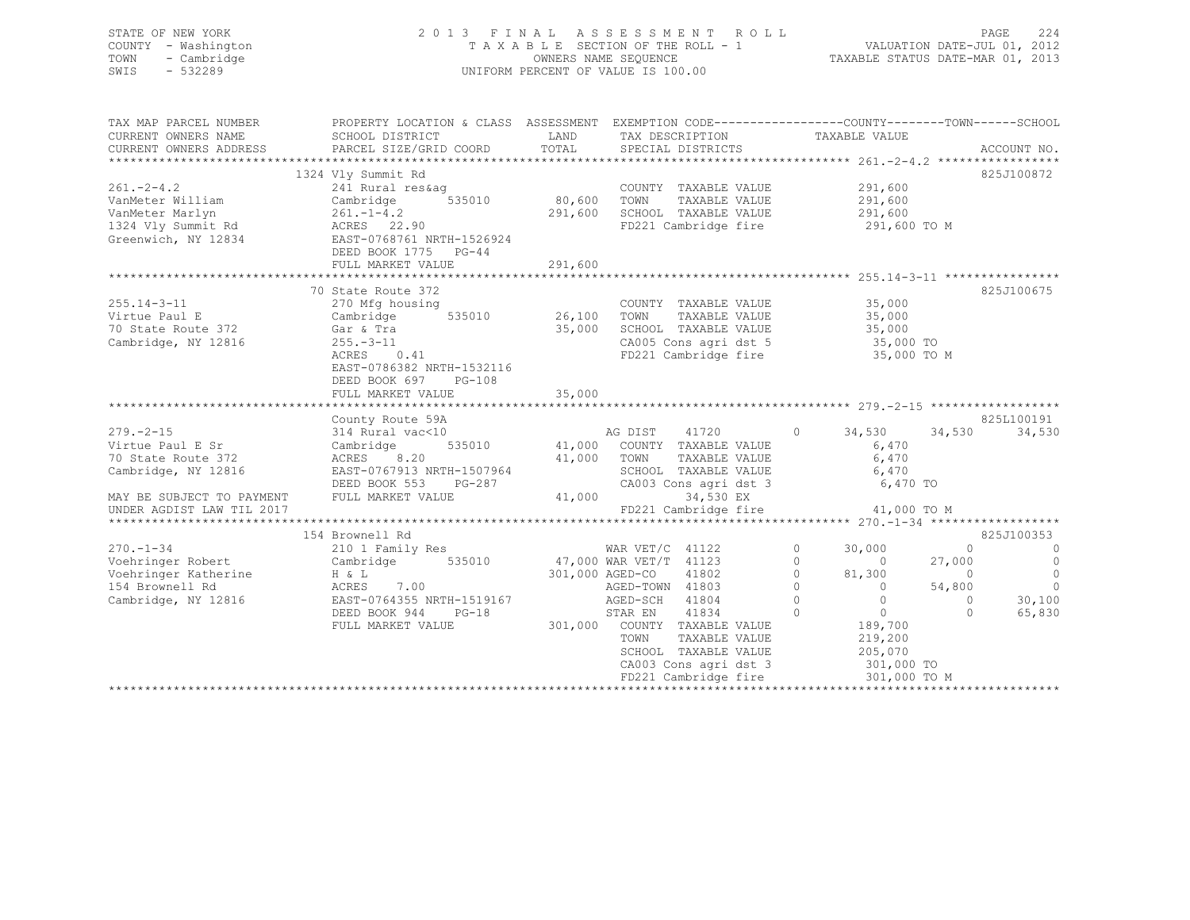STATE OF NEW YORK
COUNTY - Washington
TOWN - Cambridge
SWIS - 532289

2013 FINAL ASSESSMENT ROLL
TAXABLE SECTION OF THE ROLL - 1
OWNERS NAME SEQUENCE
UNIFORM PERCENT OF VALUE IS 100.00

VALUATION DATE-JUL 01, 2012
TAXABLE STATUS DATE-MAR 01, 2013

```
TAX MAP PARCEL NUMBER          PROPERTY LOCATION & CLASS  ASSESSMENT  EXEMPTION CODE------------------COUNTY--------TOWN------SCHOOL
CURRENT OWNERS NAME            SCHOOL DISTRICT              LAND      TAX DESCRIPTION            TAXABLE VALUE
CURRENT OWNERS ADDRESS         PARCEL SIZE/GRID COORD       TOTAL     SPECIAL DISTRICTS                                    ACCOUNT NO.
******************************************************************************************************* 261.-2-4.2 *****************
                               1324 Vly Summit Rd                                                                          825J100872
261.-2-4.2                     241 Rural res&ag                        COUNTY  TAXABLE VALUE           291,600
VanMeter William               Cambridge       535010      80,600     TOWN    TAXABLE VALUE           291,600
VanMeter Marlyn                261.-1-4.2                 291,600     SCHOOL  TAXABLE VALUE           291,600
1324 Vly Summit Rd             ACRES   22.90                           FD221 Cambridge fire            291,600 TO M
Greenwich, NY 12834            EAST-0768761 NRTH-1526924
                               DEED BOOK 1775   PG-44
                               FULL MARKET VALUE          291,600
******************************************************************************************************* 255.14-3-11 ****************
                               70 State Route 372                                                                          825J100675
255.14-3-11                    270 Mfg housing                         COUNTY  TAXABLE VALUE            35,000
Virtue Paul E                  Cambridge       535010      26,100     TOWN    TAXABLE VALUE            35,000
70 State Route 372             Gar & Tra                   35,000     SCHOOL  TAXABLE VALUE            35,000
Cambridge, NY 12816            255.-3-11                               CA005 Cons agri dst 5            35,000 TO
                               ACRES    0.41                           FD221 Cambridge fire             35,000 TO M
                               EAST-0786382 NRTH-1532116
                               DEED BOOK 697    PG-108
                               FULL MARKET VALUE           35,000
******************************************************************************************************* 279.-2-15 ******************
                               County Route 59A                                                                            825L100191
279.-2-15                      314 Rural vac<10                        AG DIST    41720          0     34,530       34,530      34,530
Virtue Paul E Sr               Cambridge       535010      41,000     COUNTY  TAXABLE VALUE             6,470
70 State Route 372             ACRES    8.20               41,000     TOWN    TAXABLE VALUE             6,470
Cambridge, NY 12816            EAST-0767913 NRTH-1507964               SCHOOL  TAXABLE VALUE             6,470
                               DEED BOOK 553    PG-287                 CA003 Cons agri dst 3             6,470 TO
MAY BE SUBJECT TO PAYMENT      FULL MARKET VALUE           41,000           34,530 EX
UNDER AGDIST LAW TIL 2017                                              FD221 Cambridge fire             41,000 TO M
******************************************************************************************************* 270.-1-34 ******************
                               154 Brownell Rd                                                                             825J100353
270.-1-34                      210 1 Family Res                        WAR VET/C  41122          0     30,000            0           0
Voehringer Robert              Cambridge       535010      47,000 WAR VET/T  41123          0          0       27,000           0
Voehringer Katherine           H & L                      301,000 AGED-CO    41802          0     81,300            0           0
154 Brownell Rd                ACRES    7.00                       AGED-TOWN  41803          0          0       54,800           0
Cambridge, NY 12816            EAST-0764355 NRTH-1519167           AGED-SCH   41804          0          0            0      30,100
                               DEED BOOK 944    PG-18              STAR EN    41834          0          0            0      65,830
                               FULL MARKET VALUE          301,000     COUNTY  TAXABLE VALUE           189,700
                                                                       TOWN    TAXABLE VALUE           219,200
                                                                       SCHOOL  TAXABLE VALUE           205,070
                                                                       CA003 Cons agri dst 3           301,000 TO
                                                                       FD221 Cambridge fire            301,000 TO M
************************************************************************************************************************************
```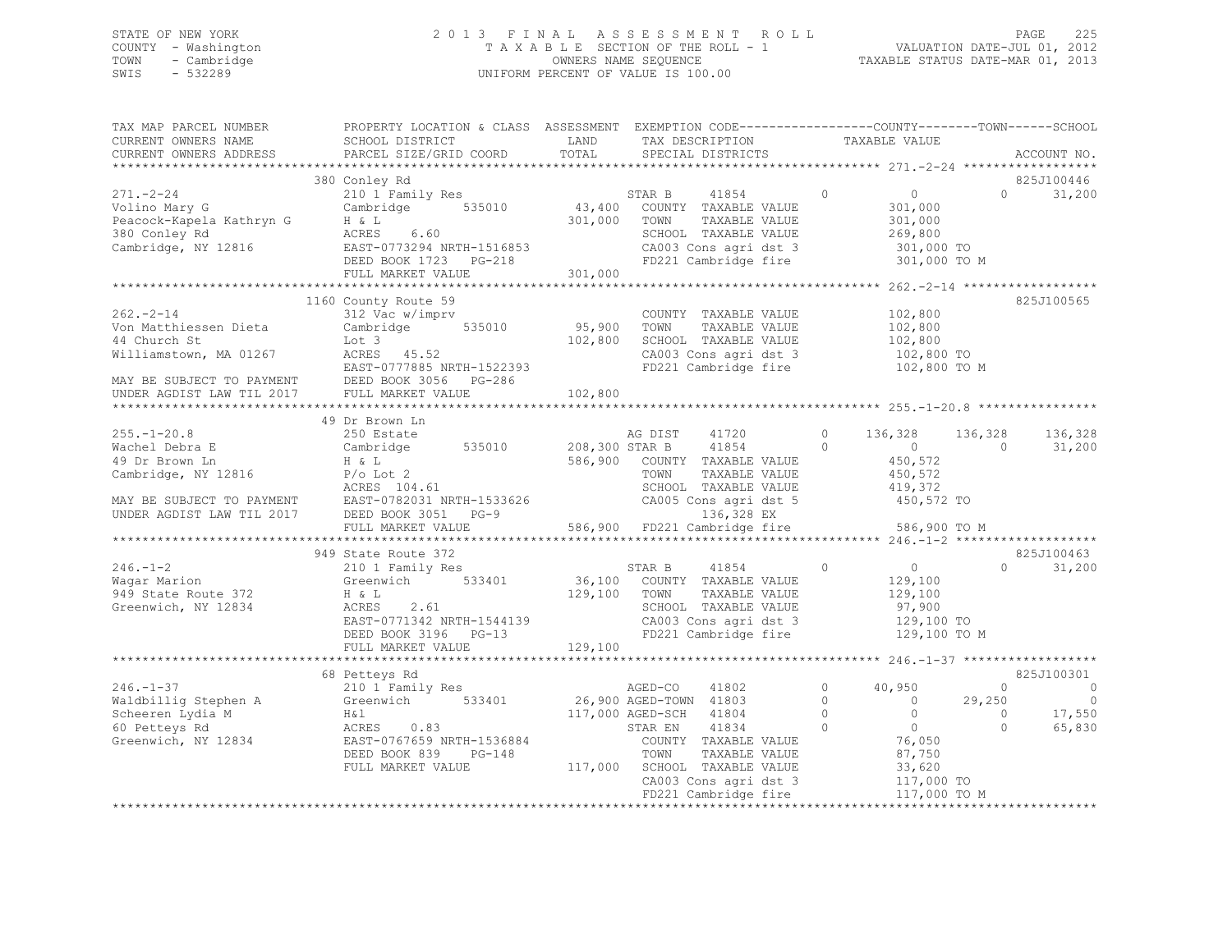STATE OF NEW YORK
COUNTY - Washington
TOWN - Cambridge
SWIS - 532289

2 0 1 3 F I N A L A S S E S S M E N T R O L L
T A X A B L E SECTION OF THE ROLL - 1
OWNERS NAME SEQUENCE
UNIFORM PERCENT OF VALUE IS 100.00

VALUATION DATE-JUL 01, 2012
TAXABLE STATUS DATE-MAR 01, 2013

```
TAX MAP PARCEL NUMBER          PROPERTY LOCATION & CLASS  ASSESSMENT  EXEMPTION CODE-----------------COUNTY--------TOWN------SCHOOL
CURRENT OWNERS NAME            SCHOOL DISTRICT               LAND      TAX DESCRIPTION              TAXABLE VALUE
CURRENT OWNERS ADDRESS         PARCEL SIZE/GRID COORD        TOTAL     SPECIAL DISTRICTS                                        ACCOUNT NO.
******************************************************************************************************* 271.-2-24 ******************
                               380 Conley Rd                                                                                  825J100446
271.-2-24                      210 1 Family Res                        STAR B      41854         0          0             0      31,200
Volino Mary G                  Cambridge      535010        43,400     COUNTY  TAXABLE VALUE               301,000
Peacock-Kapela Kathryn G       H & L                       301,000     TOWN    TAXABLE VALUE               301,000
380 Conley Rd                  ACRES     6.60                          SCHOOL  TAXABLE VALUE               269,800
Cambridge, NY 12816            EAST-0773294 NRTH-1516853               CA003 Cons agri dst 3              301,000 TO
                               DEED BOOK 1723   PG-218                 FD221 Cambridge fire               301,000 TO M
                               FULL MARKET VALUE           301,000
******************************************************************************************************* 262.-2-14 ******************
                               1160 County Route 59                                                                           825J100565
262.-2-14                      312 Vac w/imprv                         COUNTY  TAXABLE VALUE               102,800
Von Matthiessen Dieta          Cambridge      535010        95,900     TOWN    TAXABLE VALUE               102,800
44 Church St                   Lot 3                       102,800     SCHOOL  TAXABLE VALUE               102,800
Williamstown, MA 01267         ACRES    45.52                          CA003 Cons agri dst 3              102,800 TO
                               EAST-0777885 NRTH-1522393               FD221 Cambridge fire               102,800 TO M
MAY BE SUBJECT TO PAYMENT      DEED BOOK 3056   PG-286
UNDER AGDIST LAW TIL 2017      FULL MARKET VALUE           102,800
******************************************************************************************************* 255.-1-20.8 ****************
                               49 Dr Brown Ln
255.-1-20.8                    250 Estate                              AG DIST     41720         0    136,328       136,328     136,328
Wachel Debra E                 Cambridge      535010       208,300 STAR B      41854         0          0             0      31,200
49 Dr Brown Ln                 H & L                       586,900     COUNTY  TAXABLE VALUE               450,572
Cambridge, NY 12816            P/o Lot 2                               TOWN    TAXABLE VALUE               450,572
                               ACRES   104.61                          SCHOOL  TAXABLE VALUE               419,372
MAY BE SUBJECT TO PAYMENT      EAST-0782031 NRTH-1533626               CA005 Cons agri dst 5              450,572 TO
UNDER AGDIST LAW TIL 2017      DEED BOOK 3051   PG-9                       136,328 EX
                               FULL MARKET VALUE           586,900     FD221 Cambridge fire               586,900 TO M
******************************************************************************************************* 246.-1-2 *******************
                               949 State Route 372                                                                            825J100463
246.-1-2                       210 1 Family Res                        STAR B      41854         0          0             0      31,200
Wagar Marion                   Greenwich      533401        36,100     COUNTY  TAXABLE VALUE               129,100
949 State Route 372            H & L                       129,100     TOWN    TAXABLE VALUE               129,100
Greenwich, NY 12834            ACRES     2.61                          SCHOOL  TAXABLE VALUE                97,900
                               EAST-0771342 NRTH-1544139               CA003 Cons agri dst 3              129,100 TO
                               DEED BOOK 3196   PG-13                  FD221 Cambridge fire               129,100 TO M
                               FULL MARKET VALUE           129,100
******************************************************************************************************* 246.-1-37 ******************
                               68 Petteys Rd                                                                                  825J100301
246.-1-37                      210 1 Family Res                        AGED-CO     41802         0     40,950             0           0
Waldbillig Stephen A           Greenwich      533401        26,900 AGED-TOWN   41803         0          0        29,250           0
Scheeren Lydia M               H&l                         117,000 AGED-SCH    41804         0          0             0      17,550
60 Petteys Rd                  ACRES     0.83                          STAR EN     41834         0          0             0      65,830
Greenwich, NY 12834            EAST-0767659 NRTH-1536884               COUNTY  TAXABLE VALUE                76,050
                               DEED BOOK 839    PG-148                 TOWN    TAXABLE VALUE                87,750
                               FULL MARKET VALUE           117,000     SCHOOL  TAXABLE VALUE                33,620
                                                                       CA003 Cons agri dst 3              117,000 TO
                                                                       FD221 Cambridge fire               117,000 TO M
************************************************************************************************************************************
```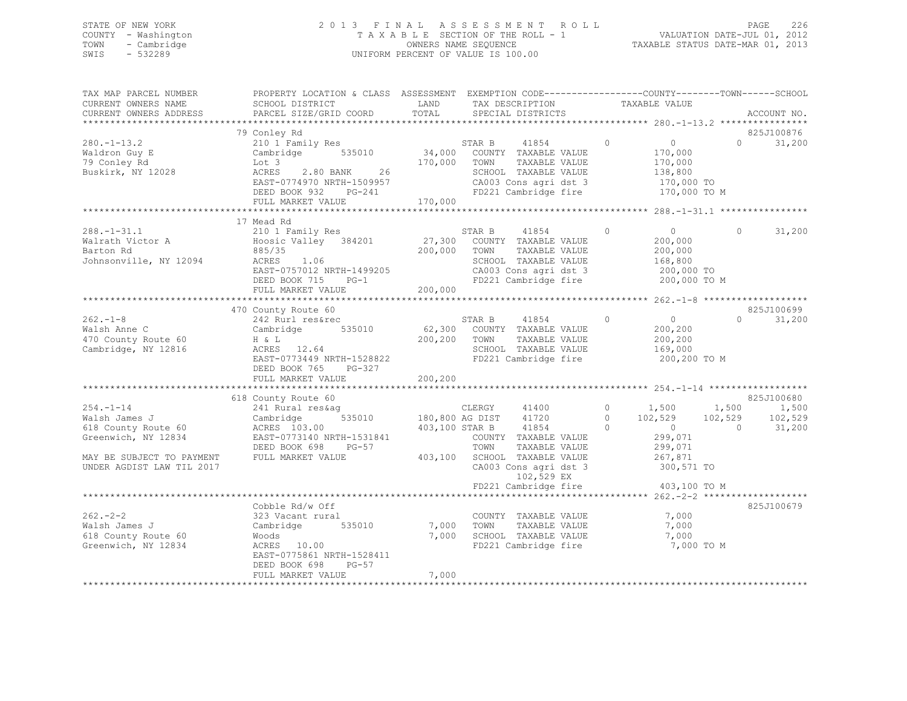STATE OF NEW YORK — 2013 FINAL ASSESSMENT ROLL
COUNTY - Washington — TAXABLE SECTION OF THE ROLL - 1 — VALUATION DATE-JUL 01, 2012
TOWN - Cambridge — OWNERS NAME SEQUENCE — TAXABLE STATUS DATE-MAR 01, 2013
SWIS - 532289 — UNIFORM PERCENT OF VALUE IS 100.00

| TAX MAP PARCEL NUMBER / CURRENT OWNERS NAME / CURRENT OWNERS ADDRESS | PROPERTY LOCATION & CLASS / SCHOOL DISTRICT / PARCEL SIZE/GRID COORD | ASSESSMENT LAND / TOTAL | EXEMPTION CODE / TAX DESCRIPTION / SPECIAL DISTRICTS | | COUNTY TAXABLE VALUE | TOWN | SCHOOL | ACCOUNT NO. |
|---|---|---|---|---|---|---|---|---|
| | 79 Conley Rd | | | | | | | 825J100876 |
| 280.-1-13.2 | 210 1 Family Res | | STAR B 41854 | 0 | 0 | 0 | 31,200 | |
| Waldron Guy E | Cambridge 535010 | 34,000 | COUNTY TAXABLE VALUE | | 170,000 | | | |
| 79 Conley Rd | Lot 3 | 170,000 | TOWN TAXABLE VALUE | | 170,000 | | | |
| Buskirk, NY 12028 | ACRES 2.80 BANK 26 | | SCHOOL TAXABLE VALUE | | 138,800 | | | |
| | EAST-0774970 NRTH-1509957 | | CA003 Cons agri dst 3 | | 170,000 TO | | | |
| | DEED BOOK 932 PG-241 | | FD221 Cambridge fire | | 170,000 TO M | | | |
| | FULL MARKET VALUE | 170,000 | | | | | | |
| | 17 Mead Rd | | | | | | | |
| 288.-1-31.1 | 210 1 Family Res | | STAR B 41854 | 0 | 0 | 0 | 31,200 | |
| Walrath Victor A | Hoosic Valley 384201 | 27,300 | COUNTY TAXABLE VALUE | | 200,000 | | | |
| Barton Rd | 885/35 | 200,000 | TOWN TAXABLE VALUE | | 200,000 | | | |
| Johnsonville, NY 12094 | ACRES 1.06 | | SCHOOL TAXABLE VALUE | | 168,800 | | | |
| | EAST-0757012 NRTH-1499205 | | CA003 Cons agri dst 3 | | 200,000 TO | | | |
| | DEED BOOK 715 PG-1 | | FD221 Cambridge fire | | 200,000 TO M | | | |
| | FULL MARKET VALUE | 200,000 | | | | | | |
| | 470 County Route 60 | | | | | | | 825J100699 |
| 262.-1-8 | 242 Rurl res&rec | | STAR B 41854 | 0 | 0 | 0 | 31,200 | |
| Walsh Anne C | Cambridge 535010 | 62,300 | COUNTY TAXABLE VALUE | | 200,200 | | | |
| 470 County Route 60 | H & L | 200,200 | TOWN TAXABLE VALUE | | 200,200 | | | |
| Cambridge, NY 12816 | ACRES 12.64 | | SCHOOL TAXABLE VALUE | | 169,000 | | | |
| | EAST-0773449 NRTH-1528822 | | FD221 Cambridge fire | | 200,200 TO M | | | |
| | DEED BOOK 765 PG-327 | | | | | | | |
| | FULL MARKET VALUE | 200,200 | | | | | | |
| | 618 County Route 60 | | | | | | | 825J100680 |
| 254.-1-14 | 241 Rural res&ag | | CLERGY 41400 | 0 | 1,500 | 1,500 | 1,500 | |
| Walsh James J | Cambridge 535010 | 180,800 | AG DIST 41720 | 0 | 102,529 | 102,529 | 102,529 | |
| 618 County Route 60 | ACRES 103.00 | 403,100 | STAR B 41854 | 0 | 0 | 0 | 31,200 | |
| Greenwich, NY 12834 | EAST-0773140 NRTH-1531841 | | COUNTY TAXABLE VALUE | | 299,071 | | | |
| | DEED BOOK 698 PG-57 | | TOWN TAXABLE VALUE | | 299,071 | | | |
| MAY BE SUBJECT TO PAYMENT | FULL MARKET VALUE | 403,100 | SCHOOL TAXABLE VALUE | | 267,871 | | | |
| UNDER AGDIST LAW TIL 2017 | | | CA003 Cons agri dst 3 | | 300,571 TO | | | |
| | | | 102,529 EX | | | | | |
| | | | FD221 Cambridge fire | | 403,100 TO M | | | |
| | Cobble Rd/w Off | | | | | | | 825J100679 |
| 262.-2-2 | 323 Vacant rural | | COUNTY TAXABLE VALUE | | 7,000 | | | |
| Walsh James J | Cambridge 535010 | 7,000 | TOWN TAXABLE VALUE | | 7,000 | | | |
| 618 County Route 60 | Woods | 7,000 | SCHOOL TAXABLE VALUE | | 7,000 | | | |
| Greenwich, NY 12834 | ACRES 10.00 | | FD221 Cambridge fire | | 7,000 TO M | | | |
| | EAST-0775861 NRTH-1528411 | | | | | | | |
| | DEED BOOK 698 PG-57 | | | | | | | |
| | FULL MARKET VALUE | 7,000 | | | | | | |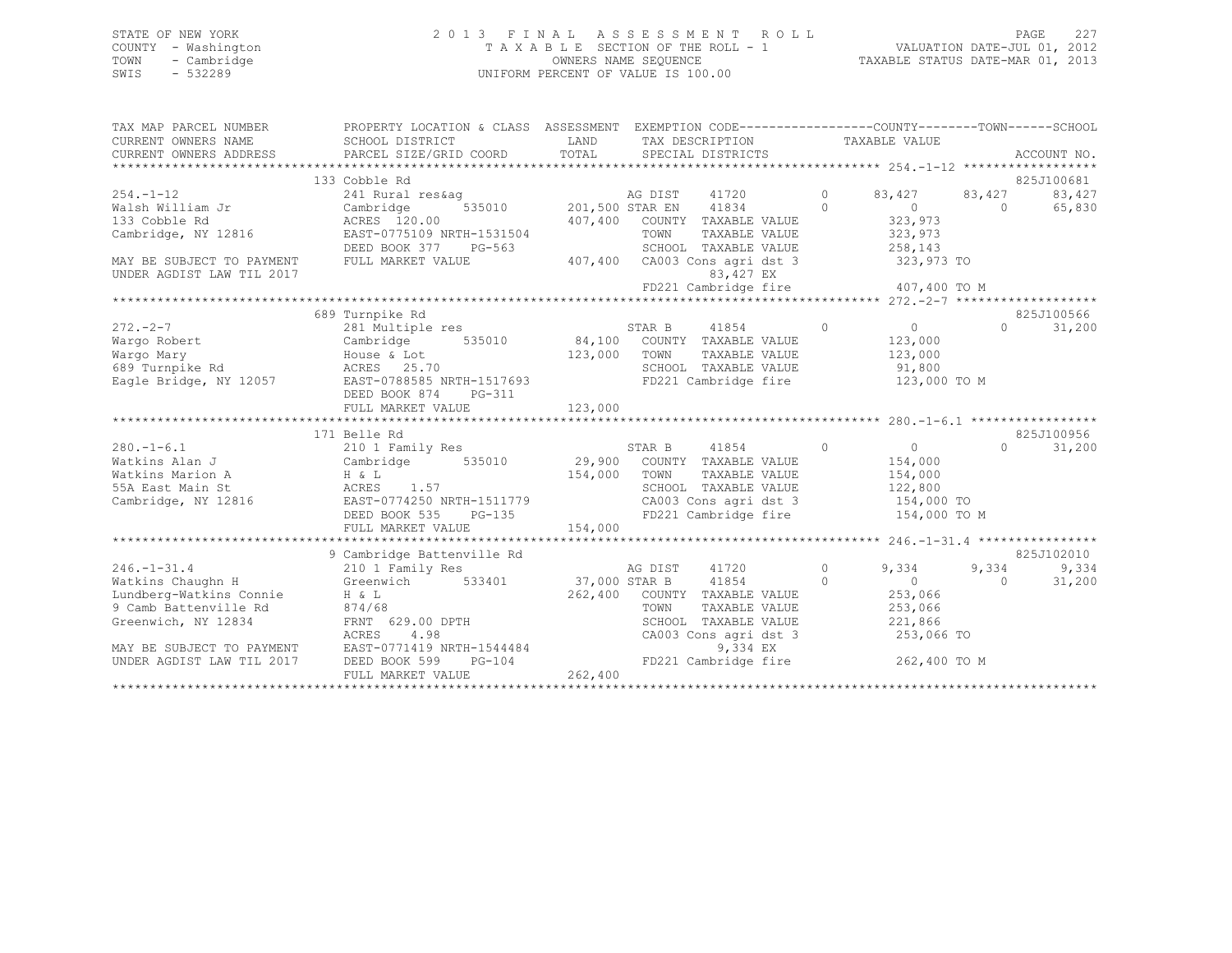STATE OF NEW YORK
COUNTY - Washington
TOWN - Cambridge
SWIS - 532289

# 2013 FINAL ASSESSMENT ROLL

TAXABLE SECTION OF THE ROLL - 1
OWNERS NAME SEQUENCE
UNIFORM PERCENT OF VALUE IS 100.00

VALUATION DATE-JUL 01, 2012
TAXABLE STATUS DATE-MAR 01, 2013

```
TAX MAP PARCEL NUMBER          PROPERTY LOCATION & CLASS  ASSESSMENT  EXEMPTION CODE------------------COUNTY--------TOWN------SCHOOL
CURRENT OWNERS NAME            SCHOOL DISTRICT               LAND      TAX DESCRIPTION            TAXABLE VALUE
CURRENT OWNERS ADDRESS         PARCEL SIZE/GRID COORD        TOTAL     SPECIAL DISTRICTS                                      ACCOUNT NO.
*********************************************************************************************** 254.-1-12 ******************
                               133 Cobble Rd                                                                              825J100681
254.-1-12                      241 Rural res&ag                   AG DIST     41720        0      83,427     83,427       83,427
Walsh William Jr               Cambridge        535010     201,500 STAR EN     41834        0           0          0       65,830
133 Cobble Rd                  ACRES 120.00                407,400   COUNTY  TAXABLE VALUE         323,973
Cambridge, NY 12816            EAST-0775109 NRTH-1531504             TOWN    TAXABLE VALUE         323,973
                               DEED BOOK 377    PG-563               SCHOOL  TAXABLE VALUE         258,143
MAY BE SUBJECT TO PAYMENT      FULL MARKET VALUE           407,400   CA003 Cons agri dst 3          323,973 TO
UNDER AGDIST LAW TIL 2017                                                  83,427 EX
                                                                     FD221 Cambridge fire           407,400 TO M
*********************************************************************************************** 272.-2-7 *******************
                               689 Turnpike Rd                                                                            825J100566
272.-2-7                       281 Multiple res                   STAR B      41854        0           0          0       31,200
Wargo Robert                   Cambridge        535010      84,100   COUNTY  TAXABLE VALUE         123,000
Wargo Mary                     House & Lot                 123,000   TOWN    TAXABLE VALUE         123,000
689 Turnpike Rd                ACRES  25.70                          SCHOOL  TAXABLE VALUE          91,800
Eagle Bridge, NY 12057         EAST-0788585 NRTH-1517693             FD221 Cambridge fire           123,000 TO M
                               DEED BOOK 874    PG-311
                               FULL MARKET VALUE           123,000
*********************************************************************************************** 280.-1-6.1 *****************
                               171 Belle Rd                                                                               825J100956
280.-1-6.1                     210 1 Family Res                   STAR B      41854        0           0          0       31,200
Watkins Alan J                 Cambridge        535010      29,900   COUNTY  TAXABLE VALUE         154,000
Watkins Marion A               H & L                       154,000   TOWN    TAXABLE VALUE         154,000
55A East Main St               ACRES   1.57                          SCHOOL  TAXABLE VALUE         122,800
Cambridge, NY 12816            EAST-0774250 NRTH-1511779             CA003 Cons agri dst 3          154,000 TO
                               DEED BOOK 535    PG-135               FD221 Cambridge fire           154,000 TO M
                               FULL MARKET VALUE           154,000
*********************************************************************************************** 246.-1-31.4 ****************
                               9 Cambridge Battenville Rd                                                                 825J102010
246.-1-31.4                    210 1 Family Res                   AG DIST     41720        0       9,334      9,334        9,334
Watkins Chaughn H              Greenwich        533401      37,000 STAR B      41854        0           0          0       31,200
Lundberg-Watkins Connie        H & L                       262,400   COUNTY  TAXABLE VALUE         253,066
9 Camb Battenville Rd          874/68                                TOWN    TAXABLE VALUE         253,066
Greenwich, NY 12834            FRNT 629.00 DPTH                      SCHOOL  TAXABLE VALUE         221,866
                               ACRES   4.98                          CA003 Cons agri dst 3          253,066 TO
MAY BE SUBJECT TO PAYMENT      EAST-0771419 NRTH-1544484                    9,334 EX
UNDER AGDIST LAW TIL 2017      DEED BOOK 599    PG-104               FD221 Cambridge fire           262,400 TO M
                               FULL MARKET VALUE           262,400
****************************************************************************************************************************
```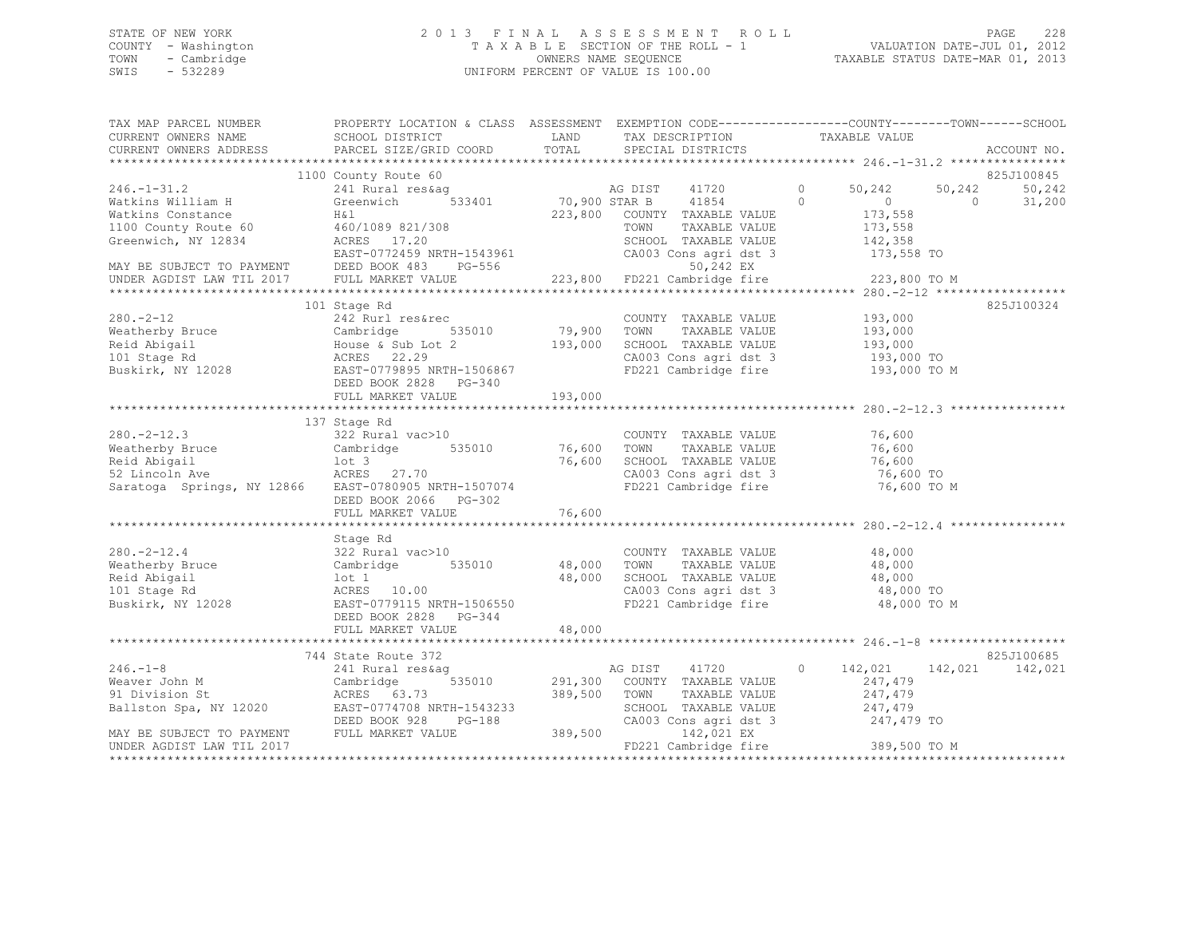STATE OF NEW YORK
COUNTY - Washington
TOWN - Cambridge
SWIS - 532289

2013 FINAL ASSESSMENT ROLL
TAXABLE SECTION OF THE ROLL - 1
OWNERS NAME SEQUENCE
UNIFORM PERCENT OF VALUE IS 100.00

VALUATION DATE-JUL 01, 2012
TAXABLE STATUS DATE-MAR 01, 2013

```
TAX MAP PARCEL NUMBER          PROPERTY LOCATION & CLASS  ASSESSMENT  EXEMPTION CODE------------------COUNTY--------TOWN------SCHOOL
CURRENT OWNERS NAME            SCHOOL DISTRICT              LAND      TAX DESCRIPTION              TAXABLE VALUE
CURRENT OWNERS ADDRESS         PARCEL SIZE/GRID COORD       TOTAL     SPECIAL DISTRICTS                                         ACCOUNT NO.
******************************************************************************************************* 246.-1-31.2 ****************
                               1100 County Route 60                                                                          825J100845
246.-1-31.2                    241 Rural res&ag                       AG DIST    41720         0      50,242     50,242      50,242
Watkins William H              Greenwich        533401     70,900 STAR B     41854         0           0          0      31,200
Watkins Constance              H&l                        223,800   COUNTY  TAXABLE VALUE           173,558
1100 County Route 60           460/1089 821/308                     TOWN    TAXABLE VALUE           173,558
Greenwich, NY 12834            ACRES  17.20                         SCHOOL  TAXABLE VALUE           142,358
                               EAST-0772459 NRTH-1543961            CA003 Cons agri dst 3           173,558 TO
MAY BE SUBJECT TO PAYMENT      DEED BOOK 483    PG-556                   50,242 EX
UNDER AGDIST LAW TIL 2017      FULL MARKET VALUE          223,800   FD221 Cambridge fire            223,800 TO M
******************************************************************************************************* 280.-2-12 ******************
                               101 Stage Rd                                                                                  825J100324
280.-2-12                      242 Rurl res&rec                     COUNTY  TAXABLE VALUE           193,000
Weatherby Bruce                Cambridge        535010     79,900   TOWN    TAXABLE VALUE           193,000
Reid Abigail                   House & Sub Lot 2          193,000   SCHOOL  TAXABLE VALUE           193,000
101 Stage Rd                   ACRES  22.29                         CA003 Cons agri dst 3           193,000 TO
Buskirk, NY 12028              EAST-0779895 NRTH-1506867            FD221 Cambridge fire            193,000 TO M
                               DEED BOOK 2828   PG-340
                               FULL MARKET VALUE          193,000
******************************************************************************************************* 280.-2-12.3 ****************
                               137 Stage Rd
280.-2-12.3                    322 Rural vac>10                     COUNTY  TAXABLE VALUE            76,600
Weatherby Bruce                Cambridge        535010     76,600   TOWN    TAXABLE VALUE            76,600
Reid Abigail                   lot 3                       76,600   SCHOOL  TAXABLE VALUE            76,600
52 Lincoln Ave                 ACRES  27.70                         CA003 Cons agri dst 3            76,600 TO
Saratoga  Springs, NY 12866    EAST-0780905 NRTH-1507074            FD221 Cambridge fire             76,600 TO M
                               DEED BOOK 2066   PG-302
                               FULL MARKET VALUE           76,600
******************************************************************************************************* 280.-2-12.4 ****************
                               Stage Rd
280.-2-12.4                    322 Rural vac>10                     COUNTY  TAXABLE VALUE            48,000
Weatherby Bruce                Cambridge        535010     48,000   TOWN    TAXABLE VALUE            48,000
Reid Abigail                   lot 1                       48,000   SCHOOL  TAXABLE VALUE            48,000
101 Stage Rd                   ACRES  10.00                         CA003 Cons agri dst 3            48,000 TO
Buskirk, NY 12028              EAST-0779115 NRTH-1506550            FD221 Cambridge fire             48,000 TO M
                               DEED BOOK 2828   PG-344
                               FULL MARKET VALUE           48,000
******************************************************************************************************* 246.-1-8 *******************
                               744 State Route 372                                                                           825J100685
246.-1-8                       241 Rural res&ag                       AG DIST    41720         0     142,021    142,021     142,021
Weaver John M                  Cambridge        535010    291,300   COUNTY  TAXABLE VALUE           247,479
91 Division St                 ACRES  63.73               389,500   TOWN    TAXABLE VALUE           247,479
Ballston Spa, NY 12020         EAST-0774708 NRTH-1543233            SCHOOL  TAXABLE VALUE           247,479
                               DEED BOOK 928    PG-188              CA003 Cons agri dst 3           247,479 TO
MAY BE SUBJECT TO PAYMENT      FULL MARKET VALUE          389,500        142,021 EX
UNDER AGDIST LAW TIL 2017                                           FD221 Cambridge fire            389,500 TO M
************************************************************************************************************************************
```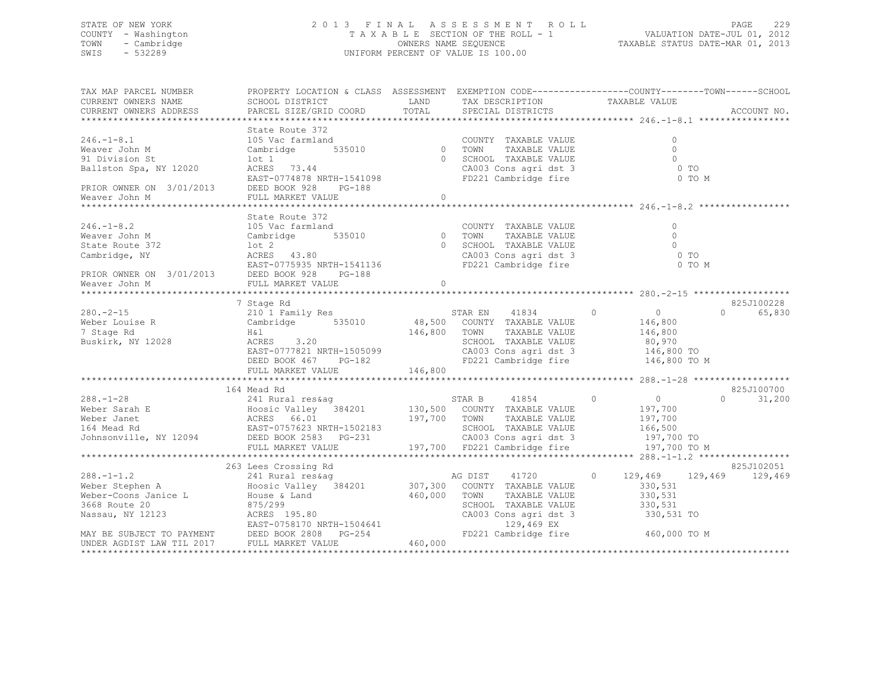STATE OF NEW YORK
COUNTY - Washington
TOWN - Cambridge
SWIS - 532289

2013 FINAL ASSESSMENT ROLL
TAXABLE SECTION OF THE ROLL - 1
OWNERS NAME SEQUENCE
UNIFORM PERCENT OF VALUE IS 100.00

VALUATION DATE-JUL 01, 2012
TAXABLE STATUS DATE-MAR 01, 2013

```
TAX MAP PARCEL NUMBER      PROPERTY LOCATION & CLASS  ASSESSMENT  EXEMPTION CODE------------------COUNTY--------TOWN------SCHOOL
CURRENT OWNERS NAME        SCHOOL DISTRICT               LAND      TAX DESCRIPTION            TAXABLE VALUE
CURRENT OWNERS ADDRESS     PARCEL SIZE/GRID COORD        TOTAL     SPECIAL DISTRICTS                                      ACCOUNT NO.
****************************************************************************************** 246.-1-8.1 *****************
                           State Route 372
246.-1-8.1                 105 Vac farmland                        COUNTY  TAXABLE VALUE              0
Weaver John M              Cambridge       535010          0  TOWN    TAXABLE VALUE              0
91 Division St             lot 1                           0  SCHOOL  TAXABLE VALUE              0
Ballston Spa, NY 12020     ACRES   73.44                          CA003 Cons agri dst 3              0 TO
                           EAST-0774878 NRTH-1541098              FD221 Cambridge fire               0 TO M
PRIOR OWNER ON  3/01/2013  DEED BOOK 928    PG-188
Weaver John M              FULL MARKET VALUE               0
****************************************************************************************** 246.-1-8.2 *****************
                           State Route 372
246.-1-8.2                 105 Vac farmland                        COUNTY  TAXABLE VALUE              0
Weaver John M              Cambridge       535010          0  TOWN    TAXABLE VALUE              0
State Route 372            lot 2                           0  SCHOOL  TAXABLE VALUE              0
Cambridge, NY              ACRES   43.80                          CA003 Cons agri dst 3              0 TO
                           EAST-0775935 NRTH-1541136              FD221 Cambridge fire               0 TO M
PRIOR OWNER ON  3/01/2013  DEED BOOK 928    PG-188
Weaver John M              FULL MARKET VALUE               0
****************************************************************************************** 280.-2-15 ******************
                           7 Stage Rd                                                                              825J100228
280.-2-15                  210 1 Family Res                   STAR EN    41834        0          0            0     65,830
Weber Louise R             Cambridge       535010     48,500  COUNTY  TAXABLE VALUE        146,800
7 Stage Rd                 H&l                       146,800  TOWN    TAXABLE VALUE        146,800
Buskirk, NY 12028          ACRES    3.20                          SCHOOL  TAXABLE VALUE         80,970
                           EAST-0777821 NRTH-1505099              CA003 Cons agri dst 3          146,800 TO
                           DEED BOOK 467    PG-182                FD221 Cambridge fire           146,800 TO M
                           FULL MARKET VALUE         146,800
****************************************************************************************** 288.-1-28 ******************
                           164 Mead Rd                                                                             825J100700
288.-1-28                  241 Rural res&ag                   STAR B     41854        0          0            0     31,200
Weber Sarah E              Hoosic Valley   384201    130,500  COUNTY  TAXABLE VALUE        197,700
Weber Janet                ACRES   66.01             197,700  TOWN    TAXABLE VALUE        197,700
164 Mead Rd                EAST-0757623 NRTH-1502183              SCHOOL  TAXABLE VALUE        166,500
Johnsonville, NY 12094     DEED BOOK 2583   PG-231                CA003 Cons agri dst 3          197,700 TO
                           FULL MARKET VALUE         197,700  FD221 Cambridge fire           197,700 TO M
****************************************************************************************** 288.-1-1.2 *****************
                           263 Lees Crossing Rd                                                                    825J102051
288.-1-1.2                 241 Rural res&ag                   AG DIST    41720        0    129,469      129,469    129,469
Weber Stephen A            Hoosic Valley   384201    307,300  COUNTY  TAXABLE VALUE        330,531
Weber-Coons Janice L       House & Land              460,000  TOWN    TAXABLE VALUE        330,531
3668 Route 20              875/299                                SCHOOL  TAXABLE VALUE        330,531
Nassau, NY 12123           ACRES  195.80                          CA003 Cons agri dst 3          330,531 TO
                           EAST-0758170 NRTH-1504641                    129,469 EX
MAY BE SUBJECT TO PAYMENT  DEED BOOK 2808   PG-254                FD221 Cambridge fire           460,000 TO M
UNDER AGDIST LAW TIL 2017  FULL MARKET VALUE         460,000
************************************************************************************************************************
```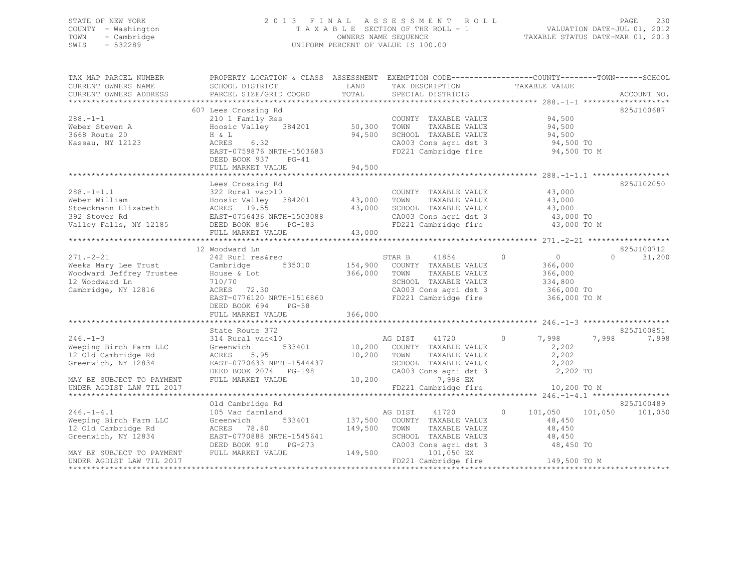STATE OF NEW YORK | COUNTY - Washington | TOWN - Cambridge | SWIS - 532289

# 2013 FINAL ASSESSMENT ROLL

TAXABLE SECTION OF THE ROLL - 1
OWNERS NAME SEQUENCE
UNIFORM PERCENT OF VALUE IS 100.00

VALUATION DATE-JUL 01, 2012
TAXABLE STATUS DATE-MAR 01, 2013

| TAX MAP PARCEL NUMBER / CURRENT OWNERS NAME / CURRENT OWNERS ADDRESS | PROPERTY LOCATION & CLASS / SCHOOL DISTRICT / PARCEL SIZE/GRID COORD | ASSESSMENT LAND | TOTAL | EXEMPTION CODE / TAX DESCRIPTION / SPECIAL DISTRICTS | COUNTY TAXABLE VALUE | TOWN | SCHOOL | ACCOUNT NO. |
|---|---|---|---|---|---|---|---|---|
| 288.-1-1 | 607 Lees Crossing Rd | | | | | | | 825J100687 |
| Weber Steven A | 210 1 Family Res | | | COUNTY TAXABLE VALUE | 94,500 | | | |
| 3668 Route 20 | Hoosic Valley 384201 | 50,300 | | TOWN TAXABLE VALUE | 94,500 | | | |
| Nassau, NY 12123 | H & L | | 94,500 | SCHOOL TAXABLE VALUE | 94,500 | | | |
| | ACRES 6.32 | | | CA003 Cons agri dst 3 | 94,500 TO | | | |
| | EAST-0759876 NRTH-1503683 | | | FD221 Cambridge fire | 94,500 TO M | | | |
| | DEED BOOK 937 PG-41 | | | | | | | |
| | FULL MARKET VALUE | | 94,500 | | | | | |
| 288.-1-1.1 | Lees Crossing Rd | | | | | | | 825J102050 |
| Weber William | 322 Rural vac>10 | | | COUNTY TAXABLE VALUE | 43,000 | | | |
| Stoeckmann Elizabeth | Hoosic Valley 384201 | 43,000 | | TOWN TAXABLE VALUE | 43,000 | | | |
| 392 Stover Rd | ACRES 19.55 | | 43,000 | SCHOOL TAXABLE VALUE | 43,000 | | | |
| Valley Falls, NY 12185 | EAST-0756436 NRTH-1503088 | | | CA003 Cons agri dst 3 | 43,000 TO | | | |
| | DEED BOOK 856 PG-183 | | | FD221 Cambridge fire | 43,000 TO M | | | |
| | FULL MARKET VALUE | | 43,000 | | | | | |
| 271.-2-21 | 12 Woodward Ln | | | | | | | 825J100712 |
| Weeks Mary Lee Trust | 242 Rurl res&rec | | | STAR B 41854 0 | 0 | 0 | 31,200 | |
| Woodward Jeffrey Trustee | Cambridge 535010 | 154,900 | | COUNTY TAXABLE VALUE | 366,000 | | | |
| 12 Woodward Ln | House & Lot | | 366,000 | TOWN TAXABLE VALUE | 366,000 | | | |
| Cambridge, NY 12816 | 710/70 | | | SCHOOL TAXABLE VALUE | 334,800 | | | |
| | ACRES 72.30 | | | CA003 Cons agri dst 3 | 366,000 TO | | | |
| | EAST-0776120 NRTH-1516860 | | | FD221 Cambridge fire | 366,000 TO M | | | |
| | DEED BOOK 694 PG-58 | | | | | | | |
| | FULL MARKET VALUE | | 366,000 | | | | | |
| 246.-1-3 | State Route 372 | | | | | | | 825J100851 |
| Weeping Birch Farm LLC | 314 Rural vac<10 | | | AG DIST 41720 0 | 7,998 | 7,998 | 7,998 | |
| 12 Old Cambridge Rd | Greenwich 533401 | 10,200 | | COUNTY TAXABLE VALUE | 2,202 | | | |
| Greenwich, NY 12834 | ACRES 5.95 | | 10,200 | TOWN TAXABLE VALUE | 2,202 | | | |
| | EAST-0770633 NRTH-1544437 | | | SCHOOL TAXABLE VALUE | 2,202 | | | |
| | DEED BOOK 2074 PG-198 | | | CA003 Cons agri dst 3 | 2,202 TO | | | |
| MAY BE SUBJECT TO PAYMENT | FULL MARKET VALUE | | 10,200 | 7,998 EX | | | | |
| UNDER AGDIST LAW TIL 2017 | | | | FD221 Cambridge fire | 10,200 TO M | | | |
| 246.-1-4.1 | Old Cambridge Rd | | | | | | | 825J100489 |
| Weeping Birch Farm LLC | 105 Vac farmland | | | AG DIST 41720 0 | 101,050 | 101,050 | 101,050 | |
| 12 Old Cambridge Rd | Greenwich 533401 | 137,500 | | COUNTY TAXABLE VALUE | 48,450 | | | |
| Greenwich, NY 12834 | ACRES 78.80 | | 149,500 | TOWN TAXABLE VALUE | 48,450 | | | |
| | EAST-0770888 NRTH-1545641 | | | SCHOOL TAXABLE VALUE | 48,450 | | | |
| | DEED BOOK 910 PG-273 | | | CA003 Cons agri dst 3 | 48,450 TO | | | |
| MAY BE SUBJECT TO PAYMENT | FULL MARKET VALUE | | 149,500 | 101,050 EX | | | | |
| UNDER AGDIST LAW TIL 2017 | | | | FD221 Cambridge fire | 149,500 TO M | | | |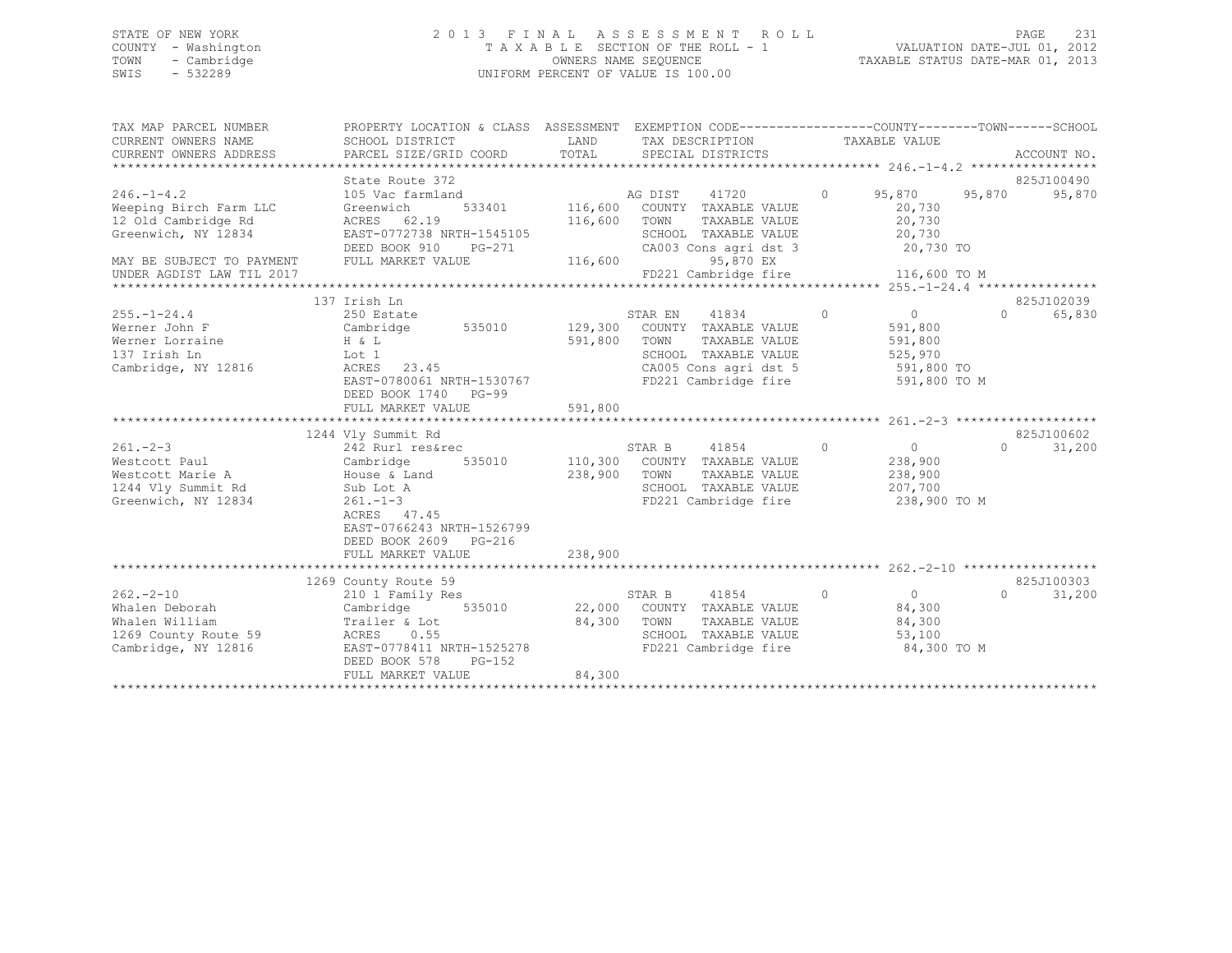STATE OF NEW YORK
COUNTY - Washington
TOWN - Cambridge
SWIS - 532289

2013 FINAL ASSESSMENT ROLL
TAXABLE SECTION OF THE ROLL - 1
OWNERS NAME SEQUENCE
UNIFORM PERCENT OF VALUE IS 100.00

VALUATION DATE-JUL 01, 2012
TAXABLE STATUS DATE-MAR 01, 2013

```
TAX MAP PARCEL NUMBER          PROPERTY LOCATION & CLASS  ASSESSMENT  EXEMPTION CODE------------------COUNTY--------TOWN------SCHOOL
CURRENT OWNERS NAME            SCHOOL DISTRICT               LAND      TAX DESCRIPTION             TAXABLE VALUE
CURRENT OWNERS ADDRESS         PARCEL SIZE/GRID COORD        TOTAL     SPECIAL DISTRICTS                                        ACCOUNT NO.
****************************************************************************************************** 246.-1-4.2 *****************
                               State Route 372                                                                              825J100490
246.-1-4.2                     105 Vac farmland                        AG DIST     41720          0      95,870      95,870      95,870
Weeping Birch Farm LLC         Greenwich        533401     116,600     COUNTY  TAXABLE VALUE              20,730
12 Old Cambridge Rd            ACRES   62.19               116,600     TOWN    TAXABLE VALUE              20,730
Greenwich, NY 12834            EAST-0772738 NRTH-1545105               SCHOOL  TAXABLE VALUE              20,730
                               DEED BOOK 910    PG-271                 CA003 Cons agri dst 3              20,730 TO
MAY BE SUBJECT TO PAYMENT      FULL MARKET VALUE           116,600            95,870 EX
UNDER AGDIST LAW TIL 2017                                              FD221 Cambridge fire              116,600 TO M
****************************************************************************************************** 255.-1-24.4 ****************
                               137 Irish Ln                                                                                 825J102039
255.-1-24.4                    250 Estate                              STAR EN     41834          0           0           0      65,830
Werner John F                  Cambridge        535010     129,300     COUNTY  TAXABLE VALUE             591,800
Werner Lorraine                H & L                       591,800     TOWN    TAXABLE VALUE             591,800
137 Irish Ln                   Lot 1                                   SCHOOL  TAXABLE VALUE             525,970
Cambridge, NY 12816            ACRES   23.45                           CA005 Cons agri dst 5             591,800 TO
                               EAST-0780061 NRTH-1530767               FD221 Cambridge fire              591,800 TO M
                               DEED BOOK 1740   PG-99
                               FULL MARKET VALUE           591,800
****************************************************************************************************** 261.-2-3 *******************
                               1244 Vly Summit Rd                                                                           825J100602
261.-2-3                       242 Rurl res&rec                        STAR B      41854          0           0           0      31,200
Westcott Paul                  Cambridge        535010     110,300     COUNTY  TAXABLE VALUE             238,900
Westcott Marie A               House & Land                238,900     TOWN    TAXABLE VALUE             238,900
1244 Vly Summit Rd             Sub Lot A                               SCHOOL  TAXABLE VALUE             207,700
Greenwich, NY 12834            261.-1-3                                FD221 Cambridge fire              238,900 TO M
                               ACRES   47.45
                               EAST-0766243 NRTH-1526799
                               DEED BOOK 2609   PG-216
                               FULL MARKET VALUE           238,900
****************************************************************************************************** 262.-2-10 ******************
                               1269 County Route 59                                                                         825J100303
262.-2-10                      210 1 Family Res                        STAR B      41854          0           0           0      31,200
Whalen Deborah                 Cambridge        535010      22,000     COUNTY  TAXABLE VALUE              84,300
Whalen William                 Trailer & Lot                84,300     TOWN    TAXABLE VALUE              84,300
1269 County Route 59           ACRES    0.55                           SCHOOL  TAXABLE VALUE              53,100
Cambridge, NY 12816            EAST-0778411 NRTH-1525278               FD221 Cambridge fire               84,300 TO M
                               DEED BOOK 578    PG-152
                               FULL MARKET VALUE            84,300
************************************************************************************************************************************
```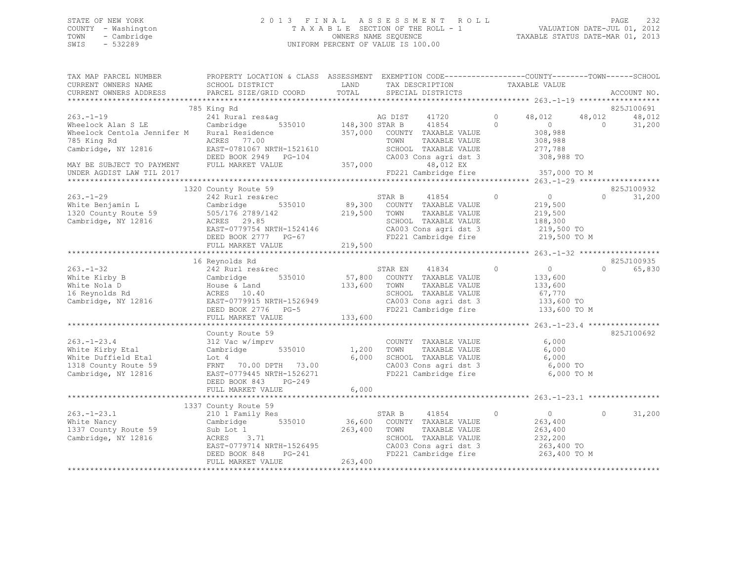STATE OF NEW YORK
COUNTY - Washington
TOWN - Cambridge
SWIS - 532289

# 2013 FINAL ASSESSMENT ROLL
TAXABLE SECTION OF THE ROLL - 1
OWNERS NAME SEQUENCE
UNIFORM PERCENT OF VALUE IS 100.00

VALUATION DATE-JUL 01, 2012
TAXABLE STATUS DATE-MAR 01, 2013

```
TAX MAP PARCEL NUMBER          PROPERTY LOCATION & CLASS  ASSESSMENT  EXEMPTION CODE------------------COUNTY--------TOWN------SCHOOL
CURRENT OWNERS NAME            SCHOOL DISTRICT               LAND      TAX DESCRIPTION              TAXABLE VALUE
CURRENT OWNERS ADDRESS         PARCEL SIZE/GRID COORD        TOTAL     SPECIAL DISTRICTS                                          ACCOUNT NO.
******************************************************************************************************* 263.-1-19 ******************
                               785 King Rd                                                                                825J100691
263.-1-19                      241 Rural res&ag                    AG DIST      41720          0      48,012      48,012      48,012
Wheelock Alan S LE             Cambridge        535010     148,300 STAR B       41854          0           0           0      31,200
Wheelock Centola Jennifer M    Rural Residence             357,000   COUNTY  TAXABLE VALUE              308,988
785 King Rd                    ACRES    77.00                        TOWN    TAXABLE VALUE              308,988
Cambridge, NY 12816            EAST-0781067 NRTH-1521610             SCHOOL  TAXABLE VALUE              277,788
                               DEED BOOK 2949   PG-104               CA003 Cons agri dst 3               308,988 TO
MAY BE SUBJECT TO PAYMENT      FULL MARKET VALUE           357,000          48,012 EX
UNDER AGDIST LAW TIL 2017                                            FD221 Cambridge fire                357,000 TO M
******************************************************************************************************* 263.-1-29 ******************
                               1320 County Route 59                                                                       825J100932
263.-1-29                      242 Rurl res&rec                    STAR B       41854          0           0           0      31,200
White Benjamin L               Cambridge        535010      89,300   COUNTY  TAXABLE VALUE              219,500
1320 County Route 59           505/176 2789/142            219,500   TOWN    TAXABLE VALUE              219,500
Cambridge, NY 12816            ACRES    29.85                        SCHOOL  TAXABLE VALUE              188,300
                               EAST-0779754 NRTH-1524146             CA003 Cons agri dst 3               219,500 TO
                               DEED BOOK 2777   PG-67                FD221 Cambridge fire                219,500 TO M
                               FULL MARKET VALUE           219,500
******************************************************************************************************* 263.-1-32 ******************
                               16 Reynolds Rd                                                                             825J100935
263.-1-32                      242 Rurl res&rec                    STAR EN      41834          0           0           0      65,830
White Kirby B                  Cambridge        535010      57,800   COUNTY  TAXABLE VALUE              133,600
White Nola D                   House & Land                133,600   TOWN    TAXABLE VALUE              133,600
16 Reynolds Rd                 ACRES    10.40                        SCHOOL  TAXABLE VALUE               67,770
Cambridge, NY 12816            EAST-0779915 NRTH-1526949             CA003 Cons agri dst 3               133,600 TO
                               DEED BOOK 2776   PG-5                 FD221 Cambridge fire                133,600 TO M
                               FULL MARKET VALUE           133,600
******************************************************************************************************* 263.-1-23.4 ****************
                               County Route 59                                                                            825J100692
263.-1-23.4                    312 Vac w/imprv                       COUNTY  TAXABLE VALUE                6,000
White Kirby Etal               Cambridge        535010       1,200   TOWN    TAXABLE VALUE                6,000
White Duffield Etal            Lot 4                         6,000   SCHOOL  TAXABLE VALUE                6,000
1318 County Route 59           FRNT    70.00 DPTH    73.00           CA003 Cons agri dst 3                 6,000 TO
Cambridge, NY 12816            EAST-0779445 NRTH-1526271             FD221 Cambridge fire                  6,000 TO M
                               DEED BOOK 843    PG-249
                               FULL MARKET VALUE             6,000
******************************************************************************************************* 263.-1-23.1 ****************
                               1337 County Route 59
263.-1-23.1                    210 1 Family Res                    STAR B       41854          0           0           0      31,200
White Nancy                    Cambridge        535010      36,600   COUNTY  TAXABLE VALUE              263,400
1337 County Route 59           Sub Lot 1                   263,400   TOWN    TAXABLE VALUE              263,400
Cambridge, NY 12816            ACRES     3.71                        SCHOOL  TAXABLE VALUE              232,200
                               EAST-0779714 NRTH-1526495             CA003 Cons agri dst 3               263,400 TO
                               DEED BOOK 848    PG-241               FD221 Cambridge fire                263,400 TO M
                               FULL MARKET VALUE           263,400
************************************************************************************************************************************
```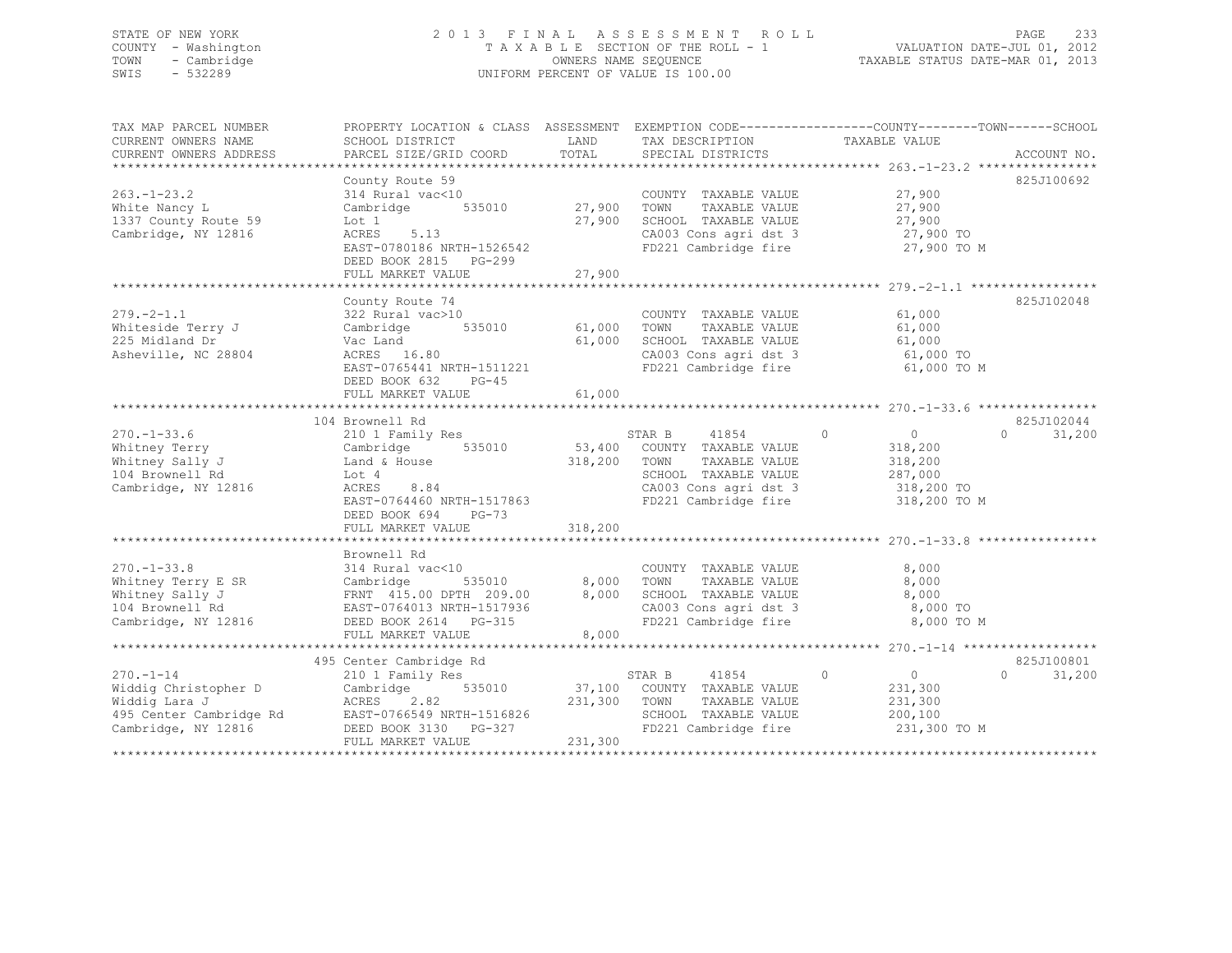STATE OF NEW YORK
COUNTY - Washington
TOWN - Cambridge
SWIS - 532289

2 0 1 3 F I N A L A S S E S S M E N T R O L L
T A X A B L E SECTION OF THE ROLL - 1
OWNERS NAME SEQUENCE
UNIFORM PERCENT OF VALUE IS 100.00

VALUATION DATE-JUL 01, 2012
TAXABLE STATUS DATE-MAR 01, 2013

| TAX MAP PARCEL NUMBER / CURRENT OWNERS NAME / CURRENT OWNERS ADDRESS | PROPERTY LOCATION & CLASS / SCHOOL DISTRICT / PARCEL SIZE/GRID COORD | ASSESSMENT LAND | TOTAL | EXEMPTION CODE / TAX DESCRIPTION / SPECIAL DISTRICTS | COUNTY / TAXABLE VALUE | TOWN | SCHOOL | ACCOUNT NO. |
|---|---|---|---|---|---|---|---|---|
| 263.-1-23.2 | County Route 59 | | | | | | | 825J100692 |
| 263.-1-23.2 | 314 Rural vac<10 | | | COUNTY TAXABLE VALUE | 27,900 | | | |
| White Nancy L | Cambridge 535010 | 27,900 | | TOWN TAXABLE VALUE | 27,900 | | | |
| 1337 County Route 59 | Lot 1 | | 27,900 | SCHOOL TAXABLE VALUE | 27,900 | | | |
| Cambridge, NY 12816 | ACRES 5.13 | | | CA003 Cons agri dst 3 | 27,900 TO | | | |
| | EAST-0780186 NRTH-1526542 | | | FD221 Cambridge fire | 27,900 TO M | | | |
| | DEED BOOK 2815 PG-299 | | | | | | | |
| | FULL MARKET VALUE | | 27,900 | | | | | |
| 279.-2-1.1 | County Route 74 | | | | | | | 825J102048 |
| 279.-2-1.1 | 322 Rural vac>10 | | | COUNTY TAXABLE VALUE | 61,000 | | | |
| Whiteside Terry J | Cambridge 535010 | 61,000 | | TOWN TAXABLE VALUE | 61,000 | | | |
| 225 Midland Dr | Vac Land | | 61,000 | SCHOOL TAXABLE VALUE | 61,000 | | | |
| Asheville, NC 28804 | ACRES 16.80 | | | CA003 Cons agri dst 3 | 61,000 TO | | | |
| | EAST-0765441 NRTH-1511221 | | | FD221 Cambridge fire | 61,000 TO M | | | |
| | DEED BOOK 632 PG-45 | | | | | | | |
| | FULL MARKET VALUE | | 61,000 | | | | | |
| 270.-1-33.6 | 104 Brownell Rd | | | | | | | 825J102044 |
| 270.-1-33.6 | 210 1 Family Res | | | STAR B 41854 | 0 | 0 | 31,200 | |
| Whitney Terry | Cambridge 535010 | 53,400 | | COUNTY TAXABLE VALUE | 318,200 | | | |
| Whitney Sally J | Land & House | | 318,200 | TOWN TAXABLE VALUE | 318,200 | | | |
| 104 Brownell Rd | Lot 4 | | | SCHOOL TAXABLE VALUE | 287,000 | | | |
| Cambridge, NY 12816 | ACRES 8.84 | | | CA003 Cons agri dst 3 | 318,200 TO | | | |
| | EAST-0764460 NRTH-1517863 | | | FD221 Cambridge fire | 318,200 TO M | | | |
| | DEED BOOK 694 PG-73 | | | | | | | |
| | FULL MARKET VALUE | | 318,200 | | | | | |
| 270.-1-33.8 | Brownell Rd | | | | | | | |
| 270.-1-33.8 | 314 Rural vac<10 | | | COUNTY TAXABLE VALUE | 8,000 | | | |
| Whitney Terry E SR | Cambridge 535010 | 8,000 | | TOWN TAXABLE VALUE | 8,000 | | | |
| Whitney Sally J | FRNT 415.00 DPTH 209.00 | | 8,000 | SCHOOL TAXABLE VALUE | 8,000 | | | |
| 104 Brownell Rd | EAST-0764013 NRTH-1517936 | | | CA003 Cons agri dst 3 | 8,000 TO | | | |
| Cambridge, NY 12816 | DEED BOOK 2614 PG-315 | | | FD221 Cambridge fire | 8,000 TO M | | | |
| | FULL MARKET VALUE | | 8,000 | | | | | |
| 270.-1-14 | 495 Center Cambridge Rd | | | | | | | 825J100801 |
| 270.-1-14 | 210 1 Family Res | | | STAR B 41854 | 0 | 0 | 31,200 | |
| Widdig Christopher D | Cambridge 535010 | 37,100 | | COUNTY TAXABLE VALUE | 231,300 | | | |
| Widdig Lara J | ACRES 2.82 | | 231,300 | TOWN TAXABLE VALUE | 231,300 | | | |
| 495 Center Cambridge Rd | EAST-0766549 NRTH-1516826 | | | SCHOOL TAXABLE VALUE | 200,100 | | | |
| Cambridge, NY 12816 | DEED BOOK 3130 PG-327 | | | FD221 Cambridge fire | 231,300 TO M | | | |
| | FULL MARKET VALUE | | 231,300 | | | | | |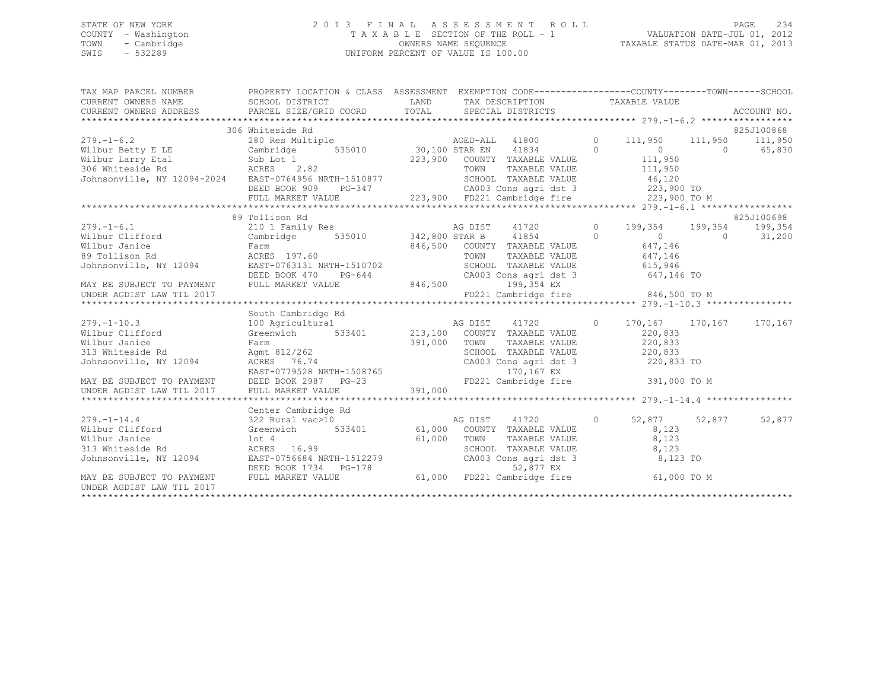STATE OF NEW YORK
COUNTY - Washington
TOWN - Cambridge
SWIS - 532289

# 2013 FINAL ASSESSMENT ROLL

TAXABLE SECTION OF THE ROLL - 1
OWNERS NAME SEQUENCE
UNIFORM PERCENT OF VALUE IS 100.00

VALUATION DATE-JUL 01, 2012
TAXABLE STATUS DATE-MAR 01, 2013

```
TAX MAP PARCEL NUMBER          PROPERTY LOCATION & CLASS  ASSESSMENT  EXEMPTION CODE------------------COUNTY--------TOWN------SCHOOL
CURRENT OWNERS NAME            SCHOOL DISTRICT             LAND        TAX DESCRIPTION             TAXABLE VALUE
CURRENT OWNERS ADDRESS         PARCEL SIZE/GRID COORD      TOTAL       SPECIAL DISTRICTS                                        ACCOUNT NO.
*************************************************************************************************** 279.-1-6.2 *****************
                               306 Whiteside Rd                                                                             825J100868
279.-1-6.2                     280 Res Multiple                        AGED-ALL    41800          0    111,950    111,950    111,950
Wilbur Betty E LE              Cambridge       535010      30,100 STAR EN     41834          0          0          0     65,830
Wilbur Larry Etal              Sub Lot 1                  223,900     COUNTY  TAXABLE VALUE         111,950
306 Whiteside Rd               ACRES    2.82                           TOWN    TAXABLE VALUE         111,950
Johnsonville, NY 12094-2024    EAST-0764956 NRTH-1510877               SCHOOL  TAXABLE VALUE          46,120
                               DEED BOOK 909    PG-347                 CA003 Cons agri dst 3         223,900 TO
                               FULL MARKET VALUE          223,900     FD221 Cambridge fire          223,900 TO M
*************************************************************************************************** 279.-1-6.1 *****************
                               89 Tollison Rd                                                                               825J100698
279.-1-6.1                     210 1 Family Res                        AG DIST     41720          0    199,354    199,354    199,354
Wilbur Clifford                Cambridge       535010     342,800 STAR B      41854          0          0          0     31,200
Wilbur Janice                  Farm                       846,500     COUNTY  TAXABLE VALUE         647,146
89 Tollison Rd                 ACRES  197.60                           TOWN    TAXABLE VALUE         647,146
Johnsonville, NY 12094         EAST-0763131 NRTH-1510702               SCHOOL  TAXABLE VALUE         615,946
                               DEED BOOK 470    PG-644                 CA003 Cons agri dst 3         647,146 TO
MAY BE SUBJECT TO PAYMENT      FULL MARKET VALUE          846,500              199,354 EX
UNDER AGDIST LAW TIL 2017                                              FD221 Cambridge fire          846,500 TO M
*************************************************************************************************** 279.-1-10.3 ****************
                               South Cambridge Rd
279.-1-10.3                    100 Agricultural                        AG DIST     41720          0    170,167    170,167    170,167
Wilbur Clifford                Greenwich       533401     213,100     COUNTY  TAXABLE VALUE         220,833
Wilbur Janice                  Farm                       391,000     TOWN    TAXABLE VALUE         220,833
313 Whiteside Rd               Agmt 812/262                            SCHOOL  TAXABLE VALUE         220,833
Johnsonville, NY 12094         ACRES   76.74                           CA003 Cons agri dst 3         220,833 TO
                               EAST-0779528 NRTH-1508765                       170,167 EX
MAY BE SUBJECT TO PAYMENT      DEED BOOK 2987   PG-23                  FD221 Cambridge fire          391,000 TO M
UNDER AGDIST LAW TIL 2017      FULL MARKET VALUE          391,000
*************************************************************************************************** 279.-1-14.4 ****************
                               Center Cambridge Rd
279.-1-14.4                    322 Rural vac>10                        AG DIST     41720          0     52,877     52,877     52,877
Wilbur Clifford                Greenwich       533401      61,000     COUNTY  TAXABLE VALUE           8,123
Wilbur Janice                  lot 4                       61,000     TOWN    TAXABLE VALUE           8,123
313 Whiteside Rd               ACRES   16.99                           SCHOOL  TAXABLE VALUE           8,123
Johnsonville, NY 12094         EAST-0756684 NRTH-1512279               CA003 Cons agri dst 3           8,123 TO
                               DEED BOOK 1734   PG-178                          52,877 EX
MAY BE SUBJECT TO PAYMENT      FULL MARKET VALUE           61,000     FD221 Cambridge fire           61,000 TO M
UNDER AGDIST LAW TIL 2017
********************************************************************************************************************************
```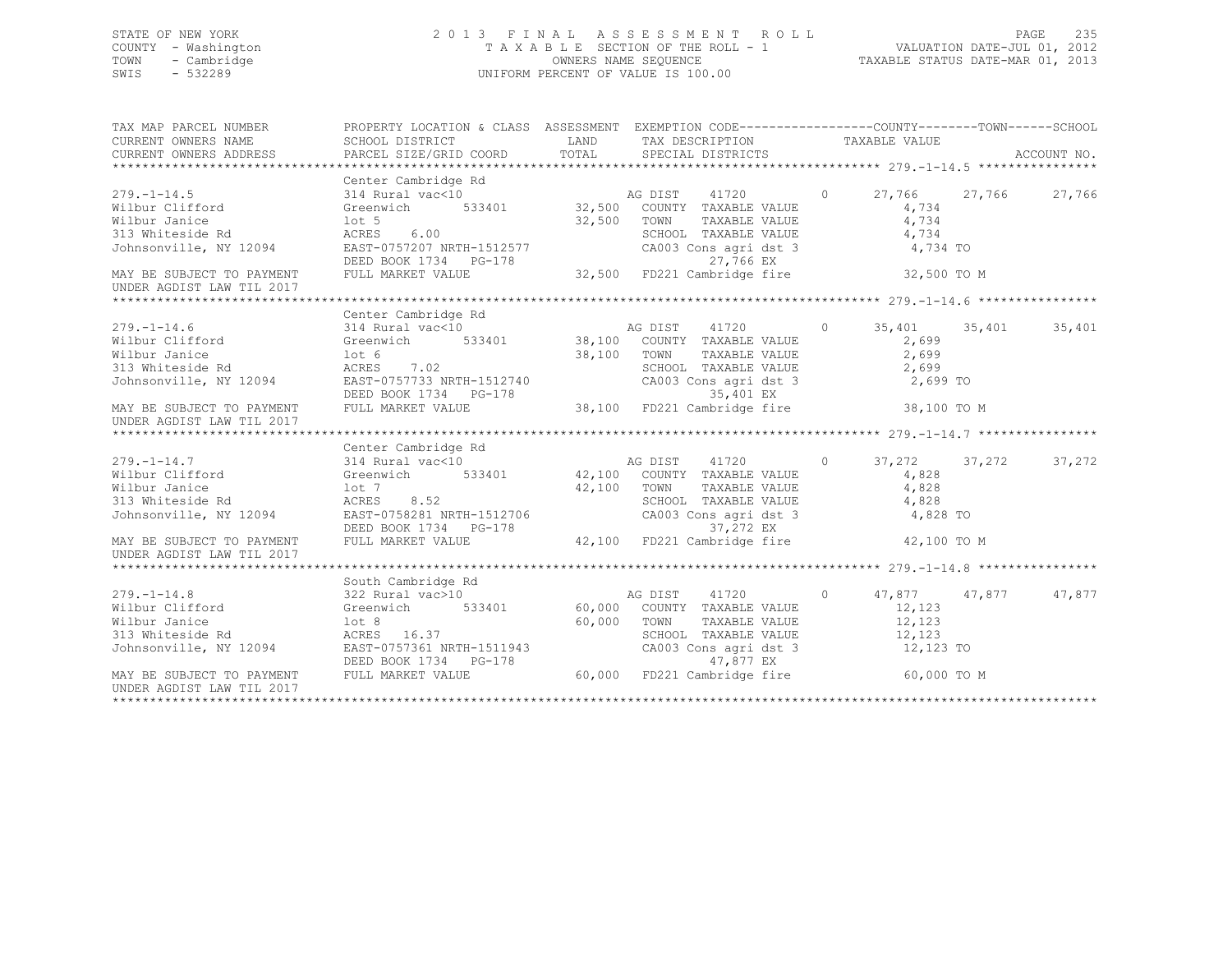STATE OF NEW YORK
COUNTY - Washington
TOWN - Cambridge
SWIS - 532289

2013 FINAL ASSESSMENT ROLL
TAXABLE SECTION OF THE ROLL - 1
OWNERS NAME SEQUENCE
UNIFORM PERCENT OF VALUE IS 100.00

VALUATION DATE-JUL 01, 2012
TAXABLE STATUS DATE-MAR 01, 2013

| TAX MAP PARCEL NUMBER / CURRENT OWNERS NAME / CURRENT OWNERS ADDRESS | PROPERTY LOCATION & CLASS / SCHOOL DISTRICT / PARCEL SIZE/GRID COORD | ASSESSMENT LAND / TOTAL | EXEMPTION CODE / TAX DESCRIPTION / SPECIAL DISTRICTS | COUNTY TAXABLE VALUE | TOWN | SCHOOL | ACCOUNT NO. |
|---|---|---|---|---|---|---|---|
| **279.-1-14.5** | Center Cambridge Rd | | | | | | |
| 279.-1-14.5 | 314 Rural vac<10 | | AG DIST 41720 0 | 27,766 | 27,766 | 27,766 | |
| Wilbur Clifford | Greenwich 533401 | 32,500 | COUNTY TAXABLE VALUE | 4,734 | | | |
| Wilbur Janice | lot 5 | 32,500 | TOWN TAXABLE VALUE | 4,734 | | | |
| 313 Whiteside Rd | ACRES 6.00 | | SCHOOL TAXABLE VALUE | 4,734 | | | |
| Johnsonville, NY 12094 | EAST-0757207 NRTH-1512577 | | CA003 Cons agri dst 3 | 4,734 TO | | | |
| | DEED BOOK 1734 PG-178 | | 27,766 EX | | | | |
| MAY BE SUBJECT TO PAYMENT UNDER AGDIST LAW TIL 2017 | FULL MARKET VALUE | 32,500 | FD221 Cambridge fire | 32,500 TO M | | | |
| **279.-1-14.6** | Center Cambridge Rd | | | | | | |
| 279.-1-14.6 | 314 Rural vac<10 | | AG DIST 41720 0 | 35,401 | 35,401 | 35,401 | |
| Wilbur Clifford | Greenwich 533401 | 38,100 | COUNTY TAXABLE VALUE | 2,699 | | | |
| Wilbur Janice | lot 6 | 38,100 | TOWN TAXABLE VALUE | 2,699 | | | |
| 313 Whiteside Rd | ACRES 7.02 | | SCHOOL TAXABLE VALUE | 2,699 | | | |
| Johnsonville, NY 12094 | EAST-0757733 NRTH-1512740 | | CA003 Cons agri dst 3 | 2,699 TO | | | |
| | DEED BOOK 1734 PG-178 | | 35,401 EX | | | | |
| MAY BE SUBJECT TO PAYMENT UNDER AGDIST LAW TIL 2017 | FULL MARKET VALUE | 38,100 | FD221 Cambridge fire | 38,100 TO M | | | |
| **279.-1-14.7** | Center Cambridge Rd | | | | | | |
| 279.-1-14.7 | 314 Rural vac<10 | | AG DIST 41720 0 | 37,272 | 37,272 | 37,272 | |
| Wilbur Clifford | Greenwich 533401 | 42,100 | COUNTY TAXABLE VALUE | 4,828 | | | |
| Wilbur Janice | lot 7 | 42,100 | TOWN TAXABLE VALUE | 4,828 | | | |
| 313 Whiteside Rd | ACRES 8.52 | | SCHOOL TAXABLE VALUE | 4,828 | | | |
| Johnsonville, NY 12094 | EAST-0758281 NRTH-1512706 | | CA003 Cons agri dst 3 | 4,828 TO | | | |
| | DEED BOOK 1734 PG-178 | | 37,272 EX | | | | |
| MAY BE SUBJECT TO PAYMENT UNDER AGDIST LAW TIL 2017 | FULL MARKET VALUE | 42,100 | FD221 Cambridge fire | 42,100 TO M | | | |
| **279.-1-14.8** | South Cambridge Rd | | | | | | |
| 279.-1-14.8 | 322 Rural vac>10 | | AG DIST 41720 0 | 47,877 | 47,877 | 47,877 | |
| Wilbur Clifford | Greenwich 533401 | 60,000 | COUNTY TAXABLE VALUE | 12,123 | | | |
| Wilbur Janice | lot 8 | 60,000 | TOWN TAXABLE VALUE | 12,123 | | | |
| 313 Whiteside Rd | ACRES 16.37 | | SCHOOL TAXABLE VALUE | 12,123 | | | |
| Johnsonville, NY 12094 | EAST-0757361 NRTH-1511943 | | CA003 Cons agri dst 3 | 12,123 TO | | | |
| | DEED BOOK 1734 PG-178 | | 47,877 EX | | | | |
| MAY BE SUBJECT TO PAYMENT UNDER AGDIST LAW TIL 2017 | FULL MARKET VALUE | 60,000 | FD221 Cambridge fire | 60,000 TO M | | | |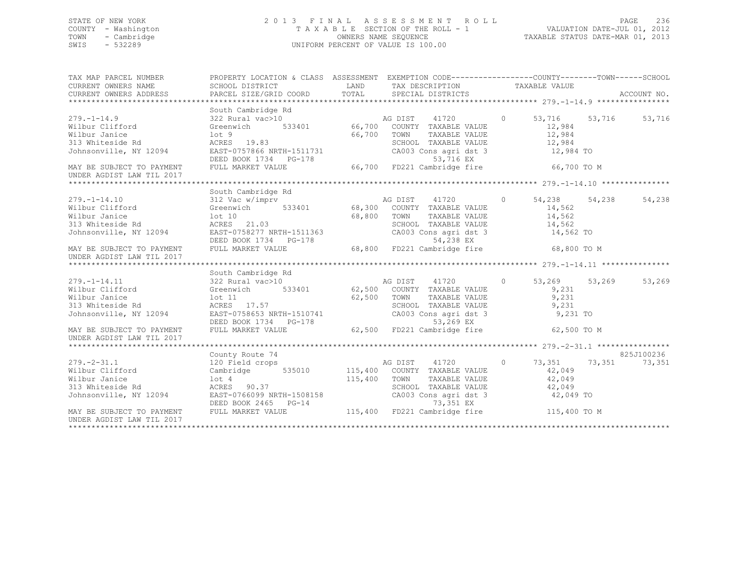STATE OF NEW YORK
COUNTY - Washington
TOWN - Cambridge
SWIS - 532289

2 0 1 3 F I N A L A S S E S S M E N T R O L L
T A X A B L E SECTION OF THE ROLL - 1
OWNERS NAME SEQUENCE
UNIFORM PERCENT OF VALUE IS 100.00

VALUATION DATE-JUL 01, 2012
TAXABLE STATUS DATE-MAR 01, 2013

```
TAX MAP PARCEL NUMBER          PROPERTY LOCATION & CLASS  ASSESSMENT  EXEMPTION CODE------------------COUNTY--------TOWN------SCHOOL
CURRENT OWNERS NAME            SCHOOL DISTRICT               LAND      TAX DESCRIPTION            TAXABLE VALUE
CURRENT OWNERS ADDRESS         PARCEL SIZE/GRID COORD        TOTAL     SPECIAL DISTRICTS                                     ACCOUNT NO.
******************************************************************************************************* 279.-1-14.9 ****************
                               South Cambridge Rd
279.-1-14.9                    322 Rural vac>10                        AG DIST    41720          0      53,716     53,716     53,716
Wilbur Clifford                Greenwich        533401      66,700    COUNTY  TAXABLE VALUE            12,984
Wilbur Janice                  lot 9                        66,700    TOWN    TAXABLE VALUE            12,984
313 Whiteside Rd               ACRES   19.83                           SCHOOL  TAXABLE VALUE            12,984
Johnsonville, NY 12094         EAST-0757866 NRTH-1511731              CA003 Cons agri dst 3             12,984 TO
                               DEED BOOK 1734   PG-178                        53,716 EX
MAY BE SUBJECT TO PAYMENT      FULL MARKET VALUE             66,700    FD221 Cambridge fire              66,700 TO M
UNDER AGDIST LAW TIL 2017
******************************************************************************************************* 279.-1-14.10 ***************
                               South Cambridge Rd
279.-1-14.10                   312 Vac w/imprv                         AG DIST    41720          0      54,238     54,238     54,238
Wilbur Clifford                Greenwich        533401      68,300    COUNTY  TAXABLE VALUE            14,562
Wilbur Janice                  lot 10                       68,800    TOWN    TAXABLE VALUE            14,562
313 Whiteside Rd               ACRES   21.03                           SCHOOL  TAXABLE VALUE            14,562
Johnsonville, NY 12094         EAST-0758277 NRTH-1511363              CA003 Cons agri dst 3             14,562 TO
                               DEED BOOK 1734   PG-178                        54,238 EX
MAY BE SUBJECT TO PAYMENT      FULL MARKET VALUE             68,800    FD221 Cambridge fire              68,800 TO M
UNDER AGDIST LAW TIL 2017
******************************************************************************************************* 279.-1-14.11 ***************
                               South Cambridge Rd
279.-1-14.11                   322 Rural vac>10                        AG DIST    41720          0      53,269     53,269     53,269
Wilbur Clifford                Greenwich        533401      62,500    COUNTY  TAXABLE VALUE             9,231
Wilbur Janice                  lot 11                       62,500    TOWN    TAXABLE VALUE             9,231
313 Whiteside Rd               ACRES   17.57                           SCHOOL  TAXABLE VALUE             9,231
Johnsonville, NY 12094         EAST-0758653 NRTH-1510741              CA003 Cons agri dst 3              9,231 TO
                               DEED BOOK 1734   PG-178                        53,269 EX
MAY BE SUBJECT TO PAYMENT      FULL MARKET VALUE             62,500    FD221 Cambridge fire              62,500 TO M
UNDER AGDIST LAW TIL 2017
******************************************************************************************************* 279.-2-31.1 ****************
                               County Route 74                                                                          825J100236
279.-2-31.1                    120 Field crops                         AG DIST    41720          0      73,351     73,351     73,351
Wilbur Clifford                Cambridge        535010     115,400    COUNTY  TAXABLE VALUE            42,049
Wilbur Janice                  lot 4                       115,400    TOWN    TAXABLE VALUE            42,049
313 Whiteside Rd               ACRES   90.37                           SCHOOL  TAXABLE VALUE            42,049
Johnsonville, NY 12094         EAST-0766099 NRTH-1508158              CA003 Cons agri dst 3             42,049 TO
                               DEED BOOK 2465   PG-14                         73,351 EX
MAY BE SUBJECT TO PAYMENT      FULL MARKET VALUE            115,400    FD221 Cambridge fire             115,400 TO M
UNDER AGDIST LAW TIL 2017
************************************************************************************************************************************
```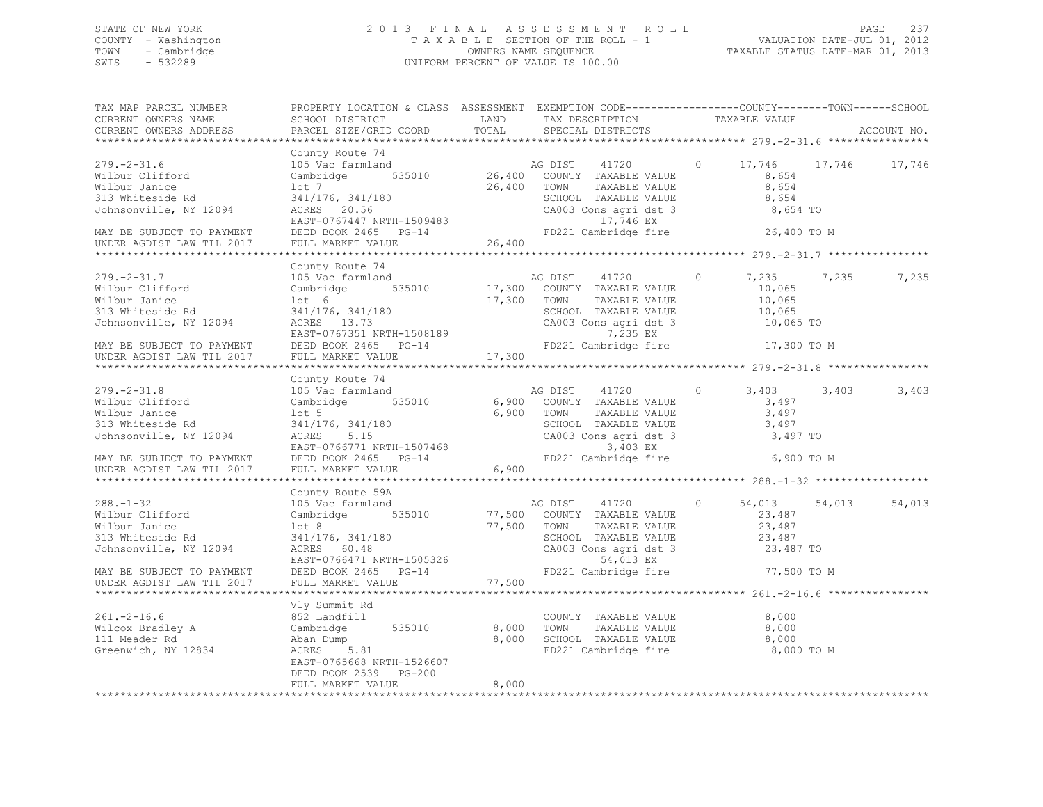STATE OF NEW YORK
COUNTY - Washington
TOWN - Cambridge
SWIS - 532289

2013 FINAL ASSESSMENT ROLL
TAXABLE SECTION OF THE ROLL - 1
OWNERS NAME SEQUENCE
UNIFORM PERCENT OF VALUE IS 100.00

VALUATION DATE-JUL 01, 2012
TAXABLE STATUS DATE-MAR 01, 2013

```
TAX MAP PARCEL NUMBER       PROPERTY LOCATION & CLASS  ASSESSMENT  EXEMPTION CODE------------------COUNTY--------TOWN------SCHOOL
CURRENT OWNERS NAME         SCHOOL DISTRICT               LAND      TAX DESCRIPTION            TAXABLE VALUE
CURRENT OWNERS ADDRESS      PARCEL SIZE/GRID COORD        TOTAL     SPECIAL DISTRICTS                                    ACCOUNT NO.
******************************************************************************************************* 279.-2-31.6 ****************
                            County Route 74
279.-2-31.6                 105 Vac farmland                        AG DIST     41720         0      17,746     17,746     17,746
Wilbur Clifford             Cambridge        535010        26,400   COUNTY  TAXABLE VALUE              8,654
Wilbur Janice               lot 7                          26,400   TOWN    TAXABLE VALUE              8,654
313 Whiteside Rd            341/176, 341/180                        SCHOOL  TAXABLE VALUE              8,654
Johnsonville, NY 12094      ACRES  20.56                            CA003 Cons agri dst 3               8,654 TO
                            EAST-0767447 NRTH-1509483                     17,746 EX
MAY BE SUBJECT TO PAYMENT   DEED BOOK 2465   PG-14                  FD221 Cambridge fire               26,400 TO M
UNDER AGDIST LAW TIL 2017   FULL MARKET VALUE              26,400
******************************************************************************************************* 279.-2-31.7 ****************
                            County Route 74
279.-2-31.7                 105 Vac farmland                        AG DIST     41720         0       7,235      7,235      7,235
Wilbur Clifford             Cambridge        535010        17,300   COUNTY  TAXABLE VALUE             10,065
Wilbur Janice               lot  6                         17,300   TOWN    TAXABLE VALUE             10,065
313 Whiteside Rd            341/176, 341/180                        SCHOOL  TAXABLE VALUE             10,065
Johnsonville, NY 12094      ACRES  13.73                            CA003 Cons agri dst 3              10,065 TO
                            EAST-0767351 NRTH-1508189                      7,235 EX
MAY BE SUBJECT TO PAYMENT   DEED BOOK 2465   PG-14                  FD221 Cambridge fire               17,300 TO M
UNDER AGDIST LAW TIL 2017   FULL MARKET VALUE              17,300
******************************************************************************************************* 279.-2-31.8 ****************
                            County Route 74
279.-2-31.8                 105 Vac farmland                        AG DIST     41720         0       3,403      3,403      3,403
Wilbur Clifford             Cambridge        535010         6,900   COUNTY  TAXABLE VALUE              3,497
Wilbur Janice               lot 5                           6,900   TOWN    TAXABLE VALUE              3,497
313 Whiteside Rd            341/176, 341/180                        SCHOOL  TAXABLE VALUE              3,497
Johnsonville, NY 12094      ACRES   5.15                            CA003 Cons agri dst 3               3,497 TO
                            EAST-0766771 NRTH-1507468                      3,403 EX
MAY BE SUBJECT TO PAYMENT   DEED BOOK 2465   PG-14                  FD221 Cambridge fire                6,900 TO M
UNDER AGDIST LAW TIL 2017   FULL MARKET VALUE               6,900
******************************************************************************************************* 288.-1-32 ******************
                            County Route 59A
288.-1-32                   105 Vac farmland                        AG DIST     41720         0      54,013     54,013     54,013
Wilbur Clifford             Cambridge        535010        77,500   COUNTY  TAXABLE VALUE             23,487
Wilbur Janice               lot 8                          77,500   TOWN    TAXABLE VALUE             23,487
313 Whiteside Rd            341/176, 341/180                        SCHOOL  TAXABLE VALUE             23,487
Johnsonville, NY 12094      ACRES  60.48                            CA003 Cons agri dst 3              23,487 TO
                            EAST-0766471 NRTH-1505326                     54,013 EX
MAY BE SUBJECT TO PAYMENT   DEED BOOK 2465   PG-14                  FD221 Cambridge fire               77,500 TO M
UNDER AGDIST LAW TIL 2017   FULL MARKET VALUE              77,500
******************************************************************************************************* 261.-2-16.6 ****************
                            Vly Summit Rd
261.-2-16.6                 852 Landfill                            COUNTY  TAXABLE VALUE              8,000
Wilcox Bradley A            Cambridge        535010         8,000   TOWN    TAXABLE VALUE              8,000
111 Meader Rd               Aban Dump                       8,000   SCHOOL  TAXABLE VALUE              8,000
Greenwich, NY 12834         ACRES   5.81                            FD221 Cambridge fire                8,000 TO M
                            EAST-0765668 NRTH-1526607
                            DEED BOOK 2539   PG-200
                            FULL MARKET VALUE               8,000
************************************************************************************************************************************
```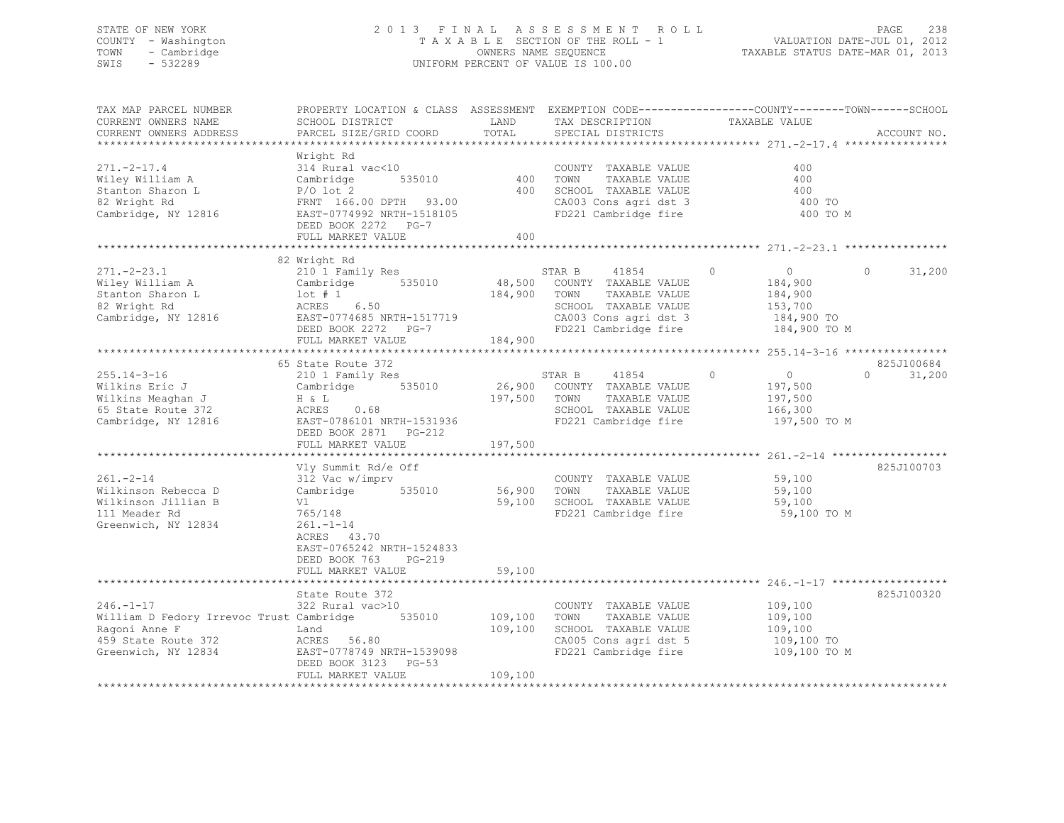STATE OF NEW YORK
COUNTY - Washington
TOWN - Cambridge
SWIS - 532289

# 2013 FINAL ASSESSMENT ROLL

TAXABLE SECTION OF THE ROLL - 1
OWNERS NAME SEQUENCE
UNIFORM PERCENT OF VALUE IS 100.00

VALUATION DATE-JUL 01, 2012
TAXABLE STATUS DATE-MAR 01, 2013

| TAX MAP PARCEL NUMBER / CURRENT OWNERS NAME / CURRENT OWNERS ADDRESS | PROPERTY LOCATION & CLASS / SCHOOL DISTRICT / PARCEL SIZE/GRID COORD | ASSESSMENT LAND | TOTAL | EXEMPTION CODE / TAX DESCRIPTION / SPECIAL DISTRICTS | COUNTY | TOWN | SCHOOL | TAXABLE VALUE | ACCOUNT NO. |
|---|---|---|---|---|---|---|---|---|---|
| **271.-2-17.4** | Wright Rd | | | | | | | | |
| 271.-2-17.4 | 314 Rural vac<10 | | | COUNTY TAXABLE VALUE | | | | 400 | |
| Wiley William A | Cambridge 535010 | 400 | | TOWN TAXABLE VALUE | | | | 400 | |
| Stanton Sharon L | P/O lot 2 | | 400 | SCHOOL TAXABLE VALUE | | | | 400 | |
| 82 Wright Rd | FRNT 166.00 DPTH 93.00 | | | CA003 Cons agri dst 3 | | | | 400 TO | |
| Cambridge, NY 12816 | EAST-0774992 NRTH-1518105 | | | FD221 Cambridge fire | | | | 400 TO M | |
| | DEED BOOK 2272 PG-7 | | | | | | | | |
| | FULL MARKET VALUE | | 400 | | | | | | |
| **271.-2-23.1** | 82 Wright Rd | | | | | | | | |
| 271.-2-23.1 | 210 1 Family Res | | | STAR B 41854 | 0 | 0 | 31,200 | | |
| Wiley William A | Cambridge 535010 | 48,500 | | COUNTY TAXABLE VALUE | | | | 184,900 | |
| Stanton Sharon L | lot # 1 | | 184,900 | TOWN TAXABLE VALUE | | | | 184,900 | |
| 82 Wright Rd | ACRES 6.50 | | | SCHOOL TAXABLE VALUE | | | | 153,700 | |
| Cambridge, NY 12816 | EAST-0774685 NRTH-1517719 | | | CA003 Cons agri dst 3 | | | | 184,900 TO | |
| | DEED BOOK 2272 PG-7 | | | FD221 Cambridge fire | | | | 184,900 TO M | |
| | FULL MARKET VALUE | | 184,900 | | | | | | |
| **255.14-3-16** | 65 State Route 372 | | | | | | | | 825J100684 |
| 255.14-3-16 | 210 1 Family Res | | | STAR B 41854 | 0 | 0 | 31,200 | | |
| Wilkins Eric J | Cambridge 535010 | 26,900 | | COUNTY TAXABLE VALUE | | | | 197,500 | |
| Wilkins Meaghan J | H & L | | 197,500 | TOWN TAXABLE VALUE | | | | 197,500 | |
| 65 State Route 372 | ACRES 0.68 | | | SCHOOL TAXABLE VALUE | | | | 166,300 | |
| Cambridge, NY 12816 | EAST-0786101 NRTH-1531936 | | | FD221 Cambridge fire | | | | 197,500 TO M | |
| | DEED BOOK 2871 PG-212 | | | | | | | | |
| | FULL MARKET VALUE | | 197,500 | | | | | | |
| **261.-2-14** | Vly Summit Rd/e Off | | | | | | | | 825J100703 |
| 261.-2-14 | 312 Vac w/imprv | | | COUNTY TAXABLE VALUE | | | | 59,100 | |
| Wilkinson Rebecca D | Cambridge 535010 | 56,900 | | TOWN TAXABLE VALUE | | | | 59,100 | |
| Wilkinson Jillian B | Vl | | 59,100 | SCHOOL TAXABLE VALUE | | | | 59,100 | |
| 111 Meader Rd | 765/148 | | | FD221 Cambridge fire | | | | 59,100 TO M | |
| Greenwich, NY 12834 | 261.-1-14 | | | | | | | | |
| | ACRES 43.70 | | | | | | | | |
| | EAST-0765242 NRTH-1524833 | | | | | | | | |
| | DEED BOOK 763 PG-219 | | | | | | | | |
| | FULL MARKET VALUE | | 59,100 | | | | | | |
| **246.-1-17** | State Route 372 | | | | | | | | 825J100320 |
| 246.-1-17 | 322 Rural vac>10 | | | COUNTY TAXABLE VALUE | | | | 109,100 | |
| William D Fedory Irrevoc Trust | Cambridge 535010 | 109,100 | | TOWN TAXABLE VALUE | | | | 109,100 | |
| Ragoni Anne F | Land | | 109,100 | SCHOOL TAXABLE VALUE | | | | 109,100 | |
| 459 State Route 372 | ACRES 56.80 | | | CA005 Cons agri dst 5 | | | | 109,100 TO | |
| Greenwich, NY 12834 | EAST-0778749 NRTH-1539098 | | | FD221 Cambridge fire | | | | 109,100 TO M | |
| | DEED BOOK 3123 PG-53 | | | | | | | | |
| | FULL MARKET VALUE | | 109,100 | | | | | | |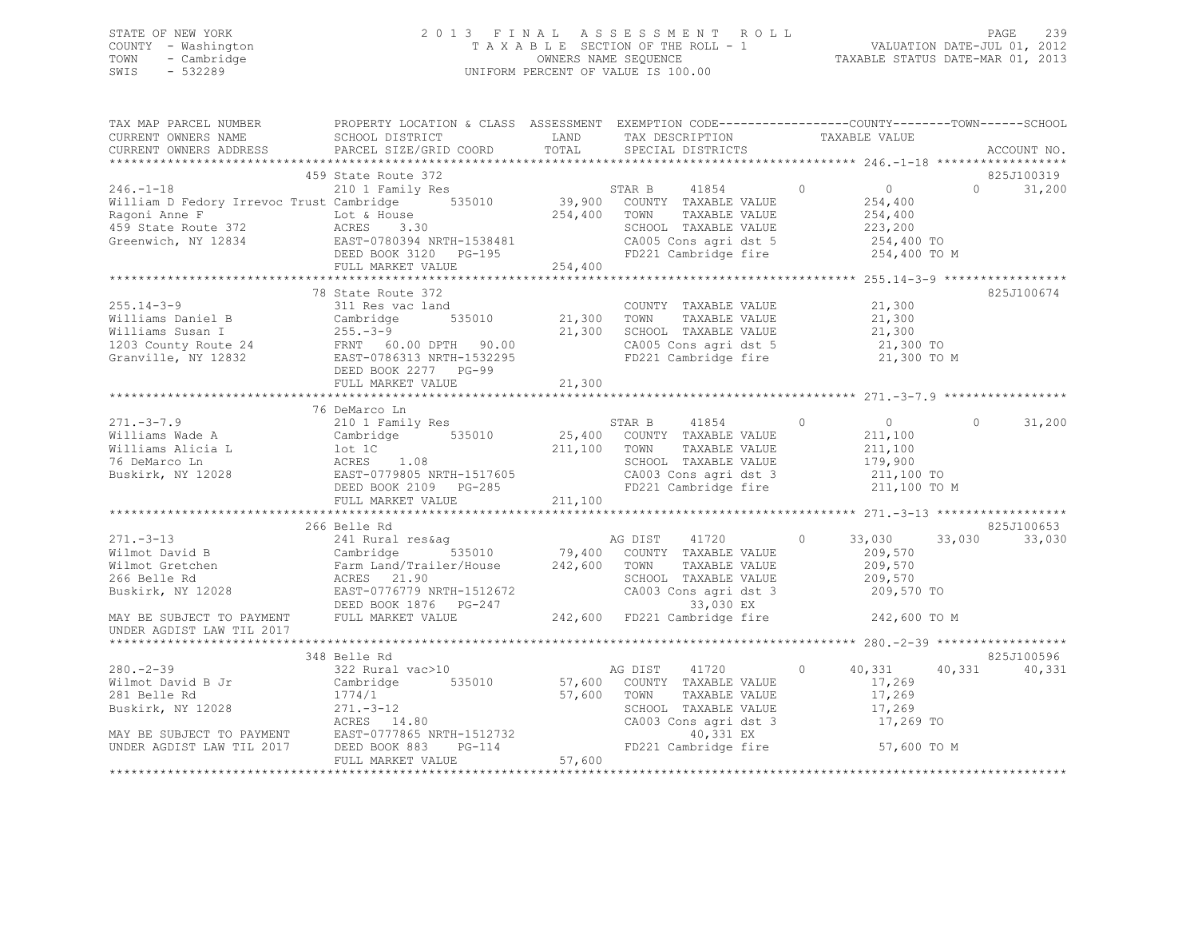STATE OF NEW YORK
COUNTY - Washington
TOWN - Cambridge
SWIS - 532289

2 0 1 3 F I N A L A S S E S S M E N T R O L L
T A X A B L E SECTION OF THE ROLL - 1
OWNERS NAME SEQUENCE
UNIFORM PERCENT OF VALUE IS 100.00

VALUATION DATE-JUL 01, 2012
TAXABLE STATUS DATE-MAR 01, 2013

```
TAX MAP PARCEL NUMBER          PROPERTY LOCATION & CLASS  ASSESSMENT  EXEMPTION CODE-----------------COUNTY--------TOWN------SCHOOL
CURRENT OWNERS NAME            SCHOOL DISTRICT            LAND        TAX DESCRIPTION            TAXABLE VALUE
CURRENT OWNERS ADDRESS         PARCEL SIZE/GRID COORD     TOTAL       SPECIAL DISTRICTS                                     ACCOUNT NO.
******************************************************************************************************* 246.-1-18 ******************
                               459 State Route 372                                                                          825J100319
246.-1-18                      210 1 Family Res                        STAR B    41854         0          0          0      31,200
William D Fedory Irrevoc Trust Cambridge       535010        39,900   COUNTY  TAXABLE VALUE           254,400
Ragoni Anne F                  Lot & House                   254,400  TOWN    TAXABLE VALUE           254,400
459 State Route 372            ACRES    3.30                          SCHOOL  TAXABLE VALUE           223,200
Greenwich, NY 12834            EAST-0780394 NRTH-1538481              CA005 Cons agri dst 5           254,400 TO
                               DEED BOOK 3120   PG-195                FD221 Cambridge fire            254,400 TO M
                               FULL MARKET VALUE             254,400
******************************************************************************************************* 255.14-3-9 *****************
                               78 State Route 372                                                                           825J100674
255.14-3-9                     311 Res vac land                       COUNTY  TAXABLE VALUE            21,300
Williams Daniel B              Cambridge       535010        21,300   TOWN    TAXABLE VALUE            21,300
Williams Susan I               255.-3-9                      21,300   SCHOOL  TAXABLE VALUE            21,300
1203 County Route 24           FRNT   60.00 DPTH   90.00              CA005 Cons agri dst 5            21,300 TO
Granville, NY 12832            EAST-0786313 NRTH-1532295              FD221 Cambridge fire             21,300 TO M
                               DEED BOOK 2277   PG-99
                               FULL MARKET VALUE              21,300
******************************************************************************************************* 271.-3-7.9 *****************
                               76 DeMarco Ln
271.-3-7.9                     210 1 Family Res                        STAR B    41854         0          0          0      31,200
Williams Wade A                Cambridge       535010        25,400   COUNTY  TAXABLE VALUE           211,100
Williams Alicia L              lot 1C                        211,100  TOWN    TAXABLE VALUE           211,100
76 DeMarco Ln                  ACRES    1.08                          SCHOOL  TAXABLE VALUE           179,900
Buskirk, NY 12028              EAST-0779805 NRTH-1517605              CA003 Cons agri dst 3           211,100 TO
                               DEED BOOK 2109   PG-285                FD221 Cambridge fire            211,100 TO M
                               FULL MARKET VALUE             211,100
******************************************************************************************************* 271.-3-13 ******************
                               266 Belle Rd                                                                                 825J100653
271.-3-13                      241 Rural res&ag                        AG DIST   41720         0     33,030     33,030      33,030
Wilmot David B                 Cambridge       535010        79,400   COUNTY  TAXABLE VALUE           209,570
Wilmot Gretchen                Farm Land/Trailer/House       242,600  TOWN    TAXABLE VALUE           209,570
266 Belle Rd                   ACRES   21.90                          SCHOOL  TAXABLE VALUE           209,570
Buskirk, NY 12028              EAST-0776779 NRTH-1512672              CA003 Cons agri dst 3           209,570 TO
                               DEED BOOK 1876   PG-247                      33,030 EX
MAY BE SUBJECT TO PAYMENT      FULL MARKET VALUE             242,600  FD221 Cambridge fire            242,600 TO M
UNDER AGDIST LAW TIL 2017
******************************************************************************************************* 280.-2-39 ******************
                               348 Belle Rd                                                                                 825J100596
280.-2-39                      322 Rural vac>10                        AG DIST   41720         0     40,331     40,331      40,331
Wilmot David B Jr              Cambridge       535010        57,600   COUNTY  TAXABLE VALUE            17,269
281 Belle Rd                   1774/1                        57,600   TOWN    TAXABLE VALUE            17,269
Buskirk, NY 12028              271.-3-12                              SCHOOL  TAXABLE VALUE            17,269
                               ACRES   14.80                          CA003 Cons agri dst 3            17,269 TO
MAY BE SUBJECT TO PAYMENT      EAST-0777865 NRTH-1512732                    40,331 EX
UNDER AGDIST LAW TIL 2017      DEED BOOK 883    PG-114                FD221 Cambridge fire             57,600 TO M
                               FULL MARKET VALUE              57,600
************************************************************************************************************************************
```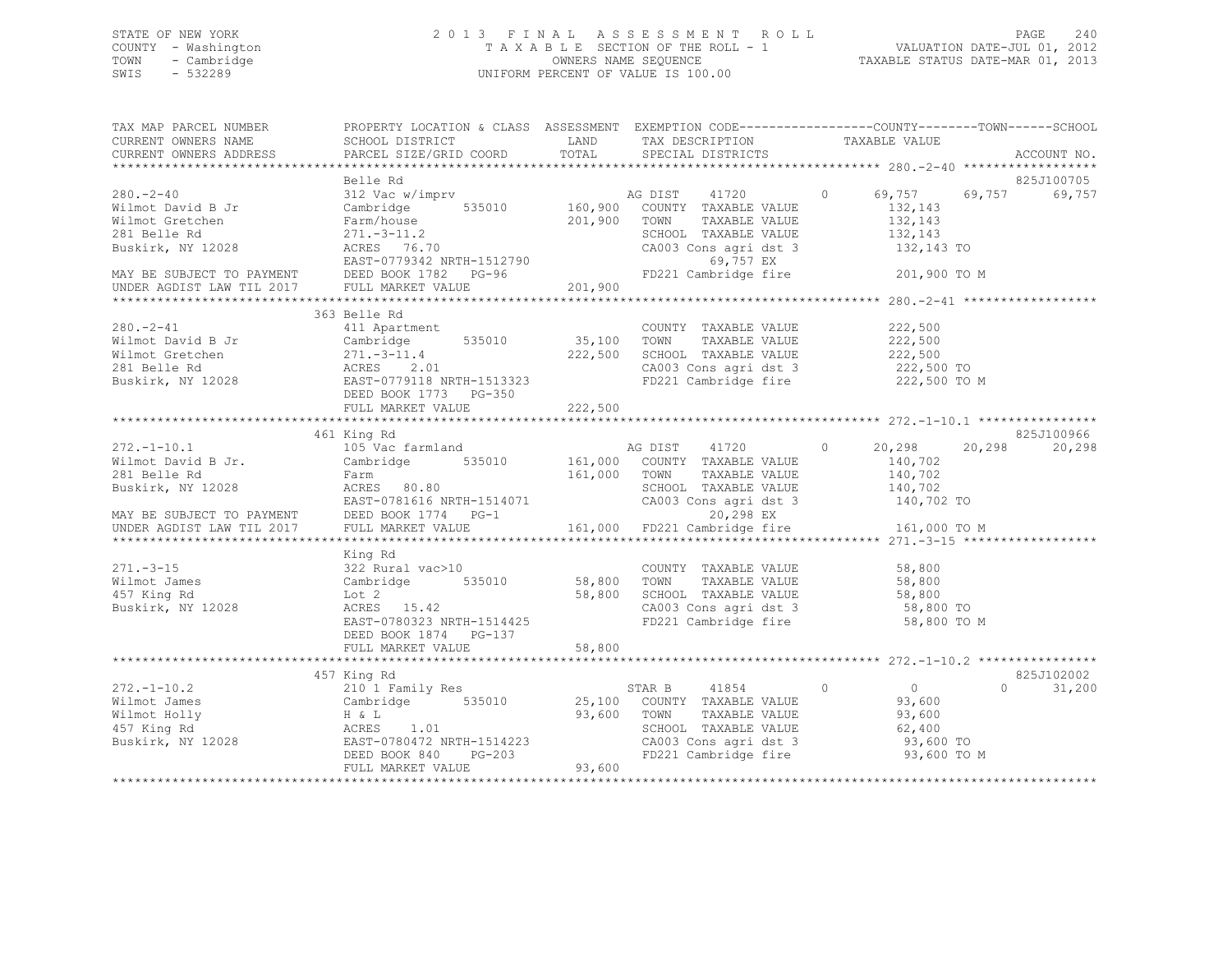STATE OF NEW YORK
COUNTY - Washington
TOWN - Cambridge
SWIS - 532289

2013 FINAL ASSESSMENT ROLL
TAXABLE SECTION OF THE ROLL - 1
OWNERS NAME SEQUENCE
UNIFORM PERCENT OF VALUE IS 100.00

VALUATION DATE-JUL 01, 2012
TAXABLE STATUS DATE-MAR 01, 2013

```
TAX MAP PARCEL NUMBER          PROPERTY LOCATION & CLASS  ASSESSMENT  EXEMPTION CODE------------------COUNTY--------TOWN------SCHOOL
CURRENT OWNERS NAME            SCHOOL DISTRICT              LAND      TAX DESCRIPTION              TAXABLE VALUE
CURRENT OWNERS ADDRESS         PARCEL SIZE/GRID COORD       TOTAL     SPECIAL DISTRICTS                                    ACCOUNT NO.
*********************************************************************************************** 280.-2-40 ******************
                               Belle Rd                                                                                 825J100705
280.-2-40                      312 Vac w/imprv                      AG DIST    41720         0      69,757     69,757     69,757
Wilmot David B Jr              Cambridge        535010     160,900  COUNTY  TAXABLE VALUE           132,143
Wilmot Gretchen                Farm/house                  201,900  TOWN    TAXABLE VALUE           132,143
281 Belle Rd                   271.-3-11.2                          SCHOOL  TAXABLE VALUE           132,143
Buskirk, NY 12028              ACRES  76.70                         CA003 Cons agri dst 3            132,143 TO
                               EAST-0779342 NRTH-1512790                  69,757 EX
MAY BE SUBJECT TO PAYMENT      DEED BOOK 1782   PG-96               FD221 Cambridge fire             201,900 TO M
UNDER AGDIST LAW TIL 2017      FULL MARKET VALUE           201,900
*********************************************************************************************** 280.-2-41 ******************
                               363 Belle Rd
280.-2-41                      411 Apartment                        COUNTY  TAXABLE VALUE           222,500
Wilmot David B Jr              Cambridge        535010      35,100  TOWN    TAXABLE VALUE           222,500
Wilmot Gretchen                271.-3-11.4                 222,500  SCHOOL  TAXABLE VALUE           222,500
281 Belle Rd                   ACRES   2.01                         CA003 Cons agri dst 3            222,500 TO
Buskirk, NY 12028              EAST-0779118 NRTH-1513323            FD221 Cambridge fire             222,500 TO M
                               DEED BOOK 1773   PG-350
                               FULL MARKET VALUE           222,500
*********************************************************************************************** 272.-1-10.1 ****************
                               461 King Rd                                                                              825J100966
272.-1-10.1                    105 Vac farmland                     AG DIST    41720         0      20,298     20,298     20,298
Wilmot David B Jr.             Cambridge        535010     161,000  COUNTY  TAXABLE VALUE           140,702
281 Belle Rd                   Farm                        161,000  TOWN    TAXABLE VALUE           140,702
Buskirk, NY 12028              ACRES  80.80                         SCHOOL  TAXABLE VALUE           140,702
                               EAST-0781616 NRTH-1514071            CA003 Cons agri dst 3            140,702 TO
MAY BE SUBJECT TO PAYMENT      DEED BOOK 1774   PG-1                      20,298 EX
UNDER AGDIST LAW TIL 2017      FULL MARKET VALUE           161,000  FD221 Cambridge fire             161,000 TO M
*********************************************************************************************** 271.-3-15 ******************
                               King Rd
271.-3-15                      322 Rural vac>10                     COUNTY  TAXABLE VALUE            58,800
Wilmot James                   Cambridge        535010      58,800  TOWN    TAXABLE VALUE            58,800
457 King Rd                    Lot 2                        58,800  SCHOOL  TAXABLE VALUE            58,800
Buskirk, NY 12028              ACRES  15.42                         CA003 Cons agri dst 3             58,800 TO
                               EAST-0780323 NRTH-1514425            FD221 Cambridge fire              58,800 TO M
                               DEED BOOK 1874   PG-137
                               FULL MARKET VALUE            58,800
*********************************************************************************************** 272.-1-10.2 ****************
                               457 King Rd                                                                              825J102002
272.-1-10.2                    210 1 Family Res                     STAR B     41854         0           0          0     31,200
Wilmot James                   Cambridge        535010      25,100  COUNTY  TAXABLE VALUE            93,600
Wilmot Holly                   H & L                        93,600  TOWN    TAXABLE VALUE            93,600
457 King Rd                    ACRES   1.01                         SCHOOL  TAXABLE VALUE            62,400
Buskirk, NY 12028              EAST-0780472 NRTH-1514223            CA003 Cons agri dst 3             93,600 TO
                               DEED BOOK 840    PG-203              FD221 Cambridge fire              93,600 TO M
                               FULL MARKET VALUE            93,600
******************************************************************************************************************************
```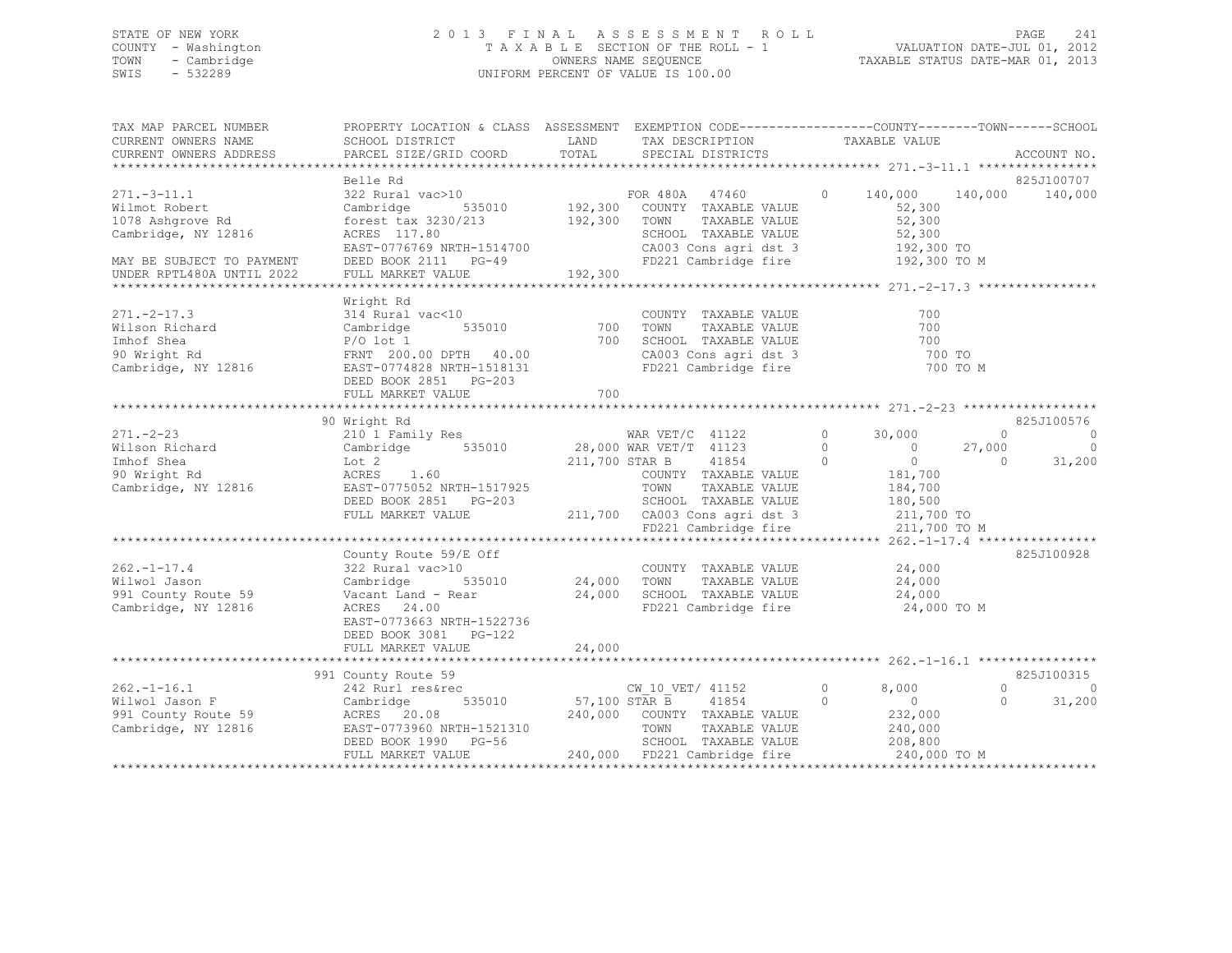STATE OF NEW YORK
COUNTY - Washington
TOWN - Cambridge
SWIS - 532289

2013 FINAL ASSESSMENT ROLL
TAXABLE SECTION OF THE ROLL - 1
OWNERS NAME SEQUENCE
UNIFORM PERCENT OF VALUE IS 100.00

VALUATION DATE-JUL 01, 2012
TAXABLE STATUS DATE-MAR 01, 2013

```
TAX MAP PARCEL NUMBER          PROPERTY LOCATION & CLASS  ASSESSMENT  EXEMPTION CODE------------------COUNTY--------TOWN------SCHOOL
CURRENT OWNERS NAME            SCHOOL DISTRICT               LAND      TAX DESCRIPTION             TAXABLE VALUE
CURRENT OWNERS ADDRESS         PARCEL SIZE/GRID COORD        TOTAL     SPECIAL DISTRICTS                                          ACCOUNT NO.
******************************************************************************************************* 271.-3-11.1 ****************
                               Belle Rd                                                                                   825J100707
271.-3-11.1                    322 Rural vac>10                          FOR 480A    47460           0     140,000    140,000    140,000
Wilmot Robert                  Cambridge          535010      192,300    COUNTY  TAXABLE VALUE              52,300
1078 Ashgrove Rd               forest tax 3230/213            192,300    TOWN    TAXABLE VALUE              52,300
Cambridge, NY 12816            ACRES  117.80                             SCHOOL  TAXABLE VALUE              52,300
                               EAST-0776769 NRTH-1514700                 CA003 Cons agri dst 3             192,300 TO
MAY BE SUBJECT TO PAYMENT      DEED BOOK 2111    PG-49                   FD221 Cambridge fire              192,300 TO M
UNDER RPTL480A UNTIL 2022      FULL MARKET VALUE              192,300
******************************************************************************************************* 271.-2-17.3 ****************
                               Wright Rd
271.-2-17.3                    314 Rural vac<10                          COUNTY  TAXABLE VALUE                 700
Wilson Richard                 Cambridge          535010          700    TOWN    TAXABLE VALUE                 700
Imhof Shea                     P/O lot 1                          700    SCHOOL  TAXABLE VALUE                 700
90 Wright Rd                   FRNT 200.00 DPTH  40.00                   CA003 Cons agri dst 3                 700 TO
Cambridge, NY 12816            EAST-0774828 NRTH-1518131                 FD221 Cambridge fire                  700 TO M
                               DEED BOOK 2851    PG-203
                               FULL MARKET VALUE                  700
******************************************************************************************************* 271.-2-23 ******************
                               90 Wright Rd                                                                               825J100576
271.-2-23                      210 1 Family Res                          WAR VET/C  41122            0      30,000          0          0
Wilson Richard                 Cambridge          535010       28,000 WAR VET/T  41123            0           0     27,000          0
Imhof Shea                     Lot 2                          211,700 STAR B     41854            0           0          0     31,200
90 Wright Rd                   ACRES    1.60                             COUNTY  TAXABLE VALUE             181,700
Cambridge, NY 12816            EAST-0775052 NRTH-1517925                 TOWN    TAXABLE VALUE             184,700
                               DEED BOOK 2851    PG-203                  SCHOOL  TAXABLE VALUE             180,500
                               FULL MARKET VALUE              211,700    CA003 Cons agri dst 3             211,700 TO
                                                                         FD221 Cambridge fire              211,700 TO M
******************************************************************************************************* 262.-1-17.4 ****************
                               County Route 59/E Off                                                                      825J100928
262.-1-17.4                    322 Rural vac>10                          COUNTY  TAXABLE VALUE              24,000
Wilwol Jason                   Cambridge          535010       24,000    TOWN    TAXABLE VALUE              24,000
991 County Route 59            Vacant Land - Rear              24,000    SCHOOL  TAXABLE VALUE              24,000
Cambridge, NY 12816            ACRES   24.00                             FD221 Cambridge fire               24,000 TO M
                               EAST-0773663 NRTH-1522736
                               DEED BOOK 3081    PG-122
                               FULL MARKET VALUE               24,000
******************************************************************************************************* 262.-1-16.1 ****************
                               991 County Route 59                                                                        825J100315
262.-1-16.1                    242 Rurl res&rec                          CW_10_VET/ 41152            0       8,000          0          0
Wilwol Jason F                 Cambridge          535010       57,100 STAR B     41854            0           0          0     31,200
991 County Route 59            ACRES   20.08                  240,000    COUNTY  TAXABLE VALUE             232,000
Cambridge, NY 12816            EAST-0773960 NRTH-1521310                 TOWN    TAXABLE VALUE             240,000
                               DEED BOOK 1990    PG-56                   SCHOOL  TAXABLE VALUE             208,800
                               FULL MARKET VALUE              240,000    FD221 Cambridge fire              240,000 TO M
************************************************************************************************************************************
```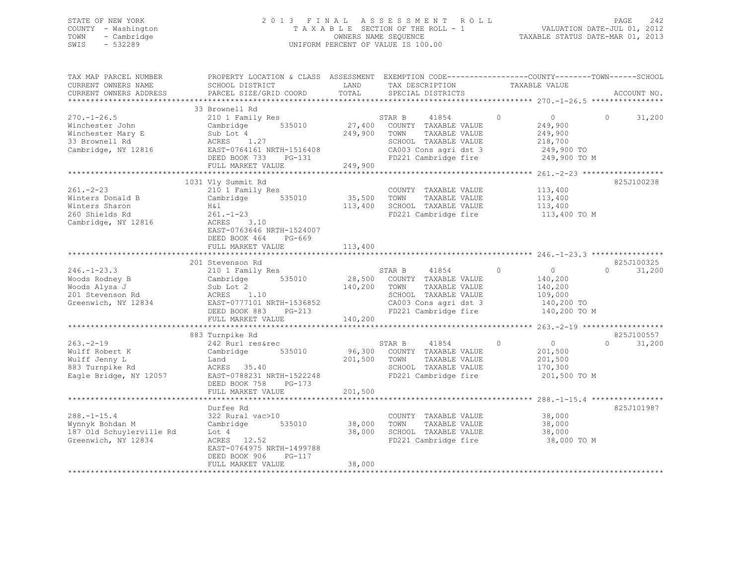STATE OF NEW YORK
COUNTY - Washington
TOWN - Cambridge
SWIS - 532289

2013 FINAL ASSESSMENT ROLL
TAXABLE SECTION OF THE ROLL - 1
OWNERS NAME SEQUENCE
UNIFORM PERCENT OF VALUE IS 100.00

VALUATION DATE-JUL 01, 2012
TAXABLE STATUS DATE-MAR 01, 2013

| TAX MAP PARCEL NUMBER / CURRENT OWNERS NAME / CURRENT OWNERS ADDRESS | PROPERTY LOCATION & CLASS / SCHOOL DISTRICT / PARCEL SIZE/GRID COORD | ASSESSMENT LAND / TOTAL | EXEMPTION CODE / TAX DESCRIPTION / SPECIAL DISTRICTS | COUNTY TAXABLE VALUE | TOWN | SCHOOL / ACCOUNT NO. |
|---|---|---|---|---|---|---|
| **270.-1-26.5** | 33 Brownell Rd | | | | | |
| 270.-1-26.5 | 210 1 Family Res | | STAR B 41854 | 0 | 0 | 0 31,200 |
| Winchester John | Cambridge 535010 | 27,400 | COUNTY TAXABLE VALUE | 249,900 | | |
| Winchester Mary E | Sub Lot 4 | 249,900 | TOWN TAXABLE VALUE | 249,900 | | |
| 33 Brownell Rd | ACRES 1.27 | | SCHOOL TAXABLE VALUE | 218,700 | | |
| Cambridge, NY 12816 | EAST-0764161 NRTH-1516408 | | CA003 Cons agri dst 3 | 249,900 TO | | |
| | DEED BOOK 733 PG-131 | | FD221 Cambridge fire | 249,900 TO M | | |
| | FULL MARKET VALUE | 249,900 | | | | |
| **261.-2-23** | 1031 Vly Summit Rd | | | | | 825J100238 |
| 261.-2-23 | 210 1 Family Res | | COUNTY TAXABLE VALUE | 113,400 | | |
| Winters Donald B | Cambridge 535010 | 35,500 | TOWN TAXABLE VALUE | 113,400 | | |
| Winters Sharon | H&l | 113,400 | SCHOOL TAXABLE VALUE | 113,400 | | |
| 260 Shields Rd | 261.-1-23 | | FD221 Cambridge fire | 113,400 TO M | | |
| Cambridge, NY 12816 | ACRES 3.10 | | | | | |
| | EAST-0763646 NRTH-1524007 | | | | | |
| | DEED BOOK 464 PG-669 | | | | | |
| | FULL MARKET VALUE | 113,400 | | | | |
| **246.-1-23.3** | 201 Stevenson Rd | | | | | 825J100325 |
| 246.-1-23.3 | 210 1 Family Res | | STAR B 41854 | 0 | 0 | 0 31,200 |
| Woods Rodney B | Cambridge 535010 | 28,500 | COUNTY TAXABLE VALUE | 140,200 | | |
| Woods Alysa J | Sub Lot 2 | 140,200 | TOWN TAXABLE VALUE | 140,200 | | |
| 201 Stevenson Rd | ACRES 1.10 | | SCHOOL TAXABLE VALUE | 109,000 | | |
| Greenwich, NY 12834 | EAST-0777101 NRTH-1536852 | | CA003 Cons agri dst 3 | 140,200 TO | | |
| | DEED BOOK 883 PG-213 | | FD221 Cambridge fire | 140,200 TO M | | |
| | FULL MARKET VALUE | 140,200 | | | | |
| **263.-2-19** | 883 Turnpike Rd | | | | | 825J100557 |
| 263.-2-19 | 242 Rurl res&rec | | STAR B 41854 | 0 | 0 | 0 31,200 |
| Wulff Robert K | Cambridge 535010 | 96,300 | COUNTY TAXABLE VALUE | 201,500 | | |
| Wulff Jenny L | Land | 201,500 | TOWN TAXABLE VALUE | 201,500 | | |
| 883 Turnpike Rd | ACRES 35.40 | | SCHOOL TAXABLE VALUE | 170,300 | | |
| Eagle Bridge, NY 12057 | EAST-0788231 NRTH-1522248 | | FD221 Cambridge fire | 201,500 TO M | | |
| | DEED BOOK 758 PG-173 | | | | | |
| | FULL MARKET VALUE | 201,500 | | | | |
| **288.-1-15.4** | Durfee Rd | | | | | 825J101987 |
| 288.-1-15.4 | 322 Rural vac>10 | | COUNTY TAXABLE VALUE | 38,000 | | |
| Wynnyk Bohdan M | Cambridge 535010 | 38,000 | TOWN TAXABLE VALUE | 38,000 | | |
| 187 Old Schuylerville Rd | Lot 4 | 38,000 | SCHOOL TAXABLE VALUE | 38,000 | | |
| Greenwich, NY 12834 | ACRES 12.52 | | FD221 Cambridge fire | 38,000 TO M | | |
| | EAST-0764975 NRTH-1499788 | | | | | |
| | DEED BOOK 906 PG-117 | | | | | |
| | FULL MARKET VALUE | 38,000 | | | | |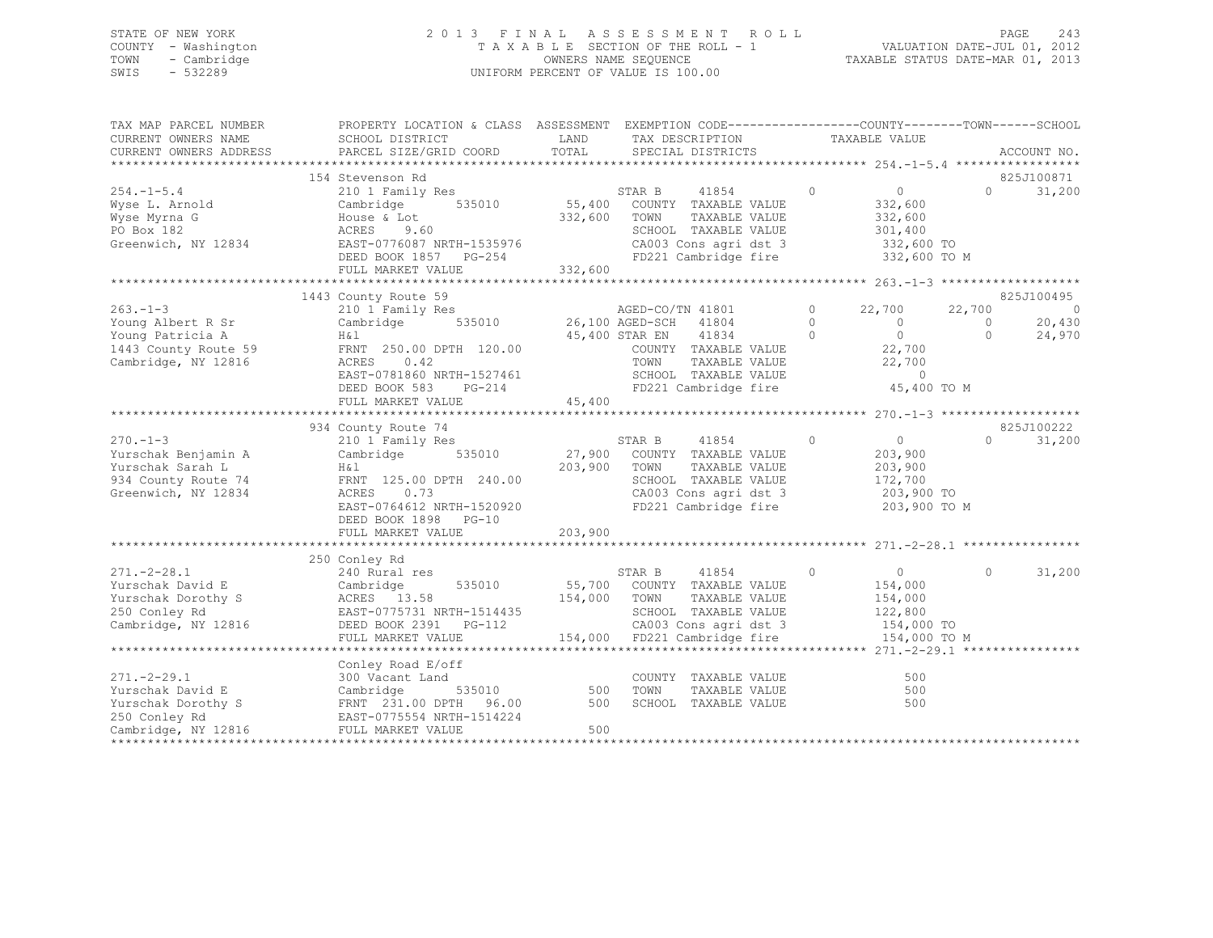STATE OF NEW YORK
COUNTY - Washington
TOWN - Cambridge
SWIS - 532289

2013 FINAL ASSESSMENT ROLL
TAXABLE SECTION OF THE ROLL - 1
OWNERS NAME SEQUENCE
UNIFORM PERCENT OF VALUE IS 100.00

VALUATION DATE-JUL 01, 2012
TAXABLE STATUS DATE-MAR 01, 2013

```
TAX MAP PARCEL NUMBER          PROPERTY LOCATION & CLASS  ASSESSMENT  EXEMPTION CODE------------------COUNTY--------TOWN------SCHOOL
CURRENT OWNERS NAME            SCHOOL DISTRICT               LAND      TAX DESCRIPTION              TAXABLE VALUE
CURRENT OWNERS ADDRESS         PARCEL SIZE/GRID COORD        TOTAL     SPECIAL DISTRICTS                                          ACCOUNT NO.
******************************************************************************************************* 254.-1-5.4 *****************
                               154 Stevenson Rd                                                                                825J100871
254.-1-5.4                     210 1 Family Res                        STAR B     41854         0             0             0      31,200
Wyse L. Arnold                 Cambridge        535010       55,400    COUNTY  TAXABLE VALUE              332,600
Wyse Myrna G                   House & Lot                  332,600    TOWN    TAXABLE VALUE              332,600
PO Box 182                     ACRES    9.60                           SCHOOL  TAXABLE VALUE              301,400
Greenwich, NY 12834            EAST-0776087 NRTH-1535976               CA003 Cons agri dst 3              332,600 TO
                               DEED BOOK 1857   PG-254                 FD221 Cambridge fire               332,600 TO M
                               FULL MARKET VALUE            332,600
******************************************************************************************************* 263.-1-3 *******************
                               1443 County Route 59                                                                            825J100495
263.-1-3                       210 1 Family Res                        AGED-CO/TN 41801         0        22,700        22,700           0
Young Albert R Sr              Cambridge        535010       26,100 AGED-SCH   41804         0             0             0      20,430
Young Patricia A               H&l                           45,400 STAR EN    41834         0             0             0      24,970
1443 County Route 59           FRNT  250.00 DPTH  120.00               COUNTY  TAXABLE VALUE               22,700
Cambridge, NY 12816            ACRES    0.42                           TOWN    TAXABLE VALUE               22,700
                               EAST-0781860 NRTH-1527461               SCHOOL  TAXABLE VALUE                    0
                               DEED BOOK 583    PG-214                 FD221 Cambridge fire                45,400 TO M
                               FULL MARKET VALUE             45,400
******************************************************************************************************* 270.-1-3 *******************
                               934 County Route 74                                                                             825J100222
270.-1-3                       210 1 Family Res                        STAR B     41854         0             0             0      31,200
Yurschak Benjamin A            Cambridge        535010       27,900    COUNTY  TAXABLE VALUE              203,900
Yurschak Sarah L               H&l                          203,900    TOWN    TAXABLE VALUE              203,900
934 County Route 74            FRNT  125.00 DPTH  240.00               SCHOOL  TAXABLE VALUE              172,700
Greenwich, NY 12834            ACRES    0.73                           CA003 Cons agri dst 3              203,900 TO
                               EAST-0764612 NRTH-1520920               FD221 Cambridge fire               203,900 TO M
                               DEED BOOK 1898   PG-10
                               FULL MARKET VALUE            203,900
******************************************************************************************************* 271.-2-28.1 ****************
                               250 Conley Rd
271.-2-28.1                    240 Rural res                           STAR B     41854         0             0             0      31,200
Yurschak David E               Cambridge        535010       55,700    COUNTY  TAXABLE VALUE              154,000
Yurschak Dorothy S             ACRES   13.58                154,000    TOWN    TAXABLE VALUE              154,000
250 Conley Rd                  EAST-0775731 NRTH-1514435               SCHOOL  TAXABLE VALUE              122,800
Cambridge, NY 12816            DEED BOOK 2391   PG-112                 CA003 Cons agri dst 3              154,000 TO
                               FULL MARKET VALUE            154,000    FD221 Cambridge fire               154,000 TO M
******************************************************************************************************* 271.-2-29.1 ****************
                               Conley Road E/off
271.-2-29.1                    300 Vacant Land                         COUNTY  TAXABLE VALUE                  500
Yurschak David E               Cambridge        535010          500    TOWN    TAXABLE VALUE                  500
Yurschak Dorothy S             FRNT  231.00 DPTH   96.00        500    SCHOOL  TAXABLE VALUE                  500
250 Conley Rd                  EAST-0775554 NRTH-1514224
Cambridge, NY 12816            FULL MARKET VALUE                500
************************************************************************************************************************************
```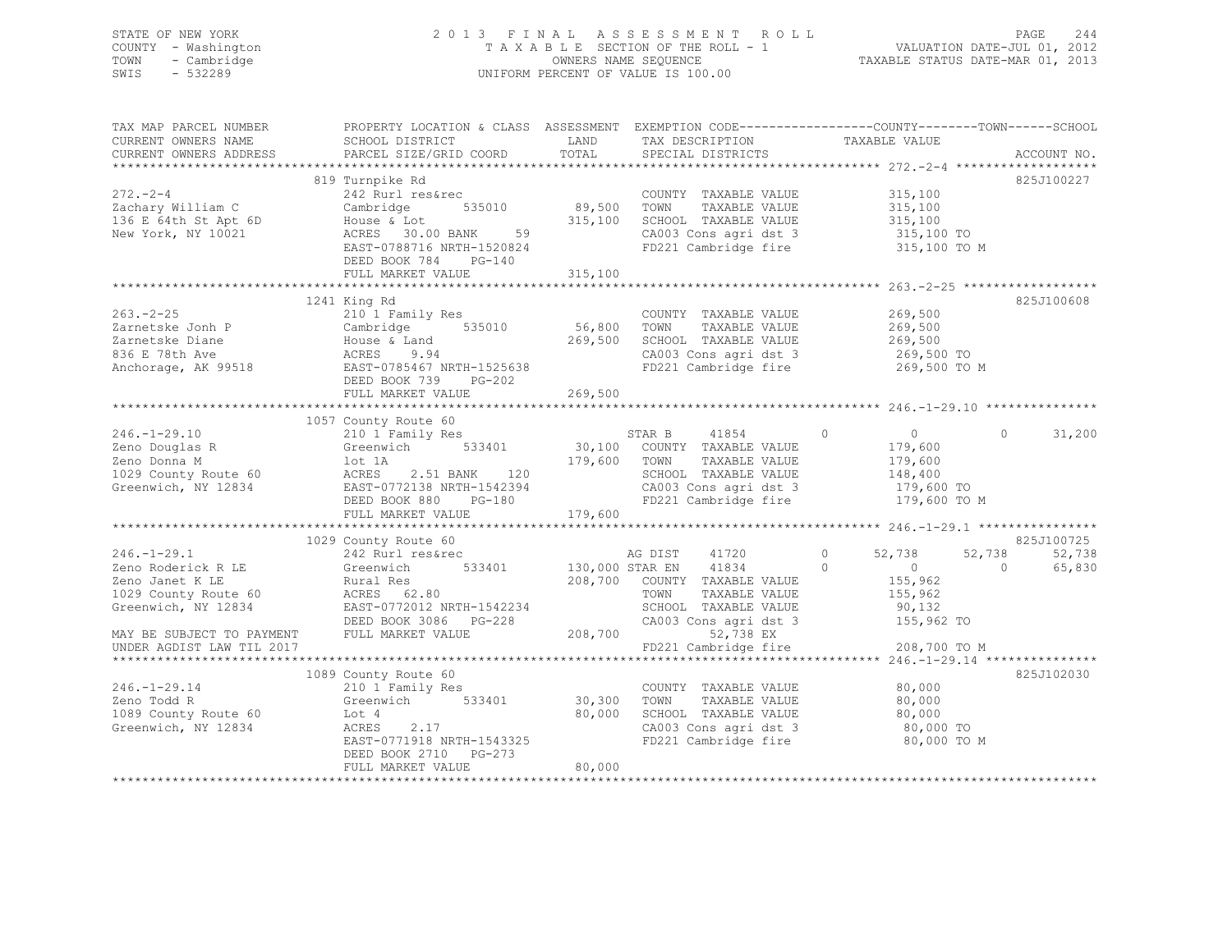STATE OF NEW YORK
COUNTY - Washington
TOWN - Cambridge
SWIS - 532289

2013 FINAL ASSESSMENT ROLL
TAXABLE SECTION OF THE ROLL - 1
OWNERS NAME SEQUENCE
UNIFORM PERCENT OF VALUE IS 100.00

VALUATION DATE-JUL 01, 2012
TAXABLE STATUS DATE-MAR 01, 2013

```
TAX MAP PARCEL NUMBER     PROPERTY LOCATION & CLASS  ASSESSMENT  EXEMPTION CODE------------------COUNTY--------TOWN------SCHOOL
CURRENT OWNERS NAME       SCHOOL DISTRICT            LAND        TAX DESCRIPTION              TAXABLE VALUE
CURRENT OWNERS ADDRESS    PARCEL SIZE/GRID COORD     TOTAL       SPECIAL DISTRICTS                                   ACCOUNT NO.
******************************************************************************************************* 272.-2-4 *******************
                          819 Turnpike Rd                                                                            825J100227
272.-2-4                  242 Rurl res&rec                       COUNTY  TAXABLE VALUE          315,100
Zachary William C         Cambridge       535010      89,500     TOWN    TAXABLE VALUE          315,100
136 E 64th St Apt 6D      House & Lot                315,100     SCHOOL  TAXABLE VALUE          315,100
New York, NY 10021        ACRES  30.00 BANK    59                CA003 Cons agri dst 3           315,100 TO
                          EAST-0788716 NRTH-1520824              FD221 Cambridge fire            315,100 TO M
                          DEED BOOK 784    PG-140
                          FULL MARKET VALUE          315,100
******************************************************************************************************* 263.-2-25 ******************
                          1241 King Rd                                                                               825J100608
263.-2-25                 210 1 Family Res                       COUNTY  TAXABLE VALUE          269,500
Zarnetske Jonh P          Cambridge       535010      56,800     TOWN    TAXABLE VALUE          269,500
Zarnetske Diane           House & Land               269,500     SCHOOL  TAXABLE VALUE          269,500
836 E 78th Ave            ACRES   9.94                           CA003 Cons agri dst 3           269,500 TO
Anchorage, AK 99518       EAST-0785467 NRTH-1525638              FD221 Cambridge fire            269,500 TO M
                          DEED BOOK 739    PG-202
                          FULL MARKET VALUE          269,500
******************************************************************************************************* 246.-1-29.10 ***************
                          1057 County Route 60
246.-1-29.10              210 1 Family Res                       STAR B     41854        0           0           0      31,200
Zeno Douglas R            Greenwich       533401      30,100     COUNTY  TAXABLE VALUE          179,600
Zeno Donna M              lot 1A                     179,600     TOWN    TAXABLE VALUE          179,600
1029 County Route 60      ACRES   2.51 BANK   120                SCHOOL  TAXABLE VALUE          148,400
Greenwich, NY 12834       EAST-0772138 NRTH-1542394              CA003 Cons agri dst 3           179,600 TO
                          DEED BOOK 880    PG-180                FD221 Cambridge fire            179,600 TO M
                          FULL MARKET VALUE          179,600
******************************************************************************************************* 246.-1-29.1 ****************
                          1029 County Route 60                                                                       825J100725
246.-1-29.1               242 Rurl res&rec                       AG DIST    41720        0      52,738      52,738      52,738
Zeno Roderick R LE        Greenwich       533401     130,000 STAR EN    41834        0           0           0      65,830
Zeno Janet K LE           Rural Res                  208,700     COUNTY  TAXABLE VALUE          155,962
1029 County Route 60      ACRES  62.80                           TOWN    TAXABLE VALUE          155,962
Greenwich, NY 12834       EAST-0772012 NRTH-1542234              SCHOOL  TAXABLE VALUE           90,132
                          DEED BOOK 3086   PG-228                CA003 Cons agri dst 3           155,962 TO
MAY BE SUBJECT TO PAYMENT FULL MARKET VALUE          208,700          52,738 EX
UNDER AGDIST LAW TIL 2017                                        FD221 Cambridge fire            208,700 TO M
******************************************************************************************************* 246.-1-29.14 ***************
                          1089 County Route 60                                                                       825J102030
246.-1-29.14              210 1 Family Res                       COUNTY  TAXABLE VALUE           80,000
Zeno Todd R               Greenwich       533401      30,300     TOWN    TAXABLE VALUE           80,000
1089 County Route 60      Lot 4                       80,000     SCHOOL  TAXABLE VALUE           80,000
Greenwich, NY 12834       ACRES   2.17                           CA003 Cons agri dst 3            80,000 TO
                          EAST-0771918 NRTH-1543325              FD221 Cambridge fire             80,000 TO M
                          DEED BOOK 2710   PG-273
                          FULL MARKET VALUE           80,000
************************************************************************************************************************************
```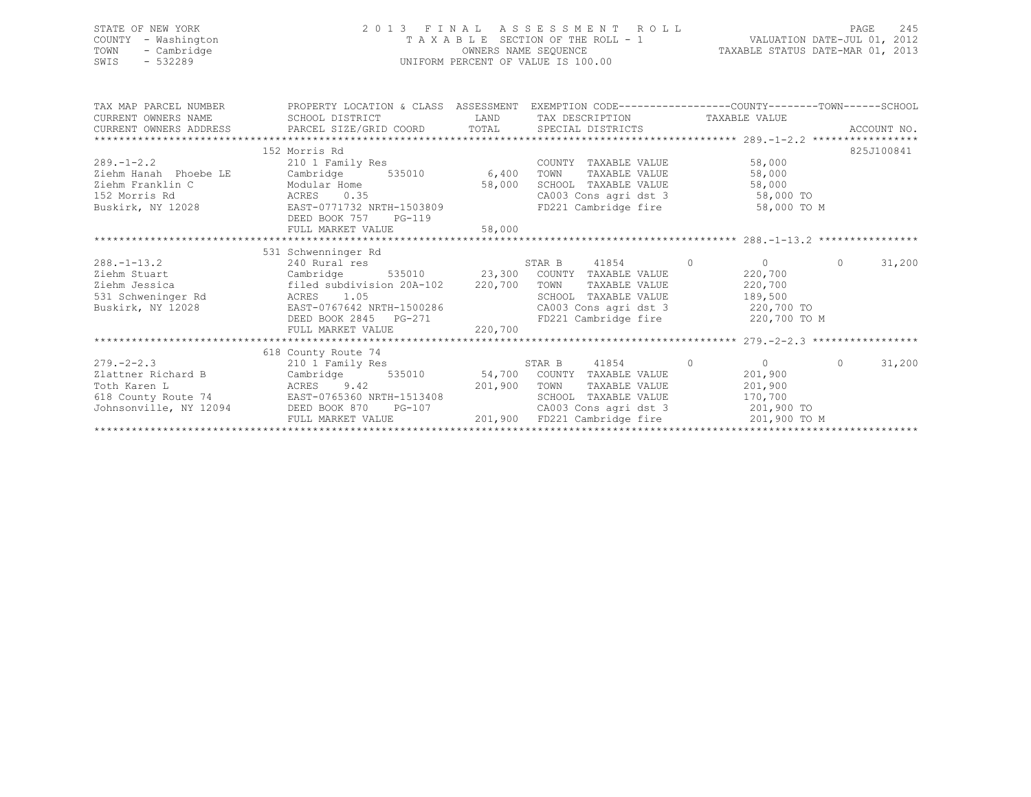STATE OF NEW YORK
COUNTY - Washington
TOWN - Cambridge
SWIS - 532289

2013 FINAL ASSESSMENT ROLL
TAXABLE SECTION OF THE ROLL - 1
OWNERS NAME SEQUENCE
UNIFORM PERCENT OF VALUE IS 100.00

VALUATION DATE-JUL 01, 2012
TAXABLE STATUS DATE-MAR 01, 2013

| TAX MAP PARCEL NUMBER / CURRENT OWNERS NAME / CURRENT OWNERS ADDRESS | PROPERTY LOCATION & CLASS / SCHOOL DISTRICT / PARCEL SIZE/GRID COORD | ASSESSMENT LAND | TOTAL | EXEMPTION CODE / TAX DESCRIPTION / SPECIAL DISTRICTS | COUNTY | TOWN | SCHOOL | ACCOUNT NO. |
|---|---|---|---|---|---|---|---|---|
| 289.-1-2.2 | 152 Morris Rd | | | | | | | 825J100841 |
| | 210 1 Family Res | | | COUNTY TAXABLE VALUE | 58,000 | | | |
| Ziehm Hanah Phoebe LE | Cambridge 535010 | 6,400 | | TOWN TAXABLE VALUE | | 58,000 | | |
| Ziehm Franklin C | Modular Home | | 58,000 | SCHOOL TAXABLE VALUE | | | 58,000 | |
| 152 Morris Rd | ACRES 0.35 | | | CA003 Cons agri dst 3 | 58,000 TO | | | |
| Buskirk, NY 12028 | EAST-0771732 NRTH-1503809 | | | FD221 Cambridge fire | 58,000 TO M | | | |
| | DEED BOOK 757 PG-119 | | | | | | | |
| | FULL MARKET VALUE | | 58,000 | | | | | |
| 288.-1-13.2 | 531 Schwenninger Rd | | | | | | | |
| | 240 Rural res | | | STAR B 41854 | 0 | 0 | 31,200 | |
| Ziehm Stuart | Cambridge 535010 | 23,300 | | COUNTY TAXABLE VALUE | 220,700 | | | |
| Ziehm Jessica | filed subdivision 20A-102 | | 220,700 | TOWN TAXABLE VALUE | | 220,700 | | |
| 531 Schweninger Rd | ACRES 1.05 | | | SCHOOL TAXABLE VALUE | | | 189,500 | |
| Buskirk, NY 12028 | EAST-0767642 NRTH-1500286 | | | CA003 Cons agri dst 3 | 220,700 TO | | | |
| | DEED BOOK 2845 PG-271 | | | FD221 Cambridge fire | 220,700 TO M | | | |
| | FULL MARKET VALUE | | 220,700 | | | | | |
| 279.-2-2.3 | 618 County Route 74 | | | | | | | |
| | 210 1 Family Res | | | STAR B 41854 | 0 | 0 | 31,200 | |
| Zlattner Richard B | Cambridge 535010 | 54,700 | | COUNTY TAXABLE VALUE | 201,900 | | | |
| Toth Karen L | ACRES 9.42 | | 201,900 | TOWN TAXABLE VALUE | | 201,900 | | |
| 618 County Route 74 | EAST-0765360 NRTH-1513408 | | | SCHOOL TAXABLE VALUE | | | 170,700 | |
| Johnsonville, NY 12094 | DEED BOOK 870 PG-107 | | | CA003 Cons agri dst 3 | 201,900 TO | | | |
| | FULL MARKET VALUE | | 201,900 | FD221 Cambridge fire | 201,900 TO M | | | |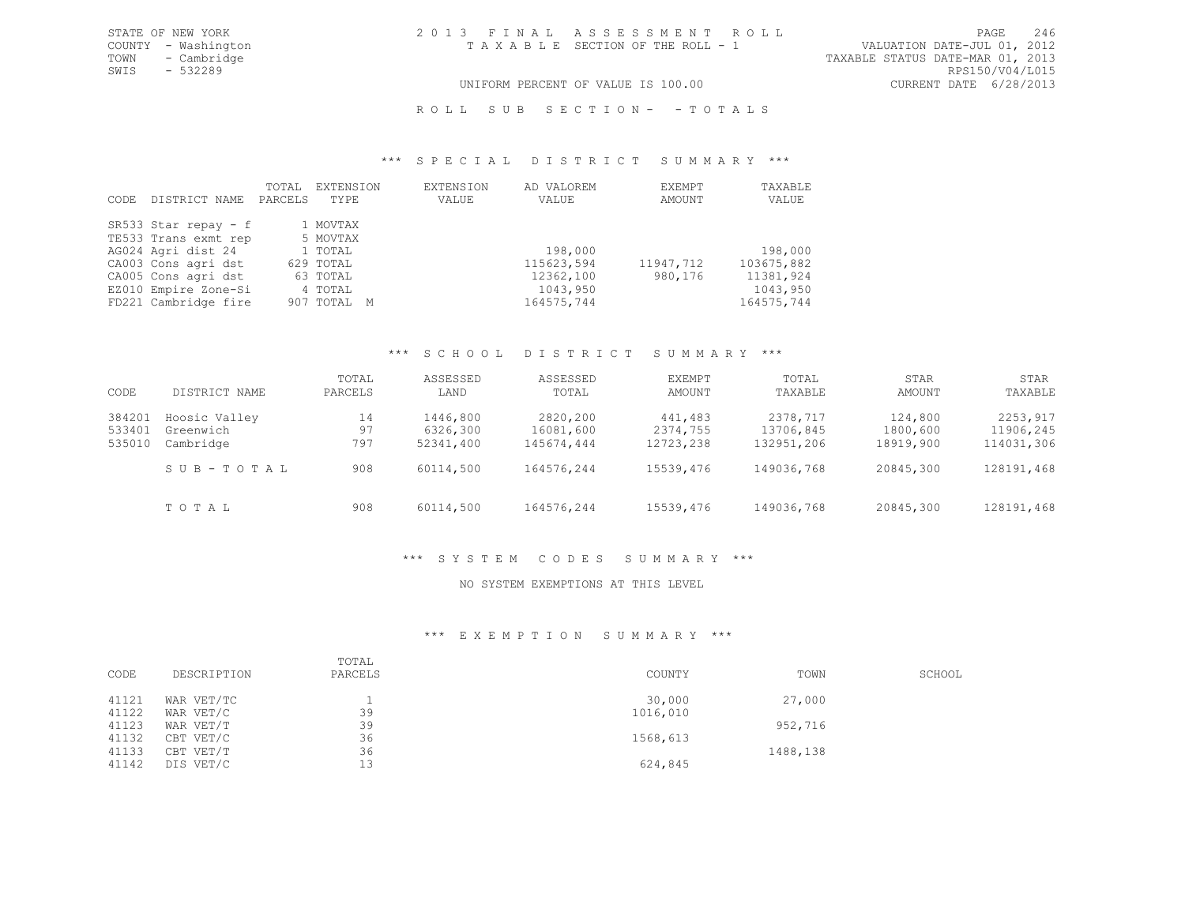STATE OF NEW YORK
COUNTY - Washington
TOWN - Cambridge
SWIS - 532289

2013 FINAL ASSESSMENT ROLL
TAXABLE SECTION OF THE ROLL - 1

VALUATION DATE-JUL 01, 2012
TAXABLE STATUS DATE-MAR 01, 2013
RPS150/V04/L015
CURRENT DATE 6/28/2013

UNIFORM PERCENT OF VALUE IS 100.00

ROLL SUB SECTION- - TOTALS

## *** SPECIAL DISTRICT SUMMARY ***

| CODE | DISTRICT NAME | TOTAL PARCELS | EXTENSION TYPE | EXTENSION VALUE | AD VALOREM VALUE | EXEMPT AMOUNT | TAXABLE VALUE |
|---|---|---|---|---|---|---|---|
| SR533 | Star repay - f | 1 | MOVTAX | | | | |
| TE533 | Trans exmt rep | 5 | MOVTAX | | | | |
| AG024 | Agri dist 24 | 1 | TOTAL | | 198,000 | | 198,000 |
| CA003 | Cons agri dst | 629 | TOTAL | | 115623,594 | 11947,712 | 103675,882 |
| CA005 | Cons agri dst | 63 | TOTAL | | 12362,100 | 980,176 | 11381,924 |
| EZ010 | Empire Zone-Si | 4 | TOTAL | | 1043,950 | | 1043,950 |
| FD221 | Cambridge fire | 907 | TOTAL M | | 164575,744 | | 164575,744 |

## *** SCHOOL DISTRICT SUMMARY ***

| CODE | DISTRICT NAME | TOTAL PARCELS | ASSESSED LAND | ASSESSED TOTAL | EXEMPT AMOUNT | TOTAL TAXABLE | STAR AMOUNT | STAR TAXABLE |
|---|---|---|---|---|---|---|---|---|
| 384201 | Hoosic Valley | 14 | 1446,800 | 2820,200 | 441,483 | 2378,717 | 124,800 | 2253,917 |
| 533401 | Greenwich | 97 | 6326,300 | 16081,600 | 2374,755 | 13706,845 | 1800,600 | 11906,245 |
| 535010 | Cambridge | 797 | 52341,400 | 145674,444 | 12723,238 | 132951,206 | 18919,900 | 114031,306 |
| | SUB-TOTAL | 908 | 60114,500 | 164576,244 | 15539,476 | 149036,768 | 20845,300 | 128191,468 |
| | TOTAL | 908 | 60114,500 | 164576,244 | 15539,476 | 149036,768 | 20845,300 | 128191,468 |

## *** SYSTEM CODES SUMMARY ***

NO SYSTEM EXEMPTIONS AT THIS LEVEL

## *** EXEMPTION SUMMARY ***

| CODE | DESCRIPTION | TOTAL PARCELS | COUNTY | TOWN | SCHOOL |
|---|---|---|---|---|---|
| 41121 | WAR VET/TC | 1 | 30,000 | 27,000 | |
| 41122 | WAR VET/C | 39 | 1016,010 | | |
| 41123 | WAR VET/T | 39 | | 952,716 | |
| 41132 | CBT VET/C | 36 | 1568,613 | | |
| 41133 | CBT VET/T | 36 | | 1488,138 | |
| 41142 | DIS VET/C | 13 | 624,845 | | |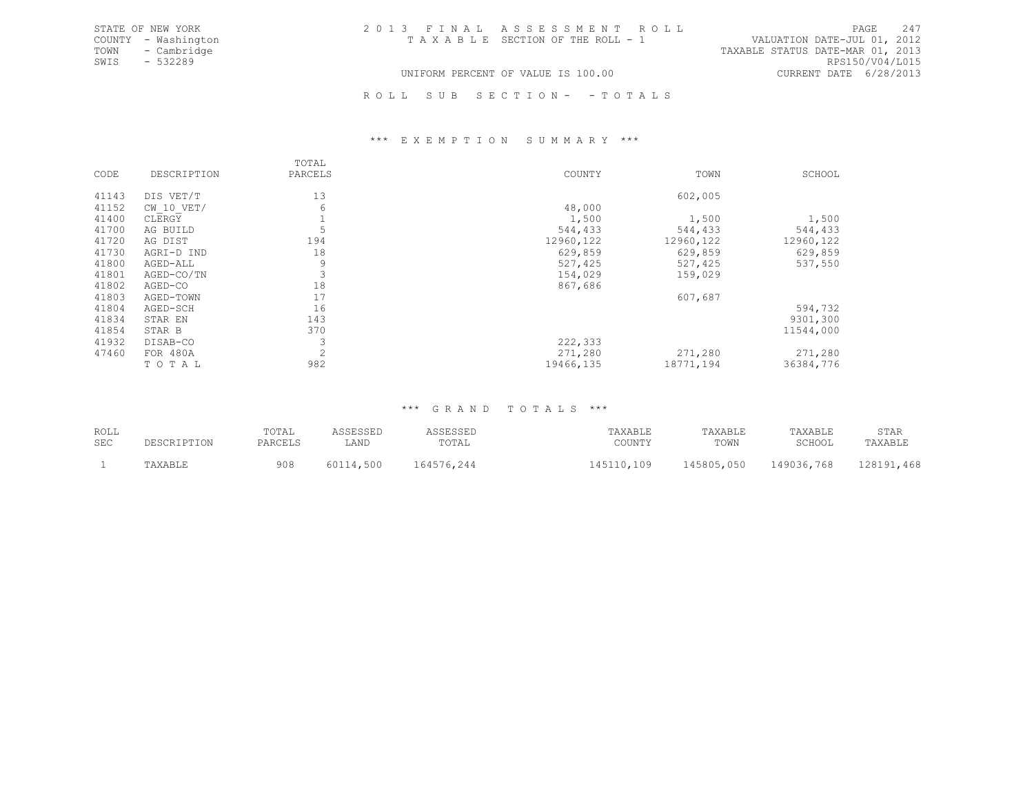STATE OF NEW YORK
COUNTY - Washington
TOWN - Cambridge
SWIS - 532289

2013 FINAL ASSESSMENT ROLL
TAXABLE SECTION OF THE ROLL - 1

VALUATION DATE-JUL 01, 2012
TAXABLE STATUS DATE-MAR 01, 2013
RPS150/V04/L015
CURRENT DATE 6/28/2013

UNIFORM PERCENT OF VALUE IS 100.00

ROLL SUB SECTION- - TOTALS

### *** EXEMPTION SUMMARY ***

| CODE | DESCRIPTION | TOTAL PARCELS | COUNTY | TOWN | SCHOOL |
|---|---|---|---|---|---|
| 41143 | DIS VET/T | 13 | | 602,005 | |
| 41152 | CW_10_VET/ | 6 | 48,000 | | |
| 41400 | CLERGY | 1 | 1,500 | 1,500 | 1,500 |
| 41700 | AG BUILD | 5 | 544,433 | 544,433 | 544,433 |
| 41720 | AG DIST | 194 | 12960,122 | 12960,122 | 12960,122 |
| 41730 | AGRI-D IND | 18 | 629,859 | 629,859 | 629,859 |
| 41800 | AGED-ALL | 9 | 527,425 | 527,425 | 537,550 |
| 41801 | AGED-CO/TN | 3 | 154,029 | 159,029 | |
| 41802 | AGED-CO | 18 | 867,686 | | |
| 41803 | AGED-TOWN | 17 | | 607,687 | |
| 41804 | AGED-SCH | 16 | | | 594,732 |
| 41834 | STAR EN | 143 | | | 9301,300 |
| 41854 | STAR B | 370 | | | 11544,000 |
| 41932 | DISAB-CO | 3 | 222,333 | | |
| 47460 | FOR 480A | 2 | 271,280 | 271,280 | 271,280 |
| | TOTAL | 982 | 19466,135 | 18771,194 | 36384,776 |

### *** GRAND TOTALS ***

| ROLL SEC | DESCRIPTION | TOTAL PARCELS | ASSESSED LAND | ASSESSED TOTAL | TAXABLE COUNTY | TAXABLE TOWN | TAXABLE SCHOOL | STAR TAXABLE |
|---|---|---|---|---|---|---|---|---|
| 1 | TAXABLE | 908 | 60114,500 | 164576,244 | 145110,109 | 145805,050 | 149036,768 | 128191,468 |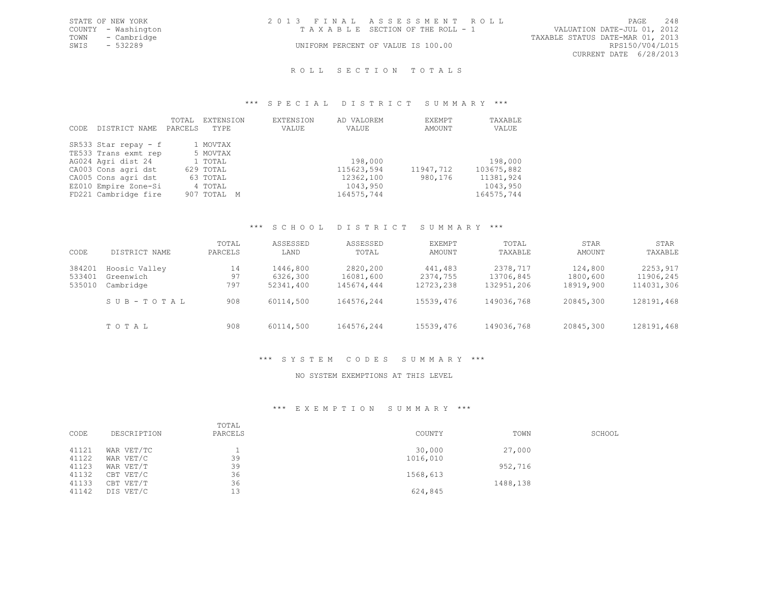STATE OF NEW YORK
COUNTY - Washington
TOWN - Cambridge
SWIS - 532289

2 0 1 3 F I N A L A S S E S S M E N T R O L L
T A X A B L E SECTION OF THE ROLL - 1
UNIFORM PERCENT OF VALUE IS 100.00

VALUATION DATE-JUL 01, 2012
TAXABLE STATUS DATE-MAR 01, 2013
RPS150/V04/L015
CURRENT DATE 6/28/2013

# R O L L S E C T I O N T O T A L S

## *** S P E C I A L D I S T R I C T S U M M A R Y ***

| CODE | DISTRICT NAME | TOTAL PARCELS | EXTENSION TYPE | EXTENSION VALUE | AD VALOREM VALUE | EXEMPT AMOUNT | TAXABLE VALUE |
|---|---|---|---|---|---|---|---|
| SR533 | Star repay - f | 1 | MOVTAX | | | | |
| TE533 | Trans exmt rep | 5 | MOVTAX | | | | |
| AG024 | Agri dist 24 | 1 | TOTAL | | 198,000 | | 198,000 |
| CA003 | Cons agri dst | 629 | TOTAL | | 115623,594 | 11947,712 | 103675,882 |
| CA005 | Cons agri dst | 63 | TOTAL | | 12362,100 | 980,176 | 11381,924 |
| EZ010 | Empire Zone-Si | 4 | TOTAL | | 1043,950 | | 1043,950 |
| FD221 | Cambridge fire | 907 | TOTAL M | | 164575,744 | | 164575,744 |

## *** S C H O O L D I S T R I C T S U M M A R Y ***

| CODE | DISTRICT NAME | TOTAL PARCELS | ASSESSED LAND | ASSESSED TOTAL | EXEMPT AMOUNT | TOTAL TAXABLE | STAR AMOUNT | STAR TAXABLE |
|---|---|---|---|---|---|---|---|---|
| 384201 | Hoosic Valley | 14 | 1446,800 | 2820,200 | 441,483 | 2378,717 | 124,800 | 2253,917 |
| 533401 | Greenwich | 97 | 6326,300 | 16081,600 | 2374,755 | 13706,845 | 1800,600 | 11906,245 |
| 535010 | Cambridge | 797 | 52341,400 | 145674,444 | 12723,238 | 132951,206 | 18919,900 | 114031,306 |
| | S U B - T O T A L | 908 | 60114,500 | 164576,244 | 15539,476 | 149036,768 | 20845,300 | 128191,468 |
| | T O T A L | 908 | 60114,500 | 164576,244 | 15539,476 | 149036,768 | 20845,300 | 128191,468 |

## *** S Y S T E M C O D E S S U M M A R Y ***

NO SYSTEM EXEMPTIONS AT THIS LEVEL

## *** E X E M P T I O N S U M M A R Y ***

| CODE | DESCRIPTION | TOTAL PARCELS | COUNTY | TOWN | SCHOOL |
|---|---|---|---|---|---|
| 41121 | WAR VET/TC | 1 | 30,000 | 27,000 | |
| 41122 | WAR VET/C | 39 | 1016,010 | | |
| 41123 | WAR VET/T | 39 | | 952,716 | |
| 41132 | CBT VET/C | 36 | 1568,613 | | |
| 41133 | CBT VET/T | 36 | | 1488,138 | |
| 41142 | DIS VET/C | 13 | 624,845 | | |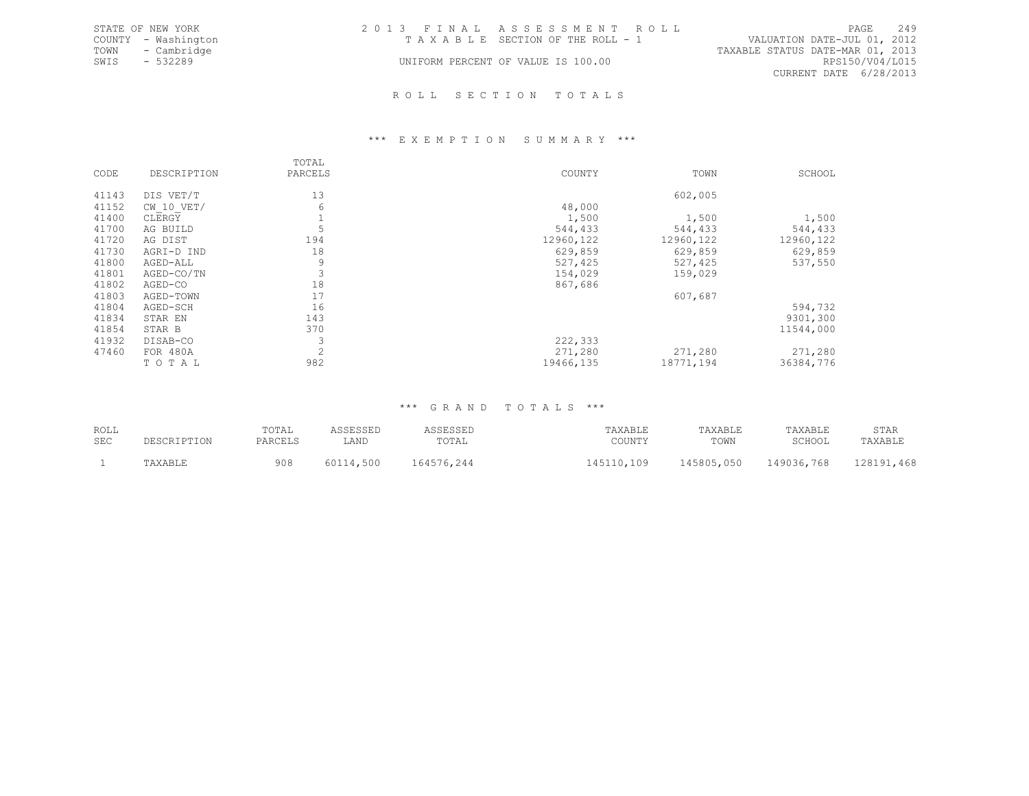STATE OF NEW YORK
COUNTY - Washington
TOWN - Cambridge
SWIS - 532289

2 0 1 3 F I N A L A S S E S S M E N T R O L L
T A X A B L E SECTION OF THE ROLL - 1
UNIFORM PERCENT OF VALUE IS 100.00

VALUATION DATE-JUL 01, 2012
TAXABLE STATUS DATE-MAR 01, 2013
RPS150/V04/L015
CURRENT DATE 6/28/2013

## R O L L S E C T I O N T O T A L S

### \*\*\* E X E M P T I O N S U M M A R Y \*\*\*

| CODE | DESCRIPTION | TOTAL PARCELS | COUNTY | TOWN | SCHOOL |
|---|---|---|---|---|---|
| 41143 | DIS VET/T | 13 | | 602,005 | |
| 41152 | CW_10_VET/ | 6 | 48,000 | | |
| 41400 | CLERGY | 1 | 1,500 | 1,500 | 1,500 |
| 41700 | AG BUILD | 5 | 544,433 | 544,433 | 544,433 |
| 41720 | AG DIST | 194 | 12960,122 | 12960,122 | 12960,122 |
| 41730 | AGRI-D IND | 18 | 629,859 | 629,859 | 629,859 |
| 41800 | AGED-ALL | 9 | 527,425 | 527,425 | 537,550 |
| 41801 | AGED-CO/TN | 3 | 154,029 | 159,029 | |
| 41802 | AGED-CO | 18 | 867,686 | | |
| 41803 | AGED-TOWN | 17 | | 607,687 | |
| 41804 | AGED-SCH | 16 | | | 594,732 |
| 41834 | STAR EN | 143 | | | 9301,300 |
| 41854 | STAR B | 370 | | | 11544,000 |
| 41932 | DISAB-CO | 3 | 222,333 | | |
| 47460 | FOR 480A | 2 | 271,280 | 271,280 | 271,280 |
| | T O T A L | 982 | 19466,135 | 18771,194 | 36384,776 |

### \*\*\* G R A N D T O T A L S \*\*\*

| ROLL SEC | DESCRIPTION | TOTAL PARCELS | ASSESSED LAND | ASSESSED TOTAL | TAXABLE COUNTY | TAXABLE TOWN | TAXABLE SCHOOL | STAR TAXABLE |
|---|---|---|---|---|---|---|---|---|
| 1 | TAXABLE | 908 | 60114,500 | 164576,244 | 145110,109 | 145805,050 | 149036,768 | 128191,468 |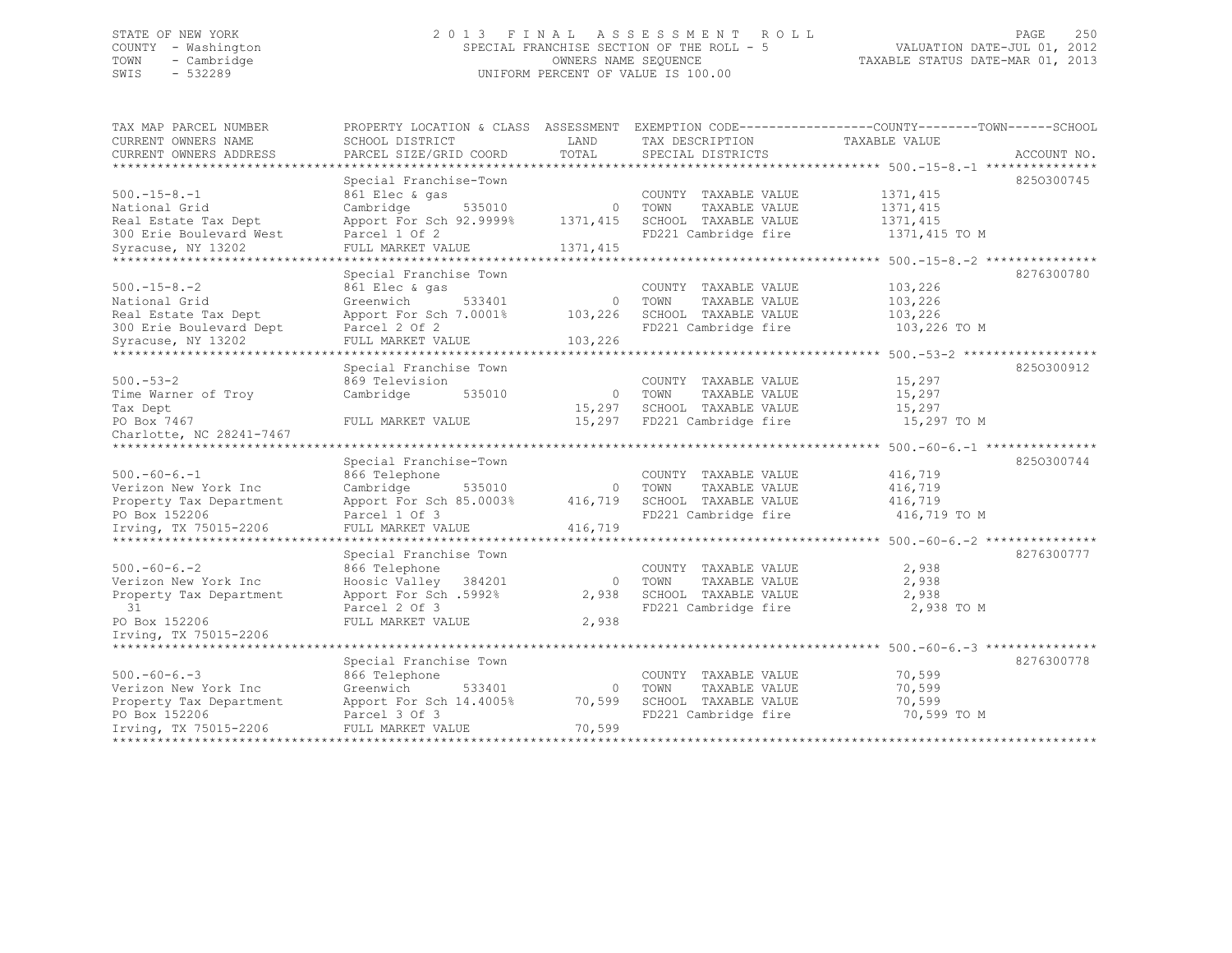STATE OF NEW YORK
COUNTY - Washington
TOWN - Cambridge
SWIS - 532289

2013 FINAL ASSESSMENT ROLL
SPECIAL FRANCHISE SECTION OF THE ROLL - 5
OWNERS NAME SEQUENCE
UNIFORM PERCENT OF VALUE IS 100.00

VALUATION DATE-JUL 01, 2012
TAXABLE STATUS DATE-MAR 01, 2013

| TAX MAP PARCEL NUMBER / CURRENT OWNERS NAME / CURRENT OWNERS ADDRESS | PROPERTY LOCATION & CLASS / SCHOOL DISTRICT / PARCEL SIZE/GRID COORD | ASSESSMENT LAND / TOTAL | EXEMPTION CODE / TAX DESCRIPTION / SPECIAL DISTRICTS | TAXABLE VALUE (COUNTY / TOWN / SCHOOL) | ACCOUNT NO. |
|---|---|---|---|---|---|
| 500.-15-8.-1 | Special Franchise-Town | | | | 8250300745 |
| National Grid | 861 Elec & gas | | COUNTY TAXABLE VALUE | 1371,415 | |
| Real Estate Tax Dept | Cambridge 535010 | 0 | TOWN TAXABLE VALUE | 1371,415 | |
| 300 Erie Boulevard West | Apport For Sch 92.9999% | 1371,415 | SCHOOL TAXABLE VALUE | 1371,415 | |
| Syracuse, NY 13202 | Parcel 1 Of 2 | | FD221 Cambridge fire | 1371,415 TO M | |
| | FULL MARKET VALUE | 1371,415 | | | |
| 500.-15-8.-2 | Special Franchise Town | | | | 8276300780 |
| National Grid | 861 Elec & gas | | COUNTY TAXABLE VALUE | 103,226 | |
| Real Estate Tax Dept | Greenwich 533401 | 0 | TOWN TAXABLE VALUE | 103,226 | |
| 300 Erie Boulevard Dept | Apport For Sch 7.0001% | 103,226 | SCHOOL TAXABLE VALUE | 103,226 | |
| Syracuse, NY 13202 | Parcel 2 Of 2 | | FD221 Cambridge fire | 103,226 TO M | |
| | FULL MARKET VALUE | 103,226 | | | |
| 500.-53-2 | Special Franchise Town | | | | 8250300912 |
| Time Warner of Troy | 869 Television | | COUNTY TAXABLE VALUE | 15,297 | |
| Tax Dept | Cambridge 535010 | 0 | TOWN TAXABLE VALUE | 15,297 | |
| PO Box 7467 | | 15,297 | SCHOOL TAXABLE VALUE | 15,297 | |
| Charlotte, NC 28241-7467 | FULL MARKET VALUE | 15,297 | FD221 Cambridge fire | 15,297 TO M | |
| 500.-60-6.-1 | Special Franchise-Town | | | | 8250300744 |
| Verizon New York Inc | 866 Telephone | | COUNTY TAXABLE VALUE | 416,719 | |
| Property Tax Department | Cambridge 535010 | 0 | TOWN TAXABLE VALUE | 416,719 | |
| PO Box 152206 | Apport For Sch 85.0003% | 416,719 | SCHOOL TAXABLE VALUE | 416,719 | |
| Irving, TX 75015-2206 | Parcel 1 Of 3 | | FD221 Cambridge fire | 416,719 TO M | |
| | FULL MARKET VALUE | 416,719 | | | |
| 500.-60-6.-2 | Special Franchise Town | | | | 8276300777 |
| Verizon New York Inc | 866 Telephone | | COUNTY TAXABLE VALUE | 2,938 | |
| Property Tax Department | Hoosic Valley 384201 | 0 | TOWN TAXABLE VALUE | 2,938 | |
| 31 | Apport For Sch .5992% | 2,938 | SCHOOL TAXABLE VALUE | 2,938 | |
| PO Box 152206 | Parcel 2 Of 3 | | FD221 Cambridge fire | 2,938 TO M | |
| Irving, TX 75015-2206 | FULL MARKET VALUE | 2,938 | | | |
| 500.-60-6.-3 | Special Franchise Town | | | | 8276300778 |
| Verizon New York Inc | 866 Telephone | | COUNTY TAXABLE VALUE | 70,599 | |
| Property Tax Department | Greenwich 533401 | 0 | TOWN TAXABLE VALUE | 70,599 | |
| PO Box 152206 | Apport For Sch 14.4005% | 70,599 | SCHOOL TAXABLE VALUE | 70,599 | |
| Irving, TX 75015-2206 | Parcel 3 Of 3 | | FD221 Cambridge fire | 70,599 TO M | |
| | FULL MARKET VALUE | 70,599 | | | |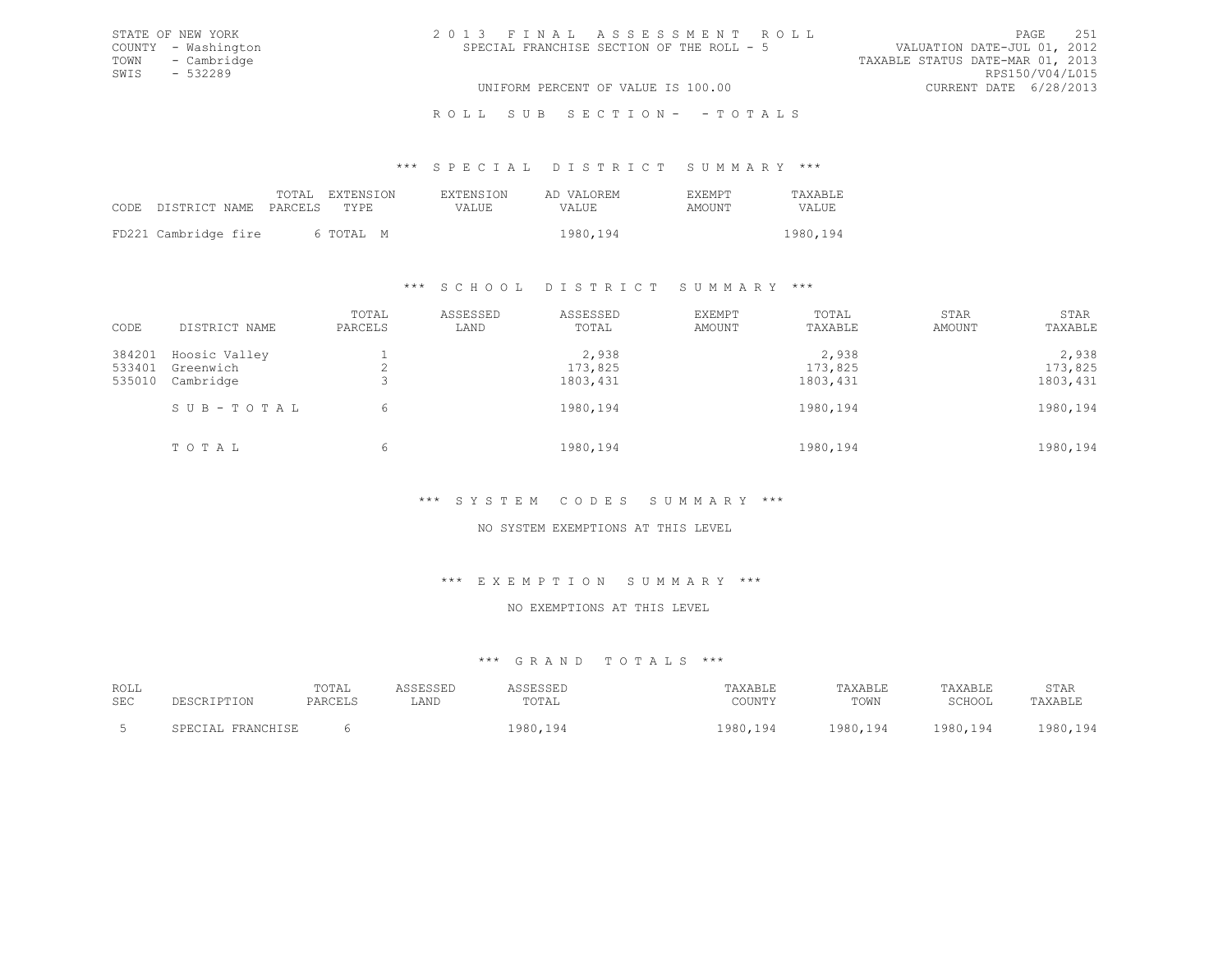STATE OF NEW YORK
COUNTY - Washington
TOWN - Cambridge
SWIS - 532289

2 0 1 3 F I N A L A S S E S S M E N T R O L L
SPECIAL FRANCHISE SECTION OF THE ROLL - 5

VALUATION DATE-JUL 01, 2012
TAXABLE STATUS DATE-MAR 01, 2013
RPS150/V04/L015
CURRENT DATE 6/28/2013

UNIFORM PERCENT OF VALUE IS 100.00

R O L L S U B S E C T I O N - - T O T A L S

### *** S P E C I A L D I S T R I C T S U M M A R Y ***

| CODE DISTRICT NAME | TOTAL PARCELS | EXTENSION TYPE | EXTENSION VALUE | AD VALOREM VALUE | EXEMPT AMOUNT | TAXABLE VALUE |
|---|---|---|---|---|---|---|
| FD221 Cambridge fire | 6 | TOTAL M | | 1980,194 | | 1980,194 |

### *** S C H O O L D I S T R I C T S U M M A R Y ***

| CODE | DISTRICT NAME | TOTAL PARCELS | ASSESSED LAND | ASSESSED TOTAL | EXEMPT AMOUNT | TOTAL TAXABLE | STAR AMOUNT | STAR TAXABLE |
|---|---|---|---|---|---|---|---|---|
| 384201 | Hoosic Valley | 1 | | 2,938 | | 2,938 | | 2,938 |
| 533401 | Greenwich | 2 | | 173,825 | | 173,825 | | 173,825 |
| 535010 | Cambridge | 3 | | 1803,431 | | 1803,431 | | 1803,431 |
| | S U B - T O T A L | 6 | | 1980,194 | | 1980,194 | | 1980,194 |
| | T O T A L | 6 | | 1980,194 | | 1980,194 | | 1980,194 |

### *** S Y S T E M C O D E S S U M M A R Y ***

NO SYSTEM EXEMPTIONS AT THIS LEVEL

### *** E X E M P T I O N S U M M A R Y ***

NO EXEMPTIONS AT THIS LEVEL

### *** G R A N D T O T A L S ***

| ROLL SEC | DESCRIPTION | TOTAL PARCELS | ASSESSED LAND | ASSESSED TOTAL | TAXABLE COUNTY | TAXABLE TOWN | TAXABLE SCHOOL | STAR TAXABLE |
|---|---|---|---|---|---|---|---|---|
| 5 | SPECIAL FRANCHISE | 6 | | 1980,194 | 1980,194 | 1980,194 | 1980,194 | 1980,194 |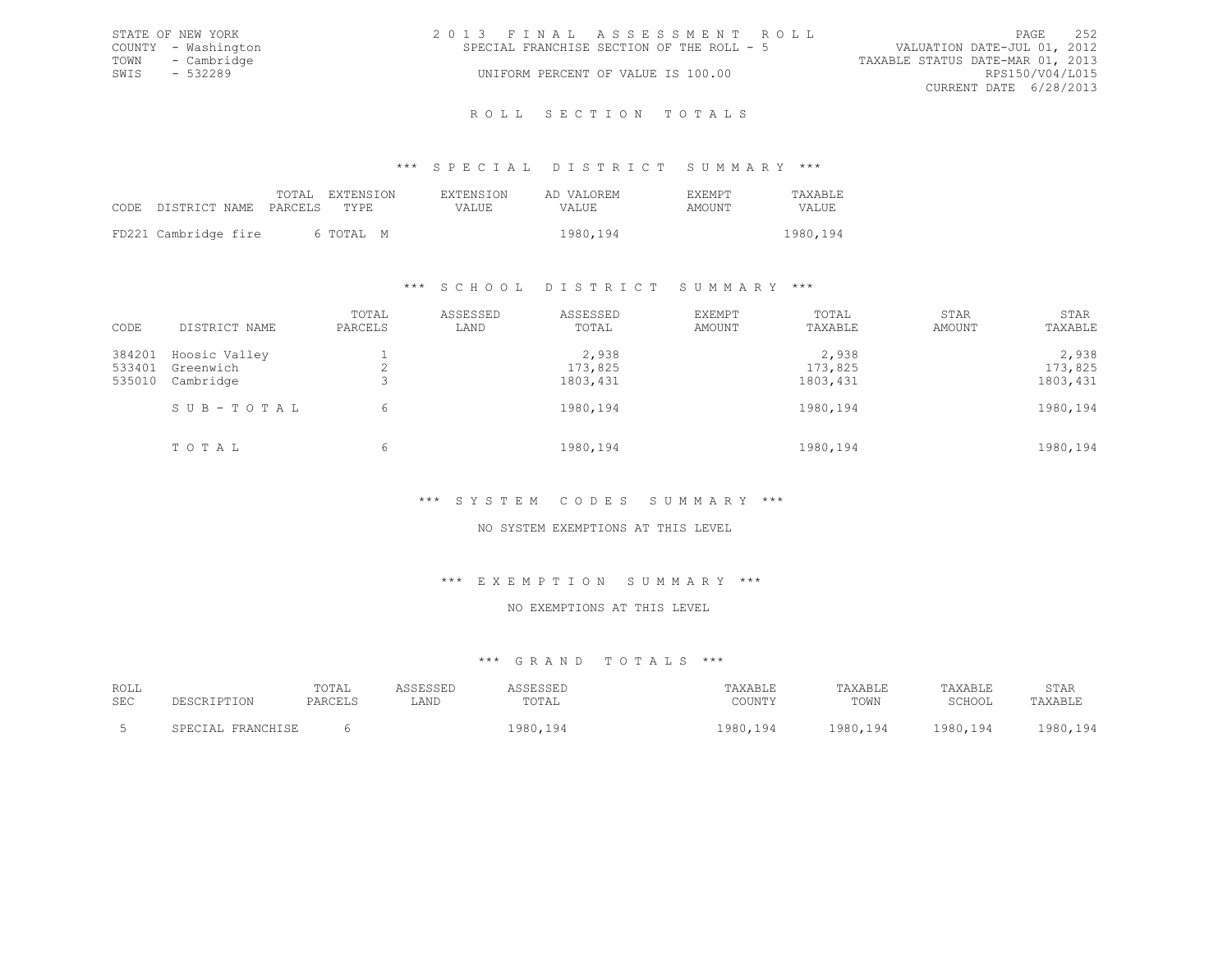STATE OF NEW YORK
COUNTY - Washington
TOWN - Cambridge
SWIS - 532289

2013 FINAL ASSESSMENT ROLL
SPECIAL FRANCHISE SECTION OF THE ROLL - 5
UNIFORM PERCENT OF VALUE IS 100.00

VALUATION DATE-JUL 01, 2012
TAXABLE STATUS DATE-MAR 01, 2013
RPS150/V04/L015
CURRENT DATE 6/28/2013

# ROLL SECTION TOTALS

## *** SPECIAL DISTRICT SUMMARY ***

| CODE | DISTRICT NAME | TOTAL PARCELS | EXTENSION TYPE | EXTENSION VALUE | AD VALOREM VALUE | EXEMPT AMOUNT | TAXABLE VALUE |
|---|---|---|---|---|---|---|---|
| FD221 | Cambridge fire | 6 | TOTAL M | | 1980,194 | | 1980,194 |

## *** SCHOOL DISTRICT SUMMARY ***

| CODE | DISTRICT NAME | TOTAL PARCELS | ASSESSED LAND | ASSESSED TOTAL | EXEMPT AMOUNT | TOTAL TAXABLE | STAR AMOUNT | STAR TAXABLE |
|---|---|---|---|---|---|---|---|---|
| 384201 | Hoosic Valley | 1 | | 2,938 | | 2,938 | | 2,938 |
| 533401 | Greenwich | 2 | | 173,825 | | 173,825 | | 173,825 |
| 535010 | Cambridge | 3 | | 1803,431 | | 1803,431 | | 1803,431 |
| | SUB-TOTAL | 6 | | 1980,194 | | 1980,194 | | 1980,194 |
| | TOTAL | 6 | | 1980,194 | | 1980,194 | | 1980,194 |

## *** SYSTEM CODES SUMMARY ***

NO SYSTEM EXEMPTIONS AT THIS LEVEL

## *** EXEMPTION SUMMARY ***

NO EXEMPTIONS AT THIS LEVEL

## *** GRAND TOTALS ***

| ROLL SEC | DESCRIPTION | TOTAL PARCELS | ASSESSED LAND | ASSESSED TOTAL | TAXABLE COUNTY | TAXABLE TOWN | TAXABLE SCHOOL | STAR TAXABLE |
|---|---|---|---|---|---|---|---|---|
| 5 | SPECIAL FRANCHISE | 6 | | 1980,194 | 1980,194 | 1980,194 | 1980,194 | 1980,194 |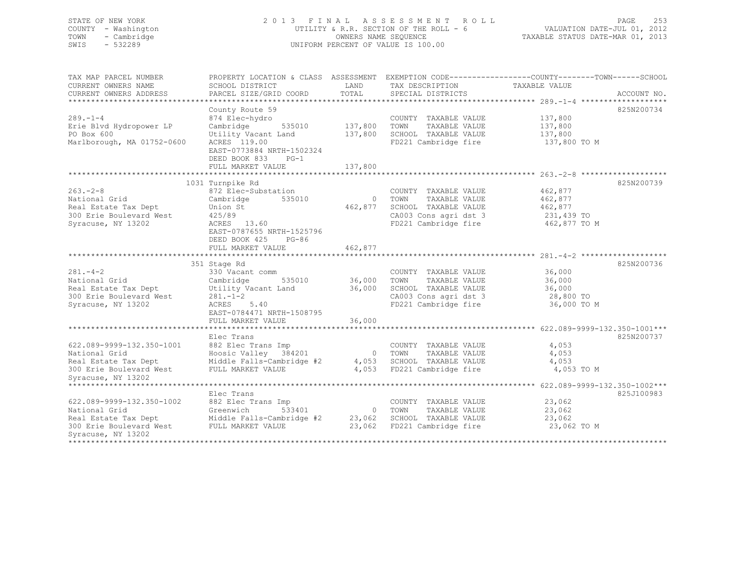STATE OF NEW YORK
COUNTY - Washington
TOWN - Cambridge
SWIS - 532289

# 2013 FINAL ASSESSMENT ROLL
UTILITY & R.R. SECTION OF THE ROLL - 6
OWNERS NAME SEQUENCE
UNIFORM PERCENT OF VALUE IS 100.00

VALUATION DATE-JUL 01, 2012
TAXABLE STATUS DATE-MAR 01, 2013

```
TAX MAP PARCEL NUMBER          PROPERTY LOCATION & CLASS  ASSESSMENT  EXEMPTION CODE------------------COUNTY--------TOWN------SCHOOL
CURRENT OWNERS NAME            SCHOOL DISTRICT              LAND      TAX DESCRIPTION              TAXABLE VALUE
CURRENT OWNERS ADDRESS         PARCEL SIZE/GRID COORD       TOTAL     SPECIAL DISTRICTS                                        ACCOUNT NO.
******************************************************************************************************* 289.-1-4 *******************
                               County Route 59                                                                           825N200734
289.-1-4                       874 Elec-hydro                          COUNTY  TAXABLE VALUE          137,800
Erie Blvd Hydropower LP        Cambridge      535010      137,800     TOWN    TAXABLE VALUE          137,800
PO Box 600                     Utility Vacant Land        137,800     SCHOOL  TAXABLE VALUE          137,800
Marlborough, MA 01752-0600     ACRES 119.00                            FD221 Cambridge fire           137,800 TO M
                               EAST-0773884 NRTH-1502324
                               DEED BOOK 833    PG-1
                               FULL MARKET VALUE          137,800
******************************************************************************************************* 263.-2-8 *******************
                             1031 Turnpike Rd                                                                            825N200739
263.-2-8                       872 Elec-Substation                     COUNTY  TAXABLE VALUE          462,877
National Grid                  Cambridge      535010           0      TOWN    TAXABLE VALUE          462,877
Real Estate Tax Dept           Union St                   462,877     SCHOOL  TAXABLE VALUE          462,877
300 Erie Boulevard West        425/89                                  CA003 Cons agri dst 3          231,439 TO
Syracuse, NY 13202             ACRES  13.60                            FD221 Cambridge fire           462,877 TO M
                               EAST-0787655 NRTH-1525796
                               DEED BOOK 425    PG-86
                               FULL MARKET VALUE          462,877
******************************************************************************************************* 281.-4-2 *******************
                               351 Stage Rd                                                                              825N200736
281.-4-2                       330 Vacant comm                         COUNTY  TAXABLE VALUE           36,000
National Grid                  Cambridge      535010       36,000     TOWN    TAXABLE VALUE           36,000
Real Estate Tax Dept           Utility Vacant Land         36,000     SCHOOL  TAXABLE VALUE           36,000
300 Erie Boulevard West        281.-1-2                                CA003 Cons agri dst 3           28,800 TO
Syracuse, NY 13202             ACRES   5.40                            FD221 Cambridge fire            36,000 TO M
                               EAST-0784471 NRTH-1508795
                               FULL MARKET VALUE           36,000
******************************************************************************************************* 622.089-9999-132.350-1001***
                               Elec Trans                                                                                825N200737
622.089-9999-132.350-1001      882 Elec Trans Imp                      COUNTY  TAXABLE VALUE            4,053
National Grid                  Hoosic Valley  384201           0      TOWN    TAXABLE VALUE            4,053
Real Estate Tax Dept           Middle Falls-Cambridge #2    4,053     SCHOOL  TAXABLE VALUE            4,053
300 Erie Boulevard West        FULL MARKET VALUE            4,053     FD221 Cambridge fire             4,053 TO M
Syracuse, NY 13202
******************************************************************************************************* 622.089-9999-132.350-1002***
                               Elec Trans                                                                                825J100983
622.089-9999-132.350-1002      882 Elec Trans Imp                      COUNTY  TAXABLE VALUE           23,062
National Grid                  Greenwich      533401           0      TOWN    TAXABLE VALUE           23,062
Real Estate Tax Dept           Middle Falls-Cambridge #2   23,062     SCHOOL  TAXABLE VALUE           23,062
300 Erie Boulevard West        FULL MARKET VALUE           23,062     FD221 Cambridge fire            23,062 TO M
Syracuse, NY 13202
************************************************************************************************************************************
```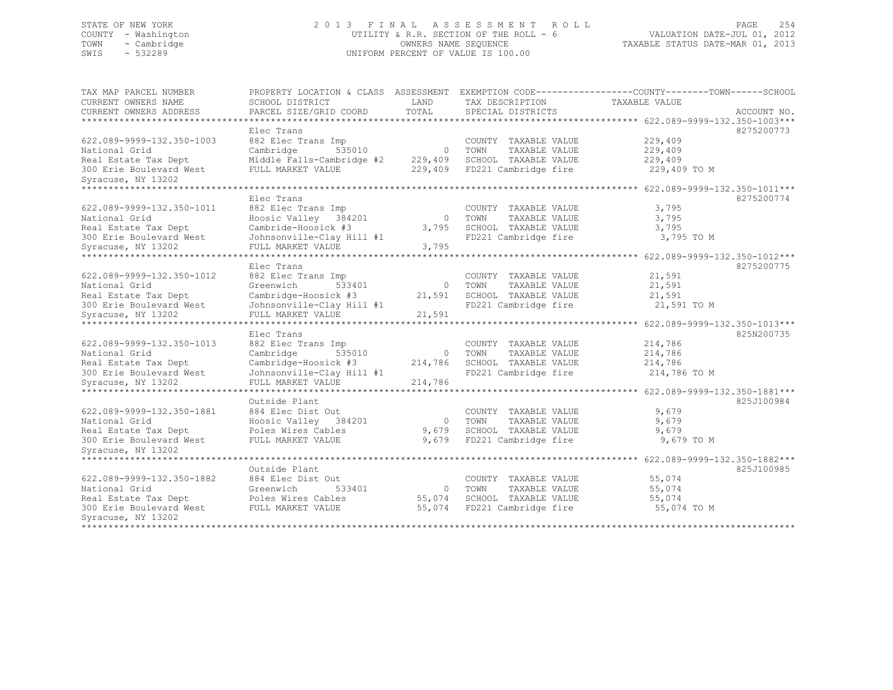STATE OF NEW YORK
COUNTY - Washington
TOWN - Cambridge
SWIS - 532289

2013 FINAL ASSESSMENT ROLL
UTILITY & R.R. SECTION OF THE ROLL - 6
OWNERS NAME SEQUENCE
UNIFORM PERCENT OF VALUE IS 100.00

VALUATION DATE-JUL 01, 2012
TAXABLE STATUS DATE-MAR 01, 2013

| TAX MAP PARCEL NUMBER / CURRENT OWNERS NAME / CURRENT OWNERS ADDRESS | PROPERTY LOCATION & CLASS / SCHOOL DISTRICT / PARCEL SIZE/GRID COORD | ASSESSMENT LAND / TOTAL | EXEMPTION CODE / TAX DESCRIPTION / SPECIAL DISTRICTS | COUNTY--------TOWN------SCHOOL TAXABLE VALUE | ACCOUNT NO. |
|---|---|---|---|---|---|
| 622.089-9999-132.350-1003 | Elec Trans | | | | 8275200773 |
| | 882 Elec Trans Imp | | COUNTY TAXABLE VALUE | 229,409 | |
| National Grid | Cambridge 535010 | 0 | TOWN TAXABLE VALUE | 229,409 | |
| Real Estate Tax Dept | Middle Falls-Cambridge #2 | 229,409 | SCHOOL TAXABLE VALUE | 229,409 | |
| 300 Erie Boulevard West | FULL MARKET VALUE | 229,409 | FD221 Cambridge fire | 229,409 TO M | |
| Syracuse, NY 13202 | | | | | |
| 622.089-9999-132.350-1011 | Elec Trans | | | | 8275200774 |
| | 882 Elec Trans Imp | | COUNTY TAXABLE VALUE | 3,795 | |
| National Grid | Hoosic Valley 384201 | 0 | TOWN TAXABLE VALUE | 3,795 | |
| Real Estate Tax Dept | Cambride-Hoosick #3 | 3,795 | SCHOOL TAXABLE VALUE | 3,795 | |
| 300 Erie Boulevard West | Johnsonville-Clay Hill #1 | | FD221 Cambridge fire | 3,795 TO M | |
| Syracuse, NY 13202 | FULL MARKET VALUE | 3,795 | | | |
| 622.089-9999-132.350-1012 | Elec Trans | | | | 8275200775 |
| | 882 Elec Trans Imp | | COUNTY TAXABLE VALUE | 21,591 | |
| National Grid | Greenwich 533401 | 0 | TOWN TAXABLE VALUE | 21,591 | |
| Real Estate Tax Dept | Cambridge-Hoosick #3 | 21,591 | SCHOOL TAXABLE VALUE | 21,591 | |
| 300 Erie Boulevard West | Johnsonville-Clay Hill #1 | | FD221 Cambridge fire | 21,591 TO M | |
| Syracuse, NY 13202 | FULL MARKET VALUE | 21,591 | | | |
| 622.089-9999-132.350-1013 | Elec Trans | | | | 825N200735 |
| | 882 Elec Trans Imp | | COUNTY TAXABLE VALUE | 214,786 | |
| National Grid | Cambridge 535010 | 0 | TOWN TAXABLE VALUE | 214,786 | |
| Real Estate Tax Dept | Cambridge-Hoosick #3 | 214,786 | SCHOOL TAXABLE VALUE | 214,786 | |
| 300 Erie Boulevard West | Johnsonville-Clay Hill #1 | | FD221 Cambridge fire | 214,786 TO M | |
| Syracuse, NY 13202 | FULL MARKET VALUE | 214,786 | | | |
| 622.089-9999-132.350-1881 | Outside Plant | | | | 825J100984 |
| | 884 Elec Dist Out | | COUNTY TAXABLE VALUE | 9,679 | |
| National Grid | Hoosic Valley 384201 | 0 | TOWN TAXABLE VALUE | 9,679 | |
| Real Estate Tax Dept | Poles Wires Cables | 9,679 | SCHOOL TAXABLE VALUE | 9,679 | |
| 300 Erie Boulevard West | FULL MARKET VALUE | 9,679 | FD221 Cambridge fire | 9,679 TO M | |
| Syracuse, NY 13202 | | | | | |
| 622.089-9999-132.350-1882 | Outside Plant | | | | 825J100985 |
| | 884 Elec Dist Out | | COUNTY TAXABLE VALUE | 55,074 | |
| National Grid | Greenwich 533401 | 0 | TOWN TAXABLE VALUE | 55,074 | |
| Real Estate Tax Dept | Poles Wires Cables | 55,074 | SCHOOL TAXABLE VALUE | 55,074 | |
| 300 Erie Boulevard West | FULL MARKET VALUE | 55,074 | FD221 Cambridge fire | 55,074 TO M | |
| Syracuse, NY 13202 | | | | | |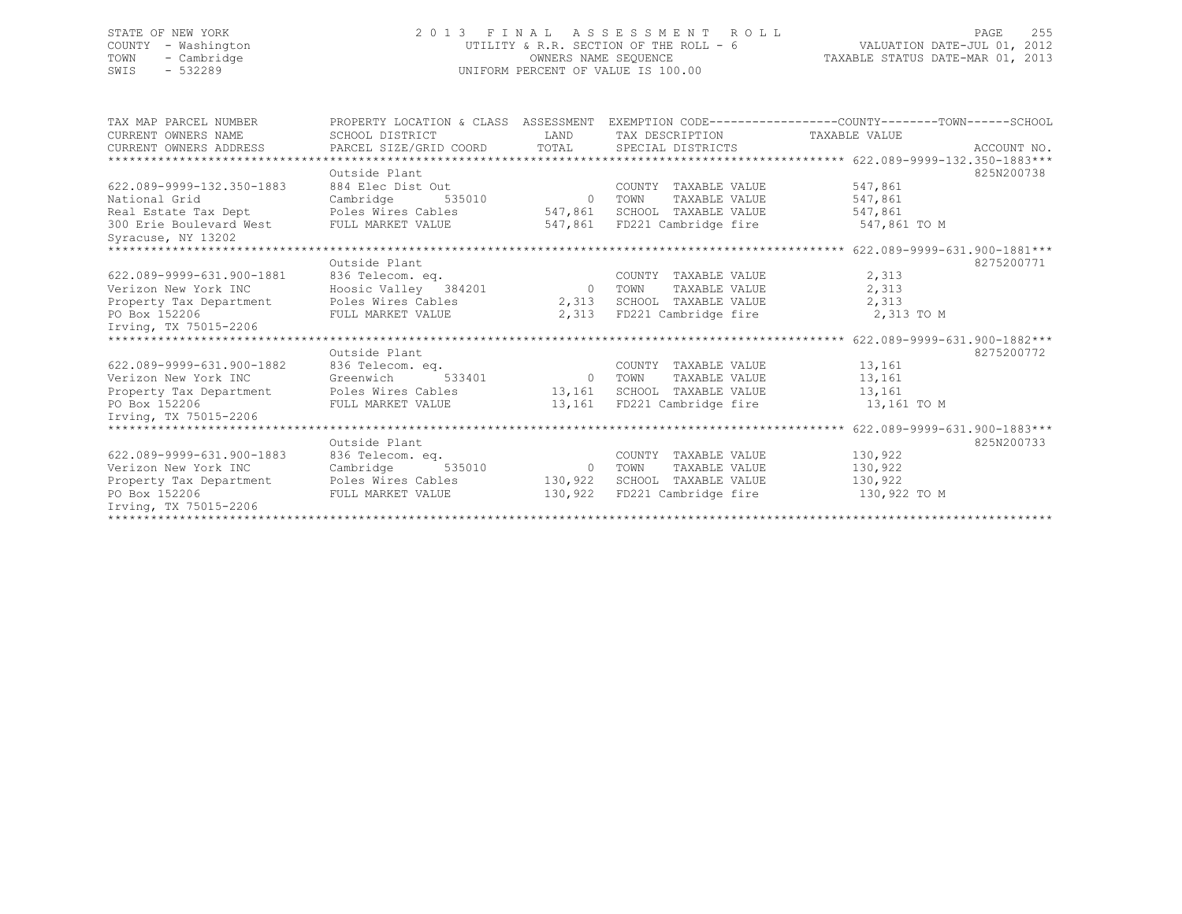STATE OF NEW YORK
COUNTY - Washington
TOWN - Cambridge
SWIS - 532289

# 2013 FINAL ASSESSMENT ROLL

UTILITY & R.R. SECTION OF THE ROLL - 6
OWNERS NAME SEQUENCE
UNIFORM PERCENT OF VALUE IS 100.00

VALUATION DATE-JUL 01, 2012
TAXABLE STATUS DATE-MAR 01, 2013

| TAX MAP PARCEL NUMBER / CURRENT OWNERS NAME / CURRENT OWNERS ADDRESS | PROPERTY LOCATION & CLASS / SCHOOL DISTRICT / PARCEL SIZE/GRID COORD | ASSESSMENT LAND / TOTAL | EXEMPTION CODE / TAX DESCRIPTION / SPECIAL DISTRICTS | COUNTY--------TOWN------SCHOOL TAXABLE VALUE | ACCOUNT NO. |
|---|---|---|---|---|---|
| 622.089-9999-132.350-1883 | Outside Plant | | | | 825N200738 |
| 622.089-9999-132.350-1883 | 884 Elec Dist Out | | COUNTY TAXABLE VALUE | 547,861 | |
| National Grid | Cambridge 535010 | 0 | TOWN TAXABLE VALUE | 547,861 | |
| Real Estate Tax Dept | Poles Wires Cables | 547,861 | SCHOOL TAXABLE VALUE | 547,861 | |
| 300 Erie Boulevard West | FULL MARKET VALUE | 547,861 | FD221 Cambridge fire | 547,861 TO M | |
| Syracuse, NY 13202 | | | | | |
| 622.089-9999-631.900-1881 | Outside Plant | | | | 8275200771 |
| 622.089-9999-631.900-1881 | 836 Telecom. eq. | | COUNTY TAXABLE VALUE | 2,313 | |
| Verizon New York INC | Hoosic Valley 384201 | 0 | TOWN TAXABLE VALUE | 2,313 | |
| Property Tax Department | Poles Wires Cables | 2,313 | SCHOOL TAXABLE VALUE | 2,313 | |
| PO Box 152206 | FULL MARKET VALUE | 2,313 | FD221 Cambridge fire | 2,313 TO M | |
| Irving, TX 75015-2206 | | | | | |
| 622.089-9999-631.900-1882 | Outside Plant | | | | 8275200772 |
| 622.089-9999-631.900-1882 | 836 Telecom. eq. | | COUNTY TAXABLE VALUE | 13,161 | |
| Verizon New York INC | Greenwich 533401 | 0 | TOWN TAXABLE VALUE | 13,161 | |
| Property Tax Department | Poles Wires Cables | 13,161 | SCHOOL TAXABLE VALUE | 13,161 | |
| PO Box 152206 | FULL MARKET VALUE | 13,161 | FD221 Cambridge fire | 13,161 TO M | |
| Irving, TX 75015-2206 | | | | | |
| 622.089-9999-631.900-1883 | Outside Plant | | | | 825N200733 |
| 622.089-9999-631.900-1883 | 836 Telecom. eq. | | COUNTY TAXABLE VALUE | 130,922 | |
| Verizon New York INC | Cambridge 535010 | 0 | TOWN TAXABLE VALUE | 130,922 | |
| Property Tax Department | Poles Wires Cables | 130,922 | SCHOOL TAXABLE VALUE | 130,922 | |
| PO Box 152206 | FULL MARKET VALUE | 130,922 | FD221 Cambridge fire | 130,922 TO M | |
| Irving, TX 75015-2206 | | | | | |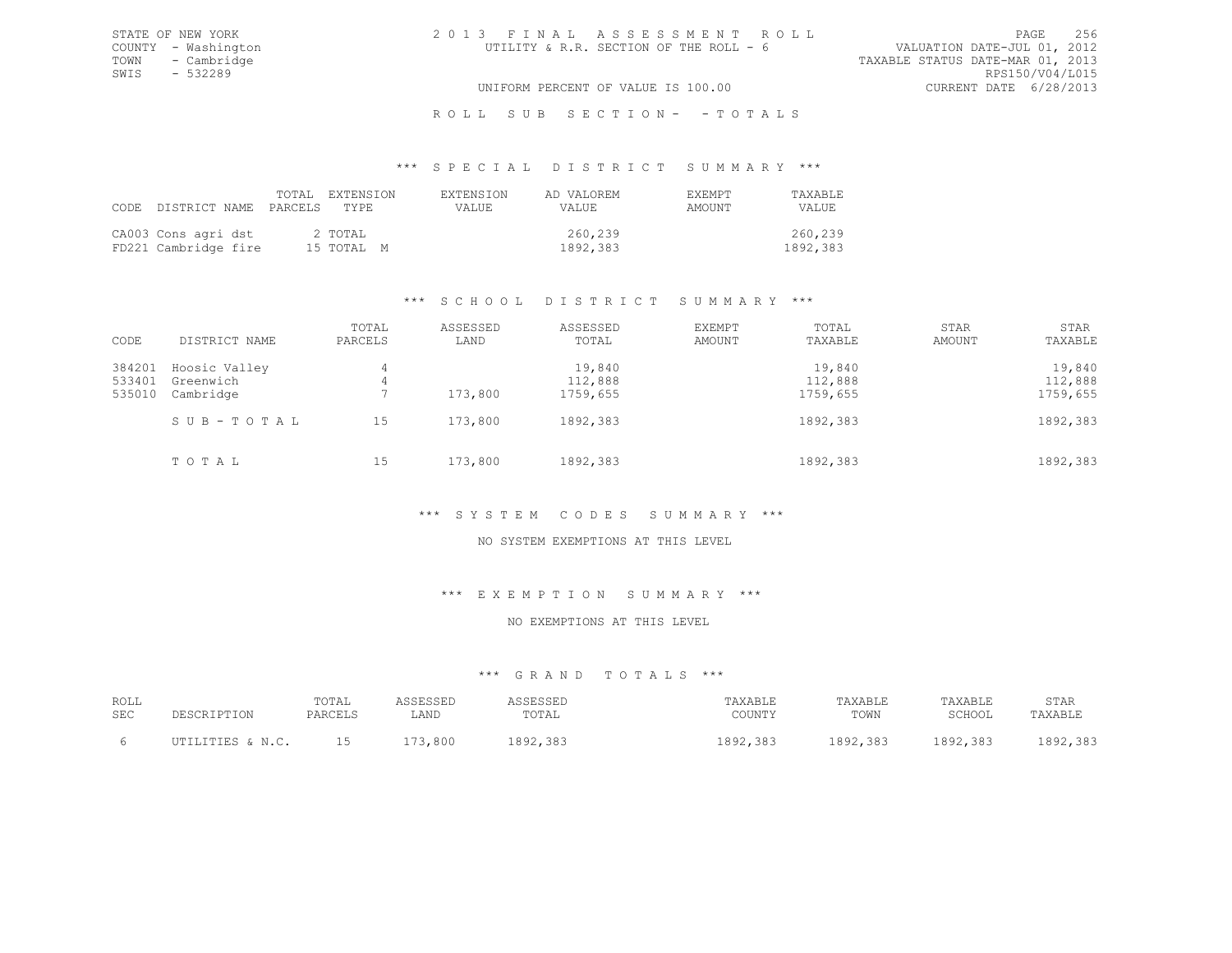STATE OF NEW YORK
COUNTY - Washington
TOWN - Cambridge
SWIS - 532289

2013 FINAL ASSESSMENT ROLL
UTILITY & R.R. SECTION OF THE ROLL - 6

VALUATION DATE-JUL 01, 2012
TAXABLE STATUS DATE-MAR 01, 2013
RPS150/V04/L015
CURRENT DATE 6/28/2013

UNIFORM PERCENT OF VALUE IS 100.00

ROLL SUB SECTION- - TOTALS

### *** SPECIAL DISTRICT SUMMARY ***

| CODE | DISTRICT NAME | TOTAL PARCELS | EXTENSION TYPE | EXTENSION VALUE | AD VALOREM VALUE | EXEMPT AMOUNT | TAXABLE VALUE |
|---|---|---|---|---|---|---|---|
| CA003 | Cons agri dst | 2 | TOTAL | | 260,239 | | 260,239 |
| FD221 | Cambridge fire | 15 | TOTAL M | | 1892,383 | | 1892,383 |

### *** SCHOOL DISTRICT SUMMARY ***

| CODE | DISTRICT NAME | TOTAL PARCELS | ASSESSED LAND | ASSESSED TOTAL | EXEMPT AMOUNT | TOTAL TAXABLE | STAR AMOUNT | STAR TAXABLE |
|---|---|---|---|---|---|---|---|---|
| 384201 | Hoosic Valley | 4 | | 19,840 | | 19,840 | | 19,840 |
| 533401 | Greenwich | 4 | | 112,888 | | 112,888 | | 112,888 |
| 535010 | Cambridge | 7 | 173,800 | 1759,655 | | 1759,655 | | 1759,655 |
| | SUB-TOTAL | 15 | 173,800 | 1892,383 | | 1892,383 | | 1892,383 |
| | TOTAL | 15 | 173,800 | 1892,383 | | 1892,383 | | 1892,383 |

### *** SYSTEM CODES SUMMARY ***

NO SYSTEM EXEMPTIONS AT THIS LEVEL

### *** EXEMPTION SUMMARY ***

NO EXEMPTIONS AT THIS LEVEL

### *** GRAND TOTALS ***

| ROLL SEC | DESCRIPTION | TOTAL PARCELS | ASSESSED LAND | ASSESSED TOTAL | TAXABLE COUNTY | TAXABLE TOWN | TAXABLE SCHOOL | STAR TAXABLE |
|---|---|---|---|---|---|---|---|---|
| 6 | UTILITIES & N.C. | 15 | 173,800 | 1892,383 | 1892,383 | 1892,383 | 1892,383 | 1892,383 |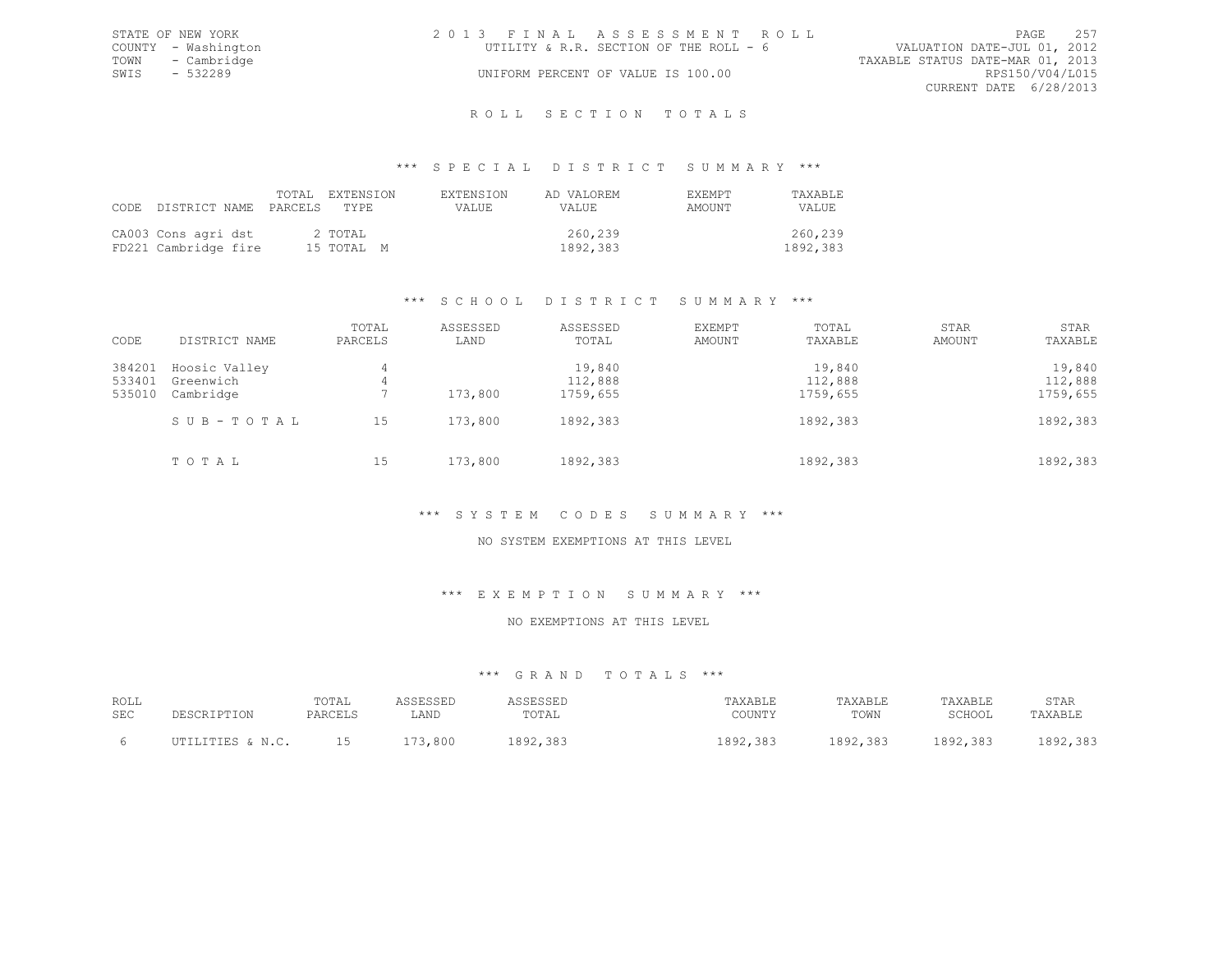STATE OF NEW YORK
COUNTY - Washington
TOWN - Cambridge
SWIS - 532289

2013 FINAL ASSESSMENT ROLL
UTILITY & R.R. SECTION OF THE ROLL - 6
UNIFORM PERCENT OF VALUE IS 100.00

VALUATION DATE-JUL 01, 2012
TAXABLE STATUS DATE-MAR 01, 2013
RPS150/V04/L015
CURRENT DATE 6/28/2013

## ROLL SECTION TOTALS

### *** SPECIAL DISTRICT SUMMARY ***

| CODE | DISTRICT NAME | TOTAL PARCELS | EXTENSION TYPE | EXTENSION VALUE | AD VALOREM VALUE | EXEMPT AMOUNT | TAXABLE VALUE |
|---|---|---|---|---|---|---|---|
| CA003 | Cons agri dst | 2 | TOTAL | | 260,239 | | 260,239 |
| FD221 | Cambridge fire | 15 | TOTAL M | | 1892,383 | | 1892,383 |

### *** SCHOOL DISTRICT SUMMARY ***

| CODE | DISTRICT NAME | TOTAL PARCELS | ASSESSED LAND | ASSESSED TOTAL | EXEMPT AMOUNT | TOTAL TAXABLE | STAR AMOUNT | STAR TAXABLE |
|---|---|---|---|---|---|---|---|---|
| 384201 | Hoosic Valley | 4 | | 19,840 | | 19,840 | | 19,840 |
| 533401 | Greenwich | 4 | | 112,888 | | 112,888 | | 112,888 |
| 535010 | Cambridge | 7 | 173,800 | 1759,655 | | 1759,655 | | 1759,655 |
| | SUB-TOTAL | 15 | 173,800 | 1892,383 | | 1892,383 | | 1892,383 |
| | TOTAL | 15 | 173,800 | 1892,383 | | 1892,383 | | 1892,383 |

### *** SYSTEM CODES SUMMARY ***

NO SYSTEM EXEMPTIONS AT THIS LEVEL

### *** EXEMPTION SUMMARY ***

NO EXEMPTIONS AT THIS LEVEL

### *** GRAND TOTALS ***

| ROLL SEC | DESCRIPTION | TOTAL PARCELS | ASSESSED LAND | ASSESSED TOTAL | TAXABLE COUNTY | TAXABLE TOWN | TAXABLE SCHOOL | STAR TAXABLE |
|---|---|---|---|---|---|---|---|---|
| 6 | UTILITIES & N.C. | 15 | 173,800 | 1892,383 | 1892,383 | 1892,383 | 1892,383 | 1892,383 |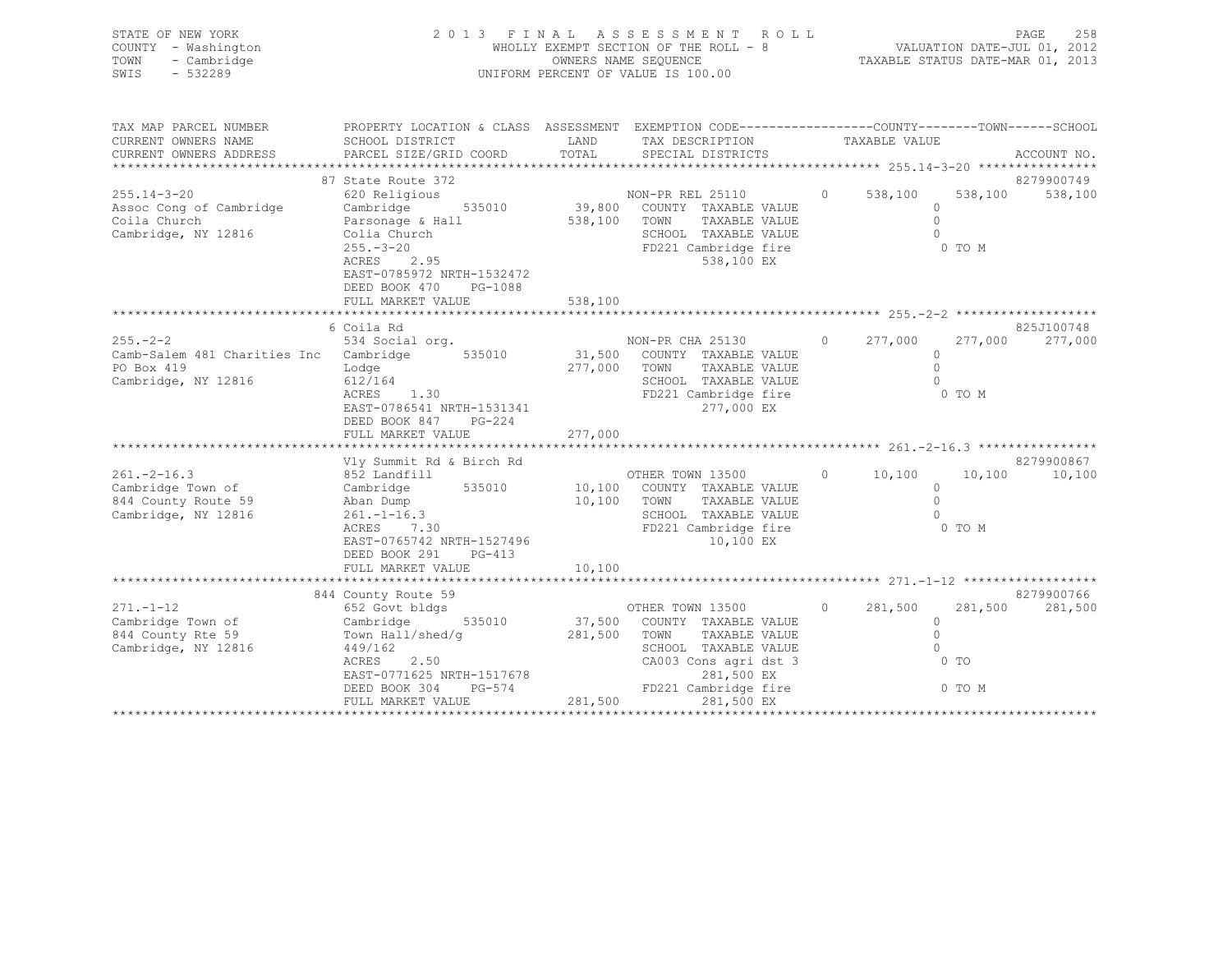STATE OF NEW YORK
COUNTY - Washington
TOWN - Cambridge
SWIS - 532289

2013 FINAL ASSESSMENT ROLL
WHOLLY EXEMPT SECTION OF THE ROLL - 8
OWNERS NAME SEQUENCE
UNIFORM PERCENT OF VALUE IS 100.00

VALUATION DATE-JUL 01, 2012
TAXABLE STATUS DATE-MAR 01, 2013

```
TAX MAP PARCEL NUMBER          PROPERTY LOCATION & CLASS  ASSESSMENT  EXEMPTION CODE------------------COUNTY--------TOWN------SCHOOL
CURRENT OWNERS NAME            SCHOOL DISTRICT              LAND      TAX DESCRIPTION                 TAXABLE VALUE
CURRENT OWNERS ADDRESS         PARCEL SIZE/GRID COORD       TOTAL     SPECIAL DISTRICTS                                         ACCOUNT NO.
******************************************************************************************************* 255.14-3-20 ****************
                               87 State Route 372                                                                              8279900749
255.14-3-20                    620 Religious                          NON-PR REL 25110        0       538,100    538,100    538,100
Assoc Cong of Cambridge        Cambridge        535010       39,800   COUNTY  TAXABLE VALUE                 0
Coila Church                   Parsonage & Hall             538,100   TOWN    TAXABLE VALUE                 0
Cambridge, NY 12816            Colia Church                           SCHOOL  TAXABLE VALUE                 0
                               255.-3-20                              FD221 Cambridge fire                    0 TO M
                               ACRES     2.95                                538,100 EX
                               EAST-0785972 NRTH-1532472
                               DEED BOOK 470     PG-1088
                               FULL MARKET VALUE            538,100
******************************************************************************************************* 255.-2-2 *******************
                               6 Coila Rd                                                                                      825J100748
255.-2-2                       534 Social org.                        NON-PR CHA 25130        0       277,000    277,000    277,000
Camb-Salem 481 Charities Inc   Cambridge        535010       31,500   COUNTY  TAXABLE VALUE                 0
PO Box 419                     Lodge                        277,000   TOWN    TAXABLE VALUE                 0
Cambridge, NY 12816            612/164                                SCHOOL  TAXABLE VALUE                 0
                               ACRES     1.30                         FD221 Cambridge fire                    0 TO M
                               EAST-0786541 NRTH-1531341                     277,000 EX
                               DEED BOOK 847     PG-224
                               FULL MARKET VALUE            277,000
******************************************************************************************************* 261.-2-16.3 ****************
                               Vly Summit Rd & Birch Rd                                                                        8279900867
261.-2-16.3                    852 Landfill                           OTHER TOWN 13500        0        10,100     10,100     10,100
Cambridge Town of              Cambridge        535010       10,100   COUNTY  TAXABLE VALUE                 0
844 County Route 59            Aban Dump                     10,100   TOWN    TAXABLE VALUE                 0
Cambridge, NY 12816            261.-1-16.3                            SCHOOL  TAXABLE VALUE                 0
                               ACRES     7.30                         FD221 Cambridge fire                    0 TO M
                               EAST-0765742 NRTH-1527496                      10,100 EX
                               DEED BOOK 291     PG-413
                               FULL MARKET VALUE             10,100
******************************************************************************************************* 271.-1-12 ******************
                               844 County Route 59                                                                             8279900766
271.-1-12                      652 Govt bldgs                         OTHER TOWN 13500        0       281,500    281,500    281,500
Cambridge Town of              Cambridge        535010       37,500   COUNTY  TAXABLE VALUE                 0
844 County Rte 59              Town Hall/shed/g             281,500   TOWN    TAXABLE VALUE                 0
Cambridge, NY 12816            449/162                                SCHOOL  TAXABLE VALUE                 0
                               ACRES     2.50                         CA003 Cons agri dst 3                   0 TO
                               EAST-0771625 NRTH-1517678                     281,500 EX
                               DEED BOOK 304     PG-574               FD221 Cambridge fire                    0 TO M
                               FULL MARKET VALUE            281,500          281,500 EX
************************************************************************************************************************************
```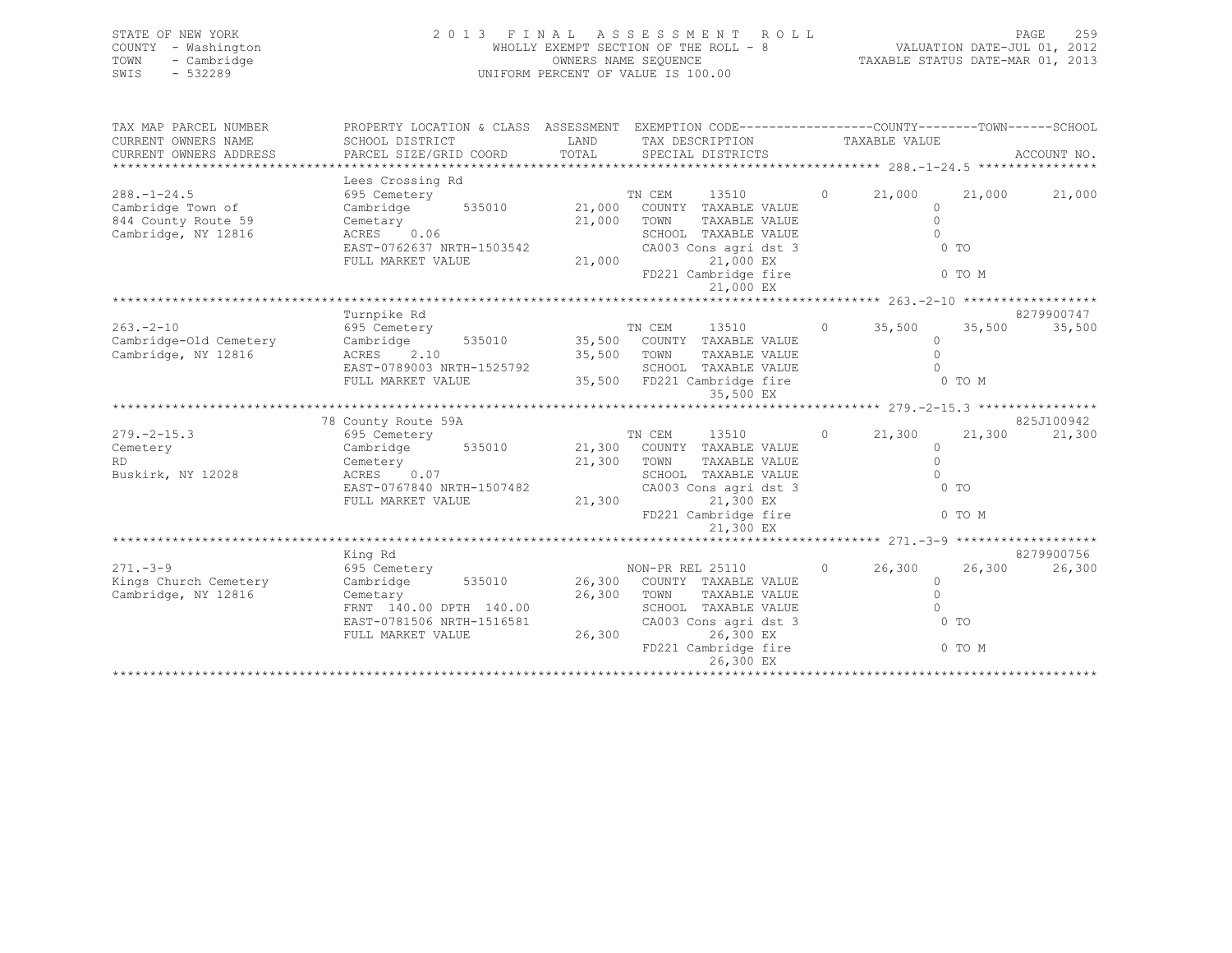STATE OF NEW YORK — 2013 FINAL ASSESSMENT ROLL — WHOLLY EXEMPT SECTION OF THE ROLL - 8 — OWNERS NAME SEQUENCE — UNIFORM PERCENT OF VALUE IS 100.00

COUNTY - Washington
TOWN - Cambridge
SWIS - 532289

VALUATION DATE-JUL 01, 2012
TAXABLE STATUS DATE-MAR 01, 2013

| TAX MAP PARCEL NUMBER / CURRENT OWNERS NAME / CURRENT OWNERS ADDRESS | PROPERTY LOCATION & CLASS / SCHOOL DISTRICT / PARCEL SIZE/GRID COORD | ASSESSMENT LAND / TOTAL | EXEMPTION CODE / TAX DESCRIPTION / SPECIAL DISTRICTS | COUNTY TAXABLE VALUE | TOWN | SCHOOL | ACCOUNT NO. |
|---|---|---|---|---|---|---|---|
| **288.-1-24.5** | Lees Crossing Rd | | | | | | |
| 288.-1-24.5 | 695 Cemetery | | TN CEM 13510 0 | 21,000 | 21,000 | 21,000 | |
| Cambridge Town of | Cambridge 535010 | 21,000 | COUNTY TAXABLE VALUE | 0 | | | |
| 844 County Route 59 | Cemetary | 21,000 | TOWN TAXABLE VALUE | 0 | | | |
| Cambridge, NY 12816 | ACRES 0.06 | | SCHOOL TAXABLE VALUE | 0 | | | |
| | EAST-0762637 NRTH-1503542 | | CA003 Cons agri dst 3 | 0 TO | | | |
| | FULL MARKET VALUE | 21,000 | 21,000 EX | | | | |
| | | | FD221 Cambridge fire | 0 TO M | | | |
| | | | 21,000 EX | | | | |
| **263.-2-10** | Turnpike Rd | | | | | | 8279900747 |
| 263.-2-10 | 695 Cemetery | | TN CEM 13510 0 | 35,500 | 35,500 | 35,500 | |
| Cambridge-Old Cemetery | Cambridge 535010 | 35,500 | COUNTY TAXABLE VALUE | 0 | | | |
| Cambridge, NY 12816 | ACRES 2.10 | 35,500 | TOWN TAXABLE VALUE | 0 | | | |
| | EAST-0789003 NRTH-1525792 | | SCHOOL TAXABLE VALUE | 0 | | | |
| | FULL MARKET VALUE | 35,500 | FD221 Cambridge fire | 0 TO M | | | |
| | | | 35,500 EX | | | | |
| **279.-2-15.3** | 78 County Route 59A | | | | | | 825J100942 |
| 279.-2-15.3 | 695 Cemetery | | TN CEM 13510 0 | 21,300 | 21,300 | 21,300 | |
| Cemetery | Cambridge 535010 | 21,300 | COUNTY TAXABLE VALUE | 0 | | | |
| RD | Cemetery | 21,300 | TOWN TAXABLE VALUE | 0 | | | |
| Buskirk, NY 12028 | ACRES 0.07 | | SCHOOL TAXABLE VALUE | 0 | | | |
| | EAST-0767840 NRTH-1507482 | | CA003 Cons agri dst 3 | 0 TO | | | |
| | FULL MARKET VALUE | 21,300 | 21,300 EX | | | | |
| | | | FD221 Cambridge fire | 0 TO M | | | |
| | | | 21,300 EX | | | | |
| **271.-3-9** | King Rd | | | | | | 8279900756 |
| 271.-3-9 | 695 Cemetery | | NON-PR REL 25110 0 | 26,300 | 26,300 | 26,300 | |
| Kings Church Cemetery | Cambridge 535010 | 26,300 | COUNTY TAXABLE VALUE | 0 | | | |
| Cambridge, NY 12816 | Cemetary | 26,300 | TOWN TAXABLE VALUE | 0 | | | |
| | FRNT 140.00 DPTH 140.00 | | SCHOOL TAXABLE VALUE | 0 | | | |
| | EAST-0781506 NRTH-1516581 | | CA003 Cons agri dst 3 | 0 TO | | | |
| | FULL MARKET VALUE | 26,300 | 26,300 EX | | | | |
| | | | FD221 Cambridge fire | 0 TO M | | | |
| | | | 26,300 EX | | | | |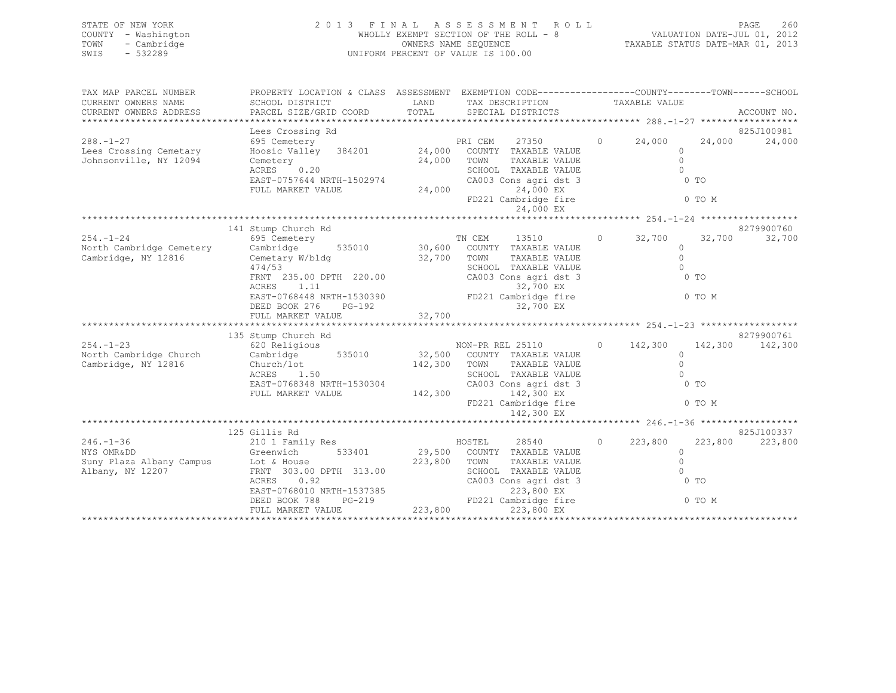STATE OF NEW YORK
COUNTY - Washington
TOWN - Cambridge
SWIS - 532289

2 0 1 3 F I N A L A S S E S S M E N T R O L L
WHOLLY EXEMPT SECTION OF THE ROLL - 8
OWNERS NAME SEQUENCE
UNIFORM PERCENT OF VALUE IS 100.00

VALUATION DATE-JUL 01, 2012
TAXABLE STATUS DATE-MAR 01, 2013

```
TAX MAP PARCEL NUMBER          PROPERTY LOCATION & CLASS  ASSESSMENT  EXEMPTION CODE------------------COUNTY--------TOWN------SCHOOL
CURRENT OWNERS NAME            SCHOOL DISTRICT              LAND      TAX DESCRIPTION            TAXABLE VALUE
CURRENT OWNERS ADDRESS         PARCEL SIZE/GRID COORD       TOTAL     SPECIAL DISTRICTS                                    ACCOUNT NO.
*********************************************************************************************** 288.-1-27 ******************
                               Lees Crossing Rd                                                                        825J100981
288.-1-27                      695 Cemetery                           PRI CEM     27350         0      24,000    24,000    24,000
Lees Crossing Cemetary         Hoosic Valley  384201       24,000    COUNTY  TAXABLE VALUE                 0
Johnsonville, NY 12094         Cemetery                    24,000    TOWN    TAXABLE VALUE                 0
                               ACRES    0.20                          SCHOOL  TAXABLE VALUE                 0
                               EAST-0757644 NRTH-1502974              CA003 Cons agri dst 3                 0 TO
                               FULL MARKET VALUE           24,000          24,000 EX
                                                                      FD221 Cambridge fire                  0 TO M
                                                                           24,000 EX
*********************************************************************************************** 254.-1-24 ******************
                               141 Stump Church Rd                                                                     8279900760
254.-1-24                      695 Cemetery                           TN CEM      13510         0      32,700    32,700    32,700
North Cambridge Cemetery       Cambridge      535010       30,600    COUNTY  TAXABLE VALUE                 0
Cambridge, NY 12816            Cemetary W/bldg             32,700    TOWN    TAXABLE VALUE                 0
                               474/53                                 SCHOOL  TAXABLE VALUE                 0
                               FRNT 235.00 DPTH 220.00                CA003 Cons agri dst 3                 0 TO
                               ACRES    1.11                               32,700 EX
                               EAST-0768448 NRTH-1530390              FD221 Cambridge fire                  0 TO M
                               DEED BOOK 276    PG-192                     32,700 EX
                               FULL MARKET VALUE           32,700
*********************************************************************************************** 254.-1-23 ******************
                               135 Stump Church Rd                                                                     8279900761
254.-1-23                      620 Religious                          NON-PR REL 25110          0     142,300   142,300   142,300
North Cambridge Church         Cambridge      535010       32,500    COUNTY  TAXABLE VALUE                 0
Cambridge, NY 12816            Church/lot                 142,300    TOWN    TAXABLE VALUE                 0
                               ACRES    1.50                          SCHOOL  TAXABLE VALUE                 0
                               EAST-0768348 NRTH-1530304              CA003 Cons agri dst 3                 0 TO
                               FULL MARKET VALUE          142,300         142,300 EX
                                                                      FD221 Cambridge fire                  0 TO M
                                                                          142,300 EX
*********************************************************************************************** 246.-1-36 ******************
                               125 Gillis Rd                                                                           825J100337
246.-1-36                      210 1 Family Res                       HOSTEL      28540         0     223,800   223,800   223,800
NYS OMR&DD                     Greenwich      533401       29,500    COUNTY  TAXABLE VALUE                 0
Suny Plaza Albany Campus       Lot & House                223,800    TOWN    TAXABLE VALUE                 0
Albany, NY 12207               FRNT 303.00 DPTH 313.00                SCHOOL  TAXABLE VALUE                 0
                               ACRES    0.92                          CA003 Cons agri dst 3                 0 TO
                               EAST-0768010 NRTH-1537385                  223,800 EX
                               DEED BOOK 788    PG-219                FD221 Cambridge fire                  0 TO M
                               FULL MARKET VALUE          223,800         223,800 EX
******************************************************************************************************************************
```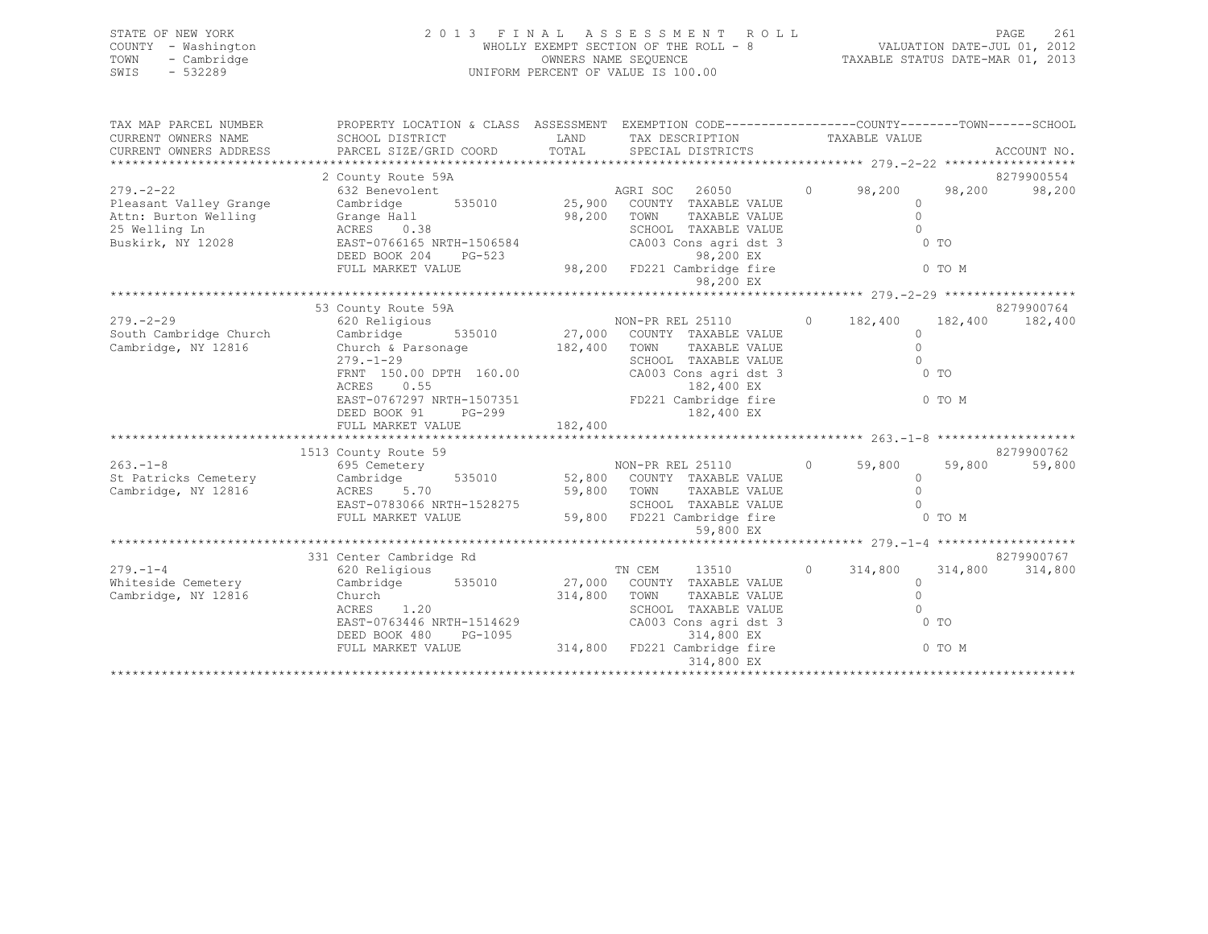STATE OF NEW YORK
COUNTY - Washington
TOWN - Cambridge
SWIS - 532289

# 2013 FINAL ASSESSMENT ROLL

WHOLLY EXEMPT SECTION OF THE ROLL - 8
OWNERS NAME SEQUENCE
UNIFORM PERCENT OF VALUE IS 100.00

VALUATION DATE-JUL 01, 2012
TAXABLE STATUS DATE-MAR 01, 2013

```
TAX MAP PARCEL NUMBER      PROPERTY LOCATION & CLASS  ASSESSMENT  EXEMPTION CODE------------------COUNTY--------TOWN------SCHOOL
CURRENT OWNERS NAME        SCHOOL DISTRICT               LAND      TAX DESCRIPTION            TAXABLE VALUE
CURRENT OWNERS ADDRESS     PARCEL SIZE/GRID COORD        TOTAL     SPECIAL DISTRICTS                                        ACCOUNT NO.
******************************************************************************************************* 279.-2-22 ******************
                           2 County Route 59A                                                                              8279900554
279.-2-22                  632 Benevolent                          AGRI SOC  26050          0      98,200      98,200      98,200
Pleasant Valley Grange     Cambridge        535010       25,900    COUNTY  TAXABLE VALUE                 0
Attn: Burton Welling       Grange Hall                   98,200    TOWN    TAXABLE VALUE                 0
25 Welling Ln              ACRES    0.38                           SCHOOL  TAXABLE VALUE                 0
Buskirk, NY 12028          EAST-0766165 NRTH-1506584               CA003 Cons agri dst 3                 0 TO
                           DEED BOOK 204    PG-523                          98,200 EX
                           FULL MARKET VALUE             98,200    FD221 Cambridge fire                  0 TO M
                                                                            98,200 EX
******************************************************************************************************* 279.-2-29 ******************
                           53 County Route 59A                                                                             8279900764
279.-2-29                  620 Religious                           NON-PR REL 25110         0     182,400     182,400     182,400
South Cambridge Church     Cambridge        535010       27,000    COUNTY  TAXABLE VALUE                 0
Cambridge, NY 12816        Church & Parsonage           182,400    TOWN    TAXABLE VALUE                 0
                           279.-1-29                               SCHOOL  TAXABLE VALUE                 0
                           FRNT 150.00 DPTH 160.00                 CA003 Cons agri dst 3                 0 TO
                           ACRES    0.55                                   182,400 EX
                           EAST-0767297 NRTH-1507351               FD221 Cambridge fire                  0 TO M
                           DEED BOOK 91     PG-299                         182,400 EX
                           FULL MARKET VALUE            182,400
******************************************************************************************************* 263.-1-8 *******************
                           1513 County Route 59                                                                            8279900762
263.-1-8                   695 Cemetery                            NON-PR REL 25110         0      59,800      59,800      59,800
St Patricks Cemetery       Cambridge        535010       52,800    COUNTY  TAXABLE VALUE                 0
Cambridge, NY 12816        ACRES    5.70                 59,800    TOWN    TAXABLE VALUE                 0
                           EAST-0783066 NRTH-1528275               SCHOOL  TAXABLE VALUE                 0
                           FULL MARKET VALUE             59,800    FD221 Cambridge fire                  0 TO M
                                                                            59,800 EX
******************************************************************************************************* 279.-1-4 *******************
                           331 Center Cambridge Rd                                                                         8279900767
279.-1-4                   620 Religious                           TN CEM    13510          0     314,800     314,800     314,800
Whiteside Cemetery         Cambridge        535010       27,000    COUNTY  TAXABLE VALUE                 0
Cambridge, NY 12816        Church                       314,800    TOWN    TAXABLE VALUE                 0
                           ACRES    1.20                           SCHOOL  TAXABLE VALUE                 0
                           EAST-0763446 NRTH-1514629               CA003 Cons agri dst 3                 0 TO
                           DEED BOOK 480    PG-1095                        314,800 EX
                           FULL MARKET VALUE            314,800    FD221 Cambridge fire                  0 TO M
                                                                           314,800 EX
************************************************************************************************************************************
```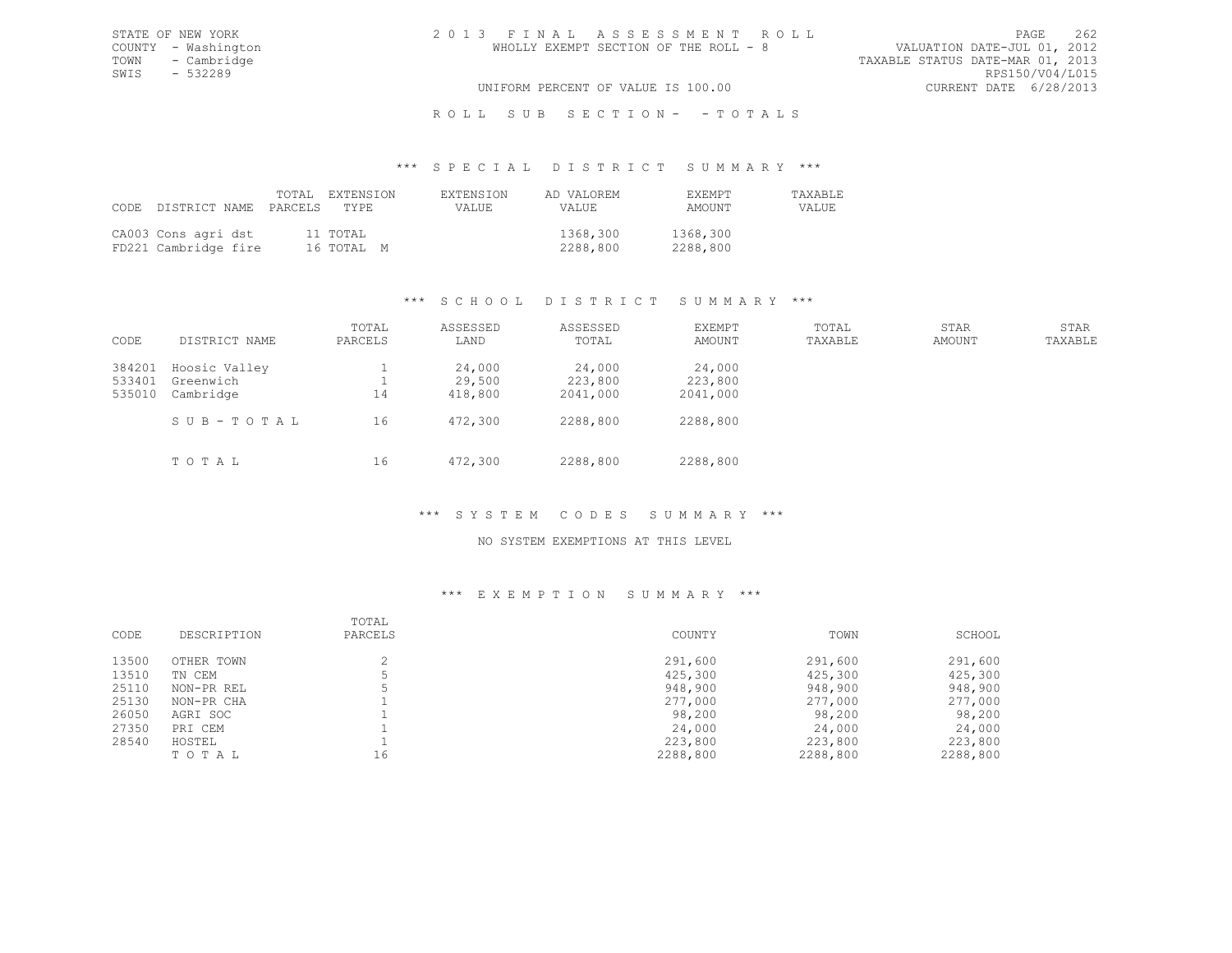STATE OF NEW YORK
COUNTY - Washington
TOWN - Cambridge
SWIS - 532289

2013 FINAL ASSESSMENT ROLL
WHOLLY EXEMPT SECTION OF THE ROLL - 8

UNIFORM PERCENT OF VALUE IS 100.00

VALUATION DATE-JUL 01, 2012
TAXABLE STATUS DATE-MAR 01, 2013
RPS150/V04/L015
CURRENT DATE 6/28/2013

ROLL SUB SECTION- - TOTALS

## *** SPECIAL DISTRICT SUMMARY ***

| CODE | DISTRICT NAME | TOTAL PARCELS | EXTENSION TYPE | EXTENSION VALUE | AD VALOREM VALUE | EXEMPT AMOUNT | TAXABLE VALUE |
|---|---|---|---|---|---|---|---|
| CA003 | Cons agri dst | 11 | TOTAL | | 1368,300 | 1368,300 | |
| FD221 | Cambridge fire | 16 | TOTAL M | | 2288,800 | 2288,800 | |

## *** SCHOOL DISTRICT SUMMARY ***

| CODE | DISTRICT NAME | TOTAL PARCELS | ASSESSED LAND | ASSESSED TOTAL | EXEMPT AMOUNT | TOTAL TAXABLE | STAR AMOUNT | STAR TAXABLE |
|---|---|---|---|---|---|---|---|---|
| 384201 | Hoosic Valley | 1 | 24,000 | 24,000 | 24,000 | | | |
| 533401 | Greenwich | 1 | 29,500 | 223,800 | 223,800 | | | |
| 535010 | Cambridge | 14 | 418,800 | 2041,000 | 2041,000 | | | |
| | SUB-TOTAL | 16 | 472,300 | 2288,800 | 2288,800 | | | |
| | TOTAL | 16 | 472,300 | 2288,800 | 2288,800 | | | |

## *** SYSTEM CODES SUMMARY ***

NO SYSTEM EXEMPTIONS AT THIS LEVEL

## *** EXEMPTION SUMMARY ***

| CODE | DESCRIPTION | TOTAL PARCELS | COUNTY | TOWN | SCHOOL |
|---|---|---|---|---|---|
| 13500 | OTHER TOWN | 2 | 291,600 | 291,600 | 291,600 |
| 13510 | TN CEM | 5 | 425,300 | 425,300 | 425,300 |
| 25110 | NON-PR REL | 5 | 948,900 | 948,900 | 948,900 |
| 25130 | NON-PR CHA | 1 | 277,000 | 277,000 | 277,000 |
| 26050 | AGRI SOC | 1 | 98,200 | 98,200 | 98,200 |
| 27350 | PRI CEM | 1 | 24,000 | 24,000 | 24,000 |
| 28540 | HOSTEL | 1 | 223,800 | 223,800 | 223,800 |
| | TOTAL | 16 | 2288,800 | 2288,800 | 2288,800 |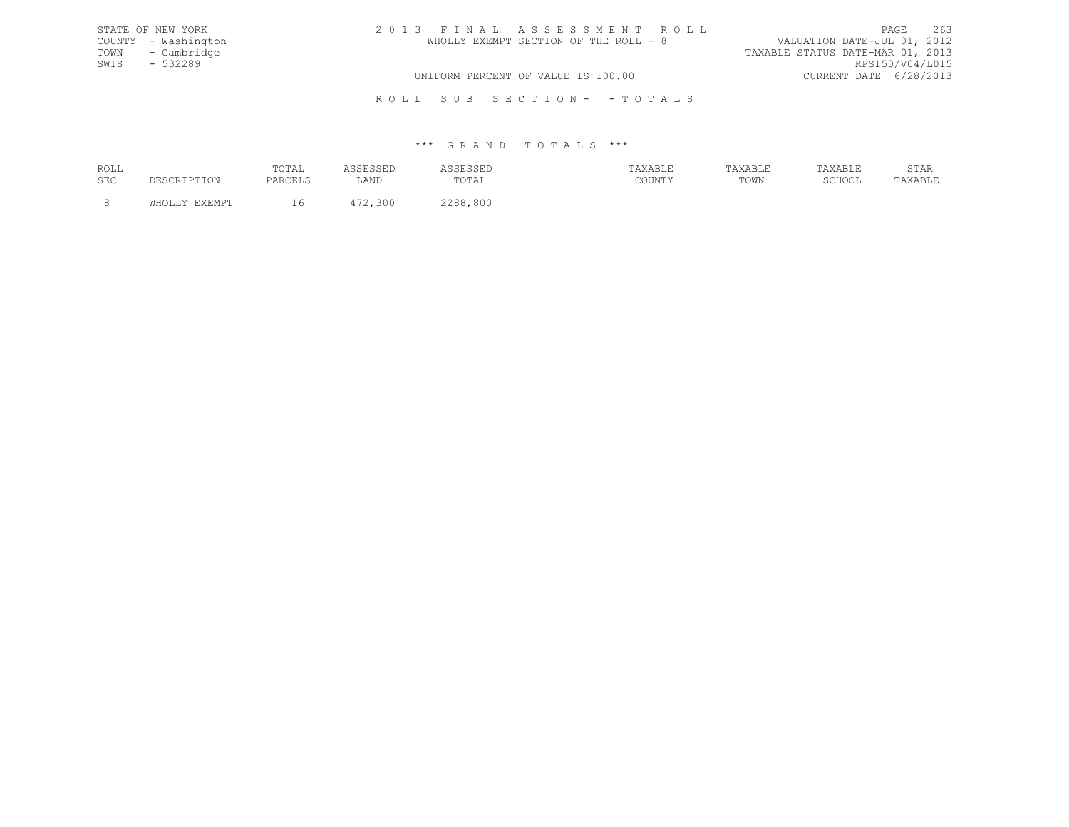STATE OF NEW YORK
COUNTY - Washington
TOWN - Cambridge
SWIS - 532289

# 2013 FINAL ASSESSMENT ROLL

WHOLLY EXEMPT SECTION OF THE ROLL - 8

UNIFORM PERCENT OF VALUE IS 100.00

VALUATION DATE-JUL 01, 2012
TAXABLE STATUS DATE-MAR 01, 2013
RPS150/V04/L015
CURRENT DATE 6/28/2013

## ROLL SUB SECTION- - TOTALS

### *** GRAND TOTALS ***

| ROLL SEC | DESCRIPTION | TOTAL PARCELS | ASSESSED LAND | ASSESSED TOTAL | TAXABLE COUNTY | TAXABLE TOWN | TAXABLE SCHOOL | STAR TAXABLE |
|---|---|---|---|---|---|---|---|---|
| 8 | WHOLLY EXEMPT | 16 | 472,300 | 2288,800 | | | | |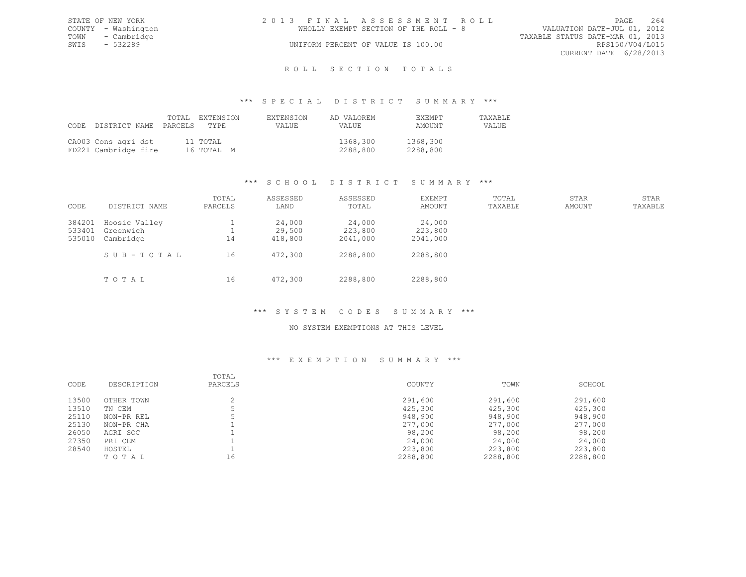STATE OF NEW YORK
COUNTY - Washington
TOWN - Cambridge
SWIS - 532289

2013 FINAL ASSESSMENT ROLL
WHOLLY EXEMPT SECTION OF THE ROLL - 8
UNIFORM PERCENT OF VALUE IS 100.00

VALUATION DATE-JUL 01, 2012
TAXABLE STATUS DATE-MAR 01, 2013
RPS150/V04/L015
CURRENT DATE 6/28/2013

# ROLL SECTION TOTALS

## *** SPECIAL DISTRICT SUMMARY ***

| CODE | DISTRICT NAME | TOTAL PARCELS | EXTENSION TYPE | EXTENSION VALUE | AD VALOREM VALUE | EXEMPT AMOUNT | TAXABLE VALUE |
|---|---|---|---|---|---|---|---|
| CA003 | Cons agri dst | 11 | TOTAL | | 1368,300 | 1368,300 | |
| FD221 | Cambridge fire | 16 | TOTAL M | | 2288,800 | 2288,800 | |

## *** SCHOOL DISTRICT SUMMARY ***

| CODE | DISTRICT NAME | TOTAL PARCELS | ASSESSED LAND | ASSESSED TOTAL | EXEMPT AMOUNT | TOTAL TAXABLE | STAR AMOUNT | STAR TAXABLE |
|---|---|---|---|---|---|---|---|---|
| 384201 | Hoosic Valley | 1 | 24,000 | 24,000 | 24,000 | | | |
| 533401 | Greenwich | 1 | 29,500 | 223,800 | 223,800 | | | |
| 535010 | Cambridge | 14 | 418,800 | 2041,000 | 2041,000 | | | |
| | SUB-TOTAL | 16 | 472,300 | 2288,800 | 2288,800 | | | |
| | TOTAL | 16 | 472,300 | 2288,800 | 2288,800 | | | |

## *** SYSTEM CODES SUMMARY ***

NO SYSTEM EXEMPTIONS AT THIS LEVEL

## *** EXEMPTION SUMMARY ***

| CODE | DESCRIPTION | TOTAL PARCELS | COUNTY | TOWN | SCHOOL |
|---|---|---|---|---|---|
| 13500 | OTHER TOWN | 2 | 291,600 | 291,600 | 291,600 |
| 13510 | TN CEM | 5 | 425,300 | 425,300 | 425,300 |
| 25110 | NON-PR REL | 5 | 948,900 | 948,900 | 948,900 |
| 25130 | NON-PR CHA | 1 | 277,000 | 277,000 | 277,000 |
| 26050 | AGRI SOC | 1 | 98,200 | 98,200 | 98,200 |
| 27350 | PRI CEM | 1 | 24,000 | 24,000 | 24,000 |
| 28540 | HOSTEL | 1 | 223,800 | 223,800 | 223,800 |
| | TOTAL | 16 | 2288,800 | 2288,800 | 2288,800 |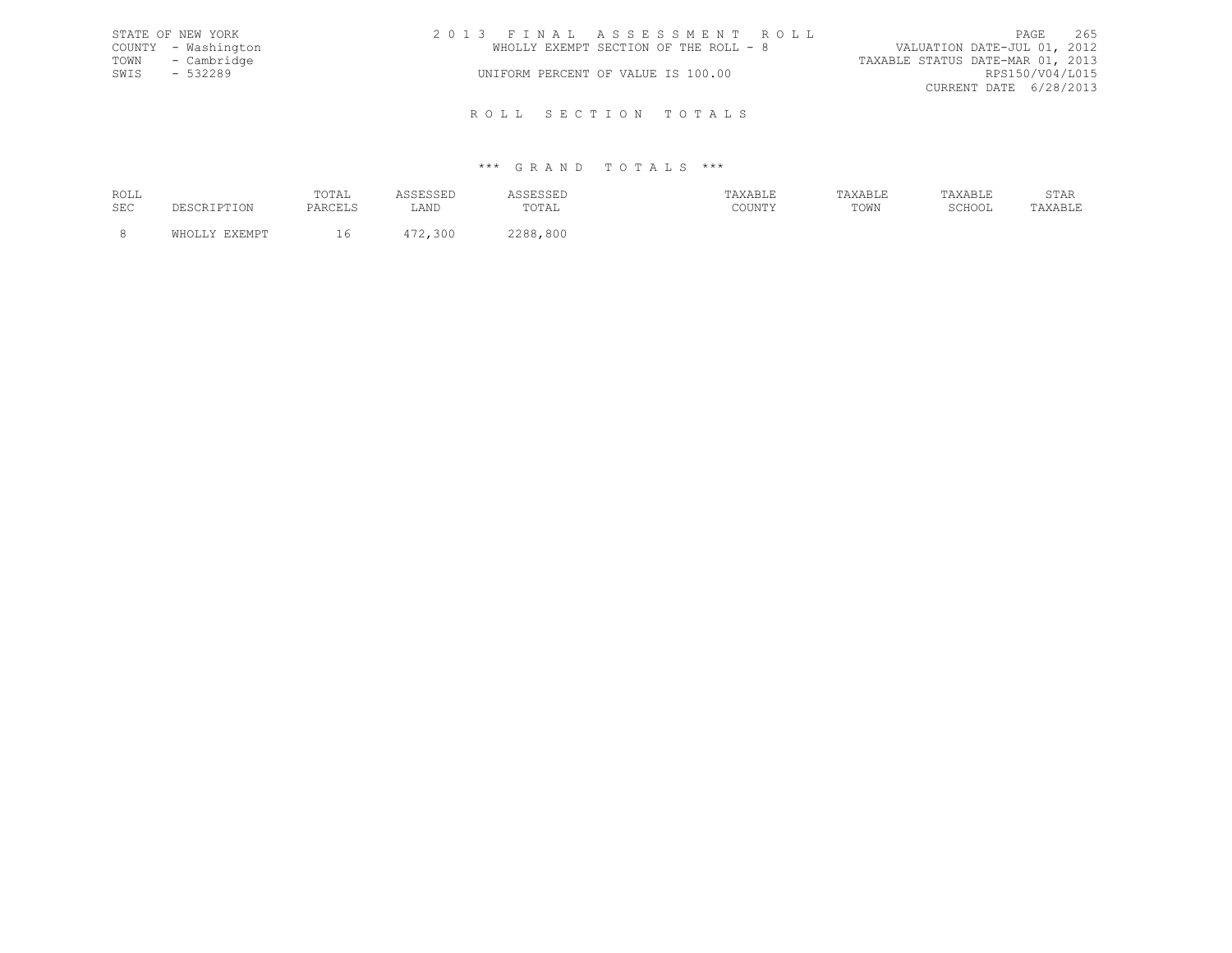STATE OF NEW YORK
COUNTY - Washington
TOWN - Cambridge
SWIS - 532289

2 0 1 3 F I N A L A S S E S S M E N T R O L L
WHOLLY EXEMPT SECTION OF THE ROLL - 8
UNIFORM PERCENT OF VALUE IS 100.00

VALUATION DATE-JUL 01, 2012
TAXABLE STATUS DATE-MAR 01, 2013
RPS150/V04/L015
CURRENT DATE 6/28/2013

## R O L L S E C T I O N T O T A L S

### \*\*\* G R A N D T O T A L S \*\*\*

| ROLL SEC | DESCRIPTION | TOTAL PARCELS | ASSESSED LAND | ASSESSED TOTAL | TAXABLE COUNTY | TAXABLE TOWN | TAXABLE SCHOOL | STAR TAXABLE |
|---|---|---|---|---|---|---|---|---|
| 8 | WHOLLY EXEMPT | 16 | 472,300 | 2288,800 | | | | |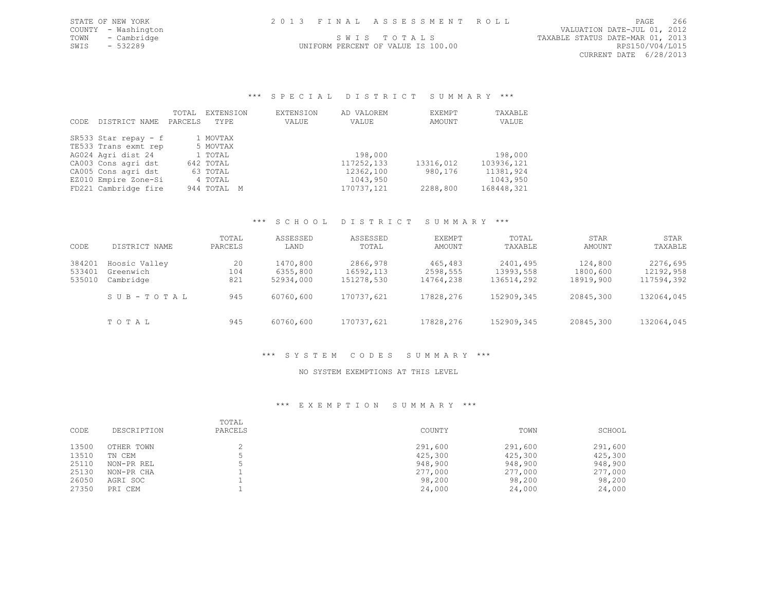STATE OF NEW YORK
COUNTY - Washington
TOWN - Cambridge
SWIS - 532289

2013 FINAL ASSESSMENT ROLL

SWIS TOTALS

UNIFORM PERCENT OF VALUE IS 100.00

VALUATION DATE-JUL 01, 2012
TAXABLE STATUS DATE-MAR 01, 2013
RPS150/V04/L015
CURRENT DATE 6/28/2013

## *** SPECIAL DISTRICT SUMMARY ***

| CODE | DISTRICT NAME | TOTAL PARCELS | EXTENSION TYPE | EXTENSION VALUE | AD VALOREM VALUE | EXEMPT AMOUNT | TAXABLE VALUE |
|---|---|---|---|---|---|---|---|
| SR533 | Star repay - f | 1 | MOVTAX | | | | |
| TE533 | Trans exmt rep | 5 | MOVTAX | | | | |
| AG024 | Agri dist 24 | 1 | TOTAL | | 198,000 | | 198,000 |
| CA003 | Cons agri dst | 642 | TOTAL | | 117252,133 | 13316,012 | 103936,121 |
| CA005 | Cons agri dst | 63 | TOTAL | | 12362,100 | 980,176 | 11381,924 |
| EZ010 | Empire Zone-Si | 4 | TOTAL | | 1043,950 | | 1043,950 |
| FD221 | Cambridge fire | 944 | TOTAL M | | 170737,121 | 2288,800 | 168448,321 |

## *** SCHOOL DISTRICT SUMMARY ***

| CODE | DISTRICT NAME | TOTAL PARCELS | ASSESSED LAND | ASSESSED TOTAL | EXEMPT AMOUNT | TOTAL TAXABLE | STAR AMOUNT | STAR TAXABLE |
|---|---|---|---|---|---|---|---|---|
| 384201 | Hoosic Valley | 20 | 1470,800 | 2866,978 | 465,483 | 2401,495 | 124,800 | 2276,695 |
| 533401 | Greenwich | 104 | 6355,800 | 16592,113 | 2598,555 | 13993,558 | 1800,600 | 12192,958 |
| 535010 | Cambridge | 821 | 52934,000 | 151278,530 | 14764,238 | 136514,292 | 18919,900 | 117594,392 |
| | SUB-TOTAL | 945 | 60760,600 | 170737,621 | 17828,276 | 152909,345 | 20845,300 | 132064,045 |
| | TOTAL | 945 | 60760,600 | 170737,621 | 17828,276 | 152909,345 | 20845,300 | 132064,045 |

## *** SYSTEM CODES SUMMARY ***

NO SYSTEM EXEMPTIONS AT THIS LEVEL

## *** EXEMPTION SUMMARY ***

| CODE | DESCRIPTION | TOTAL PARCELS | COUNTY | TOWN | SCHOOL |
|---|---|---|---|---|---|
| 13500 | OTHER TOWN | 2 | 291,600 | 291,600 | 291,600 |
| 13510 | TN CEM | 5 | 425,300 | 425,300 | 425,300 |
| 25110 | NON-PR REL | 5 | 948,900 | 948,900 | 948,900 |
| 25130 | NON-PR CHA | 1 | 277,000 | 277,000 | 277,000 |
| 26050 | AGRI SOC | 1 | 98,200 | 98,200 | 98,200 |
| 27350 | PRI CEM | 1 | 24,000 | 24,000 | 24,000 |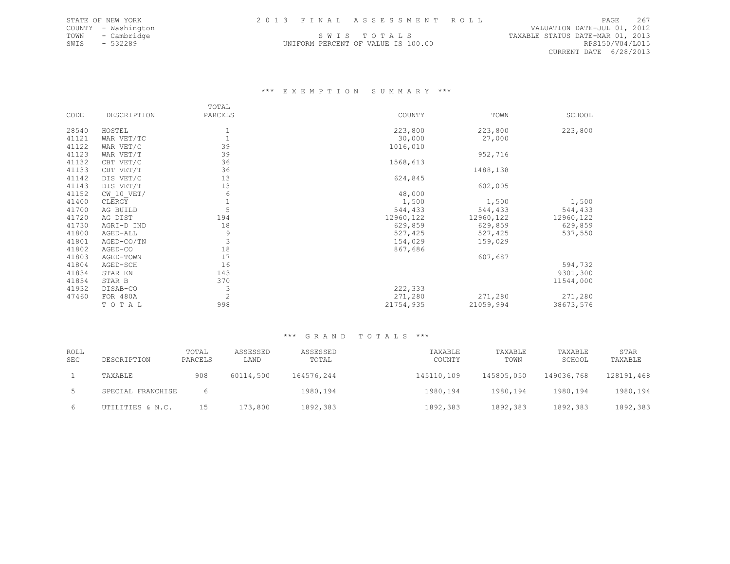STATE OF NEW YORK
COUNTY - Washington
TOWN - Cambridge
SWIS - 532289

2 0 1 3 F I N A L A S S E S S M E N T R O L L

S W I S T O T A L S
UNIFORM PERCENT OF VALUE IS 100.00

VALUATION DATE-JUL 01, 2012
TAXABLE STATUS DATE-MAR 01, 2013
RPS150/V04/L015
CURRENT DATE 6/28/2013

## *** E X E M P T I O N S U M M A R Y ***

| CODE | DESCRIPTION | TOTAL PARCELS | COUNTY | TOWN | SCHOOL |
|---|---|---|---|---|---|
| 28540 | HOSTEL | 1 | 223,800 | 223,800 | 223,800 |
| 41121 | WAR VET/TC | 1 | 30,000 | 27,000 | |
| 41122 | WAR VET/C | 39 | 1016,010 | | |
| 41123 | WAR VET/T | 39 | | 952,716 | |
| 41132 | CBT VET/C | 36 | 1568,613 | | |
| 41133 | CBT VET/T | 36 | | 1488,138 | |
| 41142 | DIS VET/C | 13 | 624,845 | | |
| 41143 | DIS VET/T | 13 | | 602,005 | |
| 41152 | CW_10_VET/ | 6 | 48,000 | | |
| 41400 | CLERGY | 1 | 1,500 | 1,500 | 1,500 |
| 41700 | AG BUILD | 5 | 544,433 | 544,433 | 544,433 |
| 41720 | AG DIST | 194 | 12960,122 | 12960,122 | 12960,122 |
| 41730 | AGRI-D IND | 18 | 629,859 | 629,859 | 629,859 |
| 41800 | AGED-ALL | 9 | 527,425 | 527,425 | 537,550 |
| 41801 | AGED-CO/TN | 3 | 154,029 | 159,029 | |
| 41802 | AGED-CO | 18 | 867,686 | | |
| 41803 | AGED-TOWN | 17 | | 607,687 | |
| 41804 | AGED-SCH | 16 | | | 594,732 |
| 41834 | STAR EN | 143 | | | 9301,300 |
| 41854 | STAR B | 370 | | | 11544,000 |
| 41932 | DISAB-CO | 3 | 222,333 | | |
| 47460 | FOR 480A | 2 | 271,280 | 271,280 | 271,280 |
| | T O T A L | 998 | 21754,935 | 21059,994 | 38673,576 |

## *** G R A N D T O T A L S ***

| ROLL SEC | DESCRIPTION | TOTAL PARCELS | ASSESSED LAND | ASSESSED TOTAL | TAXABLE COUNTY | TAXABLE TOWN | TAXABLE SCHOOL | STAR TAXABLE |
|---|---|---|---|---|---|---|---|---|
| 1 | TAXABLE | 908 | 60114,500 | 164576,244 | 145110,109 | 145805,050 | 149036,768 | 128191,468 |
| 5 | SPECIAL FRANCHISE | 6 | | 1980,194 | 1980,194 | 1980,194 | 1980,194 | 1980,194 |
| 6 | UTILITIES & N.C. | 15 | 173,800 | 1892,383 | 1892,383 | 1892,383 | 1892,383 | 1892,383 |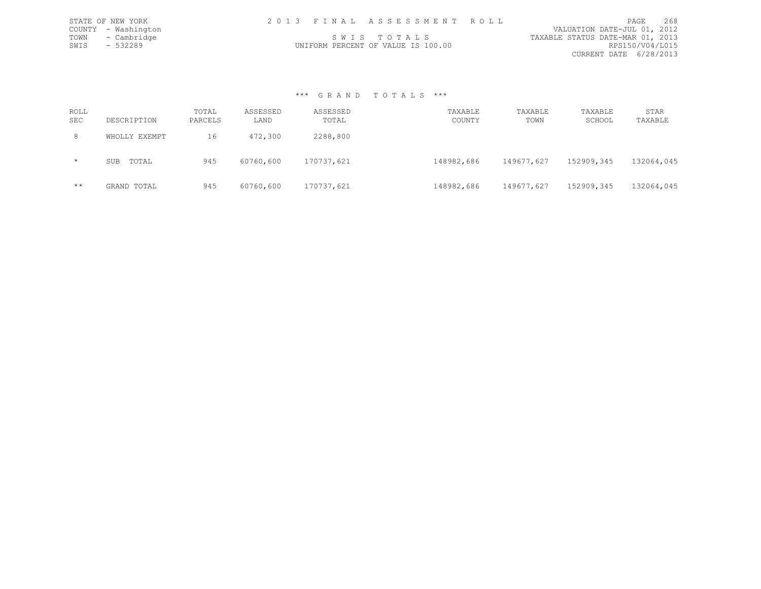STATE OF NEW YORK
COUNTY - Washington
TOWN - Cambridge
SWIS - 532289

2013 FINAL ASSESSMENT ROLL

SWIS TOTALS

UNIFORM PERCENT OF VALUE IS 100.00

VALUATION DATE-JUL 01, 2012
TAXABLE STATUS DATE-MAR 01, 2013
RPS150/V04/L015
CURRENT DATE 6/28/2013

### *** GRAND TOTALS ***

| ROLL SEC | DESCRIPTION | TOTAL PARCELS | ASSESSED LAND | ASSESSED TOTAL | TAXABLE COUNTY | TAXABLE TOWN | TAXABLE SCHOOL | STAR TAXABLE |
|---|---|---|---|---|---|---|---|---|
| 8 | WHOLLY EXEMPT | 16 | 472,300 | 2288,800 | | | | |
| * | SUB TOTAL | 945 | 60760,600 | 170737,621 | 148982,686 | 149677,627 | 152909,345 | 132064,045 |
| ** | GRAND TOTAL | 945 | 60760,600 | 170737,621 | 148982,686 | 149677,627 | 152909,345 | 132064,045 |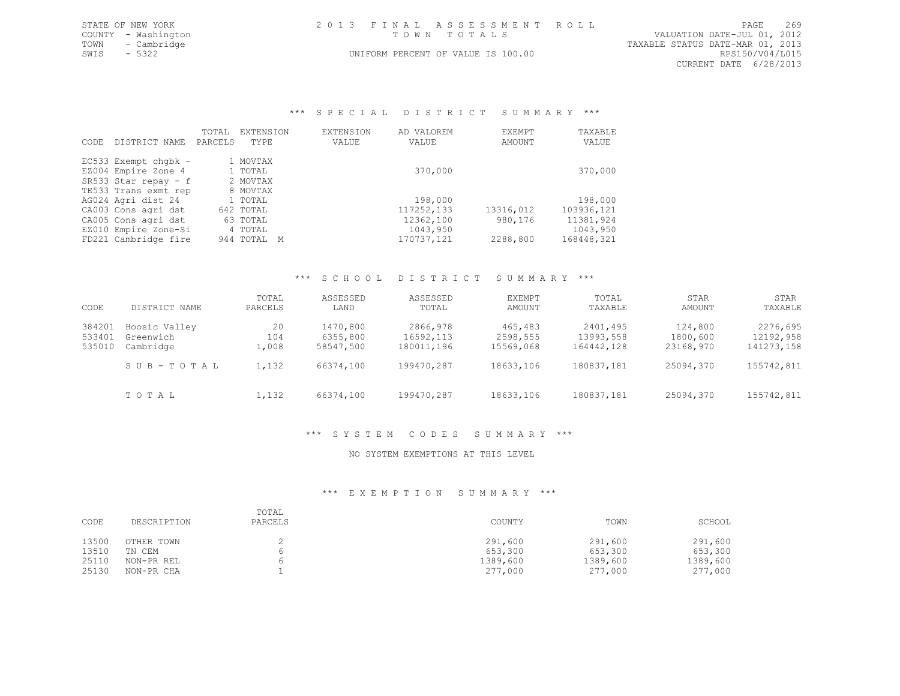STATE OF NEW YORK
COUNTY - Washington
TOWN - Cambridge
SWIS - 5322

# 2013 FINAL ASSESSMENT ROLL

TOWN TOTALS

UNIFORM PERCENT OF VALUE IS 100.00

VALUATION DATE-JUL 01, 2012
TAXABLE STATUS DATE-MAR 01, 2013
RPS150/V04/L015
CURRENT DATE 6/28/2013

## *** SPECIAL DISTRICT SUMMARY ***

| CODE | DISTRICT NAME | TOTAL PARCELS | EXTENSION TYPE | EXTENSION VALUE | AD VALOREM VALUE | EXEMPT AMOUNT | TAXABLE VALUE |
|---|---|---|---|---|---|---|---|
| EC533 | Exempt chgbk - | 1 | MOVTAX | | | | |
| EZ004 | Empire Zone 4 | 1 | TOTAL | | 370,000 | | 370,000 |
| SR533 | Star repay - f | 2 | MOVTAX | | | | |
| TE533 | Trans exmt rep | 8 | MOVTAX | | | | |
| AG024 | Agri dist 24 | 1 | TOTAL | | 198,000 | | 198,000 |
| CA003 | Cons agri dst | 642 | TOTAL | | 117252,133 | 13316,012 | 103936,121 |
| CA005 | Cons agri dst | 63 | TOTAL | | 12362,100 | 980,176 | 11381,924 |
| EZ010 | Empire Zone-Si | 4 | TOTAL | | 1043,950 | | 1043,950 |
| FD221 | Cambridge fire | 944 | TOTAL M | | 170737,121 | 2288,800 | 168448,321 |

## *** SCHOOL DISTRICT SUMMARY ***

| CODE | DISTRICT NAME | TOTAL PARCELS | ASSESSED LAND | ASSESSED TOTAL | EXEMPT AMOUNT | TOTAL TAXABLE | STAR AMOUNT | STAR TAXABLE |
|---|---|---|---|---|---|---|---|---|
| 384201 | Hoosic Valley | 20 | 1470,800 | 2866,978 | 465,483 | 2401,495 | 124,800 | 2276,695 |
| 533401 | Greenwich | 104 | 6355,800 | 16592,113 | 2598,555 | 13993,558 | 1800,600 | 12192,958 |
| 535010 | Cambridge | 1,008 | 58547,500 | 180011,196 | 15569,068 | 164442,128 | 23168,970 | 141273,158 |
| | SUB-TOTAL | 1,132 | 66374,100 | 199470,287 | 18633,106 | 180837,181 | 25094,370 | 155742,811 |
| | TOTAL | 1,132 | 66374,100 | 199470,287 | 18633,106 | 180837,181 | 25094,370 | 155742,811 |

## *** SYSTEM CODES SUMMARY ***

NO SYSTEM EXEMPTIONS AT THIS LEVEL

## *** EXEMPTION SUMMARY ***

| CODE | DESCRIPTION | TOTAL PARCELS | COUNTY | TOWN | SCHOOL |
|---|---|---|---|---|---|
| 13500 | OTHER TOWN | 2 | 291,600 | 291,600 | 291,600 |
| 13510 | TN CEM | 6 | 653,300 | 653,300 | 653,300 |
| 25110 | NON-PR REL | 6 | 1389,600 | 1389,600 | 1389,600 |
| 25130 | NON-PR CHA | 1 | 277,000 | 277,000 | 277,000 |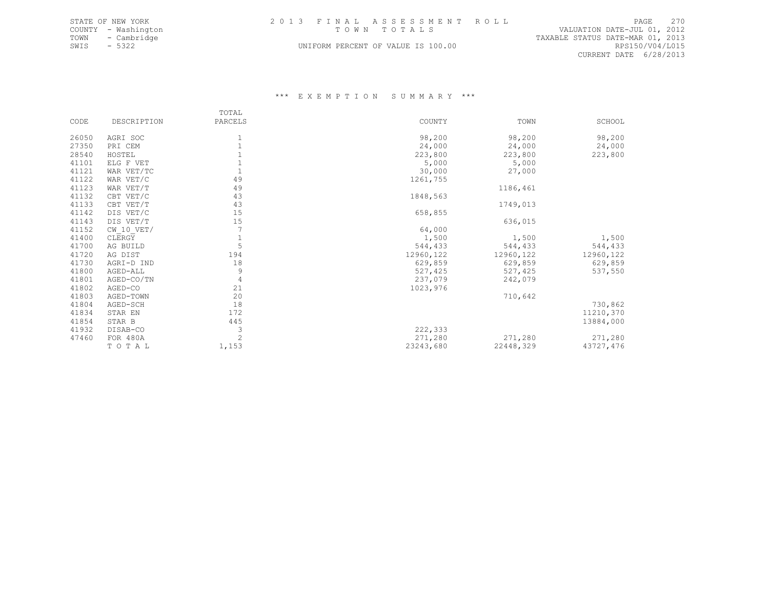STATE OF NEW YORK
COUNTY - Washington
TOWN - Cambridge
SWIS - 5322

# 2013 FINAL ASSESSMENT ROLL
## TOWN TOTALS

UNIFORM PERCENT OF VALUE IS 100.00

VALUATION DATE-JUL 01, 2012
TAXABLE STATUS DATE-MAR 01, 2013
RPS150/V04/L015
CURRENT DATE 6/28/2013

### *** EXEMPTION SUMMARY ***

| CODE | DESCRIPTION | TOTAL PARCELS | COUNTY | TOWN | SCHOOL |
|---|---|---|---|---|---|
| 26050 | AGRI SOC | 1 | 98,200 | 98,200 | 98,200 |
| 27350 | PRI CEM | 1 | 24,000 | 24,000 | 24,000 |
| 28540 | HOSTEL | 1 | 223,800 | 223,800 | 223,800 |
| 41101 | ELG F VET | 1 | 5,000 | 5,000 | |
| 41121 | WAR VET/TC | 1 | 30,000 | 27,000 | |
| 41122 | WAR VET/C | 49 | 1261,755 | | |
| 41123 | WAR VET/T | 49 | | 1186,461 | |
| 41132 | CBT VET/C | 43 | 1848,563 | | |
| 41133 | CBT VET/T | 43 | | 1749,013 | |
| 41142 | DIS VET/C | 15 | 658,855 | | |
| 41143 | DIS VET/T | 15 | | 636,015 | |
| 41152 | CW_10_VET/ | 7 | 64,000 | | |
| 41400 | CLERGY | 1 | 1,500 | 1,500 | 1,500 |
| 41700 | AG BUILD | 5 | 544,433 | 544,433 | 544,433 |
| 41720 | AG DIST | 194 | 12960,122 | 12960,122 | 12960,122 |
| 41730 | AGRI-D IND | 18 | 629,859 | 629,859 | 629,859 |
| 41800 | AGED-ALL | 9 | 527,425 | 527,425 | 537,550 |
| 41801 | AGED-CO/TN | 4 | 237,079 | 242,079 | |
| 41802 | AGED-CO | 21 | 1023,976 | | |
| 41803 | AGED-TOWN | 20 | | 710,642 | |
| 41804 | AGED-SCH | 18 | | | 730,862 |
| 41834 | STAR EN | 172 | | | 11210,370 |
| 41854 | STAR B | 445 | | | 13884,000 |
| 41932 | DISAB-CO | 3 | 222,333 | | |
| 47460 | FOR 480A | 2 | 271,280 | 271,280 | 271,280 |
| | T O T A L | 1,153 | 23243,680 | 22448,329 | 43727,476 |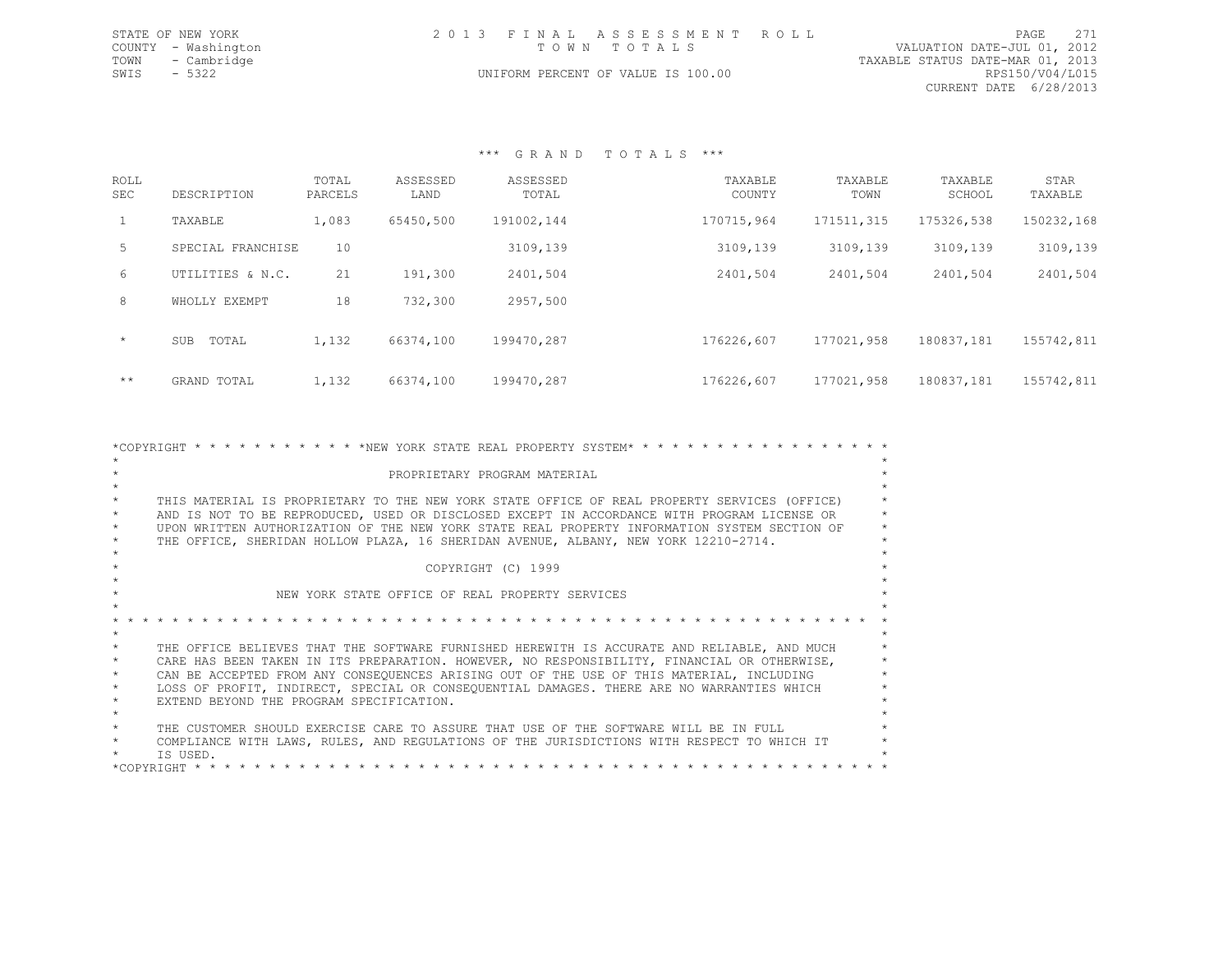STATE OF NEW YORK
COUNTY - Washington
TOWN - Cambridge
SWIS - 5322

2 0 1 3 F I N A L A S S E S S M E N T R O L L
T O W N T O T A L S
UNIFORM PERCENT OF VALUE IS 100.00

VALUATION DATE-JUL 01, 2012
TAXABLE STATUS DATE-MAR 01, 2013
RPS150/V04/L015
CURRENT DATE 6/28/2013

### *** G R A N D T O T A L S ***

| ROLL SEC | DESCRIPTION | TOTAL PARCELS | ASSESSED LAND | ASSESSED TOTAL | TAXABLE COUNTY | TAXABLE TOWN | TAXABLE SCHOOL | STAR TAXABLE |
|---|---|---|---|---|---|---|---|---|
| 1 | TAXABLE | 1,083 | 65450,500 | 191002,144 | 170715,964 | 171511,315 | 175326,538 | 150232,168 |
| 5 | SPECIAL FRANCHISE | 10 | | 3109,139 | 3109,139 | 3109,139 | 3109,139 | 3109,139 |
| 6 | UTILITIES & N.C. | 21 | 191,300 | 2401,504 | 2401,504 | 2401,504 | 2401,504 | 2401,504 |
| 8 | WHOLLY EXEMPT | 18 | 732,300 | 2957,500 | | | | |
| * | SUB TOTAL | 1,132 | 66374,100 | 199470,287 | 176226,607 | 177021,958 | 180837,181 | 155742,811 |
| ** | GRAND TOTAL | 1,132 | 66374,100 | 199470,287 | 176226,607 | 177021,958 | 180837,181 | 155742,811 |

*COPYRIGHT * * * * * * * * * * * *NEW YORK STATE REAL PROPERTY SYSTEM* * * * * * * * * * * * * * * * * *

PROPRIETARY PROGRAM MATERIAL

THIS MATERIAL IS PROPRIETARY TO THE NEW YORK STATE OFFICE OF REAL PROPERTY SERVICES (OFFICE) AND IS NOT TO BE REPRODUCED, USED OR DISCLOSED EXCEPT IN ACCORDANCE WITH PROGRAM LICENSE OR UPON WRITTEN AUTHORIZATION OF THE NEW YORK STATE REAL PROPERTY INFORMATION SYSTEM SECTION OF THE OFFICE, SHERIDAN HOLLOW PLAZA, 16 SHERIDAN AVENUE, ALBANY, NEW YORK 12210-2714.

COPYRIGHT (C) 1999

NEW YORK STATE OFFICE OF REAL PROPERTY SERVICES

THE OFFICE BELIEVES THAT THE SOFTWARE FURNISHED HEREWITH IS ACCURATE AND RELIABLE, AND MUCH CARE HAS BEEN TAKEN IN ITS PREPARATION. HOWEVER, NO RESPONSIBILITY, FINANCIAL OR OTHERWISE, CAN BE ACCEPTED FROM ANY CONSEQUENCES ARISING OUT OF THE USE OF THIS MATERIAL, INCLUDING LOSS OF PROFIT, INDIRECT, SPECIAL OR CONSEQUENTIAL DAMAGES. THERE ARE NO WARRANTIES WHICH EXTEND BEYOND THE PROGRAM SPECIFICATION.

THE CUSTOMER SHOULD EXERCISE CARE TO ASSURE THAT USE OF THE SOFTWARE WILL BE IN FULL COMPLIANCE WITH LAWS, RULES, AND REGULATIONS OF THE JURISDICTIONS WITH RESPECT TO WHICH IT IS USED.

*COPYRIGHT * * * * * * * * * * * * * * * * * * * * * * * * * * * * * * * * * * * * * * * * * * * * * * *